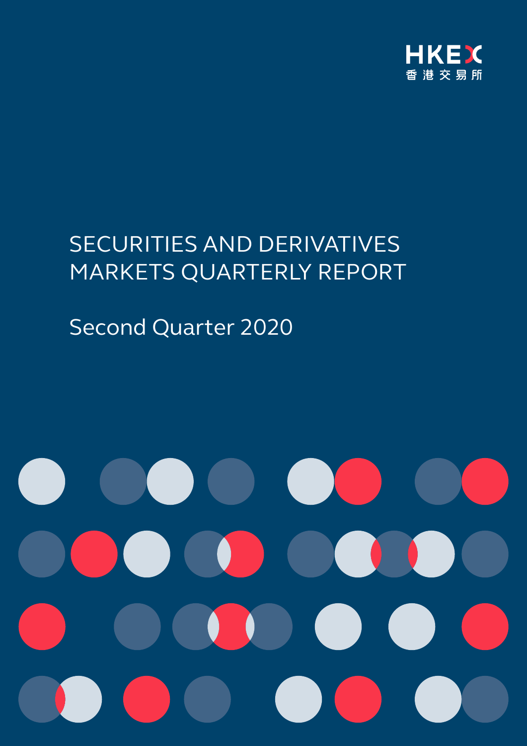HKEX
香港交易所

# SECURITIES AND DERIVATIVES MARKETS QUARTERLY REPORT

## Second Quarter 2020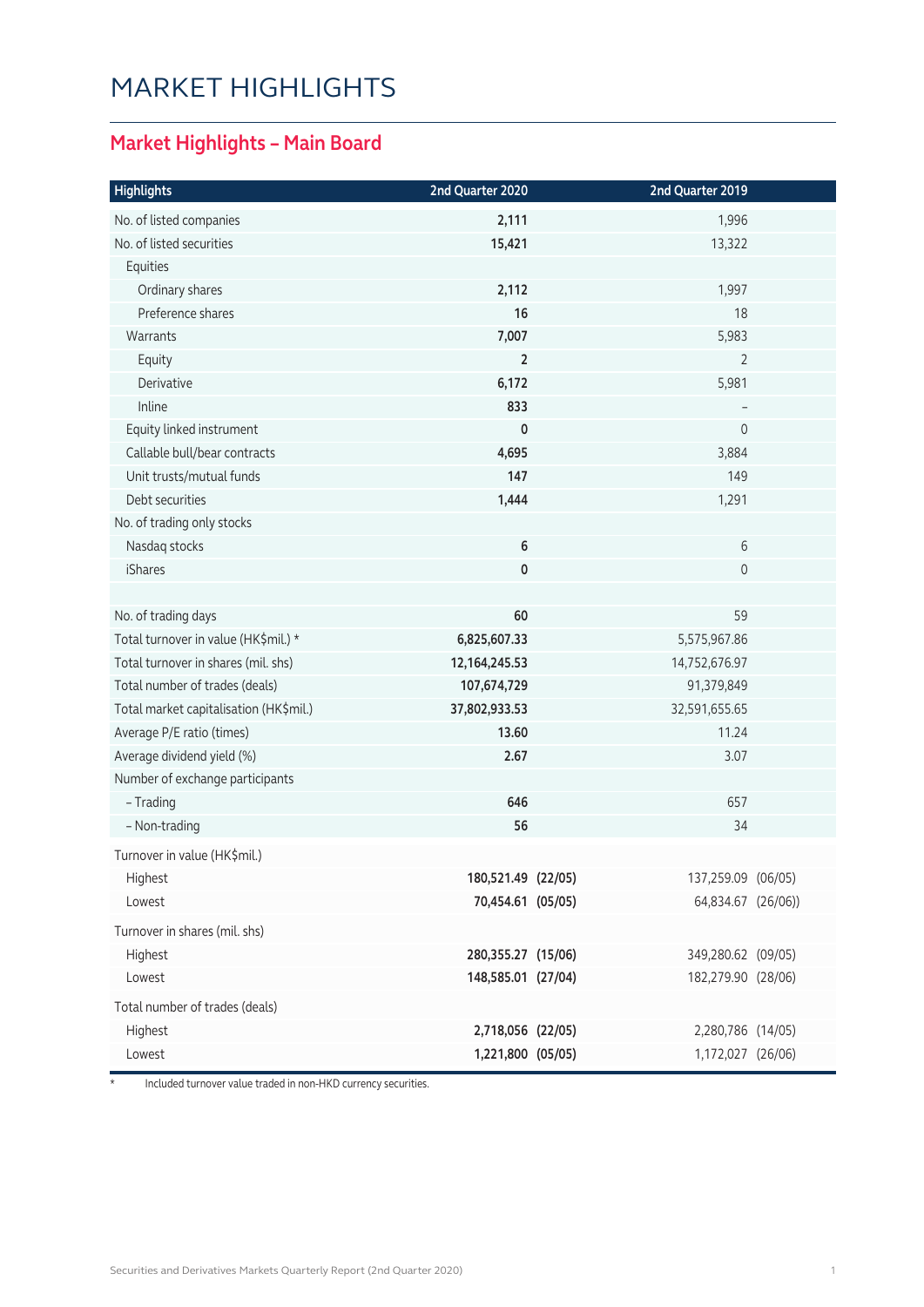# MARKET HIGHLIGHTS

## Market Highlights – Main Board

| Highlights | 2nd Quarter 2020 | 2nd Quarter 2019 |
|---|---|---|
| No. of listed companies | **2,111** | 1,996 |
| No. of listed securities | **15,421** | 13,322 |
| Equities | | |
| Ordinary shares | **2,112** | 1,997 |
| Preference shares | **16** | 18 |
| Warrants | **7,007** | 5,983 |
| Equity | **2** | 2 |
| Derivative | **6,172** | 5,981 |
| Inline | **833** | – |
| Equity linked instrument | **0** | 0 |
| Callable bull/bear contracts | **4,695** | 3,884 |
| Unit trusts/mutual funds | **147** | 149 |
| Debt securities | **1,444** | 1,291 |
| No. of trading only stocks | | |
| Nasdaq stocks | **6** | 6 |
| iShares | **0** | 0 |
| | | |
| No. of trading days | **60** | 59 |
| Total turnover in value (HK$mil.) * | **6,825,607.33** | 5,575,967.86 |
| Total turnover in shares (mil. shs) | **12,164,245.53** | 14,752,676.97 |
| Total number of trades (deals) | **107,674,729** | 91,379,849 |
| Total market capitalisation (HK$mil.) | **37,802,933.53** | 32,591,655.65 |
| Average P/E ratio (times) | **13.60** | 11.24 |
| Average dividend yield (%) | **2.67** | 3.07 |
| Number of exchange participants | | |
| – Trading | **646** | 657 |
| – Non-trading | **56** | 34 |
| Turnover in value (HK$mil.) | | |
| Highest | **180,521.49 (22/05)** | 137,259.09 (06/05) |
| Lowest | **70,454.61 (05/05)** | 64,834.67 (26/06)) |
| Turnover in shares (mil. shs) | | |
| Highest | **280,355.27 (15/06)** | 349,280.62 (09/05) |
| Lowest | **148,585.01 (27/04)** | 182,279.90 (28/06) |
| Total number of trades (deals) | | |
| Highest | **2,718,056 (22/05)** | 2,280,786 (14/05) |
| Lowest | **1,221,800 (05/05)** | 1,172,027 (26/06) |

\* Included turnover value traded in non-HKD currency securities.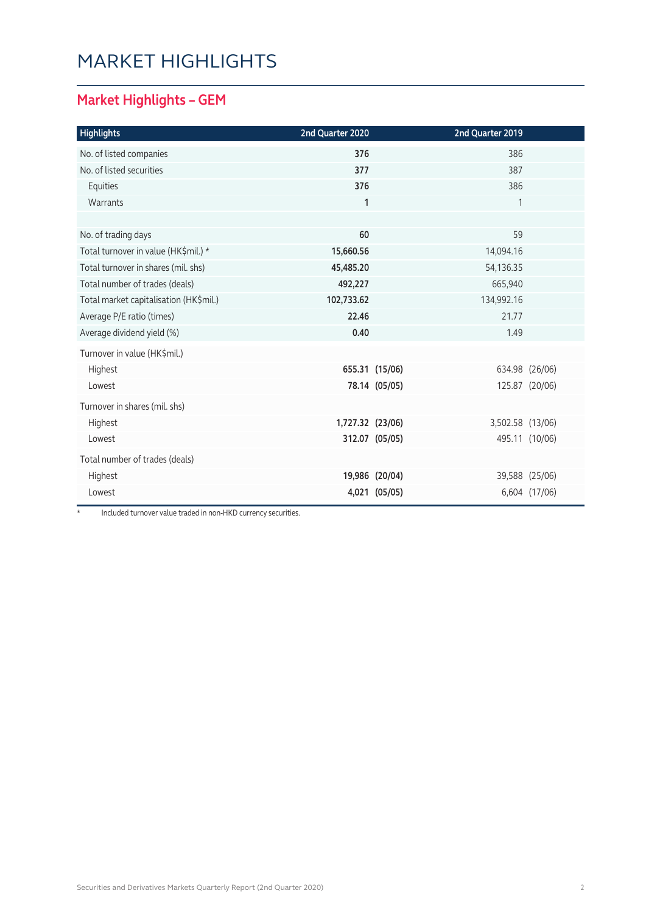# MARKET HIGHLIGHTS

## Market Highlights – GEM

| Highlights | 2nd Quarter 2020 | | 2nd Quarter 2019 | |
|---|---|---|---|---|
| No. of listed companies | **376** | | 386 | |
| No. of listed securities | **377** | | 387 | |
| Equities | **376** | | 386 | |
| Warrants | **1** | | 1 | |
| | | | | |
| No. of trading days | **60** | | 59 | |
| Total turnover in value (HK$mil.) * | **15,660.56** | | 14,094.16 | |
| Total turnover in shares (mil. shs) | **45,485.20** | | 54,136.35 | |
| Total number of trades (deals) | **492,227** | | 665,940 | |
| Total market capitalisation (HK$mil.) | **102,733.62** | | 134,992.16 | |
| Average P/E ratio (times) | **22.46** | | 21.77 | |
| Average dividend yield (%) | **0.40** | | 1.49 | |
| Turnover in value (HK$mil.) | | | | |
| Highest | **655.31** | **(15/06)** | 634.98 | (26/06) |
| Lowest | **78.14** | **(05/05)** | 125.87 | (20/06) |
| Turnover in shares (mil. shs) | | | | |
| Highest | **1,727.32** | **(23/06)** | 3,502.58 | (13/06) |
| Lowest | **312.07** | **(05/05)** | 495.11 | (10/06) |
| Total number of trades (deals) | | | | |
| Highest | **19,986** | **(20/04)** | 39,588 | (25/06) |
| Lowest | **4,021** | **(05/05)** | 6,604 | (17/06) |

\* Included turnover value traded in non-HKD currency securities.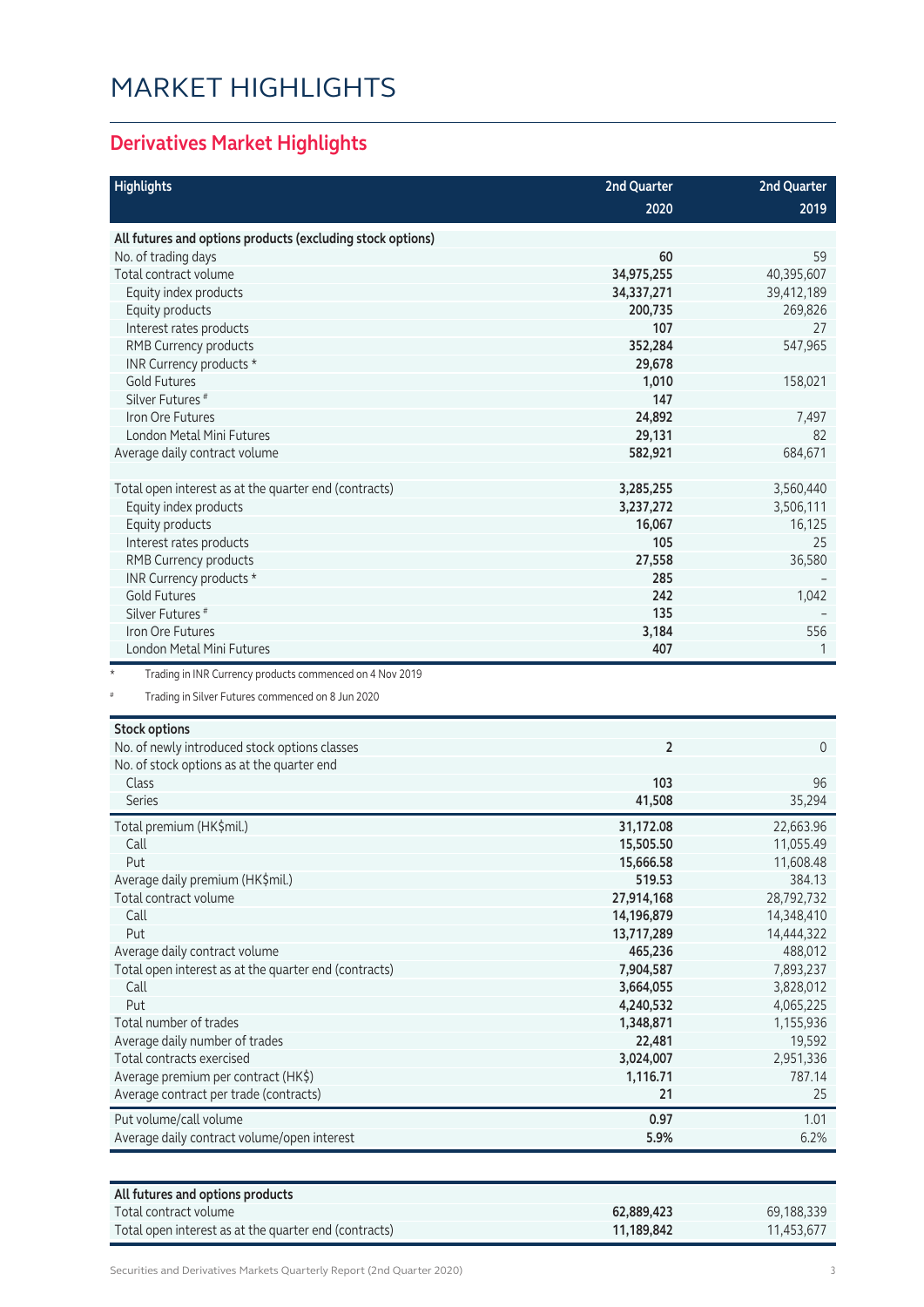# MARKET HIGHLIGHTS

## Derivatives Market Highlights

| Highlights | 2nd Quarter 2020 | 2nd Quarter 2019 |
|---|---|---|
| **All futures and options products (excluding stock options)** | | |
| No. of trading days | **60** | 59 |
| Total contract volume | **34,975,255** | 40,395,607 |
| Equity index products | **34,337,271** | 39,412,189 |
| Equity products | **200,735** | 269,826 |
| Interest rates products | **107** | 27 |
| RMB Currency products | **352,284** | 547,965 |
| INR Currency products * | **29,678** | |
| Gold Futures | **1,010** | 158,021 |
| Silver Futures # | **147** | |
| Iron Ore Futures | **24,892** | 7,497 |
| London Metal Mini Futures | **29,131** | 82 |
| Average daily contract volume | **582,921** | 684,671 |
| | | |
| Total open interest as at the quarter end (contracts) | **3,285,255** | 3,560,440 |
| Equity index products | **3,237,272** | 3,506,111 |
| Equity products | **16,067** | 16,125 |
| Interest rates products | **105** | 25 |
| RMB Currency products | **27,558** | 36,580 |
| INR Currency products * | **285** | – |
| Gold Futures | **242** | 1,042 |
| Silver Futures # | **135** | – |
| Iron Ore Futures | **3,184** | 556 |
| London Metal Mini Futures | **407** | 1 |

\* Trading in INR Currency products commenced on 4 Nov 2019

# Trading in Silver Futures commenced on 8 Jun 2020

| Stock options | 2nd Quarter 2020 | 2nd Quarter 2019 |
|---|---|---|
| No. of newly introduced stock options classes | **2** | 0 |
| No. of stock options as at the quarter end | | |
| Class | **103** | 96 |
| Series | **41,508** | 35,294 |
| Total premium (HK$mil.) | **31,172.08** | 22,663.96 |
| Call | **15,505.50** | 11,055.49 |
| Put | **15,666.58** | 11,608.48 |
| Average daily premium (HK$mil.) | **519.53** | 384.13 |
| Total contract volume | **27,914,168** | 28,792,732 |
| Call | **14,196,879** | 14,348,410 |
| Put | **13,717,289** | 14,444,322 |
| Average daily contract volume | **465,236** | 488,012 |
| Total open interest as at the quarter end (contracts) | **7,904,587** | 7,893,237 |
| Call | **3,664,055** | 3,828,012 |
| Put | **4,240,532** | 4,065,225 |
| Total number of trades | **1,348,871** | 1,155,936 |
| Average daily number of trades | **22,481** | 19,592 |
| Total contracts exercised | **3,024,007** | 2,951,336 |
| Average premium per contract (HK$) | **1,116.71** | 787.14 |
| Average contract per trade (contracts) | **21** | 25 |
| Put volume/call volume | **0.97** | 1.01 |
| Average daily contract volume/open interest | **5.9%** | 6.2% |

| All futures and options products | 2nd Quarter 2020 | 2nd Quarter 2019 |
|---|---|---|
| Total contract volume | **62,889,423** | 69,188,339 |
| Total open interest as at the quarter end (contracts) | **11,189,842** | 11,453,677 |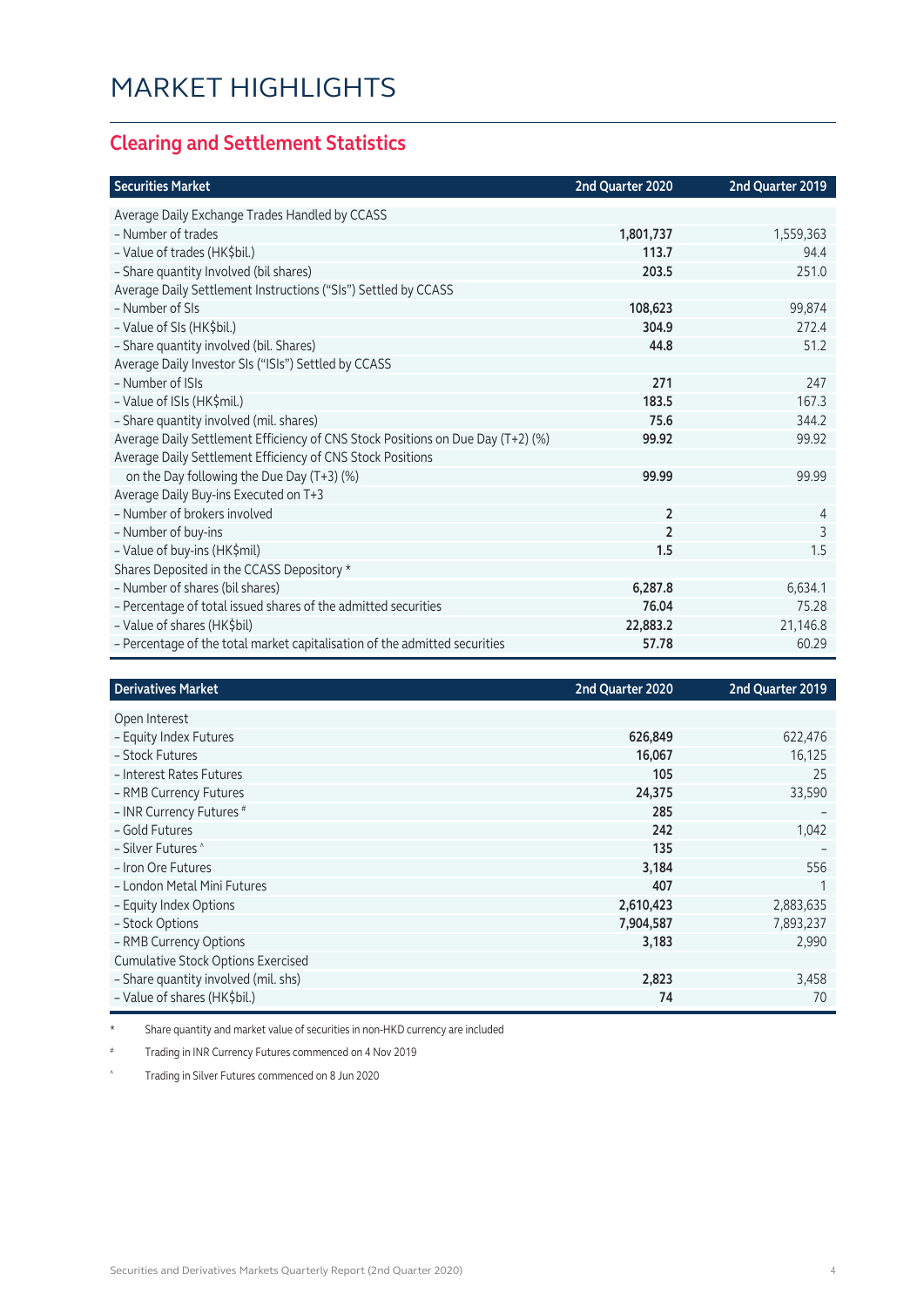# MARKET HIGHLIGHTS

## Clearing and Settlement Statistics

| Securities Market | 2nd Quarter 2020 | 2nd Quarter 2019 |
|---|---|---|
| Average Daily Exchange Trades Handled by CCASS | | |
| – Number of trades | **1,801,737** | 1,559,363 |
| – Value of trades (HK$bil.) | **113.7** | 94.4 |
| – Share quantity Involved (bil shares) | **203.5** | 251.0 |
| Average Daily Settlement Instructions ("SIs") Settled by CCASS | | |
| – Number of SIs | **108,623** | 99,874 |
| – Value of SIs (HK$bil.) | **304.9** | 272.4 |
| – Share quantity involved (bil. Shares) | **44.8** | 51.2 |
| Average Daily Investor SIs ("ISIs") Settled by CCASS | | |
| – Number of ISIs | **271** | 247 |
| – Value of ISIs (HK$mil.) | **183.5** | 167.3 |
| – Share quantity involved (mil. shares) | **75.6** | 344.2 |
| Average Daily Settlement Efficiency of CNS Stock Positions on Due Day (T+2) (%) | **99.92** | 99.92 |
| Average Daily Settlement Efficiency of CNS Stock Positions on the Day following the Due Day (T+3) (%) | **99.99** | 99.99 |
| Average Daily Buy-ins Executed on T+3 | | |
| – Number of brokers involved | **2** | 4 |
| – Number of buy-ins | **2** | 3 |
| – Value of buy-ins (HK$mil) | **1.5** | 1.5 |
| Shares Deposited in the CCASS Depository * | | |
| – Number of shares (bil shares) | **6,287.8** | 6,634.1 |
| – Percentage of total issued shares of the admitted securities | **76.04** | 75.28 |
| – Value of shares (HK$bil) | **22,883.2** | 21,146.8 |
| – Percentage of the total market capitalisation of the admitted securities | **57.78** | 60.29 |

| Derivatives Market | 2nd Quarter 2020 | 2nd Quarter 2019 |
|---|---|---|
| Open Interest | | |
| – Equity Index Futures | **626,849** | 622,476 |
| – Stock Futures | **16,067** | 16,125 |
| – Interest Rates Futures | **105** | 25 |
| – RMB Currency Futures | **24,375** | 33,590 |
| – INR Currency Futures # | **285** | – |
| – Gold Futures | **242** | 1,042 |
| – Silver Futures ^ | **135** | – |
| – Iron Ore Futures | **3,184** | 556 |
| – London Metal Mini Futures | **407** | 1 |
| – Equity Index Options | **2,610,423** | 2,883,635 |
| – Stock Options | **7,904,587** | 7,893,237 |
| – RMB Currency Options | **3,183** | 2,990 |
| Cumulative Stock Options Exercised | | |
| – Share quantity involved (mil. shs) | **2,823** | 3,458 |
| – Value of shares (HK$bil.) | **74** | 70 |

* Share quantity and market value of securities in non-HKD currency are included

# Trading in INR Currency Futures commenced on 4 Nov 2019

^ Trading in Silver Futures commenced on 8 Jun 2020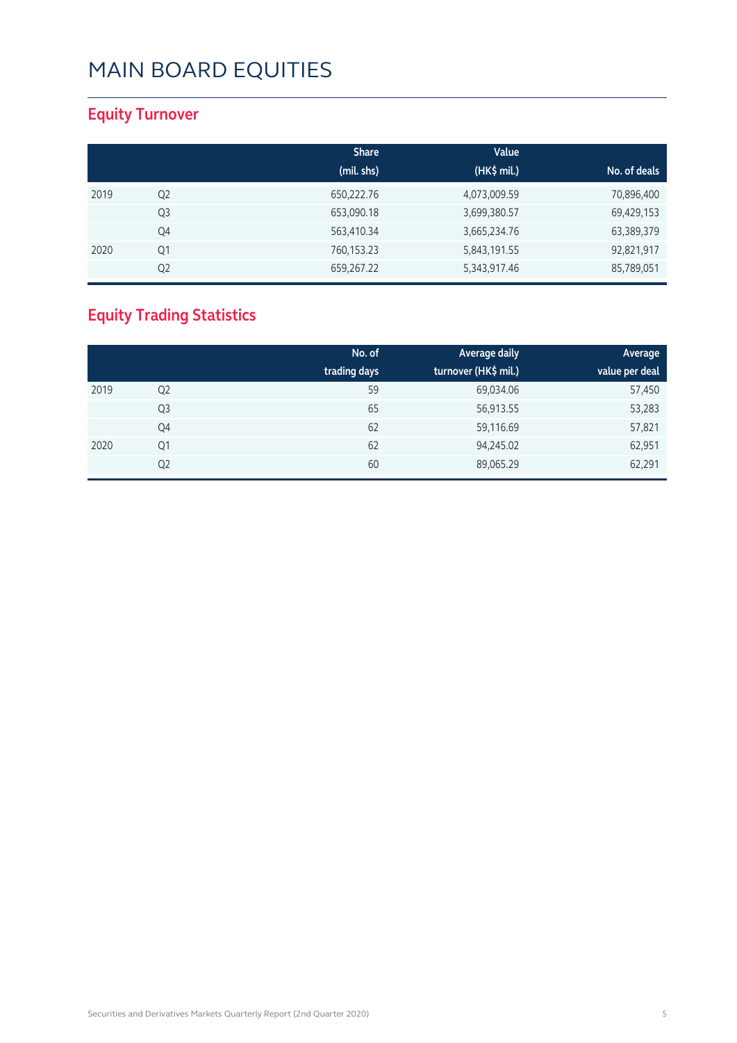# MAIN BOARD EQUITIES

## Equity Turnover

| | | Share (mil. shs) | Value (HK$ mil.) | No. of deals |
|---|---|---|---|---|
| 2019 | Q2 | 650,222.76 | 4,073,009.59 | 70,896,400 |
| | Q3 | 653,090.18 | 3,699,380.57 | 69,429,153 |
| | Q4 | 563,410.34 | 3,665,234.76 | 63,389,379 |
| 2020 | Q1 | 760,153.23 | 5,843,191.55 | 92,821,917 |
| | Q2 | 659,267.22 | 5,343,917.46 | 85,789,051 |

## Equity Trading Statistics

| | | No. of trading days | Average daily turnover (HK$ mil.) | Average value per deal |
|---|---|---|---|---|
| 2019 | Q2 | 59 | 69,034.06 | 57,450 |
| | Q3 | 65 | 56,913.55 | 53,283 |
| | Q4 | 62 | 59,116.69 | 57,821 |
| 2020 | Q1 | 62 | 94,245.02 | 62,951 |
| | Q2 | 60 | 89,065.29 | 62,291 |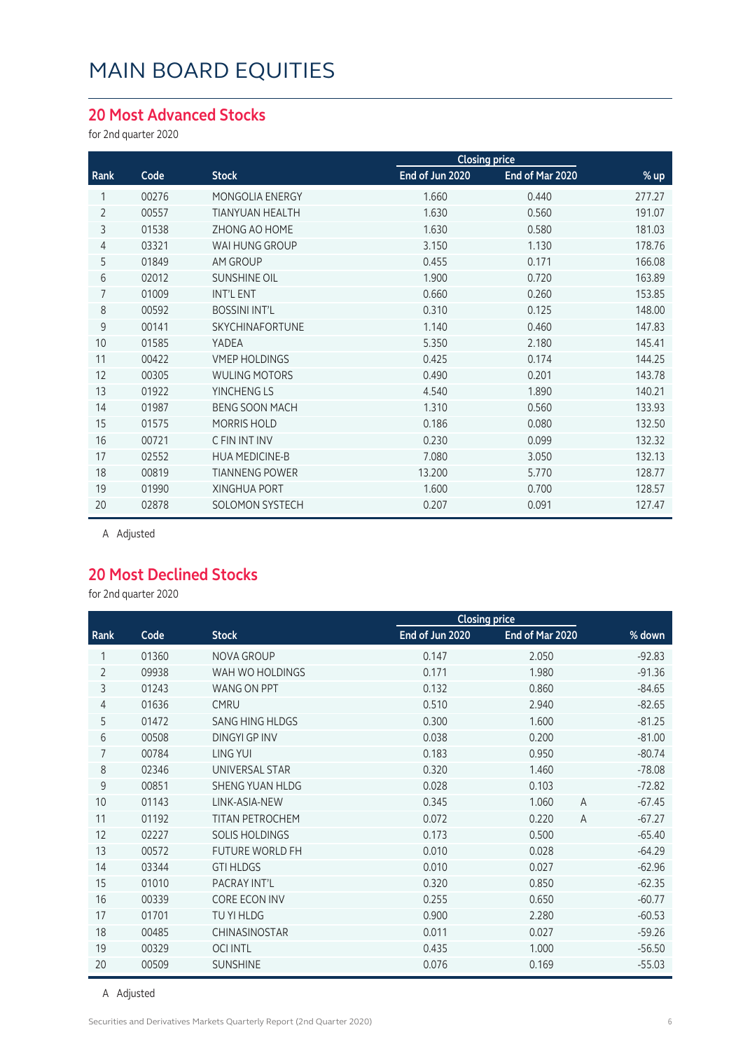# MAIN BOARD EQUITIES

## 20 Most Advanced Stocks

for 2nd quarter 2020

| | | | Closing price | | | |
|---|---|---|---|---|---|---|
| Rank | Code | Stock | End of Jun 2020 | End of Mar 2020 | | % up |
| 1 | 00276 | MONGOLIA ENERGY | 1.660 | 0.440 | | 277.27 |
| 2 | 00557 | TIANYUAN HEALTH | 1.630 | 0.560 | | 191.07 |
| 3 | 01538 | ZHONG AO HOME | 1.630 | 0.580 | | 181.03 |
| 4 | 03321 | WAI HUNG GROUP | 3.150 | 1.130 | | 178.76 |
| 5 | 01849 | AM GROUP | 0.455 | 0.171 | | 166.08 |
| 6 | 02012 | SUNSHINE OIL | 1.900 | 0.720 | | 163.89 |
| 7 | 01009 | INT'L ENT | 0.660 | 0.260 | | 153.85 |
| 8 | 00592 | BOSSINI INT'L | 0.310 | 0.125 | | 148.00 |
| 9 | 00141 | SKYCHINAFORTUNE | 1.140 | 0.460 | | 147.83 |
| 10 | 01585 | YADEA | 5.350 | 2.180 | | 145.41 |
| 11 | 00422 | VMEP HOLDINGS | 0.425 | 0.174 | | 144.25 |
| 12 | 00305 | WULING MOTORS | 0.490 | 0.201 | | 143.78 |
| 13 | 01922 | YINCHENG LS | 4.540 | 1.890 | | 140.21 |
| 14 | 01987 | BENG SOON MACH | 1.310 | 0.560 | | 133.93 |
| 15 | 01575 | MORRIS HOLD | 0.186 | 0.080 | | 132.50 |
| 16 | 00721 | C FIN INT INV | 0.230 | 0.099 | | 132.32 |
| 17 | 02552 | HUA MEDICINE-B | 7.080 | 3.050 | | 132.13 |
| 18 | 00819 | TIANNENG POWER | 13.200 | 5.770 | | 128.77 |
| 19 | 01990 | XINGHUA PORT | 1.600 | 0.700 | | 128.57 |
| 20 | 02878 | SOLOMON SYSTECH | 0.207 | 0.091 | | 127.47 |

A Adjusted

## 20 Most Declined Stocks

for 2nd quarter 2020

| | | | Closing price | | | |
|---|---|---|---|---|---|---|
| Rank | Code | Stock | End of Jun 2020 | End of Mar 2020 | | % down |
| 1 | 01360 | NOVA GROUP | 0.147 | 2.050 | | -92.83 |
| 2 | 09938 | WAH WO HOLDINGS | 0.171 | 1.980 | | -91.36 |
| 3 | 01243 | WANG ON PPT | 0.132 | 0.860 | | -84.65 |
| 4 | 01636 | CMRU | 0.510 | 2.940 | | -82.65 |
| 5 | 01472 | SANG HING HLDGS | 0.300 | 1.600 | | -81.25 |
| 6 | 00508 | DINGYI GP INV | 0.038 | 0.200 | | -81.00 |
| 7 | 00784 | LING YUI | 0.183 | 0.950 | | -80.74 |
| 8 | 02346 | UNIVERSAL STAR | 0.320 | 1.460 | | -78.08 |
| 9 | 00851 | SHENG YUAN HLDG | 0.028 | 0.103 | | -72.82 |
| 10 | 01143 | LINK-ASIA-NEW | 0.345 | 1.060 | A | -67.45 |
| 11 | 01192 | TITAN PETROCHEM | 0.072 | 0.220 | A | -67.27 |
| 12 | 02227 | SOLIS HOLDINGS | 0.173 | 0.500 | | -65.40 |
| 13 | 00572 | FUTURE WORLD FH | 0.010 | 0.028 | | -64.29 |
| 14 | 03344 | GTI HLDGS | 0.010 | 0.027 | | -62.96 |
| 15 | 01010 | PACRAY INT'L | 0.320 | 0.850 | | -62.35 |
| 16 | 00339 | CORE ECON INV | 0.255 | 0.650 | | -60.77 |
| 17 | 01701 | TU YI HLDG | 0.900 | 2.280 | | -60.53 |
| 18 | 00485 | CHINASINOSTAR | 0.011 | 0.027 | | -59.26 |
| 19 | 00329 | OCI INTL | 0.435 | 1.000 | | -56.50 |
| 20 | 00509 | SUNSHINE | 0.076 | 0.169 | | -55.03 |

A Adjusted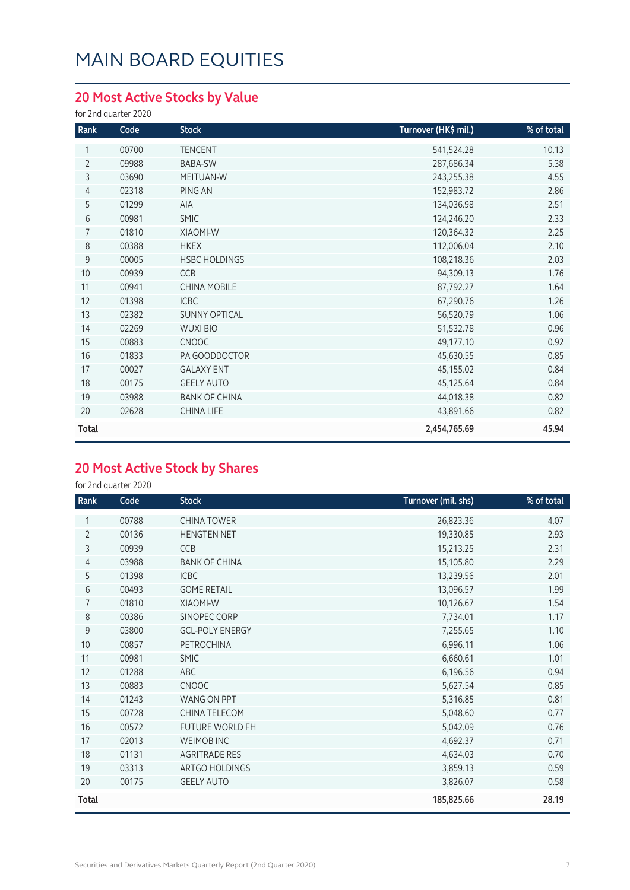# MAIN BOARD EQUITIES

## 20 Most Active Stocks by Value

for 2nd quarter 2020

| Rank | Code | Stock | Turnover (HK$ mil.) | % of total |
|---|---|---|---|---|
| 1 | 00700 | TENCENT | 541,524.28 | 10.13 |
| 2 | 09988 | BABA-SW | 287,686.34 | 5.38 |
| 3 | 03690 | MEITUAN-W | 243,255.38 | 4.55 |
| 4 | 02318 | PING AN | 152,983.72 | 2.86 |
| 5 | 01299 | AIA | 134,036.98 | 2.51 |
| 6 | 00981 | SMIC | 124,246.20 | 2.33 |
| 7 | 01810 | XIAOMI-W | 120,364.32 | 2.25 |
| 8 | 00388 | HKEX | 112,006.04 | 2.10 |
| 9 | 00005 | HSBC HOLDINGS | 108,218.36 | 2.03 |
| 10 | 00939 | CCB | 94,309.13 | 1.76 |
| 11 | 00941 | CHINA MOBILE | 87,792.27 | 1.64 |
| 12 | 01398 | ICBC | 67,290.76 | 1.26 |
| 13 | 02382 | SUNNY OPTICAL | 56,520.79 | 1.06 |
| 14 | 02269 | WUXI BIO | 51,532.78 | 0.96 |
| 15 | 00883 | CNOOC | 49,177.10 | 0.92 |
| 16 | 01833 | PA GOODDOCTOR | 45,630.55 | 0.85 |
| 17 | 00027 | GALAXY ENT | 45,155.02 | 0.84 |
| 18 | 00175 | GEELY AUTO | 45,125.64 | 0.84 |
| 19 | 03988 | BANK OF CHINA | 44,018.38 | 0.82 |
| 20 | 02628 | CHINA LIFE | 43,891.66 | 0.82 |
| **Total** | | | **2,454,765.69** | **45.94** |

## 20 Most Active Stock by Shares

for 2nd quarter 2020

| Rank | Code | Stock | Turnover (mil. shs) | % of total |
|---|---|---|---|---|
| 1 | 00788 | CHINA TOWER | 26,823.36 | 4.07 |
| 2 | 00136 | HENGTEN NET | 19,330.85 | 2.93 |
| 3 | 00939 | CCB | 15,213.25 | 2.31 |
| 4 | 03988 | BANK OF CHINA | 15,105.80 | 2.29 |
| 5 | 01398 | ICBC | 13,239.56 | 2.01 |
| 6 | 00493 | GOME RETAIL | 13,096.57 | 1.99 |
| 7 | 01810 | XIAOMI-W | 10,126.67 | 1.54 |
| 8 | 00386 | SINOPEC CORP | 7,734.01 | 1.17 |
| 9 | 03800 | GCL-POLY ENERGY | 7,255.65 | 1.10 |
| 10 | 00857 | PETROCHINA | 6,996.11 | 1.06 |
| 11 | 00981 | SMIC | 6,660.61 | 1.01 |
| 12 | 01288 | ABC | 6,196.56 | 0.94 |
| 13 | 00883 | CNOOC | 5,627.54 | 0.85 |
| 14 | 01243 | WANG ON PPT | 5,316.85 | 0.81 |
| 15 | 00728 | CHINA TELECOM | 5,048.60 | 0.77 |
| 16 | 00572 | FUTURE WORLD FH | 5,042.09 | 0.76 |
| 17 | 02013 | WEIMOB INC | 4,692.37 | 0.71 |
| 18 | 01131 | AGRITRADE RES | 4,634.03 | 0.70 |
| 19 | 03313 | ARTGO HOLDINGS | 3,859.13 | 0.59 |
| 20 | 00175 | GEELY AUTO | 3,826.07 | 0.58 |
| **Total** | | | **185,825.66** | **28.19** |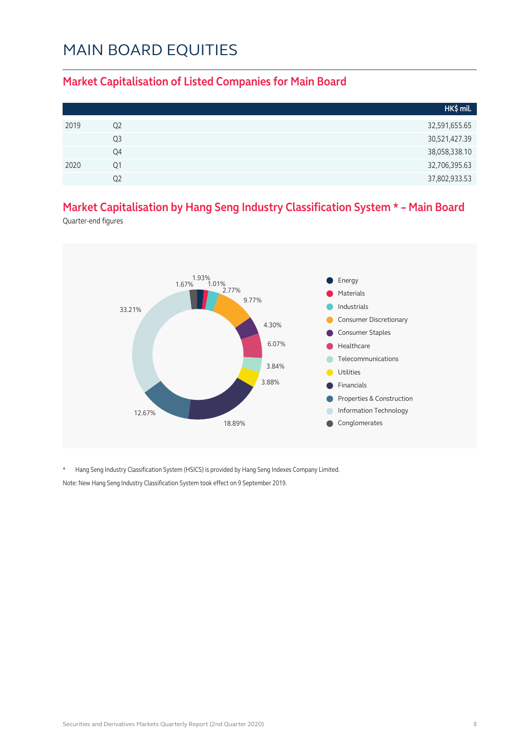# MAIN BOARD EQUITIES

## Market Capitalisation of Listed Companies for Main Board

| | | HK$ mil. |
|---|---|---|
| 2019 | Q2 | 32,591,655.65 |
| | Q3 | 30,521,427.39 |
| | Q4 | 38,058,338.10 |
| 2020 | Q1 | 32,706,395.63 |
| | Q2 | 37,802,933.53 |

## Market Capitalisation by Hang Seng Industry Classification System * – Main Board

Quarter-end figures

| Industry | % |
|---|---|
| Energy | 1.93% |
| Materials | 1.01% |
| Industrials | 2.77% |
| Consumer Discretionary | 9.77% |
| Consumer Staples | 4.30% |
| Healthcare | 6.07% |
| Telecommunications | 3.84% |
| Utilities | 3.88% |
| Financials | 18.89% |
| Properties & Construction | 12.67% |
| Information Technology | 33.21% |
| Conglomerates | 1.67% |

\* Hang Seng Industry Classification System (HSICS) is provided by Hang Seng Indexes Company Limited.

Note: New Hang Seng Industry Classification System took effect on 9 September 2019.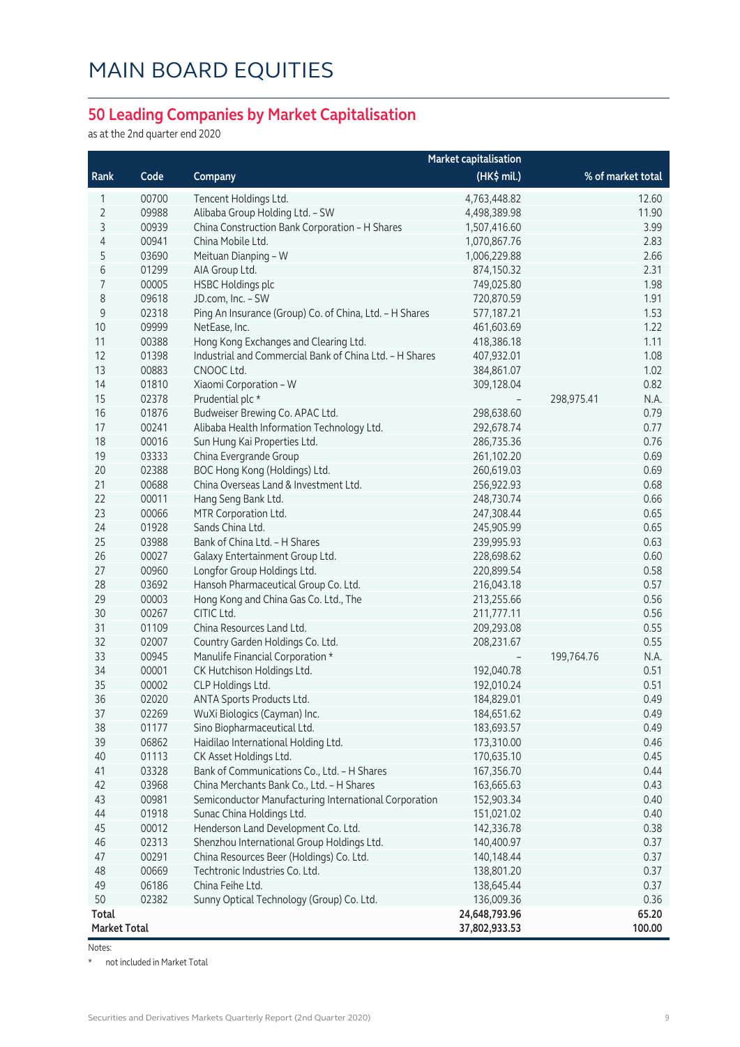# MAIN BOARD EQUITIES

## 50 Leading Companies by Market Capitalisation

as at the 2nd quarter end 2020

| Rank | Code | Company | Market capitalisation (HK$ mil.) | | % of market total |
|---|---|---|---|---|---|
| 1 | 00700 | Tencent Holdings Ltd. | 4,763,448.82 | | 12.60 |
| 2 | 09988 | Alibaba Group Holding Ltd. – SW | 4,498,389.98 | | 11.90 |
| 3 | 00939 | China Construction Bank Corporation – H Shares | 1,507,416.60 | | 3.99 |
| 4 | 00941 | China Mobile Ltd. | 1,070,867.76 | | 2.83 |
| 5 | 03690 | Meituan Dianping – W | 1,006,229.88 | | 2.66 |
| 6 | 01299 | AIA Group Ltd. | 874,150.32 | | 2.31 |
| 7 | 00005 | HSBC Holdings plc | 749,025.80 | | 1.98 |
| 8 | 09618 | JD.com, Inc. – SW | 720,870.59 | | 1.91 |
| 9 | 02318 | Ping An Insurance (Group) Co. of China, Ltd. – H Shares | 577,187.21 | | 1.53 |
| 10 | 09999 | NetEase, Inc. | 461,603.69 | | 1.22 |
| 11 | 00388 | Hong Kong Exchanges and Clearing Ltd. | 418,386.18 | | 1.11 |
| 12 | 01398 | Industrial and Commercial Bank of China Ltd. – H Shares | 407,932.01 | | 1.08 |
| 13 | 00883 | CNOOC Ltd. | 384,861.07 | | 1.02 |
| 14 | 01810 | Xiaomi Corporation – W | 309,128.04 | | 0.82 |
| 15 | 02378 | Prudential plc * | – | 298,975.41 | N.A. |
| 16 | 01876 | Budweiser Brewing Co. APAC Ltd. | 298,638.60 | | 0.79 |
| 17 | 00241 | Alibaba Health Information Technology Ltd. | 292,678.74 | | 0.77 |
| 18 | 00016 | Sun Hung Kai Properties Ltd. | 286,735.36 | | 0.76 |
| 19 | 03333 | China Evergrande Group | 261,102.20 | | 0.69 |
| 20 | 02388 | BOC Hong Kong (Holdings) Ltd. | 260,619.03 | | 0.69 |
| 21 | 00688 | China Overseas Land & Investment Ltd. | 256,922.93 | | 0.68 |
| 22 | 00011 | Hang Seng Bank Ltd. | 248,730.74 | | 0.66 |
| 23 | 00066 | MTR Corporation Ltd. | 247,308.44 | | 0.65 |
| 24 | 01928 | Sands China Ltd. | 245,905.99 | | 0.65 |
| 25 | 03988 | Bank of China Ltd. – H Shares | 239,995.93 | | 0.63 |
| 26 | 00027 | Galaxy Entertainment Group Ltd. | 228,698.62 | | 0.60 |
| 27 | 00960 | Longfor Group Holdings Ltd. | 220,899.54 | | 0.58 |
| 28 | 03692 | Hansoh Pharmaceutical Group Co. Ltd. | 216,043.18 | | 0.57 |
| 29 | 00003 | Hong Kong and China Gas Co. Ltd., The | 213,255.66 | | 0.56 |
| 30 | 00267 | CITIC Ltd. | 211,777.11 | | 0.56 |
| 31 | 01109 | China Resources Land Ltd. | 209,293.08 | | 0.55 |
| 32 | 02007 | Country Garden Holdings Co. Ltd. | 208,231.67 | | 0.55 |
| 33 | 00945 | Manulife Financial Corporation * | – | 199,764.76 | N.A. |
| 34 | 00001 | CK Hutchison Holdings Ltd. | 192,040.78 | | 0.51 |
| 35 | 00002 | CLP Holdings Ltd. | 192,010.24 | | 0.51 |
| 36 | 02020 | ANTA Sports Products Ltd. | 184,829.01 | | 0.49 |
| 37 | 02269 | WuXi Biologics (Cayman) Inc. | 184,651.62 | | 0.49 |
| 38 | 01177 | Sino Biopharmaceutical Ltd. | 183,693.57 | | 0.49 |
| 39 | 06862 | Haidilao International Holding Ltd. | 173,310.00 | | 0.46 |
| 40 | 01113 | CK Asset Holdings Ltd. | 170,635.10 | | 0.45 |
| 41 | 03328 | Bank of Communications Co., Ltd. – H Shares | 167,356.70 | | 0.44 |
| 42 | 03968 | China Merchants Bank Co., Ltd. – H Shares | 163,665.63 | | 0.43 |
| 43 | 00981 | Semiconductor Manufacturing International Corporation | 152,903.34 | | 0.40 |
| 44 | 01918 | Sunac China Holdings Ltd. | 151,021.02 | | 0.40 |
| 45 | 00012 | Henderson Land Development Co. Ltd. | 142,336.78 | | 0.38 |
| 46 | 02313 | Shenzhou International Group Holdings Ltd. | 140,400.97 | | 0.37 |
| 47 | 00291 | China Resources Beer (Holdings) Co. Ltd. | 140,148.44 | | 0.37 |
| 48 | 00669 | Techtronic Industries Co. Ltd. | 138,801.20 | | 0.37 |
| 49 | 06186 | China Feihe Ltd. | 138,645.44 | | 0.37 |
| 50 | 02382 | Sunny Optical Technology (Group) Co. Ltd. | 136,009.36 | | 0.36 |
| **Total** | | | **24,648,793.96** | | **65.20** |
| **Market Total** | | | **37,802,933.53** | | **100.00** |

Notes:

\* not included in Market Total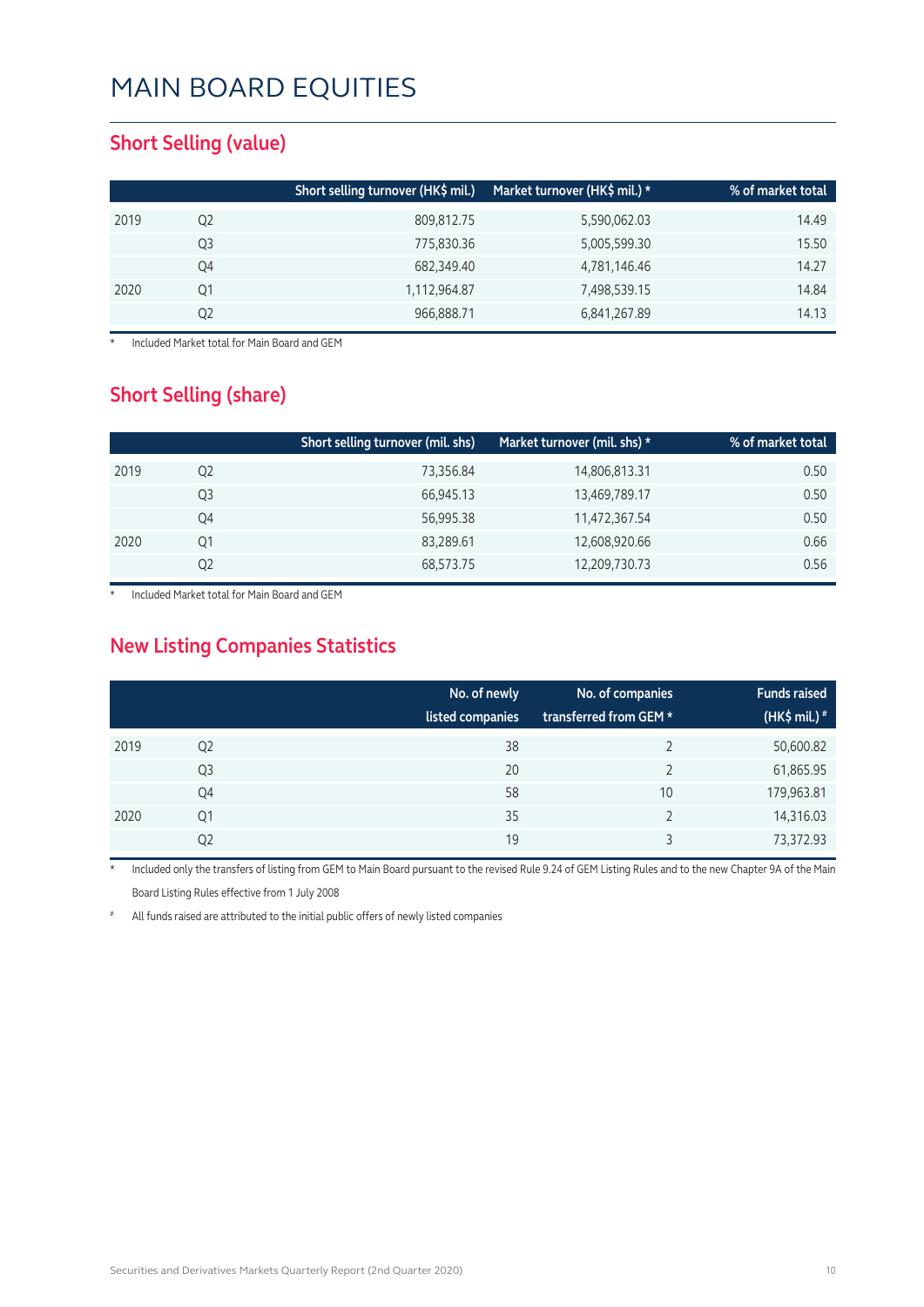# MAIN BOARD EQUITIES

## Short Selling (value)

| | | Short selling turnover (HK$ mil.) | Market turnover (HK$ mil.) * | % of market total |
|---|---|---|---|---|
| 2019 | Q2 | 809,812.75 | 5,590,062.03 | 14.49 |
| | Q3 | 775,830.36 | 5,005,599.30 | 15.50 |
| | Q4 | 682,349.40 | 4,781,146.46 | 14.27 |
| 2020 | Q1 | 1,112,964.87 | 7,498,539.15 | 14.84 |
| | Q2 | 966,888.71 | 6,841,267.89 | 14.13 |

\* Included Market total for Main Board and GEM

## Short Selling (share)

| | | Short selling turnover (mil. shs) | Market turnover (mil. shs) * | % of market total |
|---|---|---|---|---|
| 2019 | Q2 | 73,356.84 | 14,806,813.31 | 0.50 |
| | Q3 | 66,945.13 | 13,469,789.17 | 0.50 |
| | Q4 | 56,995.38 | 11,472,367.54 | 0.50 |
| 2020 | Q1 | 83,289.61 | 12,608,920.66 | 0.66 |
| | Q2 | 68,573.75 | 12,209,730.73 | 0.56 |

\* Included Market total for Main Board and GEM

## New Listing Companies Statistics

| | | No. of newly listed companies | No. of companies transferred from GEM * | Funds raised (HK$ mil.) # |
|---|---|---|---|---|
| 2019 | Q2 | 38 | 2 | 50,600.82 |
| | Q3 | 20 | 2 | 61,865.95 |
| | Q4 | 58 | 10 | 179,963.81 |
| 2020 | Q1 | 35 | 2 | 14,316.03 |
| | Q2 | 19 | 3 | 73,372.93 |

\* Included only the transfers of listing from GEM to Main Board pursuant to the revised Rule 9.24 of GEM Listing Rules and to the new Chapter 9A of the Main Board Listing Rules effective from 1 July 2008

\# All funds raised are attributed to the initial public offers of newly listed companies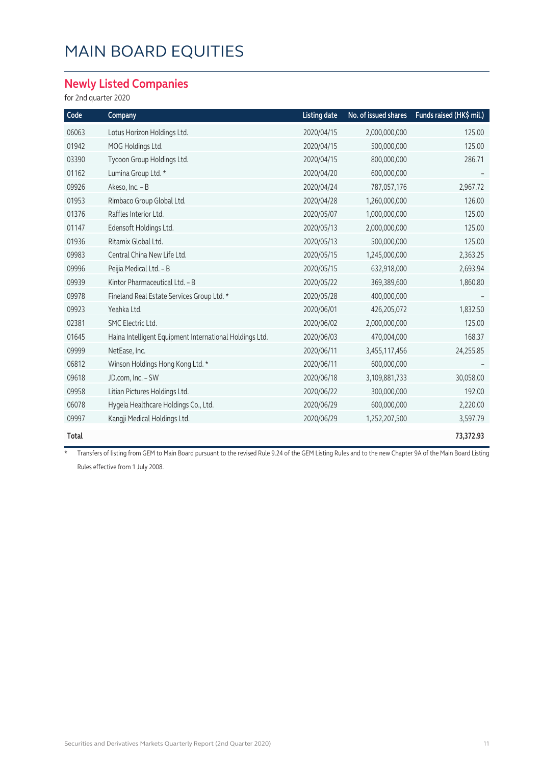# MAIN BOARD EQUITIES

## Newly Listed Companies

for 2nd quarter 2020

| Code | Company | Listing date | No. of issued shares | Funds raised (HK$ mil.) |
|---|---|---|---|---|
| 06063 | Lotus Horizon Holdings Ltd. | 2020/04/15 | 2,000,000,000 | 125.00 |
| 01942 | MOG Holdings Ltd. | 2020/04/15 | 500,000,000 | 125.00 |
| 03390 | Tycoon Group Holdings Ltd. | 2020/04/15 | 800,000,000 | 286.71 |
| 01162 | Lumina Group Ltd. * | 2020/04/20 | 600,000,000 | – |
| 09926 | Akeso, Inc. – B | 2020/04/24 | 787,057,176 | 2,967.72 |
| 01953 | Rimbaco Group Global Ltd. | 2020/04/28 | 1,260,000,000 | 126.00 |
| 01376 | Raffles Interior Ltd. | 2020/05/07 | 1,000,000,000 | 125.00 |
| 01147 | Edensoft Holdings Ltd. | 2020/05/13 | 2,000,000,000 | 125.00 |
| 01936 | Ritamix Global Ltd. | 2020/05/13 | 500,000,000 | 125.00 |
| 09983 | Central China New Life Ltd. | 2020/05/15 | 1,245,000,000 | 2,363.25 |
| 09996 | Peijia Medical Ltd. – B | 2020/05/15 | 632,918,000 | 2,693.94 |
| 09939 | Kintor Pharmaceutical Ltd. – B | 2020/05/22 | 369,389,600 | 1,860.80 |
| 09978 | Fineland Real Estate Services Group Ltd. * | 2020/05/28 | 400,000,000 | – |
| 09923 | Yeahka Ltd. | 2020/06/01 | 426,205,072 | 1,832.50 |
| 02381 | SMC Electric Ltd. | 2020/06/02 | 2,000,000,000 | 125.00 |
| 01645 | Haina Intelligent Equipment International Holdings Ltd. | 2020/06/03 | 470,004,000 | 168.37 |
| 09999 | NetEase, Inc. | 2020/06/11 | 3,455,117,456 | 24,255.85 |
| 06812 | Winson Holdings Hong Kong Ltd. * | 2020/06/11 | 600,000,000 | – |
| 09618 | JD.com, Inc. – SW | 2020/06/18 | 3,109,881,733 | 30,058.00 |
| 09958 | Litian Pictures Holdings Ltd. | 2020/06/22 | 300,000,000 | 192.00 |
| 06078 | Hygeia Healthcare Holdings Co., Ltd. | 2020/06/29 | 600,000,000 | 2,220.00 |
| 09997 | Kangji Medical Holdings Ltd. | 2020/06/29 | 1,252,207,500 | 3,597.79 |
| **Total** | | | | **73,372.93** |

\* Transfers of listing from GEM to Main Board pursuant to the revised Rule 9.24 of the GEM Listing Rules and to the new Chapter 9A of the Main Board Listing Rules effective from 1 July 2008.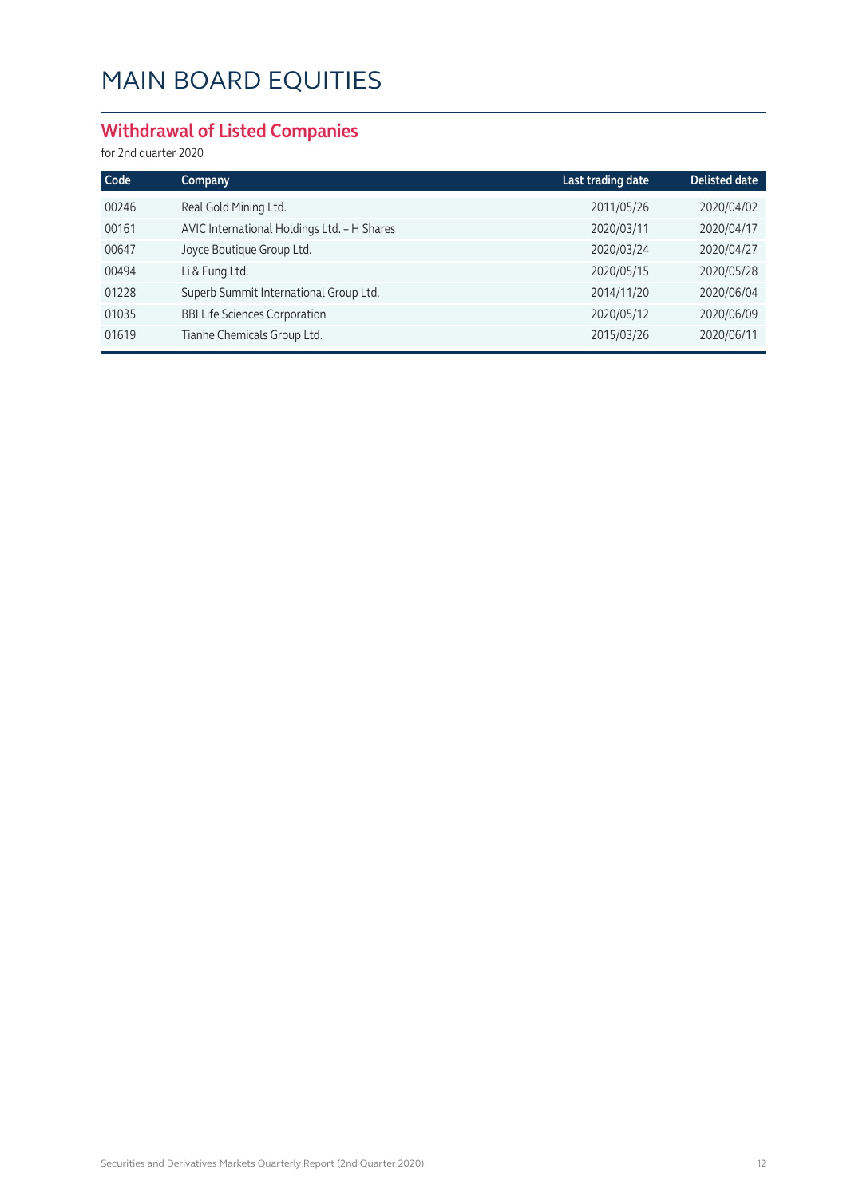# MAIN BOARD EQUITIES

## Withdrawal of Listed Companies

for 2nd quarter 2020

| Code | Company | Last trading date | Delisted date |
|---|---|---|---|
| 00246 | Real Gold Mining Ltd. | 2011/05/26 | 2020/04/02 |
| 00161 | AVIC International Holdings Ltd. - H Shares | 2020/03/11 | 2020/04/17 |
| 00647 | Joyce Boutique Group Ltd. | 2020/03/24 | 2020/04/27 |
| 00494 | Li & Fung Ltd. | 2020/05/15 | 2020/05/28 |
| 01228 | Superb Summit International Group Ltd. | 2014/11/20 | 2020/06/04 |
| 01035 | BBI Life Sciences Corporation | 2020/05/12 | 2020/06/09 |
| 01619 | Tianhe Chemicals Group Ltd. | 2015/03/26 | 2020/06/11 |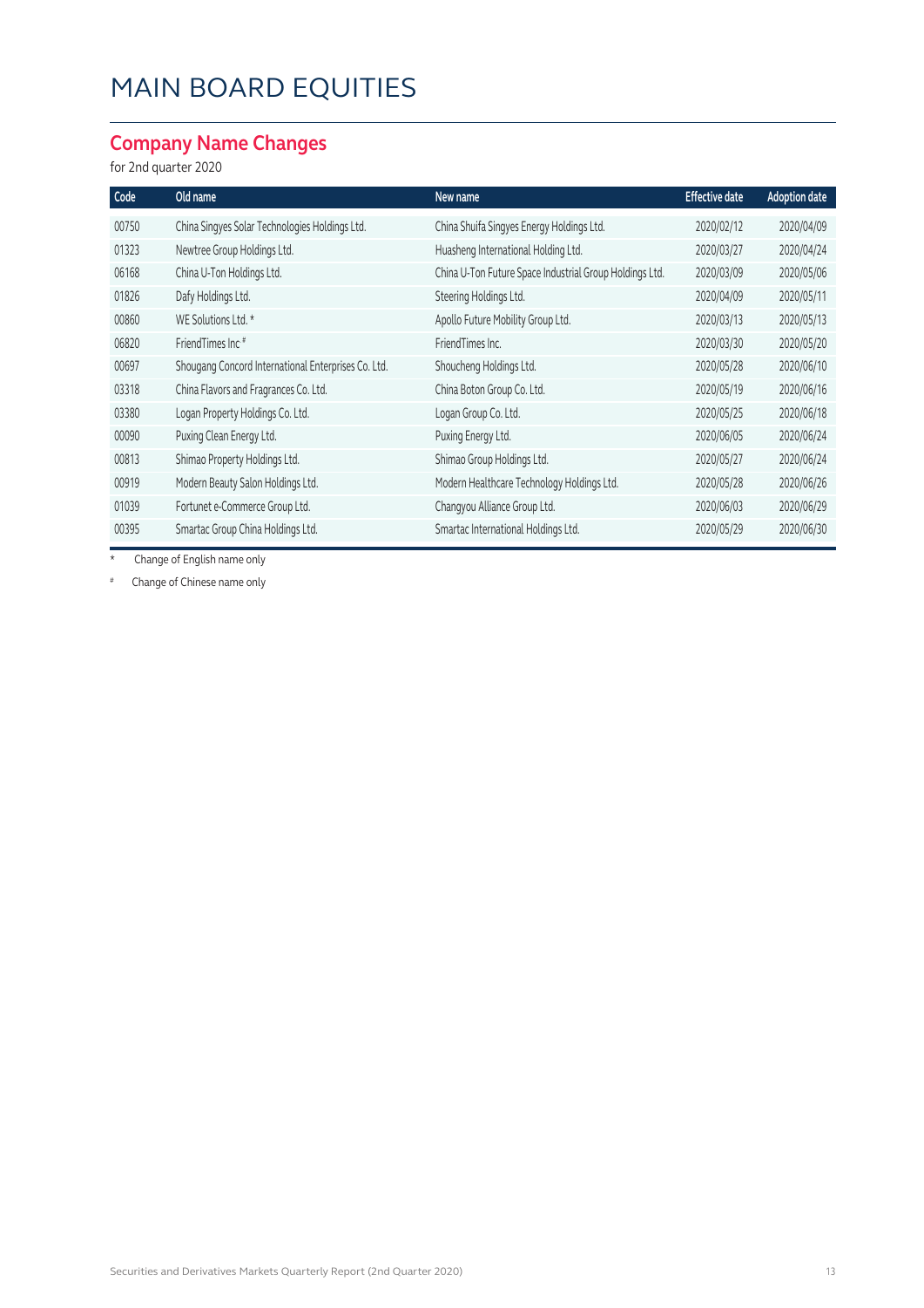# MAIN BOARD EQUITIES

## Company Name Changes

for 2nd quarter 2020

| Code | Old name | New name | Effective date | Adoption date |
|---|---|---|---|---|
| 00750 | China Singyes Solar Technologies Holdings Ltd. | China Shuifa Singyes Energy Holdings Ltd. | 2020/02/12 | 2020/04/09 |
| 01323 | Newtree Group Holdings Ltd. | Huasheng International Holding Ltd. | 2020/03/27 | 2020/04/24 |
| 06168 | China U-Ton Holdings Ltd. | China U-Ton Future Space Industrial Group Holdings Ltd. | 2020/03/09 | 2020/05/06 |
| 01826 | Dafy Holdings Ltd. | Steering Holdings Ltd. | 2020/04/09 | 2020/05/11 |
| 00860 | WE Solutions Ltd. * | Apollo Future Mobility Group Ltd. | 2020/03/13 | 2020/05/13 |
| 06820 | FriendTimes Inc # | FriendTimes Inc. | 2020/03/30 | 2020/05/20 |
| 00697 | Shougang Concord International Enterprises Co. Ltd. | Shoucheng Holdings Ltd. | 2020/05/28 | 2020/06/10 |
| 03318 | China Flavors and Fragrances Co. Ltd. | China Boton Group Co. Ltd. | 2020/05/19 | 2020/06/16 |
| 03380 | Logan Property Holdings Co. Ltd. | Logan Group Co. Ltd. | 2020/05/25 | 2020/06/18 |
| 00090 | Puxing Clean Energy Ltd. | Puxing Energy Ltd. | 2020/06/05 | 2020/06/24 |
| 00813 | Shimao Property Holdings Ltd. | Shimao Group Holdings Ltd. | 2020/05/27 | 2020/06/24 |
| 00919 | Modern Beauty Salon Holdings Ltd. | Modern Healthcare Technology Holdings Ltd. | 2020/05/28 | 2020/06/26 |
| 01039 | Fortunet e-Commerce Group Ltd. | Changyou Alliance Group Ltd. | 2020/06/03 | 2020/06/29 |
| 00395 | Smartac Group China Holdings Ltd. | Smartac International Holdings Ltd. | 2020/05/29 | 2020/06/30 |

\* Change of English name only

# Change of Chinese name only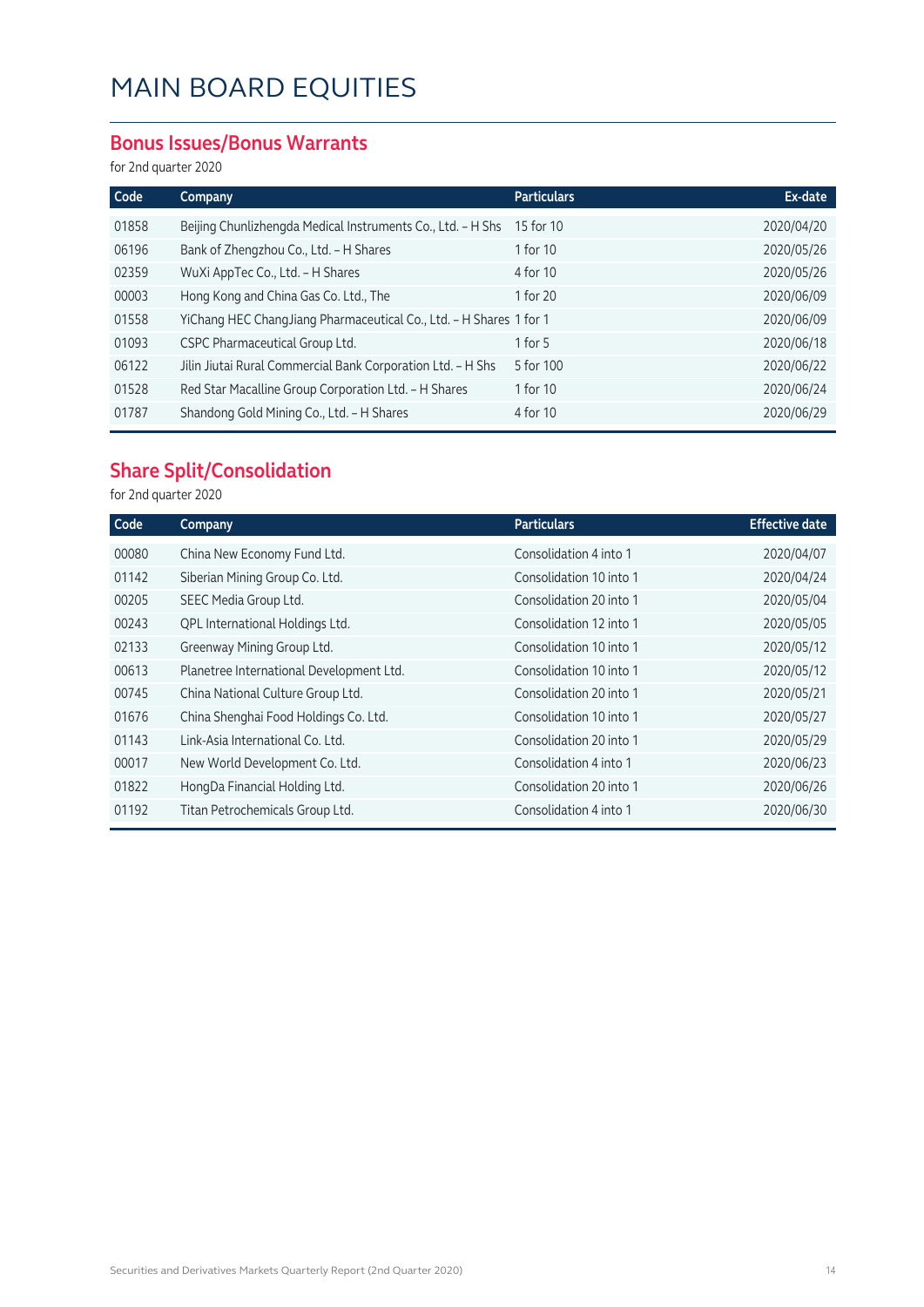# MAIN BOARD EQUITIES

## Bonus Issues/Bonus Warrants

for 2nd quarter 2020

| Code | Company | Particulars | Ex-date |
|---|---|---|---|
| 01858 | Beijing Chunlizhengda Medical Instruments Co., Ltd. – H Shs | 15 for 10 | 2020/04/20 |
| 06196 | Bank of Zhengzhou Co., Ltd. – H Shares | 1 for 10 | 2020/05/26 |
| 02359 | WuXi AppTec Co., Ltd. – H Shares | 4 for 10 | 2020/05/26 |
| 00003 | Hong Kong and China Gas Co. Ltd., The | 1 for 20 | 2020/06/09 |
| 01558 | YiChang HEC ChangJiang Pharmaceutical Co., Ltd. – H Shares | 1 for 1 | 2020/06/09 |
| 01093 | CSPC Pharmaceutical Group Ltd. | 1 for 5 | 2020/06/18 |
| 06122 | Jilin Jiutai Rural Commercial Bank Corporation Ltd. – H Shs | 5 for 100 | 2020/06/22 |
| 01528 | Red Star Macalline Group Corporation Ltd. – H Shares | 1 for 10 | 2020/06/24 |
| 01787 | Shandong Gold Mining Co., Ltd. – H Shares | 4 for 10 | 2020/06/29 |

## Share Split/Consolidation

for 2nd quarter 2020

| Code | Company | Particulars | Effective date |
|---|---|---|---|
| 00080 | China New Economy Fund Ltd. | Consolidation 4 into 1 | 2020/04/07 |
| 01142 | Siberian Mining Group Co. Ltd. | Consolidation 10 into 1 | 2020/04/24 |
| 00205 | SEEC Media Group Ltd. | Consolidation 20 into 1 | 2020/05/04 |
| 00243 | QPL International Holdings Ltd. | Consolidation 12 into 1 | 2020/05/05 |
| 02133 | Greenway Mining Group Ltd. | Consolidation 10 into 1 | 2020/05/12 |
| 00613 | Planetree International Development Ltd. | Consolidation 10 into 1 | 2020/05/12 |
| 00745 | China National Culture Group Ltd. | Consolidation 20 into 1 | 2020/05/21 |
| 01676 | China Shenghai Food Holdings Co. Ltd. | Consolidation 10 into 1 | 2020/05/27 |
| 01143 | Link-Asia International Co. Ltd. | Consolidation 20 into 1 | 2020/05/29 |
| 00017 | New World Development Co. Ltd. | Consolidation 4 into 1 | 2020/06/23 |
| 01822 | HongDa Financial Holding Ltd. | Consolidation 20 into 1 | 2020/06/26 |
| 01192 | Titan Petrochemicals Group Ltd. | Consolidation 4 into 1 | 2020/06/30 |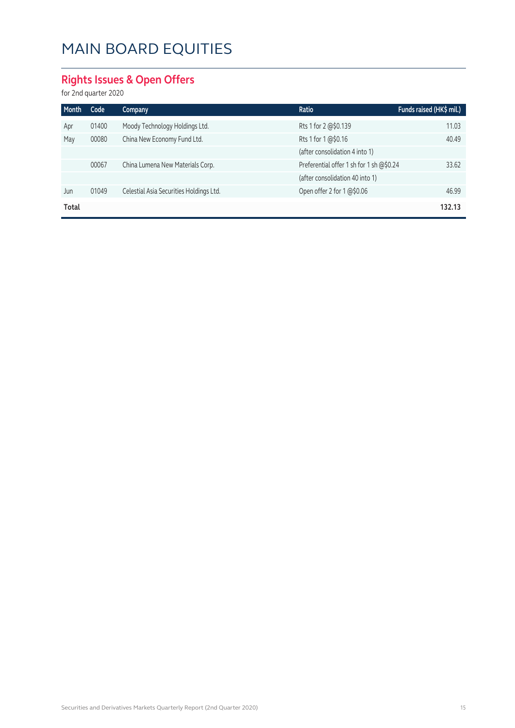# MAIN BOARD EQUITIES

## Rights Issues & Open Offers

for 2nd quarter 2020

| Month | Code | Company | Ratio | Funds raised (HK$ mil.) |
|---|---|---|---|---|
| Apr | 01400 | Moody Technology Holdings Ltd. | Rts 1 for 2 @$0.139 | 11.03 |
| May | 00080 | China New Economy Fund Ltd. | Rts 1 for 1 @$0.16 | 40.49 |
| | | | (after consolidation 4 into 1) | |
| | 00067 | China Lumena New Materials Corp. | Preferential offer 1 sh for 1 sh @$0.24 | 33.62 |
| | | | (after consolidation 40 into 1) | |
| Jun | 01049 | Celestial Asia Securities Holdings Ltd. | Open offer 2 for 1 @$0.06 | 46.99 |
| **Total** | | | | **132.13** |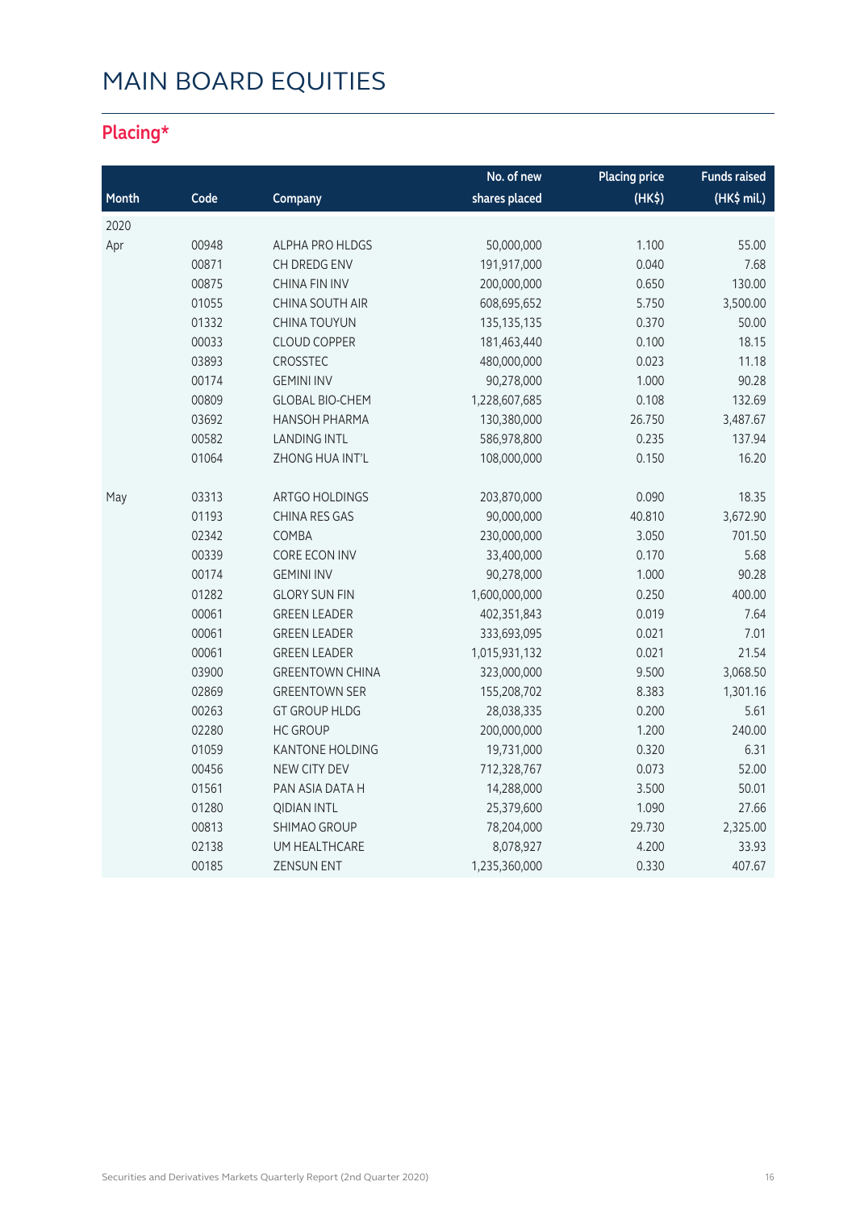# MAIN BOARD EQUITIES

## Placing*

| Month | Code | Company | No. of new shares placed | Placing price (HK$) | Funds raised (HK$ mil.) |
|---|---|---|---|---|---|
| 2020 | | | | | |
| Apr | 00948 | ALPHA PRO HLDGS | 50,000,000 | 1.100 | 55.00 |
| | 00871 | CH DREDG ENV | 191,917,000 | 0.040 | 7.68 |
| | 00875 | CHINA FIN INV | 200,000,000 | 0.650 | 130.00 |
| | 01055 | CHINA SOUTH AIR | 608,695,652 | 5.750 | 3,500.00 |
| | 01332 | CHINA TOUYUN | 135,135,135 | 0.370 | 50.00 |
| | 00033 | CLOUD COPPER | 181,463,440 | 0.100 | 18.15 |
| | 03893 | CROSSTEC | 480,000,000 | 0.023 | 11.18 |
| | 00174 | GEMINI INV | 90,278,000 | 1.000 | 90.28 |
| | 00809 | GLOBAL BIO-CHEM | 1,228,607,685 | 0.108 | 132.69 |
| | 03692 | HANSOH PHARMA | 130,380,000 | 26.750 | 3,487.67 |
| | 00582 | LANDING INTL | 586,978,800 | 0.235 | 137.94 |
| | 01064 | ZHONG HUA INT'L | 108,000,000 | 0.150 | 16.20 |
| May | 03313 | ARTGO HOLDINGS | 203,870,000 | 0.090 | 18.35 |
| | 01193 | CHINA RES GAS | 90,000,000 | 40.810 | 3,672.90 |
| | 02342 | COMBA | 230,000,000 | 3.050 | 701.50 |
| | 00339 | CORE ECON INV | 33,400,000 | 0.170 | 5.68 |
| | 00174 | GEMINI INV | 90,278,000 | 1.000 | 90.28 |
| | 01282 | GLORY SUN FIN | 1,600,000,000 | 0.250 | 400.00 |
| | 00061 | GREEN LEADER | 402,351,843 | 0.019 | 7.64 |
| | 00061 | GREEN LEADER | 333,693,095 | 0.021 | 7.01 |
| | 00061 | GREEN LEADER | 1,015,931,132 | 0.021 | 21.54 |
| | 03900 | GREENTOWN CHINA | 323,000,000 | 9.500 | 3,068.50 |
| | 02869 | GREENTOWN SER | 155,208,702 | 8.383 | 1,301.16 |
| | 00263 | GT GROUP HLDG | 28,038,335 | 0.200 | 5.61 |
| | 02280 | HC GROUP | 200,000,000 | 1.200 | 240.00 |
| | 01059 | KANTONE HOLDING | 19,731,000 | 0.320 | 6.31 |
| | 00456 | NEW CITY DEV | 712,328,767 | 0.073 | 52.00 |
| | 01561 | PAN ASIA DATA H | 14,288,000 | 3.500 | 50.01 |
| | 01280 | QIDIAN INTL | 25,379,600 | 1.090 | 27.66 |
| | 00813 | SHIMAO GROUP | 78,204,000 | 29.730 | 2,325.00 |
| | 02138 | UM HEALTHCARE | 8,078,927 | 4.200 | 33.93 |
| | 00185 | ZENSUN ENT | 1,235,360,000 | 0.330 | 407.67 |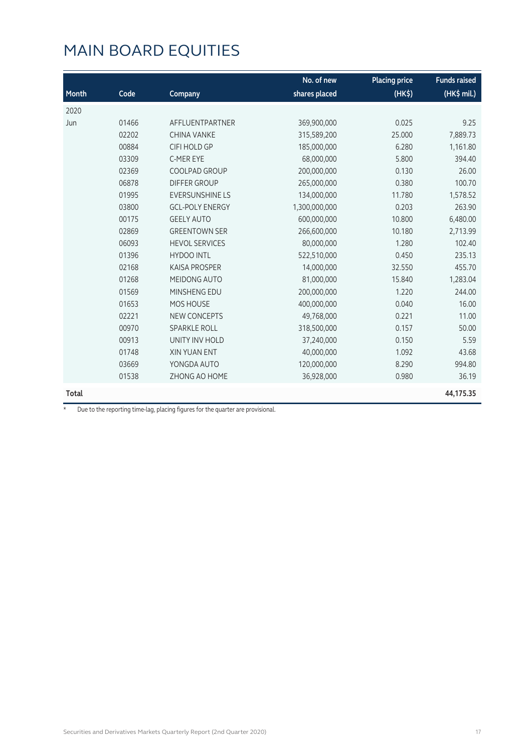# MAIN BOARD EQUITIES

| Month | Code | Company | No. of new shares placed | Placing price (HK$) | Funds raised (HK$ mil.) |
|---|---|---|---|---|---|
| 2020 | | | | | |
| Jun | 01466 | AFFLUENTPARTNER | 369,900,000 | 0.025 | 9.25 |
| | 02202 | CHINA VANKE | 315,589,200 | 25.000 | 7,889.73 |
| | 00884 | CIFI HOLD GP | 185,000,000 | 6.280 | 1,161.80 |
| | 03309 | C-MER EYE | 68,000,000 | 5.800 | 394.40 |
| | 02369 | COOLPAD GROUP | 200,000,000 | 0.130 | 26.00 |
| | 06878 | DIFFER GROUP | 265,000,000 | 0.380 | 100.70 |
| | 01995 | EVERSUNSHINE LS | 134,000,000 | 11.780 | 1,578.52 |
| | 03800 | GCL-POLY ENERGY | 1,300,000,000 | 0.203 | 263.90 |
| | 00175 | GEELY AUTO | 600,000,000 | 10.800 | 6,480.00 |
| | 02869 | GREENTOWN SER | 266,600,000 | 10.180 | 2,713.99 |
| | 06093 | HEVOL SERVICES | 80,000,000 | 1.280 | 102.40 |
| | 01396 | HYDOO INTL | 522,510,000 | 0.450 | 235.13 |
| | 02168 | KAISA PROSPER | 14,000,000 | 32.550 | 455.70 |
| | 01268 | MEIDONG AUTO | 81,000,000 | 15.840 | 1,283.04 |
| | 01569 | MINSHENG EDU | 200,000,000 | 1.220 | 244.00 |
| | 01653 | MOS HOUSE | 400,000,000 | 0.040 | 16.00 |
| | 02221 | NEW CONCEPTS | 49,768,000 | 0.221 | 11.00 |
| | 00970 | SPARKLE ROLL | 318,500,000 | 0.157 | 50.00 |
| | 00913 | UNITY INV HOLD | 37,240,000 | 0.150 | 5.59 |
| | 01748 | XIN YUAN ENT | 40,000,000 | 1.092 | 43.68 |
| | 03669 | YONGDA AUTO | 120,000,000 | 8.290 | 994.80 |
| | 01538 | ZHONG AO HOME | 36,928,000 | 0.980 | 36.19 |
| **Total** | | | | | **44,175.35** |

* Due to the reporting time-lag, placing figures for the quarter are provisional.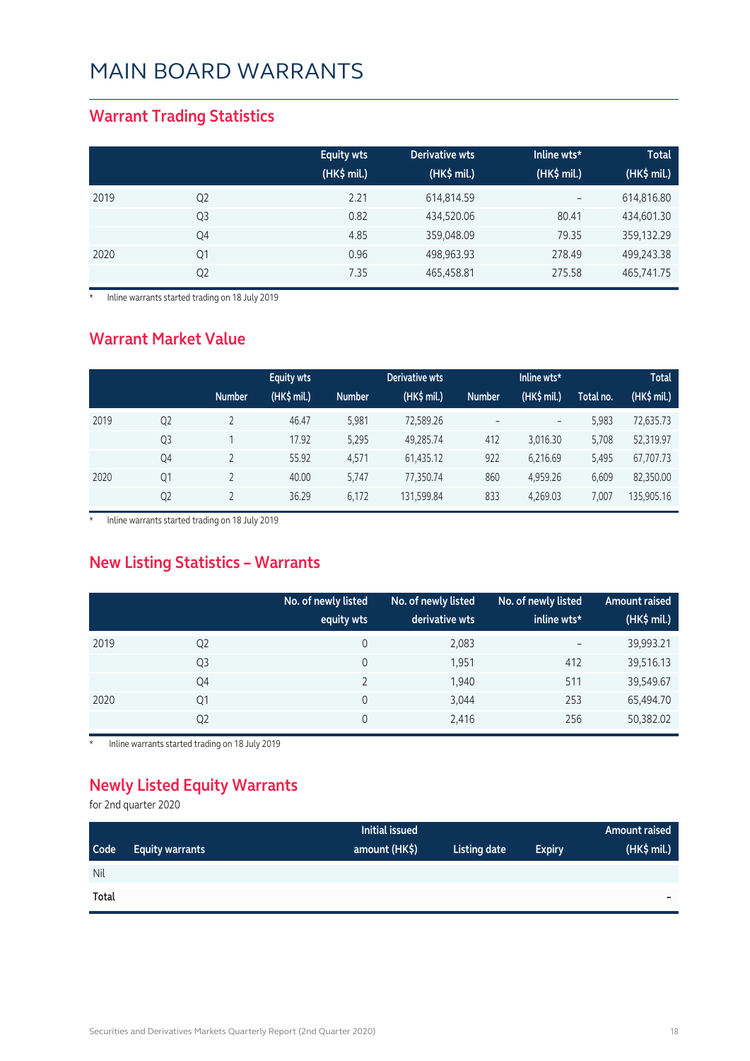# MAIN BOARD WARRANTS

## Warrant Trading Statistics

| | | Equity wts (HK$ mil.) | Derivative wts (HK$ mil.) | Inline wts* (HK$ mil.) | Total (HK$ mil.) |
|---|---|---|---|---|---|
| 2019 | Q2 | 2.21 | 614,814.59 | – | 614,816.80 |
| | Q3 | 0.82 | 434,520.06 | 80.41 | 434,601.30 |
| | Q4 | 4.85 | 359,048.09 | 79.35 | 359,132.29 |
| 2020 | Q1 | 0.96 | 498,963.93 | 278.49 | 499,243.38 |
| | Q2 | 7.35 | 465,458.81 | 275.58 | 465,741.75 |

\* Inline warrants started trading on 18 July 2019

## Warrant Market Value

| | | Equity wts | | Derivative wts | | Inline wts* | | Total | |
|---|---|---|---|---|---|---|---|---|---|
| | | Number | (HK$ mil.) | Number | (HK$ mil.) | Number | (HK$ mil.) | Total no. | (HK$ mil.) |
| 2019 | Q2 | 2 | 46.47 | 5,981 | 72,589.26 | – | – | 5,983 | 72,635.73 |
| | Q3 | 1 | 17.92 | 5,295 | 49,285.74 | 412 | 3,016.30 | 5,708 | 52,319.97 |
| | Q4 | 2 | 55.92 | 4,571 | 61,435.12 | 922 | 6,216.69 | 5,495 | 67,707.73 |
| 2020 | Q1 | 2 | 40.00 | 5,747 | 77,350.74 | 860 | 4,959.26 | 6,609 | 82,350.00 |
| | Q2 | 2 | 36.29 | 6,172 | 131,599.84 | 833 | 4,269.03 | 7,007 | 135,905.16 |

\* Inline warrants started trading on 18 July 2019

## New Listing Statistics – Warrants

| | | No. of newly listed equity wts | No. of newly listed derivative wts | No. of newly listed inline wts* | Amount raised (HK$ mil.) |
|---|---|---|---|---|---|
| 2019 | Q2 | 0 | 2,083 | – | 39,993.21 |
| | Q3 | 0 | 1,951 | 412 | 39,516.13 |
| | Q4 | 2 | 1,940 | 511 | 39,549.67 |
| 2020 | Q1 | 0 | 3,044 | 253 | 65,494.70 |
| | Q2 | 0 | 2,416 | 256 | 50,382.02 |

\* Inline warrants started trading on 18 July 2019

## Newly Listed Equity Warrants

for 2nd quarter 2020

| Code | Equity warrants | Initial issued amount (HK$) | Listing date | Expiry | Amount raised (HK$ mil.) |
|---|---|---|---|---|---|
| Nil | | | | | |
| **Total** | | | | | – |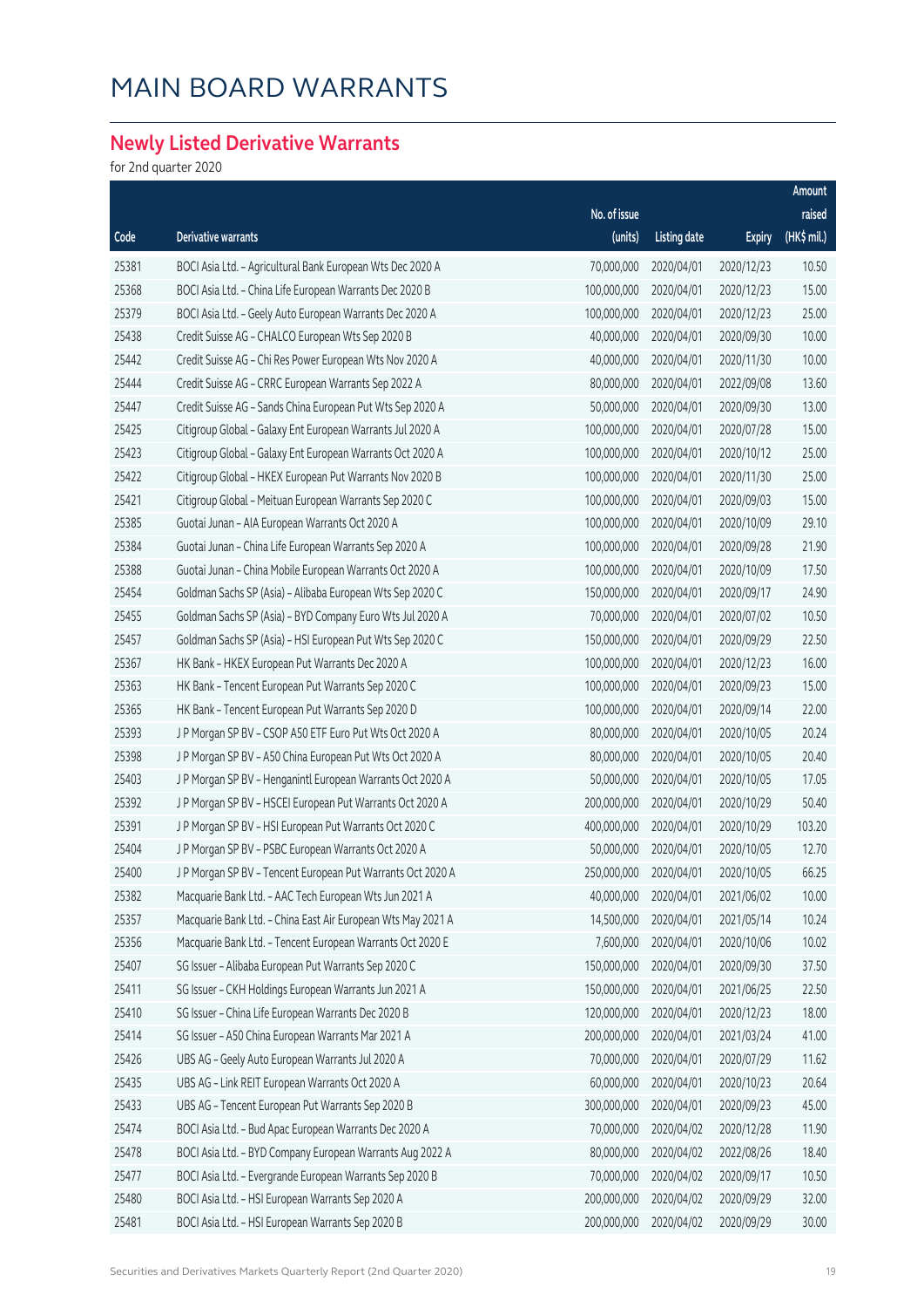# MAIN BOARD WARRANTS

## Newly Listed Derivative Warrants

for 2nd quarter 2020

| Code | Derivative warrants | No. of issue (units) | Listing date | Expiry | Amount raised (HK$ mil.) |
|---|---|---|---|---|---|
| 25381 | BOCI Asia Ltd. – Agricultural Bank European Wts Dec 2020 A | 70,000,000 | 2020/04/01 | 2020/12/23 | 10.50 |
| 25368 | BOCI Asia Ltd. – China Life European Warrants Dec 2020 B | 100,000,000 | 2020/04/01 | 2020/12/23 | 15.00 |
| 25379 | BOCI Asia Ltd. – Geely Auto European Warrants Dec 2020 A | 100,000,000 | 2020/04/01 | 2020/12/23 | 25.00 |
| 25438 | Credit Suisse AG – CHALCO European Wts Sep 2020 B | 40,000,000 | 2020/04/01 | 2020/09/30 | 10.00 |
| 25442 | Credit Suisse AG – Chi Res Power European Wts Nov 2020 A | 40,000,000 | 2020/04/01 | 2020/11/30 | 10.00 |
| 25444 | Credit Suisse AG – CRRC European Warrants Sep 2022 A | 80,000,000 | 2020/04/01 | 2022/09/08 | 13.60 |
| 25447 | Credit Suisse AG – Sands China European Put Wts Sep 2020 A | 50,000,000 | 2020/04/01 | 2020/09/30 | 13.00 |
| 25425 | Citigroup Global – Galaxy Ent European Warrants Jul 2020 A | 100,000,000 | 2020/04/01 | 2020/07/28 | 15.00 |
| 25423 | Citigroup Global – Galaxy Ent European Warrants Oct 2020 A | 100,000,000 | 2020/04/01 | 2020/10/12 | 25.00 |
| 25422 | Citigroup Global – HKEX European Put Warrants Nov 2020 B | 100,000,000 | 2020/04/01 | 2020/11/30 | 25.00 |
| 25421 | Citigroup Global – Meituan European Warrants Sep 2020 C | 100,000,000 | 2020/04/01 | 2020/09/03 | 15.00 |
| 25385 | Guotai Junan – AIA European Warrants Oct 2020 A | 100,000,000 | 2020/04/01 | 2020/10/09 | 29.10 |
| 25384 | Guotai Junan – China Life European Warrants Sep 2020 A | 100,000,000 | 2020/04/01 | 2020/09/28 | 21.90 |
| 25388 | Guotai Junan – China Mobile European Warrants Oct 2020 A | 100,000,000 | 2020/04/01 | 2020/10/09 | 17.50 |
| 25454 | Goldman Sachs SP (Asia) – Alibaba European Wts Sep 2020 C | 150,000,000 | 2020/04/01 | 2020/09/17 | 24.90 |
| 25455 | Goldman Sachs SP (Asia) – BYD Company Euro Wts Jul 2020 A | 70,000,000 | 2020/04/01 | 2020/07/02 | 10.50 |
| 25457 | Goldman Sachs SP (Asia) – HSI European Put Wts Sep 2020 C | 150,000,000 | 2020/04/01 | 2020/09/29 | 22.50 |
| 25367 | HK Bank – HKEX European Put Warrants Dec 2020 A | 100,000,000 | 2020/04/01 | 2020/12/23 | 16.00 |
| 25363 | HK Bank – Tencent European Put Warrants Sep 2020 C | 100,000,000 | 2020/04/01 | 2020/09/23 | 15.00 |
| 25365 | HK Bank – Tencent European Put Warrants Sep 2020 D | 100,000,000 | 2020/04/01 | 2020/09/14 | 22.00 |
| 25393 | J P Morgan SP BV – CSOP A50 ETF Euro Put Wts Oct 2020 A | 80,000,000 | 2020/04/01 | 2020/10/05 | 20.24 |
| 25398 | J P Morgan SP BV – A50 China European Put Wts Oct 2020 A | 80,000,000 | 2020/04/01 | 2020/10/05 | 20.40 |
| 25403 | J P Morgan SP BV – Henganintl European Warrants Oct 2020 A | 50,000,000 | 2020/04/01 | 2020/10/05 | 17.05 |
| 25392 | J P Morgan SP BV – HSCEI European Put Warrants Oct 2020 A | 200,000,000 | 2020/04/01 | 2020/10/29 | 50.40 |
| 25391 | J P Morgan SP BV – HSI European Put Warrants Oct 2020 C | 400,000,000 | 2020/04/01 | 2020/10/29 | 103.20 |
| 25404 | J P Morgan SP BV – PSBC European Warrants Oct 2020 A | 50,000,000 | 2020/04/01 | 2020/10/05 | 12.70 |
| 25400 | J P Morgan SP BV – Tencent European Put Warrants Oct 2020 A | 250,000,000 | 2020/04/01 | 2020/10/05 | 66.25 |
| 25382 | Macquarie Bank Ltd. – AAC Tech European Wts Jun 2021 A | 40,000,000 | 2020/04/01 | 2021/06/02 | 10.00 |
| 25357 | Macquarie Bank Ltd. – China East Air European Wts May 2021 A | 14,500,000 | 2020/04/01 | 2021/05/14 | 10.24 |
| 25356 | Macquarie Bank Ltd. – Tencent European Warrants Oct 2020 E | 7,600,000 | 2020/04/01 | 2020/10/06 | 10.02 |
| 25407 | SG Issuer – Alibaba European Put Warrants Sep 2020 C | 150,000,000 | 2020/04/01 | 2020/09/30 | 37.50 |
| 25411 | SG Issuer – CKH Holdings European Warrants Jun 2021 A | 150,000,000 | 2020/04/01 | 2021/06/25 | 22.50 |
| 25410 | SG Issuer – China Life European Warrants Dec 2020 B | 120,000,000 | 2020/04/01 | 2020/12/23 | 18.00 |
| 25414 | SG Issuer – A50 China European Warrants Mar 2021 A | 200,000,000 | 2020/04/01 | 2021/03/24 | 41.00 |
| 25426 | UBS AG – Geely Auto European Warrants Jul 2020 A | 70,000,000 | 2020/04/01 | 2020/07/29 | 11.62 |
| 25435 | UBS AG – Link REIT European Warrants Oct 2020 A | 60,000,000 | 2020/04/01 | 2020/10/23 | 20.64 |
| 25433 | UBS AG – Tencent European Put Warrants Sep 2020 B | 300,000,000 | 2020/04/01 | 2020/09/23 | 45.00 |
| 25474 | BOCI Asia Ltd. – Bud Apac European Warrants Dec 2020 A | 70,000,000 | 2020/04/02 | 2020/12/28 | 11.90 |
| 25478 | BOCI Asia Ltd. – BYD Company European Warrants Aug 2022 A | 80,000,000 | 2020/04/02 | 2022/08/26 | 18.40 |
| 25477 | BOCI Asia Ltd. – Evergrande European Warrants Sep 2020 B | 70,000,000 | 2020/04/02 | 2020/09/17 | 10.50 |
| 25480 | BOCI Asia Ltd. – HSI European Warrants Sep 2020 A | 200,000,000 | 2020/04/02 | 2020/09/29 | 32.00 |
| 25481 | BOCI Asia Ltd. – HSI European Warrants Sep 2020 B | 200,000,000 | 2020/04/02 | 2020/09/29 | 30.00 |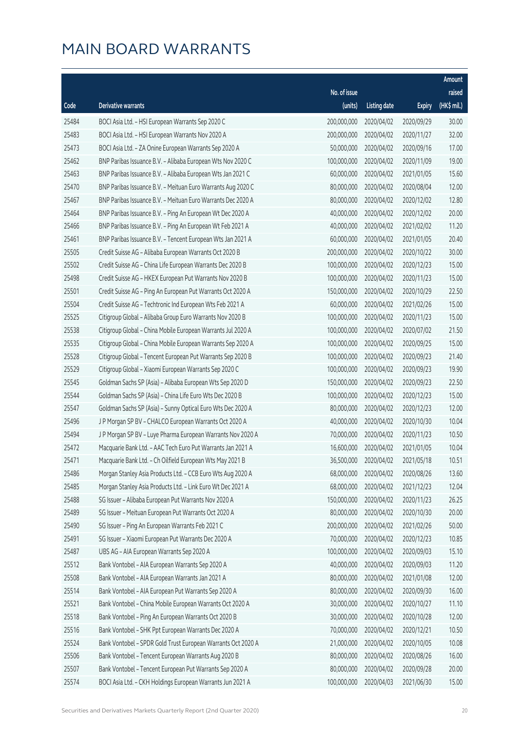# MAIN BOARD WARRANTS

| Code | Derivative warrants | No. of issue (units) | Listing date | Expiry | Amount raised (HK$ mil.) |
|---|---|---|---|---|---|
| 25484 | BOCI Asia Ltd. – HSI European Warrants Sep 2020 C | 200,000,000 | 2020/04/02 | 2020/09/29 | 30.00 |
| 25483 | BOCI Asia Ltd. – HSI European Warrants Nov 2020 A | 200,000,000 | 2020/04/02 | 2020/11/27 | 32.00 |
| 25473 | BOCI Asia Ltd. – ZA Onine European Warrants Sep 2020 A | 50,000,000 | 2020/04/02 | 2020/09/16 | 17.00 |
| 25462 | BNP Paribas Issuance B.V. – Alibaba European Wts Nov 2020 C | 100,000,000 | 2020/04/02 | 2020/11/09 | 19.00 |
| 25463 | BNP Paribas Issuance B.V. – Alibaba European Wts Jan 2021 C | 60,000,000 | 2020/04/02 | 2021/01/05 | 15.60 |
| 25470 | BNP Paribas Issuance B.V. – Meituan Euro Warrants Aug 2020 C | 80,000,000 | 2020/04/02 | 2020/08/04 | 12.00 |
| 25467 | BNP Paribas Issuance B.V. – Meituan Euro Warrants Dec 2020 A | 80,000,000 | 2020/04/02 | 2020/12/02 | 12.80 |
| 25464 | BNP Paribas Issuance B.V. – Ping An European Wt Dec 2020 A | 40,000,000 | 2020/04/02 | 2020/12/02 | 20.00 |
| 25466 | BNP Paribas Issuance B.V. – Ping An European Wt Feb 2021 A | 40,000,000 | 2020/04/02 | 2021/02/02 | 11.20 |
| 25461 | BNP Paribas Issuance B.V. – Tencent European Wts Jan 2021 A | 60,000,000 | 2020/04/02 | 2021/01/05 | 20.40 |
| 25505 | Credit Suisse AG – Alibaba European Warrants Oct 2020 B | 200,000,000 | 2020/04/02 | 2020/10/22 | 30.00 |
| 25502 | Credit Suisse AG – China Life European Warrants Dec 2020 B | 100,000,000 | 2020/04/02 | 2020/12/23 | 15.00 |
| 25498 | Credit Suisse AG – HKEX European Put Warrants Nov 2020 B | 100,000,000 | 2020/04/02 | 2020/11/23 | 15.00 |
| 25501 | Credit Suisse AG – Ping An European Put Warrants Oct 2020 A | 150,000,000 | 2020/04/02 | 2020/10/29 | 22.50 |
| 25504 | Credit Suisse AG – Techtronic Ind European Wts Feb 2021 A | 60,000,000 | 2020/04/02 | 2021/02/26 | 15.00 |
| 25525 | Citigroup Global – Alibaba Group Euro Warrants Nov 2020 B | 100,000,000 | 2020/04/02 | 2020/11/23 | 15.00 |
| 25538 | Citigroup Global – China Mobile European Warrants Jul 2020 A | 100,000,000 | 2020/04/02 | 2020/07/02 | 21.50 |
| 25535 | Citigroup Global – China Mobile European Warrants Sep 2020 A | 100,000,000 | 2020/04/02 | 2020/09/25 | 15.00 |
| 25528 | Citigroup Global – Tencent European Put Warrants Sep 2020 B | 100,000,000 | 2020/04/02 | 2020/09/23 | 21.40 |
| 25529 | Citigroup Global – Xiaomi European Warrants Sep 2020 C | 100,000,000 | 2020/04/02 | 2020/09/23 | 19.90 |
| 25545 | Goldman Sachs SP (Asia) – Alibaba European Wts Sep 2020 D | 150,000,000 | 2020/04/02 | 2020/09/23 | 22.50 |
| 25544 | Goldman Sachs SP (Asia) – China Life Euro Wts Dec 2020 B | 100,000,000 | 2020/04/02 | 2020/12/23 | 15.00 |
| 25547 | Goldman Sachs SP (Asia) – Sunny Optical Euro Wts Dec 2020 A | 80,000,000 | 2020/04/02 | 2020/12/23 | 12.00 |
| 25496 | J P Morgan SP BV – CHALCO European Warrants Oct 2020 A | 40,000,000 | 2020/04/02 | 2020/10/30 | 10.04 |
| 25494 | J P Morgan SP BV – Luye Pharma European Warrants Nov 2020 A | 70,000,000 | 2020/04/02 | 2020/11/23 | 10.50 |
| 25472 | Macquarie Bank Ltd. – AAC Tech Euro Put Warrants Jan 2021 A | 16,600,000 | 2020/04/02 | 2021/01/05 | 10.04 |
| 25471 | Macquarie Bank Ltd. – Ch Oilfield European Wts May 2021 B | 36,500,000 | 2020/04/02 | 2021/05/18 | 10.51 |
| 25486 | Morgan Stanley Asia Products Ltd. – CCB Euro Wts Aug 2020 A | 68,000,000 | 2020/04/02 | 2020/08/26 | 13.60 |
| 25485 | Morgan Stanley Asia Products Ltd. – Link Euro Wt Dec 2021 A | 68,000,000 | 2020/04/02 | 2021/12/23 | 12.04 |
| 25488 | SG Issuer – Alibaba European Put Warrants Nov 2020 A | 150,000,000 | 2020/04/02 | 2020/11/23 | 26.25 |
| 25489 | SG Issuer – Meituan European Put Warrants Oct 2020 A | 80,000,000 | 2020/04/02 | 2020/10/30 | 20.00 |
| 25490 | SG Issuer – Ping An European Warrants Feb 2021 C | 200,000,000 | 2020/04/02 | 2021/02/26 | 50.00 |
| 25491 | SG Issuer – Xiaomi European Put Warrants Dec 2020 A | 70,000,000 | 2020/04/02 | 2020/12/23 | 10.85 |
| 25487 | UBS AG – AIA European Warrants Sep 2020 A | 100,000,000 | 2020/04/02 | 2020/09/03 | 15.10 |
| 25512 | Bank Vontobel – AIA European Warrants Sep 2020 A | 40,000,000 | 2020/04/02 | 2020/09/03 | 11.20 |
| 25508 | Bank Vontobel – AIA European Warrants Jan 2021 A | 80,000,000 | 2020/04/02 | 2021/01/08 | 12.00 |
| 25514 | Bank Vontobel – AIA European Put Warrants Sep 2020 A | 80,000,000 | 2020/04/02 | 2020/09/30 | 16.00 |
| 25521 | Bank Vontobel – China Mobile European Warrants Oct 2020 A | 30,000,000 | 2020/04/02 | 2020/10/27 | 11.10 |
| 25518 | Bank Vontobel – Ping An European Warrants Oct 2020 B | 30,000,000 | 2020/04/02 | 2020/10/28 | 12.00 |
| 25516 | Bank Vontobel – SHK Ppt European Warrants Dec 2020 A | 70,000,000 | 2020/04/02 | 2020/12/21 | 10.50 |
| 25524 | Bank Vontobel – SPDR Gold Trust European Warrants Oct 2020 A | 21,000,000 | 2020/04/02 | 2020/10/05 | 10.08 |
| 25506 | Bank Vontobel – Tencent European Warrants Aug 2020 B | 80,000,000 | 2020/04/02 | 2020/08/26 | 16.00 |
| 25507 | Bank Vontobel – Tencent European Put Warrants Sep 2020 A | 80,000,000 | 2020/04/02 | 2020/09/28 | 20.00 |
| 25574 | BOCI Asia Ltd. – CKH Holdings European Warrants Jun 2021 A | 100,000,000 | 2020/04/03 | 2021/06/30 | 15.00 |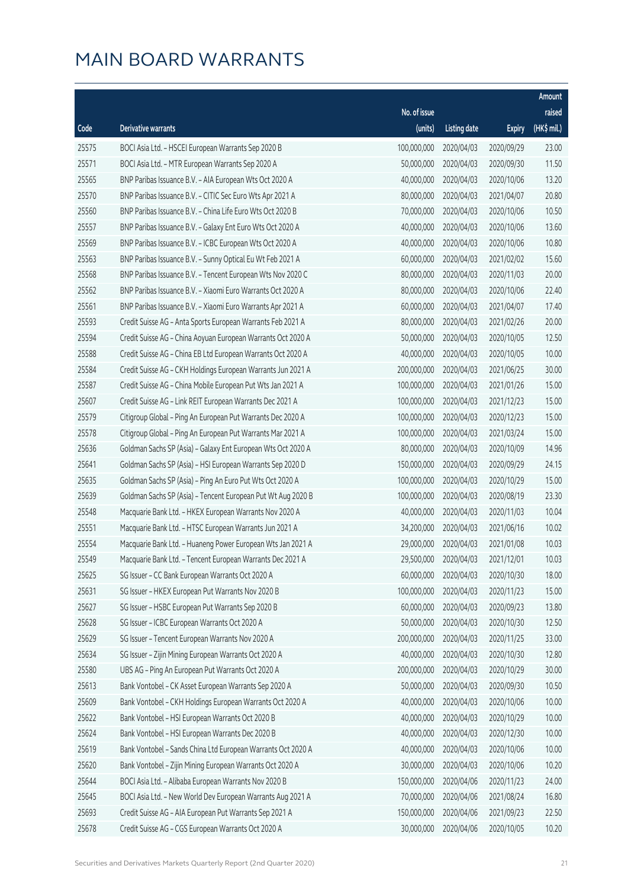# MAIN BOARD WARRANTS

| Code | Derivative warrants | No. of issue (units) | Listing date | Expiry | Amount raised (HK$ mil.) |
|---|---|---|---|---|---|
| 25575 | BOCI Asia Ltd. - HSCEI European Warrants Sep 2020 B | 100,000,000 | 2020/04/03 | 2020/09/29 | 23.00 |
| 25571 | BOCI Asia Ltd. - MTR European Warrants Sep 2020 A | 50,000,000 | 2020/04/03 | 2020/09/30 | 11.50 |
| 25565 | BNP Paribas Issuance B.V. - AIA European Wts Oct 2020 A | 40,000,000 | 2020/04/03 | 2020/10/06 | 13.20 |
| 25570 | BNP Paribas Issuance B.V. - CITIC Sec Euro Wts Apr 2021 A | 80,000,000 | 2020/04/03 | 2021/04/07 | 20.80 |
| 25560 | BNP Paribas Issuance B.V. - China Life Euro Wts Oct 2020 B | 70,000,000 | 2020/04/03 | 2020/10/06 | 10.50 |
| 25557 | BNP Paribas Issuance B.V. - Galaxy Ent Euro Wts Oct 2020 A | 40,000,000 | 2020/04/03 | 2020/10/06 | 13.60 |
| 25569 | BNP Paribas Issuance B.V. - ICBC European Wts Oct 2020 A | 40,000,000 | 2020/04/03 | 2020/10/06 | 10.80 |
| 25563 | BNP Paribas Issuance B.V. - Sunny Optical Eu Wt Feb 2021 A | 60,000,000 | 2020/04/03 | 2021/02/02 | 15.60 |
| 25568 | BNP Paribas Issuance B.V. - Tencent European Wts Nov 2020 C | 80,000,000 | 2020/04/03 | 2020/11/03 | 20.00 |
| 25562 | BNP Paribas Issuance B.V. - Xiaomi Euro Warrants Oct 2020 A | 80,000,000 | 2020/04/03 | 2020/10/06 | 22.40 |
| 25561 | BNP Paribas Issuance B.V. - Xiaomi Euro Warrants Apr 2021 A | 60,000,000 | 2020/04/03 | 2021/04/07 | 17.40 |
| 25593 | Credit Suisse AG - Anta Sports European Warrants Feb 2021 A | 80,000,000 | 2020/04/03 | 2021/02/26 | 20.00 |
| 25594 | Credit Suisse AG - China Aoyuan European Warrants Oct 2020 A | 50,000,000 | 2020/04/03 | 2020/10/05 | 12.50 |
| 25588 | Credit Suisse AG - China EB Ltd European Warrants Oct 2020 A | 40,000,000 | 2020/04/03 | 2020/10/05 | 10.00 |
| 25584 | Credit Suisse AG - CKH Holdings European Warrants Jun 2021 A | 200,000,000 | 2020/04/03 | 2021/06/25 | 30.00 |
| 25587 | Credit Suisse AG - China Mobile European Put Wts Jan 2021 A | 100,000,000 | 2020/04/03 | 2021/01/26 | 15.00 |
| 25607 | Credit Suisse AG - Link REIT European Warrants Dec 2021 A | 100,000,000 | 2020/04/03 | 2021/12/23 | 15.00 |
| 25579 | Citigroup Global - Ping An European Put Warrants Dec 2020 A | 100,000,000 | 2020/04/03 | 2020/12/23 | 15.00 |
| 25578 | Citigroup Global - Ping An European Put Warrants Mar 2021 A | 100,000,000 | 2020/04/03 | 2021/03/24 | 15.00 |
| 25636 | Goldman Sachs SP (Asia) - Galaxy Ent European Wts Oct 2020 A | 80,000,000 | 2020/04/03 | 2020/10/09 | 14.96 |
| 25641 | Goldman Sachs SP (Asia) - HSI European Warrants Sep 2020 D | 150,000,000 | 2020/04/03 | 2020/09/29 | 24.15 |
| 25635 | Goldman Sachs SP (Asia) - Ping An Euro Put Wts Oct 2020 A | 100,000,000 | 2020/04/03 | 2020/10/29 | 15.00 |
| 25639 | Goldman Sachs SP (Asia) - Tencent European Put Wt Aug 2020 B | 100,000,000 | 2020/04/03 | 2020/08/19 | 23.30 |
| 25548 | Macquarie Bank Ltd. - HKEX European Warrants Nov 2020 A | 40,000,000 | 2020/04/03 | 2020/11/03 | 10.04 |
| 25551 | Macquarie Bank Ltd. - HTSC European Warrants Jun 2021 A | 34,200,000 | 2020/04/03 | 2021/06/16 | 10.02 |
| 25554 | Macquarie Bank Ltd. - Huaneng Power European Wts Jan 2021 A | 29,000,000 | 2020/04/03 | 2021/01/08 | 10.03 |
| 25549 | Macquarie Bank Ltd. - Tencent European Warrants Dec 2021 A | 29,500,000 | 2020/04/03 | 2021/12/01 | 10.03 |
| 25625 | SG Issuer - CC Bank European Warrants Oct 2020 A | 60,000,000 | 2020/04/03 | 2020/10/30 | 18.00 |
| 25631 | SG Issuer - HKEX European Put Warrants Nov 2020 B | 100,000,000 | 2020/04/03 | 2020/11/23 | 15.00 |
| 25627 | SG Issuer - HSBC European Put Warrants Sep 2020 B | 60,000,000 | 2020/04/03 | 2020/09/23 | 13.80 |
| 25628 | SG Issuer - ICBC European Warrants Oct 2020 A | 50,000,000 | 2020/04/03 | 2020/10/30 | 12.50 |
| 25629 | SG Issuer - Tencent European Warrants Nov 2020 A | 200,000,000 | 2020/04/03 | 2020/11/25 | 33.00 |
| 25634 | SG Issuer - Zijin Mining European Warrants Oct 2020 A | 40,000,000 | 2020/04/03 | 2020/10/30 | 12.80 |
| 25580 | UBS AG - Ping An European Put Warrants Oct 2020 A | 200,000,000 | 2020/04/03 | 2020/10/29 | 30.00 |
| 25613 | Bank Vontobel - CK Asset European Warrants Sep 2020 A | 50,000,000 | 2020/04/03 | 2020/09/30 | 10.50 |
| 25609 | Bank Vontobel - CKH Holdings European Warrants Oct 2020 A | 40,000,000 | 2020/04/03 | 2020/10/06 | 10.00 |
| 25622 | Bank Vontobel - HSI European Warrants Oct 2020 B | 40,000,000 | 2020/04/03 | 2020/10/29 | 10.00 |
| 25624 | Bank Vontobel - HSI European Warrants Dec 2020 B | 40,000,000 | 2020/04/03 | 2020/12/30 | 10.00 |
| 25619 | Bank Vontobel - Sands China Ltd European Warrants Oct 2020 A | 40,000,000 | 2020/04/03 | 2020/10/06 | 10.00 |
| 25620 | Bank Vontobel - Zijin Mining European Warrants Oct 2020 A | 30,000,000 | 2020/04/03 | 2020/10/06 | 10.20 |
| 25644 | BOCI Asia Ltd. - Alibaba European Warrants Nov 2020 B | 150,000,000 | 2020/04/06 | 2020/11/23 | 24.00 |
| 25645 | BOCI Asia Ltd. - New World Dev European Warrants Aug 2021 A | 70,000,000 | 2020/04/06 | 2021/08/24 | 16.80 |
| 25693 | Credit Suisse AG - AIA European Put Warrants Sep 2021 A | 150,000,000 | 2020/04/06 | 2021/09/23 | 22.50 |
| 25678 | Credit Suisse AG - CGS European Warrants Oct 2020 A | 30,000,000 | 2020/04/06 | 2020/10/05 | 10.20 |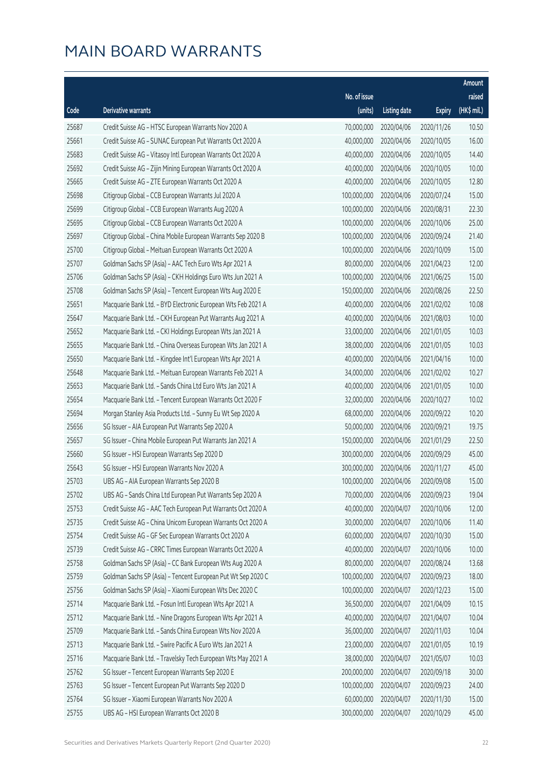# MAIN BOARD WARRANTS

| Code | Derivative warrants | No. of issue (units) | Listing date | Expiry | Amount raised (HK$ mil.) |
|---|---|---|---|---|---|
| 25687 | Credit Suisse AG - HTSC European Warrants Nov 2020 A | 70,000,000 | 2020/04/06 | 2020/11/26 | 10.50 |
| 25661 | Credit Suisse AG - SUNAC European Put Warrants Oct 2020 A | 40,000,000 | 2020/04/06 | 2020/10/05 | 16.00 |
| 25683 | Credit Suisse AG - Vitasoy Intl European Warrants Oct 2020 A | 40,000,000 | 2020/04/06 | 2020/10/05 | 14.40 |
| 25692 | Credit Suisse AG - Zijin Mining European Warrants Oct 2020 A | 40,000,000 | 2020/04/06 | 2020/10/05 | 10.00 |
| 25665 | Credit Suisse AG - ZTE European Warrants Oct 2020 A | 40,000,000 | 2020/04/06 | 2020/10/05 | 12.80 |
| 25698 | Citigroup Global - CCB European Warrants Jul 2020 A | 100,000,000 | 2020/04/06 | 2020/07/24 | 15.00 |
| 25699 | Citigroup Global - CCB European Warrants Aug 2020 A | 100,000,000 | 2020/04/06 | 2020/08/31 | 22.30 |
| 25695 | Citigroup Global - CCB European Warrants Oct 2020 A | 100,000,000 | 2020/04/06 | 2020/10/06 | 25.00 |
| 25697 | Citigroup Global - China Mobile European Warrants Sep 2020 B | 100,000,000 | 2020/04/06 | 2020/09/24 | 21.40 |
| 25700 | Citigroup Global - Meituan European Warrants Oct 2020 A | 100,000,000 | 2020/04/06 | 2020/10/09 | 15.00 |
| 25707 | Goldman Sachs SP (Asia) - AAC Tech Euro Wts Apr 2021 A | 80,000,000 | 2020/04/06 | 2021/04/23 | 12.00 |
| 25706 | Goldman Sachs SP (Asia) - CKH Holdings Euro Wts Jun 2021 A | 100,000,000 | 2020/04/06 | 2021/06/25 | 15.00 |
| 25708 | Goldman Sachs SP (Asia) - Tencent European Wts Aug 2020 E | 150,000,000 | 2020/04/06 | 2020/08/26 | 22.50 |
| 25651 | Macquarie Bank Ltd. - BYD Electronic European Wts Feb 2021 A | 40,000,000 | 2020/04/06 | 2021/02/02 | 10.08 |
| 25647 | Macquarie Bank Ltd. - CKH European Put Warrants Aug 2021 A | 40,000,000 | 2020/04/06 | 2021/08/03 | 10.00 |
| 25652 | Macquarie Bank Ltd. - CKI Holdings European Wts Jan 2021 A | 33,000,000 | 2020/04/06 | 2021/01/05 | 10.03 |
| 25655 | Macquarie Bank Ltd. - China Overseas European Wts Jan 2021 A | 38,000,000 | 2020/04/06 | 2021/01/05 | 10.03 |
| 25650 | Macquarie Bank Ltd. - Kingdee Int'l European Wts Apr 2021 A | 40,000,000 | 2020/04/06 | 2021/04/16 | 10.00 |
| 25648 | Macquarie Bank Ltd. - Meituan European Warrants Feb 2021 A | 34,000,000 | 2020/04/06 | 2021/02/02 | 10.27 |
| 25653 | Macquarie Bank Ltd. - Sands China Ltd Euro Wts Jan 2021 A | 40,000,000 | 2020/04/06 | 2021/01/05 | 10.00 |
| 25654 | Macquarie Bank Ltd. - Tencent European Warrants Oct 2020 F | 32,000,000 | 2020/04/06 | 2020/10/27 | 10.02 |
| 25694 | Morgan Stanley Asia Products Ltd. - Sunny Eu Wt Sep 2020 A | 68,000,000 | 2020/04/06 | 2020/09/22 | 10.20 |
| 25656 | SG Issuer - AIA European Put Warrants Sep 2020 A | 50,000,000 | 2020/04/06 | 2020/09/21 | 19.75 |
| 25657 | SG Issuer - China Mobile European Put Warrants Jan 2021 A | 150,000,000 | 2020/04/06 | 2021/01/29 | 22.50 |
| 25660 | SG Issuer - HSI European Warrants Sep 2020 D | 300,000,000 | 2020/04/06 | 2020/09/29 | 45.00 |
| 25643 | SG Issuer - HSI European Warrants Nov 2020 A | 300,000,000 | 2020/04/06 | 2020/11/27 | 45.00 |
| 25703 | UBS AG - AIA European Warrants Sep 2020 B | 100,000,000 | 2020/04/06 | 2020/09/08 | 15.00 |
| 25702 | UBS AG - Sands China Ltd European Put Warrants Sep 2020 A | 70,000,000 | 2020/04/06 | 2020/09/23 | 19.04 |
| 25753 | Credit Suisse AG - AAC Tech European Put Warrants Oct 2020 A | 40,000,000 | 2020/04/07 | 2020/10/06 | 12.00 |
| 25735 | Credit Suisse AG - China Unicom European Warrants Oct 2020 A | 30,000,000 | 2020/04/07 | 2020/10/06 | 11.40 |
| 25754 | Credit Suisse AG - GF Sec European Warrants Oct 2020 A | 60,000,000 | 2020/04/07 | 2020/10/30 | 15.00 |
| 25739 | Credit Suisse AG - CRRC Times European Warrants Oct 2020 A | 40,000,000 | 2020/04/07 | 2020/10/06 | 10.00 |
| 25758 | Goldman Sachs SP (Asia) - CC Bank European Wts Aug 2020 A | 80,000,000 | 2020/04/07 | 2020/08/24 | 13.68 |
| 25759 | Goldman Sachs SP (Asia) - Tencent European Put Wt Sep 2020 C | 100,000,000 | 2020/04/07 | 2020/09/23 | 18.00 |
| 25756 | Goldman Sachs SP (Asia) - Xiaomi European Wts Dec 2020 C | 100,000,000 | 2020/04/07 | 2020/12/23 | 15.00 |
| 25714 | Macquarie Bank Ltd. - Fosun Intl European Wts Apr 2021 A | 36,500,000 | 2020/04/07 | 2021/04/09 | 10.15 |
| 25712 | Macquarie Bank Ltd. - Nine Dragons European Wts Apr 2021 A | 40,000,000 | 2020/04/07 | 2021/04/07 | 10.04 |
| 25709 | Macquarie Bank Ltd. - Sands China European Wts Nov 2020 A | 36,000,000 | 2020/04/07 | 2020/11/03 | 10.04 |
| 25713 | Macquarie Bank Ltd. - Swire Pacific A Euro Wts Jan 2021 A | 23,000,000 | 2020/04/07 | 2021/01/05 | 10.19 |
| 25716 | Macquarie Bank Ltd. - Travelsky Tech European Wts May 2021 A | 38,000,000 | 2020/04/07 | 2021/05/07 | 10.03 |
| 25762 | SG Issuer - Tencent European Warrants Sep 2020 E | 200,000,000 | 2020/04/07 | 2020/09/18 | 30.00 |
| 25763 | SG Issuer - Tencent European Put Warrants Sep 2020 D | 100,000,000 | 2020/04/07 | 2020/09/23 | 24.00 |
| 25764 | SG Issuer - Xiaomi European Warrants Nov 2020 A | 60,000,000 | 2020/04/07 | 2020/11/30 | 15.00 |
| 25755 | UBS AG - HSI European Warrants Oct 2020 B | 300,000,000 | 2020/04/07 | 2020/10/29 | 45.00 |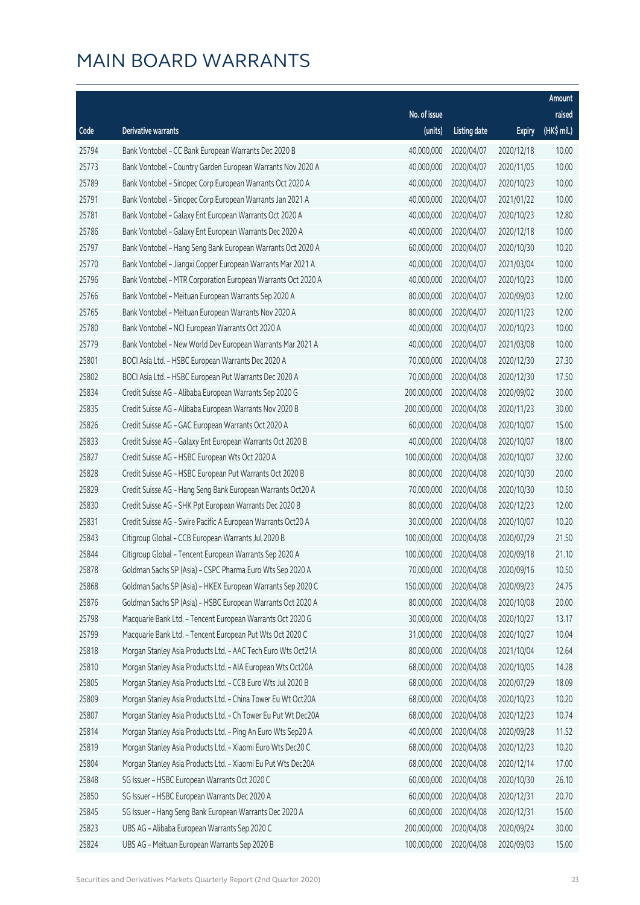# MAIN BOARD WARRANTS

| Code | Derivative warrants | No. of issue (units) | Listing date | Expiry | Amount raised (HK$ mil.) |
|---|---|---|---|---|---|
| 25794 | Bank Vontobel – CC Bank European Warrants Dec 2020 B | 40,000,000 | 2020/04/07 | 2020/12/18 | 10.00 |
| 25773 | Bank Vontobel – Country Garden European Warrants Nov 2020 A | 40,000,000 | 2020/04/07 | 2020/11/05 | 10.00 |
| 25789 | Bank Vontobel – Sinopec Corp European Warrants Oct 2020 A | 40,000,000 | 2020/04/07 | 2020/10/23 | 10.00 |
| 25791 | Bank Vontobel – Sinopec Corp European Warrants Jan 2021 A | 40,000,000 | 2020/04/07 | 2021/01/22 | 10.00 |
| 25781 | Bank Vontobel – Galaxy Ent European Warrants Oct 2020 A | 40,000,000 | 2020/04/07 | 2020/10/23 | 12.80 |
| 25786 | Bank Vontobel – Galaxy Ent European Warrants Dec 2020 A | 40,000,000 | 2020/04/07 | 2020/12/18 | 10.00 |
| 25797 | Bank Vontobel – Hang Seng Bank European Warrants Oct 2020 A | 60,000,000 | 2020/04/07 | 2020/10/30 | 10.20 |
| 25770 | Bank Vontobel – Jiangxi Copper European Warrants Mar 2021 A | 40,000,000 | 2020/04/07 | 2021/03/04 | 10.00 |
| 25796 | Bank Vontobel – MTR Corporation European Warrants Oct 2020 A | 40,000,000 | 2020/04/07 | 2020/10/23 | 10.00 |
| 25766 | Bank Vontobel – Meituan European Warrants Sep 2020 A | 80,000,000 | 2020/04/07 | 2020/09/03 | 12.00 |
| 25765 | Bank Vontobel – Meituan European Warrants Nov 2020 A | 80,000,000 | 2020/04/07 | 2020/11/23 | 12.00 |
| 25780 | Bank Vontobel – NCI European Warrants Oct 2020 A | 40,000,000 | 2020/04/07 | 2020/10/23 | 10.00 |
| 25779 | Bank Vontobel – New World Dev European Warrants Mar 2021 A | 40,000,000 | 2020/04/07 | 2021/03/08 | 10.00 |
| 25801 | BOCI Asia Ltd. – HSBC European Warrants Dec 2020 A | 70,000,000 | 2020/04/08 | 2020/12/30 | 27.30 |
| 25802 | BOCI Asia Ltd. – HSBC European Put Warrants Dec 2020 A | 70,000,000 | 2020/04/08 | 2020/12/30 | 17.50 |
| 25834 | Credit Suisse AG – Alibaba European Warrants Sep 2020 G | 200,000,000 | 2020/04/08 | 2020/09/02 | 30.00 |
| 25835 | Credit Suisse AG – Alibaba European Warrants Nov 2020 B | 200,000,000 | 2020/04/08 | 2020/11/23 | 30.00 |
| 25826 | Credit Suisse AG – GAC European Warrants Oct 2020 A | 60,000,000 | 2020/04/08 | 2020/10/07 | 15.00 |
| 25833 | Credit Suisse AG – Galaxy Ent European Warrants Oct 2020 B | 40,000,000 | 2020/04/08 | 2020/10/07 | 18.00 |
| 25827 | Credit Suisse AG – HSBC European Wts Oct 2020 A | 100,000,000 | 2020/04/08 | 2020/10/07 | 32.00 |
| 25828 | Credit Suisse AG – HSBC European Put Warrants Oct 2020 B | 80,000,000 | 2020/04/08 | 2020/10/30 | 20.00 |
| 25829 | Credit Suisse AG – Hang Seng Bank European Warrants Oct20 A | 70,000,000 | 2020/04/08 | 2020/10/30 | 10.50 |
| 25830 | Credit Suisse AG – SHK Ppt European Warrants Dec 2020 B | 80,000,000 | 2020/04/08 | 2020/12/23 | 12.00 |
| 25831 | Credit Suisse AG – Swire Pacific A European Warrants Oct20 A | 30,000,000 | 2020/04/08 | 2020/10/07 | 10.20 |
| 25843 | Citigroup Global – CCB European Warrants Jul 2020 B | 100,000,000 | 2020/04/08 | 2020/07/29 | 21.50 |
| 25844 | Citigroup Global – Tencent European Warrants Sep 2020 A | 100,000,000 | 2020/04/08 | 2020/09/18 | 21.10 |
| 25878 | Goldman Sachs SP (Asia) – CSPC Pharma Euro Wts Sep 2020 A | 70,000,000 | 2020/04/08 | 2020/09/16 | 10.50 |
| 25868 | Goldman Sachs SP (Asia) – HKEX European Warrants Sep 2020 C | 150,000,000 | 2020/04/08 | 2020/09/23 | 24.75 |
| 25876 | Goldman Sachs SP (Asia) – HSBC European Warrants Oct 2020 A | 80,000,000 | 2020/04/08 | 2020/10/08 | 20.00 |
| 25798 | Macquarie Bank Ltd. – Tencent European Warrants Oct 2020 G | 30,000,000 | 2020/04/08 | 2020/10/27 | 13.17 |
| 25799 | Macquarie Bank Ltd. – Tencent European Put Wts Oct 2020 C | 31,000,000 | 2020/04/08 | 2020/10/27 | 10.04 |
| 25818 | Morgan Stanley Asia Products Ltd. – AAC Tech Euro Wts Oct21A | 80,000,000 | 2020/04/08 | 2021/10/04 | 12.64 |
| 25810 | Morgan Stanley Asia Products Ltd. – AIA European Wts Oct20A | 68,000,000 | 2020/04/08 | 2020/10/05 | 14.28 |
| 25805 | Morgan Stanley Asia Products Ltd. – CCB Euro Wts Jul 2020 B | 68,000,000 | 2020/04/08 | 2020/07/29 | 18.09 |
| 25809 | Morgan Stanley Asia Products Ltd. – China Tower Eu Wt Oct20A | 68,000,000 | 2020/04/08 | 2020/10/23 | 10.20 |
| 25807 | Morgan Stanley Asia Products Ltd. – Ch Tower Eu Put Wt Dec20A | 68,000,000 | 2020/04/08 | 2020/12/23 | 10.74 |
| 25814 | Morgan Stanley Asia Products Ltd. – Ping An Euro Wts Sep20 A | 40,000,000 | 2020/04/08 | 2020/09/28 | 11.52 |
| 25819 | Morgan Stanley Asia Products Ltd. – Xiaomi Euro Wts Dec20 C | 68,000,000 | 2020/04/08 | 2020/12/23 | 10.20 |
| 25804 | Morgan Stanley Asia Products Ltd. – Xiaomi Eu Put Wts Dec20A | 68,000,000 | 2020/04/08 | 2020/12/14 | 17.00 |
| 25848 | SG Issuer – HSBC European Warrants Oct 2020 C | 60,000,000 | 2020/04/08 | 2020/10/30 | 26.10 |
| 25850 | SG Issuer – HSBC European Warrants Dec 2020 A | 60,000,000 | 2020/04/08 | 2020/12/31 | 20.70 |
| 25845 | SG Issuer – Hang Seng Bank European Warrants Dec 2020 A | 60,000,000 | 2020/04/08 | 2020/12/31 | 15.00 |
| 25823 | UBS AG – Alibaba European Warrants Sep 2020 C | 200,000,000 | 2020/04/08 | 2020/09/24 | 30.00 |
| 25824 | UBS AG – Meituan European Warrants Sep 2020 B | 100,000,000 | 2020/04/08 | 2020/09/03 | 15.00 |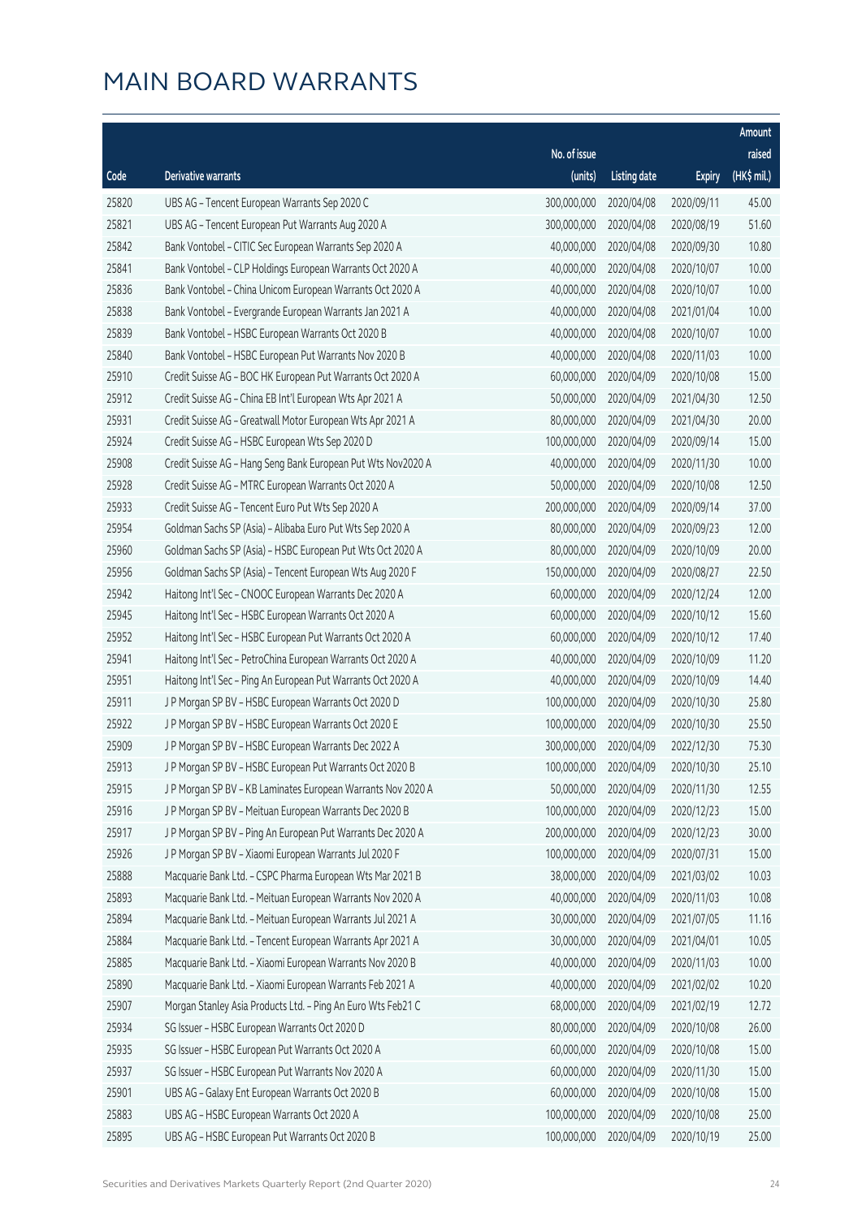# MAIN BOARD WARRANTS

| Code | Derivative warrants | No. of issue (units) | Listing date | Expiry | Amount raised (HK$ mil.) |
|---|---|---|---|---|---|
| 25820 | UBS AG – Tencent European Warrants Sep 2020 C | 300,000,000 | 2020/04/08 | 2020/09/11 | 45.00 |
| 25821 | UBS AG – Tencent European Put Warrants Aug 2020 A | 300,000,000 | 2020/04/08 | 2020/08/19 | 51.60 |
| 25842 | Bank Vontobel – CITIC Sec European Warrants Sep 2020 A | 40,000,000 | 2020/04/08 | 2020/09/30 | 10.80 |
| 25841 | Bank Vontobel – CLP Holdings European Warrants Oct 2020 A | 40,000,000 | 2020/04/08 | 2020/10/07 | 10.00 |
| 25836 | Bank Vontobel – China Unicom European Warrants Oct 2020 A | 40,000,000 | 2020/04/08 | 2020/10/07 | 10.00 |
| 25838 | Bank Vontobel – Evergrande European Warrants Jan 2021 A | 40,000,000 | 2020/04/08 | 2021/01/04 | 10.00 |
| 25839 | Bank Vontobel – HSBC European Warrants Oct 2020 B | 40,000,000 | 2020/04/08 | 2020/10/07 | 10.00 |
| 25840 | Bank Vontobel – HSBC European Put Warrants Nov 2020 B | 40,000,000 | 2020/04/08 | 2020/11/03 | 10.00 |
| 25910 | Credit Suisse AG – BOC HK European Put Warrants Oct 2020 A | 60,000,000 | 2020/04/09 | 2020/10/08 | 15.00 |
| 25912 | Credit Suisse AG – China EB Int'l European Wts Apr 2021 A | 50,000,000 | 2020/04/09 | 2021/04/30 | 12.50 |
| 25931 | Credit Suisse AG – Greatwall Motor European Wts Apr 2021 A | 80,000,000 | 2020/04/09 | 2021/04/30 | 20.00 |
| 25924 | Credit Suisse AG – HSBC European Wts Sep 2020 D | 100,000,000 | 2020/04/09 | 2020/09/14 | 15.00 |
| 25908 | Credit Suisse AG – Hang Seng Bank European Put Wts Nov2020 A | 40,000,000 | 2020/04/09 | 2020/11/30 | 10.00 |
| 25928 | Credit Suisse AG – MTRC European Warrants Oct 2020 A | 50,000,000 | 2020/04/09 | 2020/10/08 | 12.50 |
| 25933 | Credit Suisse AG – Tencent Euro Put Wts Sep 2020 A | 200,000,000 | 2020/04/09 | 2020/09/14 | 37.00 |
| 25954 | Goldman Sachs SP (Asia) – Alibaba Euro Put Wts Sep 2020 A | 80,000,000 | 2020/04/09 | 2020/09/23 | 12.00 |
| 25960 | Goldman Sachs SP (Asia) – HSBC European Put Wts Oct 2020 A | 80,000,000 | 2020/04/09 | 2020/10/09 | 20.00 |
| 25956 | Goldman Sachs SP (Asia) – Tencent European Wts Aug 2020 F | 150,000,000 | 2020/04/09 | 2020/08/27 | 22.50 |
| 25942 | Haitong Int'l Sec – CNOOC European Warrants Dec 2020 A | 60,000,000 | 2020/04/09 | 2020/12/24 | 12.00 |
| 25945 | Haitong Int'l Sec – HSBC European Warrants Oct 2020 A | 60,000,000 | 2020/04/09 | 2020/10/12 | 15.60 |
| 25952 | Haitong Int'l Sec – HSBC European Put Warrants Oct 2020 A | 60,000,000 | 2020/04/09 | 2020/10/12 | 17.40 |
| 25941 | Haitong Int'l Sec – PetroChina European Warrants Oct 2020 A | 40,000,000 | 2020/04/09 | 2020/10/09 | 11.20 |
| 25951 | Haitong Int'l Sec – Ping An European Put Warrants Oct 2020 A | 40,000,000 | 2020/04/09 | 2020/10/09 | 14.40 |
| 25911 | J P Morgan SP BV – HSBC European Warrants Oct 2020 D | 100,000,000 | 2020/04/09 | 2020/10/30 | 25.80 |
| 25922 | J P Morgan SP BV – HSBC European Warrants Oct 2020 E | 100,000,000 | 2020/04/09 | 2020/10/30 | 25.50 |
| 25909 | J P Morgan SP BV – HSBC European Warrants Dec 2022 A | 300,000,000 | 2020/04/09 | 2022/12/30 | 75.30 |
| 25913 | J P Morgan SP BV – HSBC European Put Warrants Oct 2020 B | 100,000,000 | 2020/04/09 | 2020/10/30 | 25.10 |
| 25915 | J P Morgan SP BV – KB Laminates European Warrants Nov 2020 A | 50,000,000 | 2020/04/09 | 2020/11/30 | 12.55 |
| 25916 | J P Morgan SP BV – Meituan European Warrants Dec 2020 B | 100,000,000 | 2020/04/09 | 2020/12/23 | 15.00 |
| 25917 | J P Morgan SP BV – Ping An European Put Warrants Dec 2020 A | 200,000,000 | 2020/04/09 | 2020/12/23 | 30.00 |
| 25926 | J P Morgan SP BV – Xiaomi European Warrants Jul 2020 F | 100,000,000 | 2020/04/09 | 2020/07/31 | 15.00 |
| 25888 | Macquarie Bank Ltd. – CSPC Pharma European Wts Mar 2021 B | 38,000,000 | 2020/04/09 | 2021/03/02 | 10.03 |
| 25893 | Macquarie Bank Ltd. – Meituan European Warrants Nov 2020 A | 40,000,000 | 2020/04/09 | 2020/11/03 | 10.08 |
| 25894 | Macquarie Bank Ltd. – Meituan European Warrants Jul 2021 A | 30,000,000 | 2020/04/09 | 2021/07/05 | 11.16 |
| 25884 | Macquarie Bank Ltd. – Tencent European Warrants Apr 2021 A | 30,000,000 | 2020/04/09 | 2021/04/01 | 10.05 |
| 25885 | Macquarie Bank Ltd. – Xiaomi European Warrants Nov 2020 B | 40,000,000 | 2020/04/09 | 2020/11/03 | 10.00 |
| 25890 | Macquarie Bank Ltd. – Xiaomi European Warrants Feb 2021 A | 40,000,000 | 2020/04/09 | 2021/02/02 | 10.20 |
| 25907 | Morgan Stanley Asia Products Ltd. – Ping An Euro Wts Feb21 C | 68,000,000 | 2020/04/09 | 2021/02/19 | 12.72 |
| 25934 | SG Issuer – HSBC European Warrants Oct 2020 D | 80,000,000 | 2020/04/09 | 2020/10/08 | 26.00 |
| 25935 | SG Issuer – HSBC European Put Warrants Oct 2020 A | 60,000,000 | 2020/04/09 | 2020/10/08 | 15.00 |
| 25937 | SG Issuer – HSBC European Put Warrants Nov 2020 A | 60,000,000 | 2020/04/09 | 2020/11/30 | 15.00 |
| 25901 | UBS AG – Galaxy Ent European Warrants Oct 2020 B | 60,000,000 | 2020/04/09 | 2020/10/08 | 15.00 |
| 25883 | UBS AG – HSBC European Warrants Oct 2020 A | 100,000,000 | 2020/04/09 | 2020/10/08 | 25.00 |
| 25895 | UBS AG – HSBC European Put Warrants Oct 2020 B | 100,000,000 | 2020/04/09 | 2020/10/19 | 25.00 |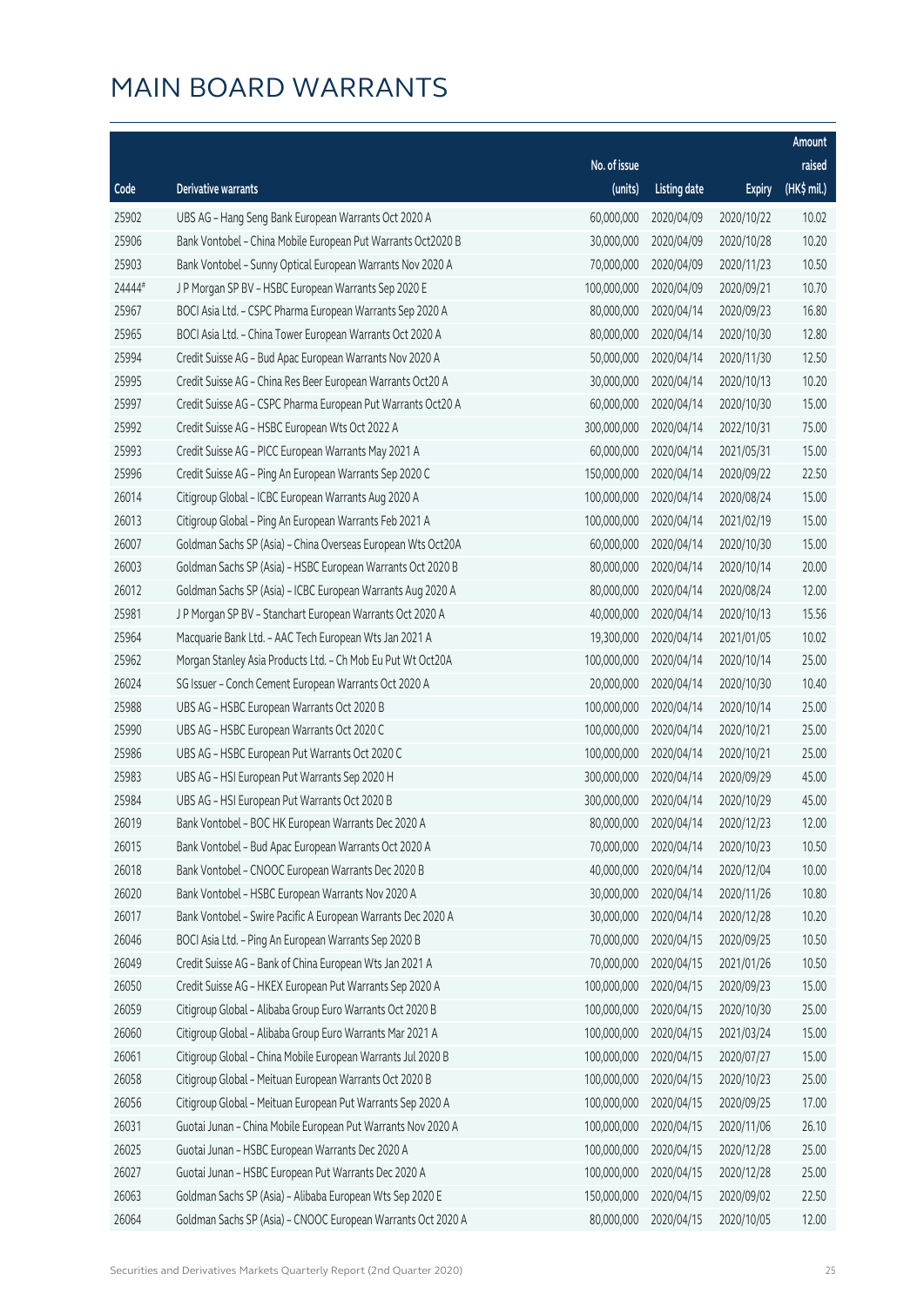# MAIN BOARD WARRANTS

| Code | Derivative warrants | No. of issue (units) | Listing date | Expiry | Amount raised (HK$ mil.) |
|---|---|---|---|---|---|
| 25902 | UBS AG – Hang Seng Bank European Warrants Oct 2020 A | 60,000,000 | 2020/04/09 | 2020/10/22 | 10.02 |
| 25906 | Bank Vontobel – China Mobile European Put Warrants Oct2020 B | 30,000,000 | 2020/04/09 | 2020/10/28 | 10.20 |
| 25903 | Bank Vontobel – Sunny Optical European Warrants Nov 2020 A | 70,000,000 | 2020/04/09 | 2020/11/23 | 10.50 |
| 24444# | J P Morgan SP BV – HSBC European Warrants Sep 2020 E | 100,000,000 | 2020/04/09 | 2020/09/21 | 10.70 |
| 25967 | BOCI Asia Ltd. – CSPC Pharma European Warrants Sep 2020 A | 80,000,000 | 2020/04/14 | 2020/09/23 | 16.80 |
| 25965 | BOCI Asia Ltd. – China Tower European Warrants Oct 2020 A | 80,000,000 | 2020/04/14 | 2020/10/30 | 12.80 |
| 25994 | Credit Suisse AG – Bud Apac European Warrants Nov 2020 A | 50,000,000 | 2020/04/14 | 2020/11/30 | 12.50 |
| 25995 | Credit Suisse AG – China Res Beer European Warrants Oct20 A | 30,000,000 | 2020/04/14 | 2020/10/13 | 10.20 |
| 25997 | Credit Suisse AG – CSPC Pharma European Put Warrants Oct20 A | 60,000,000 | 2020/04/14 | 2020/10/30 | 15.00 |
| 25992 | Credit Suisse AG – HSBC European Wts Oct 2022 A | 300,000,000 | 2020/04/14 | 2022/10/31 | 75.00 |
| 25993 | Credit Suisse AG – PICC European Warrants May 2021 A | 60,000,000 | 2020/04/14 | 2021/05/31 | 15.00 |
| 25996 | Credit Suisse AG – Ping An European Warrants Sep 2020 C | 150,000,000 | 2020/04/14 | 2020/09/22 | 22.50 |
| 26014 | Citigroup Global – ICBC European Warrants Aug 2020 A | 100,000,000 | 2020/04/14 | 2020/08/24 | 15.00 |
| 26013 | Citigroup Global – Ping An European Warrants Feb 2021 A | 100,000,000 | 2020/04/14 | 2021/02/19 | 15.00 |
| 26007 | Goldman Sachs SP (Asia) – China Overseas European Wts Oct20A | 60,000,000 | 2020/04/14 | 2020/10/30 | 15.00 |
| 26003 | Goldman Sachs SP (Asia) – HSBC European Warrants Oct 2020 B | 80,000,000 | 2020/04/14 | 2020/10/14 | 20.00 |
| 26012 | Goldman Sachs SP (Asia) – ICBC European Warrants Aug 2020 A | 80,000,000 | 2020/04/14 | 2020/08/24 | 12.00 |
| 25981 | J P Morgan SP BV – Stanchart European Warrants Oct 2020 A | 40,000,000 | 2020/04/14 | 2020/10/13 | 15.56 |
| 25964 | Macquarie Bank Ltd. – AAC Tech European Wts Jan 2021 A | 19,300,000 | 2020/04/14 | 2021/01/05 | 10.02 |
| 25962 | Morgan Stanley Asia Products Ltd. – Ch Mob Eu Put Wt Oct20A | 100,000,000 | 2020/04/14 | 2020/10/14 | 25.00 |
| 26024 | SG Issuer – Conch Cement European Warrants Oct 2020 A | 20,000,000 | 2020/04/14 | 2020/10/30 | 10.40 |
| 25988 | UBS AG – HSBC European Warrants Oct 2020 B | 100,000,000 | 2020/04/14 | 2020/10/14 | 25.00 |
| 25990 | UBS AG – HSBC European Warrants Oct 2020 C | 100,000,000 | 2020/04/14 | 2020/10/21 | 25.00 |
| 25986 | UBS AG – HSBC European Put Warrants Oct 2020 C | 100,000,000 | 2020/04/14 | 2020/10/21 | 25.00 |
| 25983 | UBS AG – HSI European Put Warrants Sep 2020 H | 300,000,000 | 2020/04/14 | 2020/09/29 | 45.00 |
| 25984 | UBS AG – HSI European Put Warrants Oct 2020 B | 300,000,000 | 2020/04/14 | 2020/10/29 | 45.00 |
| 26019 | Bank Vontobel – BOC HK European Warrants Dec 2020 A | 80,000,000 | 2020/04/14 | 2020/12/23 | 12.00 |
| 26015 | Bank Vontobel – Bud Apac European Warrants Oct 2020 A | 70,000,000 | 2020/04/14 | 2020/10/23 | 10.50 |
| 26018 | Bank Vontobel – CNOOC European Warrants Dec 2020 B | 40,000,000 | 2020/04/14 | 2020/12/04 | 10.00 |
| 26020 | Bank Vontobel – HSBC European Warrants Nov 2020 A | 30,000,000 | 2020/04/14 | 2020/11/26 | 10.80 |
| 26017 | Bank Vontobel – Swire Pacific A European Warrants Dec 2020 A | 30,000,000 | 2020/04/14 | 2020/12/28 | 10.20 |
| 26046 | BOCI Asia Ltd. – Ping An European Warrants Sep 2020 B | 70,000,000 | 2020/04/15 | 2020/09/25 | 10.50 |
| 26049 | Credit Suisse AG – Bank of China European Wts Jan 2021 A | 70,000,000 | 2020/04/15 | 2021/01/26 | 10.50 |
| 26050 | Credit Suisse AG – HKEX European Put Warrants Sep 2020 A | 100,000,000 | 2020/04/15 | 2020/09/23 | 15.00 |
| 26059 | Citigroup Global – Alibaba Group Euro Warrants Oct 2020 B | 100,000,000 | 2020/04/15 | 2020/10/30 | 25.00 |
| 26060 | Citigroup Global – Alibaba Group Euro Warrants Mar 2021 A | 100,000,000 | 2020/04/15 | 2021/03/24 | 15.00 |
| 26061 | Citigroup Global – China Mobile European Warrants Jul 2020 B | 100,000,000 | 2020/04/15 | 2020/07/27 | 15.00 |
| 26058 | Citigroup Global – Meituan European Warrants Oct 2020 B | 100,000,000 | 2020/04/15 | 2020/10/23 | 25.00 |
| 26056 | Citigroup Global – Meituan European Put Warrants Sep 2020 A | 100,000,000 | 2020/04/15 | 2020/09/25 | 17.00 |
| 26031 | Guotai Junan – China Mobile European Put Warrants Nov 2020 A | 100,000,000 | 2020/04/15 | 2020/11/06 | 26.10 |
| 26025 | Guotai Junan – HSBC European Warrants Dec 2020 A | 100,000,000 | 2020/04/15 | 2020/12/28 | 25.00 |
| 26027 | Guotai Junan – HSBC European Put Warrants Dec 2020 A | 100,000,000 | 2020/04/15 | 2020/12/28 | 25.00 |
| 26063 | Goldman Sachs SP (Asia) – Alibaba European Wts Sep 2020 E | 150,000,000 | 2020/04/15 | 2020/09/02 | 22.50 |
| 26064 | Goldman Sachs SP (Asia) – CNOOC European Warrants Oct 2020 A | 80,000,000 | 2020/04/15 | 2020/10/05 | 12.00 |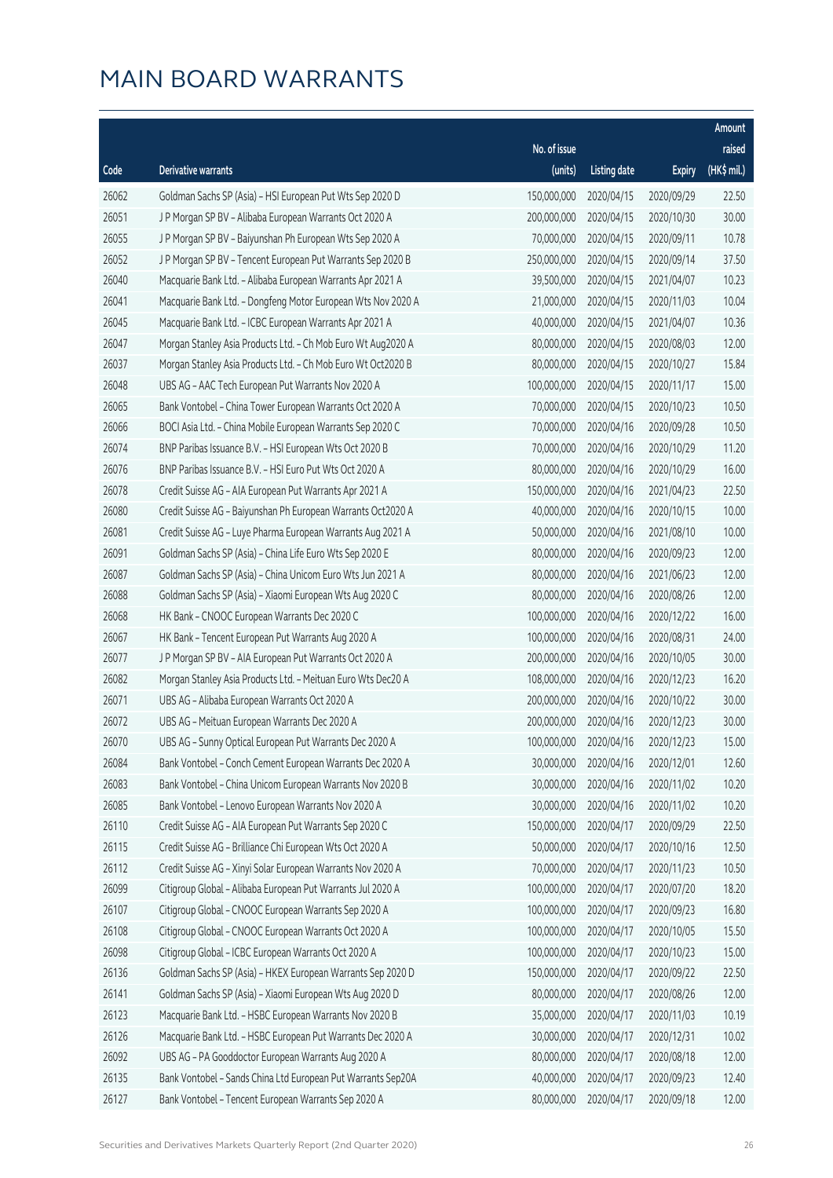# MAIN BOARD WARRANTS

| Code | Derivative warrants | No. of issue (units) | Listing date | Expiry | Amount raised (HK$ mil.) |
|---|---|---|---|---|---|
| 26062 | Goldman Sachs SP (Asia) – HSI European Put Wts Sep 2020 D | 150,000,000 | 2020/04/15 | 2020/09/29 | 22.50 |
| 26051 | J P Morgan SP BV – Alibaba European Warrants Oct 2020 A | 200,000,000 | 2020/04/15 | 2020/10/30 | 30.00 |
| 26055 | J P Morgan SP BV – Baiyunshan Ph European Wts Sep 2020 A | 70,000,000 | 2020/04/15 | 2020/09/11 | 10.78 |
| 26052 | J P Morgan SP BV – Tencent European Put Warrants Sep 2020 B | 250,000,000 | 2020/04/15 | 2020/09/14 | 37.50 |
| 26040 | Macquarie Bank Ltd. – Alibaba European Warrants Apr 2021 A | 39,500,000 | 2020/04/15 | 2021/04/07 | 10.23 |
| 26041 | Macquarie Bank Ltd. – Dongfeng Motor European Wts Nov 2020 A | 21,000,000 | 2020/04/15 | 2020/11/03 | 10.04 |
| 26045 | Macquarie Bank Ltd. – ICBC European Warrants Apr 2021 A | 40,000,000 | 2020/04/15 | 2021/04/07 | 10.36 |
| 26047 | Morgan Stanley Asia Products Ltd. – Ch Mob Euro Wt Aug2020 A | 80,000,000 | 2020/04/15 | 2020/08/03 | 12.00 |
| 26037 | Morgan Stanley Asia Products Ltd. – Ch Mob Euro Wt Oct2020 B | 80,000,000 | 2020/04/15 | 2020/10/27 | 15.84 |
| 26048 | UBS AG – AAC Tech European Put Warrants Nov 2020 A | 100,000,000 | 2020/04/15 | 2020/11/17 | 15.00 |
| 26065 | Bank Vontobel – China Tower European Warrants Oct 2020 A | 70,000,000 | 2020/04/15 | 2020/10/23 | 10.50 |
| 26066 | BOCI Asia Ltd. – China Mobile European Warrants Sep 2020 C | 70,000,000 | 2020/04/16 | 2020/09/28 | 10.50 |
| 26074 | BNP Paribas Issuance B.V. – HSI European Wts Oct 2020 B | 70,000,000 | 2020/04/16 | 2020/10/29 | 11.20 |
| 26076 | BNP Paribas Issuance B.V. – HSI Euro Put Wts Oct 2020 A | 80,000,000 | 2020/04/16 | 2020/10/29 | 16.00 |
| 26078 | Credit Suisse AG – AIA European Put Warrants Apr 2021 A | 150,000,000 | 2020/04/16 | 2021/04/23 | 22.50 |
| 26080 | Credit Suisse AG – Baiyunshan Ph European Warrants Oct2020 A | 40,000,000 | 2020/04/16 | 2020/10/15 | 10.00 |
| 26081 | Credit Suisse AG – Luye Pharma European Warrants Aug 2021 A | 50,000,000 | 2020/04/16 | 2021/08/10 | 10.00 |
| 26091 | Goldman Sachs SP (Asia) – China Life Euro Wts Sep 2020 E | 80,000,000 | 2020/04/16 | 2020/09/23 | 12.00 |
| 26087 | Goldman Sachs SP (Asia) – China Unicom Euro Wts Jun 2021 A | 80,000,000 | 2020/04/16 | 2021/06/23 | 12.00 |
| 26088 | Goldman Sachs SP (Asia) – Xiaomi European Wts Aug 2020 C | 80,000,000 | 2020/04/16 | 2020/08/26 | 12.00 |
| 26068 | HK Bank – CNOOC European Warrants Dec 2020 C | 100,000,000 | 2020/04/16 | 2020/12/22 | 16.00 |
| 26067 | HK Bank – Tencent European Put Warrants Aug 2020 A | 100,000,000 | 2020/04/16 | 2020/08/31 | 24.00 |
| 26077 | J P Morgan SP BV – AIA European Put Warrants Oct 2020 A | 200,000,000 | 2020/04/16 | 2020/10/05 | 30.00 |
| 26082 | Morgan Stanley Asia Products Ltd. – Meituan Euro Wts Dec20 A | 108,000,000 | 2020/04/16 | 2020/12/23 | 16.20 |
| 26071 | UBS AG – Alibaba European Warrants Oct 2020 A | 200,000,000 | 2020/04/16 | 2020/10/22 | 30.00 |
| 26072 | UBS AG – Meituan European Warrants Dec 2020 A | 200,000,000 | 2020/04/16 | 2020/12/23 | 30.00 |
| 26070 | UBS AG – Sunny Optical European Put Warrants Dec 2020 A | 100,000,000 | 2020/04/16 | 2020/12/23 | 15.00 |
| 26084 | Bank Vontobel – Conch Cement European Warrants Dec 2020 A | 30,000,000 | 2020/04/16 | 2020/12/01 | 12.60 |
| 26083 | Bank Vontobel – China Unicom European Warrants Nov 2020 B | 30,000,000 | 2020/04/16 | 2020/11/02 | 10.20 |
| 26085 | Bank Vontobel – Lenovo European Warrants Nov 2020 A | 30,000,000 | 2020/04/16 | 2020/11/02 | 10.20 |
| 26110 | Credit Suisse AG – AIA European Put Warrants Sep 2020 C | 150,000,000 | 2020/04/17 | 2020/09/29 | 22.50 |
| 26115 | Credit Suisse AG – Brilliance Chi European Wts Oct 2020 A | 50,000,000 | 2020/04/17 | 2020/10/16 | 12.50 |
| 26112 | Credit Suisse AG – Xinyi Solar European Warrants Nov 2020 A | 70,000,000 | 2020/04/17 | 2020/11/23 | 10.50 |
| 26099 | Citigroup Global – Alibaba European Put Warrants Jul 2020 A | 100,000,000 | 2020/04/17 | 2020/07/20 | 18.20 |
| 26107 | Citigroup Global – CNOOC European Warrants Sep 2020 A | 100,000,000 | 2020/04/17 | 2020/09/23 | 16.80 |
| 26108 | Citigroup Global – CNOOC European Warrants Oct 2020 A | 100,000,000 | 2020/04/17 | 2020/10/05 | 15.50 |
| 26098 | Citigroup Global – ICBC European Warrants Oct 2020 A | 100,000,000 | 2020/04/17 | 2020/10/23 | 15.00 |
| 26136 | Goldman Sachs SP (Asia) – HKEX European Warrants Sep 2020 D | 150,000,000 | 2020/04/17 | 2020/09/22 | 22.50 |
| 26141 | Goldman Sachs SP (Asia) – Xiaomi European Wts Aug 2020 D | 80,000,000 | 2020/04/17 | 2020/08/26 | 12.00 |
| 26123 | Macquarie Bank Ltd. – HSBC European Warrants Nov 2020 B | 35,000,000 | 2020/04/17 | 2020/11/03 | 10.19 |
| 26126 | Macquarie Bank Ltd. – HSBC European Put Warrants Dec 2020 A | 30,000,000 | 2020/04/17 | 2020/12/31 | 10.02 |
| 26092 | UBS AG – PA Gooddoctor European Warrants Aug 2020 A | 80,000,000 | 2020/04/17 | 2020/08/18 | 12.00 |
| 26135 | Bank Vontobel – Sands China Ltd European Put Warrants Sep20A | 40,000,000 | 2020/04/17 | 2020/09/23 | 12.40 |
| 26127 | Bank Vontobel – Tencent European Warrants Sep 2020 A | 80,000,000 | 2020/04/17 | 2020/09/18 | 12.00 |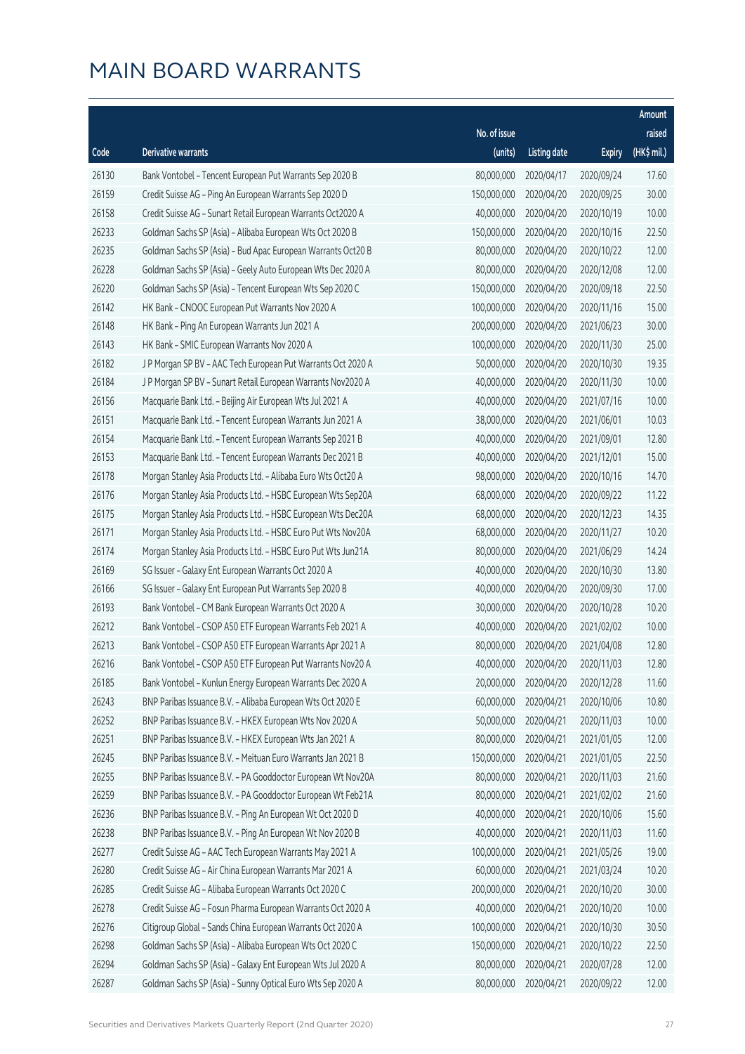# MAIN BOARD WARRANTS

| Code | Derivative warrants | No. of issue (units) | Listing date | Expiry | Amount raised (HK$ mil.) |
|---|---|---|---|---|---|
| 26130 | Bank Vontobel – Tencent European Put Warrants Sep 2020 B | 80,000,000 | 2020/04/17 | 2020/09/24 | 17.60 |
| 26159 | Credit Suisse AG – Ping An European Warrants Sep 2020 D | 150,000,000 | 2020/04/20 | 2020/09/25 | 30.00 |
| 26158 | Credit Suisse AG – Sunart Retail European Warrants Oct2020 A | 40,000,000 | 2020/04/20 | 2020/10/19 | 10.00 |
| 26233 | Goldman Sachs SP (Asia) – Alibaba European Wts Oct 2020 B | 150,000,000 | 2020/04/20 | 2020/10/16 | 22.50 |
| 26235 | Goldman Sachs SP (Asia) – Bud Apac European Warrants Oct20 B | 80,000,000 | 2020/04/20 | 2020/10/22 | 12.00 |
| 26228 | Goldman Sachs SP (Asia) – Geely Auto European Wts Dec 2020 A | 80,000,000 | 2020/04/20 | 2020/12/08 | 12.00 |
| 26220 | Goldman Sachs SP (Asia) – Tencent European Wts Sep 2020 C | 150,000,000 | 2020/04/20 | 2020/09/18 | 22.50 |
| 26142 | HK Bank – CNOOC European Put Warrants Nov 2020 A | 100,000,000 | 2020/04/20 | 2020/11/16 | 15.00 |
| 26148 | HK Bank – Ping An European Warrants Jun 2021 A | 200,000,000 | 2020/04/20 | 2021/06/23 | 30.00 |
| 26143 | HK Bank – SMIC European Warrants Nov 2020 A | 100,000,000 | 2020/04/20 | 2020/11/30 | 25.00 |
| 26182 | J P Morgan SP BV – AAC Tech European Put Warrants Oct 2020 A | 50,000,000 | 2020/04/20 | 2020/10/30 | 19.35 |
| 26184 | J P Morgan SP BV – Sunart Retail European Warrants Nov2020 A | 40,000,000 | 2020/04/20 | 2020/11/30 | 10.00 |
| 26156 | Macquarie Bank Ltd. – Beijing Air European Wts Jul 2021 A | 40,000,000 | 2020/04/20 | 2021/07/16 | 10.00 |
| 26151 | Macquarie Bank Ltd. – Tencent European Warrants Jun 2021 A | 38,000,000 | 2020/04/20 | 2021/06/01 | 10.03 |
| 26154 | Macquarie Bank Ltd. – Tencent European Warrants Sep 2021 B | 40,000,000 | 2020/04/20 | 2021/09/01 | 12.80 |
| 26153 | Macquarie Bank Ltd. – Tencent European Warrants Dec 2021 B | 40,000,000 | 2020/04/20 | 2021/12/01 | 15.00 |
| 26178 | Morgan Stanley Asia Products Ltd. – Alibaba Euro Wts Oct20 A | 98,000,000 | 2020/04/20 | 2020/10/16 | 14.70 |
| 26176 | Morgan Stanley Asia Products Ltd. – HSBC European Wts Sep20A | 68,000,000 | 2020/04/20 | 2020/09/22 | 11.22 |
| 26175 | Morgan Stanley Asia Products Ltd. – HSBC European Wts Dec20A | 68,000,000 | 2020/04/20 | 2020/12/23 | 14.35 |
| 26171 | Morgan Stanley Asia Products Ltd. – HSBC Euro Put Wts Nov20A | 68,000,000 | 2020/04/20 | 2020/11/27 | 10.20 |
| 26174 | Morgan Stanley Asia Products Ltd. – HSBC Euro Put Wts Jun21A | 80,000,000 | 2020/04/20 | 2021/06/29 | 14.24 |
| 26169 | SG Issuer – Galaxy Ent European Warrants Oct 2020 A | 40,000,000 | 2020/04/20 | 2020/10/30 | 13.80 |
| 26166 | SG Issuer – Galaxy Ent European Put Warrants Sep 2020 B | 40,000,000 | 2020/04/20 | 2020/09/30 | 17.00 |
| 26193 | Bank Vontobel – CM Bank European Warrants Oct 2020 A | 30,000,000 | 2020/04/20 | 2020/10/28 | 10.20 |
| 26212 | Bank Vontobel – CSOP A50 ETF European Warrants Feb 2021 A | 40,000,000 | 2020/04/20 | 2021/02/02 | 10.00 |
| 26213 | Bank Vontobel – CSOP A50 ETF European Warrants Apr 2021 A | 80,000,000 | 2020/04/20 | 2021/04/08 | 12.80 |
| 26216 | Bank Vontobel – CSOP A50 ETF European Put Warrants Nov20 A | 40,000,000 | 2020/04/20 | 2020/11/03 | 12.80 |
| 26185 | Bank Vontobel – Kunlun Energy European Warrants Dec 2020 A | 20,000,000 | 2020/04/20 | 2020/12/28 | 11.60 |
| 26243 | BNP Paribas Issuance B.V. – Alibaba European Wts Oct 2020 E | 60,000,000 | 2020/04/21 | 2020/10/06 | 10.80 |
| 26252 | BNP Paribas Issuance B.V. – HKEX European Wts Nov 2020 A | 50,000,000 | 2020/04/21 | 2020/11/03 | 10.00 |
| 26251 | BNP Paribas Issuance B.V. – HKEX European Wts Jan 2021 A | 80,000,000 | 2020/04/21 | 2021/01/05 | 12.00 |
| 26245 | BNP Paribas Issuance B.V. – Meituan Euro Warrants Jan 2021 B | 150,000,000 | 2020/04/21 | 2021/01/05 | 22.50 |
| 26255 | BNP Paribas Issuance B.V. – PA Gooddoctor European Wt Nov20A | 80,000,000 | 2020/04/21 | 2020/11/03 | 21.60 |
| 26259 | BNP Paribas Issuance B.V. – PA Gooddoctor European Wt Feb21A | 80,000,000 | 2020/04/21 | 2021/02/02 | 21.60 |
| 26236 | BNP Paribas Issuance B.V. – Ping An European Wt Oct 2020 D | 40,000,000 | 2020/04/21 | 2020/10/06 | 15.60 |
| 26238 | BNP Paribas Issuance B.V. – Ping An European Wt Nov 2020 B | 40,000,000 | 2020/04/21 | 2020/11/03 | 11.60 |
| 26277 | Credit Suisse AG – AAC Tech European Warrants May 2021 A | 100,000,000 | 2020/04/21 | 2021/05/26 | 19.00 |
| 26280 | Credit Suisse AG – Air China European Warrants Mar 2021 A | 60,000,000 | 2020/04/21 | 2021/03/24 | 10.20 |
| 26285 | Credit Suisse AG – Alibaba European Warrants Oct 2020 C | 200,000,000 | 2020/04/21 | 2020/10/20 | 30.00 |
| 26278 | Credit Suisse AG – Fosun Pharma European Warrants Oct 2020 A | 40,000,000 | 2020/04/21 | 2020/10/20 | 10.00 |
| 26276 | Citigroup Global – Sands China European Warrants Oct 2020 A | 100,000,000 | 2020/04/21 | 2020/10/30 | 30.50 |
| 26298 | Goldman Sachs SP (Asia) – Alibaba European Wts Oct 2020 C | 150,000,000 | 2020/04/21 | 2020/10/22 | 22.50 |
| 26294 | Goldman Sachs SP (Asia) – Galaxy Ent European Wts Jul 2020 A | 80,000,000 | 2020/04/21 | 2020/07/28 | 12.00 |
| 26287 | Goldman Sachs SP (Asia) – Sunny Optical Euro Wts Sep 2020 A | 80,000,000 | 2020/04/21 | 2020/09/22 | 12.00 |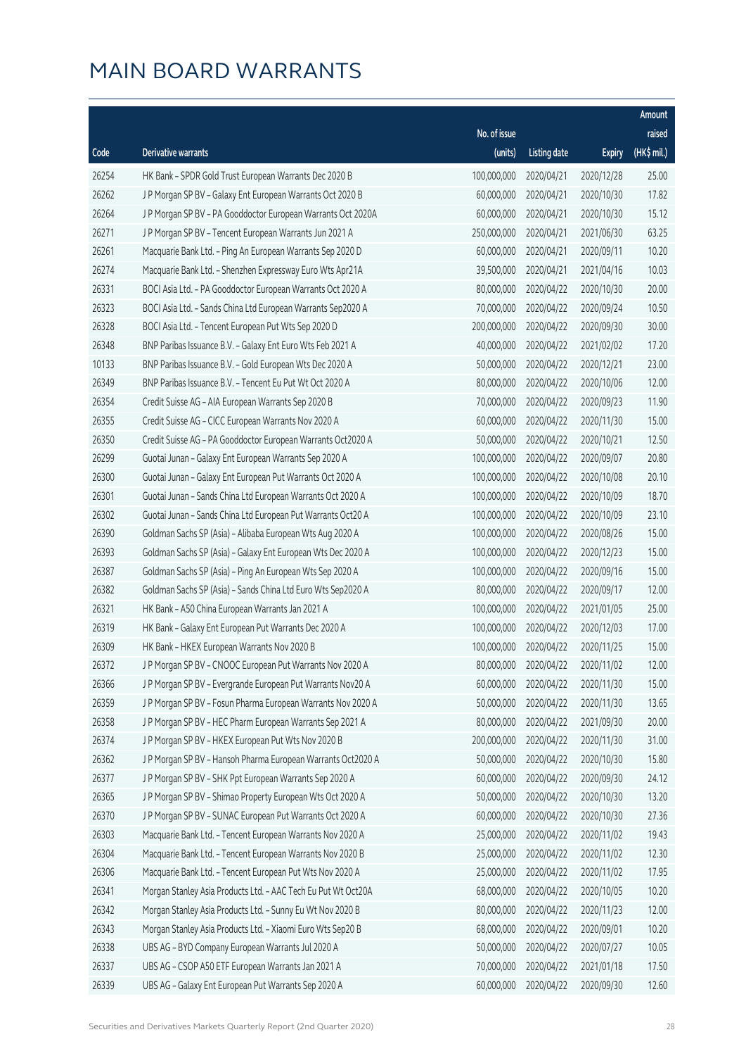# MAIN BOARD WARRANTS

| Code | Derivative warrants | No. of issue (units) | Listing date | Expiry | Amount raised (HK$ mil.) |
|---|---|---|---|---|---|
| 26254 | HK Bank – SPDR Gold Trust European Warrants Dec 2020 B | 100,000,000 | 2020/04/21 | 2020/12/28 | 25.00 |
| 26262 | J P Morgan SP BV – Galaxy Ent European Warrants Oct 2020 B | 60,000,000 | 2020/04/21 | 2020/10/30 | 17.82 |
| 26264 | J P Morgan SP BV – PA Gooddoctor European Warrants Oct 2020A | 60,000,000 | 2020/04/21 | 2020/10/30 | 15.12 |
| 26271 | J P Morgan SP BV – Tencent European Warrants Jun 2021 A | 250,000,000 | 2020/04/21 | 2021/06/30 | 63.25 |
| 26261 | Macquarie Bank Ltd. – Ping An European Warrants Sep 2020 D | 60,000,000 | 2020/04/21 | 2020/09/11 | 10.20 |
| 26274 | Macquarie Bank Ltd. – Shenzhen Expressway Euro Wts Apr21A | 39,500,000 | 2020/04/21 | 2021/04/16 | 10.03 |
| 26331 | BOCI Asia Ltd. – PA Gooddoctor European Warrants Oct 2020 A | 80,000,000 | 2020/04/22 | 2020/10/30 | 20.00 |
| 26323 | BOCI Asia Ltd. – Sands China Ltd European Warrants Sep2020 A | 70,000,000 | 2020/04/22 | 2020/09/24 | 10.50 |
| 26328 | BOCI Asia Ltd. – Tencent European Put Wts Sep 2020 D | 200,000,000 | 2020/04/22 | 2020/09/30 | 30.00 |
| 26348 | BNP Paribas Issuance B.V. – Galaxy Ent Euro Wts Feb 2021 A | 40,000,000 | 2020/04/22 | 2021/02/02 | 17.20 |
| 10133 | BNP Paribas Issuance B.V. – Gold European Wts Dec 2020 A | 50,000,000 | 2020/04/22 | 2020/12/21 | 23.00 |
| 26349 | BNP Paribas Issuance B.V. – Tencent Eu Put Wt Oct 2020 A | 80,000,000 | 2020/04/22 | 2020/10/06 | 12.00 |
| 26354 | Credit Suisse AG – AIA European Warrants Sep 2020 B | 70,000,000 | 2020/04/22 | 2020/09/23 | 11.90 |
| 26355 | Credit Suisse AG – CICC European Warrants Nov 2020 A | 60,000,000 | 2020/04/22 | 2020/11/30 | 15.00 |
| 26350 | Credit Suisse AG – PA Gooddoctor European Warrants Oct2020 A | 50,000,000 | 2020/04/22 | 2020/10/21 | 12.50 |
| 26299 | Guotai Junan – Galaxy Ent European Warrants Sep 2020 A | 100,000,000 | 2020/04/22 | 2020/09/07 | 20.80 |
| 26300 | Guotai Junan – Galaxy Ent European Put Warrants Oct 2020 A | 100,000,000 | 2020/04/22 | 2020/10/08 | 20.10 |
| 26301 | Guotai Junan – Sands China Ltd European Warrants Oct 2020 A | 100,000,000 | 2020/04/22 | 2020/10/09 | 18.70 |
| 26302 | Guotai Junan – Sands China Ltd European Put Warrants Oct20 A | 100,000,000 | 2020/04/22 | 2020/10/09 | 23.10 |
| 26390 | Goldman Sachs SP (Asia) – Alibaba European Wts Aug 2020 A | 100,000,000 | 2020/04/22 | 2020/08/26 | 15.00 |
| 26393 | Goldman Sachs SP (Asia) – Galaxy Ent European Wts Dec 2020 A | 100,000,000 | 2020/04/22 | 2020/12/23 | 15.00 |
| 26387 | Goldman Sachs SP (Asia) – Ping An European Wts Sep 2020 A | 100,000,000 | 2020/04/22 | 2020/09/16 | 15.00 |
| 26382 | Goldman Sachs SP (Asia) – Sands China Ltd Euro Wts Sep2020 A | 80,000,000 | 2020/04/22 | 2020/09/17 | 12.00 |
| 26321 | HK Bank – A50 China European Warrants Jan 2021 A | 100,000,000 | 2020/04/22 | 2021/01/05 | 25.00 |
| 26319 | HK Bank – Galaxy Ent European Put Warrants Dec 2020 A | 100,000,000 | 2020/04/22 | 2020/12/03 | 17.00 |
| 26309 | HK Bank – HKEX European Warrants Nov 2020 B | 100,000,000 | 2020/04/22 | 2020/11/25 | 15.00 |
| 26372 | J P Morgan SP BV – CNOOC European Put Warrants Nov 2020 A | 80,000,000 | 2020/04/22 | 2020/11/02 | 12.00 |
| 26366 | J P Morgan SP BV – Evergrande European Put Warrants Nov20 A | 60,000,000 | 2020/04/22 | 2020/11/30 | 15.00 |
| 26359 | J P Morgan SP BV – Fosun Pharma European Warrants Nov 2020 A | 50,000,000 | 2020/04/22 | 2020/11/30 | 13.65 |
| 26358 | J P Morgan SP BV – HEC Pharm European Warrants Sep 2021 A | 80,000,000 | 2020/04/22 | 2021/09/30 | 20.00 |
| 26374 | J P Morgan SP BV – HKEX European Put Wts Nov 2020 B | 200,000,000 | 2020/04/22 | 2020/11/30 | 31.00 |
| 26362 | J P Morgan SP BV – Hansoh Pharma European Warrants Oct2020 A | 50,000,000 | 2020/04/22 | 2020/10/30 | 15.80 |
| 26377 | J P Morgan SP BV – SHK Ppt European Warrants Sep 2020 A | 60,000,000 | 2020/04/22 | 2020/09/30 | 24.12 |
| 26365 | J P Morgan SP BV – Shimao Property European Wts Oct 2020 A | 50,000,000 | 2020/04/22 | 2020/10/30 | 13.20 |
| 26370 | J P Morgan SP BV – SUNAC European Put Warrants Oct 2020 A | 60,000,000 | 2020/04/22 | 2020/10/30 | 27.36 |
| 26303 | Macquarie Bank Ltd. – Tencent European Warrants Nov 2020 A | 25,000,000 | 2020/04/22 | 2020/11/02 | 19.43 |
| 26304 | Macquarie Bank Ltd. – Tencent European Warrants Nov 2020 B | 25,000,000 | 2020/04/22 | 2020/11/02 | 12.30 |
| 26306 | Macquarie Bank Ltd. – Tencent European Put Wts Nov 2020 A | 25,000,000 | 2020/04/22 | 2020/11/02 | 17.95 |
| 26341 | Morgan Stanley Asia Products Ltd. – AAC Tech Eu Put Wt Oct20A | 68,000,000 | 2020/04/22 | 2020/10/05 | 10.20 |
| 26342 | Morgan Stanley Asia Products Ltd. – Sunny Eu Wt Nov 2020 B | 80,000,000 | 2020/04/22 | 2020/11/23 | 12.00 |
| 26343 | Morgan Stanley Asia Products Ltd. – Xiaomi Euro Wts Sep20 B | 68,000,000 | 2020/04/22 | 2020/09/01 | 10.20 |
| 26338 | UBS AG – BYD Company European Warrants Jul 2020 A | 50,000,000 | 2020/04/22 | 2020/07/27 | 10.05 |
| 26337 | UBS AG – CSOP A50 ETF European Warrants Jan 2021 A | 70,000,000 | 2020/04/22 | 2021/01/18 | 17.50 |
| 26339 | UBS AG – Galaxy Ent European Put Warrants Sep 2020 A | 60,000,000 | 2020/04/22 | 2020/09/30 | 12.60 |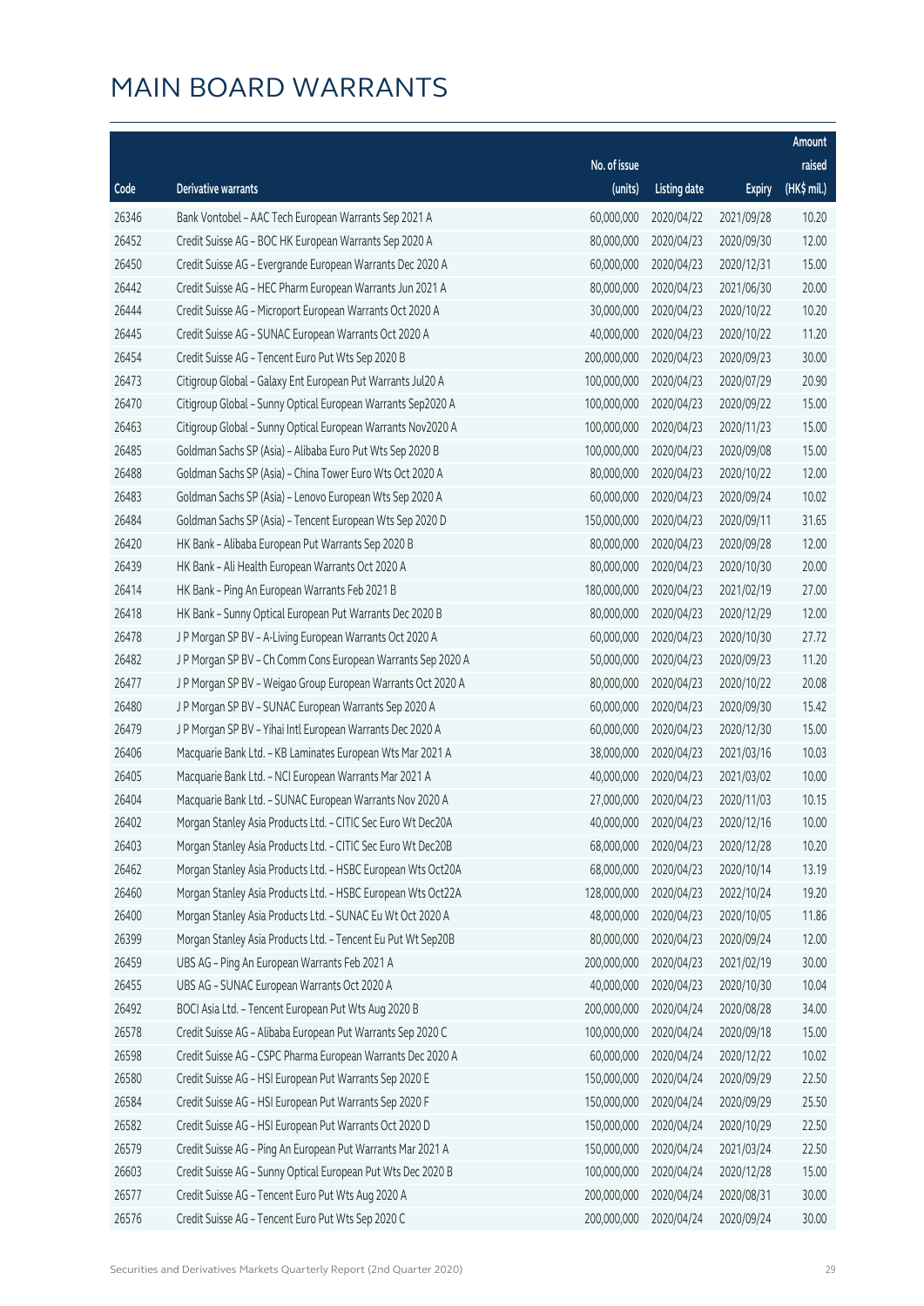# MAIN BOARD WARRANTS

| Code | Derivative warrants | No. of issue (units) | Listing date | Expiry | Amount raised (HK$ mil.) |
|---|---|---|---|---|---|
| 26346 | Bank Vontobel – AAC Tech European Warrants Sep 2021 A | 60,000,000 | 2020/04/22 | 2021/09/28 | 10.20 |
| 26452 | Credit Suisse AG – BOC HK European Warrants Sep 2020 A | 80,000,000 | 2020/04/23 | 2020/09/30 | 12.00 |
| 26450 | Credit Suisse AG – Evergrande European Warrants Dec 2020 A | 60,000,000 | 2020/04/23 | 2020/12/31 | 15.00 |
| 26442 | Credit Suisse AG – HEC Pharm European Warrants Jun 2021 A | 80,000,000 | 2020/04/23 | 2021/06/30 | 20.00 |
| 26444 | Credit Suisse AG – Microport European Warrants Oct 2020 A | 30,000,000 | 2020/04/23 | 2020/10/22 | 10.20 |
| 26445 | Credit Suisse AG – SUNAC European Warrants Oct 2020 A | 40,000,000 | 2020/04/23 | 2020/10/22 | 11.20 |
| 26454 | Credit Suisse AG – Tencent Euro Put Wts Sep 2020 B | 200,000,000 | 2020/04/23 | 2020/09/23 | 30.00 |
| 26473 | Citigroup Global – Galaxy Ent European Put Warrants Jul20 A | 100,000,000 | 2020/04/23 | 2020/07/29 | 20.90 |
| 26470 | Citigroup Global – Sunny Optical European Warrants Sep2020 A | 100,000,000 | 2020/04/23 | 2020/09/22 | 15.00 |
| 26463 | Citigroup Global – Sunny Optical European Warrants Nov2020 A | 100,000,000 | 2020/04/23 | 2020/11/23 | 15.00 |
| 26485 | Goldman Sachs SP (Asia) – Alibaba Euro Put Wts Sep 2020 B | 100,000,000 | 2020/04/23 | 2020/09/08 | 15.00 |
| 26488 | Goldman Sachs SP (Asia) – China Tower Euro Wts Oct 2020 A | 80,000,000 | 2020/04/23 | 2020/10/22 | 12.00 |
| 26483 | Goldman Sachs SP (Asia) – Lenovo European Wts Sep 2020 A | 60,000,000 | 2020/04/23 | 2020/09/24 | 10.02 |
| 26484 | Goldman Sachs SP (Asia) – Tencent European Wts Sep 2020 D | 150,000,000 | 2020/04/23 | 2020/09/11 | 31.65 |
| 26420 | HK Bank – Alibaba European Put Warrants Sep 2020 B | 80,000,000 | 2020/04/23 | 2020/09/28 | 12.00 |
| 26439 | HK Bank – Ali Health European Warrants Oct 2020 A | 80,000,000 | 2020/04/23 | 2020/10/30 | 20.00 |
| 26414 | HK Bank – Ping An European Warrants Feb 2021 B | 180,000,000 | 2020/04/23 | 2021/02/19 | 27.00 |
| 26418 | HK Bank – Sunny Optical European Put Warrants Dec 2020 B | 80,000,000 | 2020/04/23 | 2020/12/29 | 12.00 |
| 26478 | J P Morgan SP BV – A-Living European Warrants Oct 2020 A | 60,000,000 | 2020/04/23 | 2020/10/30 | 27.72 |
| 26482 | J P Morgan SP BV – Ch Comm Cons European Warrants Sep 2020 A | 50,000,000 | 2020/04/23 | 2020/09/23 | 11.20 |
| 26477 | J P Morgan SP BV – Weigao Group European Warrants Oct 2020 A | 80,000,000 | 2020/04/23 | 2020/10/22 | 20.08 |
| 26480 | J P Morgan SP BV – SUNAC European Warrants Sep 2020 A | 60,000,000 | 2020/04/23 | 2020/09/30 | 15.42 |
| 26479 | J P Morgan SP BV – Yihai Intl European Warrants Dec 2020 A | 60,000,000 | 2020/04/23 | 2020/12/30 | 15.00 |
| 26406 | Macquarie Bank Ltd. – KB Laminates European Wts Mar 2021 A | 38,000,000 | 2020/04/23 | 2021/03/16 | 10.03 |
| 26405 | Macquarie Bank Ltd. – NCI European Warrants Mar 2021 A | 40,000,000 | 2020/04/23 | 2021/03/02 | 10.00 |
| 26404 | Macquarie Bank Ltd. – SUNAC European Warrants Nov 2020 A | 27,000,000 | 2020/04/23 | 2020/11/03 | 10.15 |
| 26402 | Morgan Stanley Asia Products Ltd. – CITIC Sec Euro Wt Dec20A | 40,000,000 | 2020/04/23 | 2020/12/16 | 10.00 |
| 26403 | Morgan Stanley Asia Products Ltd. – CITIC Sec Euro Wt Dec20B | 68,000,000 | 2020/04/23 | 2020/12/28 | 10.20 |
| 26462 | Morgan Stanley Asia Products Ltd. – HSBC European Wts Oct20A | 68,000,000 | 2020/04/23 | 2020/10/14 | 13.19 |
| 26460 | Morgan Stanley Asia Products Ltd. – HSBC European Wts Oct22A | 128,000,000 | 2020/04/23 | 2022/10/24 | 19.20 |
| 26400 | Morgan Stanley Asia Products Ltd. – SUNAC Eu Wt Oct 2020 A | 48,000,000 | 2020/04/23 | 2020/10/05 | 11.86 |
| 26399 | Morgan Stanley Asia Products Ltd. – Tencent Eu Put Wt Sep20B | 80,000,000 | 2020/04/23 | 2020/09/24 | 12.00 |
| 26459 | UBS AG – Ping An European Warrants Feb 2021 A | 200,000,000 | 2020/04/23 | 2021/02/19 | 30.00 |
| 26455 | UBS AG – SUNAC European Warrants Oct 2020 A | 40,000,000 | 2020/04/23 | 2020/10/30 | 10.04 |
| 26492 | BOCI Asia Ltd. – Tencent European Put Wts Aug 2020 B | 200,000,000 | 2020/04/24 | 2020/08/28 | 34.00 |
| 26578 | Credit Suisse AG – Alibaba European Put Warrants Sep 2020 C | 100,000,000 | 2020/04/24 | 2020/09/18 | 15.00 |
| 26598 | Credit Suisse AG – CSPC Pharma European Warrants Dec 2020 A | 60,000,000 | 2020/04/24 | 2020/12/22 | 10.02 |
| 26580 | Credit Suisse AG – HSI European Put Warrants Sep 2020 E | 150,000,000 | 2020/04/24 | 2020/09/29 | 22.50 |
| 26584 | Credit Suisse AG – HSI European Put Warrants Sep 2020 F | 150,000,000 | 2020/04/24 | 2020/09/29 | 25.50 |
| 26582 | Credit Suisse AG – HSI European Put Warrants Oct 2020 D | 150,000,000 | 2020/04/24 | 2020/10/29 | 22.50 |
| 26579 | Credit Suisse AG – Ping An European Put Warrants Mar 2021 A | 150,000,000 | 2020/04/24 | 2021/03/24 | 22.50 |
| 26603 | Credit Suisse AG – Sunny Optical European Put Wts Dec 2020 B | 100,000,000 | 2020/04/24 | 2020/12/28 | 15.00 |
| 26577 | Credit Suisse AG – Tencent Euro Put Wts Aug 2020 A | 200,000,000 | 2020/04/24 | 2020/08/31 | 30.00 |
| 26576 | Credit Suisse AG – Tencent Euro Put Wts Sep 2020 C | 200,000,000 | 2020/04/24 | 2020/09/24 | 30.00 |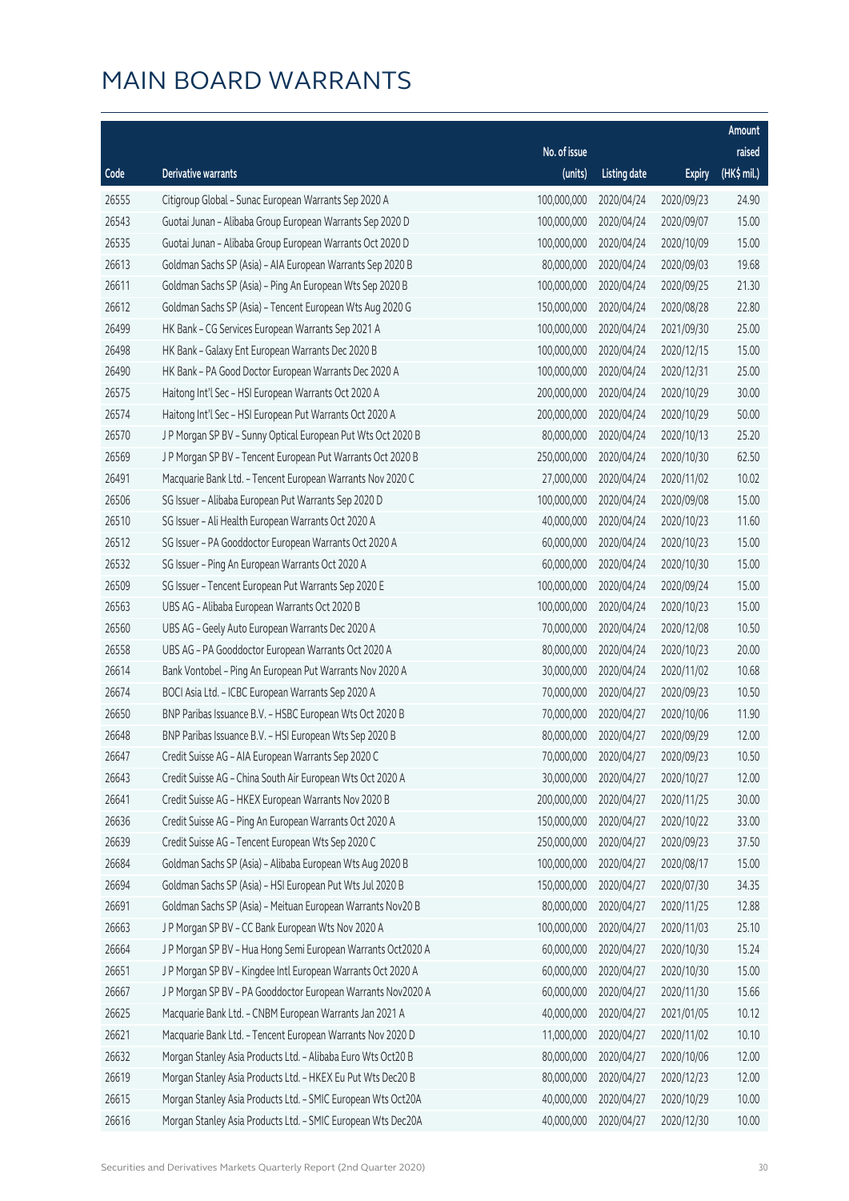# MAIN BOARD WARRANTS

| Code | Derivative warrants | No. of issue (units) | Listing date | Expiry | Amount raised (HK$ mil.) |
|---|---|---|---|---|---|
| 26555 | Citigroup Global - Sunac European Warrants Sep 2020 A | 100,000,000 | 2020/04/24 | 2020/09/23 | 24.90 |
| 26543 | Guotai Junan - Alibaba Group European Warrants Sep 2020 D | 100,000,000 | 2020/04/24 | 2020/09/07 | 15.00 |
| 26535 | Guotai Junan - Alibaba Group European Warrants Oct 2020 D | 100,000,000 | 2020/04/24 | 2020/10/09 | 15.00 |
| 26613 | Goldman Sachs SP (Asia) - AIA European Warrants Sep 2020 B | 80,000,000 | 2020/04/24 | 2020/09/03 | 19.68 |
| 26611 | Goldman Sachs SP (Asia) - Ping An European Wts Sep 2020 B | 100,000,000 | 2020/04/24 | 2020/09/25 | 21.30 |
| 26612 | Goldman Sachs SP (Asia) - Tencent European Wts Aug 2020 G | 150,000,000 | 2020/04/24 | 2020/08/28 | 22.80 |
| 26499 | HK Bank - CG Services European Warrants Sep 2021 A | 100,000,000 | 2020/04/24 | 2021/09/30 | 25.00 |
| 26498 | HK Bank - Galaxy Ent European Warrants Dec 2020 B | 100,000,000 | 2020/04/24 | 2020/12/15 | 15.00 |
| 26490 | HK Bank - PA Good Doctor European Warrants Dec 2020 A | 100,000,000 | 2020/04/24 | 2020/12/31 | 25.00 |
| 26575 | Haitong Int'l Sec - HSI European Warrants Oct 2020 A | 200,000,000 | 2020/04/24 | 2020/10/29 | 30.00 |
| 26574 | Haitong Int'l Sec - HSI European Put Warrants Oct 2020 A | 200,000,000 | 2020/04/24 | 2020/10/29 | 50.00 |
| 26570 | J P Morgan SP BV - Sunny Optical European Put Wts Oct 2020 B | 80,000,000 | 2020/04/24 | 2020/10/13 | 25.20 |
| 26569 | J P Morgan SP BV - Tencent European Put Warrants Oct 2020 B | 250,000,000 | 2020/04/24 | 2020/10/30 | 62.50 |
| 26491 | Macquarie Bank Ltd. - Tencent European Warrants Nov 2020 C | 27,000,000 | 2020/04/24 | 2020/11/02 | 10.02 |
| 26506 | SG Issuer - Alibaba European Put Warrants Sep 2020 D | 100,000,000 | 2020/04/24 | 2020/09/08 | 15.00 |
| 26510 | SG Issuer - Ali Health European Warrants Oct 2020 A | 40,000,000 | 2020/04/24 | 2020/10/23 | 11.60 |
| 26512 | SG Issuer - PA Gooddoctor European Warrants Oct 2020 A | 60,000,000 | 2020/04/24 | 2020/10/23 | 15.00 |
| 26532 | SG Issuer - Ping An European Warrants Oct 2020 A | 60,000,000 | 2020/04/24 | 2020/10/30 | 15.00 |
| 26509 | SG Issuer - Tencent European Put Warrants Sep 2020 E | 100,000,000 | 2020/04/24 | 2020/09/24 | 15.00 |
| 26563 | UBS AG - Alibaba European Warrants Oct 2020 B | 100,000,000 | 2020/04/24 | 2020/10/23 | 15.00 |
| 26560 | UBS AG - Geely Auto European Warrants Dec 2020 A | 70,000,000 | 2020/04/24 | 2020/12/08 | 10.50 |
| 26558 | UBS AG - PA Gooddoctor European Warrants Oct 2020 A | 80,000,000 | 2020/04/24 | 2020/10/23 | 20.00 |
| 26614 | Bank Vontobel - Ping An European Put Warrants Nov 2020 A | 30,000,000 | 2020/04/24 | 2020/11/02 | 10.68 |
| 26674 | BOCI Asia Ltd. - ICBC European Warrants Sep 2020 A | 70,000,000 | 2020/04/27 | 2020/09/23 | 10.50 |
| 26650 | BNP Paribas Issuance B.V. - HSBC European Wts Oct 2020 B | 70,000,000 | 2020/04/27 | 2020/10/06 | 11.90 |
| 26648 | BNP Paribas Issuance B.V. - HSI European Wts Sep 2020 B | 80,000,000 | 2020/04/27 | 2020/09/29 | 12.00 |
| 26647 | Credit Suisse AG - AIA European Warrants Sep 2020 C | 70,000,000 | 2020/04/27 | 2020/09/23 | 10.50 |
| 26643 | Credit Suisse AG - China South Air European Wts Oct 2020 A | 30,000,000 | 2020/04/27 | 2020/10/27 | 12.00 |
| 26641 | Credit Suisse AG - HKEX European Warrants Nov 2020 B | 200,000,000 | 2020/04/27 | 2020/11/25 | 30.00 |
| 26636 | Credit Suisse AG - Ping An European Warrants Oct 2020 A | 150,000,000 | 2020/04/27 | 2020/10/22 | 33.00 |
| 26639 | Credit Suisse AG - Tencent European Wts Sep 2020 C | 250,000,000 | 2020/04/27 | 2020/09/23 | 37.50 |
| 26684 | Goldman Sachs SP (Asia) - Alibaba European Wts Aug 2020 B | 100,000,000 | 2020/04/27 | 2020/08/17 | 15.00 |
| 26694 | Goldman Sachs SP (Asia) - HSI European Put Wts Jul 2020 B | 150,000,000 | 2020/04/27 | 2020/07/30 | 34.35 |
| 26691 | Goldman Sachs SP (Asia) - Meituan European Warrants Nov20 B | 80,000,000 | 2020/04/27 | 2020/11/25 | 12.88 |
| 26663 | J P Morgan SP BV - CC Bank European Wts Nov 2020 A | 100,000,000 | 2020/04/27 | 2020/11/03 | 25.10 |
| 26664 | J P Morgan SP BV - Hua Hong Semi European Warrants Oct2020 A | 60,000,000 | 2020/04/27 | 2020/10/30 | 15.24 |
| 26651 | J P Morgan SP BV - Kingdee Intl European Warrants Oct 2020 A | 60,000,000 | 2020/04/27 | 2020/10/30 | 15.00 |
| 26667 | J P Morgan SP BV - PA Gooddoctor European Warrants Nov2020 A | 60,000,000 | 2020/04/27 | 2020/11/30 | 15.66 |
| 26625 | Macquarie Bank Ltd. - CNBM European Warrants Jan 2021 A | 40,000,000 | 2020/04/27 | 2021/01/05 | 10.12 |
| 26621 | Macquarie Bank Ltd. - Tencent European Warrants Nov 2020 D | 11,000,000 | 2020/04/27 | 2020/11/02 | 10.10 |
| 26632 | Morgan Stanley Asia Products Ltd. - Alibaba Euro Wts Oct20 B | 80,000,000 | 2020/04/27 | 2020/10/06 | 12.00 |
| 26619 | Morgan Stanley Asia Products Ltd. - HKEX Eu Put Wts Dec20 B | 80,000,000 | 2020/04/27 | 2020/12/23 | 12.00 |
| 26615 | Morgan Stanley Asia Products Ltd. - SMIC European Wts Oct20A | 40,000,000 | 2020/04/27 | 2020/10/29 | 10.00 |
| 26616 | Morgan Stanley Asia Products Ltd. - SMIC European Wts Dec20A | 40,000,000 | 2020/04/27 | 2020/12/30 | 10.00 |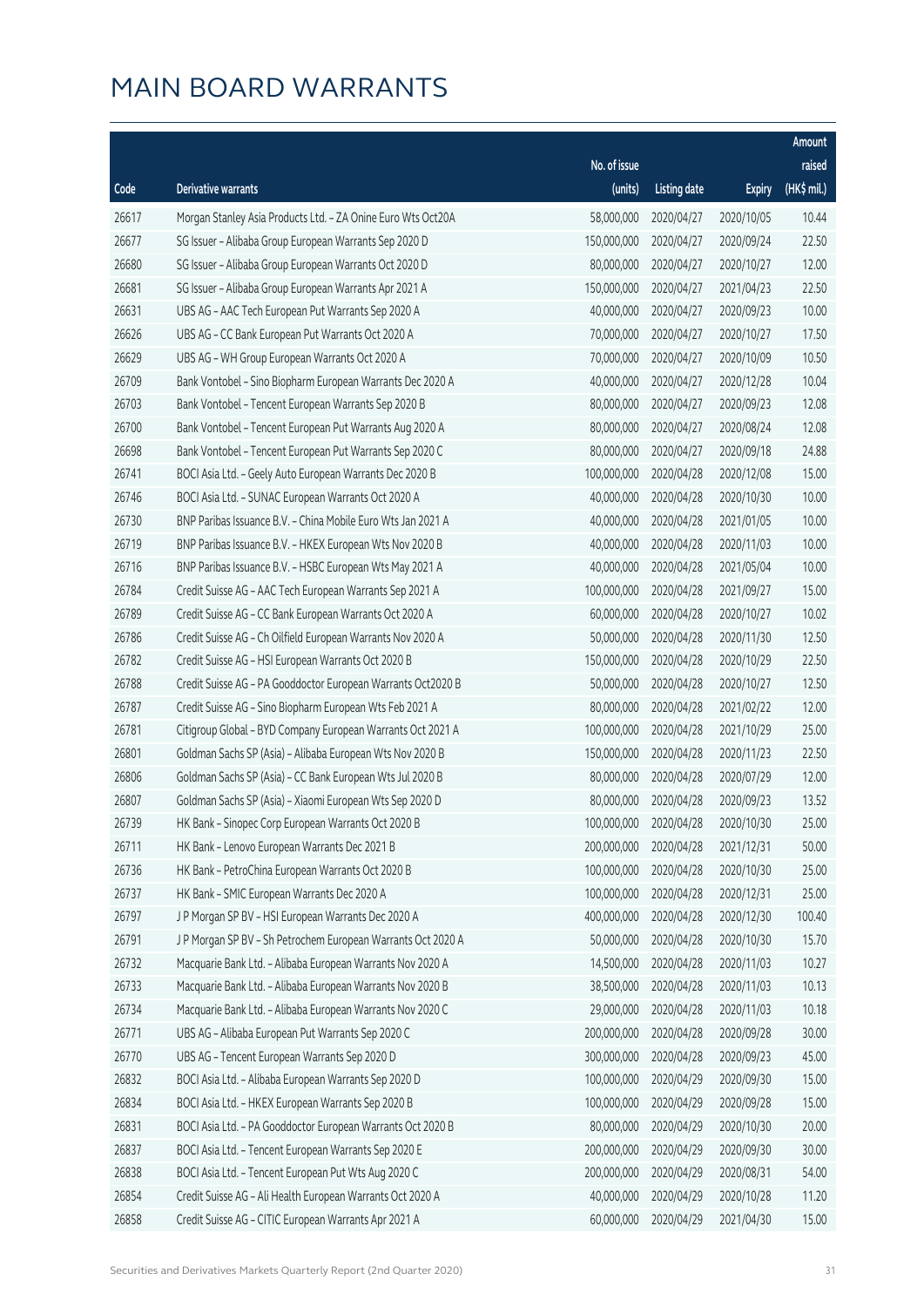# MAIN BOARD WARRANTS

| Code | Derivative warrants | No. of issue (units) | Listing date | Expiry | Amount raised (HK$ mil.) |
|---|---|---|---|---|---|
| 26617 | Morgan Stanley Asia Products Ltd. - ZA Onine Euro Wts Oct20A | 58,000,000 | 2020/04/27 | 2020/10/05 | 10.44 |
| 26677 | SG Issuer - Alibaba Group European Warrants Sep 2020 D | 150,000,000 | 2020/04/27 | 2020/09/24 | 22.50 |
| 26680 | SG Issuer - Alibaba Group European Warrants Oct 2020 D | 80,000,000 | 2020/04/27 | 2020/10/27 | 12.00 |
| 26681 | SG Issuer - Alibaba Group European Warrants Apr 2021 A | 150,000,000 | 2020/04/27 | 2021/04/23 | 22.50 |
| 26631 | UBS AG - AAC Tech European Put Warrants Sep 2020 A | 40,000,000 | 2020/04/27 | 2020/09/23 | 10.00 |
| 26626 | UBS AG - CC Bank European Put Warrants Oct 2020 A | 70,000,000 | 2020/04/27 | 2020/10/27 | 17.50 |
| 26629 | UBS AG - WH Group European Warrants Oct 2020 A | 70,000,000 | 2020/04/27 | 2020/10/09 | 10.50 |
| 26709 | Bank Vontobel - Sino Biopharm European Warrants Dec 2020 A | 40,000,000 | 2020/04/27 | 2020/12/28 | 10.04 |
| 26703 | Bank Vontobel - Tencent European Warrants Sep 2020 B | 80,000,000 | 2020/04/27 | 2020/09/23 | 12.08 |
| 26700 | Bank Vontobel - Tencent European Put Warrants Aug 2020 A | 80,000,000 | 2020/04/27 | 2020/08/24 | 12.08 |
| 26698 | Bank Vontobel - Tencent European Put Warrants Sep 2020 C | 80,000,000 | 2020/04/27 | 2020/09/18 | 24.88 |
| 26741 | BOCI Asia Ltd. - Geely Auto European Warrants Dec 2020 B | 100,000,000 | 2020/04/28 | 2020/12/08 | 15.00 |
| 26746 | BOCI Asia Ltd. - SUNAC European Warrants Oct 2020 A | 40,000,000 | 2020/04/28 | 2020/10/30 | 10.00 |
| 26730 | BNP Paribas Issuance B.V. - China Mobile Euro Wts Jan 2021 A | 40,000,000 | 2020/04/28 | 2021/01/05 | 10.00 |
| 26719 | BNP Paribas Issuance B.V. - HKEX European Wts Nov 2020 B | 40,000,000 | 2020/04/28 | 2020/11/03 | 10.00 |
| 26716 | BNP Paribas Issuance B.V. - HSBC European Wts May 2021 A | 40,000,000 | 2020/04/28 | 2021/05/04 | 10.00 |
| 26784 | Credit Suisse AG - AAC Tech European Warrants Sep 2021 A | 100,000,000 | 2020/04/28 | 2021/09/27 | 15.00 |
| 26789 | Credit Suisse AG - CC Bank European Warrants Oct 2020 A | 60,000,000 | 2020/04/28 | 2020/10/27 | 10.02 |
| 26786 | Credit Suisse AG - Ch Oilfield European Warrants Nov 2020 A | 50,000,000 | 2020/04/28 | 2020/11/30 | 12.50 |
| 26782 | Credit Suisse AG - HSI European Warrants Oct 2020 B | 150,000,000 | 2020/04/28 | 2020/10/29 | 22.50 |
| 26788 | Credit Suisse AG - PA Gooddoctor European Warrants Oct2020 B | 50,000,000 | 2020/04/28 | 2020/10/27 | 12.50 |
| 26787 | Credit Suisse AG - Sino Biopharm European Wts Feb 2021 A | 80,000,000 | 2020/04/28 | 2021/02/22 | 12.00 |
| 26781 | Citigroup Global - BYD Company European Warrants Oct 2021 A | 100,000,000 | 2020/04/28 | 2021/10/29 | 25.00 |
| 26801 | Goldman Sachs SP (Asia) - Alibaba European Wts Nov 2020 B | 150,000,000 | 2020/04/28 | 2020/11/23 | 22.50 |
| 26806 | Goldman Sachs SP (Asia) - CC Bank European Wts Jul 2020 B | 80,000,000 | 2020/04/28 | 2020/07/29 | 12.00 |
| 26807 | Goldman Sachs SP (Asia) - Xiaomi European Wts Sep 2020 D | 80,000,000 | 2020/04/28 | 2020/09/23 | 13.52 |
| 26739 | HK Bank - Sinopec Corp European Warrants Oct 2020 B | 100,000,000 | 2020/04/28 | 2020/10/30 | 25.00 |
| 26711 | HK Bank - Lenovo European Warrants Dec 2021 B | 200,000,000 | 2020/04/28 | 2021/12/31 | 50.00 |
| 26736 | HK Bank - PetroChina European Warrants Oct 2020 B | 100,000,000 | 2020/04/28 | 2020/10/30 | 25.00 |
| 26737 | HK Bank - SMIC European Warrants Dec 2020 A | 100,000,000 | 2020/04/28 | 2020/12/31 | 25.00 |
| 26797 | J P Morgan SP BV - HSI European Warrants Dec 2020 A | 400,000,000 | 2020/04/28 | 2020/12/30 | 100.40 |
| 26791 | J P Morgan SP BV - Sh Petrochem European Warrants Oct 2020 A | 50,000,000 | 2020/04/28 | 2020/10/30 | 15.70 |
| 26732 | Macquarie Bank Ltd. - Alibaba European Warrants Nov 2020 A | 14,500,000 | 2020/04/28 | 2020/11/03 | 10.27 |
| 26733 | Macquarie Bank Ltd. - Alibaba European Warrants Nov 2020 B | 38,500,000 | 2020/04/28 | 2020/11/03 | 10.13 |
| 26734 | Macquarie Bank Ltd. - Alibaba European Warrants Nov 2020 C | 29,000,000 | 2020/04/28 | 2020/11/03 | 10.18 |
| 26771 | UBS AG - Alibaba European Put Warrants Sep 2020 C | 200,000,000 | 2020/04/28 | 2020/09/28 | 30.00 |
| 26770 | UBS AG - Tencent European Warrants Sep 2020 D | 300,000,000 | 2020/04/28 | 2020/09/23 | 45.00 |
| 26832 | BOCI Asia Ltd. - Alibaba European Warrants Sep 2020 D | 100,000,000 | 2020/04/29 | 2020/09/30 | 15.00 |
| 26834 | BOCI Asia Ltd. - HKEX European Warrants Sep 2020 B | 100,000,000 | 2020/04/29 | 2020/09/28 | 15.00 |
| 26831 | BOCI Asia Ltd. - PA Gooddoctor European Warrants Oct 2020 B | 80,000,000 | 2020/04/29 | 2020/10/30 | 20.00 |
| 26837 | BOCI Asia Ltd. - Tencent European Warrants Sep 2020 E | 200,000,000 | 2020/04/29 | 2020/09/30 | 30.00 |
| 26838 | BOCI Asia Ltd. - Tencent European Put Wts Aug 2020 C | 200,000,000 | 2020/04/29 | 2020/08/31 | 54.00 |
| 26854 | Credit Suisse AG - Ali Health European Warrants Oct 2020 A | 40,000,000 | 2020/04/29 | 2020/10/28 | 11.20 |
| 26858 | Credit Suisse AG - CITIC European Warrants Apr 2021 A | 60,000,000 | 2020/04/29 | 2021/04/30 | 15.00 |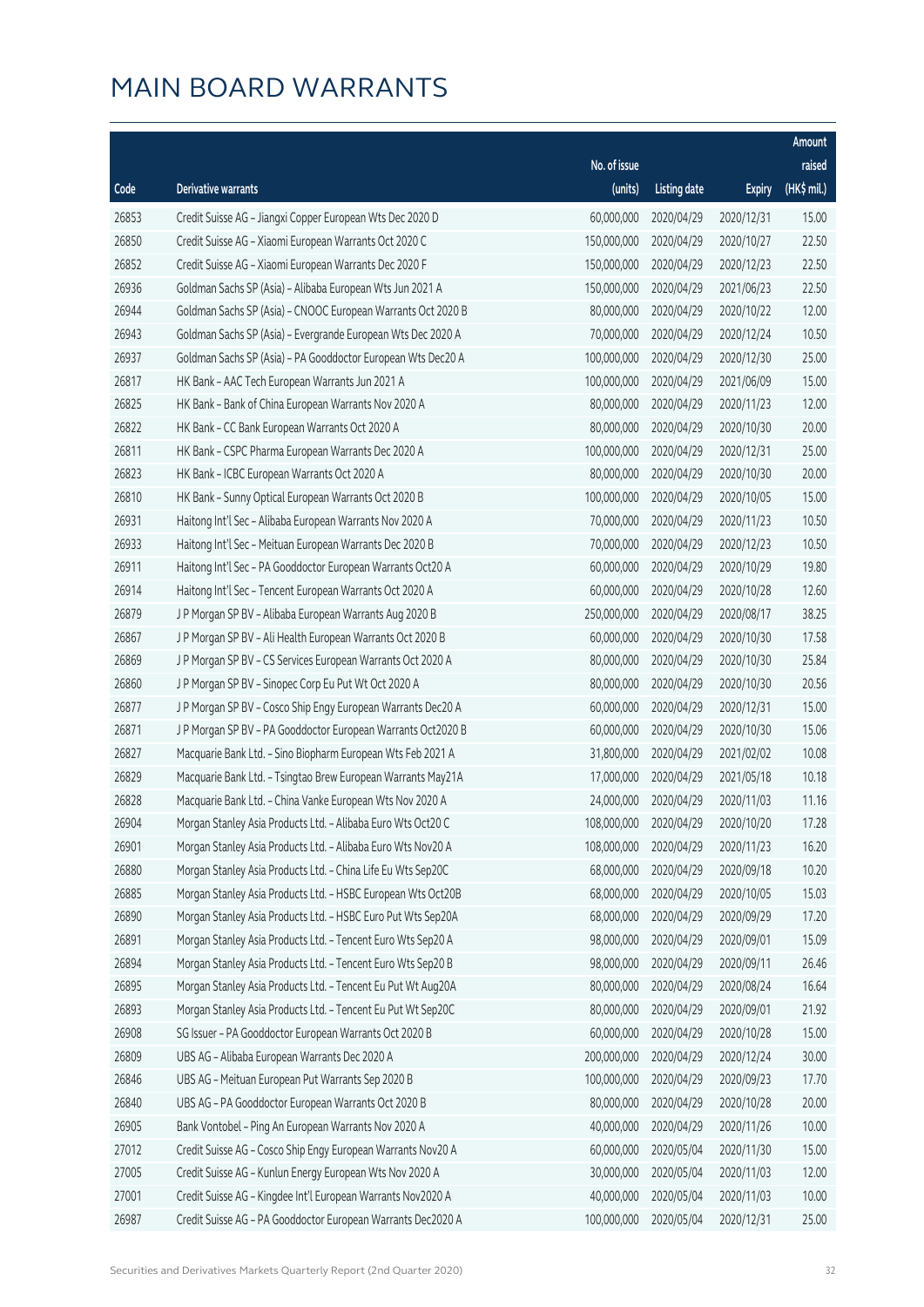# MAIN BOARD WARRANTS

| Code | Derivative warrants | No. of issue (units) | Listing date | Expiry | Amount raised (HK$ mil.) |
|---|---|---|---|---|---|
| 26853 | Credit Suisse AG - Jiangxi Copper European Wts Dec 2020 D | 60,000,000 | 2020/04/29 | 2020/12/31 | 15.00 |
| 26850 | Credit Suisse AG - Xiaomi European Warrants Oct 2020 C | 150,000,000 | 2020/04/29 | 2020/10/27 | 22.50 |
| 26852 | Credit Suisse AG - Xiaomi European Warrants Dec 2020 F | 150,000,000 | 2020/04/29 | 2020/12/23 | 22.50 |
| 26936 | Goldman Sachs SP (Asia) - Alibaba European Wts Jun 2021 A | 150,000,000 | 2020/04/29 | 2021/06/23 | 22.50 |
| 26944 | Goldman Sachs SP (Asia) - CNOOC European Warrants Oct 2020 B | 80,000,000 | 2020/04/29 | 2020/10/22 | 12.00 |
| 26943 | Goldman Sachs SP (Asia) - Evergrande European Wts Dec 2020 A | 70,000,000 | 2020/04/29 | 2020/12/24 | 10.50 |
| 26937 | Goldman Sachs SP (Asia) - PA Gooddoctor European Wts Dec20 A | 100,000,000 | 2020/04/29 | 2020/12/30 | 25.00 |
| 26817 | HK Bank - AAC Tech European Warrants Jun 2021 A | 100,000,000 | 2020/04/29 | 2021/06/09 | 15.00 |
| 26825 | HK Bank - Bank of China European Warrants Nov 2020 A | 80,000,000 | 2020/04/29 | 2020/11/23 | 12.00 |
| 26822 | HK Bank - CC Bank European Warrants Oct 2020 A | 80,000,000 | 2020/04/29 | 2020/10/30 | 20.00 |
| 26811 | HK Bank - CSPC Pharma European Warrants Dec 2020 A | 100,000,000 | 2020/04/29 | 2020/12/31 | 25.00 |
| 26823 | HK Bank - ICBC European Warrants Oct 2020 A | 80,000,000 | 2020/04/29 | 2020/10/30 | 20.00 |
| 26810 | HK Bank - Sunny Optical European Warrants Oct 2020 B | 100,000,000 | 2020/04/29 | 2020/10/05 | 15.00 |
| 26931 | Haitong Int'l Sec - Alibaba European Warrants Nov 2020 A | 70,000,000 | 2020/04/29 | 2020/11/23 | 10.50 |
| 26933 | Haitong Int'l Sec - Meituan European Warrants Dec 2020 B | 70,000,000 | 2020/04/29 | 2020/12/23 | 10.50 |
| 26911 | Haitong Int'l Sec - PA Gooddoctor European Warrants Oct20 A | 60,000,000 | 2020/04/29 | 2020/10/29 | 19.80 |
| 26914 | Haitong Int'l Sec - Tencent European Warrants Oct 2020 A | 60,000,000 | 2020/04/29 | 2020/10/28 | 12.60 |
| 26879 | J P Morgan SP BV - Alibaba European Warrants Aug 2020 B | 250,000,000 | 2020/04/29 | 2020/08/17 | 38.25 |
| 26867 | J P Morgan SP BV - Ali Health European Warrants Oct 2020 B | 60,000,000 | 2020/04/29 | 2020/10/30 | 17.58 |
| 26869 | J P Morgan SP BV - CS Services European Warrants Oct 2020 A | 80,000,000 | 2020/04/29 | 2020/10/30 | 25.84 |
| 26860 | J P Morgan SP BV - Sinopec Corp Eu Put Wt Oct 2020 A | 80,000,000 | 2020/04/29 | 2020/10/30 | 20.56 |
| 26877 | J P Morgan SP BV - Cosco Ship Engy European Warrants Dec20 A | 60,000,000 | 2020/04/29 | 2020/12/31 | 15.00 |
| 26871 | J P Morgan SP BV - PA Gooddoctor European Warrants Oct2020 B | 60,000,000 | 2020/04/29 | 2020/10/30 | 15.06 |
| 26827 | Macquarie Bank Ltd. - Sino Biopharm European Wts Feb 2021 A | 31,800,000 | 2020/04/29 | 2021/02/02 | 10.08 |
| 26829 | Macquarie Bank Ltd. - Tsingtao Brew European Warrants May21A | 17,000,000 | 2020/04/29 | 2021/05/18 | 10.18 |
| 26828 | Macquarie Bank Ltd. - China Vanke European Wts Nov 2020 A | 24,000,000 | 2020/04/29 | 2020/11/03 | 11.16 |
| 26904 | Morgan Stanley Asia Products Ltd. - Alibaba Euro Wts Oct20 C | 108,000,000 | 2020/04/29 | 2020/10/20 | 17.28 |
| 26901 | Morgan Stanley Asia Products Ltd. - Alibaba Euro Wts Nov20 A | 108,000,000 | 2020/04/29 | 2020/11/23 | 16.20 |
| 26880 | Morgan Stanley Asia Products Ltd. - China Life Eu Wts Sep20C | 68,000,000 | 2020/04/29 | 2020/09/18 | 10.20 |
| 26885 | Morgan Stanley Asia Products Ltd. - HSBC European Wts Oct20B | 68,000,000 | 2020/04/29 | 2020/10/05 | 15.03 |
| 26890 | Morgan Stanley Asia Products Ltd. - HSBC Euro Put Wts Sep20A | 68,000,000 | 2020/04/29 | 2020/09/29 | 17.20 |
| 26891 | Morgan Stanley Asia Products Ltd. - Tencent Euro Wts Sep20 A | 98,000,000 | 2020/04/29 | 2020/09/01 | 15.09 |
| 26894 | Morgan Stanley Asia Products Ltd. - Tencent Euro Wts Sep20 B | 98,000,000 | 2020/04/29 | 2020/09/11 | 26.46 |
| 26895 | Morgan Stanley Asia Products Ltd. - Tencent Eu Put Wt Aug20A | 80,000,000 | 2020/04/29 | 2020/08/24 | 16.64 |
| 26893 | Morgan Stanley Asia Products Ltd. - Tencent Eu Put Wt Sep20C | 80,000,000 | 2020/04/29 | 2020/09/01 | 21.92 |
| 26908 | SG Issuer - PA Gooddoctor European Warrants Oct 2020 B | 60,000,000 | 2020/04/29 | 2020/10/28 | 15.00 |
| 26809 | UBS AG - Alibaba European Warrants Dec 2020 A | 200,000,000 | 2020/04/29 | 2020/12/24 | 30.00 |
| 26846 | UBS AG - Meituan European Put Warrants Sep 2020 B | 100,000,000 | 2020/04/29 | 2020/09/23 | 17.70 |
| 26840 | UBS AG - PA Gooddoctor European Warrants Oct 2020 B | 80,000,000 | 2020/04/29 | 2020/10/28 | 20.00 |
| 26905 | Bank Vontobel - Ping An European Warrants Nov 2020 A | 40,000,000 | 2020/04/29 | 2020/11/26 | 10.00 |
| 27012 | Credit Suisse AG - Cosco Ship Engy European Warrants Nov20 A | 60,000,000 | 2020/05/04 | 2020/11/30 | 15.00 |
| 27005 | Credit Suisse AG - Kunlun Energy European Wts Nov 2020 A | 30,000,000 | 2020/05/04 | 2020/11/03 | 12.00 |
| 27001 | Credit Suisse AG - Kingdee Int'l European Warrants Nov2020 A | 40,000,000 | 2020/05/04 | 2020/11/03 | 10.00 |
| 26987 | Credit Suisse AG - PA Gooddoctor European Warrants Dec2020 A | 100,000,000 | 2020/05/04 | 2020/12/31 | 25.00 |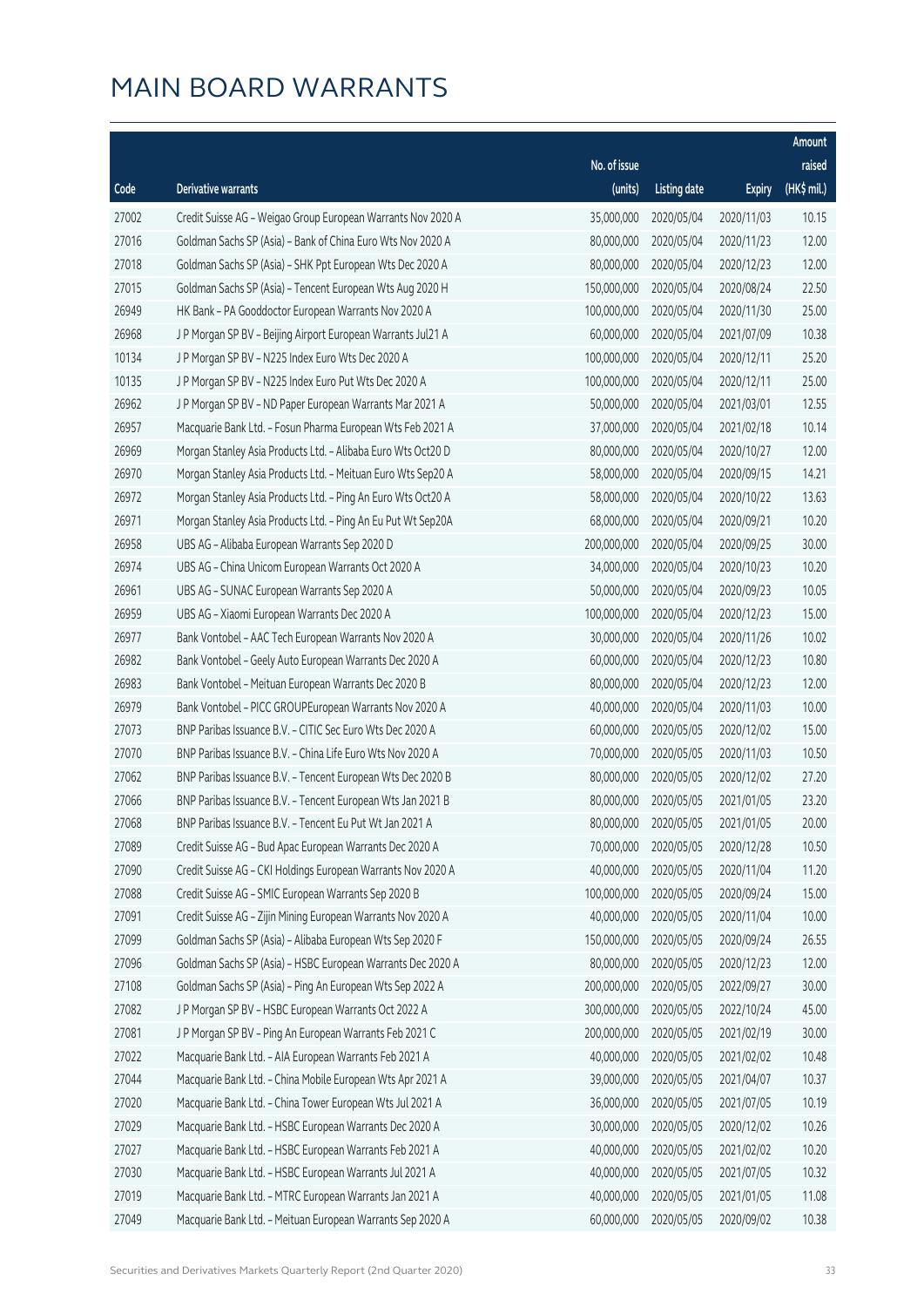# MAIN BOARD WARRANTS

| Code | Derivative warrants | No. of issue (units) | Listing date | Expiry | Amount raised (HK$ mil.) |
|---|---|---|---|---|---|
| 27002 | Credit Suisse AG - Weigao Group European Warrants Nov 2020 A | 35,000,000 | 2020/05/04 | 2020/11/03 | 10.15 |
| 27016 | Goldman Sachs SP (Asia) - Bank of China Euro Wts Nov 2020 A | 80,000,000 | 2020/05/04 | 2020/11/23 | 12.00 |
| 27018 | Goldman Sachs SP (Asia) - SHK Ppt European Wts Dec 2020 A | 80,000,000 | 2020/05/04 | 2020/12/23 | 12.00 |
| 27015 | Goldman Sachs SP (Asia) - Tencent European Wts Aug 2020 H | 150,000,000 | 2020/05/04 | 2020/08/24 | 22.50 |
| 26949 | HK Bank - PA Gooddoctor European Warrants Nov 2020 A | 100,000,000 | 2020/05/04 | 2020/11/30 | 25.00 |
| 26968 | J P Morgan SP BV - Beijing Airport European Warrants Jul21 A | 60,000,000 | 2020/05/04 | 2021/07/09 | 10.38 |
| 10134 | J P Morgan SP BV - N225 Index Euro Wts Dec 2020 A | 100,000,000 | 2020/05/04 | 2020/12/11 | 25.20 |
| 10135 | J P Morgan SP BV - N225 Index Euro Put Wts Dec 2020 A | 100,000,000 | 2020/05/04 | 2020/12/11 | 25.00 |
| 26962 | J P Morgan SP BV - ND Paper European Warrants Mar 2021 A | 50,000,000 | 2020/05/04 | 2021/03/01 | 12.55 |
| 26957 | Macquarie Bank Ltd. - Fosun Pharma European Wts Feb 2021 A | 37,000,000 | 2020/05/04 | 2021/02/18 | 10.14 |
| 26969 | Morgan Stanley Asia Products Ltd. - Alibaba Euro Wts Oct20 D | 80,000,000 | 2020/05/04 | 2020/10/27 | 12.00 |
| 26970 | Morgan Stanley Asia Products Ltd. - Meituan Euro Wts Sep20 A | 58,000,000 | 2020/05/04 | 2020/09/15 | 14.21 |
| 26972 | Morgan Stanley Asia Products Ltd. - Ping An Euro Wts Oct20 A | 58,000,000 | 2020/05/04 | 2020/10/22 | 13.63 |
| 26971 | Morgan Stanley Asia Products Ltd. - Ping An Eu Put Wt Sep20A | 68,000,000 | 2020/05/04 | 2020/09/21 | 10.20 |
| 26958 | UBS AG - Alibaba European Warrants Sep 2020 D | 200,000,000 | 2020/05/04 | 2020/09/25 | 30.00 |
| 26974 | UBS AG - China Unicom European Warrants Oct 2020 A | 34,000,000 | 2020/05/04 | 2020/10/23 | 10.20 |
| 26961 | UBS AG - SUNAC European Warrants Sep 2020 A | 50,000,000 | 2020/05/04 | 2020/09/23 | 10.05 |
| 26959 | UBS AG - Xiaomi European Warrants Dec 2020 A | 100,000,000 | 2020/05/04 | 2020/12/23 | 15.00 |
| 26977 | Bank Vontobel - AAC Tech European Warrants Nov 2020 A | 30,000,000 | 2020/05/04 | 2020/11/26 | 10.02 |
| 26982 | Bank Vontobel - Geely Auto European Warrants Dec 2020 A | 60,000,000 | 2020/05/04 | 2020/12/23 | 10.80 |
| 26983 | Bank Vontobel - Meituan European Warrants Dec 2020 B | 80,000,000 | 2020/05/04 | 2020/12/23 | 12.00 |
| 26979 | Bank Vontobel - PICC GROUPEuropean Warrants Nov 2020 A | 40,000,000 | 2020/05/04 | 2020/11/03 | 10.00 |
| 27073 | BNP Paribas Issuance B.V. - CITIC Sec Euro Wts Dec 2020 A | 60,000,000 | 2020/05/05 | 2020/12/02 | 15.00 |
| 27070 | BNP Paribas Issuance B.V. - China Life Euro Wts Nov 2020 A | 70,000,000 | 2020/05/05 | 2020/11/03 | 10.50 |
| 27062 | BNP Paribas Issuance B.V. - Tencent European Wts Dec 2020 B | 80,000,000 | 2020/05/05 | 2020/12/02 | 27.20 |
| 27066 | BNP Paribas Issuance B.V. - Tencent European Wts Jan 2021 B | 80,000,000 | 2020/05/05 | 2021/01/05 | 23.20 |
| 27068 | BNP Paribas Issuance B.V. - Tencent Eu Put Wt Jan 2021 A | 80,000,000 | 2020/05/05 | 2021/01/05 | 20.00 |
| 27089 | Credit Suisse AG - Bud Apac European Warrants Dec 2020 A | 70,000,000 | 2020/05/05 | 2020/12/28 | 10.50 |
| 27090 | Credit Suisse AG - CKI Holdings European Warrants Nov 2020 A | 40,000,000 | 2020/05/05 | 2020/11/04 | 11.20 |
| 27088 | Credit Suisse AG - SMIC European Warrants Sep 2020 B | 100,000,000 | 2020/05/05 | 2020/09/24 | 15.00 |
| 27091 | Credit Suisse AG - Zijin Mining European Warrants Nov 2020 A | 40,000,000 | 2020/05/05 | 2020/11/04 | 10.00 |
| 27099 | Goldman Sachs SP (Asia) - Alibaba European Wts Sep 2020 F | 150,000,000 | 2020/05/05 | 2020/09/24 | 26.55 |
| 27096 | Goldman Sachs SP (Asia) - HSBC European Warrants Dec 2020 A | 80,000,000 | 2020/05/05 | 2020/12/23 | 12.00 |
| 27108 | Goldman Sachs SP (Asia) - Ping An European Wts Sep 2022 A | 200,000,000 | 2020/05/05 | 2022/09/27 | 30.00 |
| 27082 | J P Morgan SP BV - HSBC European Warrants Oct 2022 A | 300,000,000 | 2020/05/05 | 2022/10/24 | 45.00 |
| 27081 | J P Morgan SP BV - Ping An European Warrants Feb 2021 C | 200,000,000 | 2020/05/05 | 2021/02/19 | 30.00 |
| 27022 | Macquarie Bank Ltd. - AIA European Warrants Feb 2021 A | 40,000,000 | 2020/05/05 | 2021/02/02 | 10.48 |
| 27044 | Macquarie Bank Ltd. - China Mobile European Wts Apr 2021 A | 39,000,000 | 2020/05/05 | 2021/04/07 | 10.37 |
| 27020 | Macquarie Bank Ltd. - China Tower European Wts Jul 2021 A | 36,000,000 | 2020/05/05 | 2021/07/05 | 10.19 |
| 27029 | Macquarie Bank Ltd. - HSBC European Warrants Dec 2020 A | 30,000,000 | 2020/05/05 | 2020/12/02 | 10.26 |
| 27027 | Macquarie Bank Ltd. - HSBC European Warrants Feb 2021 A | 40,000,000 | 2020/05/05 | 2021/02/02 | 10.20 |
| 27030 | Macquarie Bank Ltd. - HSBC European Warrants Jul 2021 A | 40,000,000 | 2020/05/05 | 2021/07/05 | 10.32 |
| 27019 | Macquarie Bank Ltd. - MTRC European Warrants Jan 2021 A | 40,000,000 | 2020/05/05 | 2021/01/05 | 11.08 |
| 27049 | Macquarie Bank Ltd. - Meituan European Warrants Sep 2020 A | 60,000,000 | 2020/05/05 | 2020/09/02 | 10.38 |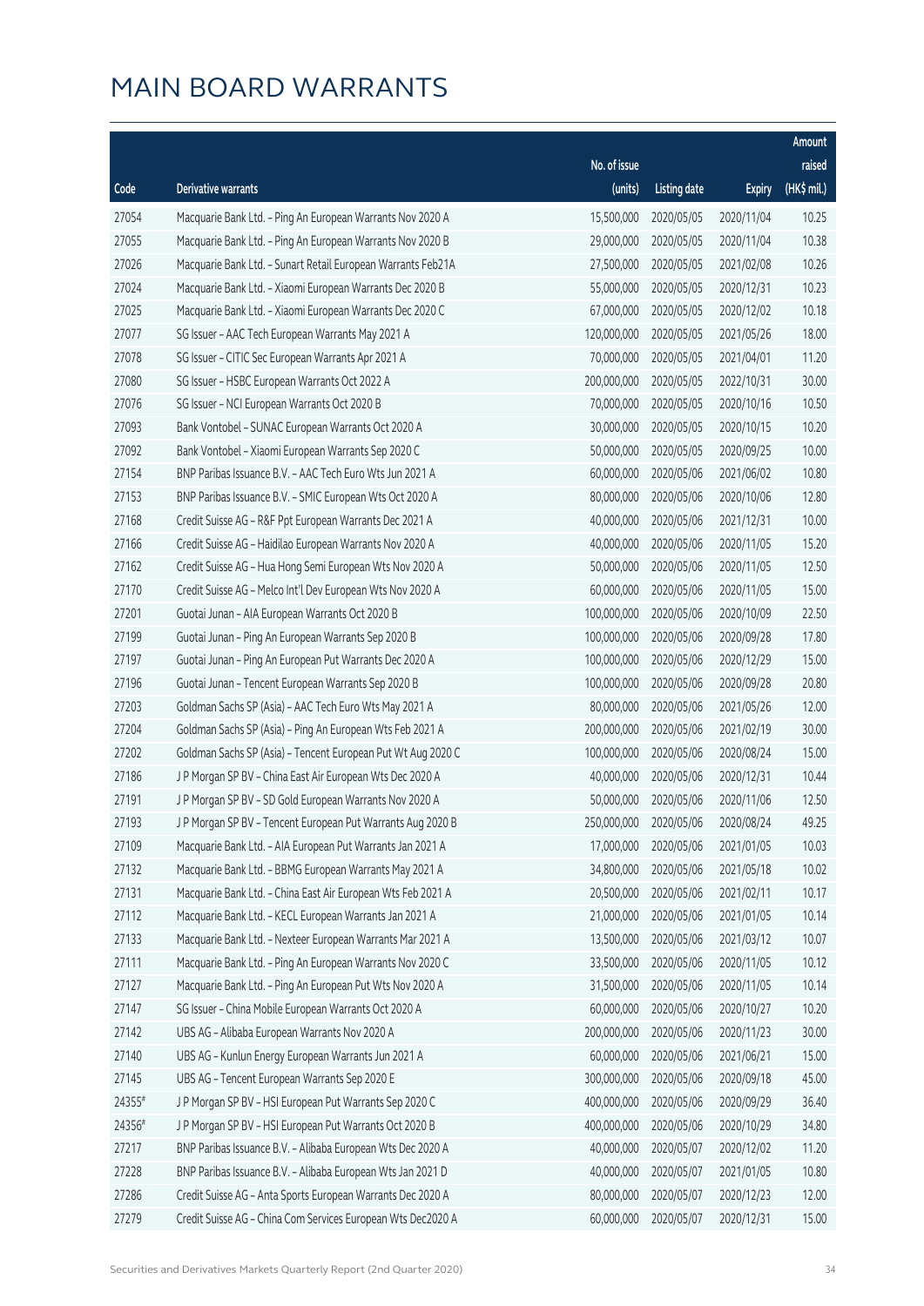# MAIN BOARD WARRANTS

| Code | Derivative warrants | No. of issue (units) | Listing date | Expiry | Amount raised (HK$ mil.) |
|---|---|---|---|---|---|
| 27054 | Macquarie Bank Ltd. - Ping An European Warrants Nov 2020 A | 15,500,000 | 2020/05/05 | 2020/11/04 | 10.25 |
| 27055 | Macquarie Bank Ltd. - Ping An European Warrants Nov 2020 B | 29,000,000 | 2020/05/05 | 2020/11/04 | 10.38 |
| 27026 | Macquarie Bank Ltd. - Sunart Retail European Warrants Feb21A | 27,500,000 | 2020/05/05 | 2021/02/08 | 10.26 |
| 27024 | Macquarie Bank Ltd. - Xiaomi European Warrants Dec 2020 B | 55,000,000 | 2020/05/05 | 2020/12/31 | 10.23 |
| 27025 | Macquarie Bank Ltd. - Xiaomi European Warrants Dec 2020 C | 67,000,000 | 2020/05/05 | 2020/12/02 | 10.18 |
| 27077 | SG Issuer - AAC Tech European Warrants May 2021 A | 120,000,000 | 2020/05/05 | 2021/05/26 | 18.00 |
| 27078 | SG Issuer - CITIC Sec European Warrants Apr 2021 A | 70,000,000 | 2020/05/05 | 2021/04/01 | 11.20 |
| 27080 | SG Issuer - HSBC European Warrants Oct 2022 A | 200,000,000 | 2020/05/05 | 2022/10/31 | 30.00 |
| 27076 | SG Issuer - NCI European Warrants Oct 2020 B | 70,000,000 | 2020/05/05 | 2020/10/16 | 10.50 |
| 27093 | Bank Vontobel - SUNAC European Warrants Oct 2020 A | 30,000,000 | 2020/05/05 | 2020/10/15 | 10.20 |
| 27092 | Bank Vontobel - Xiaomi European Warrants Sep 2020 C | 50,000,000 | 2020/05/05 | 2020/09/25 | 10.00 |
| 27154 | BNP Paribas Issuance B.V. - AAC Tech Euro Wts Jun 2021 A | 60,000,000 | 2020/05/06 | 2021/06/02 | 10.80 |
| 27153 | BNP Paribas Issuance B.V. - SMIC European Wts Oct 2020 A | 80,000,000 | 2020/05/06 | 2020/10/06 | 12.80 |
| 27168 | Credit Suisse AG - R&F Ppt European Warrants Dec 2021 A | 40,000,000 | 2020/05/06 | 2021/12/31 | 10.00 |
| 27166 | Credit Suisse AG - Haidilao European Warrants Nov 2020 A | 40,000,000 | 2020/05/06 | 2020/11/05 | 15.20 |
| 27162 | Credit Suisse AG - Hua Hong Semi European Wts Nov 2020 A | 50,000,000 | 2020/05/06 | 2020/11/05 | 12.50 |
| 27170 | Credit Suisse AG - Melco Int'l Dev European Wts Nov 2020 A | 60,000,000 | 2020/05/06 | 2020/11/05 | 15.00 |
| 27201 | Guotai Junan - AIA European Warrants Oct 2020 B | 100,000,000 | 2020/05/06 | 2020/10/09 | 22.50 |
| 27199 | Guotai Junan - Ping An European Warrants Sep 2020 B | 100,000,000 | 2020/05/06 | 2020/09/28 | 17.80 |
| 27197 | Guotai Junan - Ping An European Put Warrants Dec 2020 A | 100,000,000 | 2020/05/06 | 2020/12/29 | 15.00 |
| 27196 | Guotai Junan - Tencent European Warrants Sep 2020 B | 100,000,000 | 2020/05/06 | 2020/09/28 | 20.80 |
| 27203 | Goldman Sachs SP (Asia) - AAC Tech Euro Wts May 2021 A | 80,000,000 | 2020/05/06 | 2021/05/26 | 12.00 |
| 27204 | Goldman Sachs SP (Asia) - Ping An European Wts Feb 2021 A | 200,000,000 | 2020/05/06 | 2021/02/19 | 30.00 |
| 27202 | Goldman Sachs SP (Asia) - Tencent European Put Wt Aug 2020 C | 100,000,000 | 2020/05/06 | 2020/08/24 | 15.00 |
| 27186 | J P Morgan SP BV - China East Air European Wts Dec 2020 A | 40,000,000 | 2020/05/06 | 2020/12/31 | 10.44 |
| 27191 | J P Morgan SP BV - SD Gold European Warrants Nov 2020 A | 50,000,000 | 2020/05/06 | 2020/11/06 | 12.50 |
| 27193 | J P Morgan SP BV - Tencent European Put Warrants Aug 2020 B | 250,000,000 | 2020/05/06 | 2020/08/24 | 49.25 |
| 27109 | Macquarie Bank Ltd. - AIA European Put Warrants Jan 2021 A | 17,000,000 | 2020/05/06 | 2021/01/05 | 10.03 |
| 27132 | Macquarie Bank Ltd. - BBMG European Warrants May 2021 A | 34,800,000 | 2020/05/06 | 2021/05/18 | 10.02 |
| 27131 | Macquarie Bank Ltd. - China East Air European Wts Feb 2021 A | 20,500,000 | 2020/05/06 | 2021/02/11 | 10.17 |
| 27112 | Macquarie Bank Ltd. - KECL European Warrants Jan 2021 A | 21,000,000 | 2020/05/06 | 2021/01/05 | 10.14 |
| 27133 | Macquarie Bank Ltd. - Nexteer European Warrants Mar 2021 A | 13,500,000 | 2020/05/06 | 2021/03/12 | 10.07 |
| 27111 | Macquarie Bank Ltd. - Ping An European Warrants Nov 2020 C | 33,500,000 | 2020/05/06 | 2020/11/05 | 10.12 |
| 27127 | Macquarie Bank Ltd. - Ping An European Put Wts Nov 2020 A | 31,500,000 | 2020/05/06 | 2020/11/05 | 10.14 |
| 27147 | SG Issuer - China Mobile European Warrants Oct 2020 A | 60,000,000 | 2020/05/06 | 2020/10/27 | 10.20 |
| 27142 | UBS AG - Alibaba European Warrants Nov 2020 A | 200,000,000 | 2020/05/06 | 2020/11/23 | 30.00 |
| 27140 | UBS AG - Kunlun Energy European Warrants Jun 2021 A | 60,000,000 | 2020/05/06 | 2021/06/21 | 15.00 |
| 27145 | UBS AG - Tencent European Warrants Sep 2020 E | 300,000,000 | 2020/05/06 | 2020/09/18 | 45.00 |
| 24355# | J P Morgan SP BV - HSI European Put Warrants Sep 2020 C | 400,000,000 | 2020/05/06 | 2020/09/29 | 36.40 |
| 24356# | J P Morgan SP BV - HSI European Put Warrants Oct 2020 B | 400,000,000 | 2020/05/06 | 2020/10/29 | 34.80 |
| 27217 | BNP Paribas Issuance B.V. - Alibaba European Wts Dec 2020 A | 40,000,000 | 2020/05/07 | 2020/12/02 | 11.20 |
| 27228 | BNP Paribas Issuance B.V. - Alibaba European Wts Jan 2021 D | 40,000,000 | 2020/05/07 | 2021/01/05 | 10.80 |
| 27286 | Credit Suisse AG - Anta Sports European Warrants Dec 2020 A | 80,000,000 | 2020/05/07 | 2020/12/23 | 12.00 |
| 27279 | Credit Suisse AG - China Com Services European Wts Dec2020 A | 60,000,000 | 2020/05/07 | 2020/12/31 | 15.00 |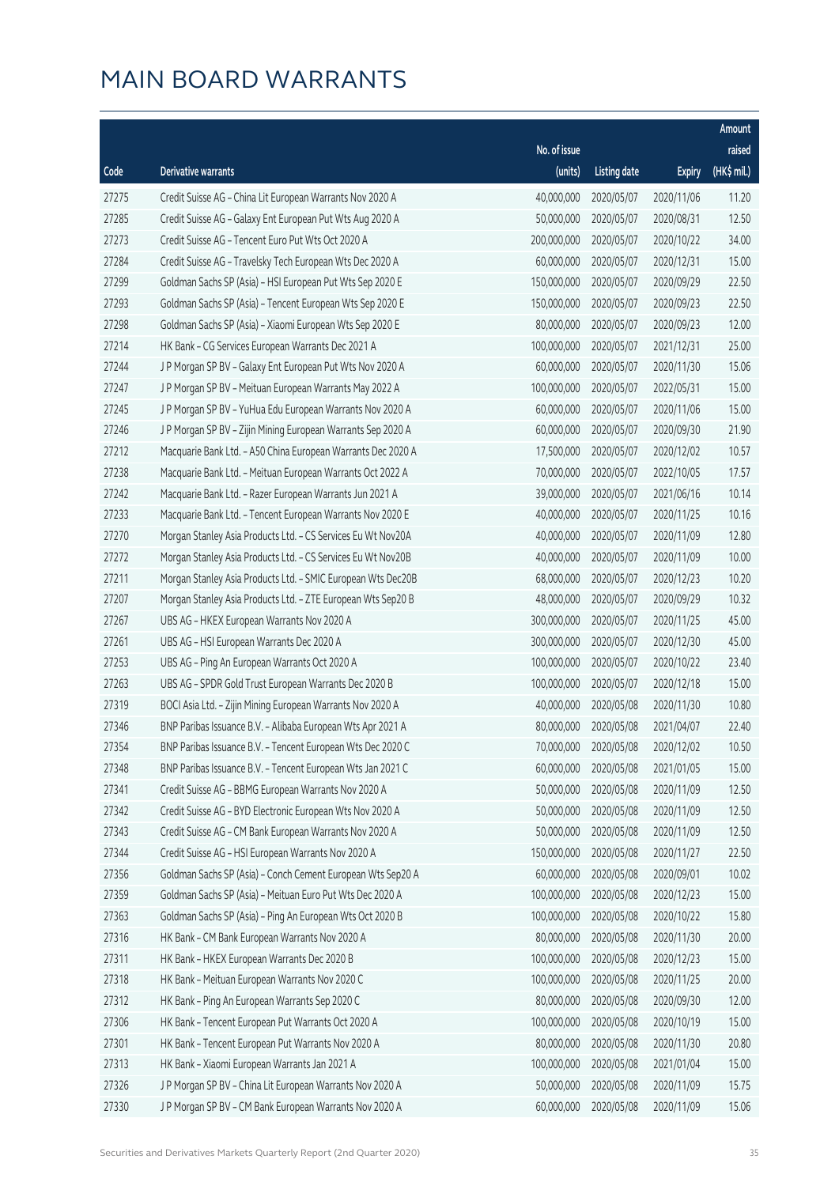# MAIN BOARD WARRANTS

| Code | Derivative warrants | No. of issue (units) | Listing date | Expiry | Amount raised (HK$ mil.) |
|---|---|---|---|---|---|
| 27275 | Credit Suisse AG - China Lit European Warrants Nov 2020 A | 40,000,000 | 2020/05/07 | 2020/11/06 | 11.20 |
| 27285 | Credit Suisse AG - Galaxy Ent European Put Wts Aug 2020 A | 50,000,000 | 2020/05/07 | 2020/08/31 | 12.50 |
| 27273 | Credit Suisse AG - Tencent Euro Put Wts Oct 2020 A | 200,000,000 | 2020/05/07 | 2020/10/22 | 34.00 |
| 27284 | Credit Suisse AG - Travelsky Tech European Wts Dec 2020 A | 60,000,000 | 2020/05/07 | 2020/12/31 | 15.00 |
| 27299 | Goldman Sachs SP (Asia) - HSI European Put Wts Sep 2020 E | 150,000,000 | 2020/05/07 | 2020/09/29 | 22.50 |
| 27293 | Goldman Sachs SP (Asia) - Tencent European Wts Sep 2020 E | 150,000,000 | 2020/05/07 | 2020/09/23 | 22.50 |
| 27298 | Goldman Sachs SP (Asia) - Xiaomi European Wts Sep 2020 E | 80,000,000 | 2020/05/07 | 2020/09/23 | 12.00 |
| 27214 | HK Bank - CG Services European Warrants Dec 2021 A | 100,000,000 | 2020/05/07 | 2021/12/31 | 25.00 |
| 27244 | J P Morgan SP BV - Galaxy Ent European Put Wts Nov 2020 A | 60,000,000 | 2020/05/07 | 2020/11/30 | 15.06 |
| 27247 | J P Morgan SP BV - Meituan European Warrants May 2022 A | 100,000,000 | 2020/05/07 | 2022/05/31 | 15.00 |
| 27245 | J P Morgan SP BV - YuHua Edu European Warrants Nov 2020 A | 60,000,000 | 2020/05/07 | 2020/11/06 | 15.00 |
| 27246 | J P Morgan SP BV - Zijin Mining European Warrants Sep 2020 A | 60,000,000 | 2020/05/07 | 2020/09/30 | 21.90 |
| 27212 | Macquarie Bank Ltd. - A50 China European Warrants Dec 2020 A | 17,500,000 | 2020/05/07 | 2020/12/02 | 10.57 |
| 27238 | Macquarie Bank Ltd. - Meituan European Warrants Oct 2022 A | 70,000,000 | 2020/05/07 | 2022/10/05 | 17.57 |
| 27242 | Macquarie Bank Ltd. - Razer European Warrants Jun 2021 A | 39,000,000 | 2020/05/07 | 2021/06/16 | 10.14 |
| 27233 | Macquarie Bank Ltd. - Tencent European Warrants Nov 2020 E | 40,000,000 | 2020/05/07 | 2020/11/25 | 10.16 |
| 27270 | Morgan Stanley Asia Products Ltd. - CS Services Eu Wt Nov20A | 40,000,000 | 2020/05/07 | 2020/11/09 | 12.80 |
| 27272 | Morgan Stanley Asia Products Ltd. - CS Services Eu Wt Nov20B | 40,000,000 | 2020/05/07 | 2020/11/09 | 10.00 |
| 27211 | Morgan Stanley Asia Products Ltd. - SMIC European Wts Dec20B | 68,000,000 | 2020/05/07 | 2020/12/23 | 10.20 |
| 27207 | Morgan Stanley Asia Products Ltd. - ZTE European Wts Sep20 B | 48,000,000 | 2020/05/07 | 2020/09/29 | 10.32 |
| 27267 | UBS AG - HKEX European Warrants Nov 2020 A | 300,000,000 | 2020/05/07 | 2020/11/25 | 45.00 |
| 27261 | UBS AG - HSI European Warrants Dec 2020 A | 300,000,000 | 2020/05/07 | 2020/12/30 | 45.00 |
| 27253 | UBS AG - Ping An European Warrants Oct 2020 A | 100,000,000 | 2020/05/07 | 2020/10/22 | 23.40 |
| 27263 | UBS AG - SPDR Gold Trust European Warrants Dec 2020 B | 100,000,000 | 2020/05/07 | 2020/12/18 | 15.00 |
| 27319 | BOCI Asia Ltd. - Zijin Mining European Warrants Nov 2020 A | 40,000,000 | 2020/05/08 | 2020/11/30 | 10.80 |
| 27346 | BNP Paribas Issuance B.V. - Alibaba European Wts Apr 2021 A | 80,000,000 | 2020/05/08 | 2021/04/07 | 22.40 |
| 27354 | BNP Paribas Issuance B.V. - Tencent European Wts Dec 2020 C | 70,000,000 | 2020/05/08 | 2020/12/02 | 10.50 |
| 27348 | BNP Paribas Issuance B.V. - Tencent European Wts Jan 2021 C | 60,000,000 | 2020/05/08 | 2021/01/05 | 15.00 |
| 27341 | Credit Suisse AG - BBMG European Warrants Nov 2020 A | 50,000,000 | 2020/05/08 | 2020/11/09 | 12.50 |
| 27342 | Credit Suisse AG - BYD Electronic European Wts Nov 2020 A | 50,000,000 | 2020/05/08 | 2020/11/09 | 12.50 |
| 27343 | Credit Suisse AG - CM Bank European Warrants Nov 2020 A | 50,000,000 | 2020/05/08 | 2020/11/09 | 12.50 |
| 27344 | Credit Suisse AG - HSI European Warrants Nov 2020 A | 150,000,000 | 2020/05/08 | 2020/11/27 | 22.50 |
| 27356 | Goldman Sachs SP (Asia) - Conch Cement European Wts Sep20 A | 60,000,000 | 2020/05/08 | 2020/09/01 | 10.02 |
| 27359 | Goldman Sachs SP (Asia) - Meituan Euro Put Wts Dec 2020 A | 100,000,000 | 2020/05/08 | 2020/12/23 | 15.00 |
| 27363 | Goldman Sachs SP (Asia) - Ping An European Wts Oct 2020 B | 100,000,000 | 2020/05/08 | 2020/10/22 | 15.80 |
| 27316 | HK Bank - CM Bank European Warrants Nov 2020 A | 80,000,000 | 2020/05/08 | 2020/11/30 | 20.00 |
| 27311 | HK Bank - HKEX European Warrants Dec 2020 B | 100,000,000 | 2020/05/08 | 2020/12/23 | 15.00 |
| 27318 | HK Bank - Meituan European Warrants Nov 2020 C | 100,000,000 | 2020/05/08 | 2020/11/25 | 20.00 |
| 27312 | HK Bank - Ping An European Warrants Sep 2020 C | 80,000,000 | 2020/05/08 | 2020/09/30 | 12.00 |
| 27306 | HK Bank - Tencent European Put Warrants Oct 2020 A | 100,000,000 | 2020/05/08 | 2020/10/19 | 15.00 |
| 27301 | HK Bank - Tencent European Put Warrants Nov 2020 A | 80,000,000 | 2020/05/08 | 2020/11/30 | 20.80 |
| 27313 | HK Bank - Xiaomi European Warrants Jan 2021 A | 100,000,000 | 2020/05/08 | 2021/01/04 | 15.00 |
| 27326 | J P Morgan SP BV - China Lit European Warrants Nov 2020 A | 50,000,000 | 2020/05/08 | 2020/11/09 | 15.75 |
| 27330 | J P Morgan SP BV - CM Bank European Warrants Nov 2020 A | 60,000,000 | 2020/05/08 | 2020/11/09 | 15.06 |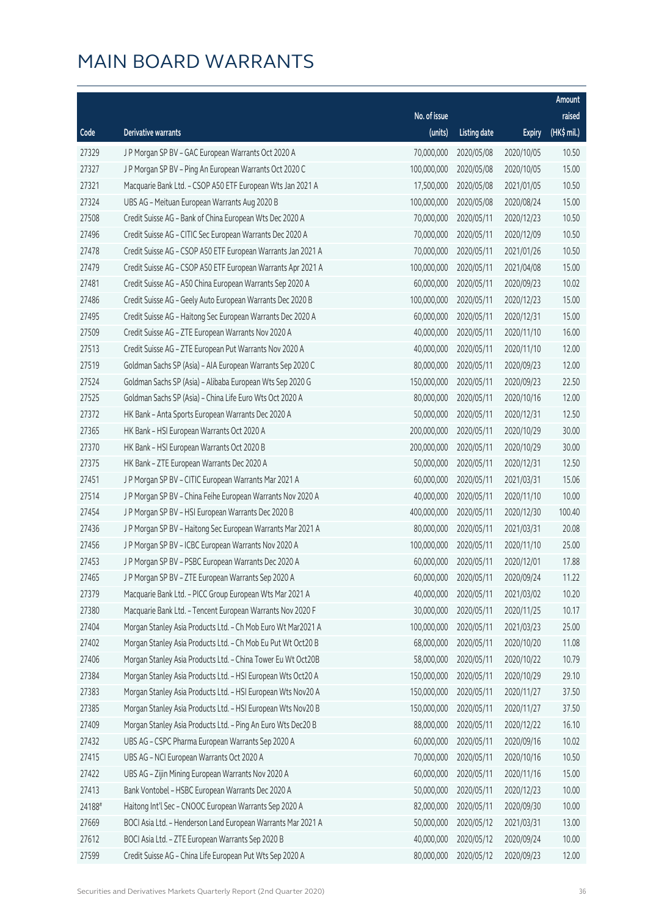# MAIN BOARD WARRANTS

| Code | Derivative warrants | No. of issue (units) | Listing date | Expiry | Amount raised (HK$ mil.) |
|---|---|---|---|---|---|
| 27329 | J P Morgan SP BV – GAC European Warrants Oct 2020 A | 70,000,000 | 2020/05/08 | 2020/10/05 | 10.50 |
| 27327 | J P Morgan SP BV – Ping An European Warrants Oct 2020 C | 100,000,000 | 2020/05/08 | 2020/10/05 | 15.00 |
| 27321 | Macquarie Bank Ltd. – CSOP A50 ETF European Wts Jan 2021 A | 17,500,000 | 2020/05/08 | 2021/01/05 | 10.50 |
| 27324 | UBS AG – Meituan European Warrants Aug 2020 B | 100,000,000 | 2020/05/08 | 2020/08/24 | 15.00 |
| 27508 | Credit Suisse AG – Bank of China European Wts Dec 2020 A | 70,000,000 | 2020/05/11 | 2020/12/23 | 10.50 |
| 27496 | Credit Suisse AG – CITIC Sec European Warrants Dec 2020 A | 70,000,000 | 2020/05/11 | 2020/12/09 | 10.50 |
| 27478 | Credit Suisse AG – CSOP A50 ETF European Warrants Jan 2021 A | 70,000,000 | 2020/05/11 | 2021/01/26 | 10.50 |
| 27479 | Credit Suisse AG – CSOP A50 ETF European Warrants Apr 2021 A | 100,000,000 | 2020/05/11 | 2021/04/08 | 15.00 |
| 27481 | Credit Suisse AG – A50 China European Warrants Sep 2020 A | 60,000,000 | 2020/05/11 | 2020/09/23 | 10.02 |
| 27486 | Credit Suisse AG – Geely Auto European Warrants Dec 2020 B | 100,000,000 | 2020/05/11 | 2020/12/23 | 15.00 |
| 27495 | Credit Suisse AG – Haitong Sec European Warrants Dec 2020 A | 60,000,000 | 2020/05/11 | 2020/12/31 | 15.00 |
| 27509 | Credit Suisse AG – ZTE European Warrants Nov 2020 A | 40,000,000 | 2020/05/11 | 2020/11/10 | 16.00 |
| 27513 | Credit Suisse AG – ZTE European Put Warrants Nov 2020 A | 40,000,000 | 2020/05/11 | 2020/11/10 | 12.00 |
| 27519 | Goldman Sachs SP (Asia) – AIA European Warrants Sep 2020 C | 80,000,000 | 2020/05/11 | 2020/09/23 | 12.00 |
| 27524 | Goldman Sachs SP (Asia) – Alibaba European Wts Sep 2020 G | 150,000,000 | 2020/05/11 | 2020/09/23 | 22.50 |
| 27525 | Goldman Sachs SP (Asia) – China Life Euro Wts Oct 2020 A | 80,000,000 | 2020/05/11 | 2020/10/16 | 12.00 |
| 27372 | HK Bank – Anta Sports European Warrants Dec 2020 A | 50,000,000 | 2020/05/11 | 2020/12/31 | 12.50 |
| 27365 | HK Bank – HSI European Warrants Oct 2020 A | 200,000,000 | 2020/05/11 | 2020/10/29 | 30.00 |
| 27370 | HK Bank – HSI European Warrants Oct 2020 B | 200,000,000 | 2020/05/11 | 2020/10/29 | 30.00 |
| 27375 | HK Bank – ZTE European Warrants Dec 2020 A | 50,000,000 | 2020/05/11 | 2020/12/31 | 12.50 |
| 27451 | J P Morgan SP BV – CITIC European Warrants Mar 2021 A | 60,000,000 | 2020/05/11 | 2021/03/31 | 15.06 |
| 27514 | J P Morgan SP BV – China Feihe European Warrants Nov 2020 A | 40,000,000 | 2020/05/11 | 2020/11/10 | 10.00 |
| 27454 | J P Morgan SP BV – HSI European Warrants Dec 2020 B | 400,000,000 | 2020/05/11 | 2020/12/30 | 100.40 |
| 27436 | J P Morgan SP BV – Haitong Sec European Warrants Mar 2021 A | 80,000,000 | 2020/05/11 | 2021/03/31 | 20.08 |
| 27456 | J P Morgan SP BV – ICBC European Warrants Nov 2020 A | 100,000,000 | 2020/05/11 | 2020/11/10 | 25.00 |
| 27453 | J P Morgan SP BV – PSBC European Warrants Dec 2020 A | 60,000,000 | 2020/05/11 | 2020/12/01 | 17.88 |
| 27465 | J P Morgan SP BV – ZTE European Warrants Sep 2020 A | 60,000,000 | 2020/05/11 | 2020/09/24 | 11.22 |
| 27379 | Macquarie Bank Ltd. – PICC Group European Wts Mar 2021 A | 40,000,000 | 2020/05/11 | 2021/03/02 | 10.20 |
| 27380 | Macquarie Bank Ltd. – Tencent European Warrants Nov 2020 F | 30,000,000 | 2020/05/11 | 2020/11/25 | 10.17 |
| 27404 | Morgan Stanley Asia Products Ltd. – Ch Mob Euro Wt Mar2021 A | 100,000,000 | 2020/05/11 | 2021/03/23 | 25.00 |
| 27402 | Morgan Stanley Asia Products Ltd. – Ch Mob Eu Put Wt Oct20 B | 68,000,000 | 2020/05/11 | 2020/10/20 | 11.08 |
| 27406 | Morgan Stanley Asia Products Ltd. – China Tower Eu Wt Oct20B | 58,000,000 | 2020/05/11 | 2020/10/22 | 10.79 |
| 27384 | Morgan Stanley Asia Products Ltd. – HSI European Wts Oct20 A | 150,000,000 | 2020/05/11 | 2020/10/29 | 29.10 |
| 27383 | Morgan Stanley Asia Products Ltd. – HSI European Wts Nov20 A | 150,000,000 | 2020/05/11 | 2020/11/27 | 37.50 |
| 27385 | Morgan Stanley Asia Products Ltd. – HSI European Wts Nov20 B | 150,000,000 | 2020/05/11 | 2020/11/27 | 37.50 |
| 27409 | Morgan Stanley Asia Products Ltd. – Ping An Euro Wts Dec20 B | 88,000,000 | 2020/05/11 | 2020/12/22 | 16.10 |
| 27432 | UBS AG – CSPC Pharma European Warrants Sep 2020 A | 60,000,000 | 2020/05/11 | 2020/09/16 | 10.02 |
| 27415 | UBS AG – NCI European Warrants Oct 2020 A | 70,000,000 | 2020/05/11 | 2020/10/16 | 10.50 |
| 27422 | UBS AG – Zijin Mining European Warrants Nov 2020 A | 60,000,000 | 2020/05/11 | 2020/11/16 | 15.00 |
| 27413 | Bank Vontobel – HSBC European Warrants Dec 2020 A | 50,000,000 | 2020/05/11 | 2020/12/23 | 10.00 |
| 24188# | Haitong Int'l Sec – CNOOC European Warrants Sep 2020 A | 82,000,000 | 2020/05/11 | 2020/09/30 | 10.00 |
| 27669 | BOCI Asia Ltd. – Henderson Land European Warrants Mar 2021 A | 50,000,000 | 2020/05/12 | 2021/03/31 | 13.00 |
| 27612 | BOCI Asia Ltd. – ZTE European Warrants Sep 2020 B | 40,000,000 | 2020/05/12 | 2020/09/24 | 10.00 |
| 27599 | Credit Suisse AG – China Life European Put Wts Sep 2020 A | 80,000,000 | 2020/05/12 | 2020/09/23 | 12.00 |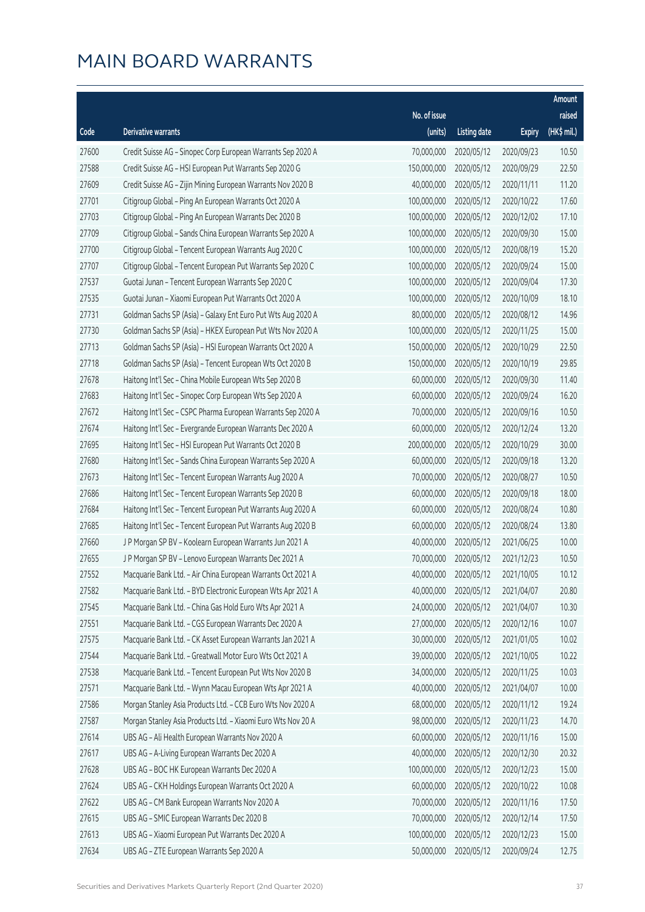# MAIN BOARD WARRANTS

| Code | Derivative warrants | No. of issue (units) | Listing date | Expiry | Amount raised (HK$ mil.) |
|---|---|---|---|---|---|
| 27600 | Credit Suisse AG - Sinopec Corp European Warrants Sep 2020 A | 70,000,000 | 2020/05/12 | 2020/09/23 | 10.50 |
| 27588 | Credit Suisse AG - HSI European Put Warrants Sep 2020 G | 150,000,000 | 2020/05/12 | 2020/09/29 | 22.50 |
| 27609 | Credit Suisse AG - Zijin Mining European Warrants Nov 2020 B | 40,000,000 | 2020/05/12 | 2020/11/11 | 11.20 |
| 27701 | Citigroup Global - Ping An European Warrants Oct 2020 A | 100,000,000 | 2020/05/12 | 2020/10/22 | 17.60 |
| 27703 | Citigroup Global - Ping An European Warrants Dec 2020 B | 100,000,000 | 2020/05/12 | 2020/12/02 | 17.10 |
| 27709 | Citigroup Global - Sands China European Warrants Sep 2020 A | 100,000,000 | 2020/05/12 | 2020/09/30 | 15.00 |
| 27700 | Citigroup Global - Tencent European Warrants Aug 2020 C | 100,000,000 | 2020/05/12 | 2020/08/19 | 15.20 |
| 27707 | Citigroup Global - Tencent European Put Warrants Sep 2020 C | 100,000,000 | 2020/05/12 | 2020/09/24 | 15.00 |
| 27537 | Guotai Junan - Tencent European Warrants Sep 2020 C | 100,000,000 | 2020/05/12 | 2020/09/04 | 17.30 |
| 27535 | Guotai Junan - Xiaomi European Put Warrants Oct 2020 A | 100,000,000 | 2020/05/12 | 2020/10/09 | 18.10 |
| 27731 | Goldman Sachs SP (Asia) - Galaxy Ent Euro Put Wts Aug 2020 A | 80,000,000 | 2020/05/12 | 2020/08/12 | 14.96 |
| 27730 | Goldman Sachs SP (Asia) - HKEX European Put Wts Nov 2020 A | 100,000,000 | 2020/05/12 | 2020/11/25 | 15.00 |
| 27713 | Goldman Sachs SP (Asia) - HSI European Warrants Oct 2020 A | 150,000,000 | 2020/05/12 | 2020/10/29 | 22.50 |
| 27718 | Goldman Sachs SP (Asia) - Tencent European Wts Oct 2020 B | 150,000,000 | 2020/05/12 | 2020/10/19 | 29.85 |
| 27678 | Haitong Int'l Sec - China Mobile European Wts Sep 2020 B | 60,000,000 | 2020/05/12 | 2020/09/30 | 11.40 |
| 27683 | Haitong Int'l Sec - Sinopec Corp European Wts Sep 2020 A | 60,000,000 | 2020/05/12 | 2020/09/24 | 16.20 |
| 27672 | Haitong Int'l Sec - CSPC Pharma European Warrants Sep 2020 A | 70,000,000 | 2020/05/12 | 2020/09/16 | 10.50 |
| 27674 | Haitong Int'l Sec - Evergrande European Warrants Dec 2020 A | 60,000,000 | 2020/05/12 | 2020/12/24 | 13.20 |
| 27695 | Haitong Int'l Sec - HSI European Put Warrants Oct 2020 B | 200,000,000 | 2020/05/12 | 2020/10/29 | 30.00 |
| 27680 | Haitong Int'l Sec - Sands China European Warrants Sep 2020 A | 60,000,000 | 2020/05/12 | 2020/09/18 | 13.20 |
| 27673 | Haitong Int'l Sec - Tencent European Warrants Aug 2020 A | 70,000,000 | 2020/05/12 | 2020/08/27 | 10.50 |
| 27686 | Haitong Int'l Sec - Tencent European Warrants Sep 2020 B | 60,000,000 | 2020/05/12 | 2020/09/18 | 18.00 |
| 27684 | Haitong Int'l Sec - Tencent European Put Warrants Aug 2020 A | 60,000,000 | 2020/05/12 | 2020/08/24 | 10.80 |
| 27685 | Haitong Int'l Sec - Tencent European Put Warrants Aug 2020 B | 60,000,000 | 2020/05/12 | 2020/08/24 | 13.80 |
| 27660 | J P Morgan SP BV - Koolearn European Warrants Jun 2021 A | 40,000,000 | 2020/05/12 | 2021/06/25 | 10.00 |
| 27655 | J P Morgan SP BV - Lenovo European Warrants Dec 2021 A | 70,000,000 | 2020/05/12 | 2021/12/23 | 10.50 |
| 27552 | Macquarie Bank Ltd. - Air China European Warrants Oct 2021 A | 40,000,000 | 2020/05/12 | 2021/10/05 | 10.12 |
| 27582 | Macquarie Bank Ltd. - BYD Electronic European Wts Apr 2021 A | 40,000,000 | 2020/05/12 | 2021/04/07 | 20.80 |
| 27545 | Macquarie Bank Ltd. - China Gas Hold Euro Wts Apr 2021 A | 24,000,000 | 2020/05/12 | 2021/04/07 | 10.30 |
| 27551 | Macquarie Bank Ltd. - CGS European Warrants Dec 2020 A | 27,000,000 | 2020/05/12 | 2020/12/16 | 10.07 |
| 27575 | Macquarie Bank Ltd. - CK Asset European Warrants Jan 2021 A | 30,000,000 | 2020/05/12 | 2021/01/05 | 10.02 |
| 27544 | Macquarie Bank Ltd. - Greatwall Motor Euro Wts Oct 2021 A | 39,000,000 | 2020/05/12 | 2021/10/05 | 10.22 |
| 27538 | Macquarie Bank Ltd. - Tencent European Put Wts Nov 2020 B | 34,000,000 | 2020/05/12 | 2020/11/25 | 10.03 |
| 27571 | Macquarie Bank Ltd. - Wynn Macau European Wts Apr 2021 A | 40,000,000 | 2020/05/12 | 2021/04/07 | 10.00 |
| 27586 | Morgan Stanley Asia Products Ltd. - CCB Euro Wts Nov 2020 A | 68,000,000 | 2020/05/12 | 2020/11/12 | 19.24 |
| 27587 | Morgan Stanley Asia Products Ltd. - Xiaomi Euro Wts Nov 20 A | 98,000,000 | 2020/05/12 | 2020/11/23 | 14.70 |
| 27614 | UBS AG - Ali Health European Warrants Nov 2020 A | 60,000,000 | 2020/05/12 | 2020/11/16 | 15.00 |
| 27617 | UBS AG - A-Living European Warrants Dec 2020 A | 40,000,000 | 2020/05/12 | 2020/12/30 | 20.32 |
| 27628 | UBS AG - BOC HK European Warrants Dec 2020 A | 100,000,000 | 2020/05/12 | 2020/12/23 | 15.00 |
| 27624 | UBS AG - CKH Holdings European Warrants Oct 2020 A | 60,000,000 | 2020/05/12 | 2020/10/22 | 10.08 |
| 27622 | UBS AG - CM Bank European Warrants Nov 2020 A | 70,000,000 | 2020/05/12 | 2020/11/16 | 17.50 |
| 27615 | UBS AG - SMIC European Warrants Dec 2020 B | 70,000,000 | 2020/05/12 | 2020/12/14 | 17.50 |
| 27613 | UBS AG - Xiaomi European Put Warrants Dec 2020 A | 100,000,000 | 2020/05/12 | 2020/12/23 | 15.00 |
| 27634 | UBS AG - ZTE European Warrants Sep 2020 A | 50,000,000 | 2020/05/12 | 2020/09/24 | 12.75 |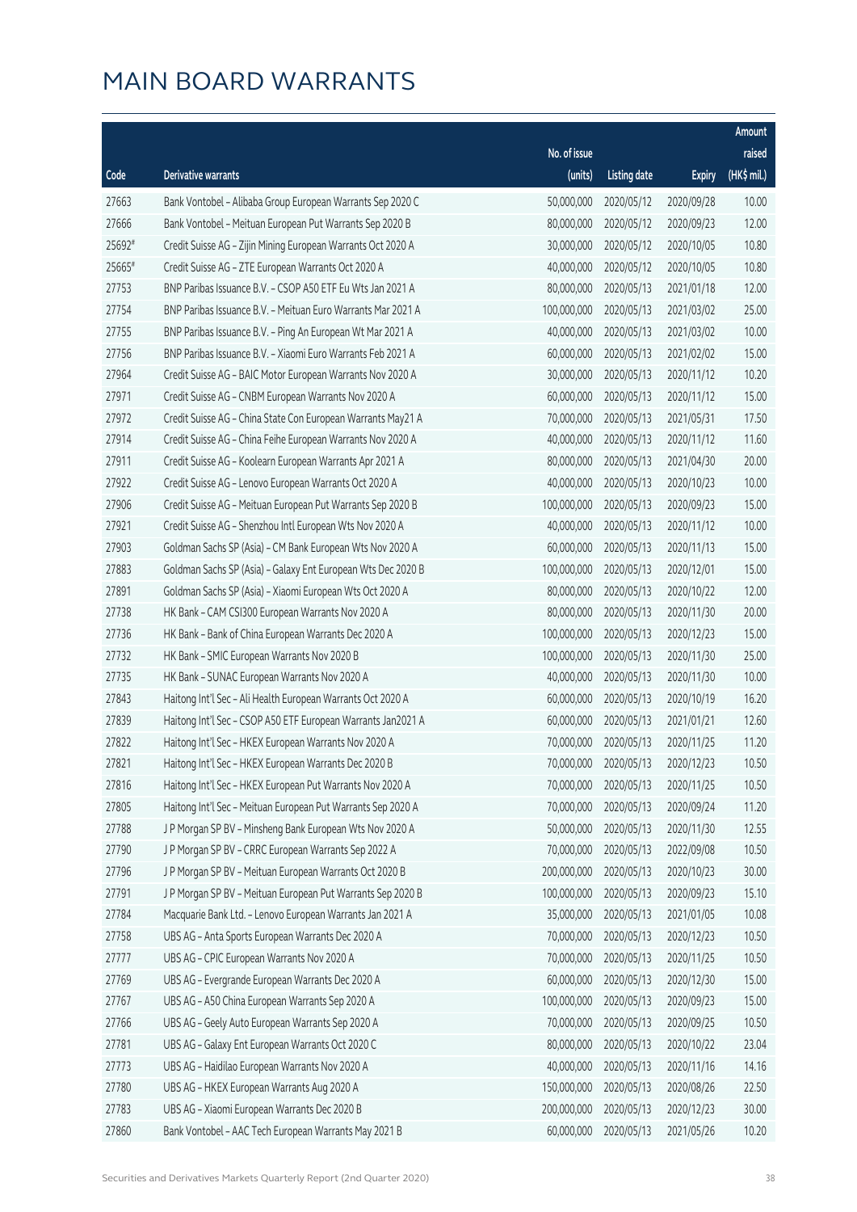# MAIN BOARD WARRANTS

| Code | Derivative warrants | No. of issue (units) | Listing date | Expiry | Amount raised (HK$ mil.) |
|---|---|---|---|---|---|
| 27663 | Bank Vontobel - Alibaba Group European Warrants Sep 2020 C | 50,000,000 | 2020/05/12 | 2020/09/28 | 10.00 |
| 27666 | Bank Vontobel - Meituan European Put Warrants Sep 2020 B | 80,000,000 | 2020/05/12 | 2020/09/23 | 12.00 |
| 25692# | Credit Suisse AG - Zijin Mining European Warrants Oct 2020 A | 30,000,000 | 2020/05/12 | 2020/10/05 | 10.80 |
| 25665# | Credit Suisse AG - ZTE European Warrants Oct 2020 A | 40,000,000 | 2020/05/12 | 2020/10/05 | 10.80 |
| 27753 | BNP Paribas Issuance B.V. - CSOP A50 ETF Eu Wts Jan 2021 A | 80,000,000 | 2020/05/13 | 2021/01/18 | 12.00 |
| 27754 | BNP Paribas Issuance B.V. - Meituan Euro Warrants Mar 2021 A | 100,000,000 | 2020/05/13 | 2021/03/02 | 25.00 |
| 27755 | BNP Paribas Issuance B.V. - Ping An European Wt Mar 2021 A | 40,000,000 | 2020/05/13 | 2021/03/02 | 10.00 |
| 27756 | BNP Paribas Issuance B.V. - Xiaomi Euro Warrants Feb 2021 A | 60,000,000 | 2020/05/13 | 2021/02/02 | 15.00 |
| 27964 | Credit Suisse AG - BAIC Motor European Warrants Nov 2020 A | 30,000,000 | 2020/05/13 | 2020/11/12 | 10.20 |
| 27971 | Credit Suisse AG - CNBM European Warrants Nov 2020 A | 60,000,000 | 2020/05/13 | 2020/11/12 | 15.00 |
| 27972 | Credit Suisse AG - China State Con European Warrants May21 A | 70,000,000 | 2020/05/13 | 2021/05/31 | 17.50 |
| 27914 | Credit Suisse AG - China Feihe European Warrants Nov 2020 A | 40,000,000 | 2020/05/13 | 2020/11/12 | 11.60 |
| 27911 | Credit Suisse AG - Koolearn European Warrants Apr 2021 A | 80,000,000 | 2020/05/13 | 2021/04/30 | 20.00 |
| 27922 | Credit Suisse AG - Lenovo European Warrants Oct 2020 A | 40,000,000 | 2020/05/13 | 2020/10/23 | 10.00 |
| 27906 | Credit Suisse AG - Meituan European Put Warrants Sep 2020 B | 100,000,000 | 2020/05/13 | 2020/09/23 | 15.00 |
| 27921 | Credit Suisse AG - Shenzhou Intl European Wts Nov 2020 A | 40,000,000 | 2020/05/13 | 2020/11/12 | 10.00 |
| 27903 | Goldman Sachs SP (Asia) - CM Bank European Wts Nov 2020 A | 60,000,000 | 2020/05/13 | 2020/11/13 | 15.00 |
| 27883 | Goldman Sachs SP (Asia) - Galaxy Ent European Wts Dec 2020 B | 100,000,000 | 2020/05/13 | 2020/12/01 | 15.00 |
| 27891 | Goldman Sachs SP (Asia) - Xiaomi European Wts Oct 2020 A | 80,000,000 | 2020/05/13 | 2020/10/22 | 12.00 |
| 27738 | HK Bank - CAM CSI300 European Warrants Nov 2020 A | 80,000,000 | 2020/05/13 | 2020/11/30 | 20.00 |
| 27736 | HK Bank - Bank of China European Warrants Dec 2020 A | 100,000,000 | 2020/05/13 | 2020/12/23 | 15.00 |
| 27732 | HK Bank - SMIC European Warrants Nov 2020 B | 100,000,000 | 2020/05/13 | 2020/11/30 | 25.00 |
| 27735 | HK Bank - SUNAC European Warrants Nov 2020 A | 40,000,000 | 2020/05/13 | 2020/11/30 | 10.00 |
| 27843 | Haitong Int'l Sec - Ali Health European Warrants Oct 2020 A | 60,000,000 | 2020/05/13 | 2020/10/19 | 16.20 |
| 27839 | Haitong Int'l Sec - CSOP A50 ETF European Warrants Jan2021 A | 60,000,000 | 2020/05/13 | 2021/01/21 | 12.60 |
| 27822 | Haitong Int'l Sec - HKEX European Warrants Nov 2020 A | 70,000,000 | 2020/05/13 | 2020/11/25 | 11.20 |
| 27821 | Haitong Int'l Sec - HKEX European Warrants Dec 2020 B | 70,000,000 | 2020/05/13 | 2020/12/23 | 10.50 |
| 27816 | Haitong Int'l Sec - HKEX European Put Warrants Nov 2020 A | 70,000,000 | 2020/05/13 | 2020/11/25 | 10.50 |
| 27805 | Haitong Int'l Sec - Meituan European Put Warrants Sep 2020 A | 70,000,000 | 2020/05/13 | 2020/09/24 | 11.20 |
| 27788 | J P Morgan SP BV - Minsheng Bank European Wts Nov 2020 A | 50,000,000 | 2020/05/13 | 2020/11/30 | 12.55 |
| 27790 | J P Morgan SP BV - CRRC European Warrants Sep 2022 A | 70,000,000 | 2020/05/13 | 2022/09/08 | 10.50 |
| 27796 | J P Morgan SP BV - Meituan European Warrants Oct 2020 B | 200,000,000 | 2020/05/13 | 2020/10/23 | 30.00 |
| 27791 | J P Morgan SP BV - Meituan European Put Warrants Sep 2020 B | 100,000,000 | 2020/05/13 | 2020/09/23 | 15.10 |
| 27784 | Macquarie Bank Ltd. - Lenovo European Warrants Jan 2021 A | 35,000,000 | 2020/05/13 | 2021/01/05 | 10.08 |
| 27758 | UBS AG - Anta Sports European Warrants Dec 2020 A | 70,000,000 | 2020/05/13 | 2020/12/23 | 10.50 |
| 27777 | UBS AG - CPIC European Warrants Nov 2020 A | 70,000,000 | 2020/05/13 | 2020/11/25 | 10.50 |
| 27769 | UBS AG - Evergrande European Warrants Dec 2020 A | 60,000,000 | 2020/05/13 | 2020/12/30 | 15.00 |
| 27767 | UBS AG - A50 China European Warrants Sep 2020 A | 100,000,000 | 2020/05/13 | 2020/09/23 | 15.00 |
| 27766 | UBS AG - Geely Auto European Warrants Sep 2020 A | 70,000,000 | 2020/05/13 | 2020/09/25 | 10.50 |
| 27781 | UBS AG - Galaxy Ent European Warrants Oct 2020 C | 80,000,000 | 2020/05/13 | 2020/10/22 | 23.04 |
| 27773 | UBS AG - Haidilao European Warrants Nov 2020 A | 40,000,000 | 2020/05/13 | 2020/11/16 | 14.16 |
| 27780 | UBS AG - HKEX European Warrants Aug 2020 A | 150,000,000 | 2020/05/13 | 2020/08/26 | 22.50 |
| 27783 | UBS AG - Xiaomi European Warrants Dec 2020 B | 200,000,000 | 2020/05/13 | 2020/12/23 | 30.00 |
| 27860 | Bank Vontobel - AAC Tech European Warrants May 2021 B | 60,000,000 | 2020/05/13 | 2021/05/26 | 10.20 |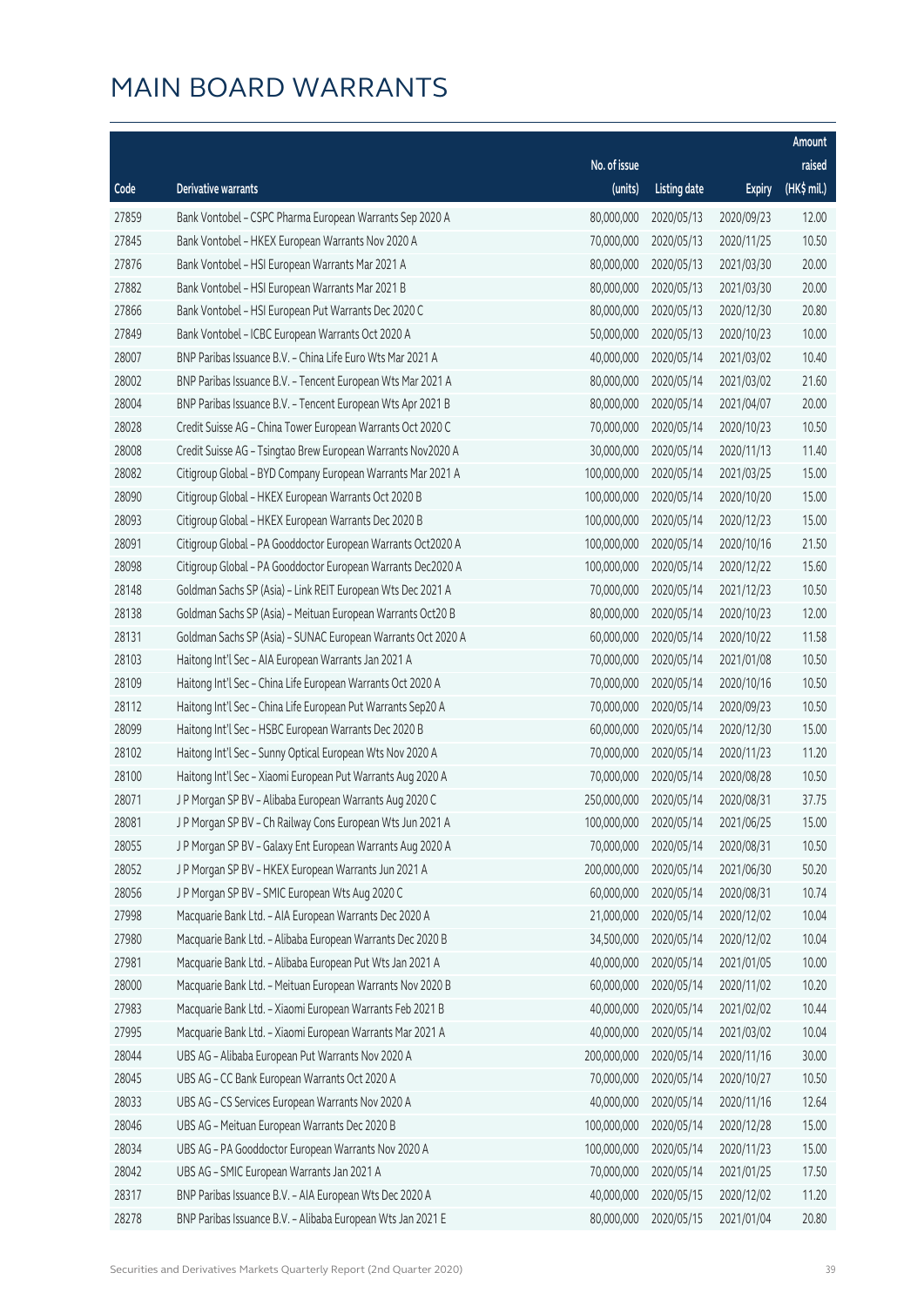# MAIN BOARD WARRANTS

| Code | Derivative warrants | No. of issue (units) | Listing date | Expiry | Amount raised (HK$ mil.) |
|---|---|---|---|---|---|
| 27859 | Bank Vontobel - CSPC Pharma European Warrants Sep 2020 A | 80,000,000 | 2020/05/13 | 2020/09/23 | 12.00 |
| 27845 | Bank Vontobel - HKEX European Warrants Nov 2020 A | 70,000,000 | 2020/05/13 | 2020/11/25 | 10.50 |
| 27876 | Bank Vontobel - HSI European Warrants Mar 2021 A | 80,000,000 | 2020/05/13 | 2021/03/30 | 20.00 |
| 27882 | Bank Vontobel - HSI European Warrants Mar 2021 B | 80,000,000 | 2020/05/13 | 2021/03/30 | 20.00 |
| 27866 | Bank Vontobel - HSI European Put Warrants Dec 2020 C | 80,000,000 | 2020/05/13 | 2020/12/30 | 20.80 |
| 27849 | Bank Vontobel - ICBC European Warrants Oct 2020 A | 50,000,000 | 2020/05/13 | 2020/10/23 | 10.00 |
| 28007 | BNP Paribas Issuance B.V. - China Life Euro Wts Mar 2021 A | 40,000,000 | 2020/05/14 | 2021/03/02 | 10.40 |
| 28002 | BNP Paribas Issuance B.V. - Tencent European Wts Mar 2021 A | 80,000,000 | 2020/05/14 | 2021/03/02 | 21.60 |
| 28004 | BNP Paribas Issuance B.V. - Tencent European Wts Apr 2021 B | 80,000,000 | 2020/05/14 | 2021/04/07 | 20.00 |
| 28028 | Credit Suisse AG - China Tower European Warrants Oct 2020 C | 70,000,000 | 2020/05/14 | 2020/10/23 | 10.50 |
| 28008 | Credit Suisse AG - Tsingtao Brew European Warrants Nov2020 A | 30,000,000 | 2020/05/14 | 2020/11/13 | 11.40 |
| 28082 | Citigroup Global - BYD Company European Warrants Mar 2021 A | 100,000,000 | 2020/05/14 | 2021/03/25 | 15.00 |
| 28090 | Citigroup Global - HKEX European Warrants Oct 2020 B | 100,000,000 | 2020/05/14 | 2020/10/20 | 15.00 |
| 28093 | Citigroup Global - HKEX European Warrants Dec 2020 B | 100,000,000 | 2020/05/14 | 2020/12/23 | 15.00 |
| 28091 | Citigroup Global - PA Gooddoctor European Warrants Oct2020 A | 100,000,000 | 2020/05/14 | 2020/10/16 | 21.50 |
| 28098 | Citigroup Global - PA Gooddoctor European Warrants Dec2020 A | 100,000,000 | 2020/05/14 | 2020/12/22 | 15.60 |
| 28148 | Goldman Sachs SP (Asia) - Link REIT European Wts Dec 2021 A | 70,000,000 | 2020/05/14 | 2021/12/23 | 10.50 |
| 28138 | Goldman Sachs SP (Asia) - Meituan European Warrants Oct20 B | 80,000,000 | 2020/05/14 | 2020/10/23 | 12.00 |
| 28131 | Goldman Sachs SP (Asia) - SUNAC European Warrants Oct 2020 A | 60,000,000 | 2020/05/14 | 2020/10/22 | 11.58 |
| 28103 | Haitong Int'l Sec - AIA European Warrants Jan 2021 A | 70,000,000 | 2020/05/14 | 2021/01/08 | 10.50 |
| 28109 | Haitong Int'l Sec - China Life European Warrants Oct 2020 A | 70,000,000 | 2020/05/14 | 2020/10/16 | 10.50 |
| 28112 | Haitong Int'l Sec - China Life European Put Warrants Sep20 A | 70,000,000 | 2020/05/14 | 2020/09/23 | 10.50 |
| 28099 | Haitong Int'l Sec - HSBC European Warrants Dec 2020 B | 60,000,000 | 2020/05/14 | 2020/12/30 | 15.00 |
| 28102 | Haitong Int'l Sec - Sunny Optical European Wts Nov 2020 A | 70,000,000 | 2020/05/14 | 2020/11/23 | 11.20 |
| 28100 | Haitong Int'l Sec - Xiaomi European Put Warrants Aug 2020 A | 70,000,000 | 2020/05/14 | 2020/08/28 | 10.50 |
| 28071 | J P Morgan SP BV - Alibaba European Warrants Aug 2020 C | 250,000,000 | 2020/05/14 | 2020/08/31 | 37.75 |
| 28081 | J P Morgan SP BV - Ch Railway Cons European Wts Jun 2021 A | 100,000,000 | 2020/05/14 | 2021/06/25 | 15.00 |
| 28055 | J P Morgan SP BV - Galaxy Ent European Warrants Aug 2020 A | 70,000,000 | 2020/05/14 | 2020/08/31 | 10.50 |
| 28052 | J P Morgan SP BV - HKEX European Warrants Jun 2021 A | 200,000,000 | 2020/05/14 | 2021/06/30 | 50.20 |
| 28056 | J P Morgan SP BV - SMIC European Wts Aug 2020 C | 60,000,000 | 2020/05/14 | 2020/08/31 | 10.74 |
| 27998 | Macquarie Bank Ltd. - AIA European Warrants Dec 2020 A | 21,000,000 | 2020/05/14 | 2020/12/02 | 10.04 |
| 27980 | Macquarie Bank Ltd. - Alibaba European Warrants Dec 2020 B | 34,500,000 | 2020/05/14 | 2020/12/02 | 10.04 |
| 27981 | Macquarie Bank Ltd. - Alibaba European Put Wts Jan 2021 A | 40,000,000 | 2020/05/14 | 2021/01/05 | 10.00 |
| 28000 | Macquarie Bank Ltd. - Meituan European Warrants Nov 2020 B | 60,000,000 | 2020/05/14 | 2020/11/02 | 10.20 |
| 27983 | Macquarie Bank Ltd. - Xiaomi European Warrants Feb 2021 B | 40,000,000 | 2020/05/14 | 2021/02/02 | 10.44 |
| 27995 | Macquarie Bank Ltd. - Xiaomi European Warrants Mar 2021 A | 40,000,000 | 2020/05/14 | 2021/03/02 | 10.04 |
| 28044 | UBS AG - Alibaba European Put Warrants Nov 2020 A | 200,000,000 | 2020/05/14 | 2020/11/16 | 30.00 |
| 28045 | UBS AG - CC Bank European Warrants Oct 2020 A | 70,000,000 | 2020/05/14 | 2020/10/27 | 10.50 |
| 28033 | UBS AG - CS Services European Warrants Nov 2020 A | 40,000,000 | 2020/05/14 | 2020/11/16 | 12.64 |
| 28046 | UBS AG - Meituan European Warrants Dec 2020 B | 100,000,000 | 2020/05/14 | 2020/12/28 | 15.00 |
| 28034 | UBS AG - PA Gooddoctor European Warrants Nov 2020 A | 100,000,000 | 2020/05/14 | 2020/11/23 | 15.00 |
| 28042 | UBS AG - SMIC European Warrants Jan 2021 A | 70,000,000 | 2020/05/14 | 2021/01/25 | 17.50 |
| 28317 | BNP Paribas Issuance B.V. - AIA European Wts Dec 2020 A | 40,000,000 | 2020/05/15 | 2020/12/02 | 11.20 |
| 28278 | BNP Paribas Issuance B.V. - Alibaba European Wts Jan 2021 E | 80,000,000 | 2020/05/15 | 2021/01/04 | 20.80 |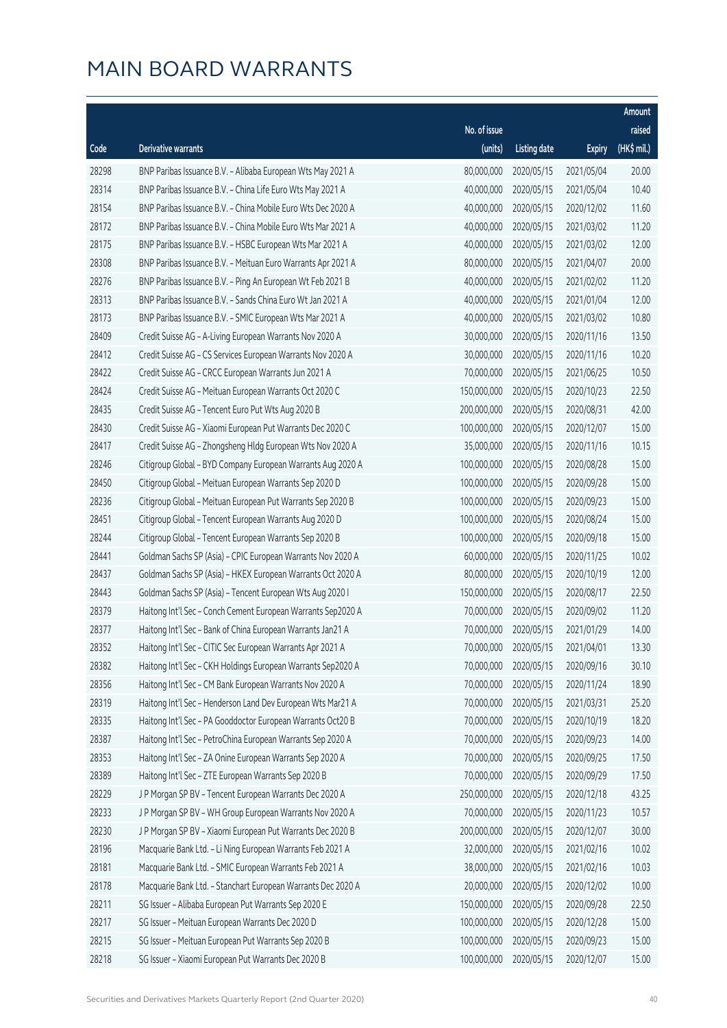# MAIN BOARD WARRANTS

| Code | Derivative warrants | No. of issue (units) | Listing date | Expiry | Amount raised (HK$ mil.) |
|---|---|---|---|---|---|
| 28298 | BNP Paribas Issuance B.V. - Alibaba European Wts May 2021 A | 80,000,000 | 2020/05/15 | 2021/05/04 | 20.00 |
| 28314 | BNP Paribas Issuance B.V. - China Life Euro Wts May 2021 A | 40,000,000 | 2020/05/15 | 2021/05/04 | 10.40 |
| 28154 | BNP Paribas Issuance B.V. - China Mobile Euro Wts Dec 2020 A | 40,000,000 | 2020/05/15 | 2020/12/02 | 11.60 |
| 28172 | BNP Paribas Issuance B.V. - China Mobile Euro Wts Mar 2021 A | 40,000,000 | 2020/05/15 | 2021/03/02 | 11.20 |
| 28175 | BNP Paribas Issuance B.V. - HSBC European Wts Mar 2021 A | 40,000,000 | 2020/05/15 | 2021/03/02 | 12.00 |
| 28308 | BNP Paribas Issuance B.V. - Meituan Euro Warrants Apr 2021 A | 80,000,000 | 2020/05/15 | 2021/04/07 | 20.00 |
| 28276 | BNP Paribas Issuance B.V. - Ping An European Wt Feb 2021 B | 40,000,000 | 2020/05/15 | 2021/02/02 | 11.20 |
| 28313 | BNP Paribas Issuance B.V. - Sands China Euro Wt Jan 2021 A | 40,000,000 | 2020/05/15 | 2021/01/04 | 12.00 |
| 28173 | BNP Paribas Issuance B.V. - SMIC European Wts Mar 2021 A | 40,000,000 | 2020/05/15 | 2021/03/02 | 10.80 |
| 28409 | Credit Suisse AG - A-Living European Warrants Nov 2020 A | 30,000,000 | 2020/05/15 | 2020/11/16 | 13.50 |
| 28412 | Credit Suisse AG - CS Services European Warrants Nov 2020 A | 30,000,000 | 2020/05/15 | 2020/11/16 | 10.20 |
| 28422 | Credit Suisse AG - CRCC European Warrants Jun 2021 A | 70,000,000 | 2020/05/15 | 2021/06/25 | 10.50 |
| 28424 | Credit Suisse AG - Meituan European Warrants Oct 2020 C | 150,000,000 | 2020/05/15 | 2020/10/23 | 22.50 |
| 28435 | Credit Suisse AG - Tencent Euro Put Wts Aug 2020 B | 200,000,000 | 2020/05/15 | 2020/08/31 | 42.00 |
| 28430 | Credit Suisse AG - Xiaomi European Put Warrants Dec 2020 C | 100,000,000 | 2020/05/15 | 2020/12/07 | 15.00 |
| 28417 | Credit Suisse AG - Zhongsheng Hldg European Wts Nov 2020 A | 35,000,000 | 2020/05/15 | 2020/11/16 | 10.15 |
| 28246 | Citigroup Global - BYD Company European Warrants Aug 2020 A | 100,000,000 | 2020/05/15 | 2020/08/28 | 15.00 |
| 28450 | Citigroup Global - Meituan European Warrants Sep 2020 D | 100,000,000 | 2020/05/15 | 2020/09/28 | 15.00 |
| 28236 | Citigroup Global - Meituan European Put Warrants Sep 2020 B | 100,000,000 | 2020/05/15 | 2020/09/23 | 15.00 |
| 28451 | Citigroup Global - Tencent European Warrants Aug 2020 D | 100,000,000 | 2020/05/15 | 2020/08/24 | 15.00 |
| 28244 | Citigroup Global - Tencent European Warrants Sep 2020 B | 100,000,000 | 2020/05/15 | 2020/09/18 | 15.00 |
| 28441 | Goldman Sachs SP (Asia) - CPIC European Warrants Nov 2020 A | 60,000,000 | 2020/05/15 | 2020/11/25 | 10.02 |
| 28437 | Goldman Sachs SP (Asia) - HKEX European Warrants Oct 2020 A | 80,000,000 | 2020/05/15 | 2020/10/19 | 12.00 |
| 28443 | Goldman Sachs SP (Asia) - Tencent European Wts Aug 2020 I | 150,000,000 | 2020/05/15 | 2020/08/17 | 22.50 |
| 28379 | Haitong Int'l Sec - Conch Cement European Warrants Sep2020 A | 70,000,000 | 2020/05/15 | 2020/09/02 | 11.20 |
| 28377 | Haitong Int'l Sec - Bank of China European Warrants Jan21 A | 70,000,000 | 2020/05/15 | 2021/01/29 | 14.00 |
| 28352 | Haitong Int'l Sec - CITIC Sec European Warrants Apr 2021 A | 70,000,000 | 2020/05/15 | 2021/04/01 | 13.30 |
| 28382 | Haitong Int'l Sec - CKH Holdings European Warrants Sep2020 A | 70,000,000 | 2020/05/15 | 2020/09/16 | 30.10 |
| 28356 | Haitong Int'l Sec - CM Bank European Warrants Nov 2020 A | 70,000,000 | 2020/05/15 | 2020/11/24 | 18.90 |
| 28319 | Haitong Int'l Sec - Henderson Land Dev European Wts Mar21 A | 70,000,000 | 2020/05/15 | 2021/03/31 | 25.20 |
| 28335 | Haitong Int'l Sec - PA Gooddoctor European Warrants Oct20 B | 70,000,000 | 2020/05/15 | 2020/10/19 | 18.20 |
| 28387 | Haitong Int'l Sec - PetroChina European Warrants Sep 2020 A | 70,000,000 | 2020/05/15 | 2020/09/23 | 14.00 |
| 28353 | Haitong Int'l Sec - ZA Onine European Warrants Sep 2020 A | 70,000,000 | 2020/05/15 | 2020/09/25 | 17.50 |
| 28389 | Haitong Int'l Sec - ZTE European Warrants Sep 2020 B | 70,000,000 | 2020/05/15 | 2020/09/29 | 17.50 |
| 28229 | J P Morgan SP BV - Tencent European Warrants Dec 2020 A | 250,000,000 | 2020/05/15 | 2020/12/18 | 43.25 |
| 28233 | J P Morgan SP BV - WH Group European Warrants Nov 2020 A | 70,000,000 | 2020/05/15 | 2020/11/23 | 10.57 |
| 28230 | J P Morgan SP BV - Xiaomi European Put Warrants Dec 2020 B | 200,000,000 | 2020/05/15 | 2020/12/07 | 30.00 |
| 28196 | Macquarie Bank Ltd. - Li Ning European Warrants Feb 2021 A | 32,000,000 | 2020/05/15 | 2021/02/16 | 10.02 |
| 28181 | Macquarie Bank Ltd. - SMIC European Warrants Feb 2021 A | 38,000,000 | 2020/05/15 | 2021/02/16 | 10.03 |
| 28178 | Macquarie Bank Ltd. - Stanchart European Warrants Dec 2020 A | 20,000,000 | 2020/05/15 | 2020/12/02 | 10.00 |
| 28211 | SG Issuer - Alibaba European Put Warrants Sep 2020 E | 150,000,000 | 2020/05/15 | 2020/09/28 | 22.50 |
| 28217 | SG Issuer - Meituan European Warrants Dec 2020 D | 100,000,000 | 2020/05/15 | 2020/12/28 | 15.00 |
| 28215 | SG Issuer - Meituan European Put Warrants Sep 2020 B | 100,000,000 | 2020/05/15 | 2020/09/23 | 15.00 |
| 28218 | SG Issuer - Xiaomi European Put Warrants Dec 2020 B | 100,000,000 | 2020/05/15 | 2020/12/07 | 15.00 |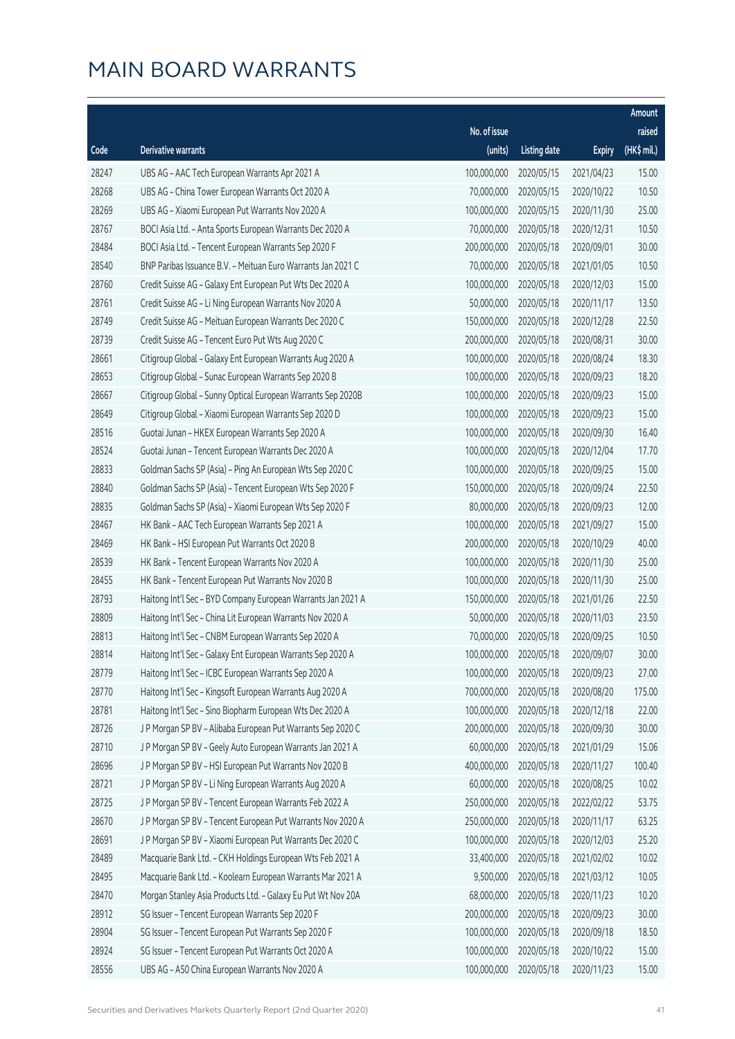# MAIN BOARD WARRANTS

| Code | Derivative warrants | No. of issue (units) | Listing date | Expiry | Amount raised (HK$ mil.) |
|---|---|---|---|---|---|
| 28247 | UBS AG - AAC Tech European Warrants Apr 2021 A | 100,000,000 | 2020/05/15 | 2021/04/23 | 15.00 |
| 28268 | UBS AG - China Tower European Warrants Oct 2020 A | 70,000,000 | 2020/05/15 | 2020/10/22 | 10.50 |
| 28269 | UBS AG - Xiaomi European Put Warrants Nov 2020 A | 100,000,000 | 2020/05/15 | 2020/11/30 | 25.00 |
| 28767 | BOCI Asia Ltd. - Anta Sports European Warrants Dec 2020 A | 70,000,000 | 2020/05/18 | 2020/12/31 | 10.50 |
| 28484 | BOCI Asia Ltd. - Tencent European Warrants Sep 2020 F | 200,000,000 | 2020/05/18 | 2020/09/01 | 30.00 |
| 28540 | BNP Paribas Issuance B.V. - Meituan Euro Warrants Jan 2021 C | 70,000,000 | 2020/05/18 | 2021/01/05 | 10.50 |
| 28760 | Credit Suisse AG - Galaxy Ent European Put Wts Dec 2020 A | 100,000,000 | 2020/05/18 | 2020/12/03 | 15.00 |
| 28761 | Credit Suisse AG - Li Ning European Warrants Nov 2020 A | 50,000,000 | 2020/05/18 | 2020/11/17 | 13.50 |
| 28749 | Credit Suisse AG - Meituan European Warrants Dec 2020 C | 150,000,000 | 2020/05/18 | 2020/12/28 | 22.50 |
| 28739 | Credit Suisse AG - Tencent Euro Put Wts Aug 2020 C | 200,000,000 | 2020/05/18 | 2020/08/31 | 30.00 |
| 28661 | Citigroup Global - Galaxy Ent European Warrants Aug 2020 A | 100,000,000 | 2020/05/18 | 2020/08/24 | 18.30 |
| 28653 | Citigroup Global - Sunac European Warrants Sep 2020 B | 100,000,000 | 2020/05/18 | 2020/09/23 | 18.20 |
| 28667 | Citigroup Global - Sunny Optical European Warrants Sep 2020B | 100,000,000 | 2020/05/18 | 2020/09/23 | 15.00 |
| 28649 | Citigroup Global - Xiaomi European Warrants Sep 2020 D | 100,000,000 | 2020/05/18 | 2020/09/23 | 15.00 |
| 28516 | Guotai Junan - HKEX European Warrants Sep 2020 A | 100,000,000 | 2020/05/18 | 2020/09/30 | 16.40 |
| 28524 | Guotai Junan - Tencent European Warrants Dec 2020 A | 100,000,000 | 2020/05/18 | 2020/12/04 | 17.70 |
| 28833 | Goldman Sachs SP (Asia) - Ping An European Wts Sep 2020 C | 100,000,000 | 2020/05/18 | 2020/09/25 | 15.00 |
| 28840 | Goldman Sachs SP (Asia) - Tencent European Wts Sep 2020 F | 150,000,000 | 2020/05/18 | 2020/09/24 | 22.50 |
| 28835 | Goldman Sachs SP (Asia) - Xiaomi European Wts Sep 2020 F | 80,000,000 | 2020/05/18 | 2020/09/23 | 12.00 |
| 28467 | HK Bank - AAC Tech European Warrants Sep 2021 A | 100,000,000 | 2020/05/18 | 2021/09/27 | 15.00 |
| 28469 | HK Bank - HSI European Put Warrants Oct 2020 B | 200,000,000 | 2020/05/18 | 2020/10/29 | 40.00 |
| 28539 | HK Bank - Tencent European Warrants Nov 2020 A | 100,000,000 | 2020/05/18 | 2020/11/30 | 25.00 |
| 28455 | HK Bank - Tencent European Put Warrants Nov 2020 B | 100,000,000 | 2020/05/18 | 2020/11/30 | 25.00 |
| 28793 | Haitong Int'l Sec - BYD Company European Warrants Jan 2021 A | 150,000,000 | 2020/05/18 | 2021/01/26 | 22.50 |
| 28809 | Haitong Int'l Sec - China Lit European Warrants Nov 2020 A | 50,000,000 | 2020/05/18 | 2020/11/03 | 23.50 |
| 28813 | Haitong Int'l Sec - CNBM European Warrants Sep 2020 A | 70,000,000 | 2020/05/18 | 2020/09/25 | 10.50 |
| 28814 | Haitong Int'l Sec - Galaxy Ent European Warrants Sep 2020 A | 100,000,000 | 2020/05/18 | 2020/09/07 | 30.00 |
| 28779 | Haitong Int'l Sec - ICBC European Warrants Sep 2020 A | 100,000,000 | 2020/05/18 | 2020/09/23 | 27.00 |
| 28770 | Haitong Int'l Sec - Kingsoft European Warrants Aug 2020 A | 700,000,000 | 2020/05/18 | 2020/08/20 | 175.00 |
| 28781 | Haitong Int'l Sec - Sino Biopharm European Wts Dec 2020 A | 100,000,000 | 2020/05/18 | 2020/12/18 | 22.00 |
| 28726 | J P Morgan SP BV - Alibaba European Put Warrants Sep 2020 C | 200,000,000 | 2020/05/18 | 2020/09/30 | 30.00 |
| 28710 | J P Morgan SP BV - Geely Auto European Warrants Jan 2021 A | 60,000,000 | 2020/05/18 | 2021/01/29 | 15.06 |
| 28696 | J P Morgan SP BV - HSI European Put Warrants Nov 2020 B | 400,000,000 | 2020/05/18 | 2020/11/27 | 100.40 |
| 28721 | J P Morgan SP BV - Li Ning European Warrants Aug 2020 A | 60,000,000 | 2020/05/18 | 2020/08/25 | 10.02 |
| 28725 | J P Morgan SP BV - Tencent European Warrants Feb 2022 A | 250,000,000 | 2020/05/18 | 2022/02/22 | 53.75 |
| 28670 | J P Morgan SP BV - Tencent European Put Warrants Nov 2020 A | 250,000,000 | 2020/05/18 | 2020/11/17 | 63.25 |
| 28691 | J P Morgan SP BV - Xiaomi European Put Warrants Dec 2020 C | 100,000,000 | 2020/05/18 | 2020/12/03 | 25.20 |
| 28489 | Macquarie Bank Ltd. - CKH Holdings European Wts Feb 2021 A | 33,400,000 | 2020/05/18 | 2021/02/02 | 10.02 |
| 28495 | Macquarie Bank Ltd. - Koolearn European Warrants Mar 2021 A | 9,500,000 | 2020/05/18 | 2021/03/12 | 10.05 |
| 28470 | Morgan Stanley Asia Products Ltd. - Galaxy Eu Put Wt Nov 20A | 68,000,000 | 2020/05/18 | 2020/11/23 | 10.20 |
| 28912 | SG Issuer - Tencent European Warrants Sep 2020 F | 200,000,000 | 2020/05/18 | 2020/09/23 | 30.00 |
| 28904 | SG Issuer - Tencent European Put Warrants Sep 2020 F | 100,000,000 | 2020/05/18 | 2020/09/18 | 18.50 |
| 28924 | SG Issuer - Tencent European Put Warrants Oct 2020 A | 100,000,000 | 2020/05/18 | 2020/10/22 | 15.00 |
| 28556 | UBS AG - A50 China European Warrants Nov 2020 A | 100,000,000 | 2020/05/18 | 2020/11/23 | 15.00 |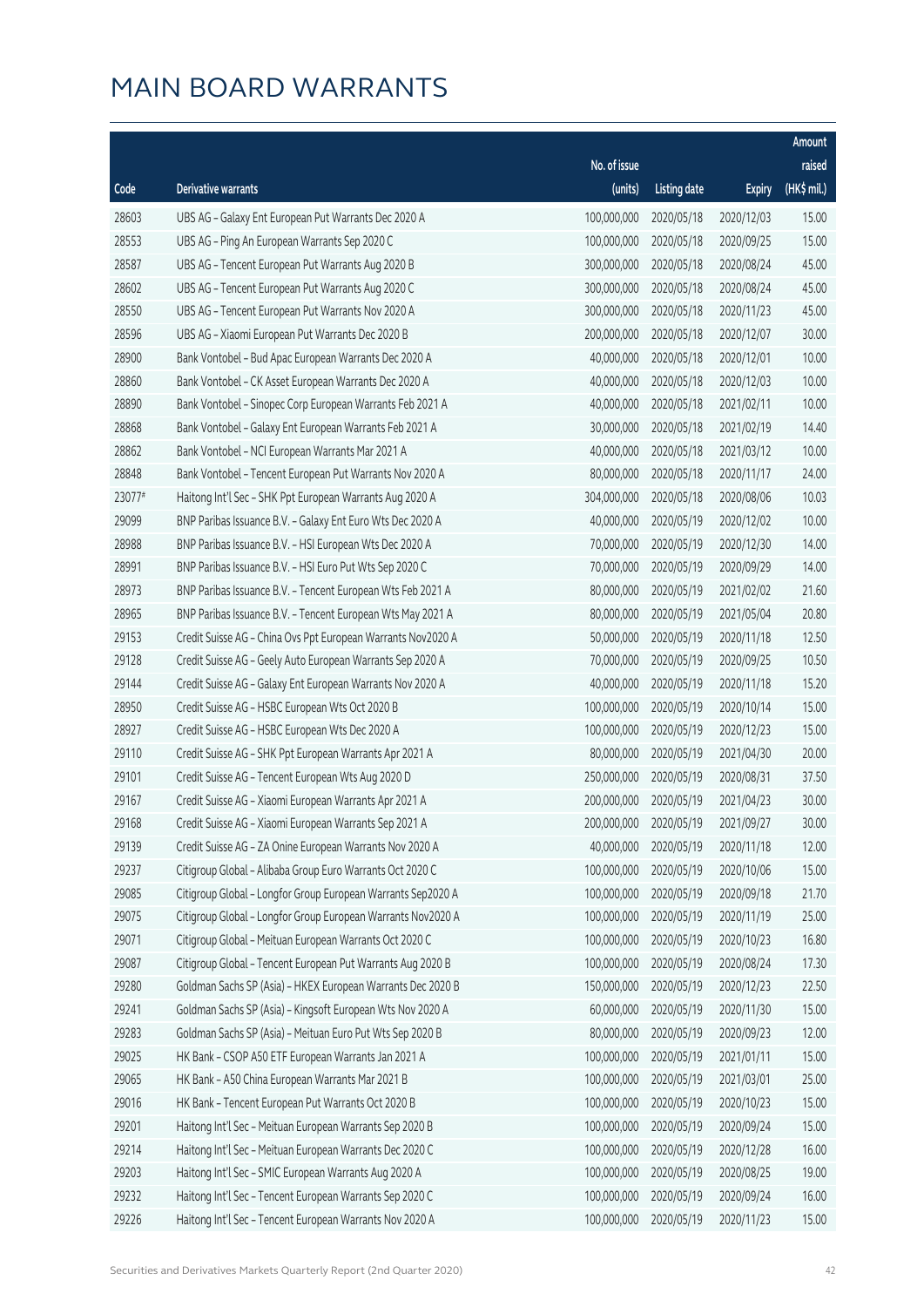# MAIN BOARD WARRANTS

| Code | Derivative warrants | No. of issue (units) | Listing date | Expiry | Amount raised (HK$ mil.) |
|---|---|---|---|---|---|
| 28603 | UBS AG - Galaxy Ent European Put Warrants Dec 2020 A | 100,000,000 | 2020/05/18 | 2020/12/03 | 15.00 |
| 28553 | UBS AG - Ping An European Warrants Sep 2020 C | 100,000,000 | 2020/05/18 | 2020/09/25 | 15.00 |
| 28587 | UBS AG - Tencent European Put Warrants Aug 2020 B | 300,000,000 | 2020/05/18 | 2020/08/24 | 45.00 |
| 28602 | UBS AG - Tencent European Put Warrants Aug 2020 C | 300,000,000 | 2020/05/18 | 2020/08/24 | 45.00 |
| 28550 | UBS AG - Tencent European Put Warrants Nov 2020 A | 300,000,000 | 2020/05/18 | 2020/11/23 | 45.00 |
| 28596 | UBS AG - Xiaomi European Put Warrants Dec 2020 B | 200,000,000 | 2020/05/18 | 2020/12/07 | 30.00 |
| 28900 | Bank Vontobel - Bud Apac European Warrants Dec 2020 A | 40,000,000 | 2020/05/18 | 2020/12/01 | 10.00 |
| 28860 | Bank Vontobel - CK Asset European Warrants Dec 2020 A | 40,000,000 | 2020/05/18 | 2020/12/03 | 10.00 |
| 28890 | Bank Vontobel - Sinopec Corp European Warrants Feb 2021 A | 40,000,000 | 2020/05/18 | 2021/02/11 | 10.00 |
| 28868 | Bank Vontobel - Galaxy Ent European Warrants Feb 2021 A | 30,000,000 | 2020/05/18 | 2021/02/19 | 14.40 |
| 28862 | Bank Vontobel - NCI European Warrants Mar 2021 A | 40,000,000 | 2020/05/18 | 2021/03/12 | 10.00 |
| 28848 | Bank Vontobel - Tencent European Put Warrants Nov 2020 A | 80,000,000 | 2020/05/18 | 2020/11/17 | 24.00 |
| 23077# | Haitong Int'l Sec - SHK Ppt European Warrants Aug 2020 A | 304,000,000 | 2020/05/18 | 2020/08/06 | 10.03 |
| 29099 | BNP Paribas Issuance B.V. - Galaxy Ent Euro Wts Dec 2020 A | 40,000,000 | 2020/05/19 | 2020/12/02 | 10.00 |
| 28988 | BNP Paribas Issuance B.V. - HSI European Wts Dec 2020 A | 70,000,000 | 2020/05/19 | 2020/12/30 | 14.00 |
| 28991 | BNP Paribas Issuance B.V. - HSI Euro Put Wts Sep 2020 C | 70,000,000 | 2020/05/19 | 2020/09/29 | 14.00 |
| 28973 | BNP Paribas Issuance B.V. - Tencent European Wts Feb 2021 A | 80,000,000 | 2020/05/19 | 2021/02/02 | 21.60 |
| 28965 | BNP Paribas Issuance B.V. - Tencent European Wts May 2021 A | 80,000,000 | 2020/05/19 | 2021/05/04 | 20.80 |
| 29153 | Credit Suisse AG - China Ovs Ppt European Warrants Nov2020 A | 50,000,000 | 2020/05/19 | 2020/11/18 | 12.50 |
| 29128 | Credit Suisse AG - Geely Auto European Warrants Sep 2020 A | 70,000,000 | 2020/05/19 | 2020/09/25 | 10.50 |
| 29144 | Credit Suisse AG - Galaxy Ent European Warrants Nov 2020 A | 40,000,000 | 2020/05/19 | 2020/11/18 | 15.20 |
| 28950 | Credit Suisse AG - HSBC European Wts Oct 2020 B | 100,000,000 | 2020/05/19 | 2020/10/14 | 15.00 |
| 28927 | Credit Suisse AG - HSBC European Wts Dec 2020 A | 100,000,000 | 2020/05/19 | 2020/12/23 | 15.00 |
| 29110 | Credit Suisse AG - SHK Ppt European Warrants Apr 2021 A | 80,000,000 | 2020/05/19 | 2021/04/30 | 20.00 |
| 29101 | Credit Suisse AG - Tencent European Wts Aug 2020 D | 250,000,000 | 2020/05/19 | 2020/08/31 | 37.50 |
| 29167 | Credit Suisse AG - Xiaomi European Warrants Apr 2021 A | 200,000,000 | 2020/05/19 | 2021/04/23 | 30.00 |
| 29168 | Credit Suisse AG - Xiaomi European Warrants Sep 2021 A | 200,000,000 | 2020/05/19 | 2021/09/27 | 30.00 |
| 29139 | Credit Suisse AG - ZA Onine European Warrants Nov 2020 A | 40,000,000 | 2020/05/19 | 2020/11/18 | 12.00 |
| 29237 | Citigroup Global - Alibaba Group Euro Warrants Oct 2020 C | 100,000,000 | 2020/05/19 | 2020/10/06 | 15.00 |
| 29085 | Citigroup Global - Longfor Group European Warrants Sep2020 A | 100,000,000 | 2020/05/19 | 2020/09/18 | 21.70 |
| 29075 | Citigroup Global - Longfor Group European Warrants Nov2020 A | 100,000,000 | 2020/05/19 | 2020/11/19 | 25.00 |
| 29071 | Citigroup Global - Meituan European Warrants Oct 2020 C | 100,000,000 | 2020/05/19 | 2020/10/23 | 16.80 |
| 29087 | Citigroup Global - Tencent European Put Warrants Aug 2020 B | 100,000,000 | 2020/05/19 | 2020/08/24 | 17.30 |
| 29280 | Goldman Sachs SP (Asia) - HKEX European Warrants Dec 2020 B | 150,000,000 | 2020/05/19 | 2020/12/23 | 22.50 |
| 29241 | Goldman Sachs SP (Asia) - Kingsoft European Wts Nov 2020 A | 60,000,000 | 2020/05/19 | 2020/11/30 | 15.00 |
| 29283 | Goldman Sachs SP (Asia) - Meituan Euro Put Wts Sep 2020 B | 80,000,000 | 2020/05/19 | 2020/09/23 | 12.00 |
| 29025 | HK Bank - CSOP A50 ETF European Warrants Jan 2021 A | 100,000,000 | 2020/05/19 | 2021/01/11 | 15.00 |
| 29065 | HK Bank - A50 China European Warrants Mar 2021 B | 100,000,000 | 2020/05/19 | 2021/03/01 | 25.00 |
| 29016 | HK Bank - Tencent European Put Warrants Oct 2020 B | 100,000,000 | 2020/05/19 | 2020/10/23 | 15.00 |
| 29201 | Haitong Int'l Sec - Meituan European Warrants Sep 2020 B | 100,000,000 | 2020/05/19 | 2020/09/24 | 15.00 |
| 29214 | Haitong Int'l Sec - Meituan European Warrants Dec 2020 C | 100,000,000 | 2020/05/19 | 2020/12/28 | 16.00 |
| 29203 | Haitong Int'l Sec - SMIC European Warrants Aug 2020 A | 100,000,000 | 2020/05/19 | 2020/08/25 | 19.00 |
| 29232 | Haitong Int'l Sec - Tencent European Warrants Sep 2020 C | 100,000,000 | 2020/05/19 | 2020/09/24 | 16.00 |
| 29226 | Haitong Int'l Sec - Tencent European Warrants Nov 2020 A | 100,000,000 | 2020/05/19 | 2020/11/23 | 15.00 |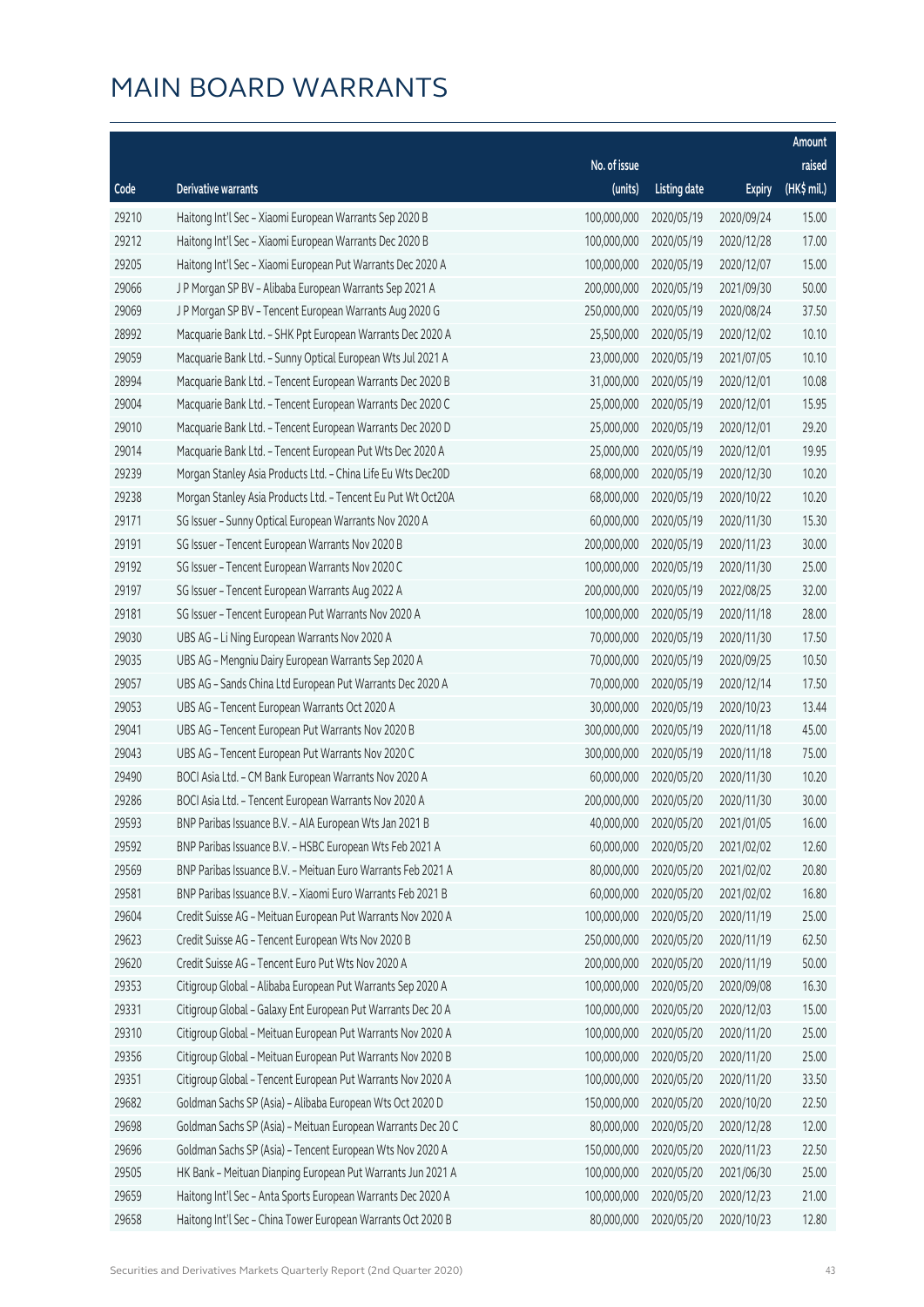# MAIN BOARD WARRANTS

| Code | Derivative warrants | No. of issue (units) | Listing date | Expiry | Amount raised (HK$ mil.) |
|---|---|---|---|---|---|
| 29210 | Haitong Int'l Sec – Xiaomi European Warrants Sep 2020 B | 100,000,000 | 2020/05/19 | 2020/09/24 | 15.00 |
| 29212 | Haitong Int'l Sec – Xiaomi European Warrants Dec 2020 B | 100,000,000 | 2020/05/19 | 2020/12/28 | 17.00 |
| 29205 | Haitong Int'l Sec – Xiaomi European Put Warrants Dec 2020 A | 100,000,000 | 2020/05/19 | 2020/12/07 | 15.00 |
| 29066 | J P Morgan SP BV – Alibaba European Warrants Sep 2021 A | 200,000,000 | 2020/05/19 | 2021/09/30 | 50.00 |
| 29069 | J P Morgan SP BV – Tencent European Warrants Aug 2020 G | 250,000,000 | 2020/05/19 | 2020/08/24 | 37.50 |
| 28992 | Macquarie Bank Ltd. – SHK Ppt European Warrants Dec 2020 A | 25,500,000 | 2020/05/19 | 2020/12/02 | 10.10 |
| 29059 | Macquarie Bank Ltd. – Sunny Optical European Wts Jul 2021 A | 23,000,000 | 2020/05/19 | 2021/07/05 | 10.10 |
| 28994 | Macquarie Bank Ltd. – Tencent European Warrants Dec 2020 B | 31,000,000 | 2020/05/19 | 2020/12/01 | 10.08 |
| 29004 | Macquarie Bank Ltd. – Tencent European Warrants Dec 2020 C | 25,000,000 | 2020/05/19 | 2020/12/01 | 15.95 |
| 29010 | Macquarie Bank Ltd. – Tencent European Warrants Dec 2020 D | 25,000,000 | 2020/05/19 | 2020/12/01 | 29.20 |
| 29014 | Macquarie Bank Ltd. – Tencent European Put Wts Dec 2020 A | 25,000,000 | 2020/05/19 | 2020/12/01 | 19.95 |
| 29239 | Morgan Stanley Asia Products Ltd. – China Life Eu Wts Dec20D | 68,000,000 | 2020/05/19 | 2020/12/30 | 10.20 |
| 29238 | Morgan Stanley Asia Products Ltd. – Tencent Eu Put Wt Oct20A | 68,000,000 | 2020/05/19 | 2020/10/22 | 10.20 |
| 29171 | SG Issuer – Sunny Optical European Warrants Nov 2020 A | 60,000,000 | 2020/05/19 | 2020/11/30 | 15.30 |
| 29191 | SG Issuer – Tencent European Warrants Nov 2020 B | 200,000,000 | 2020/05/19 | 2020/11/23 | 30.00 |
| 29192 | SG Issuer – Tencent European Warrants Nov 2020 C | 100,000,000 | 2020/05/19 | 2020/11/30 | 25.00 |
| 29197 | SG Issuer – Tencent European Warrants Aug 2022 A | 200,000,000 | 2020/05/19 | 2022/08/25 | 32.00 |
| 29181 | SG Issuer – Tencent European Put Warrants Nov 2020 A | 100,000,000 | 2020/05/19 | 2020/11/18 | 28.00 |
| 29030 | UBS AG – Li Ning European Warrants Nov 2020 A | 70,000,000 | 2020/05/19 | 2020/11/30 | 17.50 |
| 29035 | UBS AG – Mengniu Dairy European Warrants Sep 2020 A | 70,000,000 | 2020/05/19 | 2020/09/25 | 10.50 |
| 29057 | UBS AG – Sands China Ltd European Put Warrants Dec 2020 A | 70,000,000 | 2020/05/19 | 2020/12/14 | 17.50 |
| 29053 | UBS AG – Tencent European Warrants Oct 2020 A | 30,000,000 | 2020/05/19 | 2020/10/23 | 13.44 |
| 29041 | UBS AG – Tencent European Put Warrants Nov 2020 B | 300,000,000 | 2020/05/19 | 2020/11/18 | 45.00 |
| 29043 | UBS AG – Tencent European Put Warrants Nov 2020 C | 300,000,000 | 2020/05/19 | 2020/11/18 | 75.00 |
| 29490 | BOCI Asia Ltd. – CM Bank European Warrants Nov 2020 A | 60,000,000 | 2020/05/20 | 2020/11/30 | 10.20 |
| 29286 | BOCI Asia Ltd. – Tencent European Warrants Nov 2020 A | 200,000,000 | 2020/05/20 | 2020/11/30 | 30.00 |
| 29593 | BNP Paribas Issuance B.V. – AIA European Wts Jan 2021 B | 40,000,000 | 2020/05/20 | 2021/01/05 | 16.00 |
| 29592 | BNP Paribas Issuance B.V. – HSBC European Wts Feb 2021 A | 60,000,000 | 2020/05/20 | 2021/02/02 | 12.60 |
| 29569 | BNP Paribas Issuance B.V. – Meituan Euro Warrants Feb 2021 A | 80,000,000 | 2020/05/20 | 2021/02/02 | 20.80 |
| 29581 | BNP Paribas Issuance B.V. – Xiaomi Euro Warrants Feb 2021 B | 60,000,000 | 2020/05/20 | 2021/02/02 | 16.80 |
| 29604 | Credit Suisse AG – Meituan European Put Warrants Nov 2020 A | 100,000,000 | 2020/05/20 | 2020/11/19 | 25.00 |
| 29623 | Credit Suisse AG – Tencent European Wts Nov 2020 B | 250,000,000 | 2020/05/20 | 2020/11/19 | 62.50 |
| 29620 | Credit Suisse AG – Tencent Euro Put Wts Nov 2020 A | 200,000,000 | 2020/05/20 | 2020/11/19 | 50.00 |
| 29353 | Citigroup Global – Alibaba European Put Warrants Sep 2020 A | 100,000,000 | 2020/05/20 | 2020/09/08 | 16.30 |
| 29331 | Citigroup Global – Galaxy Ent European Put Warrants Dec 20 A | 100,000,000 | 2020/05/20 | 2020/12/03 | 15.00 |
| 29310 | Citigroup Global – Meituan European Put Warrants Nov 2020 A | 100,000,000 | 2020/05/20 | 2020/11/20 | 25.00 |
| 29356 | Citigroup Global – Meituan European Put Warrants Nov 2020 B | 100,000,000 | 2020/05/20 | 2020/11/20 | 25.00 |
| 29351 | Citigroup Global – Tencent European Put Warrants Nov 2020 A | 100,000,000 | 2020/05/20 | 2020/11/20 | 33.50 |
| 29682 | Goldman Sachs SP (Asia) – Alibaba European Wts Oct 2020 D | 150,000,000 | 2020/05/20 | 2020/10/20 | 22.50 |
| 29698 | Goldman Sachs SP (Asia) – Meituan European Warrants Dec 20 C | 80,000,000 | 2020/05/20 | 2020/12/28 | 12.00 |
| 29696 | Goldman Sachs SP (Asia) – Tencent European Wts Nov 2020 A | 150,000,000 | 2020/05/20 | 2020/11/23 | 22.50 |
| 29505 | HK Bank – Meituan Dianping European Put Warrants Jun 2021 A | 100,000,000 | 2020/05/20 | 2021/06/30 | 25.00 |
| 29659 | Haitong Int'l Sec – Anta Sports European Warrants Dec 2020 A | 100,000,000 | 2020/05/20 | 2020/12/23 | 21.00 |
| 29658 | Haitong Int'l Sec – China Tower European Warrants Oct 2020 B | 80,000,000 | 2020/05/20 | 2020/10/23 | 12.80 |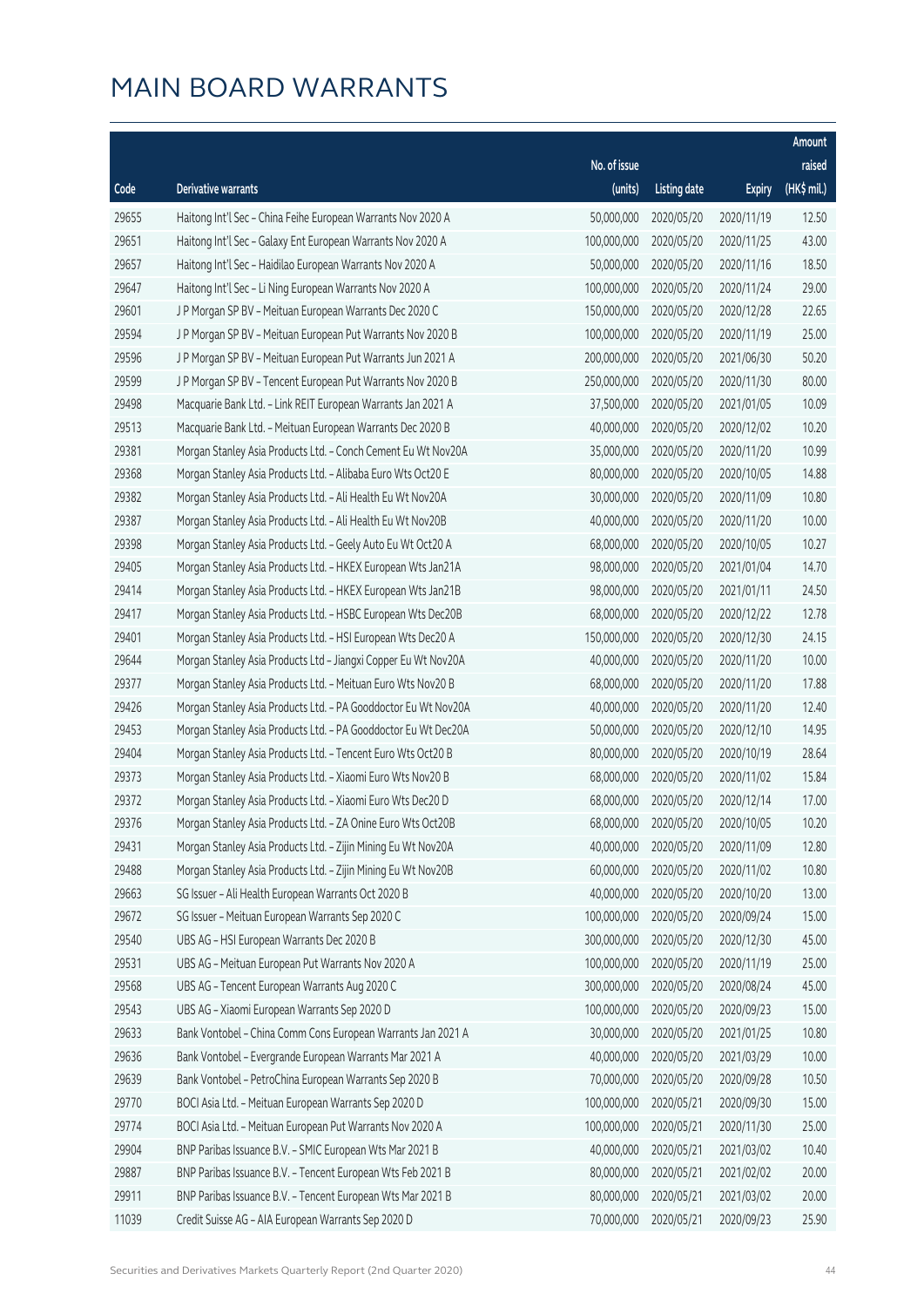# MAIN BOARD WARRANTS

| Code | Derivative warrants | No. of issue (units) | Listing date | Expiry | Amount raised (HK$ mil.) |
|---|---|---|---|---|---|
| 29655 | Haitong Int'l Sec – China Feihe European Warrants Nov 2020 A | 50,000,000 | 2020/05/20 | 2020/11/19 | 12.50 |
| 29651 | Haitong Int'l Sec – Galaxy Ent European Warrants Nov 2020 A | 100,000,000 | 2020/05/20 | 2020/11/25 | 43.00 |
| 29657 | Haitong Int'l Sec – Haidilao European Warrants Nov 2020 A | 50,000,000 | 2020/05/20 | 2020/11/16 | 18.50 |
| 29647 | Haitong Int'l Sec – Li Ning European Warrants Nov 2020 A | 100,000,000 | 2020/05/20 | 2020/11/24 | 29.00 |
| 29601 | J P Morgan SP BV – Meituan European Warrants Dec 2020 C | 150,000,000 | 2020/05/20 | 2020/12/28 | 22.65 |
| 29594 | J P Morgan SP BV – Meituan European Put Warrants Nov 2020 B | 100,000,000 | 2020/05/20 | 2020/11/19 | 25.00 |
| 29596 | J P Morgan SP BV – Meituan European Put Warrants Jun 2021 A | 200,000,000 | 2020/05/20 | 2021/06/30 | 50.20 |
| 29599 | J P Morgan SP BV – Tencent European Put Warrants Nov 2020 B | 250,000,000 | 2020/05/20 | 2020/11/30 | 80.00 |
| 29498 | Macquarie Bank Ltd. – Link REIT European Warrants Jan 2021 A | 37,500,000 | 2020/05/20 | 2021/01/05 | 10.09 |
| 29513 | Macquarie Bank Ltd. – Meituan European Warrants Dec 2020 B | 40,000,000 | 2020/05/20 | 2020/12/02 | 10.20 |
| 29381 | Morgan Stanley Asia Products Ltd. – Conch Cement Eu Wt Nov20A | 35,000,000 | 2020/05/20 | 2020/11/20 | 10.99 |
| 29368 | Morgan Stanley Asia Products Ltd. – Alibaba Euro Wts Oct20 E | 80,000,000 | 2020/05/20 | 2020/10/05 | 14.88 |
| 29382 | Morgan Stanley Asia Products Ltd. – Ali Health Eu Wt Nov20A | 30,000,000 | 2020/05/20 | 2020/11/09 | 10.80 |
| 29387 | Morgan Stanley Asia Products Ltd. – Ali Health Eu Wt Nov20B | 40,000,000 | 2020/05/20 | 2020/11/20 | 10.00 |
| 29398 | Morgan Stanley Asia Products Ltd. – Geely Auto Eu Wt Oct20 A | 68,000,000 | 2020/05/20 | 2020/10/05 | 10.27 |
| 29405 | Morgan Stanley Asia Products Ltd. – HKEX European Wts Jan21A | 98,000,000 | 2020/05/20 | 2021/01/04 | 14.70 |
| 29414 | Morgan Stanley Asia Products Ltd. – HKEX European Wts Jan21B | 98,000,000 | 2020/05/20 | 2021/01/11 | 24.50 |
| 29417 | Morgan Stanley Asia Products Ltd. – HSBC European Wts Dec20B | 68,000,000 | 2020/05/20 | 2020/12/22 | 12.78 |
| 29401 | Morgan Stanley Asia Products Ltd. – HSI European Wts Dec20 A | 150,000,000 | 2020/05/20 | 2020/12/30 | 24.15 |
| 29644 | Morgan Stanley Asia Products Ltd – Jiangxi Copper Eu Wt Nov20A | 40,000,000 | 2020/05/20 | 2020/11/20 | 10.00 |
| 29377 | Morgan Stanley Asia Products Ltd. – Meituan Euro Wts Nov20 B | 68,000,000 | 2020/05/20 | 2020/11/20 | 17.88 |
| 29426 | Morgan Stanley Asia Products Ltd. – PA Gooddoctor Eu Wt Nov20A | 40,000,000 | 2020/05/20 | 2020/11/20 | 12.40 |
| 29453 | Morgan Stanley Asia Products Ltd. – PA Gooddoctor Eu Wt Dec20A | 50,000,000 | 2020/05/20 | 2020/12/10 | 14.95 |
| 29404 | Morgan Stanley Asia Products Ltd. – Tencent Euro Wts Oct20 B | 80,000,000 | 2020/05/20 | 2020/10/19 | 28.64 |
| 29373 | Morgan Stanley Asia Products Ltd. – Xiaomi Euro Wts Nov20 B | 68,000,000 | 2020/05/20 | 2020/11/02 | 15.84 |
| 29372 | Morgan Stanley Asia Products Ltd. – Xiaomi Euro Wts Dec20 D | 68,000,000 | 2020/05/20 | 2020/12/14 | 17.00 |
| 29376 | Morgan Stanley Asia Products Ltd. – ZA Onine Euro Wts Oct20B | 68,000,000 | 2020/05/20 | 2020/10/05 | 10.20 |
| 29431 | Morgan Stanley Asia Products Ltd. – Zijin Mining Eu Wt Nov20A | 40,000,000 | 2020/05/20 | 2020/11/09 | 12.80 |
| 29488 | Morgan Stanley Asia Products Ltd. – Zijin Mining Eu Wt Nov20B | 60,000,000 | 2020/05/20 | 2020/11/02 | 10.80 |
| 29663 | SG Issuer – Ali Health European Warrants Oct 2020 B | 40,000,000 | 2020/05/20 | 2020/10/20 | 13.00 |
| 29672 | SG Issuer – Meituan European Warrants Sep 2020 C | 100,000,000 | 2020/05/20 | 2020/09/24 | 15.00 |
| 29540 | UBS AG – HSI European Warrants Dec 2020 B | 300,000,000 | 2020/05/20 | 2020/12/30 | 45.00 |
| 29531 | UBS AG – Meituan European Put Warrants Nov 2020 A | 100,000,000 | 2020/05/20 | 2020/11/19 | 25.00 |
| 29568 | UBS AG – Tencent European Warrants Aug 2020 C | 300,000,000 | 2020/05/20 | 2020/08/24 | 45.00 |
| 29543 | UBS AG – Xiaomi European Warrants Sep 2020 D | 100,000,000 | 2020/05/20 | 2020/09/23 | 15.00 |
| 29633 | Bank Vontobel – China Comm Cons European Warrants Jan 2021 A | 30,000,000 | 2020/05/20 | 2021/01/25 | 10.80 |
| 29636 | Bank Vontobel – Evergrande European Warrants Mar 2021 A | 40,000,000 | 2020/05/20 | 2021/03/29 | 10.00 |
| 29639 | Bank Vontobel – PetroChina European Warrants Sep 2020 B | 70,000,000 | 2020/05/20 | 2020/09/28 | 10.50 |
| 29770 | BOCI Asia Ltd. – Meituan European Warrants Sep 2020 D | 100,000,000 | 2020/05/21 | 2020/09/30 | 15.00 |
| 29774 | BOCI Asia Ltd. – Meituan European Put Warrants Nov 2020 A | 100,000,000 | 2020/05/21 | 2020/11/30 | 25.00 |
| 29904 | BNP Paribas Issuance B.V. – SMIC European Wts Mar 2021 B | 40,000,000 | 2020/05/21 | 2021/03/02 | 10.40 |
| 29887 | BNP Paribas Issuance B.V. – Tencent European Wts Feb 2021 B | 80,000,000 | 2020/05/21 | 2021/02/02 | 20.00 |
| 29911 | BNP Paribas Issuance B.V. – Tencent European Wts Mar 2021 B | 80,000,000 | 2020/05/21 | 2021/03/02 | 20.00 |
| 11039 | Credit Suisse AG – AIA European Warrants Sep 2020 D | 70,000,000 | 2020/05/21 | 2020/09/23 | 25.90 |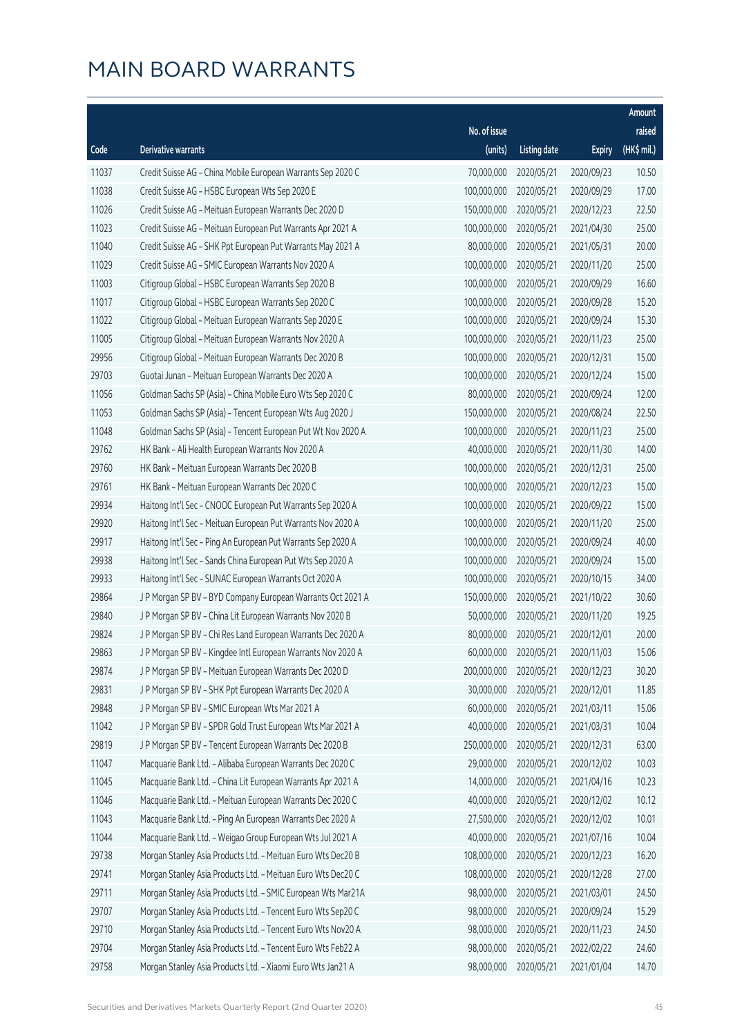# MAIN BOARD WARRANTS

| Code | Derivative warrants | No. of issue (units) | Listing date | Expiry | Amount raised (HK$ mil.) |
|---|---|---|---|---|---|
| 11037 | Credit Suisse AG - China Mobile European Warrants Sep 2020 C | 70,000,000 | 2020/05/21 | 2020/09/23 | 10.50 |
| 11038 | Credit Suisse AG - HSBC European Wts Sep 2020 E | 100,000,000 | 2020/05/21 | 2020/09/29 | 17.00 |
| 11026 | Credit Suisse AG - Meituan European Warrants Dec 2020 D | 150,000,000 | 2020/05/21 | 2020/12/23 | 22.50 |
| 11023 | Credit Suisse AG - Meituan European Put Warrants Apr 2021 A | 100,000,000 | 2020/05/21 | 2021/04/30 | 25.00 |
| 11040 | Credit Suisse AG - SHK Ppt European Put Warrants May 2021 A | 80,000,000 | 2020/05/21 | 2021/05/31 | 20.00 |
| 11029 | Credit Suisse AG - SMIC European Warrants Nov 2020 A | 100,000,000 | 2020/05/21 | 2020/11/20 | 25.00 |
| 11003 | Citigroup Global - HSBC European Warrants Sep 2020 B | 100,000,000 | 2020/05/21 | 2020/09/29 | 16.60 |
| 11017 | Citigroup Global - HSBC European Warrants Sep 2020 C | 100,000,000 | 2020/05/21 | 2020/09/28 | 15.20 |
| 11022 | Citigroup Global - Meituan European Warrants Sep 2020 E | 100,000,000 | 2020/05/21 | 2020/09/24 | 15.30 |
| 11005 | Citigroup Global - Meituan European Warrants Nov 2020 A | 100,000,000 | 2020/05/21 | 2020/11/23 | 25.00 |
| 29956 | Citigroup Global - Meituan European Warrants Dec 2020 B | 100,000,000 | 2020/05/21 | 2020/12/31 | 15.00 |
| 29703 | Guotai Junan - Meituan European Warrants Dec 2020 A | 100,000,000 | 2020/05/21 | 2020/12/24 | 15.00 |
| 11056 | Goldman Sachs SP (Asia) - China Mobile Euro Wts Sep 2020 C | 80,000,000 | 2020/05/21 | 2020/09/24 | 12.00 |
| 11053 | Goldman Sachs SP (Asia) - Tencent European Wts Aug 2020 J | 150,000,000 | 2020/05/21 | 2020/08/24 | 22.50 |
| 11048 | Goldman Sachs SP (Asia) - Tencent European Put Wt Nov 2020 A | 100,000,000 | 2020/05/21 | 2020/11/23 | 25.00 |
| 29762 | HK Bank - Ali Health European Warrants Nov 2020 A | 40,000,000 | 2020/05/21 | 2020/11/30 | 14.00 |
| 29760 | HK Bank - Meituan European Warrants Dec 2020 B | 100,000,000 | 2020/05/21 | 2020/12/31 | 25.00 |
| 29761 | HK Bank - Meituan European Warrants Dec 2020 C | 100,000,000 | 2020/05/21 | 2020/12/23 | 15.00 |
| 29934 | Haitong Int'l Sec - CNOOC European Put Warrants Sep 2020 A | 100,000,000 | 2020/05/21 | 2020/09/22 | 15.00 |
| 29920 | Haitong Int'l Sec - Meituan European Put Warrants Nov 2020 A | 100,000,000 | 2020/05/21 | 2020/11/20 | 25.00 |
| 29917 | Haitong Int'l Sec - Ping An European Put Warrants Sep 2020 A | 100,000,000 | 2020/05/21 | 2020/09/24 | 40.00 |
| 29938 | Haitong Int'l Sec - Sands China European Put Wts Sep 2020 A | 100,000,000 | 2020/05/21 | 2020/09/24 | 15.00 |
| 29933 | Haitong Int'l Sec - SUNAC European Warrants Oct 2020 A | 100,000,000 | 2020/05/21 | 2020/10/15 | 34.00 |
| 29864 | J P Morgan SP BV - BYD Company European Warrants Oct 2021 A | 150,000,000 | 2020/05/21 | 2021/10/22 | 30.60 |
| 29840 | J P Morgan SP BV - China Lit European Warrants Nov 2020 B | 50,000,000 | 2020/05/21 | 2020/11/20 | 19.25 |
| 29824 | J P Morgan SP BV - Chi Res Land European Warrants Dec 2020 A | 80,000,000 | 2020/05/21 | 2020/12/01 | 20.00 |
| 29863 | J P Morgan SP BV - Kingdee Intl European Warrants Nov 2020 A | 60,000,000 | 2020/05/21 | 2020/11/03 | 15.06 |
| 29874 | J P Morgan SP BV - Meituan European Warrants Dec 2020 D | 200,000,000 | 2020/05/21 | 2020/12/23 | 30.20 |
| 29831 | J P Morgan SP BV - SHK Ppt European Warrants Dec 2020 A | 30,000,000 | 2020/05/21 | 2020/12/01 | 11.85 |
| 29848 | J P Morgan SP BV - SMIC European Wts Mar 2021 A | 60,000,000 | 2020/05/21 | 2021/03/11 | 15.06 |
| 11042 | J P Morgan SP BV - SPDR Gold Trust European Wts Mar 2021 A | 40,000,000 | 2020/05/21 | 2021/03/31 | 10.04 |
| 29819 | J P Morgan SP BV - Tencent European Warrants Dec 2020 B | 250,000,000 | 2020/05/21 | 2020/12/31 | 63.00 |
| 11047 | Macquarie Bank Ltd. - Alibaba European Warrants Dec 2020 C | 29,000,000 | 2020/05/21 | 2020/12/02 | 10.03 |
| 11045 | Macquarie Bank Ltd. - China Lit European Warrants Apr 2021 A | 14,000,000 | 2020/05/21 | 2021/04/16 | 10.23 |
| 11046 | Macquarie Bank Ltd. - Meituan European Warrants Dec 2020 C | 40,000,000 | 2020/05/21 | 2020/12/02 | 10.12 |
| 11043 | Macquarie Bank Ltd. - Ping An European Warrants Dec 2020 A | 27,500,000 | 2020/05/21 | 2020/12/02 | 10.01 |
| 11044 | Macquarie Bank Ltd. - Weigao Group European Wts Jul 2021 A | 40,000,000 | 2020/05/21 | 2021/07/16 | 10.04 |
| 29738 | Morgan Stanley Asia Products Ltd. - Meituan Euro Wts Dec20 B | 108,000,000 | 2020/05/21 | 2020/12/23 | 16.20 |
| 29741 | Morgan Stanley Asia Products Ltd. - Meituan Euro Wts Dec20 C | 108,000,000 | 2020/05/21 | 2020/12/28 | 27.00 |
| 29711 | Morgan Stanley Asia Products Ltd. - SMIC European Wts Mar21A | 98,000,000 | 2020/05/21 | 2021/03/01 | 24.50 |
| 29707 | Morgan Stanley Asia Products Ltd. - Tencent Euro Wts Sep20 C | 98,000,000 | 2020/05/21 | 2020/09/24 | 15.29 |
| 29710 | Morgan Stanley Asia Products Ltd. - Tencent Euro Wts Nov20 A | 98,000,000 | 2020/05/21 | 2020/11/23 | 24.50 |
| 29704 | Morgan Stanley Asia Products Ltd. - Tencent Euro Wts Feb22 A | 98,000,000 | 2020/05/21 | 2022/02/22 | 24.60 |
| 29758 | Morgan Stanley Asia Products Ltd. - Xiaomi Euro Wts Jan21 A | 98,000,000 | 2020/05/21 | 2021/01/04 | 14.70 |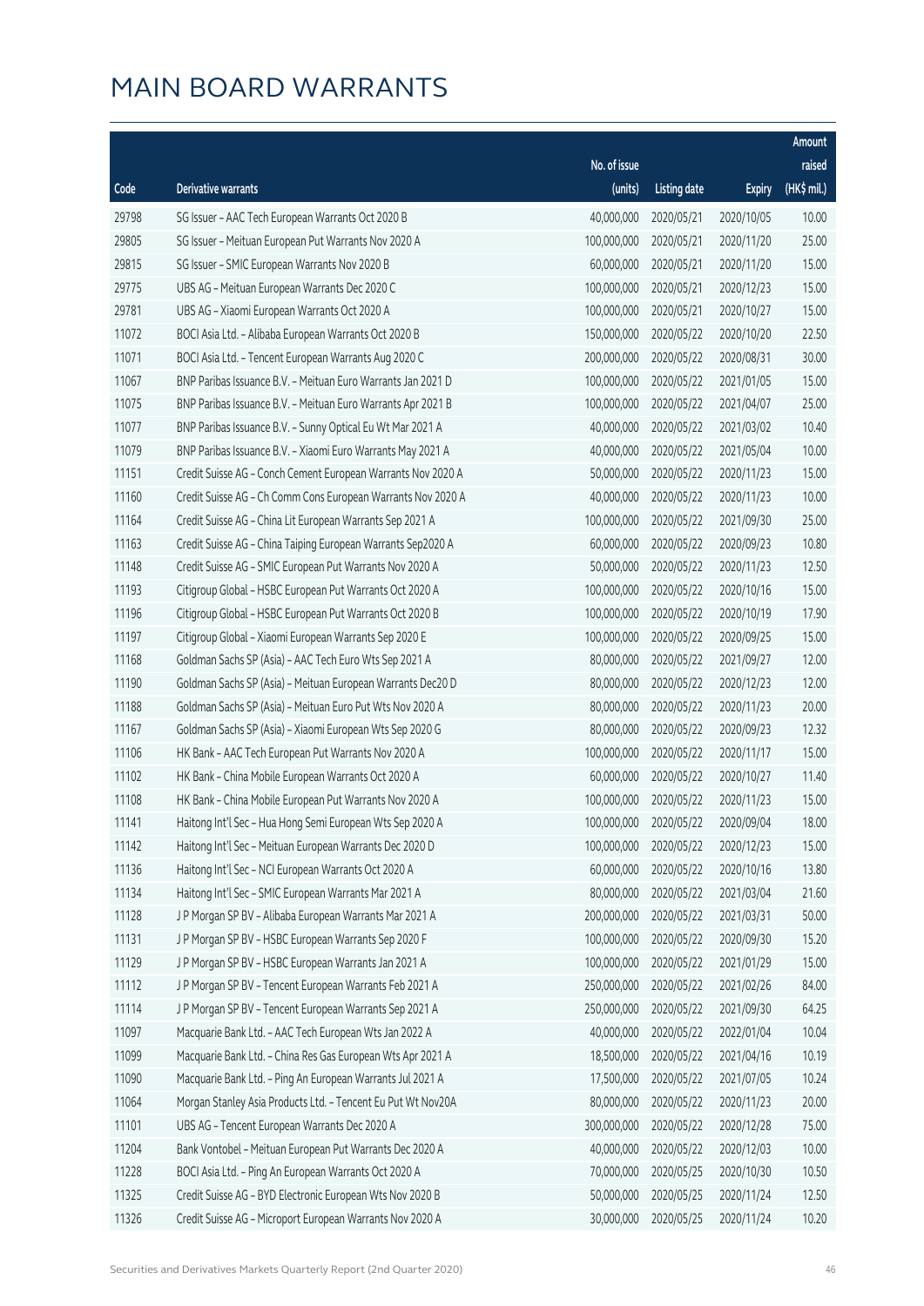# MAIN BOARD WARRANTS

| Code | Derivative warrants | No. of issue (units) | Listing date | Expiry | Amount raised (HK$ mil.) |
|---|---|---|---|---|---|
| 29798 | SG Issuer – AAC Tech European Warrants Oct 2020 B | 40,000,000 | 2020/05/21 | 2020/10/05 | 10.00 |
| 29805 | SG Issuer – Meituan European Put Warrants Nov 2020 A | 100,000,000 | 2020/05/21 | 2020/11/20 | 25.00 |
| 29815 | SG Issuer – SMIC European Warrants Nov 2020 B | 60,000,000 | 2020/05/21 | 2020/11/20 | 15.00 |
| 29775 | UBS AG – Meituan European Warrants Dec 2020 C | 100,000,000 | 2020/05/21 | 2020/12/23 | 15.00 |
| 29781 | UBS AG – Xiaomi European Warrants Oct 2020 A | 100,000,000 | 2020/05/21 | 2020/10/27 | 15.00 |
| 11072 | BOCI Asia Ltd. – Alibaba European Warrants Oct 2020 B | 150,000,000 | 2020/05/22 | 2020/10/20 | 22.50 |
| 11071 | BOCI Asia Ltd. – Tencent European Warrants Aug 2020 C | 200,000,000 | 2020/05/22 | 2020/08/31 | 30.00 |
| 11067 | BNP Paribas Issuance B.V. – Meituan Euro Warrants Jan 2021 D | 100,000,000 | 2020/05/22 | 2021/01/05 | 15.00 |
| 11075 | BNP Paribas Issuance B.V. – Meituan Euro Warrants Apr 2021 B | 100,000,000 | 2020/05/22 | 2021/04/07 | 25.00 |
| 11077 | BNP Paribas Issuance B.V. – Sunny Optical Eu Wt Mar 2021 A | 40,000,000 | 2020/05/22 | 2021/03/02 | 10.40 |
| 11079 | BNP Paribas Issuance B.V. – Xiaomi Euro Warrants May 2021 A | 40,000,000 | 2020/05/22 | 2021/05/04 | 10.00 |
| 11151 | Credit Suisse AG – Conch Cement European Warrants Nov 2020 A | 50,000,000 | 2020/05/22 | 2020/11/23 | 15.00 |
| 11160 | Credit Suisse AG – Ch Comm Cons European Warrants Nov 2020 A | 40,000,000 | 2020/05/22 | 2020/11/23 | 10.00 |
| 11164 | Credit Suisse AG – China Lit European Warrants Sep 2021 A | 100,000,000 | 2020/05/22 | 2021/09/30 | 25.00 |
| 11163 | Credit Suisse AG – China Taiping European Warrants Sep2020 A | 60,000,000 | 2020/05/22 | 2020/09/23 | 10.80 |
| 11148 | Credit Suisse AG – SMIC European Put Warrants Nov 2020 A | 50,000,000 | 2020/05/22 | 2020/11/23 | 12.50 |
| 11193 | Citigroup Global – HSBC European Put Warrants Oct 2020 A | 100,000,000 | 2020/05/22 | 2020/10/16 | 15.00 |
| 11196 | Citigroup Global – HSBC European Put Warrants Oct 2020 B | 100,000,000 | 2020/05/22 | 2020/10/19 | 17.90 |
| 11197 | Citigroup Global – Xiaomi European Warrants Sep 2020 E | 100,000,000 | 2020/05/22 | 2020/09/25 | 15.00 |
| 11168 | Goldman Sachs SP (Asia) – AAC Tech Euro Wts Sep 2021 A | 80,000,000 | 2020/05/22 | 2021/09/27 | 12.00 |
| 11190 | Goldman Sachs SP (Asia) – Meituan European Warrants Dec20 D | 80,000,000 | 2020/05/22 | 2020/12/23 | 12.00 |
| 11188 | Goldman Sachs SP (Asia) – Meituan Euro Put Wts Nov 2020 A | 80,000,000 | 2020/05/22 | 2020/11/23 | 20.00 |
| 11167 | Goldman Sachs SP (Asia) – Xiaomi European Wts Sep 2020 G | 80,000,000 | 2020/05/22 | 2020/09/23 | 12.32 |
| 11106 | HK Bank – AAC Tech European Put Warrants Nov 2020 A | 100,000,000 | 2020/05/22 | 2020/11/17 | 15.00 |
| 11102 | HK Bank – China Mobile European Warrants Oct 2020 A | 60,000,000 | 2020/05/22 | 2020/10/27 | 11.40 |
| 11108 | HK Bank – China Mobile European Put Warrants Nov 2020 A | 100,000,000 | 2020/05/22 | 2020/11/23 | 15.00 |
| 11141 | Haitong Int'l Sec – Hua Hong Semi European Wts Sep 2020 A | 100,000,000 | 2020/05/22 | 2020/09/04 | 18.00 |
| 11142 | Haitong Int'l Sec – Meituan European Warrants Dec 2020 D | 100,000,000 | 2020/05/22 | 2020/12/23 | 15.00 |
| 11136 | Haitong Int'l Sec – NCI European Warrants Oct 2020 A | 60,000,000 | 2020/05/22 | 2020/10/16 | 13.80 |
| 11134 | Haitong Int'l Sec – SMIC European Warrants Mar 2021 A | 80,000,000 | 2020/05/22 | 2021/03/04 | 21.60 |
| 11128 | J P Morgan SP BV – Alibaba European Warrants Mar 2021 A | 200,000,000 | 2020/05/22 | 2021/03/31 | 50.00 |
| 11131 | J P Morgan SP BV – HSBC European Warrants Sep 2020 F | 100,000,000 | 2020/05/22 | 2020/09/30 | 15.20 |
| 11129 | J P Morgan SP BV – HSBC European Warrants Jan 2021 A | 100,000,000 | 2020/05/22 | 2021/01/29 | 15.00 |
| 11112 | J P Morgan SP BV – Tencent European Warrants Feb 2021 A | 250,000,000 | 2020/05/22 | 2021/02/26 | 84.00 |
| 11114 | J P Morgan SP BV – Tencent European Warrants Sep 2021 A | 250,000,000 | 2020/05/22 | 2021/09/30 | 64.25 |
| 11097 | Macquarie Bank Ltd. – AAC Tech European Wts Jan 2022 A | 40,000,000 | 2020/05/22 | 2022/01/04 | 10.04 |
| 11099 | Macquarie Bank Ltd. – China Res Gas European Wts Apr 2021 A | 18,500,000 | 2020/05/22 | 2021/04/16 | 10.19 |
| 11090 | Macquarie Bank Ltd. – Ping An European Warrants Jul 2021 A | 17,500,000 | 2020/05/22 | 2021/07/05 | 10.24 |
| 11064 | Morgan Stanley Asia Products Ltd. – Tencent Eu Put Wt Nov20A | 80,000,000 | 2020/05/22 | 2020/11/23 | 20.00 |
| 11101 | UBS AG – Tencent European Warrants Dec 2020 A | 300,000,000 | 2020/05/22 | 2020/12/28 | 75.00 |
| 11204 | Bank Vontobel – Meituan European Put Warrants Dec 2020 A | 40,000,000 | 2020/05/22 | 2020/12/03 | 10.00 |
| 11228 | BOCI Asia Ltd. – Ping An European Warrants Oct 2020 A | 70,000,000 | 2020/05/25 | 2020/10/30 | 10.50 |
| 11325 | Credit Suisse AG – BYD Electronic European Wts Nov 2020 B | 50,000,000 | 2020/05/25 | 2020/11/24 | 12.50 |
| 11326 | Credit Suisse AG – Microport European Warrants Nov 2020 A | 30,000,000 | 2020/05/25 | 2020/11/24 | 10.20 |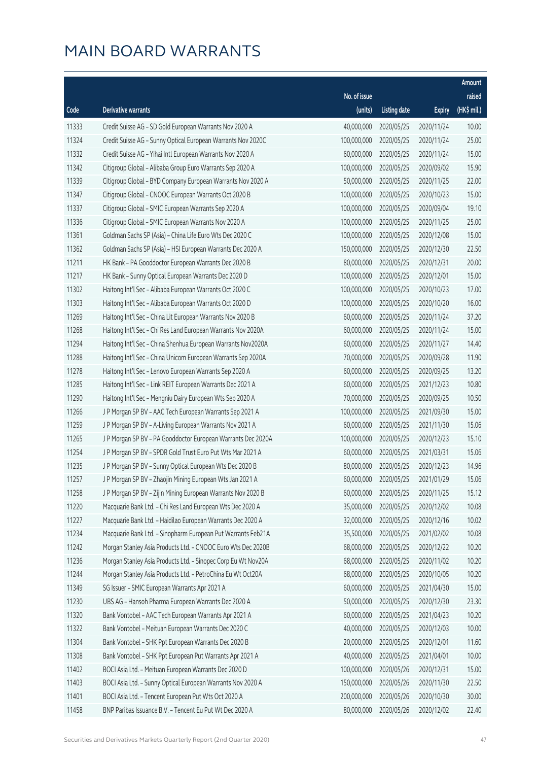# MAIN BOARD WARRANTS

| Code | Derivative warrants | No. of issue (units) | Listing date | Expiry | Amount raised (HK$ mil.) |
|---|---|---|---|---|---|
| 11333 | Credit Suisse AG - SD Gold European Warrants Nov 2020 A | 40,000,000 | 2020/05/25 | 2020/11/24 | 10.00 |
| 11324 | Credit Suisse AG - Sunny Optical European Warrants Nov 2020C | 100,000,000 | 2020/05/25 | 2020/11/24 | 25.00 |
| 11332 | Credit Suisse AG - Yihai Intl European Warrants Nov 2020 A | 60,000,000 | 2020/05/25 | 2020/11/24 | 15.00 |
| 11342 | Citigroup Global - Alibaba Group Euro Warrants Sep 2020 A | 100,000,000 | 2020/05/25 | 2020/09/02 | 15.90 |
| 11339 | Citigroup Global - BYD Company European Warrants Nov 2020 A | 50,000,000 | 2020/05/25 | 2020/11/25 | 22.00 |
| 11347 | Citigroup Global - CNOOC European Warrants Oct 2020 B | 100,000,000 | 2020/05/25 | 2020/10/23 | 15.00 |
| 11337 | Citigroup Global - SMIC European Warrants Sep 2020 A | 100,000,000 | 2020/05/25 | 2020/09/04 | 19.10 |
| 11336 | Citigroup Global - SMIC European Warrants Nov 2020 A | 100,000,000 | 2020/05/25 | 2020/11/25 | 25.00 |
| 11361 | Goldman Sachs SP (Asia) - China Life Euro Wts Dec 2020 C | 100,000,000 | 2020/05/25 | 2020/12/08 | 15.00 |
| 11362 | Goldman Sachs SP (Asia) - HSI European Warrants Dec 2020 A | 150,000,000 | 2020/05/25 | 2020/12/30 | 22.50 |
| 11211 | HK Bank - PA Gooddoctor European Warrants Dec 2020 B | 80,000,000 | 2020/05/25 | 2020/12/31 | 20.00 |
| 11217 | HK Bank - Sunny Optical European Warrants Dec 2020 D | 100,000,000 | 2020/05/25 | 2020/12/01 | 15.00 |
| 11302 | Haitong Int'l Sec - Alibaba European Warrants Oct 2020 C | 100,000,000 | 2020/05/25 | 2020/10/23 | 17.00 |
| 11303 | Haitong Int'l Sec - Alibaba European Warrants Oct 2020 D | 100,000,000 | 2020/05/25 | 2020/10/20 | 16.00 |
| 11269 | Haitong Int'l Sec - China Lit European Warrants Nov 2020 B | 60,000,000 | 2020/05/25 | 2020/11/24 | 37.20 |
| 11268 | Haitong Int'l Sec - Chi Res Land European Warrants Nov 2020A | 60,000,000 | 2020/05/25 | 2020/11/24 | 15.00 |
| 11294 | Haitong Int'l Sec - China Shenhua European Warrants Nov2020A | 60,000,000 | 2020/05/25 | 2020/11/27 | 14.40 |
| 11288 | Haitong Int'l Sec - China Unicom European Warrants Sep 2020A | 70,000,000 | 2020/05/25 | 2020/09/28 | 11.90 |
| 11278 | Haitong Int'l Sec - Lenovo European Warrants Sep 2020 A | 60,000,000 | 2020/05/25 | 2020/09/25 | 13.20 |
| 11285 | Haitong Int'l Sec - Link REIT European Warrants Dec 2021 A | 60,000,000 | 2020/05/25 | 2021/12/23 | 10.80 |
| 11290 | Haitong Int'l Sec - Mengniu Dairy European Wts Sep 2020 A | 70,000,000 | 2020/05/25 | 2020/09/25 | 10.50 |
| 11266 | J P Morgan SP BV - AAC Tech European Warrants Sep 2021 A | 100,000,000 | 2020/05/25 | 2021/09/30 | 15.00 |
| 11259 | J P Morgan SP BV - A-Living European Warrants Nov 2021 A | 60,000,000 | 2020/05/25 | 2021/11/30 | 15.06 |
| 11265 | J P Morgan SP BV - PA Gooddoctor European Warrants Dec 2020A | 100,000,000 | 2020/05/25 | 2020/12/23 | 15.10 |
| 11254 | J P Morgan SP BV - SPDR Gold Trust Euro Put Wts Mar 2021 A | 60,000,000 | 2020/05/25 | 2021/03/31 | 15.06 |
| 11235 | J P Morgan SP BV - Sunny Optical European Wts Dec 2020 B | 80,000,000 | 2020/05/25 | 2020/12/23 | 14.96 |
| 11257 | J P Morgan SP BV - Zhaojin Mining European Wts Jan 2021 A | 60,000,000 | 2020/05/25 | 2021/01/29 | 15.06 |
| 11258 | J P Morgan SP BV - Zijin Mining European Warrants Nov 2020 B | 60,000,000 | 2020/05/25 | 2020/11/25 | 15.12 |
| 11220 | Macquarie Bank Ltd. - Chi Res Land European Wts Dec 2020 A | 35,000,000 | 2020/05/25 | 2020/12/02 | 10.08 |
| 11227 | Macquarie Bank Ltd. - Haidilao European Warrants Dec 2020 A | 32,000,000 | 2020/05/25 | 2020/12/16 | 10.02 |
| 11234 | Macquarie Bank Ltd. - Sinopharm European Put Warrants Feb21A | 35,500,000 | 2020/05/25 | 2021/02/02 | 10.08 |
| 11242 | Morgan Stanley Asia Products Ltd. - CNOOC Euro Wts Dec 2020B | 68,000,000 | 2020/05/25 | 2020/12/22 | 10.20 |
| 11236 | Morgan Stanley Asia Products Ltd. - Sinopec Corp Eu Wt Nov20A | 68,000,000 | 2020/05/25 | 2020/11/02 | 10.20 |
| 11244 | Morgan Stanley Asia Products Ltd. - PetroChina Eu Wt Oct20A | 68,000,000 | 2020/05/25 | 2020/10/05 | 10.20 |
| 11349 | SG Issuer - SMIC European Warrants Apr 2021 A | 60,000,000 | 2020/05/25 | 2021/04/30 | 15.00 |
| 11230 | UBS AG - Hansoh Pharma European Warrants Dec 2020 A | 50,000,000 | 2020/05/25 | 2020/12/30 | 23.30 |
| 11320 | Bank Vontobel - AAC Tech European Warrants Apr 2021 A | 60,000,000 | 2020/05/25 | 2021/04/23 | 10.20 |
| 11322 | Bank Vontobel - Meituan European Warrants Dec 2020 C | 40,000,000 | 2020/05/25 | 2020/12/03 | 10.00 |
| 11304 | Bank Vontobel - SHK Ppt European Warrants Dec 2020 B | 20,000,000 | 2020/05/25 | 2020/12/01 | 11.60 |
| 11308 | Bank Vontobel - SHK Ppt European Put Warrants Apr 2021 A | 40,000,000 | 2020/05/25 | 2021/04/01 | 10.00 |
| 11402 | BOCI Asia Ltd. - Meituan European Warrants Dec 2020 D | 100,000,000 | 2020/05/26 | 2020/12/31 | 15.00 |
| 11403 | BOCI Asia Ltd. - Sunny Optical European Warrants Nov 2020 A | 150,000,000 | 2020/05/26 | 2020/11/30 | 22.50 |
| 11401 | BOCI Asia Ltd. - Tencent European Put Wts Oct 2020 A | 200,000,000 | 2020/05/26 | 2020/10/30 | 30.00 |
| 11458 | BNP Paribas Issuance B.V. - Tencent Eu Put Wt Dec 2020 A | 80,000,000 | 2020/05/26 | 2020/12/02 | 22.40 |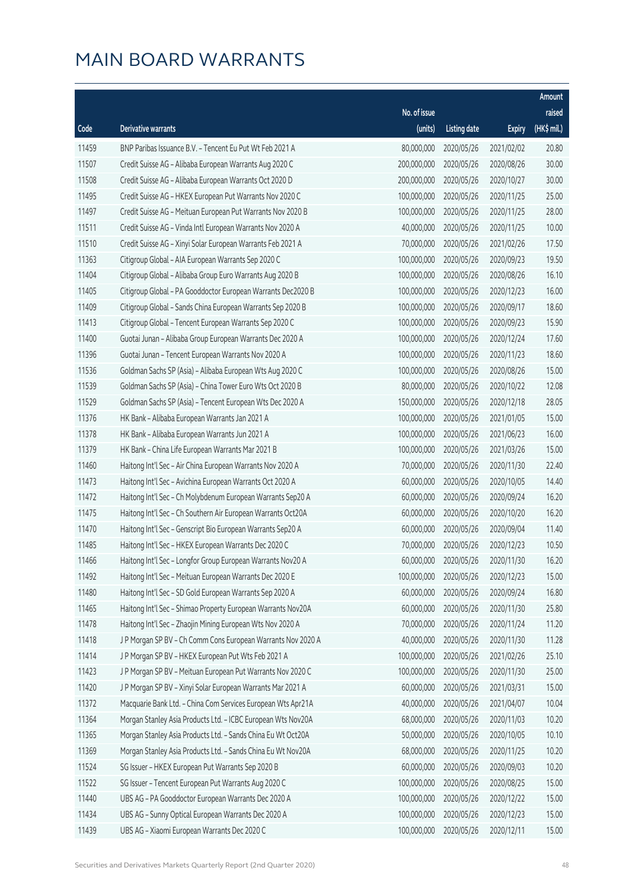# MAIN BOARD WARRANTS

| Code | Derivative warrants | No. of issue (units) | Listing date | Expiry | Amount raised (HK$ mil.) |
|---|---|---|---|---|---|
| 11459 | BNP Paribas Issuance B.V. – Tencent Eu Put Wt Feb 2021 A | 80,000,000 | 2020/05/26 | 2021/02/02 | 20.80 |
| 11507 | Credit Suisse AG – Alibaba European Warrants Aug 2020 C | 200,000,000 | 2020/05/26 | 2020/08/26 | 30.00 |
| 11508 | Credit Suisse AG – Alibaba European Warrants Oct 2020 D | 200,000,000 | 2020/05/26 | 2020/10/27 | 30.00 |
| 11495 | Credit Suisse AG – HKEX European Put Warrants Nov 2020 C | 100,000,000 | 2020/05/26 | 2020/11/25 | 25.00 |
| 11497 | Credit Suisse AG – Meituan European Put Warrants Nov 2020 B | 100,000,000 | 2020/05/26 | 2020/11/25 | 28.00 |
| 11511 | Credit Suisse AG – Vinda Intl European Warrants Nov 2020 A | 40,000,000 | 2020/05/26 | 2020/11/25 | 10.00 |
| 11510 | Credit Suisse AG – Xinyi Solar European Warrants Feb 2021 A | 70,000,000 | 2020/05/26 | 2021/02/26 | 17.50 |
| 11363 | Citigroup Global – AIA European Warrants Sep 2020 C | 100,000,000 | 2020/05/26 | 2020/09/23 | 19.50 |
| 11404 | Citigroup Global – Alibaba Group Euro Warrants Aug 2020 B | 100,000,000 | 2020/05/26 | 2020/08/26 | 16.10 |
| 11405 | Citigroup Global – PA Gooddoctor European Warrants Dec2020 B | 100,000,000 | 2020/05/26 | 2020/12/23 | 16.00 |
| 11409 | Citigroup Global – Sands China European Warrants Sep 2020 B | 100,000,000 | 2020/05/26 | 2020/09/17 | 18.60 |
| 11413 | Citigroup Global – Tencent European Warrants Sep 2020 C | 100,000,000 | 2020/05/26 | 2020/09/23 | 15.90 |
| 11400 | Guotai Junan – Alibaba Group European Warrants Dec 2020 A | 100,000,000 | 2020/05/26 | 2020/12/24 | 17.60 |
| 11396 | Guotai Junan – Tencent European Warrants Nov 2020 A | 100,000,000 | 2020/05/26 | 2020/11/23 | 18.60 |
| 11536 | Goldman Sachs SP (Asia) – Alibaba European Wts Aug 2020 C | 100,000,000 | 2020/05/26 | 2020/08/26 | 15.00 |
| 11539 | Goldman Sachs SP (Asia) – China Tower Euro Wts Oct 2020 B | 80,000,000 | 2020/05/26 | 2020/10/22 | 12.08 |
| 11529 | Goldman Sachs SP (Asia) – Tencent European Wts Dec 2020 A | 150,000,000 | 2020/05/26 | 2020/12/18 | 28.05 |
| 11376 | HK Bank – Alibaba European Warrants Jan 2021 A | 100,000,000 | 2020/05/26 | 2021/01/05 | 15.00 |
| 11378 | HK Bank – Alibaba European Warrants Jun 2021 A | 100,000,000 | 2020/05/26 | 2021/06/23 | 16.00 |
| 11379 | HK Bank – China Life European Warrants Mar 2021 B | 100,000,000 | 2020/05/26 | 2021/03/26 | 15.00 |
| 11460 | Haitong Int'l Sec – Air China European Warrants Nov 2020 A | 70,000,000 | 2020/05/26 | 2020/11/30 | 22.40 |
| 11473 | Haitong Int'l Sec – Avichina European Warrants Oct 2020 A | 60,000,000 | 2020/05/26 | 2020/10/05 | 14.40 |
| 11472 | Haitong Int'l Sec – Ch Molybdenum European Warrants Sep20 A | 60,000,000 | 2020/05/26 | 2020/09/24 | 16.20 |
| 11475 | Haitong Int'l Sec – Ch Southern Air European Warrants Oct20A | 60,000,000 | 2020/05/26 | 2020/10/20 | 16.20 |
| 11470 | Haitong Int'l Sec – Genscript Bio European Warrants Sep20 A | 60,000,000 | 2020/05/26 | 2020/09/04 | 11.40 |
| 11485 | Haitong Int'l Sec – HKEX European Warrants Dec 2020 C | 70,000,000 | 2020/05/26 | 2020/12/23 | 10.50 |
| 11466 | Haitong Int'l Sec – Longfor Group European Warrants Nov20 A | 60,000,000 | 2020/05/26 | 2020/11/30 | 16.20 |
| 11492 | Haitong Int'l Sec – Meituan European Warrants Dec 2020 E | 100,000,000 | 2020/05/26 | 2020/12/23 | 15.00 |
| 11480 | Haitong Int'l Sec – SD Gold European Warrants Sep 2020 A | 60,000,000 | 2020/05/26 | 2020/09/24 | 16.80 |
| 11465 | Haitong Int'l Sec – Shimao Property European Warrants Nov20A | 60,000,000 | 2020/05/26 | 2020/11/30 | 25.80 |
| 11478 | Haitong Int'l Sec – Zhaojin Mining European Wts Nov 2020 A | 70,000,000 | 2020/05/26 | 2020/11/24 | 11.20 |
| 11418 | J P Morgan SP BV – Ch Comm Cons European Warrants Nov 2020 A | 40,000,000 | 2020/05/26 | 2020/11/30 | 11.28 |
| 11414 | J P Morgan SP BV – HKEX European Put Wts Feb 2021 A | 100,000,000 | 2020/05/26 | 2021/02/26 | 25.10 |
| 11423 | J P Morgan SP BV – Meituan European Put Warrants Nov 2020 C | 100,000,000 | 2020/05/26 | 2020/11/30 | 25.00 |
| 11420 | J P Morgan SP BV – Xinyi Solar European Warrants Mar 2021 A | 60,000,000 | 2020/05/26 | 2021/03/31 | 15.00 |
| 11372 | Macquarie Bank Ltd. – China Com Services European Wts Apr21A | 40,000,000 | 2020/05/26 | 2021/04/07 | 10.04 |
| 11364 | Morgan Stanley Asia Products Ltd. – ICBC European Wts Nov20A | 68,000,000 | 2020/05/26 | 2020/11/03 | 10.20 |
| 11365 | Morgan Stanley Asia Products Ltd. – Sands China Eu Wt Oct20A | 50,000,000 | 2020/05/26 | 2020/10/05 | 10.10 |
| 11369 | Morgan Stanley Asia Products Ltd. – Sands China Eu Wt Nov20A | 68,000,000 | 2020/05/26 | 2020/11/25 | 10.20 |
| 11524 | SG Issuer – HKEX European Put Warrants Sep 2020 B | 60,000,000 | 2020/05/26 | 2020/09/03 | 10.20 |
| 11522 | SG Issuer – Tencent European Put Warrants Aug 2020 C | 100,000,000 | 2020/05/26 | 2020/08/25 | 15.00 |
| 11440 | UBS AG – PA Gooddoctor European Warrants Dec 2020 A | 100,000,000 | 2020/05/26 | 2020/12/22 | 15.00 |
| 11434 | UBS AG – Sunny Optical European Warrants Dec 2020 A | 100,000,000 | 2020/05/26 | 2020/12/23 | 15.00 |
| 11439 | UBS AG – Xiaomi European Warrants Dec 2020 C | 100,000,000 | 2020/05/26 | 2020/12/11 | 15.00 |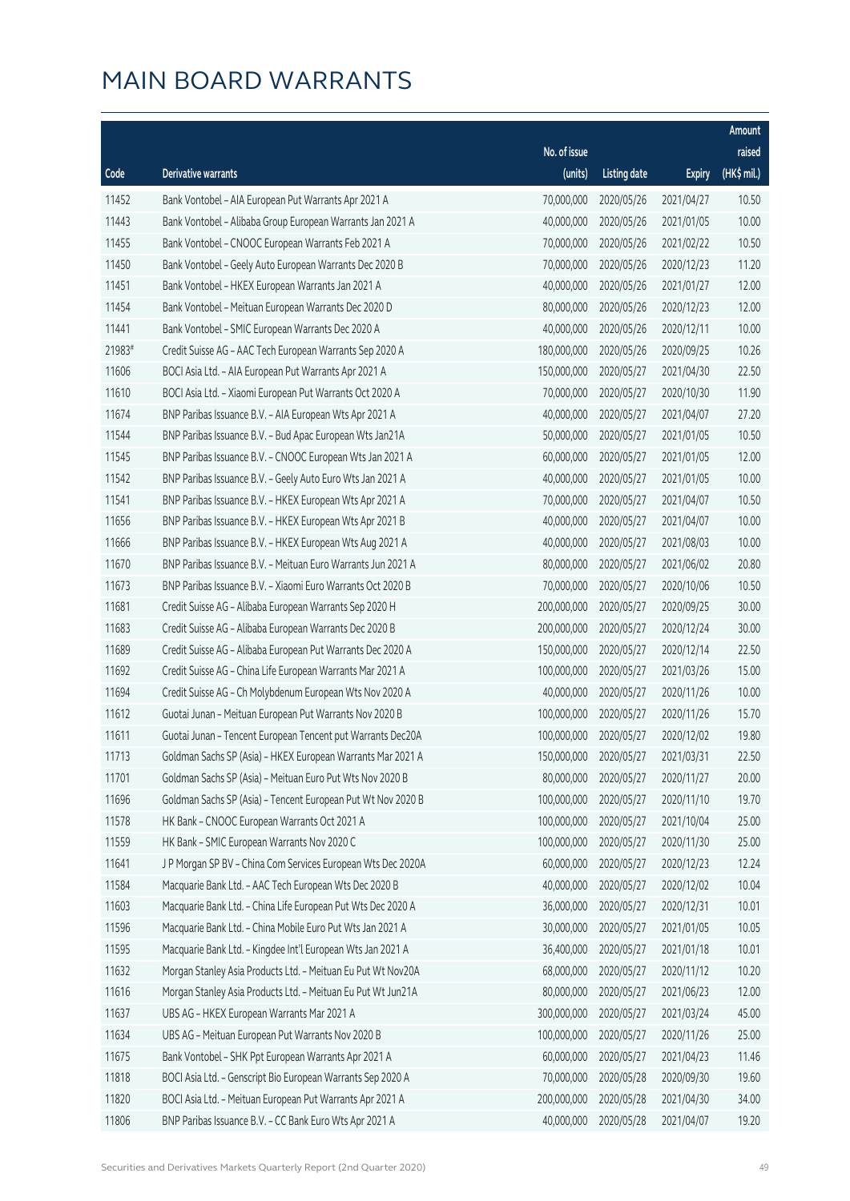# MAIN BOARD WARRANTS

| Code | Derivative warrants | No. of issue (units) | Listing date | Expiry | Amount raised (HK$ mil.) |
|---|---|---|---|---|---|
| 11452 | Bank Vontobel – AIA European Put Warrants Apr 2021 A | 70,000,000 | 2020/05/26 | 2021/04/27 | 10.50 |
| 11443 | Bank Vontobel – Alibaba Group European Warrants Jan 2021 A | 40,000,000 | 2020/05/26 | 2021/01/05 | 10.00 |
| 11455 | Bank Vontobel – CNOOC European Warrants Feb 2021 A | 70,000,000 | 2020/05/26 | 2021/02/22 | 10.50 |
| 11450 | Bank Vontobel – Geely Auto European Warrants Dec 2020 B | 70,000,000 | 2020/05/26 | 2020/12/23 | 11.20 |
| 11451 | Bank Vontobel – HKEX European Warrants Jan 2021 A | 40,000,000 | 2020/05/26 | 2021/01/27 | 12.00 |
| 11454 | Bank Vontobel – Meituan European Warrants Dec 2020 D | 80,000,000 | 2020/05/26 | 2020/12/23 | 12.00 |
| 11441 | Bank Vontobel – SMIC European Warrants Dec 2020 A | 40,000,000 | 2020/05/26 | 2020/12/11 | 10.00 |
| 21983# | Credit Suisse AG – AAC Tech European Warrants Sep 2020 A | 180,000,000 | 2020/05/26 | 2020/09/25 | 10.26 |
| 11606 | BOCI Asia Ltd. – AIA European Put Warrants Apr 2021 A | 150,000,000 | 2020/05/27 | 2021/04/30 | 22.50 |
| 11610 | BOCI Asia Ltd. – Xiaomi European Put Warrants Oct 2020 A | 70,000,000 | 2020/05/27 | 2020/10/30 | 11.90 |
| 11674 | BNP Paribas Issuance B.V. – AIA European Wts Apr 2021 A | 40,000,000 | 2020/05/27 | 2021/04/07 | 27.20 |
| 11544 | BNP Paribas Issuance B.V. – Bud Apac European Wts Jan21A | 50,000,000 | 2020/05/27 | 2021/01/05 | 10.50 |
| 11545 | BNP Paribas Issuance B.V. – CNOOC European Wts Jan 2021 A | 60,000,000 | 2020/05/27 | 2021/01/05 | 12.00 |
| 11542 | BNP Paribas Issuance B.V. – Geely Auto Euro Wts Jan 2021 A | 40,000,000 | 2020/05/27 | 2021/01/05 | 10.00 |
| 11541 | BNP Paribas Issuance B.V. – HKEX European Wts Apr 2021 A | 70,000,000 | 2020/05/27 | 2021/04/07 | 10.50 |
| 11656 | BNP Paribas Issuance B.V. – HKEX European Wts Apr 2021 B | 40,000,000 | 2020/05/27 | 2021/04/07 | 10.00 |
| 11666 | BNP Paribas Issuance B.V. – HKEX European Wts Aug 2021 A | 40,000,000 | 2020/05/27 | 2021/08/03 | 10.00 |
| 11670 | BNP Paribas Issuance B.V. – Meituan Euro Warrants Jun 2021 A | 80,000,000 | 2020/05/27 | 2021/06/02 | 20.80 |
| 11673 | BNP Paribas Issuance B.V. – Xiaomi Euro Warrants Oct 2020 B | 70,000,000 | 2020/05/27 | 2020/10/06 | 10.50 |
| 11681 | Credit Suisse AG – Alibaba European Warrants Sep 2020 H | 200,000,000 | 2020/05/27 | 2020/09/25 | 30.00 |
| 11683 | Credit Suisse AG – Alibaba European Warrants Dec 2020 B | 200,000,000 | 2020/05/27 | 2020/12/24 | 30.00 |
| 11689 | Credit Suisse AG – Alibaba European Put Warrants Dec 2020 A | 150,000,000 | 2020/05/27 | 2020/12/14 | 22.50 |
| 11692 | Credit Suisse AG – China Life European Warrants Mar 2021 A | 100,000,000 | 2020/05/27 | 2021/03/26 | 15.00 |
| 11694 | Credit Suisse AG – Ch Molybdenum European Wts Nov 2020 A | 40,000,000 | 2020/05/27 | 2020/11/26 | 10.00 |
| 11612 | Guotai Junan – Meituan European Put Warrants Nov 2020 B | 100,000,000 | 2020/05/27 | 2020/11/26 | 15.70 |
| 11611 | Guotai Junan – Tencent European Tencent put Warrants Dec20A | 100,000,000 | 2020/05/27 | 2020/12/02 | 19.80 |
| 11713 | Goldman Sachs SP (Asia) – HKEX European Warrants Mar 2021 A | 150,000,000 | 2020/05/27 | 2021/03/31 | 22.50 |
| 11701 | Goldman Sachs SP (Asia) – Meituan Euro Put Wts Nov 2020 B | 80,000,000 | 2020/05/27 | 2020/11/27 | 20.00 |
| 11696 | Goldman Sachs SP (Asia) – Tencent European Put Wt Nov 2020 B | 100,000,000 | 2020/05/27 | 2020/11/10 | 19.70 |
| 11578 | HK Bank – CNOOC European Warrants Oct 2021 A | 100,000,000 | 2020/05/27 | 2021/10/04 | 25.00 |
| 11559 | HK Bank – SMIC European Warrants Nov 2020 C | 100,000,000 | 2020/05/27 | 2020/11/30 | 25.00 |
| 11641 | J P Morgan SP BV – China Com Services European Wts Dec 2020A | 60,000,000 | 2020/05/27 | 2020/12/23 | 12.24 |
| 11584 | Macquarie Bank Ltd. – AAC Tech European Wts Dec 2020 B | 40,000,000 | 2020/05/27 | 2020/12/02 | 10.04 |
| 11603 | Macquarie Bank Ltd. – China Life European Put Wts Dec 2020 A | 36,000,000 | 2020/05/27 | 2020/12/31 | 10.01 |
| 11596 | Macquarie Bank Ltd. – China Mobile Euro Put Wts Jan 2021 A | 30,000,000 | 2020/05/27 | 2021/01/05 | 10.05 |
| 11595 | Macquarie Bank Ltd. – Kingdee Int'l European Wts Jan 2021 A | 36,400,000 | 2020/05/27 | 2021/01/18 | 10.01 |
| 11632 | Morgan Stanley Asia Products Ltd. – Meituan Eu Put Wt Nov20A | 68,000,000 | 2020/05/27 | 2020/11/12 | 10.20 |
| 11616 | Morgan Stanley Asia Products Ltd. – Meituan Eu Put Wt Jun21A | 80,000,000 | 2020/05/27 | 2021/06/23 | 12.00 |
| 11637 | UBS AG – HKEX European Warrants Mar 2021 A | 300,000,000 | 2020/05/27 | 2021/03/24 | 45.00 |
| 11634 | UBS AG – Meituan European Put Warrants Nov 2020 B | 100,000,000 | 2020/05/27 | 2020/11/26 | 25.00 |
| 11675 | Bank Vontobel – SHK Ppt European Warrants Apr 2021 A | 60,000,000 | 2020/05/27 | 2021/04/23 | 11.46 |
| 11818 | BOCI Asia Ltd. – Genscript Bio European Warrants Sep 2020 A | 70,000,000 | 2020/05/28 | 2020/09/30 | 19.60 |
| 11820 | BOCI Asia Ltd. – Meituan European Put Warrants Apr 2021 A | 200,000,000 | 2020/05/28 | 2021/04/30 | 34.00 |
| 11806 | BNP Paribas Issuance B.V. – CC Bank Euro Wts Apr 2021 A | 40,000,000 | 2020/05/28 | 2021/04/07 | 19.20 |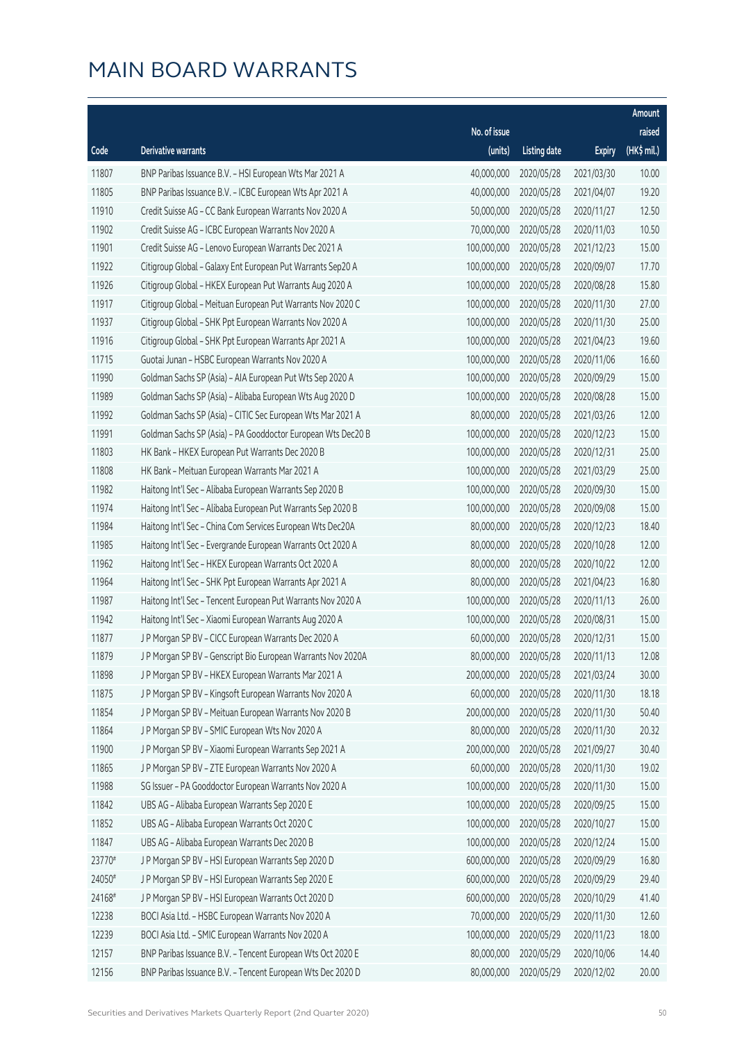# MAIN BOARD WARRANTS

| Code | Derivative warrants | No. of issue (units) | Listing date | Expiry | Amount raised (HK$ mil.) |
|---|---|---|---|---|---|
| 11807 | BNP Paribas Issuance B.V. – HSI European Wts Mar 2021 A | 40,000,000 | 2020/05/28 | 2021/03/30 | 10.00 |
| 11805 | BNP Paribas Issuance B.V. – ICBC European Wts Apr 2021 A | 40,000,000 | 2020/05/28 | 2021/04/07 | 19.20 |
| 11910 | Credit Suisse AG – CC Bank European Warrants Nov 2020 A | 50,000,000 | 2020/05/28 | 2020/11/27 | 12.50 |
| 11902 | Credit Suisse AG – ICBC European Warrants Nov 2020 A | 70,000,000 | 2020/05/28 | 2020/11/03 | 10.50 |
| 11901 | Credit Suisse AG – Lenovo European Warrants Dec 2021 A | 100,000,000 | 2020/05/28 | 2021/12/23 | 15.00 |
| 11922 | Citigroup Global – Galaxy Ent European Put Warrants Sep20 A | 100,000,000 | 2020/05/28 | 2020/09/07 | 17.70 |
| 11926 | Citigroup Global – HKEX European Put Warrants Aug 2020 A | 100,000,000 | 2020/05/28 | 2020/08/28 | 15.80 |
| 11917 | Citigroup Global – Meituan European Put Warrants Nov 2020 C | 100,000,000 | 2020/05/28 | 2020/11/30 | 27.00 |
| 11937 | Citigroup Global – SHK Ppt European Warrants Nov 2020 A | 100,000,000 | 2020/05/28 | 2020/11/30 | 25.00 |
| 11916 | Citigroup Global – SHK Ppt European Warrants Apr 2021 A | 100,000,000 | 2020/05/28 | 2021/04/23 | 19.60 |
| 11715 | Guotai Junan – HSBC European Warrants Nov 2020 A | 100,000,000 | 2020/05/28 | 2020/11/06 | 16.60 |
| 11990 | Goldman Sachs SP (Asia) – AIA European Put Wts Sep 2020 A | 100,000,000 | 2020/05/28 | 2020/09/29 | 15.00 |
| 11989 | Goldman Sachs SP (Asia) – Alibaba European Wts Aug 2020 D | 100,000,000 | 2020/05/28 | 2020/08/28 | 15.00 |
| 11992 | Goldman Sachs SP (Asia) – CITIC Sec European Wts Mar 2021 A | 80,000,000 | 2020/05/28 | 2021/03/26 | 12.00 |
| 11991 | Goldman Sachs SP (Asia) – PA Gooddoctor European Wts Dec20 B | 100,000,000 | 2020/05/28 | 2020/12/23 | 15.00 |
| 11803 | HK Bank – HKEX European Put Warrants Dec 2020 B | 100,000,000 | 2020/05/28 | 2020/12/31 | 25.00 |
| 11808 | HK Bank – Meituan European Warrants Mar 2021 A | 100,000,000 | 2020/05/28 | 2021/03/29 | 25.00 |
| 11982 | Haitong Int'l Sec – Alibaba European Warrants Sep 2020 B | 100,000,000 | 2020/05/28 | 2020/09/30 | 15.00 |
| 11974 | Haitong Int'l Sec – Alibaba European Put Warrants Sep 2020 B | 100,000,000 | 2020/05/28 | 2020/09/08 | 15.00 |
| 11984 | Haitong Int'l Sec – China Com Services European Wts Dec20A | 80,000,000 | 2020/05/28 | 2020/12/23 | 18.40 |
| 11985 | Haitong Int'l Sec – Evergrande European Warrants Oct 2020 A | 80,000,000 | 2020/05/28 | 2020/10/28 | 12.00 |
| 11962 | Haitong Int'l Sec – HKEX European Warrants Oct 2020 A | 80,000,000 | 2020/05/28 | 2020/10/22 | 12.00 |
| 11964 | Haitong Int'l Sec – SHK Ppt European Warrants Apr 2021 A | 80,000,000 | 2020/05/28 | 2021/04/23 | 16.80 |
| 11987 | Haitong Int'l Sec – Tencent European Put Warrants Nov 2020 A | 100,000,000 | 2020/05/28 | 2020/11/13 | 26.00 |
| 11942 | Haitong Int'l Sec – Xiaomi European Warrants Aug 2020 A | 100,000,000 | 2020/05/28 | 2020/08/31 | 15.00 |
| 11877 | J P Morgan SP BV – CICC European Warrants Dec 2020 A | 60,000,000 | 2020/05/28 | 2020/12/31 | 15.00 |
| 11879 | J P Morgan SP BV – Genscript Bio European Warrants Nov 2020A | 80,000,000 | 2020/05/28 | 2020/11/13 | 12.08 |
| 11898 | J P Morgan SP BV – HKEX European Warrants Mar 2021 A | 200,000,000 | 2020/05/28 | 2021/03/24 | 30.00 |
| 11875 | J P Morgan SP BV – Kingsoft European Warrants Nov 2020 A | 60,000,000 | 2020/05/28 | 2020/11/30 | 18.18 |
| 11854 | J P Morgan SP BV – Meituan European Warrants Nov 2020 B | 200,000,000 | 2020/05/28 | 2020/11/30 | 50.40 |
| 11864 | J P Morgan SP BV – SMIC European Wts Nov 2020 A | 80,000,000 | 2020/05/28 | 2020/11/30 | 20.32 |
| 11900 | J P Morgan SP BV – Xiaomi European Warrants Sep 2021 A | 200,000,000 | 2020/05/28 | 2021/09/27 | 30.40 |
| 11865 | J P Morgan SP BV – ZTE European Warrants Nov 2020 A | 60,000,000 | 2020/05/28 | 2020/11/30 | 19.02 |
| 11988 | SG Issuer – PA Gooddoctor European Warrants Nov 2020 A | 100,000,000 | 2020/05/28 | 2020/11/30 | 15.00 |
| 11842 | UBS AG – Alibaba European Warrants Sep 2020 E | 100,000,000 | 2020/05/28 | 2020/09/25 | 15.00 |
| 11852 | UBS AG – Alibaba European Warrants Oct 2020 C | 100,000,000 | 2020/05/28 | 2020/10/27 | 15.00 |
| 11847 | UBS AG – Alibaba European Warrants Dec 2020 B | 100,000,000 | 2020/05/28 | 2020/12/24 | 15.00 |
| 23770# | J P Morgan SP BV – HSI European Warrants Sep 2020 D | 600,000,000 | 2020/05/28 | 2020/09/29 | 16.80 |
| 24050# | J P Morgan SP BV – HSI European Warrants Sep 2020 E | 600,000,000 | 2020/05/28 | 2020/09/29 | 29.40 |
| 24168# | J P Morgan SP BV – HSI European Warrants Oct 2020 D | 600,000,000 | 2020/05/28 | 2020/10/29 | 41.40 |
| 12238 | BOCI Asia Ltd. – HSBC European Warrants Nov 2020 A | 70,000,000 | 2020/05/29 | 2020/11/30 | 12.60 |
| 12239 | BOCI Asia Ltd. – SMIC European Warrants Nov 2020 A | 100,000,000 | 2020/05/29 | 2020/11/23 | 18.00 |
| 12157 | BNP Paribas Issuance B.V. – Tencent European Wts Oct 2020 E | 80,000,000 | 2020/05/29 | 2020/10/06 | 14.40 |
| 12156 | BNP Paribas Issuance B.V. – Tencent European Wts Dec 2020 D | 80,000,000 | 2020/05/29 | 2020/12/02 | 20.00 |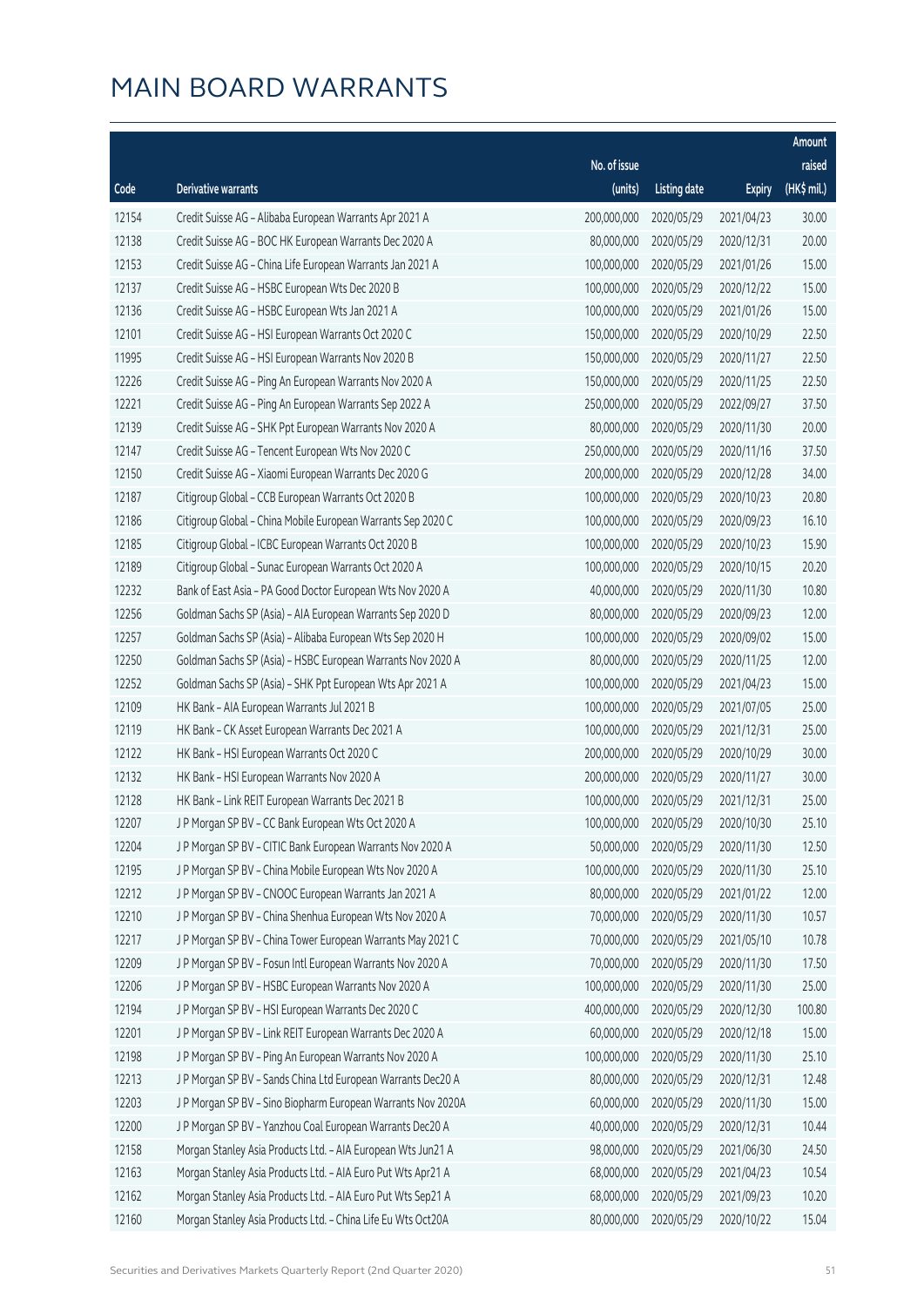# MAIN BOARD WARRANTS

| Code | Derivative warrants | No. of issue (units) | Listing date | Expiry | Amount raised (HK$ mil.) |
|---|---|---|---|---|---|
| 12154 | Credit Suisse AG - Alibaba European Warrants Apr 2021 A | 200,000,000 | 2020/05/29 | 2021/04/23 | 30.00 |
| 12138 | Credit Suisse AG - BOC HK European Warrants Dec 2020 A | 80,000,000 | 2020/05/29 | 2020/12/31 | 20.00 |
| 12153 | Credit Suisse AG - China Life European Warrants Jan 2021 A | 100,000,000 | 2020/05/29 | 2021/01/26 | 15.00 |
| 12137 | Credit Suisse AG - HSBC European Wts Dec 2020 B | 100,000,000 | 2020/05/29 | 2020/12/22 | 15.00 |
| 12136 | Credit Suisse AG - HSBC European Wts Jan 2021 A | 100,000,000 | 2020/05/29 | 2021/01/26 | 15.00 |
| 12101 | Credit Suisse AG - HSI European Warrants Oct 2020 C | 150,000,000 | 2020/05/29 | 2020/10/29 | 22.50 |
| 11995 | Credit Suisse AG - HSI European Warrants Nov 2020 B | 150,000,000 | 2020/05/29 | 2020/11/27 | 22.50 |
| 12226 | Credit Suisse AG - Ping An European Warrants Nov 2020 A | 150,000,000 | 2020/05/29 | 2020/11/25 | 22.50 |
| 12221 | Credit Suisse AG - Ping An European Warrants Sep 2022 A | 250,000,000 | 2020/05/29 | 2022/09/27 | 37.50 |
| 12139 | Credit Suisse AG - SHK Ppt European Warrants Nov 2020 A | 80,000,000 | 2020/05/29 | 2020/11/30 | 20.00 |
| 12147 | Credit Suisse AG - Tencent European Wts Nov 2020 C | 250,000,000 | 2020/05/29 | 2020/11/16 | 37.50 |
| 12150 | Credit Suisse AG - Xiaomi European Warrants Dec 2020 G | 200,000,000 | 2020/05/29 | 2020/12/28 | 34.00 |
| 12187 | Citigroup Global - CCB European Warrants Oct 2020 B | 100,000,000 | 2020/05/29 | 2020/10/23 | 20.80 |
| 12186 | Citigroup Global - China Mobile European Warrants Sep 2020 C | 100,000,000 | 2020/05/29 | 2020/09/23 | 16.10 |
| 12185 | Citigroup Global - ICBC European Warrants Oct 2020 B | 100,000,000 | 2020/05/29 | 2020/10/23 | 15.90 |
| 12189 | Citigroup Global - Sunac European Warrants Oct 2020 A | 100,000,000 | 2020/05/29 | 2020/10/15 | 20.20 |
| 12232 | Bank of East Asia - PA Good Doctor European Wts Nov 2020 A | 40,000,000 | 2020/05/29 | 2020/11/30 | 10.80 |
| 12256 | Goldman Sachs SP (Asia) - AIA European Warrants Sep 2020 D | 80,000,000 | 2020/05/29 | 2020/09/23 | 12.00 |
| 12257 | Goldman Sachs SP (Asia) - Alibaba European Wts Sep 2020 H | 100,000,000 | 2020/05/29 | 2020/09/02 | 15.00 |
| 12250 | Goldman Sachs SP (Asia) - HSBC European Warrants Nov 2020 A | 80,000,000 | 2020/05/29 | 2020/11/25 | 12.00 |
| 12252 | Goldman Sachs SP (Asia) - SHK Ppt European Wts Apr 2021 A | 100,000,000 | 2020/05/29 | 2021/04/23 | 15.00 |
| 12109 | HK Bank - AIA European Warrants Jul 2021 B | 100,000,000 | 2020/05/29 | 2021/07/05 | 25.00 |
| 12119 | HK Bank - CK Asset European Warrants Dec 2021 A | 100,000,000 | 2020/05/29 | 2021/12/31 | 25.00 |
| 12122 | HK Bank - HSI European Warrants Oct 2020 C | 200,000,000 | 2020/05/29 | 2020/10/29 | 30.00 |
| 12132 | HK Bank - HSI European Warrants Nov 2020 A | 200,000,000 | 2020/05/29 | 2020/11/27 | 30.00 |
| 12128 | HK Bank - Link REIT European Warrants Dec 2021 B | 100,000,000 | 2020/05/29 | 2021/12/31 | 25.00 |
| 12207 | J P Morgan SP BV - CC Bank European Wts Oct 2020 A | 100,000,000 | 2020/05/29 | 2020/10/30 | 25.10 |
| 12204 | J P Morgan SP BV - CITIC Bank European Warrants Nov 2020 A | 50,000,000 | 2020/05/29 | 2020/11/30 | 12.50 |
| 12195 | J P Morgan SP BV - China Mobile European Wts Nov 2020 A | 100,000,000 | 2020/05/29 | 2020/11/30 | 25.10 |
| 12212 | J P Morgan SP BV - CNOOC European Warrants Jan 2021 A | 80,000,000 | 2020/05/29 | 2021/01/22 | 12.00 |
| 12210 | J P Morgan SP BV - China Shenhua European Wts Nov 2020 A | 70,000,000 | 2020/05/29 | 2020/11/30 | 10.57 |
| 12217 | J P Morgan SP BV - China Tower European Warrants May 2021 C | 70,000,000 | 2020/05/29 | 2021/05/10 | 10.78 |
| 12209 | J P Morgan SP BV - Fosun Intl European Warrants Nov 2020 A | 70,000,000 | 2020/05/29 | 2020/11/30 | 17.50 |
| 12206 | J P Morgan SP BV - HSBC European Warrants Nov 2020 A | 100,000,000 | 2020/05/29 | 2020/11/30 | 25.00 |
| 12194 | J P Morgan SP BV - HSI European Warrants Dec 2020 C | 400,000,000 | 2020/05/29 | 2020/12/30 | 100.80 |
| 12201 | J P Morgan SP BV - Link REIT European Warrants Dec 2020 A | 60,000,000 | 2020/05/29 | 2020/12/18 | 15.00 |
| 12198 | J P Morgan SP BV - Ping An European Warrants Nov 2020 A | 100,000,000 | 2020/05/29 | 2020/11/30 | 25.10 |
| 12213 | J P Morgan SP BV - Sands China Ltd European Warrants Dec20 A | 80,000,000 | 2020/05/29 | 2020/12/31 | 12.48 |
| 12203 | J P Morgan SP BV - Sino Biopharm European Warrants Nov 2020A | 60,000,000 | 2020/05/29 | 2020/11/30 | 15.00 |
| 12200 | J P Morgan SP BV - Yanzhou Coal European Warrants Dec20 A | 40,000,000 | 2020/05/29 | 2020/12/31 | 10.44 |
| 12158 | Morgan Stanley Asia Products Ltd. - AIA European Wts Jun21 A | 98,000,000 | 2020/05/29 | 2021/06/30 | 24.50 |
| 12163 | Morgan Stanley Asia Products Ltd. - AIA Euro Put Wts Apr21 A | 68,000,000 | 2020/05/29 | 2021/04/23 | 10.54 |
| 12162 | Morgan Stanley Asia Products Ltd. - AIA Euro Put Wts Sep21 A | 68,000,000 | 2020/05/29 | 2021/09/23 | 10.20 |
| 12160 | Morgan Stanley Asia Products Ltd. - China Life Eu Wts Oct20A | 80,000,000 | 2020/05/29 | 2020/10/22 | 15.04 |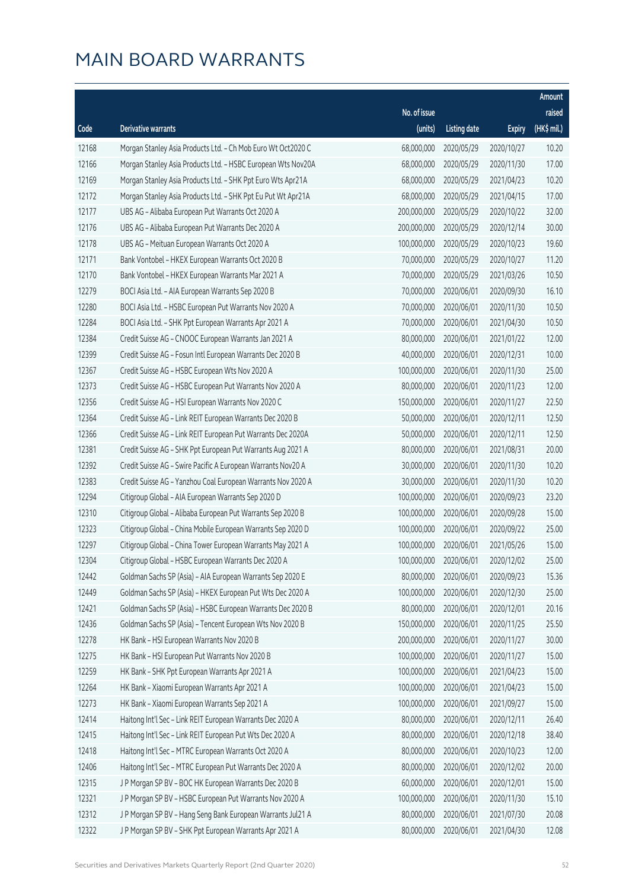# MAIN BOARD WARRANTS

| Code | Derivative warrants | No. of issue (units) | Listing date | Expiry | Amount raised (HK$ mil.) |
|---|---|---|---|---|---|
| 12168 | Morgan Stanley Asia Products Ltd. - Ch Mob Euro Wt Oct2020 C | 68,000,000 | 2020/05/29 | 2020/10/27 | 10.20 |
| 12166 | Morgan Stanley Asia Products Ltd. - HSBC European Wts Nov20A | 68,000,000 | 2020/05/29 | 2020/11/30 | 17.00 |
| 12169 | Morgan Stanley Asia Products Ltd. - SHK Ppt Euro Wts Apr21A | 68,000,000 | 2020/05/29 | 2021/04/23 | 10.20 |
| 12172 | Morgan Stanley Asia Products Ltd. - SHK Ppt Eu Put Wt Apr21A | 68,000,000 | 2020/05/29 | 2021/04/15 | 17.00 |
| 12177 | UBS AG - Alibaba European Put Warrants Oct 2020 A | 200,000,000 | 2020/05/29 | 2020/10/22 | 32.00 |
| 12176 | UBS AG - Alibaba European Put Warrants Dec 2020 A | 200,000,000 | 2020/05/29 | 2020/12/14 | 30.00 |
| 12178 | UBS AG - Meituan European Warrants Oct 2020 A | 100,000,000 | 2020/05/29 | 2020/10/23 | 19.60 |
| 12171 | Bank Vontobel - HKEX European Warrants Oct 2020 B | 70,000,000 | 2020/05/29 | 2020/10/27 | 11.20 |
| 12170 | Bank Vontobel - HKEX European Warrants Mar 2021 A | 70,000,000 | 2020/05/29 | 2021/03/26 | 10.50 |
| 12279 | BOCI Asia Ltd. - AIA European Warrants Sep 2020 B | 70,000,000 | 2020/06/01 | 2020/09/30 | 16.10 |
| 12280 | BOCI Asia Ltd. - HSBC European Put Warrants Nov 2020 A | 70,000,000 | 2020/06/01 | 2020/11/30 | 10.50 |
| 12284 | BOCI Asia Ltd. - SHK Ppt European Warrants Apr 2021 A | 70,000,000 | 2020/06/01 | 2021/04/30 | 10.50 |
| 12384 | Credit Suisse AG - CNOOC European Warrants Jan 2021 A | 80,000,000 | 2020/06/01 | 2021/01/22 | 12.00 |
| 12399 | Credit Suisse AG - Fosun Intl European Warrants Dec 2020 B | 40,000,000 | 2020/06/01 | 2020/12/31 | 10.00 |
| 12367 | Credit Suisse AG - HSBC European Wts Nov 2020 A | 100,000,000 | 2020/06/01 | 2020/11/30 | 25.00 |
| 12373 | Credit Suisse AG - HSBC European Put Warrants Nov 2020 A | 80,000,000 | 2020/06/01 | 2020/11/23 | 12.00 |
| 12356 | Credit Suisse AG - HSI European Warrants Nov 2020 C | 150,000,000 | 2020/06/01 | 2020/11/27 | 22.50 |
| 12364 | Credit Suisse AG - Link REIT European Warrants Dec 2020 B | 50,000,000 | 2020/06/01 | 2020/12/11 | 12.50 |
| 12366 | Credit Suisse AG - Link REIT European Put Warrants Dec 2020A | 50,000,000 | 2020/06/01 | 2020/12/11 | 12.50 |
| 12381 | Credit Suisse AG - SHK Ppt European Put Warrants Aug 2021 A | 80,000,000 | 2020/06/01 | 2021/08/31 | 20.00 |
| 12392 | Credit Suisse AG - Swire Pacific A European Warrants Nov20 A | 30,000,000 | 2020/06/01 | 2020/11/30 | 10.20 |
| 12383 | Credit Suisse AG - Yanzhou Coal European Warrants Nov 2020 A | 30,000,000 | 2020/06/01 | 2020/11/30 | 10.20 |
| 12294 | Citigroup Global - AIA European Warrants Sep 2020 D | 100,000,000 | 2020/06/01 | 2020/09/23 | 23.20 |
| 12310 | Citigroup Global - Alibaba European Put Warrants Sep 2020 B | 100,000,000 | 2020/06/01 | 2020/09/28 | 15.00 |
| 12323 | Citigroup Global - China Mobile European Warrants Sep 2020 D | 100,000,000 | 2020/06/01 | 2020/09/22 | 25.00 |
| 12297 | Citigroup Global - China Tower European Warrants May 2021 A | 100,000,000 | 2020/06/01 | 2021/05/26 | 15.00 |
| 12304 | Citigroup Global - HSBC European Warrants Dec 2020 A | 100,000,000 | 2020/06/01 | 2020/12/02 | 25.00 |
| 12442 | Goldman Sachs SP (Asia) - AIA European Warrants Sep 2020 E | 80,000,000 | 2020/06/01 | 2020/09/23 | 15.36 |
| 12449 | Goldman Sachs SP (Asia) - HKEX European Put Wts Dec 2020 A | 100,000,000 | 2020/06/01 | 2020/12/30 | 25.00 |
| 12421 | Goldman Sachs SP (Asia) - HSBC European Warrants Dec 2020 B | 80,000,000 | 2020/06/01 | 2020/12/01 | 20.16 |
| 12436 | Goldman Sachs SP (Asia) - Tencent European Wts Nov 2020 B | 150,000,000 | 2020/06/01 | 2020/11/25 | 25.50 |
| 12278 | HK Bank - HSI European Warrants Nov 2020 B | 200,000,000 | 2020/06/01 | 2020/11/27 | 30.00 |
| 12275 | HK Bank - HSI European Put Warrants Nov 2020 B | 100,000,000 | 2020/06/01 | 2020/11/27 | 15.00 |
| 12259 | HK Bank - SHK Ppt European Warrants Apr 2021 A | 100,000,000 | 2020/06/01 | 2021/04/23 | 15.00 |
| 12264 | HK Bank - Xiaomi European Warrants Apr 2021 A | 100,000,000 | 2020/06/01 | 2021/04/23 | 15.00 |
| 12273 | HK Bank - Xiaomi European Warrants Sep 2021 A | 100,000,000 | 2020/06/01 | 2021/09/27 | 15.00 |
| 12414 | Haitong Int'l Sec - Link REIT European Warrants Dec 2020 A | 80,000,000 | 2020/06/01 | 2020/12/11 | 26.40 |
| 12415 | Haitong Int'l Sec - Link REIT European Put Wts Dec 2020 A | 80,000,000 | 2020/06/01 | 2020/12/18 | 38.40 |
| 12418 | Haitong Int'l Sec - MTRC European Warrants Oct 2020 A | 80,000,000 | 2020/06/01 | 2020/10/23 | 12.00 |
| 12406 | Haitong Int'l Sec - MTRC European Put Warrants Dec 2020 A | 80,000,000 | 2020/06/01 | 2020/12/02 | 20.00 |
| 12315 | J P Morgan SP BV - BOC HK European Warrants Dec 2020 B | 60,000,000 | 2020/06/01 | 2020/12/01 | 15.00 |
| 12321 | J P Morgan SP BV - HSBC European Put Warrants Nov 2020 A | 100,000,000 | 2020/06/01 | 2020/11/30 | 15.10 |
| 12312 | J P Morgan SP BV - Hang Seng Bank European Warrants Jul21 A | 80,000,000 | 2020/06/01 | 2021/07/30 | 20.08 |
| 12322 | J P Morgan SP BV - SHK Ppt European Warrants Apr 2021 A | 80,000,000 | 2020/06/01 | 2021/04/30 | 12.08 |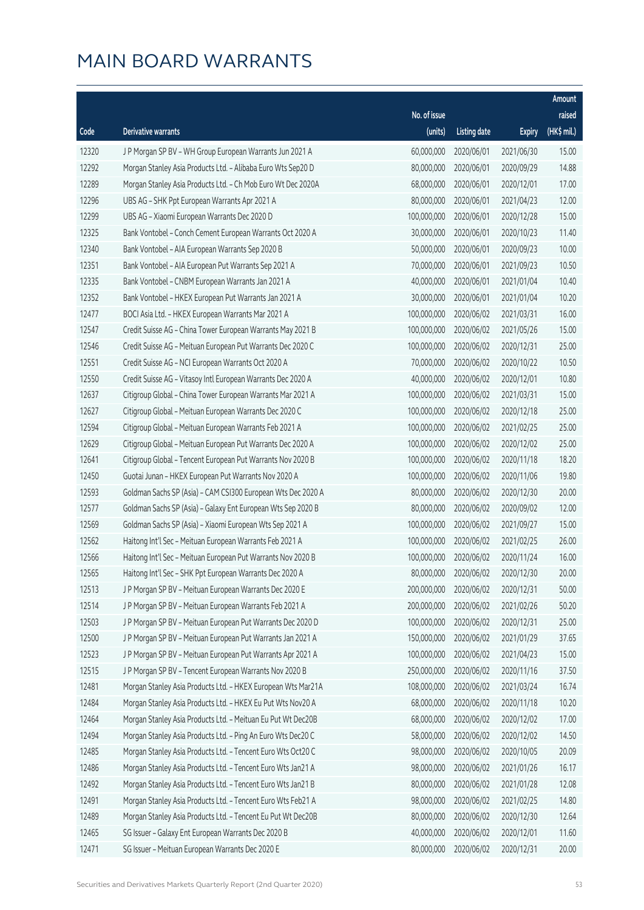# MAIN BOARD WARRANTS

| Code | Derivative warrants | No. of issue (units) | Listing date | Expiry | Amount raised (HK$ mil.) |
|---|---|---|---|---|---|
| 12320 | J P Morgan SP BV - WH Group European Warrants Jun 2021 A | 60,000,000 | 2020/06/01 | 2021/06/30 | 15.00 |
| 12292 | Morgan Stanley Asia Products Ltd. - Alibaba Euro Wts Sep20 D | 80,000,000 | 2020/06/01 | 2020/09/29 | 14.88 |
| 12289 | Morgan Stanley Asia Products Ltd. - Ch Mob Euro Wt Dec 2020A | 68,000,000 | 2020/06/01 | 2020/12/01 | 17.00 |
| 12296 | UBS AG - SHK Ppt European Warrants Apr 2021 A | 80,000,000 | 2020/06/01 | 2021/04/23 | 12.00 |
| 12299 | UBS AG - Xiaomi European Warrants Dec 2020 D | 100,000,000 | 2020/06/01 | 2020/12/28 | 15.00 |
| 12325 | Bank Vontobel - Conch Cement European Warrants Oct 2020 A | 30,000,000 | 2020/06/01 | 2020/10/23 | 11.40 |
| 12340 | Bank Vontobel - AIA European Warrants Sep 2020 B | 50,000,000 | 2020/06/01 | 2020/09/23 | 10.00 |
| 12351 | Bank Vontobel - AIA European Put Warrants Sep 2021 A | 70,000,000 | 2020/06/01 | 2021/09/23 | 10.50 |
| 12335 | Bank Vontobel - CNBM European Warrants Jan 2021 A | 40,000,000 | 2020/06/01 | 2021/01/04 | 10.40 |
| 12352 | Bank Vontobel - HKEX European Put Warrants Jan 2021 A | 30,000,000 | 2020/06/01 | 2021/01/04 | 10.20 |
| 12477 | BOCI Asia Ltd. - HKEX European Warrants Mar 2021 A | 100,000,000 | 2020/06/02 | 2021/03/31 | 16.00 |
| 12547 | Credit Suisse AG - China Tower European Warrants May 2021 B | 100,000,000 | 2020/06/02 | 2021/05/26 | 15.00 |
| 12546 | Credit Suisse AG - Meituan European Put Warrants Dec 2020 C | 100,000,000 | 2020/06/02 | 2020/12/31 | 25.00 |
| 12551 | Credit Suisse AG - NCI European Warrants Oct 2020 A | 70,000,000 | 2020/06/02 | 2020/10/22 | 10.50 |
| 12550 | Credit Suisse AG - Vitasoy Intl European Warrants Dec 2020 A | 40,000,000 | 2020/06/02 | 2020/12/01 | 10.80 |
| 12637 | Citigroup Global - China Tower European Warrants Mar 2021 A | 100,000,000 | 2020/06/02 | 2021/03/31 | 15.00 |
| 12627 | Citigroup Global - Meituan European Warrants Dec 2020 C | 100,000,000 | 2020/06/02 | 2020/12/18 | 25.00 |
| 12594 | Citigroup Global - Meituan European Warrants Feb 2021 A | 100,000,000 | 2020/06/02 | 2021/02/25 | 25.00 |
| 12629 | Citigroup Global - Meituan European Put Warrants Dec 2020 A | 100,000,000 | 2020/06/02 | 2020/12/02 | 25.00 |
| 12641 | Citigroup Global - Tencent European Put Warrants Nov 2020 B | 100,000,000 | 2020/06/02 | 2020/11/18 | 18.20 |
| 12450 | Guotai Junan - HKEX European Put Warrants Nov 2020 A | 100,000,000 | 2020/06/02 | 2020/11/06 | 19.80 |
| 12593 | Goldman Sachs SP (Asia) - CAM CSI300 European Wts Dec 2020 A | 80,000,000 | 2020/06/02 | 2020/12/30 | 20.00 |
| 12577 | Goldman Sachs SP (Asia) - Galaxy Ent European Wts Sep 2020 B | 80,000,000 | 2020/06/02 | 2020/09/02 | 12.00 |
| 12569 | Goldman Sachs SP (Asia) - Xiaomi European Wts Sep 2021 A | 100,000,000 | 2020/06/02 | 2021/09/27 | 15.00 |
| 12562 | Haitong Int'l Sec - Meituan European Warrants Feb 2021 A | 100,000,000 | 2020/06/02 | 2021/02/25 | 26.00 |
| 12566 | Haitong Int'l Sec - Meituan European Put Warrants Nov 2020 B | 100,000,000 | 2020/06/02 | 2020/11/24 | 16.00 |
| 12565 | Haitong Int'l Sec - SHK Ppt European Warrants Dec 2020 A | 80,000,000 | 2020/06/02 | 2020/12/30 | 20.00 |
| 12513 | J P Morgan SP BV - Meituan European Warrants Dec 2020 E | 200,000,000 | 2020/06/02 | 2020/12/31 | 50.00 |
| 12514 | J P Morgan SP BV - Meituan European Warrants Feb 2021 A | 200,000,000 | 2020/06/02 | 2021/02/26 | 50.20 |
| 12503 | J P Morgan SP BV - Meituan European Put Warrants Dec 2020 D | 100,000,000 | 2020/06/02 | 2020/12/31 | 25.00 |
| 12500 | J P Morgan SP BV - Meituan European Put Warrants Jan 2021 A | 150,000,000 | 2020/06/02 | 2021/01/29 | 37.65 |
| 12523 | J P Morgan SP BV - Meituan European Put Warrants Apr 2021 A | 100,000,000 | 2020/06/02 | 2021/04/23 | 15.00 |
| 12515 | J P Morgan SP BV - Tencent European Warrants Nov 2020 B | 250,000,000 | 2020/06/02 | 2020/11/16 | 37.50 |
| 12481 | Morgan Stanley Asia Products Ltd. - HKEX European Wts Mar21A | 108,000,000 | 2020/06/02 | 2021/03/24 | 16.74 |
| 12484 | Morgan Stanley Asia Products Ltd. - HKEX Eu Put Wts Nov20 A | 68,000,000 | 2020/06/02 | 2020/11/18 | 10.20 |
| 12464 | Morgan Stanley Asia Products Ltd. - Meituan Eu Put Wt Dec20B | 68,000,000 | 2020/06/02 | 2020/12/02 | 17.00 |
| 12494 | Morgan Stanley Asia Products Ltd. - Ping An Euro Wts Dec20 C | 58,000,000 | 2020/06/02 | 2020/12/02 | 14.50 |
| 12485 | Morgan Stanley Asia Products Ltd. - Tencent Euro Wts Oct20 C | 98,000,000 | 2020/06/02 | 2020/10/05 | 20.09 |
| 12486 | Morgan Stanley Asia Products Ltd. - Tencent Euro Wts Jan21 A | 98,000,000 | 2020/06/02 | 2021/01/26 | 16.17 |
| 12492 | Morgan Stanley Asia Products Ltd. - Tencent Euro Wts Jan21 B | 80,000,000 | 2020/06/02 | 2021/01/28 | 12.08 |
| 12491 | Morgan Stanley Asia Products Ltd. - Tencent Euro Wts Feb21 A | 98,000,000 | 2020/06/02 | 2021/02/25 | 14.80 |
| 12489 | Morgan Stanley Asia Products Ltd. - Tencent Eu Put Wt Dec20B | 80,000,000 | 2020/06/02 | 2020/12/30 | 12.64 |
| 12465 | SG Issuer - Galaxy Ent European Warrants Dec 2020 B | 40,000,000 | 2020/06/02 | 2020/12/01 | 11.60 |
| 12471 | SG Issuer - Meituan European Warrants Dec 2020 E | 80,000,000 | 2020/06/02 | 2020/12/31 | 20.00 |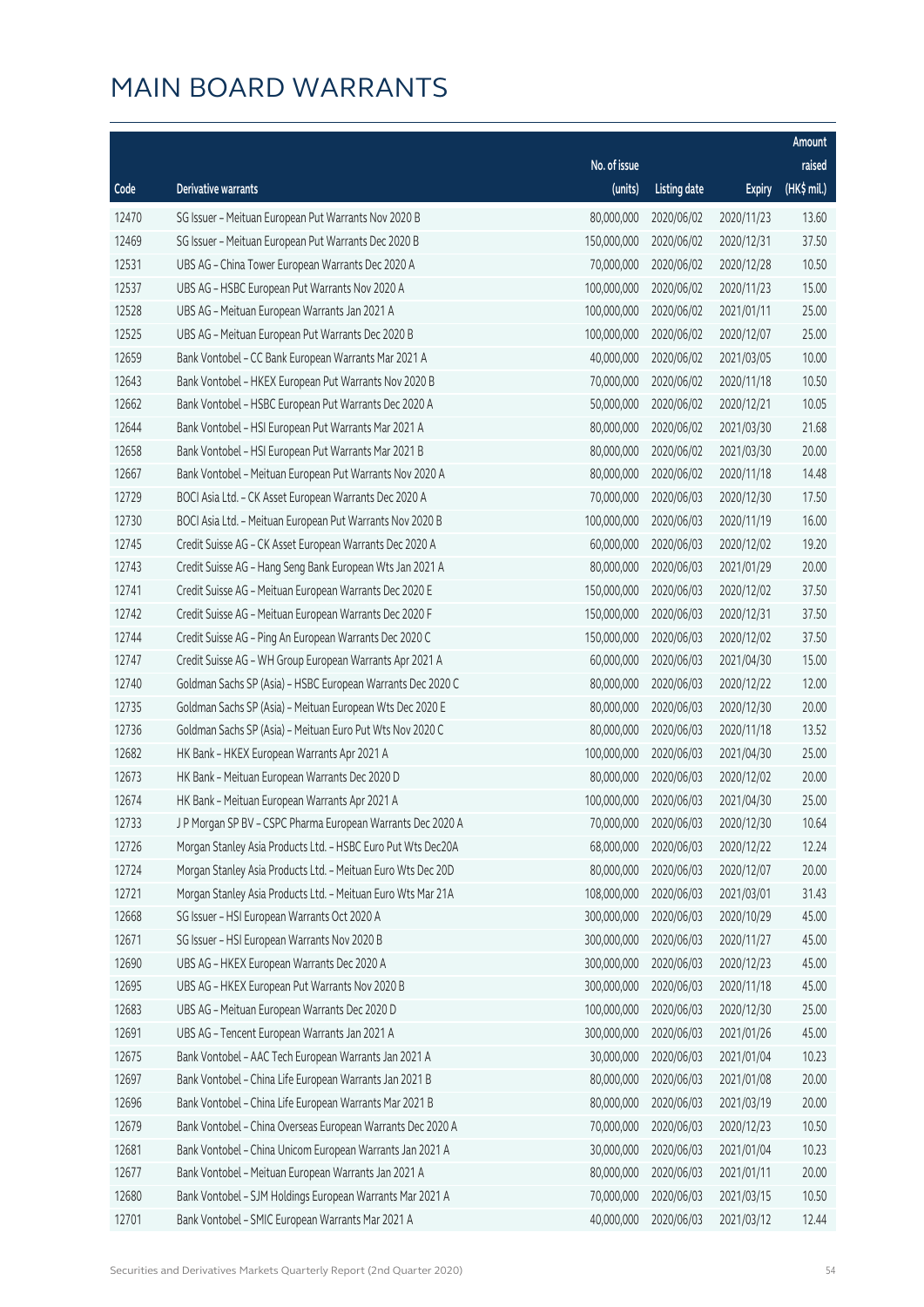# MAIN BOARD WARRANTS

| Code | Derivative warrants | No. of issue (units) | Listing date | Expiry | Amount raised (HK$ mil.) |
|---|---|---|---|---|---|
| 12470 | SG Issuer – Meituan European Put Warrants Nov 2020 B | 80,000,000 | 2020/06/02 | 2020/11/23 | 13.60 |
| 12469 | SG Issuer – Meituan European Put Warrants Dec 2020 B | 150,000,000 | 2020/06/02 | 2020/12/31 | 37.50 |
| 12531 | UBS AG – China Tower European Warrants Dec 2020 A | 70,000,000 | 2020/06/02 | 2020/12/28 | 10.50 |
| 12537 | UBS AG – HSBC European Put Warrants Nov 2020 A | 100,000,000 | 2020/06/02 | 2020/11/23 | 15.00 |
| 12528 | UBS AG – Meituan European Warrants Jan 2021 A | 100,000,000 | 2020/06/02 | 2021/01/11 | 25.00 |
| 12525 | UBS AG – Meituan European Put Warrants Dec 2020 B | 100,000,000 | 2020/06/02 | 2020/12/07 | 25.00 |
| 12659 | Bank Vontobel – CC Bank European Warrants Mar 2021 A | 40,000,000 | 2020/06/02 | 2021/03/05 | 10.00 |
| 12643 | Bank Vontobel – HKEX European Put Warrants Nov 2020 B | 70,000,000 | 2020/06/02 | 2020/11/18 | 10.50 |
| 12662 | Bank Vontobel – HSBC European Put Warrants Dec 2020 A | 50,000,000 | 2020/06/02 | 2020/12/21 | 10.05 |
| 12644 | Bank Vontobel – HSI European Put Warrants Mar 2021 A | 80,000,000 | 2020/06/02 | 2021/03/30 | 21.68 |
| 12658 | Bank Vontobel – HSI European Put Warrants Mar 2021 B | 80,000,000 | 2020/06/02 | 2021/03/30 | 20.00 |
| 12667 | Bank Vontobel – Meituan European Put Warrants Nov 2020 A | 80,000,000 | 2020/06/02 | 2020/11/18 | 14.48 |
| 12729 | BOCI Asia Ltd. – CK Asset European Warrants Dec 2020 A | 70,000,000 | 2020/06/03 | 2020/12/30 | 17.50 |
| 12730 | BOCI Asia Ltd. – Meituan European Put Warrants Nov 2020 B | 100,000,000 | 2020/06/03 | 2020/11/19 | 16.00 |
| 12745 | Credit Suisse AG – CK Asset European Warrants Dec 2020 A | 60,000,000 | 2020/06/03 | 2020/12/02 | 19.20 |
| 12743 | Credit Suisse AG – Hang Seng Bank European Wts Jan 2021 A | 80,000,000 | 2020/06/03 | 2021/01/29 | 20.00 |
| 12741 | Credit Suisse AG – Meituan European Warrants Dec 2020 E | 150,000,000 | 2020/06/03 | 2020/12/02 | 37.50 |
| 12742 | Credit Suisse AG – Meituan European Warrants Dec 2020 F | 150,000,000 | 2020/06/03 | 2020/12/31 | 37.50 |
| 12744 | Credit Suisse AG – Ping An European Warrants Dec 2020 C | 150,000,000 | 2020/06/03 | 2020/12/02 | 37.50 |
| 12747 | Credit Suisse AG – WH Group European Warrants Apr 2021 A | 60,000,000 | 2020/06/03 | 2021/04/30 | 15.00 |
| 12740 | Goldman Sachs SP (Asia) – HSBC European Warrants Dec 2020 C | 80,000,000 | 2020/06/03 | 2020/12/22 | 12.00 |
| 12735 | Goldman Sachs SP (Asia) – Meituan European Wts Dec 2020 E | 80,000,000 | 2020/06/03 | 2020/12/30 | 20.00 |
| 12736 | Goldman Sachs SP (Asia) – Meituan Euro Put Wts Nov 2020 C | 80,000,000 | 2020/06/03 | 2020/11/18 | 13.52 |
| 12682 | HK Bank – HKEX European Warrants Apr 2021 A | 100,000,000 | 2020/06/03 | 2021/04/30 | 25.00 |
| 12673 | HK Bank – Meituan European Warrants Dec 2020 D | 80,000,000 | 2020/06/03 | 2020/12/02 | 20.00 |
| 12674 | HK Bank – Meituan European Warrants Apr 2021 A | 100,000,000 | 2020/06/03 | 2021/04/30 | 25.00 |
| 12733 | J P Morgan SP BV – CSPC Pharma European Warrants Dec 2020 A | 70,000,000 | 2020/06/03 | 2020/12/30 | 10.64 |
| 12726 | Morgan Stanley Asia Products Ltd. – HSBC Euro Put Wts Dec20A | 68,000,000 | 2020/06/03 | 2020/12/22 | 12.24 |
| 12724 | Morgan Stanley Asia Products Ltd. – Meituan Euro Wts Dec 20D | 80,000,000 | 2020/06/03 | 2020/12/07 | 20.00 |
| 12721 | Morgan Stanley Asia Products Ltd. – Meituan Euro Wts Mar 21A | 108,000,000 | 2020/06/03 | 2021/03/01 | 31.43 |
| 12668 | SG Issuer – HSI European Warrants Oct 2020 A | 300,000,000 | 2020/06/03 | 2020/10/29 | 45.00 |
| 12671 | SG Issuer – HSI European Warrants Nov 2020 B | 300,000,000 | 2020/06/03 | 2020/11/27 | 45.00 |
| 12690 | UBS AG – HKEX European Warrants Dec 2020 A | 300,000,000 | 2020/06/03 | 2020/12/23 | 45.00 |
| 12695 | UBS AG – HKEX European Put Warrants Nov 2020 B | 300,000,000 | 2020/06/03 | 2020/11/18 | 45.00 |
| 12683 | UBS AG – Meituan European Warrants Dec 2020 D | 100,000,000 | 2020/06/03 | 2020/12/30 | 25.00 |
| 12691 | UBS AG – Tencent European Warrants Jan 2021 A | 300,000,000 | 2020/06/03 | 2021/01/26 | 45.00 |
| 12675 | Bank Vontobel – AAC Tech European Warrants Jan 2021 A | 30,000,000 | 2020/06/03 | 2021/01/04 | 10.23 |
| 12697 | Bank Vontobel – China Life European Warrants Jan 2021 B | 80,000,000 | 2020/06/03 | 2021/01/08 | 20.00 |
| 12696 | Bank Vontobel – China Life European Warrants Mar 2021 B | 80,000,000 | 2020/06/03 | 2021/03/19 | 20.00 |
| 12679 | Bank Vontobel – China Overseas European Warrants Dec 2020 A | 70,000,000 | 2020/06/03 | 2020/12/23 | 10.50 |
| 12681 | Bank Vontobel – China Unicom European Warrants Jan 2021 A | 30,000,000 | 2020/06/03 | 2021/01/04 | 10.23 |
| 12677 | Bank Vontobel – Meituan European Warrants Jan 2021 A | 80,000,000 | 2020/06/03 | 2021/01/11 | 20.00 |
| 12680 | Bank Vontobel – SJM Holdings European Warrants Mar 2021 A | 70,000,000 | 2020/06/03 | 2021/03/15 | 10.50 |
| 12701 | Bank Vontobel – SMIC European Warrants Mar 2021 A | 40,000,000 | 2020/06/03 | 2021/03/12 | 12.44 |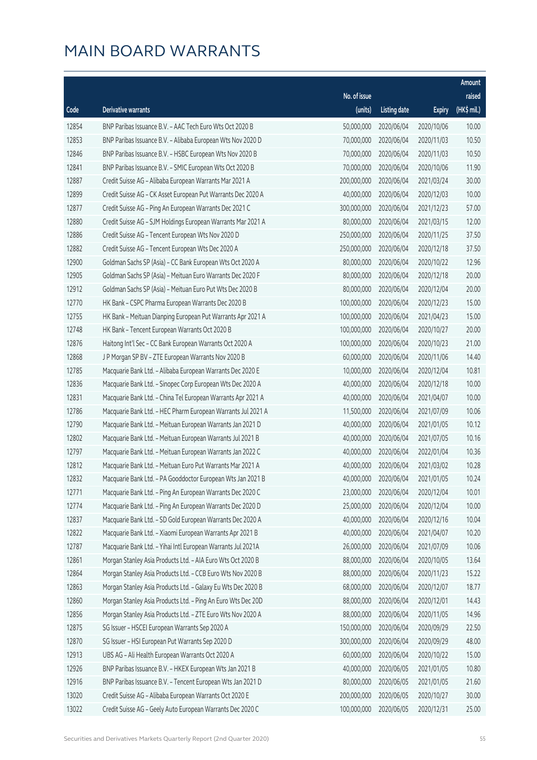# MAIN BOARD WARRANTS

| Code | Derivative warrants | No. of issue (units) | Listing date | Expiry | Amount raised (HK$ mil.) |
|---|---|---|---|---|---|
| 12854 | BNP Paribas Issuance B.V. - AAC Tech Euro Wts Oct 2020 B | 50,000,000 | 2020/06/04 | 2020/10/06 | 10.00 |
| 12853 | BNP Paribas Issuance B.V. - Alibaba European Wts Nov 2020 D | 70,000,000 | 2020/06/04 | 2020/11/03 | 10.50 |
| 12846 | BNP Paribas Issuance B.V. - HSBC European Wts Nov 2020 B | 70,000,000 | 2020/06/04 | 2020/11/03 | 10.50 |
| 12841 | BNP Paribas Issuance B.V. - SMIC European Wts Oct 2020 B | 70,000,000 | 2020/06/04 | 2020/10/06 | 11.90 |
| 12887 | Credit Suisse AG - Alibaba European Warrants Mar 2021 A | 200,000,000 | 2020/06/04 | 2021/03/24 | 30.00 |
| 12899 | Credit Suisse AG - CK Asset European Put Warrants Dec 2020 A | 40,000,000 | 2020/06/04 | 2020/12/03 | 10.00 |
| 12877 | Credit Suisse AG - Ping An European Warrants Dec 2021 C | 300,000,000 | 2020/06/04 | 2021/12/23 | 57.00 |
| 12880 | Credit Suisse AG - SJM Holdings European Warrants Mar 2021 A | 80,000,000 | 2020/06/04 | 2021/03/15 | 12.00 |
| 12886 | Credit Suisse AG - Tencent European Wts Nov 2020 D | 250,000,000 | 2020/06/04 | 2020/11/25 | 37.50 |
| 12882 | Credit Suisse AG - Tencent European Wts Dec 2020 A | 250,000,000 | 2020/06/04 | 2020/12/18 | 37.50 |
| 12900 | Goldman Sachs SP (Asia) - CC Bank European Wts Oct 2020 A | 80,000,000 | 2020/06/04 | 2020/10/22 | 12.96 |
| 12905 | Goldman Sachs SP (Asia) - Meituan Euro Warrants Dec 2020 F | 80,000,000 | 2020/06/04 | 2020/12/18 | 20.00 |
| 12912 | Goldman Sachs SP (Asia) - Meituan Euro Put Wts Dec 2020 B | 80,000,000 | 2020/06/04 | 2020/12/04 | 20.00 |
| 12770 | HK Bank - CSPC Pharma European Warrants Dec 2020 B | 100,000,000 | 2020/06/04 | 2020/12/23 | 15.00 |
| 12755 | HK Bank - Meituan Dianping European Put Warrants Apr 2021 A | 100,000,000 | 2020/06/04 | 2021/04/23 | 15.00 |
| 12748 | HK Bank - Tencent European Warrants Oct 2020 B | 100,000,000 | 2020/06/04 | 2020/10/27 | 20.00 |
| 12876 | Haitong Int'l Sec - CC Bank European Warrants Oct 2020 A | 100,000,000 | 2020/06/04 | 2020/10/23 | 21.00 |
| 12868 | J P Morgan SP BV - ZTE European Warrants Nov 2020 B | 60,000,000 | 2020/06/04 | 2020/11/06 | 14.40 |
| 12785 | Macquarie Bank Ltd. - Alibaba European Warrants Dec 2020 E | 10,000,000 | 2020/06/04 | 2020/12/04 | 10.81 |
| 12836 | Macquarie Bank Ltd. - Sinopec Corp European Wts Dec 2020 A | 40,000,000 | 2020/06/04 | 2020/12/18 | 10.00 |
| 12831 | Macquarie Bank Ltd. - China Tel European Warrants Apr 2021 A | 40,000,000 | 2020/06/04 | 2021/04/07 | 10.00 |
| 12786 | Macquarie Bank Ltd. - HEC Pharm European Warrants Jul 2021 A | 11,500,000 | 2020/06/04 | 2021/07/09 | 10.06 |
| 12790 | Macquarie Bank Ltd. - Meituan European Warrants Jan 2021 D | 40,000,000 | 2020/06/04 | 2021/01/05 | 10.12 |
| 12802 | Macquarie Bank Ltd. - Meituan European Warrants Jul 2021 B | 40,000,000 | 2020/06/04 | 2021/07/05 | 10.16 |
| 12797 | Macquarie Bank Ltd. - Meituan European Warrants Jan 2022 C | 40,000,000 | 2020/06/04 | 2022/01/04 | 10.36 |
| 12812 | Macquarie Bank Ltd. - Meituan Euro Put Warrants Mar 2021 A | 40,000,000 | 2020/06/04 | 2021/03/02 | 10.28 |
| 12832 | Macquarie Bank Ltd. - PA Gooddoctor European Wts Jan 2021 B | 40,000,000 | 2020/06/04 | 2021/01/05 | 10.24 |
| 12771 | Macquarie Bank Ltd. - Ping An European Warrants Dec 2020 C | 23,000,000 | 2020/06/04 | 2020/12/04 | 10.01 |
| 12774 | Macquarie Bank Ltd. - Ping An European Warrants Dec 2020 D | 25,000,000 | 2020/06/04 | 2020/12/04 | 10.00 |
| 12837 | Macquarie Bank Ltd. - SD Gold European Warrants Dec 2020 A | 40,000,000 | 2020/06/04 | 2020/12/16 | 10.04 |
| 12822 | Macquarie Bank Ltd. - Xiaomi European Warrants Apr 2021 B | 40,000,000 | 2020/06/04 | 2021/04/07 | 10.20 |
| 12787 | Macquarie Bank Ltd. - Yihai Intl European Warrants Jul 2021A | 26,000,000 | 2020/06/04 | 2021/07/09 | 10.06 |
| 12861 | Morgan Stanley Asia Products Ltd. - AIA Euro Wts Oct 2020 B | 88,000,000 | 2020/06/04 | 2020/10/05 | 13.64 |
| 12864 | Morgan Stanley Asia Products Ltd. - CCB Euro Wts Nov 2020 B | 88,000,000 | 2020/06/04 | 2020/11/23 | 15.22 |
| 12863 | Morgan Stanley Asia Products Ltd. - Galaxy Eu Wts Dec 2020 B | 68,000,000 | 2020/06/04 | 2020/12/07 | 18.77 |
| 12860 | Morgan Stanley Asia Products Ltd. - Ping An Euro Wts Dec 20D | 88,000,000 | 2020/06/04 | 2020/12/01 | 14.43 |
| 12856 | Morgan Stanley Asia Products Ltd. - ZTE Euro Wts Nov 2020 A | 88,000,000 | 2020/06/04 | 2020/11/05 | 14.96 |
| 12875 | SG Issuer - HSCEI European Warrants Sep 2020 A | 150,000,000 | 2020/06/04 | 2020/09/29 | 22.50 |
| 12870 | SG Issuer - HSI European Put Warrants Sep 2020 D | 300,000,000 | 2020/06/04 | 2020/09/29 | 48.00 |
| 12913 | UBS AG - Ali Health European Warrants Oct 2020 A | 60,000,000 | 2020/06/04 | 2020/10/22 | 15.00 |
| 12926 | BNP Paribas Issuance B.V. - HKEX European Wts Jan 2021 B | 40,000,000 | 2020/06/05 | 2021/01/05 | 10.80 |
| 12916 | BNP Paribas Issuance B.V. - Tencent European Wts Jan 2021 D | 80,000,000 | 2020/06/05 | 2021/01/05 | 21.60 |
| 13020 | Credit Suisse AG - Alibaba European Warrants Oct 2020 E | 200,000,000 | 2020/06/05 | 2020/10/27 | 30.00 |
| 13022 | Credit Suisse AG - Geely Auto European Warrants Dec 2020 C | 100,000,000 | 2020/06/05 | 2020/12/31 | 25.00 |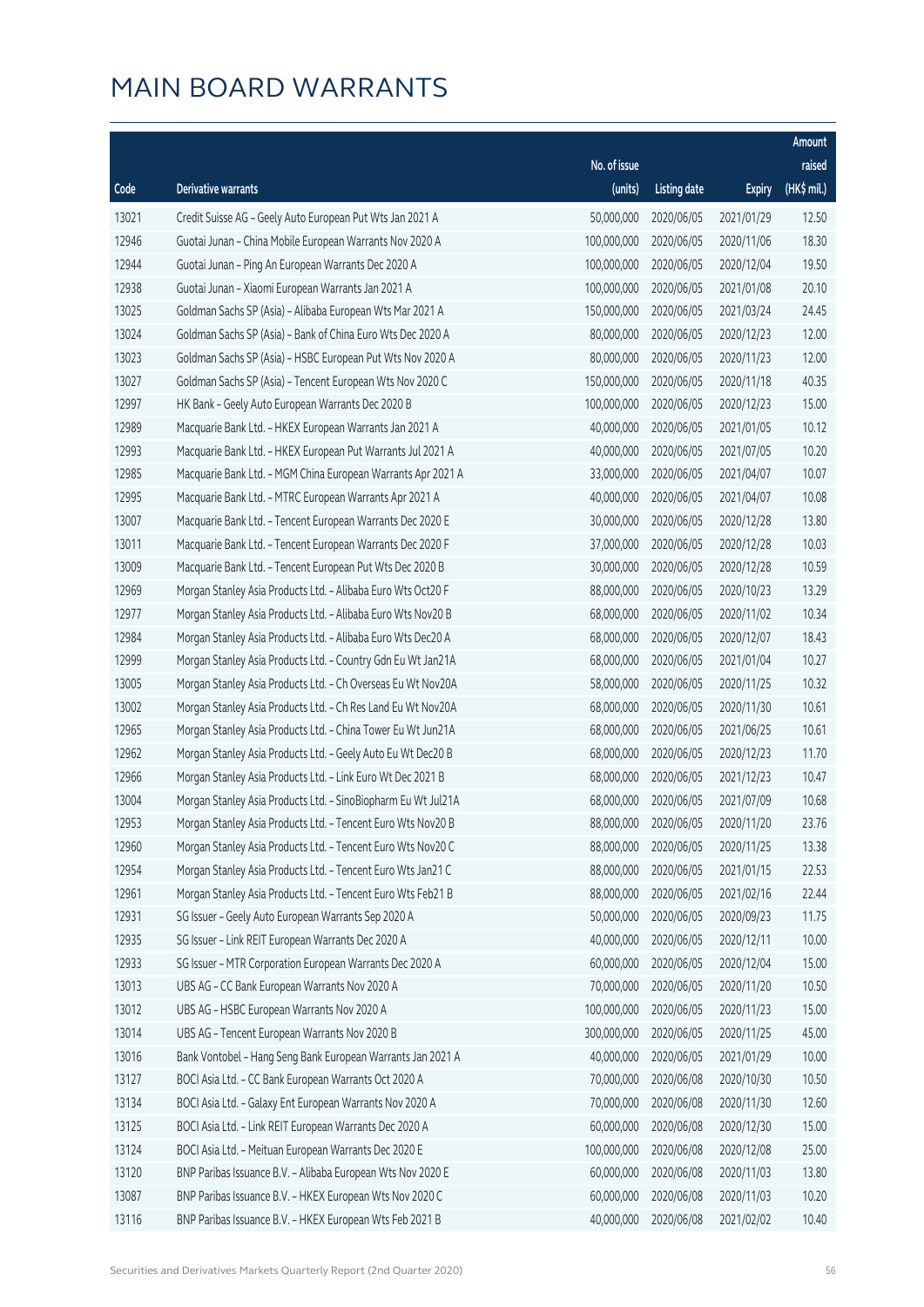# MAIN BOARD WARRANTS

| Code | Derivative warrants | No. of issue (units) | Listing date | Expiry | Amount raised (HK$ mil.) |
|---|---|---|---|---|---|
| 13021 | Credit Suisse AG - Geely Auto European Put Wts Jan 2021 A | 50,000,000 | 2020/06/05 | 2021/01/29 | 12.50 |
| 12946 | Guotai Junan - China Mobile European Warrants Nov 2020 A | 100,000,000 | 2020/06/05 | 2020/11/06 | 18.30 |
| 12944 | Guotai Junan - Ping An European Warrants Dec 2020 A | 100,000,000 | 2020/06/05 | 2020/12/04 | 19.50 |
| 12938 | Guotai Junan - Xiaomi European Warrants Jan 2021 A | 100,000,000 | 2020/06/05 | 2021/01/08 | 20.10 |
| 13025 | Goldman Sachs SP (Asia) - Alibaba European Wts Mar 2021 A | 150,000,000 | 2020/06/05 | 2021/03/24 | 24.45 |
| 13024 | Goldman Sachs SP (Asia) - Bank of China Euro Wts Dec 2020 A | 80,000,000 | 2020/06/05 | 2020/12/23 | 12.00 |
| 13023 | Goldman Sachs SP (Asia) - HSBC European Put Wts Nov 2020 A | 80,000,000 | 2020/06/05 | 2020/11/23 | 12.00 |
| 13027 | Goldman Sachs SP (Asia) - Tencent European Wts Nov 2020 C | 150,000,000 | 2020/06/05 | 2020/11/18 | 40.35 |
| 12997 | HK Bank - Geely Auto European Warrants Dec 2020 B | 100,000,000 | 2020/06/05 | 2020/12/23 | 15.00 |
| 12989 | Macquarie Bank Ltd. - HKEX European Warrants Jan 2021 A | 40,000,000 | 2020/06/05 | 2021/01/05 | 10.12 |
| 12993 | Macquarie Bank Ltd. - HKEX European Put Warrants Jul 2021 A | 40,000,000 | 2020/06/05 | 2021/07/05 | 10.20 |
| 12985 | Macquarie Bank Ltd. - MGM China European Warrants Apr 2021 A | 33,000,000 | 2020/06/05 | 2021/04/07 | 10.07 |
| 12995 | Macquarie Bank Ltd. - MTRC European Warrants Apr 2021 A | 40,000,000 | 2020/06/05 | 2021/04/07 | 10.08 |
| 13007 | Macquarie Bank Ltd. - Tencent European Warrants Dec 2020 E | 30,000,000 | 2020/06/05 | 2020/12/28 | 13.80 |
| 13011 | Macquarie Bank Ltd. - Tencent European Warrants Dec 2020 F | 37,000,000 | 2020/06/05 | 2020/12/28 | 10.03 |
| 13009 | Macquarie Bank Ltd. - Tencent European Put Wts Dec 2020 B | 30,000,000 | 2020/06/05 | 2020/12/28 | 10.59 |
| 12969 | Morgan Stanley Asia Products Ltd. - Alibaba Euro Wts Oct20 F | 88,000,000 | 2020/06/05 | 2020/10/23 | 13.29 |
| 12977 | Morgan Stanley Asia Products Ltd. - Alibaba Euro Wts Nov20 B | 68,000,000 | 2020/06/05 | 2020/11/02 | 10.34 |
| 12984 | Morgan Stanley Asia Products Ltd. - Alibaba Euro Wts Dec20 A | 68,000,000 | 2020/06/05 | 2020/12/07 | 18.43 |
| 12999 | Morgan Stanley Asia Products Ltd. - Country Gdn Eu Wt Jan21A | 68,000,000 | 2020/06/05 | 2021/01/04 | 10.27 |
| 13005 | Morgan Stanley Asia Products Ltd. - Ch Overseas Eu Wt Nov20A | 58,000,000 | 2020/06/05 | 2020/11/25 | 10.32 |
| 13002 | Morgan Stanley Asia Products Ltd. - Ch Res Land Eu Wt Nov20A | 68,000,000 | 2020/06/05 | 2020/11/30 | 10.61 |
| 12965 | Morgan Stanley Asia Products Ltd. - China Tower Eu Wt Jun21A | 68,000,000 | 2020/06/05 | 2021/06/25 | 10.61 |
| 12962 | Morgan Stanley Asia Products Ltd. - Geely Auto Eu Wt Dec20 B | 68,000,000 | 2020/06/05 | 2020/12/23 | 11.70 |
| 12966 | Morgan Stanley Asia Products Ltd. - Link Euro Wt Dec 2021 B | 68,000,000 | 2020/06/05 | 2021/12/23 | 10.47 |
| 13004 | Morgan Stanley Asia Products Ltd. - SinoBiopharm Eu Wt Jul21A | 68,000,000 | 2020/06/05 | 2021/07/09 | 10.68 |
| 12953 | Morgan Stanley Asia Products Ltd. - Tencent Euro Wts Nov20 B | 88,000,000 | 2020/06/05 | 2020/11/20 | 23.76 |
| 12960 | Morgan Stanley Asia Products Ltd. - Tencent Euro Wts Nov20 C | 88,000,000 | 2020/06/05 | 2020/11/25 | 13.38 |
| 12954 | Morgan Stanley Asia Products Ltd. - Tencent Euro Wts Jan21 C | 88,000,000 | 2020/06/05 | 2021/01/15 | 22.53 |
| 12961 | Morgan Stanley Asia Products Ltd. - Tencent Euro Wts Feb21 B | 88,000,000 | 2020/06/05 | 2021/02/16 | 22.44 |
| 12931 | SG Issuer - Geely Auto European Warrants Sep 2020 A | 50,000,000 | 2020/06/05 | 2020/09/23 | 11.75 |
| 12935 | SG Issuer - Link REIT European Warrants Dec 2020 A | 40,000,000 | 2020/06/05 | 2020/12/11 | 10.00 |
| 12933 | SG Issuer - MTR Corporation European Warrants Dec 2020 A | 60,000,000 | 2020/06/05 | 2020/12/04 | 15.00 |
| 13013 | UBS AG - CC Bank European Warrants Nov 2020 A | 70,000,000 | 2020/06/05 | 2020/11/20 | 10.50 |
| 13012 | UBS AG - HSBC European Warrants Nov 2020 A | 100,000,000 | 2020/06/05 | 2020/11/23 | 15.00 |
| 13014 | UBS AG - Tencent European Warrants Nov 2020 B | 300,000,000 | 2020/06/05 | 2020/11/25 | 45.00 |
| 13016 | Bank Vontobel - Hang Seng Bank European Warrants Jan 2021 A | 40,000,000 | 2020/06/05 | 2021/01/29 | 10.00 |
| 13127 | BOCI Asia Ltd. - CC Bank European Warrants Oct 2020 A | 70,000,000 | 2020/06/08 | 2020/10/30 | 10.50 |
| 13134 | BOCI Asia Ltd. - Galaxy Ent European Warrants Nov 2020 A | 70,000,000 | 2020/06/08 | 2020/11/30 | 12.60 |
| 13125 | BOCI Asia Ltd. - Link REIT European Warrants Dec 2020 A | 60,000,000 | 2020/06/08 | 2020/12/30 | 15.00 |
| 13124 | BOCI Asia Ltd. - Meituan European Warrants Dec 2020 E | 100,000,000 | 2020/06/08 | 2020/12/08 | 25.00 |
| 13120 | BNP Paribas Issuance B.V. - Alibaba European Wts Nov 2020 E | 60,000,000 | 2020/06/08 | 2020/11/03 | 13.80 |
| 13087 | BNP Paribas Issuance B.V. - HKEX European Wts Nov 2020 C | 60,000,000 | 2020/06/08 | 2020/11/03 | 10.20 |
| 13116 | BNP Paribas Issuance B.V. - HKEX European Wts Feb 2021 B | 40,000,000 | 2020/06/08 | 2021/02/02 | 10.40 |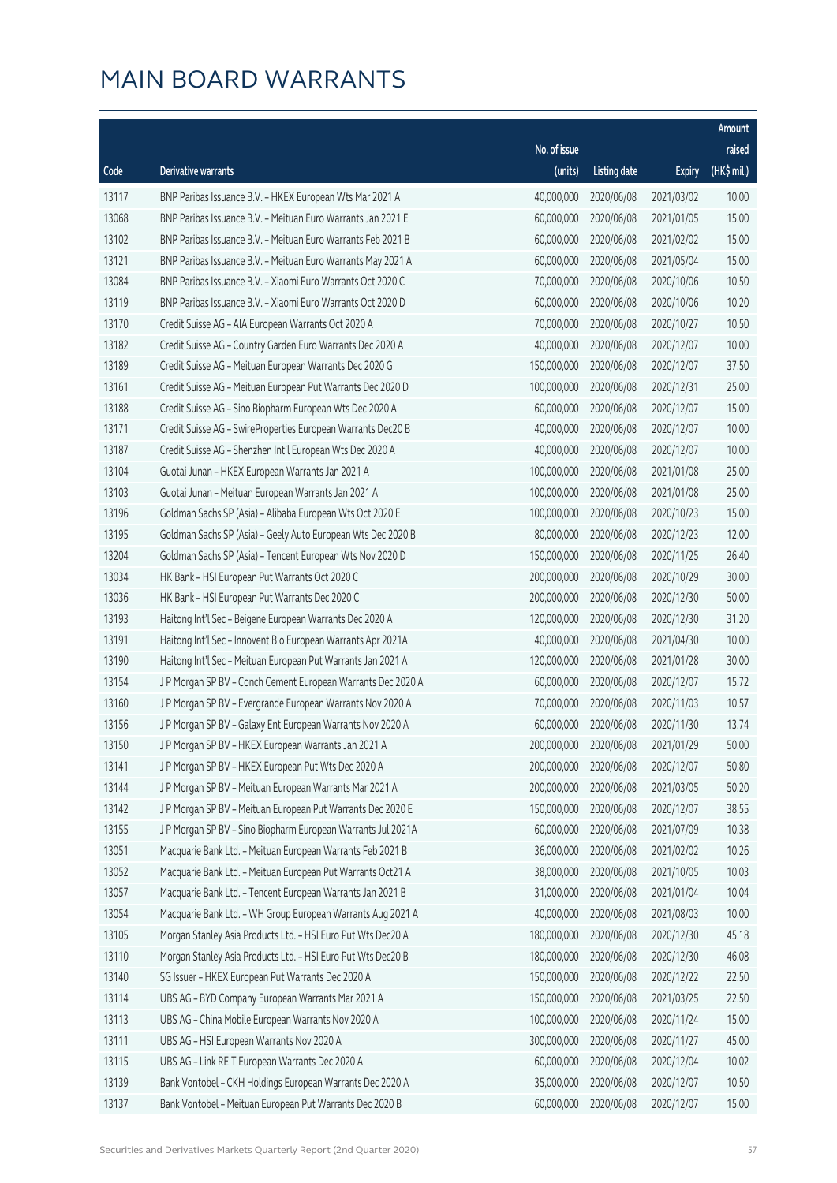# MAIN BOARD WARRANTS

| Code | Derivative warrants | No. of issue (units) | Listing date | Expiry | Amount raised (HK$ mil.) |
|---|---|---|---|---|---|
| 13117 | BNP Paribas Issuance B.V. - HKEX European Wts Mar 2021 A | 40,000,000 | 2020/06/08 | 2021/03/02 | 10.00 |
| 13068 | BNP Paribas Issuance B.V. - Meituan Euro Warrants Jan 2021 E | 60,000,000 | 2020/06/08 | 2021/01/05 | 15.00 |
| 13102 | BNP Paribas Issuance B.V. - Meituan Euro Warrants Feb 2021 B | 60,000,000 | 2020/06/08 | 2021/02/02 | 15.00 |
| 13121 | BNP Paribas Issuance B.V. - Meituan Euro Warrants May 2021 A | 60,000,000 | 2020/06/08 | 2021/05/04 | 15.00 |
| 13084 | BNP Paribas Issuance B.V. - Xiaomi Euro Warrants Oct 2020 C | 70,000,000 | 2020/06/08 | 2020/10/06 | 10.50 |
| 13119 | BNP Paribas Issuance B.V. - Xiaomi Euro Warrants Oct 2020 D | 60,000,000 | 2020/06/08 | 2020/10/06 | 10.20 |
| 13170 | Credit Suisse AG - AIA European Warrants Oct 2020 A | 70,000,000 | 2020/06/08 | 2020/10/27 | 10.50 |
| 13182 | Credit Suisse AG - Country Garden Euro Warrants Dec 2020 A | 40,000,000 | 2020/06/08 | 2020/12/07 | 10.00 |
| 13189 | Credit Suisse AG - Meituan European Warrants Dec 2020 G | 150,000,000 | 2020/06/08 | 2020/12/07 | 37.50 |
| 13161 | Credit Suisse AG - Meituan European Put Warrants Dec 2020 D | 100,000,000 | 2020/06/08 | 2020/12/31 | 25.00 |
| 13188 | Credit Suisse AG - Sino Biopharm European Wts Dec 2020 A | 60,000,000 | 2020/06/08 | 2020/12/07 | 15.00 |
| 13171 | Credit Suisse AG - SwireProperties European Warrants Dec20 B | 40,000,000 | 2020/06/08 | 2020/12/07 | 10.00 |
| 13187 | Credit Suisse AG - Shenzhen Int'l European Wts Dec 2020 A | 40,000,000 | 2020/06/08 | 2020/12/07 | 10.00 |
| 13104 | Guotai Junan - HKEX European Warrants Jan 2021 A | 100,000,000 | 2020/06/08 | 2021/01/08 | 25.00 |
| 13103 | Guotai Junan - Meituan European Warrants Jan 2021 A | 100,000,000 | 2020/06/08 | 2021/01/08 | 25.00 |
| 13196 | Goldman Sachs SP (Asia) - Alibaba European Wts Oct 2020 E | 100,000,000 | 2020/06/08 | 2020/10/23 | 15.00 |
| 13195 | Goldman Sachs SP (Asia) - Geely Auto European Wts Dec 2020 B | 80,000,000 | 2020/06/08 | 2020/12/23 | 12.00 |
| 13204 | Goldman Sachs SP (Asia) - Tencent European Wts Nov 2020 D | 150,000,000 | 2020/06/08 | 2020/11/25 | 26.40 |
| 13034 | HK Bank - HSI European Put Warrants Oct 2020 C | 200,000,000 | 2020/06/08 | 2020/10/29 | 30.00 |
| 13036 | HK Bank - HSI European Put Warrants Dec 2020 C | 200,000,000 | 2020/06/08 | 2020/12/30 | 50.00 |
| 13193 | Haitong Int'l Sec - Beigene European Warrants Dec 2020 A | 120,000,000 | 2020/06/08 | 2020/12/30 | 31.20 |
| 13191 | Haitong Int'l Sec - Innovent Bio European Warrants Apr 2021A | 40,000,000 | 2020/06/08 | 2021/04/30 | 10.00 |
| 13190 | Haitong Int'l Sec - Meituan European Put Warrants Jan 2021 A | 120,000,000 | 2020/06/08 | 2021/01/28 | 30.00 |
| 13154 | J P Morgan SP BV - Conch Cement European Warrants Dec 2020 A | 60,000,000 | 2020/06/08 | 2020/12/07 | 15.72 |
| 13160 | J P Morgan SP BV - Evergrande European Warrants Nov 2020 A | 70,000,000 | 2020/06/08 | 2020/11/03 | 10.57 |
| 13156 | J P Morgan SP BV - Galaxy Ent European Warrants Nov 2020 A | 60,000,000 | 2020/06/08 | 2020/11/30 | 13.74 |
| 13150 | J P Morgan SP BV - HKEX European Warrants Jan 2021 A | 200,000,000 | 2020/06/08 | 2021/01/29 | 50.00 |
| 13141 | J P Morgan SP BV - HKEX European Put Wts Dec 2020 A | 200,000,000 | 2020/06/08 | 2020/12/07 | 50.80 |
| 13144 | J P Morgan SP BV - Meituan European Warrants Mar 2021 A | 200,000,000 | 2020/06/08 | 2021/03/05 | 50.20 |
| 13142 | J P Morgan SP BV - Meituan European Put Warrants Dec 2020 E | 150,000,000 | 2020/06/08 | 2020/12/07 | 38.55 |
| 13155 | J P Morgan SP BV - Sino Biopharm European Warrants Jul 2021A | 60,000,000 | 2020/06/08 | 2021/07/09 | 10.38 |
| 13051 | Macquarie Bank Ltd. - Meituan European Warrants Feb 2021 B | 36,000,000 | 2020/06/08 | 2021/02/02 | 10.26 |
| 13052 | Macquarie Bank Ltd. - Meituan European Put Warrants Oct21 A | 38,000,000 | 2020/06/08 | 2021/10/05 | 10.03 |
| 13057 | Macquarie Bank Ltd. - Tencent European Warrants Jan 2021 B | 31,000,000 | 2020/06/08 | 2021/01/04 | 10.04 |
| 13054 | Macquarie Bank Ltd. - WH Group European Warrants Aug 2021 A | 40,000,000 | 2020/06/08 | 2021/08/03 | 10.00 |
| 13105 | Morgan Stanley Asia Products Ltd. - HSI Euro Put Wts Dec20 A | 180,000,000 | 2020/06/08 | 2020/12/30 | 45.18 |
| 13110 | Morgan Stanley Asia Products Ltd. - HSI Euro Put Wts Dec20 B | 180,000,000 | 2020/06/08 | 2020/12/30 | 46.08 |
| 13140 | SG Issuer - HKEX European Put Warrants Dec 2020 A | 150,000,000 | 2020/06/08 | 2020/12/22 | 22.50 |
| 13114 | UBS AG - BYD Company European Warrants Mar 2021 A | 150,000,000 | 2020/06/08 | 2021/03/25 | 22.50 |
| 13113 | UBS AG - China Mobile European Warrants Nov 2020 A | 100,000,000 | 2020/06/08 | 2020/11/24 | 15.00 |
| 13111 | UBS AG - HSI European Warrants Nov 2020 A | 300,000,000 | 2020/06/08 | 2020/11/27 | 45.00 |
| 13115 | UBS AG - Link REIT European Warrants Dec 2020 A | 60,000,000 | 2020/06/08 | 2020/12/04 | 10.02 |
| 13139 | Bank Vontobel - CKH Holdings European Warrants Dec 2020 A | 35,000,000 | 2020/06/08 | 2020/12/07 | 10.50 |
| 13137 | Bank Vontobel - Meituan European Put Warrants Dec 2020 B | 60,000,000 | 2020/06/08 | 2020/12/07 | 15.00 |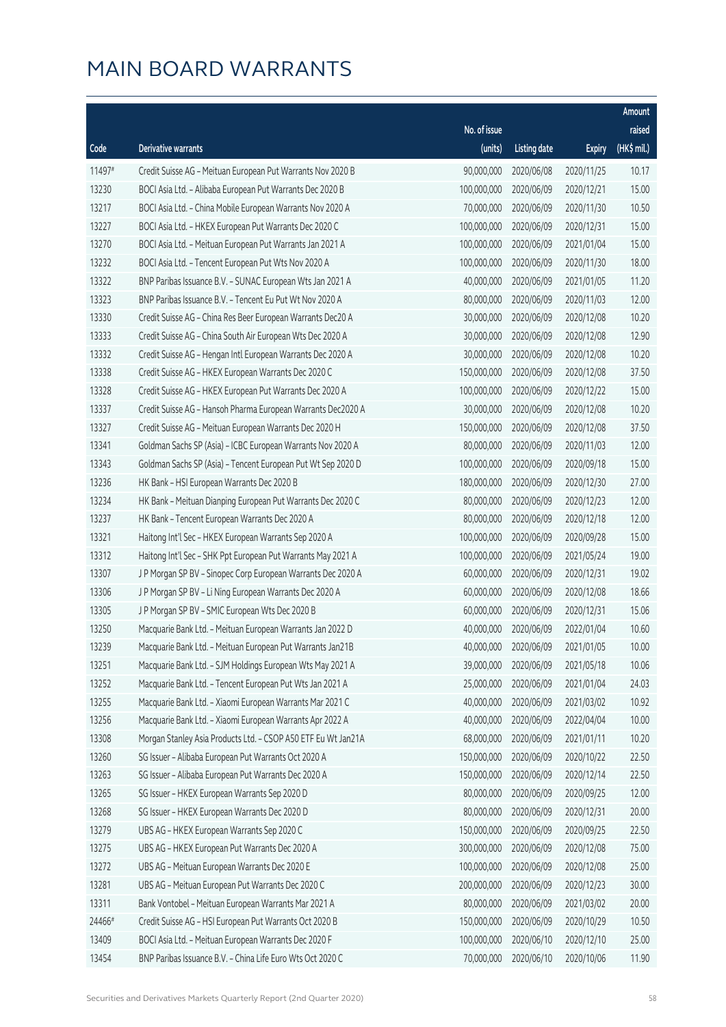# MAIN BOARD WARRANTS

| Code | Derivative warrants | No. of issue (units) | Listing date | Expiry | Amount raised (HK$ mil.) |
|---|---|---|---|---|---|
| 11497# | Credit Suisse AG - Meituan European Put Warrants Nov 2020 B | 90,000,000 | 2020/06/08 | 2020/11/25 | 10.17 |
| 13230 | BOCI Asia Ltd. - Alibaba European Put Warrants Dec 2020 B | 100,000,000 | 2020/06/09 | 2020/12/21 | 15.00 |
| 13217 | BOCI Asia Ltd. - China Mobile European Warrants Nov 2020 A | 70,000,000 | 2020/06/09 | 2020/11/30 | 10.50 |
| 13227 | BOCI Asia Ltd. - HKEX European Put Warrants Dec 2020 C | 100,000,000 | 2020/06/09 | 2020/12/31 | 15.00 |
| 13270 | BOCI Asia Ltd. - Meituan European Put Warrants Jan 2021 A | 100,000,000 | 2020/06/09 | 2021/01/04 | 15.00 |
| 13232 | BOCI Asia Ltd. - Tencent European Put Wts Nov 2020 A | 100,000,000 | 2020/06/09 | 2020/11/30 | 18.00 |
| 13322 | BNP Paribas Issuance B.V. - SUNAC European Wts Jan 2021 A | 40,000,000 | 2020/06/09 | 2021/01/05 | 11.20 |
| 13323 | BNP Paribas Issuance B.V. - Tencent Eu Put Wt Nov 2020 A | 80,000,000 | 2020/06/09 | 2020/11/03 | 12.00 |
| 13330 | Credit Suisse AG - China Res Beer European Warrants Dec20 A | 30,000,000 | 2020/06/09 | 2020/12/08 | 10.20 |
| 13333 | Credit Suisse AG - China South Air European Wts Dec 2020 A | 30,000,000 | 2020/06/09 | 2020/12/08 | 12.90 |
| 13332 | Credit Suisse AG - Hengan Intl European Warrants Dec 2020 A | 30,000,000 | 2020/06/09 | 2020/12/08 | 10.20 |
| 13338 | Credit Suisse AG - HKEX European Warrants Dec 2020 C | 150,000,000 | 2020/06/09 | 2020/12/08 | 37.50 |
| 13328 | Credit Suisse AG - HKEX European Put Warrants Dec 2020 A | 100,000,000 | 2020/06/09 | 2020/12/22 | 15.00 |
| 13337 | Credit Suisse AG - Hansoh Pharma European Warrants Dec2020 A | 30,000,000 | 2020/06/09 | 2020/12/08 | 10.20 |
| 13327 | Credit Suisse AG - Meituan European Warrants Dec 2020 H | 150,000,000 | 2020/06/09 | 2020/12/08 | 37.50 |
| 13341 | Goldman Sachs SP (Asia) - ICBC European Warrants Nov 2020 A | 80,000,000 | 2020/06/09 | 2020/11/03 | 12.00 |
| 13343 | Goldman Sachs SP (Asia) - Tencent European Put Wt Sep 2020 D | 100,000,000 | 2020/06/09 | 2020/09/18 | 15.00 |
| 13236 | HK Bank - HSI European Warrants Dec 2020 B | 180,000,000 | 2020/06/09 | 2020/12/30 | 27.00 |
| 13234 | HK Bank - Meituan Dianping European Put Warrants Dec 2020 C | 80,000,000 | 2020/06/09 | 2020/12/23 | 12.00 |
| 13237 | HK Bank - Tencent European Warrants Dec 2020 A | 80,000,000 | 2020/06/09 | 2020/12/18 | 12.00 |
| 13321 | Haitong Int'l Sec - HKEX European Warrants Sep 2020 A | 100,000,000 | 2020/06/09 | 2020/09/28 | 15.00 |
| 13312 | Haitong Int'l Sec - SHK Ppt European Put Warrants May 2021 A | 100,000,000 | 2020/06/09 | 2021/05/24 | 19.00 |
| 13307 | J P Morgan SP BV - Sinopec Corp European Warrants Dec 2020 A | 60,000,000 | 2020/06/09 | 2020/12/31 | 19.02 |
| 13306 | J P Morgan SP BV - Li Ning European Warrants Dec 2020 A | 60,000,000 | 2020/06/09 | 2020/12/08 | 18.66 |
| 13305 | J P Morgan SP BV - SMIC European Wts Dec 2020 B | 60,000,000 | 2020/06/09 | 2020/12/31 | 15.06 |
| 13250 | Macquarie Bank Ltd. - Meituan European Warrants Jan 2022 D | 40,000,000 | 2020/06/09 | 2022/01/04 | 10.60 |
| 13239 | Macquarie Bank Ltd. - Meituan European Put Warrants Jan21B | 40,000,000 | 2020/06/09 | 2021/01/05 | 10.00 |
| 13251 | Macquarie Bank Ltd. - SJM Holdings European Wts May 2021 A | 39,000,000 | 2020/06/09 | 2021/05/18 | 10.06 |
| 13252 | Macquarie Bank Ltd. - Tencent European Put Wts Jan 2021 A | 25,000,000 | 2020/06/09 | 2021/01/04 | 24.03 |
| 13255 | Macquarie Bank Ltd. - Xiaomi European Warrants Mar 2021 C | 40,000,000 | 2020/06/09 | 2021/03/02 | 10.92 |
| 13256 | Macquarie Bank Ltd. - Xiaomi European Warrants Apr 2022 A | 40,000,000 | 2020/06/09 | 2022/04/04 | 10.00 |
| 13308 | Morgan Stanley Asia Products Ltd. - CSOP A50 ETF Eu Wt Jan21A | 68,000,000 | 2020/06/09 | 2021/01/11 | 10.20 |
| 13260 | SG Issuer - Alibaba European Put Warrants Oct 2020 A | 150,000,000 | 2020/06/09 | 2020/10/22 | 22.50 |
| 13263 | SG Issuer - Alibaba European Put Warrants Dec 2020 A | 150,000,000 | 2020/06/09 | 2020/12/14 | 22.50 |
| 13265 | SG Issuer - HKEX European Warrants Sep 2020 D | 80,000,000 | 2020/06/09 | 2020/09/25 | 12.00 |
| 13268 | SG Issuer - HKEX European Warrants Dec 2020 D | 80,000,000 | 2020/06/09 | 2020/12/31 | 20.00 |
| 13279 | UBS AG - HKEX European Warrants Sep 2020 C | 150,000,000 | 2020/06/09 | 2020/09/25 | 22.50 |
| 13275 | UBS AG - HKEX European Put Warrants Dec 2020 A | 300,000,000 | 2020/06/09 | 2020/12/08 | 75.00 |
| 13272 | UBS AG - Meituan European Warrants Dec 2020 E | 100,000,000 | 2020/06/09 | 2020/12/08 | 25.00 |
| 13281 | UBS AG - Meituan European Put Warrants Dec 2020 C | 200,000,000 | 2020/06/09 | 2020/12/23 | 30.00 |
| 13311 | Bank Vontobel - Meituan European Warrants Mar 2021 A | 80,000,000 | 2020/06/09 | 2021/03/02 | 20.00 |
| 24466# | Credit Suisse AG - HSI European Put Warrants Oct 2020 B | 150,000,000 | 2020/06/09 | 2020/10/29 | 10.50 |
| 13409 | BOCI Asia Ltd. - Meituan European Warrants Dec 2020 F | 100,000,000 | 2020/06/10 | 2020/12/10 | 25.00 |
| 13454 | BNP Paribas Issuance B.V. - China Life Euro Wts Oct 2020 C | 70,000,000 | 2020/06/10 | 2020/10/06 | 11.90 |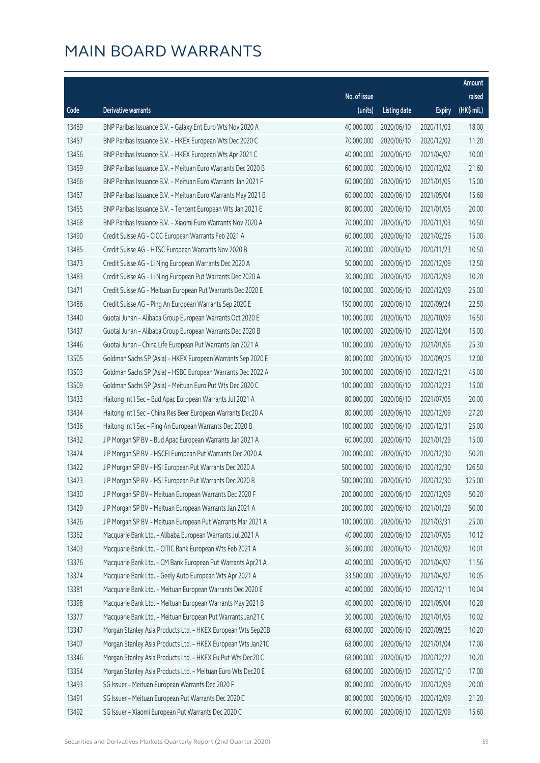# MAIN BOARD WARRANTS

| Code | Derivative warrants | No. of issue (units) | Listing date | Expiry | Amount raised (HK$ mil.) |
|---|---|---|---|---|---|
| 13469 | BNP Paribas Issuance B.V. – Galaxy Ent Euro Wts Nov 2020 A | 40,000,000 | 2020/06/10 | 2020/11/03 | 18.00 |
| 13457 | BNP Paribas Issuance B.V. – HKEX European Wts Dec 2020 C | 70,000,000 | 2020/06/10 | 2020/12/02 | 11.20 |
| 13456 | BNP Paribas Issuance B.V. – HKEX European Wts Apr 2021 C | 40,000,000 | 2020/06/10 | 2021/04/07 | 10.00 |
| 13459 | BNP Paribas Issuance B.V. – Meituan Euro Warrants Dec 2020 B | 60,000,000 | 2020/06/10 | 2020/12/02 | 21.60 |
| 13466 | BNP Paribas Issuance B.V. – Meituan Euro Warrants Jan 2021 F | 60,000,000 | 2020/06/10 | 2021/01/05 | 15.00 |
| 13467 | BNP Paribas Issuance B.V. – Meituan Euro Warrants May 2021 B | 60,000,000 | 2020/06/10 | 2021/05/04 | 15.60 |
| 13455 | BNP Paribas Issuance B.V. – Tencent European Wts Jan 2021 E | 80,000,000 | 2020/06/10 | 2021/01/05 | 20.00 |
| 13468 | BNP Paribas Issuance B.V. – Xiaomi Euro Warrants Nov 2020 A | 70,000,000 | 2020/06/10 | 2020/11/03 | 10.50 |
| 13490 | Credit Suisse AG – CICC European Warrants Feb 2021 A | 60,000,000 | 2020/06/10 | 2021/02/26 | 15.00 |
| 13485 | Credit Suisse AG – HTSC European Warrants Nov 2020 B | 70,000,000 | 2020/06/10 | 2020/11/23 | 10.50 |
| 13473 | Credit Suisse AG – Li Ning European Warrants Dec 2020 A | 50,000,000 | 2020/06/10 | 2020/12/09 | 12.50 |
| 13483 | Credit Suisse AG – Li Ning European Put Warrants Dec 2020 A | 30,000,000 | 2020/06/10 | 2020/12/09 | 10.20 |
| 13471 | Credit Suisse AG – Meituan European Put Warrants Dec 2020 E | 100,000,000 | 2020/06/10 | 2020/12/09 | 25.00 |
| 13486 | Credit Suisse AG – Ping An European Warrants Sep 2020 E | 150,000,000 | 2020/06/10 | 2020/09/24 | 22.50 |
| 13440 | Guotai Junan – Alibaba Group European Warrants Oct 2020 E | 100,000,000 | 2020/06/10 | 2020/10/09 | 16.50 |
| 13437 | Guotai Junan – Alibaba Group European Warrants Dec 2020 B | 100,000,000 | 2020/06/10 | 2020/12/04 | 15.00 |
| 13446 | Guotai Junan – China Life European Put Warrants Jan 2021 A | 100,000,000 | 2020/06/10 | 2021/01/06 | 25.30 |
| 13505 | Goldman Sachs SP (Asia) – HKEX European Warrants Sep 2020 E | 80,000,000 | 2020/06/10 | 2020/09/25 | 12.00 |
| 13503 | Goldman Sachs SP (Asia) – HSBC European Warrants Dec 2022 A | 300,000,000 | 2020/06/10 | 2022/12/21 | 45.00 |
| 13509 | Goldman Sachs SP (Asia) – Meituan Euro Put Wts Dec 2020 C | 100,000,000 | 2020/06/10 | 2020/12/23 | 15.00 |
| 13433 | Haitong Int'l Sec – Bud Apac European Warrants Jul 2021 A | 80,000,000 | 2020/06/10 | 2021/07/05 | 20.00 |
| 13434 | Haitong Int'l Sec – China Res Beer European Warrants Dec20 A | 80,000,000 | 2020/06/10 | 2020/12/09 | 27.20 |
| 13436 | Haitong Int'l Sec – Ping An European Warrants Dec 2020 B | 100,000,000 | 2020/06/10 | 2020/12/31 | 25.00 |
| 13432 | J P Morgan SP BV – Bud Apac European Warrants Jan 2021 A | 60,000,000 | 2020/06/10 | 2021/01/29 | 15.00 |
| 13424 | J P Morgan SP BV – HSCEI European Put Warrants Dec 2020 A | 200,000,000 | 2020/06/10 | 2020/12/30 | 50.20 |
| 13422 | J P Morgan SP BV – HSI European Put Warrants Dec 2020 A | 500,000,000 | 2020/06/10 | 2020/12/30 | 126.50 |
| 13423 | J P Morgan SP BV – HSI European Put Warrants Dec 2020 B | 500,000,000 | 2020/06/10 | 2020/12/30 | 125.00 |
| 13430 | J P Morgan SP BV – Meituan European Warrants Dec 2020 F | 200,000,000 | 2020/06/10 | 2020/12/09 | 50.20 |
| 13429 | J P Morgan SP BV – Meituan European Warrants Jan 2021 A | 200,000,000 | 2020/06/10 | 2021/01/29 | 50.00 |
| 13426 | J P Morgan SP BV – Meituan European Put Warrants Mar 2021 A | 100,000,000 | 2020/06/10 | 2021/03/31 | 25.00 |
| 13362 | Macquarie Bank Ltd. – Alibaba European Warrants Jul 2021 A | 40,000,000 | 2020/06/10 | 2021/07/05 | 10.12 |
| 13403 | Macquarie Bank Ltd. – CITIC Bank European Wts Feb 2021 A | 36,000,000 | 2020/06/10 | 2021/02/02 | 10.01 |
| 13376 | Macquarie Bank Ltd. – CM Bank European Put Warrants Apr21 A | 40,000,000 | 2020/06/10 | 2021/04/07 | 11.56 |
| 13374 | Macquarie Bank Ltd. – Geely Auto European Wts Apr 2021 A | 33,500,000 | 2020/06/10 | 2021/04/07 | 10.05 |
| 13381 | Macquarie Bank Ltd. – Meituan European Warrants Dec 2020 E | 40,000,000 | 2020/06/10 | 2020/12/11 | 10.04 |
| 13398 | Macquarie Bank Ltd. – Meituan European Warrants May 2021 B | 40,000,000 | 2020/06/10 | 2021/05/04 | 10.20 |
| 13377 | Macquarie Bank Ltd. – Meituan European Put Warrants Jan21 C | 30,000,000 | 2020/06/10 | 2021/01/05 | 10.02 |
| 13347 | Morgan Stanley Asia Products Ltd. – HKEX European Wts Sep20B | 68,000,000 | 2020/06/10 | 2020/09/25 | 10.20 |
| 13407 | Morgan Stanley Asia Products Ltd. – HKEX European Wts Jan21C | 68,000,000 | 2020/06/10 | 2021/01/04 | 17.00 |
| 13346 | Morgan Stanley Asia Products Ltd. – HKEX Eu Put Wts Dec20 C | 68,000,000 | 2020/06/10 | 2020/12/22 | 10.20 |
| 13354 | Morgan Stanley Asia Products Ltd. – Meituan Euro Wts Dec20 E | 68,000,000 | 2020/06/10 | 2020/12/10 | 17.00 |
| 13493 | SG Issuer – Meituan European Warrants Dec 2020 F | 80,000,000 | 2020/06/10 | 2020/12/09 | 20.00 |
| 13491 | SG Issuer – Meituan European Put Warrants Dec 2020 C | 80,000,000 | 2020/06/10 | 2020/12/09 | 21.20 |
| 13492 | SG Issuer – Xiaomi European Put Warrants Dec 2020 C | 60,000,000 | 2020/06/10 | 2020/12/09 | 15.60 |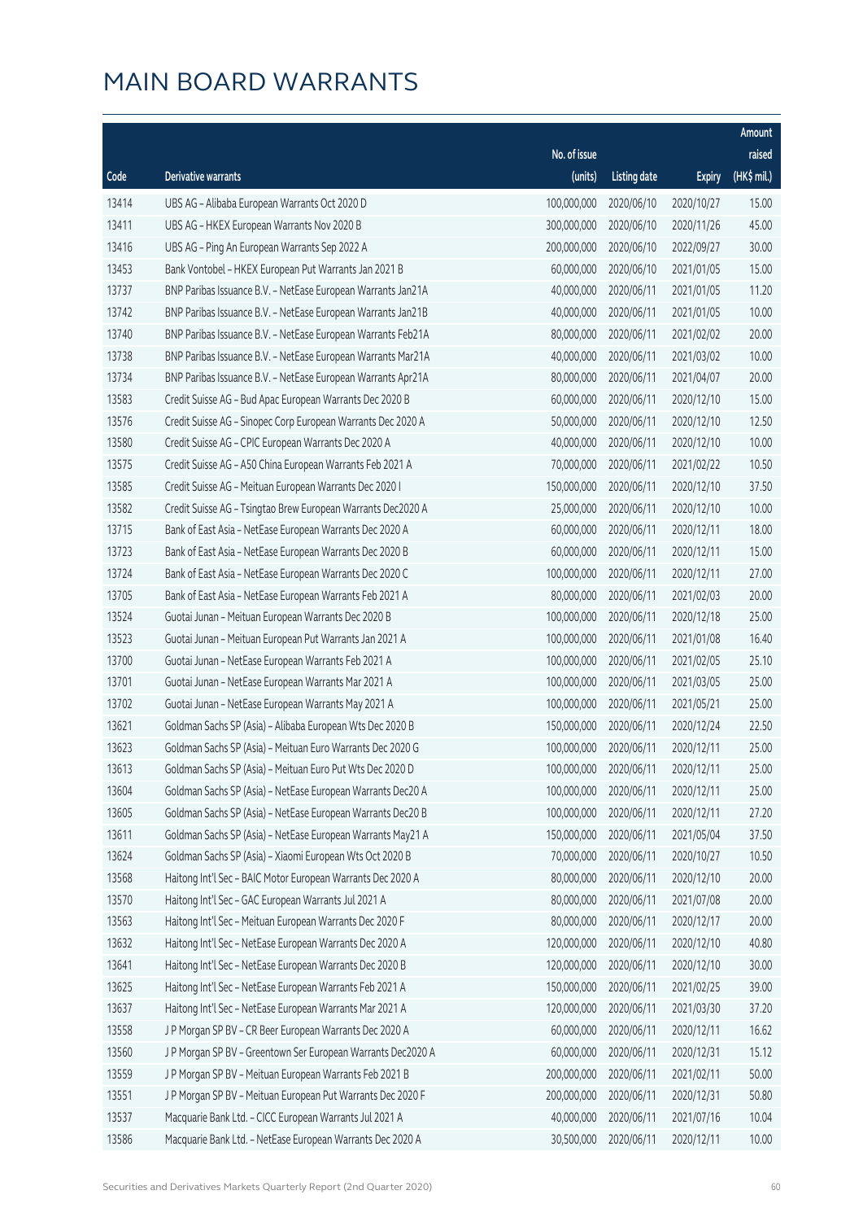# MAIN BOARD WARRANTS

| Code | Derivative warrants | No. of issue (units) | Listing date | Expiry | Amount raised (HK$ mil.) |
|---|---|---|---|---|---|
| 13414 | UBS AG - Alibaba European Warrants Oct 2020 D | 100,000,000 | 2020/06/10 | 2020/10/27 | 15.00 |
| 13411 | UBS AG - HKEX European Warrants Nov 2020 B | 300,000,000 | 2020/06/10 | 2020/11/26 | 45.00 |
| 13416 | UBS AG - Ping An European Warrants Sep 2022 A | 200,000,000 | 2020/06/10 | 2022/09/27 | 30.00 |
| 13453 | Bank Vontobel - HKEX European Put Warrants Jan 2021 B | 60,000,000 | 2020/06/10 | 2021/01/05 | 15.00 |
| 13737 | BNP Paribas Issuance B.V. - NetEase European Warrants Jan21A | 40,000,000 | 2020/06/11 | 2021/01/05 | 11.20 |
| 13742 | BNP Paribas Issuance B.V. - NetEase European Warrants Jan21B | 40,000,000 | 2020/06/11 | 2021/01/05 | 10.00 |
| 13740 | BNP Paribas Issuance B.V. - NetEase European Warrants Feb21A | 80,000,000 | 2020/06/11 | 2021/02/02 | 20.00 |
| 13738 | BNP Paribas Issuance B.V. - NetEase European Warrants Mar21A | 40,000,000 | 2020/06/11 | 2021/03/02 | 10.00 |
| 13734 | BNP Paribas Issuance B.V. - NetEase European Warrants Apr21A | 80,000,000 | 2020/06/11 | 2021/04/07 | 20.00 |
| 13583 | Credit Suisse AG - Bud Apac European Warrants Dec 2020 B | 60,000,000 | 2020/06/11 | 2020/12/10 | 15.00 |
| 13576 | Credit Suisse AG - Sinopec Corp European Warrants Dec 2020 A | 50,000,000 | 2020/06/11 | 2020/12/10 | 12.50 |
| 13580 | Credit Suisse AG - CPIC European Warrants Dec 2020 A | 40,000,000 | 2020/06/11 | 2020/12/10 | 10.00 |
| 13575 | Credit Suisse AG - A50 China European Warrants Feb 2021 A | 70,000,000 | 2020/06/11 | 2021/02/22 | 10.50 |
| 13585 | Credit Suisse AG - Meituan European Warrants Dec 2020 I | 150,000,000 | 2020/06/11 | 2020/12/10 | 37.50 |
| 13582 | Credit Suisse AG - Tsingtao Brew European Warrants Dec2020 A | 25,000,000 | 2020/06/11 | 2020/12/10 | 10.00 |
| 13715 | Bank of East Asia - NetEase European Warrants Dec 2020 A | 60,000,000 | 2020/06/11 | 2020/12/11 | 18.00 |
| 13723 | Bank of East Asia - NetEase European Warrants Dec 2020 B | 60,000,000 | 2020/06/11 | 2020/12/11 | 15.00 |
| 13724 | Bank of East Asia - NetEase European Warrants Dec 2020 C | 100,000,000 | 2020/06/11 | 2020/12/11 | 27.00 |
| 13705 | Bank of East Asia - NetEase European Warrants Feb 2021 A | 80,000,000 | 2020/06/11 | 2021/02/03 | 20.00 |
| 13524 | Guotai Junan - Meituan European Warrants Dec 2020 B | 100,000,000 | 2020/06/11 | 2020/12/18 | 25.00 |
| 13523 | Guotai Junan - Meituan European Put Warrants Jan 2021 A | 100,000,000 | 2020/06/11 | 2021/01/08 | 16.40 |
| 13700 | Guotai Junan - NetEase European Warrants Feb 2021 A | 100,000,000 | 2020/06/11 | 2021/02/05 | 25.10 |
| 13701 | Guotai Junan - NetEase European Warrants Mar 2021 A | 100,000,000 | 2020/06/11 | 2021/03/05 | 25.00 |
| 13702 | Guotai Junan - NetEase European Warrants May 2021 A | 100,000,000 | 2020/06/11 | 2021/05/21 | 25.00 |
| 13621 | Goldman Sachs SP (Asia) - Alibaba European Wts Dec 2020 B | 150,000,000 | 2020/06/11 | 2020/12/24 | 22.50 |
| 13623 | Goldman Sachs SP (Asia) - Meituan Euro Warrants Dec 2020 G | 100,000,000 | 2020/06/11 | 2020/12/11 | 25.00 |
| 13613 | Goldman Sachs SP (Asia) - Meituan Euro Put Wts Dec 2020 D | 100,000,000 | 2020/06/11 | 2020/12/11 | 25.00 |
| 13604 | Goldman Sachs SP (Asia) - NetEase European Warrants Dec20 A | 100,000,000 | 2020/06/11 | 2020/12/11 | 25.00 |
| 13605 | Goldman Sachs SP (Asia) - NetEase European Warrants Dec20 B | 100,000,000 | 2020/06/11 | 2020/12/11 | 27.20 |
| 13611 | Goldman Sachs SP (Asia) - NetEase European Warrants May21 A | 150,000,000 | 2020/06/11 | 2021/05/04 | 37.50 |
| 13624 | Goldman Sachs SP (Asia) - Xiaomi European Wts Oct 2020 B | 70,000,000 | 2020/06/11 | 2020/10/27 | 10.50 |
| 13568 | Haitong Int'l Sec - BAIC Motor European Warrants Dec 2020 A | 80,000,000 | 2020/06/11 | 2020/12/10 | 20.00 |
| 13570 | Haitong Int'l Sec - GAC European Warrants Jul 2021 A | 80,000,000 | 2020/06/11 | 2021/07/08 | 20.00 |
| 13563 | Haitong Int'l Sec - Meituan European Warrants Dec 2020 F | 80,000,000 | 2020/06/11 | 2020/12/17 | 20.00 |
| 13632 | Haitong Int'l Sec - NetEase European Warrants Dec 2020 A | 120,000,000 | 2020/06/11 | 2020/12/10 | 40.80 |
| 13641 | Haitong Int'l Sec - NetEase European Warrants Dec 2020 B | 120,000,000 | 2020/06/11 | 2020/12/10 | 30.00 |
| 13625 | Haitong Int'l Sec - NetEase European Warrants Feb 2021 A | 150,000,000 | 2020/06/11 | 2021/02/25 | 39.00 |
| 13637 | Haitong Int'l Sec - NetEase European Warrants Mar 2021 A | 120,000,000 | 2020/06/11 | 2021/03/30 | 37.20 |
| 13558 | J P Morgan SP BV - CR Beer European Warrants Dec 2020 A | 60,000,000 | 2020/06/11 | 2020/12/11 | 16.62 |
| 13560 | J P Morgan SP BV - Greentown Ser European Warrants Dec2020 A | 60,000,000 | 2020/06/11 | 2020/12/31 | 15.12 |
| 13559 | J P Morgan SP BV - Meituan European Warrants Feb 2021 B | 200,000,000 | 2020/06/11 | 2021/02/11 | 50.00 |
| 13551 | J P Morgan SP BV - Meituan European Put Warrants Dec 2020 F | 200,000,000 | 2020/06/11 | 2020/12/31 | 50.80 |
| 13537 | Macquarie Bank Ltd. - CICC European Warrants Jul 2021 A | 40,000,000 | 2020/06/11 | 2021/07/16 | 10.04 |
| 13586 | Macquarie Bank Ltd. - NetEase European Warrants Dec 2020 A | 30,500,000 | 2020/06/11 | 2020/12/11 | 10.00 |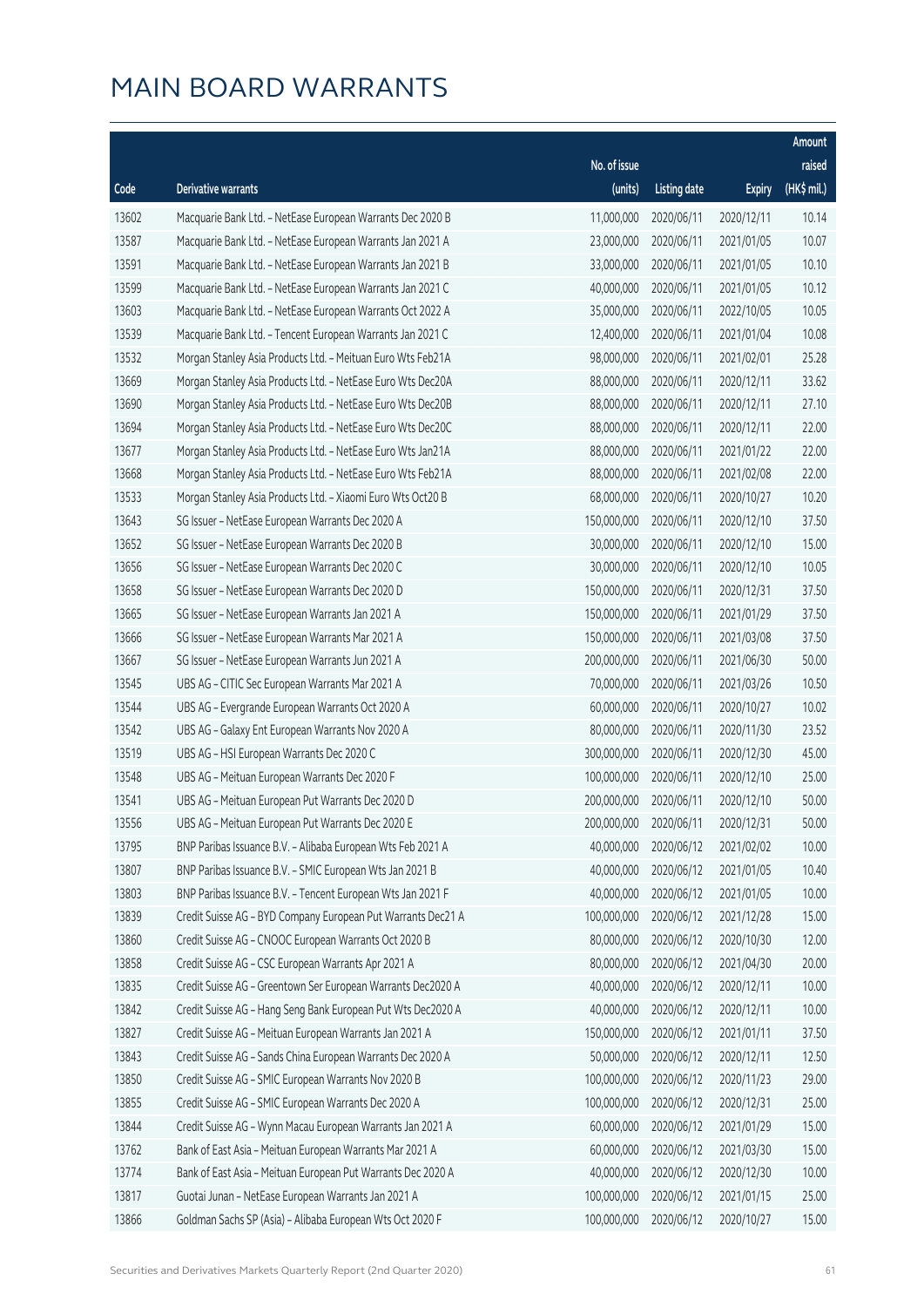# MAIN BOARD WARRANTS

| Code | Derivative warrants | No. of issue (units) | Listing date | Expiry | Amount raised (HK$ mil.) |
|---|---|---|---|---|---|
| 13602 | Macquarie Bank Ltd. - NetEase European Warrants Dec 2020 B | 11,000,000 | 2020/06/11 | 2020/12/11 | 10.14 |
| 13587 | Macquarie Bank Ltd. - NetEase European Warrants Jan 2021 A | 23,000,000 | 2020/06/11 | 2021/01/05 | 10.07 |
| 13591 | Macquarie Bank Ltd. - NetEase European Warrants Jan 2021 B | 33,000,000 | 2020/06/11 | 2021/01/05 | 10.10 |
| 13599 | Macquarie Bank Ltd. - NetEase European Warrants Jan 2021 C | 40,000,000 | 2020/06/11 | 2021/01/05 | 10.12 |
| 13603 | Macquarie Bank Ltd. - NetEase European Warrants Oct 2022 A | 35,000,000 | 2020/06/11 | 2022/10/05 | 10.05 |
| 13539 | Macquarie Bank Ltd. - Tencent European Warrants Jan 2021 C | 12,400,000 | 2020/06/11 | 2021/01/04 | 10.08 |
| 13532 | Morgan Stanley Asia Products Ltd. - Meituan Euro Wts Feb21A | 98,000,000 | 2020/06/11 | 2021/02/01 | 25.28 |
| 13669 | Morgan Stanley Asia Products Ltd. - NetEase Euro Wts Dec20A | 88,000,000 | 2020/06/11 | 2020/12/11 | 33.62 |
| 13690 | Morgan Stanley Asia Products Ltd. - NetEase Euro Wts Dec20B | 88,000,000 | 2020/06/11 | 2020/12/11 | 27.10 |
| 13694 | Morgan Stanley Asia Products Ltd. - NetEase Euro Wts Dec20C | 88,000,000 | 2020/06/11 | 2020/12/11 | 22.00 |
| 13677 | Morgan Stanley Asia Products Ltd. - NetEase Euro Wts Jan21A | 88,000,000 | 2020/06/11 | 2021/01/22 | 22.00 |
| 13668 | Morgan Stanley Asia Products Ltd. - NetEase Euro Wts Feb21A | 88,000,000 | 2020/06/11 | 2021/02/08 | 22.00 |
| 13533 | Morgan Stanley Asia Products Ltd. - Xiaomi Euro Wts Oct20 B | 68,000,000 | 2020/06/11 | 2020/10/27 | 10.20 |
| 13643 | SG Issuer - NetEase European Warrants Dec 2020 A | 150,000,000 | 2020/06/11 | 2020/12/10 | 37.50 |
| 13652 | SG Issuer - NetEase European Warrants Dec 2020 B | 30,000,000 | 2020/06/11 | 2020/12/10 | 15.00 |
| 13656 | SG Issuer - NetEase European Warrants Dec 2020 C | 30,000,000 | 2020/06/11 | 2020/12/10 | 10.05 |
| 13658 | SG Issuer - NetEase European Warrants Dec 2020 D | 150,000,000 | 2020/06/11 | 2020/12/31 | 37.50 |
| 13665 | SG Issuer - NetEase European Warrants Jan 2021 A | 150,000,000 | 2020/06/11 | 2021/01/29 | 37.50 |
| 13666 | SG Issuer - NetEase European Warrants Mar 2021 A | 150,000,000 | 2020/06/11 | 2021/03/08 | 37.50 |
| 13667 | SG Issuer - NetEase European Warrants Jun 2021 A | 200,000,000 | 2020/06/11 | 2021/06/30 | 50.00 |
| 13545 | UBS AG - CITIC Sec European Warrants Mar 2021 A | 70,000,000 | 2020/06/11 | 2021/03/26 | 10.50 |
| 13544 | UBS AG - Evergrande European Warrants Oct 2020 A | 60,000,000 | 2020/06/11 | 2020/10/27 | 10.02 |
| 13542 | UBS AG - Galaxy Ent European Warrants Nov 2020 A | 80,000,000 | 2020/06/11 | 2020/11/30 | 23.52 |
| 13519 | UBS AG - HSI European Warrants Dec 2020 C | 300,000,000 | 2020/06/11 | 2020/12/30 | 45.00 |
| 13548 | UBS AG - Meituan European Warrants Dec 2020 F | 100,000,000 | 2020/06/11 | 2020/12/10 | 25.00 |
| 13541 | UBS AG - Meituan European Put Warrants Dec 2020 D | 200,000,000 | 2020/06/11 | 2020/12/10 | 50.00 |
| 13556 | UBS AG - Meituan European Put Warrants Dec 2020 E | 200,000,000 | 2020/06/11 | 2020/12/31 | 50.00 |
| 13795 | BNP Paribas Issuance B.V. - Alibaba European Wts Feb 2021 A | 40,000,000 | 2020/06/12 | 2021/02/02 | 10.00 |
| 13807 | BNP Paribas Issuance B.V. - SMIC European Wts Jan 2021 B | 40,000,000 | 2020/06/12 | 2021/01/05 | 10.40 |
| 13803 | BNP Paribas Issuance B.V. - Tencent European Wts Jan 2021 F | 40,000,000 | 2020/06/12 | 2021/01/05 | 10.00 |
| 13839 | Credit Suisse AG - BYD Company European Put Warrants Dec21 A | 100,000,000 | 2020/06/12 | 2021/12/28 | 15.00 |
| 13860 | Credit Suisse AG - CNOOC European Warrants Oct 2020 B | 80,000,000 | 2020/06/12 | 2020/10/30 | 12.00 |
| 13858 | Credit Suisse AG - CSC European Warrants Apr 2021 A | 80,000,000 | 2020/06/12 | 2021/04/30 | 20.00 |
| 13835 | Credit Suisse AG - Greentown Ser European Warrants Dec2020 A | 40,000,000 | 2020/06/12 | 2020/12/11 | 10.00 |
| 13842 | Credit Suisse AG - Hang Seng Bank European Put Wts Dec2020 A | 40,000,000 | 2020/06/12 | 2020/12/11 | 10.00 |
| 13827 | Credit Suisse AG - Meituan European Warrants Jan 2021 A | 150,000,000 | 2020/06/12 | 2021/01/11 | 37.50 |
| 13843 | Credit Suisse AG - Sands China European Warrants Dec 2020 A | 50,000,000 | 2020/06/12 | 2020/12/11 | 12.50 |
| 13850 | Credit Suisse AG - SMIC European Warrants Nov 2020 B | 100,000,000 | 2020/06/12 | 2020/11/23 | 29.00 |
| 13855 | Credit Suisse AG - SMIC European Warrants Dec 2020 A | 100,000,000 | 2020/06/12 | 2020/12/31 | 25.00 |
| 13844 | Credit Suisse AG - Wynn Macau European Warrants Jan 2021 A | 60,000,000 | 2020/06/12 | 2021/01/29 | 15.00 |
| 13762 | Bank of East Asia - Meituan European Warrants Mar 2021 A | 60,000,000 | 2020/06/12 | 2021/03/30 | 15.00 |
| 13774 | Bank of East Asia - Meituan European Put Warrants Dec 2020 A | 40,000,000 | 2020/06/12 | 2020/12/30 | 10.00 |
| 13817 | Guotai Junan - NetEase European Warrants Jan 2021 A | 100,000,000 | 2020/06/12 | 2021/01/15 | 25.00 |
| 13866 | Goldman Sachs SP (Asia) - Alibaba European Wts Oct 2020 F | 100,000,000 | 2020/06/12 | 2020/10/27 | 15.00 |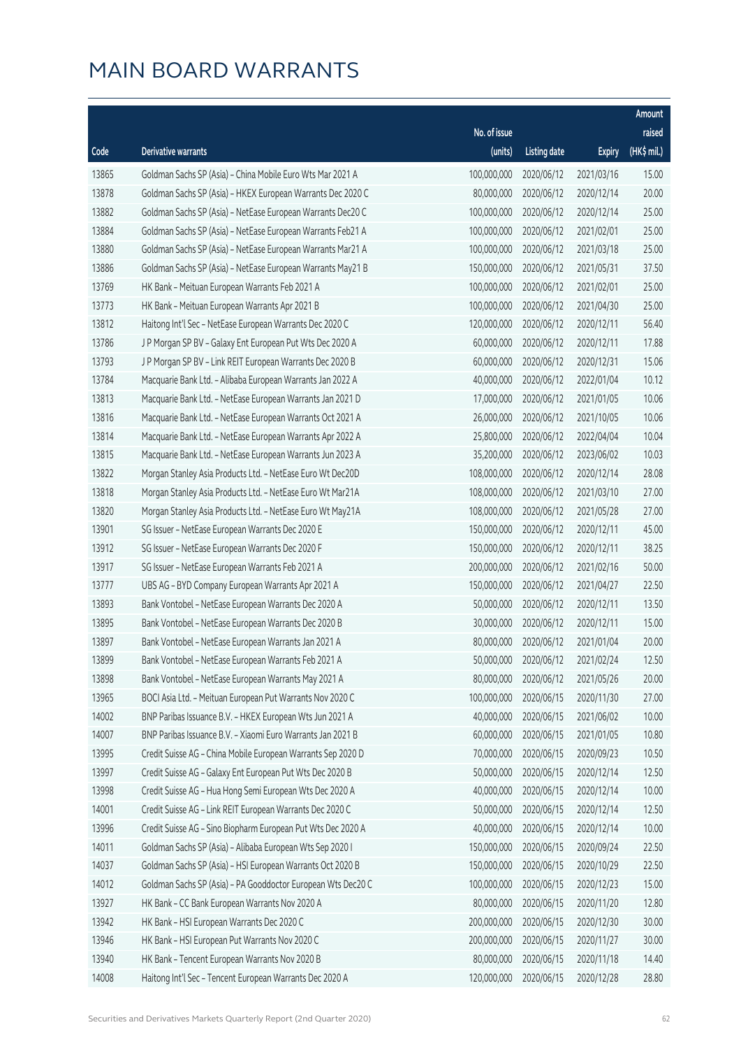# MAIN BOARD WARRANTS

| Code | Derivative warrants | No. of issue (units) | Listing date | Expiry | Amount raised (HK$ mil.) |
|---|---|---|---|---|---|
| 13865 | Goldman Sachs SP (Asia) – China Mobile Euro Wts Mar 2021 A | 100,000,000 | 2020/06/12 | 2021/03/16 | 15.00 |
| 13878 | Goldman Sachs SP (Asia) – HKEX European Warrants Dec 2020 C | 80,000,000 | 2020/06/12 | 2020/12/14 | 20.00 |
| 13882 | Goldman Sachs SP (Asia) – NetEase European Warrants Dec20 C | 100,000,000 | 2020/06/12 | 2020/12/14 | 25.00 |
| 13884 | Goldman Sachs SP (Asia) – NetEase European Warrants Feb21 A | 100,000,000 | 2020/06/12 | 2021/02/01 | 25.00 |
| 13880 | Goldman Sachs SP (Asia) – NetEase European Warrants Mar21 A | 100,000,000 | 2020/06/12 | 2021/03/18 | 25.00 |
| 13886 | Goldman Sachs SP (Asia) – NetEase European Warrants May21 B | 150,000,000 | 2020/06/12 | 2021/05/31 | 37.50 |
| 13769 | HK Bank – Meituan European Warrants Feb 2021 A | 100,000,000 | 2020/06/12 | 2021/02/01 | 25.00 |
| 13773 | HK Bank – Meituan European Warrants Apr 2021 B | 100,000,000 | 2020/06/12 | 2021/04/30 | 25.00 |
| 13812 | Haitong Int'l Sec – NetEase European Warrants Dec 2020 C | 120,000,000 | 2020/06/12 | 2020/12/11 | 56.40 |
| 13786 | J P Morgan SP BV – Galaxy Ent European Put Wts Dec 2020 A | 60,000,000 | 2020/06/12 | 2020/12/11 | 17.88 |
| 13793 | J P Morgan SP BV – Link REIT European Warrants Dec 2020 B | 60,000,000 | 2020/06/12 | 2020/12/31 | 15.06 |
| 13784 | Macquarie Bank Ltd. – Alibaba European Warrants Jan 2022 A | 40,000,000 | 2020/06/12 | 2022/01/04 | 10.12 |
| 13813 | Macquarie Bank Ltd. – NetEase European Warrants Jan 2021 D | 17,000,000 | 2020/06/12 | 2021/01/05 | 10.06 |
| 13816 | Macquarie Bank Ltd. – NetEase European Warrants Oct 2021 A | 26,000,000 | 2020/06/12 | 2021/10/05 | 10.06 |
| 13814 | Macquarie Bank Ltd. – NetEase European Warrants Apr 2022 A | 25,800,000 | 2020/06/12 | 2022/04/04 | 10.04 |
| 13815 | Macquarie Bank Ltd. – NetEase European Warrants Jun 2023 A | 35,200,000 | 2020/06/12 | 2023/06/02 | 10.03 |
| 13822 | Morgan Stanley Asia Products Ltd. – NetEase Euro Wt Dec20D | 108,000,000 | 2020/06/12 | 2020/12/14 | 28.08 |
| 13818 | Morgan Stanley Asia Products Ltd. – NetEase Euro Wt Mar21A | 108,000,000 | 2020/06/12 | 2021/03/10 | 27.00 |
| 13820 | Morgan Stanley Asia Products Ltd. – NetEase Euro Wt May21A | 108,000,000 | 2020/06/12 | 2021/05/28 | 27.00 |
| 13901 | SG Issuer – NetEase European Warrants Dec 2020 E | 150,000,000 | 2020/06/12 | 2020/12/11 | 45.00 |
| 13912 | SG Issuer – NetEase European Warrants Dec 2020 F | 150,000,000 | 2020/06/12 | 2020/12/11 | 38.25 |
| 13917 | SG Issuer – NetEase European Warrants Feb 2021 A | 200,000,000 | 2020/06/12 | 2021/02/16 | 50.00 |
| 13777 | UBS AG – BYD Company European Warrants Apr 2021 A | 150,000,000 | 2020/06/12 | 2021/04/27 | 22.50 |
| 13893 | Bank Vontobel – NetEase European Warrants Dec 2020 A | 50,000,000 | 2020/06/12 | 2020/12/11 | 13.50 |
| 13895 | Bank Vontobel – NetEase European Warrants Dec 2020 B | 30,000,000 | 2020/06/12 | 2020/12/11 | 15.00 |
| 13897 | Bank Vontobel – NetEase European Warrants Jan 2021 A | 80,000,000 | 2020/06/12 | 2021/01/04 | 20.00 |
| 13899 | Bank Vontobel – NetEase European Warrants Feb 2021 A | 50,000,000 | 2020/06/12 | 2021/02/24 | 12.50 |
| 13898 | Bank Vontobel – NetEase European Warrants May 2021 A | 80,000,000 | 2020/06/12 | 2021/05/26 | 20.00 |
| 13965 | BOCI Asia Ltd. – Meituan European Put Warrants Nov 2020 C | 100,000,000 | 2020/06/15 | 2020/11/30 | 27.00 |
| 14002 | BNP Paribas Issuance B.V. – HKEX European Wts Jun 2021 A | 40,000,000 | 2020/06/15 | 2021/06/02 | 10.00 |
| 14007 | BNP Paribas Issuance B.V. – Xiaomi Euro Warrants Jan 2021 B | 60,000,000 | 2020/06/15 | 2021/01/05 | 10.80 |
| 13995 | Credit Suisse AG – China Mobile European Warrants Sep 2020 D | 70,000,000 | 2020/06/15 | 2020/09/23 | 10.50 |
| 13997 | Credit Suisse AG – Galaxy Ent European Put Wts Dec 2020 B | 50,000,000 | 2020/06/15 | 2020/12/14 | 12.50 |
| 13998 | Credit Suisse AG – Hua Hong Semi European Wts Dec 2020 A | 40,000,000 | 2020/06/15 | 2020/12/14 | 10.00 |
| 14001 | Credit Suisse AG – Link REIT European Warrants Dec 2020 C | 50,000,000 | 2020/06/15 | 2020/12/14 | 12.50 |
| 13996 | Credit Suisse AG – Sino Biopharm European Put Wts Dec 2020 A | 40,000,000 | 2020/06/15 | 2020/12/14 | 10.00 |
| 14011 | Goldman Sachs SP (Asia) – Alibaba European Wts Sep 2020 I | 150,000,000 | 2020/06/15 | 2020/09/24 | 22.50 |
| 14037 | Goldman Sachs SP (Asia) – HSI European Warrants Oct 2020 B | 150,000,000 | 2020/06/15 | 2020/10/29 | 22.50 |
| 14012 | Goldman Sachs SP (Asia) – PA Gooddoctor European Wts Dec20 C | 100,000,000 | 2020/06/15 | 2020/12/23 | 15.00 |
| 13927 | HK Bank – CC Bank European Warrants Nov 2020 A | 80,000,000 | 2020/06/15 | 2020/11/20 | 12.80 |
| 13942 | HK Bank – HSI European Warrants Dec 2020 C | 200,000,000 | 2020/06/15 | 2020/12/30 | 30.00 |
| 13946 | HK Bank – HSI European Put Warrants Nov 2020 C | 200,000,000 | 2020/06/15 | 2020/11/27 | 30.00 |
| 13940 | HK Bank – Tencent European Warrants Nov 2020 B | 80,000,000 | 2020/06/15 | 2020/11/18 | 14.40 |
| 14008 | Haitong Int'l Sec – Tencent European Warrants Dec 2020 A | 120,000,000 | 2020/06/15 | 2020/12/28 | 28.80 |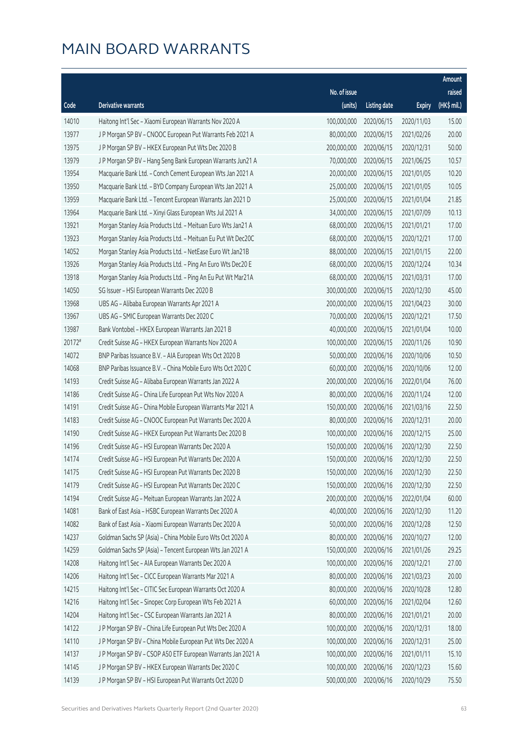# MAIN BOARD WARRANTS

| Code | Derivative warrants | No. of issue (units) | Listing date | Expiry | Amount raised (HK$ mil.) |
|---|---|---|---|---|---|
| 14010 | Haitong Int'l Sec – Xiaomi European Warrants Nov 2020 A | 100,000,000 | 2020/06/15 | 2020/11/03 | 15.00 |
| 13977 | J P Morgan SP BV – CNOOC European Put Warrants Feb 2021 A | 80,000,000 | 2020/06/15 | 2021/02/26 | 20.00 |
| 13975 | J P Morgan SP BV – HKEX European Put Wts Dec 2020 B | 200,000,000 | 2020/06/15 | 2020/12/31 | 50.00 |
| 13979 | J P Morgan SP BV – Hang Seng Bank European Warrants Jun21 A | 70,000,000 | 2020/06/15 | 2021/06/25 | 10.57 |
| 13954 | Macquarie Bank Ltd. – Conch Cement European Wts Jan 2021 A | 20,000,000 | 2020/06/15 | 2021/01/05 | 10.20 |
| 13950 | Macquarie Bank Ltd. – BYD Company European Wts Jan 2021 A | 25,000,000 | 2020/06/15 | 2021/01/05 | 10.05 |
| 13959 | Macquarie Bank Ltd. – Tencent European Warrants Jan 2021 D | 25,000,000 | 2020/06/15 | 2021/01/04 | 21.85 |
| 13964 | Macquarie Bank Ltd. – Xinyi Glass European Wts Jul 2021 A | 34,000,000 | 2020/06/15 | 2021/07/09 | 10.13 |
| 13921 | Morgan Stanley Asia Products Ltd. – Meituan Euro Wts Jan21 A | 68,000,000 | 2020/06/15 | 2021/01/21 | 17.00 |
| 13923 | Morgan Stanley Asia Products Ltd. – Meituan Eu Put Wt Dec20C | 68,000,000 | 2020/06/15 | 2020/12/21 | 17.00 |
| 14052 | Morgan Stanley Asia Products Ltd. – NetEase Euro Wt Jan21B | 88,000,000 | 2020/06/15 | 2021/01/15 | 22.00 |
| 13926 | Morgan Stanley Asia Products Ltd. – Ping An Euro Wts Dec20 E | 68,000,000 | 2020/06/15 | 2020/12/24 | 10.34 |
| 13918 | Morgan Stanley Asia Products Ltd. – Ping An Eu Put Wt Mar21A | 68,000,000 | 2020/06/15 | 2021/03/31 | 17.00 |
| 14050 | SG Issuer – HSI European Warrants Dec 2020 B | 300,000,000 | 2020/06/15 | 2020/12/30 | 45.00 |
| 13968 | UBS AG – Alibaba European Warrants Apr 2021 A | 200,000,000 | 2020/06/15 | 2021/04/23 | 30.00 |
| 13967 | UBS AG – SMIC European Warrants Dec 2020 C | 70,000,000 | 2020/06/15 | 2020/12/21 | 17.50 |
| 13987 | Bank Vontobel – HKEX European Warrants Jan 2021 B | 40,000,000 | 2020/06/15 | 2021/01/04 | 10.00 |
| 20172# | Credit Suisse AG – HKEX European Warrants Nov 2020 A | 100,000,000 | 2020/06/15 | 2020/11/26 | 10.90 |
| 14072 | BNP Paribas Issuance B.V. – AIA European Wts Oct 2020 B | 50,000,000 | 2020/06/16 | 2020/10/06 | 10.50 |
| 14068 | BNP Paribas Issuance B.V. – China Mobile Euro Wts Oct 2020 C | 60,000,000 | 2020/06/16 | 2020/10/06 | 12.00 |
| 14193 | Credit Suisse AG – Alibaba European Warrants Jan 2022 A | 200,000,000 | 2020/06/16 | 2022/01/04 | 76.00 |
| 14186 | Credit Suisse AG – China Life European Put Wts Nov 2020 A | 80,000,000 | 2020/06/16 | 2020/11/24 | 12.00 |
| 14191 | Credit Suisse AG – China Mobile European Warrants Mar 2021 A | 150,000,000 | 2020/06/16 | 2021/03/16 | 22.50 |
| 14183 | Credit Suisse AG – CNOOC European Put Warrants Dec 2020 A | 80,000,000 | 2020/06/16 | 2020/12/31 | 20.00 |
| 14190 | Credit Suisse AG – HKEX European Put Warrants Dec 2020 B | 100,000,000 | 2020/06/16 | 2020/12/15 | 25.00 |
| 14196 | Credit Suisse AG – HSI European Warrants Dec 2020 A | 150,000,000 | 2020/06/16 | 2020/12/30 | 22.50 |
| 14174 | Credit Suisse AG – HSI European Put Warrants Dec 2020 A | 150,000,000 | 2020/06/16 | 2020/12/30 | 22.50 |
| 14175 | Credit Suisse AG – HSI European Put Warrants Dec 2020 B | 150,000,000 | 2020/06/16 | 2020/12/30 | 22.50 |
| 14179 | Credit Suisse AG – HSI European Put Warrants Dec 2020 C | 150,000,000 | 2020/06/16 | 2020/12/30 | 22.50 |
| 14194 | Credit Suisse AG – Meituan European Warrants Jan 2022 A | 200,000,000 | 2020/06/16 | 2022/01/04 | 60.00 |
| 14081 | Bank of East Asia – HSBC European Warrants Dec 2020 A | 40,000,000 | 2020/06/16 | 2020/12/30 | 11.20 |
| 14082 | Bank of East Asia – Xiaomi European Warrants Dec 2020 A | 50,000,000 | 2020/06/16 | 2020/12/28 | 12.50 |
| 14237 | Goldman Sachs SP (Asia) – China Mobile Euro Wts Oct 2020 A | 80,000,000 | 2020/06/16 | 2020/10/27 | 12.00 |
| 14259 | Goldman Sachs SP (Asia) – Tencent European Wts Jan 2021 A | 150,000,000 | 2020/06/16 | 2021/01/26 | 29.25 |
| 14208 | Haitong Int'l Sec – AIA European Warrants Dec 2020 A | 100,000,000 | 2020/06/16 | 2020/12/21 | 27.00 |
| 14206 | Haitong Int'l Sec – CICC European Warrants Mar 2021 A | 80,000,000 | 2020/06/16 | 2021/03/23 | 20.00 |
| 14215 | Haitong Int'l Sec – CITIC Sec European Warrants Oct 2020 A | 80,000,000 | 2020/06/16 | 2020/10/28 | 12.80 |
| 14216 | Haitong Int'l Sec – Sinopec Corp European Wts Feb 2021 A | 60,000,000 | 2020/06/16 | 2021/02/04 | 12.60 |
| 14204 | Haitong Int'l Sec – CSC European Warrants Jan 2021 A | 80,000,000 | 2020/06/16 | 2021/01/21 | 20.00 |
| 14122 | J P Morgan SP BV – China Life European Put Wts Dec 2020 A | 100,000,000 | 2020/06/16 | 2020/12/31 | 18.00 |
| 14110 | J P Morgan SP BV – China Mobile European Put Wts Dec 2020 A | 100,000,000 | 2020/06/16 | 2020/12/31 | 25.00 |
| 14137 | J P Morgan SP BV – CSOP A50 ETF European Warrants Jan 2021 A | 100,000,000 | 2020/06/16 | 2021/01/11 | 15.10 |
| 14145 | J P Morgan SP BV – HKEX European Warrants Dec 2020 C | 100,000,000 | 2020/06/16 | 2020/12/23 | 15.60 |
| 14139 | J P Morgan SP BV – HSI European Put Warrants Oct 2020 D | 500,000,000 | 2020/06/16 | 2020/10/29 | 75.50 |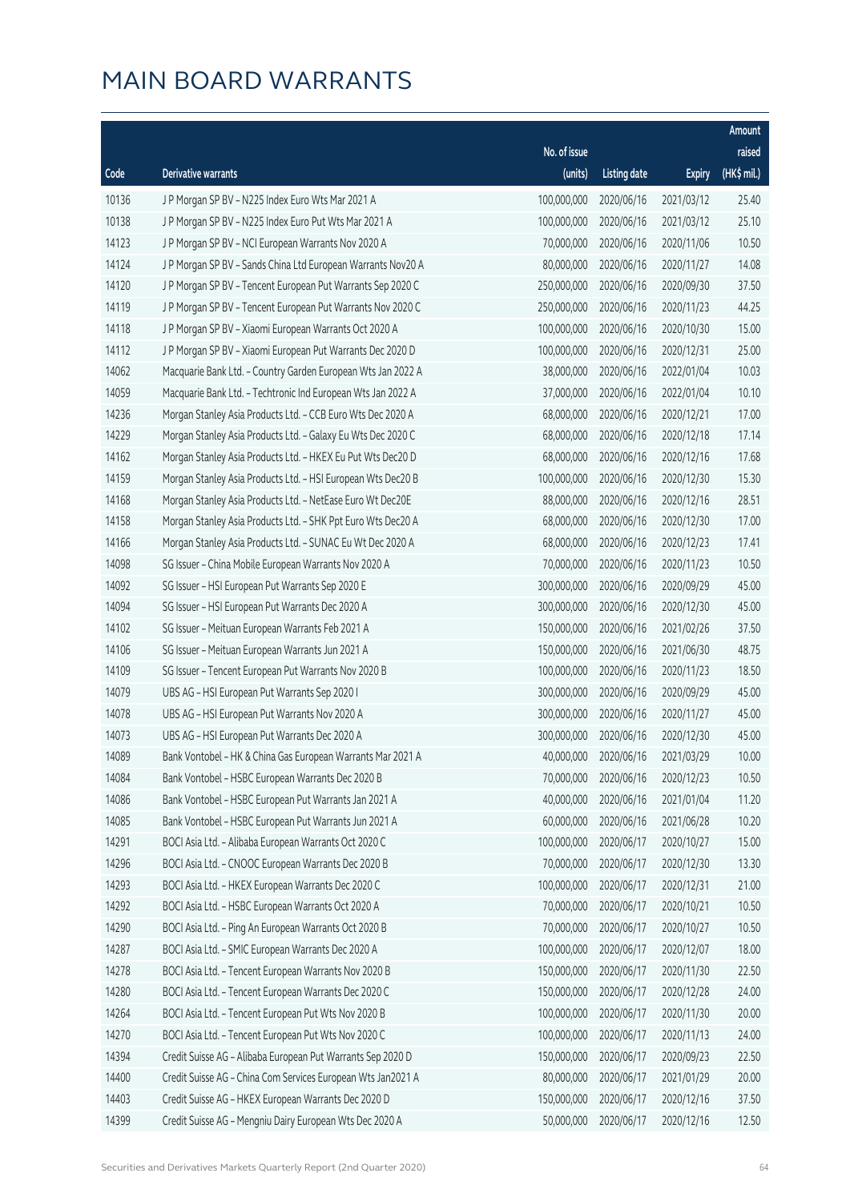# MAIN BOARD WARRANTS

| Code | Derivative warrants | No. of issue (units) | Listing date | Expiry | Amount raised (HK$ mil.) |
|---|---|---|---|---|---|
| 10136 | J P Morgan SP BV – N225 Index Euro Wts Mar 2021 A | 100,000,000 | 2020/06/16 | 2021/03/12 | 25.40 |
| 10138 | J P Morgan SP BV – N225 Index Euro Put Wts Mar 2021 A | 100,000,000 | 2020/06/16 | 2021/03/12 | 25.10 |
| 14123 | J P Morgan SP BV – NCI European Warrants Nov 2020 A | 70,000,000 | 2020/06/16 | 2020/11/06 | 10.50 |
| 14124 | J P Morgan SP BV – Sands China Ltd European Warrants Nov20 A | 80,000,000 | 2020/06/16 | 2020/11/27 | 14.08 |
| 14120 | J P Morgan SP BV – Tencent European Put Warrants Sep 2020 C | 250,000,000 | 2020/06/16 | 2020/09/30 | 37.50 |
| 14119 | J P Morgan SP BV – Tencent European Put Warrants Nov 2020 C | 250,000,000 | 2020/06/16 | 2020/11/23 | 44.25 |
| 14118 | J P Morgan SP BV – Xiaomi European Warrants Oct 2020 A | 100,000,000 | 2020/06/16 | 2020/10/30 | 15.00 |
| 14112 | J P Morgan SP BV – Xiaomi European Put Warrants Dec 2020 D | 100,000,000 | 2020/06/16 | 2020/12/31 | 25.00 |
| 14062 | Macquarie Bank Ltd. – Country Garden European Wts Jan 2022 A | 38,000,000 | 2020/06/16 | 2022/01/04 | 10.03 |
| 14059 | Macquarie Bank Ltd. – Techtronic Ind European Wts Jan 2022 A | 37,000,000 | 2020/06/16 | 2022/01/04 | 10.10 |
| 14236 | Morgan Stanley Asia Products Ltd. – CCB Euro Wts Dec 2020 A | 68,000,000 | 2020/06/16 | 2020/12/21 | 17.00 |
| 14229 | Morgan Stanley Asia Products Ltd. – Galaxy Eu Wts Dec 2020 C | 68,000,000 | 2020/06/16 | 2020/12/18 | 17.14 |
| 14162 | Morgan Stanley Asia Products Ltd. – HKEX Eu Put Wts Dec20 D | 68,000,000 | 2020/06/16 | 2020/12/16 | 17.68 |
| 14159 | Morgan Stanley Asia Products Ltd. – HSI European Wts Dec20 B | 100,000,000 | 2020/06/16 | 2020/12/30 | 15.30 |
| 14168 | Morgan Stanley Asia Products Ltd. – NetEase Euro Wt Dec20E | 88,000,000 | 2020/06/16 | 2020/12/16 | 28.51 |
| 14158 | Morgan Stanley Asia Products Ltd. – SHK Ppt Euro Wts Dec20 A | 68,000,000 | 2020/06/16 | 2020/12/30 | 17.00 |
| 14166 | Morgan Stanley Asia Products Ltd. – SUNAC Eu Wt Dec 2020 A | 68,000,000 | 2020/06/16 | 2020/12/23 | 17.41 |
| 14098 | SG Issuer – China Mobile European Warrants Nov 2020 A | 70,000,000 | 2020/06/16 | 2020/11/23 | 10.50 |
| 14092 | SG Issuer – HSI European Put Warrants Sep 2020 E | 300,000,000 | 2020/06/16 | 2020/09/29 | 45.00 |
| 14094 | SG Issuer – HSI European Put Warrants Dec 2020 A | 300,000,000 | 2020/06/16 | 2020/12/30 | 45.00 |
| 14102 | SG Issuer – Meituan European Warrants Feb 2021 A | 150,000,000 | 2020/06/16 | 2021/02/26 | 37.50 |
| 14106 | SG Issuer – Meituan European Warrants Jun 2021 A | 150,000,000 | 2020/06/16 | 2021/06/30 | 48.75 |
| 14109 | SG Issuer – Tencent European Put Warrants Nov 2020 B | 100,000,000 | 2020/06/16 | 2020/11/23 | 18.50 |
| 14079 | UBS AG – HSI European Put Warrants Sep 2020 I | 300,000,000 | 2020/06/16 | 2020/09/29 | 45.00 |
| 14078 | UBS AG – HSI European Put Warrants Nov 2020 A | 300,000,000 | 2020/06/16 | 2020/11/27 | 45.00 |
| 14073 | UBS AG – HSI European Put Warrants Dec 2020 A | 300,000,000 | 2020/06/16 | 2020/12/30 | 45.00 |
| 14089 | Bank Vontobel – HK & China Gas European Warrants Mar 2021 A | 40,000,000 | 2020/06/16 | 2021/03/29 | 10.00 |
| 14084 | Bank Vontobel – HSBC European Warrants Dec 2020 B | 70,000,000 | 2020/06/16 | 2020/12/23 | 10.50 |
| 14086 | Bank Vontobel – HSBC European Put Warrants Jan 2021 A | 40,000,000 | 2020/06/16 | 2021/01/04 | 11.20 |
| 14085 | Bank Vontobel – HSBC European Put Warrants Jun 2021 A | 60,000,000 | 2020/06/16 | 2021/06/28 | 10.20 |
| 14291 | BOCI Asia Ltd. – Alibaba European Warrants Oct 2020 C | 100,000,000 | 2020/06/17 | 2020/10/27 | 15.00 |
| 14296 | BOCI Asia Ltd. – CNOOC European Warrants Dec 2020 B | 70,000,000 | 2020/06/17 | 2020/12/30 | 13.30 |
| 14293 | BOCI Asia Ltd. – HKEX European Warrants Dec 2020 C | 100,000,000 | 2020/06/17 | 2020/12/31 | 21.00 |
| 14292 | BOCI Asia Ltd. – HSBC European Warrants Oct 2020 A | 70,000,000 | 2020/06/17 | 2020/10/21 | 10.50 |
| 14290 | BOCI Asia Ltd. – Ping An European Warrants Oct 2020 B | 70,000,000 | 2020/06/17 | 2020/10/27 | 10.50 |
| 14287 | BOCI Asia Ltd. – SMIC European Warrants Dec 2020 A | 100,000,000 | 2020/06/17 | 2020/12/07 | 18.00 |
| 14278 | BOCI Asia Ltd. – Tencent European Warrants Nov 2020 B | 150,000,000 | 2020/06/17 | 2020/11/30 | 22.50 |
| 14280 | BOCI Asia Ltd. – Tencent European Warrants Dec 2020 C | 150,000,000 | 2020/06/17 | 2020/12/28 | 24.00 |
| 14264 | BOCI Asia Ltd. – Tencent European Put Wts Nov 2020 B | 100,000,000 | 2020/06/17 | 2020/11/30 | 20.00 |
| 14270 | BOCI Asia Ltd. – Tencent European Put Wts Nov 2020 C | 100,000,000 | 2020/06/17 | 2020/11/13 | 24.00 |
| 14394 | Credit Suisse AG – Alibaba European Put Warrants Sep 2020 D | 150,000,000 | 2020/06/17 | 2020/09/23 | 22.50 |
| 14400 | Credit Suisse AG – China Com Services European Wts Jan2021 A | 80,000,000 | 2020/06/17 | 2021/01/29 | 20.00 |
| 14403 | Credit Suisse AG – HKEX European Warrants Dec 2020 D | 150,000,000 | 2020/06/17 | 2020/12/16 | 37.50 |
| 14399 | Credit Suisse AG – Mengniu Dairy European Wts Dec 2020 A | 50,000,000 | 2020/06/17 | 2020/12/16 | 12.50 |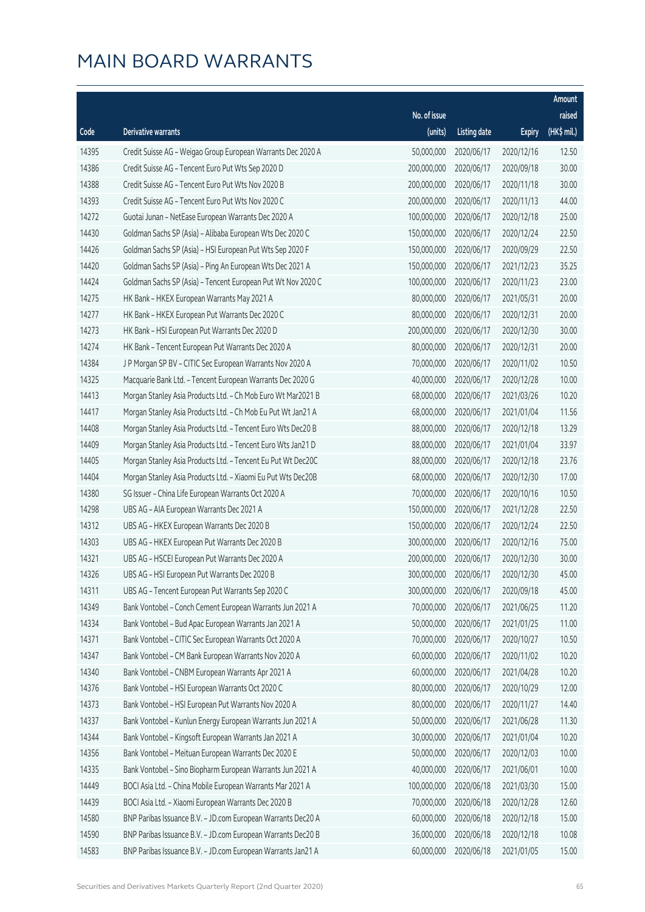# MAIN BOARD WARRANTS

| Code | Derivative warrants | No. of issue (units) | Listing date | Expiry | Amount raised (HK$ mil.) |
|---|---|---|---|---|---|
| 14395 | Credit Suisse AG - Weigao Group European Warrants Dec 2020 A | 50,000,000 | 2020/06/17 | 2020/12/16 | 12.50 |
| 14386 | Credit Suisse AG - Tencent Euro Put Wts Sep 2020 D | 200,000,000 | 2020/06/17 | 2020/09/18 | 30.00 |
| 14388 | Credit Suisse AG - Tencent Euro Put Wts Nov 2020 B | 200,000,000 | 2020/06/17 | 2020/11/18 | 30.00 |
| 14393 | Credit Suisse AG - Tencent Euro Put Wts Nov 2020 C | 200,000,000 | 2020/06/17 | 2020/11/13 | 44.00 |
| 14272 | Guotai Junan - NetEase European Warrants Dec 2020 A | 100,000,000 | 2020/06/17 | 2020/12/18 | 25.00 |
| 14430 | Goldman Sachs SP (Asia) - Alibaba European Wts Dec 2020 C | 150,000,000 | 2020/06/17 | 2020/12/24 | 22.50 |
| 14426 | Goldman Sachs SP (Asia) - HSI European Put Wts Sep 2020 F | 150,000,000 | 2020/06/17 | 2020/09/29 | 22.50 |
| 14420 | Goldman Sachs SP (Asia) - Ping An European Wts Dec 2021 A | 150,000,000 | 2020/06/17 | 2021/12/23 | 35.25 |
| 14424 | Goldman Sachs SP (Asia) - Tencent European Put Wt Nov 2020 C | 100,000,000 | 2020/06/17 | 2020/11/23 | 23.00 |
| 14275 | HK Bank - HKEX European Warrants May 2021 A | 80,000,000 | 2020/06/17 | 2021/05/31 | 20.00 |
| 14277 | HK Bank - HKEX European Put Warrants Dec 2020 C | 80,000,000 | 2020/06/17 | 2020/12/31 | 20.00 |
| 14273 | HK Bank - HSI European Put Warrants Dec 2020 D | 200,000,000 | 2020/06/17 | 2020/12/30 | 30.00 |
| 14274 | HK Bank - Tencent European Put Warrants Dec 2020 A | 80,000,000 | 2020/06/17 | 2020/12/31 | 20.00 |
| 14384 | J P Morgan SP BV - CITIC Sec European Warrants Nov 2020 A | 70,000,000 | 2020/06/17 | 2020/11/02 | 10.50 |
| 14325 | Macquarie Bank Ltd. - Tencent European Warrants Dec 2020 G | 40,000,000 | 2020/06/17 | 2020/12/28 | 10.00 |
| 14413 | Morgan Stanley Asia Products Ltd. - Ch Mob Euro Wt Mar2021 B | 68,000,000 | 2020/06/17 | 2021/03/26 | 10.20 |
| 14417 | Morgan Stanley Asia Products Ltd. - Ch Mob Eu Put Wt Jan21 A | 68,000,000 | 2020/06/17 | 2021/01/04 | 11.56 |
| 14408 | Morgan Stanley Asia Products Ltd. - Tencent Euro Wts Dec20 B | 88,000,000 | 2020/06/17 | 2020/12/18 | 13.29 |
| 14409 | Morgan Stanley Asia Products Ltd. - Tencent Euro Wts Jan21 D | 88,000,000 | 2020/06/17 | 2021/01/04 | 33.97 |
| 14405 | Morgan Stanley Asia Products Ltd. - Tencent Eu Put Wt Dec20C | 88,000,000 | 2020/06/17 | 2020/12/18 | 23.76 |
| 14404 | Morgan Stanley Asia Products Ltd. - Xiaomi Eu Put Wts Dec20B | 68,000,000 | 2020/06/17 | 2020/12/30 | 17.00 |
| 14380 | SG Issuer - China Life European Warrants Oct 2020 A | 70,000,000 | 2020/06/17 | 2020/10/16 | 10.50 |
| 14298 | UBS AG - AIA European Warrants Dec 2021 A | 150,000,000 | 2020/06/17 | 2021/12/28 | 22.50 |
| 14312 | UBS AG - HKEX European Warrants Dec 2020 B | 150,000,000 | 2020/06/17 | 2020/12/24 | 22.50 |
| 14303 | UBS AG - HKEX European Put Warrants Dec 2020 B | 300,000,000 | 2020/06/17 | 2020/12/16 | 75.00 |
| 14321 | UBS AG - HSCEI European Put Warrants Dec 2020 A | 200,000,000 | 2020/06/17 | 2020/12/30 | 30.00 |
| 14326 | UBS AG - HSI European Put Warrants Dec 2020 B | 300,000,000 | 2020/06/17 | 2020/12/30 | 45.00 |
| 14311 | UBS AG - Tencent European Put Warrants Sep 2020 C | 300,000,000 | 2020/06/17 | 2020/09/18 | 45.00 |
| 14349 | Bank Vontobel - Conch Cement European Warrants Jun 2021 A | 70,000,000 | 2020/06/17 | 2021/06/25 | 11.20 |
| 14334 | Bank Vontobel - Bud Apac European Warrants Jan 2021 A | 50,000,000 | 2020/06/17 | 2021/01/25 | 11.00 |
| 14371 | Bank Vontobel - CITIC Sec European Warrants Oct 2020 A | 70,000,000 | 2020/06/17 | 2020/10/27 | 10.50 |
| 14347 | Bank Vontobel - CM Bank European Warrants Nov 2020 A | 60,000,000 | 2020/06/17 | 2020/11/02 | 10.20 |
| 14340 | Bank Vontobel - CNBM European Warrants Apr 2021 A | 60,000,000 | 2020/06/17 | 2021/04/28 | 10.20 |
| 14376 | Bank Vontobel - HSI European Warrants Oct 2020 C | 80,000,000 | 2020/06/17 | 2020/10/29 | 12.00 |
| 14373 | Bank Vontobel - HSI European Put Warrants Nov 2020 A | 80,000,000 | 2020/06/17 | 2020/11/27 | 14.40 |
| 14337 | Bank Vontobel - Kunlun Energy European Warrants Jun 2021 A | 50,000,000 | 2020/06/17 | 2021/06/28 | 11.30 |
| 14344 | Bank Vontobel - Kingsoft European Warrants Jan 2021 A | 30,000,000 | 2020/06/17 | 2021/01/04 | 10.20 |
| 14356 | Bank Vontobel - Meituan European Warrants Dec 2020 E | 50,000,000 | 2020/06/17 | 2020/12/03 | 10.00 |
| 14335 | Bank Vontobel - Sino Biopharm European Warrants Jun 2021 A | 40,000,000 | 2020/06/17 | 2021/06/01 | 10.00 |
| 14449 | BOCI Asia Ltd. - China Mobile European Warrants Mar 2021 A | 100,000,000 | 2020/06/18 | 2021/03/30 | 15.00 |
| 14439 | BOCI Asia Ltd. - Xiaomi European Warrants Dec 2020 B | 70,000,000 | 2020/06/18 | 2020/12/28 | 12.60 |
| 14580 | BNP Paribas Issuance B.V. - JD.com European Warrants Dec20 A | 60,000,000 | 2020/06/18 | 2020/12/18 | 15.00 |
| 14590 | BNP Paribas Issuance B.V. - JD.com European Warrants Dec20 B | 36,000,000 | 2020/06/18 | 2020/12/18 | 10.08 |
| 14583 | BNP Paribas Issuance B.V. - JD.com European Warrants Jan21 A | 60,000,000 | 2020/06/18 | 2021/01/05 | 15.00 |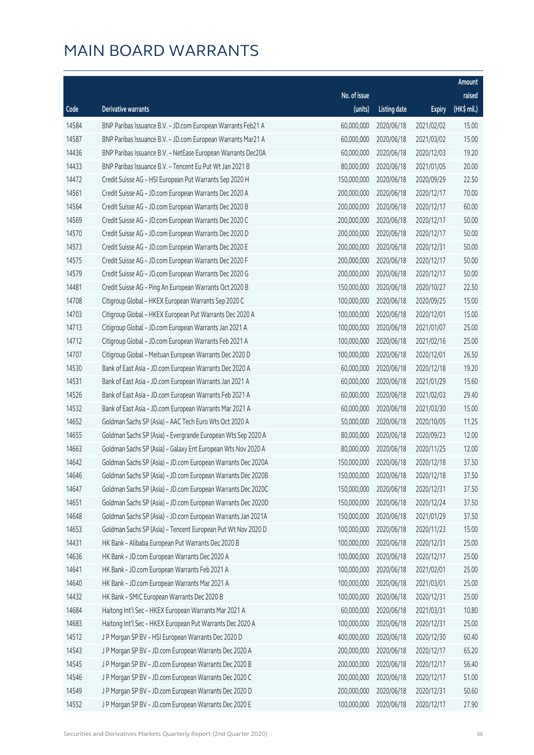# MAIN BOARD WARRANTS

| Code | Derivative warrants | No. of issue (units) | Listing date | Expiry | Amount raised (HK$ mil.) |
|---|---|---|---|---|---|
| 14584 | BNP Paribas Issuance B.V. – JD.com European Warrants Feb21 A | 60,000,000 | 2020/06/18 | 2021/02/02 | 15.00 |
| 14587 | BNP Paribas Issuance B.V. – JD.com European Warrants Mar21 A | 60,000,000 | 2020/06/18 | 2021/03/02 | 15.00 |
| 14436 | BNP Paribas Issuance B.V. – NetEase European Warrants Dec20A | 60,000,000 | 2020/06/18 | 2020/12/03 | 19.20 |
| 14433 | BNP Paribas Issuance B.V. – Tencent Eu Put Wt Jan 2021 B | 80,000,000 | 2020/06/18 | 2021/01/05 | 20.00 |
| 14472 | Credit Suisse AG – HSI European Put Warrants Sep 2020 H | 150,000,000 | 2020/06/18 | 2020/09/29 | 22.50 |
| 14561 | Credit Suisse AG – JD.com European Warrants Dec 2020 A | 200,000,000 | 2020/06/18 | 2020/12/17 | 70.00 |
| 14564 | Credit Suisse AG – JD.com European Warrants Dec 2020 B | 200,000,000 | 2020/06/18 | 2020/12/17 | 60.00 |
| 14569 | Credit Suisse AG – JD.com European Warrants Dec 2020 C | 200,000,000 | 2020/06/18 | 2020/12/17 | 50.00 |
| 14570 | Credit Suisse AG – JD.com European Warrants Dec 2020 D | 200,000,000 | 2020/06/18 | 2020/12/17 | 50.00 |
| 14573 | Credit Suisse AG – JD.com European Warrants Dec 2020 E | 200,000,000 | 2020/06/18 | 2020/12/31 | 50.00 |
| 14575 | Credit Suisse AG – JD.com European Warrants Dec 2020 F | 200,000,000 | 2020/06/18 | 2020/12/17 | 50.00 |
| 14579 | Credit Suisse AG – JD.com European Warrants Dec 2020 G | 200,000,000 | 2020/06/18 | 2020/12/17 | 50.00 |
| 14481 | Credit Suisse AG – Ping An European Warrants Oct 2020 B | 150,000,000 | 2020/06/18 | 2020/10/27 | 22.50 |
| 14708 | Citigroup Global – HKEX European Warrants Sep 2020 C | 100,000,000 | 2020/06/18 | 2020/09/25 | 15.00 |
| 14703 | Citigroup Global – HKEX European Put Warrants Dec 2020 A | 100,000,000 | 2020/06/18 | 2020/12/01 | 15.00 |
| 14713 | Citigroup Global – JD.com European Warrants Jan 2021 A | 100,000,000 | 2020/06/18 | 2021/01/07 | 25.00 |
| 14712 | Citigroup Global – JD.com European Warrants Feb 2021 A | 100,000,000 | 2020/06/18 | 2021/02/16 | 25.00 |
| 14707 | Citigroup Global – Meituan European Warrants Dec 2020 D | 100,000,000 | 2020/06/18 | 2020/12/01 | 26.50 |
| 14530 | Bank of East Asia – JD.com European Warrants Dec 2020 A | 60,000,000 | 2020/06/18 | 2020/12/18 | 19.20 |
| 14531 | Bank of East Asia – JD.com European Warrants Jan 2021 A | 60,000,000 | 2020/06/18 | 2021/01/29 | 15.60 |
| 14526 | Bank of East Asia – JD.com European Warrants Feb 2021 A | 60,000,000 | 2020/06/18 | 2021/02/03 | 29.40 |
| 14532 | Bank of East Asia – JD.com European Warrants Mar 2021 A | 60,000,000 | 2020/06/18 | 2021/03/30 | 15.00 |
| 14652 | Goldman Sachs SP (Asia) – AAC Tech Euro Wts Oct 2020 A | 50,000,000 | 2020/06/18 | 2020/10/05 | 11.25 |
| 14655 | Goldman Sachs SP (Asia) – Evergrande European Wts Sep 2020 A | 80,000,000 | 2020/06/18 | 2020/09/23 | 12.00 |
| 14663 | Goldman Sachs SP (Asia) – Galaxy Ent European Wts Nov 2020 A | 80,000,000 | 2020/06/18 | 2020/11/25 | 12.00 |
| 14642 | Goldman Sachs SP (Asia) – JD.com European Warrants Dec 2020A | 150,000,000 | 2020/06/18 | 2020/12/18 | 37.50 |
| 14646 | Goldman Sachs SP (Asia) – JD.com European Warrants Dec 2020B | 150,000,000 | 2020/06/18 | 2020/12/18 | 37.50 |
| 14647 | Goldman Sachs SP (Asia) – JD.com European Warrants Dec 2020C | 150,000,000 | 2020/06/18 | 2020/12/31 | 37.50 |
| 14651 | Goldman Sachs SP (Asia) – JD.com European Warrants Dec 2020D | 150,000,000 | 2020/06/18 | 2020/12/24 | 37.50 |
| 14648 | Goldman Sachs SP (Asia) – JD.com European Warrants Jan 2021A | 150,000,000 | 2020/06/18 | 2021/01/29 | 37.50 |
| 14653 | Goldman Sachs SP (Asia) – Tencent European Put Wt Nov 2020 D | 100,000,000 | 2020/06/18 | 2020/11/23 | 15.00 |
| 14431 | HK Bank – Alibaba European Put Warrants Dec 2020 B | 100,000,000 | 2020/06/18 | 2020/12/31 | 25.00 |
| 14636 | HK Bank – JD.com European Warrants Dec 2020 A | 100,000,000 | 2020/06/18 | 2020/12/17 | 25.00 |
| 14641 | HK Bank – JD.com European Warrants Feb 2021 A | 100,000,000 | 2020/06/18 | 2021/02/01 | 25.00 |
| 14640 | HK Bank – JD.com European Warrants Mar 2021 A | 100,000,000 | 2020/06/18 | 2021/03/01 | 25.00 |
| 14432 | HK Bank – SMIC European Warrants Dec 2020 B | 100,000,000 | 2020/06/18 | 2020/12/31 | 25.00 |
| 14684 | Haitong Int'l Sec – HKEX European Warrants Mar 2021 A | 60,000,000 | 2020/06/18 | 2021/03/31 | 10.80 |
| 14683 | Haitong Int'l Sec – HKEX European Put Warrants Dec 2020 A | 100,000,000 | 2020/06/18 | 2020/12/31 | 25.00 |
| 14512 | J P Morgan SP BV – HSI European Warrants Dec 2020 D | 400,000,000 | 2020/06/18 | 2020/12/30 | 60.40 |
| 14543 | J P Morgan SP BV – JD.com European Warrants Dec 2020 A | 200,000,000 | 2020/06/18 | 2020/12/17 | 65.20 |
| 14545 | J P Morgan SP BV – JD.com European Warrants Dec 2020 B | 200,000,000 | 2020/06/18 | 2020/12/17 | 56.40 |
| 14546 | J P Morgan SP BV – JD.com European Warrants Dec 2020 C | 200,000,000 | 2020/06/18 | 2020/12/17 | 51.00 |
| 14549 | J P Morgan SP BV – JD.com European Warrants Dec 2020 D | 200,000,000 | 2020/06/18 | 2020/12/31 | 50.60 |
| 14552 | J P Morgan SP BV – JD.com European Warrants Dec 2020 E | 100,000,000 | 2020/06/18 | 2020/12/17 | 27.90 |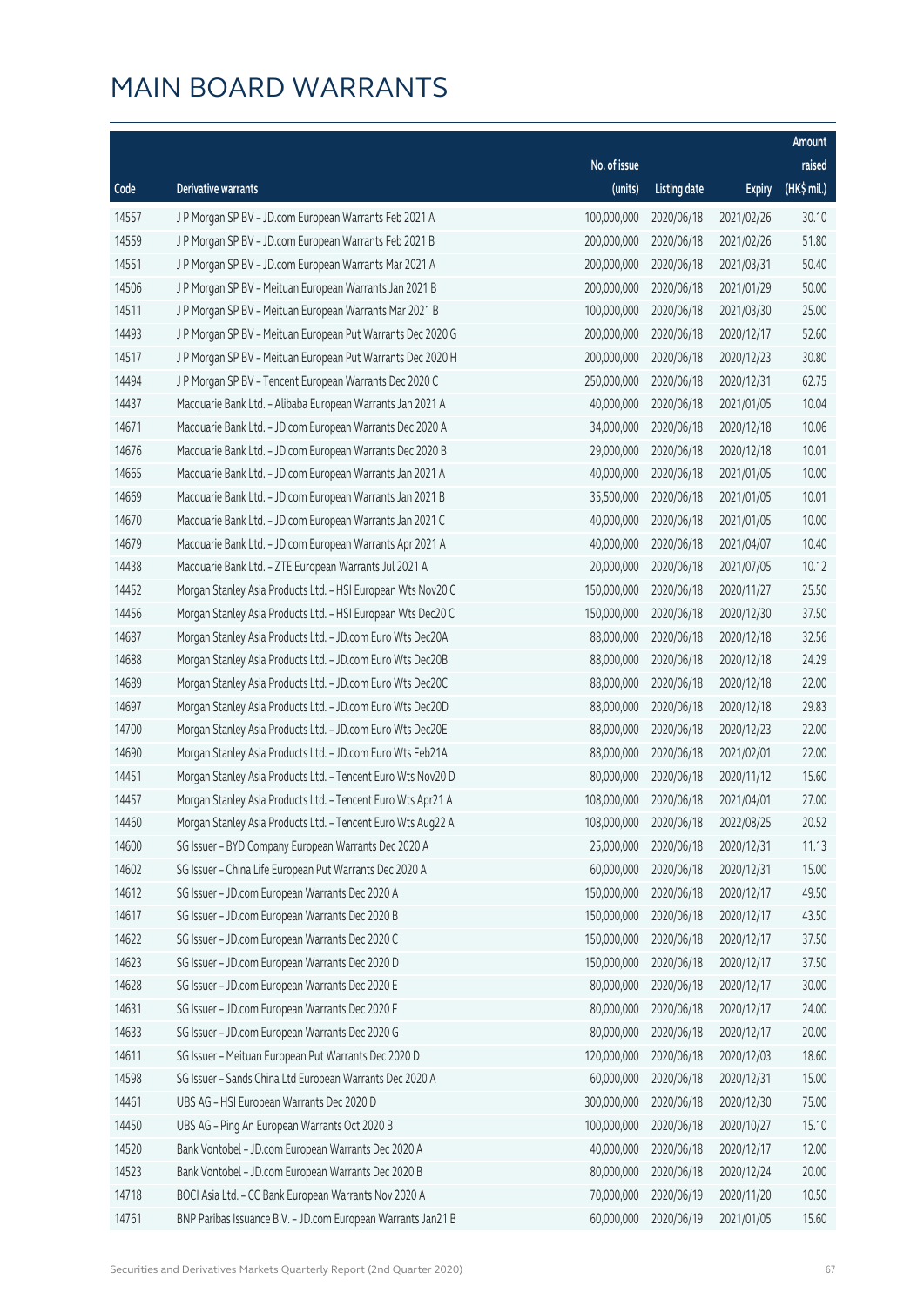# MAIN BOARD WARRANTS

| Code | Derivative warrants | No. of issue (units) | Listing date | Expiry | Amount raised (HK$ mil.) |
|---|---|---|---|---|---|
| 14557 | J P Morgan SP BV – JD.com European Warrants Feb 2021 A | 100,000,000 | 2020/06/18 | 2021/02/26 | 30.10 |
| 14559 | J P Morgan SP BV – JD.com European Warrants Feb 2021 B | 200,000,000 | 2020/06/18 | 2021/02/26 | 51.80 |
| 14551 | J P Morgan SP BV – JD.com European Warrants Mar 2021 A | 200,000,000 | 2020/06/18 | 2021/03/31 | 50.40 |
| 14506 | J P Morgan SP BV – Meituan European Warrants Jan 2021 B | 200,000,000 | 2020/06/18 | 2021/01/29 | 50.00 |
| 14511 | J P Morgan SP BV – Meituan European Warrants Mar 2021 B | 100,000,000 | 2020/06/18 | 2021/03/30 | 25.00 |
| 14493 | J P Morgan SP BV – Meituan European Put Warrants Dec 2020 G | 200,000,000 | 2020/06/18 | 2020/12/17 | 52.60 |
| 14517 | J P Morgan SP BV – Meituan European Put Warrants Dec 2020 H | 200,000,000 | 2020/06/18 | 2020/12/23 | 30.80 |
| 14494 | J P Morgan SP BV – Tencent European Warrants Dec 2020 C | 250,000,000 | 2020/06/18 | 2020/12/31 | 62.75 |
| 14437 | Macquarie Bank Ltd. – Alibaba European Warrants Jan 2021 A | 40,000,000 | 2020/06/18 | 2021/01/05 | 10.04 |
| 14671 | Macquarie Bank Ltd. – JD.com European Warrants Dec 2020 A | 34,000,000 | 2020/06/18 | 2020/12/18 | 10.06 |
| 14676 | Macquarie Bank Ltd. – JD.com European Warrants Dec 2020 B | 29,000,000 | 2020/06/18 | 2020/12/18 | 10.01 |
| 14665 | Macquarie Bank Ltd. – JD.com European Warrants Jan 2021 A | 40,000,000 | 2020/06/18 | 2021/01/05 | 10.00 |
| 14669 | Macquarie Bank Ltd. – JD.com European Warrants Jan 2021 B | 35,500,000 | 2020/06/18 | 2021/01/05 | 10.01 |
| 14670 | Macquarie Bank Ltd. – JD.com European Warrants Jan 2021 C | 40,000,000 | 2020/06/18 | 2021/01/05 | 10.00 |
| 14679 | Macquarie Bank Ltd. – JD.com European Warrants Apr 2021 A | 40,000,000 | 2020/06/18 | 2021/04/07 | 10.40 |
| 14438 | Macquarie Bank Ltd. – ZTE European Warrants Jul 2021 A | 20,000,000 | 2020/06/18 | 2021/07/05 | 10.12 |
| 14452 | Morgan Stanley Asia Products Ltd. – HSI European Wts Nov20 C | 150,000,000 | 2020/06/18 | 2020/11/27 | 25.50 |
| 14456 | Morgan Stanley Asia Products Ltd. – HSI European Wts Dec20 C | 150,000,000 | 2020/06/18 | 2020/12/30 | 37.50 |
| 14687 | Morgan Stanley Asia Products Ltd. – JD.com Euro Wts Dec20A | 88,000,000 | 2020/06/18 | 2020/12/18 | 32.56 |
| 14688 | Morgan Stanley Asia Products Ltd. – JD.com Euro Wts Dec20B | 88,000,000 | 2020/06/18 | 2020/12/18 | 24.29 |
| 14689 | Morgan Stanley Asia Products Ltd. – JD.com Euro Wts Dec20C | 88,000,000 | 2020/06/18 | 2020/12/18 | 22.00 |
| 14697 | Morgan Stanley Asia Products Ltd. – JD.com Euro Wts Dec20D | 88,000,000 | 2020/06/18 | 2020/12/18 | 29.83 |
| 14700 | Morgan Stanley Asia Products Ltd. – JD.com Euro Wts Dec20E | 88,000,000 | 2020/06/18 | 2020/12/23 | 22.00 |
| 14690 | Morgan Stanley Asia Products Ltd. – JD.com Euro Wts Feb21A | 88,000,000 | 2020/06/18 | 2021/02/01 | 22.00 |
| 14451 | Morgan Stanley Asia Products Ltd. – Tencent Euro Wts Nov20 D | 80,000,000 | 2020/06/18 | 2020/11/12 | 15.60 |
| 14457 | Morgan Stanley Asia Products Ltd. – Tencent Euro Wts Apr21 A | 108,000,000 | 2020/06/18 | 2021/04/01 | 27.00 |
| 14460 | Morgan Stanley Asia Products Ltd. – Tencent Euro Wts Aug22 A | 108,000,000 | 2020/06/18 | 2022/08/25 | 20.52 |
| 14600 | SG Issuer – BYD Company European Warrants Dec 2020 A | 25,000,000 | 2020/06/18 | 2020/12/31 | 11.13 |
| 14602 | SG Issuer – China Life European Put Warrants Dec 2020 A | 60,000,000 | 2020/06/18 | 2020/12/31 | 15.00 |
| 14612 | SG Issuer – JD.com European Warrants Dec 2020 A | 150,000,000 | 2020/06/18 | 2020/12/17 | 49.50 |
| 14617 | SG Issuer – JD.com European Warrants Dec 2020 B | 150,000,000 | 2020/06/18 | 2020/12/17 | 43.50 |
| 14622 | SG Issuer – JD.com European Warrants Dec 2020 C | 150,000,000 | 2020/06/18 | 2020/12/17 | 37.50 |
| 14623 | SG Issuer – JD.com European Warrants Dec 2020 D | 150,000,000 | 2020/06/18 | 2020/12/17 | 37.50 |
| 14628 | SG Issuer – JD.com European Warrants Dec 2020 E | 80,000,000 | 2020/06/18 | 2020/12/17 | 30.00 |
| 14631 | SG Issuer – JD.com European Warrants Dec 2020 F | 80,000,000 | 2020/06/18 | 2020/12/17 | 24.00 |
| 14633 | SG Issuer – JD.com European Warrants Dec 2020 G | 80,000,000 | 2020/06/18 | 2020/12/17 | 20.00 |
| 14611 | SG Issuer – Meituan European Put Warrants Dec 2020 D | 120,000,000 | 2020/06/18 | 2020/12/03 | 18.60 |
| 14598 | SG Issuer – Sands China Ltd European Warrants Dec 2020 A | 60,000,000 | 2020/06/18 | 2020/12/31 | 15.00 |
| 14461 | UBS AG – HSI European Warrants Dec 2020 D | 300,000,000 | 2020/06/18 | 2020/12/30 | 75.00 |
| 14450 | UBS AG – Ping An European Warrants Oct 2020 B | 100,000,000 | 2020/06/18 | 2020/10/27 | 15.10 |
| 14520 | Bank Vontobel – JD.com European Warrants Dec 2020 A | 40,000,000 | 2020/06/18 | 2020/12/17 | 12.00 |
| 14523 | Bank Vontobel – JD.com European Warrants Dec 2020 B | 80,000,000 | 2020/06/18 | 2020/12/24 | 20.00 |
| 14718 | BOCI Asia Ltd. – CC Bank European Warrants Nov 2020 A | 70,000,000 | 2020/06/19 | 2020/11/20 | 10.50 |
| 14761 | BNP Paribas Issuance B.V. – JD.com European Warrants Jan21 B | 60,000,000 | 2020/06/19 | 2021/01/05 | 15.60 |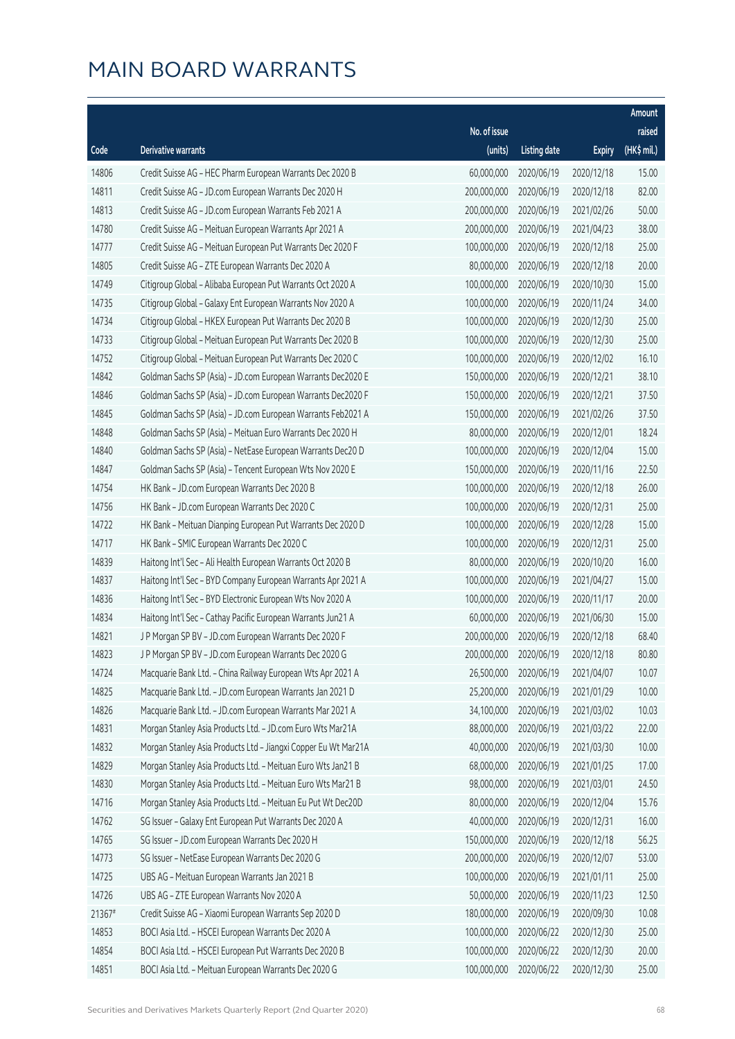# MAIN BOARD WARRANTS

| Code | Derivative warrants | No. of issue (units) | Listing date | Expiry | Amount raised (HK$ mil.) |
|---|---|---|---|---|---|
| 14806 | Credit Suisse AG - HEC Pharm European Warrants Dec 2020 B | 60,000,000 | 2020/06/19 | 2020/12/18 | 15.00 |
| 14811 | Credit Suisse AG - JD.com European Warrants Dec 2020 H | 200,000,000 | 2020/06/19 | 2020/12/18 | 82.00 |
| 14813 | Credit Suisse AG - JD.com European Warrants Feb 2021 A | 200,000,000 | 2020/06/19 | 2021/02/26 | 50.00 |
| 14780 | Credit Suisse AG - Meituan European Warrants Apr 2021 A | 200,000,000 | 2020/06/19 | 2021/04/23 | 38.00 |
| 14777 | Credit Suisse AG - Meituan European Put Warrants Dec 2020 F | 100,000,000 | 2020/06/19 | 2020/12/18 | 25.00 |
| 14805 | Credit Suisse AG - ZTE European Warrants Dec 2020 A | 80,000,000 | 2020/06/19 | 2020/12/18 | 20.00 |
| 14749 | Citigroup Global - Alibaba European Put Warrants Oct 2020 A | 100,000,000 | 2020/06/19 | 2020/10/30 | 15.00 |
| 14735 | Citigroup Global - Galaxy Ent European Warrants Nov 2020 A | 100,000,000 | 2020/06/19 | 2020/11/24 | 34.00 |
| 14734 | Citigroup Global - HKEX European Put Warrants Dec 2020 B | 100,000,000 | 2020/06/19 | 2020/12/30 | 25.00 |
| 14733 | Citigroup Global - Meituan European Put Warrants Dec 2020 B | 100,000,000 | 2020/06/19 | 2020/12/30 | 25.00 |
| 14752 | Citigroup Global - Meituan European Put Warrants Dec 2020 C | 100,000,000 | 2020/06/19 | 2020/12/02 | 16.10 |
| 14842 | Goldman Sachs SP (Asia) - JD.com European Warrants Dec2020 E | 150,000,000 | 2020/06/19 | 2020/12/21 | 38.10 |
| 14846 | Goldman Sachs SP (Asia) - JD.com European Warrants Dec2020 F | 150,000,000 | 2020/06/19 | 2020/12/21 | 37.50 |
| 14845 | Goldman Sachs SP (Asia) - JD.com European Warrants Feb2021 A | 150,000,000 | 2020/06/19 | 2021/02/26 | 37.50 |
| 14848 | Goldman Sachs SP (Asia) - Meituan Euro Warrants Dec 2020 H | 80,000,000 | 2020/06/19 | 2020/12/01 | 18.24 |
| 14840 | Goldman Sachs SP (Asia) - NetEase European Warrants Dec20 D | 100,000,000 | 2020/06/19 | 2020/12/04 | 15.00 |
| 14847 | Goldman Sachs SP (Asia) - Tencent European Wts Nov 2020 E | 150,000,000 | 2020/06/19 | 2020/11/16 | 22.50 |
| 14754 | HK Bank - JD.com European Warrants Dec 2020 B | 100,000,000 | 2020/06/19 | 2020/12/18 | 26.00 |
| 14756 | HK Bank - JD.com European Warrants Dec 2020 C | 100,000,000 | 2020/06/19 | 2020/12/31 | 25.00 |
| 14722 | HK Bank - Meituan Dianping European Put Warrants Dec 2020 D | 100,000,000 | 2020/06/19 | 2020/12/28 | 15.00 |
| 14717 | HK Bank - SMIC European Warrants Dec 2020 C | 100,000,000 | 2020/06/19 | 2020/12/31 | 25.00 |
| 14839 | Haitong Int'l Sec - Ali Health European Warrants Oct 2020 B | 80,000,000 | 2020/06/19 | 2020/10/20 | 16.00 |
| 14837 | Haitong Int'l Sec - BYD Company European Warrants Apr 2021 A | 100,000,000 | 2020/06/19 | 2021/04/27 | 15.00 |
| 14836 | Haitong Int'l Sec - BYD Electronic European Wts Nov 2020 A | 100,000,000 | 2020/06/19 | 2020/11/17 | 20.00 |
| 14834 | Haitong Int'l Sec - Cathay Pacific European Warrants Jun21 A | 60,000,000 | 2020/06/19 | 2021/06/30 | 15.00 |
| 14821 | J P Morgan SP BV - JD.com European Warrants Dec 2020 F | 200,000,000 | 2020/06/19 | 2020/12/18 | 68.40 |
| 14823 | J P Morgan SP BV - JD.com European Warrants Dec 2020 G | 200,000,000 | 2020/06/19 | 2020/12/18 | 80.80 |
| 14724 | Macquarie Bank Ltd. - China Railway European Wts Apr 2021 A | 26,500,000 | 2020/06/19 | 2021/04/07 | 10.07 |
| 14825 | Macquarie Bank Ltd. - JD.com European Warrants Jan 2021 D | 25,200,000 | 2020/06/19 | 2021/01/29 | 10.00 |
| 14826 | Macquarie Bank Ltd. - JD.com European Warrants Mar 2021 A | 34,100,000 | 2020/06/19 | 2021/03/02 | 10.03 |
| 14831 | Morgan Stanley Asia Products Ltd. - JD.com Euro Wts Mar21A | 88,000,000 | 2020/06/19 | 2021/03/22 | 22.00 |
| 14832 | Morgan Stanley Asia Products Ltd - Jiangxi Copper Eu Wt Mar21A | 40,000,000 | 2020/06/19 | 2021/03/30 | 10.00 |
| 14829 | Morgan Stanley Asia Products Ltd. - Meituan Euro Wts Jan21 B | 68,000,000 | 2020/06/19 | 2021/01/25 | 17.00 |
| 14830 | Morgan Stanley Asia Products Ltd. - Meituan Euro Wts Mar21 B | 98,000,000 | 2020/06/19 | 2021/03/01 | 24.50 |
| 14716 | Morgan Stanley Asia Products Ltd. - Meituan Eu Put Wt Dec20D | 80,000,000 | 2020/06/19 | 2020/12/04 | 15.76 |
| 14762 | SG Issuer - Galaxy Ent European Put Warrants Dec 2020 A | 40,000,000 | 2020/06/19 | 2020/12/31 | 16.00 |
| 14765 | SG Issuer - JD.com European Warrants Dec 2020 H | 150,000,000 | 2020/06/19 | 2020/12/18 | 56.25 |
| 14773 | SG Issuer - NetEase European Warrants Dec 2020 G | 200,000,000 | 2020/06/19 | 2020/12/07 | 53.00 |
| 14725 | UBS AG - Meituan European Warrants Jan 2021 B | 100,000,000 | 2020/06/19 | 2021/01/11 | 25.00 |
| 14726 | UBS AG - ZTE European Warrants Nov 2020 A | 50,000,000 | 2020/06/19 | 2020/11/23 | 12.50 |
| 21367# | Credit Suisse AG - Xiaomi European Warrants Sep 2020 D | 180,000,000 | 2020/06/19 | 2020/09/30 | 10.08 |
| 14853 | BOCI Asia Ltd. - HSCEI European Warrants Dec 2020 A | 100,000,000 | 2020/06/22 | 2020/12/30 | 25.00 |
| 14854 | BOCI Asia Ltd. - HSCEI European Put Warrants Dec 2020 B | 100,000,000 | 2020/06/22 | 2020/12/30 | 20.00 |
| 14851 | BOCI Asia Ltd. - Meituan European Warrants Dec 2020 G | 100,000,000 | 2020/06/22 | 2020/12/30 | 25.00 |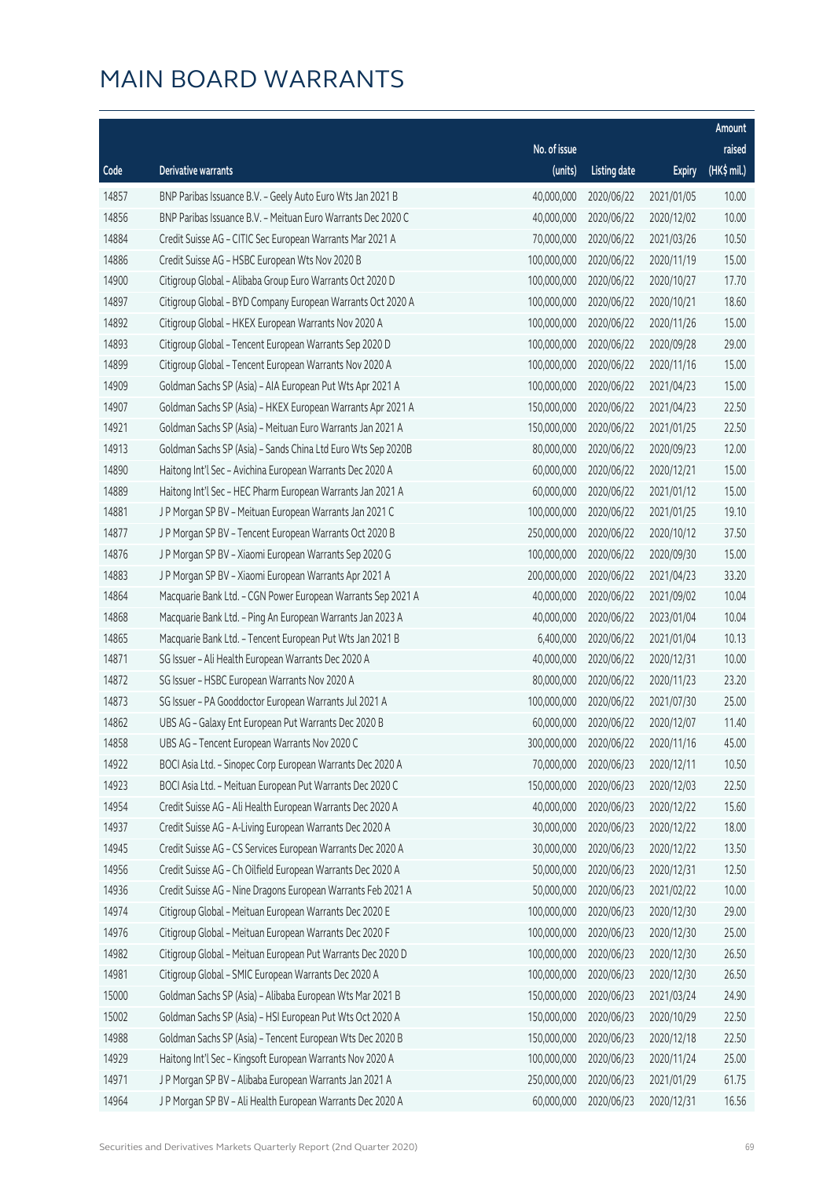# MAIN BOARD WARRANTS

| Code | Derivative warrants | No. of issue (units) | Listing date | Expiry | Amount raised (HK$ mil.) |
|---|---|---|---|---|---|
| 14857 | BNP Paribas Issuance B.V. – Geely Auto Euro Wts Jan 2021 B | 40,000,000 | 2020/06/22 | 2021/01/05 | 10.00 |
| 14856 | BNP Paribas Issuance B.V. – Meituan Euro Warrants Dec 2020 C | 40,000,000 | 2020/06/22 | 2020/12/02 | 10.00 |
| 14884 | Credit Suisse AG – CITIC Sec European Warrants Mar 2021 A | 70,000,000 | 2020/06/22 | 2021/03/26 | 10.50 |
| 14886 | Credit Suisse AG – HSBC European Wts Nov 2020 B | 100,000,000 | 2020/06/22 | 2020/11/19 | 15.00 |
| 14900 | Citigroup Global – Alibaba Group Euro Warrants Oct 2020 D | 100,000,000 | 2020/06/22 | 2020/10/27 | 17.70 |
| 14897 | Citigroup Global – BYD Company European Warrants Oct 2020 A | 100,000,000 | 2020/06/22 | 2020/10/21 | 18.60 |
| 14892 | Citigroup Global – HKEX European Warrants Nov 2020 A | 100,000,000 | 2020/06/22 | 2020/11/26 | 15.00 |
| 14893 | Citigroup Global – Tencent European Warrants Sep 2020 D | 100,000,000 | 2020/06/22 | 2020/09/28 | 29.00 |
| 14899 | Citigroup Global – Tencent European Warrants Nov 2020 A | 100,000,000 | 2020/06/22 | 2020/11/16 | 15.00 |
| 14909 | Goldman Sachs SP (Asia) – AIA European Put Wts Apr 2021 A | 100,000,000 | 2020/06/22 | 2021/04/23 | 15.00 |
| 14907 | Goldman Sachs SP (Asia) – HKEX European Warrants Apr 2021 A | 150,000,000 | 2020/06/22 | 2021/04/23 | 22.50 |
| 14921 | Goldman Sachs SP (Asia) – Meituan Euro Warrants Jan 2021 A | 150,000,000 | 2020/06/22 | 2021/01/25 | 22.50 |
| 14913 | Goldman Sachs SP (Asia) – Sands China Ltd Euro Wts Sep 2020B | 80,000,000 | 2020/06/22 | 2020/09/23 | 12.00 |
| 14890 | Haitong Int'l Sec – Avichina European Warrants Dec 2020 A | 60,000,000 | 2020/06/22 | 2020/12/21 | 15.00 |
| 14889 | Haitong Int'l Sec – HEC Pharm European Warrants Jan 2021 A | 60,000,000 | 2020/06/22 | 2021/01/12 | 15.00 |
| 14881 | J P Morgan SP BV – Meituan European Warrants Jan 2021 C | 100,000,000 | 2020/06/22 | 2021/01/25 | 19.10 |
| 14877 | J P Morgan SP BV – Tencent European Warrants Oct 2020 B | 250,000,000 | 2020/06/22 | 2020/10/12 | 37.50 |
| 14876 | J P Morgan SP BV – Xiaomi European Warrants Sep 2020 G | 100,000,000 | 2020/06/22 | 2020/09/30 | 15.00 |
| 14883 | J P Morgan SP BV – Xiaomi European Warrants Apr 2021 A | 200,000,000 | 2020/06/22 | 2021/04/23 | 33.20 |
| 14864 | Macquarie Bank Ltd. – CGN Power European Warrants Sep 2021 A | 40,000,000 | 2020/06/22 | 2021/09/02 | 10.04 |
| 14868 | Macquarie Bank Ltd. – Ping An European Warrants Jan 2023 A | 40,000,000 | 2020/06/22 | 2023/01/04 | 10.04 |
| 14865 | Macquarie Bank Ltd. – Tencent European Put Wts Jan 2021 B | 6,400,000 | 2020/06/22 | 2021/01/04 | 10.13 |
| 14871 | SG Issuer – Ali Health European Warrants Dec 2020 A | 40,000,000 | 2020/06/22 | 2020/12/31 | 10.00 |
| 14872 | SG Issuer – HSBC European Warrants Nov 2020 A | 80,000,000 | 2020/06/22 | 2020/11/23 | 23.20 |
| 14873 | SG Issuer – PA Gooddoctor European Warrants Jul 2021 A | 100,000,000 | 2020/06/22 | 2021/07/30 | 25.00 |
| 14862 | UBS AG – Galaxy Ent European Put Warrants Dec 2020 B | 60,000,000 | 2020/06/22 | 2020/12/07 | 11.40 |
| 14858 | UBS AG – Tencent European Warrants Nov 2020 C | 300,000,000 | 2020/06/22 | 2020/11/16 | 45.00 |
| 14922 | BOCI Asia Ltd. – Sinopec Corp European Warrants Dec 2020 A | 70,000,000 | 2020/06/23 | 2020/12/11 | 10.50 |
| 14923 | BOCI Asia Ltd. – Meituan European Put Warrants Dec 2020 C | 150,000,000 | 2020/06/23 | 2020/12/03 | 22.50 |
| 14954 | Credit Suisse AG – Ali Health European Warrants Dec 2020 A | 40,000,000 | 2020/06/23 | 2020/12/22 | 15.60 |
| 14937 | Credit Suisse AG – A-Living European Warrants Dec 2020 A | 30,000,000 | 2020/06/23 | 2020/12/22 | 18.00 |
| 14945 | Credit Suisse AG – CS Services European Warrants Dec 2020 A | 30,000,000 | 2020/06/23 | 2020/12/22 | 13.50 |
| 14956 | Credit Suisse AG – Ch Oilfield European Warrants Dec 2020 A | 50,000,000 | 2020/06/23 | 2020/12/31 | 12.50 |
| 14936 | Credit Suisse AG – Nine Dragons European Warrants Feb 2021 A | 50,000,000 | 2020/06/23 | 2021/02/22 | 10.00 |
| 14974 | Citigroup Global – Meituan European Warrants Dec 2020 E | 100,000,000 | 2020/06/23 | 2020/12/30 | 29.00 |
| 14976 | Citigroup Global – Meituan European Warrants Dec 2020 F | 100,000,000 | 2020/06/23 | 2020/12/30 | 25.00 |
| 14982 | Citigroup Global – Meituan European Put Warrants Dec 2020 D | 100,000,000 | 2020/06/23 | 2020/12/30 | 26.50 |
| 14981 | Citigroup Global – SMIC European Warrants Dec 2020 A | 100,000,000 | 2020/06/23 | 2020/12/30 | 26.50 |
| 15000 | Goldman Sachs SP (Asia) – Alibaba European Wts Mar 2021 B | 150,000,000 | 2020/06/23 | 2021/03/24 | 24.90 |
| 15002 | Goldman Sachs SP (Asia) – HSI European Put Wts Oct 2020 A | 150,000,000 | 2020/06/23 | 2020/10/29 | 22.50 |
| 14988 | Goldman Sachs SP (Asia) – Tencent European Wts Dec 2020 B | 150,000,000 | 2020/06/23 | 2020/12/18 | 22.50 |
| 14929 | Haitong Int'l Sec – Kingsoft European Warrants Nov 2020 A | 100,000,000 | 2020/06/23 | 2020/11/24 | 25.00 |
| 14971 | J P Morgan SP BV – Alibaba European Warrants Jan 2021 A | 250,000,000 | 2020/06/23 | 2021/01/29 | 61.75 |
| 14964 | J P Morgan SP BV – Ali Health European Warrants Dec 2020 A | 60,000,000 | 2020/06/23 | 2020/12/31 | 16.56 |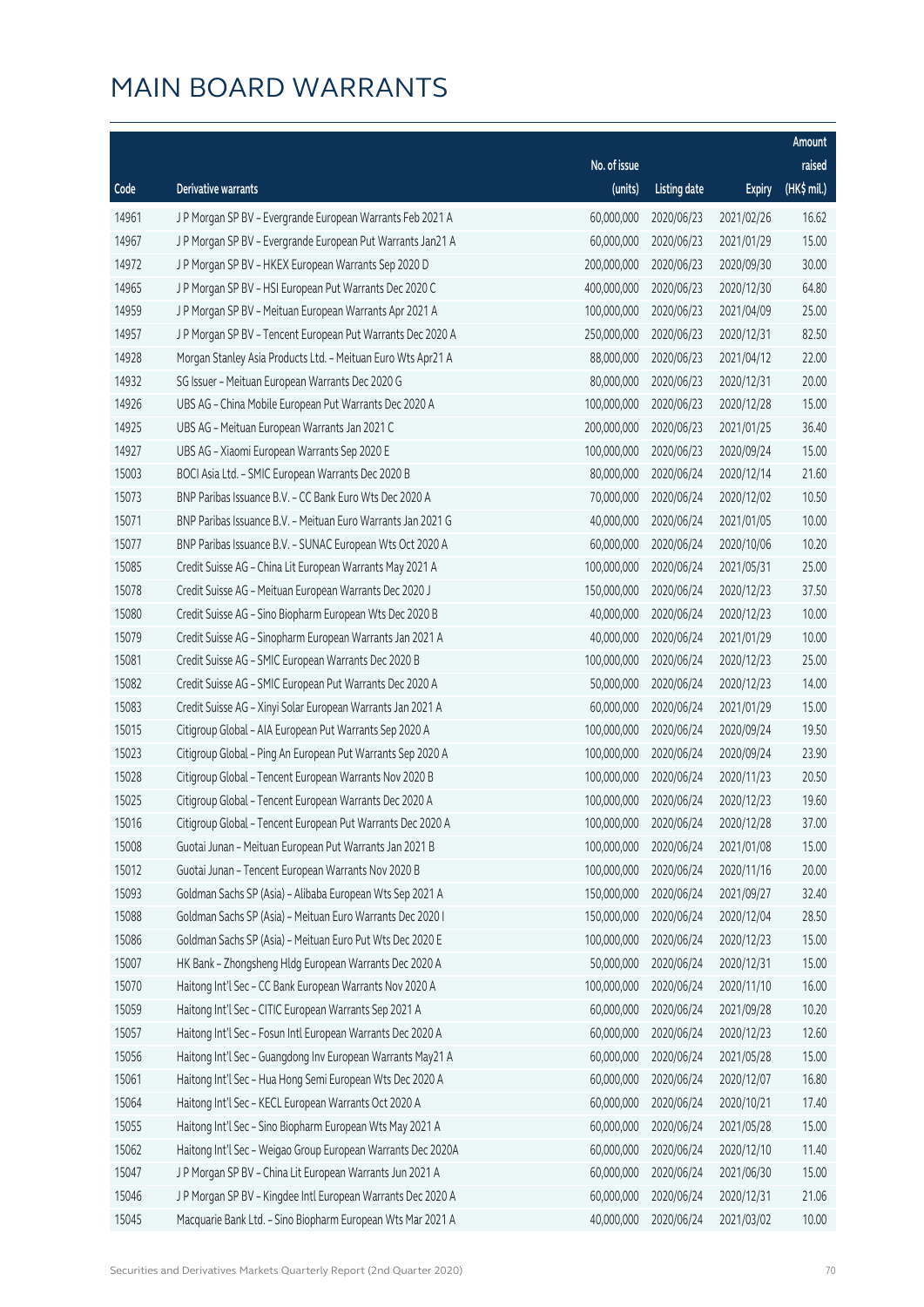# MAIN BOARD WARRANTS

| Code | Derivative warrants | No. of issue (units) | Listing date | Expiry | Amount raised (HK$ mil.) |
|---|---|---|---|---|---|
| 14961 | J P Morgan SP BV – Evergrande European Warrants Feb 2021 A | 60,000,000 | 2020/06/23 | 2021/02/26 | 16.62 |
| 14967 | J P Morgan SP BV – Evergrande European Put Warrants Jan21 A | 60,000,000 | 2020/06/23 | 2021/01/29 | 15.00 |
| 14972 | J P Morgan SP BV – HKEX European Warrants Sep 2020 D | 200,000,000 | 2020/06/23 | 2020/09/30 | 30.00 |
| 14965 | J P Morgan SP BV – HSI European Put Warrants Dec 2020 C | 400,000,000 | 2020/06/23 | 2020/12/30 | 64.80 |
| 14959 | J P Morgan SP BV – Meituan European Warrants Apr 2021 A | 100,000,000 | 2020/06/23 | 2021/04/09 | 25.00 |
| 14957 | J P Morgan SP BV – Tencent European Put Warrants Dec 2020 A | 250,000,000 | 2020/06/23 | 2020/12/31 | 82.50 |
| 14928 | Morgan Stanley Asia Products Ltd. – Meituan Euro Wts Apr21 A | 88,000,000 | 2020/06/23 | 2021/04/12 | 22.00 |
| 14932 | SG Issuer – Meituan European Warrants Dec 2020 G | 80,000,000 | 2020/06/23 | 2020/12/31 | 20.00 |
| 14926 | UBS AG – China Mobile European Put Warrants Dec 2020 A | 100,000,000 | 2020/06/23 | 2020/12/28 | 15.00 |
| 14925 | UBS AG – Meituan European Warrants Jan 2021 C | 200,000,000 | 2020/06/23 | 2021/01/25 | 36.40 |
| 14927 | UBS AG – Xiaomi European Warrants Sep 2020 E | 100,000,000 | 2020/06/23 | 2020/09/24 | 15.00 |
| 15003 | BOCI Asia Ltd. – SMIC European Warrants Dec 2020 B | 80,000,000 | 2020/06/24 | 2020/12/14 | 21.60 |
| 15073 | BNP Paribas Issuance B.V. – CC Bank Euro Wts Dec 2020 A | 70,000,000 | 2020/06/24 | 2020/12/02 | 10.50 |
| 15071 | BNP Paribas Issuance B.V. – Meituan Euro Warrants Jan 2021 G | 40,000,000 | 2020/06/24 | 2021/01/05 | 10.00 |
| 15077 | BNP Paribas Issuance B.V. – SUNAC European Wts Oct 2020 A | 60,000,000 | 2020/06/24 | 2020/10/06 | 10.20 |
| 15085 | Credit Suisse AG – China Lit European Warrants May 2021 A | 100,000,000 | 2020/06/24 | 2021/05/31 | 25.00 |
| 15078 | Credit Suisse AG – Meituan European Warrants Dec 2020 J | 150,000,000 | 2020/06/24 | 2020/12/23 | 37.50 |
| 15080 | Credit Suisse AG – Sino Biopharm European Wts Dec 2020 B | 40,000,000 | 2020/06/24 | 2020/12/23 | 10.00 |
| 15079 | Credit Suisse AG – Sinopharm European Warrants Jan 2021 A | 40,000,000 | 2020/06/24 | 2021/01/29 | 10.00 |
| 15081 | Credit Suisse AG – SMIC European Warrants Dec 2020 B | 100,000,000 | 2020/06/24 | 2020/12/23 | 25.00 |
| 15082 | Credit Suisse AG – SMIC European Put Warrants Dec 2020 A | 50,000,000 | 2020/06/24 | 2020/12/23 | 14.00 |
| 15083 | Credit Suisse AG – Xinyi Solar European Warrants Jan 2021 A | 60,000,000 | 2020/06/24 | 2021/01/29 | 15.00 |
| 15015 | Citigroup Global – AIA European Put Warrants Sep 2020 A | 100,000,000 | 2020/06/24 | 2020/09/24 | 19.50 |
| 15023 | Citigroup Global – Ping An European Put Warrants Sep 2020 A | 100,000,000 | 2020/06/24 | 2020/09/24 | 23.90 |
| 15028 | Citigroup Global – Tencent European Warrants Nov 2020 B | 100,000,000 | 2020/06/24 | 2020/11/23 | 20.50 |
| 15025 | Citigroup Global – Tencent European Warrants Dec 2020 A | 100,000,000 | 2020/06/24 | 2020/12/23 | 19.60 |
| 15016 | Citigroup Global – Tencent European Put Warrants Dec 2020 A | 100,000,000 | 2020/06/24 | 2020/12/28 | 37.00 |
| 15008 | Guotai Junan – Meituan European Put Warrants Jan 2021 B | 100,000,000 | 2020/06/24 | 2021/01/08 | 15.00 |
| 15012 | Guotai Junan – Tencent European Warrants Nov 2020 B | 100,000,000 | 2020/06/24 | 2020/11/16 | 20.00 |
| 15093 | Goldman Sachs SP (Asia) – Alibaba European Wts Sep 2021 A | 150,000,000 | 2020/06/24 | 2021/09/27 | 32.40 |
| 15088 | Goldman Sachs SP (Asia) – Meituan Euro Warrants Dec 2020 I | 150,000,000 | 2020/06/24 | 2020/12/04 | 28.50 |
| 15086 | Goldman Sachs SP (Asia) – Meituan Euro Put Wts Dec 2020 E | 100,000,000 | 2020/06/24 | 2020/12/23 | 15.00 |
| 15007 | HK Bank – Zhongsheng Hldg European Warrants Dec 2020 A | 50,000,000 | 2020/06/24 | 2020/12/31 | 15.00 |
| 15070 | Haitong Int'l Sec – CC Bank European Warrants Nov 2020 A | 100,000,000 | 2020/06/24 | 2020/11/10 | 16.00 |
| 15059 | Haitong Int'l Sec – CITIC European Warrants Sep 2021 A | 60,000,000 | 2020/06/24 | 2021/09/28 | 10.20 |
| 15057 | Haitong Int'l Sec – Fosun Intl European Warrants Dec 2020 A | 60,000,000 | 2020/06/24 | 2020/12/23 | 12.60 |
| 15056 | Haitong Int'l Sec – Guangdong Inv European Warrants May21 A | 60,000,000 | 2020/06/24 | 2021/05/28 | 15.00 |
| 15061 | Haitong Int'l Sec – Hua Hong Semi European Wts Dec 2020 A | 60,000,000 | 2020/06/24 | 2020/12/07 | 16.80 |
| 15064 | Haitong Int'l Sec – KECL European Warrants Oct 2020 A | 60,000,000 | 2020/06/24 | 2020/10/21 | 17.40 |
| 15055 | Haitong Int'l Sec – Sino Biopharm European Wts May 2021 A | 60,000,000 | 2020/06/24 | 2021/05/28 | 15.00 |
| 15062 | Haitong Int'l Sec – Weigao Group European Warrants Dec 2020A | 60,000,000 | 2020/06/24 | 2020/12/10 | 11.40 |
| 15047 | J P Morgan SP BV – China Lit European Warrants Jun 2021 A | 60,000,000 | 2020/06/24 | 2021/06/30 | 15.00 |
| 15046 | J P Morgan SP BV – Kingdee Intl European Warrants Dec 2020 A | 60,000,000 | 2020/06/24 | 2020/12/31 | 21.06 |
| 15045 | Macquarie Bank Ltd. – Sino Biopharm European Wts Mar 2021 A | 40,000,000 | 2020/06/24 | 2021/03/02 | 10.00 |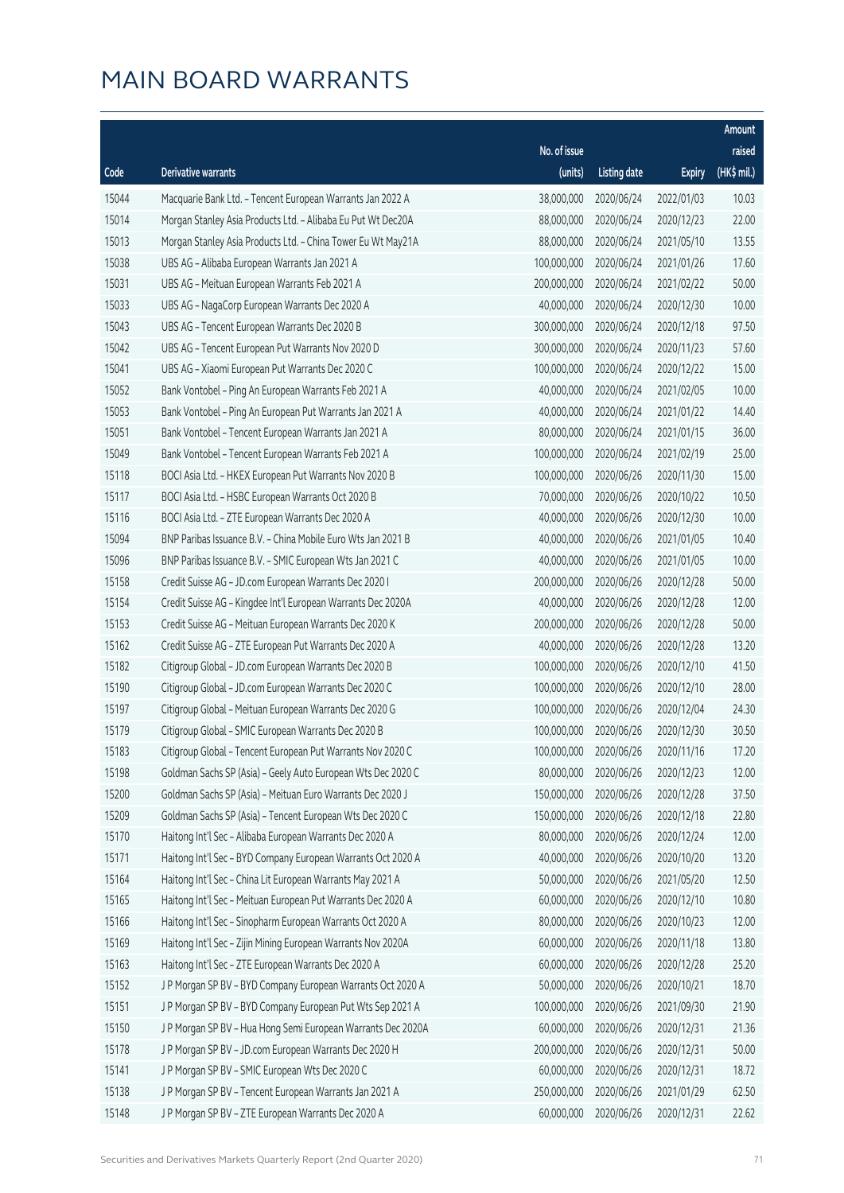# MAIN BOARD WARRANTS

| Code | Derivative warrants | No. of issue (units) | Listing date | Expiry | Amount raised (HK$ mil.) |
|---|---|---|---|---|---|
| 15044 | Macquarie Bank Ltd. - Tencent European Warrants Jan 2022 A | 38,000,000 | 2020/06/24 | 2022/01/03 | 10.03 |
| 15014 | Morgan Stanley Asia Products Ltd. - Alibaba Eu Put Wt Dec20A | 88,000,000 | 2020/06/24 | 2020/12/23 | 22.00 |
| 15013 | Morgan Stanley Asia Products Ltd. - China Tower Eu Wt May21A | 88,000,000 | 2020/06/24 | 2021/05/10 | 13.55 |
| 15038 | UBS AG - Alibaba European Warrants Jan 2021 A | 100,000,000 | 2020/06/24 | 2021/01/26 | 17.60 |
| 15031 | UBS AG - Meituan European Warrants Feb 2021 A | 200,000,000 | 2020/06/24 | 2021/02/22 | 50.00 |
| 15033 | UBS AG - NagaCorp European Warrants Dec 2020 A | 40,000,000 | 2020/06/24 | 2020/12/30 | 10.00 |
| 15043 | UBS AG - Tencent European Warrants Dec 2020 B | 300,000,000 | 2020/06/24 | 2020/12/18 | 97.50 |
| 15042 | UBS AG - Tencent European Put Warrants Nov 2020 D | 300,000,000 | 2020/06/24 | 2020/11/23 | 57.60 |
| 15041 | UBS AG - Xiaomi European Put Warrants Dec 2020 C | 100,000,000 | 2020/06/24 | 2020/12/22 | 15.00 |
| 15052 | Bank Vontobel - Ping An European Warrants Feb 2021 A | 40,000,000 | 2020/06/24 | 2021/02/05 | 10.00 |
| 15053 | Bank Vontobel - Ping An European Put Warrants Jan 2021 A | 40,000,000 | 2020/06/24 | 2021/01/22 | 14.40 |
| 15051 | Bank Vontobel - Tencent European Warrants Jan 2021 A | 80,000,000 | 2020/06/24 | 2021/01/15 | 36.00 |
| 15049 | Bank Vontobel - Tencent European Warrants Feb 2021 A | 100,000,000 | 2020/06/24 | 2021/02/19 | 25.00 |
| 15118 | BOCI Asia Ltd. - HKEX European Put Warrants Nov 2020 B | 100,000,000 | 2020/06/26 | 2020/11/30 | 15.00 |
| 15117 | BOCI Asia Ltd. - HSBC European Warrants Oct 2020 B | 70,000,000 | 2020/06/26 | 2020/10/22 | 10.50 |
| 15116 | BOCI Asia Ltd. - ZTE European Warrants Dec 2020 A | 40,000,000 | 2020/06/26 | 2020/12/30 | 10.00 |
| 15094 | BNP Paribas Issuance B.V. - China Mobile Euro Wts Jan 2021 B | 40,000,000 | 2020/06/26 | 2021/01/05 | 10.40 |
| 15096 | BNP Paribas Issuance B.V. - SMIC European Wts Jan 2021 C | 40,000,000 | 2020/06/26 | 2021/01/05 | 10.00 |
| 15158 | Credit Suisse AG - JD.com European Warrants Dec 2020 I | 200,000,000 | 2020/06/26 | 2020/12/28 | 50.00 |
| 15154 | Credit Suisse AG - Kingdee Int'l European Warrants Dec 2020A | 40,000,000 | 2020/06/26 | 2020/12/28 | 12.00 |
| 15153 | Credit Suisse AG - Meituan European Warrants Dec 2020 K | 200,000,000 | 2020/06/26 | 2020/12/28 | 50.00 |
| 15162 | Credit Suisse AG - ZTE European Put Warrants Dec 2020 A | 40,000,000 | 2020/06/26 | 2020/12/28 | 13.20 |
| 15182 | Citigroup Global - JD.com European Warrants Dec 2020 B | 100,000,000 | 2020/06/26 | 2020/12/10 | 41.50 |
| 15190 | Citigroup Global - JD.com European Warrants Dec 2020 C | 100,000,000 | 2020/06/26 | 2020/12/10 | 28.00 |
| 15197 | Citigroup Global - Meituan European Warrants Dec 2020 G | 100,000,000 | 2020/06/26 | 2020/12/04 | 24.30 |
| 15179 | Citigroup Global - SMIC European Warrants Dec 2020 B | 100,000,000 | 2020/06/26 | 2020/12/30 | 30.50 |
| 15183 | Citigroup Global - Tencent European Put Warrants Nov 2020 C | 100,000,000 | 2020/06/26 | 2020/11/16 | 17.20 |
| 15198 | Goldman Sachs SP (Asia) - Geely Auto European Wts Dec 2020 C | 80,000,000 | 2020/06/26 | 2020/12/23 | 12.00 |
| 15200 | Goldman Sachs SP (Asia) - Meituan Euro Warrants Dec 2020 J | 150,000,000 | 2020/06/26 | 2020/12/28 | 37.50 |
| 15209 | Goldman Sachs SP (Asia) - Tencent European Wts Dec 2020 C | 150,000,000 | 2020/06/26 | 2020/12/18 | 22.80 |
| 15170 | Haitong Int'l Sec - Alibaba European Warrants Dec 2020 A | 80,000,000 | 2020/06/26 | 2020/12/24 | 12.00 |
| 15171 | Haitong Int'l Sec - BYD Company European Warrants Oct 2020 A | 40,000,000 | 2020/06/26 | 2020/10/20 | 13.20 |
| 15164 | Haitong Int'l Sec - China Lit European Warrants May 2021 A | 50,000,000 | 2020/06/26 | 2021/05/20 | 12.50 |
| 15165 | Haitong Int'l Sec - Meituan European Put Warrants Dec 2020 A | 60,000,000 | 2020/06/26 | 2020/12/10 | 10.80 |
| 15166 | Haitong Int'l Sec - Sinopharm European Warrants Oct 2020 A | 80,000,000 | 2020/06/26 | 2020/10/23 | 12.00 |
| 15169 | Haitong Int'l Sec - Zijin Mining European Warrants Nov 2020A | 60,000,000 | 2020/06/26 | 2020/11/18 | 13.80 |
| 15163 | Haitong Int'l Sec - ZTE European Warrants Dec 2020 A | 60,000,000 | 2020/06/26 | 2020/12/28 | 25.20 |
| 15152 | J P Morgan SP BV - BYD Company European Warrants Oct 2020 A | 50,000,000 | 2020/06/26 | 2020/10/21 | 18.70 |
| 15151 | J P Morgan SP BV - BYD Company European Put Wts Sep 2021 A | 100,000,000 | 2020/06/26 | 2021/09/30 | 21.90 |
| 15150 | J P Morgan SP BV - Hua Hong Semi European Warrants Dec 2020A | 60,000,000 | 2020/06/26 | 2020/12/31 | 21.36 |
| 15178 | J P Morgan SP BV - JD.com European Warrants Dec 2020 H | 200,000,000 | 2020/06/26 | 2020/12/31 | 50.00 |
| 15141 | J P Morgan SP BV - SMIC European Wts Dec 2020 C | 60,000,000 | 2020/06/26 | 2020/12/31 | 18.72 |
| 15138 | J P Morgan SP BV - Tencent European Warrants Jan 2021 A | 250,000,000 | 2020/06/26 | 2021/01/29 | 62.50 |
| 15148 | J P Morgan SP BV - ZTE European Warrants Dec 2020 A | 60,000,000 | 2020/06/26 | 2020/12/31 | 22.62 |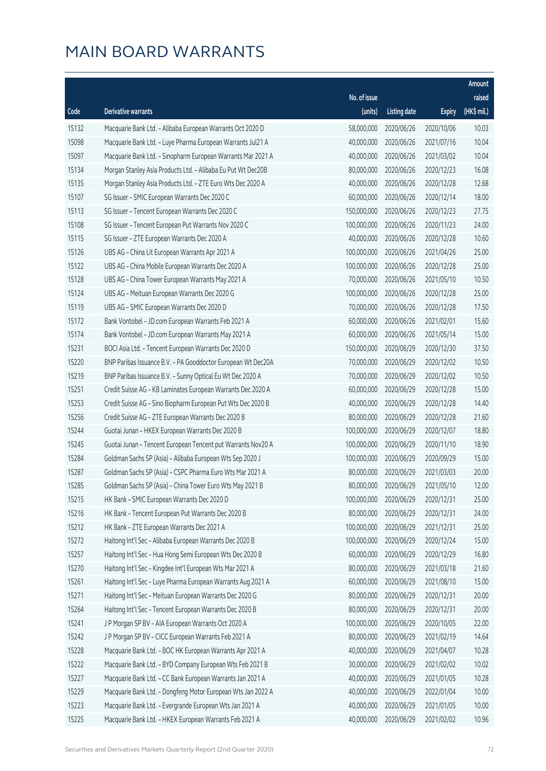# MAIN BOARD WARRANTS

| Code | Derivative warrants | No. of issue (units) | Listing date | Expiry | Amount raised (HK$ mil.) |
|---|---|---|---|---|---|
| 15132 | Macquarie Bank Ltd. - Alibaba European Warrants Oct 2020 D | 58,000,000 | 2020/06/26 | 2020/10/06 | 10.03 |
| 15098 | Macquarie Bank Ltd. - Luye Pharma European Warrants Jul21 A | 40,000,000 | 2020/06/26 | 2021/07/16 | 10.04 |
| 15097 | Macquarie Bank Ltd. - Sinopharm European Warrants Mar 2021 A | 40,000,000 | 2020/06/26 | 2021/03/02 | 10.04 |
| 15134 | Morgan Stanley Asia Products Ltd. - Alibaba Eu Put Wt Dec20B | 80,000,000 | 2020/06/26 | 2020/12/23 | 16.08 |
| 15135 | Morgan Stanley Asia Products Ltd. - ZTE Euro Wts Dec 2020 A | 40,000,000 | 2020/06/26 | 2020/12/28 | 12.68 |
| 15107 | SG Issuer - SMIC European Warrants Dec 2020 C | 60,000,000 | 2020/06/26 | 2020/12/14 | 18.00 |
| 15113 | SG Issuer - Tencent European Warrants Dec 2020 C | 150,000,000 | 2020/06/26 | 2020/12/23 | 27.75 |
| 15108 | SG Issuer - Tencent European Put Warrants Nov 2020 C | 100,000,000 | 2020/06/26 | 2020/11/23 | 24.00 |
| 15115 | SG Issuer - ZTE European Warrants Dec 2020 A | 40,000,000 | 2020/06/26 | 2020/12/28 | 10.60 |
| 15126 | UBS AG - China Lit European Warrants Apr 2021 A | 100,000,000 | 2020/06/26 | 2021/04/26 | 25.00 |
| 15122 | UBS AG - China Mobile European Warrants Dec 2020 A | 100,000,000 | 2020/06/26 | 2020/12/28 | 25.00 |
| 15128 | UBS AG - China Tower European Warrants May 2021 A | 70,000,000 | 2020/06/26 | 2021/05/10 | 10.50 |
| 15124 | UBS AG - Meituan European Warrants Dec 2020 G | 100,000,000 | 2020/06/26 | 2020/12/28 | 25.00 |
| 15119 | UBS AG - SMIC European Warrants Dec 2020 D | 70,000,000 | 2020/06/26 | 2020/12/28 | 17.50 |
| 15172 | Bank Vontobel - JD.com European Warrants Feb 2021 A | 60,000,000 | 2020/06/26 | 2021/02/01 | 15.60 |
| 15174 | Bank Vontobel - JD.com European Warrants May 2021 A | 60,000,000 | 2020/06/26 | 2021/05/14 | 15.00 |
| 15231 | BOCI Asia Ltd. - Tencent European Warrants Dec 2020 D | 150,000,000 | 2020/06/29 | 2020/12/30 | 37.50 |
| 15220 | BNP Paribas Issuance B.V. - PA Gooddoctor European Wt Dec20A | 70,000,000 | 2020/06/29 | 2020/12/02 | 10.50 |
| 15219 | BNP Paribas Issuance B.V. - Sunny Optical Eu Wt Dec 2020 A | 70,000,000 | 2020/06/29 | 2020/12/02 | 10.50 |
| 15251 | Credit Suisse AG - KB Laminates European Warrants Dec 2020 A | 60,000,000 | 2020/06/29 | 2020/12/28 | 15.00 |
| 15253 | Credit Suisse AG - Sino Biopharm European Put Wts Dec 2020 B | 40,000,000 | 2020/06/29 | 2020/12/28 | 14.40 |
| 15256 | Credit Suisse AG - ZTE European Warrants Dec 2020 B | 80,000,000 | 2020/06/29 | 2020/12/28 | 21.60 |
| 15244 | Guotai Junan - HKEX European Warrants Dec 2020 B | 100,000,000 | 2020/06/29 | 2020/12/07 | 18.80 |
| 15245 | Guotai Junan - Tencent European Tencent put Warrants Nov20 A | 100,000,000 | 2020/06/29 | 2020/11/10 | 18.90 |
| 15284 | Goldman Sachs SP (Asia) - Alibaba European Wts Sep 2020 J | 100,000,000 | 2020/06/29 | 2020/09/29 | 15.00 |
| 15287 | Goldman Sachs SP (Asia) - CSPC Pharma Euro Wts Mar 2021 A | 80,000,000 | 2020/06/29 | 2021/03/03 | 20.00 |
| 15285 | Goldman Sachs SP (Asia) - China Tower Euro Wts May 2021 B | 80,000,000 | 2020/06/29 | 2021/05/10 | 12.00 |
| 15215 | HK Bank - SMIC European Warrants Dec 2020 D | 100,000,000 | 2020/06/29 | 2020/12/31 | 25.00 |
| 15216 | HK Bank - Tencent European Put Warrants Dec 2020 B | 80,000,000 | 2020/06/29 | 2020/12/31 | 24.00 |
| 15212 | HK Bank - ZTE European Warrants Dec 2021 A | 100,000,000 | 2020/06/29 | 2021/12/31 | 25.00 |
| 15272 | Haitong Int'l Sec - Alibaba European Warrants Dec 2020 B | 100,000,000 | 2020/06/29 | 2020/12/24 | 15.00 |
| 15257 | Haitong Int'l Sec - Hua Hong Semi European Wts Dec 2020 B | 60,000,000 | 2020/06/29 | 2020/12/29 | 16.80 |
| 15270 | Haitong Int'l Sec - Kingdee Int'l European Wts Mar 2021 A | 80,000,000 | 2020/06/29 | 2021/03/18 | 21.60 |
| 15261 | Haitong Int'l Sec - Luye Pharma European Warrants Aug 2021 A | 60,000,000 | 2020/06/29 | 2021/08/10 | 15.00 |
| 15271 | Haitong Int'l Sec - Meituan European Warrants Dec 2020 G | 80,000,000 | 2020/06/29 | 2020/12/31 | 20.00 |
| 15264 | Haitong Int'l Sec - Tencent European Warrants Dec 2020 B | 80,000,000 | 2020/06/29 | 2020/12/31 | 20.00 |
| 15241 | J P Morgan SP BV - AIA European Warrants Oct 2020 A | 100,000,000 | 2020/06/29 | 2020/10/05 | 22.00 |
| 15242 | J P Morgan SP BV - CICC European Warrants Feb 2021 A | 80,000,000 | 2020/06/29 | 2021/02/19 | 14.64 |
| 15228 | Macquarie Bank Ltd. - BOC HK European Warrants Apr 2021 A | 40,000,000 | 2020/06/29 | 2021/04/07 | 10.28 |
| 15222 | Macquarie Bank Ltd. - BYD Company European Wts Feb 2021 B | 30,000,000 | 2020/06/29 | 2021/02/02 | 10.02 |
| 15227 | Macquarie Bank Ltd. - CC Bank European Warrants Jan 2021 A | 40,000,000 | 2020/06/29 | 2021/01/05 | 10.28 |
| 15229 | Macquarie Bank Ltd. - Dongfeng Motor European Wts Jan 2022 A | 40,000,000 | 2020/06/29 | 2022/01/04 | 10.00 |
| 15223 | Macquarie Bank Ltd. - Evergrande European Wts Jan 2021 A | 40,000,000 | 2020/06/29 | 2021/01/05 | 10.00 |
| 15225 | Macquarie Bank Ltd. - HKEX European Warrants Feb 2021 A | 40,000,000 | 2020/06/29 | 2021/02/02 | 10.96 |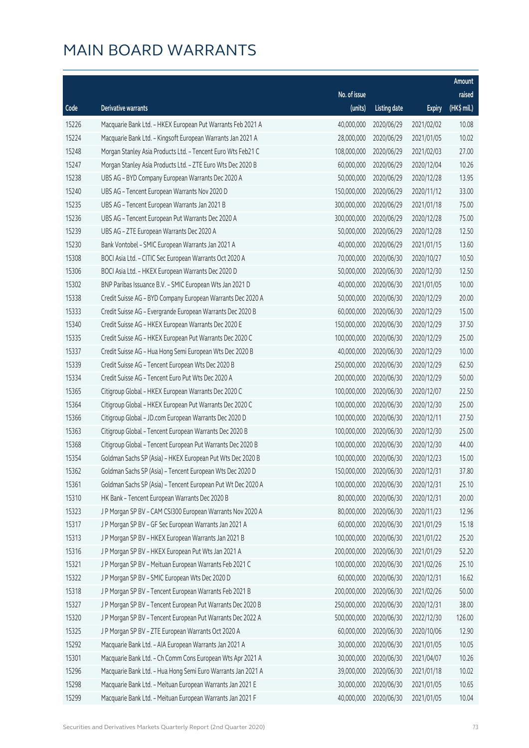# MAIN BOARD WARRANTS

| Code | Derivative warrants | No. of issue (units) | Listing date | Expiry | Amount raised (HK$ mil.) |
|---|---|---|---|---|---|
| 15226 | Macquarie Bank Ltd. - HKEX European Put Warrants Feb 2021 A | 40,000,000 | 2020/06/29 | 2021/02/02 | 10.08 |
| 15224 | Macquarie Bank Ltd. - Kingsoft European Warrants Jan 2021 A | 28,000,000 | 2020/06/29 | 2021/01/05 | 10.02 |
| 15248 | Morgan Stanley Asia Products Ltd. - Tencent Euro Wts Feb21 C | 108,000,000 | 2020/06/29 | 2021/02/03 | 27.00 |
| 15247 | Morgan Stanley Asia Products Ltd. - ZTE Euro Wts Dec 2020 B | 60,000,000 | 2020/06/29 | 2020/12/04 | 10.26 |
| 15238 | UBS AG - BYD Company European Warrants Dec 2020 A | 50,000,000 | 2020/06/29 | 2020/12/28 | 13.95 |
| 15240 | UBS AG - Tencent European Warrants Nov 2020 D | 150,000,000 | 2020/06/29 | 2020/11/12 | 33.00 |
| 15235 | UBS AG - Tencent European Warrants Jan 2021 B | 300,000,000 | 2020/06/29 | 2021/01/18 | 75.00 |
| 15236 | UBS AG - Tencent European Put Warrants Dec 2020 A | 300,000,000 | 2020/06/29 | 2020/12/28 | 75.00 |
| 15239 | UBS AG - ZTE European Warrants Dec 2020 A | 50,000,000 | 2020/06/29 | 2020/12/28 | 12.50 |
| 15230 | Bank Vontobel - SMIC European Warrants Jan 2021 A | 40,000,000 | 2020/06/29 | 2021/01/15 | 13.60 |
| 15308 | BOCI Asia Ltd. - CITIC Sec European Warrants Oct 2020 A | 70,000,000 | 2020/06/30 | 2020/10/27 | 10.50 |
| 15306 | BOCI Asia Ltd. - HKEX European Warrants Dec 2020 D | 50,000,000 | 2020/06/30 | 2020/12/30 | 12.50 |
| 15302 | BNP Paribas Issuance B.V. - SMIC European Wts Jan 2021 D | 40,000,000 | 2020/06/30 | 2021/01/05 | 10.00 |
| 15338 | Credit Suisse AG - BYD Company European Warrants Dec 2020 A | 50,000,000 | 2020/06/30 | 2020/12/29 | 20.00 |
| 15333 | Credit Suisse AG - Evergrande European Warrants Dec 2020 B | 60,000,000 | 2020/06/30 | 2020/12/29 | 15.00 |
| 15340 | Credit Suisse AG - HKEX European Warrants Dec 2020 E | 150,000,000 | 2020/06/30 | 2020/12/29 | 37.50 |
| 15335 | Credit Suisse AG - HKEX European Put Warrants Dec 2020 C | 100,000,000 | 2020/06/30 | 2020/12/29 | 25.00 |
| 15337 | Credit Suisse AG - Hua Hong Semi European Wts Dec 2020 B | 40,000,000 | 2020/06/30 | 2020/12/29 | 10.00 |
| 15339 | Credit Suisse AG - Tencent European Wts Dec 2020 B | 250,000,000 | 2020/06/30 | 2020/12/29 | 62.50 |
| 15334 | Credit Suisse AG - Tencent Euro Put Wts Dec 2020 A | 200,000,000 | 2020/06/30 | 2020/12/29 | 50.00 |
| 15365 | Citigroup Global - HKEX European Warrants Dec 2020 C | 100,000,000 | 2020/06/30 | 2020/12/07 | 22.50 |
| 15364 | Citigroup Global - HKEX European Put Warrants Dec 2020 C | 100,000,000 | 2020/06/30 | 2020/12/30 | 25.00 |
| 15366 | Citigroup Global - JD.com European Warrants Dec 2020 D | 100,000,000 | 2020/06/30 | 2020/12/11 | 27.50 |
| 15363 | Citigroup Global - Tencent European Warrants Dec 2020 B | 100,000,000 | 2020/06/30 | 2020/12/30 | 25.00 |
| 15368 | Citigroup Global - Tencent European Put Warrants Dec 2020 B | 100,000,000 | 2020/06/30 | 2020/12/30 | 44.00 |
| 15354 | Goldman Sachs SP (Asia) - HKEX European Put Wts Dec 2020 B | 100,000,000 | 2020/06/30 | 2020/12/23 | 15.00 |
| 15362 | Goldman Sachs SP (Asia) - Tencent European Wts Dec 2020 D | 150,000,000 | 2020/06/30 | 2020/12/31 | 37.80 |
| 15361 | Goldman Sachs SP (Asia) - Tencent European Put Wt Dec 2020 A | 100,000,000 | 2020/06/30 | 2020/12/31 | 25.10 |
| 15310 | HK Bank - Tencent European Warrants Dec 2020 B | 80,000,000 | 2020/06/30 | 2020/12/31 | 20.00 |
| 15323 | J P Morgan SP BV - CAM CSI300 European Warrants Nov 2020 A | 80,000,000 | 2020/06/30 | 2020/11/23 | 12.96 |
| 15317 | J P Morgan SP BV - GF Sec European Warrants Jan 2021 A | 60,000,000 | 2020/06/30 | 2021/01/29 | 15.18 |
| 15313 | J P Morgan SP BV - HKEX European Warrants Jan 2021 B | 100,000,000 | 2020/06/30 | 2021/01/22 | 25.20 |
| 15316 | J P Morgan SP BV - HKEX European Put Wts Jan 2021 A | 200,000,000 | 2020/06/30 | 2021/01/29 | 52.20 |
| 15321 | J P Morgan SP BV - Meituan European Warrants Feb 2021 C | 100,000,000 | 2020/06/30 | 2021/02/26 | 25.10 |
| 15322 | J P Morgan SP BV - SMIC European Wts Dec 2020 D | 60,000,000 | 2020/06/30 | 2020/12/31 | 16.62 |
| 15318 | J P Morgan SP BV - Tencent European Warrants Feb 2021 B | 200,000,000 | 2020/06/30 | 2021/02/26 | 50.00 |
| 15327 | J P Morgan SP BV - Tencent European Put Warrants Dec 2020 B | 250,000,000 | 2020/06/30 | 2020/12/31 | 38.00 |
| 15320 | J P Morgan SP BV - Tencent European Put Warrants Dec 2022 A | 500,000,000 | 2020/06/30 | 2022/12/30 | 126.00 |
| 15325 | J P Morgan SP BV - ZTE European Warrants Oct 2020 A | 60,000,000 | 2020/06/30 | 2020/10/06 | 12.90 |
| 15292 | Macquarie Bank Ltd. - AIA European Warrants Jan 2021 A | 30,000,000 | 2020/06/30 | 2021/01/05 | 10.05 |
| 15301 | Macquarie Bank Ltd. - Ch Comm Cons European Wts Apr 2021 A | 30,000,000 | 2020/06/30 | 2021/04/07 | 10.26 |
| 15296 | Macquarie Bank Ltd. - Hua Hong Semi Euro Warrants Jan 2021 A | 39,000,000 | 2020/06/30 | 2021/01/18 | 10.02 |
| 15298 | Macquarie Bank Ltd. - Meituan European Warrants Jan 2021 E | 30,000,000 | 2020/06/30 | 2021/01/05 | 10.65 |
| 15299 | Macquarie Bank Ltd. - Meituan European Warrants Jan 2021 F | 40,000,000 | 2020/06/30 | 2021/01/05 | 10.04 |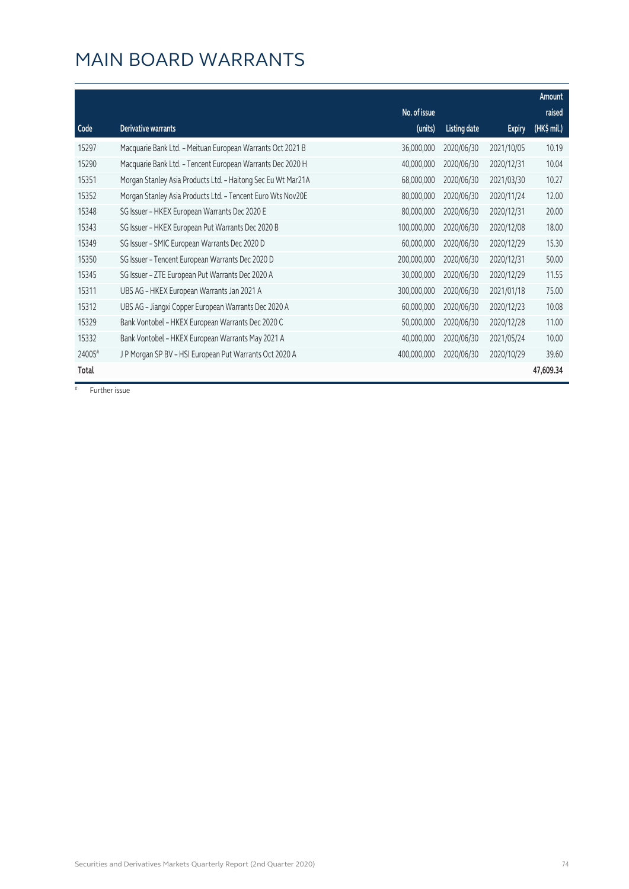# MAIN BOARD WARRANTS

| Code | Derivative warrants | No. of issue (units) | Listing date | Expiry | Amount raised (HK$ mil.) |
|---|---|---|---|---|---|
| 15297 | Macquarie Bank Ltd. - Meituan European Warrants Oct 2021 B | 36,000,000 | 2020/06/30 | 2021/10/05 | 10.19 |
| 15290 | Macquarie Bank Ltd. - Tencent European Warrants Dec 2020 H | 40,000,000 | 2020/06/30 | 2020/12/31 | 10.04 |
| 15351 | Morgan Stanley Asia Products Ltd. - Haitong Sec Eu Wt Mar21A | 68,000,000 | 2020/06/30 | 2021/03/30 | 10.27 |
| 15352 | Morgan Stanley Asia Products Ltd. - Tencent Euro Wts Nov20E | 80,000,000 | 2020/06/30 | 2020/11/24 | 12.00 |
| 15348 | SG Issuer - HKEX European Warrants Dec 2020 E | 80,000,000 | 2020/06/30 | 2020/12/31 | 20.00 |
| 15343 | SG Issuer - HKEX European Put Warrants Dec 2020 B | 100,000,000 | 2020/06/30 | 2020/12/08 | 18.00 |
| 15349 | SG Issuer - SMIC European Warrants Dec 2020 D | 60,000,000 | 2020/06/30 | 2020/12/29 | 15.30 |
| 15350 | SG Issuer - Tencent European Warrants Dec 2020 D | 200,000,000 | 2020/06/30 | 2020/12/31 | 50.00 |
| 15345 | SG Issuer - ZTE European Put Warrants Dec 2020 A | 30,000,000 | 2020/06/30 | 2020/12/29 | 11.55 |
| 15311 | UBS AG - HKEX European Warrants Jan 2021 A | 300,000,000 | 2020/06/30 | 2021/01/18 | 75.00 |
| 15312 | UBS AG - Jiangxi Copper European Warrants Dec 2020 A | 60,000,000 | 2020/06/30 | 2020/12/23 | 10.08 |
| 15329 | Bank Vontobel - HKEX European Warrants Dec 2020 C | 50,000,000 | 2020/06/30 | 2020/12/28 | 11.00 |
| 15332 | Bank Vontobel - HKEX European Warrants May 2021 A | 40,000,000 | 2020/06/30 | 2021/05/24 | 10.00 |
| 24005# | J P Morgan SP BV - HSI European Put Warrants Oct 2020 A | 400,000,000 | 2020/06/30 | 2020/10/29 | 39.60 |
| **Total** | | | | | **47,609.34** |

# Further issue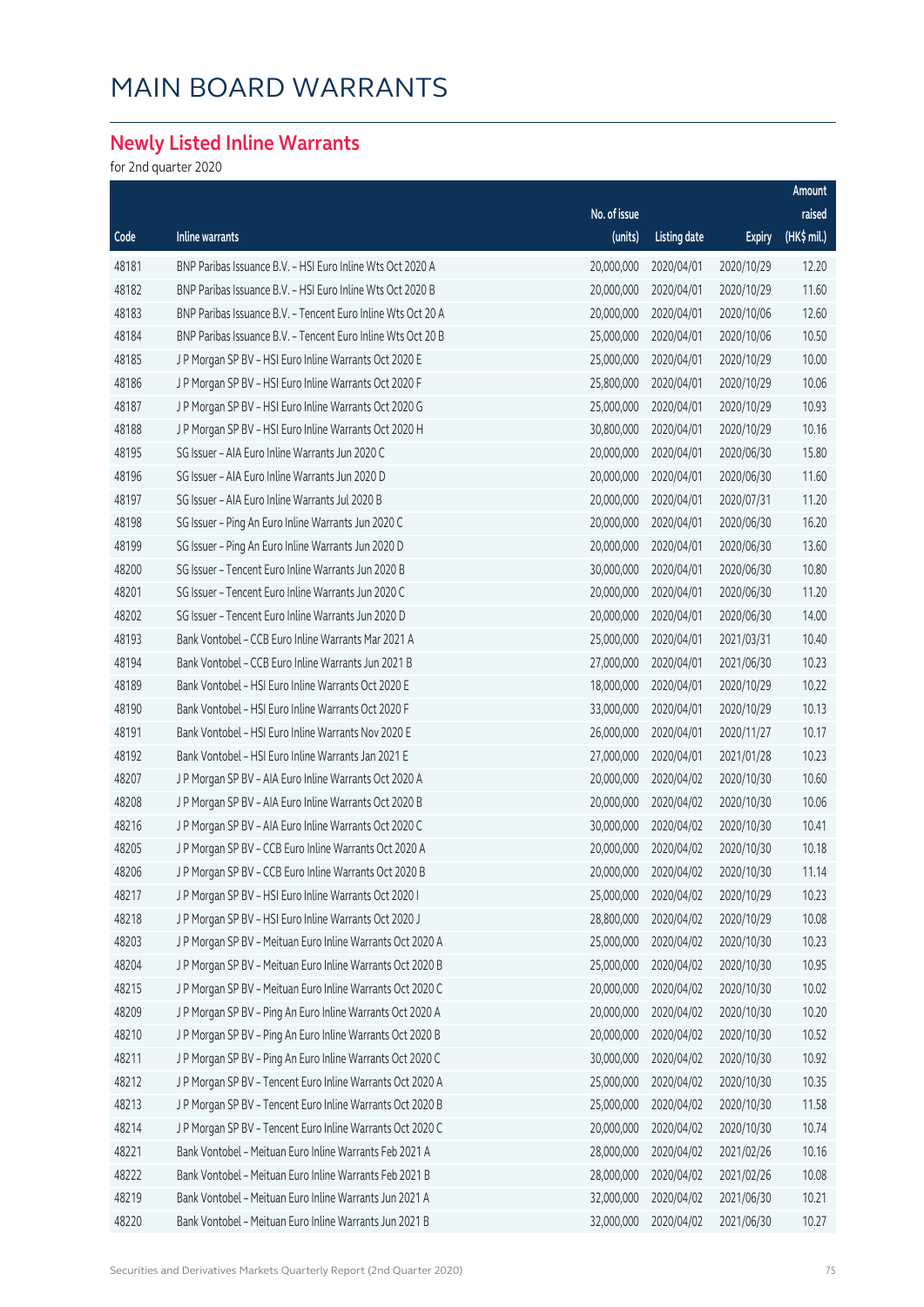# MAIN BOARD WARRANTS

## Newly Listed Inline Warrants

for 2nd quarter 2020

| Code | Inline warrants | No. of issue (units) | Listing date | Expiry | Amount raised (HK$ mil.) |
|---|---|---|---|---|---|
| 48181 | BNP Paribas Issuance B.V. – HSI Euro Inline Wts Oct 2020 A | 20,000,000 | 2020/04/01 | 2020/10/29 | 12.20 |
| 48182 | BNP Paribas Issuance B.V. – HSI Euro Inline Wts Oct 2020 B | 20,000,000 | 2020/04/01 | 2020/10/29 | 11.60 |
| 48183 | BNP Paribas Issuance B.V. – Tencent Euro Inline Wts Oct 20 A | 20,000,000 | 2020/04/01 | 2020/10/06 | 12.60 |
| 48184 | BNP Paribas Issuance B.V. – Tencent Euro Inline Wts Oct 20 B | 25,000,000 | 2020/04/01 | 2020/10/06 | 10.50 |
| 48185 | J P Morgan SP BV – HSI Euro Inline Warrants Oct 2020 E | 25,000,000 | 2020/04/01 | 2020/10/29 | 10.00 |
| 48186 | J P Morgan SP BV – HSI Euro Inline Warrants Oct 2020 F | 25,800,000 | 2020/04/01 | 2020/10/29 | 10.06 |
| 48187 | J P Morgan SP BV – HSI Euro Inline Warrants Oct 2020 G | 25,000,000 | 2020/04/01 | 2020/10/29 | 10.93 |
| 48188 | J P Morgan SP BV – HSI Euro Inline Warrants Oct 2020 H | 30,800,000 | 2020/04/01 | 2020/10/29 | 10.16 |
| 48195 | SG Issuer – AIA Euro Inline Warrants Jun 2020 C | 20,000,000 | 2020/04/01 | 2020/06/30 | 15.80 |
| 48196 | SG Issuer – AIA Euro Inline Warrants Jun 2020 D | 20,000,000 | 2020/04/01 | 2020/06/30 | 11.60 |
| 48197 | SG Issuer – AIA Euro Inline Warrants Jul 2020 B | 20,000,000 | 2020/04/01 | 2020/07/31 | 11.20 |
| 48198 | SG Issuer – Ping An Euro Inline Warrants Jun 2020 C | 20,000,000 | 2020/04/01 | 2020/06/30 | 16.20 |
| 48199 | SG Issuer – Ping An Euro Inline Warrants Jun 2020 D | 20,000,000 | 2020/04/01 | 2020/06/30 | 13.60 |
| 48200 | SG Issuer – Tencent Euro Inline Warrants Jun 2020 B | 30,000,000 | 2020/04/01 | 2020/06/30 | 10.80 |
| 48201 | SG Issuer – Tencent Euro Inline Warrants Jun 2020 C | 20,000,000 | 2020/04/01 | 2020/06/30 | 11.20 |
| 48202 | SG Issuer – Tencent Euro Inline Warrants Jun 2020 D | 20,000,000 | 2020/04/01 | 2020/06/30 | 14.00 |
| 48193 | Bank Vontobel – CCB Euro Inline Warrants Mar 2021 A | 25,000,000 | 2020/04/01 | 2021/03/31 | 10.40 |
| 48194 | Bank Vontobel – CCB Euro Inline Warrants Jun 2021 B | 27,000,000 | 2020/04/01 | 2021/06/30 | 10.23 |
| 48189 | Bank Vontobel – HSI Euro Inline Warrants Oct 2020 E | 18,000,000 | 2020/04/01 | 2020/10/29 | 10.22 |
| 48190 | Bank Vontobel – HSI Euro Inline Warrants Oct 2020 F | 33,000,000 | 2020/04/01 | 2020/10/29 | 10.13 |
| 48191 | Bank Vontobel – HSI Euro Inline Warrants Nov 2020 E | 26,000,000 | 2020/04/01 | 2020/11/27 | 10.17 |
| 48192 | Bank Vontobel – HSI Euro Inline Warrants Jan 2021 E | 27,000,000 | 2020/04/01 | 2021/01/28 | 10.23 |
| 48207 | J P Morgan SP BV – AIA Euro Inline Warrants Oct 2020 A | 20,000,000 | 2020/04/02 | 2020/10/30 | 10.60 |
| 48208 | J P Morgan SP BV – AIA Euro Inline Warrants Oct 2020 B | 20,000,000 | 2020/04/02 | 2020/10/30 | 10.06 |
| 48216 | J P Morgan SP BV – AIA Euro Inline Warrants Oct 2020 C | 30,000,000 | 2020/04/02 | 2020/10/30 | 10.41 |
| 48205 | J P Morgan SP BV – CCB Euro Inline Warrants Oct 2020 A | 20,000,000 | 2020/04/02 | 2020/10/30 | 10.18 |
| 48206 | J P Morgan SP BV – CCB Euro Inline Warrants Oct 2020 B | 20,000,000 | 2020/04/02 | 2020/10/30 | 11.14 |
| 48217 | J P Morgan SP BV – HSI Euro Inline Warrants Oct 2020 I | 25,000,000 | 2020/04/02 | 2020/10/29 | 10.23 |
| 48218 | J P Morgan SP BV – HSI Euro Inline Warrants Oct 2020 J | 28,800,000 | 2020/04/02 | 2020/10/29 | 10.08 |
| 48203 | J P Morgan SP BV – Meituan Euro Inline Warrants Oct 2020 A | 25,000,000 | 2020/04/02 | 2020/10/30 | 10.23 |
| 48204 | J P Morgan SP BV – Meituan Euro Inline Warrants Oct 2020 B | 25,000,000 | 2020/04/02 | 2020/10/30 | 10.95 |
| 48215 | J P Morgan SP BV – Meituan Euro Inline Warrants Oct 2020 C | 20,000,000 | 2020/04/02 | 2020/10/30 | 10.02 |
| 48209 | J P Morgan SP BV – Ping An Euro Inline Warrants Oct 2020 A | 20,000,000 | 2020/04/02 | 2020/10/30 | 10.20 |
| 48210 | J P Morgan SP BV – Ping An Euro Inline Warrants Oct 2020 B | 20,000,000 | 2020/04/02 | 2020/10/30 | 10.52 |
| 48211 | J P Morgan SP BV – Ping An Euro Inline Warrants Oct 2020 C | 30,000,000 | 2020/04/02 | 2020/10/30 | 10.92 |
| 48212 | J P Morgan SP BV – Tencent Euro Inline Warrants Oct 2020 A | 25,000,000 | 2020/04/02 | 2020/10/30 | 10.35 |
| 48213 | J P Morgan SP BV – Tencent Euro Inline Warrants Oct 2020 B | 25,000,000 | 2020/04/02 | 2020/10/30 | 11.58 |
| 48214 | J P Morgan SP BV – Tencent Euro Inline Warrants Oct 2020 C | 20,000,000 | 2020/04/02 | 2020/10/30 | 10.74 |
| 48221 | Bank Vontobel – Meituan Euro Inline Warrants Feb 2021 A | 28,000,000 | 2020/04/02 | 2021/02/26 | 10.16 |
| 48222 | Bank Vontobel – Meituan Euro Inline Warrants Feb 2021 B | 28,000,000 | 2020/04/02 | 2021/02/26 | 10.08 |
| 48219 | Bank Vontobel – Meituan Euro Inline Warrants Jun 2021 A | 32,000,000 | 2020/04/02 | 2021/06/30 | 10.21 |
| 48220 | Bank Vontobel – Meituan Euro Inline Warrants Jun 2021 B | 32,000,000 | 2020/04/02 | 2021/06/30 | 10.27 |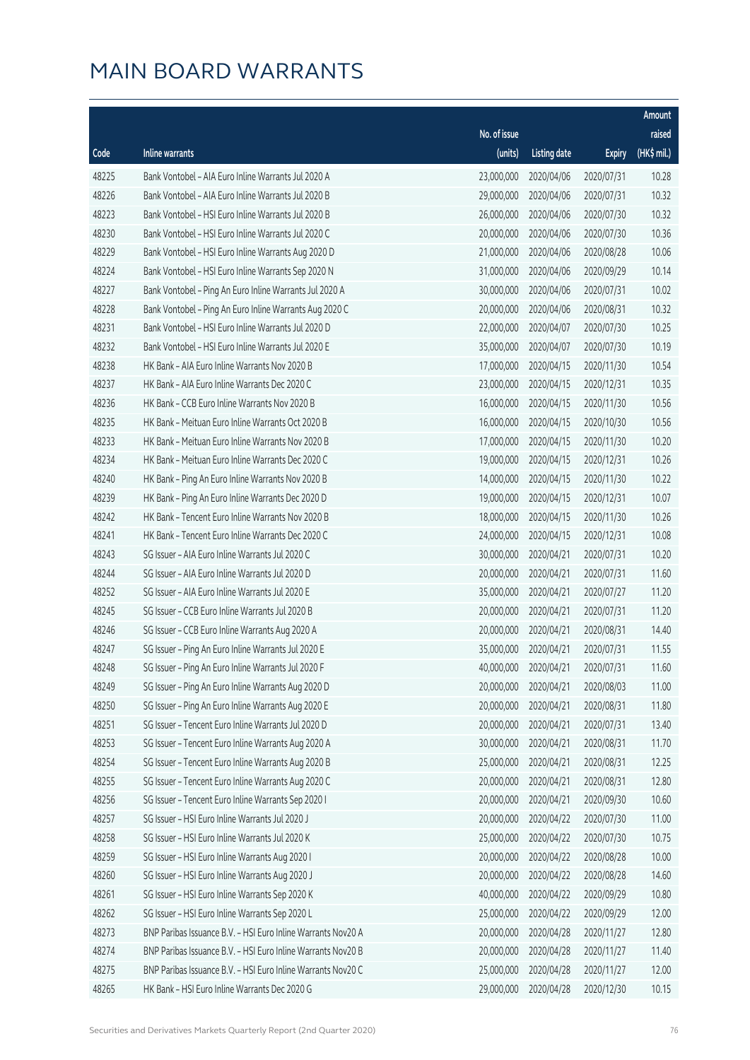# MAIN BOARD WARRANTS

| Code | Inline warrants | No. of issue (units) | Listing date | Expiry | Amount raised (HK$ mil.) |
|---|---|---|---|---|---|
| 48225 | Bank Vontobel - AIA Euro Inline Warrants Jul 2020 A | 23,000,000 | 2020/04/06 | 2020/07/31 | 10.28 |
| 48226 | Bank Vontobel - AIA Euro Inline Warrants Jul 2020 B | 29,000,000 | 2020/04/06 | 2020/07/31 | 10.32 |
| 48223 | Bank Vontobel - HSI Euro Inline Warrants Jul 2020 B | 26,000,000 | 2020/04/06 | 2020/07/30 | 10.32 |
| 48230 | Bank Vontobel - HSI Euro Inline Warrants Jul 2020 C | 20,000,000 | 2020/04/06 | 2020/07/30 | 10.36 |
| 48229 | Bank Vontobel - HSI Euro Inline Warrants Aug 2020 D | 21,000,000 | 2020/04/06 | 2020/08/28 | 10.06 |
| 48224 | Bank Vontobel - HSI Euro Inline Warrants Sep 2020 N | 31,000,000 | 2020/04/06 | 2020/09/29 | 10.14 |
| 48227 | Bank Vontobel - Ping An Euro Inline Warrants Jul 2020 A | 30,000,000 | 2020/04/06 | 2020/07/31 | 10.02 |
| 48228 | Bank Vontobel - Ping An Euro Inline Warrants Aug 2020 C | 20,000,000 | 2020/04/06 | 2020/08/31 | 10.32 |
| 48231 | Bank Vontobel - HSI Euro Inline Warrants Jul 2020 D | 22,000,000 | 2020/04/07 | 2020/07/30 | 10.25 |
| 48232 | Bank Vontobel - HSI Euro Inline Warrants Jul 2020 E | 35,000,000 | 2020/04/07 | 2020/07/30 | 10.19 |
| 48238 | HK Bank - AIA Euro Inline Warrants Nov 2020 B | 17,000,000 | 2020/04/15 | 2020/11/30 | 10.54 |
| 48237 | HK Bank - AIA Euro Inline Warrants Dec 2020 C | 23,000,000 | 2020/04/15 | 2020/12/31 | 10.35 |
| 48236 | HK Bank - CCB Euro Inline Warrants Nov 2020 B | 16,000,000 | 2020/04/15 | 2020/11/30 | 10.56 |
| 48235 | HK Bank - Meituan Euro Inline Warrants Oct 2020 B | 16,000,000 | 2020/04/15 | 2020/10/30 | 10.56 |
| 48233 | HK Bank - Meituan Euro Inline Warrants Nov 2020 B | 17,000,000 | 2020/04/15 | 2020/11/30 | 10.20 |
| 48234 | HK Bank - Meituan Euro Inline Warrants Dec 2020 C | 19,000,000 | 2020/04/15 | 2020/12/31 | 10.26 |
| 48240 | HK Bank - Ping An Euro Inline Warrants Nov 2020 B | 14,000,000 | 2020/04/15 | 2020/11/30 | 10.22 |
| 48239 | HK Bank - Ping An Euro Inline Warrants Dec 2020 D | 19,000,000 | 2020/04/15 | 2020/12/31 | 10.07 |
| 48242 | HK Bank - Tencent Euro Inline Warrants Nov 2020 B | 18,000,000 | 2020/04/15 | 2020/11/30 | 10.26 |
| 48241 | HK Bank - Tencent Euro Inline Warrants Dec 2020 C | 24,000,000 | 2020/04/15 | 2020/12/31 | 10.08 |
| 48243 | SG Issuer - AIA Euro Inline Warrants Jul 2020 C | 30,000,000 | 2020/04/21 | 2020/07/31 | 10.20 |
| 48244 | SG Issuer - AIA Euro Inline Warrants Jul 2020 D | 20,000,000 | 2020/04/21 | 2020/07/31 | 11.60 |
| 48252 | SG Issuer - AIA Euro Inline Warrants Jul 2020 E | 35,000,000 | 2020/04/21 | 2020/07/27 | 11.20 |
| 48245 | SG Issuer - CCB Euro Inline Warrants Jul 2020 B | 20,000,000 | 2020/04/21 | 2020/07/31 | 11.20 |
| 48246 | SG Issuer - CCB Euro Inline Warrants Aug 2020 A | 20,000,000 | 2020/04/21 | 2020/08/31 | 14.40 |
| 48247 | SG Issuer - Ping An Euro Inline Warrants Jul 2020 E | 35,000,000 | 2020/04/21 | 2020/07/31 | 11.55 |
| 48248 | SG Issuer - Ping An Euro Inline Warrants Jul 2020 F | 40,000,000 | 2020/04/21 | 2020/07/31 | 11.60 |
| 48249 | SG Issuer - Ping An Euro Inline Warrants Aug 2020 D | 20,000,000 | 2020/04/21 | 2020/08/03 | 11.00 |
| 48250 | SG Issuer - Ping An Euro Inline Warrants Aug 2020 E | 20,000,000 | 2020/04/21 | 2020/08/31 | 11.80 |
| 48251 | SG Issuer - Tencent Euro Inline Warrants Jul 2020 D | 20,000,000 | 2020/04/21 | 2020/07/31 | 13.40 |
| 48253 | SG Issuer - Tencent Euro Inline Warrants Aug 2020 A | 30,000,000 | 2020/04/21 | 2020/08/31 | 11.70 |
| 48254 | SG Issuer - Tencent Euro Inline Warrants Aug 2020 B | 25,000,000 | 2020/04/21 | 2020/08/31 | 12.25 |
| 48255 | SG Issuer - Tencent Euro Inline Warrants Aug 2020 C | 20,000,000 | 2020/04/21 | 2020/08/31 | 12.80 |
| 48256 | SG Issuer - Tencent Euro Inline Warrants Sep 2020 I | 20,000,000 | 2020/04/21 | 2020/09/30 | 10.60 |
| 48257 | SG Issuer - HSI Euro Inline Warrants Jul 2020 J | 20,000,000 | 2020/04/22 | 2020/07/30 | 11.00 |
| 48258 | SG Issuer - HSI Euro Inline Warrants Jul 2020 K | 25,000,000 | 2020/04/22 | 2020/07/30 | 10.75 |
| 48259 | SG Issuer - HSI Euro Inline Warrants Aug 2020 I | 20,000,000 | 2020/04/22 | 2020/08/28 | 10.00 |
| 48260 | SG Issuer - HSI Euro Inline Warrants Aug 2020 J | 20,000,000 | 2020/04/22 | 2020/08/28 | 14.60 |
| 48261 | SG Issuer - HSI Euro Inline Warrants Sep 2020 K | 40,000,000 | 2020/04/22 | 2020/09/29 | 10.80 |
| 48262 | SG Issuer - HSI Euro Inline Warrants Sep 2020 L | 25,000,000 | 2020/04/22 | 2020/09/29 | 12.00 |
| 48273 | BNP Paribas Issuance B.V. - HSI Euro Inline Warrants Nov20 A | 20,000,000 | 2020/04/28 | 2020/11/27 | 12.80 |
| 48274 | BNP Paribas Issuance B.V. - HSI Euro Inline Warrants Nov20 B | 20,000,000 | 2020/04/28 | 2020/11/27 | 11.40 |
| 48275 | BNP Paribas Issuance B.V. - HSI Euro Inline Warrants Nov20 C | 25,000,000 | 2020/04/28 | 2020/11/27 | 12.00 |
| 48265 | HK Bank - HSI Euro Inline Warrants Dec 2020 G | 29,000,000 | 2020/04/28 | 2020/12/30 | 10.15 |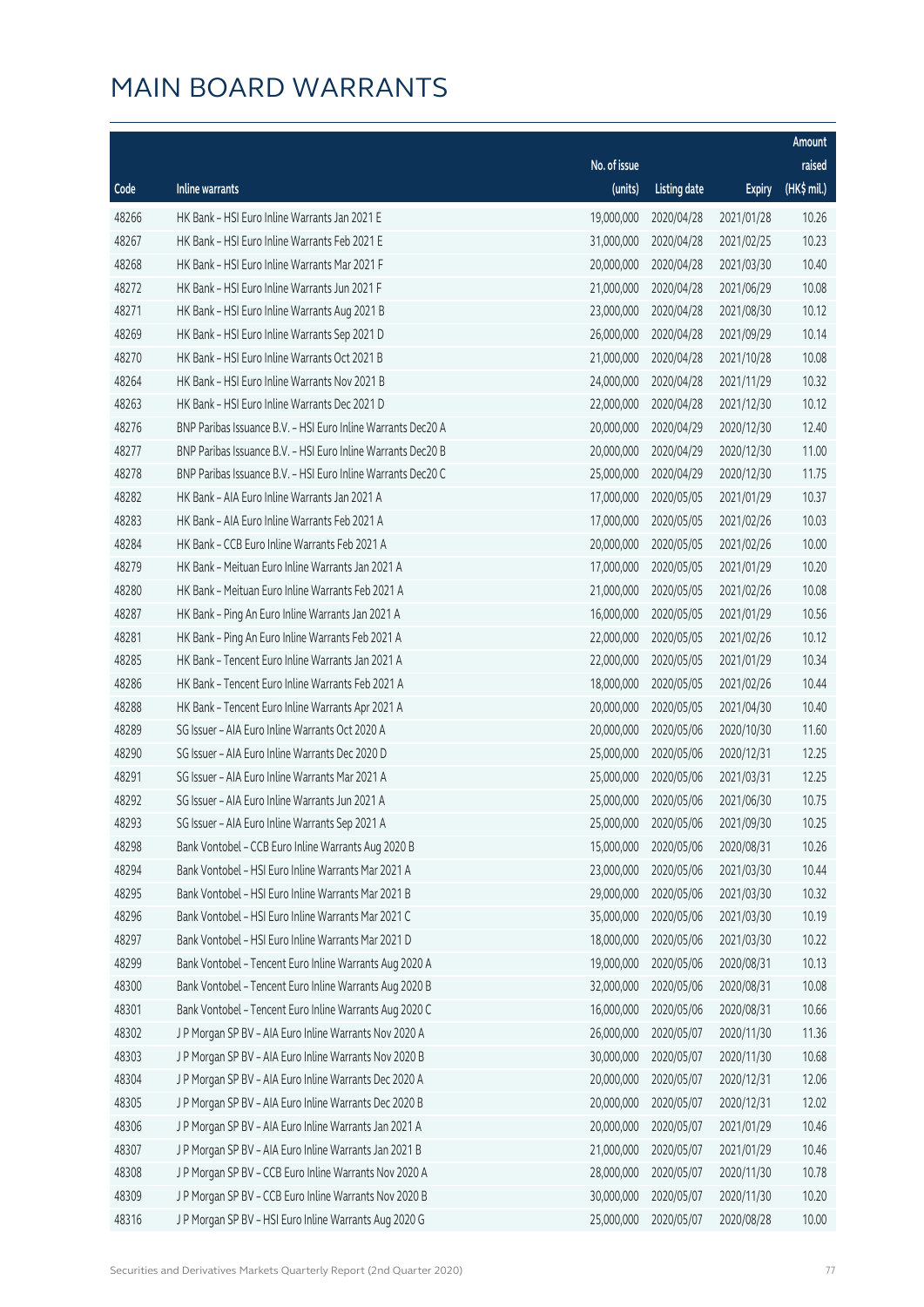# MAIN BOARD WARRANTS

| Code | Inline warrants | No. of issue (units) | Listing date | Expiry | Amount raised (HK$ mil.) |
|---|---|---|---|---|---|
| 48266 | HK Bank – HSI Euro Inline Warrants Jan 2021 E | 19,000,000 | 2020/04/28 | 2021/01/28 | 10.26 |
| 48267 | HK Bank – HSI Euro Inline Warrants Feb 2021 E | 31,000,000 | 2020/04/28 | 2021/02/25 | 10.23 |
| 48268 | HK Bank – HSI Euro Inline Warrants Mar 2021 F | 20,000,000 | 2020/04/28 | 2021/03/30 | 10.40 |
| 48272 | HK Bank – HSI Euro Inline Warrants Jun 2021 F | 21,000,000 | 2020/04/28 | 2021/06/29 | 10.08 |
| 48271 | HK Bank – HSI Euro Inline Warrants Aug 2021 B | 23,000,000 | 2020/04/28 | 2021/08/30 | 10.12 |
| 48269 | HK Bank – HSI Euro Inline Warrants Sep 2021 D | 26,000,000 | 2020/04/28 | 2021/09/29 | 10.14 |
| 48270 | HK Bank – HSI Euro Inline Warrants Oct 2021 B | 21,000,000 | 2020/04/28 | 2021/10/28 | 10.08 |
| 48264 | HK Bank – HSI Euro Inline Warrants Nov 2021 B | 24,000,000 | 2020/04/28 | 2021/11/29 | 10.32 |
| 48263 | HK Bank – HSI Euro Inline Warrants Dec 2021 D | 22,000,000 | 2020/04/28 | 2021/12/30 | 10.12 |
| 48276 | BNP Paribas Issuance B.V. – HSI Euro Inline Warrants Dec20 A | 20,000,000 | 2020/04/29 | 2020/12/30 | 12.40 |
| 48277 | BNP Paribas Issuance B.V. – HSI Euro Inline Warrants Dec20 B | 20,000,000 | 2020/04/29 | 2020/12/30 | 11.00 |
| 48278 | BNP Paribas Issuance B.V. – HSI Euro Inline Warrants Dec20 C | 25,000,000 | 2020/04/29 | 2020/12/30 | 11.75 |
| 48282 | HK Bank – AIA Euro Inline Warrants Jan 2021 A | 17,000,000 | 2020/05/05 | 2021/01/29 | 10.37 |
| 48283 | HK Bank – AIA Euro Inline Warrants Feb 2021 A | 17,000,000 | 2020/05/05 | 2021/02/26 | 10.03 |
| 48284 | HK Bank – CCB Euro Inline Warrants Feb 2021 A | 20,000,000 | 2020/05/05 | 2021/02/26 | 10.00 |
| 48279 | HK Bank – Meituan Euro Inline Warrants Jan 2021 A | 17,000,000 | 2020/05/05 | 2021/01/29 | 10.20 |
| 48280 | HK Bank – Meituan Euro Inline Warrants Feb 2021 A | 21,000,000 | 2020/05/05 | 2021/02/26 | 10.08 |
| 48287 | HK Bank – Ping An Euro Inline Warrants Jan 2021 A | 16,000,000 | 2020/05/05 | 2021/01/29 | 10.56 |
| 48281 | HK Bank – Ping An Euro Inline Warrants Feb 2021 A | 22,000,000 | 2020/05/05 | 2021/02/26 | 10.12 |
| 48285 | HK Bank – Tencent Euro Inline Warrants Jan 2021 A | 22,000,000 | 2020/05/05 | 2021/01/29 | 10.34 |
| 48286 | HK Bank – Tencent Euro Inline Warrants Feb 2021 A | 18,000,000 | 2020/05/05 | 2021/02/26 | 10.44 |
| 48288 | HK Bank – Tencent Euro Inline Warrants Apr 2021 A | 20,000,000 | 2020/05/05 | 2021/04/30 | 10.40 |
| 48289 | SG Issuer – AIA Euro Inline Warrants Oct 2020 A | 20,000,000 | 2020/05/06 | 2020/10/30 | 11.60 |
| 48290 | SG Issuer – AIA Euro Inline Warrants Dec 2020 D | 25,000,000 | 2020/05/06 | 2020/12/31 | 12.25 |
| 48291 | SG Issuer – AIA Euro Inline Warrants Mar 2021 A | 25,000,000 | 2020/05/06 | 2021/03/31 | 12.25 |
| 48292 | SG Issuer – AIA Euro Inline Warrants Jun 2021 A | 25,000,000 | 2020/05/06 | 2021/06/30 | 10.75 |
| 48293 | SG Issuer – AIA Euro Inline Warrants Sep 2021 A | 25,000,000 | 2020/05/06 | 2021/09/30 | 10.25 |
| 48298 | Bank Vontobel – CCB Euro Inline Warrants Aug 2020 B | 15,000,000 | 2020/05/06 | 2020/08/31 | 10.26 |
| 48294 | Bank Vontobel – HSI Euro Inline Warrants Mar 2021 A | 23,000,000 | 2020/05/06 | 2021/03/30 | 10.44 |
| 48295 | Bank Vontobel – HSI Euro Inline Warrants Mar 2021 B | 29,000,000 | 2020/05/06 | 2021/03/30 | 10.32 |
| 48296 | Bank Vontobel – HSI Euro Inline Warrants Mar 2021 C | 35,000,000 | 2020/05/06 | 2021/03/30 | 10.19 |
| 48297 | Bank Vontobel – HSI Euro Inline Warrants Mar 2021 D | 18,000,000 | 2020/05/06 | 2021/03/30 | 10.22 |
| 48299 | Bank Vontobel – Tencent Euro Inline Warrants Aug 2020 A | 19,000,000 | 2020/05/06 | 2020/08/31 | 10.13 |
| 48300 | Bank Vontobel – Tencent Euro Inline Warrants Aug 2020 B | 32,000,000 | 2020/05/06 | 2020/08/31 | 10.08 |
| 48301 | Bank Vontobel – Tencent Euro Inline Warrants Aug 2020 C | 16,000,000 | 2020/05/06 | 2020/08/31 | 10.66 |
| 48302 | J P Morgan SP BV – AIA Euro Inline Warrants Nov 2020 A | 26,000,000 | 2020/05/07 | 2020/11/30 | 11.36 |
| 48303 | J P Morgan SP BV – AIA Euro Inline Warrants Nov 2020 B | 30,000,000 | 2020/05/07 | 2020/11/30 | 10.68 |
| 48304 | J P Morgan SP BV – AIA Euro Inline Warrants Dec 2020 A | 20,000,000 | 2020/05/07 | 2020/12/31 | 12.06 |
| 48305 | J P Morgan SP BV – AIA Euro Inline Warrants Dec 2020 B | 20,000,000 | 2020/05/07 | 2020/12/31 | 12.02 |
| 48306 | J P Morgan SP BV – AIA Euro Inline Warrants Jan 2021 A | 20,000,000 | 2020/05/07 | 2021/01/29 | 10.46 |
| 48307 | J P Morgan SP BV – AIA Euro Inline Warrants Jan 2021 B | 21,000,000 | 2020/05/07 | 2021/01/29 | 10.46 |
| 48308 | J P Morgan SP BV – CCB Euro Inline Warrants Nov 2020 A | 28,000,000 | 2020/05/07 | 2020/11/30 | 10.78 |
| 48309 | J P Morgan SP BV – CCB Euro Inline Warrants Nov 2020 B | 30,000,000 | 2020/05/07 | 2020/11/30 | 10.20 |
| 48316 | J P Morgan SP BV – HSI Euro Inline Warrants Aug 2020 G | 25,000,000 | 2020/05/07 | 2020/08/28 | 10.00 |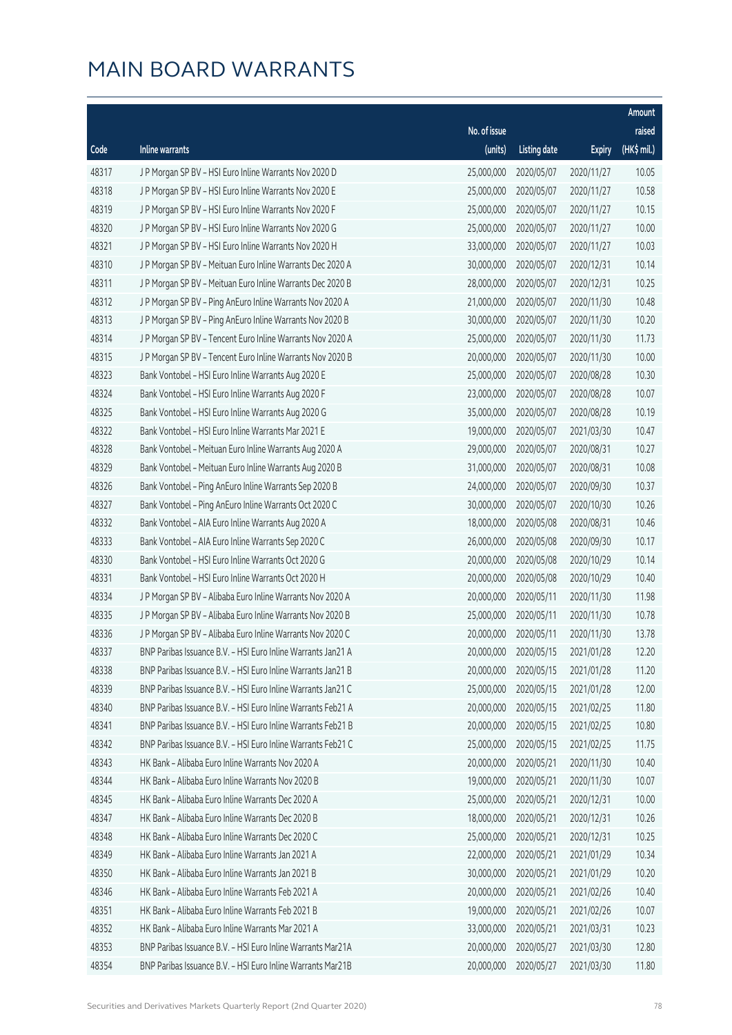# MAIN BOARD WARRANTS

| Code | Inline warrants | No. of issue (units) | Listing date | Expiry | Amount raised (HK$ mil.) |
|---|---|---|---|---|---|
| 48317 | J P Morgan SP BV - HSI Euro Inline Warrants Nov 2020 D | 25,000,000 | 2020/05/07 | 2020/11/27 | 10.05 |
| 48318 | J P Morgan SP BV - HSI Euro Inline Warrants Nov 2020 E | 25,000,000 | 2020/05/07 | 2020/11/27 | 10.58 |
| 48319 | J P Morgan SP BV - HSI Euro Inline Warrants Nov 2020 F | 25,000,000 | 2020/05/07 | 2020/11/27 | 10.15 |
| 48320 | J P Morgan SP BV - HSI Euro Inline Warrants Nov 2020 G | 25,000,000 | 2020/05/07 | 2020/11/27 | 10.00 |
| 48321 | J P Morgan SP BV - HSI Euro Inline Warrants Nov 2020 H | 33,000,000 | 2020/05/07 | 2020/11/27 | 10.03 |
| 48310 | J P Morgan SP BV - Meituan Euro Inline Warrants Dec 2020 A | 30,000,000 | 2020/05/07 | 2020/12/31 | 10.14 |
| 48311 | J P Morgan SP BV - Meituan Euro Inline Warrants Dec 2020 B | 28,000,000 | 2020/05/07 | 2020/12/31 | 10.25 |
| 48312 | J P Morgan SP BV - Ping AnEuro Inline Warrants Nov 2020 A | 21,000,000 | 2020/05/07 | 2020/11/30 | 10.48 |
| 48313 | J P Morgan SP BV - Ping AnEuro Inline Warrants Nov 2020 B | 30,000,000 | 2020/05/07 | 2020/11/30 | 10.20 |
| 48314 | J P Morgan SP BV - Tencent Euro Inline Warrants Nov 2020 A | 25,000,000 | 2020/05/07 | 2020/11/30 | 11.73 |
| 48315 | J P Morgan SP BV - Tencent Euro Inline Warrants Nov 2020 B | 20,000,000 | 2020/05/07 | 2020/11/30 | 10.00 |
| 48323 | Bank Vontobel - HSI Euro Inline Warrants Aug 2020 E | 25,000,000 | 2020/05/07 | 2020/08/28 | 10.30 |
| 48324 | Bank Vontobel - HSI Euro Inline Warrants Aug 2020 F | 23,000,000 | 2020/05/07 | 2020/08/28 | 10.07 |
| 48325 | Bank Vontobel - HSI Euro Inline Warrants Aug 2020 G | 35,000,000 | 2020/05/07 | 2020/08/28 | 10.19 |
| 48322 | Bank Vontobel - HSI Euro Inline Warrants Mar 2021 E | 19,000,000 | 2020/05/07 | 2021/03/30 | 10.47 |
| 48328 | Bank Vontobel - Meituan Euro Inline Warrants Aug 2020 A | 29,000,000 | 2020/05/07 | 2020/08/31 | 10.27 |
| 48329 | Bank Vontobel - Meituan Euro Inline Warrants Aug 2020 B | 31,000,000 | 2020/05/07 | 2020/08/31 | 10.08 |
| 48326 | Bank Vontobel - Ping AnEuro Inline Warrants Sep 2020 B | 24,000,000 | 2020/05/07 | 2020/09/30 | 10.37 |
| 48327 | Bank Vontobel - Ping AnEuro Inline Warrants Oct 2020 C | 30,000,000 | 2020/05/07 | 2020/10/30 | 10.26 |
| 48332 | Bank Vontobel - AIA Euro Inline Warrants Aug 2020 A | 18,000,000 | 2020/05/08 | 2020/08/31 | 10.46 |
| 48333 | Bank Vontobel - AIA Euro Inline Warrants Sep 2020 C | 26,000,000 | 2020/05/08 | 2020/09/30 | 10.17 |
| 48330 | Bank Vontobel - HSI Euro Inline Warrants Oct 2020 G | 20,000,000 | 2020/05/08 | 2020/10/29 | 10.14 |
| 48331 | Bank Vontobel - HSI Euro Inline Warrants Oct 2020 H | 20,000,000 | 2020/05/08 | 2020/10/29 | 10.40 |
| 48334 | J P Morgan SP BV - Alibaba Euro Inline Warrants Nov 2020 A | 20,000,000 | 2020/05/11 | 2020/11/30 | 11.98 |
| 48335 | J P Morgan SP BV - Alibaba Euro Inline Warrants Nov 2020 B | 25,000,000 | 2020/05/11 | 2020/11/30 | 10.78 |
| 48336 | J P Morgan SP BV - Alibaba Euro Inline Warrants Nov 2020 C | 20,000,000 | 2020/05/11 | 2020/11/30 | 13.78 |
| 48337 | BNP Paribas Issuance B.V. - HSI Euro Inline Warrants Jan21 A | 20,000,000 | 2020/05/15 | 2021/01/28 | 12.20 |
| 48338 | BNP Paribas Issuance B.V. - HSI Euro Inline Warrants Jan21 B | 20,000,000 | 2020/05/15 | 2021/01/28 | 11.20 |
| 48339 | BNP Paribas Issuance B.V. - HSI Euro Inline Warrants Jan21 C | 25,000,000 | 2020/05/15 | 2021/01/28 | 12.00 |
| 48340 | BNP Paribas Issuance B.V. - HSI Euro Inline Warrants Feb21 A | 20,000,000 | 2020/05/15 | 2021/02/25 | 11.80 |
| 48341 | BNP Paribas Issuance B.V. - HSI Euro Inline Warrants Feb21 B | 20,000,000 | 2020/05/15 | 2021/02/25 | 10.80 |
| 48342 | BNP Paribas Issuance B.V. - HSI Euro Inline Warrants Feb21 C | 25,000,000 | 2020/05/15 | 2021/02/25 | 11.75 |
| 48343 | HK Bank - Alibaba Euro Inline Warrants Nov 2020 A | 20,000,000 | 2020/05/21 | 2020/11/30 | 10.40 |
| 48344 | HK Bank - Alibaba Euro Inline Warrants Nov 2020 B | 19,000,000 | 2020/05/21 | 2020/11/30 | 10.07 |
| 48345 | HK Bank - Alibaba Euro Inline Warrants Dec 2020 A | 25,000,000 | 2020/05/21 | 2020/12/31 | 10.00 |
| 48347 | HK Bank - Alibaba Euro Inline Warrants Dec 2020 B | 18,000,000 | 2020/05/21 | 2020/12/31 | 10.26 |
| 48348 | HK Bank - Alibaba Euro Inline Warrants Dec 2020 C | 25,000,000 | 2020/05/21 | 2020/12/31 | 10.25 |
| 48349 | HK Bank - Alibaba Euro Inline Warrants Jan 2021 A | 22,000,000 | 2020/05/21 | 2021/01/29 | 10.34 |
| 48350 | HK Bank - Alibaba Euro Inline Warrants Jan 2021 B | 30,000,000 | 2020/05/21 | 2021/01/29 | 10.20 |
| 48346 | HK Bank - Alibaba Euro Inline Warrants Feb 2021 A | 20,000,000 | 2020/05/21 | 2021/02/26 | 10.40 |
| 48351 | HK Bank - Alibaba Euro Inline Warrants Feb 2021 B | 19,000,000 | 2020/05/21 | 2021/02/26 | 10.07 |
| 48352 | HK Bank - Alibaba Euro Inline Warrants Mar 2021 A | 33,000,000 | 2020/05/21 | 2021/03/31 | 10.23 |
| 48353 | BNP Paribas Issuance B.V. - HSI Euro Inline Warrants Mar21A | 20,000,000 | 2020/05/27 | 2021/03/30 | 12.80 |
| 48354 | BNP Paribas Issuance B.V. - HSI Euro Inline Warrants Mar21B | 20,000,000 | 2020/05/27 | 2021/03/30 | 11.80 |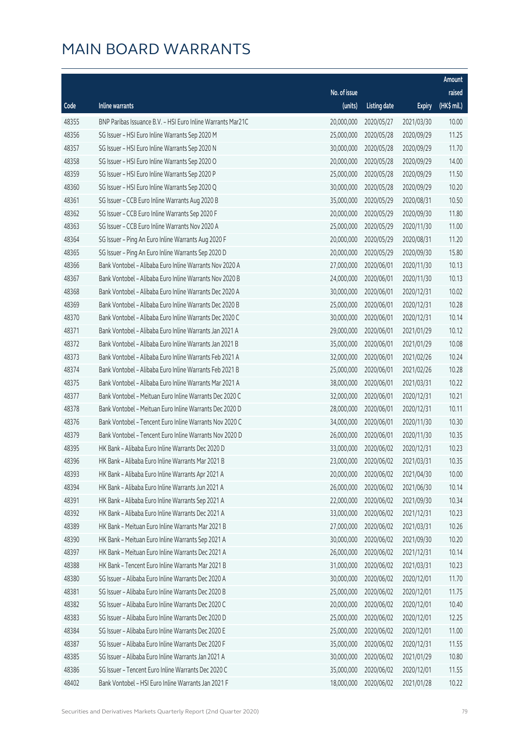# MAIN BOARD WARRANTS

| Code | Inline warrants | No. of issue (units) | Listing date | Expiry | Amount raised (HK$ mil.) |
|---|---|---|---|---|---|
| 48355 | BNP Paribas Issuance B.V. – HSI Euro Inline Warrants Mar21C | 20,000,000 | 2020/05/27 | 2021/03/30 | 10.00 |
| 48356 | SG Issuer – HSI Euro Inline Warrants Sep 2020 M | 25,000,000 | 2020/05/28 | 2020/09/29 | 11.25 |
| 48357 | SG Issuer – HSI Euro Inline Warrants Sep 2020 N | 30,000,000 | 2020/05/28 | 2020/09/29 | 11.70 |
| 48358 | SG Issuer – HSI Euro Inline Warrants Sep 2020 O | 20,000,000 | 2020/05/28 | 2020/09/29 | 14.00 |
| 48359 | SG Issuer – HSI Euro Inline Warrants Sep 2020 P | 25,000,000 | 2020/05/28 | 2020/09/29 | 11.50 |
| 48360 | SG Issuer – HSI Euro Inline Warrants Sep 2020 Q | 30,000,000 | 2020/05/28 | 2020/09/29 | 10.20 |
| 48361 | SG Issuer – CCB Euro Inline Warrants Aug 2020 B | 35,000,000 | 2020/05/29 | 2020/08/31 | 10.50 |
| 48362 | SG Issuer – CCB Euro Inline Warrants Sep 2020 F | 20,000,000 | 2020/05/29 | 2020/09/30 | 11.80 |
| 48363 | SG Issuer – CCB Euro Inline Warrants Nov 2020 A | 25,000,000 | 2020/05/29 | 2020/11/30 | 11.00 |
| 48364 | SG Issuer – Ping An Euro Inline Warrants Aug 2020 F | 20,000,000 | 2020/05/29 | 2020/08/31 | 11.20 |
| 48365 | SG Issuer – Ping An Euro Inline Warrants Sep 2020 D | 20,000,000 | 2020/05/29 | 2020/09/30 | 15.80 |
| 48366 | Bank Vontobel – Alibaba Euro Inline Warrants Nov 2020 A | 27,000,000 | 2020/06/01 | 2020/11/30 | 10.13 |
| 48367 | Bank Vontobel – Alibaba Euro Inline Warrants Nov 2020 B | 24,000,000 | 2020/06/01 | 2020/11/30 | 10.13 |
| 48368 | Bank Vontobel – Alibaba Euro Inline Warrants Dec 2020 A | 30,000,000 | 2020/06/01 | 2020/12/31 | 10.02 |
| 48369 | Bank Vontobel – Alibaba Euro Inline Warrants Dec 2020 B | 25,000,000 | 2020/06/01 | 2020/12/31 | 10.28 |
| 48370 | Bank Vontobel – Alibaba Euro Inline Warrants Dec 2020 C | 30,000,000 | 2020/06/01 | 2020/12/31 | 10.14 |
| 48371 | Bank Vontobel – Alibaba Euro Inline Warrants Jan 2021 A | 29,000,000 | 2020/06/01 | 2021/01/29 | 10.12 |
| 48372 | Bank Vontobel – Alibaba Euro Inline Warrants Jan 2021 B | 35,000,000 | 2020/06/01 | 2021/01/29 | 10.08 |
| 48373 | Bank Vontobel – Alibaba Euro Inline Warrants Feb 2021 A | 32,000,000 | 2020/06/01 | 2021/02/26 | 10.24 |
| 48374 | Bank Vontobel – Alibaba Euro Inline Warrants Feb 2021 B | 25,000,000 | 2020/06/01 | 2021/02/26 | 10.28 |
| 48375 | Bank Vontobel – Alibaba Euro Inline Warrants Mar 2021 A | 38,000,000 | 2020/06/01 | 2021/03/31 | 10.22 |
| 48377 | Bank Vontobel – Meituan Euro Inline Warrants Dec 2020 C | 32,000,000 | 2020/06/01 | 2020/12/31 | 10.21 |
| 48378 | Bank Vontobel – Meituan Euro Inline Warrants Dec 2020 D | 28,000,000 | 2020/06/01 | 2020/12/31 | 10.11 |
| 48376 | Bank Vontobel – Tencent Euro Inline Warrants Nov 2020 C | 34,000,000 | 2020/06/01 | 2020/11/30 | 10.30 |
| 48379 | Bank Vontobel – Tencent Euro Inline Warrants Nov 2020 D | 26,000,000 | 2020/06/01 | 2020/11/30 | 10.35 |
| 48395 | HK Bank – Alibaba Euro Inline Warrants Dec 2020 D | 33,000,000 | 2020/06/02 | 2020/12/31 | 10.23 |
| 48396 | HK Bank – Alibaba Euro Inline Warrants Mar 2021 B | 23,000,000 | 2020/06/02 | 2021/03/31 | 10.35 |
| 48393 | HK Bank – Alibaba Euro Inline Warrants Apr 2021 A | 20,000,000 | 2020/06/02 | 2021/04/30 | 10.00 |
| 48394 | HK Bank – Alibaba Euro Inline Warrants Jun 2021 A | 26,000,000 | 2020/06/02 | 2021/06/30 | 10.14 |
| 48391 | HK Bank – Alibaba Euro Inline Warrants Sep 2021 A | 22,000,000 | 2020/06/02 | 2021/09/30 | 10.34 |
| 48392 | HK Bank – Alibaba Euro Inline Warrants Dec 2021 A | 33,000,000 | 2020/06/02 | 2021/12/31 | 10.23 |
| 48389 | HK Bank – Meituan Euro Inline Warrants Mar 2021 B | 27,000,000 | 2020/06/02 | 2021/03/31 | 10.26 |
| 48390 | HK Bank – Meituan Euro Inline Warrants Sep 2021 A | 30,000,000 | 2020/06/02 | 2021/09/30 | 10.20 |
| 48397 | HK Bank – Meituan Euro Inline Warrants Dec 2021 A | 26,000,000 | 2020/06/02 | 2021/12/31 | 10.14 |
| 48388 | HK Bank – Tencent Euro Inline Warrants Mar 2021 B | 31,000,000 | 2020/06/02 | 2021/03/31 | 10.23 |
| 48380 | SG Issuer – Alibaba Euro Inline Warrants Dec 2020 A | 30,000,000 | 2020/06/02 | 2020/12/01 | 11.70 |
| 48381 | SG Issuer – Alibaba Euro Inline Warrants Dec 2020 B | 25,000,000 | 2020/06/02 | 2020/12/01 | 11.75 |
| 48382 | SG Issuer – Alibaba Euro Inline Warrants Dec 2020 C | 20,000,000 | 2020/06/02 | 2020/12/01 | 10.40 |
| 48383 | SG Issuer – Alibaba Euro Inline Warrants Dec 2020 D | 25,000,000 | 2020/06/02 | 2020/12/01 | 12.25 |
| 48384 | SG Issuer – Alibaba Euro Inline Warrants Dec 2020 E | 25,000,000 | 2020/06/02 | 2020/12/01 | 11.00 |
| 48387 | SG Issuer – Alibaba Euro Inline Warrants Dec 2020 F | 35,000,000 | 2020/06/02 | 2020/12/31 | 11.55 |
| 48385 | SG Issuer – Alibaba Euro Inline Warrants Jan 2021 A | 30,000,000 | 2020/06/02 | 2021/01/29 | 10.80 |
| 48386 | SG Issuer – Tencent Euro Inline Warrants Dec 2020 C | 35,000,000 | 2020/06/02 | 2020/12/01 | 11.55 |
| 48402 | Bank Vontobel – HSI Euro Inline Warrants Jan 2021 F | 18,000,000 | 2020/06/02 | 2021/01/28 | 10.22 |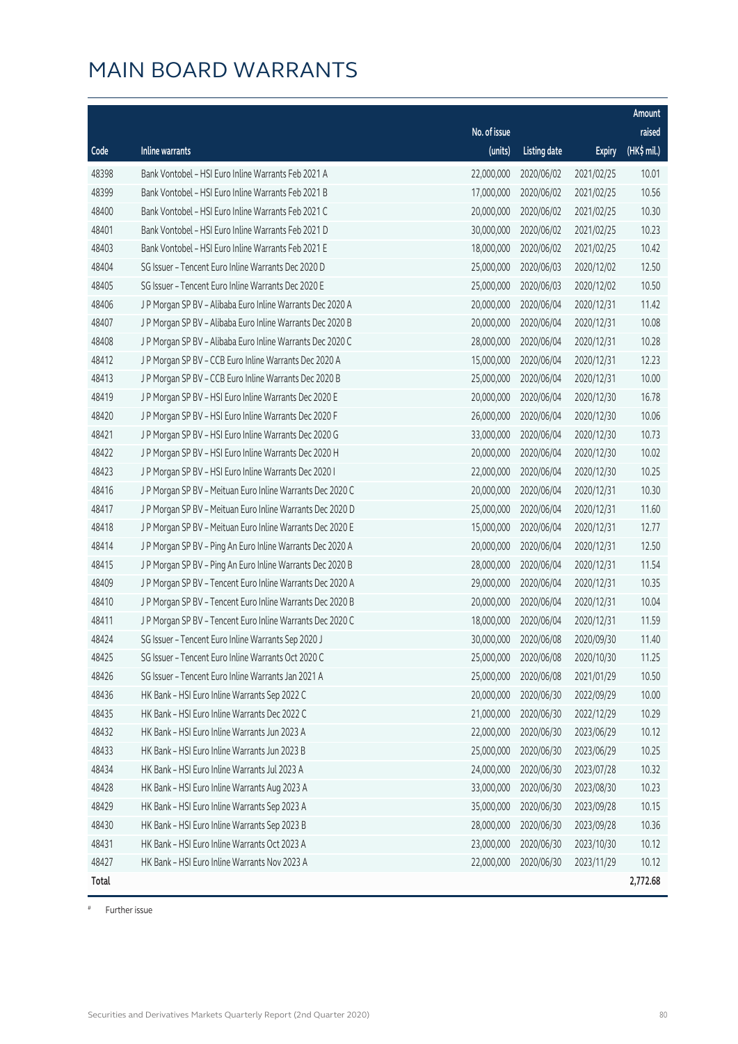# MAIN BOARD WARRANTS

| Code | Inline warrants | No. of issue (units) | Listing date | Expiry | Amount raised (HK$ mil.) |
|---|---|---|---|---|---|
| 48398 | Bank Vontobel – HSI Euro Inline Warrants Feb 2021 A | 22,000,000 | 2020/06/02 | 2021/02/25 | 10.01 |
| 48399 | Bank Vontobel – HSI Euro Inline Warrants Feb 2021 B | 17,000,000 | 2020/06/02 | 2021/02/25 | 10.56 |
| 48400 | Bank Vontobel – HSI Euro Inline Warrants Feb 2021 C | 20,000,000 | 2020/06/02 | 2021/02/25 | 10.30 |
| 48401 | Bank Vontobel – HSI Euro Inline Warrants Feb 2021 D | 30,000,000 | 2020/06/02 | 2021/02/25 | 10.23 |
| 48403 | Bank Vontobel – HSI Euro Inline Warrants Feb 2021 E | 18,000,000 | 2020/06/02 | 2021/02/25 | 10.42 |
| 48404 | SG Issuer – Tencent Euro Inline Warrants Dec 2020 D | 25,000,000 | 2020/06/03 | 2020/12/02 | 12.50 |
| 48405 | SG Issuer – Tencent Euro Inline Warrants Dec 2020 E | 25,000,000 | 2020/06/03 | 2020/12/02 | 10.50 |
| 48406 | J P Morgan SP BV – Alibaba Euro Inline Warrants Dec 2020 A | 20,000,000 | 2020/06/04 | 2020/12/31 | 11.42 |
| 48407 | J P Morgan SP BV – Alibaba Euro Inline Warrants Dec 2020 B | 20,000,000 | 2020/06/04 | 2020/12/31 | 10.08 |
| 48408 | J P Morgan SP BV – Alibaba Euro Inline Warrants Dec 2020 C | 28,000,000 | 2020/06/04 | 2020/12/31 | 10.28 |
| 48412 | J P Morgan SP BV – CCB Euro Inline Warrants Dec 2020 A | 15,000,000 | 2020/06/04 | 2020/12/31 | 12.23 |
| 48413 | J P Morgan SP BV – CCB Euro Inline Warrants Dec 2020 B | 25,000,000 | 2020/06/04 | 2020/12/31 | 10.00 |
| 48419 | J P Morgan SP BV – HSI Euro Inline Warrants Dec 2020 E | 20,000,000 | 2020/06/04 | 2020/12/30 | 16.78 |
| 48420 | J P Morgan SP BV – HSI Euro Inline Warrants Dec 2020 F | 26,000,000 | 2020/06/04 | 2020/12/30 | 10.06 |
| 48421 | J P Morgan SP BV – HSI Euro Inline Warrants Dec 2020 G | 33,000,000 | 2020/06/04 | 2020/12/30 | 10.73 |
| 48422 | J P Morgan SP BV – HSI Euro Inline Warrants Dec 2020 H | 20,000,000 | 2020/06/04 | 2020/12/30 | 10.02 |
| 48423 | J P Morgan SP BV – HSI Euro Inline Warrants Dec 2020 I | 22,000,000 | 2020/06/04 | 2020/12/30 | 10.25 |
| 48416 | J P Morgan SP BV – Meituan Euro Inline Warrants Dec 2020 C | 20,000,000 | 2020/06/04 | 2020/12/31 | 10.30 |
| 48417 | J P Morgan SP BV – Meituan Euro Inline Warrants Dec 2020 D | 25,000,000 | 2020/06/04 | 2020/12/31 | 11.60 |
| 48418 | J P Morgan SP BV – Meituan Euro Inline Warrants Dec 2020 E | 15,000,000 | 2020/06/04 | 2020/12/31 | 12.77 |
| 48414 | J P Morgan SP BV – Ping An Euro Inline Warrants Dec 2020 A | 20,000,000 | 2020/06/04 | 2020/12/31 | 12.50 |
| 48415 | J P Morgan SP BV – Ping An Euro Inline Warrants Dec 2020 B | 28,000,000 | 2020/06/04 | 2020/12/31 | 11.54 |
| 48409 | J P Morgan SP BV – Tencent Euro Inline Warrants Dec 2020 A | 29,000,000 | 2020/06/04 | 2020/12/31 | 10.35 |
| 48410 | J P Morgan SP BV – Tencent Euro Inline Warrants Dec 2020 B | 20,000,000 | 2020/06/04 | 2020/12/31 | 10.04 |
| 48411 | J P Morgan SP BV – Tencent Euro Inline Warrants Dec 2020 C | 18,000,000 | 2020/06/04 | 2020/12/31 | 11.59 |
| 48424 | SG Issuer – Tencent Euro Inline Warrants Sep 2020 J | 30,000,000 | 2020/06/08 | 2020/09/30 | 11.40 |
| 48425 | SG Issuer – Tencent Euro Inline Warrants Oct 2020 C | 25,000,000 | 2020/06/08 | 2020/10/30 | 11.25 |
| 48426 | SG Issuer – Tencent Euro Inline Warrants Jan 2021 A | 25,000,000 | 2020/06/08 | 2021/01/29 | 10.50 |
| 48436 | HK Bank – HSI Euro Inline Warrants Sep 2022 C | 20,000,000 | 2020/06/30 | 2022/09/29 | 10.00 |
| 48435 | HK Bank – HSI Euro Inline Warrants Dec 2022 C | 21,000,000 | 2020/06/30 | 2022/12/29 | 10.29 |
| 48432 | HK Bank – HSI Euro Inline Warrants Jun 2023 A | 22,000,000 | 2020/06/30 | 2023/06/29 | 10.12 |
| 48433 | HK Bank – HSI Euro Inline Warrants Jun 2023 B | 25,000,000 | 2020/06/30 | 2023/06/29 | 10.25 |
| 48434 | HK Bank – HSI Euro Inline Warrants Jul 2023 A | 24,000,000 | 2020/06/30 | 2023/07/28 | 10.32 |
| 48428 | HK Bank – HSI Euro Inline Warrants Aug 2023 A | 33,000,000 | 2020/06/30 | 2023/08/30 | 10.23 |
| 48429 | HK Bank – HSI Euro Inline Warrants Sep 2023 A | 35,000,000 | 2020/06/30 | 2023/09/28 | 10.15 |
| 48430 | HK Bank – HSI Euro Inline Warrants Sep 2023 B | 28,000,000 | 2020/06/30 | 2023/09/28 | 10.36 |
| 48431 | HK Bank – HSI Euro Inline Warrants Oct 2023 A | 23,000,000 | 2020/06/30 | 2023/10/30 | 10.12 |
| 48427 | HK Bank – HSI Euro Inline Warrants Nov 2023 A | 22,000,000 | 2020/06/30 | 2023/11/29 | 10.12 |
| **Total** | | | | | **2,772.68** |

# Further issue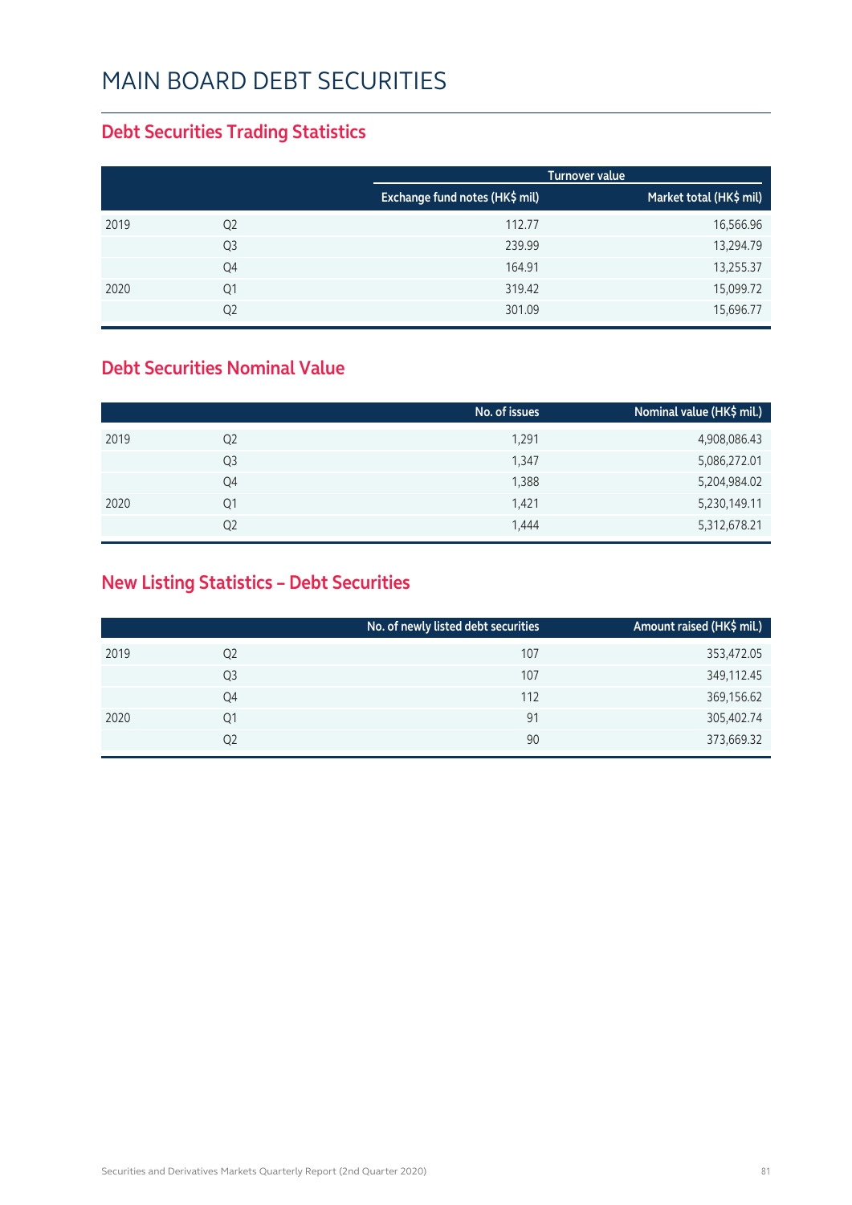# MAIN BOARD DEBT SECURITIES

## Debt Securities Trading Statistics

| | | Turnover value | |
|---|---|---|---|
| | | Exchange fund notes (HK$ mil) | Market total (HK$ mil) |
| 2019 | Q2 | 112.77 | 16,566.96 |
| | Q3 | 239.99 | 13,294.79 |
| | Q4 | 164.91 | 13,255.37 |
| 2020 | Q1 | 319.42 | 15,099.72 |
| | Q2 | 301.09 | 15,696.77 |

## Debt Securities Nominal Value

| | | No. of issues | Nominal value (HK$ mil.) |
|---|---|---|---|
| 2019 | Q2 | 1,291 | 4,908,086.43 |
| | Q3 | 1,347 | 5,086,272.01 |
| | Q4 | 1,388 | 5,204,984.02 |
| 2020 | Q1 | 1,421 | 5,230,149.11 |
| | Q2 | 1,444 | 5,312,678.21 |

## New Listing Statistics – Debt Securities

| | | No. of newly listed debt securities | Amount raised (HK$ mil.) |
|---|---|---|---|
| 2019 | Q2 | 107 | 353,472.05 |
| | Q3 | 107 | 349,112.45 |
| | Q4 | 112 | 369,156.62 |
| 2020 | Q1 | 91 | 305,402.74 |
| | Q2 | 90 | 373,669.32 |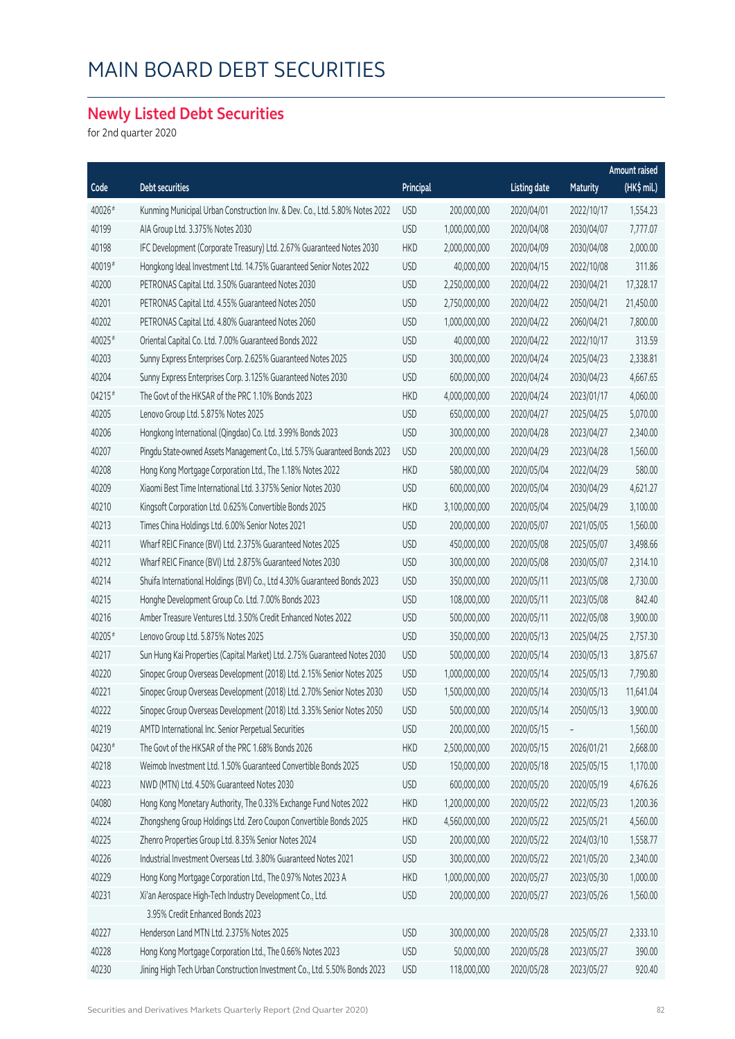# MAIN BOARD DEBT SECURITIES

## Newly Listed Debt Securities

for 2nd quarter 2020

| Code | Debt securities | Principal | | Listing date | Maturity | Amount raised (HK$ mil.) |
|---|---|---|---|---|---|---|
| 40026# | Kunming Municipal Urban Construction Inv. & Dev. Co., Ltd. 5.80% Notes 2022 | USD | 200,000,000 | 2020/04/01 | 2022/10/17 | 1,554.23 |
| 40199 | AIA Group Ltd. 3.375% Notes 2030 | USD | 1,000,000,000 | 2020/04/08 | 2030/04/07 | 7,777.07 |
| 40198 | IFC Development (Corporate Treasury) Ltd. 2.67% Guaranteed Notes 2030 | HKD | 2,000,000,000 | 2020/04/09 | 2030/04/08 | 2,000.00 |
| 40019# | Hongkong Ideal Investment Ltd. 14.75% Guaranteed Senior Notes 2022 | USD | 40,000,000 | 2020/04/15 | 2022/10/08 | 311.86 |
| 40200 | PETRONAS Capital Ltd. 3.50% Guaranteed Notes 2030 | USD | 2,250,000,000 | 2020/04/22 | 2030/04/21 | 17,328.17 |
| 40201 | PETRONAS Capital Ltd. 4.55% Guaranteed Notes 2050 | USD | 2,750,000,000 | 2020/04/22 | 2050/04/21 | 21,450.00 |
| 40202 | PETRONAS Capital Ltd. 4.80% Guaranteed Notes 2060 | USD | 1,000,000,000 | 2020/04/22 | 2060/04/21 | 7,800.00 |
| 40025# | Oriental Capital Co. Ltd. 7.00% Guaranteed Bonds 2022 | USD | 40,000,000 | 2020/04/22 | 2022/10/17 | 313.59 |
| 40203 | Sunny Express Enterprises Corp. 2.625% Guaranteed Notes 2025 | USD | 300,000,000 | 2020/04/24 | 2025/04/23 | 2,338.81 |
| 40204 | Sunny Express Enterprises Corp. 3.125% Guaranteed Notes 2030 | USD | 600,000,000 | 2020/04/24 | 2030/04/23 | 4,667.65 |
| 04215# | The Govt of the HKSAR of the PRC 1.10% Bonds 2023 | HKD | 4,000,000,000 | 2020/04/24 | 2023/01/17 | 4,060.00 |
| 40205 | Lenovo Group Ltd. 5.875% Notes 2025 | USD | 650,000,000 | 2020/04/27 | 2025/04/25 | 5,070.00 |
| 40206 | Hongkong International (Qingdao) Co. Ltd. 3.99% Bonds 2023 | USD | 300,000,000 | 2020/04/28 | 2023/04/27 | 2,340.00 |
| 40207 | Pingdu State-owned Assets Management Co., Ltd. 5.75% Guaranteed Bonds 2023 | USD | 200,000,000 | 2020/04/29 | 2023/04/28 | 1,560.00 |
| 40208 | Hong Kong Mortgage Corporation Ltd., The 1.18% Notes 2022 | HKD | 580,000,000 | 2020/05/04 | 2022/04/29 | 580.00 |
| 40209 | Xiaomi Best Time International Ltd. 3.375% Senior Notes 2030 | USD | 600,000,000 | 2020/05/04 | 2030/04/29 | 4,621.27 |
| 40210 | Kingsoft Corporation Ltd. 0.625% Convertible Bonds 2025 | HKD | 3,100,000,000 | 2020/05/04 | 2025/04/29 | 3,100.00 |
| 40213 | Times China Holdings Ltd. 6.00% Senior Notes 2021 | USD | 200,000,000 | 2020/05/07 | 2021/05/05 | 1,560.00 |
| 40211 | Wharf REIC Finance (BVI) Ltd. 2.375% Guaranteed Notes 2025 | USD | 450,000,000 | 2020/05/08 | 2025/05/07 | 3,498.66 |
| 40212 | Wharf REIC Finance (BVI) Ltd. 2.875% Guaranteed Notes 2030 | USD | 300,000,000 | 2020/05/08 | 2030/05/07 | 2,314.10 |
| 40214 | Shuifa International Holdings (BVI) Co., Ltd 4.30% Guaranteed Bonds 2023 | USD | 350,000,000 | 2020/05/11 | 2023/05/08 | 2,730.00 |
| 40215 | Honghe Development Group Co. Ltd. 7.00% Bonds 2023 | USD | 108,000,000 | 2020/05/11 | 2023/05/08 | 842.40 |
| 40216 | Amber Treasure Ventures Ltd. 3.50% Credit Enhanced Notes 2022 | USD | 500,000,000 | 2020/05/11 | 2022/05/08 | 3,900.00 |
| 40205# | Lenovo Group Ltd. 5.875% Notes 2025 | USD | 350,000,000 | 2020/05/13 | 2025/04/25 | 2,757.30 |
| 40217 | Sun Hung Kai Properties (Capital Market) Ltd. 2.75% Guaranteed Notes 2030 | USD | 500,000,000 | 2020/05/14 | 2030/05/13 | 3,875.67 |
| 40220 | Sinopec Group Overseas Development (2018) Ltd. 2.15% Senior Notes 2025 | USD | 1,000,000,000 | 2020/05/14 | 2025/05/13 | 7,790.80 |
| 40221 | Sinopec Group Overseas Development (2018) Ltd. 2.70% Senior Notes 2030 | USD | 1,500,000,000 | 2020/05/14 | 2030/05/13 | 11,641.04 |
| 40222 | Sinopec Group Overseas Development (2018) Ltd. 3.35% Senior Notes 2050 | USD | 500,000,000 | 2020/05/14 | 2050/05/13 | 3,900.00 |
| 40219 | AMTD International Inc. Senior Perpetual Securities | USD | 200,000,000 | 2020/05/15 | - | 1,560.00 |
| 04230# | The Govt of the HKSAR of the PRC 1.68% Bonds 2026 | HKD | 2,500,000,000 | 2020/05/15 | 2026/01/21 | 2,668.00 |
| 40218 | Weimob Investment Ltd. 1.50% Guaranteed Convertible Bonds 2025 | USD | 150,000,000 | 2020/05/18 | 2025/05/15 | 1,170.00 |
| 40223 | NWD (MTN) Ltd. 4.50% Guaranteed Notes 2030 | USD | 600,000,000 | 2020/05/20 | 2020/05/19 | 4,676.26 |
| 04080 | Hong Kong Monetary Authority, The 0.33% Exchange Fund Notes 2022 | HKD | 1,200,000,000 | 2020/05/22 | 2022/05/23 | 1,200.36 |
| 40224 | Zhongsheng Group Holdings Ltd. Zero Coupon Convertible Bonds 2025 | HKD | 4,560,000,000 | 2020/05/22 | 2025/05/21 | 4,560.00 |
| 40225 | Zhenro Properties Group Ltd. 8.35% Senior Notes 2024 | USD | 200,000,000 | 2020/05/22 | 2024/03/10 | 1,558.77 |
| 40226 | Industrial Investment Overseas Ltd. 3.80% Guaranteed Notes 2021 | USD | 300,000,000 | 2020/05/22 | 2021/05/20 | 2,340.00 |
| 40229 | Hong Kong Mortgage Corporation Ltd., The 0.97% Notes 2023 A | HKD | 1,000,000,000 | 2020/05/27 | 2023/05/30 | 1,000.00 |
| 40231 | Xi'an Aerospace High-Tech Industry Development Co., Ltd. 3.95% Credit Enhanced Bonds 2023 | USD | 200,000,000 | 2020/05/27 | 2023/05/26 | 1,560.00 |
| 40227 | Henderson Land MTN Ltd. 2.375% Notes 2025 | USD | 300,000,000 | 2020/05/28 | 2025/05/27 | 2,333.10 |
| 40228 | Hong Kong Mortgage Corporation Ltd., The 0.66% Notes 2023 | USD | 50,000,000 | 2020/05/28 | 2023/05/27 | 390.00 |
| 40230 | Jining High Tech Urban Construction Investment Co., Ltd. 5.50% Bonds 2023 | USD | 118,000,000 | 2020/05/28 | 2023/05/27 | 920.40 |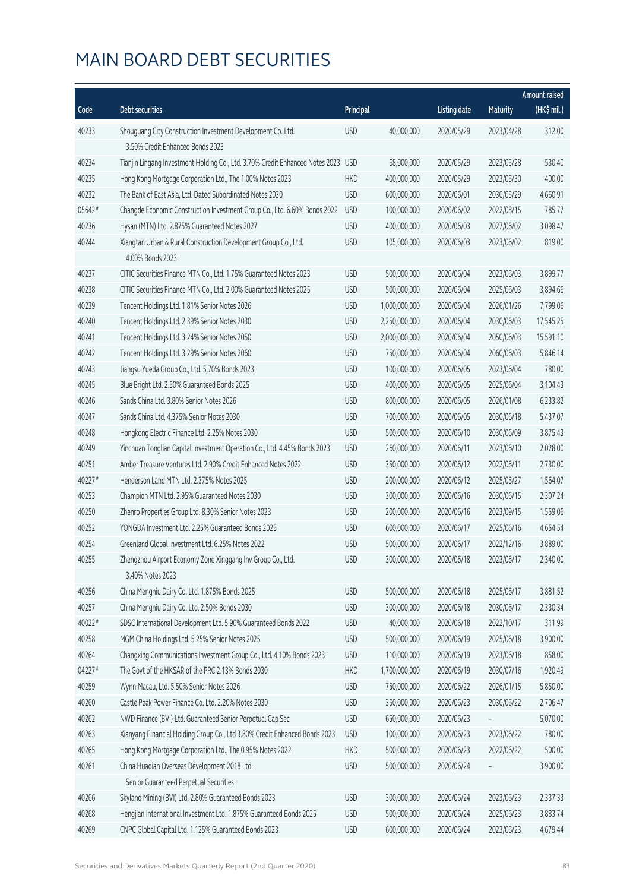# MAIN BOARD DEBT SECURITIES

| Code | Debt securities | Principal | | Listing date | Maturity | Amount raised (HK$ mil.) |
|---|---|---|---|---|---|---|
| 40233 | Shouguang City Construction Investment Development Co. Ltd. 3.50% Credit Enhanced Bonds 2023 | USD | 40,000,000 | 2020/05/29 | 2023/04/28 | 312.00 |
| 40234 | Tianjin Lingang Investment Holding Co., Ltd. 3.70% Credit Enhanced Notes 2023 | USD | 68,000,000 | 2020/05/29 | 2023/05/28 | 530.40 |
| 40235 | Hong Kong Mortgage Corporation Ltd., The 1.00% Notes 2023 | HKD | 400,000,000 | 2020/05/29 | 2023/05/30 | 400.00 |
| 40232 | The Bank of East Asia, Ltd. Dated Subordinated Notes 2030 | USD | 600,000,000 | 2020/06/01 | 2030/05/29 | 4,660.91 |
| 05642# | Changde Economic Construction Investment Group Co., Ltd. 6.60% Bonds 2022 | USD | 100,000,000 | 2020/06/02 | 2022/08/15 | 785.77 |
| 40236 | Hysan (MTN) Ltd. 2.875% Guaranteed Notes 2027 | USD | 400,000,000 | 2020/06/03 | 2027/06/02 | 3,098.47 |
| 40244 | Xiangtan Urban & Rural Construction Development Group Co., Ltd. 4.00% Bonds 2023 | USD | 105,000,000 | 2020/06/03 | 2023/06/02 | 819.00 |
| 40237 | CITIC Securities Finance MTN Co., Ltd. 1.75% Guaranteed Notes 2023 | USD | 500,000,000 | 2020/06/04 | 2023/06/03 | 3,899.77 |
| 40238 | CITIC Securities Finance MTN Co., Ltd. 2.00% Guaranteed Notes 2025 | USD | 500,000,000 | 2020/06/04 | 2025/06/03 | 3,894.66 |
| 40239 | Tencent Holdings Ltd. 1.81% Senior Notes 2026 | USD | 1,000,000,000 | 2020/06/04 | 2026/01/26 | 7,799.06 |
| 40240 | Tencent Holdings Ltd. 2.39% Senior Notes 2030 | USD | 2,250,000,000 | 2020/06/04 | 2030/06/03 | 17,545.25 |
| 40241 | Tencent Holdings Ltd. 3.24% Senior Notes 2050 | USD | 2,000,000,000 | 2020/06/04 | 2050/06/03 | 15,591.10 |
| 40242 | Tencent Holdings Ltd. 3.29% Senior Notes 2060 | USD | 750,000,000 | 2020/06/04 | 2060/06/03 | 5,846.14 |
| 40243 | Jiangsu Yueda Group Co., Ltd. 5.70% Bonds 2023 | USD | 100,000,000 | 2020/06/05 | 2023/06/04 | 780.00 |
| 40245 | Blue Bright Ltd. 2.50% Guaranteed Bonds 2025 | USD | 400,000,000 | 2020/06/05 | 2025/06/04 | 3,104.43 |
| 40246 | Sands China Ltd. 3.80% Senior Notes 2026 | USD | 800,000,000 | 2020/06/05 | 2026/01/08 | 6,233.82 |
| 40247 | Sands China Ltd. 4.375% Senior Notes 2030 | USD | 700,000,000 | 2020/06/05 | 2030/06/18 | 5,437.07 |
| 40248 | Hongkong Electric Finance Ltd. 2.25% Notes 2030 | USD | 500,000,000 | 2020/06/10 | 2030/06/09 | 3,875.43 |
| 40249 | Yinchuan Tonglian Capital Investment Operation Co., Ltd. 4.45% Bonds 2023 | USD | 260,000,000 | 2020/06/11 | 2023/06/10 | 2,028.00 |
| 40251 | Amber Treasure Ventures Ltd. 2.90% Credit Enhanced Notes 2022 | USD | 350,000,000 | 2020/06/12 | 2022/06/11 | 2,730.00 |
| 40227# | Henderson Land MTN Ltd. 2.375% Notes 2025 | USD | 200,000,000 | 2020/06/12 | 2025/05/27 | 1,564.07 |
| 40253 | Champion MTN Ltd. 2.95% Guaranteed Notes 2030 | USD | 300,000,000 | 2020/06/16 | 2030/06/15 | 2,307.24 |
| 40250 | Zhenro Properties Group Ltd. 8.30% Senior Notes 2023 | USD | 200,000,000 | 2020/06/16 | 2023/09/15 | 1,559.06 |
| 40252 | YONGDA Investment Ltd. 2.25% Guaranteed Bonds 2025 | USD | 600,000,000 | 2020/06/17 | 2025/06/16 | 4,654.54 |
| 40254 | Greenland Global Investment Ltd. 6.25% Notes 2022 | USD | 500,000,000 | 2020/06/17 | 2022/12/16 | 3,889.00 |
| 40255 | Zhengzhou Airport Economy Zone Xinggang Inv Group Co., Ltd. 3.40% Notes 2023 | USD | 300,000,000 | 2020/06/18 | 2023/06/17 | 2,340.00 |
| 40256 | China Mengniu Dairy Co. Ltd. 1.875% Bonds 2025 | USD | 500,000,000 | 2020/06/18 | 2025/06/17 | 3,881.52 |
| 40257 | China Mengniu Dairy Co. Ltd. 2.50% Bonds 2030 | USD | 300,000,000 | 2020/06/18 | 2030/06/17 | 2,330.34 |
| 40022# | SDSC International Development Ltd. 5.90% Guaranteed Bonds 2022 | USD | 40,000,000 | 2020/06/18 | 2022/10/17 | 311.99 |
| 40258 | MGM China Holdings Ltd. 5.25% Senior Notes 2025 | USD | 500,000,000 | 2020/06/19 | 2025/06/18 | 3,900.00 |
| 40264 | Changxing Communications Investment Group Co., Ltd. 4.10% Bonds 2023 | USD | 110,000,000 | 2020/06/19 | 2023/06/18 | 858.00 |
| 04227# | The Govt of the HKSAR of the PRC 2.13% Bonds 2030 | HKD | 1,700,000,000 | 2020/06/19 | 2030/07/16 | 1,920.49 |
| 40259 | Wynn Macau, Ltd. 5.50% Senior Notes 2026 | USD | 750,000,000 | 2020/06/22 | 2026/01/15 | 5,850.00 |
| 40260 | Castle Peak Power Finance Co. Ltd. 2.20% Notes 2030 | USD | 350,000,000 | 2020/06/23 | 2030/06/22 | 2,706.47 |
| 40262 | NWD Finance (BVI) Ltd. Guaranteed Senior Perpetual Cap Sec | USD | 650,000,000 | 2020/06/23 | – | 5,070.00 |
| 40263 | Xianyang Financial Holding Group Co., Ltd 3.80% Credit Enhanced Bonds 2023 | USD | 100,000,000 | 2020/06/23 | 2023/06/22 | 780.00 |
| 40265 | Hong Kong Mortgage Corporation Ltd., The 0.95% Notes 2022 | HKD | 500,000,000 | 2020/06/23 | 2022/06/22 | 500.00 |
| 40261 | China Huadian Overseas Development 2018 Ltd. Senior Guaranteed Perpetual Securities | USD | 500,000,000 | 2020/06/24 | – | 3,900.00 |
| 40266 | Skyland Mining (BVI) Ltd. 2.80% Guaranteed Bonds 2023 | USD | 300,000,000 | 2020/06/24 | 2023/06/23 | 2,337.33 |
| 40268 | Hengjian International Investment Ltd. 1.875% Guaranteed Bonds 2025 | USD | 500,000,000 | 2020/06/24 | 2025/06/23 | 3,883.74 |
| 40269 | CNPC Global Capital Ltd. 1.125% Guaranteed Bonds 2023 | USD | 600,000,000 | 2020/06/24 | 2023/06/23 | 4,679.44 |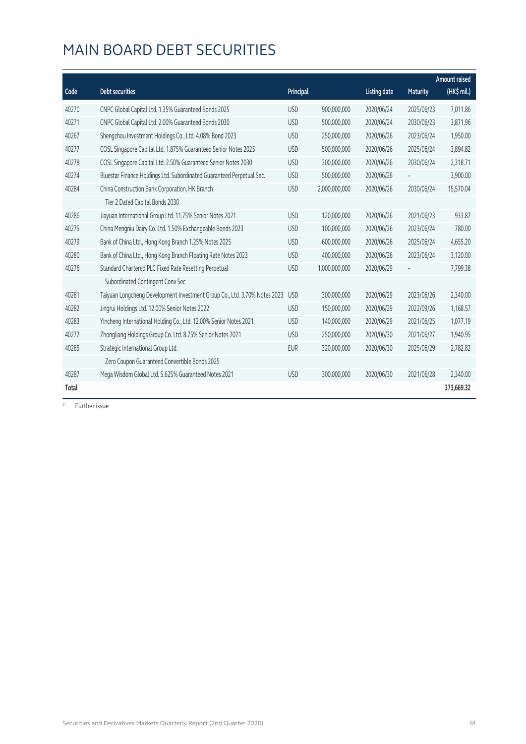# MAIN BOARD DEBT SECURITIES

| Code | Debt securities | Principal | | Listing date | Maturity | Amount raised (HK$ mil.) |
|---|---|---|---|---|---|---|
| 40270 | CNPC Global Capital Ltd. 1.35% Guaranteed Bonds 2025 | USD | 900,000,000 | 2020/06/24 | 2025/06/23 | 7,011.86 |
| 40271 | CNPC Global Capital Ltd. 2.00% Guaranteed Bonds 2030 | USD | 500,000,000 | 2020/06/24 | 2030/06/23 | 3,871.96 |
| 40267 | Shengzhou Investment Holdings Co., Ltd. 4.08% Bond 2023 | USD | 250,000,000 | 2020/06/26 | 2023/06/24 | 1,950.00 |
| 40277 | COSL Singapore Capital Ltd. 1.875% Guaranteed Senior Notes 2025 | USD | 500,000,000 | 2020/06/26 | 2025/06/24 | 3,894.82 |
| 40278 | COSL Singapore Capital Ltd. 2.50% Guaranteed Senior Notes 2030 | USD | 300,000,000 | 2020/06/26 | 2030/06/24 | 2,318.71 |
| 40274 | Bluestar Finance Holdings Ltd. Subordinated Guaranteed Perpetual Sec. | USD | 500,000,000 | 2020/06/26 | – | 3,900.00 |
| 40284 | China Construction Bank Corporation, HK Branch Tier 2 Dated Capital Bonds 2030 | USD | 2,000,000,000 | 2020/06/26 | 2030/06/24 | 15,570.04 |
| 40286 | Jiayuan International Group Ltd. 11.75% Senior Notes 2021 | USD | 120,000,000 | 2020/06/26 | 2021/06/23 | 933.87 |
| 40275 | China Mengniu Dairy Co. Ltd. 1.50% Exchangeable Bonds 2023 | USD | 100,000,000 | 2020/06/26 | 2023/06/24 | 780.00 |
| 40279 | Bank of China Ltd., Hong Kong Branch 1.25% Notes 2025 | USD | 600,000,000 | 2020/06/26 | 2025/06/24 | 4,655.20 |
| 40280 | Bank of China Ltd., Hong Kong Branch Floating Rate Notes 2023 | USD | 400,000,000 | 2020/06/26 | 2023/06/24 | 3,120.00 |
| 40276 | Standard Chartered PLC Fixed Rate Resetting Perpetual Subordinated Contingent Conv Sec | USD | 1,000,000,000 | 2020/06/29 | – | 7,799.38 |
| 40281 | Taiyuan Longcheng Development Investment Group Co., Ltd. 3.70% Notes 2023 | USD | 300,000,000 | 2020/06/29 | 2023/06/26 | 2,340.00 |
| 40282 | Jingrui Holdings Ltd. 12.00% Senior Notes 2022 | USD | 150,000,000 | 2020/06/29 | 2022/09/26 | 1,168.57 |
| 40283 | Yincheng International Holding Co., Ltd. 12.00% Senior Notes 2021 | USD | 140,000,000 | 2020/06/29 | 2021/06/25 | 1,077.19 |
| 40272 | Zhongliang Holdings Group Co. Ltd. 8.75% Senior Notes 2021 | USD | 250,000,000 | 2020/06/30 | 2021/06/27 | 1,940.95 |
| 40285 | Strategic International Group Ltd. Zero Coupon Guaranteed Convertible Bonds 2025 | EUR | 320,000,000 | 2020/06/30 | 2025/06/29 | 2,782.82 |
| 40287 | Mega Wisdom Global Ltd. 5.625% Guaranteed Notes 2021 | USD | 300,000,000 | 2020/06/30 | 2021/06/28 | 2,340.00 |
| **Total** | | | | | | **373,669.32** |

# Further issue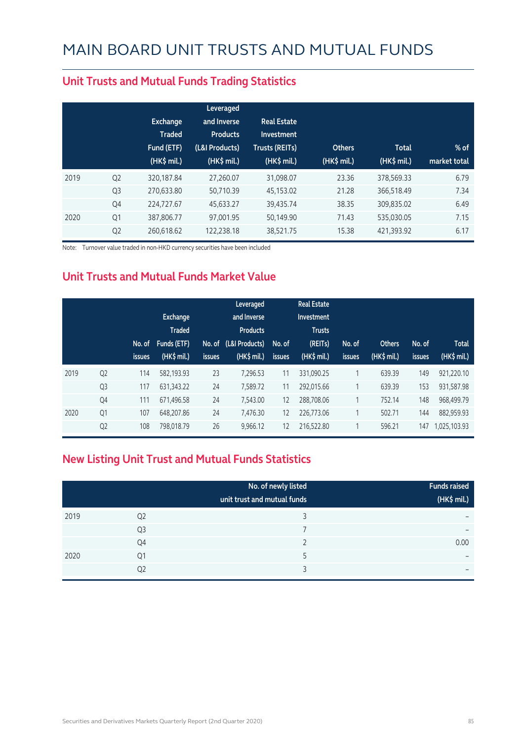# MAIN BOARD UNIT TRUSTS AND MUTUAL FUNDS

## Unit Trusts and Mutual Funds Trading Statistics

| | | Exchange Traded Fund (ETF) (HK$ mil.) | Leveraged and Inverse Products (L&I Products) (HK$ mil.) | Real Estate Investment Trusts (REITs) (HK$ mil.) | Others (HK$ mil.) | Total (HK$ mil.) | % of market total |
|---|---|---|---|---|---|---|---|
| 2019 | Q2 | 320,187.84 | 27,260.07 | 31,098.07 | 23.36 | 378,569.33 | 6.79 |
| | Q3 | 270,633.80 | 50,710.39 | 45,153.02 | 21.28 | 366,518.49 | 7.34 |
| | Q4 | 224,727.67 | 45,633.27 | 39,435.74 | 38.35 | 309,835.02 | 6.49 |
| 2020 | Q1 | 387,806.77 | 97,001.95 | 50,149.90 | 71.43 | 535,030.05 | 7.15 |
| | Q2 | 260,618.62 | 122,238.18 | 38,521.75 | 15.38 | 421,393.92 | 6.17 |

Note: Turnover value traded in non-HKD currency securities have been included

## Unit Trusts and Mutual Funds Market Value

| | | No. of issues | Exchange Traded Funds (ETF) (HK$ mil.) | No. of issues | Leveraged and Inverse Products (L&I Products) (HK$ mil.) | No. of issues | Real Estate Investment Trusts (REITs) (HK$ mil.) | No. of issues | Others (HK$ mil.) | No. of issues | Total (HK$ mil.) |
|---|---|---|---|---|---|---|---|---|---|---|---|
| 2019 | Q2 | 114 | 582,193.93 | 23 | 7,296.53 | 11 | 331,090.25 | 1 | 639.39 | 149 | 921,220.10 |
| | Q3 | 117 | 631,343.22 | 24 | 7,589.72 | 11 | 292,015.66 | 1 | 639.39 | 153 | 931,587.98 |
| | Q4 | 111 | 671,496.58 | 24 | 7,543.00 | 12 | 288,708.06 | 1 | 752.14 | 148 | 968,499.79 |
| 2020 | Q1 | 107 | 648,207.86 | 24 | 7,476.30 | 12 | 226,773.06 | 1 | 502.71 | 144 | 882,959.93 |
| | Q2 | 108 | 798,018.79 | 26 | 9,966.12 | 12 | 216,522.80 | 1 | 596.21 | 147 | 1,025,103.93 |

## New Listing Unit Trust and Mutual Funds Statistics

| | | No. of newly listed unit trust and mutual funds | Funds raised (HK$ mil.) |
|---|---|---|---|
| 2019 | Q2 | 3 | – |
| | Q3 | 7 | – |
| | Q4 | 2 | 0.00 |
| 2020 | Q1 | 5 | – |
| | Q2 | 3 | – |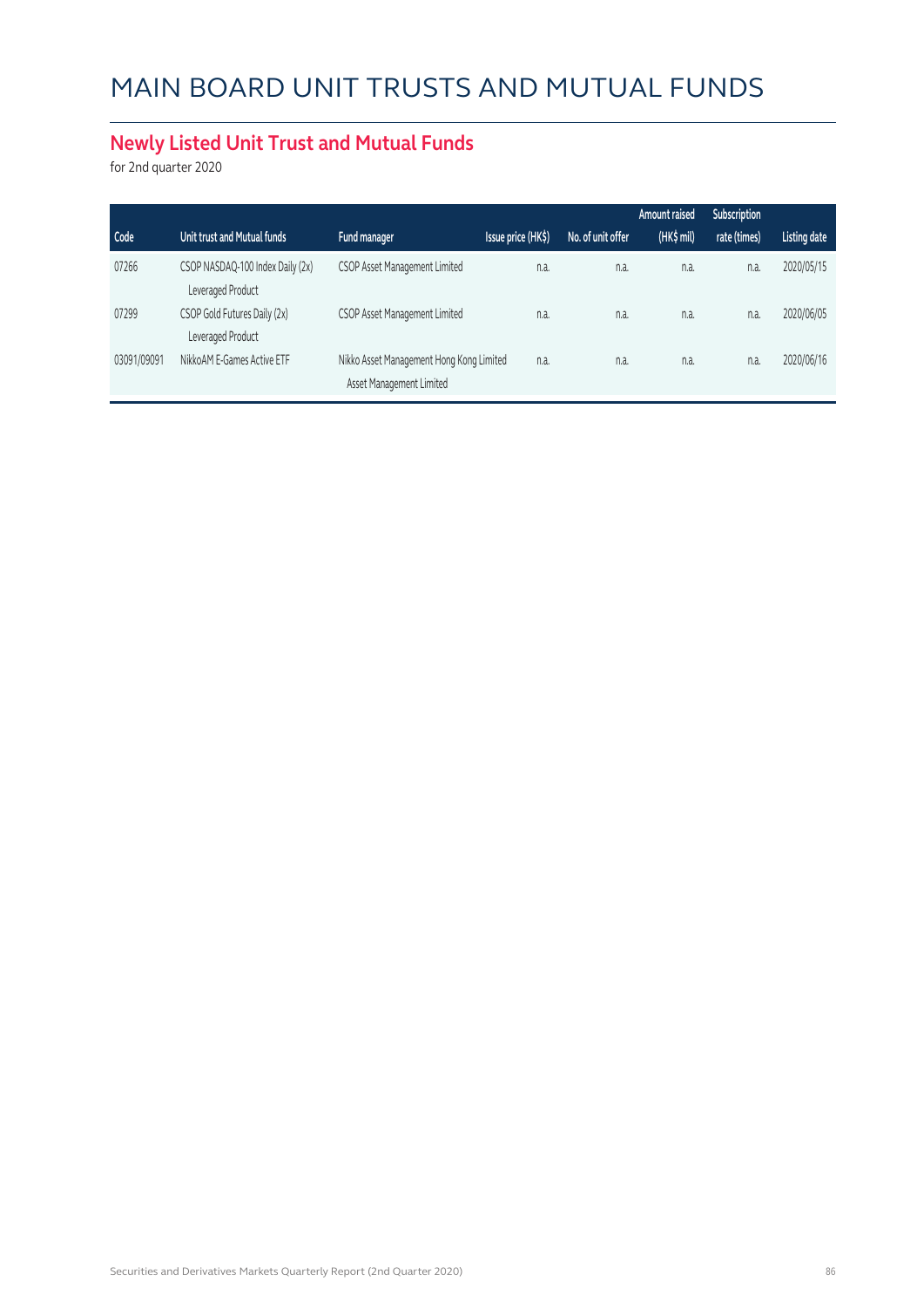# MAIN BOARD UNIT TRUSTS AND MUTUAL FUNDS

## Newly Listed Unit Trust and Mutual Funds

for 2nd quarter 2020

| Code | Unit trust and Mutual funds | Fund manager | Issue price (HK$) | No. of unit offer | Amount raised (HK$ mil) | Subscription rate (times) | Listing date |
|---|---|---|---|---|---|---|---|
| 07266 | CSOP NASDAQ-100 Index Daily (2x) Leveraged Product | CSOP Asset Management Limited | n.a. | n.a. | n.a. | n.a. | 2020/05/15 |
| 07299 | CSOP Gold Futures Daily (2x) Leveraged Product | CSOP Asset Management Limited | n.a. | n.a. | n.a. | n.a. | 2020/06/05 |
| 03091/09091 | NikkoAM E-Games Active ETF | Nikko Asset Management Hong Kong Limited Asset Management Limited | n.a. | n.a. | n.a. | n.a. | 2020/06/16 |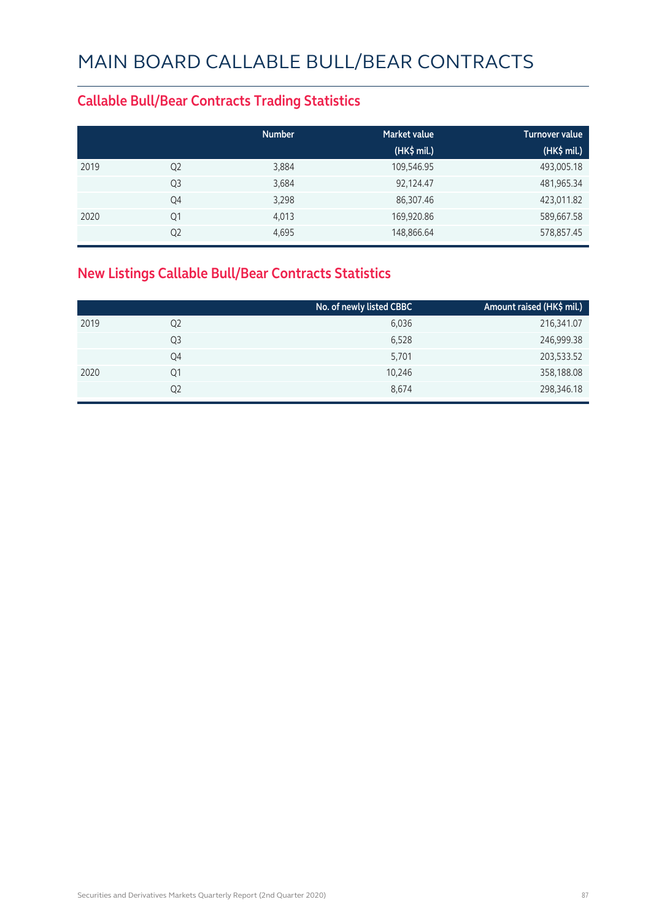# MAIN BOARD CALLABLE BULL/BEAR CONTRACTS

## Callable Bull/Bear Contracts Trading Statistics

| | | Number | Market value (HK$ mil.) | Turnover value (HK$ mil.) |
|---|---|---|---|---|
| 2019 | Q2 | 3,884 | 109,546.95 | 493,005.18 |
| | Q3 | 3,684 | 92,124.47 | 481,965.34 |
| | Q4 | 3,298 | 86,307.46 | 423,011.82 |
| 2020 | Q1 | 4,013 | 169,920.86 | 589,667.58 |
| | Q2 | 4,695 | 148,866.64 | 578,857.45 |

## New Listings Callable Bull/Bear Contracts Statistics

| | | No. of newly listed CBBC | Amount raised (HK$ mil.) |
|---|---|---|---|
| 2019 | Q2 | 6,036 | 216,341.07 |
| | Q3 | 6,528 | 246,999.38 |
| | Q4 | 5,701 | 203,533.52 |
| 2020 | Q1 | 10,246 | 358,188.08 |
| | Q2 | 8,674 | 298,346.18 |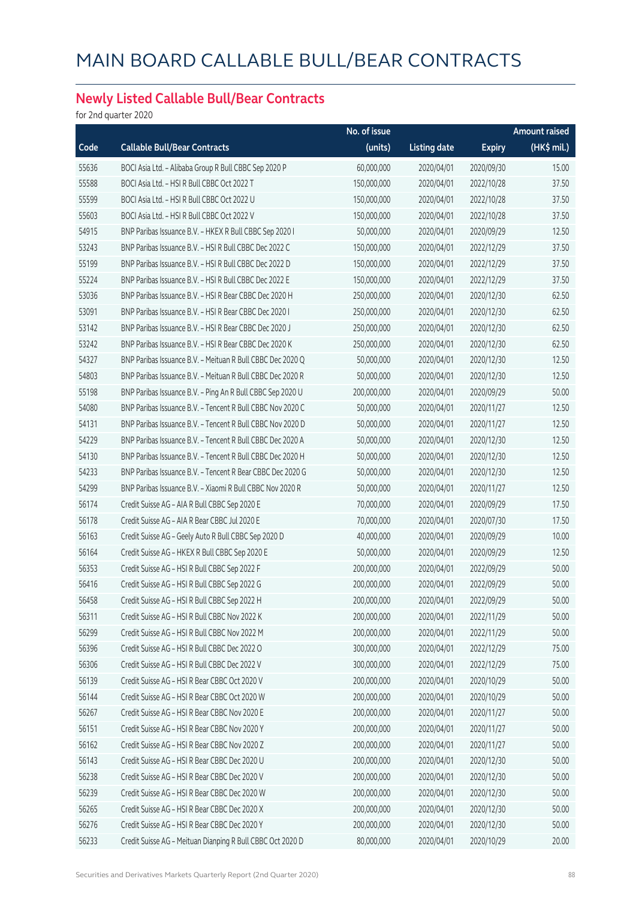# MAIN BOARD CALLABLE BULL/BEAR CONTRACTS

## Newly Listed Callable Bull/Bear Contracts

for 2nd quarter 2020

| Code | Callable Bull/Bear Contracts | No. of issue (units) | Listing date | Expiry | Amount raised (HK$ mil.) |
|---|---|---|---|---|---|
| 55636 | BOCI Asia Ltd. – Alibaba Group R Bull CBBC Sep 2020 P | 60,000,000 | 2020/04/01 | 2020/09/30 | 15.00 |
| 55588 | BOCI Asia Ltd. – HSI R Bull CBBC Oct 2022 T | 150,000,000 | 2020/04/01 | 2022/10/28 | 37.50 |
| 55599 | BOCI Asia Ltd. – HSI R Bull CBBC Oct 2022 U | 150,000,000 | 2020/04/01 | 2022/10/28 | 37.50 |
| 55603 | BOCI Asia Ltd. – HSI R Bull CBBC Oct 2022 V | 150,000,000 | 2020/04/01 | 2022/10/28 | 37.50 |
| 54915 | BNP Paribas Issuance B.V. – HKEX R Bull CBBC Sep 2020 I | 50,000,000 | 2020/04/01 | 2020/09/29 | 12.50 |
| 53243 | BNP Paribas Issuance B.V. – HSI R Bull CBBC Dec 2022 C | 150,000,000 | 2020/04/01 | 2022/12/29 | 37.50 |
| 55199 | BNP Paribas Issuance B.V. – HSI R Bull CBBC Dec 2022 D | 150,000,000 | 2020/04/01 | 2022/12/29 | 37.50 |
| 55224 | BNP Paribas Issuance B.V. – HSI R Bull CBBC Dec 2022 E | 150,000,000 | 2020/04/01 | 2022/12/29 | 37.50 |
| 53036 | BNP Paribas Issuance B.V. – HSI R Bear CBBC Dec 2020 H | 250,000,000 | 2020/04/01 | 2020/12/30 | 62.50 |
| 53091 | BNP Paribas Issuance B.V. – HSI R Bear CBBC Dec 2020 I | 250,000,000 | 2020/04/01 | 2020/12/30 | 62.50 |
| 53142 | BNP Paribas Issuance B.V. – HSI R Bear CBBC Dec 2020 J | 250,000,000 | 2020/04/01 | 2020/12/30 | 62.50 |
| 53242 | BNP Paribas Issuance B.V. – HSI R Bear CBBC Dec 2020 K | 250,000,000 | 2020/04/01 | 2020/12/30 | 62.50 |
| 54327 | BNP Paribas Issuance B.V. – Meituan R Bull CBBC Dec 2020 Q | 50,000,000 | 2020/04/01 | 2020/12/30 | 12.50 |
| 54803 | BNP Paribas Issuance B.V. – Meituan R Bull CBBC Dec 2020 R | 50,000,000 | 2020/04/01 | 2020/12/30 | 12.50 |
| 55198 | BNP Paribas Issuance B.V. – Ping An R Bull CBBC Sep 2020 U | 200,000,000 | 2020/04/01 | 2020/09/29 | 50.00 |
| 54080 | BNP Paribas Issuance B.V. – Tencent R Bull CBBC Nov 2020 C | 50,000,000 | 2020/04/01 | 2020/11/27 | 12.50 |
| 54131 | BNP Paribas Issuance B.V. – Tencent R Bull CBBC Nov 2020 D | 50,000,000 | 2020/04/01 | 2020/11/27 | 12.50 |
| 54229 | BNP Paribas Issuance B.V. – Tencent R Bull CBBC Dec 2020 A | 50,000,000 | 2020/04/01 | 2020/12/30 | 12.50 |
| 54130 | BNP Paribas Issuance B.V. – Tencent R Bull CBBC Dec 2020 H | 50,000,000 | 2020/04/01 | 2020/12/30 | 12.50 |
| 54233 | BNP Paribas Issuance B.V. – Tencent R Bear CBBC Dec 2020 G | 50,000,000 | 2020/04/01 | 2020/12/30 | 12.50 |
| 54299 | BNP Paribas Issuance B.V. – Xiaomi R Bull CBBC Nov 2020 R | 50,000,000 | 2020/04/01 | 2020/11/27 | 12.50 |
| 56174 | Credit Suisse AG – AIA R Bull CBBC Sep 2020 E | 70,000,000 | 2020/04/01 | 2020/09/29 | 17.50 |
| 56178 | Credit Suisse AG – AIA R Bear CBBC Jul 2020 E | 70,000,000 | 2020/04/01 | 2020/07/30 | 17.50 |
| 56163 | Credit Suisse AG – Geely Auto R Bull CBBC Sep 2020 D | 40,000,000 | 2020/04/01 | 2020/09/29 | 10.00 |
| 56164 | Credit Suisse AG – HKEX R Bull CBBC Sep 2020 E | 50,000,000 | 2020/04/01 | 2020/09/29 | 12.50 |
| 56353 | Credit Suisse AG – HSI R Bull CBBC Sep 2022 F | 200,000,000 | 2020/04/01 | 2022/09/29 | 50.00 |
| 56416 | Credit Suisse AG – HSI R Bull CBBC Sep 2022 G | 200,000,000 | 2020/04/01 | 2022/09/29 | 50.00 |
| 56458 | Credit Suisse AG – HSI R Bull CBBC Sep 2022 H | 200,000,000 | 2020/04/01 | 2022/09/29 | 50.00 |
| 56311 | Credit Suisse AG – HSI R Bull CBBC Nov 2022 K | 200,000,000 | 2020/04/01 | 2022/11/29 | 50.00 |
| 56299 | Credit Suisse AG – HSI R Bull CBBC Nov 2022 M | 200,000,000 | 2020/04/01 | 2022/11/29 | 50.00 |
| 56396 | Credit Suisse AG – HSI R Bull CBBC Dec 2022 O | 300,000,000 | 2020/04/01 | 2022/12/29 | 75.00 |
| 56306 | Credit Suisse AG – HSI R Bull CBBC Dec 2022 V | 300,000,000 | 2020/04/01 | 2022/12/29 | 75.00 |
| 56139 | Credit Suisse AG – HSI R Bear CBBC Oct 2020 V | 200,000,000 | 2020/04/01 | 2020/10/29 | 50.00 |
| 56144 | Credit Suisse AG – HSI R Bear CBBC Oct 2020 W | 200,000,000 | 2020/04/01 | 2020/10/29 | 50.00 |
| 56267 | Credit Suisse AG – HSI R Bear CBBC Nov 2020 E | 200,000,000 | 2020/04/01 | 2020/11/27 | 50.00 |
| 56151 | Credit Suisse AG – HSI R Bear CBBC Nov 2020 Y | 200,000,000 | 2020/04/01 | 2020/11/27 | 50.00 |
| 56162 | Credit Suisse AG – HSI R Bear CBBC Nov 2020 Z | 200,000,000 | 2020/04/01 | 2020/11/27 | 50.00 |
| 56143 | Credit Suisse AG – HSI R Bear CBBC Dec 2020 U | 200,000,000 | 2020/04/01 | 2020/12/30 | 50.00 |
| 56238 | Credit Suisse AG – HSI R Bear CBBC Dec 2020 V | 200,000,000 | 2020/04/01 | 2020/12/30 | 50.00 |
| 56239 | Credit Suisse AG – HSI R Bear CBBC Dec 2020 W | 200,000,000 | 2020/04/01 | 2020/12/30 | 50.00 |
| 56265 | Credit Suisse AG – HSI R Bear CBBC Dec 2020 X | 200,000,000 | 2020/04/01 | 2020/12/30 | 50.00 |
| 56276 | Credit Suisse AG – HSI R Bear CBBC Dec 2020 Y | 200,000,000 | 2020/04/01 | 2020/12/30 | 50.00 |
| 56233 | Credit Suisse AG – Meituan Dianping R Bull CBBC Oct 2020 D | 80,000,000 | 2020/04/01 | 2020/10/29 | 20.00 |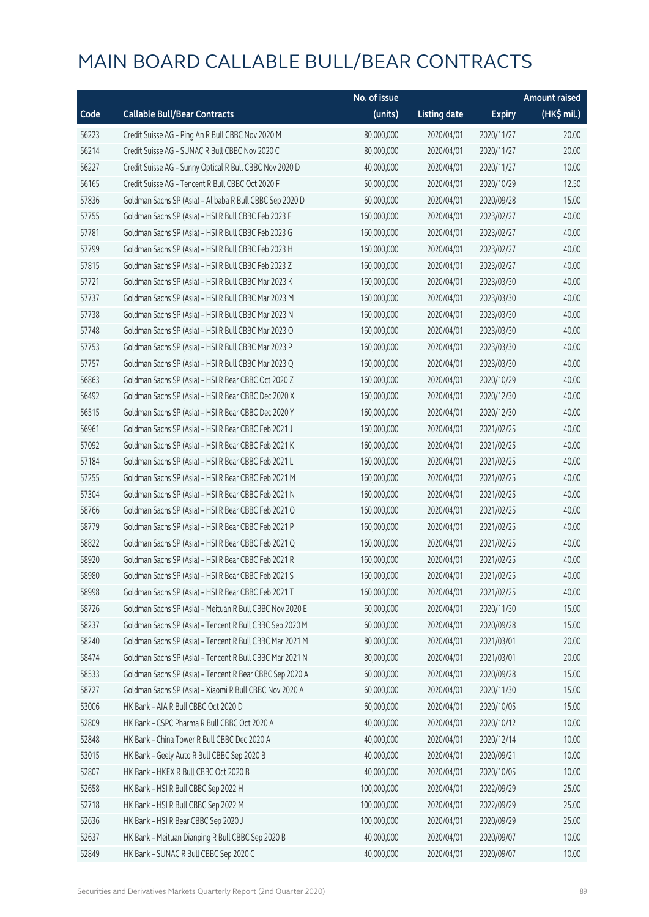# MAIN BOARD CALLABLE BULL/BEAR CONTRACTS

| Code | Callable Bull/Bear Contracts | No. of issue (units) | Listing date | Expiry | Amount raised (HK$ mil.) |
|---|---|---|---|---|---|
| 56223 | Credit Suisse AG – Ping An R Bull CBBC Nov 2020 M | 80,000,000 | 2020/04/01 | 2020/11/27 | 20.00 |
| 56214 | Credit Suisse AG – SUNAC R Bull CBBC Nov 2020 C | 80,000,000 | 2020/04/01 | 2020/11/27 | 20.00 |
| 56227 | Credit Suisse AG – Sunny Optical R Bull CBBC Nov 2020 D | 40,000,000 | 2020/04/01 | 2020/11/27 | 10.00 |
| 56165 | Credit Suisse AG – Tencent R Bull CBBC Oct 2020 F | 50,000,000 | 2020/04/01 | 2020/10/29 | 12.50 |
| 57836 | Goldman Sachs SP (Asia) – Alibaba R Bull CBBC Sep 2020 D | 60,000,000 | 2020/04/01 | 2020/09/28 | 15.00 |
| 57755 | Goldman Sachs SP (Asia) – HSI R Bull CBBC Feb 2023 F | 160,000,000 | 2020/04/01 | 2023/02/27 | 40.00 |
| 57781 | Goldman Sachs SP (Asia) – HSI R Bull CBBC Feb 2023 G | 160,000,000 | 2020/04/01 | 2023/02/27 | 40.00 |
| 57799 | Goldman Sachs SP (Asia) – HSI R Bull CBBC Feb 2023 H | 160,000,000 | 2020/04/01 | 2023/02/27 | 40.00 |
| 57815 | Goldman Sachs SP (Asia) – HSI R Bull CBBC Feb 2023 Z | 160,000,000 | 2020/04/01 | 2023/02/27 | 40.00 |
| 57721 | Goldman Sachs SP (Asia) – HSI R Bull CBBC Mar 2023 K | 160,000,000 | 2020/04/01 | 2023/03/30 | 40.00 |
| 57737 | Goldman Sachs SP (Asia) – HSI R Bull CBBC Mar 2023 M | 160,000,000 | 2020/04/01 | 2023/03/30 | 40.00 |
| 57738 | Goldman Sachs SP (Asia) – HSI R Bull CBBC Mar 2023 N | 160,000,000 | 2020/04/01 | 2023/03/30 | 40.00 |
| 57748 | Goldman Sachs SP (Asia) – HSI R Bull CBBC Mar 2023 O | 160,000,000 | 2020/04/01 | 2023/03/30 | 40.00 |
| 57753 | Goldman Sachs SP (Asia) – HSI R Bull CBBC Mar 2023 P | 160,000,000 | 2020/04/01 | 2023/03/30 | 40.00 |
| 57757 | Goldman Sachs SP (Asia) – HSI R Bull CBBC Mar 2023 Q | 160,000,000 | 2020/04/01 | 2023/03/30 | 40.00 |
| 56863 | Goldman Sachs SP (Asia) – HSI R Bear CBBC Oct 2020 Z | 160,000,000 | 2020/04/01 | 2020/10/29 | 40.00 |
| 56492 | Goldman Sachs SP (Asia) – HSI R Bear CBBC Dec 2020 X | 160,000,000 | 2020/04/01 | 2020/12/30 | 40.00 |
| 56515 | Goldman Sachs SP (Asia) – HSI R Bear CBBC Dec 2020 Y | 160,000,000 | 2020/04/01 | 2020/12/30 | 40.00 |
| 56961 | Goldman Sachs SP (Asia) – HSI R Bear CBBC Feb 2021 J | 160,000,000 | 2020/04/01 | 2021/02/25 | 40.00 |
| 57092 | Goldman Sachs SP (Asia) – HSI R Bear CBBC Feb 2021 K | 160,000,000 | 2020/04/01 | 2021/02/25 | 40.00 |
| 57184 | Goldman Sachs SP (Asia) – HSI R Bear CBBC Feb 2021 L | 160,000,000 | 2020/04/01 | 2021/02/25 | 40.00 |
| 57255 | Goldman Sachs SP (Asia) – HSI R Bear CBBC Feb 2021 M | 160,000,000 | 2020/04/01 | 2021/02/25 | 40.00 |
| 57304 | Goldman Sachs SP (Asia) – HSI R Bear CBBC Feb 2021 N | 160,000,000 | 2020/04/01 | 2021/02/25 | 40.00 |
| 58766 | Goldman Sachs SP (Asia) – HSI R Bear CBBC Feb 2021 O | 160,000,000 | 2020/04/01 | 2021/02/25 | 40.00 |
| 58779 | Goldman Sachs SP (Asia) – HSI R Bear CBBC Feb 2021 P | 160,000,000 | 2020/04/01 | 2021/02/25 | 40.00 |
| 58822 | Goldman Sachs SP (Asia) – HSI R Bear CBBC Feb 2021 Q | 160,000,000 | 2020/04/01 | 2021/02/25 | 40.00 |
| 58920 | Goldman Sachs SP (Asia) – HSI R Bear CBBC Feb 2021 R | 160,000,000 | 2020/04/01 | 2021/02/25 | 40.00 |
| 58980 | Goldman Sachs SP (Asia) – HSI R Bear CBBC Feb 2021 S | 160,000,000 | 2020/04/01 | 2021/02/25 | 40.00 |
| 58998 | Goldman Sachs SP (Asia) – HSI R Bear CBBC Feb 2021 T | 160,000,000 | 2020/04/01 | 2021/02/25 | 40.00 |
| 58726 | Goldman Sachs SP (Asia) – Meituan R Bull CBBC Nov 2020 E | 60,000,000 | 2020/04/01 | 2020/11/30 | 15.00 |
| 58237 | Goldman Sachs SP (Asia) – Tencent R Bull CBBC Sep 2020 M | 60,000,000 | 2020/04/01 | 2020/09/28 | 15.00 |
| 58240 | Goldman Sachs SP (Asia) – Tencent R Bull CBBC Mar 2021 M | 80,000,000 | 2020/04/01 | 2021/03/01 | 20.00 |
| 58474 | Goldman Sachs SP (Asia) – Tencent R Bull CBBC Mar 2021 N | 80,000,000 | 2020/04/01 | 2021/03/01 | 20.00 |
| 58533 | Goldman Sachs SP (Asia) – Tencent R Bear CBBC Sep 2020 A | 60,000,000 | 2020/04/01 | 2020/09/28 | 15.00 |
| 58727 | Goldman Sachs SP (Asia) – Xiaomi R Bull CBBC Nov 2020 A | 60,000,000 | 2020/04/01 | 2020/11/30 | 15.00 |
| 53006 | HK Bank – AIA R Bull CBBC Oct 2020 D | 60,000,000 | 2020/04/01 | 2020/10/05 | 15.00 |
| 52809 | HK Bank – CSPC Pharma R Bull CBBC Oct 2020 A | 40,000,000 | 2020/04/01 | 2020/10/12 | 10.00 |
| 52848 | HK Bank – China Tower R Bull CBBC Dec 2020 A | 40,000,000 | 2020/04/01 | 2020/12/14 | 10.00 |
| 53015 | HK Bank – Geely Auto R Bull CBBC Sep 2020 B | 40,000,000 | 2020/04/01 | 2020/09/21 | 10.00 |
| 52807 | HK Bank – HKEX R Bull CBBC Oct 2020 B | 40,000,000 | 2020/04/01 | 2020/10/05 | 10.00 |
| 52658 | HK Bank – HSI R Bull CBBC Sep 2022 H | 100,000,000 | 2020/04/01 | 2022/09/29 | 25.00 |
| 52718 | HK Bank – HSI R Bull CBBC Sep 2022 M | 100,000,000 | 2020/04/01 | 2022/09/29 | 25.00 |
| 52636 | HK Bank – HSI R Bear CBBC Sep 2020 J | 100,000,000 | 2020/04/01 | 2020/09/29 | 25.00 |
| 52637 | HK Bank – Meituan Dianping R Bull CBBC Sep 2020 B | 40,000,000 | 2020/04/01 | 2020/09/07 | 10.00 |
| 52849 | HK Bank – SUNAC R Bull CBBC Sep 2020 C | 40,000,000 | 2020/04/01 | 2020/09/07 | 10.00 |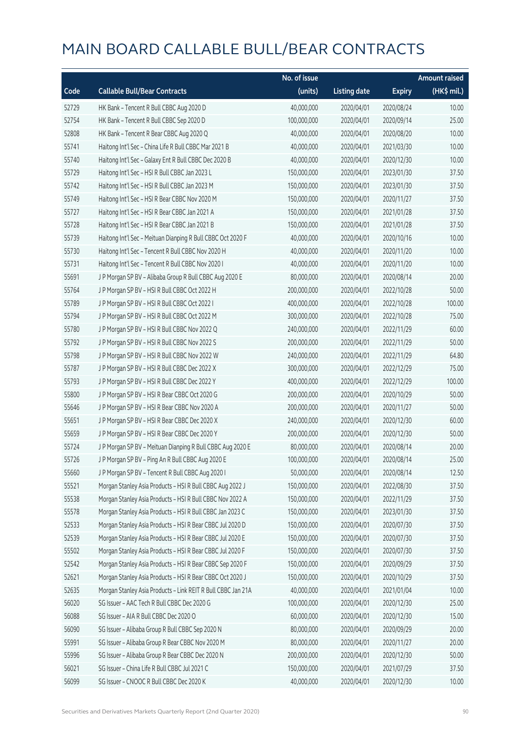# MAIN BOARD CALLABLE BULL/BEAR CONTRACTS

| Code | Callable Bull/Bear Contracts | No. of issue (units) | Listing date | Expiry | Amount raised (HK$ mil.) |
|---|---|---|---|---|---|
| 52729 | HK Bank – Tencent R Bull CBBC Aug 2020 D | 40,000,000 | 2020/04/01 | 2020/08/24 | 10.00 |
| 52754 | HK Bank – Tencent R Bull CBBC Sep 2020 D | 100,000,000 | 2020/04/01 | 2020/09/14 | 25.00 |
| 52808 | HK Bank – Tencent R Bear CBBC Aug 2020 Q | 40,000,000 | 2020/04/01 | 2020/08/20 | 10.00 |
| 55741 | Haitong Int'l Sec – China Life R Bull CBBC Mar 2021 B | 40,000,000 | 2020/04/01 | 2021/03/30 | 10.00 |
| 55740 | Haitong Int'l Sec – Galaxy Ent R Bull CBBC Dec 2020 B | 40,000,000 | 2020/04/01 | 2020/12/30 | 10.00 |
| 55729 | Haitong Int'l Sec – HSI R Bull CBBC Jan 2023 L | 150,000,000 | 2020/04/01 | 2023/01/30 | 37.50 |
| 55742 | Haitong Int'l Sec – HSI R Bull CBBC Jan 2023 M | 150,000,000 | 2020/04/01 | 2023/01/30 | 37.50 |
| 55749 | Haitong Int'l Sec – HSI R Bear CBBC Nov 2020 M | 150,000,000 | 2020/04/01 | 2020/11/27 | 37.50 |
| 55727 | Haitong Int'l Sec – HSI R Bear CBBC Jan 2021 A | 150,000,000 | 2020/04/01 | 2021/01/28 | 37.50 |
| 55728 | Haitong Int'l Sec – HSI R Bear CBBC Jan 2021 B | 150,000,000 | 2020/04/01 | 2021/01/28 | 37.50 |
| 55739 | Haitong Int'l Sec – Meituan Dianping R Bull CBBC Oct 2020 F | 40,000,000 | 2020/04/01 | 2020/10/16 | 10.00 |
| 55730 | Haitong Int'l Sec – Tencent R Bull CBBC Nov 2020 H | 40,000,000 | 2020/04/01 | 2020/11/20 | 10.00 |
| 55731 | Haitong Int'l Sec – Tencent R Bull CBBC Nov 2020 I | 40,000,000 | 2020/04/01 | 2020/11/20 | 10.00 |
| 55691 | J P Morgan SP BV – Alibaba Group R Bull CBBC Aug 2020 E | 80,000,000 | 2020/04/01 | 2020/08/14 | 20.00 |
| 55764 | J P Morgan SP BV – HSI R Bull CBBC Oct 2022 H | 200,000,000 | 2020/04/01 | 2022/10/28 | 50.00 |
| 55789 | J P Morgan SP BV – HSI R Bull CBBC Oct 2022 I | 400,000,000 | 2020/04/01 | 2022/10/28 | 100.00 |
| 55794 | J P Morgan SP BV – HSI R Bull CBBC Oct 2022 M | 300,000,000 | 2020/04/01 | 2022/10/28 | 75.00 |
| 55780 | J P Morgan SP BV – HSI R Bull CBBC Nov 2022 Q | 240,000,000 | 2020/04/01 | 2022/11/29 | 60.00 |
| 55792 | J P Morgan SP BV – HSI R Bull CBBC Nov 2022 S | 200,000,000 | 2020/04/01 | 2022/11/29 | 50.00 |
| 55798 | J P Morgan SP BV – HSI R Bull CBBC Nov 2022 W | 240,000,000 | 2020/04/01 | 2022/11/29 | 64.80 |
| 55787 | J P Morgan SP BV – HSI R Bull CBBC Dec 2022 X | 300,000,000 | 2020/04/01 | 2022/12/29 | 75.00 |
| 55793 | J P Morgan SP BV – HSI R Bull CBBC Dec 2022 Y | 400,000,000 | 2020/04/01 | 2022/12/29 | 100.00 |
| 55800 | J P Morgan SP BV – HSI R Bear CBBC Oct 2020 G | 200,000,000 | 2020/04/01 | 2020/10/29 | 50.00 |
| 55646 | J P Morgan SP BV – HSI R Bear CBBC Nov 2020 A | 200,000,000 | 2020/04/01 | 2020/11/27 | 50.00 |
| 55651 | J P Morgan SP BV – HSI R Bear CBBC Dec 2020 X | 240,000,000 | 2020/04/01 | 2020/12/30 | 60.00 |
| 55659 | J P Morgan SP BV – HSI R Bear CBBC Dec 2020 Y | 200,000,000 | 2020/04/01 | 2020/12/30 | 50.00 |
| 55724 | J P Morgan SP BV – Meituan Dianping R Bull CBBC Aug 2020 E | 80,000,000 | 2020/04/01 | 2020/08/14 | 20.00 |
| 55726 | J P Morgan SP BV – Ping An R Bull CBBC Aug 2020 E | 100,000,000 | 2020/04/01 | 2020/08/14 | 25.00 |
| 55660 | J P Morgan SP BV – Tencent R Bull CBBC Aug 2020 I | 50,000,000 | 2020/04/01 | 2020/08/14 | 12.50 |
| 55521 | Morgan Stanley Asia Products – HSI R Bull CBBC Aug 2022 J | 150,000,000 | 2020/04/01 | 2022/08/30 | 37.50 |
| 55538 | Morgan Stanley Asia Products – HSI R Bull CBBC Nov 2022 A | 150,000,000 | 2020/04/01 | 2022/11/29 | 37.50 |
| 55578 | Morgan Stanley Asia Products – HSI R Bull CBBC Jan 2023 C | 150,000,000 | 2020/04/01 | 2023/01/30 | 37.50 |
| 52533 | Morgan Stanley Asia Products – HSI R Bear CBBC Jul 2020 D | 150,000,000 | 2020/04/01 | 2020/07/30 | 37.50 |
| 52539 | Morgan Stanley Asia Products – HSI R Bear CBBC Jul 2020 E | 150,000,000 | 2020/04/01 | 2020/07/30 | 37.50 |
| 55502 | Morgan Stanley Asia Products – HSI R Bear CBBC Jul 2020 F | 150,000,000 | 2020/04/01 | 2020/07/30 | 37.50 |
| 52542 | Morgan Stanley Asia Products – HSI R Bear CBBC Sep 2020 F | 150,000,000 | 2020/04/01 | 2020/09/29 | 37.50 |
| 52621 | Morgan Stanley Asia Products – HSI R Bear CBBC Oct 2020 J | 150,000,000 | 2020/04/01 | 2020/10/29 | 37.50 |
| 52635 | Morgan Stanley Asia Products – Link REIT R Bull CBBC Jan 21A | 40,000,000 | 2020/04/01 | 2021/01/04 | 10.00 |
| 56020 | SG Issuer – AAC Tech R Bull CBBC Dec 2020 G | 100,000,000 | 2020/04/01 | 2020/12/30 | 25.00 |
| 56088 | SG Issuer – AIA R Bull CBBC Dec 2020 O | 60,000,000 | 2020/04/01 | 2020/12/30 | 15.00 |
| 56090 | SG Issuer – Alibaba Group R Bull CBBC Sep 2020 N | 80,000,000 | 2020/04/01 | 2020/09/29 | 20.00 |
| 55991 | SG Issuer – Alibaba Group R Bear CBBC Nov 2020 M | 80,000,000 | 2020/04/01 | 2020/11/27 | 20.00 |
| 55996 | SG Issuer – Alibaba Group R Bear CBBC Dec 2020 N | 200,000,000 | 2020/04/01 | 2020/12/30 | 50.00 |
| 56021 | SG Issuer – China Life R Bull CBBC Jul 2021 C | 150,000,000 | 2020/04/01 | 2021/07/29 | 37.50 |
| 56099 | SG Issuer – CNOOC R Bull CBBC Dec 2020 K | 40,000,000 | 2020/04/01 | 2020/12/30 | 10.00 |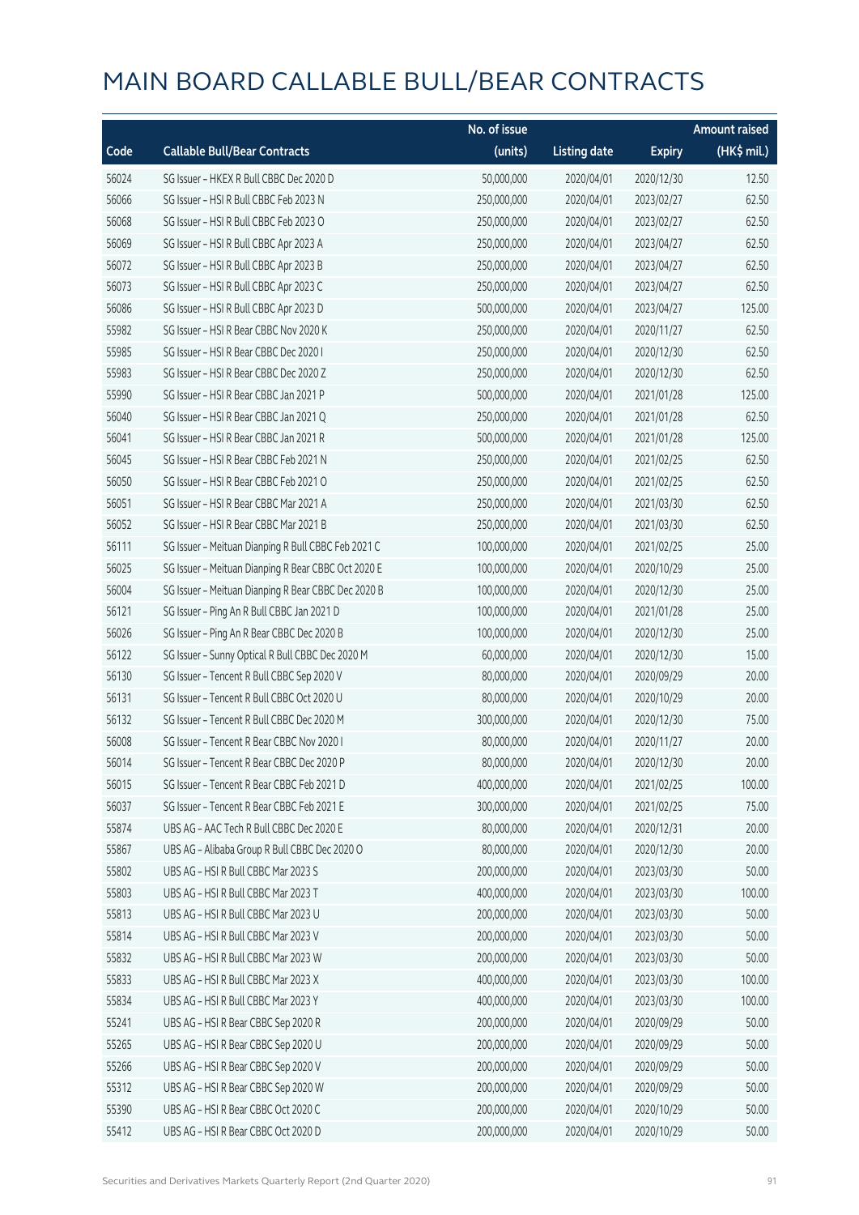# MAIN BOARD CALLABLE BULL/BEAR CONTRACTS

| Code | Callable Bull/Bear Contracts | No. of issue (units) | Listing date | Expiry | Amount raised (HK$ mil.) |
|---|---|---|---|---|---|
| 56024 | SG Issuer – HKEX R Bull CBBC Dec 2020 D | 50,000,000 | 2020/04/01 | 2020/12/30 | 12.50 |
| 56066 | SG Issuer – HSI R Bull CBBC Feb 2023 N | 250,000,000 | 2020/04/01 | 2023/02/27 | 62.50 |
| 56068 | SG Issuer – HSI R Bull CBBC Feb 2023 O | 250,000,000 | 2020/04/01 | 2023/02/27 | 62.50 |
| 56069 | SG Issuer – HSI R Bull CBBC Apr 2023 A | 250,000,000 | 2020/04/01 | 2023/04/27 | 62.50 |
| 56072 | SG Issuer – HSI R Bull CBBC Apr 2023 B | 250,000,000 | 2020/04/01 | 2023/04/27 | 62.50 |
| 56073 | SG Issuer – HSI R Bull CBBC Apr 2023 C | 250,000,000 | 2020/04/01 | 2023/04/27 | 62.50 |
| 56086 | SG Issuer – HSI R Bull CBBC Apr 2023 D | 500,000,000 | 2020/04/01 | 2023/04/27 | 125.00 |
| 55982 | SG Issuer – HSI R Bear CBBC Nov 2020 K | 250,000,000 | 2020/04/01 | 2020/11/27 | 62.50 |
| 55985 | SG Issuer – HSI R Bear CBBC Dec 2020 I | 250,000,000 | 2020/04/01 | 2020/12/30 | 62.50 |
| 55983 | SG Issuer – HSI R Bear CBBC Dec 2020 Z | 250,000,000 | 2020/04/01 | 2020/12/30 | 62.50 |
| 55990 | SG Issuer – HSI R Bear CBBC Jan 2021 P | 500,000,000 | 2020/04/01 | 2021/01/28 | 125.00 |
| 56040 | SG Issuer – HSI R Bear CBBC Jan 2021 Q | 250,000,000 | 2020/04/01 | 2021/01/28 | 62.50 |
| 56041 | SG Issuer – HSI R Bear CBBC Jan 2021 R | 500,000,000 | 2020/04/01 | 2021/01/28 | 125.00 |
| 56045 | SG Issuer – HSI R Bear CBBC Feb 2021 N | 250,000,000 | 2020/04/01 | 2021/02/25 | 62.50 |
| 56050 | SG Issuer – HSI R Bear CBBC Feb 2021 O | 250,000,000 | 2020/04/01 | 2021/02/25 | 62.50 |
| 56051 | SG Issuer – HSI R Bear CBBC Mar 2021 A | 250,000,000 | 2020/04/01 | 2021/03/30 | 62.50 |
| 56052 | SG Issuer – HSI R Bear CBBC Mar 2021 B | 250,000,000 | 2020/04/01 | 2021/03/30 | 62.50 |
| 56111 | SG Issuer – Meituan Dianping R Bull CBBC Feb 2021 C | 100,000,000 | 2020/04/01 | 2021/02/25 | 25.00 |
| 56025 | SG Issuer – Meituan Dianping R Bear CBBC Oct 2020 E | 100,000,000 | 2020/04/01 | 2020/10/29 | 25.00 |
| 56004 | SG Issuer – Meituan Dianping R Bear CBBC Dec 2020 B | 100,000,000 | 2020/04/01 | 2020/12/30 | 25.00 |
| 56121 | SG Issuer – Ping An R Bull CBBC Jan 2021 D | 100,000,000 | 2020/04/01 | 2021/01/28 | 25.00 |
| 56026 | SG Issuer – Ping An R Bear CBBC Dec 2020 B | 100,000,000 | 2020/04/01 | 2020/12/30 | 25.00 |
| 56122 | SG Issuer – Sunny Optical R Bull CBBC Dec 2020 M | 60,000,000 | 2020/04/01 | 2020/12/30 | 15.00 |
| 56130 | SG Issuer – Tencent R Bull CBBC Sep 2020 V | 80,000,000 | 2020/04/01 | 2020/09/29 | 20.00 |
| 56131 | SG Issuer – Tencent R Bull CBBC Oct 2020 U | 80,000,000 | 2020/04/01 | 2020/10/29 | 20.00 |
| 56132 | SG Issuer – Tencent R Bull CBBC Dec 2020 M | 300,000,000 | 2020/04/01 | 2020/12/30 | 75.00 |
| 56008 | SG Issuer – Tencent R Bear CBBC Nov 2020 I | 80,000,000 | 2020/04/01 | 2020/11/27 | 20.00 |
| 56014 | SG Issuer – Tencent R Bear CBBC Dec 2020 P | 80,000,000 | 2020/04/01 | 2020/12/30 | 20.00 |
| 56015 | SG Issuer – Tencent R Bear CBBC Feb 2021 D | 400,000,000 | 2020/04/01 | 2021/02/25 | 100.00 |
| 56037 | SG Issuer – Tencent R Bear CBBC Feb 2021 E | 300,000,000 | 2020/04/01 | 2021/02/25 | 75.00 |
| 55874 | UBS AG – AAC Tech R Bull CBBC Dec 2020 E | 80,000,000 | 2020/04/01 | 2020/12/31 | 20.00 |
| 55867 | UBS AG – Alibaba Group R Bull CBBC Dec 2020 O | 80,000,000 | 2020/04/01 | 2020/12/30 | 20.00 |
| 55802 | UBS AG – HSI R Bull CBBC Mar 2023 S | 200,000,000 | 2020/04/01 | 2023/03/30 | 50.00 |
| 55803 | UBS AG – HSI R Bull CBBC Mar 2023 T | 400,000,000 | 2020/04/01 | 2023/03/30 | 100.00 |
| 55813 | UBS AG – HSI R Bull CBBC Mar 2023 U | 200,000,000 | 2020/04/01 | 2023/03/30 | 50.00 |
| 55814 | UBS AG – HSI R Bull CBBC Mar 2023 V | 200,000,000 | 2020/04/01 | 2023/03/30 | 50.00 |
| 55832 | UBS AG – HSI R Bull CBBC Mar 2023 W | 200,000,000 | 2020/04/01 | 2023/03/30 | 50.00 |
| 55833 | UBS AG – HSI R Bull CBBC Mar 2023 X | 400,000,000 | 2020/04/01 | 2023/03/30 | 100.00 |
| 55834 | UBS AG – HSI R Bull CBBC Mar 2023 Y | 400,000,000 | 2020/04/01 | 2023/03/30 | 100.00 |
| 55241 | UBS AG – HSI R Bear CBBC Sep 2020 R | 200,000,000 | 2020/04/01 | 2020/09/29 | 50.00 |
| 55265 | UBS AG – HSI R Bear CBBC Sep 2020 U | 200,000,000 | 2020/04/01 | 2020/09/29 | 50.00 |
| 55266 | UBS AG – HSI R Bear CBBC Sep 2020 V | 200,000,000 | 2020/04/01 | 2020/09/29 | 50.00 |
| 55312 | UBS AG – HSI R Bear CBBC Sep 2020 W | 200,000,000 | 2020/04/01 | 2020/09/29 | 50.00 |
| 55390 | UBS AG – HSI R Bear CBBC Oct 2020 C | 200,000,000 | 2020/04/01 | 2020/10/29 | 50.00 |
| 55412 | UBS AG – HSI R Bear CBBC Oct 2020 D | 200,000,000 | 2020/04/01 | 2020/10/29 | 50.00 |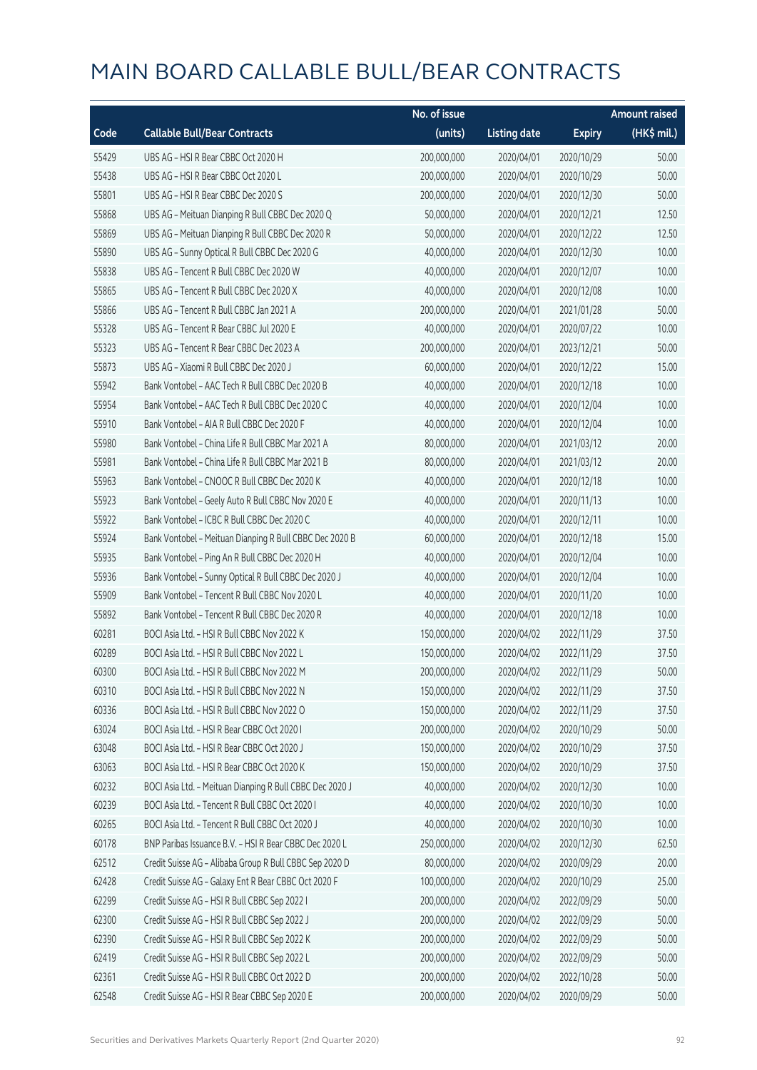# MAIN BOARD CALLABLE BULL/BEAR CONTRACTS

| Code | Callable Bull/Bear Contracts | No. of issue (units) | Listing date | Expiry | Amount raised (HK$ mil.) |
|---|---|---|---|---|---|
| 55429 | UBS AG - HSI R Bear CBBC Oct 2020 H | 200,000,000 | 2020/04/01 | 2020/10/29 | 50.00 |
| 55438 | UBS AG - HSI R Bear CBBC Oct 2020 L | 200,000,000 | 2020/04/01 | 2020/10/29 | 50.00 |
| 55801 | UBS AG - HSI R Bear CBBC Dec 2020 S | 200,000,000 | 2020/04/01 | 2020/12/30 | 50.00 |
| 55868 | UBS AG - Meituan Dianping R Bull CBBC Dec 2020 Q | 50,000,000 | 2020/04/01 | 2020/12/21 | 12.50 |
| 55869 | UBS AG - Meituan Dianping R Bull CBBC Dec 2020 R | 50,000,000 | 2020/04/01 | 2020/12/22 | 12.50 |
| 55890 | UBS AG - Sunny Optical R Bull CBBC Dec 2020 G | 40,000,000 | 2020/04/01 | 2020/12/30 | 10.00 |
| 55838 | UBS AG - Tencent R Bull CBBC Dec 2020 W | 40,000,000 | 2020/04/01 | 2020/12/07 | 10.00 |
| 55865 | UBS AG - Tencent R Bull CBBC Dec 2020 X | 40,000,000 | 2020/04/01 | 2020/12/08 | 10.00 |
| 55866 | UBS AG - Tencent R Bull CBBC Jan 2021 A | 200,000,000 | 2020/04/01 | 2021/01/28 | 50.00 |
| 55328 | UBS AG - Tencent R Bear CBBC Jul 2020 E | 40,000,000 | 2020/04/01 | 2020/07/22 | 10.00 |
| 55323 | UBS AG - Tencent R Bear CBBC Dec 2023 A | 200,000,000 | 2020/04/01 | 2023/12/21 | 50.00 |
| 55873 | UBS AG - Xiaomi R Bull CBBC Dec 2020 J | 60,000,000 | 2020/04/01 | 2020/12/22 | 15.00 |
| 55942 | Bank Vontobel - AAC Tech R Bull CBBC Dec 2020 B | 40,000,000 | 2020/04/01 | 2020/12/18 | 10.00 |
| 55954 | Bank Vontobel - AAC Tech R Bull CBBC Dec 2020 C | 40,000,000 | 2020/04/01 | 2020/12/04 | 10.00 |
| 55910 | Bank Vontobel - AIA R Bull CBBC Dec 2020 F | 40,000,000 | 2020/04/01 | 2020/12/04 | 10.00 |
| 55980 | Bank Vontobel - China Life R Bull CBBC Mar 2021 A | 80,000,000 | 2020/04/01 | 2021/03/12 | 20.00 |
| 55981 | Bank Vontobel - China Life R Bull CBBC Mar 2021 B | 80,000,000 | 2020/04/01 | 2021/03/12 | 20.00 |
| 55963 | Bank Vontobel - CNOOC R Bull CBBC Dec 2020 K | 40,000,000 | 2020/04/01 | 2020/12/18 | 10.00 |
| 55923 | Bank Vontobel - Geely Auto R Bull CBBC Nov 2020 E | 40,000,000 | 2020/04/01 | 2020/11/13 | 10.00 |
| 55922 | Bank Vontobel - ICBC R Bull CBBC Dec 2020 C | 40,000,000 | 2020/04/01 | 2020/12/11 | 10.00 |
| 55924 | Bank Vontobel - Meituan Dianping R Bull CBBC Dec 2020 B | 60,000,000 | 2020/04/01 | 2020/12/18 | 15.00 |
| 55935 | Bank Vontobel - Ping An R Bull CBBC Dec 2020 H | 40,000,000 | 2020/04/01 | 2020/12/04 | 10.00 |
| 55936 | Bank Vontobel - Sunny Optical R Bull CBBC Dec 2020 J | 40,000,000 | 2020/04/01 | 2020/12/04 | 10.00 |
| 55909 | Bank Vontobel - Tencent R Bull CBBC Nov 2020 L | 40,000,000 | 2020/04/01 | 2020/11/20 | 10.00 |
| 55892 | Bank Vontobel - Tencent R Bull CBBC Dec 2020 R | 40,000,000 | 2020/04/01 | 2020/12/18 | 10.00 |
| 60281 | BOCI Asia Ltd. - HSI R Bull CBBC Nov 2022 K | 150,000,000 | 2020/04/02 | 2022/11/29 | 37.50 |
| 60289 | BOCI Asia Ltd. - HSI R Bull CBBC Nov 2022 L | 150,000,000 | 2020/04/02 | 2022/11/29 | 37.50 |
| 60300 | BOCI Asia Ltd. - HSI R Bull CBBC Nov 2022 M | 200,000,000 | 2020/04/02 | 2022/11/29 | 50.00 |
| 60310 | BOCI Asia Ltd. - HSI R Bull CBBC Nov 2022 N | 150,000,000 | 2020/04/02 | 2022/11/29 | 37.50 |
| 60336 | BOCI Asia Ltd. - HSI R Bull CBBC Nov 2022 O | 150,000,000 | 2020/04/02 | 2022/11/29 | 37.50 |
| 63024 | BOCI Asia Ltd. - HSI R Bear CBBC Oct 2020 I | 200,000,000 | 2020/04/02 | 2020/10/29 | 50.00 |
| 63048 | BOCI Asia Ltd. - HSI R Bear CBBC Oct 2020 J | 150,000,000 | 2020/04/02 | 2020/10/29 | 37.50 |
| 63063 | BOCI Asia Ltd. - HSI R Bear CBBC Oct 2020 K | 150,000,000 | 2020/04/02 | 2020/10/29 | 37.50 |
| 60232 | BOCI Asia Ltd. - Meituan Dianping R Bull CBBC Dec 2020 J | 40,000,000 | 2020/04/02 | 2020/12/30 | 10.00 |
| 60239 | BOCI Asia Ltd. - Tencent R Bull CBBC Oct 2020 I | 40,000,000 | 2020/04/02 | 2020/10/30 | 10.00 |
| 60265 | BOCI Asia Ltd. - Tencent R Bull CBBC Oct 2020 J | 40,000,000 | 2020/04/02 | 2020/10/30 | 10.00 |
| 60178 | BNP Paribas Issuance B.V. - HSI R Bear CBBC Dec 2020 L | 250,000,000 | 2020/04/02 | 2020/12/30 | 62.50 |
| 62512 | Credit Suisse AG - Alibaba Group R Bull CBBC Sep 2020 D | 80,000,000 | 2020/04/02 | 2020/09/29 | 20.00 |
| 62428 | Credit Suisse AG - Galaxy Ent R Bear CBBC Oct 2020 F | 100,000,000 | 2020/04/02 | 2020/10/29 | 25.00 |
| 62299 | Credit Suisse AG - HSI R Bull CBBC Sep 2022 I | 200,000,000 | 2020/04/02 | 2022/09/29 | 50.00 |
| 62300 | Credit Suisse AG - HSI R Bull CBBC Sep 2022 J | 200,000,000 | 2020/04/02 | 2022/09/29 | 50.00 |
| 62390 | Credit Suisse AG - HSI R Bull CBBC Sep 2022 K | 200,000,000 | 2020/04/02 | 2022/09/29 | 50.00 |
| 62419 | Credit Suisse AG - HSI R Bull CBBC Sep 2022 L | 200,000,000 | 2020/04/02 | 2022/09/29 | 50.00 |
| 62361 | Credit Suisse AG - HSI R Bull CBBC Oct 2022 D | 200,000,000 | 2020/04/02 | 2022/10/28 | 50.00 |
| 62548 | Credit Suisse AG - HSI R Bear CBBC Sep 2020 E | 200,000,000 | 2020/04/02 | 2020/09/29 | 50.00 |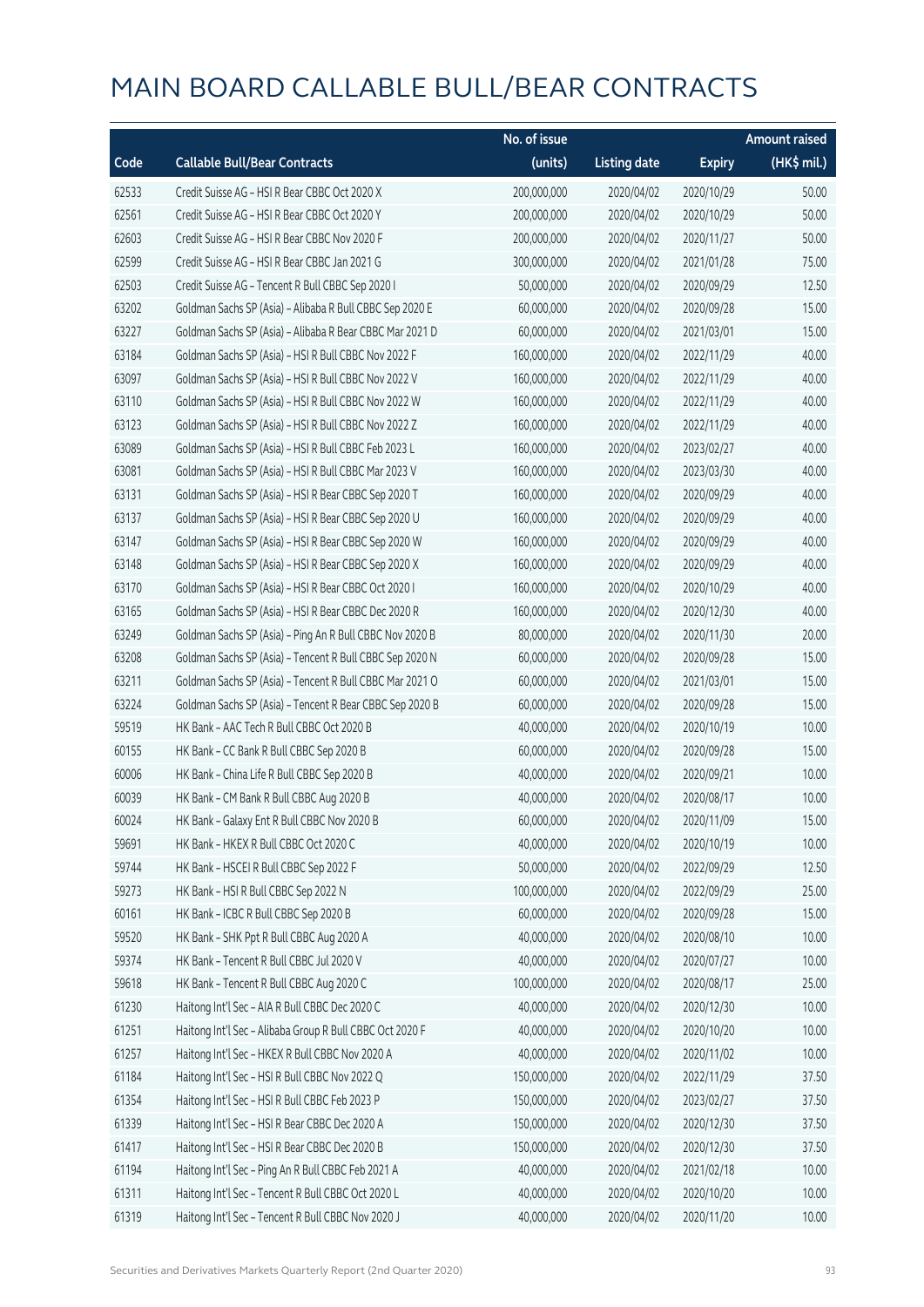# MAIN BOARD CALLABLE BULL/BEAR CONTRACTS

| Code | Callable Bull/Bear Contracts | No. of issue (units) | Listing date | Expiry | Amount raised (HK$ mil.) |
|---|---|---|---|---|---|
| 62533 | Credit Suisse AG – HSI R Bear CBBC Oct 2020 X | 200,000,000 | 2020/04/02 | 2020/10/29 | 50.00 |
| 62561 | Credit Suisse AG – HSI R Bear CBBC Oct 2020 Y | 200,000,000 | 2020/04/02 | 2020/10/29 | 50.00 |
| 62603 | Credit Suisse AG – HSI R Bear CBBC Nov 2020 F | 200,000,000 | 2020/04/02 | 2020/11/27 | 50.00 |
| 62599 | Credit Suisse AG – HSI R Bear CBBC Jan 2021 G | 300,000,000 | 2020/04/02 | 2021/01/28 | 75.00 |
| 62503 | Credit Suisse AG – Tencent R Bull CBBC Sep 2020 I | 50,000,000 | 2020/04/02 | 2020/09/29 | 12.50 |
| 63202 | Goldman Sachs SP (Asia) – Alibaba R Bull CBBC Sep 2020 E | 60,000,000 | 2020/04/02 | 2020/09/28 | 15.00 |
| 63227 | Goldman Sachs SP (Asia) – Alibaba R Bear CBBC Mar 2021 D | 60,000,000 | 2020/04/02 | 2021/03/01 | 15.00 |
| 63184 | Goldman Sachs SP (Asia) – HSI R Bull CBBC Nov 2022 F | 160,000,000 | 2020/04/02 | 2022/11/29 | 40.00 |
| 63097 | Goldman Sachs SP (Asia) – HSI R Bull CBBC Nov 2022 V | 160,000,000 | 2020/04/02 | 2022/11/29 | 40.00 |
| 63110 | Goldman Sachs SP (Asia) – HSI R Bull CBBC Nov 2022 W | 160,000,000 | 2020/04/02 | 2022/11/29 | 40.00 |
| 63123 | Goldman Sachs SP (Asia) – HSI R Bull CBBC Nov 2022 Z | 160,000,000 | 2020/04/02 | 2022/11/29 | 40.00 |
| 63089 | Goldman Sachs SP (Asia) – HSI R Bull CBBC Feb 2023 L | 160,000,000 | 2020/04/02 | 2023/02/27 | 40.00 |
| 63081 | Goldman Sachs SP (Asia) – HSI R Bull CBBC Mar 2023 V | 160,000,000 | 2020/04/02 | 2023/03/30 | 40.00 |
| 63131 | Goldman Sachs SP (Asia) – HSI R Bear CBBC Sep 2020 T | 160,000,000 | 2020/04/02 | 2020/09/29 | 40.00 |
| 63137 | Goldman Sachs SP (Asia) – HSI R Bear CBBC Sep 2020 U | 160,000,000 | 2020/04/02 | 2020/09/29 | 40.00 |
| 63147 | Goldman Sachs SP (Asia) – HSI R Bear CBBC Sep 2020 W | 160,000,000 | 2020/04/02 | 2020/09/29 | 40.00 |
| 63148 | Goldman Sachs SP (Asia) – HSI R Bear CBBC Sep 2020 X | 160,000,000 | 2020/04/02 | 2020/09/29 | 40.00 |
| 63170 | Goldman Sachs SP (Asia) – HSI R Bear CBBC Oct 2020 I | 160,000,000 | 2020/04/02 | 2020/10/29 | 40.00 |
| 63165 | Goldman Sachs SP (Asia) – HSI R Bear CBBC Dec 2020 R | 160,000,000 | 2020/04/02 | 2020/12/30 | 40.00 |
| 63249 | Goldman Sachs SP (Asia) – Ping An R Bull CBBC Nov 2020 B | 80,000,000 | 2020/04/02 | 2020/11/30 | 20.00 |
| 63208 | Goldman Sachs SP (Asia) – Tencent R Bull CBBC Sep 2020 N | 60,000,000 | 2020/04/02 | 2020/09/28 | 15.00 |
| 63211 | Goldman Sachs SP (Asia) – Tencent R Bull CBBC Mar 2021 O | 60,000,000 | 2020/04/02 | 2021/03/01 | 15.00 |
| 63224 | Goldman Sachs SP (Asia) – Tencent R Bear CBBC Sep 2020 B | 60,000,000 | 2020/04/02 | 2020/09/28 | 15.00 |
| 59519 | HK Bank – AAC Tech R Bull CBBC Oct 2020 B | 40,000,000 | 2020/04/02 | 2020/10/19 | 10.00 |
| 60155 | HK Bank – CC Bank R Bull CBBC Sep 2020 B | 60,000,000 | 2020/04/02 | 2020/09/28 | 15.00 |
| 60006 | HK Bank – China Life R Bull CBBC Sep 2020 B | 40,000,000 | 2020/04/02 | 2020/09/21 | 10.00 |
| 60039 | HK Bank – CM Bank R Bull CBBC Aug 2020 B | 40,000,000 | 2020/04/02 | 2020/08/17 | 10.00 |
| 60024 | HK Bank – Galaxy Ent R Bull CBBC Nov 2020 B | 60,000,000 | 2020/04/02 | 2020/11/09 | 15.00 |
| 59691 | HK Bank – HKEX R Bull CBBC Oct 2020 C | 40,000,000 | 2020/04/02 | 2020/10/19 | 10.00 |
| 59744 | HK Bank – HSCEI R Bull CBBC Sep 2022 F | 50,000,000 | 2020/04/02 | 2022/09/29 | 12.50 |
| 59273 | HK Bank – HSI R Bull CBBC Sep 2022 N | 100,000,000 | 2020/04/02 | 2022/09/29 | 25.00 |
| 60161 | HK Bank – ICBC R Bull CBBC Sep 2020 B | 60,000,000 | 2020/04/02 | 2020/09/28 | 15.00 |
| 59520 | HK Bank – SHK Ppt R Bull CBBC Aug 2020 A | 40,000,000 | 2020/04/02 | 2020/08/10 | 10.00 |
| 59374 | HK Bank – Tencent R Bull CBBC Jul 2020 V | 40,000,000 | 2020/04/02 | 2020/07/27 | 10.00 |
| 59618 | HK Bank – Tencent R Bull CBBC Aug 2020 C | 100,000,000 | 2020/04/02 | 2020/08/17 | 25.00 |
| 61230 | Haitong Int'l Sec – AIA R Bull CBBC Dec 2020 C | 40,000,000 | 2020/04/02 | 2020/12/30 | 10.00 |
| 61251 | Haitong Int'l Sec – Alibaba Group R Bull CBBC Oct 2020 F | 40,000,000 | 2020/04/02 | 2020/10/20 | 10.00 |
| 61257 | Haitong Int'l Sec – HKEX R Bull CBBC Nov 2020 A | 40,000,000 | 2020/04/02 | 2020/11/02 | 10.00 |
| 61184 | Haitong Int'l Sec – HSI R Bull CBBC Nov 2022 Q | 150,000,000 | 2020/04/02 | 2022/11/29 | 37.50 |
| 61354 | Haitong Int'l Sec – HSI R Bull CBBC Feb 2023 P | 150,000,000 | 2020/04/02 | 2023/02/27 | 37.50 |
| 61339 | Haitong Int'l Sec – HSI R Bear CBBC Dec 2020 A | 150,000,000 | 2020/04/02 | 2020/12/30 | 37.50 |
| 61417 | Haitong Int'l Sec – HSI R Bear CBBC Dec 2020 B | 150,000,000 | 2020/04/02 | 2020/12/30 | 37.50 |
| 61194 | Haitong Int'l Sec – Ping An R Bull CBBC Feb 2021 A | 40,000,000 | 2020/04/02 | 2021/02/18 | 10.00 |
| 61311 | Haitong Int'l Sec – Tencent R Bull CBBC Oct 2020 L | 40,000,000 | 2020/04/02 | 2020/10/20 | 10.00 |
| 61319 | Haitong Int'l Sec – Tencent R Bull CBBC Nov 2020 J | 40,000,000 | 2020/04/02 | 2020/11/20 | 10.00 |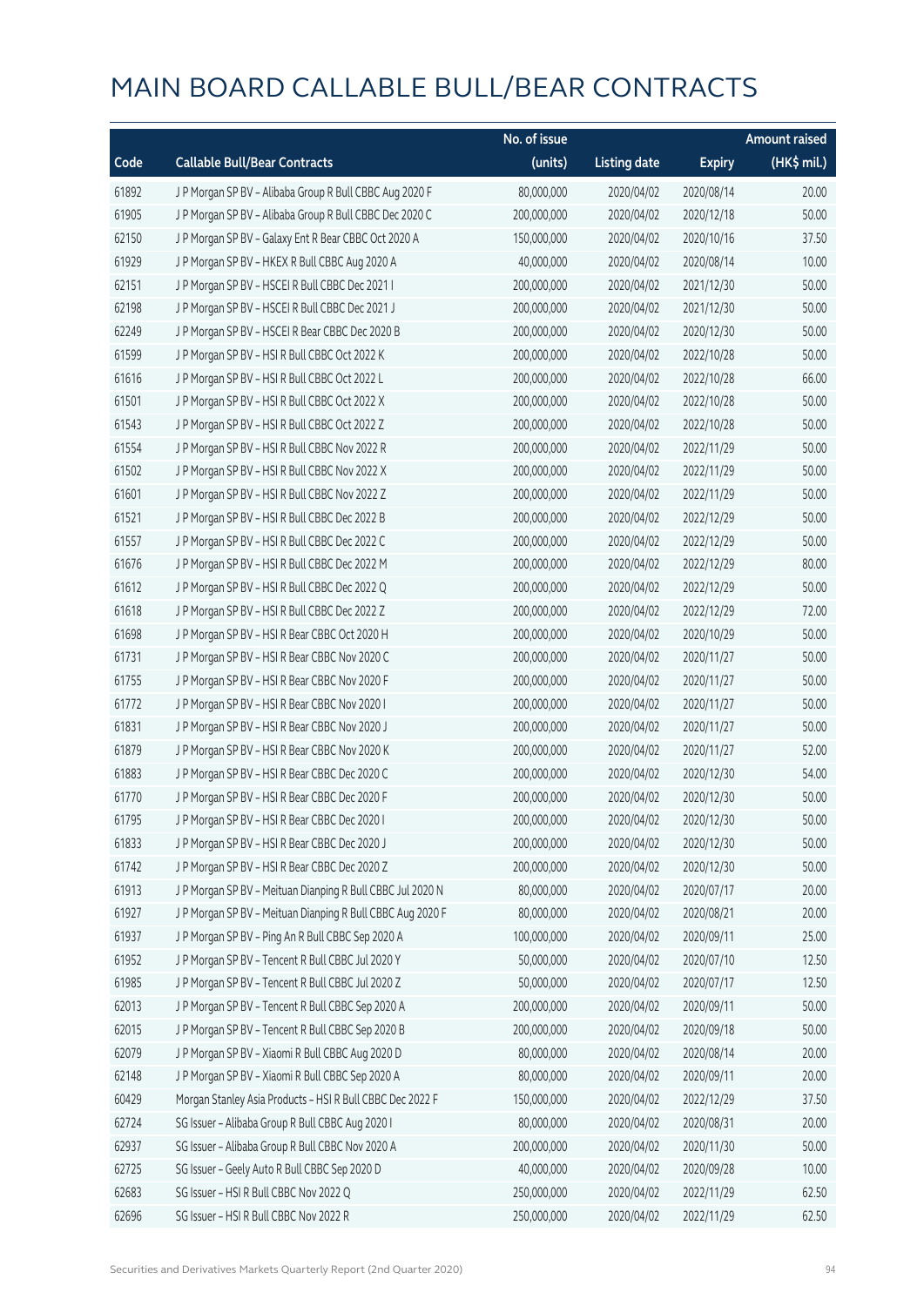# MAIN BOARD CALLABLE BULL/BEAR CONTRACTS

| Code | Callable Bull/Bear Contracts | No. of issue (units) | Listing date | Expiry | Amount raised (HK$ mil.) |
|---|---|---|---|---|---|
| 61892 | J P Morgan SP BV – Alibaba Group R Bull CBBC Aug 2020 F | 80,000,000 | 2020/04/02 | 2020/08/14 | 20.00 |
| 61905 | J P Morgan SP BV – Alibaba Group R Bull CBBC Dec 2020 C | 200,000,000 | 2020/04/02 | 2020/12/18 | 50.00 |
| 62150 | J P Morgan SP BV – Galaxy Ent R Bear CBBC Oct 2020 A | 150,000,000 | 2020/04/02 | 2020/10/16 | 37.50 |
| 61929 | J P Morgan SP BV – HKEX R Bull CBBC Aug 2020 A | 40,000,000 | 2020/04/02 | 2020/08/14 | 10.00 |
| 62151 | J P Morgan SP BV – HSCEI R Bull CBBC Dec 2021 I | 200,000,000 | 2020/04/02 | 2021/12/30 | 50.00 |
| 62198 | J P Morgan SP BV – HSCEI R Bull CBBC Dec 2021 J | 200,000,000 | 2020/04/02 | 2021/12/30 | 50.00 |
| 62249 | J P Morgan SP BV – HSCEI R Bear CBBC Dec 2020 B | 200,000,000 | 2020/04/02 | 2020/12/30 | 50.00 |
| 61599 | J P Morgan SP BV – HSI R Bull CBBC Oct 2022 K | 200,000,000 | 2020/04/02 | 2022/10/28 | 50.00 |
| 61616 | J P Morgan SP BV – HSI R Bull CBBC Oct 2022 L | 200,000,000 | 2020/04/02 | 2022/10/28 | 66.00 |
| 61501 | J P Morgan SP BV – HSI R Bull CBBC Oct 2022 X | 200,000,000 | 2020/04/02 | 2022/10/28 | 50.00 |
| 61543 | J P Morgan SP BV – HSI R Bull CBBC Oct 2022 Z | 200,000,000 | 2020/04/02 | 2022/10/28 | 50.00 |
| 61554 | J P Morgan SP BV – HSI R Bull CBBC Nov 2022 R | 200,000,000 | 2020/04/02 | 2022/11/29 | 50.00 |
| 61502 | J P Morgan SP BV – HSI R Bull CBBC Nov 2022 X | 200,000,000 | 2020/04/02 | 2022/11/29 | 50.00 |
| 61601 | J P Morgan SP BV – HSI R Bull CBBC Nov 2022 Z | 200,000,000 | 2020/04/02 | 2022/11/29 | 50.00 |
| 61521 | J P Morgan SP BV – HSI R Bull CBBC Dec 2022 B | 200,000,000 | 2020/04/02 | 2022/12/29 | 50.00 |
| 61557 | J P Morgan SP BV – HSI R Bull CBBC Dec 2022 C | 200,000,000 | 2020/04/02 | 2022/12/29 | 50.00 |
| 61676 | J P Morgan SP BV – HSI R Bull CBBC Dec 2022 M | 200,000,000 | 2020/04/02 | 2022/12/29 | 80.00 |
| 61612 | J P Morgan SP BV – HSI R Bull CBBC Dec 2022 Q | 200,000,000 | 2020/04/02 | 2022/12/29 | 50.00 |
| 61618 | J P Morgan SP BV – HSI R Bull CBBC Dec 2022 Z | 200,000,000 | 2020/04/02 | 2022/12/29 | 72.00 |
| 61698 | J P Morgan SP BV – HSI R Bear CBBC Oct 2020 H | 200,000,000 | 2020/04/02 | 2020/10/29 | 50.00 |
| 61731 | J P Morgan SP BV – HSI R Bear CBBC Nov 2020 C | 200,000,000 | 2020/04/02 | 2020/11/27 | 50.00 |
| 61755 | J P Morgan SP BV – HSI R Bear CBBC Nov 2020 F | 200,000,000 | 2020/04/02 | 2020/11/27 | 50.00 |
| 61772 | J P Morgan SP BV – HSI R Bear CBBC Nov 2020 I | 200,000,000 | 2020/04/02 | 2020/11/27 | 50.00 |
| 61831 | J P Morgan SP BV – HSI R Bear CBBC Nov 2020 J | 200,000,000 | 2020/04/02 | 2020/11/27 | 50.00 |
| 61879 | J P Morgan SP BV – HSI R Bear CBBC Nov 2020 K | 200,000,000 | 2020/04/02 | 2020/11/27 | 52.00 |
| 61883 | J P Morgan SP BV – HSI R Bear CBBC Dec 2020 C | 200,000,000 | 2020/04/02 | 2020/12/30 | 54.00 |
| 61770 | J P Morgan SP BV – HSI R Bear CBBC Dec 2020 F | 200,000,000 | 2020/04/02 | 2020/12/30 | 50.00 |
| 61795 | J P Morgan SP BV – HSI R Bear CBBC Dec 2020 I | 200,000,000 | 2020/04/02 | 2020/12/30 | 50.00 |
| 61833 | J P Morgan SP BV – HSI R Bear CBBC Dec 2020 J | 200,000,000 | 2020/04/02 | 2020/12/30 | 50.00 |
| 61742 | J P Morgan SP BV – HSI R Bear CBBC Dec 2020 Z | 200,000,000 | 2020/04/02 | 2020/12/30 | 50.00 |
| 61913 | J P Morgan SP BV – Meituan Dianping R Bull CBBC Jul 2020 N | 80,000,000 | 2020/04/02 | 2020/07/17 | 20.00 |
| 61927 | J P Morgan SP BV – Meituan Dianping R Bull CBBC Aug 2020 F | 80,000,000 | 2020/04/02 | 2020/08/21 | 20.00 |
| 61937 | J P Morgan SP BV – Ping An R Bull CBBC Sep 2020 A | 100,000,000 | 2020/04/02 | 2020/09/11 | 25.00 |
| 61952 | J P Morgan SP BV – Tencent R Bull CBBC Jul 2020 Y | 50,000,000 | 2020/04/02 | 2020/07/10 | 12.50 |
| 61985 | J P Morgan SP BV – Tencent R Bull CBBC Jul 2020 Z | 50,000,000 | 2020/04/02 | 2020/07/17 | 12.50 |
| 62013 | J P Morgan SP BV – Tencent R Bull CBBC Sep 2020 A | 200,000,000 | 2020/04/02 | 2020/09/11 | 50.00 |
| 62015 | J P Morgan SP BV – Tencent R Bull CBBC Sep 2020 B | 200,000,000 | 2020/04/02 | 2020/09/18 | 50.00 |
| 62079 | J P Morgan SP BV – Xiaomi R Bull CBBC Aug 2020 D | 80,000,000 | 2020/04/02 | 2020/08/14 | 20.00 |
| 62148 | J P Morgan SP BV – Xiaomi R Bull CBBC Sep 2020 A | 80,000,000 | 2020/04/02 | 2020/09/11 | 20.00 |
| 60429 | Morgan Stanley Asia Products – HSI R Bull CBBC Dec 2022 F | 150,000,000 | 2020/04/02 | 2022/12/29 | 37.50 |
| 62724 | SG Issuer – Alibaba Group R Bull CBBC Aug 2020 I | 80,000,000 | 2020/04/02 | 2020/08/31 | 20.00 |
| 62937 | SG Issuer – Alibaba Group R Bull CBBC Nov 2020 A | 200,000,000 | 2020/04/02 | 2020/11/30 | 50.00 |
| 62725 | SG Issuer – Geely Auto R Bull CBBC Sep 2020 D | 40,000,000 | 2020/04/02 | 2020/09/28 | 10.00 |
| 62683 | SG Issuer – HSI R Bull CBBC Nov 2022 Q | 250,000,000 | 2020/04/02 | 2022/11/29 | 62.50 |
| 62696 | SG Issuer – HSI R Bull CBBC Nov 2022 R | 250,000,000 | 2020/04/02 | 2022/11/29 | 62.50 |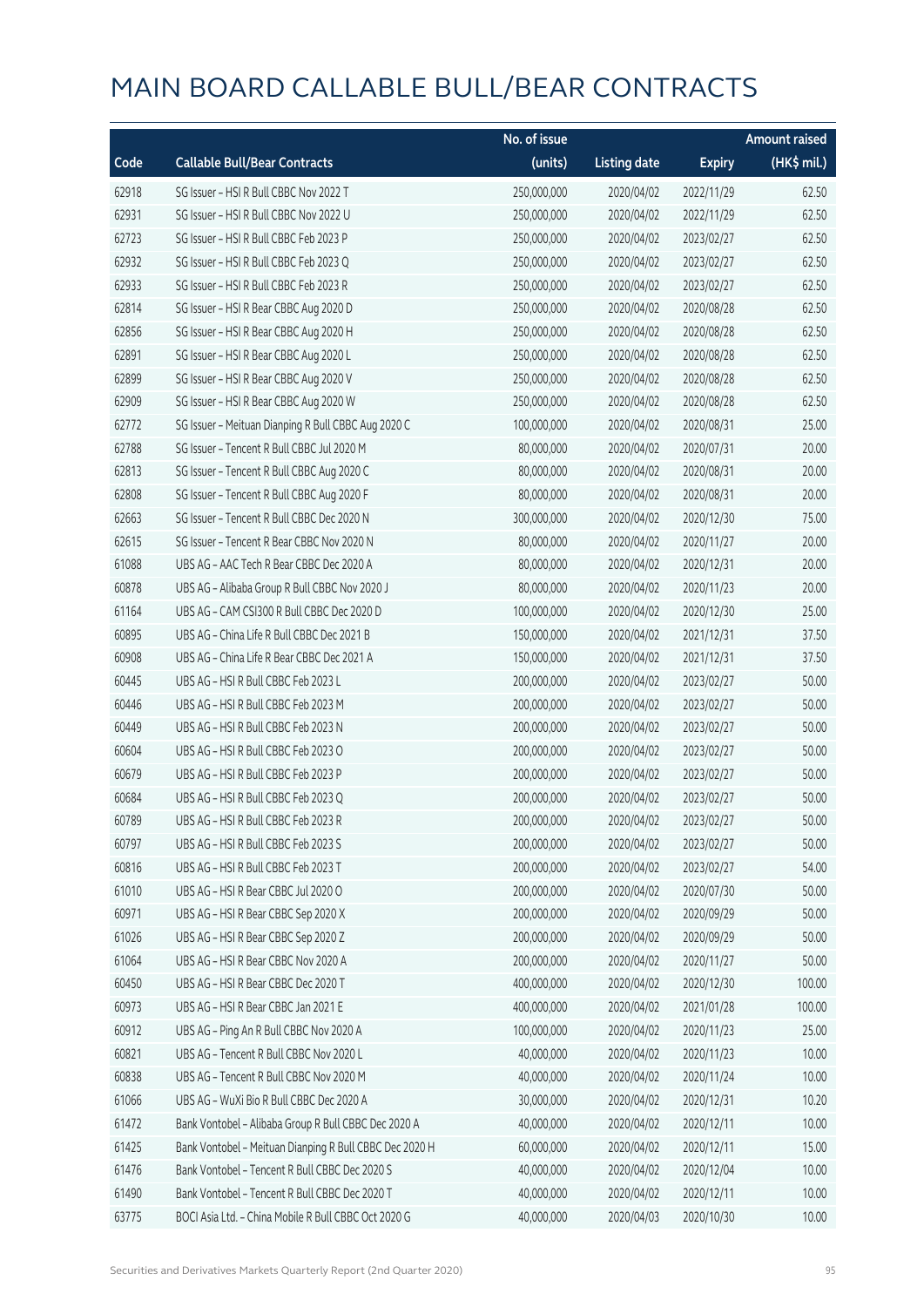# MAIN BOARD CALLABLE BULL/BEAR CONTRACTS

| Code | Callable Bull/Bear Contracts | No. of issue (units) | Listing date | Expiry | Amount raised (HK$ mil.) |
|---|---|---|---|---|---|
| 62918 | SG Issuer – HSI R Bull CBBC Nov 2022 T | 250,000,000 | 2020/04/02 | 2022/11/29 | 62.50 |
| 62931 | SG Issuer – HSI R Bull CBBC Nov 2022 U | 250,000,000 | 2020/04/02 | 2022/11/29 | 62.50 |
| 62723 | SG Issuer – HSI R Bull CBBC Feb 2023 P | 250,000,000 | 2020/04/02 | 2023/02/27 | 62.50 |
| 62932 | SG Issuer – HSI R Bull CBBC Feb 2023 Q | 250,000,000 | 2020/04/02 | 2023/02/27 | 62.50 |
| 62933 | SG Issuer – HSI R Bull CBBC Feb 2023 R | 250,000,000 | 2020/04/02 | 2023/02/27 | 62.50 |
| 62814 | SG Issuer – HSI R Bear CBBC Aug 2020 D | 250,000,000 | 2020/04/02 | 2020/08/28 | 62.50 |
| 62856 | SG Issuer – HSI R Bear CBBC Aug 2020 H | 250,000,000 | 2020/04/02 | 2020/08/28 | 62.50 |
| 62891 | SG Issuer – HSI R Bear CBBC Aug 2020 L | 250,000,000 | 2020/04/02 | 2020/08/28 | 62.50 |
| 62899 | SG Issuer – HSI R Bear CBBC Aug 2020 V | 250,000,000 | 2020/04/02 | 2020/08/28 | 62.50 |
| 62909 | SG Issuer – HSI R Bear CBBC Aug 2020 W | 250,000,000 | 2020/04/02 | 2020/08/28 | 62.50 |
| 62772 | SG Issuer – Meituan Dianping R Bull CBBC Aug 2020 C | 100,000,000 | 2020/04/02 | 2020/08/31 | 25.00 |
| 62788 | SG Issuer – Tencent R Bull CBBC Jul 2020 M | 80,000,000 | 2020/04/02 | 2020/07/31 | 20.00 |
| 62813 | SG Issuer – Tencent R Bull CBBC Aug 2020 C | 80,000,000 | 2020/04/02 | 2020/08/31 | 20.00 |
| 62808 | SG Issuer – Tencent R Bull CBBC Aug 2020 F | 80,000,000 | 2020/04/02 | 2020/08/31 | 20.00 |
| 62663 | SG Issuer – Tencent R Bull CBBC Dec 2020 N | 300,000,000 | 2020/04/02 | 2020/12/30 | 75.00 |
| 62615 | SG Issuer – Tencent R Bear CBBC Nov 2020 N | 80,000,000 | 2020/04/02 | 2020/11/27 | 20.00 |
| 61088 | UBS AG – AAC Tech R Bear CBBC Dec 2020 A | 80,000,000 | 2020/04/02 | 2020/12/31 | 20.00 |
| 60878 | UBS AG – Alibaba Group R Bull CBBC Nov 2020 J | 80,000,000 | 2020/04/02 | 2020/11/23 | 20.00 |
| 61164 | UBS AG – CAM CSI300 R Bull CBBC Dec 2020 D | 100,000,000 | 2020/04/02 | 2020/12/30 | 25.00 |
| 60895 | UBS AG – China Life R Bull CBBC Dec 2021 B | 150,000,000 | 2020/04/02 | 2021/12/31 | 37.50 |
| 60908 | UBS AG – China Life R Bear CBBC Dec 2021 A | 150,000,000 | 2020/04/02 | 2021/12/31 | 37.50 |
| 60445 | UBS AG – HSI R Bull CBBC Feb 2023 L | 200,000,000 | 2020/04/02 | 2023/02/27 | 50.00 |
| 60446 | UBS AG – HSI R Bull CBBC Feb 2023 M | 200,000,000 | 2020/04/02 | 2023/02/27 | 50.00 |
| 60449 | UBS AG – HSI R Bull CBBC Feb 2023 N | 200,000,000 | 2020/04/02 | 2023/02/27 | 50.00 |
| 60604 | UBS AG – HSI R Bull CBBC Feb 2023 O | 200,000,000 | 2020/04/02 | 2023/02/27 | 50.00 |
| 60679 | UBS AG – HSI R Bull CBBC Feb 2023 P | 200,000,000 | 2020/04/02 | 2023/02/27 | 50.00 |
| 60684 | UBS AG – HSI R Bull CBBC Feb 2023 Q | 200,000,000 | 2020/04/02 | 2023/02/27 | 50.00 |
| 60789 | UBS AG – HSI R Bull CBBC Feb 2023 R | 200,000,000 | 2020/04/02 | 2023/02/27 | 50.00 |
| 60797 | UBS AG – HSI R Bull CBBC Feb 2023 S | 200,000,000 | 2020/04/02 | 2023/02/27 | 50.00 |
| 60816 | UBS AG – HSI R Bull CBBC Feb 2023 T | 200,000,000 | 2020/04/02 | 2023/02/27 | 54.00 |
| 61010 | UBS AG – HSI R Bear CBBC Jul 2020 O | 200,000,000 | 2020/04/02 | 2020/07/30 | 50.00 |
| 60971 | UBS AG – HSI R Bear CBBC Sep 2020 X | 200,000,000 | 2020/04/02 | 2020/09/29 | 50.00 |
| 61026 | UBS AG – HSI R Bear CBBC Sep 2020 Z | 200,000,000 | 2020/04/02 | 2020/09/29 | 50.00 |
| 61064 | UBS AG – HSI R Bear CBBC Nov 2020 A | 200,000,000 | 2020/04/02 | 2020/11/27 | 50.00 |
| 60450 | UBS AG – HSI R Bear CBBC Dec 2020 T | 400,000,000 | 2020/04/02 | 2020/12/30 | 100.00 |
| 60973 | UBS AG – HSI R Bear CBBC Jan 2021 E | 400,000,000 | 2020/04/02 | 2021/01/28 | 100.00 |
| 60912 | UBS AG – Ping An R Bull CBBC Nov 2020 A | 100,000,000 | 2020/04/02 | 2020/11/23 | 25.00 |
| 60821 | UBS AG – Tencent R Bull CBBC Nov 2020 L | 40,000,000 | 2020/04/02 | 2020/11/23 | 10.00 |
| 60838 | UBS AG – Tencent R Bull CBBC Nov 2020 M | 40,000,000 | 2020/04/02 | 2020/11/24 | 10.00 |
| 61066 | UBS AG – WuXi Bio R Bull CBBC Dec 2020 A | 30,000,000 | 2020/04/02 | 2020/12/31 | 10.20 |
| 61472 | Bank Vontobel – Alibaba Group R Bull CBBC Dec 2020 A | 40,000,000 | 2020/04/02 | 2020/12/11 | 10.00 |
| 61425 | Bank Vontobel – Meituan Dianping R Bull CBBC Dec 2020 H | 60,000,000 | 2020/04/02 | 2020/12/11 | 15.00 |
| 61476 | Bank Vontobel – Tencent R Bull CBBC Dec 2020 S | 40,000,000 | 2020/04/02 | 2020/12/04 | 10.00 |
| 61490 | Bank Vontobel – Tencent R Bull CBBC Dec 2020 T | 40,000,000 | 2020/04/02 | 2020/12/11 | 10.00 |
| 63775 | BOCI Asia Ltd. – China Mobile R Bull CBBC Oct 2020 G | 40,000,000 | 2020/04/03 | 2020/10/30 | 10.00 |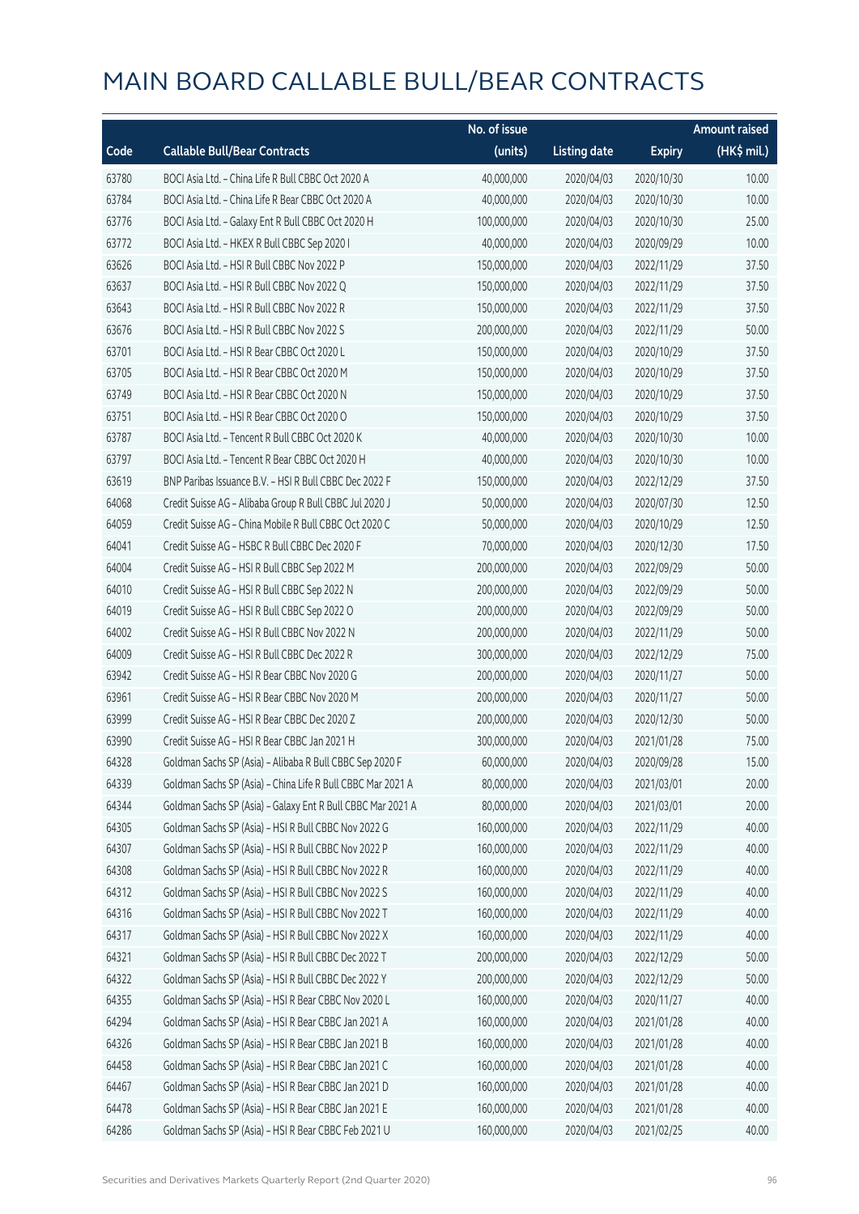# MAIN BOARD CALLABLE BULL/BEAR CONTRACTS

| Code | Callable Bull/Bear Contracts | No. of issue (units) | Listing date | Expiry | Amount raised (HK$ mil.) |
|---|---|---|---|---|---|
| 63780 | BOCI Asia Ltd. – China Life R Bull CBBC Oct 2020 A | 40,000,000 | 2020/04/03 | 2020/10/30 | 10.00 |
| 63784 | BOCI Asia Ltd. – China Life R Bear CBBC Oct 2020 A | 40,000,000 | 2020/04/03 | 2020/10/30 | 10.00 |
| 63776 | BOCI Asia Ltd. – Galaxy Ent R Bull CBBC Oct 2020 H | 100,000,000 | 2020/04/03 | 2020/10/30 | 25.00 |
| 63772 | BOCI Asia Ltd. – HKEX R Bull CBBC Sep 2020 I | 40,000,000 | 2020/04/03 | 2020/09/29 | 10.00 |
| 63626 | BOCI Asia Ltd. – HSI R Bull CBBC Nov 2022 P | 150,000,000 | 2020/04/03 | 2022/11/29 | 37.50 |
| 63637 | BOCI Asia Ltd. – HSI R Bull CBBC Nov 2022 Q | 150,000,000 | 2020/04/03 | 2022/11/29 | 37.50 |
| 63643 | BOCI Asia Ltd. – HSI R Bull CBBC Nov 2022 R | 150,000,000 | 2020/04/03 | 2022/11/29 | 37.50 |
| 63676 | BOCI Asia Ltd. – HSI R Bull CBBC Nov 2022 S | 200,000,000 | 2020/04/03 | 2022/11/29 | 50.00 |
| 63701 | BOCI Asia Ltd. – HSI R Bear CBBC Oct 2020 L | 150,000,000 | 2020/04/03 | 2020/10/29 | 37.50 |
| 63705 | BOCI Asia Ltd. – HSI R Bear CBBC Oct 2020 M | 150,000,000 | 2020/04/03 | 2020/10/29 | 37.50 |
| 63749 | BOCI Asia Ltd. – HSI R Bear CBBC Oct 2020 N | 150,000,000 | 2020/04/03 | 2020/10/29 | 37.50 |
| 63751 | BOCI Asia Ltd. – HSI R Bear CBBC Oct 2020 O | 150,000,000 | 2020/04/03 | 2020/10/29 | 37.50 |
| 63787 | BOCI Asia Ltd. – Tencent R Bull CBBC Oct 2020 K | 40,000,000 | 2020/04/03 | 2020/10/30 | 10.00 |
| 63797 | BOCI Asia Ltd. – Tencent R Bear CBBC Oct 2020 H | 40,000,000 | 2020/04/03 | 2020/10/30 | 10.00 |
| 63619 | BNP Paribas Issuance B.V. – HSI R Bull CBBC Dec 2022 F | 150,000,000 | 2020/04/03 | 2022/12/29 | 37.50 |
| 64068 | Credit Suisse AG – Alibaba Group R Bull CBBC Jul 2020 J | 50,000,000 | 2020/04/03 | 2020/07/30 | 12.50 |
| 64059 | Credit Suisse AG – China Mobile R Bull CBBC Oct 2020 C | 50,000,000 | 2020/04/03 | 2020/10/29 | 12.50 |
| 64041 | Credit Suisse AG – HSBC R Bull CBBC Dec 2020 F | 70,000,000 | 2020/04/03 | 2020/12/30 | 17.50 |
| 64004 | Credit Suisse AG – HSI R Bull CBBC Sep 2022 M | 200,000,000 | 2020/04/03 | 2022/09/29 | 50.00 |
| 64010 | Credit Suisse AG – HSI R Bull CBBC Sep 2022 N | 200,000,000 | 2020/04/03 | 2022/09/29 | 50.00 |
| 64019 | Credit Suisse AG – HSI R Bull CBBC Sep 2022 O | 200,000,000 | 2020/04/03 | 2022/09/29 | 50.00 |
| 64002 | Credit Suisse AG – HSI R Bull CBBC Nov 2022 N | 200,000,000 | 2020/04/03 | 2022/11/29 | 50.00 |
| 64009 | Credit Suisse AG – HSI R Bull CBBC Dec 2022 R | 300,000,000 | 2020/04/03 | 2022/12/29 | 75.00 |
| 63942 | Credit Suisse AG – HSI R Bear CBBC Nov 2020 G | 200,000,000 | 2020/04/03 | 2020/11/27 | 50.00 |
| 63961 | Credit Suisse AG – HSI R Bear CBBC Nov 2020 M | 200,000,000 | 2020/04/03 | 2020/11/27 | 50.00 |
| 63999 | Credit Suisse AG – HSI R Bear CBBC Dec 2020 Z | 200,000,000 | 2020/04/03 | 2020/12/30 | 50.00 |
| 63990 | Credit Suisse AG – HSI R Bear CBBC Jan 2021 H | 300,000,000 | 2020/04/03 | 2021/01/28 | 75.00 |
| 64328 | Goldman Sachs SP (Asia) – Alibaba R Bull CBBC Sep 2020 F | 60,000,000 | 2020/04/03 | 2020/09/28 | 15.00 |
| 64339 | Goldman Sachs SP (Asia) – China Life R Bull CBBC Mar 2021 A | 80,000,000 | 2020/04/03 | 2021/03/01 | 20.00 |
| 64344 | Goldman Sachs SP (Asia) – Galaxy Ent R Bull CBBC Mar 2021 A | 80,000,000 | 2020/04/03 | 2021/03/01 | 20.00 |
| 64305 | Goldman Sachs SP (Asia) – HSI R Bull CBBC Nov 2022 G | 160,000,000 | 2020/04/03 | 2022/11/29 | 40.00 |
| 64307 | Goldman Sachs SP (Asia) – HSI R Bull CBBC Nov 2022 P | 160,000,000 | 2020/04/03 | 2022/11/29 | 40.00 |
| 64308 | Goldman Sachs SP (Asia) – HSI R Bull CBBC Nov 2022 R | 160,000,000 | 2020/04/03 | 2022/11/29 | 40.00 |
| 64312 | Goldman Sachs SP (Asia) – HSI R Bull CBBC Nov 2022 S | 160,000,000 | 2020/04/03 | 2022/11/29 | 40.00 |
| 64316 | Goldman Sachs SP (Asia) – HSI R Bull CBBC Nov 2022 T | 160,000,000 | 2020/04/03 | 2022/11/29 | 40.00 |
| 64317 | Goldman Sachs SP (Asia) – HSI R Bull CBBC Nov 2022 X | 160,000,000 | 2020/04/03 | 2022/11/29 | 40.00 |
| 64321 | Goldman Sachs SP (Asia) – HSI R Bull CBBC Dec 2022 T | 200,000,000 | 2020/04/03 | 2022/12/29 | 50.00 |
| 64322 | Goldman Sachs SP (Asia) – HSI R Bull CBBC Dec 2022 Y | 200,000,000 | 2020/04/03 | 2022/12/29 | 50.00 |
| 64355 | Goldman Sachs SP (Asia) – HSI R Bear CBBC Nov 2020 L | 160,000,000 | 2020/04/03 | 2020/11/27 | 40.00 |
| 64294 | Goldman Sachs SP (Asia) – HSI R Bear CBBC Jan 2021 A | 160,000,000 | 2020/04/03 | 2021/01/28 | 40.00 |
| 64326 | Goldman Sachs SP (Asia) – HSI R Bear CBBC Jan 2021 B | 160,000,000 | 2020/04/03 | 2021/01/28 | 40.00 |
| 64458 | Goldman Sachs SP (Asia) – HSI R Bear CBBC Jan 2021 C | 160,000,000 | 2020/04/03 | 2021/01/28 | 40.00 |
| 64467 | Goldman Sachs SP (Asia) – HSI R Bear CBBC Jan 2021 D | 160,000,000 | 2020/04/03 | 2021/01/28 | 40.00 |
| 64478 | Goldman Sachs SP (Asia) – HSI R Bear CBBC Jan 2021 E | 160,000,000 | 2020/04/03 | 2021/01/28 | 40.00 |
| 64286 | Goldman Sachs SP (Asia) – HSI R Bear CBBC Feb 2021 U | 160,000,000 | 2020/04/03 | 2021/02/25 | 40.00 |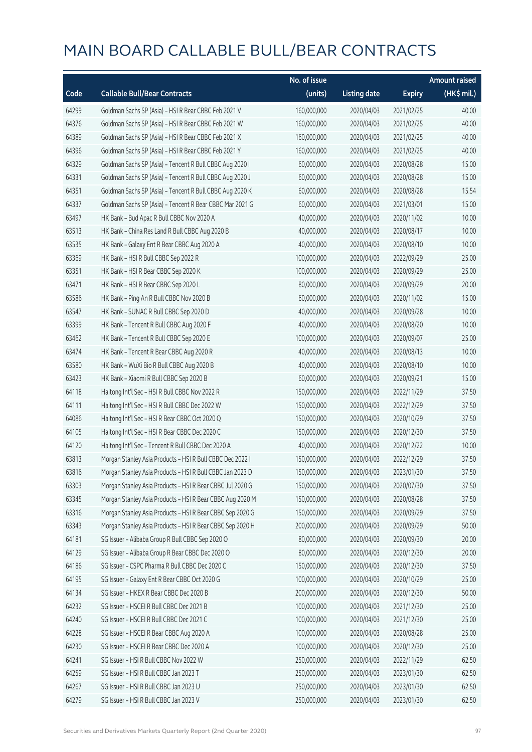# MAIN BOARD CALLABLE BULL/BEAR CONTRACTS

| Code | Callable Bull/Bear Contracts | No. of issue (units) | Listing date | Expiry | Amount raised (HK$ mil.) |
|---|---|---|---|---|---|
| 64299 | Goldman Sachs SP (Asia) – HSI R Bear CBBC Feb 2021 V | 160,000,000 | 2020/04/03 | 2021/02/25 | 40.00 |
| 64376 | Goldman Sachs SP (Asia) – HSI R Bear CBBC Feb 2021 W | 160,000,000 | 2020/04/03 | 2021/02/25 | 40.00 |
| 64389 | Goldman Sachs SP (Asia) – HSI R Bear CBBC Feb 2021 X | 160,000,000 | 2020/04/03 | 2021/02/25 | 40.00 |
| 64396 | Goldman Sachs SP (Asia) – HSI R Bear CBBC Feb 2021 Y | 160,000,000 | 2020/04/03 | 2021/02/25 | 40.00 |
| 64329 | Goldman Sachs SP (Asia) – Tencent R Bull CBBC Aug 2020 I | 60,000,000 | 2020/04/03 | 2020/08/28 | 15.00 |
| 64331 | Goldman Sachs SP (Asia) – Tencent R Bull CBBC Aug 2020 J | 60,000,000 | 2020/04/03 | 2020/08/28 | 15.00 |
| 64351 | Goldman Sachs SP (Asia) – Tencent R Bull CBBC Aug 2020 K | 60,000,000 | 2020/04/03 | 2020/08/28 | 15.54 |
| 64337 | Goldman Sachs SP (Asia) – Tencent R Bear CBBC Mar 2021 G | 60,000,000 | 2020/04/03 | 2021/03/01 | 15.00 |
| 63497 | HK Bank – Bud Apac R Bull CBBC Nov 2020 A | 40,000,000 | 2020/04/03 | 2020/11/02 | 10.00 |
| 63513 | HK Bank – China Res Land R Bull CBBC Aug 2020 B | 40,000,000 | 2020/04/03 | 2020/08/17 | 10.00 |
| 63535 | HK Bank – Galaxy Ent R Bear CBBC Aug 2020 A | 40,000,000 | 2020/04/03 | 2020/08/10 | 10.00 |
| 63369 | HK Bank – HSI R Bull CBBC Sep 2022 R | 100,000,000 | 2020/04/03 | 2022/09/29 | 25.00 |
| 63351 | HK Bank – HSI R Bear CBBC Sep 2020 K | 100,000,000 | 2020/04/03 | 2020/09/29 | 25.00 |
| 63471 | HK Bank – HSI R Bear CBBC Sep 2020 L | 80,000,000 | 2020/04/03 | 2020/09/29 | 20.00 |
| 63586 | HK Bank – Ping An R Bull CBBC Nov 2020 B | 60,000,000 | 2020/04/03 | 2020/11/02 | 15.00 |
| 63547 | HK Bank – SUNAC R Bull CBBC Sep 2020 D | 40,000,000 | 2020/04/03 | 2020/09/28 | 10.00 |
| 63399 | HK Bank – Tencent R Bull CBBC Aug 2020 F | 40,000,000 | 2020/04/03 | 2020/08/20 | 10.00 |
| 63462 | HK Bank – Tencent R Bull CBBC Sep 2020 E | 100,000,000 | 2020/04/03 | 2020/09/07 | 25.00 |
| 63474 | HK Bank – Tencent R Bear CBBC Aug 2020 R | 40,000,000 | 2020/04/03 | 2020/08/13 | 10.00 |
| 63580 | HK Bank – WuXi Bio R Bull CBBC Aug 2020 B | 40,000,000 | 2020/04/03 | 2020/08/10 | 10.00 |
| 63423 | HK Bank – Xiaomi R Bull CBBC Sep 2020 B | 60,000,000 | 2020/04/03 | 2020/09/21 | 15.00 |
| 64118 | Haitong Int'l Sec – HSI R Bull CBBC Nov 2022 R | 150,000,000 | 2020/04/03 | 2022/11/29 | 37.50 |
| 64111 | Haitong Int'l Sec – HSI R Bull CBBC Dec 2022 W | 150,000,000 | 2020/04/03 | 2022/12/29 | 37.50 |
| 64086 | Haitong Int'l Sec – HSI R Bear CBBC Oct 2020 Q | 150,000,000 | 2020/04/03 | 2020/10/29 | 37.50 |
| 64105 | Haitong Int'l Sec – HSI R Bear CBBC Dec 2020 C | 150,000,000 | 2020/04/03 | 2020/12/30 | 37.50 |
| 64120 | Haitong Int'l Sec – Tencent R Bull CBBC Dec 2020 A | 40,000,000 | 2020/04/03 | 2020/12/22 | 10.00 |
| 63813 | Morgan Stanley Asia Products – HSI R Bull CBBC Dec 2022 I | 150,000,000 | 2020/04/03 | 2022/12/29 | 37.50 |
| 63816 | Morgan Stanley Asia Products – HSI R Bull CBBC Jan 2023 D | 150,000,000 | 2020/04/03 | 2023/01/30 | 37.50 |
| 63303 | Morgan Stanley Asia Products – HSI R Bear CBBC Jul 2020 G | 150,000,000 | 2020/04/03 | 2020/07/30 | 37.50 |
| 63345 | Morgan Stanley Asia Products – HSI R Bear CBBC Aug 2020 M | 150,000,000 | 2020/04/03 | 2020/08/28 | 37.50 |
| 63316 | Morgan Stanley Asia Products – HSI R Bear CBBC Sep 2020 G | 150,000,000 | 2020/04/03 | 2020/09/29 | 37.50 |
| 63343 | Morgan Stanley Asia Products – HSI R Bear CBBC Sep 2020 H | 200,000,000 | 2020/04/03 | 2020/09/29 | 50.00 |
| 64181 | SG Issuer – Alibaba Group R Bull CBBC Sep 2020 O | 80,000,000 | 2020/04/03 | 2020/09/30 | 20.00 |
| 64129 | SG Issuer – Alibaba Group R Bear CBBC Dec 2020 O | 80,000,000 | 2020/04/03 | 2020/12/30 | 20.00 |
| 64186 | SG Issuer – CSPC Pharma R Bull CBBC Dec 2020 C | 150,000,000 | 2020/04/03 | 2020/12/30 | 37.50 |
| 64195 | SG Issuer – Galaxy Ent R Bear CBBC Oct 2020 G | 100,000,000 | 2020/04/03 | 2020/10/29 | 25.00 |
| 64134 | SG Issuer – HKEX R Bear CBBC Dec 2020 B | 200,000,000 | 2020/04/03 | 2020/12/30 | 50.00 |
| 64232 | SG Issuer – HSCEI R Bull CBBC Dec 2021 B | 100,000,000 | 2020/04/03 | 2021/12/30 | 25.00 |
| 64240 | SG Issuer – HSCEI R Bull CBBC Dec 2021 C | 100,000,000 | 2020/04/03 | 2021/12/30 | 25.00 |
| 64228 | SG Issuer – HSCEI R Bear CBBC Aug 2020 A | 100,000,000 | 2020/04/03 | 2020/08/28 | 25.00 |
| 64230 | SG Issuer – HSCEI R Bear CBBC Dec 2020 A | 100,000,000 | 2020/04/03 | 2020/12/30 | 25.00 |
| 64241 | SG Issuer – HSI R Bull CBBC Nov 2022 W | 250,000,000 | 2020/04/03 | 2022/11/29 | 62.50 |
| 64259 | SG Issuer – HSI R Bull CBBC Jan 2023 T | 250,000,000 | 2020/04/03 | 2023/01/30 | 62.50 |
| 64267 | SG Issuer – HSI R Bull CBBC Jan 2023 U | 250,000,000 | 2020/04/03 | 2023/01/30 | 62.50 |
| 64279 | SG Issuer – HSI R Bull CBBC Jan 2023 V | 250,000,000 | 2020/04/03 | 2023/01/30 | 62.50 |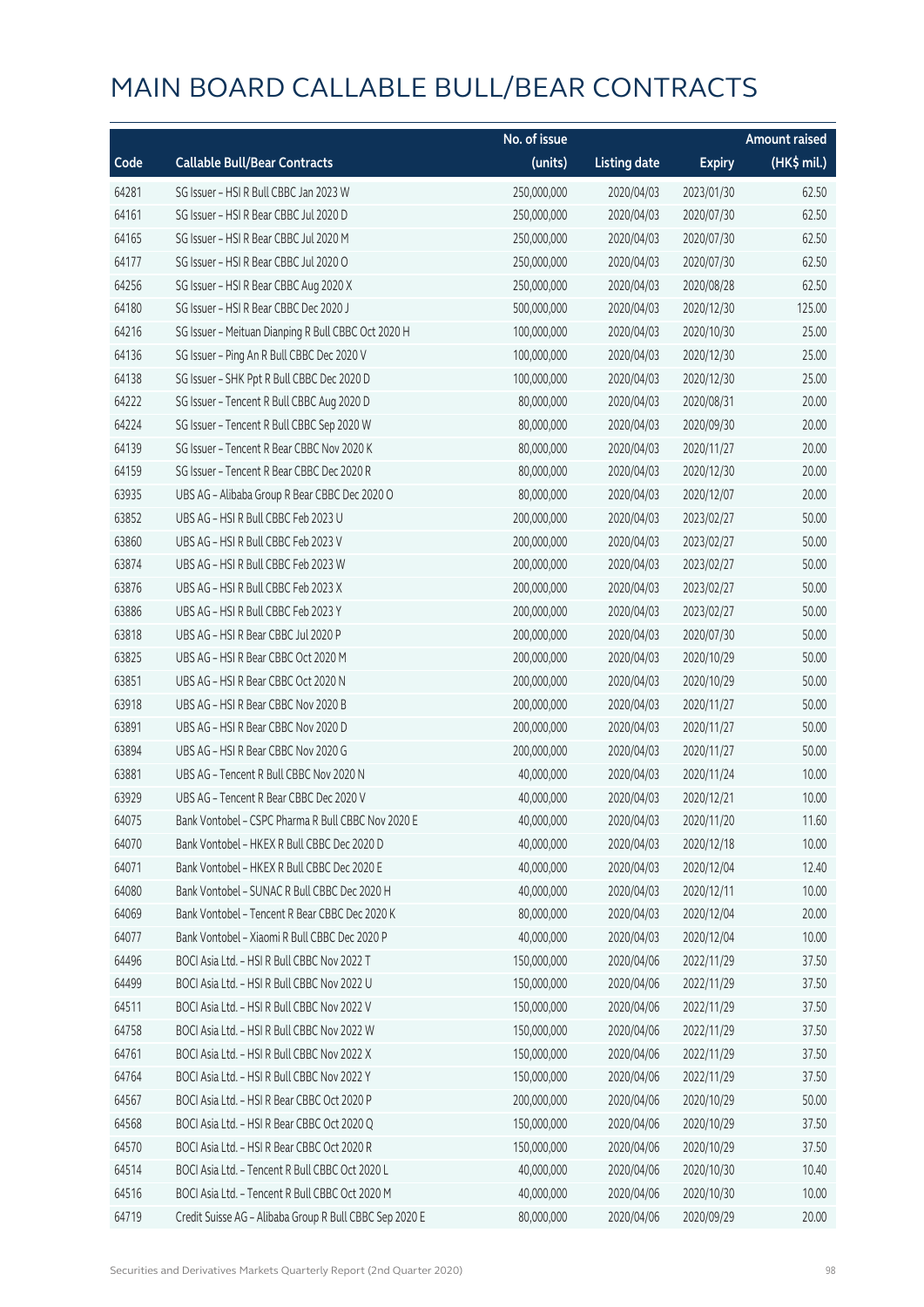# MAIN BOARD CALLABLE BULL/BEAR CONTRACTS

| Code | Callable Bull/Bear Contracts | No. of issue (units) | Listing date | Expiry | Amount raised (HK$ mil.) |
|---|---|---|---|---|---|
| 64281 | SG Issuer – HSI R Bull CBBC Jan 2023 W | 250,000,000 | 2020/04/03 | 2023/01/30 | 62.50 |
| 64161 | SG Issuer – HSI R Bear CBBC Jul 2020 D | 250,000,000 | 2020/04/03 | 2020/07/30 | 62.50 |
| 64165 | SG Issuer – HSI R Bear CBBC Jul 2020 M | 250,000,000 | 2020/04/03 | 2020/07/30 | 62.50 |
| 64177 | SG Issuer – HSI R Bear CBBC Jul 2020 O | 250,000,000 | 2020/04/03 | 2020/07/30 | 62.50 |
| 64256 | SG Issuer – HSI R Bear CBBC Aug 2020 X | 250,000,000 | 2020/04/03 | 2020/08/28 | 62.50 |
| 64180 | SG Issuer – HSI R Bear CBBC Dec 2020 J | 500,000,000 | 2020/04/03 | 2020/12/30 | 125.00 |
| 64216 | SG Issuer – Meituan Dianping R Bull CBBC Oct 2020 H | 100,000,000 | 2020/04/03 | 2020/10/30 | 25.00 |
| 64136 | SG Issuer – Ping An R Bull CBBC Dec 2020 V | 100,000,000 | 2020/04/03 | 2020/12/30 | 25.00 |
| 64138 | SG Issuer – SHK Ppt R Bull CBBC Dec 2020 D | 100,000,000 | 2020/04/03 | 2020/12/30 | 25.00 |
| 64222 | SG Issuer – Tencent R Bull CBBC Aug 2020 D | 80,000,000 | 2020/04/03 | 2020/08/31 | 20.00 |
| 64224 | SG Issuer – Tencent R Bull CBBC Sep 2020 W | 80,000,000 | 2020/04/03 | 2020/09/30 | 20.00 |
| 64139 | SG Issuer – Tencent R Bear CBBC Nov 2020 K | 80,000,000 | 2020/04/03 | 2020/11/27 | 20.00 |
| 64159 | SG Issuer – Tencent R Bear CBBC Dec 2020 R | 80,000,000 | 2020/04/03 | 2020/12/30 | 20.00 |
| 63935 | UBS AG – Alibaba Group R Bear CBBC Dec 2020 O | 80,000,000 | 2020/04/03 | 2020/12/07 | 20.00 |
| 63852 | UBS AG – HSI R Bull CBBC Feb 2023 U | 200,000,000 | 2020/04/03 | 2023/02/27 | 50.00 |
| 63860 | UBS AG – HSI R Bull CBBC Feb 2023 V | 200,000,000 | 2020/04/03 | 2023/02/27 | 50.00 |
| 63874 | UBS AG – HSI R Bull CBBC Feb 2023 W | 200,000,000 | 2020/04/03 | 2023/02/27 | 50.00 |
| 63876 | UBS AG – HSI R Bull CBBC Feb 2023 X | 200,000,000 | 2020/04/03 | 2023/02/27 | 50.00 |
| 63886 | UBS AG – HSI R Bull CBBC Feb 2023 Y | 200,000,000 | 2020/04/03 | 2023/02/27 | 50.00 |
| 63818 | UBS AG – HSI R Bear CBBC Jul 2020 P | 200,000,000 | 2020/04/03 | 2020/07/30 | 50.00 |
| 63825 | UBS AG – HSI R Bear CBBC Oct 2020 M | 200,000,000 | 2020/04/03 | 2020/10/29 | 50.00 |
| 63851 | UBS AG – HSI R Bear CBBC Oct 2020 N | 200,000,000 | 2020/04/03 | 2020/10/29 | 50.00 |
| 63918 | UBS AG – HSI R Bear CBBC Nov 2020 B | 200,000,000 | 2020/04/03 | 2020/11/27 | 50.00 |
| 63891 | UBS AG – HSI R Bear CBBC Nov 2020 D | 200,000,000 | 2020/04/03 | 2020/11/27 | 50.00 |
| 63894 | UBS AG – HSI R Bear CBBC Nov 2020 G | 200,000,000 | 2020/04/03 | 2020/11/27 | 50.00 |
| 63881 | UBS AG – Tencent R Bull CBBC Nov 2020 N | 40,000,000 | 2020/04/03 | 2020/11/24 | 10.00 |
| 63929 | UBS AG – Tencent R Bear CBBC Dec 2020 V | 40,000,000 | 2020/04/03 | 2020/12/21 | 10.00 |
| 64075 | Bank Vontobel – CSPC Pharma R Bull CBBC Nov 2020 E | 40,000,000 | 2020/04/03 | 2020/11/20 | 11.60 |
| 64070 | Bank Vontobel – HKEX R Bull CBBC Dec 2020 D | 40,000,000 | 2020/04/03 | 2020/12/18 | 10.00 |
| 64071 | Bank Vontobel – HKEX R Bull CBBC Dec 2020 E | 40,000,000 | 2020/04/03 | 2020/12/04 | 12.40 |
| 64080 | Bank Vontobel – SUNAC R Bull CBBC Dec 2020 H | 40,000,000 | 2020/04/03 | 2020/12/11 | 10.00 |
| 64069 | Bank Vontobel – Tencent R Bear CBBC Dec 2020 K | 80,000,000 | 2020/04/03 | 2020/12/04 | 20.00 |
| 64077 | Bank Vontobel – Xiaomi R Bull CBBC Dec 2020 P | 40,000,000 | 2020/04/03 | 2020/12/04 | 10.00 |
| 64496 | BOCI Asia Ltd. – HSI R Bull CBBC Nov 2022 T | 150,000,000 | 2020/04/06 | 2022/11/29 | 37.50 |
| 64499 | BOCI Asia Ltd. – HSI R Bull CBBC Nov 2022 U | 150,000,000 | 2020/04/06 | 2022/11/29 | 37.50 |
| 64511 | BOCI Asia Ltd. – HSI R Bull CBBC Nov 2022 V | 150,000,000 | 2020/04/06 | 2022/11/29 | 37.50 |
| 64758 | BOCI Asia Ltd. – HSI R Bull CBBC Nov 2022 W | 150,000,000 | 2020/04/06 | 2022/11/29 | 37.50 |
| 64761 | BOCI Asia Ltd. – HSI R Bull CBBC Nov 2022 X | 150,000,000 | 2020/04/06 | 2022/11/29 | 37.50 |
| 64764 | BOCI Asia Ltd. – HSI R Bull CBBC Nov 2022 Y | 150,000,000 | 2020/04/06 | 2022/11/29 | 37.50 |
| 64567 | BOCI Asia Ltd. – HSI R Bear CBBC Oct 2020 P | 200,000,000 | 2020/04/06 | 2020/10/29 | 50.00 |
| 64568 | BOCI Asia Ltd. – HSI R Bear CBBC Oct 2020 Q | 150,000,000 | 2020/04/06 | 2020/10/29 | 37.50 |
| 64570 | BOCI Asia Ltd. – HSI R Bear CBBC Oct 2020 R | 150,000,000 | 2020/04/06 | 2020/10/29 | 37.50 |
| 64514 | BOCI Asia Ltd. – Tencent R Bull CBBC Oct 2020 L | 40,000,000 | 2020/04/06 | 2020/10/30 | 10.40 |
| 64516 | BOCI Asia Ltd. – Tencent R Bull CBBC Oct 2020 M | 40,000,000 | 2020/04/06 | 2020/10/30 | 10.00 |
| 64719 | Credit Suisse AG – Alibaba Group R Bull CBBC Sep 2020 E | 80,000,000 | 2020/04/06 | 2020/09/29 | 20.00 |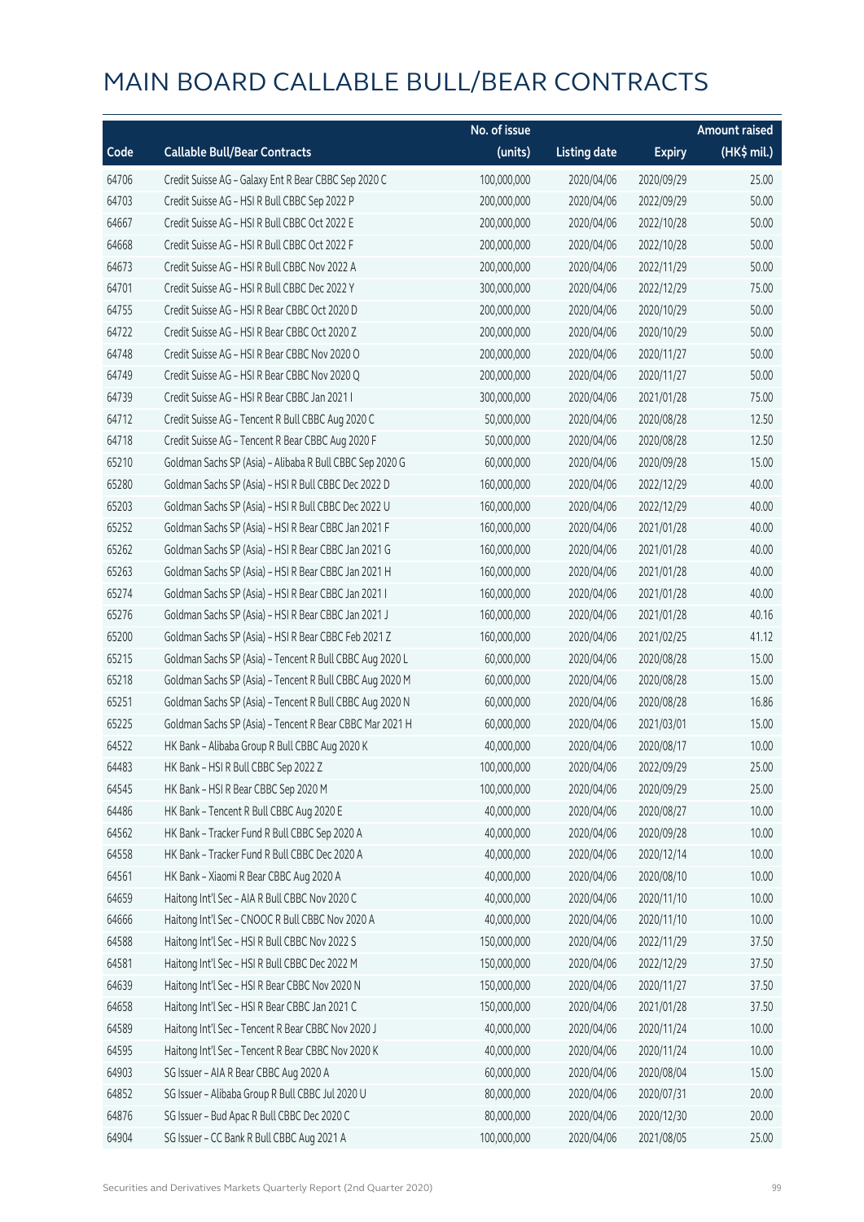# MAIN BOARD CALLABLE BULL/BEAR CONTRACTS

| Code | Callable Bull/Bear Contracts | No. of issue (units) | Listing date | Expiry | Amount raised (HK$ mil.) |
|---|---|---|---|---|---|
| 64706 | Credit Suisse AG – Galaxy Ent R Bear CBBC Sep 2020 C | 100,000,000 | 2020/04/06 | 2020/09/29 | 25.00 |
| 64703 | Credit Suisse AG – HSI R Bull CBBC Sep 2022 P | 200,000,000 | 2020/04/06 | 2022/09/29 | 50.00 |
| 64667 | Credit Suisse AG – HSI R Bull CBBC Oct 2022 E | 200,000,000 | 2020/04/06 | 2022/10/28 | 50.00 |
| 64668 | Credit Suisse AG – HSI R Bull CBBC Oct 2022 F | 200,000,000 | 2020/04/06 | 2022/10/28 | 50.00 |
| 64673 | Credit Suisse AG – HSI R Bull CBBC Nov 2022 A | 200,000,000 | 2020/04/06 | 2022/11/29 | 50.00 |
| 64701 | Credit Suisse AG – HSI R Bull CBBC Dec 2022 Y | 300,000,000 | 2020/04/06 | 2022/12/29 | 75.00 |
| 64755 | Credit Suisse AG – HSI R Bear CBBC Oct 2020 D | 200,000,000 | 2020/04/06 | 2020/10/29 | 50.00 |
| 64722 | Credit Suisse AG – HSI R Bear CBBC Oct 2020 Z | 200,000,000 | 2020/04/06 | 2020/10/29 | 50.00 |
| 64748 | Credit Suisse AG – HSI R Bear CBBC Nov 2020 O | 200,000,000 | 2020/04/06 | 2020/11/27 | 50.00 |
| 64749 | Credit Suisse AG – HSI R Bear CBBC Nov 2020 Q | 200,000,000 | 2020/04/06 | 2020/11/27 | 50.00 |
| 64739 | Credit Suisse AG – HSI R Bear CBBC Jan 2021 I | 300,000,000 | 2020/04/06 | 2021/01/28 | 75.00 |
| 64712 | Credit Suisse AG – Tencent R Bull CBBC Aug 2020 C | 50,000,000 | 2020/04/06 | 2020/08/28 | 12.50 |
| 64718 | Credit Suisse AG – Tencent R Bear CBBC Aug 2020 F | 50,000,000 | 2020/04/06 | 2020/08/28 | 12.50 |
| 65210 | Goldman Sachs SP (Asia) – Alibaba R Bull CBBC Sep 2020 G | 60,000,000 | 2020/04/06 | 2020/09/28 | 15.00 |
| 65280 | Goldman Sachs SP (Asia) – HSI R Bull CBBC Dec 2022 D | 160,000,000 | 2020/04/06 | 2022/12/29 | 40.00 |
| 65203 | Goldman Sachs SP (Asia) – HSI R Bull CBBC Dec 2022 U | 160,000,000 | 2020/04/06 | 2022/12/29 | 40.00 |
| 65252 | Goldman Sachs SP (Asia) – HSI R Bear CBBC Jan 2021 F | 160,000,000 | 2020/04/06 | 2021/01/28 | 40.00 |
| 65262 | Goldman Sachs SP (Asia) – HSI R Bear CBBC Jan 2021 G | 160,000,000 | 2020/04/06 | 2021/01/28 | 40.00 |
| 65263 | Goldman Sachs SP (Asia) – HSI R Bear CBBC Jan 2021 H | 160,000,000 | 2020/04/06 | 2021/01/28 | 40.00 |
| 65274 | Goldman Sachs SP (Asia) – HSI R Bear CBBC Jan 2021 I | 160,000,000 | 2020/04/06 | 2021/01/28 | 40.00 |
| 65276 | Goldman Sachs SP (Asia) – HSI R Bear CBBC Jan 2021 J | 160,000,000 | 2020/04/06 | 2021/01/28 | 40.16 |
| 65200 | Goldman Sachs SP (Asia) – HSI R Bear CBBC Feb 2021 Z | 160,000,000 | 2020/04/06 | 2021/02/25 | 41.12 |
| 65215 | Goldman Sachs SP (Asia) – Tencent R Bull CBBC Aug 2020 L | 60,000,000 | 2020/04/06 | 2020/08/28 | 15.00 |
| 65218 | Goldman Sachs SP (Asia) – Tencent R Bull CBBC Aug 2020 M | 60,000,000 | 2020/04/06 | 2020/08/28 | 15.00 |
| 65251 | Goldman Sachs SP (Asia) – Tencent R Bull CBBC Aug 2020 N | 60,000,000 | 2020/04/06 | 2020/08/28 | 16.86 |
| 65225 | Goldman Sachs SP (Asia) – Tencent R Bear CBBC Mar 2021 H | 60,000,000 | 2020/04/06 | 2021/03/01 | 15.00 |
| 64522 | HK Bank – Alibaba Group R Bull CBBC Aug 2020 K | 40,000,000 | 2020/04/06 | 2020/08/17 | 10.00 |
| 64483 | HK Bank – HSI R Bull CBBC Sep 2022 Z | 100,000,000 | 2020/04/06 | 2022/09/29 | 25.00 |
| 64545 | HK Bank – HSI R Bear CBBC Sep 2020 M | 100,000,000 | 2020/04/06 | 2020/09/29 | 25.00 |
| 64486 | HK Bank – Tencent R Bull CBBC Aug 2020 E | 40,000,000 | 2020/04/06 | 2020/08/27 | 10.00 |
| 64562 | HK Bank – Tracker Fund R Bull CBBC Sep 2020 A | 40,000,000 | 2020/04/06 | 2020/09/28 | 10.00 |
| 64558 | HK Bank – Tracker Fund R Bull CBBC Dec 2020 A | 40,000,000 | 2020/04/06 | 2020/12/14 | 10.00 |
| 64561 | HK Bank – Xiaomi R Bear CBBC Aug 2020 A | 40,000,000 | 2020/04/06 | 2020/08/10 | 10.00 |
| 64659 | Haitong Int'l Sec – AIA R Bull CBBC Nov 2020 C | 40,000,000 | 2020/04/06 | 2020/11/10 | 10.00 |
| 64666 | Haitong Int'l Sec – CNOOC R Bull CBBC Nov 2020 A | 40,000,000 | 2020/04/06 | 2020/11/10 | 10.00 |
| 64588 | Haitong Int'l Sec – HSI R Bull CBBC Nov 2022 S | 150,000,000 | 2020/04/06 | 2022/11/29 | 37.50 |
| 64581 | Haitong Int'l Sec – HSI R Bull CBBC Dec 2022 M | 150,000,000 | 2020/04/06 | 2022/12/29 | 37.50 |
| 64639 | Haitong Int'l Sec – HSI R Bear CBBC Nov 2020 N | 150,000,000 | 2020/04/06 | 2020/11/27 | 37.50 |
| 64658 | Haitong Int'l Sec – HSI R Bear CBBC Jan 2021 C | 150,000,000 | 2020/04/06 | 2021/01/28 | 37.50 |
| 64589 | Haitong Int'l Sec – Tencent R Bear CBBC Nov 2020 J | 40,000,000 | 2020/04/06 | 2020/11/24 | 10.00 |
| 64595 | Haitong Int'l Sec – Tencent R Bear CBBC Nov 2020 K | 40,000,000 | 2020/04/06 | 2020/11/24 | 10.00 |
| 64903 | SG Issuer – AIA R Bear CBBC Aug 2020 A | 60,000,000 | 2020/04/06 | 2020/08/04 | 15.00 |
| 64852 | SG Issuer – Alibaba Group R Bull CBBC Jul 2020 U | 80,000,000 | 2020/04/06 | 2020/07/31 | 20.00 |
| 64876 | SG Issuer – Bud Apac R Bull CBBC Dec 2020 C | 80,000,000 | 2020/04/06 | 2020/12/30 | 20.00 |
| 64904 | SG Issuer – CC Bank R Bull CBBC Aug 2021 A | 100,000,000 | 2020/04/06 | 2021/08/05 | 25.00 |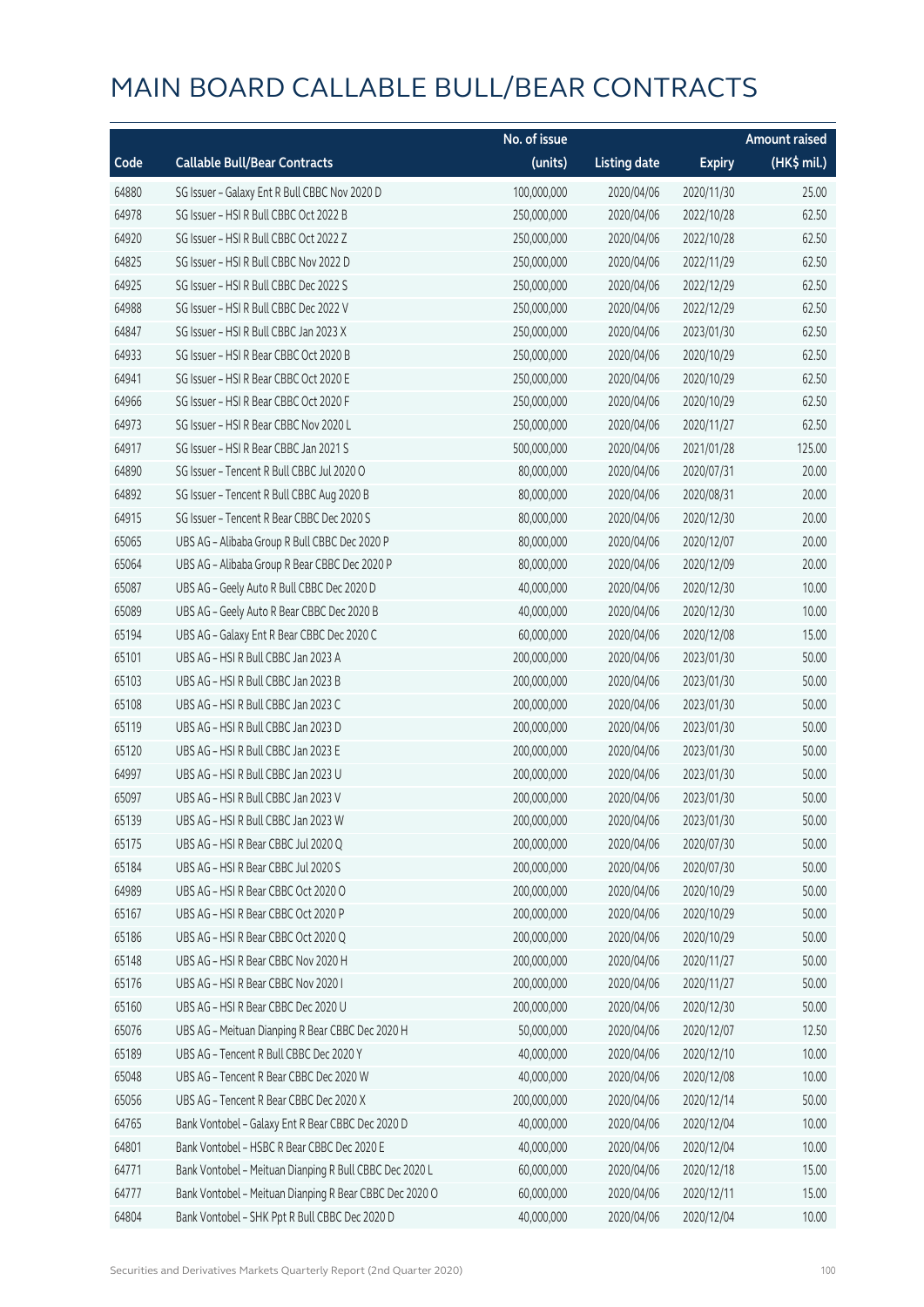# MAIN BOARD CALLABLE BULL/BEAR CONTRACTS

| Code | Callable Bull/Bear Contracts | No. of issue (units) | Listing date | Expiry | Amount raised (HK$ mil.) |
|---|---|---|---|---|---|
| 64880 | SG Issuer – Galaxy Ent R Bull CBBC Nov 2020 D | 100,000,000 | 2020/04/06 | 2020/11/30 | 25.00 |
| 64978 | SG Issuer – HSI R Bull CBBC Oct 2022 B | 250,000,000 | 2020/04/06 | 2022/10/28 | 62.50 |
| 64920 | SG Issuer – HSI R Bull CBBC Oct 2022 Z | 250,000,000 | 2020/04/06 | 2022/10/28 | 62.50 |
| 64825 | SG Issuer – HSI R Bull CBBC Nov 2022 D | 250,000,000 | 2020/04/06 | 2022/11/29 | 62.50 |
| 64925 | SG Issuer – HSI R Bull CBBC Dec 2022 S | 250,000,000 | 2020/04/06 | 2022/12/29 | 62.50 |
| 64988 | SG Issuer – HSI R Bull CBBC Dec 2022 V | 250,000,000 | 2020/04/06 | 2022/12/29 | 62.50 |
| 64847 | SG Issuer – HSI R Bull CBBC Jan 2023 X | 250,000,000 | 2020/04/06 | 2023/01/30 | 62.50 |
| 64933 | SG Issuer – HSI R Bear CBBC Oct 2020 B | 250,000,000 | 2020/04/06 | 2020/10/29 | 62.50 |
| 64941 | SG Issuer – HSI R Bear CBBC Oct 2020 E | 250,000,000 | 2020/04/06 | 2020/10/29 | 62.50 |
| 64966 | SG Issuer – HSI R Bear CBBC Oct 2020 F | 250,000,000 | 2020/04/06 | 2020/10/29 | 62.50 |
| 64973 | SG Issuer – HSI R Bear CBBC Nov 2020 L | 250,000,000 | 2020/04/06 | 2020/11/27 | 62.50 |
| 64917 | SG Issuer – HSI R Bear CBBC Jan 2021 S | 500,000,000 | 2020/04/06 | 2021/01/28 | 125.00 |
| 64890 | SG Issuer – Tencent R Bull CBBC Jul 2020 O | 80,000,000 | 2020/04/06 | 2020/07/31 | 20.00 |
| 64892 | SG Issuer – Tencent R Bull CBBC Aug 2020 B | 80,000,000 | 2020/04/06 | 2020/08/31 | 20.00 |
| 64915 | SG Issuer – Tencent R Bear CBBC Dec 2020 S | 80,000,000 | 2020/04/06 | 2020/12/30 | 20.00 |
| 65065 | UBS AG – Alibaba Group R Bull CBBC Dec 2020 P | 80,000,000 | 2020/04/06 | 2020/12/07 | 20.00 |
| 65064 | UBS AG – Alibaba Group R Bear CBBC Dec 2020 P | 80,000,000 | 2020/04/06 | 2020/12/09 | 20.00 |
| 65087 | UBS AG – Geely Auto R Bull CBBC Dec 2020 D | 40,000,000 | 2020/04/06 | 2020/12/30 | 10.00 |
| 65089 | UBS AG – Geely Auto R Bear CBBC Dec 2020 B | 40,000,000 | 2020/04/06 | 2020/12/30 | 10.00 |
| 65194 | UBS AG – Galaxy Ent R Bear CBBC Dec 2020 C | 60,000,000 | 2020/04/06 | 2020/12/08 | 15.00 |
| 65101 | UBS AG – HSI R Bull CBBC Jan 2023 A | 200,000,000 | 2020/04/06 | 2023/01/30 | 50.00 |
| 65103 | UBS AG – HSI R Bull CBBC Jan 2023 B | 200,000,000 | 2020/04/06 | 2023/01/30 | 50.00 |
| 65108 | UBS AG – HSI R Bull CBBC Jan 2023 C | 200,000,000 | 2020/04/06 | 2023/01/30 | 50.00 |
| 65119 | UBS AG – HSI R Bull CBBC Jan 2023 D | 200,000,000 | 2020/04/06 | 2023/01/30 | 50.00 |
| 65120 | UBS AG – HSI R Bull CBBC Jan 2023 E | 200,000,000 | 2020/04/06 | 2023/01/30 | 50.00 |
| 64997 | UBS AG – HSI R Bull CBBC Jan 2023 U | 200,000,000 | 2020/04/06 | 2023/01/30 | 50.00 |
| 65097 | UBS AG – HSI R Bull CBBC Jan 2023 V | 200,000,000 | 2020/04/06 | 2023/01/30 | 50.00 |
| 65139 | UBS AG – HSI R Bull CBBC Jan 2023 W | 200,000,000 | 2020/04/06 | 2023/01/30 | 50.00 |
| 65175 | UBS AG – HSI R Bear CBBC Jul 2020 Q | 200,000,000 | 2020/04/06 | 2020/07/30 | 50.00 |
| 65184 | UBS AG – HSI R Bear CBBC Jul 2020 S | 200,000,000 | 2020/04/06 | 2020/07/30 | 50.00 |
| 64989 | UBS AG – HSI R Bear CBBC Oct 2020 O | 200,000,000 | 2020/04/06 | 2020/10/29 | 50.00 |
| 65167 | UBS AG – HSI R Bear CBBC Oct 2020 P | 200,000,000 | 2020/04/06 | 2020/10/29 | 50.00 |
| 65186 | UBS AG – HSI R Bear CBBC Oct 2020 Q | 200,000,000 | 2020/04/06 | 2020/10/29 | 50.00 |
| 65148 | UBS AG – HSI R Bear CBBC Nov 2020 H | 200,000,000 | 2020/04/06 | 2020/11/27 | 50.00 |
| 65176 | UBS AG – HSI R Bear CBBC Nov 2020 I | 200,000,000 | 2020/04/06 | 2020/11/27 | 50.00 |
| 65160 | UBS AG – HSI R Bear CBBC Dec 2020 U | 200,000,000 | 2020/04/06 | 2020/12/30 | 50.00 |
| 65076 | UBS AG – Meituan Dianping R Bear CBBC Dec 2020 H | 50,000,000 | 2020/04/06 | 2020/12/07 | 12.50 |
| 65189 | UBS AG – Tencent R Bull CBBC Dec 2020 Y | 40,000,000 | 2020/04/06 | 2020/12/10 | 10.00 |
| 65048 | UBS AG – Tencent R Bear CBBC Dec 2020 W | 40,000,000 | 2020/04/06 | 2020/12/08 | 10.00 |
| 65056 | UBS AG – Tencent R Bear CBBC Dec 2020 X | 200,000,000 | 2020/04/06 | 2020/12/14 | 50.00 |
| 64765 | Bank Vontobel – Galaxy Ent R Bear CBBC Dec 2020 D | 40,000,000 | 2020/04/06 | 2020/12/04 | 10.00 |
| 64801 | Bank Vontobel – HSBC R Bear CBBC Dec 2020 E | 40,000,000 | 2020/04/06 | 2020/12/04 | 10.00 |
| 64771 | Bank Vontobel – Meituan Dianping R Bull CBBC Dec 2020 L | 60,000,000 | 2020/04/06 | 2020/12/18 | 15.00 |
| 64777 | Bank Vontobel – Meituan Dianping R Bear CBBC Dec 2020 O | 60,000,000 | 2020/04/06 | 2020/12/11 | 15.00 |
| 64804 | Bank Vontobel – SHK Ppt R Bull CBBC Dec 2020 D | 40,000,000 | 2020/04/06 | 2020/12/04 | 10.00 |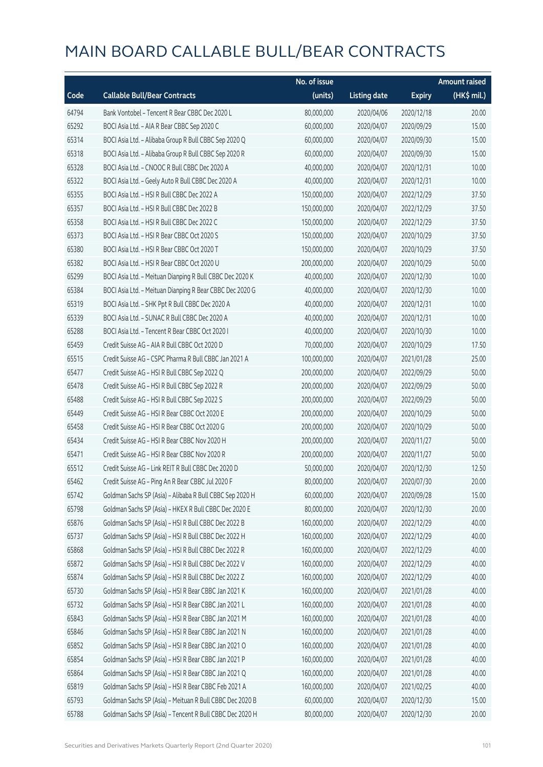# MAIN BOARD CALLABLE BULL/BEAR CONTRACTS

| Code | Callable Bull/Bear Contracts | No. of issue (units) | Listing date | Expiry | Amount raised (HK$ mil.) |
|---|---|---|---|---|---|
| 64794 | Bank Vontobel – Tencent R Bear CBBC Dec 2020 L | 80,000,000 | 2020/04/06 | 2020/12/18 | 20.00 |
| 65292 | BOCI Asia Ltd. – AIA R Bear CBBC Sep 2020 C | 60,000,000 | 2020/04/07 | 2020/09/29 | 15.00 |
| 65314 | BOCI Asia Ltd. – Alibaba Group R Bull CBBC Sep 2020 Q | 60,000,000 | 2020/04/07 | 2020/09/30 | 15.00 |
| 65318 | BOCI Asia Ltd. – Alibaba Group R Bull CBBC Sep 2020 R | 60,000,000 | 2020/04/07 | 2020/09/30 | 15.00 |
| 65328 | BOCI Asia Ltd. – CNOOC R Bull CBBC Dec 2020 A | 40,000,000 | 2020/04/07 | 2020/12/31 | 10.00 |
| 65322 | BOCI Asia Ltd. – Geely Auto R Bull CBBC Dec 2020 A | 40,000,000 | 2020/04/07 | 2020/12/31 | 10.00 |
| 65355 | BOCI Asia Ltd. – HSI R Bull CBBC Dec 2022 A | 150,000,000 | 2020/04/07 | 2022/12/29 | 37.50 |
| 65357 | BOCI Asia Ltd. – HSI R Bull CBBC Dec 2022 B | 150,000,000 | 2020/04/07 | 2022/12/29 | 37.50 |
| 65358 | BOCI Asia Ltd. – HSI R Bull CBBC Dec 2022 C | 150,000,000 | 2020/04/07 | 2022/12/29 | 37.50 |
| 65373 | BOCI Asia Ltd. – HSI R Bear CBBC Oct 2020 S | 150,000,000 | 2020/04/07 | 2020/10/29 | 37.50 |
| 65380 | BOCI Asia Ltd. – HSI R Bear CBBC Oct 2020 T | 150,000,000 | 2020/04/07 | 2020/10/29 | 37.50 |
| 65382 | BOCI Asia Ltd. – HSI R Bear CBBC Oct 2020 U | 200,000,000 | 2020/04/07 | 2020/10/29 | 50.00 |
| 65299 | BOCI Asia Ltd. – Meituan Dianping R Bull CBBC Dec 2020 K | 40,000,000 | 2020/04/07 | 2020/12/30 | 10.00 |
| 65384 | BOCI Asia Ltd. – Meituan Dianping R Bear CBBC Dec 2020 G | 40,000,000 | 2020/04/07 | 2020/12/30 | 10.00 |
| 65319 | BOCI Asia Ltd. – SHK Ppt R Bull CBBC Dec 2020 A | 40,000,000 | 2020/04/07 | 2020/12/31 | 10.00 |
| 65339 | BOCI Asia Ltd. – SUNAC R Bull CBBC Dec 2020 A | 40,000,000 | 2020/04/07 | 2020/12/31 | 10.00 |
| 65288 | BOCI Asia Ltd. – Tencent R Bear CBBC Oct 2020 I | 40,000,000 | 2020/04/07 | 2020/10/30 | 10.00 |
| 65459 | Credit Suisse AG – AIA R Bull CBBC Oct 2020 D | 70,000,000 | 2020/04/07 | 2020/10/29 | 17.50 |
| 65515 | Credit Suisse AG – CSPC Pharma R Bull CBBC Jan 2021 A | 100,000,000 | 2020/04/07 | 2021/01/28 | 25.00 |
| 65477 | Credit Suisse AG – HSI R Bull CBBC Sep 2022 Q | 200,000,000 | 2020/04/07 | 2022/09/29 | 50.00 |
| 65478 | Credit Suisse AG – HSI R Bull CBBC Sep 2022 R | 200,000,000 | 2020/04/07 | 2022/09/29 | 50.00 |
| 65488 | Credit Suisse AG – HSI R Bull CBBC Sep 2022 S | 200,000,000 | 2020/04/07 | 2022/09/29 | 50.00 |
| 65449 | Credit Suisse AG – HSI R Bear CBBC Oct 2020 E | 200,000,000 | 2020/04/07 | 2020/10/29 | 50.00 |
| 65458 | Credit Suisse AG – HSI R Bear CBBC Oct 2020 G | 200,000,000 | 2020/04/07 | 2020/10/29 | 50.00 |
| 65434 | Credit Suisse AG – HSI R Bear CBBC Nov 2020 H | 200,000,000 | 2020/04/07 | 2020/11/27 | 50.00 |
| 65471 | Credit Suisse AG – HSI R Bear CBBC Nov 2020 R | 200,000,000 | 2020/04/07 | 2020/11/27 | 50.00 |
| 65512 | Credit Suisse AG – Link REIT R Bull CBBC Dec 2020 D | 50,000,000 | 2020/04/07 | 2020/12/30 | 12.50 |
| 65462 | Credit Suisse AG – Ping An R Bear CBBC Jul 2020 F | 80,000,000 | 2020/04/07 | 2020/07/30 | 20.00 |
| 65742 | Goldman Sachs SP (Asia) – Alibaba R Bull CBBC Sep 2020 H | 60,000,000 | 2020/04/07 | 2020/09/28 | 15.00 |
| 65798 | Goldman Sachs SP (Asia) – HKEX R Bull CBBC Dec 2020 E | 80,000,000 | 2020/04/07 | 2020/12/30 | 20.00 |
| 65876 | Goldman Sachs SP (Asia) – HSI R Bull CBBC Dec 2022 B | 160,000,000 | 2020/04/07 | 2022/12/29 | 40.00 |
| 65737 | Goldman Sachs SP (Asia) – HSI R Bull CBBC Dec 2022 H | 160,000,000 | 2020/04/07 | 2022/12/29 | 40.00 |
| 65868 | Goldman Sachs SP (Asia) – HSI R Bull CBBC Dec 2022 R | 160,000,000 | 2020/04/07 | 2022/12/29 | 40.00 |
| 65872 | Goldman Sachs SP (Asia) – HSI R Bull CBBC Dec 2022 V | 160,000,000 | 2020/04/07 | 2022/12/29 | 40.00 |
| 65874 | Goldman Sachs SP (Asia) – HSI R Bull CBBC Dec 2022 Z | 160,000,000 | 2020/04/07 | 2022/12/29 | 40.00 |
| 65730 | Goldman Sachs SP (Asia) – HSI R Bear CBBC Jan 2021 K | 160,000,000 | 2020/04/07 | 2021/01/28 | 40.00 |
| 65732 | Goldman Sachs SP (Asia) – HSI R Bear CBBC Jan 2021 L | 160,000,000 | 2020/04/07 | 2021/01/28 | 40.00 |
| 65843 | Goldman Sachs SP (Asia) – HSI R Bear CBBC Jan 2021 M | 160,000,000 | 2020/04/07 | 2021/01/28 | 40.00 |
| 65846 | Goldman Sachs SP (Asia) – HSI R Bear CBBC Jan 2021 N | 160,000,000 | 2020/04/07 | 2021/01/28 | 40.00 |
| 65852 | Goldman Sachs SP (Asia) – HSI R Bear CBBC Jan 2021 O | 160,000,000 | 2020/04/07 | 2021/01/28 | 40.00 |
| 65854 | Goldman Sachs SP (Asia) – HSI R Bear CBBC Jan 2021 P | 160,000,000 | 2020/04/07 | 2021/01/28 | 40.00 |
| 65864 | Goldman Sachs SP (Asia) – HSI R Bear CBBC Jan 2021 Q | 160,000,000 | 2020/04/07 | 2021/01/28 | 40.00 |
| 65819 | Goldman Sachs SP (Asia) – HSI R Bear CBBC Feb 2021 A | 160,000,000 | 2020/04/07 | 2021/02/25 | 40.00 |
| 65793 | Goldman Sachs SP (Asia) – Meituan R Bull CBBC Dec 2020 B | 60,000,000 | 2020/04/07 | 2020/12/30 | 15.00 |
| 65788 | Goldman Sachs SP (Asia) – Tencent R Bull CBBC Dec 2020 H | 80,000,000 | 2020/04/07 | 2020/12/30 | 20.00 |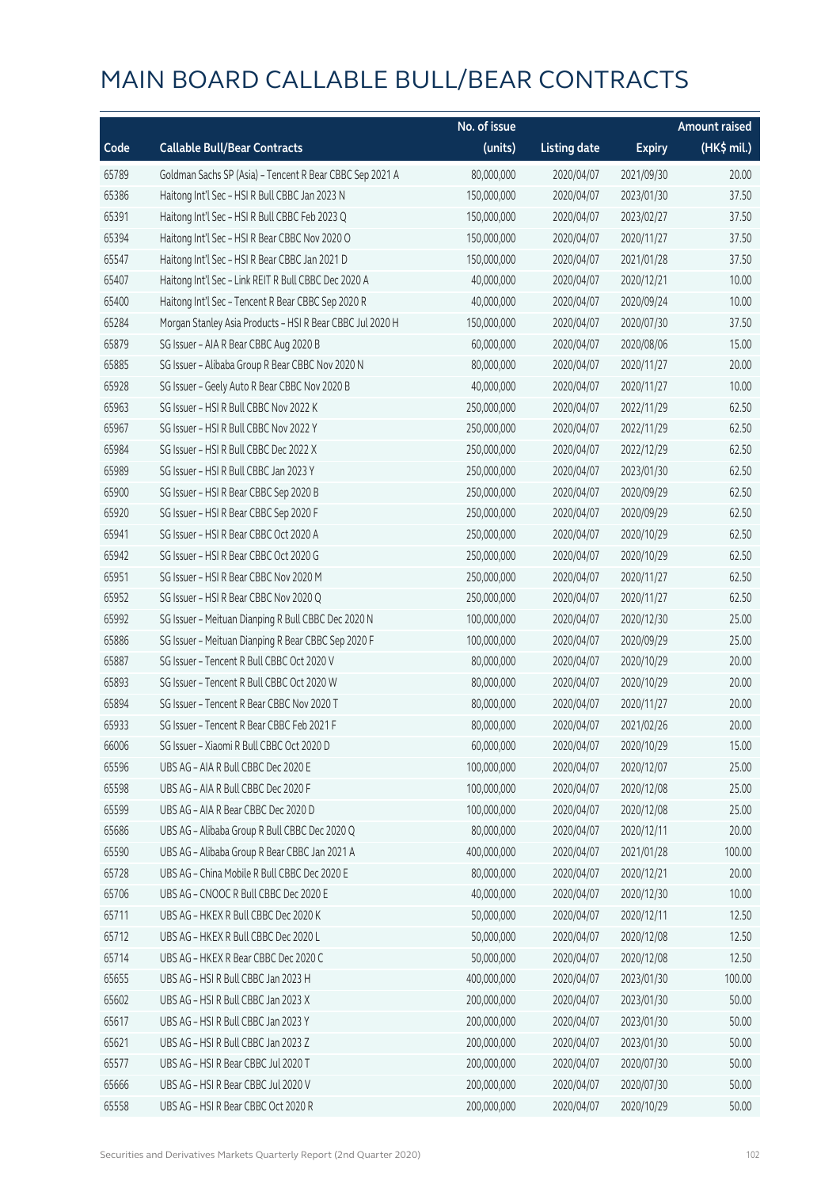# MAIN BOARD CALLABLE BULL/BEAR CONTRACTS

| Code | Callable Bull/Bear Contracts | No. of issue (units) | Listing date | Expiry | Amount raised (HK$ mil.) |
|---|---|---|---|---|---|
| 65789 | Goldman Sachs SP (Asia) - Tencent R Bear CBBC Sep 2021 A | 80,000,000 | 2020/04/07 | 2021/09/30 | 20.00 |
| 65386 | Haitong Int'l Sec - HSI R Bull CBBC Jan 2023 N | 150,000,000 | 2020/04/07 | 2023/01/30 | 37.50 |
| 65391 | Haitong Int'l Sec - HSI R Bull CBBC Feb 2023 Q | 150,000,000 | 2020/04/07 | 2023/02/27 | 37.50 |
| 65394 | Haitong Int'l Sec - HSI R Bear CBBC Nov 2020 O | 150,000,000 | 2020/04/07 | 2020/11/27 | 37.50 |
| 65547 | Haitong Int'l Sec - HSI R Bear CBBC Jan 2021 D | 150,000,000 | 2020/04/07 | 2021/01/28 | 37.50 |
| 65407 | Haitong Int'l Sec - Link REIT R Bull CBBC Dec 2020 A | 40,000,000 | 2020/04/07 | 2020/12/21 | 10.00 |
| 65400 | Haitong Int'l Sec - Tencent R Bear CBBC Sep 2020 R | 40,000,000 | 2020/04/07 | 2020/09/24 | 10.00 |
| 65284 | Morgan Stanley Asia Products - HSI R Bear CBBC Jul 2020 H | 150,000,000 | 2020/04/07 | 2020/07/30 | 37.50 |
| 65879 | SG Issuer - AIA R Bear CBBC Aug 2020 B | 60,000,000 | 2020/04/07 | 2020/08/06 | 15.00 |
| 65885 | SG Issuer - Alibaba Group R Bear CBBC Nov 2020 N | 80,000,000 | 2020/04/07 | 2020/11/27 | 20.00 |
| 65928 | SG Issuer - Geely Auto R Bear CBBC Nov 2020 B | 40,000,000 | 2020/04/07 | 2020/11/27 | 10.00 |
| 65963 | SG Issuer - HSI R Bull CBBC Nov 2022 K | 250,000,000 | 2020/04/07 | 2022/11/29 | 62.50 |
| 65967 | SG Issuer - HSI R Bull CBBC Nov 2022 Y | 250,000,000 | 2020/04/07 | 2022/11/29 | 62.50 |
| 65984 | SG Issuer - HSI R Bull CBBC Dec 2022 X | 250,000,000 | 2020/04/07 | 2022/12/29 | 62.50 |
| 65989 | SG Issuer - HSI R Bull CBBC Jan 2023 Y | 250,000,000 | 2020/04/07 | 2023/01/30 | 62.50 |
| 65900 | SG Issuer - HSI R Bear CBBC Sep 2020 B | 250,000,000 | 2020/04/07 | 2020/09/29 | 62.50 |
| 65920 | SG Issuer - HSI R Bear CBBC Sep 2020 F | 250,000,000 | 2020/04/07 | 2020/09/29 | 62.50 |
| 65941 | SG Issuer - HSI R Bear CBBC Oct 2020 A | 250,000,000 | 2020/04/07 | 2020/10/29 | 62.50 |
| 65942 | SG Issuer - HSI R Bear CBBC Oct 2020 G | 250,000,000 | 2020/04/07 | 2020/10/29 | 62.50 |
| 65951 | SG Issuer - HSI R Bear CBBC Nov 2020 M | 250,000,000 | 2020/04/07 | 2020/11/27 | 62.50 |
| 65952 | SG Issuer - HSI R Bear CBBC Nov 2020 Q | 250,000,000 | 2020/04/07 | 2020/11/27 | 62.50 |
| 65992 | SG Issuer - Meituan Dianping R Bull CBBC Dec 2020 N | 100,000,000 | 2020/04/07 | 2020/12/30 | 25.00 |
| 65886 | SG Issuer - Meituan Dianping R Bear CBBC Sep 2020 F | 100,000,000 | 2020/04/07 | 2020/09/29 | 25.00 |
| 65887 | SG Issuer - Tencent R Bull CBBC Oct 2020 V | 80,000,000 | 2020/04/07 | 2020/10/29 | 20.00 |
| 65893 | SG Issuer - Tencent R Bull CBBC Oct 2020 W | 80,000,000 | 2020/04/07 | 2020/10/29 | 20.00 |
| 65894 | SG Issuer - Tencent R Bear CBBC Nov 2020 T | 80,000,000 | 2020/04/07 | 2020/11/27 | 20.00 |
| 65933 | SG Issuer - Tencent R Bear CBBC Feb 2021 F | 80,000,000 | 2020/04/07 | 2021/02/26 | 20.00 |
| 66006 | SG Issuer - Xiaomi R Bull CBBC Oct 2020 D | 60,000,000 | 2020/04/07 | 2020/10/29 | 15.00 |
| 65596 | UBS AG - AIA R Bull CBBC Dec 2020 E | 100,000,000 | 2020/04/07 | 2020/12/07 | 25.00 |
| 65598 | UBS AG - AIA R Bull CBBC Dec 2020 F | 100,000,000 | 2020/04/07 | 2020/12/08 | 25.00 |
| 65599 | UBS AG - AIA R Bear CBBC Dec 2020 D | 100,000,000 | 2020/04/07 | 2020/12/08 | 25.00 |
| 65686 | UBS AG - Alibaba Group R Bull CBBC Dec 2020 Q | 80,000,000 | 2020/04/07 | 2020/12/11 | 20.00 |
| 65590 | UBS AG - Alibaba Group R Bear CBBC Jan 2021 A | 400,000,000 | 2020/04/07 | 2021/01/28 | 100.00 |
| 65728 | UBS AG - China Mobile R Bull CBBC Dec 2020 E | 80,000,000 | 2020/04/07 | 2020/12/21 | 20.00 |
| 65706 | UBS AG - CNOOC R Bull CBBC Dec 2020 E | 40,000,000 | 2020/04/07 | 2020/12/30 | 10.00 |
| 65711 | UBS AG - HKEX R Bull CBBC Dec 2020 K | 50,000,000 | 2020/04/07 | 2020/12/11 | 12.50 |
| 65712 | UBS AG - HKEX R Bull CBBC Dec 2020 L | 50,000,000 | 2020/04/07 | 2020/12/08 | 12.50 |
| 65714 | UBS AG - HKEX R Bear CBBC Dec 2020 C | 50,000,000 | 2020/04/07 | 2020/12/08 | 12.50 |
| 65655 | UBS AG - HSI R Bull CBBC Jan 2023 H | 400,000,000 | 2020/04/07 | 2023/01/30 | 100.00 |
| 65602 | UBS AG - HSI R Bull CBBC Jan 2023 X | 200,000,000 | 2020/04/07 | 2023/01/30 | 50.00 |
| 65617 | UBS AG - HSI R Bull CBBC Jan 2023 Y | 200,000,000 | 2020/04/07 | 2023/01/30 | 50.00 |
| 65621 | UBS AG - HSI R Bull CBBC Jan 2023 Z | 200,000,000 | 2020/04/07 | 2023/01/30 | 50.00 |
| 65577 | UBS AG - HSI R Bear CBBC Jul 2020 T | 200,000,000 | 2020/04/07 | 2020/07/30 | 50.00 |
| 65666 | UBS AG - HSI R Bear CBBC Jul 2020 V | 200,000,000 | 2020/04/07 | 2020/07/30 | 50.00 |
| 65558 | UBS AG - HSI R Bear CBBC Oct 2020 R | 200,000,000 | 2020/04/07 | 2020/10/29 | 50.00 |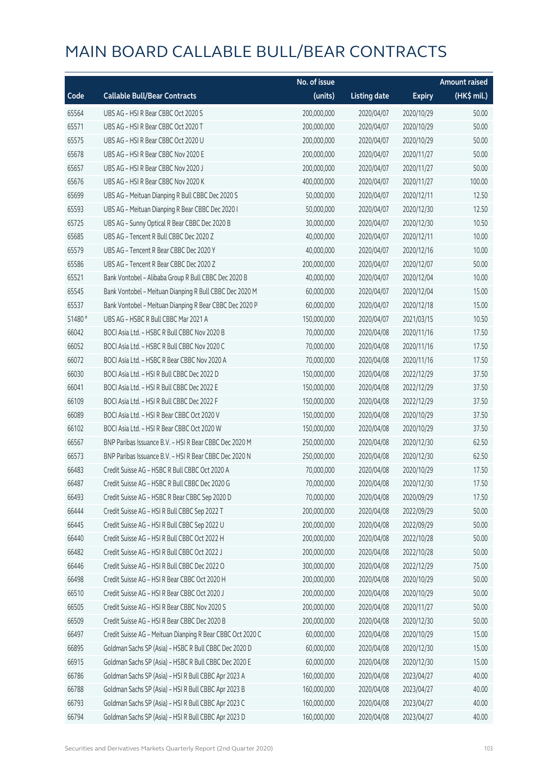# MAIN BOARD CALLABLE BULL/BEAR CONTRACTS

| Code | Callable Bull/Bear Contracts | No. of issue (units) | Listing date | Expiry | Amount raised (HK$ mil.) |
|---|---|---|---|---|---|
| 65564 | UBS AG – HSI R Bear CBBC Oct 2020 S | 200,000,000 | 2020/04/07 | 2020/10/29 | 50.00 |
| 65571 | UBS AG – HSI R Bear CBBC Oct 2020 T | 200,000,000 | 2020/04/07 | 2020/10/29 | 50.00 |
| 65575 | UBS AG – HSI R Bear CBBC Oct 2020 U | 200,000,000 | 2020/04/07 | 2020/10/29 | 50.00 |
| 65678 | UBS AG – HSI R Bear CBBC Nov 2020 E | 200,000,000 | 2020/04/07 | 2020/11/27 | 50.00 |
| 65657 | UBS AG – HSI R Bear CBBC Nov 2020 J | 200,000,000 | 2020/04/07 | 2020/11/27 | 50.00 |
| 65676 | UBS AG – HSI R Bear CBBC Nov 2020 K | 400,000,000 | 2020/04/07 | 2020/11/27 | 100.00 |
| 65699 | UBS AG – Meituan Dianping R Bull CBBC Dec 2020 S | 50,000,000 | 2020/04/07 | 2020/12/11 | 12.50 |
| 65593 | UBS AG – Meituan Dianping R Bear CBBC Dec 2020 I | 50,000,000 | 2020/04/07 | 2020/12/30 | 12.50 |
| 65725 | UBS AG – Sunny Optical R Bear CBBC Dec 2020 B | 30,000,000 | 2020/04/07 | 2020/12/30 | 10.50 |
| 65685 | UBS AG – Tencent R Bull CBBC Dec 2020 Z | 40,000,000 | 2020/04/07 | 2020/12/11 | 10.00 |
| 65579 | UBS AG – Tencent R Bear CBBC Dec 2020 Y | 40,000,000 | 2020/04/07 | 2020/12/16 | 10.00 |
| 65586 | UBS AG – Tencent R Bear CBBC Dec 2020 Z | 200,000,000 | 2020/04/07 | 2020/12/07 | 50.00 |
| 65521 | Bank Vontobel – Alibaba Group R Bull CBBC Dec 2020 B | 40,000,000 | 2020/04/07 | 2020/12/04 | 10.00 |
| 65545 | Bank Vontobel – Meituan Dianping R Bull CBBC Dec 2020 M | 60,000,000 | 2020/04/07 | 2020/12/04 | 15.00 |
| 65537 | Bank Vontobel – Meituan Dianping R Bear CBBC Dec 2020 P | 60,000,000 | 2020/04/07 | 2020/12/18 | 15.00 |
| 51480 # | UBS AG – HSBC R Bull CBBC Mar 2021 A | 150,000,000 | 2020/04/07 | 2021/03/15 | 10.50 |
| 66042 | BOCI Asia Ltd. – HSBC R Bull CBBC Nov 2020 B | 70,000,000 | 2020/04/08 | 2020/11/16 | 17.50 |
| 66052 | BOCI Asia Ltd. – HSBC R Bull CBBC Nov 2020 C | 70,000,000 | 2020/04/08 | 2020/11/16 | 17.50 |
| 66072 | BOCI Asia Ltd. – HSBC R Bear CBBC Nov 2020 A | 70,000,000 | 2020/04/08 | 2020/11/16 | 17.50 |
| 66030 | BOCI Asia Ltd. – HSI R Bull CBBC Dec 2022 D | 150,000,000 | 2020/04/08 | 2022/12/29 | 37.50 |
| 66041 | BOCI Asia Ltd. – HSI R Bull CBBC Dec 2022 E | 150,000,000 | 2020/04/08 | 2022/12/29 | 37.50 |
| 66109 | BOCI Asia Ltd. – HSI R Bull CBBC Dec 2022 F | 150,000,000 | 2020/04/08 | 2022/12/29 | 37.50 |
| 66089 | BOCI Asia Ltd. – HSI R Bear CBBC Oct 2020 V | 150,000,000 | 2020/04/08 | 2020/10/29 | 37.50 |
| 66102 | BOCI Asia Ltd. – HSI R Bear CBBC Oct 2020 W | 150,000,000 | 2020/04/08 | 2020/10/29 | 37.50 |
| 66567 | BNP Paribas Issuance B.V. – HSI R Bear CBBC Dec 2020 M | 250,000,000 | 2020/04/08 | 2020/12/30 | 62.50 |
| 66573 | BNP Paribas Issuance B.V. – HSI R Bear CBBC Dec 2020 N | 250,000,000 | 2020/04/08 | 2020/12/30 | 62.50 |
| 66483 | Credit Suisse AG – HSBC R Bull CBBC Oct 2020 A | 70,000,000 | 2020/04/08 | 2020/10/29 | 17.50 |
| 66487 | Credit Suisse AG – HSBC R Bull CBBC Dec 2020 G | 70,000,000 | 2020/04/08 | 2020/12/30 | 17.50 |
| 66493 | Credit Suisse AG – HSBC R Bear CBBC Sep 2020 D | 70,000,000 | 2020/04/08 | 2020/09/29 | 17.50 |
| 66444 | Credit Suisse AG – HSI R Bull CBBC Sep 2022 T | 200,000,000 | 2020/04/08 | 2022/09/29 | 50.00 |
| 66445 | Credit Suisse AG – HSI R Bull CBBC Sep 2022 U | 200,000,000 | 2020/04/08 | 2022/09/29 | 50.00 |
| 66440 | Credit Suisse AG – HSI R Bull CBBC Oct 2022 H | 200,000,000 | 2020/04/08 | 2022/10/28 | 50.00 |
| 66482 | Credit Suisse AG – HSI R Bull CBBC Oct 2022 J | 200,000,000 | 2020/04/08 | 2022/10/28 | 50.00 |
| 66446 | Credit Suisse AG – HSI R Bull CBBC Dec 2022 O | 300,000,000 | 2020/04/08 | 2022/12/29 | 75.00 |
| 66498 | Credit Suisse AG – HSI R Bear CBBC Oct 2020 H | 200,000,000 | 2020/04/08 | 2020/10/29 | 50.00 |
| 66510 | Credit Suisse AG – HSI R Bear CBBC Oct 2020 J | 200,000,000 | 2020/04/08 | 2020/10/29 | 50.00 |
| 66505 | Credit Suisse AG – HSI R Bear CBBC Nov 2020 S | 200,000,000 | 2020/04/08 | 2020/11/27 | 50.00 |
| 66509 | Credit Suisse AG – HSI R Bear CBBC Dec 2020 B | 200,000,000 | 2020/04/08 | 2020/12/30 | 50.00 |
| 66497 | Credit Suisse AG – Meituan Dianping R Bear CBBC Oct 2020 C | 60,000,000 | 2020/04/08 | 2020/10/29 | 15.00 |
| 66895 | Goldman Sachs SP (Asia) – HSBC R Bull CBBC Dec 2020 D | 60,000,000 | 2020/04/08 | 2020/12/30 | 15.00 |
| 66915 | Goldman Sachs SP (Asia) – HSBC R Bull CBBC Dec 2020 E | 60,000,000 | 2020/04/08 | 2020/12/30 | 15.00 |
| 66786 | Goldman Sachs SP (Asia) – HSI R Bull CBBC Apr 2023 A | 160,000,000 | 2020/04/08 | 2023/04/27 | 40.00 |
| 66788 | Goldman Sachs SP (Asia) – HSI R Bull CBBC Apr 2023 B | 160,000,000 | 2020/04/08 | 2023/04/27 | 40.00 |
| 66793 | Goldman Sachs SP (Asia) – HSI R Bull CBBC Apr 2023 C | 160,000,000 | 2020/04/08 | 2023/04/27 | 40.00 |
| 66794 | Goldman Sachs SP (Asia) – HSI R Bull CBBC Apr 2023 D | 160,000,000 | 2020/04/08 | 2023/04/27 | 40.00 |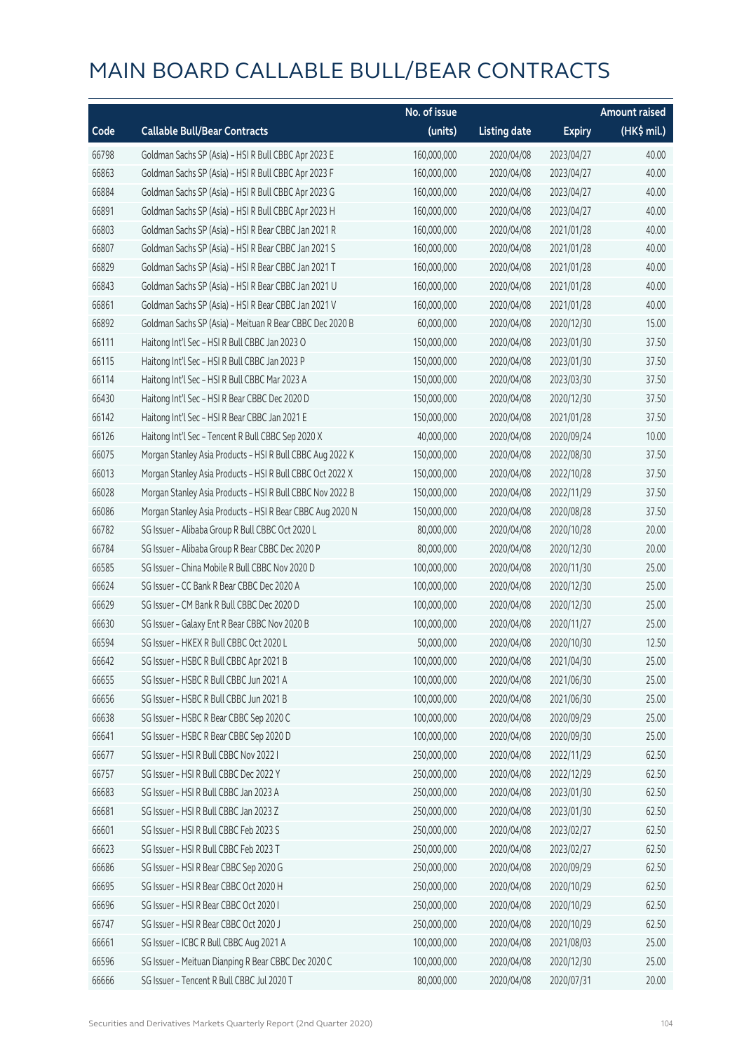# MAIN BOARD CALLABLE BULL/BEAR CONTRACTS

| Code | Callable Bull/Bear Contracts | No. of issue (units) | Listing date | Expiry | Amount raised (HK$ mil.) |
|---|---|---|---|---|---|
| 66798 | Goldman Sachs SP (Asia) – HSI R Bull CBBC Apr 2023 E | 160,000,000 | 2020/04/08 | 2023/04/27 | 40.00 |
| 66863 | Goldman Sachs SP (Asia) – HSI R Bull CBBC Apr 2023 F | 160,000,000 | 2020/04/08 | 2023/04/27 | 40.00 |
| 66884 | Goldman Sachs SP (Asia) – HSI R Bull CBBC Apr 2023 G | 160,000,000 | 2020/04/08 | 2023/04/27 | 40.00 |
| 66891 | Goldman Sachs SP (Asia) – HSI R Bull CBBC Apr 2023 H | 160,000,000 | 2020/04/08 | 2023/04/27 | 40.00 |
| 66803 | Goldman Sachs SP (Asia) – HSI R Bear CBBC Jan 2021 R | 160,000,000 | 2020/04/08 | 2021/01/28 | 40.00 |
| 66807 | Goldman Sachs SP (Asia) – HSI R Bear CBBC Jan 2021 S | 160,000,000 | 2020/04/08 | 2021/01/28 | 40.00 |
| 66829 | Goldman Sachs SP (Asia) – HSI R Bear CBBC Jan 2021 T | 160,000,000 | 2020/04/08 | 2021/01/28 | 40.00 |
| 66843 | Goldman Sachs SP (Asia) – HSI R Bear CBBC Jan 2021 U | 160,000,000 | 2020/04/08 | 2021/01/28 | 40.00 |
| 66861 | Goldman Sachs SP (Asia) – HSI R Bear CBBC Jan 2021 V | 160,000,000 | 2020/04/08 | 2021/01/28 | 40.00 |
| 66892 | Goldman Sachs SP (Asia) – Meituan R Bear CBBC Dec 2020 B | 60,000,000 | 2020/04/08 | 2020/12/30 | 15.00 |
| 66111 | Haitong Int'l Sec – HSI R Bull CBBC Jan 2023 O | 150,000,000 | 2020/04/08 | 2023/01/30 | 37.50 |
| 66115 | Haitong Int'l Sec – HSI R Bull CBBC Jan 2023 P | 150,000,000 | 2020/04/08 | 2023/01/30 | 37.50 |
| 66114 | Haitong Int'l Sec – HSI R Bull CBBC Mar 2023 A | 150,000,000 | 2020/04/08 | 2023/03/30 | 37.50 |
| 66430 | Haitong Int'l Sec – HSI R Bear CBBC Dec 2020 D | 150,000,000 | 2020/04/08 | 2020/12/30 | 37.50 |
| 66142 | Haitong Int'l Sec – HSI R Bear CBBC Jan 2021 E | 150,000,000 | 2020/04/08 | 2021/01/28 | 37.50 |
| 66126 | Haitong Int'l Sec – Tencent R Bull CBBC Sep 2020 X | 40,000,000 | 2020/04/08 | 2020/09/24 | 10.00 |
| 66075 | Morgan Stanley Asia Products – HSI R Bull CBBC Aug 2022 K | 150,000,000 | 2020/04/08 | 2022/08/30 | 37.50 |
| 66013 | Morgan Stanley Asia Products – HSI R Bull CBBC Oct 2022 X | 150,000,000 | 2020/04/08 | 2022/10/28 | 37.50 |
| 66028 | Morgan Stanley Asia Products – HSI R Bull CBBC Nov 2022 B | 150,000,000 | 2020/04/08 | 2022/11/29 | 37.50 |
| 66086 | Morgan Stanley Asia Products – HSI R Bear CBBC Aug 2020 N | 150,000,000 | 2020/04/08 | 2020/08/28 | 37.50 |
| 66782 | SG Issuer – Alibaba Group R Bull CBBC Oct 2020 L | 80,000,000 | 2020/04/08 | 2020/10/28 | 20.00 |
| 66784 | SG Issuer – Alibaba Group R Bear CBBC Dec 2020 P | 80,000,000 | 2020/04/08 | 2020/12/30 | 20.00 |
| 66585 | SG Issuer – China Mobile R Bull CBBC Nov 2020 D | 100,000,000 | 2020/04/08 | 2020/11/30 | 25.00 |
| 66624 | SG Issuer – CC Bank R Bear CBBC Dec 2020 A | 100,000,000 | 2020/04/08 | 2020/12/30 | 25.00 |
| 66629 | SG Issuer – CM Bank R Bull CBBC Dec 2020 D | 100,000,000 | 2020/04/08 | 2020/12/30 | 25.00 |
| 66630 | SG Issuer – Galaxy Ent R Bear CBBC Nov 2020 B | 100,000,000 | 2020/04/08 | 2020/11/27 | 25.00 |
| 66594 | SG Issuer – HKEX R Bull CBBC Oct 2020 L | 50,000,000 | 2020/04/08 | 2020/10/30 | 12.50 |
| 66642 | SG Issuer – HSBC R Bull CBBC Apr 2021 B | 100,000,000 | 2020/04/08 | 2021/04/30 | 25.00 |
| 66655 | SG Issuer – HSBC R Bull CBBC Jun 2021 A | 100,000,000 | 2020/04/08 | 2021/06/30 | 25.00 |
| 66656 | SG Issuer – HSBC R Bull CBBC Jun 2021 B | 100,000,000 | 2020/04/08 | 2021/06/30 | 25.00 |
| 66638 | SG Issuer – HSBC R Bear CBBC Sep 2020 C | 100,000,000 | 2020/04/08 | 2020/09/29 | 25.00 |
| 66641 | SG Issuer – HSBC R Bear CBBC Sep 2020 D | 100,000,000 | 2020/04/08 | 2020/09/30 | 25.00 |
| 66677 | SG Issuer – HSI R Bull CBBC Nov 2022 I | 250,000,000 | 2020/04/08 | 2022/11/29 | 62.50 |
| 66757 | SG Issuer – HSI R Bull CBBC Dec 2022 Y | 250,000,000 | 2020/04/08 | 2022/12/29 | 62.50 |
| 66683 | SG Issuer – HSI R Bull CBBC Jan 2023 A | 250,000,000 | 2020/04/08 | 2023/01/30 | 62.50 |
| 66681 | SG Issuer – HSI R Bull CBBC Jan 2023 Z | 250,000,000 | 2020/04/08 | 2023/01/30 | 62.50 |
| 66601 | SG Issuer – HSI R Bull CBBC Feb 2023 S | 250,000,000 | 2020/04/08 | 2023/02/27 | 62.50 |
| 66623 | SG Issuer – HSI R Bull CBBC Feb 2023 T | 250,000,000 | 2020/04/08 | 2023/02/27 | 62.50 |
| 66686 | SG Issuer – HSI R Bear CBBC Sep 2020 G | 250,000,000 | 2020/04/08 | 2020/09/29 | 62.50 |
| 66695 | SG Issuer – HSI R Bear CBBC Oct 2020 H | 250,000,000 | 2020/04/08 | 2020/10/29 | 62.50 |
| 66696 | SG Issuer – HSI R Bear CBBC Oct 2020 I | 250,000,000 | 2020/04/08 | 2020/10/29 | 62.50 |
| 66747 | SG Issuer – HSI R Bear CBBC Oct 2020 J | 250,000,000 | 2020/04/08 | 2020/10/29 | 62.50 |
| 66661 | SG Issuer – ICBC R Bull CBBC Aug 2021 A | 100,000,000 | 2020/04/08 | 2021/08/03 | 25.00 |
| 66596 | SG Issuer – Meituan Dianping R Bear CBBC Dec 2020 C | 100,000,000 | 2020/04/08 | 2020/12/30 | 25.00 |
| 66666 | SG Issuer – Tencent R Bull CBBC Jul 2020 T | 80,000,000 | 2020/04/08 | 2020/07/31 | 20.00 |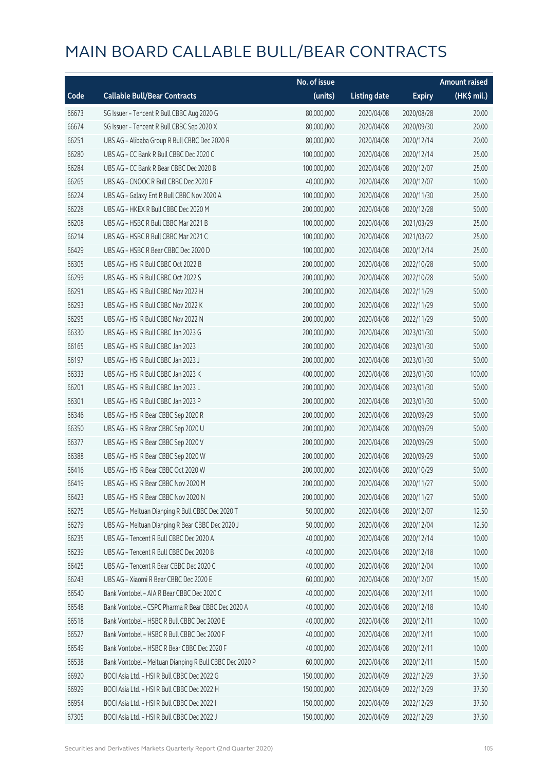# MAIN BOARD CALLABLE BULL/BEAR CONTRACTS

| Code | Callable Bull/Bear Contracts | No. of issue (units) | Listing date | Expiry | Amount raised (HK$ mil.) |
|---|---|---|---|---|---|
| 66673 | SG Issuer – Tencent R Bull CBBC Aug 2020 G | 80,000,000 | 2020/04/08 | 2020/08/28 | 20.00 |
| 66674 | SG Issuer – Tencent R Bull CBBC Sep 2020 X | 80,000,000 | 2020/04/08 | 2020/09/30 | 20.00 |
| 66251 | UBS AG – Alibaba Group R Bull CBBC Dec 2020 R | 80,000,000 | 2020/04/08 | 2020/12/14 | 20.00 |
| 66280 | UBS AG – CC Bank R Bull CBBC Dec 2020 C | 100,000,000 | 2020/04/08 | 2020/12/14 | 25.00 |
| 66284 | UBS AG – CC Bank R Bear CBBC Dec 2020 B | 100,000,000 | 2020/04/08 | 2020/12/07 | 25.00 |
| 66265 | UBS AG – CNOOC R Bull CBBC Dec 2020 F | 40,000,000 | 2020/04/08 | 2020/12/07 | 10.00 |
| 66224 | UBS AG – Galaxy Ent R Bull CBBC Nov 2020 A | 100,000,000 | 2020/04/08 | 2020/11/30 | 25.00 |
| 66228 | UBS AG – HKEX R Bull CBBC Dec 2020 M | 200,000,000 | 2020/04/08 | 2020/12/28 | 50.00 |
| 66208 | UBS AG – HSBC R Bull CBBC Mar 2021 B | 100,000,000 | 2020/04/08 | 2021/03/29 | 25.00 |
| 66214 | UBS AG – HSBC R Bull CBBC Mar 2021 C | 100,000,000 | 2020/04/08 | 2021/03/22 | 25.00 |
| 66429 | UBS AG – HSBC R Bear CBBC Dec 2020 D | 100,000,000 | 2020/04/08 | 2020/12/14 | 25.00 |
| 66305 | UBS AG – HSI R Bull CBBC Oct 2022 B | 200,000,000 | 2020/04/08 | 2022/10/28 | 50.00 |
| 66299 | UBS AG – HSI R Bull CBBC Oct 2022 S | 200,000,000 | 2020/04/08 | 2022/10/28 | 50.00 |
| 66291 | UBS AG – HSI R Bull CBBC Nov 2022 H | 200,000,000 | 2020/04/08 | 2022/11/29 | 50.00 |
| 66293 | UBS AG – HSI R Bull CBBC Nov 2022 K | 200,000,000 | 2020/04/08 | 2022/11/29 | 50.00 |
| 66295 | UBS AG – HSI R Bull CBBC Nov 2022 N | 200,000,000 | 2020/04/08 | 2022/11/29 | 50.00 |
| 66330 | UBS AG – HSI R Bull CBBC Jan 2023 G | 200,000,000 | 2020/04/08 | 2023/01/30 | 50.00 |
| 66165 | UBS AG – HSI R Bull CBBC Jan 2023 I | 200,000,000 | 2020/04/08 | 2023/01/30 | 50.00 |
| 66197 | UBS AG – HSI R Bull CBBC Jan 2023 J | 200,000,000 | 2020/04/08 | 2023/01/30 | 50.00 |
| 66333 | UBS AG – HSI R Bull CBBC Jan 2023 K | 400,000,000 | 2020/04/08 | 2023/01/30 | 100.00 |
| 66201 | UBS AG – HSI R Bull CBBC Jan 2023 L | 200,000,000 | 2020/04/08 | 2023/01/30 | 50.00 |
| 66301 | UBS AG – HSI R Bull CBBC Jan 2023 P | 200,000,000 | 2020/04/08 | 2023/01/30 | 50.00 |
| 66346 | UBS AG – HSI R Bear CBBC Sep 2020 R | 200,000,000 | 2020/04/08 | 2020/09/29 | 50.00 |
| 66350 | UBS AG – HSI R Bear CBBC Sep 2020 U | 200,000,000 | 2020/04/08 | 2020/09/29 | 50.00 |
| 66377 | UBS AG – HSI R Bear CBBC Sep 2020 V | 200,000,000 | 2020/04/08 | 2020/09/29 | 50.00 |
| 66388 | UBS AG – HSI R Bear CBBC Sep 2020 W | 200,000,000 | 2020/04/08 | 2020/09/29 | 50.00 |
| 66416 | UBS AG – HSI R Bear CBBC Oct 2020 W | 200,000,000 | 2020/04/08 | 2020/10/29 | 50.00 |
| 66419 | UBS AG – HSI R Bear CBBC Nov 2020 M | 200,000,000 | 2020/04/08 | 2020/11/27 | 50.00 |
| 66423 | UBS AG – HSI R Bear CBBC Nov 2020 N | 200,000,000 | 2020/04/08 | 2020/11/27 | 50.00 |
| 66275 | UBS AG – Meituan Dianping R Bull CBBC Dec 2020 T | 50,000,000 | 2020/04/08 | 2020/12/07 | 12.50 |
| 66279 | UBS AG – Meituan Dianping R Bear CBBC Dec 2020 J | 50,000,000 | 2020/04/08 | 2020/12/04 | 12.50 |
| 66235 | UBS AG – Tencent R Bull CBBC Dec 2020 A | 40,000,000 | 2020/04/08 | 2020/12/14 | 10.00 |
| 66239 | UBS AG – Tencent R Bull CBBC Dec 2020 B | 40,000,000 | 2020/04/08 | 2020/12/18 | 10.00 |
| 66425 | UBS AG – Tencent R Bear CBBC Dec 2020 C | 40,000,000 | 2020/04/08 | 2020/12/04 | 10.00 |
| 66243 | UBS AG – Xiaomi R Bear CBBC Dec 2020 E | 60,000,000 | 2020/04/08 | 2020/12/07 | 15.00 |
| 66540 | Bank Vontobel – AIA R Bear CBBC Dec 2020 C | 40,000,000 | 2020/04/08 | 2020/12/11 | 10.00 |
| 66548 | Bank Vontobel – CSPC Pharma R Bear CBBC Dec 2020 A | 40,000,000 | 2020/04/08 | 2020/12/18 | 10.40 |
| 66518 | Bank Vontobel – HSBC R Bull CBBC Dec 2020 E | 40,000,000 | 2020/04/08 | 2020/12/11 | 10.00 |
| 66527 | Bank Vontobel – HSBC R Bull CBBC Dec 2020 F | 40,000,000 | 2020/04/08 | 2020/12/11 | 10.00 |
| 66549 | Bank Vontobel – HSBC R Bear CBBC Dec 2020 F | 40,000,000 | 2020/04/08 | 2020/12/11 | 10.00 |
| 66538 | Bank Vontobel – Meituan Dianping R Bull CBBC Dec 2020 P | 60,000,000 | 2020/04/08 | 2020/12/11 | 15.00 |
| 66920 | BOCI Asia Ltd. – HSI R Bull CBBC Dec 2022 G | 150,000,000 | 2020/04/09 | 2022/12/29 | 37.50 |
| 66929 | BOCI Asia Ltd. – HSI R Bull CBBC Dec 2022 H | 150,000,000 | 2020/04/09 | 2022/12/29 | 37.50 |
| 66954 | BOCI Asia Ltd. – HSI R Bull CBBC Dec 2022 I | 150,000,000 | 2020/04/09 | 2022/12/29 | 37.50 |
| 67305 | BOCI Asia Ltd. – HSI R Bull CBBC Dec 2022 J | 150,000,000 | 2020/04/09 | 2022/12/29 | 37.50 |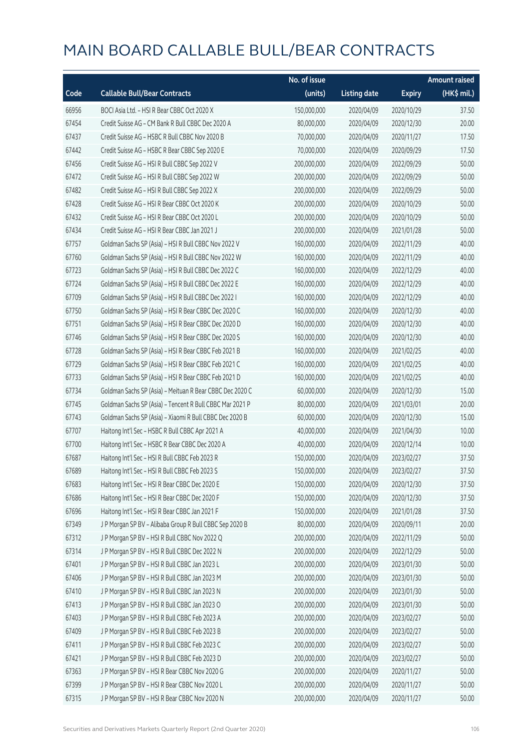# MAIN BOARD CALLABLE BULL/BEAR CONTRACTS

| Code | Callable Bull/Bear Contracts | No. of issue (units) | Listing date | Expiry | Amount raised (HK$ mil.) |
|---|---|---|---|---|---|
| 66956 | BOCI Asia Ltd. - HSI R Bear CBBC Oct 2020 X | 150,000,000 | 2020/04/09 | 2020/10/29 | 37.50 |
| 67454 | Credit Suisse AG - CM Bank R Bull CBBC Dec 2020 A | 80,000,000 | 2020/04/09 | 2020/12/30 | 20.00 |
| 67437 | Credit Suisse AG - HSBC R Bull CBBC Nov 2020 B | 70,000,000 | 2020/04/09 | 2020/11/27 | 17.50 |
| 67442 | Credit Suisse AG - HSBC R Bear CBBC Sep 2020 E | 70,000,000 | 2020/04/09 | 2020/09/29 | 17.50 |
| 67456 | Credit Suisse AG - HSI R Bull CBBC Sep 2022 V | 200,000,000 | 2020/04/09 | 2022/09/29 | 50.00 |
| 67472 | Credit Suisse AG - HSI R Bull CBBC Sep 2022 W | 200,000,000 | 2020/04/09 | 2022/09/29 | 50.00 |
| 67482 | Credit Suisse AG - HSI R Bull CBBC Sep 2022 X | 200,000,000 | 2020/04/09 | 2022/09/29 | 50.00 |
| 67428 | Credit Suisse AG - HSI R Bear CBBC Oct 2020 K | 200,000,000 | 2020/04/09 | 2020/10/29 | 50.00 |
| 67432 | Credit Suisse AG - HSI R Bear CBBC Oct 2020 L | 200,000,000 | 2020/04/09 | 2020/10/29 | 50.00 |
| 67434 | Credit Suisse AG - HSI R Bear CBBC Jan 2021 J | 200,000,000 | 2020/04/09 | 2021/01/28 | 50.00 |
| 67757 | Goldman Sachs SP (Asia) - HSI R Bull CBBC Nov 2022 V | 160,000,000 | 2020/04/09 | 2022/11/29 | 40.00 |
| 67760 | Goldman Sachs SP (Asia) - HSI R Bull CBBC Nov 2022 W | 160,000,000 | 2020/04/09 | 2022/11/29 | 40.00 |
| 67723 | Goldman Sachs SP (Asia) - HSI R Bull CBBC Dec 2022 C | 160,000,000 | 2020/04/09 | 2022/12/29 | 40.00 |
| 67724 | Goldman Sachs SP (Asia) - HSI R Bull CBBC Dec 2022 E | 160,000,000 | 2020/04/09 | 2022/12/29 | 40.00 |
| 67709 | Goldman Sachs SP (Asia) - HSI R Bull CBBC Dec 2022 I | 160,000,000 | 2020/04/09 | 2022/12/29 | 40.00 |
| 67750 | Goldman Sachs SP (Asia) - HSI R Bear CBBC Dec 2020 C | 160,000,000 | 2020/04/09 | 2020/12/30 | 40.00 |
| 67751 | Goldman Sachs SP (Asia) - HSI R Bear CBBC Dec 2020 D | 160,000,000 | 2020/04/09 | 2020/12/30 | 40.00 |
| 67746 | Goldman Sachs SP (Asia) - HSI R Bear CBBC Dec 2020 S | 160,000,000 | 2020/04/09 | 2020/12/30 | 40.00 |
| 67728 | Goldman Sachs SP (Asia) - HSI R Bear CBBC Feb 2021 B | 160,000,000 | 2020/04/09 | 2021/02/25 | 40.00 |
| 67729 | Goldman Sachs SP (Asia) - HSI R Bear CBBC Feb 2021 C | 160,000,000 | 2020/04/09 | 2021/02/25 | 40.00 |
| 67733 | Goldman Sachs SP (Asia) - HSI R Bear CBBC Feb 2021 D | 160,000,000 | 2020/04/09 | 2021/02/25 | 40.00 |
| 67734 | Goldman Sachs SP (Asia) - Meituan R Bear CBBC Dec 2020 C | 60,000,000 | 2020/04/09 | 2020/12/30 | 15.00 |
| 67745 | Goldman Sachs SP (Asia) - Tencent R Bull CBBC Mar 2021 P | 80,000,000 | 2020/04/09 | 2021/03/01 | 20.00 |
| 67743 | Goldman Sachs SP (Asia) - Xiaomi R Bull CBBC Dec 2020 B | 60,000,000 | 2020/04/09 | 2020/12/30 | 15.00 |
| 67707 | Haitong Int'l Sec - HSBC R Bull CBBC Apr 2021 A | 40,000,000 | 2020/04/09 | 2021/04/30 | 10.00 |
| 67700 | Haitong Int'l Sec - HSBC R Bear CBBC Dec 2020 A | 40,000,000 | 2020/04/09 | 2020/12/14 | 10.00 |
| 67687 | Haitong Int'l Sec - HSI R Bull CBBC Feb 2023 R | 150,000,000 | 2020/04/09 | 2023/02/27 | 37.50 |
| 67689 | Haitong Int'l Sec - HSI R Bull CBBC Feb 2023 S | 150,000,000 | 2020/04/09 | 2023/02/27 | 37.50 |
| 67683 | Haitong Int'l Sec - HSI R Bear CBBC Dec 2020 E | 150,000,000 | 2020/04/09 | 2020/12/30 | 37.50 |
| 67686 | Haitong Int'l Sec - HSI R Bear CBBC Dec 2020 F | 150,000,000 | 2020/04/09 | 2020/12/30 | 37.50 |
| 67696 | Haitong Int'l Sec - HSI R Bear CBBC Jan 2021 F | 150,000,000 | 2020/04/09 | 2021/01/28 | 37.50 |
| 67349 | J P Morgan SP BV - Alibaba Group R Bull CBBC Sep 2020 B | 80,000,000 | 2020/04/09 | 2020/09/11 | 20.00 |
| 67312 | J P Morgan SP BV - HSI R Bull CBBC Nov 2022 Q | 200,000,000 | 2020/04/09 | 2022/11/29 | 50.00 |
| 67314 | J P Morgan SP BV - HSI R Bull CBBC Dec 2022 N | 200,000,000 | 2020/04/09 | 2022/12/29 | 50.00 |
| 67401 | J P Morgan SP BV - HSI R Bull CBBC Jan 2023 L | 200,000,000 | 2020/04/09 | 2023/01/30 | 50.00 |
| 67406 | J P Morgan SP BV - HSI R Bull CBBC Jan 2023 M | 200,000,000 | 2020/04/09 | 2023/01/30 | 50.00 |
| 67410 | J P Morgan SP BV - HSI R Bull CBBC Jan 2023 N | 200,000,000 | 2020/04/09 | 2023/01/30 | 50.00 |
| 67413 | J P Morgan SP BV - HSI R Bull CBBC Jan 2023 O | 200,000,000 | 2020/04/09 | 2023/01/30 | 50.00 |
| 67403 | J P Morgan SP BV - HSI R Bull CBBC Feb 2023 A | 200,000,000 | 2020/04/09 | 2023/02/27 | 50.00 |
| 67409 | J P Morgan SP BV - HSI R Bull CBBC Feb 2023 B | 200,000,000 | 2020/04/09 | 2023/02/27 | 50.00 |
| 67411 | J P Morgan SP BV - HSI R Bull CBBC Feb 2023 C | 200,000,000 | 2020/04/09 | 2023/02/27 | 50.00 |
| 67421 | J P Morgan SP BV - HSI R Bull CBBC Feb 2023 D | 200,000,000 | 2020/04/09 | 2023/02/27 | 50.00 |
| 67363 | J P Morgan SP BV - HSI R Bear CBBC Nov 2020 G | 200,000,000 | 2020/04/09 | 2020/11/27 | 50.00 |
| 67399 | J P Morgan SP BV - HSI R Bear CBBC Nov 2020 L | 200,000,000 | 2020/04/09 | 2020/11/27 | 50.00 |
| 67315 | J P Morgan SP BV - HSI R Bear CBBC Nov 2020 N | 200,000,000 | 2020/04/09 | 2020/11/27 | 50.00 |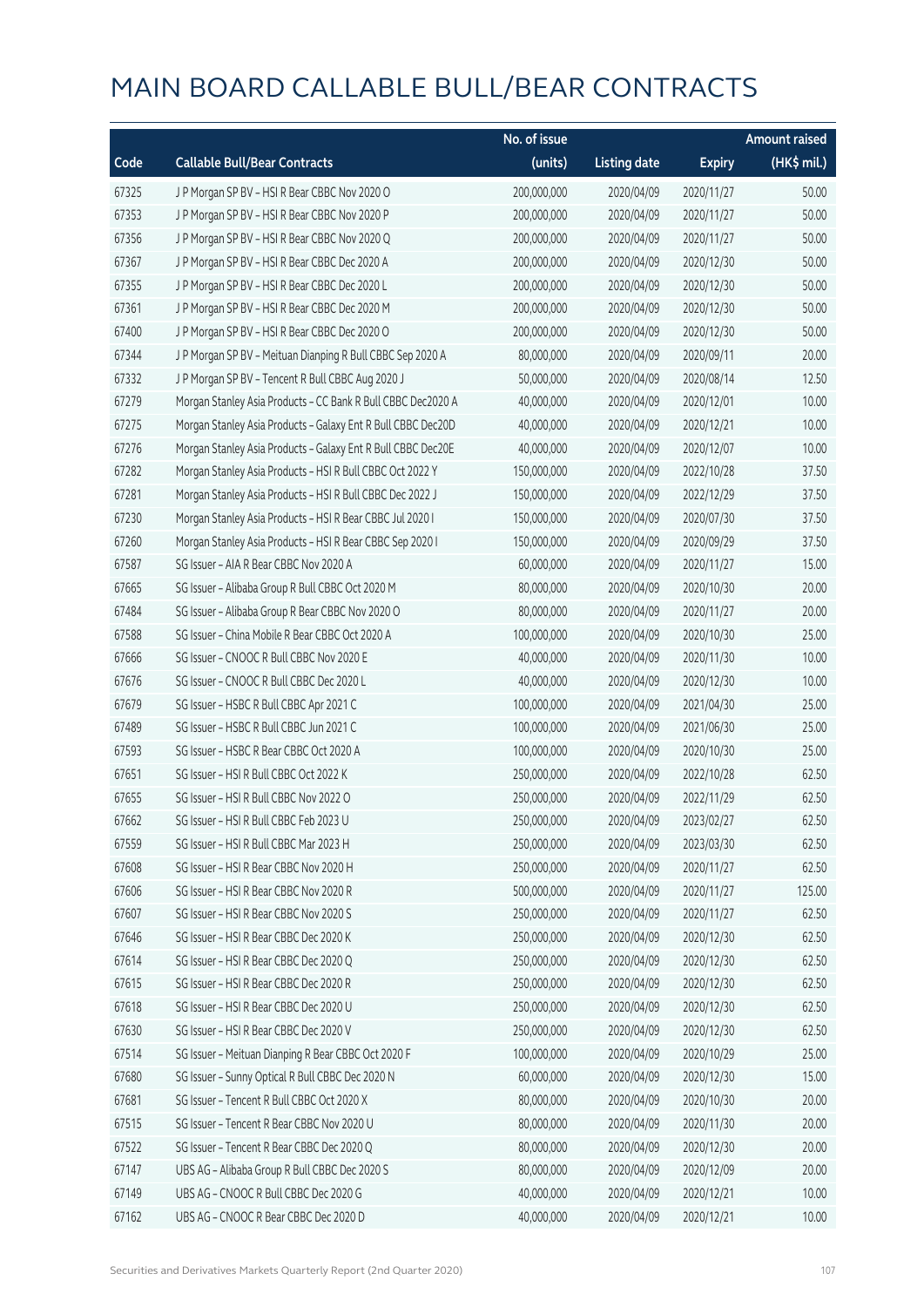# MAIN BOARD CALLABLE BULL/BEAR CONTRACTS

| Code | Callable Bull/Bear Contracts | No. of issue (units) | Listing date | Expiry | Amount raised (HK$ mil.) |
|---|---|---|---|---|---|
| 67325 | J P Morgan SP BV – HSI R Bear CBBC Nov 2020 O | 200,000,000 | 2020/04/09 | 2020/11/27 | 50.00 |
| 67353 | J P Morgan SP BV – HSI R Bear CBBC Nov 2020 P | 200,000,000 | 2020/04/09 | 2020/11/27 | 50.00 |
| 67356 | J P Morgan SP BV – HSI R Bear CBBC Nov 2020 Q | 200,000,000 | 2020/04/09 | 2020/11/27 | 50.00 |
| 67367 | J P Morgan SP BV – HSI R Bear CBBC Dec 2020 A | 200,000,000 | 2020/04/09 | 2020/12/30 | 50.00 |
| 67355 | J P Morgan SP BV – HSI R Bear CBBC Dec 2020 L | 200,000,000 | 2020/04/09 | 2020/12/30 | 50.00 |
| 67361 | J P Morgan SP BV – HSI R Bear CBBC Dec 2020 M | 200,000,000 | 2020/04/09 | 2020/12/30 | 50.00 |
| 67400 | J P Morgan SP BV – HSI R Bear CBBC Dec 2020 O | 200,000,000 | 2020/04/09 | 2020/12/30 | 50.00 |
| 67344 | J P Morgan SP BV – Meituan Dianping R Bull CBBC Sep 2020 A | 80,000,000 | 2020/04/09 | 2020/09/11 | 20.00 |
| 67332 | J P Morgan SP BV – Tencent R Bull CBBC Aug 2020 J | 50,000,000 | 2020/04/09 | 2020/08/14 | 12.50 |
| 67279 | Morgan Stanley Asia Products – CC Bank R Bull CBBC Dec2020 A | 40,000,000 | 2020/04/09 | 2020/12/01 | 10.00 |
| 67275 | Morgan Stanley Asia Products – Galaxy Ent R Bull CBBC Dec20D | 40,000,000 | 2020/04/09 | 2020/12/21 | 10.00 |
| 67276 | Morgan Stanley Asia Products – Galaxy Ent R Bull CBBC Dec20E | 40,000,000 | 2020/04/09 | 2020/12/07 | 10.00 |
| 67282 | Morgan Stanley Asia Products – HSI R Bull CBBC Oct 2022 Y | 150,000,000 | 2020/04/09 | 2022/10/28 | 37.50 |
| 67281 | Morgan Stanley Asia Products – HSI R Bull CBBC Dec 2022 J | 150,000,000 | 2020/04/09 | 2022/12/29 | 37.50 |
| 67230 | Morgan Stanley Asia Products – HSI R Bear CBBC Jul 2020 I | 150,000,000 | 2020/04/09 | 2020/07/30 | 37.50 |
| 67260 | Morgan Stanley Asia Products – HSI R Bear CBBC Sep 2020 I | 150,000,000 | 2020/04/09 | 2020/09/29 | 37.50 |
| 67587 | SG Issuer – AIA R Bear CBBC Nov 2020 A | 60,000,000 | 2020/04/09 | 2020/11/27 | 15.00 |
| 67665 | SG Issuer – Alibaba Group R Bull CBBC Oct 2020 M | 80,000,000 | 2020/04/09 | 2020/10/30 | 20.00 |
| 67484 | SG Issuer – Alibaba Group R Bear CBBC Nov 2020 O | 80,000,000 | 2020/04/09 | 2020/11/27 | 20.00 |
| 67588 | SG Issuer – China Mobile R Bear CBBC Oct 2020 A | 100,000,000 | 2020/04/09 | 2020/10/30 | 25.00 |
| 67666 | SG Issuer – CNOOC R Bull CBBC Nov 2020 E | 40,000,000 | 2020/04/09 | 2020/11/30 | 10.00 |
| 67676 | SG Issuer – CNOOC R Bull CBBC Dec 2020 L | 40,000,000 | 2020/04/09 | 2020/12/30 | 10.00 |
| 67679 | SG Issuer – HSBC R Bull CBBC Apr 2021 C | 100,000,000 | 2020/04/09 | 2021/04/30 | 25.00 |
| 67489 | SG Issuer – HSBC R Bull CBBC Jun 2021 C | 100,000,000 | 2020/04/09 | 2021/06/30 | 25.00 |
| 67593 | SG Issuer – HSBC R Bear CBBC Oct 2020 A | 100,000,000 | 2020/04/09 | 2020/10/30 | 25.00 |
| 67651 | SG Issuer – HSI R Bull CBBC Oct 2022 K | 250,000,000 | 2020/04/09 | 2022/10/28 | 62.50 |
| 67655 | SG Issuer – HSI R Bull CBBC Nov 2022 O | 250,000,000 | 2020/04/09 | 2022/11/29 | 62.50 |
| 67662 | SG Issuer – HSI R Bull CBBC Feb 2023 U | 250,000,000 | 2020/04/09 | 2023/02/27 | 62.50 |
| 67559 | SG Issuer – HSI R Bull CBBC Mar 2023 H | 250,000,000 | 2020/04/09 | 2023/03/30 | 62.50 |
| 67608 | SG Issuer – HSI R Bear CBBC Nov 2020 H | 250,000,000 | 2020/04/09 | 2020/11/27 | 62.50 |
| 67606 | SG Issuer – HSI R Bear CBBC Nov 2020 R | 500,000,000 | 2020/04/09 | 2020/11/27 | 125.00 |
| 67607 | SG Issuer – HSI R Bear CBBC Nov 2020 S | 250,000,000 | 2020/04/09 | 2020/11/27 | 62.50 |
| 67646 | SG Issuer – HSI R Bear CBBC Dec 2020 K | 250,000,000 | 2020/04/09 | 2020/12/30 | 62.50 |
| 67614 | SG Issuer – HSI R Bear CBBC Dec 2020 Q | 250,000,000 | 2020/04/09 | 2020/12/30 | 62.50 |
| 67615 | SG Issuer – HSI R Bear CBBC Dec 2020 R | 250,000,000 | 2020/04/09 | 2020/12/30 | 62.50 |
| 67618 | SG Issuer – HSI R Bear CBBC Dec 2020 U | 250,000,000 | 2020/04/09 | 2020/12/30 | 62.50 |
| 67630 | SG Issuer – HSI R Bear CBBC Dec 2020 V | 250,000,000 | 2020/04/09 | 2020/12/30 | 62.50 |
| 67514 | SG Issuer – Meituan Dianping R Bear CBBC Oct 2020 F | 100,000,000 | 2020/04/09 | 2020/10/29 | 25.00 |
| 67680 | SG Issuer – Sunny Optical R Bull CBBC Dec 2020 N | 60,000,000 | 2020/04/09 | 2020/12/30 | 15.00 |
| 67681 | SG Issuer – Tencent R Bull CBBC Oct 2020 X | 80,000,000 | 2020/04/09 | 2020/10/30 | 20.00 |
| 67515 | SG Issuer – Tencent R Bear CBBC Nov 2020 U | 80,000,000 | 2020/04/09 | 2020/11/30 | 20.00 |
| 67522 | SG Issuer – Tencent R Bear CBBC Dec 2020 Q | 80,000,000 | 2020/04/09 | 2020/12/30 | 20.00 |
| 67147 | UBS AG – Alibaba Group R Bull CBBC Dec 2020 S | 80,000,000 | 2020/04/09 | 2020/12/09 | 20.00 |
| 67149 | UBS AG – CNOOC R Bull CBBC Dec 2020 G | 40,000,000 | 2020/04/09 | 2020/12/21 | 10.00 |
| 67162 | UBS AG – CNOOC R Bear CBBC Dec 2020 D | 40,000,000 | 2020/04/09 | 2020/12/21 | 10.00 |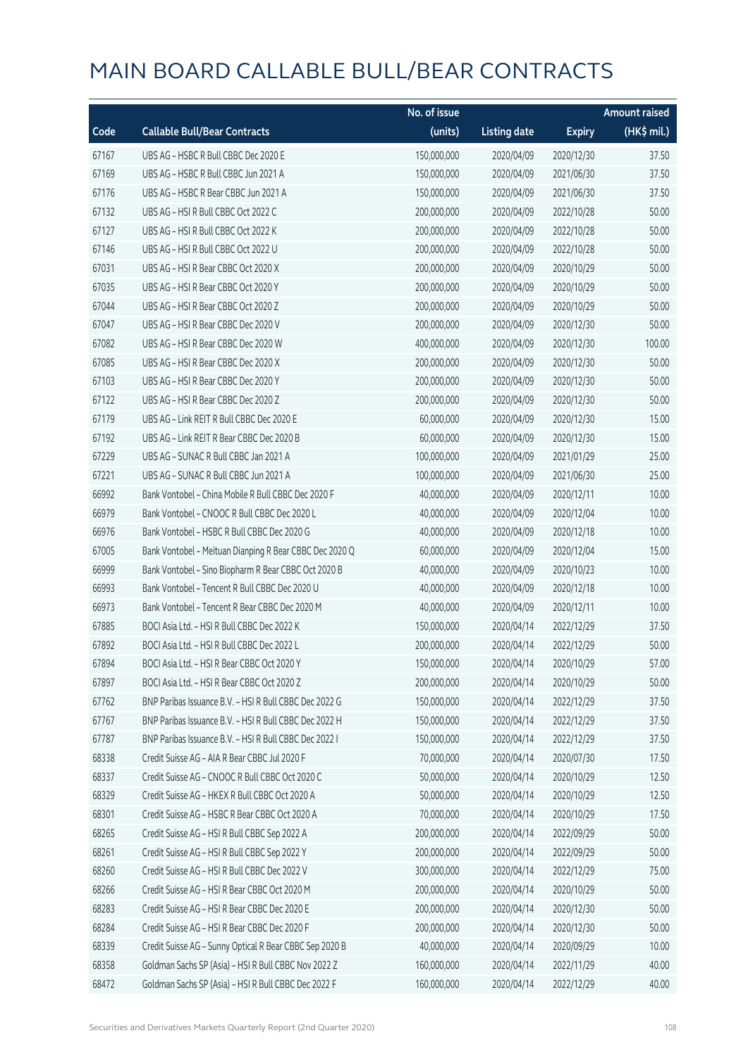# MAIN BOARD CALLABLE BULL/BEAR CONTRACTS

| Code | Callable Bull/Bear Contracts | No. of issue (units) | Listing date | Expiry | Amount raised (HK$ mil.) |
|---|---|---|---|---|---|
| 67167 | UBS AG – HSBC R Bull CBBC Dec 2020 E | 150,000,000 | 2020/04/09 | 2020/12/30 | 37.50 |
| 67169 | UBS AG – HSBC R Bull CBBC Jun 2021 A | 150,000,000 | 2020/04/09 | 2021/06/30 | 37.50 |
| 67176 | UBS AG – HSBC R Bear CBBC Jun 2021 A | 150,000,000 | 2020/04/09 | 2021/06/30 | 37.50 |
| 67132 | UBS AG – HSI R Bull CBBC Oct 2022 C | 200,000,000 | 2020/04/09 | 2022/10/28 | 50.00 |
| 67127 | UBS AG – HSI R Bull CBBC Oct 2022 K | 200,000,000 | 2020/04/09 | 2022/10/28 | 50.00 |
| 67146 | UBS AG – HSI R Bull CBBC Oct 2022 U | 200,000,000 | 2020/04/09 | 2022/10/28 | 50.00 |
| 67031 | UBS AG – HSI R Bear CBBC Oct 2020 X | 200,000,000 | 2020/04/09 | 2020/10/29 | 50.00 |
| 67035 | UBS AG – HSI R Bear CBBC Oct 2020 Y | 200,000,000 | 2020/04/09 | 2020/10/29 | 50.00 |
| 67044 | UBS AG – HSI R Bear CBBC Oct 2020 Z | 200,000,000 | 2020/04/09 | 2020/10/29 | 50.00 |
| 67047 | UBS AG – HSI R Bear CBBC Dec 2020 V | 200,000,000 | 2020/04/09 | 2020/12/30 | 50.00 |
| 67082 | UBS AG – HSI R Bear CBBC Dec 2020 W | 400,000,000 | 2020/04/09 | 2020/12/30 | 100.00 |
| 67085 | UBS AG – HSI R Bear CBBC Dec 2020 X | 200,000,000 | 2020/04/09 | 2020/12/30 | 50.00 |
| 67103 | UBS AG – HSI R Bear CBBC Dec 2020 Y | 200,000,000 | 2020/04/09 | 2020/12/30 | 50.00 |
| 67122 | UBS AG – HSI R Bear CBBC Dec 2020 Z | 200,000,000 | 2020/04/09 | 2020/12/30 | 50.00 |
| 67179 | UBS AG – Link REIT R Bull CBBC Dec 2020 E | 60,000,000 | 2020/04/09 | 2020/12/30 | 15.00 |
| 67192 | UBS AG – Link REIT R Bear CBBC Dec 2020 B | 60,000,000 | 2020/04/09 | 2020/12/30 | 15.00 |
| 67229 | UBS AG – SUNAC R Bull CBBC Jan 2021 A | 100,000,000 | 2020/04/09 | 2021/01/29 | 25.00 |
| 67221 | UBS AG – SUNAC R Bull CBBC Jun 2021 A | 100,000,000 | 2020/04/09 | 2021/06/30 | 25.00 |
| 66992 | Bank Vontobel – China Mobile R Bull CBBC Dec 2020 F | 40,000,000 | 2020/04/09 | 2020/12/11 | 10.00 |
| 66979 | Bank Vontobel – CNOOC R Bull CBBC Dec 2020 L | 40,000,000 | 2020/04/09 | 2020/12/04 | 10.00 |
| 66976 | Bank Vontobel – HSBC R Bull CBBC Dec 2020 G | 40,000,000 | 2020/04/09 | 2020/12/18 | 10.00 |
| 67005 | Bank Vontobel – Meituan Dianping R Bear CBBC Dec 2020 Q | 60,000,000 | 2020/04/09 | 2020/12/04 | 15.00 |
| 66999 | Bank Vontobel – Sino Biopharm R Bear CBBC Oct 2020 B | 40,000,000 | 2020/04/09 | 2020/10/23 | 10.00 |
| 66993 | Bank Vontobel – Tencent R Bull CBBC Dec 2020 U | 40,000,000 | 2020/04/09 | 2020/12/18 | 10.00 |
| 66973 | Bank Vontobel – Tencent R Bear CBBC Dec 2020 M | 40,000,000 | 2020/04/09 | 2020/12/11 | 10.00 |
| 67885 | BOCI Asia Ltd. – HSI R Bull CBBC Dec 2022 K | 150,000,000 | 2020/04/14 | 2022/12/29 | 37.50 |
| 67892 | BOCI Asia Ltd. – HSI R Bull CBBC Dec 2022 L | 200,000,000 | 2020/04/14 | 2022/12/29 | 50.00 |
| 67894 | BOCI Asia Ltd. – HSI R Bear CBBC Oct 2020 Y | 150,000,000 | 2020/04/14 | 2020/10/29 | 57.00 |
| 67897 | BOCI Asia Ltd. – HSI R Bear CBBC Oct 2020 Z | 200,000,000 | 2020/04/14 | 2020/10/29 | 50.00 |
| 67762 | BNP Paribas Issuance B.V. – HSI R Bull CBBC Dec 2022 G | 150,000,000 | 2020/04/14 | 2022/12/29 | 37.50 |
| 67767 | BNP Paribas Issuance B.V. – HSI R Bull CBBC Dec 2022 H | 150,000,000 | 2020/04/14 | 2022/12/29 | 37.50 |
| 67787 | BNP Paribas Issuance B.V. – HSI R Bull CBBC Dec 2022 I | 150,000,000 | 2020/04/14 | 2022/12/29 | 37.50 |
| 68338 | Credit Suisse AG – AIA R Bear CBBC Jul 2020 F | 70,000,000 | 2020/04/14 | 2020/07/30 | 17.50 |
| 68337 | Credit Suisse AG – CNOOC R Bull CBBC Oct 2020 C | 50,000,000 | 2020/04/14 | 2020/10/29 | 12.50 |
| 68329 | Credit Suisse AG – HKEX R Bull CBBC Oct 2020 A | 50,000,000 | 2020/04/14 | 2020/10/29 | 12.50 |
| 68301 | Credit Suisse AG – HSBC R Bear CBBC Oct 2020 A | 70,000,000 | 2020/04/14 | 2020/10/29 | 17.50 |
| 68265 | Credit Suisse AG – HSI R Bull CBBC Sep 2022 A | 200,000,000 | 2020/04/14 | 2022/09/29 | 50.00 |
| 68261 | Credit Suisse AG – HSI R Bull CBBC Sep 2022 Y | 200,000,000 | 2020/04/14 | 2022/09/29 | 50.00 |
| 68260 | Credit Suisse AG – HSI R Bull CBBC Dec 2022 V | 300,000,000 | 2020/04/14 | 2022/12/29 | 75.00 |
| 68266 | Credit Suisse AG – HSI R Bear CBBC Oct 2020 M | 200,000,000 | 2020/04/14 | 2020/10/29 | 50.00 |
| 68283 | Credit Suisse AG – HSI R Bear CBBC Dec 2020 E | 200,000,000 | 2020/04/14 | 2020/12/30 | 50.00 |
| 68284 | Credit Suisse AG – HSI R Bear CBBC Dec 2020 F | 200,000,000 | 2020/04/14 | 2020/12/30 | 50.00 |
| 68339 | Credit Suisse AG – Sunny Optical R Bear CBBC Sep 2020 B | 40,000,000 | 2020/04/14 | 2020/09/29 | 10.00 |
| 68358 | Goldman Sachs SP (Asia) – HSI R Bull CBBC Nov 2022 Z | 160,000,000 | 2020/04/14 | 2022/11/29 | 40.00 |
| 68472 | Goldman Sachs SP (Asia) – HSI R Bull CBBC Dec 2022 F | 160,000,000 | 2020/04/14 | 2022/12/29 | 40.00 |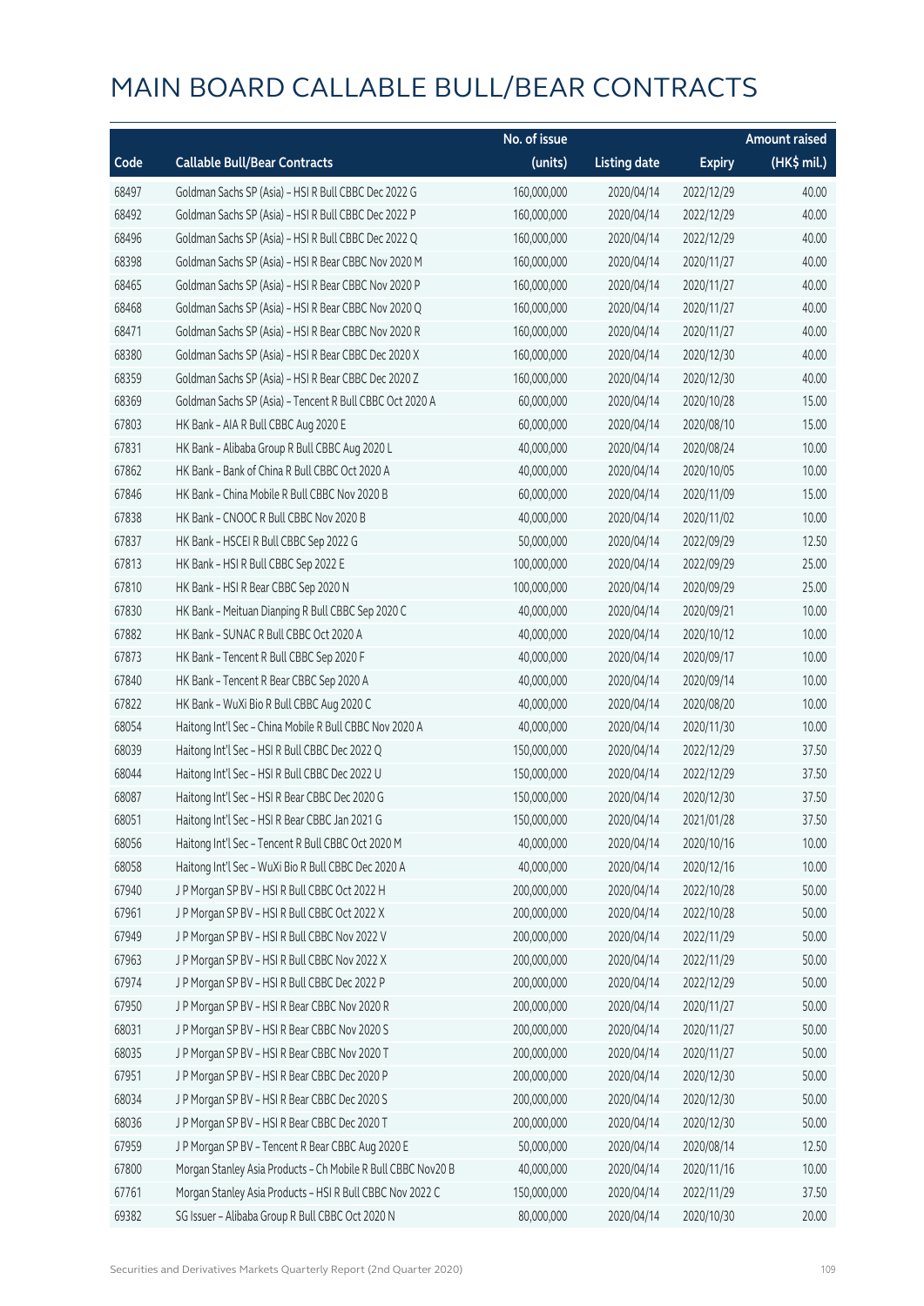# MAIN BOARD CALLABLE BULL/BEAR CONTRACTS

| Code | Callable Bull/Bear Contracts | No. of issue (units) | Listing date | Expiry | Amount raised (HK$ mil.) |
|---|---|---|---|---|---|
| 68497 | Goldman Sachs SP (Asia) - HSI R Bull CBBC Dec 2022 G | 160,000,000 | 2020/04/14 | 2022/12/29 | 40.00 |
| 68492 | Goldman Sachs SP (Asia) - HSI R Bull CBBC Dec 2022 P | 160,000,000 | 2020/04/14 | 2022/12/29 | 40.00 |
| 68496 | Goldman Sachs SP (Asia) - HSI R Bull CBBC Dec 2022 Q | 160,000,000 | 2020/04/14 | 2022/12/29 | 40.00 |
| 68398 | Goldman Sachs SP (Asia) - HSI R Bear CBBC Nov 2020 M | 160,000,000 | 2020/04/14 | 2020/11/27 | 40.00 |
| 68465 | Goldman Sachs SP (Asia) - HSI R Bear CBBC Nov 2020 P | 160,000,000 | 2020/04/14 | 2020/11/27 | 40.00 |
| 68468 | Goldman Sachs SP (Asia) - HSI R Bear CBBC Nov 2020 Q | 160,000,000 | 2020/04/14 | 2020/11/27 | 40.00 |
| 68471 | Goldman Sachs SP (Asia) - HSI R Bear CBBC Nov 2020 R | 160,000,000 | 2020/04/14 | 2020/11/27 | 40.00 |
| 68380 | Goldman Sachs SP (Asia) - HSI R Bear CBBC Dec 2020 X | 160,000,000 | 2020/04/14 | 2020/12/30 | 40.00 |
| 68359 | Goldman Sachs SP (Asia) - HSI R Bear CBBC Dec 2020 Z | 160,000,000 | 2020/04/14 | 2020/12/30 | 40.00 |
| 68369 | Goldman Sachs SP (Asia) - Tencent R Bull CBBC Oct 2020 A | 60,000,000 | 2020/04/14 | 2020/10/28 | 15.00 |
| 67803 | HK Bank - AIA R Bull CBBC Aug 2020 E | 60,000,000 | 2020/04/14 | 2020/08/10 | 15.00 |
| 67831 | HK Bank - Alibaba Group R Bull CBBC Aug 2020 L | 40,000,000 | 2020/04/14 | 2020/08/24 | 10.00 |
| 67862 | HK Bank - Bank of China R Bull CBBC Oct 2020 A | 40,000,000 | 2020/04/14 | 2020/10/05 | 10.00 |
| 67846 | HK Bank - China Mobile R Bull CBBC Nov 2020 B | 60,000,000 | 2020/04/14 | 2020/11/09 | 15.00 |
| 67838 | HK Bank - CNOOC R Bull CBBC Nov 2020 B | 40,000,000 | 2020/04/14 | 2020/11/02 | 10.00 |
| 67837 | HK Bank - HSCEI R Bull CBBC Sep 2022 G | 50,000,000 | 2020/04/14 | 2022/09/29 | 12.50 |
| 67813 | HK Bank - HSI R Bull CBBC Sep 2022 E | 100,000,000 | 2020/04/14 | 2022/09/29 | 25.00 |
| 67810 | HK Bank - HSI R Bear CBBC Sep 2020 N | 100,000,000 | 2020/04/14 | 2020/09/29 | 25.00 |
| 67830 | HK Bank - Meituan Dianping R Bull CBBC Sep 2020 C | 40,000,000 | 2020/04/14 | 2020/09/21 | 10.00 |
| 67882 | HK Bank - SUNAC R Bull CBBC Oct 2020 A | 40,000,000 | 2020/04/14 | 2020/10/12 | 10.00 |
| 67873 | HK Bank - Tencent R Bull CBBC Sep 2020 F | 40,000,000 | 2020/04/14 | 2020/09/17 | 10.00 |
| 67840 | HK Bank - Tencent R Bear CBBC Sep 2020 A | 40,000,000 | 2020/04/14 | 2020/09/14 | 10.00 |
| 67822 | HK Bank - WuXi Bio R Bull CBBC Aug 2020 C | 40,000,000 | 2020/04/14 | 2020/08/20 | 10.00 |
| 68054 | Haitong Int'l Sec - China Mobile R Bull CBBC Nov 2020 A | 40,000,000 | 2020/04/14 | 2020/11/30 | 10.00 |
| 68039 | Haitong Int'l Sec - HSI R Bull CBBC Dec 2022 Q | 150,000,000 | 2020/04/14 | 2022/12/29 | 37.50 |
| 68044 | Haitong Int'l Sec - HSI R Bull CBBC Dec 2022 U | 150,000,000 | 2020/04/14 | 2022/12/29 | 37.50 |
| 68087 | Haitong Int'l Sec - HSI R Bear CBBC Dec 2020 G | 150,000,000 | 2020/04/14 | 2020/12/30 | 37.50 |
| 68051 | Haitong Int'l Sec - HSI R Bear CBBC Jan 2021 G | 150,000,000 | 2020/04/14 | 2021/01/28 | 37.50 |
| 68056 | Haitong Int'l Sec - Tencent R Bull CBBC Oct 2020 M | 40,000,000 | 2020/04/14 | 2020/10/16 | 10.00 |
| 68058 | Haitong Int'l Sec - WuXi Bio R Bull CBBC Dec 2020 A | 40,000,000 | 2020/04/14 | 2020/12/16 | 10.00 |
| 67940 | J P Morgan SP BV - HSI R Bull CBBC Oct 2022 H | 200,000,000 | 2020/04/14 | 2022/10/28 | 50.00 |
| 67961 | J P Morgan SP BV - HSI R Bull CBBC Oct 2022 X | 200,000,000 | 2020/04/14 | 2022/10/28 | 50.00 |
| 67949 | J P Morgan SP BV - HSI R Bull CBBC Nov 2022 V | 200,000,000 | 2020/04/14 | 2022/11/29 | 50.00 |
| 67963 | J P Morgan SP BV - HSI R Bull CBBC Nov 2022 X | 200,000,000 | 2020/04/14 | 2022/11/29 | 50.00 |
| 67974 | J P Morgan SP BV - HSI R Bull CBBC Dec 2022 P | 200,000,000 | 2020/04/14 | 2022/12/29 | 50.00 |
| 67950 | J P Morgan SP BV - HSI R Bear CBBC Nov 2020 R | 200,000,000 | 2020/04/14 | 2020/11/27 | 50.00 |
| 68031 | J P Morgan SP BV - HSI R Bear CBBC Nov 2020 S | 200,000,000 | 2020/04/14 | 2020/11/27 | 50.00 |
| 68035 | J P Morgan SP BV - HSI R Bear CBBC Nov 2020 T | 200,000,000 | 2020/04/14 | 2020/11/27 | 50.00 |
| 67951 | J P Morgan SP BV - HSI R Bear CBBC Dec 2020 P | 200,000,000 | 2020/04/14 | 2020/12/30 | 50.00 |
| 68034 | J P Morgan SP BV - HSI R Bear CBBC Dec 2020 S | 200,000,000 | 2020/04/14 | 2020/12/30 | 50.00 |
| 68036 | J P Morgan SP BV - HSI R Bear CBBC Dec 2020 T | 200,000,000 | 2020/04/14 | 2020/12/30 | 50.00 |
| 67959 | J P Morgan SP BV - Tencent R Bear CBBC Aug 2020 E | 50,000,000 | 2020/04/14 | 2020/08/14 | 12.50 |
| 67800 | Morgan Stanley Asia Products - Ch Mobile R Bull CBBC Nov20 B | 40,000,000 | 2020/04/14 | 2020/11/16 | 10.00 |
| 67761 | Morgan Stanley Asia Products - HSI R Bull CBBC Nov 2022 C | 150,000,000 | 2020/04/14 | 2022/11/29 | 37.50 |
| 69382 | SG Issuer - Alibaba Group R Bull CBBC Oct 2020 N | 80,000,000 | 2020/04/14 | 2020/10/30 | 20.00 |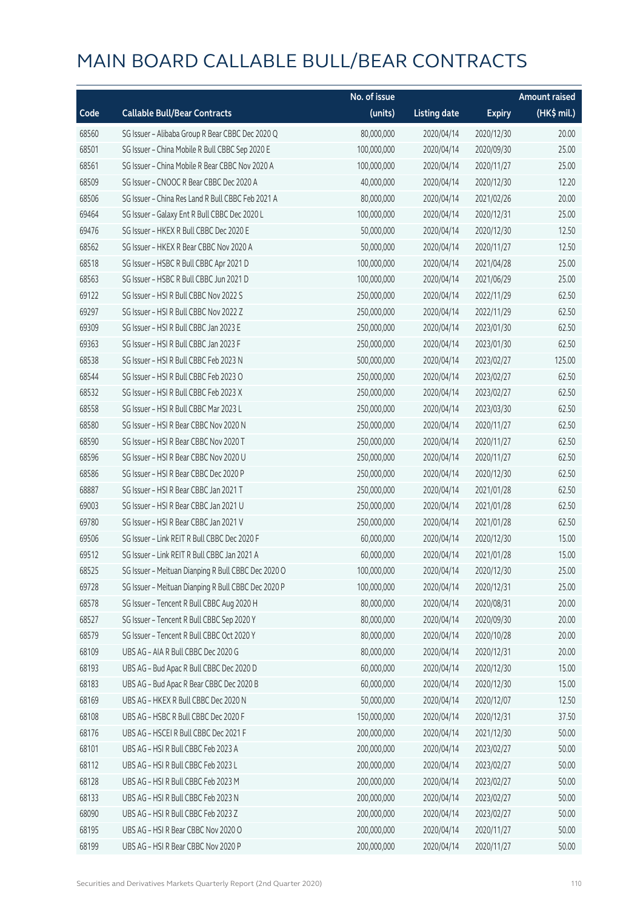# MAIN BOARD CALLABLE BULL/BEAR CONTRACTS

| Code | Callable Bull/Bear Contracts | No. of issue (units) | Listing date | Expiry | Amount raised (HK$ mil.) |
|---|---|---|---|---|---|
| 68560 | SG Issuer – Alibaba Group R Bear CBBC Dec 2020 Q | 80,000,000 | 2020/04/14 | 2020/12/30 | 20.00 |
| 68501 | SG Issuer – China Mobile R Bull CBBC Sep 2020 E | 100,000,000 | 2020/04/14 | 2020/09/30 | 25.00 |
| 68561 | SG Issuer – China Mobile R Bear CBBC Nov 2020 A | 100,000,000 | 2020/04/14 | 2020/11/27 | 25.00 |
| 68509 | SG Issuer – CNOOC R Bear CBBC Dec 2020 A | 40,000,000 | 2020/04/14 | 2020/12/30 | 12.20 |
| 68506 | SG Issuer – China Res Land R Bull CBBC Feb 2021 A | 80,000,000 | 2020/04/14 | 2021/02/26 | 20.00 |
| 69464 | SG Issuer – Galaxy Ent R Bull CBBC Dec 2020 L | 100,000,000 | 2020/04/14 | 2020/12/31 | 25.00 |
| 69476 | SG Issuer – HKEX R Bull CBBC Dec 2020 E | 50,000,000 | 2020/04/14 | 2020/12/30 | 12.50 |
| 68562 | SG Issuer – HKEX R Bear CBBC Nov 2020 A | 50,000,000 | 2020/04/14 | 2020/11/27 | 12.50 |
| 68518 | SG Issuer – HSBC R Bull CBBC Apr 2021 D | 100,000,000 | 2020/04/14 | 2021/04/28 | 25.00 |
| 68563 | SG Issuer – HSBC R Bull CBBC Jun 2021 D | 100,000,000 | 2020/04/14 | 2021/06/29 | 25.00 |
| 69122 | SG Issuer – HSI R Bull CBBC Nov 2022 S | 250,000,000 | 2020/04/14 | 2022/11/29 | 62.50 |
| 69297 | SG Issuer – HSI R Bull CBBC Nov 2022 Z | 250,000,000 | 2020/04/14 | 2022/11/29 | 62.50 |
| 69309 | SG Issuer – HSI R Bull CBBC Jan 2023 E | 250,000,000 | 2020/04/14 | 2023/01/30 | 62.50 |
| 69363 | SG Issuer – HSI R Bull CBBC Jan 2023 F | 250,000,000 | 2020/04/14 | 2023/01/30 | 62.50 |
| 68538 | SG Issuer – HSI R Bull CBBC Feb 2023 N | 500,000,000 | 2020/04/14 | 2023/02/27 | 125.00 |
| 68544 | SG Issuer – HSI R Bull CBBC Feb 2023 O | 250,000,000 | 2020/04/14 | 2023/02/27 | 62.50 |
| 68532 | SG Issuer – HSI R Bull CBBC Feb 2023 X | 250,000,000 | 2020/04/14 | 2023/02/27 | 62.50 |
| 68558 | SG Issuer – HSI R Bull CBBC Mar 2023 L | 250,000,000 | 2020/04/14 | 2023/03/30 | 62.50 |
| 68580 | SG Issuer – HSI R Bear CBBC Nov 2020 N | 250,000,000 | 2020/04/14 | 2020/11/27 | 62.50 |
| 68590 | SG Issuer – HSI R Bear CBBC Nov 2020 T | 250,000,000 | 2020/04/14 | 2020/11/27 | 62.50 |
| 68596 | SG Issuer – HSI R Bear CBBC Nov 2020 U | 250,000,000 | 2020/04/14 | 2020/11/27 | 62.50 |
| 68586 | SG Issuer – HSI R Bear CBBC Dec 2020 P | 250,000,000 | 2020/04/14 | 2020/12/30 | 62.50 |
| 68887 | SG Issuer – HSI R Bear CBBC Jan 2021 T | 250,000,000 | 2020/04/14 | 2021/01/28 | 62.50 |
| 69003 | SG Issuer – HSI R Bear CBBC Jan 2021 U | 250,000,000 | 2020/04/14 | 2021/01/28 | 62.50 |
| 69780 | SG Issuer – HSI R Bear CBBC Jan 2021 V | 250,000,000 | 2020/04/14 | 2021/01/28 | 62.50 |
| 69506 | SG Issuer – Link REIT R Bull CBBC Dec 2020 F | 60,000,000 | 2020/04/14 | 2020/12/30 | 15.00 |
| 69512 | SG Issuer – Link REIT R Bull CBBC Jan 2021 A | 60,000,000 | 2020/04/14 | 2021/01/28 | 15.00 |
| 68525 | SG Issuer – Meituan Dianping R Bull CBBC Dec 2020 O | 100,000,000 | 2020/04/14 | 2020/12/30 | 25.00 |
| 69728 | SG Issuer – Meituan Dianping R Bull CBBC Dec 2020 P | 100,000,000 | 2020/04/14 | 2020/12/31 | 25.00 |
| 68578 | SG Issuer – Tencent R Bull CBBC Aug 2020 H | 80,000,000 | 2020/04/14 | 2020/08/31 | 20.00 |
| 68527 | SG Issuer – Tencent R Bull CBBC Sep 2020 Y | 80,000,000 | 2020/04/14 | 2020/09/30 | 20.00 |
| 68579 | SG Issuer – Tencent R Bull CBBC Oct 2020 Y | 80,000,000 | 2020/04/14 | 2020/10/28 | 20.00 |
| 68109 | UBS AG – AIA R Bull CBBC Dec 2020 G | 80,000,000 | 2020/04/14 | 2020/12/31 | 20.00 |
| 68193 | UBS AG – Bud Apac R Bull CBBC Dec 2020 D | 60,000,000 | 2020/04/14 | 2020/12/30 | 15.00 |
| 68183 | UBS AG – Bud Apac R Bear CBBC Dec 2020 B | 60,000,000 | 2020/04/14 | 2020/12/30 | 15.00 |
| 68169 | UBS AG – HKEX R Bull CBBC Dec 2020 N | 50,000,000 | 2020/04/14 | 2020/12/07 | 12.50 |
| 68108 | UBS AG – HSBC R Bull CBBC Dec 2020 F | 150,000,000 | 2020/04/14 | 2020/12/31 | 37.50 |
| 68176 | UBS AG – HSCEI R Bull CBBC Dec 2021 F | 200,000,000 | 2020/04/14 | 2021/12/30 | 50.00 |
| 68101 | UBS AG – HSI R Bull CBBC Feb 2023 A | 200,000,000 | 2020/04/14 | 2023/02/27 | 50.00 |
| 68112 | UBS AG – HSI R Bull CBBC Feb 2023 L | 200,000,000 | 2020/04/14 | 2023/02/27 | 50.00 |
| 68128 | UBS AG – HSI R Bull CBBC Feb 2023 M | 200,000,000 | 2020/04/14 | 2023/02/27 | 50.00 |
| 68133 | UBS AG – HSI R Bull CBBC Feb 2023 N | 200,000,000 | 2020/04/14 | 2023/02/27 | 50.00 |
| 68090 | UBS AG – HSI R Bull CBBC Feb 2023 Z | 200,000,000 | 2020/04/14 | 2023/02/27 | 50.00 |
| 68195 | UBS AG – HSI R Bear CBBC Nov 2020 O | 200,000,000 | 2020/04/14 | 2020/11/27 | 50.00 |
| 68199 | UBS AG – HSI R Bear CBBC Nov 2020 P | 200,000,000 | 2020/04/14 | 2020/11/27 | 50.00 |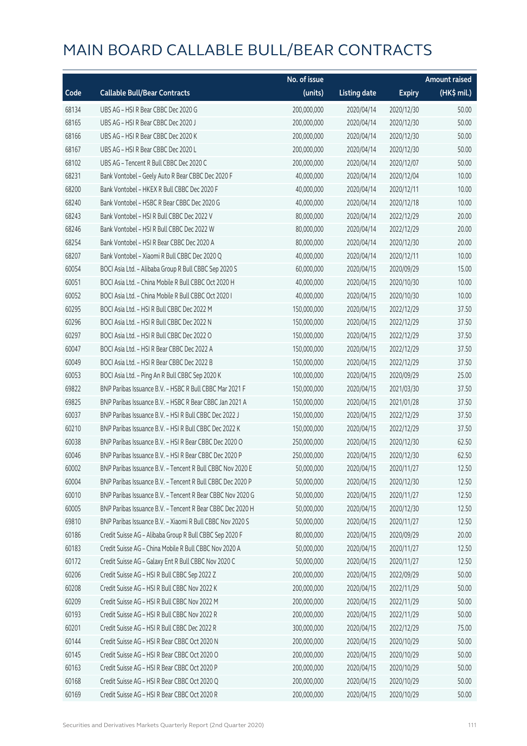# MAIN BOARD CALLABLE BULL/BEAR CONTRACTS

| Code | Callable Bull/Bear Contracts | No. of issue (units) | Listing date | Expiry | Amount raised (HK$ mil.) |
|---|---|---|---|---|---|
| 68134 | UBS AG – HSI R Bear CBBC Dec 2020 G | 200,000,000 | 2020/04/14 | 2020/12/30 | 50.00 |
| 68165 | UBS AG – HSI R Bear CBBC Dec 2020 J | 200,000,000 | 2020/04/14 | 2020/12/30 | 50.00 |
| 68166 | UBS AG – HSI R Bear CBBC Dec 2020 K | 200,000,000 | 2020/04/14 | 2020/12/30 | 50.00 |
| 68167 | UBS AG – HSI R Bear CBBC Dec 2020 L | 200,000,000 | 2020/04/14 | 2020/12/30 | 50.00 |
| 68102 | UBS AG – Tencent R Bull CBBC Dec 2020 C | 200,000,000 | 2020/04/14 | 2020/12/07 | 50.00 |
| 68231 | Bank Vontobel – Geely Auto R Bear CBBC Dec 2020 F | 40,000,000 | 2020/04/14 | 2020/12/04 | 10.00 |
| 68200 | Bank Vontobel – HKEX R Bull CBBC Dec 2020 F | 40,000,000 | 2020/04/14 | 2020/12/11 | 10.00 |
| 68240 | Bank Vontobel – HSBC R Bear CBBC Dec 2020 G | 40,000,000 | 2020/04/14 | 2020/12/18 | 10.00 |
| 68243 | Bank Vontobel – HSI R Bull CBBC Dec 2022 V | 80,000,000 | 2020/04/14 | 2022/12/29 | 20.00 |
| 68246 | Bank Vontobel – HSI R Bull CBBC Dec 2022 W | 80,000,000 | 2020/04/14 | 2022/12/29 | 20.00 |
| 68254 | Bank Vontobel – HSI R Bear CBBC Dec 2020 A | 80,000,000 | 2020/04/14 | 2020/12/30 | 20.00 |
| 68207 | Bank Vontobel – Xiaomi R Bull CBBC Dec 2020 Q | 40,000,000 | 2020/04/14 | 2020/12/11 | 10.00 |
| 60054 | BOCI Asia Ltd. – Alibaba Group R Bull CBBC Sep 2020 S | 60,000,000 | 2020/04/15 | 2020/09/29 | 15.00 |
| 60051 | BOCI Asia Ltd. – China Mobile R Bull CBBC Oct 2020 H | 40,000,000 | 2020/04/15 | 2020/10/30 | 10.00 |
| 60052 | BOCI Asia Ltd. – China Mobile R Bull CBBC Oct 2020 I | 40,000,000 | 2020/04/15 | 2020/10/30 | 10.00 |
| 60295 | BOCI Asia Ltd. – HSI R Bull CBBC Dec 2022 M | 150,000,000 | 2020/04/15 | 2022/12/29 | 37.50 |
| 60296 | BOCI Asia Ltd. – HSI R Bull CBBC Dec 2022 N | 150,000,000 | 2020/04/15 | 2022/12/29 | 37.50 |
| 60297 | BOCI Asia Ltd. – HSI R Bull CBBC Dec 2022 O | 150,000,000 | 2020/04/15 | 2022/12/29 | 37.50 |
| 60047 | BOCI Asia Ltd. – HSI R Bear CBBC Dec 2022 A | 150,000,000 | 2020/04/15 | 2022/12/29 | 37.50 |
| 60049 | BOCI Asia Ltd. – HSI R Bear CBBC Dec 2022 B | 150,000,000 | 2020/04/15 | 2022/12/29 | 37.50 |
| 60053 | BOCI Asia Ltd. – Ping An R Bull CBBC Sep 2020 K | 100,000,000 | 2020/04/15 | 2020/09/29 | 25.00 |
| 69822 | BNP Paribas Issuance B.V. – HSBC R Bull CBBC Mar 2021 F | 150,000,000 | 2020/04/15 | 2021/03/30 | 37.50 |
| 69825 | BNP Paribas Issuance B.V. – HSBC R Bear CBBC Jan 2021 A | 150,000,000 | 2020/04/15 | 2021/01/28 | 37.50 |
| 60037 | BNP Paribas Issuance B.V. – HSI R Bull CBBC Dec 2022 J | 150,000,000 | 2020/04/15 | 2022/12/29 | 37.50 |
| 60210 | BNP Paribas Issuance B.V. – HSI R Bull CBBC Dec 2022 K | 150,000,000 | 2020/04/15 | 2022/12/29 | 37.50 |
| 60038 | BNP Paribas Issuance B.V. – HSI R Bear CBBC Dec 2020 O | 250,000,000 | 2020/04/15 | 2020/12/30 | 62.50 |
| 60046 | BNP Paribas Issuance B.V. – HSI R Bear CBBC Dec 2020 P | 250,000,000 | 2020/04/15 | 2020/12/30 | 62.50 |
| 60002 | BNP Paribas Issuance B.V. – Tencent R Bull CBBC Nov 2020 E | 50,000,000 | 2020/04/15 | 2020/11/27 | 12.50 |
| 60004 | BNP Paribas Issuance B.V. – Tencent R Bull CBBC Dec 2020 P | 50,000,000 | 2020/04/15 | 2020/12/30 | 12.50 |
| 60010 | BNP Paribas Issuance B.V. – Tencent R Bear CBBC Nov 2020 G | 50,000,000 | 2020/04/15 | 2020/11/27 | 12.50 |
| 60005 | BNP Paribas Issuance B.V. – Tencent R Bear CBBC Dec 2020 H | 50,000,000 | 2020/04/15 | 2020/12/30 | 12.50 |
| 69810 | BNP Paribas Issuance B.V. – Xiaomi R Bull CBBC Nov 2020 S | 50,000,000 | 2020/04/15 | 2020/11/27 | 12.50 |
| 60186 | Credit Suisse AG – Alibaba Group R Bull CBBC Sep 2020 F | 80,000,000 | 2020/04/15 | 2020/09/29 | 20.00 |
| 60183 | Credit Suisse AG – China Mobile R Bull CBBC Nov 2020 A | 50,000,000 | 2020/04/15 | 2020/11/27 | 12.50 |
| 60172 | Credit Suisse AG – Galaxy Ent R Bull CBBC Nov 2020 C | 50,000,000 | 2020/04/15 | 2020/11/27 | 12.50 |
| 60206 | Credit Suisse AG – HSI R Bull CBBC Sep 2022 Z | 200,000,000 | 2020/04/15 | 2022/09/29 | 50.00 |
| 60208 | Credit Suisse AG – HSI R Bull CBBC Nov 2022 K | 200,000,000 | 2020/04/15 | 2022/11/29 | 50.00 |
| 60209 | Credit Suisse AG – HSI R Bull CBBC Nov 2022 M | 200,000,000 | 2020/04/15 | 2022/11/29 | 50.00 |
| 60193 | Credit Suisse AG – HSI R Bull CBBC Nov 2022 R | 200,000,000 | 2020/04/15 | 2022/11/29 | 50.00 |
| 60201 | Credit Suisse AG – HSI R Bull CBBC Dec 2022 R | 300,000,000 | 2020/04/15 | 2022/12/29 | 75.00 |
| 60144 | Credit Suisse AG – HSI R Bear CBBC Oct 2020 N | 200,000,000 | 2020/04/15 | 2020/10/29 | 50.00 |
| 60145 | Credit Suisse AG – HSI R Bear CBBC Oct 2020 O | 200,000,000 | 2020/04/15 | 2020/10/29 | 50.00 |
| 60163 | Credit Suisse AG – HSI R Bear CBBC Oct 2020 P | 200,000,000 | 2020/04/15 | 2020/10/29 | 50.00 |
| 60168 | Credit Suisse AG – HSI R Bear CBBC Oct 2020 Q | 200,000,000 | 2020/04/15 | 2020/10/29 | 50.00 |
| 60169 | Credit Suisse AG – HSI R Bear CBBC Oct 2020 R | 200,000,000 | 2020/04/15 | 2020/10/29 | 50.00 |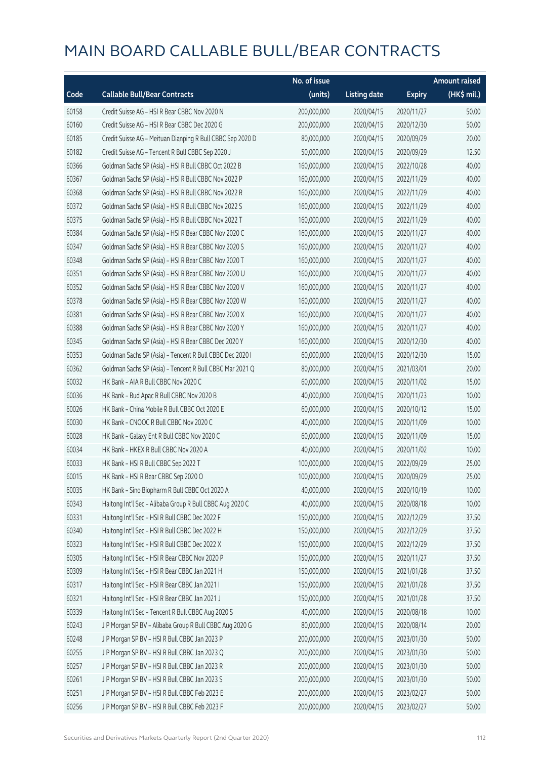# MAIN BOARD CALLABLE BULL/BEAR CONTRACTS

| Code | Callable Bull/Bear Contracts | No. of issue (units) | Listing date | Expiry | Amount raised (HK$ mil.) |
|---|---|---|---|---|---|
| 60158 | Credit Suisse AG – HSI R Bear CBBC Nov 2020 N | 200,000,000 | 2020/04/15 | 2020/11/27 | 50.00 |
| 60160 | Credit Suisse AG – HSI R Bear CBBC Dec 2020 G | 200,000,000 | 2020/04/15 | 2020/12/30 | 50.00 |
| 60185 | Credit Suisse AG – Meituan Dianping R Bull CBBC Sep 2020 D | 80,000,000 | 2020/04/15 | 2020/09/29 | 20.00 |
| 60182 | Credit Suisse AG – Tencent R Bull CBBC Sep 2020 J | 50,000,000 | 2020/04/15 | 2020/09/29 | 12.50 |
| 60366 | Goldman Sachs SP (Asia) – HSI R Bull CBBC Oct 2022 B | 160,000,000 | 2020/04/15 | 2022/10/28 | 40.00 |
| 60367 | Goldman Sachs SP (Asia) – HSI R Bull CBBC Nov 2022 P | 160,000,000 | 2020/04/15 | 2022/11/29 | 40.00 |
| 60368 | Goldman Sachs SP (Asia) – HSI R Bull CBBC Nov 2022 R | 160,000,000 | 2020/04/15 | 2022/11/29 | 40.00 |
| 60372 | Goldman Sachs SP (Asia) – HSI R Bull CBBC Nov 2022 S | 160,000,000 | 2020/04/15 | 2022/11/29 | 40.00 |
| 60375 | Goldman Sachs SP (Asia) – HSI R Bull CBBC Nov 2022 T | 160,000,000 | 2020/04/15 | 2022/11/29 | 40.00 |
| 60384 | Goldman Sachs SP (Asia) – HSI R Bear CBBC Nov 2020 C | 160,000,000 | 2020/04/15 | 2020/11/27 | 40.00 |
| 60347 | Goldman Sachs SP (Asia) – HSI R Bear CBBC Nov 2020 S | 160,000,000 | 2020/04/15 | 2020/11/27 | 40.00 |
| 60348 | Goldman Sachs SP (Asia) – HSI R Bear CBBC Nov 2020 T | 160,000,000 | 2020/04/15 | 2020/11/27 | 40.00 |
| 60351 | Goldman Sachs SP (Asia) – HSI R Bear CBBC Nov 2020 U | 160,000,000 | 2020/04/15 | 2020/11/27 | 40.00 |
| 60352 | Goldman Sachs SP (Asia) – HSI R Bear CBBC Nov 2020 V | 160,000,000 | 2020/04/15 | 2020/11/27 | 40.00 |
| 60378 | Goldman Sachs SP (Asia) – HSI R Bear CBBC Nov 2020 W | 160,000,000 | 2020/04/15 | 2020/11/27 | 40.00 |
| 60381 | Goldman Sachs SP (Asia) – HSI R Bear CBBC Nov 2020 X | 160,000,000 | 2020/04/15 | 2020/11/27 | 40.00 |
| 60388 | Goldman Sachs SP (Asia) – HSI R Bear CBBC Nov 2020 Y | 160,000,000 | 2020/04/15 | 2020/11/27 | 40.00 |
| 60345 | Goldman Sachs SP (Asia) – HSI R Bear CBBC Dec 2020 Y | 160,000,000 | 2020/04/15 | 2020/12/30 | 40.00 |
| 60353 | Goldman Sachs SP (Asia) – Tencent R Bull CBBC Dec 2020 I | 60,000,000 | 2020/04/15 | 2020/12/30 | 15.00 |
| 60362 | Goldman Sachs SP (Asia) – Tencent R Bull CBBC Mar 2021 Q | 80,000,000 | 2020/04/15 | 2021/03/01 | 20.00 |
| 60032 | HK Bank – AIA R Bull CBBC Nov 2020 C | 60,000,000 | 2020/04/15 | 2020/11/02 | 15.00 |
| 60036 | HK Bank – Bud Apac R Bull CBBC Nov 2020 B | 40,000,000 | 2020/04/15 | 2020/11/23 | 10.00 |
| 60026 | HK Bank – China Mobile R Bull CBBC Oct 2020 E | 60,000,000 | 2020/04/15 | 2020/10/12 | 15.00 |
| 60030 | HK Bank – CNOOC R Bull CBBC Nov 2020 C | 40,000,000 | 2020/04/15 | 2020/11/09 | 10.00 |
| 60028 | HK Bank – Galaxy Ent R Bull CBBC Nov 2020 C | 60,000,000 | 2020/04/15 | 2020/11/09 | 15.00 |
| 60034 | HK Bank – HKEX R Bull CBBC Nov 2020 A | 40,000,000 | 2020/04/15 | 2020/11/02 | 10.00 |
| 60033 | HK Bank – HSI R Bull CBBC Sep 2022 T | 100,000,000 | 2020/04/15 | 2022/09/29 | 25.00 |
| 60015 | HK Bank – HSI R Bear CBBC Sep 2020 O | 100,000,000 | 2020/04/15 | 2020/09/29 | 25.00 |
| 60035 | HK Bank – Sino Biopharm R Bull CBBC Oct 2020 A | 40,000,000 | 2020/04/15 | 2020/10/19 | 10.00 |
| 60343 | Haitong Int'l Sec – Alibaba Group R Bull CBBC Aug 2020 C | 40,000,000 | 2020/04/15 | 2020/08/18 | 10.00 |
| 60331 | Haitong Int'l Sec – HSI R Bull CBBC Dec 2022 F | 150,000,000 | 2020/04/15 | 2022/12/29 | 37.50 |
| 60340 | Haitong Int'l Sec – HSI R Bull CBBC Dec 2022 H | 150,000,000 | 2020/04/15 | 2022/12/29 | 37.50 |
| 60323 | Haitong Int'l Sec – HSI R Bull CBBC Dec 2022 X | 150,000,000 | 2020/04/15 | 2022/12/29 | 37.50 |
| 60305 | Haitong Int'l Sec – HSI R Bear CBBC Nov 2020 P | 150,000,000 | 2020/04/15 | 2020/11/27 | 37.50 |
| 60309 | Haitong Int'l Sec – HSI R Bear CBBC Jan 2021 H | 150,000,000 | 2020/04/15 | 2021/01/28 | 37.50 |
| 60317 | Haitong Int'l Sec – HSI R Bear CBBC Jan 2021 I | 150,000,000 | 2020/04/15 | 2021/01/28 | 37.50 |
| 60321 | Haitong Int'l Sec – HSI R Bear CBBC Jan 2021 J | 150,000,000 | 2020/04/15 | 2021/01/28 | 37.50 |
| 60339 | Haitong Int'l Sec – Tencent R Bull CBBC Aug 2020 S | 40,000,000 | 2020/04/15 | 2020/08/18 | 10.00 |
| 60243 | J P Morgan SP BV – Alibaba Group R Bull CBBC Aug 2020 G | 80,000,000 | 2020/04/15 | 2020/08/14 | 20.00 |
| 60248 | J P Morgan SP BV – HSI R Bull CBBC Jan 2023 P | 200,000,000 | 2020/04/15 | 2023/01/30 | 50.00 |
| 60255 | J P Morgan SP BV – HSI R Bull CBBC Jan 2023 Q | 200,000,000 | 2020/04/15 | 2023/01/30 | 50.00 |
| 60257 | J P Morgan SP BV – HSI R Bull CBBC Jan 2023 R | 200,000,000 | 2020/04/15 | 2023/01/30 | 50.00 |
| 60261 | J P Morgan SP BV – HSI R Bull CBBC Jan 2023 S | 200,000,000 | 2020/04/15 | 2023/01/30 | 50.00 |
| 60251 | J P Morgan SP BV – HSI R Bull CBBC Feb 2023 E | 200,000,000 | 2020/04/15 | 2023/02/27 | 50.00 |
| 60256 | J P Morgan SP BV – HSI R Bull CBBC Feb 2023 F | 200,000,000 | 2020/04/15 | 2023/02/27 | 50.00 |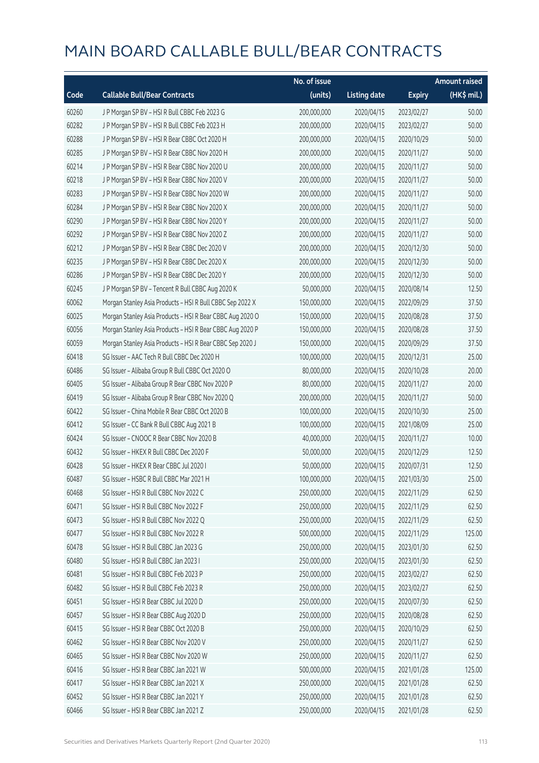# MAIN BOARD CALLABLE BULL/BEAR CONTRACTS

| Code | Callable Bull/Bear Contracts | No. of issue (units) | Listing date | Expiry | Amount raised (HK$ mil.) |
|---|---|---|---|---|---|
| 60260 | J P Morgan SP BV – HSI R Bull CBBC Feb 2023 G | 200,000,000 | 2020/04/15 | 2023/02/27 | 50.00 |
| 60282 | J P Morgan SP BV – HSI R Bull CBBC Feb 2023 H | 200,000,000 | 2020/04/15 | 2023/02/27 | 50.00 |
| 60288 | J P Morgan SP BV – HSI R Bear CBBC Oct 2020 H | 200,000,000 | 2020/04/15 | 2020/10/29 | 50.00 |
| 60285 | J P Morgan SP BV – HSI R Bear CBBC Nov 2020 H | 200,000,000 | 2020/04/15 | 2020/11/27 | 50.00 |
| 60214 | J P Morgan SP BV – HSI R Bear CBBC Nov 2020 U | 200,000,000 | 2020/04/15 | 2020/11/27 | 50.00 |
| 60218 | J P Morgan SP BV – HSI R Bear CBBC Nov 2020 V | 200,000,000 | 2020/04/15 | 2020/11/27 | 50.00 |
| 60283 | J P Morgan SP BV – HSI R Bear CBBC Nov 2020 W | 200,000,000 | 2020/04/15 | 2020/11/27 | 50.00 |
| 60284 | J P Morgan SP BV – HSI R Bear CBBC Nov 2020 X | 200,000,000 | 2020/04/15 | 2020/11/27 | 50.00 |
| 60290 | J P Morgan SP BV – HSI R Bear CBBC Nov 2020 Y | 200,000,000 | 2020/04/15 | 2020/11/27 | 50.00 |
| 60292 | J P Morgan SP BV – HSI R Bear CBBC Nov 2020 Z | 200,000,000 | 2020/04/15 | 2020/11/27 | 50.00 |
| 60212 | J P Morgan SP BV – HSI R Bear CBBC Dec 2020 V | 200,000,000 | 2020/04/15 | 2020/12/30 | 50.00 |
| 60235 | J P Morgan SP BV – HSI R Bear CBBC Dec 2020 X | 200,000,000 | 2020/04/15 | 2020/12/30 | 50.00 |
| 60286 | J P Morgan SP BV – HSI R Bear CBBC Dec 2020 Y | 200,000,000 | 2020/04/15 | 2020/12/30 | 50.00 |
| 60245 | J P Morgan SP BV – Tencent R Bull CBBC Aug 2020 K | 50,000,000 | 2020/04/15 | 2020/08/14 | 12.50 |
| 60062 | Morgan Stanley Asia Products – HSI R Bull CBBC Sep 2022 X | 150,000,000 | 2020/04/15 | 2022/09/29 | 37.50 |
| 60025 | Morgan Stanley Asia Products – HSI R Bear CBBC Aug 2020 O | 150,000,000 | 2020/04/15 | 2020/08/28 | 37.50 |
| 60056 | Morgan Stanley Asia Products – HSI R Bear CBBC Aug 2020 P | 150,000,000 | 2020/04/15 | 2020/08/28 | 37.50 |
| 60059 | Morgan Stanley Asia Products – HSI R Bear CBBC Sep 2020 J | 150,000,000 | 2020/04/15 | 2020/09/29 | 37.50 |
| 60418 | SG Issuer – AAC Tech R Bull CBBC Dec 2020 H | 100,000,000 | 2020/04/15 | 2020/12/31 | 25.00 |
| 60486 | SG Issuer – Alibaba Group R Bull CBBC Oct 2020 O | 80,000,000 | 2020/04/15 | 2020/10/28 | 20.00 |
| 60405 | SG Issuer – Alibaba Group R Bear CBBC Nov 2020 P | 80,000,000 | 2020/04/15 | 2020/11/27 | 20.00 |
| 60419 | SG Issuer – Alibaba Group R Bear CBBC Nov 2020 Q | 200,000,000 | 2020/04/15 | 2020/11/27 | 50.00 |
| 60422 | SG Issuer – China Mobile R Bear CBBC Oct 2020 B | 100,000,000 | 2020/04/15 | 2020/10/30 | 25.00 |
| 60412 | SG Issuer – CC Bank R Bull CBBC Aug 2021 B | 100,000,000 | 2020/04/15 | 2021/08/09 | 25.00 |
| 60424 | SG Issuer – CNOOC R Bear CBBC Nov 2020 B | 40,000,000 | 2020/04/15 | 2020/11/27 | 10.00 |
| 60432 | SG Issuer – HKEX R Bull CBBC Dec 2020 F | 50,000,000 | 2020/04/15 | 2020/12/29 | 12.50 |
| 60428 | SG Issuer – HKEX R Bear CBBC Jul 2020 I | 50,000,000 | 2020/04/15 | 2020/07/31 | 12.50 |
| 60487 | SG Issuer – HSBC R Bull CBBC Mar 2021 H | 100,000,000 | 2020/04/15 | 2021/03/30 | 25.00 |
| 60468 | SG Issuer – HSI R Bull CBBC Nov 2022 C | 250,000,000 | 2020/04/15 | 2022/11/29 | 62.50 |
| 60471 | SG Issuer – HSI R Bull CBBC Nov 2022 F | 250,000,000 | 2020/04/15 | 2022/11/29 | 62.50 |
| 60473 | SG Issuer – HSI R Bull CBBC Nov 2022 Q | 250,000,000 | 2020/04/15 | 2022/11/29 | 62.50 |
| 60477 | SG Issuer – HSI R Bull CBBC Nov 2022 R | 500,000,000 | 2020/04/15 | 2022/11/29 | 125.00 |
| 60478 | SG Issuer – HSI R Bull CBBC Jan 2023 G | 250,000,000 | 2020/04/15 | 2023/01/30 | 62.50 |
| 60480 | SG Issuer – HSI R Bull CBBC Jan 2023 I | 250,000,000 | 2020/04/15 | 2023/01/30 | 62.50 |
| 60481 | SG Issuer – HSI R Bull CBBC Feb 2023 P | 250,000,000 | 2020/04/15 | 2023/02/27 | 62.50 |
| 60482 | SG Issuer – HSI R Bull CBBC Feb 2023 R | 250,000,000 | 2020/04/15 | 2023/02/27 | 62.50 |
| 60451 | SG Issuer – HSI R Bear CBBC Jul 2020 D | 250,000,000 | 2020/04/15 | 2020/07/30 | 62.50 |
| 60457 | SG Issuer – HSI R Bear CBBC Aug 2020 D | 250,000,000 | 2020/04/15 | 2020/08/28 | 62.50 |
| 60415 | SG Issuer – HSI R Bear CBBC Oct 2020 B | 250,000,000 | 2020/04/15 | 2020/10/29 | 62.50 |
| 60462 | SG Issuer – HSI R Bear CBBC Nov 2020 V | 250,000,000 | 2020/04/15 | 2020/11/27 | 62.50 |
| 60465 | SG Issuer – HSI R Bear CBBC Nov 2020 W | 250,000,000 | 2020/04/15 | 2020/11/27 | 62.50 |
| 60416 | SG Issuer – HSI R Bear CBBC Jan 2021 W | 500,000,000 | 2020/04/15 | 2021/01/28 | 125.00 |
| 60417 | SG Issuer – HSI R Bear CBBC Jan 2021 X | 250,000,000 | 2020/04/15 | 2021/01/28 | 62.50 |
| 60452 | SG Issuer – HSI R Bear CBBC Jan 2021 Y | 250,000,000 | 2020/04/15 | 2021/01/28 | 62.50 |
| 60466 | SG Issuer – HSI R Bear CBBC Jan 2021 Z | 250,000,000 | 2020/04/15 | 2021/01/28 | 62.50 |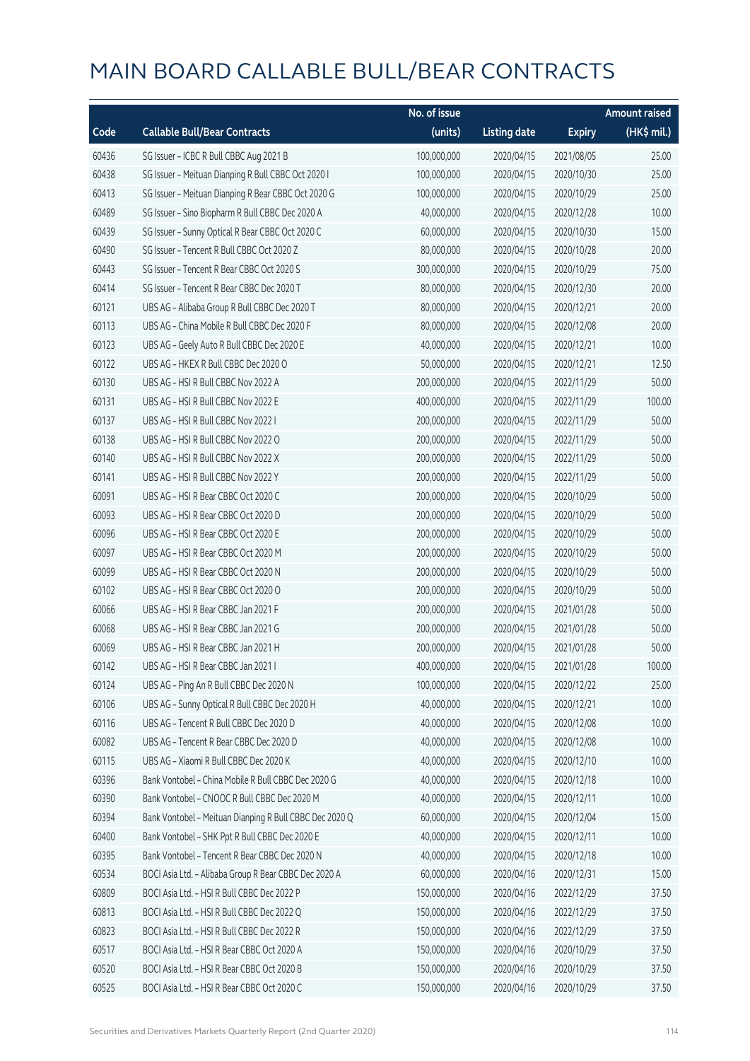# MAIN BOARD CALLABLE BULL/BEAR CONTRACTS

| Code | Callable Bull/Bear Contracts | No. of issue (units) | Listing date | Expiry | Amount raised (HK$ mil.) |
|---|---|---|---|---|---|
| 60436 | SG Issuer – ICBC R Bull CBBC Aug 2021 B | 100,000,000 | 2020/04/15 | 2021/08/05 | 25.00 |
| 60438 | SG Issuer – Meituan Dianping R Bull CBBC Oct 2020 I | 100,000,000 | 2020/04/15 | 2020/10/30 | 25.00 |
| 60413 | SG Issuer – Meituan Dianping R Bear CBBC Oct 2020 G | 100,000,000 | 2020/04/15 | 2020/10/29 | 25.00 |
| 60489 | SG Issuer – Sino Biopharm R Bull CBBC Dec 2020 A | 40,000,000 | 2020/04/15 | 2020/12/28 | 10.00 |
| 60439 | SG Issuer – Sunny Optical R Bear CBBC Oct 2020 C | 60,000,000 | 2020/04/15 | 2020/10/30 | 15.00 |
| 60490 | SG Issuer – Tencent R Bull CBBC Oct 2020 Z | 80,000,000 | 2020/04/15 | 2020/10/28 | 20.00 |
| 60443 | SG Issuer – Tencent R Bear CBBC Oct 2020 S | 300,000,000 | 2020/04/15 | 2020/10/29 | 75.00 |
| 60414 | SG Issuer – Tencent R Bear CBBC Dec 2020 T | 80,000,000 | 2020/04/15 | 2020/12/30 | 20.00 |
| 60121 | UBS AG – Alibaba Group R Bull CBBC Dec 2020 T | 80,000,000 | 2020/04/15 | 2020/12/21 | 20.00 |
| 60113 | UBS AG – China Mobile R Bull CBBC Dec 2020 F | 80,000,000 | 2020/04/15 | 2020/12/08 | 20.00 |
| 60123 | UBS AG – Geely Auto R Bull CBBC Dec 2020 E | 40,000,000 | 2020/04/15 | 2020/12/21 | 10.00 |
| 60122 | UBS AG – HKEX R Bull CBBC Dec 2020 O | 50,000,000 | 2020/04/15 | 2020/12/21 | 12.50 |
| 60130 | UBS AG – HSI R Bull CBBC Nov 2022 A | 200,000,000 | 2020/04/15 | 2022/11/29 | 50.00 |
| 60131 | UBS AG – HSI R Bull CBBC Nov 2022 E | 400,000,000 | 2020/04/15 | 2022/11/29 | 100.00 |
| 60137 | UBS AG – HSI R Bull CBBC Nov 2022 I | 200,000,000 | 2020/04/15 | 2022/11/29 | 50.00 |
| 60138 | UBS AG – HSI R Bull CBBC Nov 2022 O | 200,000,000 | 2020/04/15 | 2022/11/29 | 50.00 |
| 60140 | UBS AG – HSI R Bull CBBC Nov 2022 X | 200,000,000 | 2020/04/15 | 2022/11/29 | 50.00 |
| 60141 | UBS AG – HSI R Bull CBBC Nov 2022 Y | 200,000,000 | 2020/04/15 | 2022/11/29 | 50.00 |
| 60091 | UBS AG – HSI R Bear CBBC Oct 2020 C | 200,000,000 | 2020/04/15 | 2020/10/29 | 50.00 |
| 60093 | UBS AG – HSI R Bear CBBC Oct 2020 D | 200,000,000 | 2020/04/15 | 2020/10/29 | 50.00 |
| 60096 | UBS AG – HSI R Bear CBBC Oct 2020 E | 200,000,000 | 2020/04/15 | 2020/10/29 | 50.00 |
| 60097 | UBS AG – HSI R Bear CBBC Oct 2020 M | 200,000,000 | 2020/04/15 | 2020/10/29 | 50.00 |
| 60099 | UBS AG – HSI R Bear CBBC Oct 2020 N | 200,000,000 | 2020/04/15 | 2020/10/29 | 50.00 |
| 60102 | UBS AG – HSI R Bear CBBC Oct 2020 O | 200,000,000 | 2020/04/15 | 2020/10/29 | 50.00 |
| 60066 | UBS AG – HSI R Bear CBBC Jan 2021 F | 200,000,000 | 2020/04/15 | 2021/01/28 | 50.00 |
| 60068 | UBS AG – HSI R Bear CBBC Jan 2021 G | 200,000,000 | 2020/04/15 | 2021/01/28 | 50.00 |
| 60069 | UBS AG – HSI R Bear CBBC Jan 2021 H | 200,000,000 | 2020/04/15 | 2021/01/28 | 50.00 |
| 60142 | UBS AG – HSI R Bear CBBC Jan 2021 I | 400,000,000 | 2020/04/15 | 2021/01/28 | 100.00 |
| 60124 | UBS AG – Ping An R Bull CBBC Dec 2020 N | 100,000,000 | 2020/04/15 | 2020/12/22 | 25.00 |
| 60106 | UBS AG – Sunny Optical R Bull CBBC Dec 2020 H | 40,000,000 | 2020/04/15 | 2020/12/21 | 10.00 |
| 60116 | UBS AG – Tencent R Bull CBBC Dec 2020 D | 40,000,000 | 2020/04/15 | 2020/12/08 | 10.00 |
| 60082 | UBS AG – Tencent R Bear CBBC Dec 2020 D | 40,000,000 | 2020/04/15 | 2020/12/08 | 10.00 |
| 60115 | UBS AG – Xiaomi R Bull CBBC Dec 2020 K | 40,000,000 | 2020/04/15 | 2020/12/10 | 10.00 |
| 60396 | Bank Vontobel – China Mobile R Bull CBBC Dec 2020 G | 40,000,000 | 2020/04/15 | 2020/12/18 | 10.00 |
| 60390 | Bank Vontobel – CNOOC R Bull CBBC Dec 2020 M | 40,000,000 | 2020/04/15 | 2020/12/11 | 10.00 |
| 60394 | Bank Vontobel – Meituan Dianping R Bull CBBC Dec 2020 Q | 60,000,000 | 2020/04/15 | 2020/12/04 | 15.00 |
| 60400 | Bank Vontobel – SHK Ppt R Bull CBBC Dec 2020 E | 40,000,000 | 2020/04/15 | 2020/12/11 | 10.00 |
| 60395 | Bank Vontobel – Tencent R Bear CBBC Dec 2020 N | 40,000,000 | 2020/04/15 | 2020/12/18 | 10.00 |
| 60534 | BOCI Asia Ltd. – Alibaba Group R Bear CBBC Dec 2020 A | 60,000,000 | 2020/04/16 | 2020/12/31 | 15.00 |
| 60809 | BOCI Asia Ltd. – HSI R Bull CBBC Dec 2022 P | 150,000,000 | 2020/04/16 | 2022/12/29 | 37.50 |
| 60813 | BOCI Asia Ltd. – HSI R Bull CBBC Dec 2022 Q | 150,000,000 | 2020/04/16 | 2022/12/29 | 37.50 |
| 60823 | BOCI Asia Ltd. – HSI R Bull CBBC Dec 2022 R | 150,000,000 | 2020/04/16 | 2022/12/29 | 37.50 |
| 60517 | BOCI Asia Ltd. – HSI R Bear CBBC Oct 2020 A | 150,000,000 | 2020/04/16 | 2020/10/29 | 37.50 |
| 60520 | BOCI Asia Ltd. – HSI R Bear CBBC Oct 2020 B | 150,000,000 | 2020/04/16 | 2020/10/29 | 37.50 |
| 60525 | BOCI Asia Ltd. – HSI R Bear CBBC Oct 2020 C | 150,000,000 | 2020/04/16 | 2020/10/29 | 37.50 |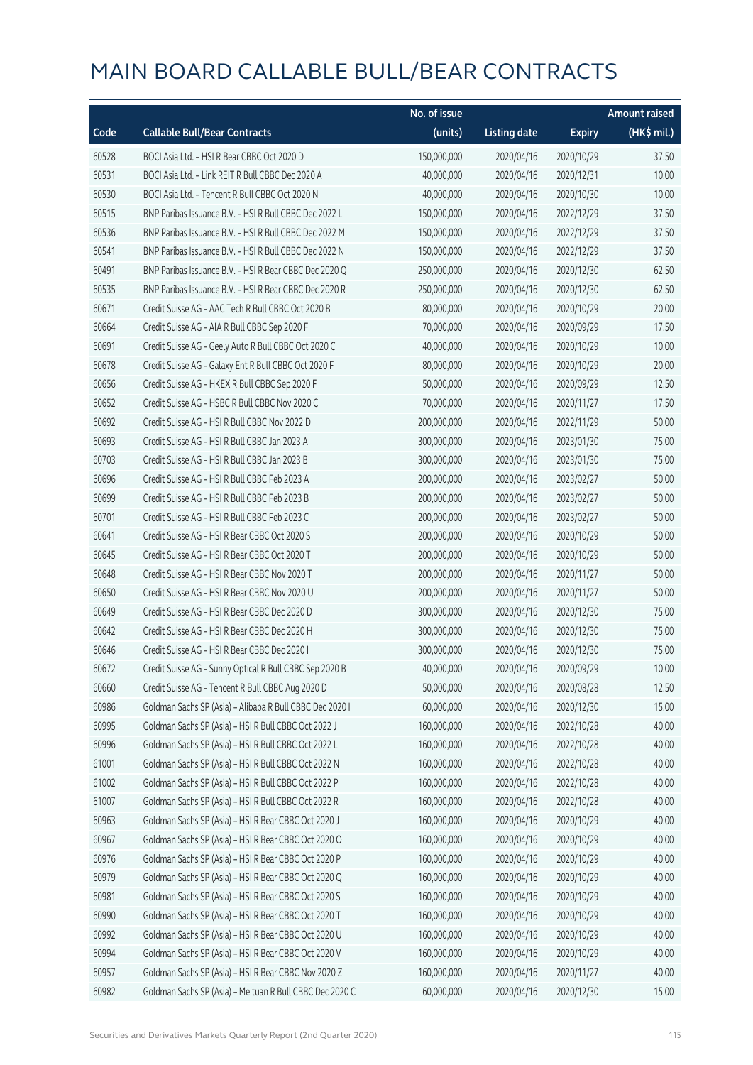# MAIN BOARD CALLABLE BULL/BEAR CONTRACTS

| Code | Callable Bull/Bear Contracts | No. of issue (units) | Listing date | Expiry | Amount raised (HK$ mil.) |
|---|---|---|---|---|---|
| 60528 | BOCI Asia Ltd. – HSI R Bear CBBC Oct 2020 D | 150,000,000 | 2020/04/16 | 2020/10/29 | 37.50 |
| 60531 | BOCI Asia Ltd. – Link REIT R Bull CBBC Dec 2020 A | 40,000,000 | 2020/04/16 | 2020/12/31 | 10.00 |
| 60530 | BOCI Asia Ltd. – Tencent R Bull CBBC Oct 2020 N | 40,000,000 | 2020/04/16 | 2020/10/30 | 10.00 |
| 60515 | BNP Paribas Issuance B.V. – HSI R Bull CBBC Dec 2022 L | 150,000,000 | 2020/04/16 | 2022/12/29 | 37.50 |
| 60536 | BNP Paribas Issuance B.V. – HSI R Bull CBBC Dec 2022 M | 150,000,000 | 2020/04/16 | 2022/12/29 | 37.50 |
| 60541 | BNP Paribas Issuance B.V. – HSI R Bull CBBC Dec 2022 N | 150,000,000 | 2020/04/16 | 2022/12/29 | 37.50 |
| 60491 | BNP Paribas Issuance B.V. – HSI R Bear CBBC Dec 2020 Q | 250,000,000 | 2020/04/16 | 2020/12/30 | 62.50 |
| 60535 | BNP Paribas Issuance B.V. – HSI R Bear CBBC Dec 2020 R | 250,000,000 | 2020/04/16 | 2020/12/30 | 62.50 |
| 60671 | Credit Suisse AG – AAC Tech R Bull CBBC Oct 2020 B | 80,000,000 | 2020/04/16 | 2020/10/29 | 20.00 |
| 60664 | Credit Suisse AG – AIA R Bull CBBC Sep 2020 F | 70,000,000 | 2020/04/16 | 2020/09/29 | 17.50 |
| 60691 | Credit Suisse AG – Geely Auto R Bull CBBC Oct 2020 C | 40,000,000 | 2020/04/16 | 2020/10/29 | 10.00 |
| 60678 | Credit Suisse AG – Galaxy Ent R Bull CBBC Oct 2020 F | 80,000,000 | 2020/04/16 | 2020/10/29 | 20.00 |
| 60656 | Credit Suisse AG – HKEX R Bull CBBC Sep 2020 F | 50,000,000 | 2020/04/16 | 2020/09/29 | 12.50 |
| 60652 | Credit Suisse AG – HSBC R Bull CBBC Nov 2020 C | 70,000,000 | 2020/04/16 | 2020/11/27 | 17.50 |
| 60692 | Credit Suisse AG – HSI R Bull CBBC Nov 2022 D | 200,000,000 | 2020/04/16 | 2022/11/29 | 50.00 |
| 60693 | Credit Suisse AG – HSI R Bull CBBC Jan 2023 A | 300,000,000 | 2020/04/16 | 2023/01/30 | 75.00 |
| 60703 | Credit Suisse AG – HSI R Bull CBBC Jan 2023 B | 300,000,000 | 2020/04/16 | 2023/01/30 | 75.00 |
| 60696 | Credit Suisse AG – HSI R Bull CBBC Feb 2023 A | 200,000,000 | 2020/04/16 | 2023/02/27 | 50.00 |
| 60699 | Credit Suisse AG – HSI R Bull CBBC Feb 2023 B | 200,000,000 | 2020/04/16 | 2023/02/27 | 50.00 |
| 60701 | Credit Suisse AG – HSI R Bull CBBC Feb 2023 C | 200,000,000 | 2020/04/16 | 2023/02/27 | 50.00 |
| 60641 | Credit Suisse AG – HSI R Bear CBBC Oct 2020 S | 200,000,000 | 2020/04/16 | 2020/10/29 | 50.00 |
| 60645 | Credit Suisse AG – HSI R Bear CBBC Oct 2020 T | 200,000,000 | 2020/04/16 | 2020/10/29 | 50.00 |
| 60648 | Credit Suisse AG – HSI R Bear CBBC Nov 2020 T | 200,000,000 | 2020/04/16 | 2020/11/27 | 50.00 |
| 60650 | Credit Suisse AG – HSI R Bear CBBC Nov 2020 U | 200,000,000 | 2020/04/16 | 2020/11/27 | 50.00 |
| 60649 | Credit Suisse AG – HSI R Bear CBBC Dec 2020 D | 300,000,000 | 2020/04/16 | 2020/12/30 | 75.00 |
| 60642 | Credit Suisse AG – HSI R Bear CBBC Dec 2020 H | 300,000,000 | 2020/04/16 | 2020/12/30 | 75.00 |
| 60646 | Credit Suisse AG – HSI R Bear CBBC Dec 2020 I | 300,000,000 | 2020/04/16 | 2020/12/30 | 75.00 |
| 60672 | Credit Suisse AG – Sunny Optical R Bull CBBC Sep 2020 B | 40,000,000 | 2020/04/16 | 2020/09/29 | 10.00 |
| 60660 | Credit Suisse AG – Tencent R Bull CBBC Aug 2020 D | 50,000,000 | 2020/04/16 | 2020/08/28 | 12.50 |
| 60986 | Goldman Sachs SP (Asia) – Alibaba R Bull CBBC Dec 2020 I | 60,000,000 | 2020/04/16 | 2020/12/30 | 15.00 |
| 60995 | Goldman Sachs SP (Asia) – HSI R Bull CBBC Oct 2022 J | 160,000,000 | 2020/04/16 | 2022/10/28 | 40.00 |
| 60996 | Goldman Sachs SP (Asia) – HSI R Bull CBBC Oct 2022 L | 160,000,000 | 2020/04/16 | 2022/10/28 | 40.00 |
| 61001 | Goldman Sachs SP (Asia) – HSI R Bull CBBC Oct 2022 N | 160,000,000 | 2020/04/16 | 2022/10/28 | 40.00 |
| 61002 | Goldman Sachs SP (Asia) – HSI R Bull CBBC Oct 2022 P | 160,000,000 | 2020/04/16 | 2022/10/28 | 40.00 |
| 61007 | Goldman Sachs SP (Asia) – HSI R Bull CBBC Oct 2022 R | 160,000,000 | 2020/04/16 | 2022/10/28 | 40.00 |
| 60963 | Goldman Sachs SP (Asia) – HSI R Bear CBBC Oct 2020 J | 160,000,000 | 2020/04/16 | 2020/10/29 | 40.00 |
| 60967 | Goldman Sachs SP (Asia) – HSI R Bear CBBC Oct 2020 O | 160,000,000 | 2020/04/16 | 2020/10/29 | 40.00 |
| 60976 | Goldman Sachs SP (Asia) – HSI R Bear CBBC Oct 2020 P | 160,000,000 | 2020/04/16 | 2020/10/29 | 40.00 |
| 60979 | Goldman Sachs SP (Asia) – HSI R Bear CBBC Oct 2020 Q | 160,000,000 | 2020/04/16 | 2020/10/29 | 40.00 |
| 60981 | Goldman Sachs SP (Asia) – HSI R Bear CBBC Oct 2020 S | 160,000,000 | 2020/04/16 | 2020/10/29 | 40.00 |
| 60990 | Goldman Sachs SP (Asia) – HSI R Bear CBBC Oct 2020 T | 160,000,000 | 2020/04/16 | 2020/10/29 | 40.00 |
| 60992 | Goldman Sachs SP (Asia) – HSI R Bear CBBC Oct 2020 U | 160,000,000 | 2020/04/16 | 2020/10/29 | 40.00 |
| 60994 | Goldman Sachs SP (Asia) – HSI R Bear CBBC Oct 2020 V | 160,000,000 | 2020/04/16 | 2020/10/29 | 40.00 |
| 60957 | Goldman Sachs SP (Asia) – HSI R Bear CBBC Nov 2020 Z | 160,000,000 | 2020/04/16 | 2020/11/27 | 40.00 |
| 60982 | Goldman Sachs SP (Asia) – Meituan R Bull CBBC Dec 2020 C | 60,000,000 | 2020/04/16 | 2020/12/30 | 15.00 |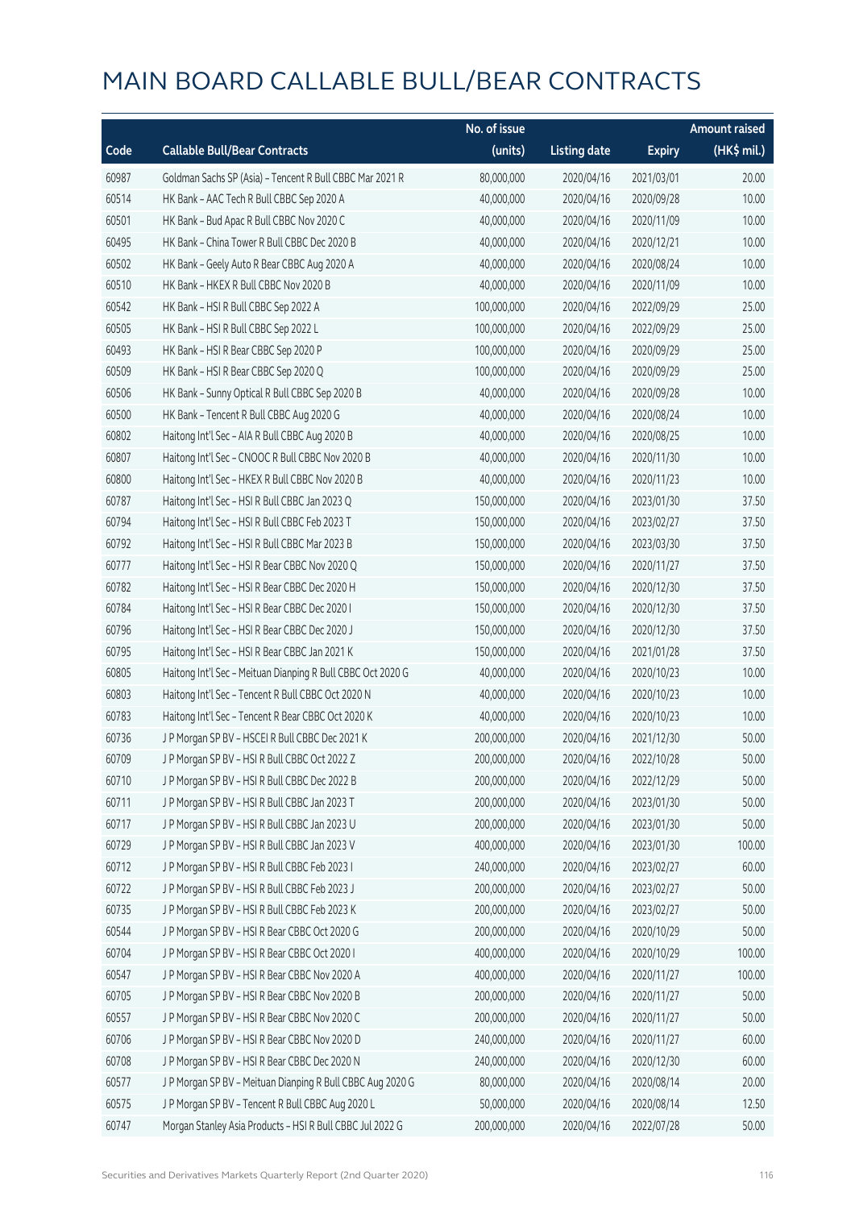# MAIN BOARD CALLABLE BULL/BEAR CONTRACTS

| Code | Callable Bull/Bear Contracts | No. of issue (units) | Listing date | Expiry | Amount raised (HK$ mil.) |
|---|---|---|---|---|---|
| 60987 | Goldman Sachs SP (Asia) - Tencent R Bull CBBC Mar 2021 R | 80,000,000 | 2020/04/16 | 2021/03/01 | 20.00 |
| 60514 | HK Bank - AAC Tech R Bull CBBC Sep 2020 A | 40,000,000 | 2020/04/16 | 2020/09/28 | 10.00 |
| 60501 | HK Bank - Bud Apac R Bull CBBC Nov 2020 C | 40,000,000 | 2020/04/16 | 2020/11/09 | 10.00 |
| 60495 | HK Bank - China Tower R Bull CBBC Dec 2020 B | 40,000,000 | 2020/04/16 | 2020/12/21 | 10.00 |
| 60502 | HK Bank - Geely Auto R Bear CBBC Aug 2020 A | 40,000,000 | 2020/04/16 | 2020/08/24 | 10.00 |
| 60510 | HK Bank - HKEX R Bull CBBC Nov 2020 B | 40,000,000 | 2020/04/16 | 2020/11/09 | 10.00 |
| 60542 | HK Bank - HSI R Bull CBBC Sep 2022 A | 100,000,000 | 2020/04/16 | 2022/09/29 | 25.00 |
| 60505 | HK Bank - HSI R Bull CBBC Sep 2022 L | 100,000,000 | 2020/04/16 | 2022/09/29 | 25.00 |
| 60493 | HK Bank - HSI R Bear CBBC Sep 2020 P | 100,000,000 | 2020/04/16 | 2020/09/29 | 25.00 |
| 60509 | HK Bank - HSI R Bear CBBC Sep 2020 Q | 100,000,000 | 2020/04/16 | 2020/09/29 | 25.00 |
| 60506 | HK Bank - Sunny Optical R Bull CBBC Sep 2020 B | 40,000,000 | 2020/04/16 | 2020/09/28 | 10.00 |
| 60500 | HK Bank - Tencent R Bull CBBC Aug 2020 G | 40,000,000 | 2020/04/16 | 2020/08/24 | 10.00 |
| 60802 | Haitong Int'l Sec - AIA R Bull CBBC Aug 2020 B | 40,000,000 | 2020/04/16 | 2020/08/25 | 10.00 |
| 60807 | Haitong Int'l Sec - CNOOC R Bull CBBC Nov 2020 B | 40,000,000 | 2020/04/16 | 2020/11/30 | 10.00 |
| 60800 | Haitong Int'l Sec - HKEX R Bull CBBC Nov 2020 B | 40,000,000 | 2020/04/16 | 2020/11/23 | 10.00 |
| 60787 | Haitong Int'l Sec - HSI R Bull CBBC Jan 2023 Q | 150,000,000 | 2020/04/16 | 2023/01/30 | 37.50 |
| 60794 | Haitong Int'l Sec - HSI R Bull CBBC Feb 2023 T | 150,000,000 | 2020/04/16 | 2023/02/27 | 37.50 |
| 60792 | Haitong Int'l Sec - HSI R Bull CBBC Mar 2023 B | 150,000,000 | 2020/04/16 | 2023/03/30 | 37.50 |
| 60777 | Haitong Int'l Sec - HSI R Bear CBBC Nov 2020 Q | 150,000,000 | 2020/04/16 | 2020/11/27 | 37.50 |
| 60782 | Haitong Int'l Sec - HSI R Bear CBBC Dec 2020 H | 150,000,000 | 2020/04/16 | 2020/12/30 | 37.50 |
| 60784 | Haitong Int'l Sec - HSI R Bear CBBC Dec 2020 I | 150,000,000 | 2020/04/16 | 2020/12/30 | 37.50 |
| 60796 | Haitong Int'l Sec - HSI R Bear CBBC Dec 2020 J | 150,000,000 | 2020/04/16 | 2020/12/30 | 37.50 |
| 60795 | Haitong Int'l Sec - HSI R Bear CBBC Jan 2021 K | 150,000,000 | 2020/04/16 | 2021/01/28 | 37.50 |
| 60805 | Haitong Int'l Sec - Meituan Dianping R Bull CBBC Oct 2020 G | 40,000,000 | 2020/04/16 | 2020/10/23 | 10.00 |
| 60803 | Haitong Int'l Sec - Tencent R Bull CBBC Oct 2020 N | 40,000,000 | 2020/04/16 | 2020/10/23 | 10.00 |
| 60783 | Haitong Int'l Sec - Tencent R Bear CBBC Oct 2020 K | 40,000,000 | 2020/04/16 | 2020/10/23 | 10.00 |
| 60736 | J P Morgan SP BV - HSCEI R Bull CBBC Dec 2021 K | 200,000,000 | 2020/04/16 | 2021/12/30 | 50.00 |
| 60709 | J P Morgan SP BV - HSI R Bull CBBC Oct 2022 Z | 200,000,000 | 2020/04/16 | 2022/10/28 | 50.00 |
| 60710 | J P Morgan SP BV - HSI R Bull CBBC Dec 2022 B | 200,000,000 | 2020/04/16 | 2022/12/29 | 50.00 |
| 60711 | J P Morgan SP BV - HSI R Bull CBBC Jan 2023 T | 200,000,000 | 2020/04/16 | 2023/01/30 | 50.00 |
| 60717 | J P Morgan SP BV - HSI R Bull CBBC Jan 2023 U | 200,000,000 | 2020/04/16 | 2023/01/30 | 50.00 |
| 60729 | J P Morgan SP BV - HSI R Bull CBBC Jan 2023 V | 400,000,000 | 2020/04/16 | 2023/01/30 | 100.00 |
| 60712 | J P Morgan SP BV - HSI R Bull CBBC Feb 2023 I | 240,000,000 | 2020/04/16 | 2023/02/27 | 60.00 |
| 60722 | J P Morgan SP BV - HSI R Bull CBBC Feb 2023 J | 200,000,000 | 2020/04/16 | 2023/02/27 | 50.00 |
| 60735 | J P Morgan SP BV - HSI R Bull CBBC Feb 2023 K | 200,000,000 | 2020/04/16 | 2023/02/27 | 50.00 |
| 60544 | J P Morgan SP BV - HSI R Bear CBBC Oct 2020 G | 200,000,000 | 2020/04/16 | 2020/10/29 | 50.00 |
| 60704 | J P Morgan SP BV - HSI R Bear CBBC Oct 2020 I | 400,000,000 | 2020/04/16 | 2020/10/29 | 100.00 |
| 60547 | J P Morgan SP BV - HSI R Bear CBBC Nov 2020 A | 400,000,000 | 2020/04/16 | 2020/11/27 | 100.00 |
| 60705 | J P Morgan SP BV - HSI R Bear CBBC Nov 2020 B | 200,000,000 | 2020/04/16 | 2020/11/27 | 50.00 |
| 60557 | J P Morgan SP BV - HSI R Bear CBBC Nov 2020 C | 200,000,000 | 2020/04/16 | 2020/11/27 | 50.00 |
| 60706 | J P Morgan SP BV - HSI R Bear CBBC Nov 2020 D | 240,000,000 | 2020/04/16 | 2020/11/27 | 60.00 |
| 60708 | J P Morgan SP BV - HSI R Bear CBBC Dec 2020 N | 240,000,000 | 2020/04/16 | 2020/12/30 | 60.00 |
| 60577 | J P Morgan SP BV - Meituan Dianping R Bull CBBC Aug 2020 G | 80,000,000 | 2020/04/16 | 2020/08/14 | 20.00 |
| 60575 | J P Morgan SP BV - Tencent R Bull CBBC Aug 2020 L | 50,000,000 | 2020/04/16 | 2020/08/14 | 12.50 |
| 60747 | Morgan Stanley Asia Products - HSI R Bull CBBC Jul 2022 G | 200,000,000 | 2020/04/16 | 2022/07/28 | 50.00 |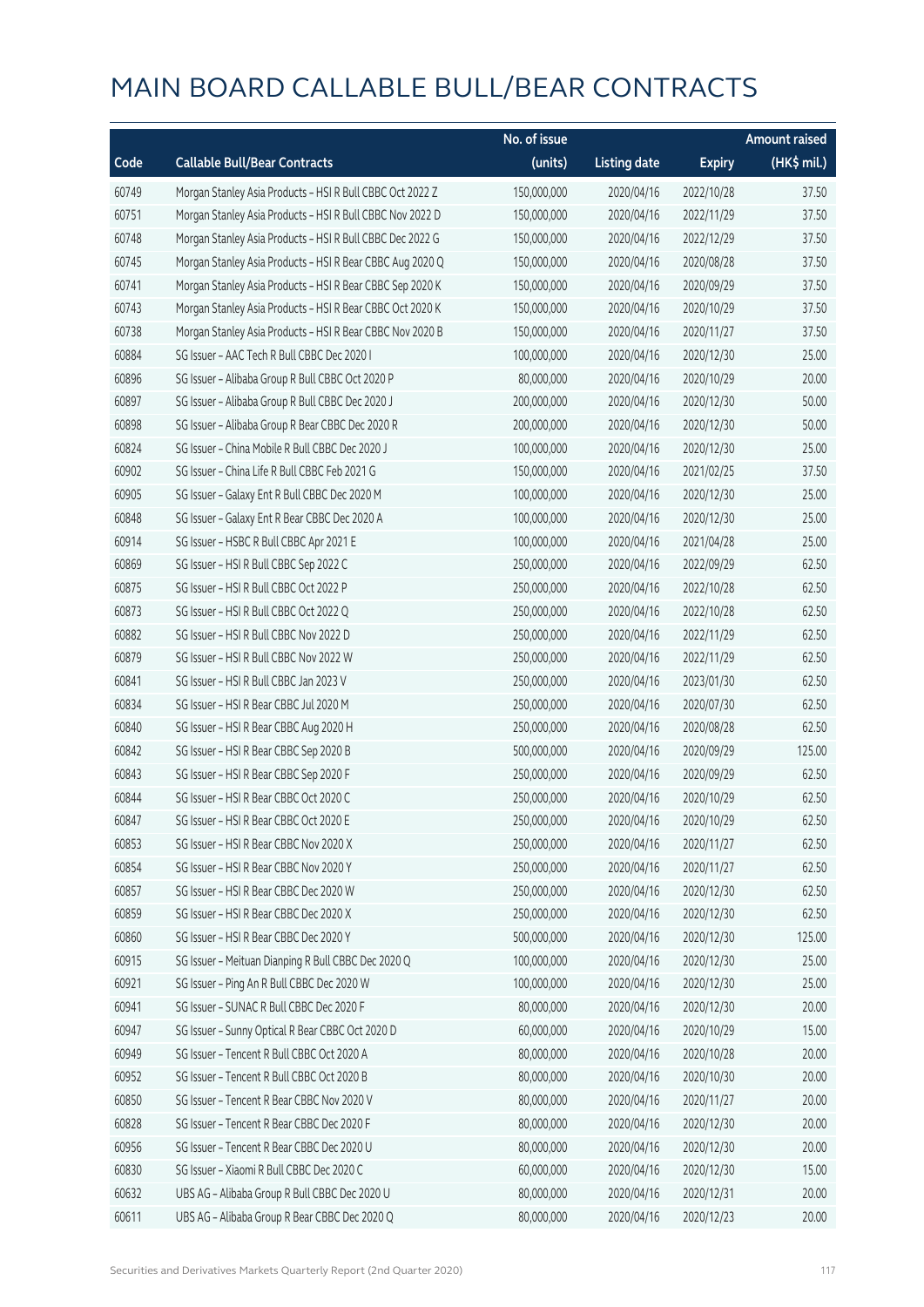# MAIN BOARD CALLABLE BULL/BEAR CONTRACTS

| Code | Callable Bull/Bear Contracts | No. of issue (units) | Listing date | Expiry | Amount raised (HK$ mil.) |
|---|---|---|---|---|---|
| 60749 | Morgan Stanley Asia Products – HSI R Bull CBBC Oct 2022 Z | 150,000,000 | 2020/04/16 | 2022/10/28 | 37.50 |
| 60751 | Morgan Stanley Asia Products – HSI R Bull CBBC Nov 2022 D | 150,000,000 | 2020/04/16 | 2022/11/29 | 37.50 |
| 60748 | Morgan Stanley Asia Products – HSI R Bull CBBC Dec 2022 G | 150,000,000 | 2020/04/16 | 2022/12/29 | 37.50 |
| 60745 | Morgan Stanley Asia Products – HSI R Bear CBBC Aug 2020 Q | 150,000,000 | 2020/04/16 | 2020/08/28 | 37.50 |
| 60741 | Morgan Stanley Asia Products – HSI R Bear CBBC Sep 2020 K | 150,000,000 | 2020/04/16 | 2020/09/29 | 37.50 |
| 60743 | Morgan Stanley Asia Products – HSI R Bear CBBC Oct 2020 K | 150,000,000 | 2020/04/16 | 2020/10/29 | 37.50 |
| 60738 | Morgan Stanley Asia Products – HSI R Bear CBBC Nov 2020 B | 150,000,000 | 2020/04/16 | 2020/11/27 | 37.50 |
| 60884 | SG Issuer – AAC Tech R Bull CBBC Dec 2020 I | 100,000,000 | 2020/04/16 | 2020/12/30 | 25.00 |
| 60896 | SG Issuer – Alibaba Group R Bull CBBC Oct 2020 P | 80,000,000 | 2020/04/16 | 2020/10/29 | 20.00 |
| 60897 | SG Issuer – Alibaba Group R Bull CBBC Dec 2020 J | 200,000,000 | 2020/04/16 | 2020/12/30 | 50.00 |
| 60898 | SG Issuer – Alibaba Group R Bear CBBC Dec 2020 R | 200,000,000 | 2020/04/16 | 2020/12/30 | 50.00 |
| 60824 | SG Issuer – China Mobile R Bull CBBC Dec 2020 J | 100,000,000 | 2020/04/16 | 2020/12/30 | 25.00 |
| 60902 | SG Issuer – China Life R Bull CBBC Feb 2021 G | 150,000,000 | 2020/04/16 | 2021/02/25 | 37.50 |
| 60905 | SG Issuer – Galaxy Ent R Bull CBBC Dec 2020 M | 100,000,000 | 2020/04/16 | 2020/12/30 | 25.00 |
| 60848 | SG Issuer – Galaxy Ent R Bear CBBC Dec 2020 A | 100,000,000 | 2020/04/16 | 2020/12/30 | 25.00 |
| 60914 | SG Issuer – HSBC R Bull CBBC Apr 2021 E | 100,000,000 | 2020/04/16 | 2021/04/28 | 25.00 |
| 60869 | SG Issuer – HSI R Bull CBBC Sep 2022 C | 250,000,000 | 2020/04/16 | 2022/09/29 | 62.50 |
| 60875 | SG Issuer – HSI R Bull CBBC Oct 2022 P | 250,000,000 | 2020/04/16 | 2022/10/28 | 62.50 |
| 60873 | SG Issuer – HSI R Bull CBBC Oct 2022 Q | 250,000,000 | 2020/04/16 | 2022/10/28 | 62.50 |
| 60882 | SG Issuer – HSI R Bull CBBC Nov 2022 D | 250,000,000 | 2020/04/16 | 2022/11/29 | 62.50 |
| 60879 | SG Issuer – HSI R Bull CBBC Nov 2022 W | 250,000,000 | 2020/04/16 | 2022/11/29 | 62.50 |
| 60841 | SG Issuer – HSI R Bull CBBC Jan 2023 V | 250,000,000 | 2020/04/16 | 2023/01/30 | 62.50 |
| 60834 | SG Issuer – HSI R Bear CBBC Jul 2020 M | 250,000,000 | 2020/04/16 | 2020/07/30 | 62.50 |
| 60840 | SG Issuer – HSI R Bear CBBC Aug 2020 H | 250,000,000 | 2020/04/16 | 2020/08/28 | 62.50 |
| 60842 | SG Issuer – HSI R Bear CBBC Sep 2020 B | 500,000,000 | 2020/04/16 | 2020/09/29 | 125.00 |
| 60843 | SG Issuer – HSI R Bear CBBC Sep 2020 F | 250,000,000 | 2020/04/16 | 2020/09/29 | 62.50 |
| 60844 | SG Issuer – HSI R Bear CBBC Oct 2020 C | 250,000,000 | 2020/04/16 | 2020/10/29 | 62.50 |
| 60847 | SG Issuer – HSI R Bear CBBC Oct 2020 E | 250,000,000 | 2020/04/16 | 2020/10/29 | 62.50 |
| 60853 | SG Issuer – HSI R Bear CBBC Nov 2020 X | 250,000,000 | 2020/04/16 | 2020/11/27 | 62.50 |
| 60854 | SG Issuer – HSI R Bear CBBC Nov 2020 Y | 250,000,000 | 2020/04/16 | 2020/11/27 | 62.50 |
| 60857 | SG Issuer – HSI R Bear CBBC Dec 2020 W | 250,000,000 | 2020/04/16 | 2020/12/30 | 62.50 |
| 60859 | SG Issuer – HSI R Bear CBBC Dec 2020 X | 250,000,000 | 2020/04/16 | 2020/12/30 | 62.50 |
| 60860 | SG Issuer – HSI R Bear CBBC Dec 2020 Y | 500,000,000 | 2020/04/16 | 2020/12/30 | 125.00 |
| 60915 | SG Issuer – Meituan Dianping R Bull CBBC Dec 2020 Q | 100,000,000 | 2020/04/16 | 2020/12/30 | 25.00 |
| 60921 | SG Issuer – Ping An R Bull CBBC Dec 2020 W | 100,000,000 | 2020/04/16 | 2020/12/30 | 25.00 |
| 60941 | SG Issuer – SUNAC R Bull CBBC Dec 2020 F | 80,000,000 | 2020/04/16 | 2020/12/30 | 20.00 |
| 60947 | SG Issuer – Sunny Optical R Bear CBBC Oct 2020 D | 60,000,000 | 2020/04/16 | 2020/10/29 | 15.00 |
| 60949 | SG Issuer – Tencent R Bull CBBC Oct 2020 A | 80,000,000 | 2020/04/16 | 2020/10/28 | 20.00 |
| 60952 | SG Issuer – Tencent R Bull CBBC Oct 2020 B | 80,000,000 | 2020/04/16 | 2020/10/30 | 20.00 |
| 60850 | SG Issuer – Tencent R Bear CBBC Nov 2020 V | 80,000,000 | 2020/04/16 | 2020/11/27 | 20.00 |
| 60828 | SG Issuer – Tencent R Bear CBBC Dec 2020 F | 80,000,000 | 2020/04/16 | 2020/12/30 | 20.00 |
| 60956 | SG Issuer – Tencent R Bear CBBC Dec 2020 U | 80,000,000 | 2020/04/16 | 2020/12/30 | 20.00 |
| 60830 | SG Issuer – Xiaomi R Bull CBBC Dec 2020 C | 60,000,000 | 2020/04/16 | 2020/12/30 | 15.00 |
| 60632 | UBS AG – Alibaba Group R Bull CBBC Dec 2020 U | 80,000,000 | 2020/04/16 | 2020/12/31 | 20.00 |
| 60611 | UBS AG – Alibaba Group R Bear CBBC Dec 2020 Q | 80,000,000 | 2020/04/16 | 2020/12/23 | 20.00 |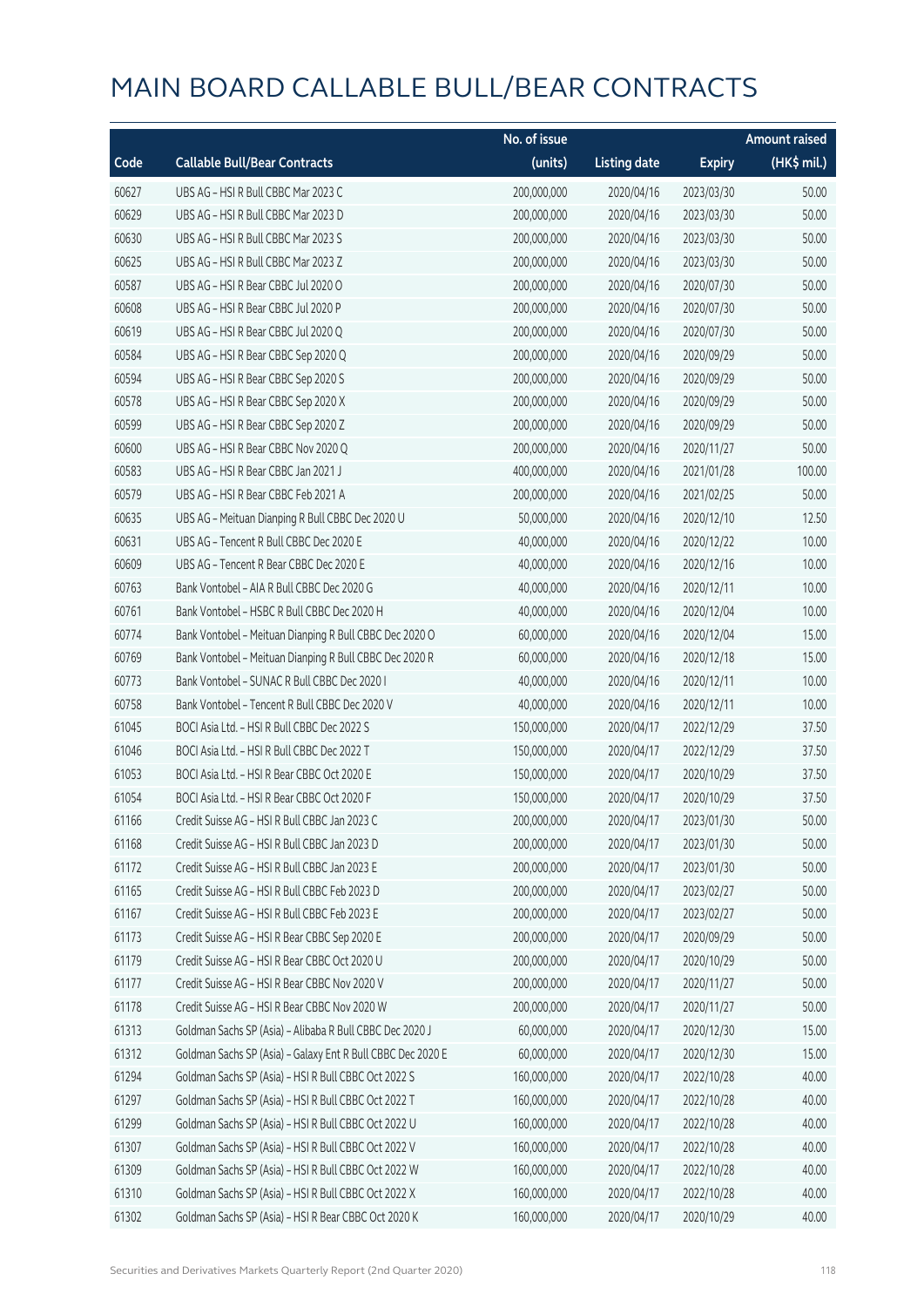# MAIN BOARD CALLABLE BULL/BEAR CONTRACTS

| Code | Callable Bull/Bear Contracts | No. of issue (units) | Listing date | Expiry | Amount raised (HK$ mil.) |
|---|---|---|---|---|---|
| 60627 | UBS AG – HSI R Bull CBBC Mar 2023 C | 200,000,000 | 2020/04/16 | 2023/03/30 | 50.00 |
| 60629 | UBS AG – HSI R Bull CBBC Mar 2023 D | 200,000,000 | 2020/04/16 | 2023/03/30 | 50.00 |
| 60630 | UBS AG – HSI R Bull CBBC Mar 2023 S | 200,000,000 | 2020/04/16 | 2023/03/30 | 50.00 |
| 60625 | UBS AG – HSI R Bull CBBC Mar 2023 Z | 200,000,000 | 2020/04/16 | 2023/03/30 | 50.00 |
| 60587 | UBS AG – HSI R Bear CBBC Jul 2020 O | 200,000,000 | 2020/04/16 | 2020/07/30 | 50.00 |
| 60608 | UBS AG – HSI R Bear CBBC Jul 2020 P | 200,000,000 | 2020/04/16 | 2020/07/30 | 50.00 |
| 60619 | UBS AG – HSI R Bear CBBC Jul 2020 Q | 200,000,000 | 2020/04/16 | 2020/07/30 | 50.00 |
| 60584 | UBS AG – HSI R Bear CBBC Sep 2020 Q | 200,000,000 | 2020/04/16 | 2020/09/29 | 50.00 |
| 60594 | UBS AG – HSI R Bear CBBC Sep 2020 S | 200,000,000 | 2020/04/16 | 2020/09/29 | 50.00 |
| 60578 | UBS AG – HSI R Bear CBBC Sep 2020 X | 200,000,000 | 2020/04/16 | 2020/09/29 | 50.00 |
| 60599 | UBS AG – HSI R Bear CBBC Sep 2020 Z | 200,000,000 | 2020/04/16 | 2020/09/29 | 50.00 |
| 60600 | UBS AG – HSI R Bear CBBC Nov 2020 Q | 200,000,000 | 2020/04/16 | 2020/11/27 | 50.00 |
| 60583 | UBS AG – HSI R Bear CBBC Jan 2021 J | 400,000,000 | 2020/04/16 | 2021/01/28 | 100.00 |
| 60579 | UBS AG – HSI R Bear CBBC Feb 2021 A | 200,000,000 | 2020/04/16 | 2021/02/25 | 50.00 |
| 60635 | UBS AG – Meituan Dianping R Bull CBBC Dec 2020 U | 50,000,000 | 2020/04/16 | 2020/12/10 | 12.50 |
| 60631 | UBS AG – Tencent R Bull CBBC Dec 2020 E | 40,000,000 | 2020/04/16 | 2020/12/22 | 10.00 |
| 60609 | UBS AG – Tencent R Bear CBBC Dec 2020 E | 40,000,000 | 2020/04/16 | 2020/12/16 | 10.00 |
| 60763 | Bank Vontobel – AIA R Bull CBBC Dec 2020 G | 40,000,000 | 2020/04/16 | 2020/12/11 | 10.00 |
| 60761 | Bank Vontobel – HSBC R Bull CBBC Dec 2020 H | 40,000,000 | 2020/04/16 | 2020/12/04 | 10.00 |
| 60774 | Bank Vontobel – Meituan Dianping R Bull CBBC Dec 2020 O | 60,000,000 | 2020/04/16 | 2020/12/04 | 15.00 |
| 60769 | Bank Vontobel – Meituan Dianping R Bull CBBC Dec 2020 R | 60,000,000 | 2020/04/16 | 2020/12/18 | 15.00 |
| 60773 | Bank Vontobel – SUNAC R Bull CBBC Dec 2020 I | 40,000,000 | 2020/04/16 | 2020/12/11 | 10.00 |
| 60758 | Bank Vontobel – Tencent R Bull CBBC Dec 2020 V | 40,000,000 | 2020/04/16 | 2020/12/11 | 10.00 |
| 61045 | BOCI Asia Ltd. – HSI R Bull CBBC Dec 2022 S | 150,000,000 | 2020/04/17 | 2022/12/29 | 37.50 |
| 61046 | BOCI Asia Ltd. – HSI R Bull CBBC Dec 2022 T | 150,000,000 | 2020/04/17 | 2022/12/29 | 37.50 |
| 61053 | BOCI Asia Ltd. – HSI R Bear CBBC Oct 2020 E | 150,000,000 | 2020/04/17 | 2020/10/29 | 37.50 |
| 61054 | BOCI Asia Ltd. – HSI R Bear CBBC Oct 2020 F | 150,000,000 | 2020/04/17 | 2020/10/29 | 37.50 |
| 61166 | Credit Suisse AG – HSI R Bull CBBC Jan 2023 C | 200,000,000 | 2020/04/17 | 2023/01/30 | 50.00 |
| 61168 | Credit Suisse AG – HSI R Bull CBBC Jan 2023 D | 200,000,000 | 2020/04/17 | 2023/01/30 | 50.00 |
| 61172 | Credit Suisse AG – HSI R Bull CBBC Jan 2023 E | 200,000,000 | 2020/04/17 | 2023/01/30 | 50.00 |
| 61165 | Credit Suisse AG – HSI R Bull CBBC Feb 2023 D | 200,000,000 | 2020/04/17 | 2023/02/27 | 50.00 |
| 61167 | Credit Suisse AG – HSI R Bull CBBC Feb 2023 E | 200,000,000 | 2020/04/17 | 2023/02/27 | 50.00 |
| 61173 | Credit Suisse AG – HSI R Bear CBBC Sep 2020 E | 200,000,000 | 2020/04/17 | 2020/09/29 | 50.00 |
| 61179 | Credit Suisse AG – HSI R Bear CBBC Oct 2020 U | 200,000,000 | 2020/04/17 | 2020/10/29 | 50.00 |
| 61177 | Credit Suisse AG – HSI R Bear CBBC Nov 2020 V | 200,000,000 | 2020/04/17 | 2020/11/27 | 50.00 |
| 61178 | Credit Suisse AG – HSI R Bear CBBC Nov 2020 W | 200,000,000 | 2020/04/17 | 2020/11/27 | 50.00 |
| 61313 | Goldman Sachs SP (Asia) – Alibaba R Bull CBBC Dec 2020 J | 60,000,000 | 2020/04/17 | 2020/12/30 | 15.00 |
| 61312 | Goldman Sachs SP (Asia) – Galaxy Ent R Bull CBBC Dec 2020 E | 60,000,000 | 2020/04/17 | 2020/12/30 | 15.00 |
| 61294 | Goldman Sachs SP (Asia) – HSI R Bull CBBC Oct 2022 S | 160,000,000 | 2020/04/17 | 2022/10/28 | 40.00 |
| 61297 | Goldman Sachs SP (Asia) – HSI R Bull CBBC Oct 2022 T | 160,000,000 | 2020/04/17 | 2022/10/28 | 40.00 |
| 61299 | Goldman Sachs SP (Asia) – HSI R Bull CBBC Oct 2022 U | 160,000,000 | 2020/04/17 | 2022/10/28 | 40.00 |
| 61307 | Goldman Sachs SP (Asia) – HSI R Bull CBBC Oct 2022 V | 160,000,000 | 2020/04/17 | 2022/10/28 | 40.00 |
| 61309 | Goldman Sachs SP (Asia) – HSI R Bull CBBC Oct 2022 W | 160,000,000 | 2020/04/17 | 2022/10/28 | 40.00 |
| 61310 | Goldman Sachs SP (Asia) – HSI R Bull CBBC Oct 2022 X | 160,000,000 | 2020/04/17 | 2022/10/28 | 40.00 |
| 61302 | Goldman Sachs SP (Asia) – HSI R Bear CBBC Oct 2020 K | 160,000,000 | 2020/04/17 | 2020/10/29 | 40.00 |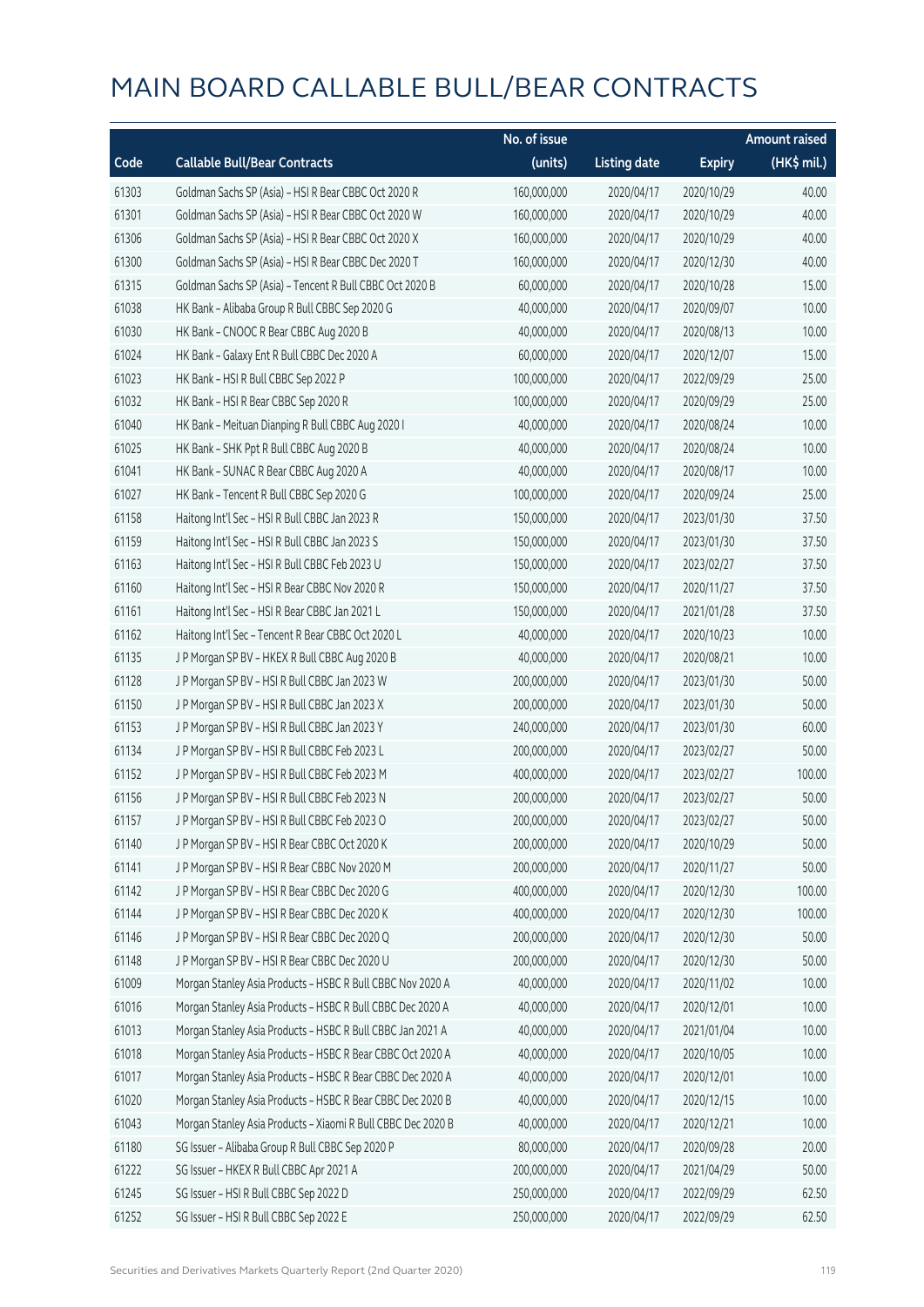# MAIN BOARD CALLABLE BULL/BEAR CONTRACTS

| Code | Callable Bull/Bear Contracts | No. of issue (units) | Listing date | Expiry | Amount raised (HK$ mil.) |
|---|---|---|---|---|---|
| 61303 | Goldman Sachs SP (Asia) - HSI R Bear CBBC Oct 2020 R | 160,000,000 | 2020/04/17 | 2020/10/29 | 40.00 |
| 61301 | Goldman Sachs SP (Asia) - HSI R Bear CBBC Oct 2020 W | 160,000,000 | 2020/04/17 | 2020/10/29 | 40.00 |
| 61306 | Goldman Sachs SP (Asia) - HSI R Bear CBBC Oct 2020 X | 160,000,000 | 2020/04/17 | 2020/10/29 | 40.00 |
| 61300 | Goldman Sachs SP (Asia) - HSI R Bear CBBC Dec 2020 T | 160,000,000 | 2020/04/17 | 2020/12/30 | 40.00 |
| 61315 | Goldman Sachs SP (Asia) - Tencent R Bull CBBC Oct 2020 B | 60,000,000 | 2020/04/17 | 2020/10/28 | 15.00 |
| 61038 | HK Bank - Alibaba Group R Bull CBBC Sep 2020 G | 40,000,000 | 2020/04/17 | 2020/09/07 | 10.00 |
| 61030 | HK Bank - CNOOC R Bear CBBC Aug 2020 B | 40,000,000 | 2020/04/17 | 2020/08/13 | 10.00 |
| 61024 | HK Bank - Galaxy Ent R Bull CBBC Dec 2020 A | 60,000,000 | 2020/04/17 | 2020/12/07 | 15.00 |
| 61023 | HK Bank - HSI R Bull CBBC Sep 2022 P | 100,000,000 | 2020/04/17 | 2022/09/29 | 25.00 |
| 61032 | HK Bank - HSI R Bear CBBC Sep 2020 R | 100,000,000 | 2020/04/17 | 2020/09/29 | 25.00 |
| 61040 | HK Bank - Meituan Dianping R Bull CBBC Aug 2020 I | 40,000,000 | 2020/04/17 | 2020/08/24 | 10.00 |
| 61025 | HK Bank - SHK Ppt R Bull CBBC Aug 2020 B | 40,000,000 | 2020/04/17 | 2020/08/24 | 10.00 |
| 61041 | HK Bank - SUNAC R Bear CBBC Aug 2020 A | 40,000,000 | 2020/04/17 | 2020/08/17 | 10.00 |
| 61027 | HK Bank - Tencent R Bull CBBC Sep 2020 G | 100,000,000 | 2020/04/17 | 2020/09/24 | 25.00 |
| 61158 | Haitong Int'l Sec - HSI R Bull CBBC Jan 2023 R | 150,000,000 | 2020/04/17 | 2023/01/30 | 37.50 |
| 61159 | Haitong Int'l Sec - HSI R Bull CBBC Jan 2023 S | 150,000,000 | 2020/04/17 | 2023/01/30 | 37.50 |
| 61163 | Haitong Int'l Sec - HSI R Bull CBBC Feb 2023 U | 150,000,000 | 2020/04/17 | 2023/02/27 | 37.50 |
| 61160 | Haitong Int'l Sec - HSI R Bear CBBC Nov 2020 R | 150,000,000 | 2020/04/17 | 2020/11/27 | 37.50 |
| 61161 | Haitong Int'l Sec - HSI R Bear CBBC Jan 2021 L | 150,000,000 | 2020/04/17 | 2021/01/28 | 37.50 |
| 61162 | Haitong Int'l Sec - Tencent R Bear CBBC Oct 2020 L | 40,000,000 | 2020/04/17 | 2020/10/23 | 10.00 |
| 61135 | J P Morgan SP BV - HKEX R Bull CBBC Aug 2020 B | 40,000,000 | 2020/04/17 | 2020/08/21 | 10.00 |
| 61128 | J P Morgan SP BV - HSI R Bull CBBC Jan 2023 W | 200,000,000 | 2020/04/17 | 2023/01/30 | 50.00 |
| 61150 | J P Morgan SP BV - HSI R Bull CBBC Jan 2023 X | 200,000,000 | 2020/04/17 | 2023/01/30 | 50.00 |
| 61153 | J P Morgan SP BV - HSI R Bull CBBC Jan 2023 Y | 240,000,000 | 2020/04/17 | 2023/01/30 | 60.00 |
| 61134 | J P Morgan SP BV - HSI R Bull CBBC Feb 2023 L | 200,000,000 | 2020/04/17 | 2023/02/27 | 50.00 |
| 61152 | J P Morgan SP BV - HSI R Bull CBBC Feb 2023 M | 400,000,000 | 2020/04/17 | 2023/02/27 | 100.00 |
| 61156 | J P Morgan SP BV - HSI R Bull CBBC Feb 2023 N | 200,000,000 | 2020/04/17 | 2023/02/27 | 50.00 |
| 61157 | J P Morgan SP BV - HSI R Bull CBBC Feb 2023 O | 200,000,000 | 2020/04/17 | 2023/02/27 | 50.00 |
| 61140 | J P Morgan SP BV - HSI R Bear CBBC Oct 2020 K | 200,000,000 | 2020/04/17 | 2020/10/29 | 50.00 |
| 61141 | J P Morgan SP BV - HSI R Bear CBBC Nov 2020 M | 200,000,000 | 2020/04/17 | 2020/11/27 | 50.00 |
| 61142 | J P Morgan SP BV - HSI R Bear CBBC Dec 2020 G | 400,000,000 | 2020/04/17 | 2020/12/30 | 100.00 |
| 61144 | J P Morgan SP BV - HSI R Bear CBBC Dec 2020 K | 400,000,000 | 2020/04/17 | 2020/12/30 | 100.00 |
| 61146 | J P Morgan SP BV - HSI R Bear CBBC Dec 2020 Q | 200,000,000 | 2020/04/17 | 2020/12/30 | 50.00 |
| 61148 | J P Morgan SP BV - HSI R Bear CBBC Dec 2020 U | 200,000,000 | 2020/04/17 | 2020/12/30 | 50.00 |
| 61009 | Morgan Stanley Asia Products - HSBC R Bull CBBC Nov 2020 A | 40,000,000 | 2020/04/17 | 2020/11/02 | 10.00 |
| 61016 | Morgan Stanley Asia Products - HSBC R Bull CBBC Dec 2020 A | 40,000,000 | 2020/04/17 | 2020/12/01 | 10.00 |
| 61013 | Morgan Stanley Asia Products - HSBC R Bull CBBC Jan 2021 A | 40,000,000 | 2020/04/17 | 2021/01/04 | 10.00 |
| 61018 | Morgan Stanley Asia Products - HSBC R Bear CBBC Oct 2020 A | 40,000,000 | 2020/04/17 | 2020/10/05 | 10.00 |
| 61017 | Morgan Stanley Asia Products - HSBC R Bear CBBC Dec 2020 A | 40,000,000 | 2020/04/17 | 2020/12/01 | 10.00 |
| 61020 | Morgan Stanley Asia Products - HSBC R Bear CBBC Dec 2020 B | 40,000,000 | 2020/04/17 | 2020/12/15 | 10.00 |
| 61043 | Morgan Stanley Asia Products - Xiaomi R Bull CBBC Dec 2020 B | 40,000,000 | 2020/04/17 | 2020/12/21 | 10.00 |
| 61180 | SG Issuer - Alibaba Group R Bull CBBC Sep 2020 P | 80,000,000 | 2020/04/17 | 2020/09/28 | 20.00 |
| 61222 | SG Issuer - HKEX R Bull CBBC Apr 2021 A | 200,000,000 | 2020/04/17 | 2021/04/29 | 50.00 |
| 61245 | SG Issuer - HSI R Bull CBBC Sep 2022 D | 250,000,000 | 2020/04/17 | 2022/09/29 | 62.50 |
| 61252 | SG Issuer - HSI R Bull CBBC Sep 2022 E | 250,000,000 | 2020/04/17 | 2022/09/29 | 62.50 |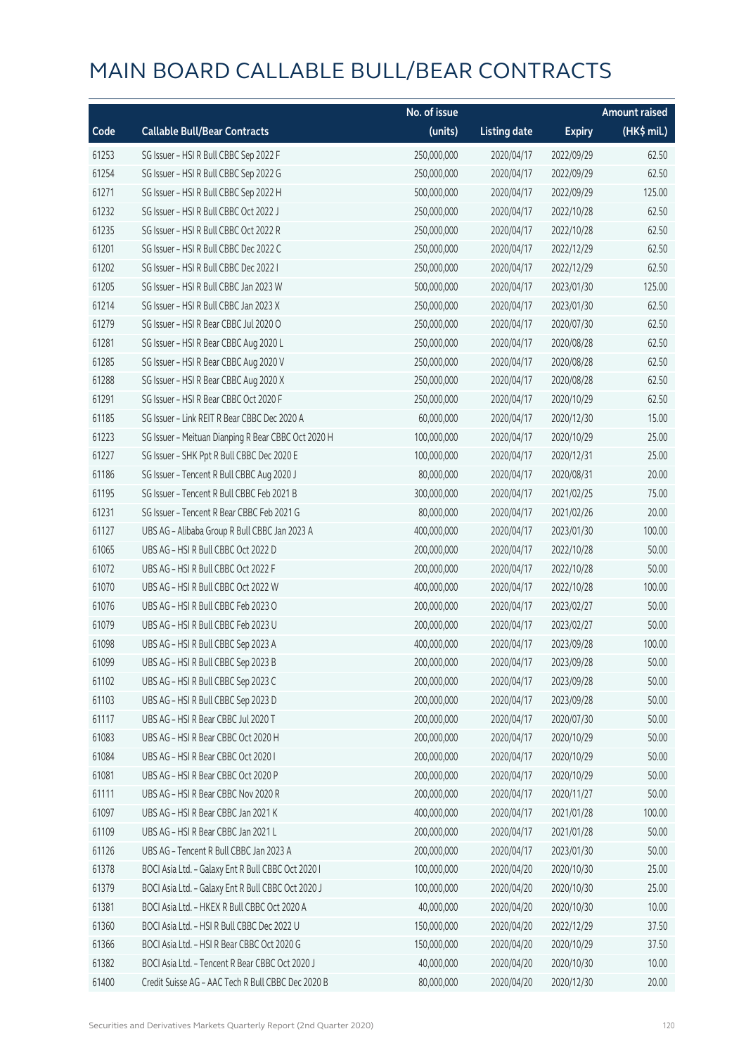# MAIN BOARD CALLABLE BULL/BEAR CONTRACTS

| Code | Callable Bull/Bear Contracts | No. of issue (units) | Listing date | Expiry | Amount raised (HK$ mil.) |
|---|---|---|---|---|---|
| 61253 | SG Issuer – HSI R Bull CBBC Sep 2022 F | 250,000,000 | 2020/04/17 | 2022/09/29 | 62.50 |
| 61254 | SG Issuer – HSI R Bull CBBC Sep 2022 G | 250,000,000 | 2020/04/17 | 2022/09/29 | 62.50 |
| 61271 | SG Issuer – HSI R Bull CBBC Sep 2022 H | 500,000,000 | 2020/04/17 | 2022/09/29 | 125.00 |
| 61232 | SG Issuer – HSI R Bull CBBC Oct 2022 J | 250,000,000 | 2020/04/17 | 2022/10/28 | 62.50 |
| 61235 | SG Issuer – HSI R Bull CBBC Oct 2022 R | 250,000,000 | 2020/04/17 | 2022/10/28 | 62.50 |
| 61201 | SG Issuer – HSI R Bull CBBC Dec 2022 C | 250,000,000 | 2020/04/17 | 2022/12/29 | 62.50 |
| 61202 | SG Issuer – HSI R Bull CBBC Dec 2022 I | 250,000,000 | 2020/04/17 | 2022/12/29 | 62.50 |
| 61205 | SG Issuer – HSI R Bull CBBC Jan 2023 W | 500,000,000 | 2020/04/17 | 2023/01/30 | 125.00 |
| 61214 | SG Issuer – HSI R Bull CBBC Jan 2023 X | 250,000,000 | 2020/04/17 | 2023/01/30 | 62.50 |
| 61279 | SG Issuer – HSI R Bear CBBC Jul 2020 O | 250,000,000 | 2020/04/17 | 2020/07/30 | 62.50 |
| 61281 | SG Issuer – HSI R Bear CBBC Aug 2020 L | 250,000,000 | 2020/04/17 | 2020/08/28 | 62.50 |
| 61285 | SG Issuer – HSI R Bear CBBC Aug 2020 V | 250,000,000 | 2020/04/17 | 2020/08/28 | 62.50 |
| 61288 | SG Issuer – HSI R Bear CBBC Aug 2020 X | 250,000,000 | 2020/04/17 | 2020/08/28 | 62.50 |
| 61291 | SG Issuer – HSI R Bear CBBC Oct 2020 F | 250,000,000 | 2020/04/17 | 2020/10/29 | 62.50 |
| 61185 | SG Issuer – Link REIT R Bear CBBC Dec 2020 A | 60,000,000 | 2020/04/17 | 2020/12/30 | 15.00 |
| 61223 | SG Issuer – Meituan Dianping R Bear CBBC Oct 2020 H | 100,000,000 | 2020/04/17 | 2020/10/29 | 25.00 |
| 61227 | SG Issuer – SHK Ppt R Bull CBBC Dec 2020 E | 100,000,000 | 2020/04/17 | 2020/12/31 | 25.00 |
| 61186 | SG Issuer – Tencent R Bull CBBC Aug 2020 J | 80,000,000 | 2020/04/17 | 2020/08/31 | 20.00 |
| 61195 | SG Issuer – Tencent R Bull CBBC Feb 2021 B | 300,000,000 | 2020/04/17 | 2021/02/25 | 75.00 |
| 61231 | SG Issuer – Tencent R Bear CBBC Feb 2021 G | 80,000,000 | 2020/04/17 | 2021/02/26 | 20.00 |
| 61127 | UBS AG – Alibaba Group R Bull CBBC Jan 2023 A | 400,000,000 | 2020/04/17 | 2023/01/30 | 100.00 |
| 61065 | UBS AG – HSI R Bull CBBC Oct 2022 D | 200,000,000 | 2020/04/17 | 2022/10/28 | 50.00 |
| 61072 | UBS AG – HSI R Bull CBBC Oct 2022 F | 200,000,000 | 2020/04/17 | 2022/10/28 | 50.00 |
| 61070 | UBS AG – HSI R Bull CBBC Oct 2022 W | 400,000,000 | 2020/04/17 | 2022/10/28 | 100.00 |
| 61076 | UBS AG – HSI R Bull CBBC Feb 2023 O | 200,000,000 | 2020/04/17 | 2023/02/27 | 50.00 |
| 61079 | UBS AG – HSI R Bull CBBC Feb 2023 U | 200,000,000 | 2020/04/17 | 2023/02/27 | 50.00 |
| 61098 | UBS AG – HSI R Bull CBBC Sep 2023 A | 400,000,000 | 2020/04/17 | 2023/09/28 | 100.00 |
| 61099 | UBS AG – HSI R Bull CBBC Sep 2023 B | 200,000,000 | 2020/04/17 | 2023/09/28 | 50.00 |
| 61102 | UBS AG – HSI R Bull CBBC Sep 2023 C | 200,000,000 | 2020/04/17 | 2023/09/28 | 50.00 |
| 61103 | UBS AG – HSI R Bull CBBC Sep 2023 D | 200,000,000 | 2020/04/17 | 2023/09/28 | 50.00 |
| 61117 | UBS AG – HSI R Bear CBBC Jul 2020 T | 200,000,000 | 2020/04/17 | 2020/07/30 | 50.00 |
| 61083 | UBS AG – HSI R Bear CBBC Oct 2020 H | 200,000,000 | 2020/04/17 | 2020/10/29 | 50.00 |
| 61084 | UBS AG – HSI R Bear CBBC Oct 2020 I | 200,000,000 | 2020/04/17 | 2020/10/29 | 50.00 |
| 61081 | UBS AG – HSI R Bear CBBC Oct 2020 P | 200,000,000 | 2020/04/17 | 2020/10/29 | 50.00 |
| 61111 | UBS AG – HSI R Bear CBBC Nov 2020 R | 200,000,000 | 2020/04/17 | 2020/11/27 | 50.00 |
| 61097 | UBS AG – HSI R Bear CBBC Jan 2021 K | 400,000,000 | 2020/04/17 | 2021/01/28 | 100.00 |
| 61109 | UBS AG – HSI R Bear CBBC Jan 2021 L | 200,000,000 | 2020/04/17 | 2021/01/28 | 50.00 |
| 61126 | UBS AG – Tencent R Bull CBBC Jan 2023 A | 200,000,000 | 2020/04/17 | 2023/01/30 | 50.00 |
| 61378 | BOCI Asia Ltd. – Galaxy Ent R Bull CBBC Oct 2020 I | 100,000,000 | 2020/04/20 | 2020/10/30 | 25.00 |
| 61379 | BOCI Asia Ltd. – Galaxy Ent R Bull CBBC Oct 2020 J | 100,000,000 | 2020/04/20 | 2020/10/30 | 25.00 |
| 61381 | BOCI Asia Ltd. – HKEX R Bull CBBC Oct 2020 A | 40,000,000 | 2020/04/20 | 2020/10/30 | 10.00 |
| 61360 | BOCI Asia Ltd. – HSI R Bull CBBC Dec 2022 U | 150,000,000 | 2020/04/20 | 2022/12/29 | 37.50 |
| 61366 | BOCI Asia Ltd. – HSI R Bear CBBC Oct 2020 G | 150,000,000 | 2020/04/20 | 2020/10/29 | 37.50 |
| 61382 | BOCI Asia Ltd. – Tencent R Bear CBBC Oct 2020 J | 40,000,000 | 2020/04/20 | 2020/10/30 | 10.00 |
| 61400 | Credit Suisse AG – AAC Tech R Bull CBBC Dec 2020 B | 80,000,000 | 2020/04/20 | 2020/12/30 | 20.00 |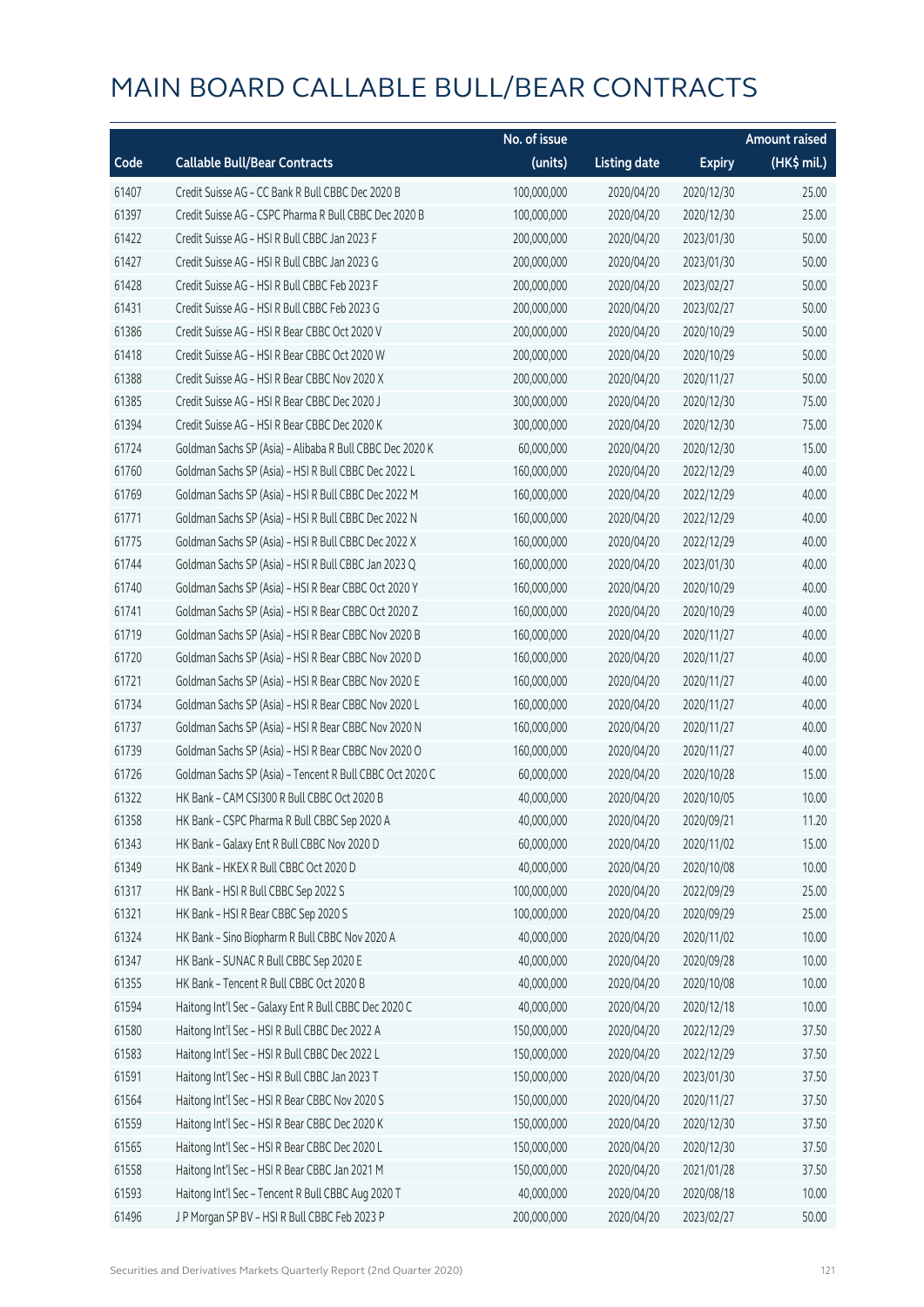# MAIN BOARD CALLABLE BULL/BEAR CONTRACTS

| Code | Callable Bull/Bear Contracts | No. of issue (units) | Listing date | Expiry | Amount raised (HK$ mil.) |
|---|---|---|---|---|---|
| 61407 | Credit Suisse AG – CC Bank R Bull CBBC Dec 2020 B | 100,000,000 | 2020/04/20 | 2020/12/30 | 25.00 |
| 61397 | Credit Suisse AG – CSPC Pharma R Bull CBBC Dec 2020 B | 100,000,000 | 2020/04/20 | 2020/12/30 | 25.00 |
| 61422 | Credit Suisse AG – HSI R Bull CBBC Jan 2023 F | 200,000,000 | 2020/04/20 | 2023/01/30 | 50.00 |
| 61427 | Credit Suisse AG – HSI R Bull CBBC Jan 2023 G | 200,000,000 | 2020/04/20 | 2023/01/30 | 50.00 |
| 61428 | Credit Suisse AG – HSI R Bull CBBC Feb 2023 F | 200,000,000 | 2020/04/20 | 2023/02/27 | 50.00 |
| 61431 | Credit Suisse AG – HSI R Bull CBBC Feb 2023 G | 200,000,000 | 2020/04/20 | 2023/02/27 | 50.00 |
| 61386 | Credit Suisse AG – HSI R Bear CBBC Oct 2020 V | 200,000,000 | 2020/04/20 | 2020/10/29 | 50.00 |
| 61418 | Credit Suisse AG – HSI R Bear CBBC Oct 2020 W | 200,000,000 | 2020/04/20 | 2020/10/29 | 50.00 |
| 61388 | Credit Suisse AG – HSI R Bear CBBC Nov 2020 X | 200,000,000 | 2020/04/20 | 2020/11/27 | 50.00 |
| 61385 | Credit Suisse AG – HSI R Bear CBBC Dec 2020 J | 300,000,000 | 2020/04/20 | 2020/12/30 | 75.00 |
| 61394 | Credit Suisse AG – HSI R Bear CBBC Dec 2020 K | 300,000,000 | 2020/04/20 | 2020/12/30 | 75.00 |
| 61724 | Goldman Sachs SP (Asia) – Alibaba R Bull CBBC Dec 2020 K | 60,000,000 | 2020/04/20 | 2020/12/30 | 15.00 |
| 61760 | Goldman Sachs SP (Asia) – HSI R Bull CBBC Dec 2022 L | 160,000,000 | 2020/04/20 | 2022/12/29 | 40.00 |
| 61769 | Goldman Sachs SP (Asia) – HSI R Bull CBBC Dec 2022 M | 160,000,000 | 2020/04/20 | 2022/12/29 | 40.00 |
| 61771 | Goldman Sachs SP (Asia) – HSI R Bull CBBC Dec 2022 N | 160,000,000 | 2020/04/20 | 2022/12/29 | 40.00 |
| 61775 | Goldman Sachs SP (Asia) – HSI R Bull CBBC Dec 2022 X | 160,000,000 | 2020/04/20 | 2022/12/29 | 40.00 |
| 61744 | Goldman Sachs SP (Asia) – HSI R Bull CBBC Jan 2023 Q | 160,000,000 | 2020/04/20 | 2023/01/30 | 40.00 |
| 61740 | Goldman Sachs SP (Asia) – HSI R Bear CBBC Oct 2020 Y | 160,000,000 | 2020/04/20 | 2020/10/29 | 40.00 |
| 61741 | Goldman Sachs SP (Asia) – HSI R Bear CBBC Oct 2020 Z | 160,000,000 | 2020/04/20 | 2020/10/29 | 40.00 |
| 61719 | Goldman Sachs SP (Asia) – HSI R Bear CBBC Nov 2020 B | 160,000,000 | 2020/04/20 | 2020/11/27 | 40.00 |
| 61720 | Goldman Sachs SP (Asia) – HSI R Bear CBBC Nov 2020 D | 160,000,000 | 2020/04/20 | 2020/11/27 | 40.00 |
| 61721 | Goldman Sachs SP (Asia) – HSI R Bear CBBC Nov 2020 E | 160,000,000 | 2020/04/20 | 2020/11/27 | 40.00 |
| 61734 | Goldman Sachs SP (Asia) – HSI R Bear CBBC Nov 2020 L | 160,000,000 | 2020/04/20 | 2020/11/27 | 40.00 |
| 61737 | Goldman Sachs SP (Asia) – HSI R Bear CBBC Nov 2020 N | 160,000,000 | 2020/04/20 | 2020/11/27 | 40.00 |
| 61739 | Goldman Sachs SP (Asia) – HSI R Bear CBBC Nov 2020 O | 160,000,000 | 2020/04/20 | 2020/11/27 | 40.00 |
| 61726 | Goldman Sachs SP (Asia) – Tencent R Bull CBBC Oct 2020 C | 60,000,000 | 2020/04/20 | 2020/10/28 | 15.00 |
| 61322 | HK Bank – CAM CSI300 R Bull CBBC Oct 2020 B | 40,000,000 | 2020/04/20 | 2020/10/05 | 10.00 |
| 61358 | HK Bank – CSPC Pharma R Bull CBBC Sep 2020 A | 40,000,000 | 2020/04/20 | 2020/09/21 | 11.20 |
| 61343 | HK Bank – Galaxy Ent R Bull CBBC Nov 2020 D | 60,000,000 | 2020/04/20 | 2020/11/02 | 15.00 |
| 61349 | HK Bank – HKEX R Bull CBBC Oct 2020 D | 40,000,000 | 2020/04/20 | 2020/10/08 | 10.00 |
| 61317 | HK Bank – HSI R Bull CBBC Sep 2022 S | 100,000,000 | 2020/04/20 | 2022/09/29 | 25.00 |
| 61321 | HK Bank – HSI R Bear CBBC Sep 2020 S | 100,000,000 | 2020/04/20 | 2020/09/29 | 25.00 |
| 61324 | HK Bank – Sino Biopharm R Bull CBBC Nov 2020 A | 40,000,000 | 2020/04/20 | 2020/11/02 | 10.00 |
| 61347 | HK Bank – SUNAC R Bull CBBC Sep 2020 E | 40,000,000 | 2020/04/20 | 2020/09/28 | 10.00 |
| 61355 | HK Bank – Tencent R Bull CBBC Oct 2020 B | 40,000,000 | 2020/04/20 | 2020/10/08 | 10.00 |
| 61594 | Haitong Int'l Sec – Galaxy Ent R Bull CBBC Dec 2020 C | 40,000,000 | 2020/04/20 | 2020/12/18 | 10.00 |
| 61580 | Haitong Int'l Sec – HSI R Bull CBBC Dec 2022 A | 150,000,000 | 2020/04/20 | 2022/12/29 | 37.50 |
| 61583 | Haitong Int'l Sec – HSI R Bull CBBC Dec 2022 L | 150,000,000 | 2020/04/20 | 2022/12/29 | 37.50 |
| 61591 | Haitong Int'l Sec – HSI R Bull CBBC Jan 2023 T | 150,000,000 | 2020/04/20 | 2023/01/30 | 37.50 |
| 61564 | Haitong Int'l Sec – HSI R Bear CBBC Nov 2020 S | 150,000,000 | 2020/04/20 | 2020/11/27 | 37.50 |
| 61559 | Haitong Int'l Sec – HSI R Bear CBBC Dec 2020 K | 150,000,000 | 2020/04/20 | 2020/12/30 | 37.50 |
| 61565 | Haitong Int'l Sec – HSI R Bear CBBC Dec 2020 L | 150,000,000 | 2020/04/20 | 2020/12/30 | 37.50 |
| 61558 | Haitong Int'l Sec – HSI R Bear CBBC Jan 2021 M | 150,000,000 | 2020/04/20 | 2021/01/28 | 37.50 |
| 61593 | Haitong Int'l Sec – Tencent R Bull CBBC Aug 2020 T | 40,000,000 | 2020/04/20 | 2020/08/18 | 10.00 |
| 61496 | J P Morgan SP BV – HSI R Bull CBBC Feb 2023 P | 200,000,000 | 2020/04/20 | 2023/02/27 | 50.00 |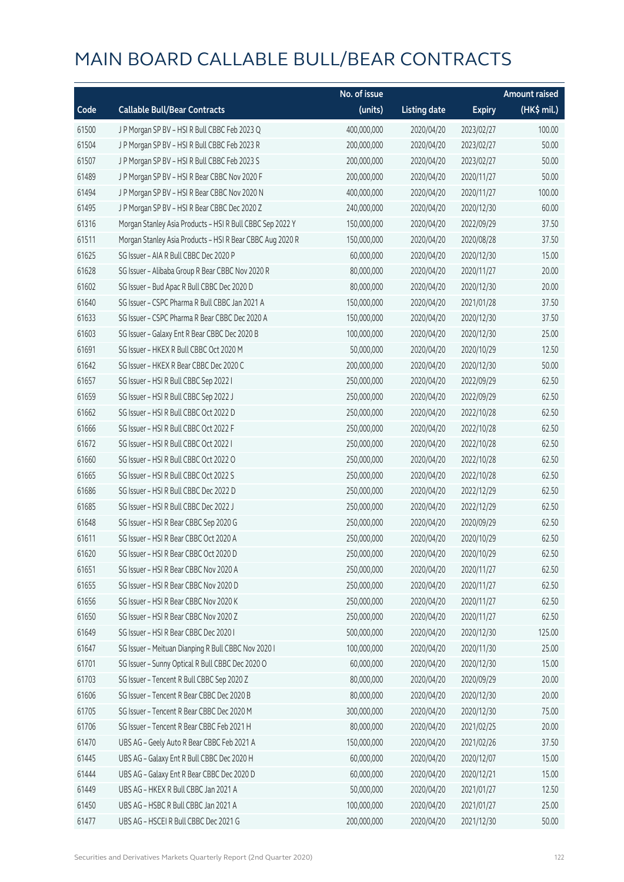# MAIN BOARD CALLABLE BULL/BEAR CONTRACTS

| Code | Callable Bull/Bear Contracts | No. of issue (units) | Listing date | Expiry | Amount raised (HK$ mil.) |
|---|---|---|---|---|---|
| 61500 | J P Morgan SP BV – HSI R Bull CBBC Feb 2023 Q | 400,000,000 | 2020/04/20 | 2023/02/27 | 100.00 |
| 61504 | J P Morgan SP BV – HSI R Bull CBBC Feb 2023 R | 200,000,000 | 2020/04/20 | 2023/02/27 | 50.00 |
| 61507 | J P Morgan SP BV – HSI R Bull CBBC Feb 2023 S | 200,000,000 | 2020/04/20 | 2023/02/27 | 50.00 |
| 61489 | J P Morgan SP BV – HSI R Bear CBBC Nov 2020 F | 200,000,000 | 2020/04/20 | 2020/11/27 | 50.00 |
| 61494 | J P Morgan SP BV – HSI R Bear CBBC Nov 2020 N | 400,000,000 | 2020/04/20 | 2020/11/27 | 100.00 |
| 61495 | J P Morgan SP BV – HSI R Bear CBBC Dec 2020 Z | 240,000,000 | 2020/04/20 | 2020/12/30 | 60.00 |
| 61316 | Morgan Stanley Asia Products – HSI R Bull CBBC Sep 2022 Y | 150,000,000 | 2020/04/20 | 2022/09/29 | 37.50 |
| 61511 | Morgan Stanley Asia Products – HSI R Bear CBBC Aug 2020 R | 150,000,000 | 2020/04/20 | 2020/08/28 | 37.50 |
| 61625 | SG Issuer – AIA R Bull CBBC Dec 2020 P | 60,000,000 | 2020/04/20 | 2020/12/30 | 15.00 |
| 61628 | SG Issuer – Alibaba Group R Bear CBBC Nov 2020 R | 80,000,000 | 2020/04/20 | 2020/11/27 | 20.00 |
| 61602 | SG Issuer – Bud Apac R Bull CBBC Dec 2020 D | 80,000,000 | 2020/04/20 | 2020/12/30 | 20.00 |
| 61640 | SG Issuer – CSPC Pharma R Bull CBBC Jan 2021 A | 150,000,000 | 2020/04/20 | 2021/01/28 | 37.50 |
| 61633 | SG Issuer – CSPC Pharma R Bear CBBC Dec 2020 A | 150,000,000 | 2020/04/20 | 2020/12/30 | 37.50 |
| 61603 | SG Issuer – Galaxy Ent R Bear CBBC Dec 2020 B | 100,000,000 | 2020/04/20 | 2020/12/30 | 25.00 |
| 61691 | SG Issuer – HKEX R Bull CBBC Oct 2020 M | 50,000,000 | 2020/04/20 | 2020/10/29 | 12.50 |
| 61642 | SG Issuer – HKEX R Bear CBBC Dec 2020 C | 200,000,000 | 2020/04/20 | 2020/12/30 | 50.00 |
| 61657 | SG Issuer – HSI R Bull CBBC Sep 2022 I | 250,000,000 | 2020/04/20 | 2022/09/29 | 62.50 |
| 61659 | SG Issuer – HSI R Bull CBBC Sep 2022 J | 250,000,000 | 2020/04/20 | 2022/09/29 | 62.50 |
| 61662 | SG Issuer – HSI R Bull CBBC Oct 2022 D | 250,000,000 | 2020/04/20 | 2022/10/28 | 62.50 |
| 61666 | SG Issuer – HSI R Bull CBBC Oct 2022 F | 250,000,000 | 2020/04/20 | 2022/10/28 | 62.50 |
| 61672 | SG Issuer – HSI R Bull CBBC Oct 2022 I | 250,000,000 | 2020/04/20 | 2022/10/28 | 62.50 |
| 61660 | SG Issuer – HSI R Bull CBBC Oct 2022 O | 250,000,000 | 2020/04/20 | 2022/10/28 | 62.50 |
| 61665 | SG Issuer – HSI R Bull CBBC Oct 2022 S | 250,000,000 | 2020/04/20 | 2022/10/28 | 62.50 |
| 61686 | SG Issuer – HSI R Bull CBBC Dec 2022 D | 250,000,000 | 2020/04/20 | 2022/12/29 | 62.50 |
| 61685 | SG Issuer – HSI R Bull CBBC Dec 2022 J | 250,000,000 | 2020/04/20 | 2022/12/29 | 62.50 |
| 61648 | SG Issuer – HSI R Bear CBBC Sep 2020 G | 250,000,000 | 2020/04/20 | 2020/09/29 | 62.50 |
| 61611 | SG Issuer – HSI R Bear CBBC Oct 2020 A | 250,000,000 | 2020/04/20 | 2020/10/29 | 62.50 |
| 61620 | SG Issuer – HSI R Bear CBBC Oct 2020 D | 250,000,000 | 2020/04/20 | 2020/10/29 | 62.50 |
| 61651 | SG Issuer – HSI R Bear CBBC Nov 2020 A | 250,000,000 | 2020/04/20 | 2020/11/27 | 62.50 |
| 61655 | SG Issuer – HSI R Bear CBBC Nov 2020 D | 250,000,000 | 2020/04/20 | 2020/11/27 | 62.50 |
| 61656 | SG Issuer – HSI R Bear CBBC Nov 2020 K | 250,000,000 | 2020/04/20 | 2020/11/27 | 62.50 |
| 61650 | SG Issuer – HSI R Bear CBBC Nov 2020 Z | 250,000,000 | 2020/04/20 | 2020/11/27 | 62.50 |
| 61649 | SG Issuer – HSI R Bear CBBC Dec 2020 I | 500,000,000 | 2020/04/20 | 2020/12/30 | 125.00 |
| 61647 | SG Issuer – Meituan Dianping R Bull CBBC Nov 2020 I | 100,000,000 | 2020/04/20 | 2020/11/30 | 25.00 |
| 61701 | SG Issuer – Sunny Optical R Bull CBBC Dec 2020 O | 60,000,000 | 2020/04/20 | 2020/12/30 | 15.00 |
| 61703 | SG Issuer – Tencent R Bull CBBC Sep 2020 Z | 80,000,000 | 2020/04/20 | 2020/09/29 | 20.00 |
| 61606 | SG Issuer – Tencent R Bear CBBC Dec 2020 B | 80,000,000 | 2020/04/20 | 2020/12/30 | 20.00 |
| 61705 | SG Issuer – Tencent R Bear CBBC Dec 2020 M | 300,000,000 | 2020/04/20 | 2020/12/30 | 75.00 |
| 61706 | SG Issuer – Tencent R Bear CBBC Feb 2021 H | 80,000,000 | 2020/04/20 | 2021/02/25 | 20.00 |
| 61470 | UBS AG – Geely Auto R Bear CBBC Feb 2021 A | 150,000,000 | 2020/04/20 | 2021/02/26 | 37.50 |
| 61445 | UBS AG – Galaxy Ent R Bull CBBC Dec 2020 H | 60,000,000 | 2020/04/20 | 2020/12/07 | 15.00 |
| 61444 | UBS AG – Galaxy Ent R Bear CBBC Dec 2020 D | 60,000,000 | 2020/04/20 | 2020/12/21 | 15.00 |
| 61449 | UBS AG – HKEX R Bull CBBC Jan 2021 A | 50,000,000 | 2020/04/20 | 2021/01/27 | 12.50 |
| 61450 | UBS AG – HSBC R Bull CBBC Jan 2021 A | 100,000,000 | 2020/04/20 | 2021/01/27 | 25.00 |
| 61477 | UBS AG – HSCEI R Bull CBBC Dec 2021 G | 200,000,000 | 2020/04/20 | 2021/12/30 | 50.00 |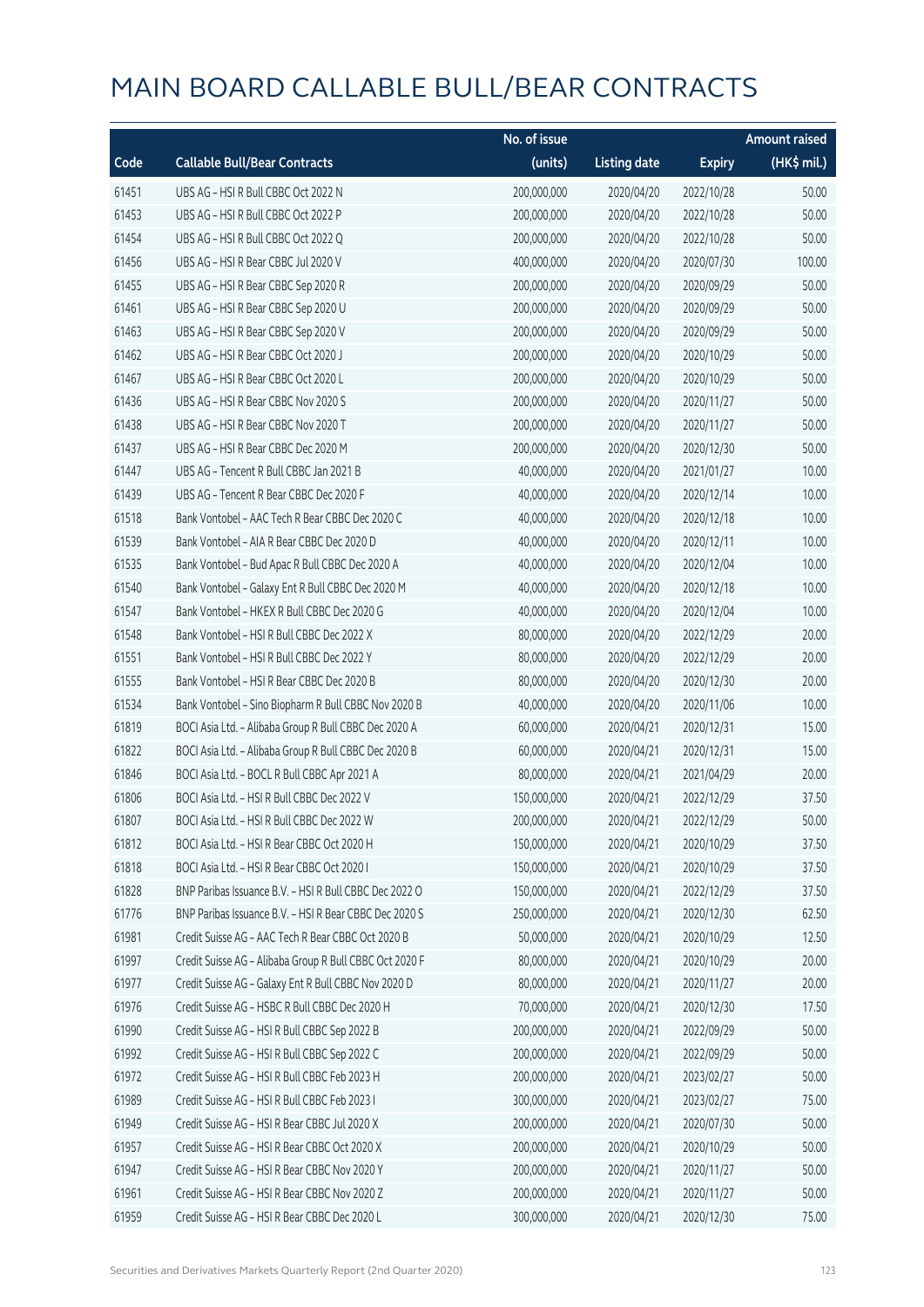# MAIN BOARD CALLABLE BULL/BEAR CONTRACTS

| Code | Callable Bull/Bear Contracts | No. of issue (units) | Listing date | Expiry | Amount raised (HK$ mil.) |
|---|---|---|---|---|---|
| 61451 | UBS AG - HSI R Bull CBBC Oct 2022 N | 200,000,000 | 2020/04/20 | 2022/10/28 | 50.00 |
| 61453 | UBS AG - HSI R Bull CBBC Oct 2022 P | 200,000,000 | 2020/04/20 | 2022/10/28 | 50.00 |
| 61454 | UBS AG - HSI R Bull CBBC Oct 2022 Q | 200,000,000 | 2020/04/20 | 2022/10/28 | 50.00 |
| 61456 | UBS AG - HSI R Bear CBBC Jul 2020 V | 400,000,000 | 2020/04/20 | 2020/07/30 | 100.00 |
| 61455 | UBS AG - HSI R Bear CBBC Sep 2020 R | 200,000,000 | 2020/04/20 | 2020/09/29 | 50.00 |
| 61461 | UBS AG - HSI R Bear CBBC Sep 2020 U | 200,000,000 | 2020/04/20 | 2020/09/29 | 50.00 |
| 61463 | UBS AG - HSI R Bear CBBC Sep 2020 V | 200,000,000 | 2020/04/20 | 2020/09/29 | 50.00 |
| 61462 | UBS AG - HSI R Bear CBBC Oct 2020 J | 200,000,000 | 2020/04/20 | 2020/10/29 | 50.00 |
| 61467 | UBS AG - HSI R Bear CBBC Oct 2020 L | 200,000,000 | 2020/04/20 | 2020/10/29 | 50.00 |
| 61436 | UBS AG - HSI R Bear CBBC Nov 2020 S | 200,000,000 | 2020/04/20 | 2020/11/27 | 50.00 |
| 61438 | UBS AG - HSI R Bear CBBC Nov 2020 T | 200,000,000 | 2020/04/20 | 2020/11/27 | 50.00 |
| 61437 | UBS AG - HSI R Bear CBBC Dec 2020 M | 200,000,000 | 2020/04/20 | 2020/12/30 | 50.00 |
| 61447 | UBS AG - Tencent R Bull CBBC Jan 2021 B | 40,000,000 | 2020/04/20 | 2021/01/27 | 10.00 |
| 61439 | UBS AG - Tencent R Bear CBBC Dec 2020 F | 40,000,000 | 2020/04/20 | 2020/12/14 | 10.00 |
| 61518 | Bank Vontobel - AAC Tech R Bear CBBC Dec 2020 C | 40,000,000 | 2020/04/20 | 2020/12/18 | 10.00 |
| 61539 | Bank Vontobel - AIA R Bear CBBC Dec 2020 D | 40,000,000 | 2020/04/20 | 2020/12/11 | 10.00 |
| 61535 | Bank Vontobel - Bud Apac R Bull CBBC Dec 2020 A | 40,000,000 | 2020/04/20 | 2020/12/04 | 10.00 |
| 61540 | Bank Vontobel - Galaxy Ent R Bull CBBC Dec 2020 M | 40,000,000 | 2020/04/20 | 2020/12/18 | 10.00 |
| 61547 | Bank Vontobel - HKEX R Bull CBBC Dec 2020 G | 40,000,000 | 2020/04/20 | 2020/12/04 | 10.00 |
| 61548 | Bank Vontobel - HSI R Bull CBBC Dec 2022 X | 80,000,000 | 2020/04/20 | 2022/12/29 | 20.00 |
| 61551 | Bank Vontobel - HSI R Bull CBBC Dec 2022 Y | 80,000,000 | 2020/04/20 | 2022/12/29 | 20.00 |
| 61555 | Bank Vontobel - HSI R Bear CBBC Dec 2020 B | 80,000,000 | 2020/04/20 | 2020/12/30 | 20.00 |
| 61534 | Bank Vontobel - Sino Biopharm R Bull CBBC Nov 2020 B | 40,000,000 | 2020/04/20 | 2020/11/06 | 10.00 |
| 61819 | BOCI Asia Ltd. - Alibaba Group R Bull CBBC Dec 2020 A | 60,000,000 | 2020/04/21 | 2020/12/31 | 15.00 |
| 61822 | BOCI Asia Ltd. - Alibaba Group R Bull CBBC Dec 2020 B | 60,000,000 | 2020/04/21 | 2020/12/31 | 15.00 |
| 61846 | BOCI Asia Ltd. - BOCL R Bull CBBC Apr 2021 A | 80,000,000 | 2020/04/21 | 2021/04/29 | 20.00 |
| 61806 | BOCI Asia Ltd. - HSI R Bull CBBC Dec 2022 V | 150,000,000 | 2020/04/21 | 2022/12/29 | 37.50 |
| 61807 | BOCI Asia Ltd. - HSI R Bull CBBC Dec 2022 W | 200,000,000 | 2020/04/21 | 2022/12/29 | 50.00 |
| 61812 | BOCI Asia Ltd. - HSI R Bear CBBC Oct 2020 H | 150,000,000 | 2020/04/21 | 2020/10/29 | 37.50 |
| 61818 | BOCI Asia Ltd. - HSI R Bear CBBC Oct 2020 I | 150,000,000 | 2020/04/21 | 2020/10/29 | 37.50 |
| 61828 | BNP Paribas Issuance B.V. - HSI R Bull CBBC Dec 2022 O | 150,000,000 | 2020/04/21 | 2022/12/29 | 37.50 |
| 61776 | BNP Paribas Issuance B.V. - HSI R Bear CBBC Dec 2020 S | 250,000,000 | 2020/04/21 | 2020/12/30 | 62.50 |
| 61981 | Credit Suisse AG - AAC Tech R Bear CBBC Oct 2020 B | 50,000,000 | 2020/04/21 | 2020/10/29 | 12.50 |
| 61997 | Credit Suisse AG - Alibaba Group R Bull CBBC Oct 2020 F | 80,000,000 | 2020/04/21 | 2020/10/29 | 20.00 |
| 61977 | Credit Suisse AG - Galaxy Ent R Bull CBBC Nov 2020 D | 80,000,000 | 2020/04/21 | 2020/11/27 | 20.00 |
| 61976 | Credit Suisse AG - HSBC R Bull CBBC Dec 2020 H | 70,000,000 | 2020/04/21 | 2020/12/30 | 17.50 |
| 61990 | Credit Suisse AG - HSI R Bull CBBC Sep 2022 B | 200,000,000 | 2020/04/21 | 2022/09/29 | 50.00 |
| 61992 | Credit Suisse AG - HSI R Bull CBBC Sep 2022 C | 200,000,000 | 2020/04/21 | 2022/09/29 | 50.00 |
| 61972 | Credit Suisse AG - HSI R Bull CBBC Feb 2023 H | 200,000,000 | 2020/04/21 | 2023/02/27 | 50.00 |
| 61989 | Credit Suisse AG - HSI R Bull CBBC Feb 2023 I | 300,000,000 | 2020/04/21 | 2023/02/27 | 75.00 |
| 61949 | Credit Suisse AG - HSI R Bear CBBC Jul 2020 X | 200,000,000 | 2020/04/21 | 2020/07/30 | 50.00 |
| 61957 | Credit Suisse AG - HSI R Bear CBBC Oct 2020 X | 200,000,000 | 2020/04/21 | 2020/10/29 | 50.00 |
| 61947 | Credit Suisse AG - HSI R Bear CBBC Nov 2020 Y | 200,000,000 | 2020/04/21 | 2020/11/27 | 50.00 |
| 61961 | Credit Suisse AG - HSI R Bear CBBC Nov 2020 Z | 200,000,000 | 2020/04/21 | 2020/11/27 | 50.00 |
| 61959 | Credit Suisse AG - HSI R Bear CBBC Dec 2020 L | 300,000,000 | 2020/04/21 | 2020/12/30 | 75.00 |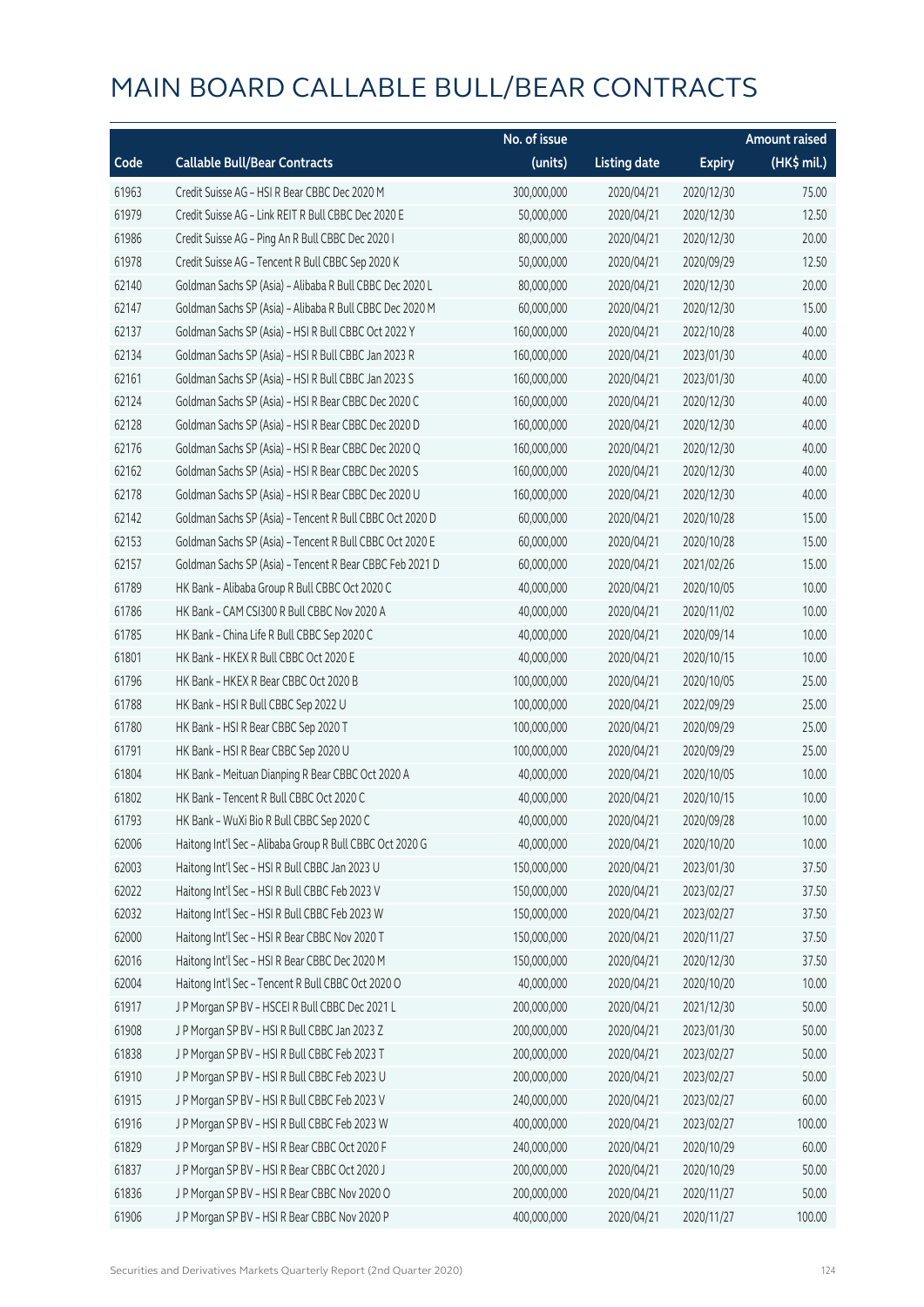# MAIN BOARD CALLABLE BULL/BEAR CONTRACTS

| Code | Callable Bull/Bear Contracts | No. of issue (units) | Listing date | Expiry | Amount raised (HK$ mil.) |
|---|---|---|---|---|---|
| 61963 | Credit Suisse AG – HSI R Bear CBBC Dec 2020 M | 300,000,000 | 2020/04/21 | 2020/12/30 | 75.00 |
| 61979 | Credit Suisse AG – Link REIT R Bull CBBC Dec 2020 E | 50,000,000 | 2020/04/21 | 2020/12/30 | 12.50 |
| 61986 | Credit Suisse AG – Ping An R Bull CBBC Dec 2020 I | 80,000,000 | 2020/04/21 | 2020/12/30 | 20.00 |
| 61978 | Credit Suisse AG – Tencent R Bull CBBC Sep 2020 K | 50,000,000 | 2020/04/21 | 2020/09/29 | 12.50 |
| 62140 | Goldman Sachs SP (Asia) – Alibaba R Bull CBBC Dec 2020 L | 80,000,000 | 2020/04/21 | 2020/12/30 | 20.00 |
| 62147 | Goldman Sachs SP (Asia) – Alibaba R Bull CBBC Dec 2020 M | 60,000,000 | 2020/04/21 | 2020/12/30 | 15.00 |
| 62137 | Goldman Sachs SP (Asia) – HSI R Bull CBBC Oct 2022 Y | 160,000,000 | 2020/04/21 | 2022/10/28 | 40.00 |
| 62134 | Goldman Sachs SP (Asia) – HSI R Bull CBBC Jan 2023 R | 160,000,000 | 2020/04/21 | 2023/01/30 | 40.00 |
| 62161 | Goldman Sachs SP (Asia) – HSI R Bull CBBC Jan 2023 S | 160,000,000 | 2020/04/21 | 2023/01/30 | 40.00 |
| 62124 | Goldman Sachs SP (Asia) – HSI R Bear CBBC Dec 2020 C | 160,000,000 | 2020/04/21 | 2020/12/30 | 40.00 |
| 62128 | Goldman Sachs SP (Asia) – HSI R Bear CBBC Dec 2020 D | 160,000,000 | 2020/04/21 | 2020/12/30 | 40.00 |
| 62176 | Goldman Sachs SP (Asia) – HSI R Bear CBBC Dec 2020 Q | 160,000,000 | 2020/04/21 | 2020/12/30 | 40.00 |
| 62162 | Goldman Sachs SP (Asia) – HSI R Bear CBBC Dec 2020 S | 160,000,000 | 2020/04/21 | 2020/12/30 | 40.00 |
| 62178 | Goldman Sachs SP (Asia) – HSI R Bear CBBC Dec 2020 U | 160,000,000 | 2020/04/21 | 2020/12/30 | 40.00 |
| 62142 | Goldman Sachs SP (Asia) – Tencent R Bull CBBC Oct 2020 D | 60,000,000 | 2020/04/21 | 2020/10/28 | 15.00 |
| 62153 | Goldman Sachs SP (Asia) – Tencent R Bull CBBC Oct 2020 E | 60,000,000 | 2020/04/21 | 2020/10/28 | 15.00 |
| 62157 | Goldman Sachs SP (Asia) – Tencent R Bear CBBC Feb 2021 D | 60,000,000 | 2020/04/21 | 2021/02/26 | 15.00 |
| 61789 | HK Bank – Alibaba Group R Bull CBBC Oct 2020 C | 40,000,000 | 2020/04/21 | 2020/10/05 | 10.00 |
| 61786 | HK Bank – CAM CSI300 R Bull CBBC Nov 2020 A | 40,000,000 | 2020/04/21 | 2020/11/02 | 10.00 |
| 61785 | HK Bank – China Life R Bull CBBC Sep 2020 C | 40,000,000 | 2020/04/21 | 2020/09/14 | 10.00 |
| 61801 | HK Bank – HKEX R Bull CBBC Oct 2020 E | 40,000,000 | 2020/04/21 | 2020/10/15 | 10.00 |
| 61796 | HK Bank – HKEX R Bear CBBC Oct 2020 B | 100,000,000 | 2020/04/21 | 2020/10/05 | 25.00 |
| 61788 | HK Bank – HSI R Bull CBBC Sep 2022 U | 100,000,000 | 2020/04/21 | 2022/09/29 | 25.00 |
| 61780 | HK Bank – HSI R Bear CBBC Sep 2020 T | 100,000,000 | 2020/04/21 | 2020/09/29 | 25.00 |
| 61791 | HK Bank – HSI R Bear CBBC Sep 2020 U | 100,000,000 | 2020/04/21 | 2020/09/29 | 25.00 |
| 61804 | HK Bank – Meituan Dianping R Bear CBBC Oct 2020 A | 40,000,000 | 2020/04/21 | 2020/10/05 | 10.00 |
| 61802 | HK Bank – Tencent R Bull CBBC Oct 2020 C | 40,000,000 | 2020/04/21 | 2020/10/15 | 10.00 |
| 61793 | HK Bank – WuXi Bio R Bull CBBC Sep 2020 C | 40,000,000 | 2020/04/21 | 2020/09/28 | 10.00 |
| 62006 | Haitong Int'l Sec – Alibaba Group R Bull CBBC Oct 2020 G | 40,000,000 | 2020/04/21 | 2020/10/20 | 10.00 |
| 62003 | Haitong Int'l Sec – HSI R Bull CBBC Jan 2023 U | 150,000,000 | 2020/04/21 | 2023/01/30 | 37.50 |
| 62022 | Haitong Int'l Sec – HSI R Bull CBBC Feb 2023 V | 150,000,000 | 2020/04/21 | 2023/02/27 | 37.50 |
| 62032 | Haitong Int'l Sec – HSI R Bull CBBC Feb 2023 W | 150,000,000 | 2020/04/21 | 2023/02/27 | 37.50 |
| 62000 | Haitong Int'l Sec – HSI R Bear CBBC Nov 2020 T | 150,000,000 | 2020/04/21 | 2020/11/27 | 37.50 |
| 62016 | Haitong Int'l Sec – HSI R Bear CBBC Dec 2020 M | 150,000,000 | 2020/04/21 | 2020/12/30 | 37.50 |
| 62004 | Haitong Int'l Sec – Tencent R Bull CBBC Oct 2020 O | 40,000,000 | 2020/04/21 | 2020/10/20 | 10.00 |
| 61917 | J P Morgan SP BV – HSCEI R Bull CBBC Dec 2021 L | 200,000,000 | 2020/04/21 | 2021/12/30 | 50.00 |
| 61908 | J P Morgan SP BV – HSI R Bull CBBC Jan 2023 Z | 200,000,000 | 2020/04/21 | 2023/01/30 | 50.00 |
| 61838 | J P Morgan SP BV – HSI R Bull CBBC Feb 2023 T | 200,000,000 | 2020/04/21 | 2023/02/27 | 50.00 |
| 61910 | J P Morgan SP BV – HSI R Bull CBBC Feb 2023 U | 200,000,000 | 2020/04/21 | 2023/02/27 | 50.00 |
| 61915 | J P Morgan SP BV – HSI R Bull CBBC Feb 2023 V | 240,000,000 | 2020/04/21 | 2023/02/27 | 60.00 |
| 61916 | J P Morgan SP BV – HSI R Bull CBBC Feb 2023 W | 400,000,000 | 2020/04/21 | 2023/02/27 | 100.00 |
| 61829 | J P Morgan SP BV – HSI R Bear CBBC Oct 2020 F | 240,000,000 | 2020/04/21 | 2020/10/29 | 60.00 |
| 61837 | J P Morgan SP BV – HSI R Bear CBBC Oct 2020 J | 200,000,000 | 2020/04/21 | 2020/10/29 | 50.00 |
| 61836 | J P Morgan SP BV – HSI R Bear CBBC Nov 2020 O | 200,000,000 | 2020/04/21 | 2020/11/27 | 50.00 |
| 61906 | J P Morgan SP BV – HSI R Bear CBBC Nov 2020 P | 400,000,000 | 2020/04/21 | 2020/11/27 | 100.00 |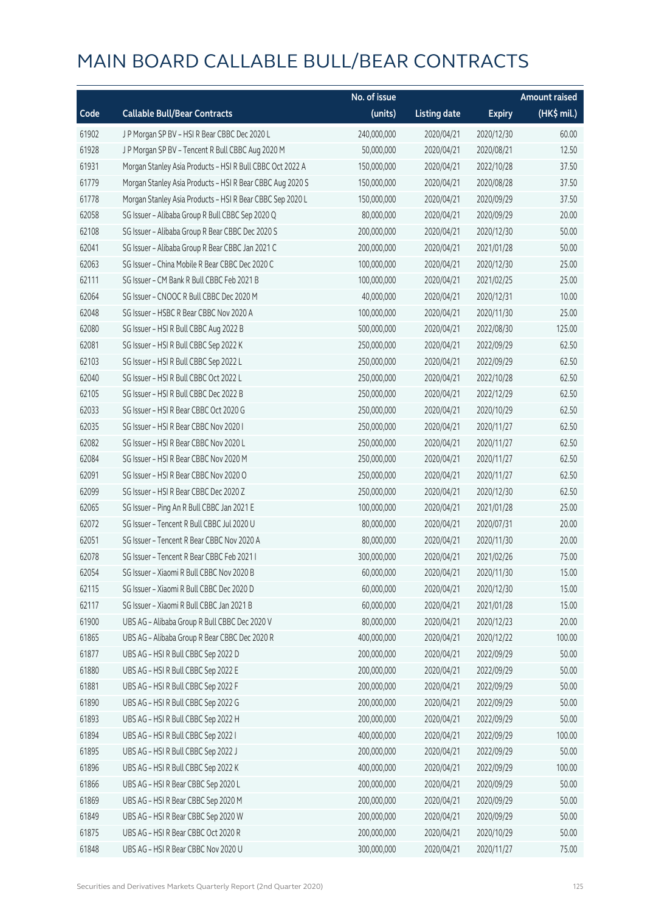# MAIN BOARD CALLABLE BULL/BEAR CONTRACTS

| Code | Callable Bull/Bear Contracts | No. of issue (units) | Listing date | Expiry | Amount raised (HK$ mil.) |
|---|---|---|---|---|---|
| 61902 | J P Morgan SP BV – HSI R Bear CBBC Dec 2020 L | 240,000,000 | 2020/04/21 | 2020/12/30 | 60.00 |
| 61928 | J P Morgan SP BV – Tencent R Bull CBBC Aug 2020 M | 50,000,000 | 2020/04/21 | 2020/08/21 | 12.50 |
| 61931 | Morgan Stanley Asia Products – HSI R Bull CBBC Oct 2022 A | 150,000,000 | 2020/04/21 | 2022/10/28 | 37.50 |
| 61779 | Morgan Stanley Asia Products – HSI R Bear CBBC Aug 2020 S | 150,000,000 | 2020/04/21 | 2020/08/28 | 37.50 |
| 61778 | Morgan Stanley Asia Products – HSI R Bear CBBC Sep 2020 L | 150,000,000 | 2020/04/21 | 2020/09/29 | 37.50 |
| 62058 | SG Issuer – Alibaba Group R Bull CBBC Sep 2020 Q | 80,000,000 | 2020/04/21 | 2020/09/29 | 20.00 |
| 62108 | SG Issuer – Alibaba Group R Bear CBBC Dec 2020 S | 200,000,000 | 2020/04/21 | 2020/12/30 | 50.00 |
| 62041 | SG Issuer – Alibaba Group R Bear CBBC Jan 2021 C | 200,000,000 | 2020/04/21 | 2021/01/28 | 50.00 |
| 62063 | SG Issuer – China Mobile R Bear CBBC Dec 2020 C | 100,000,000 | 2020/04/21 | 2020/12/30 | 25.00 |
| 62111 | SG Issuer – CM Bank R Bull CBBC Feb 2021 B | 100,000,000 | 2020/04/21 | 2021/02/25 | 25.00 |
| 62064 | SG Issuer – CNOOC R Bull CBBC Dec 2020 M | 40,000,000 | 2020/04/21 | 2020/12/31 | 10.00 |
| 62048 | SG Issuer – HSBC R Bear CBBC Nov 2020 A | 100,000,000 | 2020/04/21 | 2020/11/30 | 25.00 |
| 62080 | SG Issuer – HSI R Bull CBBC Aug 2022 B | 500,000,000 | 2020/04/21 | 2022/08/30 | 125.00 |
| 62081 | SG Issuer – HSI R Bull CBBC Sep 2022 K | 250,000,000 | 2020/04/21 | 2022/09/29 | 62.50 |
| 62103 | SG Issuer – HSI R Bull CBBC Sep 2022 L | 250,000,000 | 2020/04/21 | 2022/09/29 | 62.50 |
| 62040 | SG Issuer – HSI R Bull CBBC Oct 2022 L | 250,000,000 | 2020/04/21 | 2022/10/28 | 62.50 |
| 62105 | SG Issuer – HSI R Bull CBBC Dec 2022 B | 250,000,000 | 2020/04/21 | 2022/12/29 | 62.50 |
| 62033 | SG Issuer – HSI R Bear CBBC Oct 2020 G | 250,000,000 | 2020/04/21 | 2020/10/29 | 62.50 |
| 62035 | SG Issuer – HSI R Bear CBBC Nov 2020 I | 250,000,000 | 2020/04/21 | 2020/11/27 | 62.50 |
| 62082 | SG Issuer – HSI R Bear CBBC Nov 2020 L | 250,000,000 | 2020/04/21 | 2020/11/27 | 62.50 |
| 62084 | SG Issuer – HSI R Bear CBBC Nov 2020 M | 250,000,000 | 2020/04/21 | 2020/11/27 | 62.50 |
| 62091 | SG Issuer – HSI R Bear CBBC Nov 2020 O | 250,000,000 | 2020/04/21 | 2020/11/27 | 62.50 |
| 62099 | SG Issuer – HSI R Bear CBBC Dec 2020 Z | 250,000,000 | 2020/04/21 | 2020/12/30 | 62.50 |
| 62065 | SG Issuer – Ping An R Bull CBBC Jan 2021 E | 100,000,000 | 2020/04/21 | 2021/01/28 | 25.00 |
| 62072 | SG Issuer – Tencent R Bull CBBC Jul 2020 U | 80,000,000 | 2020/04/21 | 2020/07/31 | 20.00 |
| 62051 | SG Issuer – Tencent R Bear CBBC Nov 2020 A | 80,000,000 | 2020/04/21 | 2020/11/30 | 20.00 |
| 62078 | SG Issuer – Tencent R Bear CBBC Feb 2021 I | 300,000,000 | 2020/04/21 | 2021/02/26 | 75.00 |
| 62054 | SG Issuer – Xiaomi R Bull CBBC Nov 2020 B | 60,000,000 | 2020/04/21 | 2020/11/30 | 15.00 |
| 62115 | SG Issuer – Xiaomi R Bull CBBC Dec 2020 D | 60,000,000 | 2020/04/21 | 2020/12/30 | 15.00 |
| 62117 | SG Issuer – Xiaomi R Bull CBBC Jan 2021 B | 60,000,000 | 2020/04/21 | 2021/01/28 | 15.00 |
| 61900 | UBS AG – Alibaba Group R Bull CBBC Dec 2020 V | 80,000,000 | 2020/04/21 | 2020/12/23 | 20.00 |
| 61865 | UBS AG – Alibaba Group R Bear CBBC Dec 2020 R | 400,000,000 | 2020/04/21 | 2020/12/22 | 100.00 |
| 61877 | UBS AG – HSI R Bull CBBC Sep 2022 D | 200,000,000 | 2020/04/21 | 2022/09/29 | 50.00 |
| 61880 | UBS AG – HSI R Bull CBBC Sep 2022 E | 200,000,000 | 2020/04/21 | 2022/09/29 | 50.00 |
| 61881 | UBS AG – HSI R Bull CBBC Sep 2022 F | 200,000,000 | 2020/04/21 | 2022/09/29 | 50.00 |
| 61890 | UBS AG – HSI R Bull CBBC Sep 2022 G | 200,000,000 | 2020/04/21 | 2022/09/29 | 50.00 |
| 61893 | UBS AG – HSI R Bull CBBC Sep 2022 H | 200,000,000 | 2020/04/21 | 2022/09/29 | 50.00 |
| 61894 | UBS AG – HSI R Bull CBBC Sep 2022 I | 400,000,000 | 2020/04/21 | 2022/09/29 | 100.00 |
| 61895 | UBS AG – HSI R Bull CBBC Sep 2022 J | 200,000,000 | 2020/04/21 | 2022/09/29 | 50.00 |
| 61896 | UBS AG – HSI R Bull CBBC Sep 2022 K | 400,000,000 | 2020/04/21 | 2022/09/29 | 100.00 |
| 61866 | UBS AG – HSI R Bear CBBC Sep 2020 L | 200,000,000 | 2020/04/21 | 2020/09/29 | 50.00 |
| 61869 | UBS AG – HSI R Bear CBBC Sep 2020 M | 200,000,000 | 2020/04/21 | 2020/09/29 | 50.00 |
| 61849 | UBS AG – HSI R Bear CBBC Sep 2020 W | 200,000,000 | 2020/04/21 | 2020/09/29 | 50.00 |
| 61875 | UBS AG – HSI R Bear CBBC Oct 2020 R | 200,000,000 | 2020/04/21 | 2020/10/29 | 50.00 |
| 61848 | UBS AG – HSI R Bear CBBC Nov 2020 U | 300,000,000 | 2020/04/21 | 2020/11/27 | 75.00 |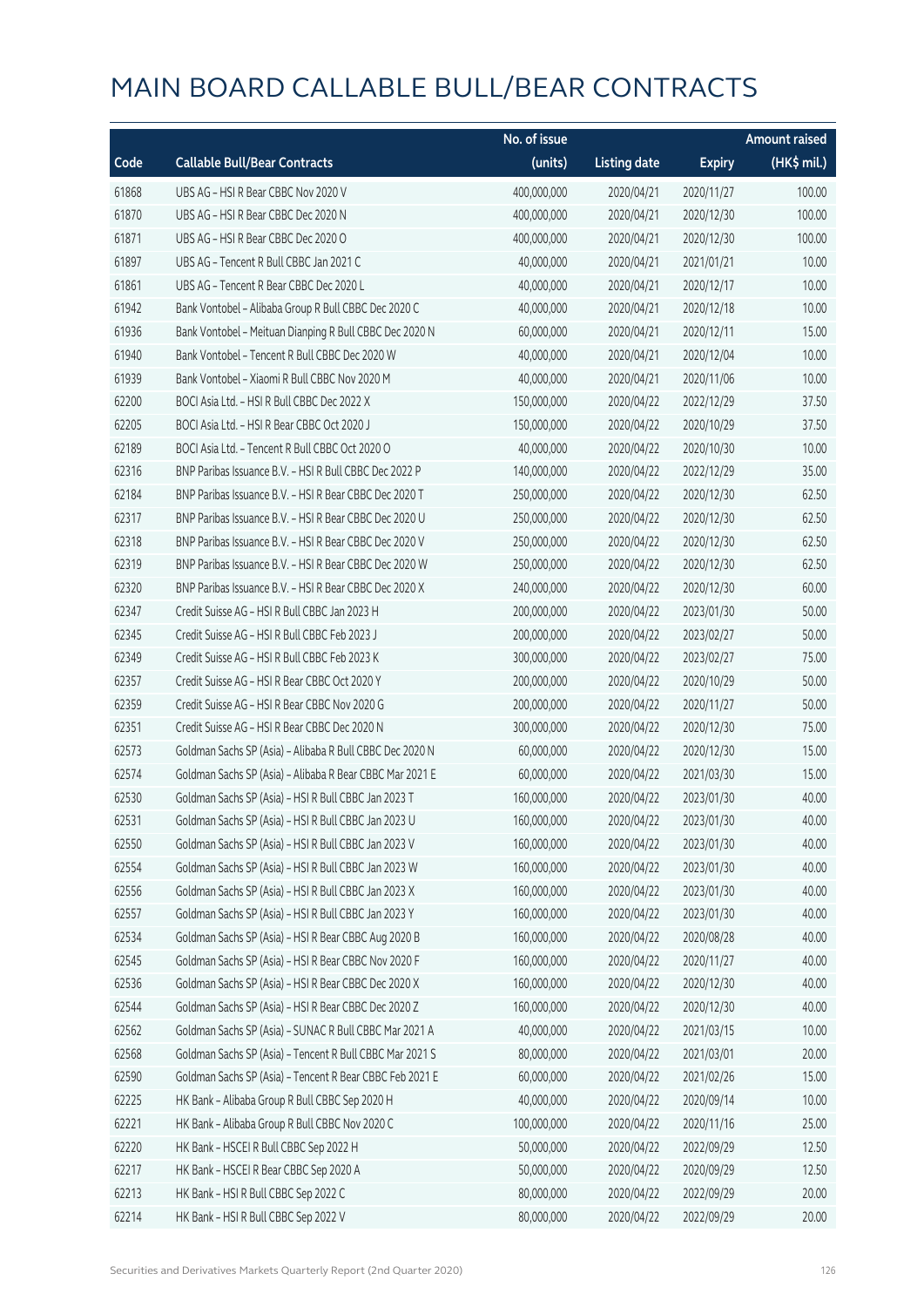# MAIN BOARD CALLABLE BULL/BEAR CONTRACTS

| Code | Callable Bull/Bear Contracts | No. of issue (units) | Listing date | Expiry | Amount raised (HK$ mil.) |
|---|---|---|---|---|---|
| 61868 | UBS AG – HSI R Bear CBBC Nov 2020 V | 400,000,000 | 2020/04/21 | 2020/11/27 | 100.00 |
| 61870 | UBS AG – HSI R Bear CBBC Dec 2020 N | 400,000,000 | 2020/04/21 | 2020/12/30 | 100.00 |
| 61871 | UBS AG – HSI R Bear CBBC Dec 2020 O | 400,000,000 | 2020/04/21 | 2020/12/30 | 100.00 |
| 61897 | UBS AG – Tencent R Bull CBBC Jan 2021 C | 40,000,000 | 2020/04/21 | 2021/01/21 | 10.00 |
| 61861 | UBS AG – Tencent R Bear CBBC Dec 2020 L | 40,000,000 | 2020/04/21 | 2020/12/17 | 10.00 |
| 61942 | Bank Vontobel – Alibaba Group R Bull CBBC Dec 2020 C | 40,000,000 | 2020/04/21 | 2020/12/18 | 10.00 |
| 61936 | Bank Vontobel – Meituan Dianping R Bull CBBC Dec 2020 N | 60,000,000 | 2020/04/21 | 2020/12/11 | 15.00 |
| 61940 | Bank Vontobel – Tencent R Bull CBBC Dec 2020 W | 40,000,000 | 2020/04/21 | 2020/12/04 | 10.00 |
| 61939 | Bank Vontobel – Xiaomi R Bull CBBC Nov 2020 M | 40,000,000 | 2020/04/21 | 2020/11/06 | 10.00 |
| 62200 | BOCI Asia Ltd. – HSI R Bull CBBC Dec 2022 X | 150,000,000 | 2020/04/22 | 2022/12/29 | 37.50 |
| 62205 | BOCI Asia Ltd. – HSI R Bear CBBC Oct 2020 J | 150,000,000 | 2020/04/22 | 2020/10/29 | 37.50 |
| 62189 | BOCI Asia Ltd. – Tencent R Bull CBBC Oct 2020 O | 40,000,000 | 2020/04/22 | 2020/10/30 | 10.00 |
| 62316 | BNP Paribas Issuance B.V. – HSI R Bull CBBC Dec 2022 P | 140,000,000 | 2020/04/22 | 2022/12/29 | 35.00 |
| 62184 | BNP Paribas Issuance B.V. – HSI R Bear CBBC Dec 2020 T | 250,000,000 | 2020/04/22 | 2020/12/30 | 62.50 |
| 62317 | BNP Paribas Issuance B.V. – HSI R Bear CBBC Dec 2020 U | 250,000,000 | 2020/04/22 | 2020/12/30 | 62.50 |
| 62318 | BNP Paribas Issuance B.V. – HSI R Bear CBBC Dec 2020 V | 250,000,000 | 2020/04/22 | 2020/12/30 | 62.50 |
| 62319 | BNP Paribas Issuance B.V. – HSI R Bear CBBC Dec 2020 W | 250,000,000 | 2020/04/22 | 2020/12/30 | 62.50 |
| 62320 | BNP Paribas Issuance B.V. – HSI R Bear CBBC Dec 2020 X | 240,000,000 | 2020/04/22 | 2020/12/30 | 60.00 |
| 62347 | Credit Suisse AG – HSI R Bull CBBC Jan 2023 H | 200,000,000 | 2020/04/22 | 2023/01/30 | 50.00 |
| 62345 | Credit Suisse AG – HSI R Bull CBBC Feb 2023 J | 200,000,000 | 2020/04/22 | 2023/02/27 | 50.00 |
| 62349 | Credit Suisse AG – HSI R Bull CBBC Feb 2023 K | 300,000,000 | 2020/04/22 | 2023/02/27 | 75.00 |
| 62357 | Credit Suisse AG – HSI R Bear CBBC Oct 2020 Y | 200,000,000 | 2020/04/22 | 2020/10/29 | 50.00 |
| 62359 | Credit Suisse AG – HSI R Bear CBBC Nov 2020 G | 200,000,000 | 2020/04/22 | 2020/11/27 | 50.00 |
| 62351 | Credit Suisse AG – HSI R Bear CBBC Dec 2020 N | 300,000,000 | 2020/04/22 | 2020/12/30 | 75.00 |
| 62573 | Goldman Sachs SP (Asia) – Alibaba R Bull CBBC Dec 2020 N | 60,000,000 | 2020/04/22 | 2020/12/30 | 15.00 |
| 62574 | Goldman Sachs SP (Asia) – Alibaba R Bear CBBC Mar 2021 E | 60,000,000 | 2020/04/22 | 2021/03/30 | 15.00 |
| 62530 | Goldman Sachs SP (Asia) – HSI R Bull CBBC Jan 2023 T | 160,000,000 | 2020/04/22 | 2023/01/30 | 40.00 |
| 62531 | Goldman Sachs SP (Asia) – HSI R Bull CBBC Jan 2023 U | 160,000,000 | 2020/04/22 | 2023/01/30 | 40.00 |
| 62550 | Goldman Sachs SP (Asia) – HSI R Bull CBBC Jan 2023 V | 160,000,000 | 2020/04/22 | 2023/01/30 | 40.00 |
| 62554 | Goldman Sachs SP (Asia) – HSI R Bull CBBC Jan 2023 W | 160,000,000 | 2020/04/22 | 2023/01/30 | 40.00 |
| 62556 | Goldman Sachs SP (Asia) – HSI R Bull CBBC Jan 2023 X | 160,000,000 | 2020/04/22 | 2023/01/30 | 40.00 |
| 62557 | Goldman Sachs SP (Asia) – HSI R Bull CBBC Jan 2023 Y | 160,000,000 | 2020/04/22 | 2023/01/30 | 40.00 |
| 62534 | Goldman Sachs SP (Asia) – HSI R Bear CBBC Aug 2020 B | 160,000,000 | 2020/04/22 | 2020/08/28 | 40.00 |
| 62545 | Goldman Sachs SP (Asia) – HSI R Bear CBBC Nov 2020 F | 160,000,000 | 2020/04/22 | 2020/11/27 | 40.00 |
| 62536 | Goldman Sachs SP (Asia) – HSI R Bear CBBC Dec 2020 X | 160,000,000 | 2020/04/22 | 2020/12/30 | 40.00 |
| 62544 | Goldman Sachs SP (Asia) – HSI R Bear CBBC Dec 2020 Z | 160,000,000 | 2020/04/22 | 2020/12/30 | 40.00 |
| 62562 | Goldman Sachs SP (Asia) – SUNAC R Bull CBBC Mar 2021 A | 40,000,000 | 2020/04/22 | 2021/03/15 | 10.00 |
| 62568 | Goldman Sachs SP (Asia) – Tencent R Bull CBBC Mar 2021 S | 80,000,000 | 2020/04/22 | 2021/03/01 | 20.00 |
| 62590 | Goldman Sachs SP (Asia) – Tencent R Bear CBBC Feb 2021 E | 60,000,000 | 2020/04/22 | 2021/02/26 | 15.00 |
| 62225 | HK Bank – Alibaba Group R Bull CBBC Sep 2020 H | 40,000,000 | 2020/04/22 | 2020/09/14 | 10.00 |
| 62221 | HK Bank – Alibaba Group R Bull CBBC Nov 2020 C | 100,000,000 | 2020/04/22 | 2020/11/16 | 25.00 |
| 62220 | HK Bank – HSCEI R Bull CBBC Sep 2022 H | 50,000,000 | 2020/04/22 | 2022/09/29 | 12.50 |
| 62217 | HK Bank – HSCEI R Bear CBBC Sep 2020 A | 50,000,000 | 2020/04/22 | 2020/09/29 | 12.50 |
| 62213 | HK Bank – HSI R Bull CBBC Sep 2022 C | 80,000,000 | 2020/04/22 | 2022/09/29 | 20.00 |
| 62214 | HK Bank – HSI R Bull CBBC Sep 2022 V | 80,000,000 | 2020/04/22 | 2022/09/29 | 20.00 |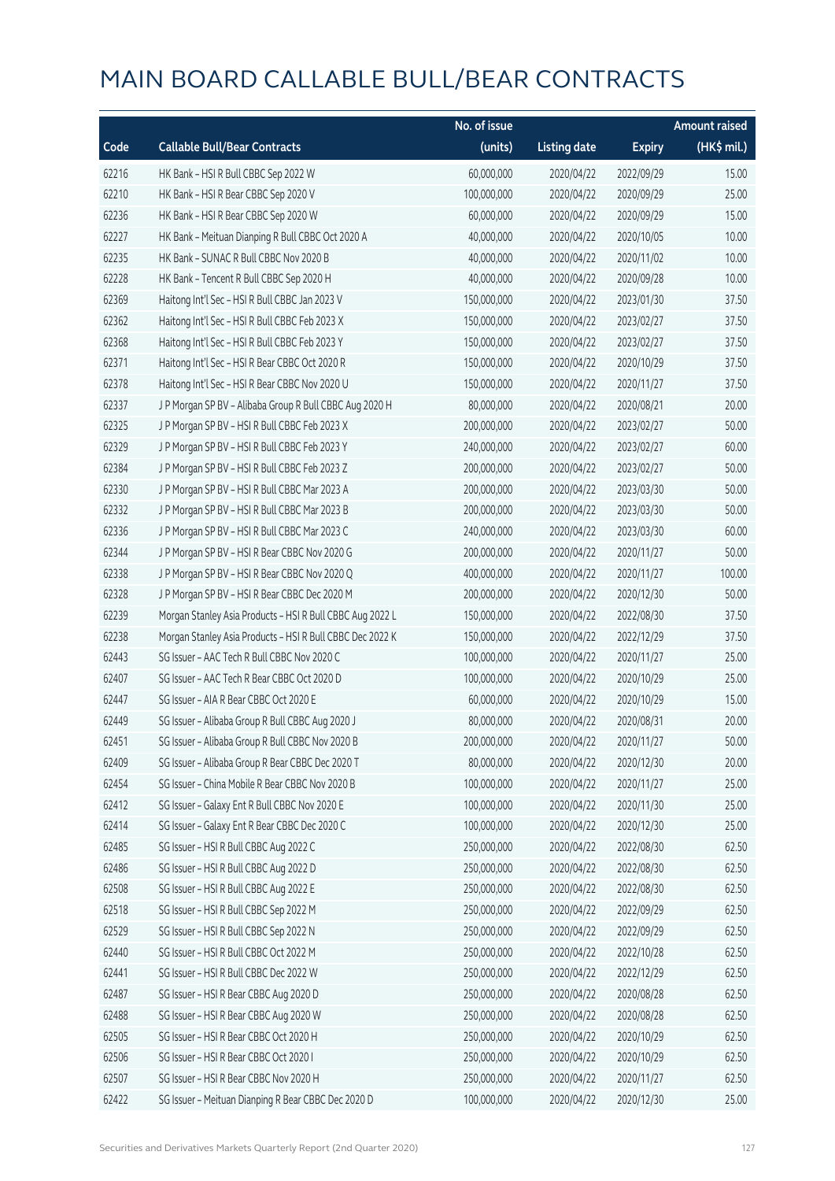# MAIN BOARD CALLABLE BULL/BEAR CONTRACTS

| Code | Callable Bull/Bear Contracts | No. of issue (units) | Listing date | Expiry | Amount raised (HK$ mil.) |
|---|---|---|---|---|---|
| 62216 | HK Bank – HSI R Bull CBBC Sep 2022 W | 60,000,000 | 2020/04/22 | 2022/09/29 | 15.00 |
| 62210 | HK Bank – HSI R Bear CBBC Sep 2020 V | 100,000,000 | 2020/04/22 | 2020/09/29 | 25.00 |
| 62236 | HK Bank – HSI R Bear CBBC Sep 2020 W | 60,000,000 | 2020/04/22 | 2020/09/29 | 15.00 |
| 62227 | HK Bank – Meituan Dianping R Bull CBBC Oct 2020 A | 40,000,000 | 2020/04/22 | 2020/10/05 | 10.00 |
| 62235 | HK Bank – SUNAC R Bull CBBC Nov 2020 B | 40,000,000 | 2020/04/22 | 2020/11/02 | 10.00 |
| 62228 | HK Bank – Tencent R Bull CBBC Sep 2020 H | 40,000,000 | 2020/04/22 | 2020/09/28 | 10.00 |
| 62369 | Haitong Int'l Sec – HSI R Bull CBBC Jan 2023 V | 150,000,000 | 2020/04/22 | 2023/01/30 | 37.50 |
| 62362 | Haitong Int'l Sec – HSI R Bull CBBC Feb 2023 X | 150,000,000 | 2020/04/22 | 2023/02/27 | 37.50 |
| 62368 | Haitong Int'l Sec – HSI R Bull CBBC Feb 2023 Y | 150,000,000 | 2020/04/22 | 2023/02/27 | 37.50 |
| 62371 | Haitong Int'l Sec – HSI R Bear CBBC Oct 2020 R | 150,000,000 | 2020/04/22 | 2020/10/29 | 37.50 |
| 62378 | Haitong Int'l Sec – HSI R Bear CBBC Nov 2020 U | 150,000,000 | 2020/04/22 | 2020/11/27 | 37.50 |
| 62337 | J P Morgan SP BV – Alibaba Group R Bull CBBC Aug 2020 H | 80,000,000 | 2020/04/22 | 2020/08/21 | 20.00 |
| 62325 | J P Morgan SP BV – HSI R Bull CBBC Feb 2023 X | 200,000,000 | 2020/04/22 | 2023/02/27 | 50.00 |
| 62329 | J P Morgan SP BV – HSI R Bull CBBC Feb 2023 Y | 240,000,000 | 2020/04/22 | 2023/02/27 | 60.00 |
| 62384 | J P Morgan SP BV – HSI R Bull CBBC Feb 2023 Z | 200,000,000 | 2020/04/22 | 2023/02/27 | 50.00 |
| 62330 | J P Morgan SP BV – HSI R Bull CBBC Mar 2023 A | 200,000,000 | 2020/04/22 | 2023/03/30 | 50.00 |
| 62332 | J P Morgan SP BV – HSI R Bull CBBC Mar 2023 B | 200,000,000 | 2020/04/22 | 2023/03/30 | 50.00 |
| 62336 | J P Morgan SP BV – HSI R Bull CBBC Mar 2023 C | 240,000,000 | 2020/04/22 | 2023/03/30 | 60.00 |
| 62344 | J P Morgan SP BV – HSI R Bear CBBC Nov 2020 G | 200,000,000 | 2020/04/22 | 2020/11/27 | 50.00 |
| 62338 | J P Morgan SP BV – HSI R Bear CBBC Nov 2020 Q | 400,000,000 | 2020/04/22 | 2020/11/27 | 100.00 |
| 62328 | J P Morgan SP BV – HSI R Bear CBBC Dec 2020 M | 200,000,000 | 2020/04/22 | 2020/12/30 | 50.00 |
| 62239 | Morgan Stanley Asia Products – HSI R Bull CBBC Aug 2022 L | 150,000,000 | 2020/04/22 | 2022/08/30 | 37.50 |
| 62238 | Morgan Stanley Asia Products – HSI R Bull CBBC Dec 2022 K | 150,000,000 | 2020/04/22 | 2022/12/29 | 37.50 |
| 62443 | SG Issuer – AAC Tech R Bull CBBC Nov 2020 C | 100,000,000 | 2020/04/22 | 2020/11/27 | 25.00 |
| 62407 | SG Issuer – AAC Tech R Bear CBBC Oct 2020 D | 100,000,000 | 2020/04/22 | 2020/10/29 | 25.00 |
| 62447 | SG Issuer – AIA R Bear CBBC Oct 2020 E | 60,000,000 | 2020/04/22 | 2020/10/29 | 15.00 |
| 62449 | SG Issuer – Alibaba Group R Bull CBBC Aug 2020 J | 80,000,000 | 2020/04/22 | 2020/08/31 | 20.00 |
| 62451 | SG Issuer – Alibaba Group R Bull CBBC Nov 2020 B | 200,000,000 | 2020/04/22 | 2020/11/27 | 50.00 |
| 62409 | SG Issuer – Alibaba Group R Bear CBBC Dec 2020 T | 80,000,000 | 2020/04/22 | 2020/12/30 | 20.00 |
| 62454 | SG Issuer – China Mobile R Bear CBBC Nov 2020 B | 100,000,000 | 2020/04/22 | 2020/11/27 | 25.00 |
| 62412 | SG Issuer – Galaxy Ent R Bull CBBC Nov 2020 E | 100,000,000 | 2020/04/22 | 2020/11/30 | 25.00 |
| 62414 | SG Issuer – Galaxy Ent R Bear CBBC Dec 2020 C | 100,000,000 | 2020/04/22 | 2020/12/30 | 25.00 |
| 62485 | SG Issuer – HSI R Bull CBBC Aug 2022 C | 250,000,000 | 2020/04/22 | 2022/08/30 | 62.50 |
| 62486 | SG Issuer – HSI R Bull CBBC Aug 2022 D | 250,000,000 | 2020/04/22 | 2022/08/30 | 62.50 |
| 62508 | SG Issuer – HSI R Bull CBBC Aug 2022 E | 250,000,000 | 2020/04/22 | 2022/08/30 | 62.50 |
| 62518 | SG Issuer – HSI R Bull CBBC Sep 2022 M | 250,000,000 | 2020/04/22 | 2022/09/29 | 62.50 |
| 62529 | SG Issuer – HSI R Bull CBBC Sep 2022 N | 250,000,000 | 2020/04/22 | 2022/09/29 | 62.50 |
| 62440 | SG Issuer – HSI R Bull CBBC Oct 2022 M | 250,000,000 | 2020/04/22 | 2022/10/28 | 62.50 |
| 62441 | SG Issuer – HSI R Bull CBBC Dec 2022 W | 250,000,000 | 2020/04/22 | 2022/12/29 | 62.50 |
| 62487 | SG Issuer – HSI R Bear CBBC Aug 2020 D | 250,000,000 | 2020/04/22 | 2020/08/28 | 62.50 |
| 62488 | SG Issuer – HSI R Bear CBBC Aug 2020 W | 250,000,000 | 2020/04/22 | 2020/08/28 | 62.50 |
| 62505 | SG Issuer – HSI R Bear CBBC Oct 2020 H | 250,000,000 | 2020/04/22 | 2020/10/29 | 62.50 |
| 62506 | SG Issuer – HSI R Bear CBBC Oct 2020 I | 250,000,000 | 2020/04/22 | 2020/10/29 | 62.50 |
| 62507 | SG Issuer – HSI R Bear CBBC Nov 2020 H | 250,000,000 | 2020/04/22 | 2020/11/27 | 62.50 |
| 62422 | SG Issuer – Meituan Dianping R Bear CBBC Dec 2020 D | 100,000,000 | 2020/04/22 | 2020/12/30 | 25.00 |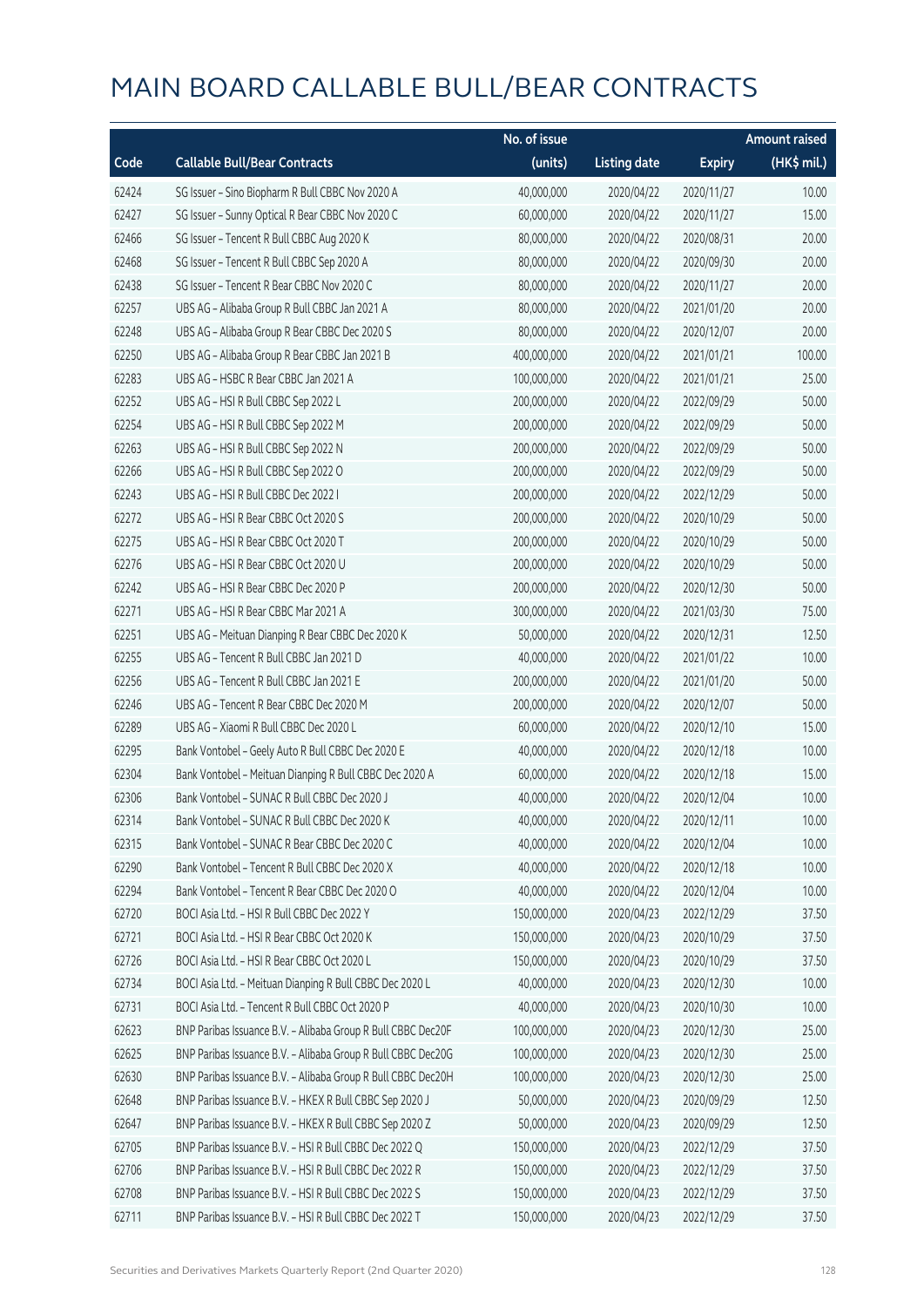# MAIN BOARD CALLABLE BULL/BEAR CONTRACTS

| Code | Callable Bull/Bear Contracts | No. of issue (units) | Listing date | Expiry | Amount raised (HK$ mil.) |
|---|---|---|---|---|---|
| 62424 | SG Issuer – Sino Biopharm R Bull CBBC Nov 2020 A | 40,000,000 | 2020/04/22 | 2020/11/27 | 10.00 |
| 62427 | SG Issuer – Sunny Optical R Bear CBBC Nov 2020 C | 60,000,000 | 2020/04/22 | 2020/11/27 | 15.00 |
| 62466 | SG Issuer – Tencent R Bull CBBC Aug 2020 K | 80,000,000 | 2020/04/22 | 2020/08/31 | 20.00 |
| 62468 | SG Issuer – Tencent R Bull CBBC Sep 2020 A | 80,000,000 | 2020/04/22 | 2020/09/30 | 20.00 |
| 62438 | SG Issuer – Tencent R Bear CBBC Nov 2020 C | 80,000,000 | 2020/04/22 | 2020/11/27 | 20.00 |
| 62257 | UBS AG – Alibaba Group R Bull CBBC Jan 2021 A | 80,000,000 | 2020/04/22 | 2021/01/20 | 20.00 |
| 62248 | UBS AG – Alibaba Group R Bear CBBC Dec 2020 S | 80,000,000 | 2020/04/22 | 2020/12/07 | 20.00 |
| 62250 | UBS AG – Alibaba Group R Bear CBBC Jan 2021 B | 400,000,000 | 2020/04/22 | 2021/01/21 | 100.00 |
| 62283 | UBS AG – HSBC R Bear CBBC Jan 2021 A | 100,000,000 | 2020/04/22 | 2021/01/21 | 25.00 |
| 62252 | UBS AG – HSI R Bull CBBC Sep 2022 L | 200,000,000 | 2020/04/22 | 2022/09/29 | 50.00 |
| 62254 | UBS AG – HSI R Bull CBBC Sep 2022 M | 200,000,000 | 2020/04/22 | 2022/09/29 | 50.00 |
| 62263 | UBS AG – HSI R Bull CBBC Sep 2022 N | 200,000,000 | 2020/04/22 | 2022/09/29 | 50.00 |
| 62266 | UBS AG – HSI R Bull CBBC Sep 2022 O | 200,000,000 | 2020/04/22 | 2022/09/29 | 50.00 |
| 62243 | UBS AG – HSI R Bull CBBC Dec 2022 I | 200,000,000 | 2020/04/22 | 2022/12/29 | 50.00 |
| 62272 | UBS AG – HSI R Bear CBBC Oct 2020 S | 200,000,000 | 2020/04/22 | 2020/10/29 | 50.00 |
| 62275 | UBS AG – HSI R Bear CBBC Oct 2020 T | 200,000,000 | 2020/04/22 | 2020/10/29 | 50.00 |
| 62276 | UBS AG – HSI R Bear CBBC Oct 2020 U | 200,000,000 | 2020/04/22 | 2020/10/29 | 50.00 |
| 62242 | UBS AG – HSI R Bear CBBC Dec 2020 P | 200,000,000 | 2020/04/22 | 2020/12/30 | 50.00 |
| 62271 | UBS AG – HSI R Bear CBBC Mar 2021 A | 300,000,000 | 2020/04/22 | 2021/03/30 | 75.00 |
| 62251 | UBS AG – Meituan Dianping R Bear CBBC Dec 2020 K | 50,000,000 | 2020/04/22 | 2020/12/31 | 12.50 |
| 62255 | UBS AG – Tencent R Bull CBBC Jan 2021 D | 40,000,000 | 2020/04/22 | 2021/01/22 | 10.00 |
| 62256 | UBS AG – Tencent R Bull CBBC Jan 2021 E | 200,000,000 | 2020/04/22 | 2021/01/20 | 50.00 |
| 62246 | UBS AG – Tencent R Bear CBBC Dec 2020 M | 200,000,000 | 2020/04/22 | 2020/12/07 | 50.00 |
| 62289 | UBS AG – Xiaomi R Bull CBBC Dec 2020 L | 60,000,000 | 2020/04/22 | 2020/12/10 | 15.00 |
| 62295 | Bank Vontobel – Geely Auto R Bull CBBC Dec 2020 E | 40,000,000 | 2020/04/22 | 2020/12/18 | 10.00 |
| 62304 | Bank Vontobel – Meituan Dianping R Bull CBBC Dec 2020 A | 60,000,000 | 2020/04/22 | 2020/12/18 | 15.00 |
| 62306 | Bank Vontobel – SUNAC R Bull CBBC Dec 2020 J | 40,000,000 | 2020/04/22 | 2020/12/04 | 10.00 |
| 62314 | Bank Vontobel – SUNAC R Bull CBBC Dec 2020 K | 40,000,000 | 2020/04/22 | 2020/12/11 | 10.00 |
| 62315 | Bank Vontobel – SUNAC R Bear CBBC Dec 2020 C | 40,000,000 | 2020/04/22 | 2020/12/04 | 10.00 |
| 62290 | Bank Vontobel – Tencent R Bull CBBC Dec 2020 X | 40,000,000 | 2020/04/22 | 2020/12/18 | 10.00 |
| 62294 | Bank Vontobel – Tencent R Bear CBBC Dec 2020 O | 40,000,000 | 2020/04/22 | 2020/12/04 | 10.00 |
| 62720 | BOCI Asia Ltd. – HSI R Bull CBBC Dec 2022 Y | 150,000,000 | 2020/04/23 | 2022/12/29 | 37.50 |
| 62721 | BOCI Asia Ltd. – HSI R Bear CBBC Oct 2020 K | 150,000,000 | 2020/04/23 | 2020/10/29 | 37.50 |
| 62726 | BOCI Asia Ltd. – HSI R Bear CBBC Oct 2020 L | 150,000,000 | 2020/04/23 | 2020/10/29 | 37.50 |
| 62734 | BOCI Asia Ltd. – Meituan Dianping R Bull CBBC Dec 2020 L | 40,000,000 | 2020/04/23 | 2020/12/30 | 10.00 |
| 62731 | BOCI Asia Ltd. – Tencent R Bull CBBC Oct 2020 P | 40,000,000 | 2020/04/23 | 2020/10/30 | 10.00 |
| 62623 | BNP Paribas Issuance B.V. – Alibaba Group R Bull CBBC Dec20F | 100,000,000 | 2020/04/23 | 2020/12/30 | 25.00 |
| 62625 | BNP Paribas Issuance B.V. – Alibaba Group R Bull CBBC Dec20G | 100,000,000 | 2020/04/23 | 2020/12/30 | 25.00 |
| 62630 | BNP Paribas Issuance B.V. – Alibaba Group R Bull CBBC Dec20H | 100,000,000 | 2020/04/23 | 2020/12/30 | 25.00 |
| 62648 | BNP Paribas Issuance B.V. – HKEX R Bull CBBC Sep 2020 J | 50,000,000 | 2020/04/23 | 2020/09/29 | 12.50 |
| 62647 | BNP Paribas Issuance B.V. – HKEX R Bull CBBC Sep 2020 Z | 50,000,000 | 2020/04/23 | 2020/09/29 | 12.50 |
| 62705 | BNP Paribas Issuance B.V. – HSI R Bull CBBC Dec 2022 Q | 150,000,000 | 2020/04/23 | 2022/12/29 | 37.50 |
| 62706 | BNP Paribas Issuance B.V. – HSI R Bull CBBC Dec 2022 R | 150,000,000 | 2020/04/23 | 2022/12/29 | 37.50 |
| 62708 | BNP Paribas Issuance B.V. – HSI R Bull CBBC Dec 2022 S | 150,000,000 | 2020/04/23 | 2022/12/29 | 37.50 |
| 62711 | BNP Paribas Issuance B.V. – HSI R Bull CBBC Dec 2022 T | 150,000,000 | 2020/04/23 | 2022/12/29 | 37.50 |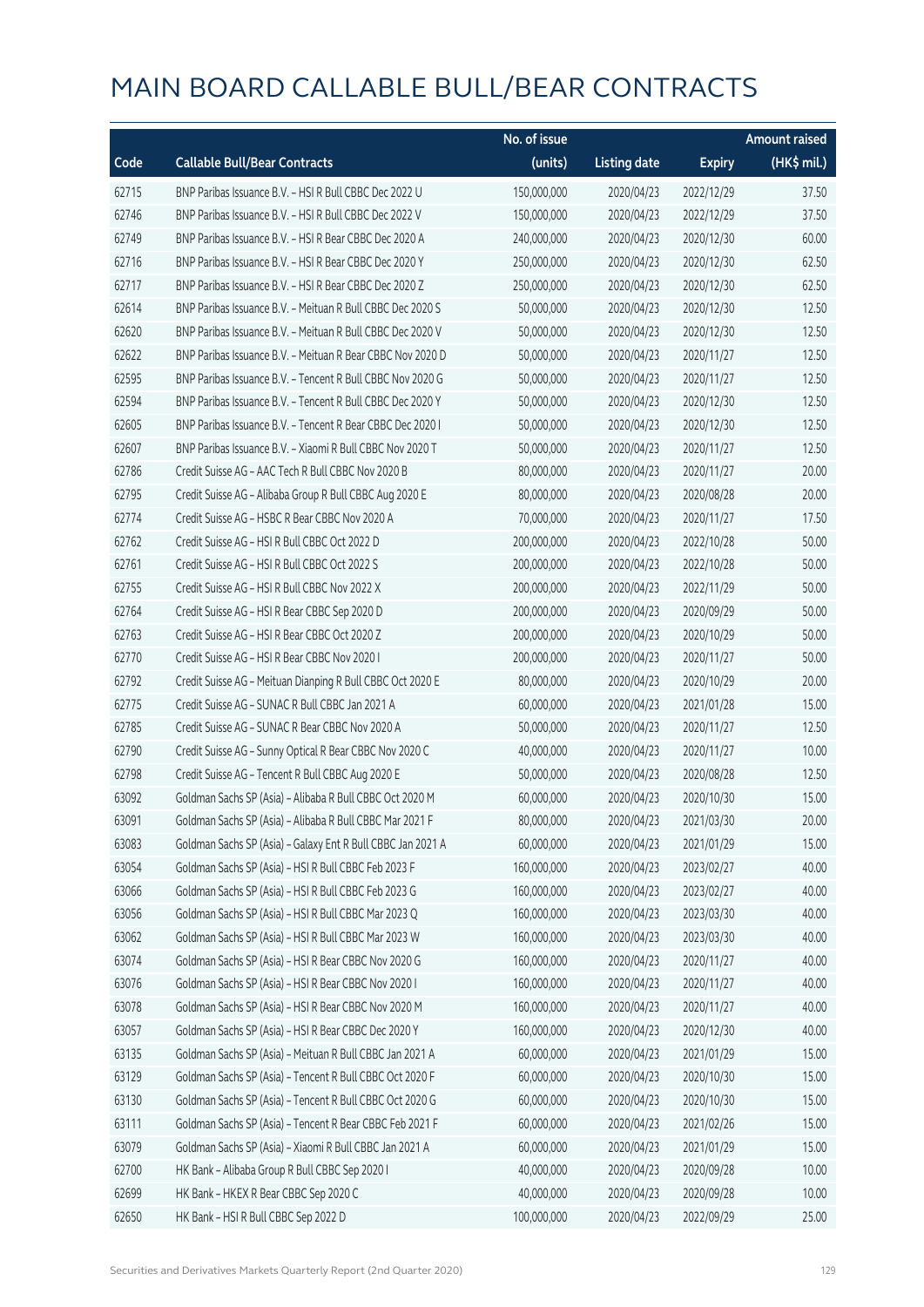# MAIN BOARD CALLABLE BULL/BEAR CONTRACTS

| Code | Callable Bull/Bear Contracts | No. of issue (units) | Listing date | Expiry | Amount raised (HK$ mil.) |
|---|---|---|---|---|---|
| 62715 | BNP Paribas Issuance B.V. – HSI R Bull CBBC Dec 2022 U | 150,000,000 | 2020/04/23 | 2022/12/29 | 37.50 |
| 62746 | BNP Paribas Issuance B.V. – HSI R Bull CBBC Dec 2022 V | 150,000,000 | 2020/04/23 | 2022/12/29 | 37.50 |
| 62749 | BNP Paribas Issuance B.V. – HSI R Bear CBBC Dec 2020 A | 240,000,000 | 2020/04/23 | 2020/12/30 | 60.00 |
| 62716 | BNP Paribas Issuance B.V. – HSI R Bear CBBC Dec 2020 Y | 250,000,000 | 2020/04/23 | 2020/12/30 | 62.50 |
| 62717 | BNP Paribas Issuance B.V. – HSI R Bear CBBC Dec 2020 Z | 250,000,000 | 2020/04/23 | 2020/12/30 | 62.50 |
| 62614 | BNP Paribas Issuance B.V. – Meituan R Bull CBBC Dec 2020 S | 50,000,000 | 2020/04/23 | 2020/12/30 | 12.50 |
| 62620 | BNP Paribas Issuance B.V. – Meituan R Bull CBBC Dec 2020 V | 50,000,000 | 2020/04/23 | 2020/12/30 | 12.50 |
| 62622 | BNP Paribas Issuance B.V. – Meituan R Bear CBBC Nov 2020 D | 50,000,000 | 2020/04/23 | 2020/11/27 | 12.50 |
| 62595 | BNP Paribas Issuance B.V. – Tencent R Bull CBBC Nov 2020 G | 50,000,000 | 2020/04/23 | 2020/11/27 | 12.50 |
| 62594 | BNP Paribas Issuance B.V. – Tencent R Bull CBBC Dec 2020 Y | 50,000,000 | 2020/04/23 | 2020/12/30 | 12.50 |
| 62605 | BNP Paribas Issuance B.V. – Tencent R Bear CBBC Dec 2020 I | 50,000,000 | 2020/04/23 | 2020/12/30 | 12.50 |
| 62607 | BNP Paribas Issuance B.V. – Xiaomi R Bull CBBC Nov 2020 T | 50,000,000 | 2020/04/23 | 2020/11/27 | 12.50 |
| 62786 | Credit Suisse AG – AAC Tech R Bull CBBC Nov 2020 B | 80,000,000 | 2020/04/23 | 2020/11/27 | 20.00 |
| 62795 | Credit Suisse AG – Alibaba Group R Bull CBBC Aug 2020 E | 80,000,000 | 2020/04/23 | 2020/08/28 | 20.00 |
| 62774 | Credit Suisse AG – HSBC R Bear CBBC Nov 2020 A | 70,000,000 | 2020/04/23 | 2020/11/27 | 17.50 |
| 62762 | Credit Suisse AG – HSI R Bull CBBC Oct 2022 D | 200,000,000 | 2020/04/23 | 2022/10/28 | 50.00 |
| 62761 | Credit Suisse AG – HSI R Bull CBBC Oct 2022 S | 200,000,000 | 2020/04/23 | 2022/10/28 | 50.00 |
| 62755 | Credit Suisse AG – HSI R Bull CBBC Nov 2022 X | 200,000,000 | 2020/04/23 | 2022/11/29 | 50.00 |
| 62764 | Credit Suisse AG – HSI R Bear CBBC Sep 2020 D | 200,000,000 | 2020/04/23 | 2020/09/29 | 50.00 |
| 62763 | Credit Suisse AG – HSI R Bear CBBC Oct 2020 Z | 200,000,000 | 2020/04/23 | 2020/10/29 | 50.00 |
| 62770 | Credit Suisse AG – HSI R Bear CBBC Nov 2020 I | 200,000,000 | 2020/04/23 | 2020/11/27 | 50.00 |
| 62792 | Credit Suisse AG – Meituan Dianping R Bull CBBC Oct 2020 E | 80,000,000 | 2020/04/23 | 2020/10/29 | 20.00 |
| 62775 | Credit Suisse AG – SUNAC R Bull CBBC Jan 2021 A | 60,000,000 | 2020/04/23 | 2021/01/28 | 15.00 |
| 62785 | Credit Suisse AG – SUNAC R Bear CBBC Nov 2020 A | 50,000,000 | 2020/04/23 | 2020/11/27 | 12.50 |
| 62790 | Credit Suisse AG – Sunny Optical R Bear CBBC Nov 2020 C | 40,000,000 | 2020/04/23 | 2020/11/27 | 10.00 |
| 62798 | Credit Suisse AG – Tencent R Bull CBBC Aug 2020 E | 50,000,000 | 2020/04/23 | 2020/08/28 | 12.50 |
| 63092 | Goldman Sachs SP (Asia) – Alibaba R Bull CBBC Oct 2020 M | 60,000,000 | 2020/04/23 | 2020/10/30 | 15.00 |
| 63091 | Goldman Sachs SP (Asia) – Alibaba R Bull CBBC Mar 2021 F | 80,000,000 | 2020/04/23 | 2021/03/30 | 20.00 |
| 63083 | Goldman Sachs SP (Asia) – Galaxy Ent R Bull CBBC Jan 2021 A | 60,000,000 | 2020/04/23 | 2021/01/29 | 15.00 |
| 63054 | Goldman Sachs SP (Asia) – HSI R Bull CBBC Feb 2023 F | 160,000,000 | 2020/04/23 | 2023/02/27 | 40.00 |
| 63066 | Goldman Sachs SP (Asia) – HSI R Bull CBBC Feb 2023 G | 160,000,000 | 2020/04/23 | 2023/02/27 | 40.00 |
| 63056 | Goldman Sachs SP (Asia) – HSI R Bull CBBC Mar 2023 Q | 160,000,000 | 2020/04/23 | 2023/03/30 | 40.00 |
| 63062 | Goldman Sachs SP (Asia) – HSI R Bull CBBC Mar 2023 W | 160,000,000 | 2020/04/23 | 2023/03/30 | 40.00 |
| 63074 | Goldman Sachs SP (Asia) – HSI R Bear CBBC Nov 2020 G | 160,000,000 | 2020/04/23 | 2020/11/27 | 40.00 |
| 63076 | Goldman Sachs SP (Asia) – HSI R Bear CBBC Nov 2020 I | 160,000,000 | 2020/04/23 | 2020/11/27 | 40.00 |
| 63078 | Goldman Sachs SP (Asia) – HSI R Bear CBBC Nov 2020 M | 160,000,000 | 2020/04/23 | 2020/11/27 | 40.00 |
| 63057 | Goldman Sachs SP (Asia) – HSI R Bear CBBC Dec 2020 Y | 160,000,000 | 2020/04/23 | 2020/12/30 | 40.00 |
| 63135 | Goldman Sachs SP (Asia) – Meituan R Bull CBBC Jan 2021 A | 60,000,000 | 2020/04/23 | 2021/01/29 | 15.00 |
| 63129 | Goldman Sachs SP (Asia) – Tencent R Bull CBBC Oct 2020 F | 60,000,000 | 2020/04/23 | 2020/10/30 | 15.00 |
| 63130 | Goldman Sachs SP (Asia) – Tencent R Bull CBBC Oct 2020 G | 60,000,000 | 2020/04/23 | 2020/10/30 | 15.00 |
| 63111 | Goldman Sachs SP (Asia) – Tencent R Bear CBBC Feb 2021 F | 60,000,000 | 2020/04/23 | 2021/02/26 | 15.00 |
| 63079 | Goldman Sachs SP (Asia) – Xiaomi R Bull CBBC Jan 2021 A | 60,000,000 | 2020/04/23 | 2021/01/29 | 15.00 |
| 62700 | HK Bank – Alibaba Group R Bull CBBC Sep 2020 I | 40,000,000 | 2020/04/23 | 2020/09/28 | 10.00 |
| 62699 | HK Bank – HKEX R Bear CBBC Sep 2020 C | 40,000,000 | 2020/04/23 | 2020/09/28 | 10.00 |
| 62650 | HK Bank – HSI R Bull CBBC Sep 2022 D | 100,000,000 | 2020/04/23 | 2022/09/29 | 25.00 |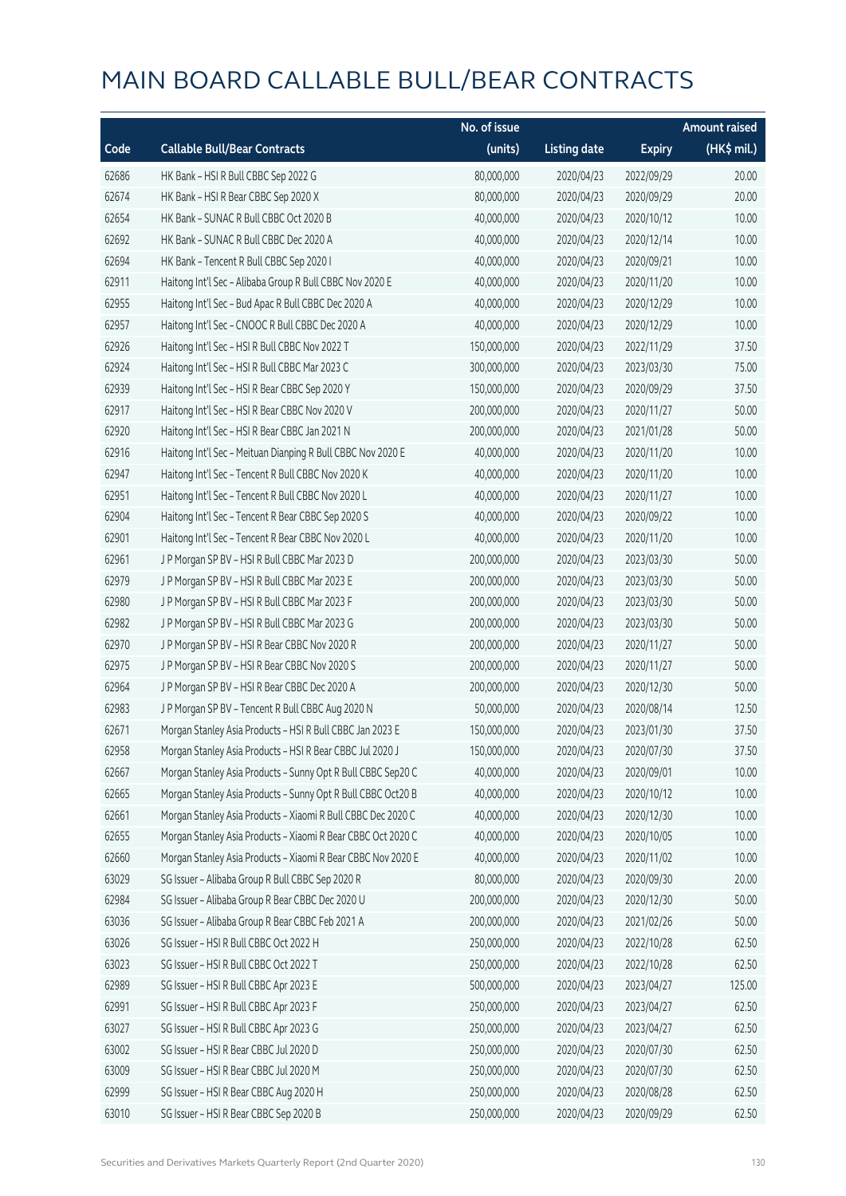# MAIN BOARD CALLABLE BULL/BEAR CONTRACTS

| Code | Callable Bull/Bear Contracts | No. of issue (units) | Listing date | Expiry | Amount raised (HK$ mil.) |
|---|---|---|---|---|---|
| 62686 | HK Bank – HSI R Bull CBBC Sep 2022 G | 80,000,000 | 2020/04/23 | 2022/09/29 | 20.00 |
| 62674 | HK Bank – HSI R Bear CBBC Sep 2020 X | 80,000,000 | 2020/04/23 | 2020/09/29 | 20.00 |
| 62654 | HK Bank – SUNAC R Bull CBBC Oct 2020 B | 40,000,000 | 2020/04/23 | 2020/10/12 | 10.00 |
| 62692 | HK Bank – SUNAC R Bull CBBC Dec 2020 A | 40,000,000 | 2020/04/23 | 2020/12/14 | 10.00 |
| 62694 | HK Bank – Tencent R Bull CBBC Sep 2020 I | 40,000,000 | 2020/04/23 | 2020/09/21 | 10.00 |
| 62911 | Haitong Int'l Sec – Alibaba Group R Bull CBBC Nov 2020 E | 40,000,000 | 2020/04/23 | 2020/11/20 | 10.00 |
| 62955 | Haitong Int'l Sec – Bud Apac R Bull CBBC Dec 2020 A | 40,000,000 | 2020/04/23 | 2020/12/29 | 10.00 |
| 62957 | Haitong Int'l Sec – CNOOC R Bull CBBC Dec 2020 A | 40,000,000 | 2020/04/23 | 2020/12/29 | 10.00 |
| 62926 | Haitong Int'l Sec – HSI R Bull CBBC Nov 2022 T | 150,000,000 | 2020/04/23 | 2022/11/29 | 37.50 |
| 62924 | Haitong Int'l Sec – HSI R Bull CBBC Mar 2023 C | 300,000,000 | 2020/04/23 | 2023/03/30 | 75.00 |
| 62939 | Haitong Int'l Sec – HSI R Bear CBBC Sep 2020 Y | 150,000,000 | 2020/04/23 | 2020/09/29 | 37.50 |
| 62917 | Haitong Int'l Sec – HSI R Bear CBBC Nov 2020 V | 200,000,000 | 2020/04/23 | 2020/11/27 | 50.00 |
| 62920 | Haitong Int'l Sec – HSI R Bear CBBC Jan 2021 N | 200,000,000 | 2020/04/23 | 2021/01/28 | 50.00 |
| 62916 | Haitong Int'l Sec – Meituan Dianping R Bull CBBC Nov 2020 E | 40,000,000 | 2020/04/23 | 2020/11/20 | 10.00 |
| 62947 | Haitong Int'l Sec – Tencent R Bull CBBC Nov 2020 K | 40,000,000 | 2020/04/23 | 2020/11/20 | 10.00 |
| 62951 | Haitong Int'l Sec – Tencent R Bull CBBC Nov 2020 L | 40,000,000 | 2020/04/23 | 2020/11/27 | 10.00 |
| 62904 | Haitong Int'l Sec – Tencent R Bear CBBC Sep 2020 S | 40,000,000 | 2020/04/23 | 2020/09/22 | 10.00 |
| 62901 | Haitong Int'l Sec – Tencent R Bear CBBC Nov 2020 L | 40,000,000 | 2020/04/23 | 2020/11/20 | 10.00 |
| 62961 | J P Morgan SP BV – HSI R Bull CBBC Mar 2023 D | 200,000,000 | 2020/04/23 | 2023/03/30 | 50.00 |
| 62979 | J P Morgan SP BV – HSI R Bull CBBC Mar 2023 E | 200,000,000 | 2020/04/23 | 2023/03/30 | 50.00 |
| 62980 | J P Morgan SP BV – HSI R Bull CBBC Mar 2023 F | 200,000,000 | 2020/04/23 | 2023/03/30 | 50.00 |
| 62982 | J P Morgan SP BV – HSI R Bull CBBC Mar 2023 G | 200,000,000 | 2020/04/23 | 2023/03/30 | 50.00 |
| 62970 | J P Morgan SP BV – HSI R Bear CBBC Nov 2020 R | 200,000,000 | 2020/04/23 | 2020/11/27 | 50.00 |
| 62975 | J P Morgan SP BV – HSI R Bear CBBC Nov 2020 S | 200,000,000 | 2020/04/23 | 2020/11/27 | 50.00 |
| 62964 | J P Morgan SP BV – HSI R Bear CBBC Dec 2020 A | 200,000,000 | 2020/04/23 | 2020/12/30 | 50.00 |
| 62983 | J P Morgan SP BV – Tencent R Bull CBBC Aug 2020 N | 50,000,000 | 2020/04/23 | 2020/08/14 | 12.50 |
| 62671 | Morgan Stanley Asia Products – HSI R Bull CBBC Jan 2023 E | 150,000,000 | 2020/04/23 | 2023/01/30 | 37.50 |
| 62958 | Morgan Stanley Asia Products – HSI R Bear CBBC Jul 2020 J | 150,000,000 | 2020/04/23 | 2020/07/30 | 37.50 |
| 62667 | Morgan Stanley Asia Products – Sunny Opt R Bull CBBC Sep20 C | 40,000,000 | 2020/04/23 | 2020/09/01 | 10.00 |
| 62665 | Morgan Stanley Asia Products – Sunny Opt R Bull CBBC Oct20 B | 40,000,000 | 2020/04/23 | 2020/10/12 | 10.00 |
| 62661 | Morgan Stanley Asia Products – Xiaomi R Bull CBBC Dec 2020 C | 40,000,000 | 2020/04/23 | 2020/12/30 | 10.00 |
| 62655 | Morgan Stanley Asia Products – Xiaomi R Bear CBBC Oct 2020 C | 40,000,000 | 2020/04/23 | 2020/10/05 | 10.00 |
| 62660 | Morgan Stanley Asia Products – Xiaomi R Bear CBBC Nov 2020 E | 40,000,000 | 2020/04/23 | 2020/11/02 | 10.00 |
| 63029 | SG Issuer – Alibaba Group R Bull CBBC Sep 2020 R | 80,000,000 | 2020/04/23 | 2020/09/30 | 20.00 |
| 62984 | SG Issuer – Alibaba Group R Bear CBBC Dec 2020 U | 200,000,000 | 2020/04/23 | 2020/12/30 | 50.00 |
| 63036 | SG Issuer – Alibaba Group R Bear CBBC Feb 2021 A | 200,000,000 | 2020/04/23 | 2021/02/26 | 50.00 |
| 63026 | SG Issuer – HSI R Bull CBBC Oct 2022 H | 250,000,000 | 2020/04/23 | 2022/10/28 | 62.50 |
| 63023 | SG Issuer – HSI R Bull CBBC Oct 2022 T | 250,000,000 | 2020/04/23 | 2022/10/28 | 62.50 |
| 62989 | SG Issuer – HSI R Bull CBBC Apr 2023 E | 500,000,000 | 2020/04/23 | 2023/04/27 | 125.00 |
| 62991 | SG Issuer – HSI R Bull CBBC Apr 2023 F | 250,000,000 | 2020/04/23 | 2023/04/27 | 62.50 |
| 63027 | SG Issuer – HSI R Bull CBBC Apr 2023 G | 250,000,000 | 2020/04/23 | 2023/04/27 | 62.50 |
| 63002 | SG Issuer – HSI R Bear CBBC Jul 2020 D | 250,000,000 | 2020/04/23 | 2020/07/30 | 62.50 |
| 63009 | SG Issuer – HSI R Bear CBBC Jul 2020 M | 250,000,000 | 2020/04/23 | 2020/07/30 | 62.50 |
| 62999 | SG Issuer – HSI R Bear CBBC Aug 2020 H | 250,000,000 | 2020/04/23 | 2020/08/28 | 62.50 |
| 63010 | SG Issuer – HSI R Bear CBBC Sep 2020 B | 250,000,000 | 2020/04/23 | 2020/09/29 | 62.50 |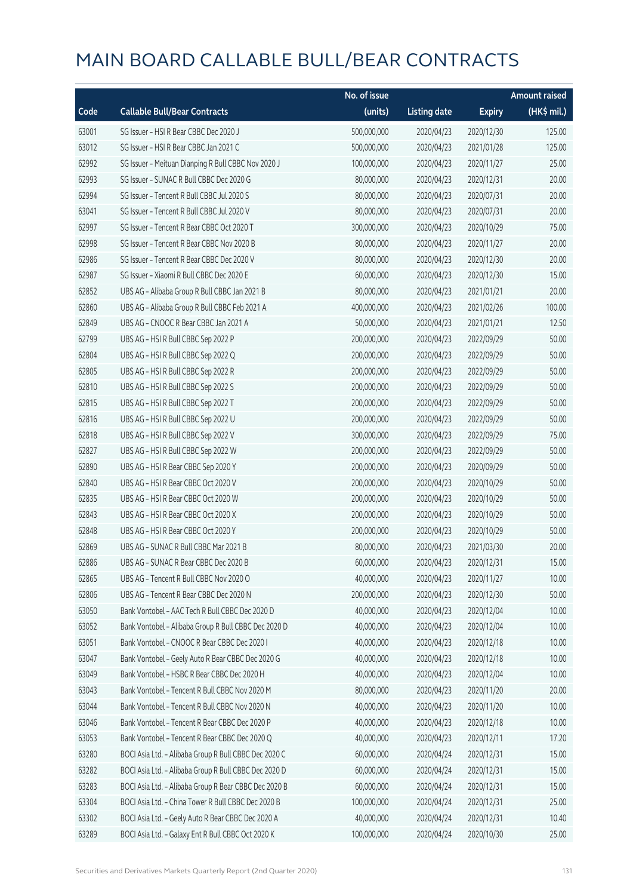# MAIN BOARD CALLABLE BULL/BEAR CONTRACTS

| Code | Callable Bull/Bear Contracts | No. of issue (units) | Listing date | Expiry | Amount raised (HK$ mil.) |
|---|---|---|---|---|---|
| 63001 | SG Issuer – HSI R Bear CBBC Dec 2020 J | 500,000,000 | 2020/04/23 | 2020/12/30 | 125.00 |
| 63012 | SG Issuer – HSI R Bear CBBC Jan 2021 C | 500,000,000 | 2020/04/23 | 2021/01/28 | 125.00 |
| 62992 | SG Issuer – Meituan Dianping R Bull CBBC Nov 2020 J | 100,000,000 | 2020/04/23 | 2020/11/27 | 25.00 |
| 62993 | SG Issuer – SUNAC R Bull CBBC Dec 2020 G | 80,000,000 | 2020/04/23 | 2020/12/31 | 20.00 |
| 62994 | SG Issuer – Tencent R Bull CBBC Jul 2020 S | 80,000,000 | 2020/04/23 | 2020/07/31 | 20.00 |
| 63041 | SG Issuer – Tencent R Bull CBBC Jul 2020 V | 80,000,000 | 2020/04/23 | 2020/07/31 | 20.00 |
| 62997 | SG Issuer – Tencent R Bear CBBC Oct 2020 T | 300,000,000 | 2020/04/23 | 2020/10/29 | 75.00 |
| 62998 | SG Issuer – Tencent R Bear CBBC Nov 2020 B | 80,000,000 | 2020/04/23 | 2020/11/27 | 20.00 |
| 62986 | SG Issuer – Tencent R Bear CBBC Dec 2020 V | 80,000,000 | 2020/04/23 | 2020/12/30 | 20.00 |
| 62987 | SG Issuer – Xiaomi R Bull CBBC Dec 2020 E | 60,000,000 | 2020/04/23 | 2020/12/30 | 15.00 |
| 62852 | UBS AG – Alibaba Group R Bull CBBC Jan 2021 B | 80,000,000 | 2020/04/23 | 2021/01/21 | 20.00 |
| 62860 | UBS AG – Alibaba Group R Bull CBBC Feb 2021 A | 400,000,000 | 2020/04/23 | 2021/02/26 | 100.00 |
| 62849 | UBS AG – CNOOC R Bear CBBC Jan 2021 A | 50,000,000 | 2020/04/23 | 2021/01/21 | 12.50 |
| 62799 | UBS AG – HSI R Bull CBBC Sep 2022 P | 200,000,000 | 2020/04/23 | 2022/09/29 | 50.00 |
| 62804 | UBS AG – HSI R Bull CBBC Sep 2022 Q | 200,000,000 | 2020/04/23 | 2022/09/29 | 50.00 |
| 62805 | UBS AG – HSI R Bull CBBC Sep 2022 R | 200,000,000 | 2020/04/23 | 2022/09/29 | 50.00 |
| 62810 | UBS AG – HSI R Bull CBBC Sep 2022 S | 200,000,000 | 2020/04/23 | 2022/09/29 | 50.00 |
| 62815 | UBS AG – HSI R Bull CBBC Sep 2022 T | 200,000,000 | 2020/04/23 | 2022/09/29 | 50.00 |
| 62816 | UBS AG – HSI R Bull CBBC Sep 2022 U | 200,000,000 | 2020/04/23 | 2022/09/29 | 50.00 |
| 62818 | UBS AG – HSI R Bull CBBC Sep 2022 V | 300,000,000 | 2020/04/23 | 2022/09/29 | 75.00 |
| 62827 | UBS AG – HSI R Bull CBBC Sep 2022 W | 200,000,000 | 2020/04/23 | 2022/09/29 | 50.00 |
| 62890 | UBS AG – HSI R Bear CBBC Sep 2020 Y | 200,000,000 | 2020/04/23 | 2020/09/29 | 50.00 |
| 62840 | UBS AG – HSI R Bear CBBC Oct 2020 V | 200,000,000 | 2020/04/23 | 2020/10/29 | 50.00 |
| 62835 | UBS AG – HSI R Bear CBBC Oct 2020 W | 200,000,000 | 2020/04/23 | 2020/10/29 | 50.00 |
| 62843 | UBS AG – HSI R Bear CBBC Oct 2020 X | 200,000,000 | 2020/04/23 | 2020/10/29 | 50.00 |
| 62848 | UBS AG – HSI R Bear CBBC Oct 2020 Y | 200,000,000 | 2020/04/23 | 2020/10/29 | 50.00 |
| 62869 | UBS AG – SUNAC R Bull CBBC Mar 2021 B | 80,000,000 | 2020/04/23 | 2021/03/30 | 20.00 |
| 62886 | UBS AG – SUNAC R Bear CBBC Dec 2020 B | 60,000,000 | 2020/04/23 | 2020/12/31 | 15.00 |
| 62865 | UBS AG – Tencent R Bull CBBC Nov 2020 O | 40,000,000 | 2020/04/23 | 2020/11/27 | 10.00 |
| 62806 | UBS AG – Tencent R Bear CBBC Dec 2020 N | 200,000,000 | 2020/04/23 | 2020/12/30 | 50.00 |
| 63050 | Bank Vontobel – AAC Tech R Bull CBBC Dec 2020 D | 40,000,000 | 2020/04/23 | 2020/12/04 | 10.00 |
| 63052 | Bank Vontobel – Alibaba Group R Bull CBBC Dec 2020 D | 40,000,000 | 2020/04/23 | 2020/12/04 | 10.00 |
| 63051 | Bank Vontobel – CNOOC R Bear CBBC Dec 2020 I | 40,000,000 | 2020/04/23 | 2020/12/18 | 10.00 |
| 63047 | Bank Vontobel – Geely Auto R Bear CBBC Dec 2020 G | 40,000,000 | 2020/04/23 | 2020/12/18 | 10.00 |
| 63049 | Bank Vontobel – HSBC R Bear CBBC Dec 2020 H | 40,000,000 | 2020/04/23 | 2020/12/04 | 10.00 |
| 63043 | Bank Vontobel – Tencent R Bull CBBC Nov 2020 M | 80,000,000 | 2020/04/23 | 2020/11/20 | 20.00 |
| 63044 | Bank Vontobel – Tencent R Bull CBBC Nov 2020 N | 40,000,000 | 2020/04/23 | 2020/11/20 | 10.00 |
| 63046 | Bank Vontobel – Tencent R Bear CBBC Dec 2020 P | 40,000,000 | 2020/04/23 | 2020/12/18 | 10.00 |
| 63053 | Bank Vontobel – Tencent R Bear CBBC Dec 2020 Q | 40,000,000 | 2020/04/23 | 2020/12/11 | 17.20 |
| 63280 | BOCI Asia Ltd. – Alibaba Group R Bull CBBC Dec 2020 C | 60,000,000 | 2020/04/24 | 2020/12/31 | 15.00 |
| 63282 | BOCI Asia Ltd. – Alibaba Group R Bull CBBC Dec 2020 D | 60,000,000 | 2020/04/24 | 2020/12/31 | 15.00 |
| 63283 | BOCI Asia Ltd. – Alibaba Group R Bear CBBC Dec 2020 B | 60,000,000 | 2020/04/24 | 2020/12/31 | 15.00 |
| 63304 | BOCI Asia Ltd. – China Tower R Bull CBBC Dec 2020 B | 100,000,000 | 2020/04/24 | 2020/12/31 | 25.00 |
| 63302 | BOCI Asia Ltd. – Geely Auto R Bear CBBC Dec 2020 A | 40,000,000 | 2020/04/24 | 2020/12/31 | 10.40 |
| 63289 | BOCI Asia Ltd. – Galaxy Ent R Bull CBBC Oct 2020 K | 100,000,000 | 2020/04/24 | 2020/10/30 | 25.00 |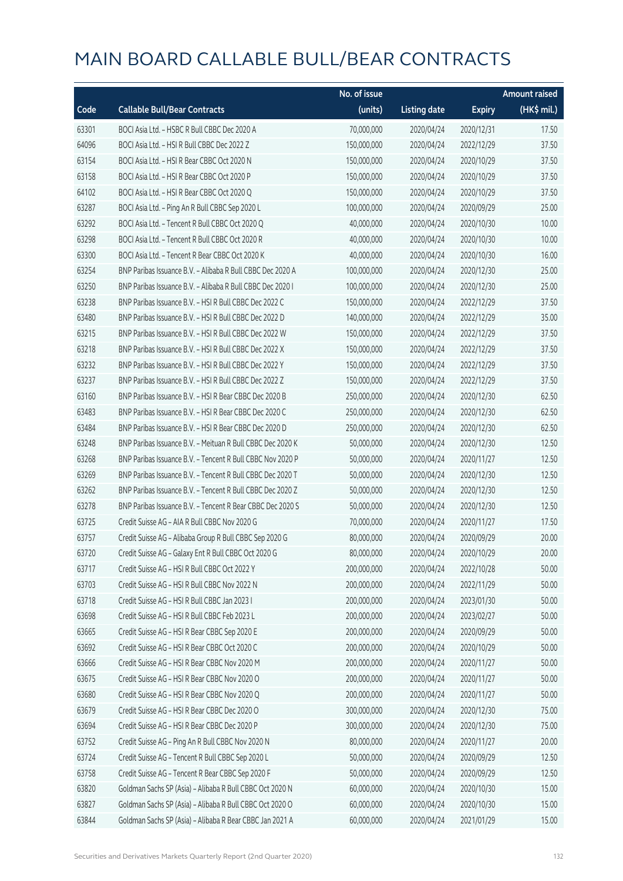# MAIN BOARD CALLABLE BULL/BEAR CONTRACTS

| Code | Callable Bull/Bear Contracts | No. of issue (units) | Listing date | Expiry | Amount raised (HK$ mil.) |
|---|---|---|---|---|---|
| 63301 | BOCI Asia Ltd. – HSBC R Bull CBBC Dec 2020 A | 70,000,000 | 2020/04/24 | 2020/12/31 | 17.50 |
| 64096 | BOCI Asia Ltd. – HSI R Bull CBBC Dec 2022 Z | 150,000,000 | 2020/04/24 | 2022/12/29 | 37.50 |
| 63154 | BOCI Asia Ltd. – HSI R Bear CBBC Oct 2020 N | 150,000,000 | 2020/04/24 | 2020/10/29 | 37.50 |
| 63158 | BOCI Asia Ltd. – HSI R Bear CBBC Oct 2020 P | 150,000,000 | 2020/04/24 | 2020/10/29 | 37.50 |
| 64102 | BOCI Asia Ltd. – HSI R Bear CBBC Oct 2020 Q | 150,000,000 | 2020/04/24 | 2020/10/29 | 37.50 |
| 63287 | BOCI Asia Ltd. – Ping An R Bull CBBC Sep 2020 L | 100,000,000 | 2020/04/24 | 2020/09/29 | 25.00 |
| 63292 | BOCI Asia Ltd. – Tencent R Bull CBBC Oct 2020 Q | 40,000,000 | 2020/04/24 | 2020/10/30 | 10.00 |
| 63298 | BOCI Asia Ltd. – Tencent R Bull CBBC Oct 2020 R | 40,000,000 | 2020/04/24 | 2020/10/30 | 10.00 |
| 63300 | BOCI Asia Ltd. – Tencent R Bear CBBC Oct 2020 K | 40,000,000 | 2020/04/24 | 2020/10/30 | 16.00 |
| 63254 | BNP Paribas Issuance B.V. – Alibaba R Bull CBBC Dec 2020 A | 100,000,000 | 2020/04/24 | 2020/12/30 | 25.00 |
| 63250 | BNP Paribas Issuance B.V. – Alibaba R Bull CBBC Dec 2020 I | 100,000,000 | 2020/04/24 | 2020/12/30 | 25.00 |
| 63238 | BNP Paribas Issuance B.V. – HSI R Bull CBBC Dec 2022 C | 150,000,000 | 2020/04/24 | 2022/12/29 | 37.50 |
| 63480 | BNP Paribas Issuance B.V. – HSI R Bull CBBC Dec 2022 D | 140,000,000 | 2020/04/24 | 2022/12/29 | 35.00 |
| 63215 | BNP Paribas Issuance B.V. – HSI R Bull CBBC Dec 2022 W | 150,000,000 | 2020/04/24 | 2022/12/29 | 37.50 |
| 63218 | BNP Paribas Issuance B.V. – HSI R Bull CBBC Dec 2022 X | 150,000,000 | 2020/04/24 | 2022/12/29 | 37.50 |
| 63232 | BNP Paribas Issuance B.V. – HSI R Bull CBBC Dec 2022 Y | 150,000,000 | 2020/04/24 | 2022/12/29 | 37.50 |
| 63237 | BNP Paribas Issuance B.V. – HSI R Bull CBBC Dec 2022 Z | 150,000,000 | 2020/04/24 | 2022/12/29 | 37.50 |
| 63160 | BNP Paribas Issuance B.V. – HSI R Bear CBBC Dec 2020 B | 250,000,000 | 2020/04/24 | 2020/12/30 | 62.50 |
| 63483 | BNP Paribas Issuance B.V. – HSI R Bear CBBC Dec 2020 C | 250,000,000 | 2020/04/24 | 2020/12/30 | 62.50 |
| 63484 | BNP Paribas Issuance B.V. – HSI R Bear CBBC Dec 2020 D | 250,000,000 | 2020/04/24 | 2020/12/30 | 62.50 |
| 63248 | BNP Paribas Issuance B.V. – Meituan R Bull CBBC Dec 2020 K | 50,000,000 | 2020/04/24 | 2020/12/30 | 12.50 |
| 63268 | BNP Paribas Issuance B.V. – Tencent R Bull CBBC Nov 2020 P | 50,000,000 | 2020/04/24 | 2020/11/27 | 12.50 |
| 63269 | BNP Paribas Issuance B.V. – Tencent R Bull CBBC Dec 2020 T | 50,000,000 | 2020/04/24 | 2020/12/30 | 12.50 |
| 63262 | BNP Paribas Issuance B.V. – Tencent R Bull CBBC Dec 2020 Z | 50,000,000 | 2020/04/24 | 2020/12/30 | 12.50 |
| 63278 | BNP Paribas Issuance B.V. – Tencent R Bear CBBC Dec 2020 S | 50,000,000 | 2020/04/24 | 2020/12/30 | 12.50 |
| 63725 | Credit Suisse AG – AIA R Bull CBBC Nov 2020 G | 70,000,000 | 2020/04/24 | 2020/11/27 | 17.50 |
| 63757 | Credit Suisse AG – Alibaba Group R Bull CBBC Sep 2020 G | 80,000,000 | 2020/04/24 | 2020/09/29 | 20.00 |
| 63720 | Credit Suisse AG – Galaxy Ent R Bull CBBC Oct 2020 G | 80,000,000 | 2020/04/24 | 2020/10/29 | 20.00 |
| 63717 | Credit Suisse AG – HSI R Bull CBBC Oct 2022 Y | 200,000,000 | 2020/04/24 | 2022/10/28 | 50.00 |
| 63703 | Credit Suisse AG – HSI R Bull CBBC Nov 2022 N | 200,000,000 | 2020/04/24 | 2022/11/29 | 50.00 |
| 63718 | Credit Suisse AG – HSI R Bull CBBC Jan 2023 I | 200,000,000 | 2020/04/24 | 2023/01/30 | 50.00 |
| 63698 | Credit Suisse AG – HSI R Bull CBBC Feb 2023 L | 200,000,000 | 2020/04/24 | 2023/02/27 | 50.00 |
| 63665 | Credit Suisse AG – HSI R Bear CBBC Sep 2020 E | 200,000,000 | 2020/04/24 | 2020/09/29 | 50.00 |
| 63692 | Credit Suisse AG – HSI R Bear CBBC Oct 2020 C | 200,000,000 | 2020/04/24 | 2020/10/29 | 50.00 |
| 63666 | Credit Suisse AG – HSI R Bear CBBC Nov 2020 M | 200,000,000 | 2020/04/24 | 2020/11/27 | 50.00 |
| 63675 | Credit Suisse AG – HSI R Bear CBBC Nov 2020 O | 200,000,000 | 2020/04/24 | 2020/11/27 | 50.00 |
| 63680 | Credit Suisse AG – HSI R Bear CBBC Nov 2020 Q | 200,000,000 | 2020/04/24 | 2020/11/27 | 50.00 |
| 63679 | Credit Suisse AG – HSI R Bear CBBC Dec 2020 O | 300,000,000 | 2020/04/24 | 2020/12/30 | 75.00 |
| 63694 | Credit Suisse AG – HSI R Bear CBBC Dec 2020 P | 300,000,000 | 2020/04/24 | 2020/12/30 | 75.00 |
| 63752 | Credit Suisse AG – Ping An R Bull CBBC Nov 2020 N | 80,000,000 | 2020/04/24 | 2020/11/27 | 20.00 |
| 63724 | Credit Suisse AG – Tencent R Bull CBBC Sep 2020 L | 50,000,000 | 2020/04/24 | 2020/09/29 | 12.50 |
| 63758 | Credit Suisse AG – Tencent R Bear CBBC Sep 2020 F | 50,000,000 | 2020/04/24 | 2020/09/29 | 12.50 |
| 63820 | Goldman Sachs SP (Asia) – Alibaba R Bull CBBC Oct 2020 N | 60,000,000 | 2020/04/24 | 2020/10/30 | 15.00 |
| 63827 | Goldman Sachs SP (Asia) – Alibaba R Bull CBBC Oct 2020 O | 60,000,000 | 2020/04/24 | 2020/10/30 | 15.00 |
| 63844 | Goldman Sachs SP (Asia) – Alibaba R Bear CBBC Jan 2021 A | 60,000,000 | 2020/04/24 | 2021/01/29 | 15.00 |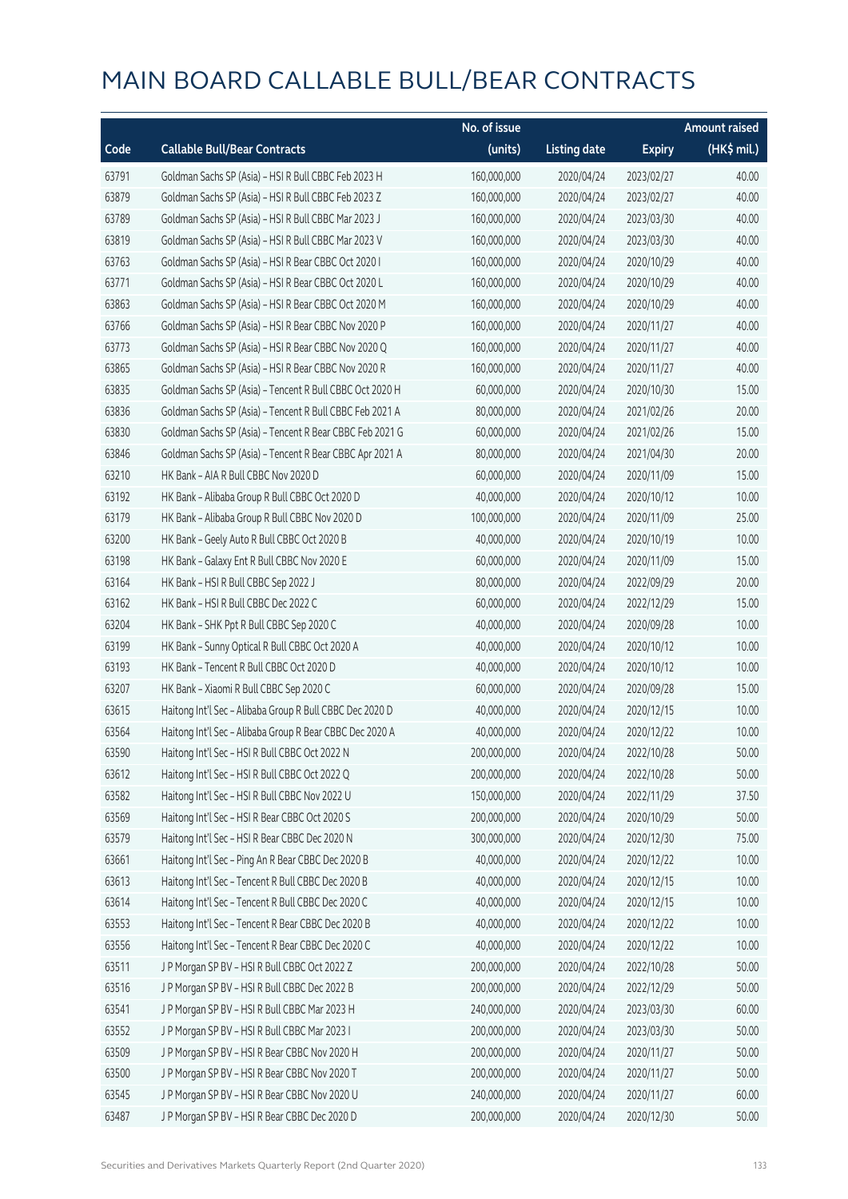# MAIN BOARD CALLABLE BULL/BEAR CONTRACTS

| Code | Callable Bull/Bear Contracts | No. of issue (units) | Listing date | Expiry | Amount raised (HK$ mil.) |
|---|---|---|---|---|---|
| 63791 | Goldman Sachs SP (Asia) - HSI R Bull CBBC Feb 2023 H | 160,000,000 | 2020/04/24 | 2023/02/27 | 40.00 |
| 63879 | Goldman Sachs SP (Asia) - HSI R Bull CBBC Feb 2023 Z | 160,000,000 | 2020/04/24 | 2023/02/27 | 40.00 |
| 63789 | Goldman Sachs SP (Asia) - HSI R Bull CBBC Mar 2023 J | 160,000,000 | 2020/04/24 | 2023/03/30 | 40.00 |
| 63819 | Goldman Sachs SP (Asia) - HSI R Bull CBBC Mar 2023 V | 160,000,000 | 2020/04/24 | 2023/03/30 | 40.00 |
| 63763 | Goldman Sachs SP (Asia) - HSI R Bear CBBC Oct 2020 I | 160,000,000 | 2020/04/24 | 2020/10/29 | 40.00 |
| 63771 | Goldman Sachs SP (Asia) - HSI R Bear CBBC Oct 2020 L | 160,000,000 | 2020/04/24 | 2020/10/29 | 40.00 |
| 63863 | Goldman Sachs SP (Asia) - HSI R Bear CBBC Oct 2020 M | 160,000,000 | 2020/04/24 | 2020/10/29 | 40.00 |
| 63766 | Goldman Sachs SP (Asia) - HSI R Bear CBBC Nov 2020 P | 160,000,000 | 2020/04/24 | 2020/11/27 | 40.00 |
| 63773 | Goldman Sachs SP (Asia) - HSI R Bear CBBC Nov 2020 Q | 160,000,000 | 2020/04/24 | 2020/11/27 | 40.00 |
| 63865 | Goldman Sachs SP (Asia) - HSI R Bear CBBC Nov 2020 R | 160,000,000 | 2020/04/24 | 2020/11/27 | 40.00 |
| 63835 | Goldman Sachs SP (Asia) - Tencent R Bull CBBC Oct 2020 H | 60,000,000 | 2020/04/24 | 2020/10/30 | 15.00 |
| 63836 | Goldman Sachs SP (Asia) - Tencent R Bull CBBC Feb 2021 A | 80,000,000 | 2020/04/24 | 2021/02/26 | 20.00 |
| 63830 | Goldman Sachs SP (Asia) - Tencent R Bear CBBC Feb 2021 G | 60,000,000 | 2020/04/24 | 2021/02/26 | 15.00 |
| 63846 | Goldman Sachs SP (Asia) - Tencent R Bear CBBC Apr 2021 A | 80,000,000 | 2020/04/24 | 2021/04/30 | 20.00 |
| 63210 | HK Bank - AIA R Bull CBBC Nov 2020 D | 60,000,000 | 2020/04/24 | 2020/11/09 | 15.00 |
| 63192 | HK Bank - Alibaba Group R Bull CBBC Oct 2020 D | 40,000,000 | 2020/04/24 | 2020/10/12 | 10.00 |
| 63179 | HK Bank - Alibaba Group R Bull CBBC Nov 2020 D | 100,000,000 | 2020/04/24 | 2020/11/09 | 25.00 |
| 63200 | HK Bank - Geely Auto R Bull CBBC Oct 2020 B | 40,000,000 | 2020/04/24 | 2020/10/19 | 10.00 |
| 63198 | HK Bank - Galaxy Ent R Bull CBBC Nov 2020 E | 60,000,000 | 2020/04/24 | 2020/11/09 | 15.00 |
| 63164 | HK Bank - HSI R Bull CBBC Sep 2022 J | 80,000,000 | 2020/04/24 | 2022/09/29 | 20.00 |
| 63162 | HK Bank - HSI R Bull CBBC Dec 2022 C | 60,000,000 | 2020/04/24 | 2022/12/29 | 15.00 |
| 63204 | HK Bank - SHK Ppt R Bull CBBC Sep 2020 C | 40,000,000 | 2020/04/24 | 2020/09/28 | 10.00 |
| 63199 | HK Bank - Sunny Optical R Bull CBBC Oct 2020 A | 40,000,000 | 2020/04/24 | 2020/10/12 | 10.00 |
| 63193 | HK Bank - Tencent R Bull CBBC Oct 2020 D | 40,000,000 | 2020/04/24 | 2020/10/12 | 10.00 |
| 63207 | HK Bank - Xiaomi R Bull CBBC Sep 2020 C | 60,000,000 | 2020/04/24 | 2020/09/28 | 15.00 |
| 63615 | Haitong Int'l Sec - Alibaba Group R Bull CBBC Dec 2020 D | 40,000,000 | 2020/04/24 | 2020/12/15 | 10.00 |
| 63564 | Haitong Int'l Sec - Alibaba Group R Bear CBBC Dec 2020 A | 40,000,000 | 2020/04/24 | 2020/12/22 | 10.00 |
| 63590 | Haitong Int'l Sec - HSI R Bull CBBC Oct 2022 N | 200,000,000 | 2020/04/24 | 2022/10/28 | 50.00 |
| 63612 | Haitong Int'l Sec - HSI R Bull CBBC Oct 2022 Q | 200,000,000 | 2020/04/24 | 2022/10/28 | 50.00 |
| 63582 | Haitong Int'l Sec - HSI R Bull CBBC Nov 2022 U | 150,000,000 | 2020/04/24 | 2022/11/29 | 37.50 |
| 63569 | Haitong Int'l Sec - HSI R Bear CBBC Oct 2020 S | 200,000,000 | 2020/04/24 | 2020/10/29 | 50.00 |
| 63579 | Haitong Int'l Sec - HSI R Bear CBBC Dec 2020 N | 300,000,000 | 2020/04/24 | 2020/12/30 | 75.00 |
| 63661 | Haitong Int'l Sec - Ping An R Bear CBBC Dec 2020 B | 40,000,000 | 2020/04/24 | 2020/12/22 | 10.00 |
| 63613 | Haitong Int'l Sec - Tencent R Bull CBBC Dec 2020 B | 40,000,000 | 2020/04/24 | 2020/12/15 | 10.00 |
| 63614 | Haitong Int'l Sec - Tencent R Bull CBBC Dec 2020 C | 40,000,000 | 2020/04/24 | 2020/12/15 | 10.00 |
| 63553 | Haitong Int'l Sec - Tencent R Bear CBBC Dec 2020 B | 40,000,000 | 2020/04/24 | 2020/12/22 | 10.00 |
| 63556 | Haitong Int'l Sec - Tencent R Bear CBBC Dec 2020 C | 40,000,000 | 2020/04/24 | 2020/12/22 | 10.00 |
| 63511 | J P Morgan SP BV - HSI R Bull CBBC Oct 2022 Z | 200,000,000 | 2020/04/24 | 2022/10/28 | 50.00 |
| 63516 | J P Morgan SP BV - HSI R Bull CBBC Dec 2022 B | 200,000,000 | 2020/04/24 | 2022/12/29 | 50.00 |
| 63541 | J P Morgan SP BV - HSI R Bull CBBC Mar 2023 H | 240,000,000 | 2020/04/24 | 2023/03/30 | 60.00 |
| 63552 | J P Morgan SP BV - HSI R Bull CBBC Mar 2023 I | 200,000,000 | 2020/04/24 | 2023/03/30 | 50.00 |
| 63509 | J P Morgan SP BV - HSI R Bear CBBC Nov 2020 H | 200,000,000 | 2020/04/24 | 2020/11/27 | 50.00 |
| 63500 | J P Morgan SP BV - HSI R Bear CBBC Nov 2020 T | 200,000,000 | 2020/04/24 | 2020/11/27 | 50.00 |
| 63545 | J P Morgan SP BV - HSI R Bear CBBC Nov 2020 U | 240,000,000 | 2020/04/24 | 2020/11/27 | 60.00 |
| 63487 | J P Morgan SP BV - HSI R Bear CBBC Dec 2020 D | 200,000,000 | 2020/04/24 | 2020/12/30 | 50.00 |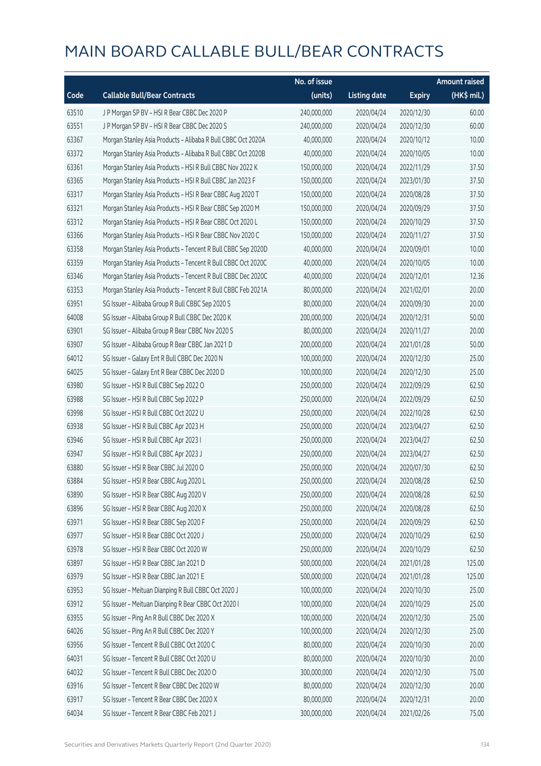# MAIN BOARD CALLABLE BULL/BEAR CONTRACTS

| Code | Callable Bull/Bear Contracts | No. of issue (units) | Listing date | Expiry | Amount raised (HK$ mil.) |
|---|---|---|---|---|---|
| 63510 | J P Morgan SP BV – HSI R Bear CBBC Dec 2020 P | 240,000,000 | 2020/04/24 | 2020/12/30 | 60.00 |
| 63551 | J P Morgan SP BV – HSI R Bear CBBC Dec 2020 S | 240,000,000 | 2020/04/24 | 2020/12/30 | 60.00 |
| 63367 | Morgan Stanley Asia Products – Alibaba R Bull CBBC Oct 2020A | 40,000,000 | 2020/04/24 | 2020/10/12 | 10.00 |
| 63372 | Morgan Stanley Asia Products – Alibaba R Bull CBBC Oct 2020B | 40,000,000 | 2020/04/24 | 2020/10/05 | 10.00 |
| 63361 | Morgan Stanley Asia Products – HSI R Bull CBBC Nov 2022 K | 150,000,000 | 2020/04/24 | 2022/11/29 | 37.50 |
| 63365 | Morgan Stanley Asia Products – HSI R Bull CBBC Jan 2023 F | 150,000,000 | 2020/04/24 | 2023/01/30 | 37.50 |
| 63317 | Morgan Stanley Asia Products – HSI R Bear CBBC Aug 2020 T | 150,000,000 | 2020/04/24 | 2020/08/28 | 37.50 |
| 63321 | Morgan Stanley Asia Products – HSI R Bear CBBC Sep 2020 M | 150,000,000 | 2020/04/24 | 2020/09/29 | 37.50 |
| 63312 | Morgan Stanley Asia Products – HSI R Bear CBBC Oct 2020 L | 150,000,000 | 2020/04/24 | 2020/10/29 | 37.50 |
| 63366 | Morgan Stanley Asia Products – HSI R Bear CBBC Nov 2020 C | 150,000,000 | 2020/04/24 | 2020/11/27 | 37.50 |
| 63358 | Morgan Stanley Asia Products – Tencent R Bull CBBC Sep 2020D | 40,000,000 | 2020/04/24 | 2020/09/01 | 10.00 |
| 63359 | Morgan Stanley Asia Products – Tencent R Bull CBBC Oct 2020C | 40,000,000 | 2020/04/24 | 2020/10/05 | 10.00 |
| 63346 | Morgan Stanley Asia Products – Tencent R Bull CBBC Dec 2020C | 40,000,000 | 2020/04/24 | 2020/12/01 | 12.36 |
| 63353 | Morgan Stanley Asia Products – Tencent R Bull CBBC Feb 2021A | 80,000,000 | 2020/04/24 | 2021/02/01 | 20.00 |
| 63951 | SG Issuer – Alibaba Group R Bull CBBC Sep 2020 S | 80,000,000 | 2020/04/24 | 2020/09/30 | 20.00 |
| 64008 | SG Issuer – Alibaba Group R Bull CBBC Dec 2020 K | 200,000,000 | 2020/04/24 | 2020/12/31 | 50.00 |
| 63901 | SG Issuer – Alibaba Group R Bear CBBC Nov 2020 S | 80,000,000 | 2020/04/24 | 2020/11/27 | 20.00 |
| 63907 | SG Issuer – Alibaba Group R Bear CBBC Jan 2021 D | 200,000,000 | 2020/04/24 | 2021/01/28 | 50.00 |
| 64012 | SG Issuer – Galaxy Ent R Bull CBBC Dec 2020 N | 100,000,000 | 2020/04/24 | 2020/12/30 | 25.00 |
| 64025 | SG Issuer – Galaxy Ent R Bear CBBC Dec 2020 D | 100,000,000 | 2020/04/24 | 2020/12/30 | 25.00 |
| 63980 | SG Issuer – HSI R Bull CBBC Sep 2022 O | 250,000,000 | 2020/04/24 | 2022/09/29 | 62.50 |
| 63988 | SG Issuer – HSI R Bull CBBC Sep 2022 P | 250,000,000 | 2020/04/24 | 2022/09/29 | 62.50 |
| 63998 | SG Issuer – HSI R Bull CBBC Oct 2022 U | 250,000,000 | 2020/04/24 | 2022/10/28 | 62.50 |
| 63938 | SG Issuer – HSI R Bull CBBC Apr 2023 H | 250,000,000 | 2020/04/24 | 2023/04/27 | 62.50 |
| 63946 | SG Issuer – HSI R Bull CBBC Apr 2023 I | 250,000,000 | 2020/04/24 | 2023/04/27 | 62.50 |
| 63947 | SG Issuer – HSI R Bull CBBC Apr 2023 J | 250,000,000 | 2020/04/24 | 2023/04/27 | 62.50 |
| 63880 | SG Issuer – HSI R Bear CBBC Jul 2020 O | 250,000,000 | 2020/04/24 | 2020/07/30 | 62.50 |
| 63884 | SG Issuer – HSI R Bear CBBC Aug 2020 L | 250,000,000 | 2020/04/24 | 2020/08/28 | 62.50 |
| 63890 | SG Issuer – HSI R Bear CBBC Aug 2020 V | 250,000,000 | 2020/04/24 | 2020/08/28 | 62.50 |
| 63896 | SG Issuer – HSI R Bear CBBC Aug 2020 X | 250,000,000 | 2020/04/24 | 2020/08/28 | 62.50 |
| 63971 | SG Issuer – HSI R Bear CBBC Sep 2020 F | 250,000,000 | 2020/04/24 | 2020/09/29 | 62.50 |
| 63977 | SG Issuer – HSI R Bear CBBC Oct 2020 J | 250,000,000 | 2020/04/24 | 2020/10/29 | 62.50 |
| 63978 | SG Issuer – HSI R Bear CBBC Oct 2020 W | 250,000,000 | 2020/04/24 | 2020/10/29 | 62.50 |
| 63897 | SG Issuer – HSI R Bear CBBC Jan 2021 D | 500,000,000 | 2020/04/24 | 2021/01/28 | 125.00 |
| 63979 | SG Issuer – HSI R Bear CBBC Jan 2021 E | 500,000,000 | 2020/04/24 | 2021/01/28 | 125.00 |
| 63953 | SG Issuer – Meituan Dianping R Bull CBBC Oct 2020 J | 100,000,000 | 2020/04/24 | 2020/10/30 | 25.00 |
| 63912 | SG Issuer – Meituan Dianping R Bear CBBC Oct 2020 I | 100,000,000 | 2020/04/24 | 2020/10/29 | 25.00 |
| 63955 | SG Issuer – Ping An R Bull CBBC Dec 2020 X | 100,000,000 | 2020/04/24 | 2020/12/30 | 25.00 |
| 64026 | SG Issuer – Ping An R Bull CBBC Dec 2020 Y | 100,000,000 | 2020/04/24 | 2020/12/30 | 25.00 |
| 63956 | SG Issuer – Tencent R Bull CBBC Oct 2020 C | 80,000,000 | 2020/04/24 | 2020/10/30 | 20.00 |
| 64031 | SG Issuer – Tencent R Bull CBBC Oct 2020 U | 80,000,000 | 2020/04/24 | 2020/10/30 | 20.00 |
| 64032 | SG Issuer – Tencent R Bull CBBC Dec 2020 O | 300,000,000 | 2020/04/24 | 2020/12/30 | 75.00 |
| 63916 | SG Issuer – Tencent R Bear CBBC Dec 2020 W | 80,000,000 | 2020/04/24 | 2020/12/30 | 20.00 |
| 63917 | SG Issuer – Tencent R Bear CBBC Dec 2020 X | 80,000,000 | 2020/04/24 | 2020/12/31 | 20.00 |
| 64034 | SG Issuer – Tencent R Bear CBBC Feb 2021 J | 300,000,000 | 2020/04/24 | 2021/02/26 | 75.00 |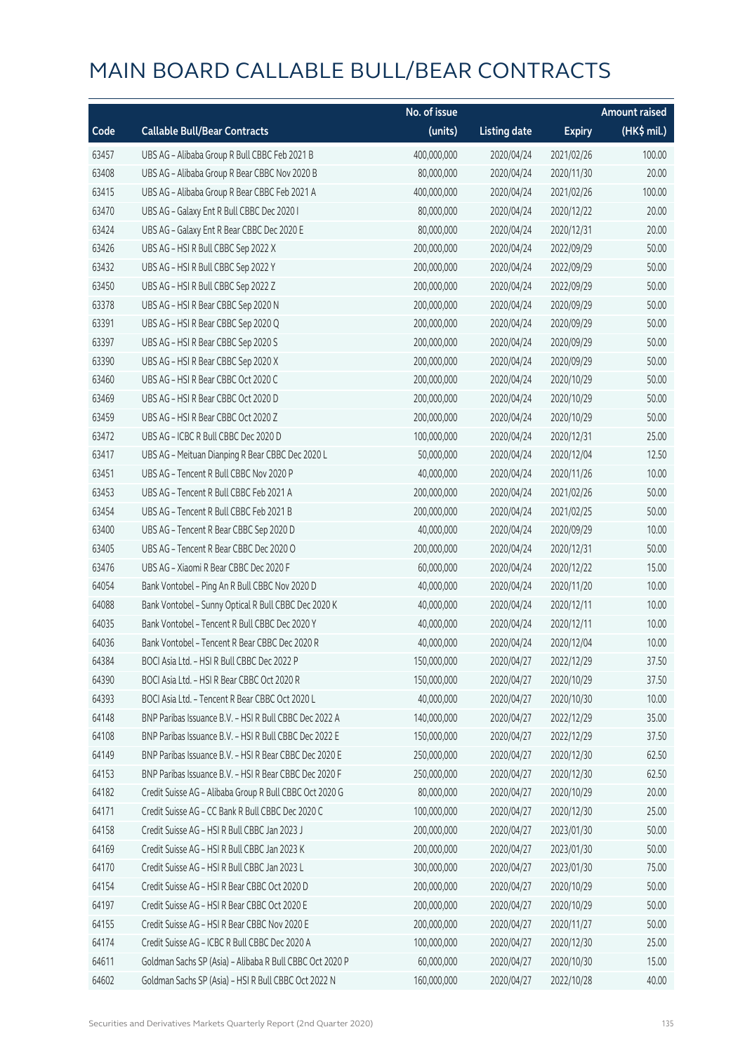# MAIN BOARD CALLABLE BULL/BEAR CONTRACTS

| Code | Callable Bull/Bear Contracts | No. of issue (units) | Listing date | Expiry | Amount raised (HK$ mil.) |
|---|---|---|---|---|---|
| 63457 | UBS AG – Alibaba Group R Bull CBBC Feb 2021 B | 400,000,000 | 2020/04/24 | 2021/02/26 | 100.00 |
| 63408 | UBS AG – Alibaba Group R Bear CBBC Nov 2020 B | 80,000,000 | 2020/04/24 | 2020/11/30 | 20.00 |
| 63415 | UBS AG – Alibaba Group R Bear CBBC Feb 2021 A | 400,000,000 | 2020/04/24 | 2021/02/26 | 100.00 |
| 63470 | UBS AG – Galaxy Ent R Bull CBBC Dec 2020 I | 80,000,000 | 2020/04/24 | 2020/12/22 | 20.00 |
| 63424 | UBS AG – Galaxy Ent R Bear CBBC Dec 2020 E | 80,000,000 | 2020/04/24 | 2020/12/31 | 20.00 |
| 63426 | UBS AG – HSI R Bull CBBC Sep 2022 X | 200,000,000 | 2020/04/24 | 2022/09/29 | 50.00 |
| 63432 | UBS AG – HSI R Bull CBBC Sep 2022 Y | 200,000,000 | 2020/04/24 | 2022/09/29 | 50.00 |
| 63450 | UBS AG – HSI R Bull CBBC Sep 2022 Z | 200,000,000 | 2020/04/24 | 2022/09/29 | 50.00 |
| 63378 | UBS AG – HSI R Bear CBBC Sep 2020 N | 200,000,000 | 2020/04/24 | 2020/09/29 | 50.00 |
| 63391 | UBS AG – HSI R Bear CBBC Sep 2020 Q | 200,000,000 | 2020/04/24 | 2020/09/29 | 50.00 |
| 63397 | UBS AG – HSI R Bear CBBC Sep 2020 S | 200,000,000 | 2020/04/24 | 2020/09/29 | 50.00 |
| 63390 | UBS AG – HSI R Bear CBBC Sep 2020 X | 200,000,000 | 2020/04/24 | 2020/09/29 | 50.00 |
| 63460 | UBS AG – HSI R Bear CBBC Oct 2020 C | 200,000,000 | 2020/04/24 | 2020/10/29 | 50.00 |
| 63469 | UBS AG – HSI R Bear CBBC Oct 2020 D | 200,000,000 | 2020/04/24 | 2020/10/29 | 50.00 |
| 63459 | UBS AG – HSI R Bear CBBC Oct 2020 Z | 200,000,000 | 2020/04/24 | 2020/10/29 | 50.00 |
| 63472 | UBS AG – ICBC R Bull CBBC Dec 2020 D | 100,000,000 | 2020/04/24 | 2020/12/31 | 25.00 |
| 63417 | UBS AG – Meituan Dianping R Bear CBBC Dec 2020 L | 50,000,000 | 2020/04/24 | 2020/12/04 | 12.50 |
| 63451 | UBS AG – Tencent R Bull CBBC Nov 2020 P | 40,000,000 | 2020/04/24 | 2020/11/26 | 10.00 |
| 63453 | UBS AG – Tencent R Bull CBBC Feb 2021 A | 200,000,000 | 2020/04/24 | 2021/02/26 | 50.00 |
| 63454 | UBS AG – Tencent R Bull CBBC Feb 2021 B | 200,000,000 | 2020/04/24 | 2021/02/25 | 50.00 |
| 63400 | UBS AG – Tencent R Bear CBBC Sep 2020 D | 40,000,000 | 2020/04/24 | 2020/09/29 | 10.00 |
| 63405 | UBS AG – Tencent R Bear CBBC Dec 2020 O | 200,000,000 | 2020/04/24 | 2020/12/31 | 50.00 |
| 63476 | UBS AG – Xiaomi R Bear CBBC Dec 2020 F | 60,000,000 | 2020/04/24 | 2020/12/22 | 15.00 |
| 64054 | Bank Vontobel – Ping An R Bull CBBC Nov 2020 D | 40,000,000 | 2020/04/24 | 2020/11/20 | 10.00 |
| 64088 | Bank Vontobel – Sunny Optical R Bull CBBC Dec 2020 K | 40,000,000 | 2020/04/24 | 2020/12/11 | 10.00 |
| 64035 | Bank Vontobel – Tencent R Bull CBBC Dec 2020 Y | 40,000,000 | 2020/04/24 | 2020/12/11 | 10.00 |
| 64036 | Bank Vontobel – Tencent R Bear CBBC Dec 2020 R | 40,000,000 | 2020/04/24 | 2020/12/04 | 10.00 |
| 64384 | BOCI Asia Ltd. – HSI R Bull CBBC Dec 2022 P | 150,000,000 | 2020/04/27 | 2022/12/29 | 37.50 |
| 64390 | BOCI Asia Ltd. – HSI R Bear CBBC Oct 2020 R | 150,000,000 | 2020/04/27 | 2020/10/29 | 37.50 |
| 64393 | BOCI Asia Ltd. – Tencent R Bear CBBC Oct 2020 L | 40,000,000 | 2020/04/27 | 2020/10/30 | 10.00 |
| 64148 | BNP Paribas Issuance B.V. – HSI R Bull CBBC Dec 2022 A | 140,000,000 | 2020/04/27 | 2022/12/29 | 35.00 |
| 64108 | BNP Paribas Issuance B.V. – HSI R Bull CBBC Dec 2022 E | 150,000,000 | 2020/04/27 | 2022/12/29 | 37.50 |
| 64149 | BNP Paribas Issuance B.V. – HSI R Bear CBBC Dec 2020 E | 250,000,000 | 2020/04/27 | 2020/12/30 | 62.50 |
| 64153 | BNP Paribas Issuance B.V. – HSI R Bear CBBC Dec 2020 F | 250,000,000 | 2020/04/27 | 2020/12/30 | 62.50 |
| 64182 | Credit Suisse AG – Alibaba Group R Bull CBBC Oct 2020 G | 80,000,000 | 2020/04/27 | 2020/10/29 | 20.00 |
| 64171 | Credit Suisse AG – CC Bank R Bull CBBC Dec 2020 C | 100,000,000 | 2020/04/27 | 2020/12/30 | 25.00 |
| 64158 | Credit Suisse AG – HSI R Bull CBBC Jan 2023 J | 200,000,000 | 2020/04/27 | 2023/01/30 | 50.00 |
| 64169 | Credit Suisse AG – HSI R Bull CBBC Jan 2023 K | 200,000,000 | 2020/04/27 | 2023/01/30 | 50.00 |
| 64170 | Credit Suisse AG – HSI R Bull CBBC Jan 2023 L | 300,000,000 | 2020/04/27 | 2023/01/30 | 75.00 |
| 64154 | Credit Suisse AG – HSI R Bear CBBC Oct 2020 D | 200,000,000 | 2020/04/27 | 2020/10/29 | 50.00 |
| 64197 | Credit Suisse AG – HSI R Bear CBBC Oct 2020 E | 200,000,000 | 2020/04/27 | 2020/10/29 | 50.00 |
| 64155 | Credit Suisse AG – HSI R Bear CBBC Nov 2020 E | 200,000,000 | 2020/04/27 | 2020/11/27 | 50.00 |
| 64174 | Credit Suisse AG – ICBC R Bull CBBC Dec 2020 A | 100,000,000 | 2020/04/27 | 2020/12/30 | 25.00 |
| 64611 | Goldman Sachs SP (Asia) – Alibaba R Bull CBBC Oct 2020 P | 60,000,000 | 2020/04/27 | 2020/10/30 | 15.00 |
| 64602 | Goldman Sachs SP (Asia) – HSI R Bull CBBC Oct 2022 N | 160,000,000 | 2020/04/27 | 2022/10/28 | 40.00 |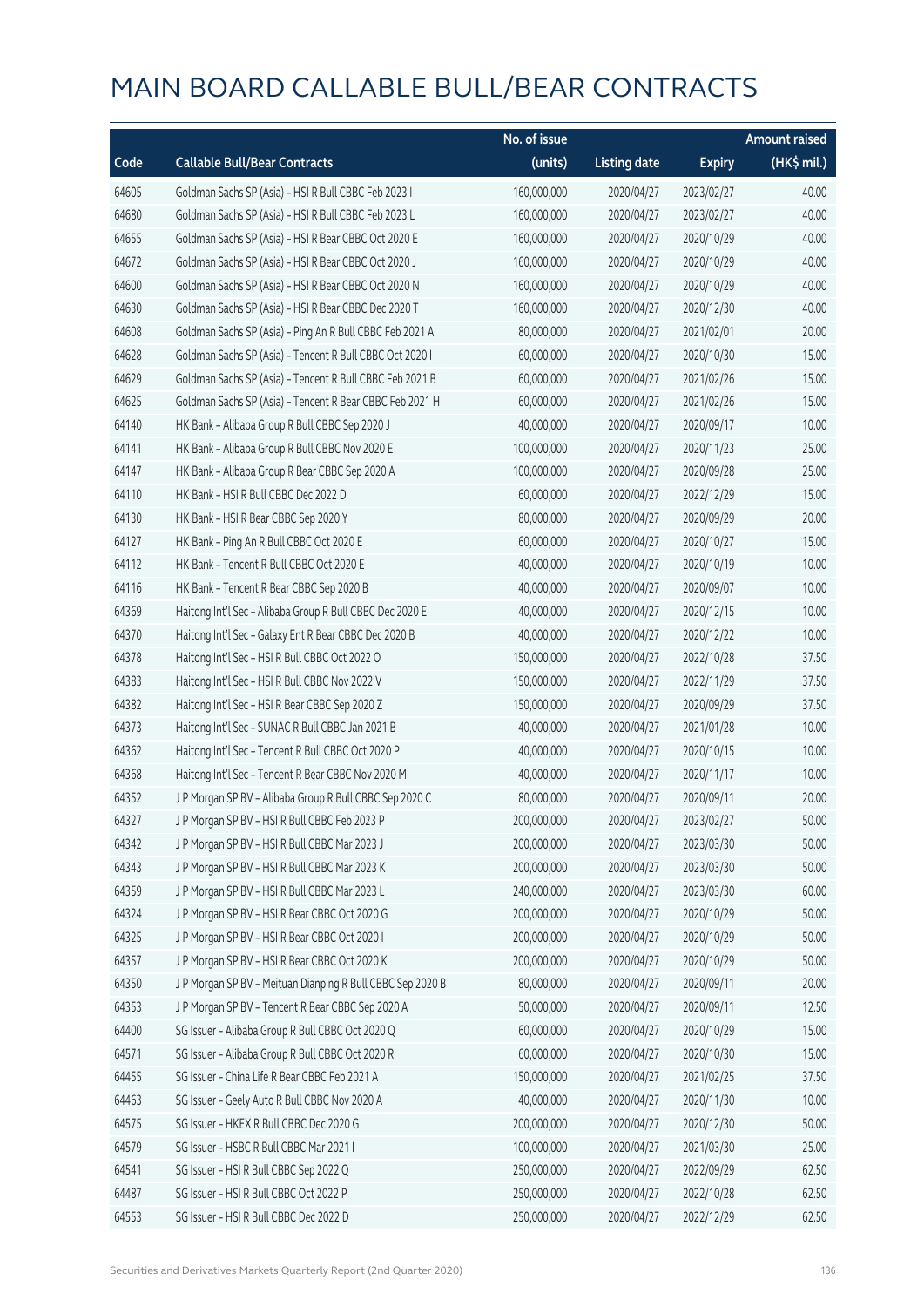# MAIN BOARD CALLABLE BULL/BEAR CONTRACTS

| Code | Callable Bull/Bear Contracts | No. of issue (units) | Listing date | Expiry | Amount raised (HK$ mil.) |
|---|---|---|---|---|---|
| 64605 | Goldman Sachs SP (Asia) – HSI R Bull CBBC Feb 2023 I | 160,000,000 | 2020/04/27 | 2023/02/27 | 40.00 |
| 64680 | Goldman Sachs SP (Asia) – HSI R Bull CBBC Feb 2023 L | 160,000,000 | 2020/04/27 | 2023/02/27 | 40.00 |
| 64655 | Goldman Sachs SP (Asia) – HSI R Bear CBBC Oct 2020 E | 160,000,000 | 2020/04/27 | 2020/10/29 | 40.00 |
| 64672 | Goldman Sachs SP (Asia) – HSI R Bear CBBC Oct 2020 J | 160,000,000 | 2020/04/27 | 2020/10/29 | 40.00 |
| 64600 | Goldman Sachs SP (Asia) – HSI R Bear CBBC Oct 2020 N | 160,000,000 | 2020/04/27 | 2020/10/29 | 40.00 |
| 64630 | Goldman Sachs SP (Asia) – HSI R Bear CBBC Dec 2020 T | 160,000,000 | 2020/04/27 | 2020/12/30 | 40.00 |
| 64608 | Goldman Sachs SP (Asia) – Ping An R Bull CBBC Feb 2021 A | 80,000,000 | 2020/04/27 | 2021/02/01 | 20.00 |
| 64628 | Goldman Sachs SP (Asia) – Tencent R Bull CBBC Oct 2020 I | 60,000,000 | 2020/04/27 | 2020/10/30 | 15.00 |
| 64629 | Goldman Sachs SP (Asia) – Tencent R Bull CBBC Feb 2021 B | 60,000,000 | 2020/04/27 | 2021/02/26 | 15.00 |
| 64625 | Goldman Sachs SP (Asia) – Tencent R Bear CBBC Feb 2021 H | 60,000,000 | 2020/04/27 | 2021/02/26 | 15.00 |
| 64140 | HK Bank – Alibaba Group R Bull CBBC Sep 2020 J | 40,000,000 | 2020/04/27 | 2020/09/17 | 10.00 |
| 64141 | HK Bank – Alibaba Group R Bull CBBC Nov 2020 E | 100,000,000 | 2020/04/27 | 2020/11/23 | 25.00 |
| 64147 | HK Bank – Alibaba Group R Bear CBBC Sep 2020 A | 100,000,000 | 2020/04/27 | 2020/09/28 | 25.00 |
| 64110 | HK Bank – HSI R Bull CBBC Dec 2022 D | 60,000,000 | 2020/04/27 | 2022/12/29 | 15.00 |
| 64130 | HK Bank – HSI R Bear CBBC Sep 2020 Y | 80,000,000 | 2020/04/27 | 2020/09/29 | 20.00 |
| 64127 | HK Bank – Ping An R Bull CBBC Oct 2020 E | 60,000,000 | 2020/04/27 | 2020/10/27 | 15.00 |
| 64112 | HK Bank – Tencent R Bull CBBC Oct 2020 E | 40,000,000 | 2020/04/27 | 2020/10/19 | 10.00 |
| 64116 | HK Bank – Tencent R Bear CBBC Sep 2020 B | 40,000,000 | 2020/04/27 | 2020/09/07 | 10.00 |
| 64369 | Haitong Int'l Sec – Alibaba Group R Bull CBBC Dec 2020 E | 40,000,000 | 2020/04/27 | 2020/12/15 | 10.00 |
| 64370 | Haitong Int'l Sec – Galaxy Ent R Bear CBBC Dec 2020 B | 40,000,000 | 2020/04/27 | 2020/12/22 | 10.00 |
| 64378 | Haitong Int'l Sec – HSI R Bull CBBC Oct 2022 O | 150,000,000 | 2020/04/27 | 2022/10/28 | 37.50 |
| 64383 | Haitong Int'l Sec – HSI R Bull CBBC Nov 2022 V | 150,000,000 | 2020/04/27 | 2022/11/29 | 37.50 |
| 64382 | Haitong Int'l Sec – HSI R Bear CBBC Sep 2020 Z | 150,000,000 | 2020/04/27 | 2020/09/29 | 37.50 |
| 64373 | Haitong Int'l Sec – SUNAC R Bull CBBC Jan 2021 B | 40,000,000 | 2020/04/27 | 2021/01/28 | 10.00 |
| 64362 | Haitong Int'l Sec – Tencent R Bull CBBC Oct 2020 P | 40,000,000 | 2020/04/27 | 2020/10/15 | 10.00 |
| 64368 | Haitong Int'l Sec – Tencent R Bear CBBC Nov 2020 M | 40,000,000 | 2020/04/27 | 2020/11/17 | 10.00 |
| 64352 | J P Morgan SP BV – Alibaba Group R Bull CBBC Sep 2020 C | 80,000,000 | 2020/04/27 | 2020/09/11 | 20.00 |
| 64327 | J P Morgan SP BV – HSI R Bull CBBC Feb 2023 P | 200,000,000 | 2020/04/27 | 2023/02/27 | 50.00 |
| 64342 | J P Morgan SP BV – HSI R Bull CBBC Mar 2023 J | 200,000,000 | 2020/04/27 | 2023/03/30 | 50.00 |
| 64343 | J P Morgan SP BV – HSI R Bull CBBC Mar 2023 K | 200,000,000 | 2020/04/27 | 2023/03/30 | 50.00 |
| 64359 | J P Morgan SP BV – HSI R Bull CBBC Mar 2023 L | 240,000,000 | 2020/04/27 | 2023/03/30 | 60.00 |
| 64324 | J P Morgan SP BV – HSI R Bear CBBC Oct 2020 G | 200,000,000 | 2020/04/27 | 2020/10/29 | 50.00 |
| 64325 | J P Morgan SP BV – HSI R Bear CBBC Oct 2020 I | 200,000,000 | 2020/04/27 | 2020/10/29 | 50.00 |
| 64357 | J P Morgan SP BV – HSI R Bear CBBC Oct 2020 K | 200,000,000 | 2020/04/27 | 2020/10/29 | 50.00 |
| 64350 | J P Morgan SP BV – Meituan Dianping R Bull CBBC Sep 2020 B | 80,000,000 | 2020/04/27 | 2020/09/11 | 20.00 |
| 64353 | J P Morgan SP BV – Tencent R Bear CBBC Sep 2020 A | 50,000,000 | 2020/04/27 | 2020/09/11 | 12.50 |
| 64400 | SG Issuer – Alibaba Group R Bull CBBC Oct 2020 Q | 60,000,000 | 2020/04/27 | 2020/10/29 | 15.00 |
| 64571 | SG Issuer – Alibaba Group R Bull CBBC Oct 2020 R | 60,000,000 | 2020/04/27 | 2020/10/30 | 15.00 |
| 64455 | SG Issuer – China Life R Bear CBBC Feb 2021 A | 150,000,000 | 2020/04/27 | 2021/02/25 | 37.50 |
| 64463 | SG Issuer – Geely Auto R Bull CBBC Nov 2020 A | 40,000,000 | 2020/04/27 | 2020/11/30 | 10.00 |
| 64575 | SG Issuer – HKEX R Bull CBBC Dec 2020 G | 200,000,000 | 2020/04/27 | 2020/12/30 | 50.00 |
| 64579 | SG Issuer – HSBC R Bull CBBC Mar 2021 I | 100,000,000 | 2020/04/27 | 2021/03/30 | 25.00 |
| 64541 | SG Issuer – HSI R Bull CBBC Sep 2022 Q | 250,000,000 | 2020/04/27 | 2022/09/29 | 62.50 |
| 64487 | SG Issuer – HSI R Bull CBBC Oct 2022 P | 250,000,000 | 2020/04/27 | 2022/10/28 | 62.50 |
| 64553 | SG Issuer – HSI R Bull CBBC Dec 2022 D | 250,000,000 | 2020/04/27 | 2022/12/29 | 62.50 |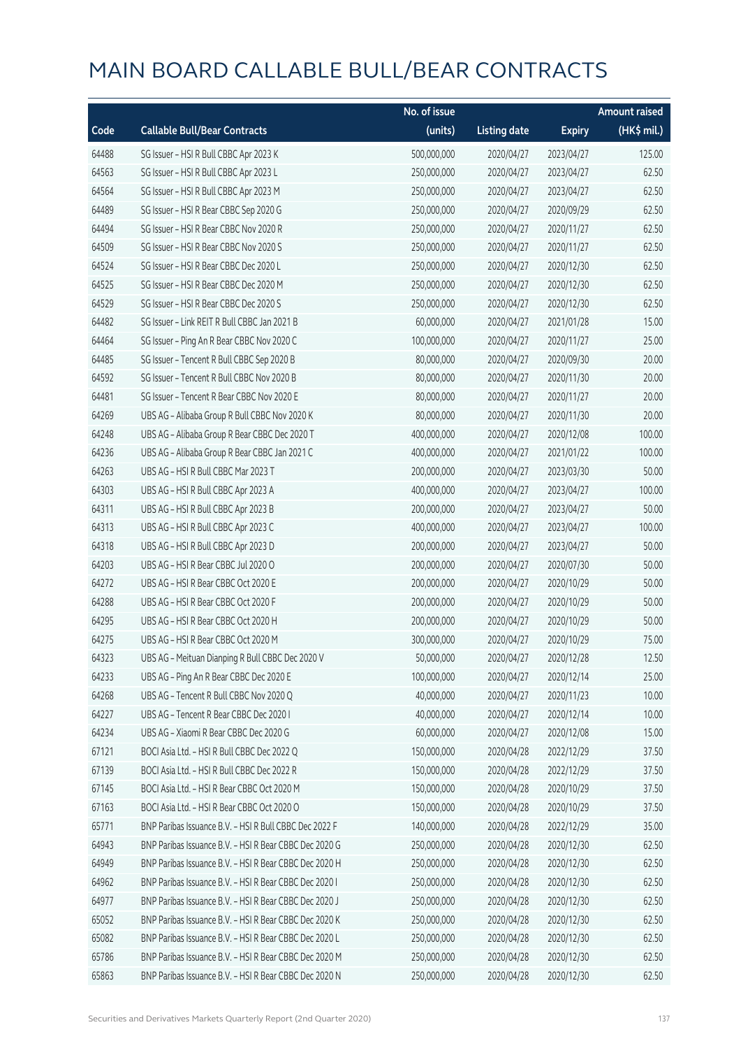# MAIN BOARD CALLABLE BULL/BEAR CONTRACTS

| Code | Callable Bull/Bear Contracts | No. of issue (units) | Listing date | Expiry | Amount raised (HK$ mil.) |
|---|---|---|---|---|---|
| 64488 | SG Issuer – HSI R Bull CBBC Apr 2023 K | 500,000,000 | 2020/04/27 | 2023/04/27 | 125.00 |
| 64563 | SG Issuer – HSI R Bull CBBC Apr 2023 L | 250,000,000 | 2020/04/27 | 2023/04/27 | 62.50 |
| 64564 | SG Issuer – HSI R Bull CBBC Apr 2023 M | 250,000,000 | 2020/04/27 | 2023/04/27 | 62.50 |
| 64489 | SG Issuer – HSI R Bear CBBC Sep 2020 G | 250,000,000 | 2020/04/27 | 2020/09/29 | 62.50 |
| 64494 | SG Issuer – HSI R Bear CBBC Nov 2020 R | 250,000,000 | 2020/04/27 | 2020/11/27 | 62.50 |
| 64509 | SG Issuer – HSI R Bear CBBC Nov 2020 S | 250,000,000 | 2020/04/27 | 2020/11/27 | 62.50 |
| 64524 | SG Issuer – HSI R Bear CBBC Dec 2020 L | 250,000,000 | 2020/04/27 | 2020/12/30 | 62.50 |
| 64525 | SG Issuer – HSI R Bear CBBC Dec 2020 M | 250,000,000 | 2020/04/27 | 2020/12/30 | 62.50 |
| 64529 | SG Issuer – HSI R Bear CBBC Dec 2020 S | 250,000,000 | 2020/04/27 | 2020/12/30 | 62.50 |
| 64482 | SG Issuer – Link REIT R Bull CBBC Jan 2021 B | 60,000,000 | 2020/04/27 | 2021/01/28 | 15.00 |
| 64464 | SG Issuer – Ping An R Bear CBBC Nov 2020 C | 100,000,000 | 2020/04/27 | 2020/11/27 | 25.00 |
| 64485 | SG Issuer – Tencent R Bull CBBC Sep 2020 B | 80,000,000 | 2020/04/27 | 2020/09/30 | 20.00 |
| 64592 | SG Issuer – Tencent R Bull CBBC Nov 2020 B | 80,000,000 | 2020/04/27 | 2020/11/30 | 20.00 |
| 64481 | SG Issuer – Tencent R Bear CBBC Nov 2020 E | 80,000,000 | 2020/04/27 | 2020/11/27 | 20.00 |
| 64269 | UBS AG – Alibaba Group R Bull CBBC Nov 2020 K | 80,000,000 | 2020/04/27 | 2020/11/30 | 20.00 |
| 64248 | UBS AG – Alibaba Group R Bear CBBC Dec 2020 T | 400,000,000 | 2020/04/27 | 2020/12/08 | 100.00 |
| 64236 | UBS AG – Alibaba Group R Bear CBBC Jan 2021 C | 400,000,000 | 2020/04/27 | 2021/01/22 | 100.00 |
| 64263 | UBS AG – HSI R Bull CBBC Mar 2023 T | 200,000,000 | 2020/04/27 | 2023/03/30 | 50.00 |
| 64303 | UBS AG – HSI R Bull CBBC Apr 2023 A | 400,000,000 | 2020/04/27 | 2023/04/27 | 100.00 |
| 64311 | UBS AG – HSI R Bull CBBC Apr 2023 B | 200,000,000 | 2020/04/27 | 2023/04/27 | 50.00 |
| 64313 | UBS AG – HSI R Bull CBBC Apr 2023 C | 400,000,000 | 2020/04/27 | 2023/04/27 | 100.00 |
| 64318 | UBS AG – HSI R Bull CBBC Apr 2023 D | 200,000,000 | 2020/04/27 | 2023/04/27 | 50.00 |
| 64203 | UBS AG – HSI R Bear CBBC Jul 2020 O | 200,000,000 | 2020/04/27 | 2020/07/30 | 50.00 |
| 64272 | UBS AG – HSI R Bear CBBC Oct 2020 E | 200,000,000 | 2020/04/27 | 2020/10/29 | 50.00 |
| 64288 | UBS AG – HSI R Bear CBBC Oct 2020 F | 200,000,000 | 2020/04/27 | 2020/10/29 | 50.00 |
| 64295 | UBS AG – HSI R Bear CBBC Oct 2020 H | 200,000,000 | 2020/04/27 | 2020/10/29 | 50.00 |
| 64275 | UBS AG – HSI R Bear CBBC Oct 2020 M | 300,000,000 | 2020/04/27 | 2020/10/29 | 75.00 |
| 64323 | UBS AG – Meituan Dianping R Bull CBBC Dec 2020 V | 50,000,000 | 2020/04/27 | 2020/12/28 | 12.50 |
| 64233 | UBS AG – Ping An R Bear CBBC Dec 2020 E | 100,000,000 | 2020/04/27 | 2020/12/14 | 25.00 |
| 64268 | UBS AG – Tencent R Bull CBBC Nov 2020 Q | 40,000,000 | 2020/04/27 | 2020/11/23 | 10.00 |
| 64227 | UBS AG – Tencent R Bear CBBC Dec 2020 I | 40,000,000 | 2020/04/27 | 2020/12/14 | 10.00 |
| 64234 | UBS AG – Xiaomi R Bear CBBC Dec 2020 G | 60,000,000 | 2020/04/27 | 2020/12/08 | 15.00 |
| 67121 | BOCI Asia Ltd. – HSI R Bull CBBC Dec 2022 Q | 150,000,000 | 2020/04/28 | 2022/12/29 | 37.50 |
| 67139 | BOCI Asia Ltd. – HSI R Bull CBBC Dec 2022 R | 150,000,000 | 2020/04/28 | 2022/12/29 | 37.50 |
| 67145 | BOCI Asia Ltd. – HSI R Bear CBBC Oct 2020 M | 150,000,000 | 2020/04/28 | 2020/10/29 | 37.50 |
| 67163 | BOCI Asia Ltd. – HSI R Bear CBBC Oct 2020 O | 150,000,000 | 2020/04/28 | 2020/10/29 | 37.50 |
| 65771 | BNP Paribas Issuance B.V. – HSI R Bull CBBC Dec 2022 F | 140,000,000 | 2020/04/28 | 2022/12/29 | 35.00 |
| 64943 | BNP Paribas Issuance B.V. – HSI R Bear CBBC Dec 2020 G | 250,000,000 | 2020/04/28 | 2020/12/30 | 62.50 |
| 64949 | BNP Paribas Issuance B.V. – HSI R Bear CBBC Dec 2020 H | 250,000,000 | 2020/04/28 | 2020/12/30 | 62.50 |
| 64962 | BNP Paribas Issuance B.V. – HSI R Bear CBBC Dec 2020 I | 250,000,000 | 2020/04/28 | 2020/12/30 | 62.50 |
| 64977 | BNP Paribas Issuance B.V. – HSI R Bear CBBC Dec 2020 J | 250,000,000 | 2020/04/28 | 2020/12/30 | 62.50 |
| 65052 | BNP Paribas Issuance B.V. – HSI R Bear CBBC Dec 2020 K | 250,000,000 | 2020/04/28 | 2020/12/30 | 62.50 |
| 65082 | BNP Paribas Issuance B.V. – HSI R Bear CBBC Dec 2020 L | 250,000,000 | 2020/04/28 | 2020/12/30 | 62.50 |
| 65786 | BNP Paribas Issuance B.V. – HSI R Bear CBBC Dec 2020 M | 250,000,000 | 2020/04/28 | 2020/12/30 | 62.50 |
| 65863 | BNP Paribas Issuance B.V. – HSI R Bear CBBC Dec 2020 N | 250,000,000 | 2020/04/28 | 2020/12/30 | 62.50 |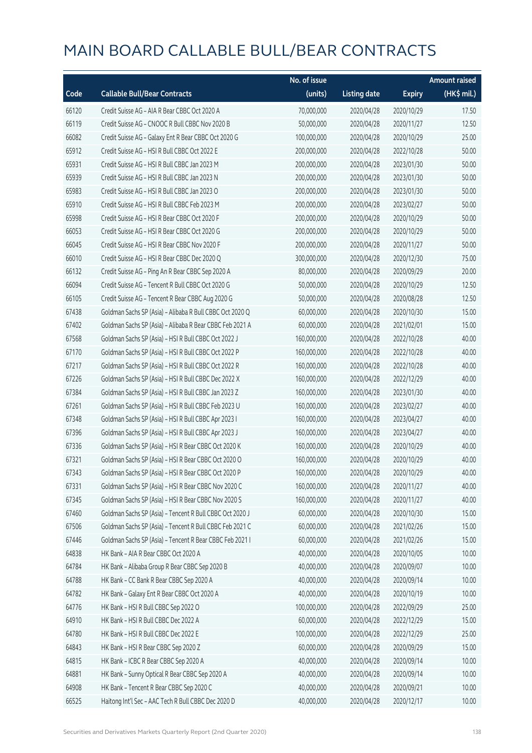# MAIN BOARD CALLABLE BULL/BEAR CONTRACTS

| Code | Callable Bull/Bear Contracts | No. of issue (units) | Listing date | Expiry | Amount raised (HK$ mil.) |
|---|---|---|---|---|---|
| 66120 | Credit Suisse AG – AIA R Bear CBBC Oct 2020 A | 70,000,000 | 2020/04/28 | 2020/10/29 | 17.50 |
| 66119 | Credit Suisse AG – CNOOC R Bull CBBC Nov 2020 B | 50,000,000 | 2020/04/28 | 2020/11/27 | 12.50 |
| 66082 | Credit Suisse AG – Galaxy Ent R Bear CBBC Oct 2020 G | 100,000,000 | 2020/04/28 | 2020/10/29 | 25.00 |
| 65912 | Credit Suisse AG – HSI R Bull CBBC Oct 2022 E | 200,000,000 | 2020/04/28 | 2022/10/28 | 50.00 |
| 65931 | Credit Suisse AG – HSI R Bull CBBC Jan 2023 M | 200,000,000 | 2020/04/28 | 2023/01/30 | 50.00 |
| 65939 | Credit Suisse AG – HSI R Bull CBBC Jan 2023 N | 200,000,000 | 2020/04/28 | 2023/01/30 | 50.00 |
| 65983 | Credit Suisse AG – HSI R Bull CBBC Jan 2023 O | 200,000,000 | 2020/04/28 | 2023/01/30 | 50.00 |
| 65910 | Credit Suisse AG – HSI R Bull CBBC Feb 2023 M | 200,000,000 | 2020/04/28 | 2023/02/27 | 50.00 |
| 65998 | Credit Suisse AG – HSI R Bear CBBC Oct 2020 F | 200,000,000 | 2020/04/28 | 2020/10/29 | 50.00 |
| 66053 | Credit Suisse AG – HSI R Bear CBBC Oct 2020 G | 200,000,000 | 2020/04/28 | 2020/10/29 | 50.00 |
| 66045 | Credit Suisse AG – HSI R Bear CBBC Nov 2020 F | 200,000,000 | 2020/04/28 | 2020/11/27 | 50.00 |
| 66010 | Credit Suisse AG – HSI R Bear CBBC Dec 2020 Q | 300,000,000 | 2020/04/28 | 2020/12/30 | 75.00 |
| 66132 | Credit Suisse AG – Ping An R Bear CBBC Sep 2020 A | 80,000,000 | 2020/04/28 | 2020/09/29 | 20.00 |
| 66094 | Credit Suisse AG – Tencent R Bull CBBC Oct 2020 G | 50,000,000 | 2020/04/28 | 2020/10/29 | 12.50 |
| 66105 | Credit Suisse AG – Tencent R Bear CBBC Aug 2020 G | 50,000,000 | 2020/04/28 | 2020/08/28 | 12.50 |
| 67438 | Goldman Sachs SP (Asia) – Alibaba R Bull CBBC Oct 2020 Q | 60,000,000 | 2020/04/28 | 2020/10/30 | 15.00 |
| 67402 | Goldman Sachs SP (Asia) – Alibaba R Bear CBBC Feb 2021 A | 60,000,000 | 2020/04/28 | 2021/02/01 | 15.00 |
| 67568 | Goldman Sachs SP (Asia) – HSI R Bull CBBC Oct 2022 J | 160,000,000 | 2020/04/28 | 2022/10/28 | 40.00 |
| 67170 | Goldman Sachs SP (Asia) – HSI R Bull CBBC Oct 2022 P | 160,000,000 | 2020/04/28 | 2022/10/28 | 40.00 |
| 67217 | Goldman Sachs SP (Asia) – HSI R Bull CBBC Oct 2022 R | 160,000,000 | 2020/04/28 | 2022/10/28 | 40.00 |
| 67226 | Goldman Sachs SP (Asia) – HSI R Bull CBBC Dec 2022 X | 160,000,000 | 2020/04/28 | 2022/12/29 | 40.00 |
| 67384 | Goldman Sachs SP (Asia) – HSI R Bull CBBC Jan 2023 Z | 160,000,000 | 2020/04/28 | 2023/01/30 | 40.00 |
| 67261 | Goldman Sachs SP (Asia) – HSI R Bull CBBC Feb 2023 U | 160,000,000 | 2020/04/28 | 2023/02/27 | 40.00 |
| 67348 | Goldman Sachs SP (Asia) – HSI R Bull CBBC Apr 2023 I | 160,000,000 | 2020/04/28 | 2023/04/27 | 40.00 |
| 67396 | Goldman Sachs SP (Asia) – HSI R Bull CBBC Apr 2023 J | 160,000,000 | 2020/04/28 | 2023/04/27 | 40.00 |
| 67336 | Goldman Sachs SP (Asia) – HSI R Bear CBBC Oct 2020 K | 160,000,000 | 2020/04/28 | 2020/10/29 | 40.00 |
| 67321 | Goldman Sachs SP (Asia) – HSI R Bear CBBC Oct 2020 O | 160,000,000 | 2020/04/28 | 2020/10/29 | 40.00 |
| 67343 | Goldman Sachs SP (Asia) – HSI R Bear CBBC Oct 2020 P | 160,000,000 | 2020/04/28 | 2020/10/29 | 40.00 |
| 67331 | Goldman Sachs SP (Asia) – HSI R Bear CBBC Nov 2020 C | 160,000,000 | 2020/04/28 | 2020/11/27 | 40.00 |
| 67345 | Goldman Sachs SP (Asia) – HSI R Bear CBBC Nov 2020 S | 160,000,000 | 2020/04/28 | 2020/11/27 | 40.00 |
| 67460 | Goldman Sachs SP (Asia) – Tencent R Bull CBBC Oct 2020 J | 60,000,000 | 2020/04/28 | 2020/10/30 | 15.00 |
| 67506 | Goldman Sachs SP (Asia) – Tencent R Bull CBBC Feb 2021 C | 60,000,000 | 2020/04/28 | 2021/02/26 | 15.00 |
| 67446 | Goldman Sachs SP (Asia) – Tencent R Bear CBBC Feb 2021 I | 60,000,000 | 2020/04/28 | 2021/02/26 | 15.00 |
| 64838 | HK Bank – AIA R Bear CBBC Oct 2020 A | 40,000,000 | 2020/04/28 | 2020/10/05 | 10.00 |
| 64784 | HK Bank – Alibaba Group R Bear CBBC Sep 2020 B | 40,000,000 | 2020/04/28 | 2020/09/07 | 10.00 |
| 64788 | HK Bank – CC Bank R Bear CBBC Sep 2020 A | 40,000,000 | 2020/04/28 | 2020/09/14 | 10.00 |
| 64782 | HK Bank – Galaxy Ent R Bear CBBC Oct 2020 A | 40,000,000 | 2020/04/28 | 2020/10/19 | 10.00 |
| 64776 | HK Bank – HSI R Bull CBBC Sep 2022 O | 100,000,000 | 2020/04/28 | 2022/09/29 | 25.00 |
| 64910 | HK Bank – HSI R Bull CBBC Dec 2022 A | 60,000,000 | 2020/04/28 | 2022/12/29 | 15.00 |
| 64780 | HK Bank – HSI R Bull CBBC Dec 2022 E | 100,000,000 | 2020/04/28 | 2022/12/29 | 25.00 |
| 64843 | HK Bank – HSI R Bear CBBC Sep 2020 Z | 60,000,000 | 2020/04/28 | 2020/09/29 | 15.00 |
| 64815 | HK Bank – ICBC R Bear CBBC Sep 2020 A | 40,000,000 | 2020/04/28 | 2020/09/14 | 10.00 |
| 64881 | HK Bank – Sunny Optical R Bear CBBC Sep 2020 A | 40,000,000 | 2020/04/28 | 2020/09/14 | 10.00 |
| 64908 | HK Bank – Tencent R Bear CBBC Sep 2020 C | 40,000,000 | 2020/04/28 | 2020/09/21 | 10.00 |
| 66525 | Haitong Int'l Sec – AAC Tech R Bull CBBC Dec 2020 D | 40,000,000 | 2020/04/28 | 2020/12/17 | 10.00 |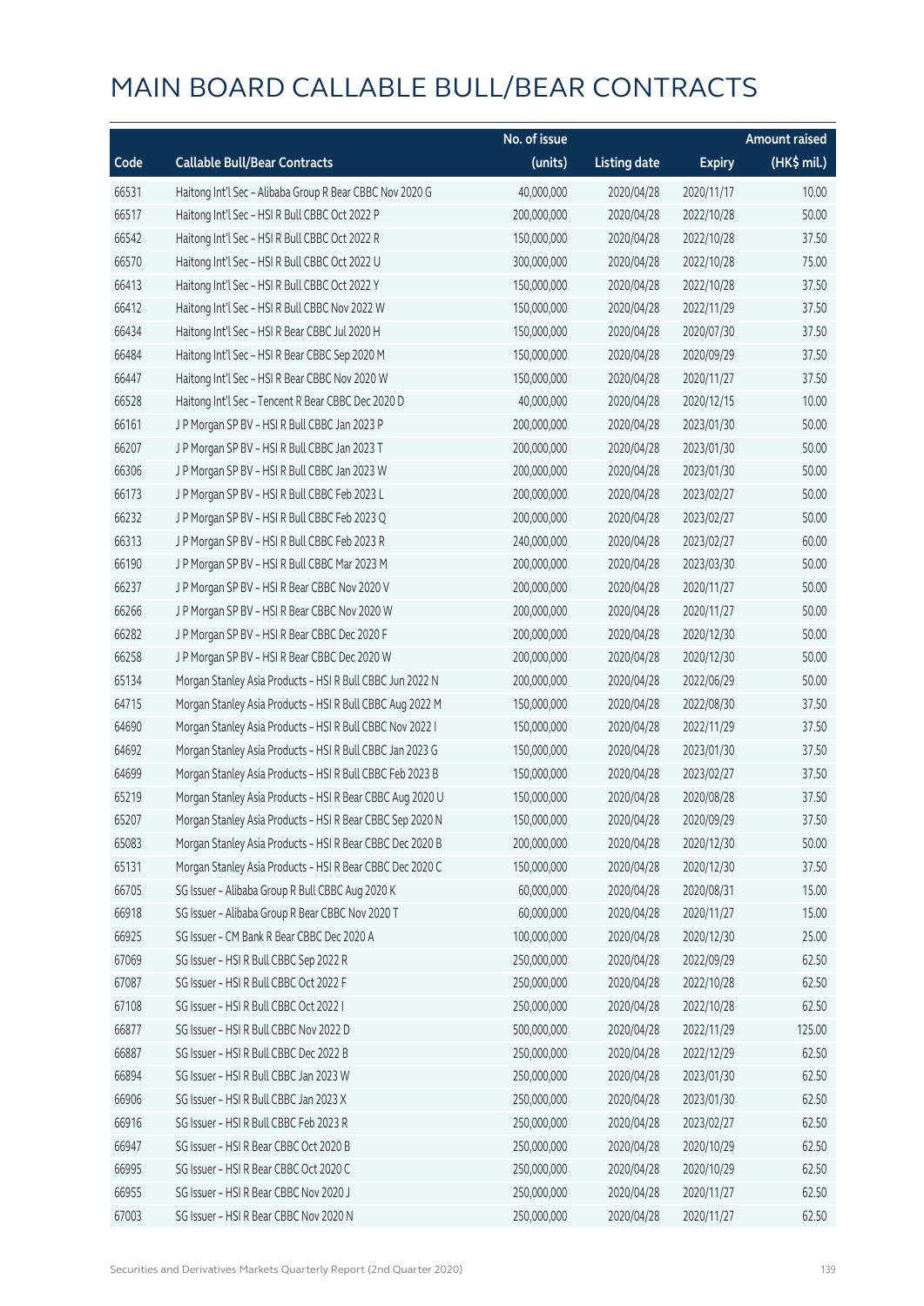# MAIN BOARD CALLABLE BULL/BEAR CONTRACTS

| Code | Callable Bull/Bear Contracts | No. of issue (units) | Listing date | Expiry | Amount raised (HK$ mil.) |
|---|---|---|---|---|---|
| 66531 | Haitong Int'l Sec – Alibaba Group R Bear CBBC Nov 2020 G | 40,000,000 | 2020/04/28 | 2020/11/17 | 10.00 |
| 66517 | Haitong Int'l Sec – HSI R Bull CBBC Oct 2022 P | 200,000,000 | 2020/04/28 | 2022/10/28 | 50.00 |
| 66542 | Haitong Int'l Sec – HSI R Bull CBBC Oct 2022 R | 150,000,000 | 2020/04/28 | 2022/10/28 | 37.50 |
| 66570 | Haitong Int'l Sec – HSI R Bull CBBC Oct 2022 U | 300,000,000 | 2020/04/28 | 2022/10/28 | 75.00 |
| 66413 | Haitong Int'l Sec – HSI R Bull CBBC Oct 2022 Y | 150,000,000 | 2020/04/28 | 2022/10/28 | 37.50 |
| 66412 | Haitong Int'l Sec – HSI R Bull CBBC Nov 2022 W | 150,000,000 | 2020/04/28 | 2022/11/29 | 37.50 |
| 66434 | Haitong Int'l Sec – HSI R Bear CBBC Jul 2020 H | 150,000,000 | 2020/04/28 | 2020/07/30 | 37.50 |
| 66484 | Haitong Int'l Sec – HSI R Bear CBBC Sep 2020 M | 150,000,000 | 2020/04/28 | 2020/09/29 | 37.50 |
| 66447 | Haitong Int'l Sec – HSI R Bear CBBC Nov 2020 W | 150,000,000 | 2020/04/28 | 2020/11/27 | 37.50 |
| 66528 | Haitong Int'l Sec – Tencent R Bear CBBC Dec 2020 D | 40,000,000 | 2020/04/28 | 2020/12/15 | 10.00 |
| 66161 | J P Morgan SP BV – HSI R Bull CBBC Jan 2023 P | 200,000,000 | 2020/04/28 | 2023/01/30 | 50.00 |
| 66207 | J P Morgan SP BV – HSI R Bull CBBC Jan 2023 T | 200,000,000 | 2020/04/28 | 2023/01/30 | 50.00 |
| 66306 | J P Morgan SP BV – HSI R Bull CBBC Jan 2023 W | 200,000,000 | 2020/04/28 | 2023/01/30 | 50.00 |
| 66173 | J P Morgan SP BV – HSI R Bull CBBC Feb 2023 L | 200,000,000 | 2020/04/28 | 2023/02/27 | 50.00 |
| 66232 | J P Morgan SP BV – HSI R Bull CBBC Feb 2023 Q | 200,000,000 | 2020/04/28 | 2023/02/27 | 50.00 |
| 66313 | J P Morgan SP BV – HSI R Bull CBBC Feb 2023 R | 240,000,000 | 2020/04/28 | 2023/02/27 | 60.00 |
| 66190 | J P Morgan SP BV – HSI R Bull CBBC Mar 2023 M | 200,000,000 | 2020/04/28 | 2023/03/30 | 50.00 |
| 66237 | J P Morgan SP BV – HSI R Bear CBBC Nov 2020 V | 200,000,000 | 2020/04/28 | 2020/11/27 | 50.00 |
| 66266 | J P Morgan SP BV – HSI R Bear CBBC Nov 2020 W | 200,000,000 | 2020/04/28 | 2020/11/27 | 50.00 |
| 66282 | J P Morgan SP BV – HSI R Bear CBBC Dec 2020 F | 200,000,000 | 2020/04/28 | 2020/12/30 | 50.00 |
| 66258 | J P Morgan SP BV – HSI R Bear CBBC Dec 2020 W | 200,000,000 | 2020/04/28 | 2020/12/30 | 50.00 |
| 65134 | Morgan Stanley Asia Products – HSI R Bull CBBC Jun 2022 N | 200,000,000 | 2020/04/28 | 2022/06/29 | 50.00 |
| 64715 | Morgan Stanley Asia Products – HSI R Bull CBBC Aug 2022 M | 150,000,000 | 2020/04/28 | 2022/08/30 | 37.50 |
| 64690 | Morgan Stanley Asia Products – HSI R Bull CBBC Nov 2022 I | 150,000,000 | 2020/04/28 | 2022/11/29 | 37.50 |
| 64692 | Morgan Stanley Asia Products – HSI R Bull CBBC Jan 2023 G | 150,000,000 | 2020/04/28 | 2023/01/30 | 37.50 |
| 64699 | Morgan Stanley Asia Products – HSI R Bull CBBC Feb 2023 B | 150,000,000 | 2020/04/28 | 2023/02/27 | 37.50 |
| 65219 | Morgan Stanley Asia Products – HSI R Bear CBBC Aug 2020 U | 150,000,000 | 2020/04/28 | 2020/08/28 | 37.50 |
| 65207 | Morgan Stanley Asia Products – HSI R Bear CBBC Sep 2020 N | 150,000,000 | 2020/04/28 | 2020/09/29 | 37.50 |
| 65083 | Morgan Stanley Asia Products – HSI R Bear CBBC Dec 2020 B | 200,000,000 | 2020/04/28 | 2020/12/30 | 50.00 |
| 65131 | Morgan Stanley Asia Products – HSI R Bear CBBC Dec 2020 C | 150,000,000 | 2020/04/28 | 2020/12/30 | 37.50 |
| 66705 | SG Issuer – Alibaba Group R Bull CBBC Aug 2020 K | 60,000,000 | 2020/04/28 | 2020/08/31 | 15.00 |
| 66918 | SG Issuer – Alibaba Group R Bear CBBC Nov 2020 T | 60,000,000 | 2020/04/28 | 2020/11/27 | 15.00 |
| 66925 | SG Issuer – CM Bank R Bear CBBC Dec 2020 A | 100,000,000 | 2020/04/28 | 2020/12/30 | 25.00 |
| 67069 | SG Issuer – HSI R Bull CBBC Sep 2022 R | 250,000,000 | 2020/04/28 | 2022/09/29 | 62.50 |
| 67087 | SG Issuer – HSI R Bull CBBC Oct 2022 F | 250,000,000 | 2020/04/28 | 2022/10/28 | 62.50 |
| 67108 | SG Issuer – HSI R Bull CBBC Oct 2022 I | 250,000,000 | 2020/04/28 | 2022/10/28 | 62.50 |
| 66877 | SG Issuer – HSI R Bull CBBC Nov 2022 D | 500,000,000 | 2020/04/28 | 2022/11/29 | 125.00 |
| 66887 | SG Issuer – HSI R Bull CBBC Dec 2022 B | 250,000,000 | 2020/04/28 | 2022/12/29 | 62.50 |
| 66894 | SG Issuer – HSI R Bull CBBC Jan 2023 W | 250,000,000 | 2020/04/28 | 2023/01/30 | 62.50 |
| 66906 | SG Issuer – HSI R Bull CBBC Jan 2023 X | 250,000,000 | 2020/04/28 | 2023/01/30 | 62.50 |
| 66916 | SG Issuer – HSI R Bull CBBC Feb 2023 R | 250,000,000 | 2020/04/28 | 2023/02/27 | 62.50 |
| 66947 | SG Issuer – HSI R Bear CBBC Oct 2020 B | 250,000,000 | 2020/04/28 | 2020/10/29 | 62.50 |
| 66995 | SG Issuer – HSI R Bear CBBC Oct 2020 C | 250,000,000 | 2020/04/28 | 2020/10/29 | 62.50 |
| 66955 | SG Issuer – HSI R Bear CBBC Nov 2020 J | 250,000,000 | 2020/04/28 | 2020/11/27 | 62.50 |
| 67003 | SG Issuer – HSI R Bear CBBC Nov 2020 N | 250,000,000 | 2020/04/28 | 2020/11/27 | 62.50 |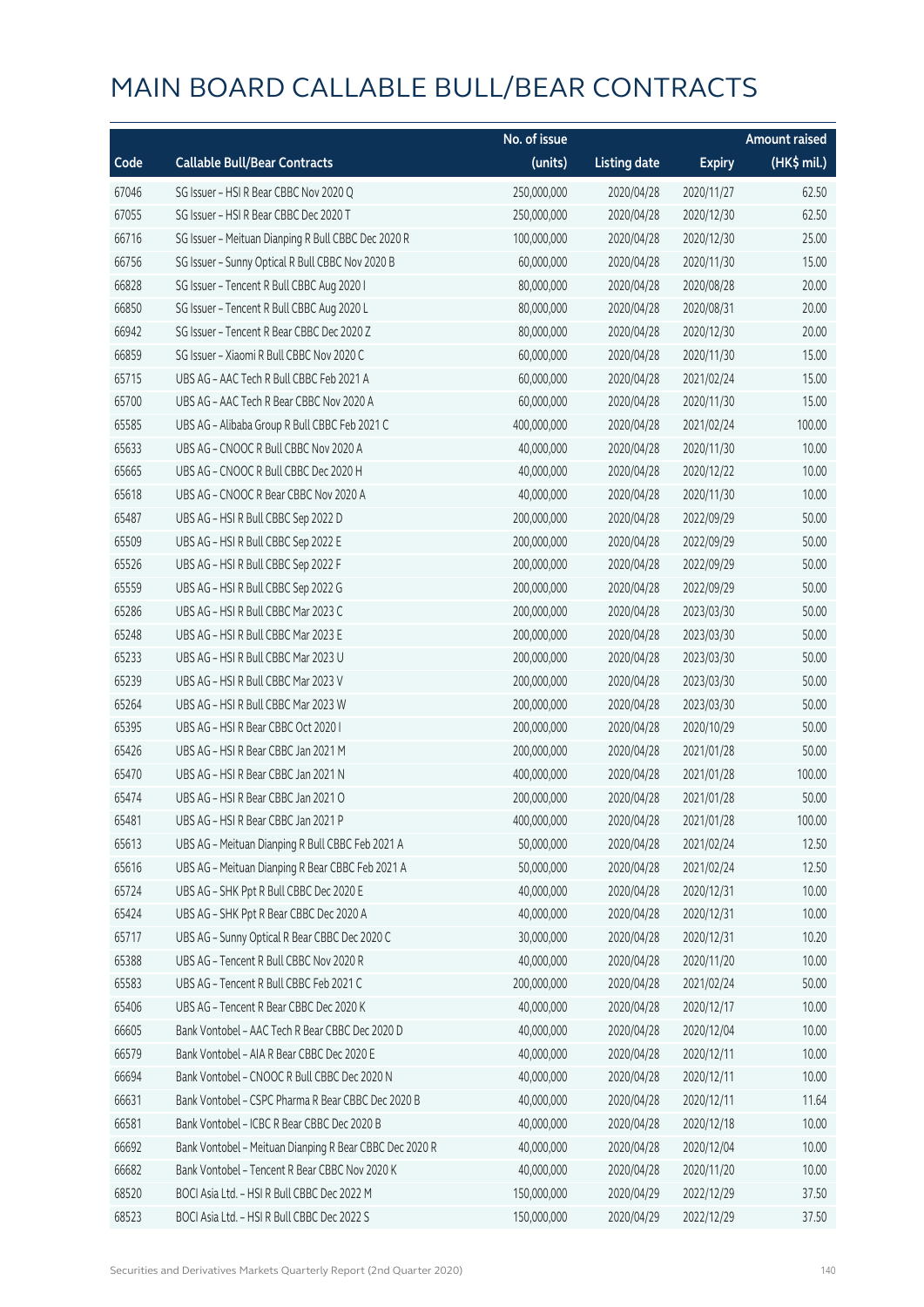# MAIN BOARD CALLABLE BULL/BEAR CONTRACTS

| Code | Callable Bull/Bear Contracts | No. of issue (units) | Listing date | Expiry | Amount raised (HK$ mil.) |
|---|---|---|---|---|---|
| 67046 | SG Issuer – HSI R Bear CBBC Nov 2020 Q | 250,000,000 | 2020/04/28 | 2020/11/27 | 62.50 |
| 67055 | SG Issuer – HSI R Bear CBBC Dec 2020 T | 250,000,000 | 2020/04/28 | 2020/12/30 | 62.50 |
| 66716 | SG Issuer – Meituan Dianping R Bull CBBC Dec 2020 R | 100,000,000 | 2020/04/28 | 2020/12/30 | 25.00 |
| 66756 | SG Issuer – Sunny Optical R Bull CBBC Nov 2020 B | 60,000,000 | 2020/04/28 | 2020/11/30 | 15.00 |
| 66828 | SG Issuer – Tencent R Bull CBBC Aug 2020 I | 80,000,000 | 2020/04/28 | 2020/08/28 | 20.00 |
| 66850 | SG Issuer – Tencent R Bull CBBC Aug 2020 L | 80,000,000 | 2020/04/28 | 2020/08/31 | 20.00 |
| 66942 | SG Issuer – Tencent R Bear CBBC Dec 2020 Z | 80,000,000 | 2020/04/28 | 2020/12/30 | 20.00 |
| 66859 | SG Issuer – Xiaomi R Bull CBBC Nov 2020 C | 60,000,000 | 2020/04/28 | 2020/11/30 | 15.00 |
| 65715 | UBS AG – AAC Tech R Bull CBBC Feb 2021 A | 60,000,000 | 2020/04/28 | 2021/02/24 | 15.00 |
| 65700 | UBS AG – AAC Tech R Bear CBBC Nov 2020 A | 60,000,000 | 2020/04/28 | 2020/11/30 | 15.00 |
| 65585 | UBS AG – Alibaba Group R Bull CBBC Feb 2021 C | 400,000,000 | 2020/04/28 | 2021/02/24 | 100.00 |
| 65633 | UBS AG – CNOOC R Bull CBBC Nov 2020 A | 40,000,000 | 2020/04/28 | 2020/11/30 | 10.00 |
| 65665 | UBS AG – CNOOC R Bull CBBC Dec 2020 H | 40,000,000 | 2020/04/28 | 2020/12/22 | 10.00 |
| 65618 | UBS AG – CNOOC R Bear CBBC Nov 2020 A | 40,000,000 | 2020/04/28 | 2020/11/30 | 10.00 |
| 65487 | UBS AG – HSI R Bull CBBC Sep 2022 D | 200,000,000 | 2020/04/28 | 2022/09/29 | 50.00 |
| 65509 | UBS AG – HSI R Bull CBBC Sep 2022 E | 200,000,000 | 2020/04/28 | 2022/09/29 | 50.00 |
| 65526 | UBS AG – HSI R Bull CBBC Sep 2022 F | 200,000,000 | 2020/04/28 | 2022/09/29 | 50.00 |
| 65559 | UBS AG – HSI R Bull CBBC Sep 2022 G | 200,000,000 | 2020/04/28 | 2022/09/29 | 50.00 |
| 65286 | UBS AG – HSI R Bull CBBC Mar 2023 C | 200,000,000 | 2020/04/28 | 2023/03/30 | 50.00 |
| 65248 | UBS AG – HSI R Bull CBBC Mar 2023 E | 200,000,000 | 2020/04/28 | 2023/03/30 | 50.00 |
| 65233 | UBS AG – HSI R Bull CBBC Mar 2023 U | 200,000,000 | 2020/04/28 | 2023/03/30 | 50.00 |
| 65239 | UBS AG – HSI R Bull CBBC Mar 2023 V | 200,000,000 | 2020/04/28 | 2023/03/30 | 50.00 |
| 65264 | UBS AG – HSI R Bull CBBC Mar 2023 W | 200,000,000 | 2020/04/28 | 2023/03/30 | 50.00 |
| 65395 | UBS AG – HSI R Bear CBBC Oct 2020 I | 200,000,000 | 2020/04/28 | 2020/10/29 | 50.00 |
| 65426 | UBS AG – HSI R Bear CBBC Jan 2021 M | 200,000,000 | 2020/04/28 | 2021/01/28 | 50.00 |
| 65470 | UBS AG – HSI R Bear CBBC Jan 2021 N | 400,000,000 | 2020/04/28 | 2021/01/28 | 100.00 |
| 65474 | UBS AG – HSI R Bear CBBC Jan 2021 O | 200,000,000 | 2020/04/28 | 2021/01/28 | 50.00 |
| 65481 | UBS AG – HSI R Bear CBBC Jan 2021 P | 400,000,000 | 2020/04/28 | 2021/01/28 | 100.00 |
| 65613 | UBS AG – Meituan Dianping R Bull CBBC Feb 2021 A | 50,000,000 | 2020/04/28 | 2021/02/24 | 12.50 |
| 65616 | UBS AG – Meituan Dianping R Bear CBBC Feb 2021 A | 50,000,000 | 2020/04/28 | 2021/02/24 | 12.50 |
| 65724 | UBS AG – SHK Ppt R Bull CBBC Dec 2020 E | 40,000,000 | 2020/04/28 | 2020/12/31 | 10.00 |
| 65424 | UBS AG – SHK Ppt R Bear CBBC Dec 2020 A | 40,000,000 | 2020/04/28 | 2020/12/31 | 10.00 |
| 65717 | UBS AG – Sunny Optical R Bear CBBC Dec 2020 C | 30,000,000 | 2020/04/28 | 2020/12/31 | 10.20 |
| 65388 | UBS AG – Tencent R Bull CBBC Nov 2020 R | 40,000,000 | 2020/04/28 | 2020/11/20 | 10.00 |
| 65583 | UBS AG – Tencent R Bull CBBC Feb 2021 C | 200,000,000 | 2020/04/28 | 2021/02/24 | 50.00 |
| 65406 | UBS AG – Tencent R Bear CBBC Dec 2020 K | 40,000,000 | 2020/04/28 | 2020/12/17 | 10.00 |
| 66605 | Bank Vontobel – AAC Tech R Bear CBBC Dec 2020 D | 40,000,000 | 2020/04/28 | 2020/12/04 | 10.00 |
| 66579 | Bank Vontobel – AIA R Bear CBBC Dec 2020 E | 40,000,000 | 2020/04/28 | 2020/12/11 | 10.00 |
| 66694 | Bank Vontobel – CNOOC R Bull CBBC Dec 2020 N | 40,000,000 | 2020/04/28 | 2020/12/11 | 10.00 |
| 66631 | Bank Vontobel – CSPC Pharma R Bear CBBC Dec 2020 B | 40,000,000 | 2020/04/28 | 2020/12/11 | 11.64 |
| 66581 | Bank Vontobel – ICBC R Bear CBBC Dec 2020 B | 40,000,000 | 2020/04/28 | 2020/12/18 | 10.00 |
| 66692 | Bank Vontobel – Meituan Dianping R Bear CBBC Dec 2020 R | 40,000,000 | 2020/04/28 | 2020/12/04 | 10.00 |
| 66682 | Bank Vontobel – Tencent R Bear CBBC Nov 2020 K | 40,000,000 | 2020/04/28 | 2020/11/20 | 10.00 |
| 68520 | BOCI Asia Ltd. – HSI R Bull CBBC Dec 2022 M | 150,000,000 | 2020/04/29 | 2022/12/29 | 37.50 |
| 68523 | BOCI Asia Ltd. – HSI R Bull CBBC Dec 2022 S | 150,000,000 | 2020/04/29 | 2022/12/29 | 37.50 |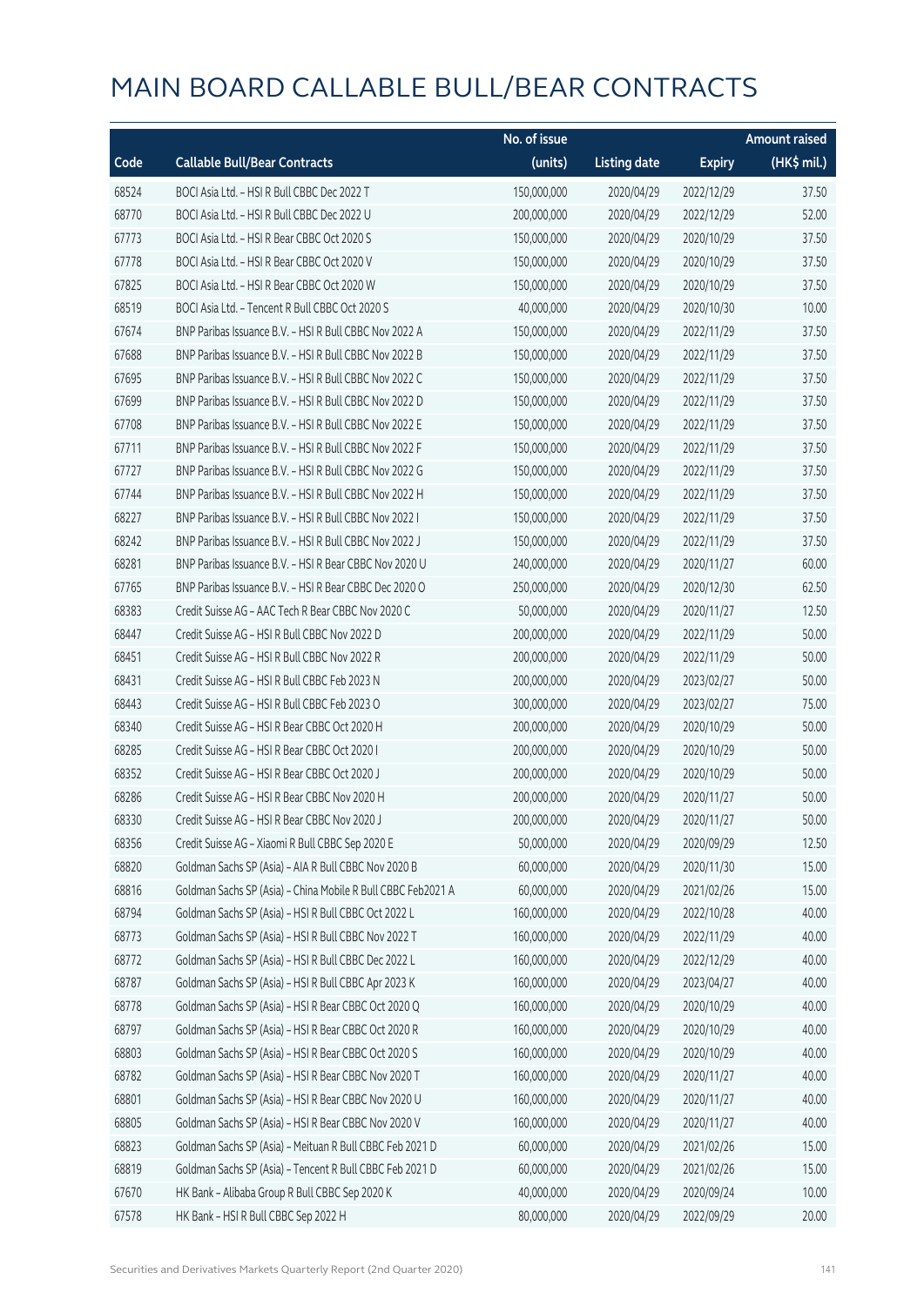# MAIN BOARD CALLABLE BULL/BEAR CONTRACTS

| Code | Callable Bull/Bear Contracts | No. of issue (units) | Listing date | Expiry | Amount raised (HK$ mil.) |
|---|---|---|---|---|---|
| 68524 | BOCI Asia Ltd. – HSI R Bull CBBC Dec 2022 T | 150,000,000 | 2020/04/29 | 2022/12/29 | 37.50 |
| 68770 | BOCI Asia Ltd. – HSI R Bull CBBC Dec 2022 U | 200,000,000 | 2020/04/29 | 2022/12/29 | 52.00 |
| 67773 | BOCI Asia Ltd. – HSI R Bear CBBC Oct 2020 S | 150,000,000 | 2020/04/29 | 2020/10/29 | 37.50 |
| 67778 | BOCI Asia Ltd. – HSI R Bear CBBC Oct 2020 V | 150,000,000 | 2020/04/29 | 2020/10/29 | 37.50 |
| 67825 | BOCI Asia Ltd. – HSI R Bear CBBC Oct 2020 W | 150,000,000 | 2020/04/29 | 2020/10/29 | 37.50 |
| 68519 | BOCI Asia Ltd. – Tencent R Bull CBBC Oct 2020 S | 40,000,000 | 2020/04/29 | 2020/10/30 | 10.00 |
| 67674 | BNP Paribas Issuance B.V. – HSI R Bull CBBC Nov 2022 A | 150,000,000 | 2020/04/29 | 2022/11/29 | 37.50 |
| 67688 | BNP Paribas Issuance B.V. – HSI R Bull CBBC Nov 2022 B | 150,000,000 | 2020/04/29 | 2022/11/29 | 37.50 |
| 67695 | BNP Paribas Issuance B.V. – HSI R Bull CBBC Nov 2022 C | 150,000,000 | 2020/04/29 | 2022/11/29 | 37.50 |
| 67699 | BNP Paribas Issuance B.V. – HSI R Bull CBBC Nov 2022 D | 150,000,000 | 2020/04/29 | 2022/11/29 | 37.50 |
| 67708 | BNP Paribas Issuance B.V. – HSI R Bull CBBC Nov 2022 E | 150,000,000 | 2020/04/29 | 2022/11/29 | 37.50 |
| 67711 | BNP Paribas Issuance B.V. – HSI R Bull CBBC Nov 2022 F | 150,000,000 | 2020/04/29 | 2022/11/29 | 37.50 |
| 67727 | BNP Paribas Issuance B.V. – HSI R Bull CBBC Nov 2022 G | 150,000,000 | 2020/04/29 | 2022/11/29 | 37.50 |
| 67744 | BNP Paribas Issuance B.V. – HSI R Bull CBBC Nov 2022 H | 150,000,000 | 2020/04/29 | 2022/11/29 | 37.50 |
| 68227 | BNP Paribas Issuance B.V. – HSI R Bull CBBC Nov 2022 I | 150,000,000 | 2020/04/29 | 2022/11/29 | 37.50 |
| 68242 | BNP Paribas Issuance B.V. – HSI R Bull CBBC Nov 2022 J | 150,000,000 | 2020/04/29 | 2022/11/29 | 37.50 |
| 68281 | BNP Paribas Issuance B.V. – HSI R Bear CBBC Nov 2020 U | 240,000,000 | 2020/04/29 | 2020/11/27 | 60.00 |
| 67765 | BNP Paribas Issuance B.V. – HSI R Bear CBBC Dec 2020 O | 250,000,000 | 2020/04/29 | 2020/12/30 | 62.50 |
| 68383 | Credit Suisse AG – AAC Tech R Bear CBBC Nov 2020 C | 50,000,000 | 2020/04/29 | 2020/11/27 | 12.50 |
| 68447 | Credit Suisse AG – HSI R Bull CBBC Nov 2022 D | 200,000,000 | 2020/04/29 | 2022/11/29 | 50.00 |
| 68451 | Credit Suisse AG – HSI R Bull CBBC Nov 2022 R | 200,000,000 | 2020/04/29 | 2022/11/29 | 50.00 |
| 68431 | Credit Suisse AG – HSI R Bull CBBC Feb 2023 N | 200,000,000 | 2020/04/29 | 2023/02/27 | 50.00 |
| 68443 | Credit Suisse AG – HSI R Bull CBBC Feb 2023 O | 300,000,000 | 2020/04/29 | 2023/02/27 | 75.00 |
| 68340 | Credit Suisse AG – HSI R Bear CBBC Oct 2020 H | 200,000,000 | 2020/04/29 | 2020/10/29 | 50.00 |
| 68285 | Credit Suisse AG – HSI R Bear CBBC Oct 2020 I | 200,000,000 | 2020/04/29 | 2020/10/29 | 50.00 |
| 68352 | Credit Suisse AG – HSI R Bear CBBC Oct 2020 J | 200,000,000 | 2020/04/29 | 2020/10/29 | 50.00 |
| 68286 | Credit Suisse AG – HSI R Bear CBBC Nov 2020 H | 200,000,000 | 2020/04/29 | 2020/11/27 | 50.00 |
| 68330 | Credit Suisse AG – HSI R Bear CBBC Nov 2020 J | 200,000,000 | 2020/04/29 | 2020/11/27 | 50.00 |
| 68356 | Credit Suisse AG – Xiaomi R Bull CBBC Sep 2020 E | 50,000,000 | 2020/04/29 | 2020/09/29 | 12.50 |
| 68820 | Goldman Sachs SP (Asia) – AIA R Bull CBBC Nov 2020 B | 60,000,000 | 2020/04/29 | 2020/11/30 | 15.00 |
| 68816 | Goldman Sachs SP (Asia) – China Mobile R Bull CBBC Feb2021 A | 60,000,000 | 2020/04/29 | 2021/02/26 | 15.00 |
| 68794 | Goldman Sachs SP (Asia) – HSI R Bull CBBC Oct 2022 L | 160,000,000 | 2020/04/29 | 2022/10/28 | 40.00 |
| 68773 | Goldman Sachs SP (Asia) – HSI R Bull CBBC Nov 2022 T | 160,000,000 | 2020/04/29 | 2022/11/29 | 40.00 |
| 68772 | Goldman Sachs SP (Asia) – HSI R Bull CBBC Dec 2022 L | 160,000,000 | 2020/04/29 | 2022/12/29 | 40.00 |
| 68787 | Goldman Sachs SP (Asia) – HSI R Bull CBBC Apr 2023 K | 160,000,000 | 2020/04/29 | 2023/04/27 | 40.00 |
| 68778 | Goldman Sachs SP (Asia) – HSI R Bear CBBC Oct 2020 Q | 160,000,000 | 2020/04/29 | 2020/10/29 | 40.00 |
| 68797 | Goldman Sachs SP (Asia) – HSI R Bear CBBC Oct 2020 R | 160,000,000 | 2020/04/29 | 2020/10/29 | 40.00 |
| 68803 | Goldman Sachs SP (Asia) – HSI R Bear CBBC Oct 2020 S | 160,000,000 | 2020/04/29 | 2020/10/29 | 40.00 |
| 68782 | Goldman Sachs SP (Asia) – HSI R Bear CBBC Nov 2020 T | 160,000,000 | 2020/04/29 | 2020/11/27 | 40.00 |
| 68801 | Goldman Sachs SP (Asia) – HSI R Bear CBBC Nov 2020 U | 160,000,000 | 2020/04/29 | 2020/11/27 | 40.00 |
| 68805 | Goldman Sachs SP (Asia) – HSI R Bear CBBC Nov 2020 V | 160,000,000 | 2020/04/29 | 2020/11/27 | 40.00 |
| 68823 | Goldman Sachs SP (Asia) – Meituan R Bull CBBC Feb 2021 D | 60,000,000 | 2020/04/29 | 2021/02/26 | 15.00 |
| 68819 | Goldman Sachs SP (Asia) – Tencent R Bull CBBC Feb 2021 D | 60,000,000 | 2020/04/29 | 2021/02/26 | 15.00 |
| 67670 | HK Bank – Alibaba Group R Bull CBBC Sep 2020 K | 40,000,000 | 2020/04/29 | 2020/09/24 | 10.00 |
| 67578 | HK Bank – HSI R Bull CBBC Sep 2022 H | 80,000,000 | 2020/04/29 | 2022/09/29 | 20.00 |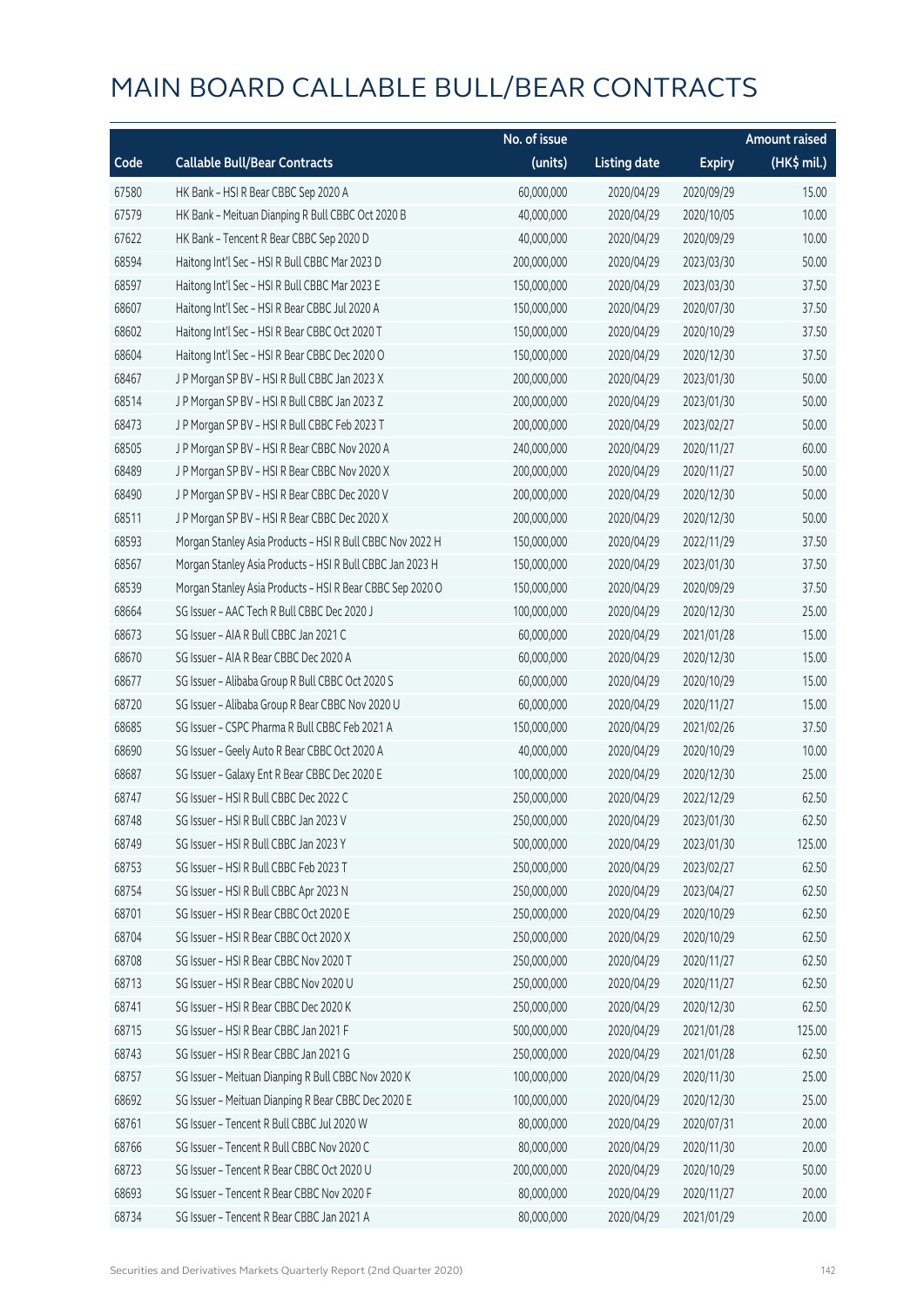# MAIN BOARD CALLABLE BULL/BEAR CONTRACTS

| Code | Callable Bull/Bear Contracts | No. of issue (units) | Listing date | Expiry | Amount raised (HK$ mil.) |
|---|---|---|---|---|---|
| 67580 | HK Bank – HSI R Bear CBBC Sep 2020 A | 60,000,000 | 2020/04/29 | 2020/09/29 | 15.00 |
| 67579 | HK Bank – Meituan Dianping R Bull CBBC Oct 2020 B | 40,000,000 | 2020/04/29 | 2020/10/05 | 10.00 |
| 67622 | HK Bank – Tencent R Bear CBBC Sep 2020 D | 40,000,000 | 2020/04/29 | 2020/09/29 | 10.00 |
| 68594 | Haitong Int'l Sec – HSI R Bull CBBC Mar 2023 D | 200,000,000 | 2020/04/29 | 2023/03/30 | 50.00 |
| 68597 | Haitong Int'l Sec – HSI R Bull CBBC Mar 2023 E | 150,000,000 | 2020/04/29 | 2023/03/30 | 37.50 |
| 68607 | Haitong Int'l Sec – HSI R Bear CBBC Jul 2020 A | 150,000,000 | 2020/04/29 | 2020/07/30 | 37.50 |
| 68602 | Haitong Int'l Sec – HSI R Bear CBBC Oct 2020 T | 150,000,000 | 2020/04/29 | 2020/10/29 | 37.50 |
| 68604 | Haitong Int'l Sec – HSI R Bear CBBC Dec 2020 O | 150,000,000 | 2020/04/29 | 2020/12/30 | 37.50 |
| 68467 | J P Morgan SP BV – HSI R Bull CBBC Jan 2023 X | 200,000,000 | 2020/04/29 | 2023/01/30 | 50.00 |
| 68514 | J P Morgan SP BV – HSI R Bull CBBC Jan 2023 Z | 200,000,000 | 2020/04/29 | 2023/01/30 | 50.00 |
| 68473 | J P Morgan SP BV – HSI R Bull CBBC Feb 2023 T | 200,000,000 | 2020/04/29 | 2023/02/27 | 50.00 |
| 68505 | J P Morgan SP BV – HSI R Bear CBBC Nov 2020 A | 240,000,000 | 2020/04/29 | 2020/11/27 | 60.00 |
| 68489 | J P Morgan SP BV – HSI R Bear CBBC Nov 2020 X | 200,000,000 | 2020/04/29 | 2020/11/27 | 50.00 |
| 68490 | J P Morgan SP BV – HSI R Bear CBBC Dec 2020 V | 200,000,000 | 2020/04/29 | 2020/12/30 | 50.00 |
| 68511 | J P Morgan SP BV – HSI R Bear CBBC Dec 2020 X | 200,000,000 | 2020/04/29 | 2020/12/30 | 50.00 |
| 68593 | Morgan Stanley Asia Products – HSI R Bull CBBC Nov 2022 H | 150,000,000 | 2020/04/29 | 2022/11/29 | 37.50 |
| 68567 | Morgan Stanley Asia Products – HSI R Bull CBBC Jan 2023 H | 150,000,000 | 2020/04/29 | 2023/01/30 | 37.50 |
| 68539 | Morgan Stanley Asia Products – HSI R Bear CBBC Sep 2020 O | 150,000,000 | 2020/04/29 | 2020/09/29 | 37.50 |
| 68664 | SG Issuer – AAC Tech R Bull CBBC Dec 2020 J | 100,000,000 | 2020/04/29 | 2020/12/30 | 25.00 |
| 68673 | SG Issuer – AIA R Bull CBBC Jan 2021 C | 60,000,000 | 2020/04/29 | 2021/01/28 | 15.00 |
| 68670 | SG Issuer – AIA R Bear CBBC Dec 2020 A | 60,000,000 | 2020/04/29 | 2020/12/30 | 15.00 |
| 68677 | SG Issuer – Alibaba Group R Bull CBBC Oct 2020 S | 60,000,000 | 2020/04/29 | 2020/10/29 | 15.00 |
| 68720 | SG Issuer – Alibaba Group R Bear CBBC Nov 2020 U | 60,000,000 | 2020/04/29 | 2020/11/27 | 15.00 |
| 68685 | SG Issuer – CSPC Pharma R Bull CBBC Feb 2021 A | 150,000,000 | 2020/04/29 | 2021/02/26 | 37.50 |
| 68690 | SG Issuer – Geely Auto R Bear CBBC Oct 2020 A | 40,000,000 | 2020/04/29 | 2020/10/29 | 10.00 |
| 68687 | SG Issuer – Galaxy Ent R Bear CBBC Dec 2020 E | 100,000,000 | 2020/04/29 | 2020/12/30 | 25.00 |
| 68747 | SG Issuer – HSI R Bull CBBC Dec 2022 C | 250,000,000 | 2020/04/29 | 2022/12/29 | 62.50 |
| 68748 | SG Issuer – HSI R Bull CBBC Jan 2023 V | 250,000,000 | 2020/04/29 | 2023/01/30 | 62.50 |
| 68749 | SG Issuer – HSI R Bull CBBC Jan 2023 Y | 500,000,000 | 2020/04/29 | 2023/01/30 | 125.00 |
| 68753 | SG Issuer – HSI R Bull CBBC Feb 2023 T | 250,000,000 | 2020/04/29 | 2023/02/27 | 62.50 |
| 68754 | SG Issuer – HSI R Bull CBBC Apr 2023 N | 250,000,000 | 2020/04/29 | 2023/04/27 | 62.50 |
| 68701 | SG Issuer – HSI R Bear CBBC Oct 2020 E | 250,000,000 | 2020/04/29 | 2020/10/29 | 62.50 |
| 68704 | SG Issuer – HSI R Bear CBBC Oct 2020 X | 250,000,000 | 2020/04/29 | 2020/10/29 | 62.50 |
| 68708 | SG Issuer – HSI R Bear CBBC Nov 2020 T | 250,000,000 | 2020/04/29 | 2020/11/27 | 62.50 |
| 68713 | SG Issuer – HSI R Bear CBBC Nov 2020 U | 250,000,000 | 2020/04/29 | 2020/11/27 | 62.50 |
| 68741 | SG Issuer – HSI R Bear CBBC Dec 2020 K | 250,000,000 | 2020/04/29 | 2020/12/30 | 62.50 |
| 68715 | SG Issuer – HSI R Bear CBBC Jan 2021 F | 500,000,000 | 2020/04/29 | 2021/01/28 | 125.00 |
| 68743 | SG Issuer – HSI R Bear CBBC Jan 2021 G | 250,000,000 | 2020/04/29 | 2021/01/28 | 62.50 |
| 68757 | SG Issuer – Meituan Dianping R Bull CBBC Nov 2020 K | 100,000,000 | 2020/04/29 | 2020/11/30 | 25.00 |
| 68692 | SG Issuer – Meituan Dianping R Bear CBBC Dec 2020 E | 100,000,000 | 2020/04/29 | 2020/12/30 | 25.00 |
| 68761 | SG Issuer – Tencent R Bull CBBC Jul 2020 W | 80,000,000 | 2020/04/29 | 2020/07/31 | 20.00 |
| 68766 | SG Issuer – Tencent R Bull CBBC Nov 2020 C | 80,000,000 | 2020/04/29 | 2020/11/30 | 20.00 |
| 68723 | SG Issuer – Tencent R Bear CBBC Oct 2020 U | 200,000,000 | 2020/04/29 | 2020/10/29 | 50.00 |
| 68693 | SG Issuer – Tencent R Bear CBBC Nov 2020 F | 80,000,000 | 2020/04/29 | 2020/11/27 | 20.00 |
| 68734 | SG Issuer – Tencent R Bear CBBC Jan 2021 A | 80,000,000 | 2020/04/29 | 2021/01/29 | 20.00 |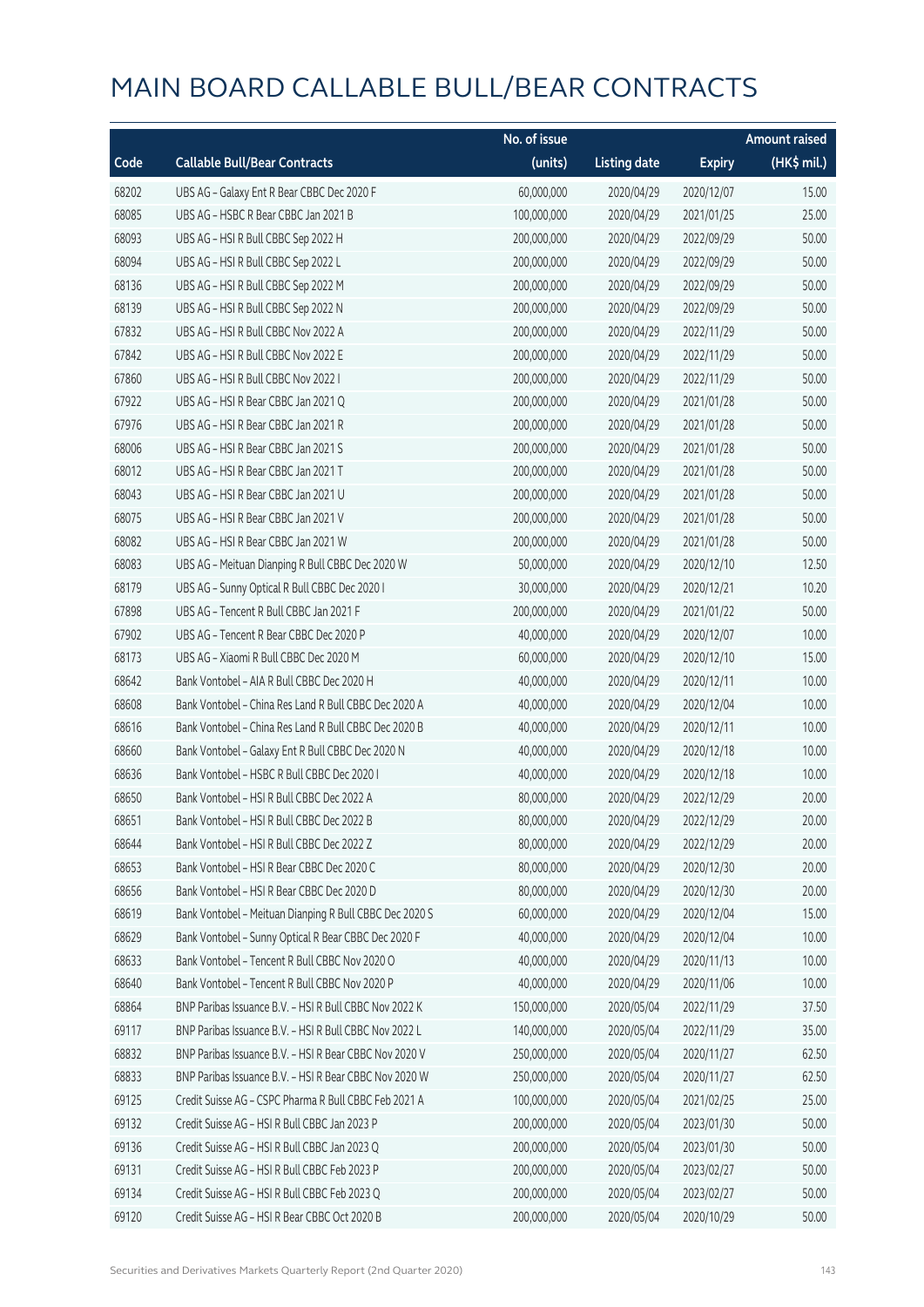# MAIN BOARD CALLABLE BULL/BEAR CONTRACTS

| Code | Callable Bull/Bear Contracts | No. of issue (units) | Listing date | Expiry | Amount raised (HK$ mil.) |
|---|---|---|---|---|---|
| 68202 | UBS AG – Galaxy Ent R Bear CBBC Dec 2020 F | 60,000,000 | 2020/04/29 | 2020/12/07 | 15.00 |
| 68085 | UBS AG – HSBC R Bear CBBC Jan 2021 B | 100,000,000 | 2020/04/29 | 2021/01/25 | 25.00 |
| 68093 | UBS AG – HSI R Bull CBBC Sep 2022 H | 200,000,000 | 2020/04/29 | 2022/09/29 | 50.00 |
| 68094 | UBS AG – HSI R Bull CBBC Sep 2022 L | 200,000,000 | 2020/04/29 | 2022/09/29 | 50.00 |
| 68136 | UBS AG – HSI R Bull CBBC Sep 2022 M | 200,000,000 | 2020/04/29 | 2022/09/29 | 50.00 |
| 68139 | UBS AG – HSI R Bull CBBC Sep 2022 N | 200,000,000 | 2020/04/29 | 2022/09/29 | 50.00 |
| 67832 | UBS AG – HSI R Bull CBBC Nov 2022 A | 200,000,000 | 2020/04/29 | 2022/11/29 | 50.00 |
| 67842 | UBS AG – HSI R Bull CBBC Nov 2022 E | 200,000,000 | 2020/04/29 | 2022/11/29 | 50.00 |
| 67860 | UBS AG – HSI R Bull CBBC Nov 2022 I | 200,000,000 | 2020/04/29 | 2022/11/29 | 50.00 |
| 67922 | UBS AG – HSI R Bear CBBC Jan 2021 Q | 200,000,000 | 2020/04/29 | 2021/01/28 | 50.00 |
| 67976 | UBS AG – HSI R Bear CBBC Jan 2021 R | 200,000,000 | 2020/04/29 | 2021/01/28 | 50.00 |
| 68006 | UBS AG – HSI R Bear CBBC Jan 2021 S | 200,000,000 | 2020/04/29 | 2021/01/28 | 50.00 |
| 68012 | UBS AG – HSI R Bear CBBC Jan 2021 T | 200,000,000 | 2020/04/29 | 2021/01/28 | 50.00 |
| 68043 | UBS AG – HSI R Bear CBBC Jan 2021 U | 200,000,000 | 2020/04/29 | 2021/01/28 | 50.00 |
| 68075 | UBS AG – HSI R Bear CBBC Jan 2021 V | 200,000,000 | 2020/04/29 | 2021/01/28 | 50.00 |
| 68082 | UBS AG – HSI R Bear CBBC Jan 2021 W | 200,000,000 | 2020/04/29 | 2021/01/28 | 50.00 |
| 68083 | UBS AG – Meituan Dianping R Bull CBBC Dec 2020 W | 50,000,000 | 2020/04/29 | 2020/12/10 | 12.50 |
| 68179 | UBS AG – Sunny Optical R Bull CBBC Dec 2020 I | 30,000,000 | 2020/04/29 | 2020/12/21 | 10.20 |
| 67898 | UBS AG – Tencent R Bull CBBC Jan 2021 F | 200,000,000 | 2020/04/29 | 2021/01/22 | 50.00 |
| 67902 | UBS AG – Tencent R Bear CBBC Dec 2020 P | 40,000,000 | 2020/04/29 | 2020/12/07 | 10.00 |
| 68173 | UBS AG – Xiaomi R Bull CBBC Dec 2020 M | 60,000,000 | 2020/04/29 | 2020/12/10 | 15.00 |
| 68642 | Bank Vontobel – AIA R Bull CBBC Dec 2020 H | 40,000,000 | 2020/04/29 | 2020/12/11 | 10.00 |
| 68608 | Bank Vontobel – China Res Land R Bull CBBC Dec 2020 A | 40,000,000 | 2020/04/29 | 2020/12/04 | 10.00 |
| 68616 | Bank Vontobel – China Res Land R Bull CBBC Dec 2020 B | 40,000,000 | 2020/04/29 | 2020/12/11 | 10.00 |
| 68660 | Bank Vontobel – Galaxy Ent R Bull CBBC Dec 2020 N | 40,000,000 | 2020/04/29 | 2020/12/18 | 10.00 |
| 68636 | Bank Vontobel – HSBC R Bull CBBC Dec 2020 I | 40,000,000 | 2020/04/29 | 2020/12/18 | 10.00 |
| 68650 | Bank Vontobel – HSI R Bull CBBC Dec 2022 A | 80,000,000 | 2020/04/29 | 2022/12/29 | 20.00 |
| 68651 | Bank Vontobel – HSI R Bull CBBC Dec 2022 B | 80,000,000 | 2020/04/29 | 2022/12/29 | 20.00 |
| 68644 | Bank Vontobel – HSI R Bull CBBC Dec 2022 Z | 80,000,000 | 2020/04/29 | 2022/12/29 | 20.00 |
| 68653 | Bank Vontobel – HSI R Bear CBBC Dec 2020 C | 80,000,000 | 2020/04/29 | 2020/12/30 | 20.00 |
| 68656 | Bank Vontobel – HSI R Bear CBBC Dec 2020 D | 80,000,000 | 2020/04/29 | 2020/12/30 | 20.00 |
| 68619 | Bank Vontobel – Meituan Dianping R Bull CBBC Dec 2020 S | 60,000,000 | 2020/04/29 | 2020/12/04 | 15.00 |
| 68629 | Bank Vontobel – Sunny Optical R Bear CBBC Dec 2020 F | 40,000,000 | 2020/04/29 | 2020/12/04 | 10.00 |
| 68633 | Bank Vontobel – Tencent R Bull CBBC Nov 2020 O | 40,000,000 | 2020/04/29 | 2020/11/13 | 10.00 |
| 68640 | Bank Vontobel – Tencent R Bull CBBC Nov 2020 P | 40,000,000 | 2020/04/29 | 2020/11/06 | 10.00 |
| 68864 | BNP Paribas Issuance B.V. – HSI R Bull CBBC Nov 2022 K | 150,000,000 | 2020/05/04 | 2022/11/29 | 37.50 |
| 69117 | BNP Paribas Issuance B.V. – HSI R Bull CBBC Nov 2022 L | 140,000,000 | 2020/05/04 | 2022/11/29 | 35.00 |
| 68832 | BNP Paribas Issuance B.V. – HSI R Bear CBBC Nov 2020 V | 250,000,000 | 2020/05/04 | 2020/11/27 | 62.50 |
| 68833 | BNP Paribas Issuance B.V. – HSI R Bear CBBC Nov 2020 W | 250,000,000 | 2020/05/04 | 2020/11/27 | 62.50 |
| 69125 | Credit Suisse AG – CSPC Pharma R Bull CBBC Feb 2021 A | 100,000,000 | 2020/05/04 | 2021/02/25 | 25.00 |
| 69132 | Credit Suisse AG – HSI R Bull CBBC Jan 2023 P | 200,000,000 | 2020/05/04 | 2023/01/30 | 50.00 |
| 69136 | Credit Suisse AG – HSI R Bull CBBC Jan 2023 Q | 200,000,000 | 2020/05/04 | 2023/01/30 | 50.00 |
| 69131 | Credit Suisse AG – HSI R Bull CBBC Feb 2023 P | 200,000,000 | 2020/05/04 | 2023/02/27 | 50.00 |
| 69134 | Credit Suisse AG – HSI R Bull CBBC Feb 2023 Q | 200,000,000 | 2020/05/04 | 2023/02/27 | 50.00 |
| 69120 | Credit Suisse AG – HSI R Bear CBBC Oct 2020 B | 200,000,000 | 2020/05/04 | 2020/10/29 | 50.00 |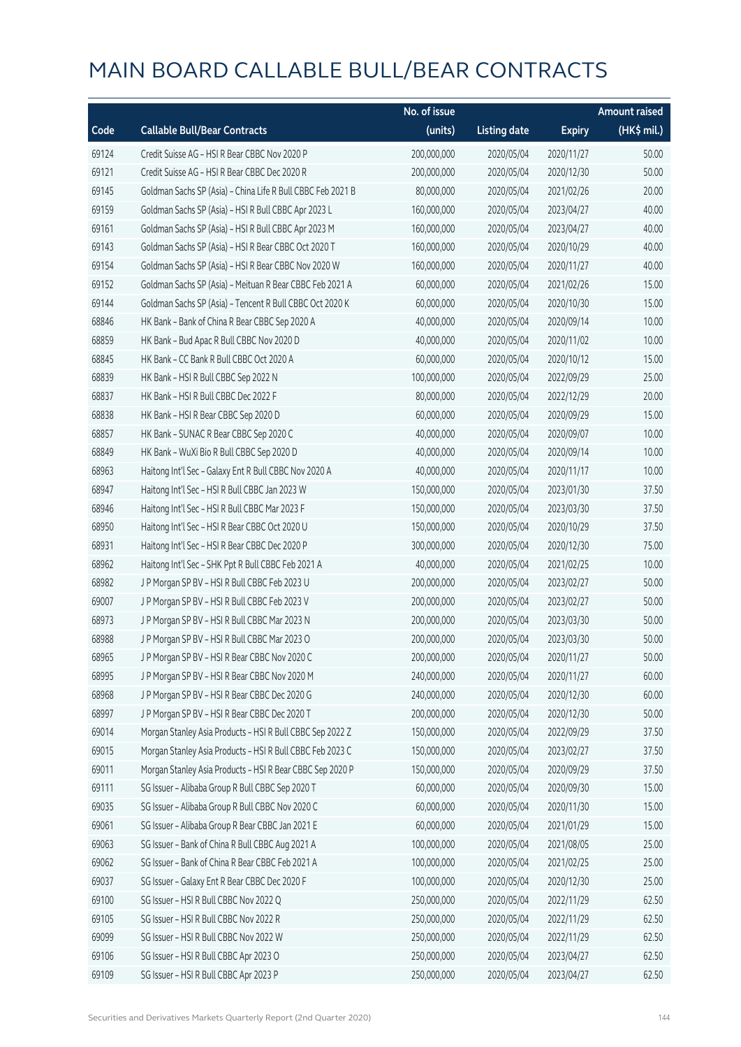# MAIN BOARD CALLABLE BULL/BEAR CONTRACTS

| Code | Callable Bull/Bear Contracts | No. of issue (units) | Listing date | Expiry | Amount raised (HK$ mil.) |
|---|---|---|---|---|---|
| 69124 | Credit Suisse AG - HSI R Bear CBBC Nov 2020 P | 200,000,000 | 2020/05/04 | 2020/11/27 | 50.00 |
| 69121 | Credit Suisse AG - HSI R Bear CBBC Dec 2020 R | 200,000,000 | 2020/05/04 | 2020/12/30 | 50.00 |
| 69145 | Goldman Sachs SP (Asia) - China Life R Bull CBBC Feb 2021 B | 80,000,000 | 2020/05/04 | 2021/02/26 | 20.00 |
| 69159 | Goldman Sachs SP (Asia) - HSI R Bull CBBC Apr 2023 L | 160,000,000 | 2020/05/04 | 2023/04/27 | 40.00 |
| 69161 | Goldman Sachs SP (Asia) - HSI R Bull CBBC Apr 2023 M | 160,000,000 | 2020/05/04 | 2023/04/27 | 40.00 |
| 69143 | Goldman Sachs SP (Asia) - HSI R Bear CBBC Oct 2020 T | 160,000,000 | 2020/05/04 | 2020/10/29 | 40.00 |
| 69154 | Goldman Sachs SP (Asia) - HSI R Bear CBBC Nov 2020 W | 160,000,000 | 2020/05/04 | 2020/11/27 | 40.00 |
| 69152 | Goldman Sachs SP (Asia) - Meituan R Bear CBBC Feb 2021 A | 60,000,000 | 2020/05/04 | 2021/02/26 | 15.00 |
| 69144 | Goldman Sachs SP (Asia) - Tencent R Bull CBBC Oct 2020 K | 60,000,000 | 2020/05/04 | 2020/10/30 | 15.00 |
| 68846 | HK Bank - Bank of China R Bear CBBC Sep 2020 A | 40,000,000 | 2020/05/04 | 2020/09/14 | 10.00 |
| 68859 | HK Bank - Bud Apac R Bull CBBC Nov 2020 D | 40,000,000 | 2020/05/04 | 2020/11/02 | 10.00 |
| 68845 | HK Bank - CC Bank R Bull CBBC Oct 2020 A | 60,000,000 | 2020/05/04 | 2020/10/12 | 15.00 |
| 68839 | HK Bank - HSI R Bull CBBC Sep 2022 N | 100,000,000 | 2020/05/04 | 2022/09/29 | 25.00 |
| 68837 | HK Bank - HSI R Bull CBBC Dec 2022 F | 80,000,000 | 2020/05/04 | 2022/12/29 | 20.00 |
| 68838 | HK Bank - HSI R Bear CBBC Sep 2020 D | 60,000,000 | 2020/05/04 | 2020/09/29 | 15.00 |
| 68857 | HK Bank - SUNAC R Bear CBBC Sep 2020 C | 40,000,000 | 2020/05/04 | 2020/09/07 | 10.00 |
| 68849 | HK Bank - WuXi Bio R Bull CBBC Sep 2020 D | 40,000,000 | 2020/05/04 | 2020/09/14 | 10.00 |
| 68963 | Haitong Int'l Sec - Galaxy Ent R Bull CBBC Nov 2020 A | 40,000,000 | 2020/05/04 | 2020/11/17 | 10.00 |
| 68947 | Haitong Int'l Sec - HSI R Bull CBBC Jan 2023 W | 150,000,000 | 2020/05/04 | 2023/01/30 | 37.50 |
| 68946 | Haitong Int'l Sec - HSI R Bull CBBC Mar 2023 F | 150,000,000 | 2020/05/04 | 2023/03/30 | 37.50 |
| 68950 | Haitong Int'l Sec - HSI R Bear CBBC Oct 2020 U | 150,000,000 | 2020/05/04 | 2020/10/29 | 37.50 |
| 68931 | Haitong Int'l Sec - HSI R Bear CBBC Dec 2020 P | 300,000,000 | 2020/05/04 | 2020/12/30 | 75.00 |
| 68962 | Haitong Int'l Sec - SHK Ppt R Bull CBBC Feb 2021 A | 40,000,000 | 2020/05/04 | 2021/02/25 | 10.00 |
| 68982 | J P Morgan SP BV - HSI R Bull CBBC Feb 2023 U | 200,000,000 | 2020/05/04 | 2023/02/27 | 50.00 |
| 69007 | J P Morgan SP BV - HSI R Bull CBBC Feb 2023 V | 200,000,000 | 2020/05/04 | 2023/02/27 | 50.00 |
| 68973 | J P Morgan SP BV - HSI R Bull CBBC Mar 2023 N | 200,000,000 | 2020/05/04 | 2023/03/30 | 50.00 |
| 68988 | J P Morgan SP BV - HSI R Bull CBBC Mar 2023 O | 200,000,000 | 2020/05/04 | 2023/03/30 | 50.00 |
| 68965 | J P Morgan SP BV - HSI R Bear CBBC Nov 2020 C | 200,000,000 | 2020/05/04 | 2020/11/27 | 50.00 |
| 68995 | J P Morgan SP BV - HSI R Bear CBBC Nov 2020 M | 240,000,000 | 2020/05/04 | 2020/11/27 | 60.00 |
| 68968 | J P Morgan SP BV - HSI R Bear CBBC Dec 2020 G | 240,000,000 | 2020/05/04 | 2020/12/30 | 60.00 |
| 68997 | J P Morgan SP BV - HSI R Bear CBBC Dec 2020 T | 200,000,000 | 2020/05/04 | 2020/12/30 | 50.00 |
| 69014 | Morgan Stanley Asia Products - HSI R Bull CBBC Sep 2022 Z | 150,000,000 | 2020/05/04 | 2022/09/29 | 37.50 |
| 69015 | Morgan Stanley Asia Products - HSI R Bull CBBC Feb 2023 C | 150,000,000 | 2020/05/04 | 2023/02/27 | 37.50 |
| 69011 | Morgan Stanley Asia Products - HSI R Bear CBBC Sep 2020 P | 150,000,000 | 2020/05/04 | 2020/09/29 | 37.50 |
| 69111 | SG Issuer - Alibaba Group R Bull CBBC Sep 2020 T | 60,000,000 | 2020/05/04 | 2020/09/30 | 15.00 |
| 69035 | SG Issuer - Alibaba Group R Bull CBBC Nov 2020 C | 60,000,000 | 2020/05/04 | 2020/11/30 | 15.00 |
| 69061 | SG Issuer - Alibaba Group R Bear CBBC Jan 2021 E | 60,000,000 | 2020/05/04 | 2021/01/29 | 15.00 |
| 69063 | SG Issuer - Bank of China R Bull CBBC Aug 2021 A | 100,000,000 | 2020/05/04 | 2021/08/05 | 25.00 |
| 69062 | SG Issuer - Bank of China R Bear CBBC Feb 2021 A | 100,000,000 | 2020/05/04 | 2021/02/25 | 25.00 |
| 69037 | SG Issuer - Galaxy Ent R Bear CBBC Dec 2020 F | 100,000,000 | 2020/05/04 | 2020/12/30 | 25.00 |
| 69100 | SG Issuer - HSI R Bull CBBC Nov 2022 Q | 250,000,000 | 2020/05/04 | 2022/11/29 | 62.50 |
| 69105 | SG Issuer - HSI R Bull CBBC Nov 2022 R | 250,000,000 | 2020/05/04 | 2022/11/29 | 62.50 |
| 69099 | SG Issuer - HSI R Bull CBBC Nov 2022 W | 250,000,000 | 2020/05/04 | 2022/11/29 | 62.50 |
| 69106 | SG Issuer - HSI R Bull CBBC Apr 2023 O | 250,000,000 | 2020/05/04 | 2023/04/27 | 62.50 |
| 69109 | SG Issuer - HSI R Bull CBBC Apr 2023 P | 250,000,000 | 2020/05/04 | 2023/04/27 | 62.50 |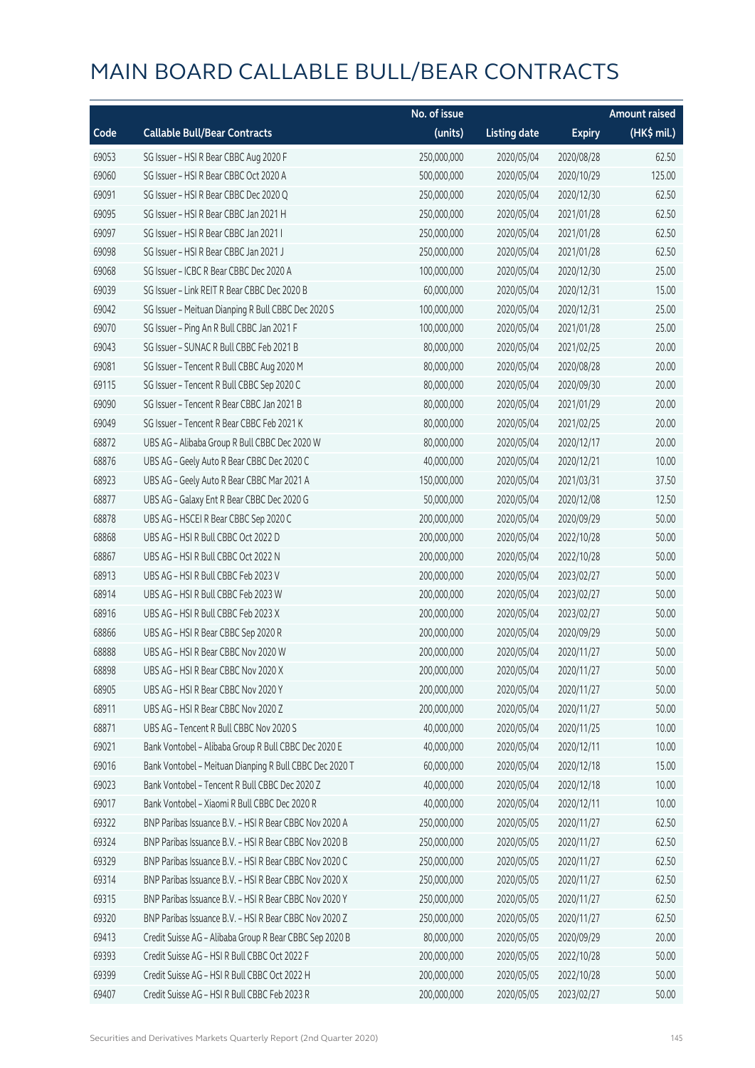# MAIN BOARD CALLABLE BULL/BEAR CONTRACTS

| Code | Callable Bull/Bear Contracts | No. of issue (units) | Listing date | Expiry | Amount raised (HK$ mil.) |
|---|---|---|---|---|---|
| 69053 | SG Issuer – HSI R Bear CBBC Aug 2020 F | 250,000,000 | 2020/05/04 | 2020/08/28 | 62.50 |
| 69060 | SG Issuer – HSI R Bear CBBC Oct 2020 A | 500,000,000 | 2020/05/04 | 2020/10/29 | 125.00 |
| 69091 | SG Issuer – HSI R Bear CBBC Dec 2020 Q | 250,000,000 | 2020/05/04 | 2020/12/30 | 62.50 |
| 69095 | SG Issuer – HSI R Bear CBBC Jan 2021 H | 250,000,000 | 2020/05/04 | 2021/01/28 | 62.50 |
| 69097 | SG Issuer – HSI R Bear CBBC Jan 2021 I | 250,000,000 | 2020/05/04 | 2021/01/28 | 62.50 |
| 69098 | SG Issuer – HSI R Bear CBBC Jan 2021 J | 250,000,000 | 2020/05/04 | 2021/01/28 | 62.50 |
| 69068 | SG Issuer – ICBC R Bear CBBC Dec 2020 A | 100,000,000 | 2020/05/04 | 2020/12/30 | 25.00 |
| 69039 | SG Issuer – Link REIT R Bear CBBC Dec 2020 B | 60,000,000 | 2020/05/04 | 2020/12/31 | 15.00 |
| 69042 | SG Issuer – Meituan Dianping R Bull CBBC Dec 2020 S | 100,000,000 | 2020/05/04 | 2020/12/31 | 25.00 |
| 69070 | SG Issuer – Ping An R Bull CBBC Jan 2021 F | 100,000,000 | 2020/05/04 | 2021/01/28 | 25.00 |
| 69043 | SG Issuer – SUNAC R Bull CBBC Feb 2021 B | 80,000,000 | 2020/05/04 | 2021/02/25 | 20.00 |
| 69081 | SG Issuer – Tencent R Bull CBBC Aug 2020 M | 80,000,000 | 2020/05/04 | 2020/08/28 | 20.00 |
| 69115 | SG Issuer – Tencent R Bull CBBC Sep 2020 C | 80,000,000 | 2020/05/04 | 2020/09/30 | 20.00 |
| 69090 | SG Issuer – Tencent R Bear CBBC Jan 2021 B | 80,000,000 | 2020/05/04 | 2021/01/29 | 20.00 |
| 69049 | SG Issuer – Tencent R Bear CBBC Feb 2021 K | 80,000,000 | 2020/05/04 | 2021/02/25 | 20.00 |
| 68872 | UBS AG – Alibaba Group R Bull CBBC Dec 2020 W | 80,000,000 | 2020/05/04 | 2020/12/17 | 20.00 |
| 68876 | UBS AG – Geely Auto R Bear CBBC Dec 2020 C | 40,000,000 | 2020/05/04 | 2020/12/21 | 10.00 |
| 68923 | UBS AG – Geely Auto R Bear CBBC Mar 2021 A | 150,000,000 | 2020/05/04 | 2021/03/31 | 37.50 |
| 68877 | UBS AG – Galaxy Ent R Bear CBBC Dec 2020 G | 50,000,000 | 2020/05/04 | 2020/12/08 | 12.50 |
| 68878 | UBS AG – HSCEI R Bear CBBC Sep 2020 C | 200,000,000 | 2020/05/04 | 2020/09/29 | 50.00 |
| 68868 | UBS AG – HSI R Bull CBBC Oct 2022 D | 200,000,000 | 2020/05/04 | 2022/10/28 | 50.00 |
| 68867 | UBS AG – HSI R Bull CBBC Oct 2022 N | 200,000,000 | 2020/05/04 | 2022/10/28 | 50.00 |
| 68913 | UBS AG – HSI R Bull CBBC Feb 2023 V | 200,000,000 | 2020/05/04 | 2023/02/27 | 50.00 |
| 68914 | UBS AG – HSI R Bull CBBC Feb 2023 W | 200,000,000 | 2020/05/04 | 2023/02/27 | 50.00 |
| 68916 | UBS AG – HSI R Bull CBBC Feb 2023 X | 200,000,000 | 2020/05/04 | 2023/02/27 | 50.00 |
| 68866 | UBS AG – HSI R Bear CBBC Sep 2020 R | 200,000,000 | 2020/05/04 | 2020/09/29 | 50.00 |
| 68888 | UBS AG – HSI R Bear CBBC Nov 2020 W | 200,000,000 | 2020/05/04 | 2020/11/27 | 50.00 |
| 68898 | UBS AG – HSI R Bear CBBC Nov 2020 X | 200,000,000 | 2020/05/04 | 2020/11/27 | 50.00 |
| 68905 | UBS AG – HSI R Bear CBBC Nov 2020 Y | 200,000,000 | 2020/05/04 | 2020/11/27 | 50.00 |
| 68911 | UBS AG – HSI R Bear CBBC Nov 2020 Z | 200,000,000 | 2020/05/04 | 2020/11/27 | 50.00 |
| 68871 | UBS AG – Tencent R Bull CBBC Nov 2020 S | 40,000,000 | 2020/05/04 | 2020/11/25 | 10.00 |
| 69021 | Bank Vontobel – Alibaba Group R Bull CBBC Dec 2020 E | 40,000,000 | 2020/05/04 | 2020/12/11 | 10.00 |
| 69016 | Bank Vontobel – Meituan Dianping R Bull CBBC Dec 2020 T | 60,000,000 | 2020/05/04 | 2020/12/18 | 15.00 |
| 69023 | Bank Vontobel – Tencent R Bull CBBC Dec 2020 Z | 40,000,000 | 2020/05/04 | 2020/12/18 | 10.00 |
| 69017 | Bank Vontobel – Xiaomi R Bull CBBC Dec 2020 R | 40,000,000 | 2020/05/04 | 2020/12/11 | 10.00 |
| 69322 | BNP Paribas Issuance B.V. – HSI R Bear CBBC Nov 2020 A | 250,000,000 | 2020/05/05 | 2020/11/27 | 62.50 |
| 69324 | BNP Paribas Issuance B.V. – HSI R Bear CBBC Nov 2020 B | 250,000,000 | 2020/05/05 | 2020/11/27 | 62.50 |
| 69329 | BNP Paribas Issuance B.V. – HSI R Bear CBBC Nov 2020 C | 250,000,000 | 2020/05/05 | 2020/11/27 | 62.50 |
| 69314 | BNP Paribas Issuance B.V. – HSI R Bear CBBC Nov 2020 X | 250,000,000 | 2020/05/05 | 2020/11/27 | 62.50 |
| 69315 | BNP Paribas Issuance B.V. – HSI R Bear CBBC Nov 2020 Y | 250,000,000 | 2020/05/05 | 2020/11/27 | 62.50 |
| 69320 | BNP Paribas Issuance B.V. – HSI R Bear CBBC Nov 2020 Z | 250,000,000 | 2020/05/05 | 2020/11/27 | 62.50 |
| 69413 | Credit Suisse AG – Alibaba Group R Bear CBBC Sep 2020 B | 80,000,000 | 2020/05/05 | 2020/09/29 | 20.00 |
| 69393 | Credit Suisse AG – HSI R Bull CBBC Oct 2022 F | 200,000,000 | 2020/05/05 | 2022/10/28 | 50.00 |
| 69399 | Credit Suisse AG – HSI R Bull CBBC Oct 2022 H | 200,000,000 | 2020/05/05 | 2022/10/28 | 50.00 |
| 69407 | Credit Suisse AG – HSI R Bull CBBC Feb 2023 R | 200,000,000 | 2020/05/05 | 2023/02/27 | 50.00 |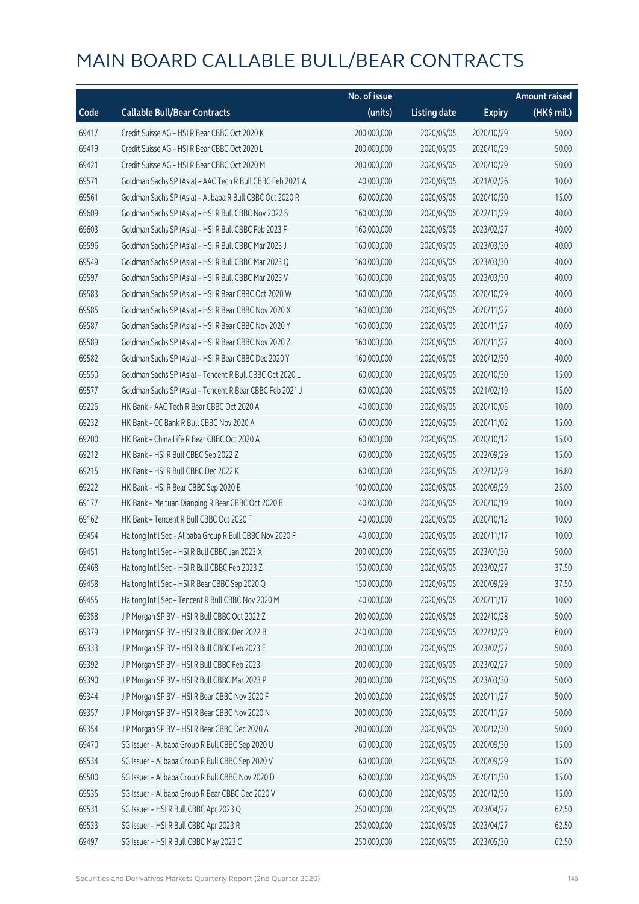# MAIN BOARD CALLABLE BULL/BEAR CONTRACTS

| Code | Callable Bull/Bear Contracts | No. of issue (units) | Listing date | Expiry | Amount raised (HK$ mil.) |
|---|---|---|---|---|---|
| 69417 | Credit Suisse AG – HSI R Bear CBBC Oct 2020 K | 200,000,000 | 2020/05/05 | 2020/10/29 | 50.00 |
| 69419 | Credit Suisse AG – HSI R Bear CBBC Oct 2020 L | 200,000,000 | 2020/05/05 | 2020/10/29 | 50.00 |
| 69421 | Credit Suisse AG – HSI R Bear CBBC Oct 2020 M | 200,000,000 | 2020/05/05 | 2020/10/29 | 50.00 |
| 69571 | Goldman Sachs SP (Asia) – AAC Tech R Bull CBBC Feb 2021 A | 40,000,000 | 2020/05/05 | 2021/02/26 | 10.00 |
| 69561 | Goldman Sachs SP (Asia) – Alibaba R Bull CBBC Oct 2020 R | 60,000,000 | 2020/05/05 | 2020/10/30 | 15.00 |
| 69609 | Goldman Sachs SP (Asia) – HSI R Bull CBBC Nov 2022 S | 160,000,000 | 2020/05/05 | 2022/11/29 | 40.00 |
| 69603 | Goldman Sachs SP (Asia) – HSI R Bull CBBC Feb 2023 F | 160,000,000 | 2020/05/05 | 2023/02/27 | 40.00 |
| 69596 | Goldman Sachs SP (Asia) – HSI R Bull CBBC Mar 2023 J | 160,000,000 | 2020/05/05 | 2023/03/30 | 40.00 |
| 69549 | Goldman Sachs SP (Asia) – HSI R Bull CBBC Mar 2023 Q | 160,000,000 | 2020/05/05 | 2023/03/30 | 40.00 |
| 69597 | Goldman Sachs SP (Asia) – HSI R Bull CBBC Mar 2023 V | 160,000,000 | 2020/05/05 | 2023/03/30 | 40.00 |
| 69583 | Goldman Sachs SP (Asia) – HSI R Bear CBBC Oct 2020 W | 160,000,000 | 2020/05/05 | 2020/10/29 | 40.00 |
| 69585 | Goldman Sachs SP (Asia) – HSI R Bear CBBC Nov 2020 X | 160,000,000 | 2020/05/05 | 2020/11/27 | 40.00 |
| 69587 | Goldman Sachs SP (Asia) – HSI R Bear CBBC Nov 2020 Y | 160,000,000 | 2020/05/05 | 2020/11/27 | 40.00 |
| 69589 | Goldman Sachs SP (Asia) – HSI R Bear CBBC Nov 2020 Z | 160,000,000 | 2020/05/05 | 2020/11/27 | 40.00 |
| 69582 | Goldman Sachs SP (Asia) – HSI R Bear CBBC Dec 2020 Y | 160,000,000 | 2020/05/05 | 2020/12/30 | 40.00 |
| 69550 | Goldman Sachs SP (Asia) – Tencent R Bull CBBC Oct 2020 L | 60,000,000 | 2020/05/05 | 2020/10/30 | 15.00 |
| 69577 | Goldman Sachs SP (Asia) – Tencent R Bear CBBC Feb 2021 J | 60,000,000 | 2020/05/05 | 2021/02/19 | 15.00 |
| 69226 | HK Bank – AAC Tech R Bear CBBC Oct 2020 A | 40,000,000 | 2020/05/05 | 2020/10/05 | 10.00 |
| 69232 | HK Bank – CC Bank R Bull CBBC Nov 2020 A | 60,000,000 | 2020/05/05 | 2020/11/02 | 15.00 |
| 69200 | HK Bank – China Life R Bear CBBC Oct 2020 A | 60,000,000 | 2020/05/05 | 2020/10/12 | 15.00 |
| 69212 | HK Bank – HSI R Bull CBBC Sep 2022 Z | 60,000,000 | 2020/05/05 | 2022/09/29 | 15.00 |
| 69215 | HK Bank – HSI R Bull CBBC Dec 2022 K | 60,000,000 | 2020/05/05 | 2022/12/29 | 16.80 |
| 69222 | HK Bank – HSI R Bear CBBC Sep 2020 E | 100,000,000 | 2020/05/05 | 2020/09/29 | 25.00 |
| 69177 | HK Bank – Meituan Dianping R Bear CBBC Oct 2020 B | 40,000,000 | 2020/05/05 | 2020/10/19 | 10.00 |
| 69162 | HK Bank – Tencent R Bull CBBC Oct 2020 F | 40,000,000 | 2020/05/05 | 2020/10/12 | 10.00 |
| 69454 | Haitong Int'l Sec – Alibaba Group R Bull CBBC Nov 2020 F | 40,000,000 | 2020/05/05 | 2020/11/17 | 10.00 |
| 69451 | Haitong Int'l Sec – HSI R Bull CBBC Jan 2023 X | 200,000,000 | 2020/05/05 | 2023/01/30 | 50.00 |
| 69468 | Haitong Int'l Sec – HSI R Bull CBBC Feb 2023 Z | 150,000,000 | 2020/05/05 | 2023/02/27 | 37.50 |
| 69458 | Haitong Int'l Sec – HSI R Bear CBBC Sep 2020 Q | 150,000,000 | 2020/05/05 | 2020/09/29 | 37.50 |
| 69455 | Haitong Int'l Sec – Tencent R Bull CBBC Nov 2020 M | 40,000,000 | 2020/05/05 | 2020/11/17 | 10.00 |
| 69358 | J P Morgan SP BV – HSI R Bull CBBC Oct 2022 Z | 200,000,000 | 2020/05/05 | 2022/10/28 | 50.00 |
| 69379 | J P Morgan SP BV – HSI R Bull CBBC Dec 2022 B | 240,000,000 | 2020/05/05 | 2022/12/29 | 60.00 |
| 69333 | J P Morgan SP BV – HSI R Bull CBBC Feb 2023 E | 200,000,000 | 2020/05/05 | 2023/02/27 | 50.00 |
| 69392 | J P Morgan SP BV – HSI R Bull CBBC Feb 2023 I | 200,000,000 | 2020/05/05 | 2023/02/27 | 50.00 |
| 69390 | J P Morgan SP BV – HSI R Bull CBBC Mar 2023 P | 200,000,000 | 2020/05/05 | 2023/03/30 | 50.00 |
| 69344 | J P Morgan SP BV – HSI R Bear CBBC Nov 2020 F | 200,000,000 | 2020/05/05 | 2020/11/27 | 50.00 |
| 69357 | J P Morgan SP BV – HSI R Bear CBBC Nov 2020 N | 200,000,000 | 2020/05/05 | 2020/11/27 | 50.00 |
| 69354 | J P Morgan SP BV – HSI R Bear CBBC Dec 2020 A | 200,000,000 | 2020/05/05 | 2020/12/30 | 50.00 |
| 69470 | SG Issuer – Alibaba Group R Bull CBBC Sep 2020 U | 60,000,000 | 2020/05/05 | 2020/09/30 | 15.00 |
| 69534 | SG Issuer – Alibaba Group R Bull CBBC Sep 2020 V | 60,000,000 | 2020/05/05 | 2020/09/29 | 15.00 |
| 69500 | SG Issuer – Alibaba Group R Bull CBBC Nov 2020 D | 60,000,000 | 2020/05/05 | 2020/11/30 | 15.00 |
| 69535 | SG Issuer – Alibaba Group R Bear CBBC Dec 2020 V | 60,000,000 | 2020/05/05 | 2020/12/30 | 15.00 |
| 69531 | SG Issuer – HSI R Bull CBBC Apr 2023 Q | 250,000,000 | 2020/05/05 | 2023/04/27 | 62.50 |
| 69533 | SG Issuer – HSI R Bull CBBC Apr 2023 R | 250,000,000 | 2020/05/05 | 2023/04/27 | 62.50 |
| 69497 | SG Issuer – HSI R Bull CBBC May 2023 C | 250,000,000 | 2020/05/05 | 2023/05/30 | 62.50 |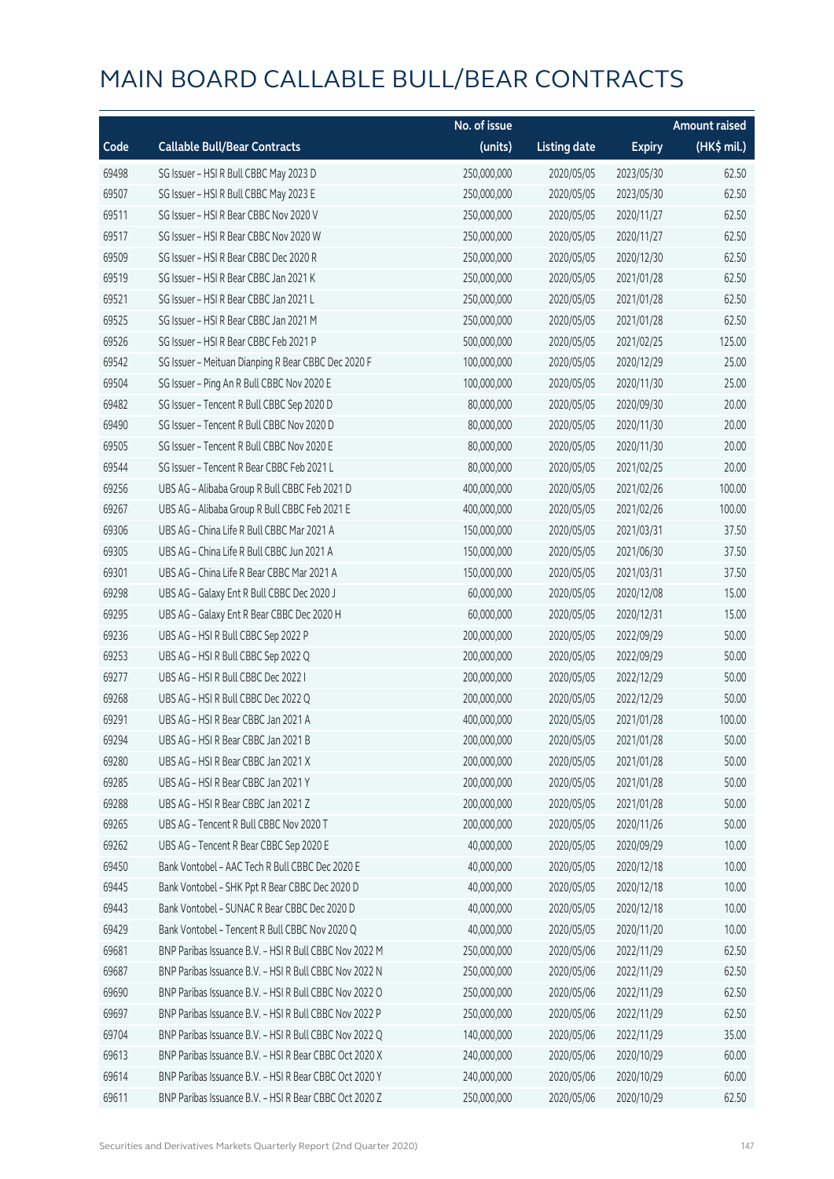# MAIN BOARD CALLABLE BULL/BEAR CONTRACTS

| Code | Callable Bull/Bear Contracts | No. of issue (units) | Listing date | Expiry | Amount raised (HK$ mil.) |
|---|---|---|---|---|---|
| 69498 | SG Issuer – HSI R Bull CBBC May 2023 D | 250,000,000 | 2020/05/05 | 2023/05/30 | 62.50 |
| 69507 | SG Issuer – HSI R Bull CBBC May 2023 E | 250,000,000 | 2020/05/05 | 2023/05/30 | 62.50 |
| 69511 | SG Issuer – HSI R Bear CBBC Nov 2020 V | 250,000,000 | 2020/05/05 | 2020/11/27 | 62.50 |
| 69517 | SG Issuer – HSI R Bear CBBC Nov 2020 W | 250,000,000 | 2020/05/05 | 2020/11/27 | 62.50 |
| 69509 | SG Issuer – HSI R Bear CBBC Dec 2020 R | 250,000,000 | 2020/05/05 | 2020/12/30 | 62.50 |
| 69519 | SG Issuer – HSI R Bear CBBC Jan 2021 K | 250,000,000 | 2020/05/05 | 2021/01/28 | 62.50 |
| 69521 | SG Issuer – HSI R Bear CBBC Jan 2021 L | 250,000,000 | 2020/05/05 | 2021/01/28 | 62.50 |
| 69525 | SG Issuer – HSI R Bear CBBC Jan 2021 M | 250,000,000 | 2020/05/05 | 2021/01/28 | 62.50 |
| 69526 | SG Issuer – HSI R Bear CBBC Feb 2021 P | 500,000,000 | 2020/05/05 | 2021/02/25 | 125.00 |
| 69542 | SG Issuer – Meituan Dianping R Bear CBBC Dec 2020 F | 100,000,000 | 2020/05/05 | 2020/12/29 | 25.00 |
| 69504 | SG Issuer – Ping An R Bull CBBC Nov 2020 E | 100,000,000 | 2020/05/05 | 2020/11/30 | 25.00 |
| 69482 | SG Issuer – Tencent R Bull CBBC Sep 2020 D | 80,000,000 | 2020/05/05 | 2020/09/30 | 20.00 |
| 69490 | SG Issuer – Tencent R Bull CBBC Nov 2020 D | 80,000,000 | 2020/05/05 | 2020/11/30 | 20.00 |
| 69505 | SG Issuer – Tencent R Bull CBBC Nov 2020 E | 80,000,000 | 2020/05/05 | 2020/11/30 | 20.00 |
| 69544 | SG Issuer – Tencent R Bear CBBC Feb 2021 L | 80,000,000 | 2020/05/05 | 2021/02/25 | 20.00 |
| 69256 | UBS AG – Alibaba Group R Bull CBBC Feb 2021 D | 400,000,000 | 2020/05/05 | 2021/02/26 | 100.00 |
| 69267 | UBS AG – Alibaba Group R Bull CBBC Feb 2021 E | 400,000,000 | 2020/05/05 | 2021/02/26 | 100.00 |
| 69306 | UBS AG – China Life R Bull CBBC Mar 2021 A | 150,000,000 | 2020/05/05 | 2021/03/31 | 37.50 |
| 69305 | UBS AG – China Life R Bull CBBC Jun 2021 A | 150,000,000 | 2020/05/05 | 2021/06/30 | 37.50 |
| 69301 | UBS AG – China Life R Bear CBBC Mar 2021 A | 150,000,000 | 2020/05/05 | 2021/03/31 | 37.50 |
| 69298 | UBS AG – Galaxy Ent R Bull CBBC Dec 2020 J | 60,000,000 | 2020/05/05 | 2020/12/08 | 15.00 |
| 69295 | UBS AG – Galaxy Ent R Bear CBBC Dec 2020 H | 60,000,000 | 2020/05/05 | 2020/12/31 | 15.00 |
| 69236 | UBS AG – HSI R Bull CBBC Sep 2022 P | 200,000,000 | 2020/05/05 | 2022/09/29 | 50.00 |
| 69253 | UBS AG – HSI R Bull CBBC Sep 2022 Q | 200,000,000 | 2020/05/05 | 2022/09/29 | 50.00 |
| 69277 | UBS AG – HSI R Bull CBBC Dec 2022 I | 200,000,000 | 2020/05/05 | 2022/12/29 | 50.00 |
| 69268 | UBS AG – HSI R Bull CBBC Dec 2022 Q | 200,000,000 | 2020/05/05 | 2022/12/29 | 50.00 |
| 69291 | UBS AG – HSI R Bear CBBC Jan 2021 A | 400,000,000 | 2020/05/05 | 2021/01/28 | 100.00 |
| 69294 | UBS AG – HSI R Bear CBBC Jan 2021 B | 200,000,000 | 2020/05/05 | 2021/01/28 | 50.00 |
| 69280 | UBS AG – HSI R Bear CBBC Jan 2021 X | 200,000,000 | 2020/05/05 | 2021/01/28 | 50.00 |
| 69285 | UBS AG – HSI R Bear CBBC Jan 2021 Y | 200,000,000 | 2020/05/05 | 2021/01/28 | 50.00 |
| 69288 | UBS AG – HSI R Bear CBBC Jan 2021 Z | 200,000,000 | 2020/05/05 | 2021/01/28 | 50.00 |
| 69265 | UBS AG – Tencent R Bull CBBC Nov 2020 T | 200,000,000 | 2020/05/05 | 2020/11/26 | 50.00 |
| 69262 | UBS AG – Tencent R Bear CBBC Sep 2020 E | 40,000,000 | 2020/05/05 | 2020/09/29 | 10.00 |
| 69450 | Bank Vontobel – AAC Tech R Bull CBBC Dec 2020 E | 40,000,000 | 2020/05/05 | 2020/12/18 | 10.00 |
| 69445 | Bank Vontobel – SHK Ppt R Bear CBBC Dec 2020 D | 40,000,000 | 2020/05/05 | 2020/12/18 | 10.00 |
| 69443 | Bank Vontobel – SUNAC R Bear CBBC Dec 2020 D | 40,000,000 | 2020/05/05 | 2020/12/18 | 10.00 |
| 69429 | Bank Vontobel – Tencent R Bull CBBC Nov 2020 Q | 40,000,000 | 2020/05/05 | 2020/11/20 | 10.00 |
| 69681 | BNP Paribas Issuance B.V. – HSI R Bull CBBC Nov 2022 M | 250,000,000 | 2020/05/06 | 2022/11/29 | 62.50 |
| 69687 | BNP Paribas Issuance B.V. – HSI R Bull CBBC Nov 2022 N | 250,000,000 | 2020/05/06 | 2022/11/29 | 62.50 |
| 69690 | BNP Paribas Issuance B.V. – HSI R Bull CBBC Nov 2022 O | 250,000,000 | 2020/05/06 | 2022/11/29 | 62.50 |
| 69697 | BNP Paribas Issuance B.V. – HSI R Bull CBBC Nov 2022 P | 250,000,000 | 2020/05/06 | 2022/11/29 | 62.50 |
| 69704 | BNP Paribas Issuance B.V. – HSI R Bull CBBC Nov 2022 Q | 140,000,000 | 2020/05/06 | 2022/11/29 | 35.00 |
| 69613 | BNP Paribas Issuance B.V. – HSI R Bear CBBC Oct 2020 X | 240,000,000 | 2020/05/06 | 2020/10/29 | 60.00 |
| 69614 | BNP Paribas Issuance B.V. – HSI R Bear CBBC Oct 2020 Y | 240,000,000 | 2020/05/06 | 2020/10/29 | 60.00 |
| 69611 | BNP Paribas Issuance B.V. – HSI R Bear CBBC Oct 2020 Z | 250,000,000 | 2020/05/06 | 2020/10/29 | 62.50 |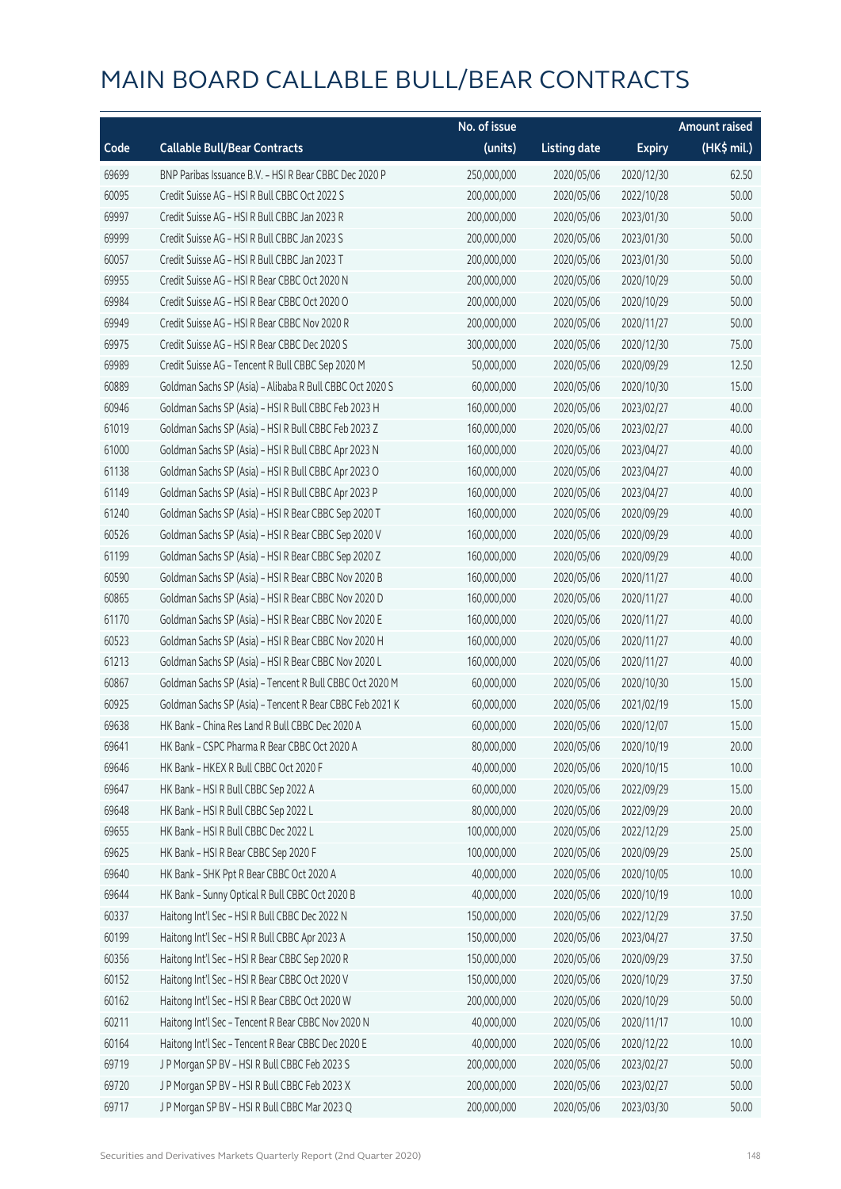# MAIN BOARD CALLABLE BULL/BEAR CONTRACTS

| Code | Callable Bull/Bear Contracts | No. of issue (units) | Listing date | Expiry | Amount raised (HK$ mil.) |
|---|---|---|---|---|---|
| 69699 | BNP Paribas Issuance B.V. – HSI R Bear CBBC Dec 2020 P | 250,000,000 | 2020/05/06 | 2020/12/30 | 62.50 |
| 60095 | Credit Suisse AG – HSI R Bull CBBC Oct 2022 S | 200,000,000 | 2020/05/06 | 2022/10/28 | 50.00 |
| 69997 | Credit Suisse AG – HSI R Bull CBBC Jan 2023 R | 200,000,000 | 2020/05/06 | 2023/01/30 | 50.00 |
| 69999 | Credit Suisse AG – HSI R Bull CBBC Jan 2023 S | 200,000,000 | 2020/05/06 | 2023/01/30 | 50.00 |
| 60057 | Credit Suisse AG – HSI R Bull CBBC Jan 2023 T | 200,000,000 | 2020/05/06 | 2023/01/30 | 50.00 |
| 69955 | Credit Suisse AG – HSI R Bear CBBC Oct 2020 N | 200,000,000 | 2020/05/06 | 2020/10/29 | 50.00 |
| 69984 | Credit Suisse AG – HSI R Bear CBBC Oct 2020 O | 200,000,000 | 2020/05/06 | 2020/10/29 | 50.00 |
| 69949 | Credit Suisse AG – HSI R Bear CBBC Nov 2020 R | 200,000,000 | 2020/05/06 | 2020/11/27 | 50.00 |
| 69975 | Credit Suisse AG – HSI R Bear CBBC Dec 2020 S | 300,000,000 | 2020/05/06 | 2020/12/30 | 75.00 |
| 69989 | Credit Suisse AG – Tencent R Bull CBBC Sep 2020 M | 50,000,000 | 2020/05/06 | 2020/09/29 | 12.50 |
| 60889 | Goldman Sachs SP (Asia) – Alibaba R Bull CBBC Oct 2020 S | 60,000,000 | 2020/05/06 | 2020/10/30 | 15.00 |
| 60946 | Goldman Sachs SP (Asia) – HSI R Bull CBBC Feb 2023 H | 160,000,000 | 2020/05/06 | 2023/02/27 | 40.00 |
| 61019 | Goldman Sachs SP (Asia) – HSI R Bull CBBC Feb 2023 Z | 160,000,000 | 2020/05/06 | 2023/02/27 | 40.00 |
| 61000 | Goldman Sachs SP (Asia) – HSI R Bull CBBC Apr 2023 N | 160,000,000 | 2020/05/06 | 2023/04/27 | 40.00 |
| 61138 | Goldman Sachs SP (Asia) – HSI R Bull CBBC Apr 2023 O | 160,000,000 | 2020/05/06 | 2023/04/27 | 40.00 |
| 61149 | Goldman Sachs SP (Asia) – HSI R Bull CBBC Apr 2023 P | 160,000,000 | 2020/05/06 | 2023/04/27 | 40.00 |
| 61240 | Goldman Sachs SP (Asia) – HSI R Bear CBBC Sep 2020 T | 160,000,000 | 2020/05/06 | 2020/09/29 | 40.00 |
| 60526 | Goldman Sachs SP (Asia) – HSI R Bear CBBC Sep 2020 V | 160,000,000 | 2020/05/06 | 2020/09/29 | 40.00 |
| 61199 | Goldman Sachs SP (Asia) – HSI R Bear CBBC Sep 2020 Z | 160,000,000 | 2020/05/06 | 2020/09/29 | 40.00 |
| 60590 | Goldman Sachs SP (Asia) – HSI R Bear CBBC Nov 2020 B | 160,000,000 | 2020/05/06 | 2020/11/27 | 40.00 |
| 60865 | Goldman Sachs SP (Asia) – HSI R Bear CBBC Nov 2020 D | 160,000,000 | 2020/05/06 | 2020/11/27 | 40.00 |
| 61170 | Goldman Sachs SP (Asia) – HSI R Bear CBBC Nov 2020 E | 160,000,000 | 2020/05/06 | 2020/11/27 | 40.00 |
| 60523 | Goldman Sachs SP (Asia) – HSI R Bear CBBC Nov 2020 H | 160,000,000 | 2020/05/06 | 2020/11/27 | 40.00 |
| 61213 | Goldman Sachs SP (Asia) – HSI R Bear CBBC Nov 2020 L | 160,000,000 | 2020/05/06 | 2020/11/27 | 40.00 |
| 60867 | Goldman Sachs SP (Asia) – Tencent R Bull CBBC Oct 2020 M | 60,000,000 | 2020/05/06 | 2020/10/30 | 15.00 |
| 60925 | Goldman Sachs SP (Asia) – Tencent R Bear CBBC Feb 2021 K | 60,000,000 | 2020/05/06 | 2021/02/19 | 15.00 |
| 69638 | HK Bank – China Res Land R Bull CBBC Dec 2020 A | 60,000,000 | 2020/05/06 | 2020/12/07 | 15.00 |
| 69641 | HK Bank – CSPC Pharma R Bear CBBC Oct 2020 A | 80,000,000 | 2020/05/06 | 2020/10/19 | 20.00 |
| 69646 | HK Bank – HKEX R Bull CBBC Oct 2020 F | 40,000,000 | 2020/05/06 | 2020/10/15 | 10.00 |
| 69647 | HK Bank – HSI R Bull CBBC Sep 2022 A | 60,000,000 | 2020/05/06 | 2022/09/29 | 15.00 |
| 69648 | HK Bank – HSI R Bull CBBC Sep 2022 L | 80,000,000 | 2020/05/06 | 2022/09/29 | 20.00 |
| 69655 | HK Bank – HSI R Bull CBBC Dec 2022 L | 100,000,000 | 2020/05/06 | 2022/12/29 | 25.00 |
| 69625 | HK Bank – HSI R Bear CBBC Sep 2020 F | 100,000,000 | 2020/05/06 | 2020/09/29 | 25.00 |
| 69640 | HK Bank – SHK Ppt R Bear CBBC Oct 2020 A | 40,000,000 | 2020/05/06 | 2020/10/05 | 10.00 |
| 69644 | HK Bank – Sunny Optical R Bull CBBC Oct 2020 B | 40,000,000 | 2020/05/06 | 2020/10/19 | 10.00 |
| 60337 | Haitong Int'l Sec – HSI R Bull CBBC Dec 2022 N | 150,000,000 | 2020/05/06 | 2022/12/29 | 37.50 |
| 60199 | Haitong Int'l Sec – HSI R Bull CBBC Apr 2023 A | 150,000,000 | 2020/05/06 | 2023/04/27 | 37.50 |
| 60356 | Haitong Int'l Sec – HSI R Bear CBBC Sep 2020 R | 150,000,000 | 2020/05/06 | 2020/09/29 | 37.50 |
| 60152 | Haitong Int'l Sec – HSI R Bear CBBC Oct 2020 V | 150,000,000 | 2020/05/06 | 2020/10/29 | 37.50 |
| 60162 | Haitong Int'l Sec – HSI R Bear CBBC Oct 2020 W | 200,000,000 | 2020/05/06 | 2020/10/29 | 50.00 |
| 60211 | Haitong Int'l Sec – Tencent R Bear CBBC Nov 2020 N | 40,000,000 | 2020/05/06 | 2020/11/17 | 10.00 |
| 60164 | Haitong Int'l Sec – Tencent R Bear CBBC Dec 2020 E | 40,000,000 | 2020/05/06 | 2020/12/22 | 10.00 |
| 69719 | J P Morgan SP BV – HSI R Bull CBBC Feb 2023 S | 200,000,000 | 2020/05/06 | 2023/02/27 | 50.00 |
| 69720 | J P Morgan SP BV – HSI R Bull CBBC Feb 2023 X | 200,000,000 | 2020/05/06 | 2023/02/27 | 50.00 |
| 69717 | J P Morgan SP BV – HSI R Bull CBBC Mar 2023 Q | 200,000,000 | 2020/05/06 | 2023/03/30 | 50.00 |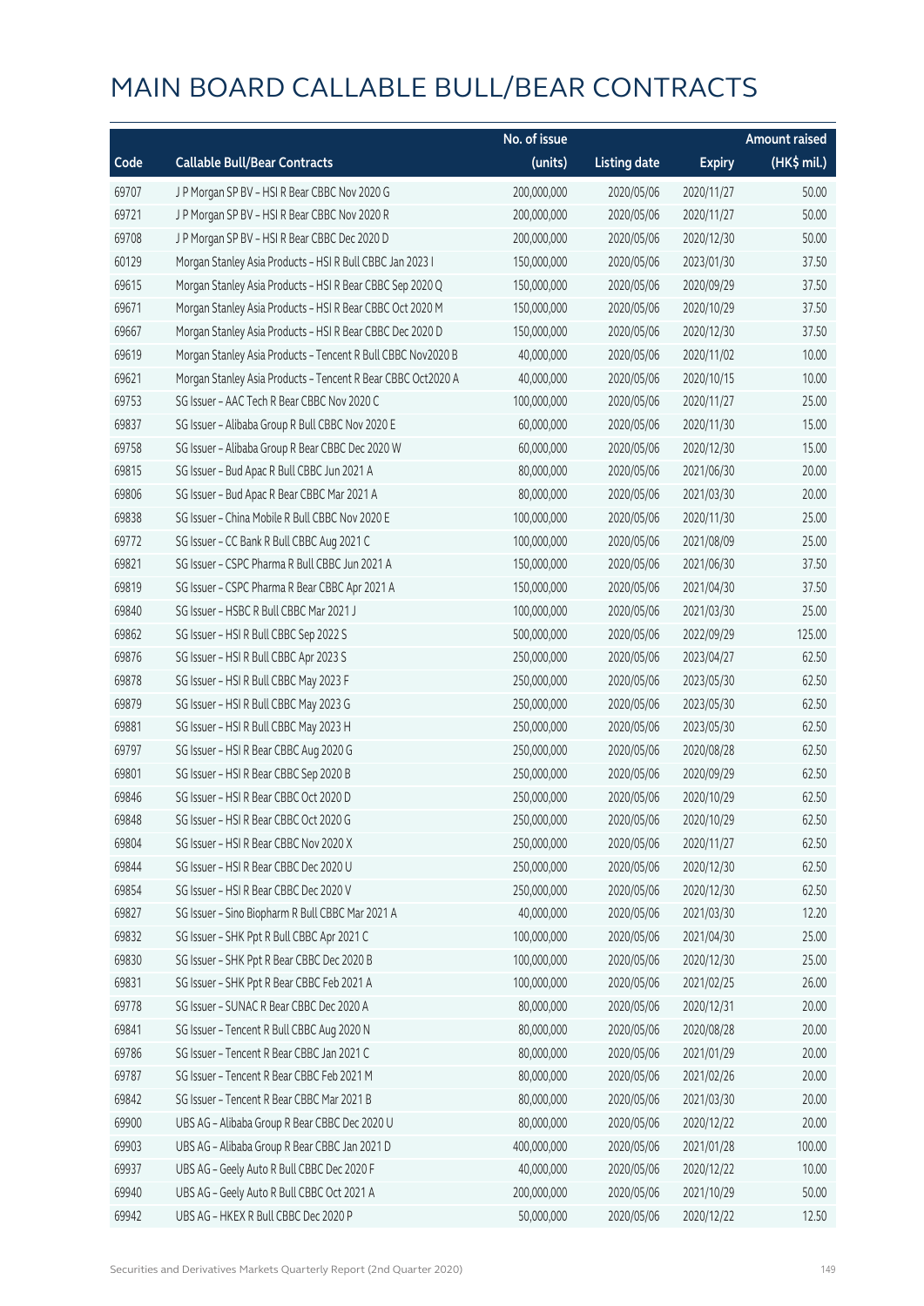# MAIN BOARD CALLABLE BULL/BEAR CONTRACTS

| Code | Callable Bull/Bear Contracts | No. of issue (units) | Listing date | Expiry | Amount raised (HK$ mil.) |
|---|---|---|---|---|---|
| 69707 | J P Morgan SP BV – HSI R Bear CBBC Nov 2020 G | 200,000,000 | 2020/05/06 | 2020/11/27 | 50.00 |
| 69721 | J P Morgan SP BV – HSI R Bear CBBC Nov 2020 R | 200,000,000 | 2020/05/06 | 2020/11/27 | 50.00 |
| 69708 | J P Morgan SP BV – HSI R Bear CBBC Dec 2020 D | 200,000,000 | 2020/05/06 | 2020/12/30 | 50.00 |
| 60129 | Morgan Stanley Asia Products – HSI R Bull CBBC Jan 2023 I | 150,000,000 | 2020/05/06 | 2023/01/30 | 37.50 |
| 69615 | Morgan Stanley Asia Products – HSI R Bear CBBC Sep 2020 Q | 150,000,000 | 2020/05/06 | 2020/09/29 | 37.50 |
| 69671 | Morgan Stanley Asia Products – HSI R Bear CBBC Oct 2020 M | 150,000,000 | 2020/05/06 | 2020/10/29 | 37.50 |
| 69667 | Morgan Stanley Asia Products – HSI R Bear CBBC Dec 2020 D | 150,000,000 | 2020/05/06 | 2020/12/30 | 37.50 |
| 69619 | Morgan Stanley Asia Products – Tencent R Bull CBBC Nov2020 B | 40,000,000 | 2020/05/06 | 2020/11/02 | 10.00 |
| 69621 | Morgan Stanley Asia Products – Tencent R Bear CBBC Oct2020 A | 40,000,000 | 2020/05/06 | 2020/10/15 | 10.00 |
| 69753 | SG Issuer – AAC Tech R Bear CBBC Nov 2020 C | 100,000,000 | 2020/05/06 | 2020/11/27 | 25.00 |
| 69837 | SG Issuer – Alibaba Group R Bull CBBC Nov 2020 E | 60,000,000 | 2020/05/06 | 2020/11/30 | 15.00 |
| 69758 | SG Issuer – Alibaba Group R Bear CBBC Dec 2020 W | 60,000,000 | 2020/05/06 | 2020/12/30 | 15.00 |
| 69815 | SG Issuer – Bud Apac R Bull CBBC Jun 2021 A | 80,000,000 | 2020/05/06 | 2021/06/30 | 20.00 |
| 69806 | SG Issuer – Bud Apac R Bear CBBC Mar 2021 A | 80,000,000 | 2020/05/06 | 2021/03/30 | 20.00 |
| 69838 | SG Issuer – China Mobile R Bull CBBC Nov 2020 E | 100,000,000 | 2020/05/06 | 2020/11/30 | 25.00 |
| 69772 | SG Issuer – CC Bank R Bull CBBC Aug 2021 C | 100,000,000 | 2020/05/06 | 2021/08/09 | 25.00 |
| 69821 | SG Issuer – CSPC Pharma R Bull CBBC Jun 2021 A | 150,000,000 | 2020/05/06 | 2021/06/30 | 37.50 |
| 69819 | SG Issuer – CSPC Pharma R Bear CBBC Apr 2021 A | 150,000,000 | 2020/05/06 | 2021/04/30 | 37.50 |
| 69840 | SG Issuer – HSBC R Bull CBBC Mar 2021 J | 100,000,000 | 2020/05/06 | 2021/03/30 | 25.00 |
| 69862 | SG Issuer – HSI R Bull CBBC Sep 2022 S | 500,000,000 | 2020/05/06 | 2022/09/29 | 125.00 |
| 69876 | SG Issuer – HSI R Bull CBBC Apr 2023 S | 250,000,000 | 2020/05/06 | 2023/04/27 | 62.50 |
| 69878 | SG Issuer – HSI R Bull CBBC May 2023 F | 250,000,000 | 2020/05/06 | 2023/05/30 | 62.50 |
| 69879 | SG Issuer – HSI R Bull CBBC May 2023 G | 250,000,000 | 2020/05/06 | 2023/05/30 | 62.50 |
| 69881 | SG Issuer – HSI R Bull CBBC May 2023 H | 250,000,000 | 2020/05/06 | 2023/05/30 | 62.50 |
| 69797 | SG Issuer – HSI R Bear CBBC Aug 2020 G | 250,000,000 | 2020/05/06 | 2020/08/28 | 62.50 |
| 69801 | SG Issuer – HSI R Bear CBBC Sep 2020 B | 250,000,000 | 2020/05/06 | 2020/09/29 | 62.50 |
| 69846 | SG Issuer – HSI R Bear CBBC Oct 2020 D | 250,000,000 | 2020/05/06 | 2020/10/29 | 62.50 |
| 69848 | SG Issuer – HSI R Bear CBBC Oct 2020 G | 250,000,000 | 2020/05/06 | 2020/10/29 | 62.50 |
| 69804 | SG Issuer – HSI R Bear CBBC Nov 2020 X | 250,000,000 | 2020/05/06 | 2020/11/27 | 62.50 |
| 69844 | SG Issuer – HSI R Bear CBBC Dec 2020 U | 250,000,000 | 2020/05/06 | 2020/12/30 | 62.50 |
| 69854 | SG Issuer – HSI R Bear CBBC Dec 2020 V | 250,000,000 | 2020/05/06 | 2020/12/30 | 62.50 |
| 69827 | SG Issuer – Sino Biopharm R Bull CBBC Mar 2021 A | 40,000,000 | 2020/05/06 | 2021/03/30 | 12.20 |
| 69832 | SG Issuer – SHK Ppt R Bull CBBC Apr 2021 C | 100,000,000 | 2020/05/06 | 2021/04/30 | 25.00 |
| 69830 | SG Issuer – SHK Ppt R Bear CBBC Dec 2020 B | 100,000,000 | 2020/05/06 | 2020/12/30 | 25.00 |
| 69831 | SG Issuer – SHK Ppt R Bear CBBC Feb 2021 A | 100,000,000 | 2020/05/06 | 2021/02/25 | 26.00 |
| 69778 | SG Issuer – SUNAC R Bear CBBC Dec 2020 A | 80,000,000 | 2020/05/06 | 2020/12/31 | 20.00 |
| 69841 | SG Issuer – Tencent R Bull CBBC Aug 2020 N | 80,000,000 | 2020/05/06 | 2020/08/28 | 20.00 |
| 69786 | SG Issuer – Tencent R Bear CBBC Jan 2021 C | 80,000,000 | 2020/05/06 | 2021/01/29 | 20.00 |
| 69787 | SG Issuer – Tencent R Bear CBBC Feb 2021 M | 80,000,000 | 2020/05/06 | 2021/02/26 | 20.00 |
| 69842 | SG Issuer – Tencent R Bear CBBC Mar 2021 B | 80,000,000 | 2020/05/06 | 2021/03/30 | 20.00 |
| 69900 | UBS AG – Alibaba Group R Bear CBBC Dec 2020 U | 80,000,000 | 2020/05/06 | 2020/12/22 | 20.00 |
| 69903 | UBS AG – Alibaba Group R Bear CBBC Jan 2021 D | 400,000,000 | 2020/05/06 | 2021/01/28 | 100.00 |
| 69937 | UBS AG – Geely Auto R Bull CBBC Dec 2020 F | 40,000,000 | 2020/05/06 | 2020/12/22 | 10.00 |
| 69940 | UBS AG – Geely Auto R Bull CBBC Oct 2021 A | 200,000,000 | 2020/05/06 | 2021/10/29 | 50.00 |
| 69942 | UBS AG – HKEX R Bull CBBC Dec 2020 P | 50,000,000 | 2020/05/06 | 2020/12/22 | 12.50 |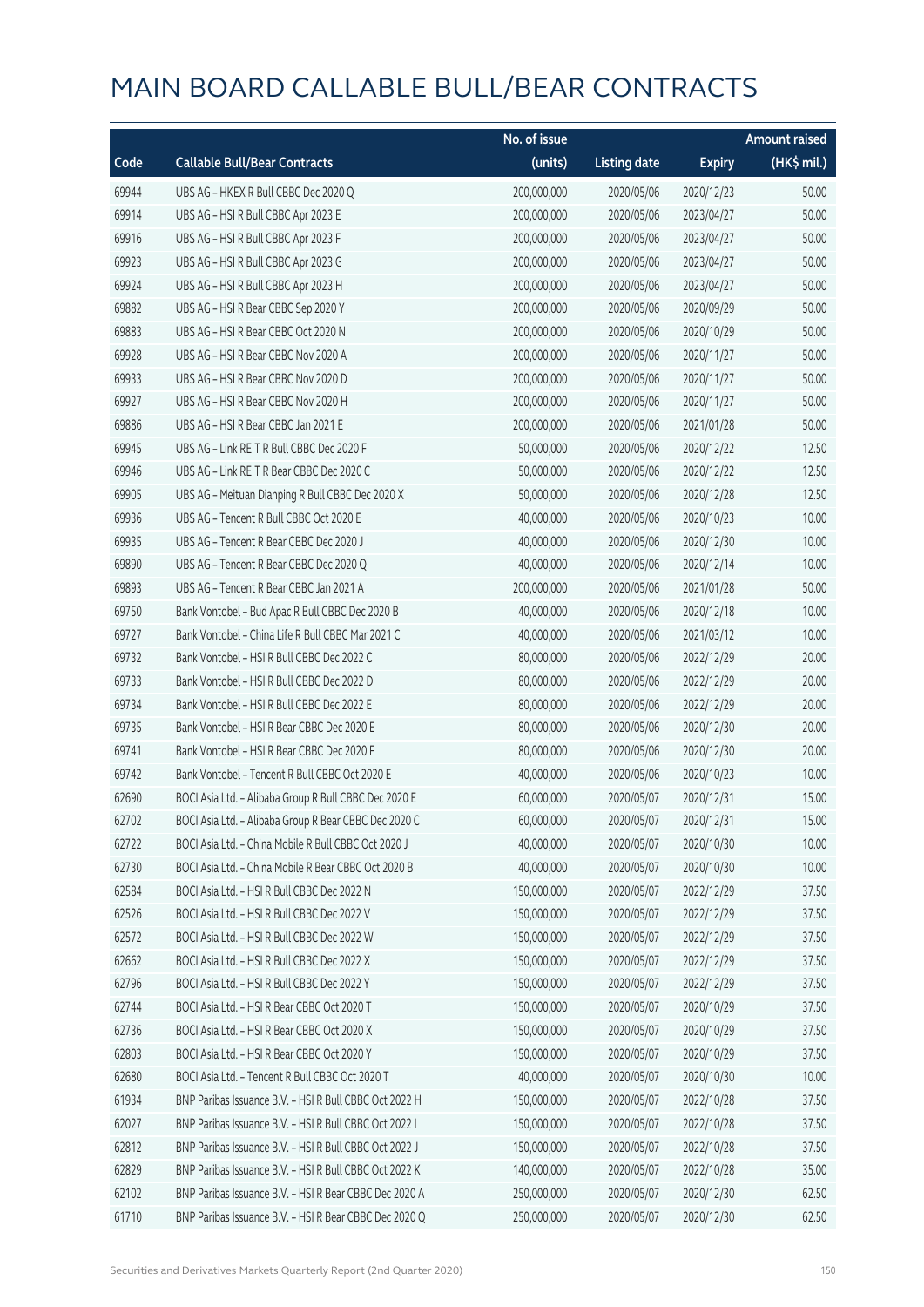# MAIN BOARD CALLABLE BULL/BEAR CONTRACTS

| Code | Callable Bull/Bear Contracts | No. of issue (units) | Listing date | Expiry | Amount raised (HK$ mil.) |
|---|---|---|---|---|---|
| 69944 | UBS AG - HKEX R Bull CBBC Dec 2020 Q | 200,000,000 | 2020/05/06 | 2020/12/23 | 50.00 |
| 69914 | UBS AG - HSI R Bull CBBC Apr 2023 E | 200,000,000 | 2020/05/06 | 2023/04/27 | 50.00 |
| 69916 | UBS AG - HSI R Bull CBBC Apr 2023 F | 200,000,000 | 2020/05/06 | 2023/04/27 | 50.00 |
| 69923 | UBS AG - HSI R Bull CBBC Apr 2023 G | 200,000,000 | 2020/05/06 | 2023/04/27 | 50.00 |
| 69924 | UBS AG - HSI R Bull CBBC Apr 2023 H | 200,000,000 | 2020/05/06 | 2023/04/27 | 50.00 |
| 69882 | UBS AG - HSI R Bear CBBC Sep 2020 Y | 200,000,000 | 2020/05/06 | 2020/09/29 | 50.00 |
| 69883 | UBS AG - HSI R Bear CBBC Oct 2020 N | 200,000,000 | 2020/05/06 | 2020/10/29 | 50.00 |
| 69928 | UBS AG - HSI R Bear CBBC Nov 2020 A | 200,000,000 | 2020/05/06 | 2020/11/27 | 50.00 |
| 69933 | UBS AG - HSI R Bear CBBC Nov 2020 D | 200,000,000 | 2020/05/06 | 2020/11/27 | 50.00 |
| 69927 | UBS AG - HSI R Bear CBBC Nov 2020 H | 200,000,000 | 2020/05/06 | 2020/11/27 | 50.00 |
| 69886 | UBS AG - HSI R Bear CBBC Jan 2021 E | 200,000,000 | 2020/05/06 | 2021/01/28 | 50.00 |
| 69945 | UBS AG - Link REIT R Bull CBBC Dec 2020 F | 50,000,000 | 2020/05/06 | 2020/12/22 | 12.50 |
| 69946 | UBS AG - Link REIT R Bear CBBC Dec 2020 C | 50,000,000 | 2020/05/06 | 2020/12/22 | 12.50 |
| 69905 | UBS AG - Meituan Dianping R Bull CBBC Dec 2020 X | 50,000,000 | 2020/05/06 | 2020/12/28 | 12.50 |
| 69936 | UBS AG - Tencent R Bull CBBC Oct 2020 E | 40,000,000 | 2020/05/06 | 2020/10/23 | 10.00 |
| 69935 | UBS AG - Tencent R Bear CBBC Dec 2020 J | 40,000,000 | 2020/05/06 | 2020/12/30 | 10.00 |
| 69890 | UBS AG - Tencent R Bear CBBC Dec 2020 Q | 40,000,000 | 2020/05/06 | 2020/12/14 | 10.00 |
| 69893 | UBS AG - Tencent R Bear CBBC Jan 2021 A | 200,000,000 | 2020/05/06 | 2021/01/28 | 50.00 |
| 69750 | Bank Vontobel - Bud Apac R Bull CBBC Dec 2020 B | 40,000,000 | 2020/05/06 | 2020/12/18 | 10.00 |
| 69727 | Bank Vontobel - China Life R Bull CBBC Mar 2021 C | 40,000,000 | 2020/05/06 | 2021/03/12 | 10.00 |
| 69732 | Bank Vontobel - HSI R Bull CBBC Dec 2022 C | 80,000,000 | 2020/05/06 | 2022/12/29 | 20.00 |
| 69733 | Bank Vontobel - HSI R Bull CBBC Dec 2022 D | 80,000,000 | 2020/05/06 | 2022/12/29 | 20.00 |
| 69734 | Bank Vontobel - HSI R Bull CBBC Dec 2022 E | 80,000,000 | 2020/05/06 | 2022/12/29 | 20.00 |
| 69735 | Bank Vontobel - HSI R Bear CBBC Dec 2020 E | 80,000,000 | 2020/05/06 | 2020/12/30 | 20.00 |
| 69741 | Bank Vontobel - HSI R Bear CBBC Dec 2020 F | 80,000,000 | 2020/05/06 | 2020/12/30 | 20.00 |
| 69742 | Bank Vontobel - Tencent R Bull CBBC Oct 2020 E | 40,000,000 | 2020/05/06 | 2020/10/23 | 10.00 |
| 62690 | BOCI Asia Ltd. - Alibaba Group R Bull CBBC Dec 2020 E | 60,000,000 | 2020/05/07 | 2020/12/31 | 15.00 |
| 62702 | BOCI Asia Ltd. - Alibaba Group R Bear CBBC Dec 2020 C | 60,000,000 | 2020/05/07 | 2020/12/31 | 15.00 |
| 62722 | BOCI Asia Ltd. - China Mobile R Bull CBBC Oct 2020 J | 40,000,000 | 2020/05/07 | 2020/10/30 | 10.00 |
| 62730 | BOCI Asia Ltd. - China Mobile R Bear CBBC Oct 2020 B | 40,000,000 | 2020/05/07 | 2020/10/30 | 10.00 |
| 62584 | BOCI Asia Ltd. - HSI R Bull CBBC Dec 2022 N | 150,000,000 | 2020/05/07 | 2022/12/29 | 37.50 |
| 62526 | BOCI Asia Ltd. - HSI R Bull CBBC Dec 2022 V | 150,000,000 | 2020/05/07 | 2022/12/29 | 37.50 |
| 62572 | BOCI Asia Ltd. - HSI R Bull CBBC Dec 2022 W | 150,000,000 | 2020/05/07 | 2022/12/29 | 37.50 |
| 62662 | BOCI Asia Ltd. - HSI R Bull CBBC Dec 2022 X | 150,000,000 | 2020/05/07 | 2022/12/29 | 37.50 |
| 62796 | BOCI Asia Ltd. - HSI R Bull CBBC Dec 2022 Y | 150,000,000 | 2020/05/07 | 2022/12/29 | 37.50 |
| 62744 | BOCI Asia Ltd. - HSI R Bear CBBC Oct 2020 T | 150,000,000 | 2020/05/07 | 2020/10/29 | 37.50 |
| 62736 | BOCI Asia Ltd. - HSI R Bear CBBC Oct 2020 X | 150,000,000 | 2020/05/07 | 2020/10/29 | 37.50 |
| 62803 | BOCI Asia Ltd. - HSI R Bear CBBC Oct 2020 Y | 150,000,000 | 2020/05/07 | 2020/10/29 | 37.50 |
| 62680 | BOCI Asia Ltd. - Tencent R Bull CBBC Oct 2020 T | 40,000,000 | 2020/05/07 | 2020/10/30 | 10.00 |
| 61934 | BNP Paribas Issuance B.V. - HSI R Bull CBBC Oct 2022 H | 150,000,000 | 2020/05/07 | 2022/10/28 | 37.50 |
| 62027 | BNP Paribas Issuance B.V. - HSI R Bull CBBC Oct 2022 I | 150,000,000 | 2020/05/07 | 2022/10/28 | 37.50 |
| 62812 | BNP Paribas Issuance B.V. - HSI R Bull CBBC Oct 2022 J | 150,000,000 | 2020/05/07 | 2022/10/28 | 37.50 |
| 62829 | BNP Paribas Issuance B.V. - HSI R Bull CBBC Oct 2022 K | 140,000,000 | 2020/05/07 | 2022/10/28 | 35.00 |
| 62102 | BNP Paribas Issuance B.V. - HSI R Bear CBBC Dec 2020 A | 250,000,000 | 2020/05/07 | 2020/12/30 | 62.50 |
| 61710 | BNP Paribas Issuance B.V. - HSI R Bear CBBC Dec 2020 Q | 250,000,000 | 2020/05/07 | 2020/12/30 | 62.50 |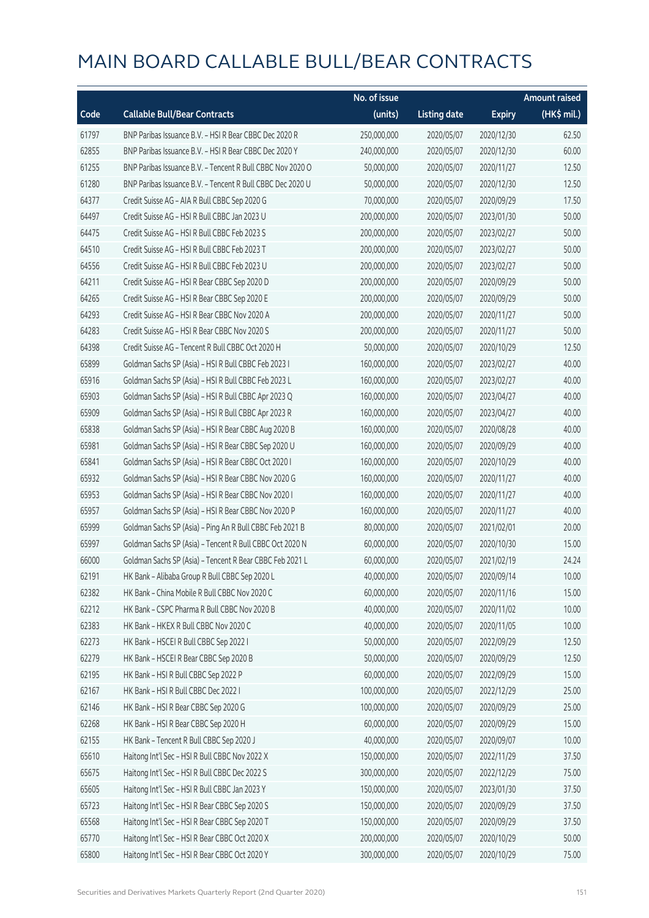# MAIN BOARD CALLABLE BULL/BEAR CONTRACTS

| Code | Callable Bull/Bear Contracts | No. of issue (units) | Listing date | Expiry | Amount raised (HK$ mil.) |
|---|---|---|---|---|---|
| 61797 | BNP Paribas Issuance B.V. – HSI R Bear CBBC Dec 2020 R | 250,000,000 | 2020/05/07 | 2020/12/30 | 62.50 |
| 62855 | BNP Paribas Issuance B.V. – HSI R Bear CBBC Dec 2020 Y | 240,000,000 | 2020/05/07 | 2020/12/30 | 60.00 |
| 61255 | BNP Paribas Issuance B.V. – Tencent R Bull CBBC Nov 2020 O | 50,000,000 | 2020/05/07 | 2020/11/27 | 12.50 |
| 61280 | BNP Paribas Issuance B.V. – Tencent R Bull CBBC Dec 2020 U | 50,000,000 | 2020/05/07 | 2020/12/30 | 12.50 |
| 64377 | Credit Suisse AG – AIA R Bull CBBC Sep 2020 G | 70,000,000 | 2020/05/07 | 2020/09/29 | 17.50 |
| 64497 | Credit Suisse AG – HSI R Bull CBBC Jan 2023 U | 200,000,000 | 2020/05/07 | 2023/01/30 | 50.00 |
| 64475 | Credit Suisse AG – HSI R Bull CBBC Feb 2023 S | 200,000,000 | 2020/05/07 | 2023/02/27 | 50.00 |
| 64510 | Credit Suisse AG – HSI R Bull CBBC Feb 2023 T | 200,000,000 | 2020/05/07 | 2023/02/27 | 50.00 |
| 64556 | Credit Suisse AG – HSI R Bull CBBC Feb 2023 U | 200,000,000 | 2020/05/07 | 2023/02/27 | 50.00 |
| 64211 | Credit Suisse AG – HSI R Bear CBBC Sep 2020 D | 200,000,000 | 2020/05/07 | 2020/09/29 | 50.00 |
| 64265 | Credit Suisse AG – HSI R Bear CBBC Sep 2020 E | 200,000,000 | 2020/05/07 | 2020/09/29 | 50.00 |
| 64293 | Credit Suisse AG – HSI R Bear CBBC Nov 2020 A | 200,000,000 | 2020/05/07 | 2020/11/27 | 50.00 |
| 64283 | Credit Suisse AG – HSI R Bear CBBC Nov 2020 S | 200,000,000 | 2020/05/07 | 2020/11/27 | 50.00 |
| 64398 | Credit Suisse AG – Tencent R Bull CBBC Oct 2020 H | 50,000,000 | 2020/05/07 | 2020/10/29 | 12.50 |
| 65899 | Goldman Sachs SP (Asia) – HSI R Bull CBBC Feb 2023 I | 160,000,000 | 2020/05/07 | 2023/02/27 | 40.00 |
| 65916 | Goldman Sachs SP (Asia) – HSI R Bull CBBC Feb 2023 L | 160,000,000 | 2020/05/07 | 2023/02/27 | 40.00 |
| 65903 | Goldman Sachs SP (Asia) – HSI R Bull CBBC Apr 2023 Q | 160,000,000 | 2020/05/07 | 2023/04/27 | 40.00 |
| 65909 | Goldman Sachs SP (Asia) – HSI R Bull CBBC Apr 2023 R | 160,000,000 | 2020/05/07 | 2023/04/27 | 40.00 |
| 65838 | Goldman Sachs SP (Asia) – HSI R Bear CBBC Aug 2020 B | 160,000,000 | 2020/05/07 | 2020/08/28 | 40.00 |
| 65981 | Goldman Sachs SP (Asia) – HSI R Bear CBBC Sep 2020 U | 160,000,000 | 2020/05/07 | 2020/09/29 | 40.00 |
| 65841 | Goldman Sachs SP (Asia) – HSI R Bear CBBC Oct 2020 I | 160,000,000 | 2020/05/07 | 2020/10/29 | 40.00 |
| 65932 | Goldman Sachs SP (Asia) – HSI R Bear CBBC Nov 2020 G | 160,000,000 | 2020/05/07 | 2020/11/27 | 40.00 |
| 65953 | Goldman Sachs SP (Asia) – HSI R Bear CBBC Nov 2020 I | 160,000,000 | 2020/05/07 | 2020/11/27 | 40.00 |
| 65957 | Goldman Sachs SP (Asia) – HSI R Bear CBBC Nov 2020 P | 160,000,000 | 2020/05/07 | 2020/11/27 | 40.00 |
| 65999 | Goldman Sachs SP (Asia) – Ping An R Bull CBBC Feb 2021 B | 80,000,000 | 2020/05/07 | 2021/02/01 | 20.00 |
| 65997 | Goldman Sachs SP (Asia) – Tencent R Bull CBBC Oct 2020 N | 60,000,000 | 2020/05/07 | 2020/10/30 | 15.00 |
| 66000 | Goldman Sachs SP (Asia) – Tencent R Bear CBBC Feb 2021 L | 60,000,000 | 2020/05/07 | 2021/02/19 | 24.24 |
| 62191 | HK Bank – Alibaba Group R Bull CBBC Sep 2020 L | 40,000,000 | 2020/05/07 | 2020/09/14 | 10.00 |
| 62382 | HK Bank – China Mobile R Bull CBBC Nov 2020 C | 60,000,000 | 2020/05/07 | 2020/11/16 | 15.00 |
| 62212 | HK Bank – CSPC Pharma R Bull CBBC Nov 2020 B | 40,000,000 | 2020/05/07 | 2020/11/02 | 10.00 |
| 62383 | HK Bank – HKEX R Bull CBBC Nov 2020 C | 40,000,000 | 2020/05/07 | 2020/11/05 | 10.00 |
| 62273 | HK Bank – HSCEI R Bull CBBC Sep 2022 I | 50,000,000 | 2020/05/07 | 2022/09/29 | 12.50 |
| 62279 | HK Bank – HSCEI R Bear CBBC Sep 2020 B | 50,000,000 | 2020/05/07 | 2020/09/29 | 12.50 |
| 62195 | HK Bank – HSI R Bull CBBC Sep 2022 P | 60,000,000 | 2020/05/07 | 2022/09/29 | 15.00 |
| 62167 | HK Bank – HSI R Bull CBBC Dec 2022 I | 100,000,000 | 2020/05/07 | 2022/12/29 | 25.00 |
| 62146 | HK Bank – HSI R Bear CBBC Sep 2020 G | 100,000,000 | 2020/05/07 | 2020/09/29 | 25.00 |
| 62268 | HK Bank – HSI R Bear CBBC Sep 2020 H | 60,000,000 | 2020/05/07 | 2020/09/29 | 15.00 |
| 62155 | HK Bank – Tencent R Bull CBBC Sep 2020 J | 40,000,000 | 2020/05/07 | 2020/09/07 | 10.00 |
| 65610 | Haitong Int'l Sec – HSI R Bull CBBC Nov 2022 X | 150,000,000 | 2020/05/07 | 2022/11/29 | 37.50 |
| 65675 | Haitong Int'l Sec – HSI R Bull CBBC Dec 2022 S | 300,000,000 | 2020/05/07 | 2022/12/29 | 75.00 |
| 65605 | Haitong Int'l Sec – HSI R Bull CBBC Jan 2023 Y | 150,000,000 | 2020/05/07 | 2023/01/30 | 37.50 |
| 65723 | Haitong Int'l Sec – HSI R Bear CBBC Sep 2020 S | 150,000,000 | 2020/05/07 | 2020/09/29 | 37.50 |
| 65568 | Haitong Int'l Sec – HSI R Bear CBBC Sep 2020 T | 150,000,000 | 2020/05/07 | 2020/09/29 | 37.50 |
| 65770 | Haitong Int'l Sec – HSI R Bear CBBC Oct 2020 X | 200,000,000 | 2020/05/07 | 2020/10/29 | 50.00 |
| 65800 | Haitong Int'l Sec – HSI R Bear CBBC Oct 2020 Y | 300,000,000 | 2020/05/07 | 2020/10/29 | 75.00 |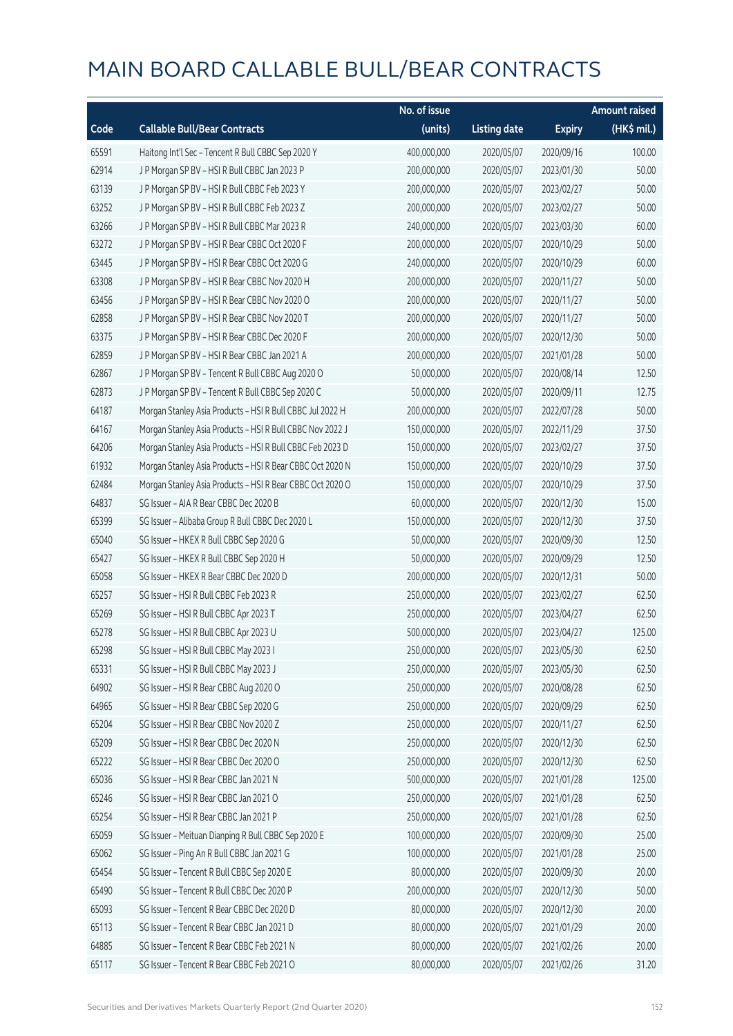# MAIN BOARD CALLABLE BULL/BEAR CONTRACTS

| Code | Callable Bull/Bear Contracts | No. of issue (units) | Listing date | Expiry | Amount raised (HK$ mil.) |
|---|---|---|---|---|---|
| 65591 | Haitong Int'l Sec – Tencent R Bull CBBC Sep 2020 Y | 400,000,000 | 2020/05/07 | 2020/09/16 | 100.00 |
| 62914 | J P Morgan SP BV – HSI R Bull CBBC Jan 2023 P | 200,000,000 | 2020/05/07 | 2023/01/30 | 50.00 |
| 63139 | J P Morgan SP BV – HSI R Bull CBBC Feb 2023 Y | 200,000,000 | 2020/05/07 | 2023/02/27 | 50.00 |
| 63252 | J P Morgan SP BV – HSI R Bull CBBC Feb 2023 Z | 200,000,000 | 2020/05/07 | 2023/02/27 | 50.00 |
| 63266 | J P Morgan SP BV – HSI R Bull CBBC Mar 2023 R | 240,000,000 | 2020/05/07 | 2023/03/30 | 60.00 |
| 63272 | J P Morgan SP BV – HSI R Bear CBBC Oct 2020 F | 200,000,000 | 2020/05/07 | 2020/10/29 | 50.00 |
| 63445 | J P Morgan SP BV – HSI R Bear CBBC Oct 2020 G | 240,000,000 | 2020/05/07 | 2020/10/29 | 60.00 |
| 63308 | J P Morgan SP BV – HSI R Bear CBBC Nov 2020 H | 200,000,000 | 2020/05/07 | 2020/11/27 | 50.00 |
| 63456 | J P Morgan SP BV – HSI R Bear CBBC Nov 2020 O | 200,000,000 | 2020/05/07 | 2020/11/27 | 50.00 |
| 62858 | J P Morgan SP BV – HSI R Bear CBBC Nov 2020 T | 200,000,000 | 2020/05/07 | 2020/11/27 | 50.00 |
| 63375 | J P Morgan SP BV – HSI R Bear CBBC Dec 2020 F | 200,000,000 | 2020/05/07 | 2020/12/30 | 50.00 |
| 62859 | J P Morgan SP BV – HSI R Bear CBBC Jan 2021 A | 200,000,000 | 2020/05/07 | 2021/01/28 | 50.00 |
| 62867 | J P Morgan SP BV – Tencent R Bull CBBC Aug 2020 O | 50,000,000 | 2020/05/07 | 2020/08/14 | 12.50 |
| 62873 | J P Morgan SP BV – Tencent R Bull CBBC Sep 2020 C | 50,000,000 | 2020/05/07 | 2020/09/11 | 12.75 |
| 64187 | Morgan Stanley Asia Products – HSI R Bull CBBC Jul 2022 H | 200,000,000 | 2020/05/07 | 2022/07/28 | 50.00 |
| 64167 | Morgan Stanley Asia Products – HSI R Bull CBBC Nov 2022 J | 150,000,000 | 2020/05/07 | 2022/11/29 | 37.50 |
| 64206 | Morgan Stanley Asia Products – HSI R Bull CBBC Feb 2023 D | 150,000,000 | 2020/05/07 | 2023/02/27 | 37.50 |
| 61932 | Morgan Stanley Asia Products – HSI R Bear CBBC Oct 2020 N | 150,000,000 | 2020/05/07 | 2020/10/29 | 37.50 |
| 62484 | Morgan Stanley Asia Products – HSI R Bear CBBC Oct 2020 O | 150,000,000 | 2020/05/07 | 2020/10/29 | 37.50 |
| 64837 | SG Issuer – AIA R Bear CBBC Dec 2020 B | 60,000,000 | 2020/05/07 | 2020/12/30 | 15.00 |
| 65399 | SG Issuer – Alibaba Group R Bull CBBC Dec 2020 L | 150,000,000 | 2020/05/07 | 2020/12/30 | 37.50 |
| 65040 | SG Issuer – HKEX R Bull CBBC Sep 2020 G | 50,000,000 | 2020/05/07 | 2020/09/30 | 12.50 |
| 65427 | SG Issuer – HKEX R Bull CBBC Sep 2020 H | 50,000,000 | 2020/05/07 | 2020/09/29 | 12.50 |
| 65058 | SG Issuer – HKEX R Bear CBBC Dec 2020 D | 200,000,000 | 2020/05/07 | 2020/12/31 | 50.00 |
| 65257 | SG Issuer – HSI R Bull CBBC Feb 2023 R | 250,000,000 | 2020/05/07 | 2023/02/27 | 62.50 |
| 65269 | SG Issuer – HSI R Bull CBBC Apr 2023 T | 250,000,000 | 2020/05/07 | 2023/04/27 | 62.50 |
| 65278 | SG Issuer – HSI R Bull CBBC Apr 2023 U | 500,000,000 | 2020/05/07 | 2023/04/27 | 125.00 |
| 65298 | SG Issuer – HSI R Bull CBBC May 2023 I | 250,000,000 | 2020/05/07 | 2023/05/30 | 62.50 |
| 65331 | SG Issuer – HSI R Bull CBBC May 2023 J | 250,000,000 | 2020/05/07 | 2023/05/30 | 62.50 |
| 64902 | SG Issuer – HSI R Bear CBBC Aug 2020 O | 250,000,000 | 2020/05/07 | 2020/08/28 | 62.50 |
| 64965 | SG Issuer – HSI R Bear CBBC Sep 2020 G | 250,000,000 | 2020/05/07 | 2020/09/29 | 62.50 |
| 65204 | SG Issuer – HSI R Bear CBBC Nov 2020 Z | 250,000,000 | 2020/05/07 | 2020/11/27 | 62.50 |
| 65209 | SG Issuer – HSI R Bear CBBC Dec 2020 N | 250,000,000 | 2020/05/07 | 2020/12/30 | 62.50 |
| 65222 | SG Issuer – HSI R Bear CBBC Dec 2020 O | 250,000,000 | 2020/05/07 | 2020/12/30 | 62.50 |
| 65036 | SG Issuer – HSI R Bear CBBC Jan 2021 N | 500,000,000 | 2020/05/07 | 2021/01/28 | 125.00 |
| 65246 | SG Issuer – HSI R Bear CBBC Jan 2021 O | 250,000,000 | 2020/05/07 | 2021/01/28 | 62.50 |
| 65254 | SG Issuer – HSI R Bear CBBC Jan 2021 P | 250,000,000 | 2020/05/07 | 2021/01/28 | 62.50 |
| 65059 | SG Issuer – Meituan Dianping R Bull CBBC Sep 2020 E | 100,000,000 | 2020/05/07 | 2020/09/30 | 25.00 |
| 65062 | SG Issuer – Ping An R Bull CBBC Jan 2021 G | 100,000,000 | 2020/05/07 | 2021/01/28 | 25.00 |
| 65454 | SG Issuer – Tencent R Bull CBBC Sep 2020 E | 80,000,000 | 2020/05/07 | 2020/09/30 | 20.00 |
| 65490 | SG Issuer – Tencent R Bull CBBC Dec 2020 P | 200,000,000 | 2020/05/07 | 2020/12/30 | 50.00 |
| 65093 | SG Issuer – Tencent R Bear CBBC Dec 2020 D | 80,000,000 | 2020/05/07 | 2020/12/30 | 20.00 |
| 65113 | SG Issuer – Tencent R Bear CBBC Jan 2021 D | 80,000,000 | 2020/05/07 | 2021/01/29 | 20.00 |
| 64885 | SG Issuer – Tencent R Bear CBBC Feb 2021 N | 80,000,000 | 2020/05/07 | 2021/02/26 | 20.00 |
| 65117 | SG Issuer – Tencent R Bear CBBC Feb 2021 O | 80,000,000 | 2020/05/07 | 2021/02/26 | 31.20 |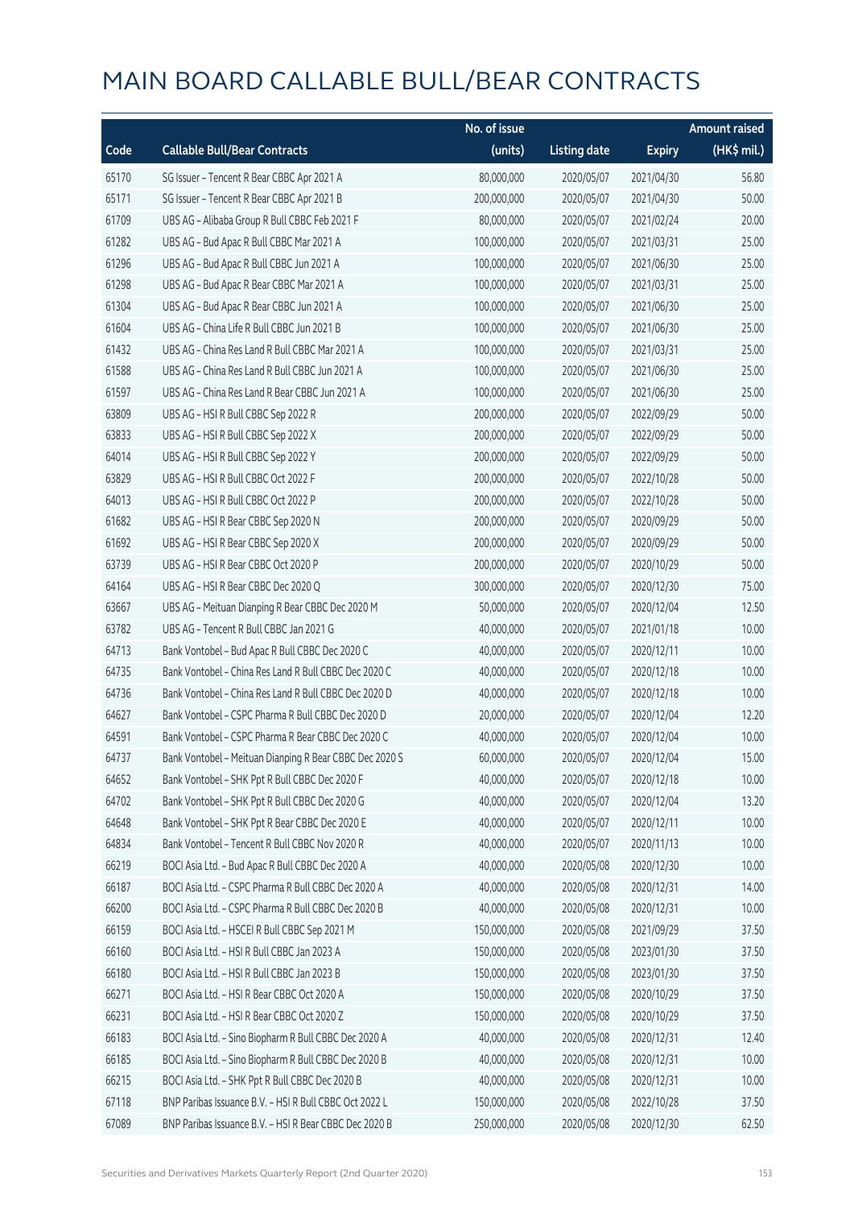# MAIN BOARD CALLABLE BULL/BEAR CONTRACTS

| Code | Callable Bull/Bear Contracts | No. of issue (units) | Listing date | Expiry | Amount raised (HK$ mil.) |
|---|---|---|---|---|---|
| 65170 | SG Issuer – Tencent R Bear CBBC Apr 2021 A | 80,000,000 | 2020/05/07 | 2021/04/30 | 56.80 |
| 65171 | SG Issuer – Tencent R Bear CBBC Apr 2021 B | 200,000,000 | 2020/05/07 | 2021/04/30 | 50.00 |
| 61709 | UBS AG – Alibaba Group R Bull CBBC Feb 2021 F | 80,000,000 | 2020/05/07 | 2021/02/24 | 20.00 |
| 61282 | UBS AG – Bud Apac R Bull CBBC Mar 2021 A | 100,000,000 | 2020/05/07 | 2021/03/31 | 25.00 |
| 61296 | UBS AG – Bud Apac R Bull CBBC Jun 2021 A | 100,000,000 | 2020/05/07 | 2021/06/30 | 25.00 |
| 61298 | UBS AG – Bud Apac R Bear CBBC Mar 2021 A | 100,000,000 | 2020/05/07 | 2021/03/31 | 25.00 |
| 61304 | UBS AG – Bud Apac R Bear CBBC Jun 2021 A | 100,000,000 | 2020/05/07 | 2021/06/30 | 25.00 |
| 61604 | UBS AG – China Life R Bull CBBC Jun 2021 B | 100,000,000 | 2020/05/07 | 2021/06/30 | 25.00 |
| 61432 | UBS AG – China Res Land R Bull CBBC Mar 2021 A | 100,000,000 | 2020/05/07 | 2021/03/31 | 25.00 |
| 61588 | UBS AG – China Res Land R Bull CBBC Jun 2021 A | 100,000,000 | 2020/05/07 | 2021/06/30 | 25.00 |
| 61597 | UBS AG – China Res Land R Bear CBBC Jun 2021 A | 100,000,000 | 2020/05/07 | 2021/06/30 | 25.00 |
| 63809 | UBS AG – HSI R Bull CBBC Sep 2022 R | 200,000,000 | 2020/05/07 | 2022/09/29 | 50.00 |
| 63833 | UBS AG – HSI R Bull CBBC Sep 2022 X | 200,000,000 | 2020/05/07 | 2022/09/29 | 50.00 |
| 64014 | UBS AG – HSI R Bull CBBC Sep 2022 Y | 200,000,000 | 2020/05/07 | 2022/09/29 | 50.00 |
| 63829 | UBS AG – HSI R Bull CBBC Oct 2022 F | 200,000,000 | 2020/05/07 | 2022/10/28 | 50.00 |
| 64013 | UBS AG – HSI R Bull CBBC Oct 2022 P | 200,000,000 | 2020/05/07 | 2022/10/28 | 50.00 |
| 61682 | UBS AG – HSI R Bear CBBC Sep 2020 N | 200,000,000 | 2020/05/07 | 2020/09/29 | 50.00 |
| 61692 | UBS AG – HSI R Bear CBBC Sep 2020 X | 200,000,000 | 2020/05/07 | 2020/09/29 | 50.00 |
| 63739 | UBS AG – HSI R Bear CBBC Oct 2020 P | 200,000,000 | 2020/05/07 | 2020/10/29 | 50.00 |
| 64164 | UBS AG – HSI R Bear CBBC Dec 2020 Q | 300,000,000 | 2020/05/07 | 2020/12/30 | 75.00 |
| 63667 | UBS AG – Meituan Dianping R Bear CBBC Dec 2020 M | 50,000,000 | 2020/05/07 | 2020/12/04 | 12.50 |
| 63782 | UBS AG – Tencent R Bull CBBC Jan 2021 G | 40,000,000 | 2020/05/07 | 2021/01/18 | 10.00 |
| 64713 | Bank Vontobel – Bud Apac R Bull CBBC Dec 2020 C | 40,000,000 | 2020/05/07 | 2020/12/11 | 10.00 |
| 64735 | Bank Vontobel – China Res Land R Bull CBBC Dec 2020 C | 40,000,000 | 2020/05/07 | 2020/12/18 | 10.00 |
| 64736 | Bank Vontobel – China Res Land R Bull CBBC Dec 2020 D | 40,000,000 | 2020/05/07 | 2020/12/18 | 10.00 |
| 64627 | Bank Vontobel – CSPC Pharma R Bull CBBC Dec 2020 D | 20,000,000 | 2020/05/07 | 2020/12/04 | 12.20 |
| 64591 | Bank Vontobel – CSPC Pharma R Bear CBBC Dec 2020 C | 40,000,000 | 2020/05/07 | 2020/12/04 | 10.00 |
| 64737 | Bank Vontobel – Meituan Dianping R Bear CBBC Dec 2020 S | 60,000,000 | 2020/05/07 | 2020/12/04 | 15.00 |
| 64652 | Bank Vontobel – SHK Ppt R Bull CBBC Dec 2020 F | 40,000,000 | 2020/05/07 | 2020/12/18 | 10.00 |
| 64702 | Bank Vontobel – SHK Ppt R Bull CBBC Dec 2020 G | 40,000,000 | 2020/05/07 | 2020/12/04 | 13.20 |
| 64648 | Bank Vontobel – SHK Ppt R Bear CBBC Dec 2020 E | 40,000,000 | 2020/05/07 | 2020/12/11 | 10.00 |
| 64834 | Bank Vontobel – Tencent R Bull CBBC Nov 2020 R | 40,000,000 | 2020/05/07 | 2020/11/13 | 10.00 |
| 66219 | BOCI Asia Ltd. – Bud Apac R Bull CBBC Dec 2020 A | 40,000,000 | 2020/05/08 | 2020/12/30 | 10.00 |
| 66187 | BOCI Asia Ltd. – CSPC Pharma R Bull CBBC Dec 2020 A | 40,000,000 | 2020/05/08 | 2020/12/31 | 14.00 |
| 66200 | BOCI Asia Ltd. – CSPC Pharma R Bull CBBC Dec 2020 B | 40,000,000 | 2020/05/08 | 2020/12/31 | 10.00 |
| 66159 | BOCI Asia Ltd. – HSCEI R Bull CBBC Sep 2021 M | 150,000,000 | 2020/05/08 | 2021/09/29 | 37.50 |
| 66160 | BOCI Asia Ltd. – HSI R Bull CBBC Jan 2023 A | 150,000,000 | 2020/05/08 | 2023/01/30 | 37.50 |
| 66180 | BOCI Asia Ltd. – HSI R Bull CBBC Jan 2023 B | 150,000,000 | 2020/05/08 | 2023/01/30 | 37.50 |
| 66271 | BOCI Asia Ltd. – HSI R Bear CBBC Oct 2020 A | 150,000,000 | 2020/05/08 | 2020/10/29 | 37.50 |
| 66231 | BOCI Asia Ltd. – HSI R Bear CBBC Oct 2020 Z | 150,000,000 | 2020/05/08 | 2020/10/29 | 37.50 |
| 66183 | BOCI Asia Ltd. – Sino Biopharm R Bull CBBC Dec 2020 A | 40,000,000 | 2020/05/08 | 2020/12/31 | 12.40 |
| 66185 | BOCI Asia Ltd. – Sino Biopharm R Bull CBBC Dec 2020 B | 40,000,000 | 2020/05/08 | 2020/12/31 | 10.00 |
| 66215 | BOCI Asia Ltd. – SHK Ppt R Bull CBBC Dec 2020 B | 40,000,000 | 2020/05/08 | 2020/12/31 | 10.00 |
| 67118 | BNP Paribas Issuance B.V. – HSI R Bull CBBC Oct 2022 L | 150,000,000 | 2020/05/08 | 2022/10/28 | 37.50 |
| 67089 | BNP Paribas Issuance B.V. – HSI R Bear CBBC Dec 2020 B | 250,000,000 | 2020/05/08 | 2020/12/30 | 62.50 |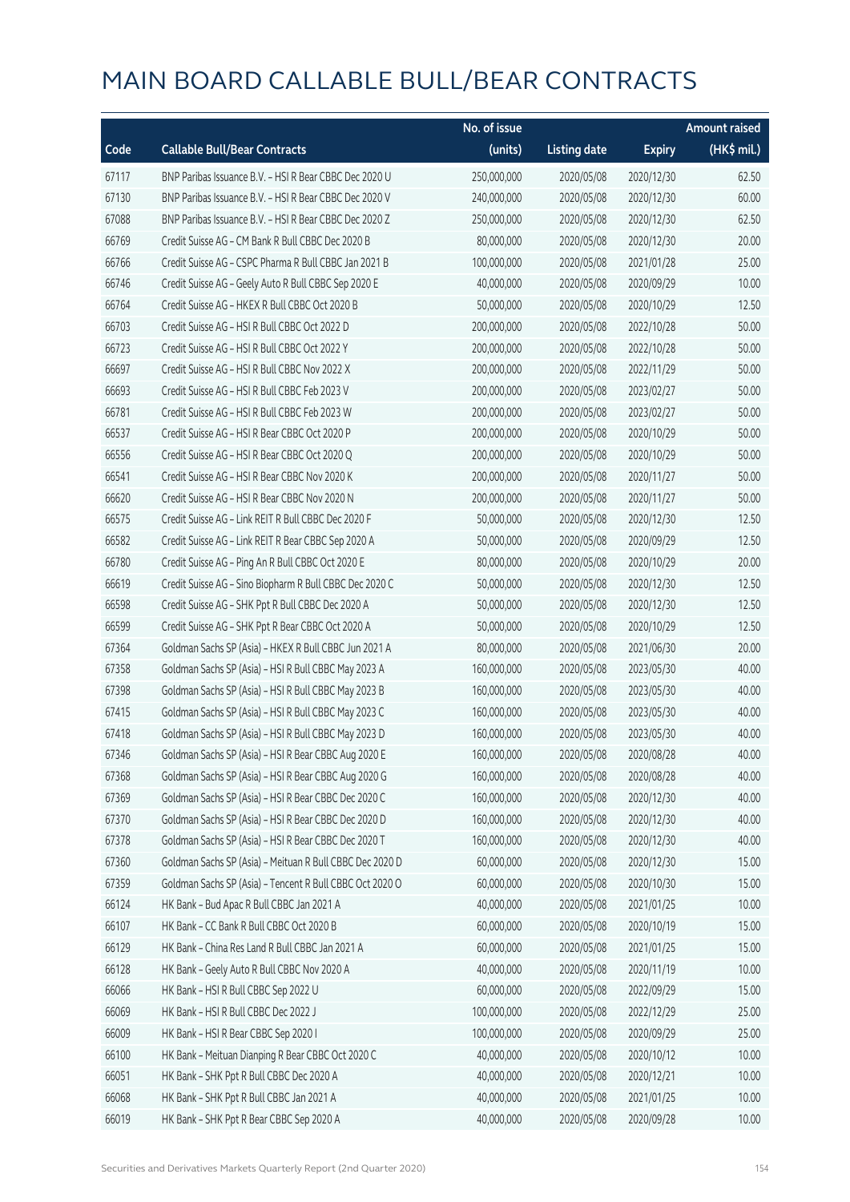# MAIN BOARD CALLABLE BULL/BEAR CONTRACTS

| Code | Callable Bull/Bear Contracts | No. of issue (units) | Listing date | Expiry | Amount raised (HK$ mil.) |
|---|---|---|---|---|---|
| 67117 | BNP Paribas Issuance B.V. – HSI R Bear CBBC Dec 2020 U | 250,000,000 | 2020/05/08 | 2020/12/30 | 62.50 |
| 67130 | BNP Paribas Issuance B.V. – HSI R Bear CBBC Dec 2020 V | 240,000,000 | 2020/05/08 | 2020/12/30 | 60.00 |
| 67088 | BNP Paribas Issuance B.V. – HSI R Bear CBBC Dec 2020 Z | 250,000,000 | 2020/05/08 | 2020/12/30 | 62.50 |
| 66769 | Credit Suisse AG – CM Bank R Bull CBBC Dec 2020 B | 80,000,000 | 2020/05/08 | 2020/12/30 | 20.00 |
| 66766 | Credit Suisse AG – CSPC Pharma R Bull CBBC Jan 2021 B | 100,000,000 | 2020/05/08 | 2021/01/28 | 25.00 |
| 66746 | Credit Suisse AG – Geely Auto R Bull CBBC Sep 2020 E | 40,000,000 | 2020/05/08 | 2020/09/29 | 10.00 |
| 66764 | Credit Suisse AG – HKEX R Bull CBBC Oct 2020 B | 50,000,000 | 2020/05/08 | 2020/10/29 | 12.50 |
| 66703 | Credit Suisse AG – HSI R Bull CBBC Oct 2022 D | 200,000,000 | 2020/05/08 | 2022/10/28 | 50.00 |
| 66723 | Credit Suisse AG – HSI R Bull CBBC Oct 2022 Y | 200,000,000 | 2020/05/08 | 2022/10/28 | 50.00 |
| 66697 | Credit Suisse AG – HSI R Bull CBBC Nov 2022 X | 200,000,000 | 2020/05/08 | 2022/11/29 | 50.00 |
| 66693 | Credit Suisse AG – HSI R Bull CBBC Feb 2023 V | 200,000,000 | 2020/05/08 | 2023/02/27 | 50.00 |
| 66781 | Credit Suisse AG – HSI R Bull CBBC Feb 2023 W | 200,000,000 | 2020/05/08 | 2023/02/27 | 50.00 |
| 66537 | Credit Suisse AG – HSI R Bear CBBC Oct 2020 P | 200,000,000 | 2020/05/08 | 2020/10/29 | 50.00 |
| 66556 | Credit Suisse AG – HSI R Bear CBBC Oct 2020 Q | 200,000,000 | 2020/05/08 | 2020/10/29 | 50.00 |
| 66541 | Credit Suisse AG – HSI R Bear CBBC Nov 2020 K | 200,000,000 | 2020/05/08 | 2020/11/27 | 50.00 |
| 66620 | Credit Suisse AG – HSI R Bear CBBC Nov 2020 N | 200,000,000 | 2020/05/08 | 2020/11/27 | 50.00 |
| 66575 | Credit Suisse AG – Link REIT R Bull CBBC Dec 2020 F | 50,000,000 | 2020/05/08 | 2020/12/30 | 12.50 |
| 66582 | Credit Suisse AG – Link REIT R Bear CBBC Sep 2020 A | 50,000,000 | 2020/05/08 | 2020/09/29 | 12.50 |
| 66780 | Credit Suisse AG – Ping An R Bull CBBC Oct 2020 E | 80,000,000 | 2020/05/08 | 2020/10/29 | 20.00 |
| 66619 | Credit Suisse AG – Sino Biopharm R Bull CBBC Dec 2020 C | 50,000,000 | 2020/05/08 | 2020/12/30 | 12.50 |
| 66598 | Credit Suisse AG – SHK Ppt R Bull CBBC Dec 2020 A | 50,000,000 | 2020/05/08 | 2020/12/30 | 12.50 |
| 66599 | Credit Suisse AG – SHK Ppt R Bear CBBC Oct 2020 A | 50,000,000 | 2020/05/08 | 2020/10/29 | 12.50 |
| 67364 | Goldman Sachs SP (Asia) – HKEX R Bull CBBC Jun 2021 A | 80,000,000 | 2020/05/08 | 2021/06/30 | 20.00 |
| 67358 | Goldman Sachs SP (Asia) – HSI R Bull CBBC May 2023 A | 160,000,000 | 2020/05/08 | 2023/05/30 | 40.00 |
| 67398 | Goldman Sachs SP (Asia) – HSI R Bull CBBC May 2023 B | 160,000,000 | 2020/05/08 | 2023/05/30 | 40.00 |
| 67415 | Goldman Sachs SP (Asia) – HSI R Bull CBBC May 2023 C | 160,000,000 | 2020/05/08 | 2023/05/30 | 40.00 |
| 67418 | Goldman Sachs SP (Asia) – HSI R Bull CBBC May 2023 D | 160,000,000 | 2020/05/08 | 2023/05/30 | 40.00 |
| 67346 | Goldman Sachs SP (Asia) – HSI R Bear CBBC Aug 2020 E | 160,000,000 | 2020/05/08 | 2020/08/28 | 40.00 |
| 67368 | Goldman Sachs SP (Asia) – HSI R Bear CBBC Aug 2020 G | 160,000,000 | 2020/05/08 | 2020/08/28 | 40.00 |
| 67369 | Goldman Sachs SP (Asia) – HSI R Bear CBBC Dec 2020 C | 160,000,000 | 2020/05/08 | 2020/12/30 | 40.00 |
| 67370 | Goldman Sachs SP (Asia) – HSI R Bear CBBC Dec 2020 D | 160,000,000 | 2020/05/08 | 2020/12/30 | 40.00 |
| 67378 | Goldman Sachs SP (Asia) – HSI R Bear CBBC Dec 2020 T | 160,000,000 | 2020/05/08 | 2020/12/30 | 40.00 |
| 67360 | Goldman Sachs SP (Asia) – Meituan R Bull CBBC Dec 2020 D | 60,000,000 | 2020/05/08 | 2020/12/30 | 15.00 |
| 67359 | Goldman Sachs SP (Asia) – Tencent R Bull CBBC Oct 2020 O | 60,000,000 | 2020/05/08 | 2020/10/30 | 15.00 |
| 66124 | HK Bank – Bud Apac R Bull CBBC Jan 2021 A | 40,000,000 | 2020/05/08 | 2021/01/25 | 10.00 |
| 66107 | HK Bank – CC Bank R Bull CBBC Oct 2020 B | 60,000,000 | 2020/05/08 | 2020/10/19 | 15.00 |
| 66129 | HK Bank – China Res Land R Bull CBBC Jan 2021 A | 60,000,000 | 2020/05/08 | 2021/01/25 | 15.00 |
| 66128 | HK Bank – Geely Auto R Bull CBBC Nov 2020 A | 40,000,000 | 2020/05/08 | 2020/11/19 | 10.00 |
| 66066 | HK Bank – HSI R Bull CBBC Sep 2022 U | 60,000,000 | 2020/05/08 | 2022/09/29 | 15.00 |
| 66069 | HK Bank – HSI R Bull CBBC Dec 2022 J | 100,000,000 | 2020/05/08 | 2022/12/29 | 25.00 |
| 66009 | HK Bank – HSI R Bear CBBC Sep 2020 I | 100,000,000 | 2020/05/08 | 2020/09/29 | 25.00 |
| 66100 | HK Bank – Meituan Dianping R Bear CBBC Oct 2020 C | 40,000,000 | 2020/05/08 | 2020/10/12 | 10.00 |
| 66051 | HK Bank – SHK Ppt R Bull CBBC Dec 2020 A | 40,000,000 | 2020/05/08 | 2020/12/21 | 10.00 |
| 66068 | HK Bank – SHK Ppt R Bull CBBC Jan 2021 A | 40,000,000 | 2020/05/08 | 2021/01/25 | 10.00 |
| 66019 | HK Bank – SHK Ppt R Bear CBBC Sep 2020 A | 40,000,000 | 2020/05/08 | 2020/09/28 | 10.00 |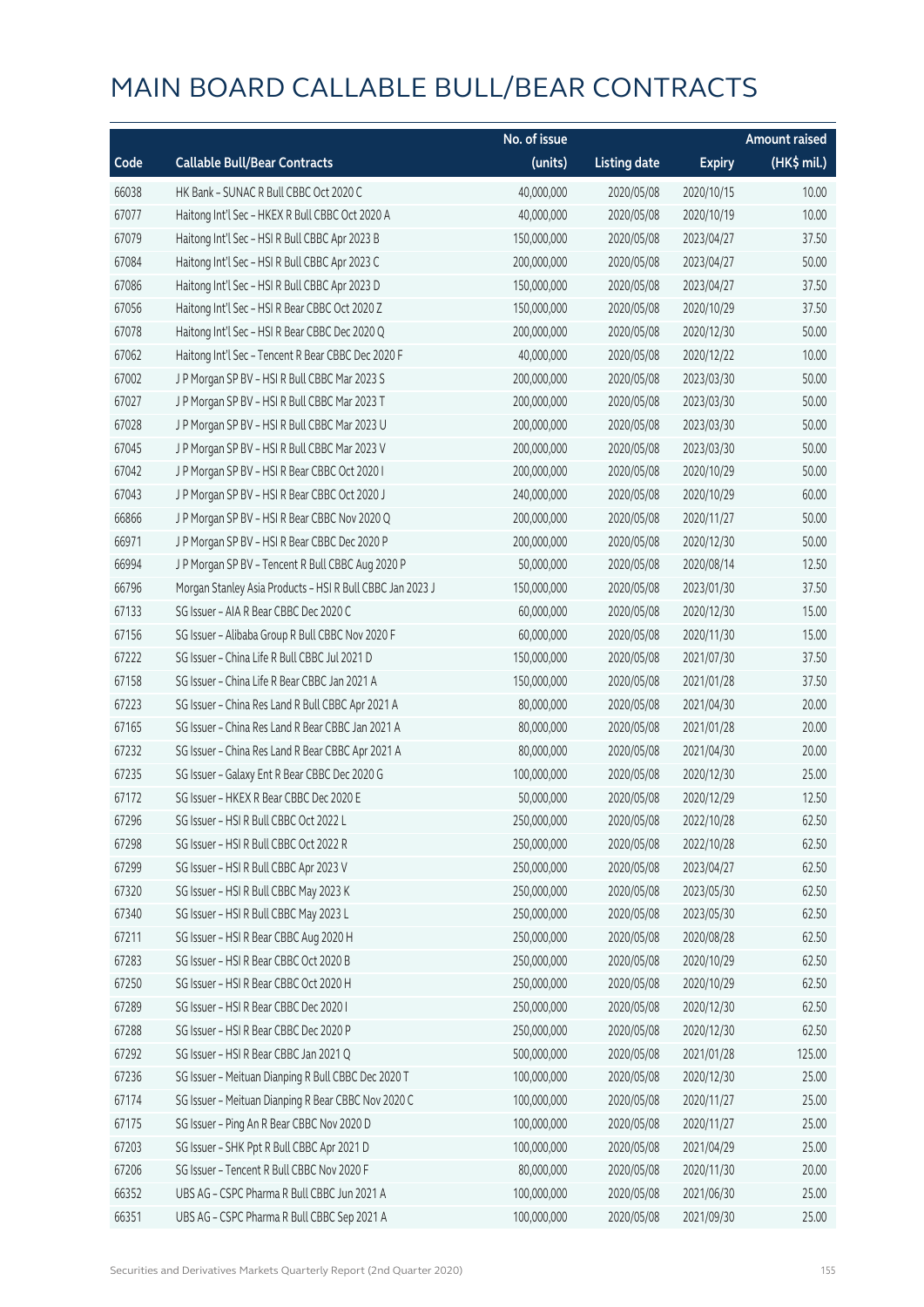# MAIN BOARD CALLABLE BULL/BEAR CONTRACTS

| Code | Callable Bull/Bear Contracts | No. of issue (units) | Listing date | Expiry | Amount raised (HK$ mil.) |
|---|---|---|---|---|---|
| 66038 | HK Bank – SUNAC R Bull CBBC Oct 2020 C | 40,000,000 | 2020/05/08 | 2020/10/15 | 10.00 |
| 67077 | Haitong Int'l Sec – HKEX R Bull CBBC Oct 2020 A | 40,000,000 | 2020/05/08 | 2020/10/19 | 10.00 |
| 67079 | Haitong Int'l Sec – HSI R Bull CBBC Apr 2023 B | 150,000,000 | 2020/05/08 | 2023/04/27 | 37.50 |
| 67084 | Haitong Int'l Sec – HSI R Bull CBBC Apr 2023 C | 200,000,000 | 2020/05/08 | 2023/04/27 | 50.00 |
| 67086 | Haitong Int'l Sec – HSI R Bull CBBC Apr 2023 D | 150,000,000 | 2020/05/08 | 2023/04/27 | 37.50 |
| 67056 | Haitong Int'l Sec – HSI R Bear CBBC Oct 2020 Z | 150,000,000 | 2020/05/08 | 2020/10/29 | 37.50 |
| 67078 | Haitong Int'l Sec – HSI R Bear CBBC Dec 2020 Q | 200,000,000 | 2020/05/08 | 2020/12/30 | 50.00 |
| 67062 | Haitong Int'l Sec – Tencent R Bear CBBC Dec 2020 F | 40,000,000 | 2020/05/08 | 2020/12/22 | 10.00 |
| 67002 | J P Morgan SP BV – HSI R Bull CBBC Mar 2023 S | 200,000,000 | 2020/05/08 | 2023/03/30 | 50.00 |
| 67027 | J P Morgan SP BV – HSI R Bull CBBC Mar 2023 T | 200,000,000 | 2020/05/08 | 2023/03/30 | 50.00 |
| 67028 | J P Morgan SP BV – HSI R Bull CBBC Mar 2023 U | 200,000,000 | 2020/05/08 | 2023/03/30 | 50.00 |
| 67045 | J P Morgan SP BV – HSI R Bull CBBC Mar 2023 V | 200,000,000 | 2020/05/08 | 2023/03/30 | 50.00 |
| 67042 | J P Morgan SP BV – HSI R Bear CBBC Oct 2020 I | 200,000,000 | 2020/05/08 | 2020/10/29 | 50.00 |
| 67043 | J P Morgan SP BV – HSI R Bear CBBC Oct 2020 J | 240,000,000 | 2020/05/08 | 2020/10/29 | 60.00 |
| 66866 | J P Morgan SP BV – HSI R Bear CBBC Nov 2020 Q | 200,000,000 | 2020/05/08 | 2020/11/27 | 50.00 |
| 66971 | J P Morgan SP BV – HSI R Bear CBBC Dec 2020 P | 200,000,000 | 2020/05/08 | 2020/12/30 | 50.00 |
| 66994 | J P Morgan SP BV – Tencent R Bull CBBC Aug 2020 P | 50,000,000 | 2020/05/08 | 2020/08/14 | 12.50 |
| 66796 | Morgan Stanley Asia Products – HSI R Bull CBBC Jan 2023 J | 150,000,000 | 2020/05/08 | 2023/01/30 | 37.50 |
| 67133 | SG Issuer – AIA R Bear CBBC Dec 2020 C | 60,000,000 | 2020/05/08 | 2020/12/30 | 15.00 |
| 67156 | SG Issuer – Alibaba Group R Bull CBBC Nov 2020 F | 60,000,000 | 2020/05/08 | 2020/11/30 | 15.00 |
| 67222 | SG Issuer – China Life R Bull CBBC Jul 2021 D | 150,000,000 | 2020/05/08 | 2021/07/30 | 37.50 |
| 67158 | SG Issuer – China Life R Bear CBBC Jan 2021 A | 150,000,000 | 2020/05/08 | 2021/01/28 | 37.50 |
| 67223 | SG Issuer – China Res Land R Bull CBBC Apr 2021 A | 80,000,000 | 2020/05/08 | 2021/04/30 | 20.00 |
| 67165 | SG Issuer – China Res Land R Bear CBBC Jan 2021 A | 80,000,000 | 2020/05/08 | 2021/01/28 | 20.00 |
| 67232 | SG Issuer – China Res Land R Bear CBBC Apr 2021 A | 80,000,000 | 2020/05/08 | 2021/04/30 | 20.00 |
| 67235 | SG Issuer – Galaxy Ent R Bear CBBC Dec 2020 G | 100,000,000 | 2020/05/08 | 2020/12/30 | 25.00 |
| 67172 | SG Issuer – HKEX R Bear CBBC Dec 2020 E | 50,000,000 | 2020/05/08 | 2020/12/29 | 12.50 |
| 67296 | SG Issuer – HSI R Bull CBBC Oct 2022 L | 250,000,000 | 2020/05/08 | 2022/10/28 | 62.50 |
| 67298 | SG Issuer – HSI R Bull CBBC Oct 2022 R | 250,000,000 | 2020/05/08 | 2022/10/28 | 62.50 |
| 67299 | SG Issuer – HSI R Bull CBBC Apr 2023 V | 250,000,000 | 2020/05/08 | 2023/04/27 | 62.50 |
| 67320 | SG Issuer – HSI R Bull CBBC May 2023 K | 250,000,000 | 2020/05/08 | 2023/05/30 | 62.50 |
| 67340 | SG Issuer – HSI R Bull CBBC May 2023 L | 250,000,000 | 2020/05/08 | 2023/05/30 | 62.50 |
| 67211 | SG Issuer – HSI R Bear CBBC Aug 2020 H | 250,000,000 | 2020/05/08 | 2020/08/28 | 62.50 |
| 67283 | SG Issuer – HSI R Bear CBBC Oct 2020 B | 250,000,000 | 2020/05/08 | 2020/10/29 | 62.50 |
| 67250 | SG Issuer – HSI R Bear CBBC Oct 2020 H | 250,000,000 | 2020/05/08 | 2020/10/29 | 62.50 |
| 67289 | SG Issuer – HSI R Bear CBBC Dec 2020 I | 250,000,000 | 2020/05/08 | 2020/12/30 | 62.50 |
| 67288 | SG Issuer – HSI R Bear CBBC Dec 2020 P | 250,000,000 | 2020/05/08 | 2020/12/30 | 62.50 |
| 67292 | SG Issuer – HSI R Bear CBBC Jan 2021 Q | 500,000,000 | 2020/05/08 | 2021/01/28 | 125.00 |
| 67236 | SG Issuer – Meituan Dianping R Bull CBBC Dec 2020 T | 100,000,000 | 2020/05/08 | 2020/12/30 | 25.00 |
| 67174 | SG Issuer – Meituan Dianping R Bear CBBC Nov 2020 C | 100,000,000 | 2020/05/08 | 2020/11/27 | 25.00 |
| 67175 | SG Issuer – Ping An R Bear CBBC Nov 2020 D | 100,000,000 | 2020/05/08 | 2020/11/27 | 25.00 |
| 67203 | SG Issuer – SHK Ppt R Bull CBBC Apr 2021 D | 100,000,000 | 2020/05/08 | 2021/04/29 | 25.00 |
| 67206 | SG Issuer – Tencent R Bull CBBC Nov 2020 F | 80,000,000 | 2020/05/08 | 2020/11/30 | 20.00 |
| 66352 | UBS AG – CSPC Pharma R Bull CBBC Jun 2021 A | 100,000,000 | 2020/05/08 | 2021/06/30 | 25.00 |
| 66351 | UBS AG – CSPC Pharma R Bull CBBC Sep 2021 A | 100,000,000 | 2020/05/08 | 2021/09/30 | 25.00 |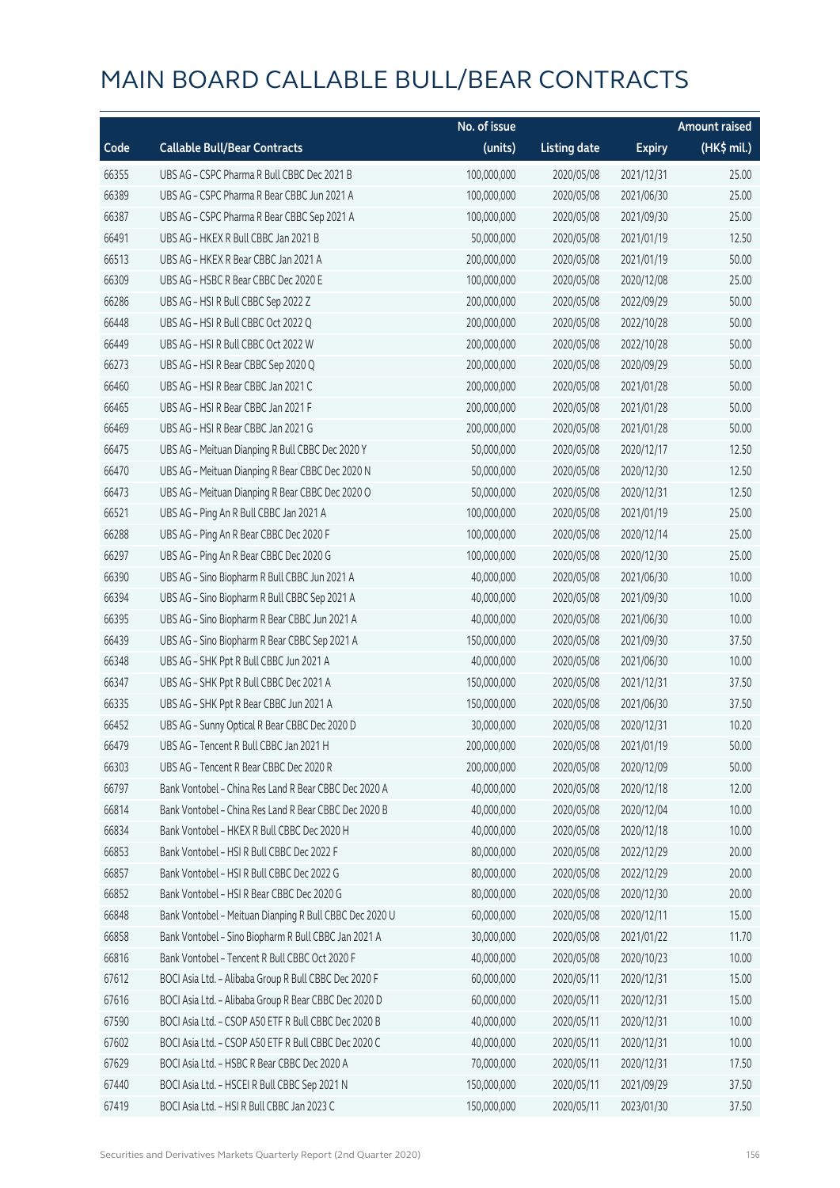# MAIN BOARD CALLABLE BULL/BEAR CONTRACTS

| Code | Callable Bull/Bear Contracts | No. of issue (units) | Listing date | Expiry | Amount raised (HK$ mil.) |
|---|---|---|---|---|---|
| 66355 | UBS AG – CSPC Pharma R Bull CBBC Dec 2021 B | 100,000,000 | 2020/05/08 | 2021/12/31 | 25.00 |
| 66389 | UBS AG – CSPC Pharma R Bear CBBC Jun 2021 A | 100,000,000 | 2020/05/08 | 2021/06/30 | 25.00 |
| 66387 | UBS AG – CSPC Pharma R Bear CBBC Sep 2021 A | 100,000,000 | 2020/05/08 | 2021/09/30 | 25.00 |
| 66491 | UBS AG – HKEX R Bull CBBC Jan 2021 B | 50,000,000 | 2020/05/08 | 2021/01/19 | 12.50 |
| 66513 | UBS AG – HKEX R Bear CBBC Jan 2021 A | 200,000,000 | 2020/05/08 | 2021/01/19 | 50.00 |
| 66309 | UBS AG – HSBC R Bear CBBC Dec 2020 E | 100,000,000 | 2020/05/08 | 2020/12/08 | 25.00 |
| 66286 | UBS AG – HSI R Bull CBBC Sep 2022 Z | 200,000,000 | 2020/05/08 | 2022/09/29 | 50.00 |
| 66448 | UBS AG – HSI R Bull CBBC Oct 2022 Q | 200,000,000 | 2020/05/08 | 2022/10/28 | 50.00 |
| 66449 | UBS AG – HSI R Bull CBBC Oct 2022 W | 200,000,000 | 2020/05/08 | 2022/10/28 | 50.00 |
| 66273 | UBS AG – HSI R Bear CBBC Sep 2020 Q | 200,000,000 | 2020/05/08 | 2020/09/29 | 50.00 |
| 66460 | UBS AG – HSI R Bear CBBC Jan 2021 C | 200,000,000 | 2020/05/08 | 2021/01/28 | 50.00 |
| 66465 | UBS AG – HSI R Bear CBBC Jan 2021 F | 200,000,000 | 2020/05/08 | 2021/01/28 | 50.00 |
| 66469 | UBS AG – HSI R Bear CBBC Jan 2021 G | 200,000,000 | 2020/05/08 | 2021/01/28 | 50.00 |
| 66475 | UBS AG – Meituan Dianping R Bull CBBC Dec 2020 Y | 50,000,000 | 2020/05/08 | 2020/12/17 | 12.50 |
| 66470 | UBS AG – Meituan Dianping R Bear CBBC Dec 2020 N | 50,000,000 | 2020/05/08 | 2020/12/30 | 12.50 |
| 66473 | UBS AG – Meituan Dianping R Bear CBBC Dec 2020 O | 50,000,000 | 2020/05/08 | 2020/12/31 | 12.50 |
| 66521 | UBS AG – Ping An R Bull CBBC Jan 2021 A | 100,000,000 | 2020/05/08 | 2021/01/19 | 25.00 |
| 66288 | UBS AG – Ping An R Bear CBBC Dec 2020 F | 100,000,000 | 2020/05/08 | 2020/12/14 | 25.00 |
| 66297 | UBS AG – Ping An R Bear CBBC Dec 2020 G | 100,000,000 | 2020/05/08 | 2020/12/30 | 25.00 |
| 66390 | UBS AG – Sino Biopharm R Bull CBBC Jun 2021 A | 40,000,000 | 2020/05/08 | 2021/06/30 | 10.00 |
| 66394 | UBS AG – Sino Biopharm R Bull CBBC Sep 2021 A | 40,000,000 | 2020/05/08 | 2021/09/30 | 10.00 |
| 66395 | UBS AG – Sino Biopharm R Bear CBBC Jun 2021 A | 40,000,000 | 2020/05/08 | 2021/06/30 | 10.00 |
| 66439 | UBS AG – Sino Biopharm R Bear CBBC Sep 2021 A | 150,000,000 | 2020/05/08 | 2021/09/30 | 37.50 |
| 66348 | UBS AG – SHK Ppt R Bull CBBC Jun 2021 A | 40,000,000 | 2020/05/08 | 2021/06/30 | 10.00 |
| 66347 | UBS AG – SHK Ppt R Bull CBBC Dec 2021 A | 150,000,000 | 2020/05/08 | 2021/12/31 | 37.50 |
| 66335 | UBS AG – SHK Ppt R Bear CBBC Jun 2021 A | 150,000,000 | 2020/05/08 | 2021/06/30 | 37.50 |
| 66452 | UBS AG – Sunny Optical R Bear CBBC Dec 2020 D | 30,000,000 | 2020/05/08 | 2020/12/31 | 10.20 |
| 66479 | UBS AG – Tencent R Bull CBBC Jan 2021 H | 200,000,000 | 2020/05/08 | 2021/01/19 | 50.00 |
| 66303 | UBS AG – Tencent R Bear CBBC Dec 2020 R | 200,000,000 | 2020/05/08 | 2020/12/09 | 50.00 |
| 66797 | Bank Vontobel – China Res Land R Bear CBBC Dec 2020 A | 40,000,000 | 2020/05/08 | 2020/12/18 | 12.00 |
| 66814 | Bank Vontobel – China Res Land R Bear CBBC Dec 2020 B | 40,000,000 | 2020/05/08 | 2020/12/04 | 10.00 |
| 66834 | Bank Vontobel – HKEX R Bull CBBC Dec 2020 H | 40,000,000 | 2020/05/08 | 2020/12/18 | 10.00 |
| 66853 | Bank Vontobel – HSI R Bull CBBC Dec 2022 F | 80,000,000 | 2020/05/08 | 2022/12/29 | 20.00 |
| 66857 | Bank Vontobel – HSI R Bull CBBC Dec 2022 G | 80,000,000 | 2020/05/08 | 2022/12/29 | 20.00 |
| 66852 | Bank Vontobel – HSI R Bear CBBC Dec 2020 G | 80,000,000 | 2020/05/08 | 2020/12/30 | 20.00 |
| 66848 | Bank Vontobel – Meituan Dianping R Bull CBBC Dec 2020 U | 60,000,000 | 2020/05/08 | 2020/12/11 | 15.00 |
| 66858 | Bank Vontobel – Sino Biopharm R Bull CBBC Jan 2021 A | 30,000,000 | 2020/05/08 | 2021/01/22 | 11.70 |
| 66816 | Bank Vontobel – Tencent R Bull CBBC Oct 2020 F | 40,000,000 | 2020/05/08 | 2020/10/23 | 10.00 |
| 67612 | BOCI Asia Ltd. – Alibaba Group R Bull CBBC Dec 2020 F | 60,000,000 | 2020/05/11 | 2020/12/31 | 15.00 |
| 67616 | BOCI Asia Ltd. – Alibaba Group R Bear CBBC Dec 2020 D | 60,000,000 | 2020/05/11 | 2020/12/31 | 15.00 |
| 67590 | BOCI Asia Ltd. – CSOP A50 ETF R Bull CBBC Dec 2020 B | 40,000,000 | 2020/05/11 | 2020/12/31 | 10.00 |
| 67602 | BOCI Asia Ltd. – CSOP A50 ETF R Bull CBBC Dec 2020 C | 40,000,000 | 2020/05/11 | 2020/12/31 | 10.00 |
| 67629 | BOCI Asia Ltd. – HSBC R Bear CBBC Dec 2020 A | 70,000,000 | 2020/05/11 | 2020/12/31 | 17.50 |
| 67440 | BOCI Asia Ltd. – HSCEI R Bull CBBC Sep 2021 N | 150,000,000 | 2020/05/11 | 2021/09/29 | 37.50 |
| 67419 | BOCI Asia Ltd. – HSI R Bull CBBC Jan 2023 C | 150,000,000 | 2020/05/11 | 2023/01/30 | 37.50 |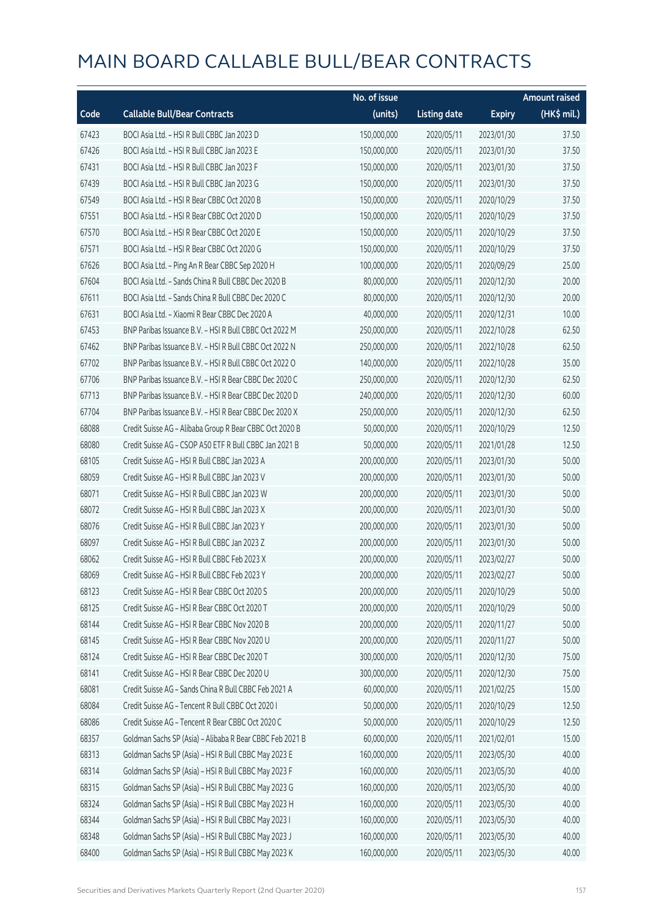# MAIN BOARD CALLABLE BULL/BEAR CONTRACTS

| Code | Callable Bull/Bear Contracts | No. of issue (units) | Listing date | Expiry | Amount raised (HK$ mil.) |
|---|---|---|---|---|---|
| 67423 | BOCI Asia Ltd. – HSI R Bull CBBC Jan 2023 D | 150,000,000 | 2020/05/11 | 2023/01/30 | 37.50 |
| 67426 | BOCI Asia Ltd. – HSI R Bull CBBC Jan 2023 E | 150,000,000 | 2020/05/11 | 2023/01/30 | 37.50 |
| 67431 | BOCI Asia Ltd. – HSI R Bull CBBC Jan 2023 F | 150,000,000 | 2020/05/11 | 2023/01/30 | 37.50 |
| 67439 | BOCI Asia Ltd. – HSI R Bull CBBC Jan 2023 G | 150,000,000 | 2020/05/11 | 2023/01/30 | 37.50 |
| 67549 | BOCI Asia Ltd. – HSI R Bear CBBC Oct 2020 B | 150,000,000 | 2020/05/11 | 2020/10/29 | 37.50 |
| 67551 | BOCI Asia Ltd. – HSI R Bear CBBC Oct 2020 D | 150,000,000 | 2020/05/11 | 2020/10/29 | 37.50 |
| 67570 | BOCI Asia Ltd. – HSI R Bear CBBC Oct 2020 E | 150,000,000 | 2020/05/11 | 2020/10/29 | 37.50 |
| 67571 | BOCI Asia Ltd. – HSI R Bear CBBC Oct 2020 G | 150,000,000 | 2020/05/11 | 2020/10/29 | 37.50 |
| 67626 | BOCI Asia Ltd. – Ping An R Bear CBBC Sep 2020 H | 100,000,000 | 2020/05/11 | 2020/09/29 | 25.00 |
| 67604 | BOCI Asia Ltd. – Sands China R Bull CBBC Dec 2020 B | 80,000,000 | 2020/05/11 | 2020/12/30 | 20.00 |
| 67611 | BOCI Asia Ltd. – Sands China R Bull CBBC Dec 2020 C | 80,000,000 | 2020/05/11 | 2020/12/30 | 20.00 |
| 67631 | BOCI Asia Ltd. – Xiaomi R Bear CBBC Dec 2020 A | 40,000,000 | 2020/05/11 | 2020/12/31 | 10.00 |
| 67453 | BNP Paribas Issuance B.V. – HSI R Bull CBBC Oct 2022 M | 250,000,000 | 2020/05/11 | 2022/10/28 | 62.50 |
| 67462 | BNP Paribas Issuance B.V. – HSI R Bull CBBC Oct 2022 N | 250,000,000 | 2020/05/11 | 2022/10/28 | 62.50 |
| 67702 | BNP Paribas Issuance B.V. – HSI R Bull CBBC Oct 2022 O | 140,000,000 | 2020/05/11 | 2022/10/28 | 35.00 |
| 67706 | BNP Paribas Issuance B.V. – HSI R Bear CBBC Dec 2020 C | 250,000,000 | 2020/05/11 | 2020/12/30 | 62.50 |
| 67713 | BNP Paribas Issuance B.V. – HSI R Bear CBBC Dec 2020 D | 240,000,000 | 2020/05/11 | 2020/12/30 | 60.00 |
| 67704 | BNP Paribas Issuance B.V. – HSI R Bear CBBC Dec 2020 X | 250,000,000 | 2020/05/11 | 2020/12/30 | 62.50 |
| 68088 | Credit Suisse AG – Alibaba Group R Bear CBBC Oct 2020 B | 50,000,000 | 2020/05/11 | 2020/10/29 | 12.50 |
| 68080 | Credit Suisse AG – CSOP A50 ETF R Bull CBBC Jan 2021 B | 50,000,000 | 2020/05/11 | 2021/01/28 | 12.50 |
| 68105 | Credit Suisse AG – HSI R Bull CBBC Jan 2023 A | 200,000,000 | 2020/05/11 | 2023/01/30 | 50.00 |
| 68059 | Credit Suisse AG – HSI R Bull CBBC Jan 2023 V | 200,000,000 | 2020/05/11 | 2023/01/30 | 50.00 |
| 68071 | Credit Suisse AG – HSI R Bull CBBC Jan 2023 W | 200,000,000 | 2020/05/11 | 2023/01/30 | 50.00 |
| 68072 | Credit Suisse AG – HSI R Bull CBBC Jan 2023 X | 200,000,000 | 2020/05/11 | 2023/01/30 | 50.00 |
| 68076 | Credit Suisse AG – HSI R Bull CBBC Jan 2023 Y | 200,000,000 | 2020/05/11 | 2023/01/30 | 50.00 |
| 68097 | Credit Suisse AG – HSI R Bull CBBC Jan 2023 Z | 200,000,000 | 2020/05/11 | 2023/01/30 | 50.00 |
| 68062 | Credit Suisse AG – HSI R Bull CBBC Feb 2023 X | 200,000,000 | 2020/05/11 | 2023/02/27 | 50.00 |
| 68069 | Credit Suisse AG – HSI R Bull CBBC Feb 2023 Y | 200,000,000 | 2020/05/11 | 2023/02/27 | 50.00 |
| 68123 | Credit Suisse AG – HSI R Bear CBBC Oct 2020 S | 200,000,000 | 2020/05/11 | 2020/10/29 | 50.00 |
| 68125 | Credit Suisse AG – HSI R Bear CBBC Oct 2020 T | 200,000,000 | 2020/05/11 | 2020/10/29 | 50.00 |
| 68144 | Credit Suisse AG – HSI R Bear CBBC Nov 2020 B | 200,000,000 | 2020/05/11 | 2020/11/27 | 50.00 |
| 68145 | Credit Suisse AG – HSI R Bear CBBC Nov 2020 U | 200,000,000 | 2020/05/11 | 2020/11/27 | 50.00 |
| 68124 | Credit Suisse AG – HSI R Bear CBBC Dec 2020 T | 300,000,000 | 2020/05/11 | 2020/12/30 | 75.00 |
| 68141 | Credit Suisse AG – HSI R Bear CBBC Dec 2020 U | 300,000,000 | 2020/05/11 | 2020/12/30 | 75.00 |
| 68081 | Credit Suisse AG – Sands China R Bull CBBC Feb 2021 A | 60,000,000 | 2020/05/11 | 2021/02/25 | 15.00 |
| 68084 | Credit Suisse AG – Tencent R Bull CBBC Oct 2020 I | 50,000,000 | 2020/05/11 | 2020/10/29 | 12.50 |
| 68086 | Credit Suisse AG – Tencent R Bear CBBC Oct 2020 C | 50,000,000 | 2020/05/11 | 2020/10/29 | 12.50 |
| 68357 | Goldman Sachs SP (Asia) – Alibaba R Bear CBBC Feb 2021 B | 60,000,000 | 2020/05/11 | 2021/02/01 | 15.00 |
| 68313 | Goldman Sachs SP (Asia) – HSI R Bull CBBC May 2023 E | 160,000,000 | 2020/05/11 | 2023/05/30 | 40.00 |
| 68314 | Goldman Sachs SP (Asia) – HSI R Bull CBBC May 2023 F | 160,000,000 | 2020/05/11 | 2023/05/30 | 40.00 |
| 68315 | Goldman Sachs SP (Asia) – HSI R Bull CBBC May 2023 G | 160,000,000 | 2020/05/11 | 2023/05/30 | 40.00 |
| 68324 | Goldman Sachs SP (Asia) – HSI R Bull CBBC May 2023 H | 160,000,000 | 2020/05/11 | 2023/05/30 | 40.00 |
| 68344 | Goldman Sachs SP (Asia) – HSI R Bull CBBC May 2023 I | 160,000,000 | 2020/05/11 | 2023/05/30 | 40.00 |
| 68348 | Goldman Sachs SP (Asia) – HSI R Bull CBBC May 2023 J | 160,000,000 | 2020/05/11 | 2023/05/30 | 40.00 |
| 68400 | Goldman Sachs SP (Asia) – HSI R Bull CBBC May 2023 K | 160,000,000 | 2020/05/11 | 2023/05/30 | 40.00 |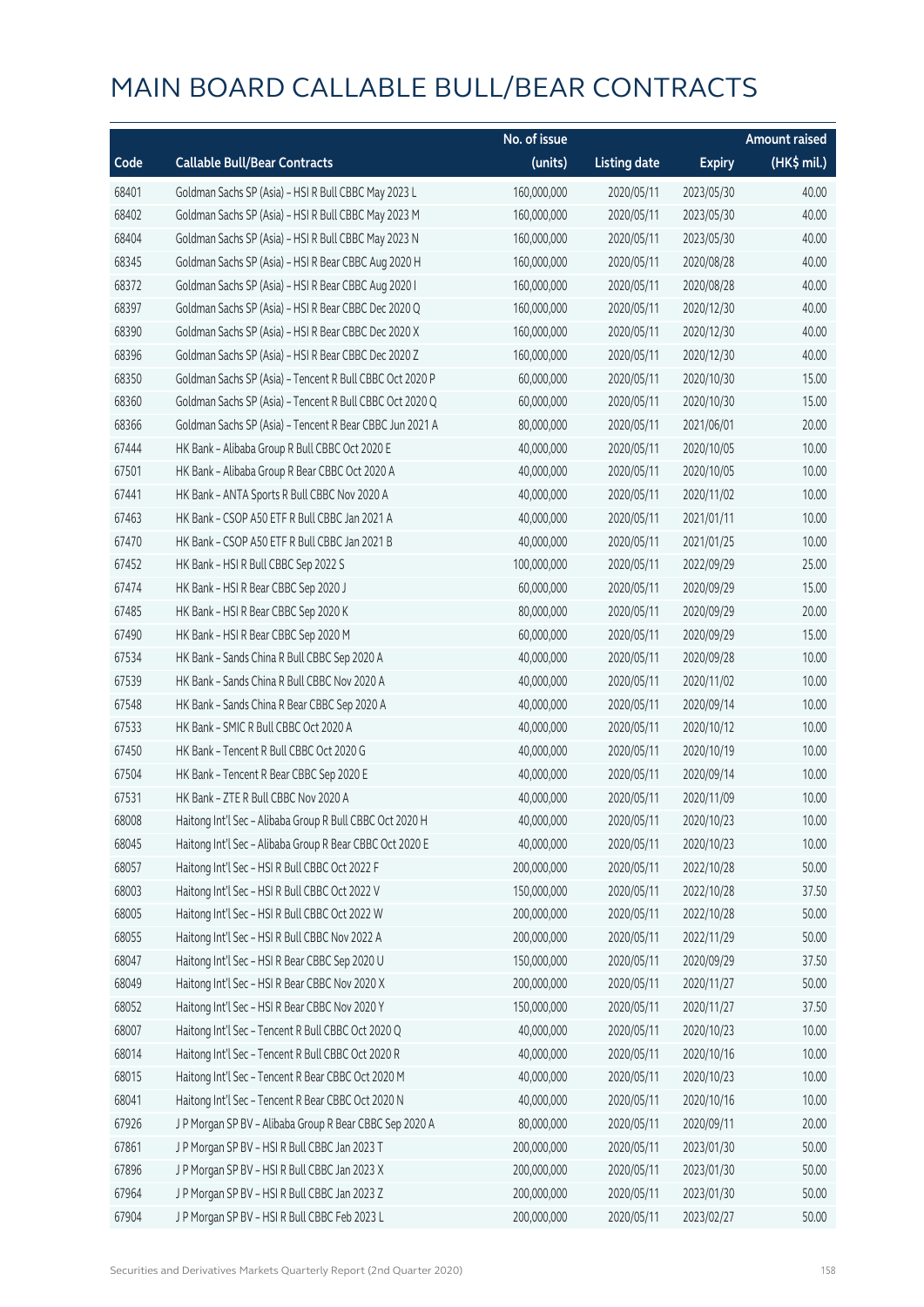# MAIN BOARD CALLABLE BULL/BEAR CONTRACTS

| Code | Callable Bull/Bear Contracts | No. of issue (units) | Listing date | Expiry | Amount raised (HK$ mil.) |
|---|---|---|---|---|---|
| 68401 | Goldman Sachs SP (Asia) – HSI R Bull CBBC May 2023 L | 160,000,000 | 2020/05/11 | 2023/05/30 | 40.00 |
| 68402 | Goldman Sachs SP (Asia) – HSI R Bull CBBC May 2023 M | 160,000,000 | 2020/05/11 | 2023/05/30 | 40.00 |
| 68404 | Goldman Sachs SP (Asia) – HSI R Bull CBBC May 2023 N | 160,000,000 | 2020/05/11 | 2023/05/30 | 40.00 |
| 68345 | Goldman Sachs SP (Asia) – HSI R Bear CBBC Aug 2020 H | 160,000,000 | 2020/05/11 | 2020/08/28 | 40.00 |
| 68372 | Goldman Sachs SP (Asia) – HSI R Bear CBBC Aug 2020 I | 160,000,000 | 2020/05/11 | 2020/08/28 | 40.00 |
| 68397 | Goldman Sachs SP (Asia) – HSI R Bear CBBC Dec 2020 Q | 160,000,000 | 2020/05/11 | 2020/12/30 | 40.00 |
| 68390 | Goldman Sachs SP (Asia) – HSI R Bear CBBC Dec 2020 X | 160,000,000 | 2020/05/11 | 2020/12/30 | 40.00 |
| 68396 | Goldman Sachs SP (Asia) – HSI R Bear CBBC Dec 2020 Z | 160,000,000 | 2020/05/11 | 2020/12/30 | 40.00 |
| 68350 | Goldman Sachs SP (Asia) – Tencent R Bull CBBC Oct 2020 P | 60,000,000 | 2020/05/11 | 2020/10/30 | 15.00 |
| 68360 | Goldman Sachs SP (Asia) – Tencent R Bull CBBC Oct 2020 Q | 60,000,000 | 2020/05/11 | 2020/10/30 | 15.00 |
| 68366 | Goldman Sachs SP (Asia) – Tencent R Bear CBBC Jun 2021 A | 80,000,000 | 2020/05/11 | 2021/06/01 | 20.00 |
| 67444 | HK Bank – Alibaba Group R Bull CBBC Oct 2020 E | 40,000,000 | 2020/05/11 | 2020/10/05 | 10.00 |
| 67501 | HK Bank – Alibaba Group R Bear CBBC Oct 2020 A | 40,000,000 | 2020/05/11 | 2020/10/05 | 10.00 |
| 67441 | HK Bank – ANTA Sports R Bull CBBC Nov 2020 A | 40,000,000 | 2020/05/11 | 2020/11/02 | 10.00 |
| 67463 | HK Bank – CSOP A50 ETF R Bull CBBC Jan 2021 A | 40,000,000 | 2020/05/11 | 2021/01/11 | 10.00 |
| 67470 | HK Bank – CSOP A50 ETF R Bull CBBC Jan 2021 B | 40,000,000 | 2020/05/11 | 2021/01/25 | 10.00 |
| 67452 | HK Bank – HSI R Bull CBBC Sep 2022 S | 100,000,000 | 2020/05/11 | 2022/09/29 | 25.00 |
| 67474 | HK Bank – HSI R Bear CBBC Sep 2020 J | 60,000,000 | 2020/05/11 | 2020/09/29 | 15.00 |
| 67485 | HK Bank – HSI R Bear CBBC Sep 2020 K | 80,000,000 | 2020/05/11 | 2020/09/29 | 20.00 |
| 67490 | HK Bank – HSI R Bear CBBC Sep 2020 M | 60,000,000 | 2020/05/11 | 2020/09/29 | 15.00 |
| 67534 | HK Bank – Sands China R Bull CBBC Sep 2020 A | 40,000,000 | 2020/05/11 | 2020/09/28 | 10.00 |
| 67539 | HK Bank – Sands China R Bull CBBC Nov 2020 A | 40,000,000 | 2020/05/11 | 2020/11/02 | 10.00 |
| 67548 | HK Bank – Sands China R Bear CBBC Sep 2020 A | 40,000,000 | 2020/05/11 | 2020/09/14 | 10.00 |
| 67533 | HK Bank – SMIC R Bull CBBC Oct 2020 A | 40,000,000 | 2020/05/11 | 2020/10/12 | 10.00 |
| 67450 | HK Bank – Tencent R Bull CBBC Oct 2020 G | 40,000,000 | 2020/05/11 | 2020/10/19 | 10.00 |
| 67504 | HK Bank – Tencent R Bear CBBC Sep 2020 E | 40,000,000 | 2020/05/11 | 2020/09/14 | 10.00 |
| 67531 | HK Bank – ZTE R Bull CBBC Nov 2020 A | 40,000,000 | 2020/05/11 | 2020/11/09 | 10.00 |
| 68008 | Haitong Int'l Sec – Alibaba Group R Bull CBBC Oct 2020 H | 40,000,000 | 2020/05/11 | 2020/10/23 | 10.00 |
| 68045 | Haitong Int'l Sec – Alibaba Group R Bear CBBC Oct 2020 E | 40,000,000 | 2020/05/11 | 2020/10/23 | 10.00 |
| 68057 | Haitong Int'l Sec – HSI R Bull CBBC Oct 2022 F | 200,000,000 | 2020/05/11 | 2022/10/28 | 50.00 |
| 68003 | Haitong Int'l Sec – HSI R Bull CBBC Oct 2022 V | 150,000,000 | 2020/05/11 | 2022/10/28 | 37.50 |
| 68005 | Haitong Int'l Sec – HSI R Bull CBBC Oct 2022 W | 200,000,000 | 2020/05/11 | 2022/10/28 | 50.00 |
| 68055 | Haitong Int'l Sec – HSI R Bull CBBC Nov 2022 A | 200,000,000 | 2020/05/11 | 2022/11/29 | 50.00 |
| 68047 | Haitong Int'l Sec – HSI R Bear CBBC Sep 2020 U | 150,000,000 | 2020/05/11 | 2020/09/29 | 37.50 |
| 68049 | Haitong Int'l Sec – HSI R Bear CBBC Nov 2020 X | 200,000,000 | 2020/05/11 | 2020/11/27 | 50.00 |
| 68052 | Haitong Int'l Sec – HSI R Bear CBBC Nov 2020 Y | 150,000,000 | 2020/05/11 | 2020/11/27 | 37.50 |
| 68007 | Haitong Int'l Sec – Tencent R Bull CBBC Oct 2020 Q | 40,000,000 | 2020/05/11 | 2020/10/23 | 10.00 |
| 68014 | Haitong Int'l Sec – Tencent R Bull CBBC Oct 2020 R | 40,000,000 | 2020/05/11 | 2020/10/16 | 10.00 |
| 68015 | Haitong Int'l Sec – Tencent R Bear CBBC Oct 2020 M | 40,000,000 | 2020/05/11 | 2020/10/23 | 10.00 |
| 68041 | Haitong Int'l Sec – Tencent R Bear CBBC Oct 2020 N | 40,000,000 | 2020/05/11 | 2020/10/16 | 10.00 |
| 67926 | J P Morgan SP BV – Alibaba Group R Bear CBBC Sep 2020 A | 80,000,000 | 2020/05/11 | 2020/09/11 | 20.00 |
| 67861 | J P Morgan SP BV – HSI R Bull CBBC Jan 2023 T | 200,000,000 | 2020/05/11 | 2023/01/30 | 50.00 |
| 67896 | J P Morgan SP BV – HSI R Bull CBBC Jan 2023 X | 200,000,000 | 2020/05/11 | 2023/01/30 | 50.00 |
| 67964 | J P Morgan SP BV – HSI R Bull CBBC Jan 2023 Z | 200,000,000 | 2020/05/11 | 2023/01/30 | 50.00 |
| 67904 | J P Morgan SP BV – HSI R Bull CBBC Feb 2023 L | 200,000,000 | 2020/05/11 | 2023/02/27 | 50.00 |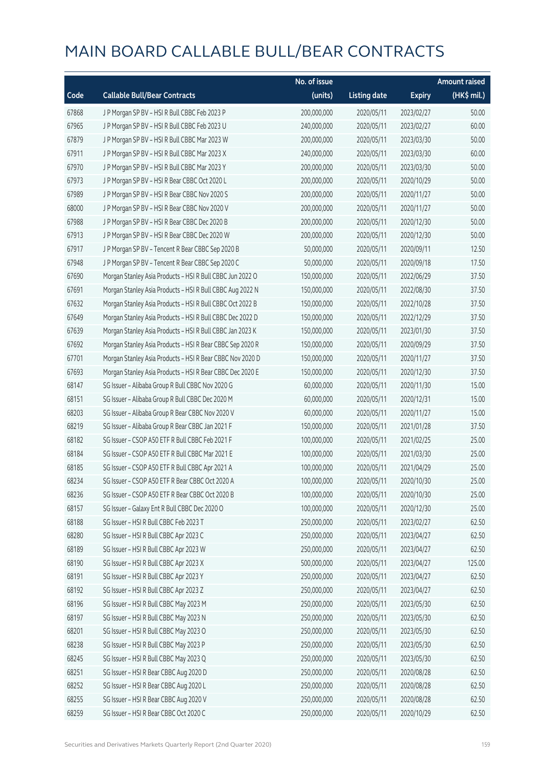# MAIN BOARD CALLABLE BULL/BEAR CONTRACTS

| Code | Callable Bull/Bear Contracts | No. of issue (units) | Listing date | Expiry | Amount raised (HK$ mil.) |
|---|---|---|---|---|---|
| 67868 | J P Morgan SP BV – HSI R Bull CBBC Feb 2023 P | 200,000,000 | 2020/05/11 | 2023/02/27 | 50.00 |
| 67965 | J P Morgan SP BV – HSI R Bull CBBC Feb 2023 U | 240,000,000 | 2020/05/11 | 2023/02/27 | 60.00 |
| 67879 | J P Morgan SP BV – HSI R Bull CBBC Mar 2023 W | 200,000,000 | 2020/05/11 | 2023/03/30 | 50.00 |
| 67911 | J P Morgan SP BV – HSI R Bull CBBC Mar 2023 X | 240,000,000 | 2020/05/11 | 2023/03/30 | 60.00 |
| 67970 | J P Morgan SP BV – HSI R Bull CBBC Mar 2023 Y | 200,000,000 | 2020/05/11 | 2023/03/30 | 50.00 |
| 67973 | J P Morgan SP BV – HSI R Bear CBBC Oct 2020 L | 200,000,000 | 2020/05/11 | 2020/10/29 | 50.00 |
| 67989 | J P Morgan SP BV – HSI R Bear CBBC Nov 2020 S | 200,000,000 | 2020/05/11 | 2020/11/27 | 50.00 |
| 68000 | J P Morgan SP BV – HSI R Bear CBBC Nov 2020 V | 200,000,000 | 2020/05/11 | 2020/11/27 | 50.00 |
| 67988 | J P Morgan SP BV – HSI R Bear CBBC Dec 2020 B | 200,000,000 | 2020/05/11 | 2020/12/30 | 50.00 |
| 67913 | J P Morgan SP BV – HSI R Bear CBBC Dec 2020 W | 200,000,000 | 2020/05/11 | 2020/12/30 | 50.00 |
| 67917 | J P Morgan SP BV – Tencent R Bear CBBC Sep 2020 B | 50,000,000 | 2020/05/11 | 2020/09/11 | 12.50 |
| 67948 | J P Morgan SP BV – Tencent R Bear CBBC Sep 2020 C | 50,000,000 | 2020/05/11 | 2020/09/18 | 17.50 |
| 67690 | Morgan Stanley Asia Products – HSI R Bull CBBC Jun 2022 O | 150,000,000 | 2020/05/11 | 2022/06/29 | 37.50 |
| 67691 | Morgan Stanley Asia Products – HSI R Bull CBBC Aug 2022 N | 150,000,000 | 2020/05/11 | 2022/08/30 | 37.50 |
| 67632 | Morgan Stanley Asia Products – HSI R Bull CBBC Oct 2022 B | 150,000,000 | 2020/05/11 | 2022/10/28 | 37.50 |
| 67649 | Morgan Stanley Asia Products – HSI R Bull CBBC Dec 2022 D | 150,000,000 | 2020/05/11 | 2022/12/29 | 37.50 |
| 67639 | Morgan Stanley Asia Products – HSI R Bull CBBC Jan 2023 K | 150,000,000 | 2020/05/11 | 2023/01/30 | 37.50 |
| 67692 | Morgan Stanley Asia Products – HSI R Bear CBBC Sep 2020 R | 150,000,000 | 2020/05/11 | 2020/09/29 | 37.50 |
| 67701 | Morgan Stanley Asia Products – HSI R Bear CBBC Nov 2020 D | 150,000,000 | 2020/05/11 | 2020/11/27 | 37.50 |
| 67693 | Morgan Stanley Asia Products – HSI R Bear CBBC Dec 2020 E | 150,000,000 | 2020/05/11 | 2020/12/30 | 37.50 |
| 68147 | SG Issuer – Alibaba Group R Bull CBBC Nov 2020 G | 60,000,000 | 2020/05/11 | 2020/11/30 | 15.00 |
| 68151 | SG Issuer – Alibaba Group R Bull CBBC Dec 2020 M | 60,000,000 | 2020/05/11 | 2020/12/31 | 15.00 |
| 68203 | SG Issuer – Alibaba Group R Bear CBBC Nov 2020 V | 60,000,000 | 2020/05/11 | 2020/11/27 | 15.00 |
| 68219 | SG Issuer – Alibaba Group R Bear CBBC Jan 2021 F | 150,000,000 | 2020/05/11 | 2021/01/28 | 37.50 |
| 68182 | SG Issuer – CSOP A50 ETF R Bull CBBC Feb 2021 F | 100,000,000 | 2020/05/11 | 2021/02/25 | 25.00 |
| 68184 | SG Issuer – CSOP A50 ETF R Bull CBBC Mar 2021 E | 100,000,000 | 2020/05/11 | 2021/03/30 | 25.00 |
| 68185 | SG Issuer – CSOP A50 ETF R Bull CBBC Apr 2021 A | 100,000,000 | 2020/05/11 | 2021/04/29 | 25.00 |
| 68234 | SG Issuer – CSOP A50 ETF R Bear CBBC Oct 2020 A | 100,000,000 | 2020/05/11 | 2020/10/30 | 25.00 |
| 68236 | SG Issuer – CSOP A50 ETF R Bear CBBC Oct 2020 B | 100,000,000 | 2020/05/11 | 2020/10/30 | 25.00 |
| 68157 | SG Issuer – Galaxy Ent R Bull CBBC Dec 2020 O | 100,000,000 | 2020/05/11 | 2020/12/30 | 25.00 |
| 68188 | SG Issuer – HSI R Bull CBBC Feb 2023 T | 250,000,000 | 2020/05/11 | 2023/02/27 | 62.50 |
| 68280 | SG Issuer – HSI R Bull CBBC Apr 2023 C | 250,000,000 | 2020/05/11 | 2023/04/27 | 62.50 |
| 68189 | SG Issuer – HSI R Bull CBBC Apr 2023 W | 250,000,000 | 2020/05/11 | 2023/04/27 | 62.50 |
| 68190 | SG Issuer – HSI R Bull CBBC Apr 2023 X | 500,000,000 | 2020/05/11 | 2023/04/27 | 125.00 |
| 68191 | SG Issuer – HSI R Bull CBBC Apr 2023 Y | 250,000,000 | 2020/05/11 | 2023/04/27 | 62.50 |
| 68192 | SG Issuer – HSI R Bull CBBC Apr 2023 Z | 250,000,000 | 2020/05/11 | 2023/04/27 | 62.50 |
| 68196 | SG Issuer – HSI R Bull CBBC May 2023 M | 250,000,000 | 2020/05/11 | 2023/05/30 | 62.50 |
| 68197 | SG Issuer – HSI R Bull CBBC May 2023 N | 250,000,000 | 2020/05/11 | 2023/05/30 | 62.50 |
| 68201 | SG Issuer – HSI R Bull CBBC May 2023 O | 250,000,000 | 2020/05/11 | 2023/05/30 | 62.50 |
| 68238 | SG Issuer – HSI R Bull CBBC May 2023 P | 250,000,000 | 2020/05/11 | 2023/05/30 | 62.50 |
| 68245 | SG Issuer – HSI R Bull CBBC May 2023 Q | 250,000,000 | 2020/05/11 | 2023/05/30 | 62.50 |
| 68251 | SG Issuer – HSI R Bear CBBC Aug 2020 D | 250,000,000 | 2020/05/11 | 2020/08/28 | 62.50 |
| 68252 | SG Issuer – HSI R Bear CBBC Aug 2020 L | 250,000,000 | 2020/05/11 | 2020/08/28 | 62.50 |
| 68255 | SG Issuer – HSI R Bear CBBC Aug 2020 V | 250,000,000 | 2020/05/11 | 2020/08/28 | 62.50 |
| 68259 | SG Issuer – HSI R Bear CBBC Oct 2020 C | 250,000,000 | 2020/05/11 | 2020/10/29 | 62.50 |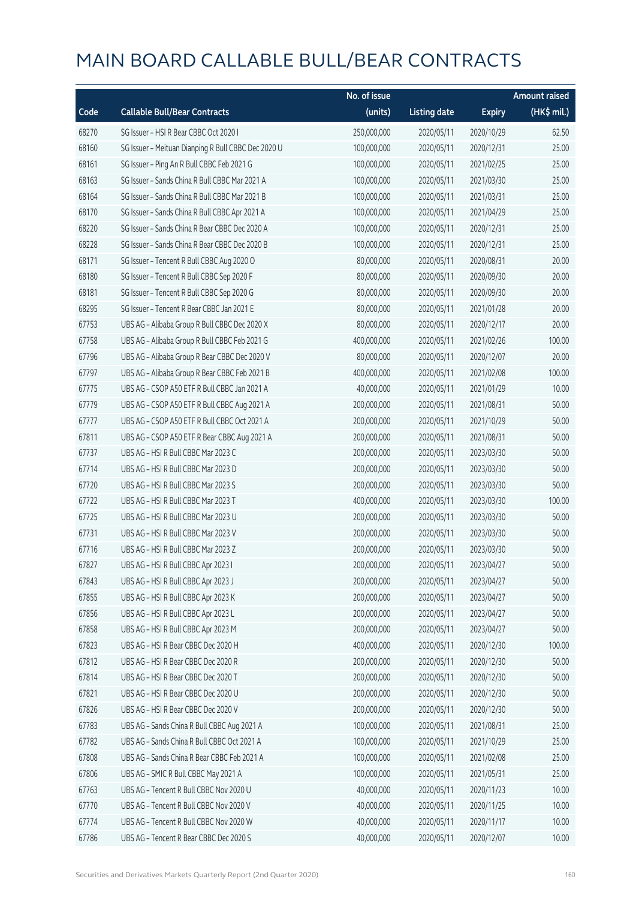# MAIN BOARD CALLABLE BULL/BEAR CONTRACTS

| Code | Callable Bull/Bear Contracts | No. of issue (units) | Listing date | Expiry | Amount raised (HK$ mil.) |
|---|---|---|---|---|---|
| 68270 | SG Issuer – HSI R Bear CBBC Oct 2020 I | 250,000,000 | 2020/05/11 | 2020/10/29 | 62.50 |
| 68160 | SG Issuer – Meituan Dianping R Bull CBBC Dec 2020 U | 100,000,000 | 2020/05/11 | 2020/12/31 | 25.00 |
| 68161 | SG Issuer – Ping An R Bull CBBC Feb 2021 G | 100,000,000 | 2020/05/11 | 2021/02/25 | 25.00 |
| 68163 | SG Issuer – Sands China R Bull CBBC Mar 2021 A | 100,000,000 | 2020/05/11 | 2021/03/30 | 25.00 |
| 68164 | SG Issuer – Sands China R Bull CBBC Mar 2021 B | 100,000,000 | 2020/05/11 | 2021/03/31 | 25.00 |
| 68170 | SG Issuer – Sands China R Bull CBBC Apr 2021 A | 100,000,000 | 2020/05/11 | 2021/04/29 | 25.00 |
| 68220 | SG Issuer – Sands China R Bear CBBC Dec 2020 A | 100,000,000 | 2020/05/11 | 2020/12/31 | 25.00 |
| 68228 | SG Issuer – Sands China R Bear CBBC Dec 2020 B | 100,000,000 | 2020/05/11 | 2020/12/31 | 25.00 |
| 68171 | SG Issuer – Tencent R Bull CBBC Aug 2020 O | 80,000,000 | 2020/05/11 | 2020/08/31 | 20.00 |
| 68180 | SG Issuer – Tencent R Bull CBBC Sep 2020 F | 80,000,000 | 2020/05/11 | 2020/09/30 | 20.00 |
| 68181 | SG Issuer – Tencent R Bull CBBC Sep 2020 G | 80,000,000 | 2020/05/11 | 2020/09/30 | 20.00 |
| 68295 | SG Issuer – Tencent R Bear CBBC Jan 2021 E | 80,000,000 | 2020/05/11 | 2021/01/28 | 20.00 |
| 67753 | UBS AG – Alibaba Group R Bull CBBC Dec 2020 X | 80,000,000 | 2020/05/11 | 2020/12/17 | 20.00 |
| 67758 | UBS AG – Alibaba Group R Bull CBBC Feb 2021 G | 400,000,000 | 2020/05/11 | 2021/02/26 | 100.00 |
| 67796 | UBS AG – Alibaba Group R Bear CBBC Dec 2020 V | 80,000,000 | 2020/05/11 | 2020/12/07 | 20.00 |
| 67797 | UBS AG – Alibaba Group R Bear CBBC Feb 2021 B | 400,000,000 | 2020/05/11 | 2021/02/08 | 100.00 |
| 67775 | UBS AG – CSOP A50 ETF R Bull CBBC Jan 2021 A | 40,000,000 | 2020/05/11 | 2021/01/29 | 10.00 |
| 67779 | UBS AG – CSOP A50 ETF R Bull CBBC Aug 2021 A | 200,000,000 | 2020/05/11 | 2021/08/31 | 50.00 |
| 67777 | UBS AG – CSOP A50 ETF R Bull CBBC Oct 2021 A | 200,000,000 | 2020/05/11 | 2021/10/29 | 50.00 |
| 67811 | UBS AG – CSOP A50 ETF R Bear CBBC Aug 2021 A | 200,000,000 | 2020/05/11 | 2021/08/31 | 50.00 |
| 67737 | UBS AG – HSI R Bull CBBC Mar 2023 C | 200,000,000 | 2020/05/11 | 2023/03/30 | 50.00 |
| 67714 | UBS AG – HSI R Bull CBBC Mar 2023 D | 200,000,000 | 2020/05/11 | 2023/03/30 | 50.00 |
| 67720 | UBS AG – HSI R Bull CBBC Mar 2023 S | 200,000,000 | 2020/05/11 | 2023/03/30 | 50.00 |
| 67722 | UBS AG – HSI R Bull CBBC Mar 2023 T | 400,000,000 | 2020/05/11 | 2023/03/30 | 100.00 |
| 67725 | UBS AG – HSI R Bull CBBC Mar 2023 U | 200,000,000 | 2020/05/11 | 2023/03/30 | 50.00 |
| 67731 | UBS AG – HSI R Bull CBBC Mar 2023 V | 200,000,000 | 2020/05/11 | 2023/03/30 | 50.00 |
| 67716 | UBS AG – HSI R Bull CBBC Mar 2023 Z | 200,000,000 | 2020/05/11 | 2023/03/30 | 50.00 |
| 67827 | UBS AG – HSI R Bull CBBC Apr 2023 I | 200,000,000 | 2020/05/11 | 2023/04/27 | 50.00 |
| 67843 | UBS AG – HSI R Bull CBBC Apr 2023 J | 200,000,000 | 2020/05/11 | 2023/04/27 | 50.00 |
| 67855 | UBS AG – HSI R Bull CBBC Apr 2023 K | 200,000,000 | 2020/05/11 | 2023/04/27 | 50.00 |
| 67856 | UBS AG – HSI R Bull CBBC Apr 2023 L | 200,000,000 | 2020/05/11 | 2023/04/27 | 50.00 |
| 67858 | UBS AG – HSI R Bull CBBC Apr 2023 M | 200,000,000 | 2020/05/11 | 2023/04/27 | 50.00 |
| 67823 | UBS AG – HSI R Bear CBBC Dec 2020 H | 400,000,000 | 2020/05/11 | 2020/12/30 | 100.00 |
| 67812 | UBS AG – HSI R Bear CBBC Dec 2020 R | 200,000,000 | 2020/05/11 | 2020/12/30 | 50.00 |
| 67814 | UBS AG – HSI R Bear CBBC Dec 2020 T | 200,000,000 | 2020/05/11 | 2020/12/30 | 50.00 |
| 67821 | UBS AG – HSI R Bear CBBC Dec 2020 U | 200,000,000 | 2020/05/11 | 2020/12/30 | 50.00 |
| 67826 | UBS AG – HSI R Bear CBBC Dec 2020 V | 200,000,000 | 2020/05/11 | 2020/12/30 | 50.00 |
| 67783 | UBS AG – Sands China R Bull CBBC Aug 2021 A | 100,000,000 | 2020/05/11 | 2021/08/31 | 25.00 |
| 67782 | UBS AG – Sands China R Bull CBBC Oct 2021 A | 100,000,000 | 2020/05/11 | 2021/10/29 | 25.00 |
| 67808 | UBS AG – Sands China R Bear CBBC Feb 2021 A | 100,000,000 | 2020/05/11 | 2021/02/08 | 25.00 |
| 67806 | UBS AG – SMIC R Bull CBBC May 2021 A | 100,000,000 | 2020/05/11 | 2021/05/31 | 25.00 |
| 67763 | UBS AG – Tencent R Bull CBBC Nov 2020 U | 40,000,000 | 2020/05/11 | 2020/11/23 | 10.00 |
| 67770 | UBS AG – Tencent R Bull CBBC Nov 2020 V | 40,000,000 | 2020/05/11 | 2020/11/25 | 10.00 |
| 67774 | UBS AG – Tencent R Bull CBBC Nov 2020 W | 40,000,000 | 2020/05/11 | 2020/11/17 | 10.00 |
| 67786 | UBS AG – Tencent R Bear CBBC Dec 2020 S | 40,000,000 | 2020/05/11 | 2020/12/07 | 10.00 |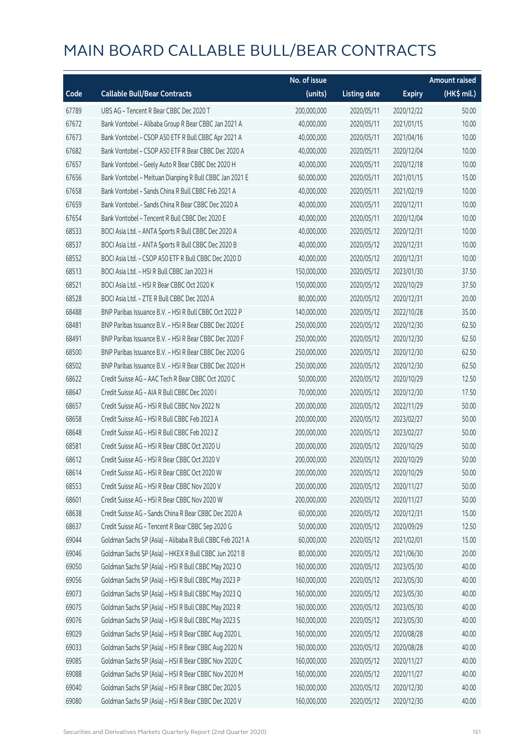# MAIN BOARD CALLABLE BULL/BEAR CONTRACTS

| Code | Callable Bull/Bear Contracts | No. of issue (units) | Listing date | Expiry | Amount raised (HK$ mil.) |
|---|---|---|---|---|---|
| 67789 | UBS AG – Tencent R Bear CBBC Dec 2020 T | 200,000,000 | 2020/05/11 | 2020/12/22 | 50.00 |
| 67672 | Bank Vontobel – Alibaba Group R Bear CBBC Jan 2021 A | 40,000,000 | 2020/05/11 | 2021/01/15 | 10.00 |
| 67673 | Bank Vontobel – CSOP A50 ETF R Bull CBBC Apr 2021 A | 40,000,000 | 2020/05/11 | 2021/04/16 | 10.00 |
| 67682 | Bank Vontobel – CSOP A50 ETF R Bear CBBC Dec 2020 A | 40,000,000 | 2020/05/11 | 2020/12/04 | 10.00 |
| 67657 | Bank Vontobel – Geely Auto R Bear CBBC Dec 2020 H | 40,000,000 | 2020/05/11 | 2020/12/18 | 10.00 |
| 67656 | Bank Vontobel – Meituan Dianping R Bull CBBC Jan 2021 E | 60,000,000 | 2020/05/11 | 2021/01/15 | 15.00 |
| 67658 | Bank Vontobel – Sands China R Bull CBBC Feb 2021 A | 40,000,000 | 2020/05/11 | 2021/02/19 | 10.00 |
| 67659 | Bank Vontobel – Sands China R Bear CBBC Dec 2020 A | 40,000,000 | 2020/05/11 | 2020/12/11 | 10.00 |
| 67654 | Bank Vontobel – Tencent R Bull CBBC Dec 2020 E | 40,000,000 | 2020/05/11 | 2020/12/04 | 10.00 |
| 68533 | BOCI Asia Ltd. – ANTA Sports R Bull CBBC Dec 2020 A | 40,000,000 | 2020/05/12 | 2020/12/31 | 10.00 |
| 68537 | BOCI Asia Ltd. – ANTA Sports R Bull CBBC Dec 2020 B | 40,000,000 | 2020/05/12 | 2020/12/31 | 10.00 |
| 68552 | BOCI Asia Ltd. – CSOP A50 ETF R Bull CBBC Dec 2020 D | 40,000,000 | 2020/05/12 | 2020/12/31 | 10.00 |
| 68513 | BOCI Asia Ltd. – HSI R Bull CBBC Jan 2023 H | 150,000,000 | 2020/05/12 | 2023/01/30 | 37.50 |
| 68521 | BOCI Asia Ltd. – HSI R Bear CBBC Oct 2020 K | 150,000,000 | 2020/05/12 | 2020/10/29 | 37.50 |
| 68528 | BOCI Asia Ltd. – ZTE R Bull CBBC Dec 2020 A | 80,000,000 | 2020/05/12 | 2020/12/31 | 20.00 |
| 68488 | BNP Paribas Issuance B.V. – HSI R Bull CBBC Oct 2022 P | 140,000,000 | 2020/05/12 | 2022/10/28 | 35.00 |
| 68481 | BNP Paribas Issuance B.V. – HSI R Bear CBBC Dec 2020 E | 250,000,000 | 2020/05/12 | 2020/12/30 | 62.50 |
| 68491 | BNP Paribas Issuance B.V. – HSI R Bear CBBC Dec 2020 F | 250,000,000 | 2020/05/12 | 2020/12/30 | 62.50 |
| 68500 | BNP Paribas Issuance B.V. – HSI R Bear CBBC Dec 2020 G | 250,000,000 | 2020/05/12 | 2020/12/30 | 62.50 |
| 68502 | BNP Paribas Issuance B.V. – HSI R Bear CBBC Dec 2020 H | 250,000,000 | 2020/05/12 | 2020/12/30 | 62.50 |
| 68622 | Credit Suisse AG – AAC Tech R Bear CBBC Oct 2020 C | 50,000,000 | 2020/05/12 | 2020/10/29 | 12.50 |
| 68647 | Credit Suisse AG – AIA R Bull CBBC Dec 2020 I | 70,000,000 | 2020/05/12 | 2020/12/30 | 17.50 |
| 68657 | Credit Suisse AG – HSI R Bull CBBC Nov 2022 N | 200,000,000 | 2020/05/12 | 2022/11/29 | 50.00 |
| 68658 | Credit Suisse AG – HSI R Bull CBBC Feb 2023 A | 200,000,000 | 2020/05/12 | 2023/02/27 | 50.00 |
| 68648 | Credit Suisse AG – HSI R Bull CBBC Feb 2023 Z | 200,000,000 | 2020/05/12 | 2023/02/27 | 50.00 |
| 68581 | Credit Suisse AG – HSI R Bear CBBC Oct 2020 U | 200,000,000 | 2020/05/12 | 2020/10/29 | 50.00 |
| 68612 | Credit Suisse AG – HSI R Bear CBBC Oct 2020 V | 200,000,000 | 2020/05/12 | 2020/10/29 | 50.00 |
| 68614 | Credit Suisse AG – HSI R Bear CBBC Oct 2020 W | 200,000,000 | 2020/05/12 | 2020/10/29 | 50.00 |
| 68553 | Credit Suisse AG – HSI R Bear CBBC Nov 2020 V | 200,000,000 | 2020/05/12 | 2020/11/27 | 50.00 |
| 68601 | Credit Suisse AG – HSI R Bear CBBC Nov 2020 W | 200,000,000 | 2020/05/12 | 2020/11/27 | 50.00 |
| 68638 | Credit Suisse AG – Sands China R Bear CBBC Dec 2020 A | 60,000,000 | 2020/05/12 | 2020/12/31 | 15.00 |
| 68637 | Credit Suisse AG – Tencent R Bear CBBC Sep 2020 G | 50,000,000 | 2020/05/12 | 2020/09/29 | 12.50 |
| 69044 | Goldman Sachs SP (Asia) – Alibaba R Bull CBBC Feb 2021 A | 60,000,000 | 2020/05/12 | 2021/02/01 | 15.00 |
| 69046 | Goldman Sachs SP (Asia) – HKEX R Bull CBBC Jun 2021 B | 80,000,000 | 2020/05/12 | 2021/06/30 | 20.00 |
| 69050 | Goldman Sachs SP (Asia) – HSI R Bull CBBC May 2023 O | 160,000,000 | 2020/05/12 | 2023/05/30 | 40.00 |
| 69056 | Goldman Sachs SP (Asia) – HSI R Bull CBBC May 2023 P | 160,000,000 | 2020/05/12 | 2023/05/30 | 40.00 |
| 69073 | Goldman Sachs SP (Asia) – HSI R Bull CBBC May 2023 Q | 160,000,000 | 2020/05/12 | 2023/05/30 | 40.00 |
| 69075 | Goldman Sachs SP (Asia) – HSI R Bull CBBC May 2023 R | 160,000,000 | 2020/05/12 | 2023/05/30 | 40.00 |
| 69076 | Goldman Sachs SP (Asia) – HSI R Bull CBBC May 2023 S | 160,000,000 | 2020/05/12 | 2023/05/30 | 40.00 |
| 69029 | Goldman Sachs SP (Asia) – HSI R Bear CBBC Aug 2020 L | 160,000,000 | 2020/05/12 | 2020/08/28 | 40.00 |
| 69033 | Goldman Sachs SP (Asia) – HSI R Bear CBBC Aug 2020 N | 160,000,000 | 2020/05/12 | 2020/08/28 | 40.00 |
| 69085 | Goldman Sachs SP (Asia) – HSI R Bear CBBC Nov 2020 C | 160,000,000 | 2020/05/12 | 2020/11/27 | 40.00 |
| 69088 | Goldman Sachs SP (Asia) – HSI R Bear CBBC Nov 2020 M | 160,000,000 | 2020/05/12 | 2020/11/27 | 40.00 |
| 69040 | Goldman Sachs SP (Asia) – HSI R Bear CBBC Dec 2020 S | 160,000,000 | 2020/05/12 | 2020/12/30 | 40.00 |
| 69080 | Goldman Sachs SP (Asia) – HSI R Bear CBBC Dec 2020 V | 160,000,000 | 2020/05/12 | 2020/12/30 | 40.00 |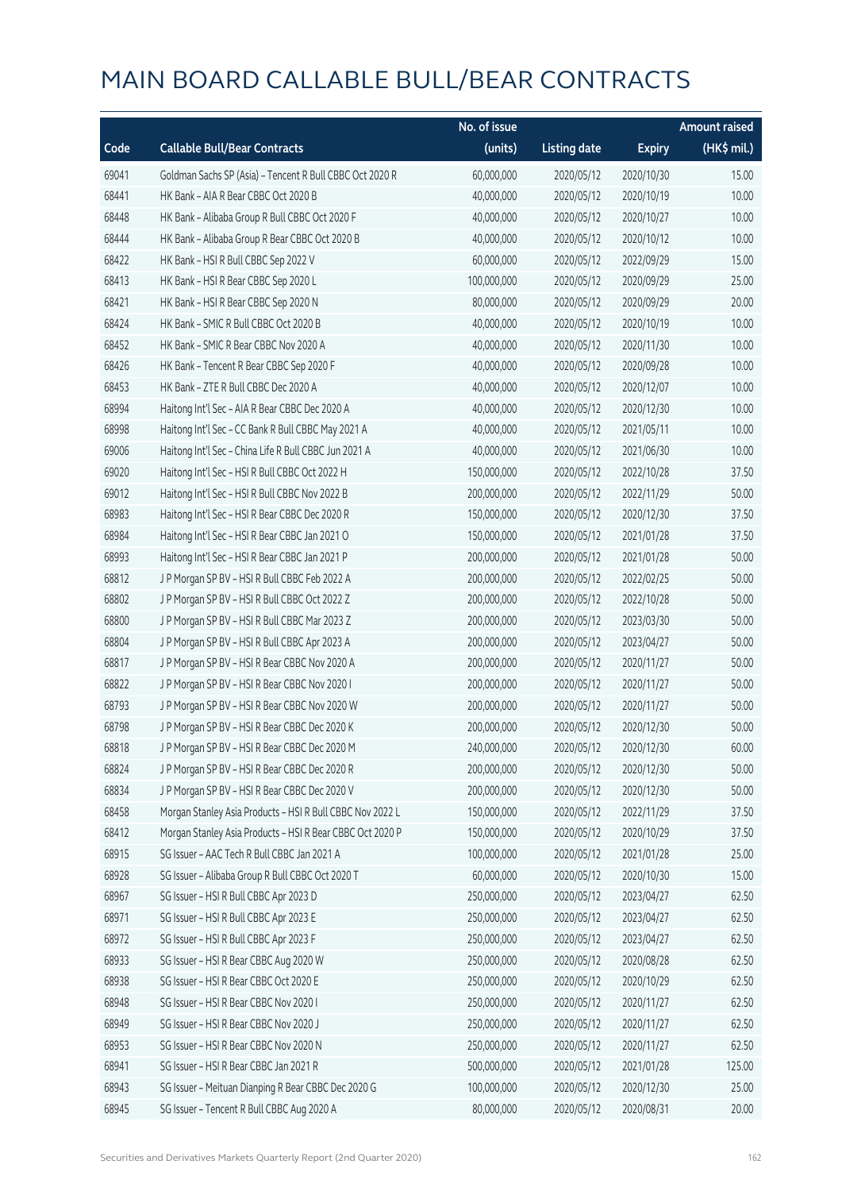# MAIN BOARD CALLABLE BULL/BEAR CONTRACTS

| Code | Callable Bull/Bear Contracts | No. of issue (units) | Listing date | Expiry | Amount raised (HK$ mil.) |
|---|---|---|---|---|---|
| 69041 | Goldman Sachs SP (Asia) – Tencent R Bull CBBC Oct 2020 R | 60,000,000 | 2020/05/12 | 2020/10/30 | 15.00 |
| 68441 | HK Bank – AIA R Bear CBBC Oct 2020 B | 40,000,000 | 2020/05/12 | 2020/10/19 | 10.00 |
| 68448 | HK Bank – Alibaba Group R Bull CBBC Oct 2020 F | 40,000,000 | 2020/05/12 | 2020/10/27 | 10.00 |
| 68444 | HK Bank – Alibaba Group R Bear CBBC Oct 2020 B | 40,000,000 | 2020/05/12 | 2020/10/12 | 10.00 |
| 68422 | HK Bank – HSI R Bull CBBC Sep 2022 V | 60,000,000 | 2020/05/12 | 2022/09/29 | 15.00 |
| 68413 | HK Bank – HSI R Bear CBBC Sep 2020 L | 100,000,000 | 2020/05/12 | 2020/09/29 | 25.00 |
| 68421 | HK Bank – HSI R Bear CBBC Sep 2020 N | 80,000,000 | 2020/05/12 | 2020/09/29 | 20.00 |
| 68424 | HK Bank – SMIC R Bull CBBC Oct 2020 B | 40,000,000 | 2020/05/12 | 2020/10/19 | 10.00 |
| 68452 | HK Bank – SMIC R Bear CBBC Nov 2020 A | 40,000,000 | 2020/05/12 | 2020/11/30 | 10.00 |
| 68426 | HK Bank – Tencent R Bear CBBC Sep 2020 F | 40,000,000 | 2020/05/12 | 2020/09/28 | 10.00 |
| 68453 | HK Bank – ZTE R Bull CBBC Dec 2020 A | 40,000,000 | 2020/05/12 | 2020/12/07 | 10.00 |
| 68994 | Haitong Int'l Sec – AIA R Bear CBBC Dec 2020 A | 40,000,000 | 2020/05/12 | 2020/12/30 | 10.00 |
| 68998 | Haitong Int'l Sec – CC Bank R Bull CBBC May 2021 A | 40,000,000 | 2020/05/12 | 2021/05/11 | 10.00 |
| 69006 | Haitong Int'l Sec – China Life R Bull CBBC Jun 2021 A | 40,000,000 | 2020/05/12 | 2021/06/30 | 10.00 |
| 69020 | Haitong Int'l Sec – HSI R Bull CBBC Oct 2022 H | 150,000,000 | 2020/05/12 | 2022/10/28 | 37.50 |
| 69012 | Haitong Int'l Sec – HSI R Bull CBBC Nov 2022 B | 200,000,000 | 2020/05/12 | 2022/11/29 | 50.00 |
| 68983 | Haitong Int'l Sec – HSI R Bear CBBC Dec 2020 R | 150,000,000 | 2020/05/12 | 2020/12/30 | 37.50 |
| 68984 | Haitong Int'l Sec – HSI R Bear CBBC Jan 2021 O | 150,000,000 | 2020/05/12 | 2021/01/28 | 37.50 |
| 68993 | Haitong Int'l Sec – HSI R Bear CBBC Jan 2021 P | 200,000,000 | 2020/05/12 | 2021/01/28 | 50.00 |
| 68812 | J P Morgan SP BV – HSI R Bull CBBC Feb 2022 A | 200,000,000 | 2020/05/12 | 2022/02/25 | 50.00 |
| 68802 | J P Morgan SP BV – HSI R Bull CBBC Oct 2022 Z | 200,000,000 | 2020/05/12 | 2022/10/28 | 50.00 |
| 68800 | J P Morgan SP BV – HSI R Bull CBBC Mar 2023 Z | 200,000,000 | 2020/05/12 | 2023/03/30 | 50.00 |
| 68804 | J P Morgan SP BV – HSI R Bull CBBC Apr 2023 A | 200,000,000 | 2020/05/12 | 2023/04/27 | 50.00 |
| 68817 | J P Morgan SP BV – HSI R Bear CBBC Nov 2020 A | 200,000,000 | 2020/05/12 | 2020/11/27 | 50.00 |
| 68822 | J P Morgan SP BV – HSI R Bear CBBC Nov 2020 I | 200,000,000 | 2020/05/12 | 2020/11/27 | 50.00 |
| 68793 | J P Morgan SP BV – HSI R Bear CBBC Nov 2020 W | 200,000,000 | 2020/05/12 | 2020/11/27 | 50.00 |
| 68798 | J P Morgan SP BV – HSI R Bear CBBC Dec 2020 K | 200,000,000 | 2020/05/12 | 2020/12/30 | 50.00 |
| 68818 | J P Morgan SP BV – HSI R Bear CBBC Dec 2020 M | 240,000,000 | 2020/05/12 | 2020/12/30 | 60.00 |
| 68824 | J P Morgan SP BV – HSI R Bear CBBC Dec 2020 R | 200,000,000 | 2020/05/12 | 2020/12/30 | 50.00 |
| 68834 | J P Morgan SP BV – HSI R Bear CBBC Dec 2020 V | 200,000,000 | 2020/05/12 | 2020/12/30 | 50.00 |
| 68458 | Morgan Stanley Asia Products – HSI R Bull CBBC Nov 2022 L | 150,000,000 | 2020/05/12 | 2022/11/29 | 37.50 |
| 68412 | Morgan Stanley Asia Products – HSI R Bear CBBC Oct 2020 P | 150,000,000 | 2020/05/12 | 2020/10/29 | 37.50 |
| 68915 | SG Issuer – AAC Tech R Bull CBBC Jan 2021 A | 100,000,000 | 2020/05/12 | 2021/01/28 | 25.00 |
| 68928 | SG Issuer – Alibaba Group R Bull CBBC Oct 2020 T | 60,000,000 | 2020/05/12 | 2020/10/30 | 15.00 |
| 68967 | SG Issuer – HSI R Bull CBBC Apr 2023 D | 250,000,000 | 2020/05/12 | 2023/04/27 | 62.50 |
| 68971 | SG Issuer – HSI R Bull CBBC Apr 2023 E | 250,000,000 | 2020/05/12 | 2023/04/27 | 62.50 |
| 68972 | SG Issuer – HSI R Bull CBBC Apr 2023 F | 250,000,000 | 2020/05/12 | 2023/04/27 | 62.50 |
| 68933 | SG Issuer – HSI R Bear CBBC Aug 2020 W | 250,000,000 | 2020/05/12 | 2020/08/28 | 62.50 |
| 68938 | SG Issuer – HSI R Bear CBBC Oct 2020 E | 250,000,000 | 2020/05/12 | 2020/10/29 | 62.50 |
| 68948 | SG Issuer – HSI R Bear CBBC Nov 2020 I | 250,000,000 | 2020/05/12 | 2020/11/27 | 62.50 |
| 68949 | SG Issuer – HSI R Bear CBBC Nov 2020 J | 250,000,000 | 2020/05/12 | 2020/11/27 | 62.50 |
| 68953 | SG Issuer – HSI R Bear CBBC Nov 2020 N | 250,000,000 | 2020/05/12 | 2020/11/27 | 62.50 |
| 68941 | SG Issuer – HSI R Bear CBBC Jan 2021 R | 500,000,000 | 2020/05/12 | 2021/01/28 | 125.00 |
| 68943 | SG Issuer – Meituan Dianping R Bear CBBC Dec 2020 G | 100,000,000 | 2020/05/12 | 2020/12/30 | 25.00 |
| 68945 | SG Issuer – Tencent R Bull CBBC Aug 2020 A | 80,000,000 | 2020/05/12 | 2020/08/31 | 20.00 |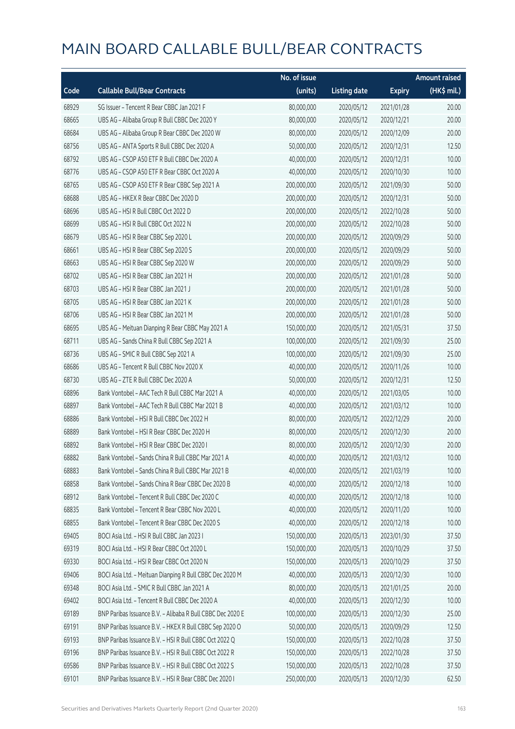# MAIN BOARD CALLABLE BULL/BEAR CONTRACTS

| Code | Callable Bull/Bear Contracts | No. of issue (units) | Listing date | Expiry | Amount raised (HK$ mil.) |
|---|---|---|---|---|---|
| 68929 | SG Issuer – Tencent R Bear CBBC Jan 2021 F | 80,000,000 | 2020/05/12 | 2021/01/28 | 20.00 |
| 68665 | UBS AG – Alibaba Group R Bull CBBC Dec 2020 Y | 80,000,000 | 2020/05/12 | 2020/12/21 | 20.00 |
| 68684 | UBS AG – Alibaba Group R Bear CBBC Dec 2020 W | 80,000,000 | 2020/05/12 | 2020/12/09 | 20.00 |
| 68756 | UBS AG – ANTA Sports R Bull CBBC Dec 2020 A | 50,000,000 | 2020/05/12 | 2020/12/31 | 12.50 |
| 68792 | UBS AG – CSOP A50 ETF R Bull CBBC Dec 2020 A | 40,000,000 | 2020/05/12 | 2020/12/31 | 10.00 |
| 68776 | UBS AG – CSOP A50 ETF R Bear CBBC Oct 2020 A | 40,000,000 | 2020/05/12 | 2020/10/30 | 10.00 |
| 68765 | UBS AG – CSOP A50 ETF R Bear CBBC Sep 2021 A | 200,000,000 | 2020/05/12 | 2021/09/30 | 50.00 |
| 68688 | UBS AG – HKEX R Bear CBBC Dec 2020 D | 200,000,000 | 2020/05/12 | 2020/12/31 | 50.00 |
| 68696 | UBS AG – HSI R Bull CBBC Oct 2022 D | 200,000,000 | 2020/05/12 | 2022/10/28 | 50.00 |
| 68699 | UBS AG – HSI R Bull CBBC Oct 2022 N | 200,000,000 | 2020/05/12 | 2022/10/28 | 50.00 |
| 68679 | UBS AG – HSI R Bear CBBC Sep 2020 L | 200,000,000 | 2020/05/12 | 2020/09/29 | 50.00 |
| 68661 | UBS AG – HSI R Bear CBBC Sep 2020 S | 200,000,000 | 2020/05/12 | 2020/09/29 | 50.00 |
| 68663 | UBS AG – HSI R Bear CBBC Sep 2020 W | 200,000,000 | 2020/05/12 | 2020/09/29 | 50.00 |
| 68702 | UBS AG – HSI R Bear CBBC Jan 2021 H | 200,000,000 | 2020/05/12 | 2021/01/28 | 50.00 |
| 68703 | UBS AG – HSI R Bear CBBC Jan 2021 J | 200,000,000 | 2020/05/12 | 2021/01/28 | 50.00 |
| 68705 | UBS AG – HSI R Bear CBBC Jan 2021 K | 200,000,000 | 2020/05/12 | 2021/01/28 | 50.00 |
| 68706 | UBS AG – HSI R Bear CBBC Jan 2021 M | 200,000,000 | 2020/05/12 | 2021/01/28 | 50.00 |
| 68695 | UBS AG – Meituan Dianping R Bear CBBC May 2021 A | 150,000,000 | 2020/05/12 | 2021/05/31 | 37.50 |
| 68711 | UBS AG – Sands China R Bull CBBC Sep 2021 A | 100,000,000 | 2020/05/12 | 2021/09/30 | 25.00 |
| 68736 | UBS AG – SMIC R Bull CBBC Sep 2021 A | 100,000,000 | 2020/05/12 | 2021/09/30 | 25.00 |
| 68686 | UBS AG – Tencent R Bull CBBC Nov 2020 X | 40,000,000 | 2020/05/12 | 2020/11/26 | 10.00 |
| 68730 | UBS AG – ZTE R Bull CBBC Dec 2020 A | 50,000,000 | 2020/05/12 | 2020/12/31 | 12.50 |
| 68896 | Bank Vontobel – AAC Tech R Bull CBBC Mar 2021 A | 40,000,000 | 2020/05/12 | 2021/03/05 | 10.00 |
| 68897 | Bank Vontobel – AAC Tech R Bull CBBC Mar 2021 B | 40,000,000 | 2020/05/12 | 2021/03/12 | 10.00 |
| 68886 | Bank Vontobel – HSI R Bull CBBC Dec 2022 H | 80,000,000 | 2020/05/12 | 2022/12/29 | 20.00 |
| 68889 | Bank Vontobel – HSI R Bear CBBC Dec 2020 H | 80,000,000 | 2020/05/12 | 2020/12/30 | 20.00 |
| 68892 | Bank Vontobel – HSI R Bear CBBC Dec 2020 I | 80,000,000 | 2020/05/12 | 2020/12/30 | 20.00 |
| 68882 | Bank Vontobel – Sands China R Bull CBBC Mar 2021 A | 40,000,000 | 2020/05/12 | 2021/03/12 | 10.00 |
| 68883 | Bank Vontobel – Sands China R Bull CBBC Mar 2021 B | 40,000,000 | 2020/05/12 | 2021/03/19 | 10.00 |
| 68858 | Bank Vontobel – Sands China R Bear CBBC Dec 2020 B | 40,000,000 | 2020/05/12 | 2020/12/18 | 10.00 |
| 68912 | Bank Vontobel – Tencent R Bull CBBC Dec 2020 C | 40,000,000 | 2020/05/12 | 2020/12/18 | 10.00 |
| 68835 | Bank Vontobel – Tencent R Bear CBBC Nov 2020 L | 40,000,000 | 2020/05/12 | 2020/11/20 | 10.00 |
| 68855 | Bank Vontobel – Tencent R Bear CBBC Dec 2020 S | 40,000,000 | 2020/05/12 | 2020/12/18 | 10.00 |
| 69405 | BOCI Asia Ltd. – HSI R Bull CBBC Jan 2023 I | 150,000,000 | 2020/05/13 | 2023/01/30 | 37.50 |
| 69319 | BOCI Asia Ltd. – HSI R Bear CBBC Oct 2020 L | 150,000,000 | 2020/05/13 | 2020/10/29 | 37.50 |
| 69330 | BOCI Asia Ltd. – HSI R Bear CBBC Oct 2020 N | 150,000,000 | 2020/05/13 | 2020/10/29 | 37.50 |
| 69406 | BOCI Asia Ltd. – Meituan Dianping R Bull CBBC Dec 2020 M | 40,000,000 | 2020/05/13 | 2020/12/30 | 10.00 |
| 69348 | BOCI Asia Ltd. – SMIC R Bull CBBC Jan 2021 A | 80,000,000 | 2020/05/13 | 2021/01/25 | 20.00 |
| 69402 | BOCI Asia Ltd. – Tencent R Bull CBBC Dec 2020 A | 40,000,000 | 2020/05/13 | 2020/12/30 | 10.00 |
| 69189 | BNP Paribas Issuance B.V. – Alibaba R Bull CBBC Dec 2020 E | 100,000,000 | 2020/05/13 | 2020/12/30 | 25.00 |
| 69191 | BNP Paribas Issuance B.V. – HKEX R Bull CBBC Sep 2020 O | 50,000,000 | 2020/05/13 | 2020/09/29 | 12.50 |
| 69193 | BNP Paribas Issuance B.V. – HSI R Bull CBBC Oct 2022 Q | 150,000,000 | 2020/05/13 | 2022/10/28 | 37.50 |
| 69196 | BNP Paribas Issuance B.V. – HSI R Bull CBBC Oct 2022 R | 150,000,000 | 2020/05/13 | 2022/10/28 | 37.50 |
| 69586 | BNP Paribas Issuance B.V. – HSI R Bull CBBC Oct 2022 S | 150,000,000 | 2020/05/13 | 2022/10/28 | 37.50 |
| 69101 | BNP Paribas Issuance B.V. – HSI R Bear CBBC Dec 2020 I | 250,000,000 | 2020/05/13 | 2020/12/30 | 62.50 |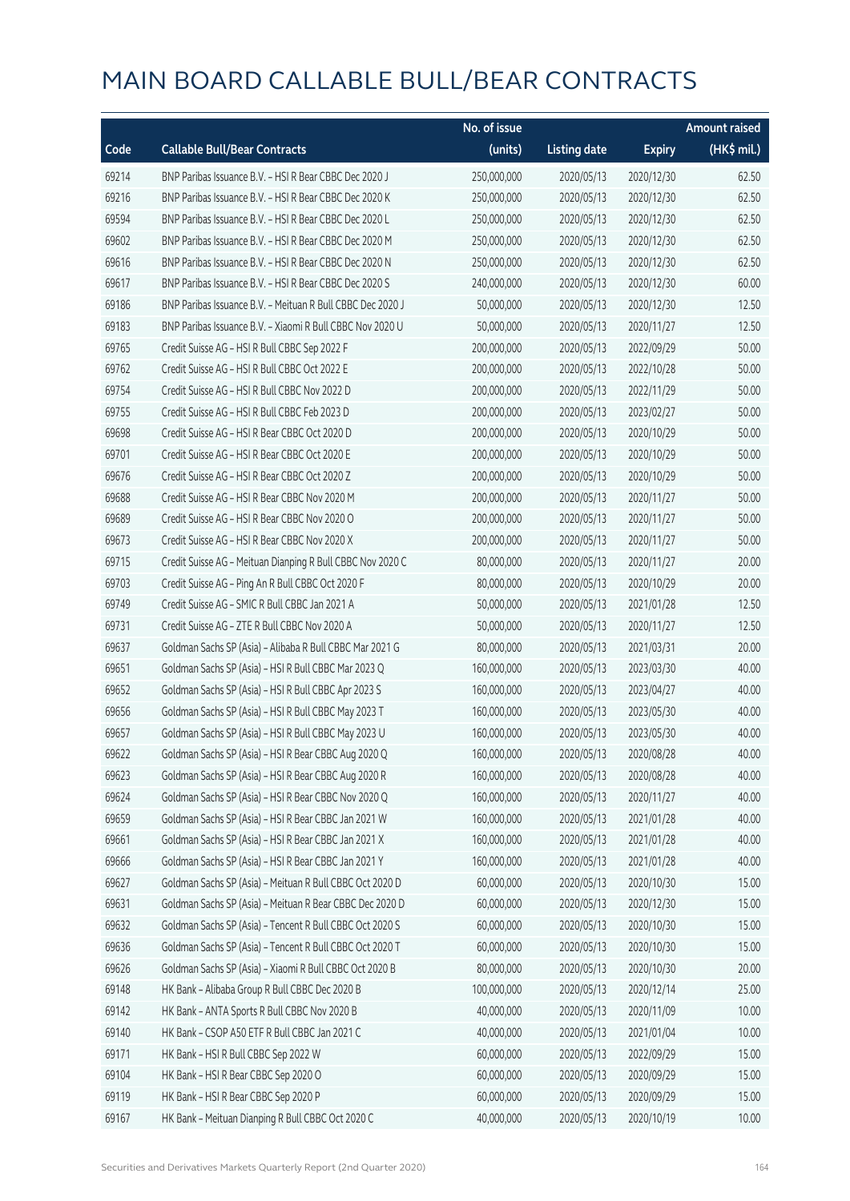# MAIN BOARD CALLABLE BULL/BEAR CONTRACTS

| Code | Callable Bull/Bear Contracts | No. of issue (units) | Listing date | Expiry | Amount raised (HK$ mil.) |
|---|---|---|---|---|---|
| 69214 | BNP Paribas Issuance B.V. – HSI R Bear CBBC Dec 2020 J | 250,000,000 | 2020/05/13 | 2020/12/30 | 62.50 |
| 69216 | BNP Paribas Issuance B.V. – HSI R Bear CBBC Dec 2020 K | 250,000,000 | 2020/05/13 | 2020/12/30 | 62.50 |
| 69594 | BNP Paribas Issuance B.V. – HSI R Bear CBBC Dec 2020 L | 250,000,000 | 2020/05/13 | 2020/12/30 | 62.50 |
| 69602 | BNP Paribas Issuance B.V. – HSI R Bear CBBC Dec 2020 M | 250,000,000 | 2020/05/13 | 2020/12/30 | 62.50 |
| 69616 | BNP Paribas Issuance B.V. – HSI R Bear CBBC Dec 2020 N | 250,000,000 | 2020/05/13 | 2020/12/30 | 62.50 |
| 69617 | BNP Paribas Issuance B.V. – HSI R Bear CBBC Dec 2020 S | 240,000,000 | 2020/05/13 | 2020/12/30 | 60.00 |
| 69186 | BNP Paribas Issuance B.V. – Meituan R Bull CBBC Dec 2020 J | 50,000,000 | 2020/05/13 | 2020/12/30 | 12.50 |
| 69183 | BNP Paribas Issuance B.V. – Xiaomi R Bull CBBC Nov 2020 U | 50,000,000 | 2020/05/13 | 2020/11/27 | 12.50 |
| 69765 | Credit Suisse AG – HSI R Bull CBBC Sep 2022 F | 200,000,000 | 2020/05/13 | 2022/09/29 | 50.00 |
| 69762 | Credit Suisse AG – HSI R Bull CBBC Oct 2022 E | 200,000,000 | 2020/05/13 | 2022/10/28 | 50.00 |
| 69754 | Credit Suisse AG – HSI R Bull CBBC Nov 2022 D | 200,000,000 | 2020/05/13 | 2022/11/29 | 50.00 |
| 69755 | Credit Suisse AG – HSI R Bull CBBC Feb 2023 D | 200,000,000 | 2020/05/13 | 2023/02/27 | 50.00 |
| 69698 | Credit Suisse AG – HSI R Bear CBBC Oct 2020 D | 200,000,000 | 2020/05/13 | 2020/10/29 | 50.00 |
| 69701 | Credit Suisse AG – HSI R Bear CBBC Oct 2020 E | 200,000,000 | 2020/05/13 | 2020/10/29 | 50.00 |
| 69676 | Credit Suisse AG – HSI R Bear CBBC Oct 2020 Z | 200,000,000 | 2020/05/13 | 2020/10/29 | 50.00 |
| 69688 | Credit Suisse AG – HSI R Bear CBBC Nov 2020 M | 200,000,000 | 2020/05/13 | 2020/11/27 | 50.00 |
| 69689 | Credit Suisse AG – HSI R Bear CBBC Nov 2020 O | 200,000,000 | 2020/05/13 | 2020/11/27 | 50.00 |
| 69673 | Credit Suisse AG – HSI R Bear CBBC Nov 2020 X | 200,000,000 | 2020/05/13 | 2020/11/27 | 50.00 |
| 69715 | Credit Suisse AG – Meituan Dianping R Bull CBBC Nov 2020 C | 80,000,000 | 2020/05/13 | 2020/11/27 | 20.00 |
| 69703 | Credit Suisse AG – Ping An R Bull CBBC Oct 2020 F | 80,000,000 | 2020/05/13 | 2020/10/29 | 20.00 |
| 69749 | Credit Suisse AG – SMIC R Bull CBBC Jan 2021 A | 50,000,000 | 2020/05/13 | 2021/01/28 | 12.50 |
| 69731 | Credit Suisse AG – ZTE R Bull CBBC Nov 2020 A | 50,000,000 | 2020/05/13 | 2020/11/27 | 12.50 |
| 69637 | Goldman Sachs SP (Asia) – Alibaba R Bull CBBC Mar 2021 G | 80,000,000 | 2020/05/13 | 2021/03/31 | 20.00 |
| 69651 | Goldman Sachs SP (Asia) – HSI R Bull CBBC Mar 2023 Q | 160,000,000 | 2020/05/13 | 2023/03/30 | 40.00 |
| 69652 | Goldman Sachs SP (Asia) – HSI R Bull CBBC Apr 2023 S | 160,000,000 | 2020/05/13 | 2023/04/27 | 40.00 |
| 69656 | Goldman Sachs SP (Asia) – HSI R Bull CBBC May 2023 T | 160,000,000 | 2020/05/13 | 2023/05/30 | 40.00 |
| 69657 | Goldman Sachs SP (Asia) – HSI R Bull CBBC May 2023 U | 160,000,000 | 2020/05/13 | 2023/05/30 | 40.00 |
| 69622 | Goldman Sachs SP (Asia) – HSI R Bear CBBC Aug 2020 Q | 160,000,000 | 2020/05/13 | 2020/08/28 | 40.00 |
| 69623 | Goldman Sachs SP (Asia) – HSI R Bear CBBC Aug 2020 R | 160,000,000 | 2020/05/13 | 2020/08/28 | 40.00 |
| 69624 | Goldman Sachs SP (Asia) – HSI R Bear CBBC Nov 2020 Q | 160,000,000 | 2020/05/13 | 2020/11/27 | 40.00 |
| 69659 | Goldman Sachs SP (Asia) – HSI R Bear CBBC Jan 2021 W | 160,000,000 | 2020/05/13 | 2021/01/28 | 40.00 |
| 69661 | Goldman Sachs SP (Asia) – HSI R Bear CBBC Jan 2021 X | 160,000,000 | 2020/05/13 | 2021/01/28 | 40.00 |
| 69666 | Goldman Sachs SP (Asia) – HSI R Bear CBBC Jan 2021 Y | 160,000,000 | 2020/05/13 | 2021/01/28 | 40.00 |
| 69627 | Goldman Sachs SP (Asia) – Meituan R Bull CBBC Oct 2020 D | 60,000,000 | 2020/05/13 | 2020/10/30 | 15.00 |
| 69631 | Goldman Sachs SP (Asia) – Meituan R Bear CBBC Dec 2020 D | 60,000,000 | 2020/05/13 | 2020/12/30 | 15.00 |
| 69632 | Goldman Sachs SP (Asia) – Tencent R Bull CBBC Oct 2020 S | 60,000,000 | 2020/05/13 | 2020/10/30 | 15.00 |
| 69636 | Goldman Sachs SP (Asia) – Tencent R Bull CBBC Oct 2020 T | 60,000,000 | 2020/05/13 | 2020/10/30 | 15.00 |
| 69626 | Goldman Sachs SP (Asia) – Xiaomi R Bull CBBC Oct 2020 B | 80,000,000 | 2020/05/13 | 2020/10/30 | 20.00 |
| 69148 | HK Bank – Alibaba Group R Bull CBBC Dec 2020 B | 100,000,000 | 2020/05/13 | 2020/12/14 | 25.00 |
| 69142 | HK Bank – ANTA Sports R Bull CBBC Nov 2020 B | 40,000,000 | 2020/05/13 | 2020/11/09 | 10.00 |
| 69140 | HK Bank – CSOP A50 ETF R Bull CBBC Jan 2021 C | 40,000,000 | 2020/05/13 | 2021/01/04 | 10.00 |
| 69171 | HK Bank – HSI R Bull CBBC Sep 2022 W | 60,000,000 | 2020/05/13 | 2022/09/29 | 15.00 |
| 69104 | HK Bank – HSI R Bear CBBC Sep 2020 O | 60,000,000 | 2020/05/13 | 2020/09/29 | 15.00 |
| 69119 | HK Bank – HSI R Bear CBBC Sep 2020 P | 60,000,000 | 2020/05/13 | 2020/09/29 | 15.00 |
| 69167 | HK Bank – Meituan Dianping R Bull CBBC Oct 2020 C | 40,000,000 | 2020/05/13 | 2020/10/19 | 10.00 |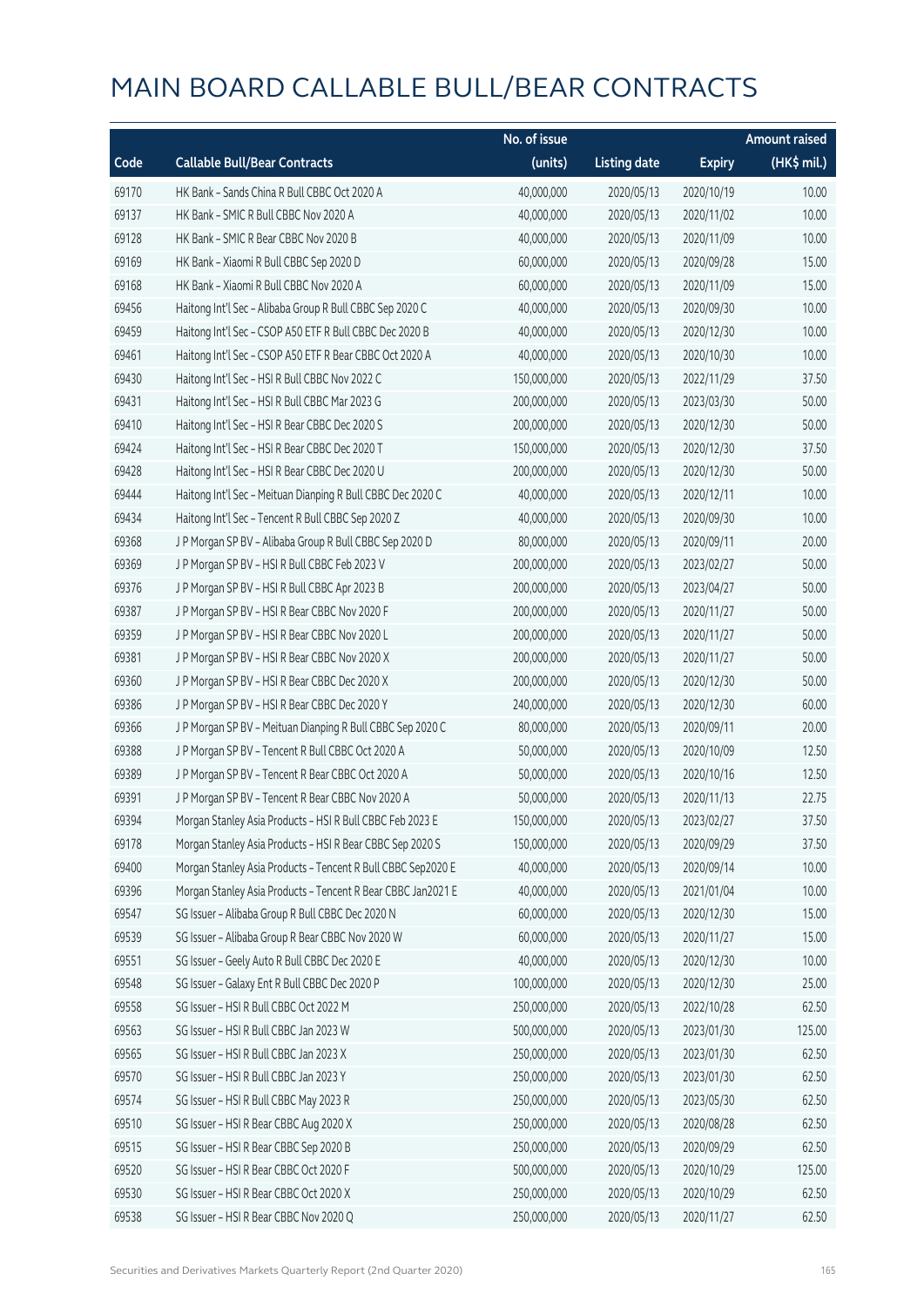# MAIN BOARD CALLABLE BULL/BEAR CONTRACTS

| Code | Callable Bull/Bear Contracts | No. of issue (units) | Listing date | Expiry | Amount raised (HK$ mil.) |
|---|---|---|---|---|---|
| 69170 | HK Bank – Sands China R Bull CBBC Oct 2020 A | 40,000,000 | 2020/05/13 | 2020/10/19 | 10.00 |
| 69137 | HK Bank – SMIC R Bull CBBC Nov 2020 A | 40,000,000 | 2020/05/13 | 2020/11/02 | 10.00 |
| 69128 | HK Bank – SMIC R Bear CBBC Nov 2020 B | 40,000,000 | 2020/05/13 | 2020/11/09 | 10.00 |
| 69169 | HK Bank – Xiaomi R Bull CBBC Sep 2020 D | 60,000,000 | 2020/05/13 | 2020/09/28 | 15.00 |
| 69168 | HK Bank – Xiaomi R Bull CBBC Nov 2020 A | 60,000,000 | 2020/05/13 | 2020/11/09 | 15.00 |
| 69456 | Haitong Int'l Sec – Alibaba Group R Bull CBBC Sep 2020 C | 40,000,000 | 2020/05/13 | 2020/09/30 | 10.00 |
| 69459 | Haitong Int'l Sec – CSOP A50 ETF R Bull CBBC Dec 2020 B | 40,000,000 | 2020/05/13 | 2020/12/30 | 10.00 |
| 69461 | Haitong Int'l Sec – CSOP A50 ETF R Bear CBBC Oct 2020 A | 40,000,000 | 2020/05/13 | 2020/10/30 | 10.00 |
| 69430 | Haitong Int'l Sec – HSI R Bull CBBC Nov 2022 C | 150,000,000 | 2020/05/13 | 2022/11/29 | 37.50 |
| 69431 | Haitong Int'l Sec – HSI R Bull CBBC Mar 2023 G | 200,000,000 | 2020/05/13 | 2023/03/30 | 50.00 |
| 69410 | Haitong Int'l Sec – HSI R Bear CBBC Dec 2020 S | 200,000,000 | 2020/05/13 | 2020/12/30 | 50.00 |
| 69424 | Haitong Int'l Sec – HSI R Bear CBBC Dec 2020 T | 150,000,000 | 2020/05/13 | 2020/12/30 | 37.50 |
| 69428 | Haitong Int'l Sec – HSI R Bear CBBC Dec 2020 U | 200,000,000 | 2020/05/13 | 2020/12/30 | 50.00 |
| 69444 | Haitong Int'l Sec – Meituan Dianping R Bull CBBC Dec 2020 C | 40,000,000 | 2020/05/13 | 2020/12/11 | 10.00 |
| 69434 | Haitong Int'l Sec – Tencent R Bull CBBC Sep 2020 Z | 40,000,000 | 2020/05/13 | 2020/09/30 | 10.00 |
| 69368 | J P Morgan SP BV – Alibaba Group R Bull CBBC Sep 2020 D | 80,000,000 | 2020/05/13 | 2020/09/11 | 20.00 |
| 69369 | J P Morgan SP BV – HSI R Bull CBBC Feb 2023 V | 200,000,000 | 2020/05/13 | 2023/02/27 | 50.00 |
| 69376 | J P Morgan SP BV – HSI R Bull CBBC Apr 2023 B | 200,000,000 | 2020/05/13 | 2023/04/27 | 50.00 |
| 69387 | J P Morgan SP BV – HSI R Bear CBBC Nov 2020 F | 200,000,000 | 2020/05/13 | 2020/11/27 | 50.00 |
| 69359 | J P Morgan SP BV – HSI R Bear CBBC Nov 2020 L | 200,000,000 | 2020/05/13 | 2020/11/27 | 50.00 |
| 69381 | J P Morgan SP BV – HSI R Bear CBBC Nov 2020 X | 200,000,000 | 2020/05/13 | 2020/11/27 | 50.00 |
| 69360 | J P Morgan SP BV – HSI R Bear CBBC Dec 2020 X | 200,000,000 | 2020/05/13 | 2020/12/30 | 50.00 |
| 69386 | J P Morgan SP BV – HSI R Bear CBBC Dec 2020 Y | 240,000,000 | 2020/05/13 | 2020/12/30 | 60.00 |
| 69366 | J P Morgan SP BV – Meituan Dianping R Bull CBBC Sep 2020 C | 80,000,000 | 2020/05/13 | 2020/09/11 | 20.00 |
| 69388 | J P Morgan SP BV – Tencent R Bull CBBC Oct 2020 A | 50,000,000 | 2020/05/13 | 2020/10/09 | 12.50 |
| 69389 | J P Morgan SP BV – Tencent R Bear CBBC Oct 2020 A | 50,000,000 | 2020/05/13 | 2020/10/16 | 12.50 |
| 69391 | J P Morgan SP BV – Tencent R Bear CBBC Nov 2020 A | 50,000,000 | 2020/05/13 | 2020/11/13 | 22.75 |
| 69394 | Morgan Stanley Asia Products – HSI R Bull CBBC Feb 2023 E | 150,000,000 | 2020/05/13 | 2023/02/27 | 37.50 |
| 69178 | Morgan Stanley Asia Products – HSI R Bear CBBC Sep 2020 S | 150,000,000 | 2020/05/13 | 2020/09/29 | 37.50 |
| 69400 | Morgan Stanley Asia Products – Tencent R Bull CBBC Sep2020 E | 40,000,000 | 2020/05/13 | 2020/09/14 | 10.00 |
| 69396 | Morgan Stanley Asia Products – Tencent R Bear CBBC Jan2021 E | 40,000,000 | 2020/05/13 | 2021/01/04 | 10.00 |
| 69547 | SG Issuer – Alibaba Group R Bull CBBC Dec 2020 N | 60,000,000 | 2020/05/13 | 2020/12/30 | 15.00 |
| 69539 | SG Issuer – Alibaba Group R Bear CBBC Nov 2020 W | 60,000,000 | 2020/05/13 | 2020/11/27 | 15.00 |
| 69551 | SG Issuer – Geely Auto R Bull CBBC Dec 2020 E | 40,000,000 | 2020/05/13 | 2020/12/30 | 10.00 |
| 69548 | SG Issuer – Galaxy Ent R Bull CBBC Dec 2020 P | 100,000,000 | 2020/05/13 | 2020/12/30 | 25.00 |
| 69558 | SG Issuer – HSI R Bull CBBC Oct 2022 M | 250,000,000 | 2020/05/13 | 2022/10/28 | 62.50 |
| 69563 | SG Issuer – HSI R Bull CBBC Jan 2023 W | 500,000,000 | 2020/05/13 | 2023/01/30 | 125.00 |
| 69565 | SG Issuer – HSI R Bull CBBC Jan 2023 X | 250,000,000 | 2020/05/13 | 2023/01/30 | 62.50 |
| 69570 | SG Issuer – HSI R Bull CBBC Jan 2023 Y | 250,000,000 | 2020/05/13 | 2023/01/30 | 62.50 |
| 69574 | SG Issuer – HSI R Bull CBBC May 2023 R | 250,000,000 | 2020/05/13 | 2023/05/30 | 62.50 |
| 69510 | SG Issuer – HSI R Bear CBBC Aug 2020 X | 250,000,000 | 2020/05/13 | 2020/08/28 | 62.50 |
| 69515 | SG Issuer – HSI R Bear CBBC Sep 2020 B | 250,000,000 | 2020/05/13 | 2020/09/29 | 62.50 |
| 69520 | SG Issuer – HSI R Bear CBBC Oct 2020 F | 500,000,000 | 2020/05/13 | 2020/10/29 | 125.00 |
| 69530 | SG Issuer – HSI R Bear CBBC Oct 2020 X | 250,000,000 | 2020/05/13 | 2020/10/29 | 62.50 |
| 69538 | SG Issuer – HSI R Bear CBBC Nov 2020 Q | 250,000,000 | 2020/05/13 | 2020/11/27 | 62.50 |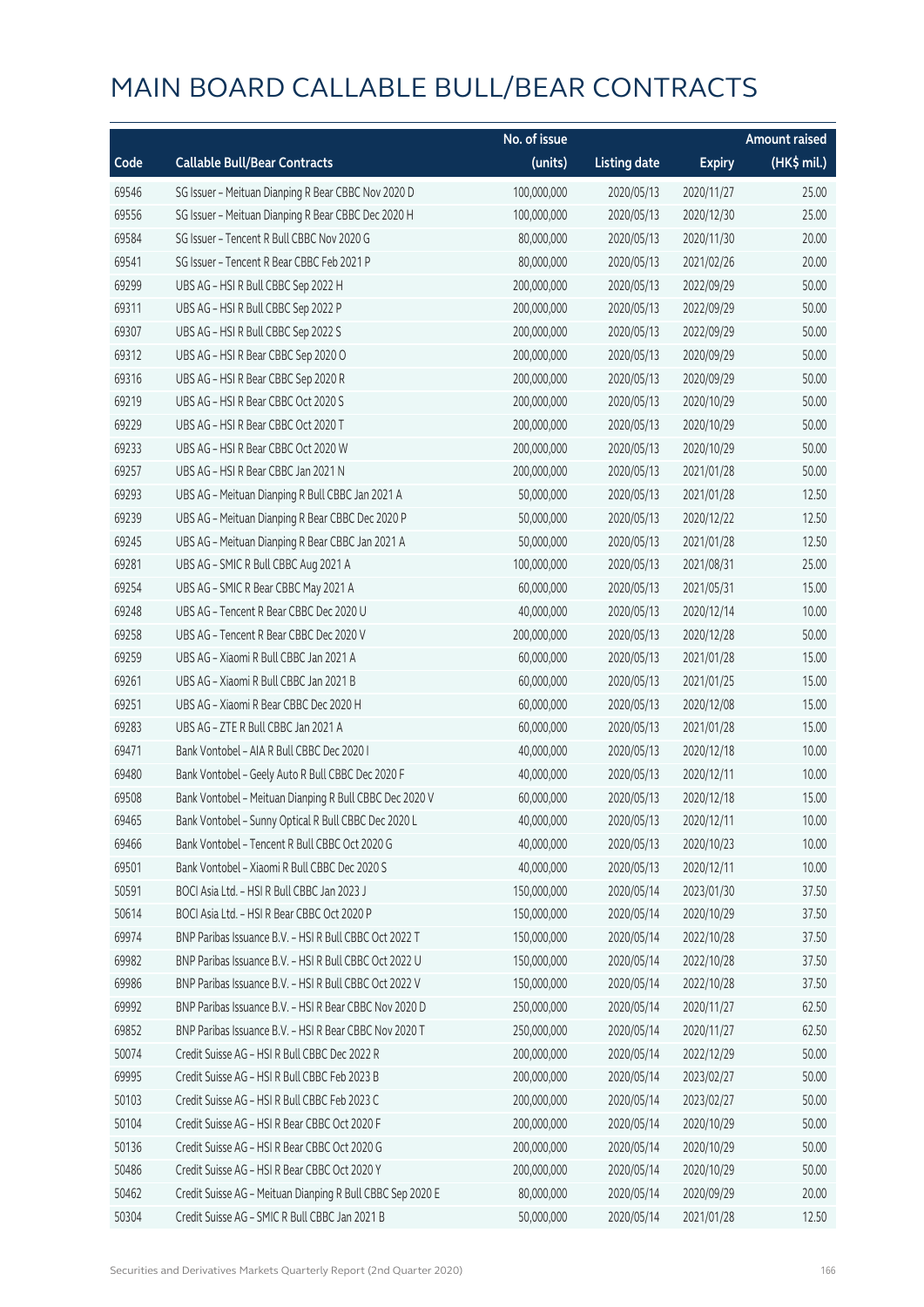# MAIN BOARD CALLABLE BULL/BEAR CONTRACTS

| Code | Callable Bull/Bear Contracts | No. of issue (units) | Listing date | Expiry | Amount raised (HK$ mil.) |
|---|---|---|---|---|---|
| 69546 | SG Issuer – Meituan Dianping R Bear CBBC Nov 2020 D | 100,000,000 | 2020/05/13 | 2020/11/27 | 25.00 |
| 69556 | SG Issuer – Meituan Dianping R Bear CBBC Dec 2020 H | 100,000,000 | 2020/05/13 | 2020/12/30 | 25.00 |
| 69584 | SG Issuer – Tencent R Bull CBBC Nov 2020 G | 80,000,000 | 2020/05/13 | 2020/11/30 | 20.00 |
| 69541 | SG Issuer – Tencent R Bear CBBC Feb 2021 P | 80,000,000 | 2020/05/13 | 2021/02/26 | 20.00 |
| 69299 | UBS AG – HSI R Bull CBBC Sep 2022 H | 200,000,000 | 2020/05/13 | 2022/09/29 | 50.00 |
| 69311 | UBS AG – HSI R Bull CBBC Sep 2022 P | 200,000,000 | 2020/05/13 | 2022/09/29 | 50.00 |
| 69307 | UBS AG – HSI R Bull CBBC Sep 2022 S | 200,000,000 | 2020/05/13 | 2022/09/29 | 50.00 |
| 69312 | UBS AG – HSI R Bear CBBC Sep 2020 O | 200,000,000 | 2020/05/13 | 2020/09/29 | 50.00 |
| 69316 | UBS AG – HSI R Bear CBBC Sep 2020 R | 200,000,000 | 2020/05/13 | 2020/09/29 | 50.00 |
| 69219 | UBS AG – HSI R Bear CBBC Oct 2020 S | 200,000,000 | 2020/05/13 | 2020/10/29 | 50.00 |
| 69229 | UBS AG – HSI R Bear CBBC Oct 2020 T | 200,000,000 | 2020/05/13 | 2020/10/29 | 50.00 |
| 69233 | UBS AG – HSI R Bear CBBC Oct 2020 W | 200,000,000 | 2020/05/13 | 2020/10/29 | 50.00 |
| 69257 | UBS AG – HSI R Bear CBBC Jan 2021 N | 200,000,000 | 2020/05/13 | 2021/01/28 | 50.00 |
| 69293 | UBS AG – Meituan Dianping R Bull CBBC Jan 2021 A | 50,000,000 | 2020/05/13 | 2021/01/28 | 12.50 |
| 69239 | UBS AG – Meituan Dianping R Bear CBBC Dec 2020 P | 50,000,000 | 2020/05/13 | 2020/12/22 | 12.50 |
| 69245 | UBS AG – Meituan Dianping R Bear CBBC Jan 2021 A | 50,000,000 | 2020/05/13 | 2021/01/28 | 12.50 |
| 69281 | UBS AG – SMIC R Bull CBBC Aug 2021 A | 100,000,000 | 2020/05/13 | 2021/08/31 | 25.00 |
| 69254 | UBS AG – SMIC R Bear CBBC May 2021 A | 60,000,000 | 2020/05/13 | 2021/05/31 | 15.00 |
| 69248 | UBS AG – Tencent R Bear CBBC Dec 2020 U | 40,000,000 | 2020/05/13 | 2020/12/14 | 10.00 |
| 69258 | UBS AG – Tencent R Bear CBBC Dec 2020 V | 200,000,000 | 2020/05/13 | 2020/12/28 | 50.00 |
| 69259 | UBS AG – Xiaomi R Bull CBBC Jan 2021 A | 60,000,000 | 2020/05/13 | 2021/01/28 | 15.00 |
| 69261 | UBS AG – Xiaomi R Bull CBBC Jan 2021 B | 60,000,000 | 2020/05/13 | 2021/01/25 | 15.00 |
| 69251 | UBS AG – Xiaomi R Bear CBBC Dec 2020 H | 60,000,000 | 2020/05/13 | 2020/12/08 | 15.00 |
| 69283 | UBS AG – ZTE R Bull CBBC Jan 2021 A | 60,000,000 | 2020/05/13 | 2021/01/28 | 15.00 |
| 69471 | Bank Vontobel – AIA R Bull CBBC Dec 2020 I | 40,000,000 | 2020/05/13 | 2020/12/18 | 10.00 |
| 69480 | Bank Vontobel – Geely Auto R Bull CBBC Dec 2020 F | 40,000,000 | 2020/05/13 | 2020/12/11 | 10.00 |
| 69508 | Bank Vontobel – Meituan Dianping R Bull CBBC Dec 2020 V | 60,000,000 | 2020/05/13 | 2020/12/18 | 15.00 |
| 69465 | Bank Vontobel – Sunny Optical R Bull CBBC Dec 2020 L | 40,000,000 | 2020/05/13 | 2020/12/11 | 10.00 |
| 69466 | Bank Vontobel – Tencent R Bull CBBC Oct 2020 G | 40,000,000 | 2020/05/13 | 2020/10/23 | 10.00 |
| 69501 | Bank Vontobel – Xiaomi R Bull CBBC Dec 2020 S | 40,000,000 | 2020/05/13 | 2020/12/11 | 10.00 |
| 50591 | BOCI Asia Ltd. – HSI R Bull CBBC Jan 2023 J | 150,000,000 | 2020/05/14 | 2023/01/30 | 37.50 |
| 50614 | BOCI Asia Ltd. – HSI R Bear CBBC Oct 2020 P | 150,000,000 | 2020/05/14 | 2020/10/29 | 37.50 |
| 69974 | BNP Paribas Issuance B.V. – HSI R Bull CBBC Oct 2022 T | 150,000,000 | 2020/05/14 | 2022/10/28 | 37.50 |
| 69982 | BNP Paribas Issuance B.V. – HSI R Bull CBBC Oct 2022 U | 150,000,000 | 2020/05/14 | 2022/10/28 | 37.50 |
| 69986 | BNP Paribas Issuance B.V. – HSI R Bull CBBC Oct 2022 V | 150,000,000 | 2020/05/14 | 2022/10/28 | 37.50 |
| 69992 | BNP Paribas Issuance B.V. – HSI R Bear CBBC Nov 2020 D | 250,000,000 | 2020/05/14 | 2020/11/27 | 62.50 |
| 69852 | BNP Paribas Issuance B.V. – HSI R Bear CBBC Nov 2020 T | 250,000,000 | 2020/05/14 | 2020/11/27 | 62.50 |
| 50074 | Credit Suisse AG – HSI R Bull CBBC Dec 2022 R | 200,000,000 | 2020/05/14 | 2022/12/29 | 50.00 |
| 69995 | Credit Suisse AG – HSI R Bull CBBC Feb 2023 B | 200,000,000 | 2020/05/14 | 2023/02/27 | 50.00 |
| 50103 | Credit Suisse AG – HSI R Bull CBBC Feb 2023 C | 200,000,000 | 2020/05/14 | 2023/02/27 | 50.00 |
| 50104 | Credit Suisse AG – HSI R Bear CBBC Oct 2020 F | 200,000,000 | 2020/05/14 | 2020/10/29 | 50.00 |
| 50136 | Credit Suisse AG – HSI R Bear CBBC Oct 2020 G | 200,000,000 | 2020/05/14 | 2020/10/29 | 50.00 |
| 50486 | Credit Suisse AG – HSI R Bear CBBC Oct 2020 Y | 200,000,000 | 2020/05/14 | 2020/10/29 | 50.00 |
| 50462 | Credit Suisse AG – Meituan Dianping R Bull CBBC Sep 2020 E | 80,000,000 | 2020/05/14 | 2020/09/29 | 20.00 |
| 50304 | Credit Suisse AG – SMIC R Bull CBBC Jan 2021 B | 50,000,000 | 2020/05/14 | 2021/01/28 | 12.50 |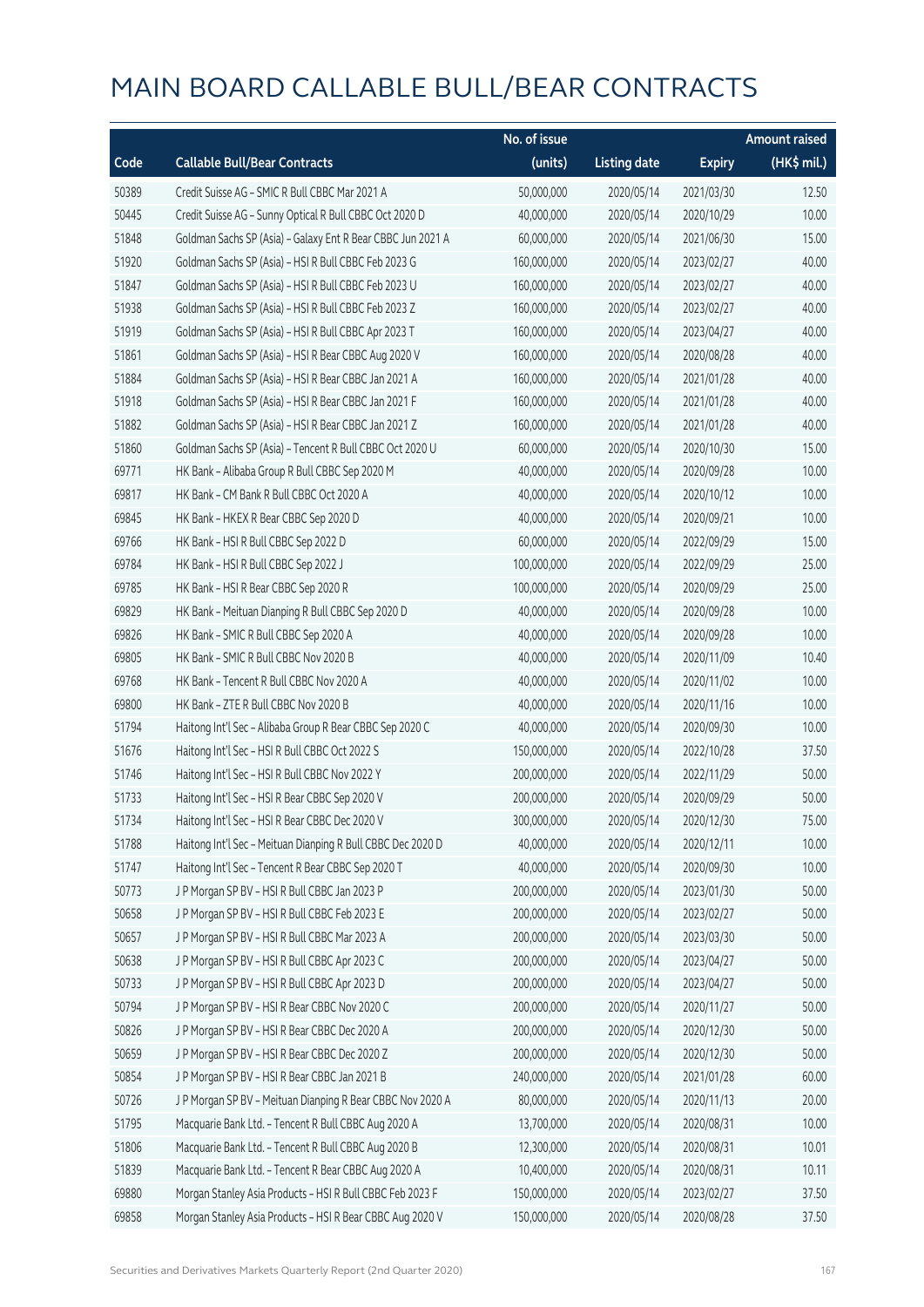# MAIN BOARD CALLABLE BULL/BEAR CONTRACTS

| Code | Callable Bull/Bear Contracts | No. of issue (units) | Listing date | Expiry | Amount raised (HK$ mil.) |
|---|---|---|---|---|---|
| 50389 | Credit Suisse AG – SMIC R Bull CBBC Mar 2021 A | 50,000,000 | 2020/05/14 | 2021/03/30 | 12.50 |
| 50445 | Credit Suisse AG – Sunny Optical R Bull CBBC Oct 2020 D | 40,000,000 | 2020/05/14 | 2020/10/29 | 10.00 |
| 51848 | Goldman Sachs SP (Asia) – Galaxy Ent R Bear CBBC Jun 2021 A | 60,000,000 | 2020/05/14 | 2021/06/30 | 15.00 |
| 51920 | Goldman Sachs SP (Asia) – HSI R Bull CBBC Feb 2023 G | 160,000,000 | 2020/05/14 | 2023/02/27 | 40.00 |
| 51847 | Goldman Sachs SP (Asia) – HSI R Bull CBBC Feb 2023 U | 160,000,000 | 2020/05/14 | 2023/02/27 | 40.00 |
| 51938 | Goldman Sachs SP (Asia) – HSI R Bull CBBC Feb 2023 Z | 160,000,000 | 2020/05/14 | 2023/02/27 | 40.00 |
| 51919 | Goldman Sachs SP (Asia) – HSI R Bull CBBC Apr 2023 T | 160,000,000 | 2020/05/14 | 2023/04/27 | 40.00 |
| 51861 | Goldman Sachs SP (Asia) – HSI R Bear CBBC Aug 2020 V | 160,000,000 | 2020/05/14 | 2020/08/28 | 40.00 |
| 51884 | Goldman Sachs SP (Asia) – HSI R Bear CBBC Jan 2021 A | 160,000,000 | 2020/05/14 | 2021/01/28 | 40.00 |
| 51918 | Goldman Sachs SP (Asia) – HSI R Bear CBBC Jan 2021 F | 160,000,000 | 2020/05/14 | 2021/01/28 | 40.00 |
| 51882 | Goldman Sachs SP (Asia) – HSI R Bear CBBC Jan 2021 Z | 160,000,000 | 2020/05/14 | 2021/01/28 | 40.00 |
| 51860 | Goldman Sachs SP (Asia) – Tencent R Bull CBBC Oct 2020 U | 60,000,000 | 2020/05/14 | 2020/10/30 | 15.00 |
| 69771 | HK Bank – Alibaba Group R Bull CBBC Sep 2020 M | 40,000,000 | 2020/05/14 | 2020/09/28 | 10.00 |
| 69817 | HK Bank – CM Bank R Bull CBBC Oct 2020 A | 40,000,000 | 2020/05/14 | 2020/10/12 | 10.00 |
| 69845 | HK Bank – HKEX R Bear CBBC Sep 2020 D | 40,000,000 | 2020/05/14 | 2020/09/21 | 10.00 |
| 69766 | HK Bank – HSI R Bull CBBC Sep 2022 D | 60,000,000 | 2020/05/14 | 2022/09/29 | 15.00 |
| 69784 | HK Bank – HSI R Bull CBBC Sep 2022 J | 100,000,000 | 2020/05/14 | 2022/09/29 | 25.00 |
| 69785 | HK Bank – HSI R Bear CBBC Sep 2020 R | 100,000,000 | 2020/05/14 | 2020/09/29 | 25.00 |
| 69829 | HK Bank – Meituan Dianping R Bull CBBC Sep 2020 D | 40,000,000 | 2020/05/14 | 2020/09/28 | 10.00 |
| 69826 | HK Bank – SMIC R Bull CBBC Sep 2020 A | 40,000,000 | 2020/05/14 | 2020/09/28 | 10.00 |
| 69805 | HK Bank – SMIC R Bull CBBC Nov 2020 B | 40,000,000 | 2020/05/14 | 2020/11/09 | 10.40 |
| 69768 | HK Bank – Tencent R Bull CBBC Nov 2020 A | 40,000,000 | 2020/05/14 | 2020/11/02 | 10.00 |
| 69800 | HK Bank – ZTE R Bull CBBC Nov 2020 B | 40,000,000 | 2020/05/14 | 2020/11/16 | 10.00 |
| 51794 | Haitong Int'l Sec – Alibaba Group R Bear CBBC Sep 2020 C | 40,000,000 | 2020/05/14 | 2020/09/30 | 10.00 |
| 51676 | Haitong Int'l Sec – HSI R Bull CBBC Oct 2022 S | 150,000,000 | 2020/05/14 | 2022/10/28 | 37.50 |
| 51746 | Haitong Int'l Sec – HSI R Bull CBBC Nov 2022 Y | 200,000,000 | 2020/05/14 | 2022/11/29 | 50.00 |
| 51733 | Haitong Int'l Sec – HSI R Bear CBBC Sep 2020 V | 200,000,000 | 2020/05/14 | 2020/09/29 | 50.00 |
| 51734 | Haitong Int'l Sec – HSI R Bear CBBC Dec 2020 V | 300,000,000 | 2020/05/14 | 2020/12/30 | 75.00 |
| 51788 | Haitong Int'l Sec – Meituan Dianping R Bull CBBC Dec 2020 D | 40,000,000 | 2020/05/14 | 2020/12/11 | 10.00 |
| 51747 | Haitong Int'l Sec – Tencent R Bear CBBC Sep 2020 T | 40,000,000 | 2020/05/14 | 2020/09/30 | 10.00 |
| 50773 | J P Morgan SP BV – HSI R Bull CBBC Jan 2023 P | 200,000,000 | 2020/05/14 | 2023/01/30 | 50.00 |
| 50658 | J P Morgan SP BV – HSI R Bull CBBC Feb 2023 E | 200,000,000 | 2020/05/14 | 2023/02/27 | 50.00 |
| 50657 | J P Morgan SP BV – HSI R Bull CBBC Mar 2023 A | 200,000,000 | 2020/05/14 | 2023/03/30 | 50.00 |
| 50638 | J P Morgan SP BV – HSI R Bull CBBC Apr 2023 C | 200,000,000 | 2020/05/14 | 2023/04/27 | 50.00 |
| 50733 | J P Morgan SP BV – HSI R Bull CBBC Apr 2023 D | 200,000,000 | 2020/05/14 | 2023/04/27 | 50.00 |
| 50794 | J P Morgan SP BV – HSI R Bear CBBC Nov 2020 C | 200,000,000 | 2020/05/14 | 2020/11/27 | 50.00 |
| 50826 | J P Morgan SP BV – HSI R Bear CBBC Dec 2020 A | 200,000,000 | 2020/05/14 | 2020/12/30 | 50.00 |
| 50659 | J P Morgan SP BV – HSI R Bear CBBC Dec 2020 Z | 200,000,000 | 2020/05/14 | 2020/12/30 | 50.00 |
| 50854 | J P Morgan SP BV – HSI R Bear CBBC Jan 2021 B | 240,000,000 | 2020/05/14 | 2021/01/28 | 60.00 |
| 50726 | J P Morgan SP BV – Meituan Dianping R Bear CBBC Nov 2020 A | 80,000,000 | 2020/05/14 | 2020/11/13 | 20.00 |
| 51795 | Macquarie Bank Ltd. – Tencent R Bull CBBC Aug 2020 A | 13,700,000 | 2020/05/14 | 2020/08/31 | 10.00 |
| 51806 | Macquarie Bank Ltd. – Tencent R Bull CBBC Aug 2020 B | 12,300,000 | 2020/05/14 | 2020/08/31 | 10.01 |
| 51839 | Macquarie Bank Ltd. – Tencent R Bear CBBC Aug 2020 A | 10,400,000 | 2020/05/14 | 2020/08/31 | 10.11 |
| 69880 | Morgan Stanley Asia Products – HSI R Bull CBBC Feb 2023 F | 150,000,000 | 2020/05/14 | 2023/02/27 | 37.50 |
| 69858 | Morgan Stanley Asia Products – HSI R Bear CBBC Aug 2020 V | 150,000,000 | 2020/05/14 | 2020/08/28 | 37.50 |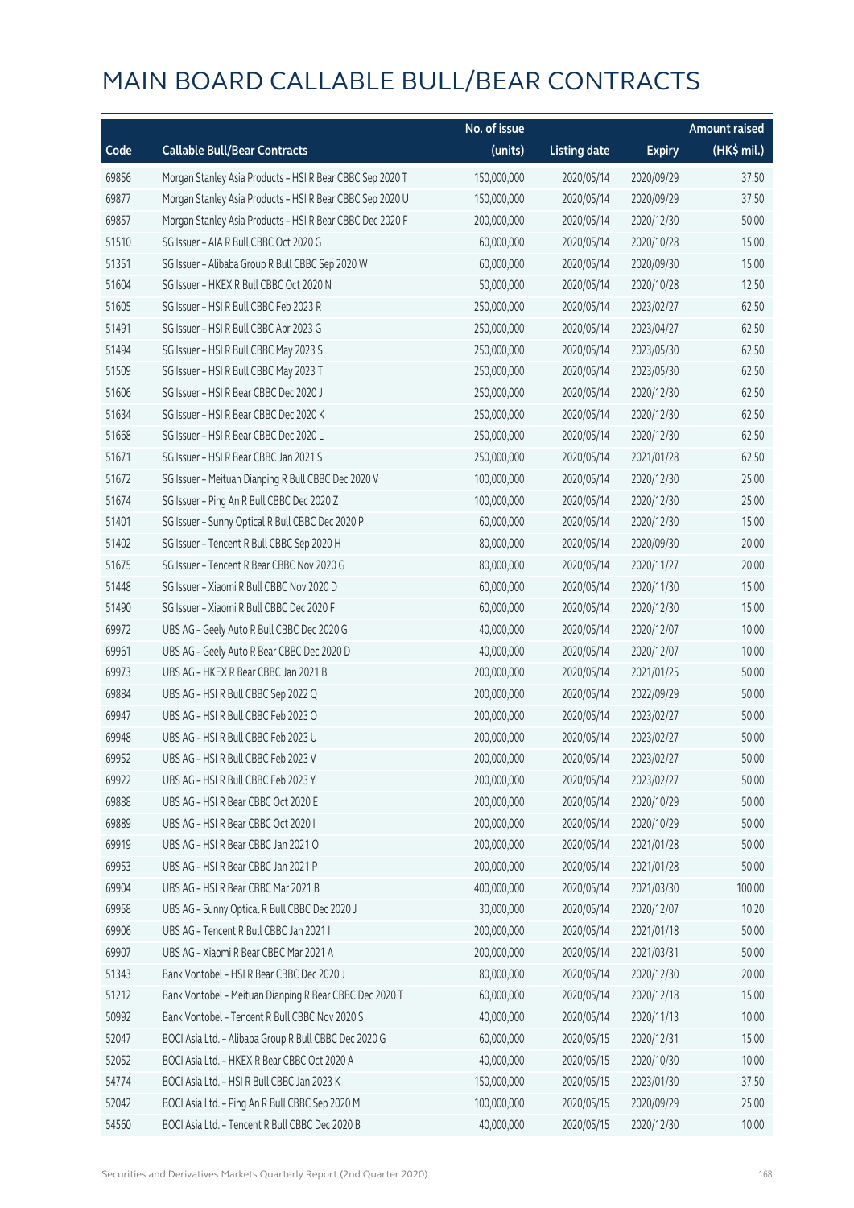# MAIN BOARD CALLABLE BULL/BEAR CONTRACTS

| Code | Callable Bull/Bear Contracts | No. of issue (units) | Listing date | Expiry | Amount raised (HK$ mil.) |
|---|---|---|---|---|---|
| 69856 | Morgan Stanley Asia Products – HSI R Bear CBBC Sep 2020 T | 150,000,000 | 2020/05/14 | 2020/09/29 | 37.50 |
| 69877 | Morgan Stanley Asia Products – HSI R Bear CBBC Sep 2020 U | 150,000,000 | 2020/05/14 | 2020/09/29 | 37.50 |
| 69857 | Morgan Stanley Asia Products – HSI R Bear CBBC Dec 2020 F | 200,000,000 | 2020/05/14 | 2020/12/30 | 50.00 |
| 51510 | SG Issuer – AIA R Bull CBBC Oct 2020 G | 60,000,000 | 2020/05/14 | 2020/10/28 | 15.00 |
| 51351 | SG Issuer – Alibaba Group R Bull CBBC Sep 2020 W | 60,000,000 | 2020/05/14 | 2020/09/30 | 15.00 |
| 51604 | SG Issuer – HKEX R Bull CBBC Oct 2020 N | 50,000,000 | 2020/05/14 | 2020/10/28 | 12.50 |
| 51605 | SG Issuer – HSI R Bull CBBC Feb 2023 R | 250,000,000 | 2020/05/14 | 2023/02/27 | 62.50 |
| 51491 | SG Issuer – HSI R Bull CBBC Apr 2023 G | 250,000,000 | 2020/05/14 | 2023/04/27 | 62.50 |
| 51494 | SG Issuer – HSI R Bull CBBC May 2023 S | 250,000,000 | 2020/05/14 | 2023/05/30 | 62.50 |
| 51509 | SG Issuer – HSI R Bull CBBC May 2023 T | 250,000,000 | 2020/05/14 | 2023/05/30 | 62.50 |
| 51606 | SG Issuer – HSI R Bear CBBC Dec 2020 J | 250,000,000 | 2020/05/14 | 2020/12/30 | 62.50 |
| 51634 | SG Issuer – HSI R Bear CBBC Dec 2020 K | 250,000,000 | 2020/05/14 | 2020/12/30 | 62.50 |
| 51668 | SG Issuer – HSI R Bear CBBC Dec 2020 L | 250,000,000 | 2020/05/14 | 2020/12/30 | 62.50 |
| 51671 | SG Issuer – HSI R Bear CBBC Jan 2021 S | 250,000,000 | 2020/05/14 | 2021/01/28 | 62.50 |
| 51672 | SG Issuer – Meituan Dianping R Bull CBBC Dec 2020 V | 100,000,000 | 2020/05/14 | 2020/12/30 | 25.00 |
| 51674 | SG Issuer – Ping An R Bull CBBC Dec 2020 Z | 100,000,000 | 2020/05/14 | 2020/12/30 | 25.00 |
| 51401 | SG Issuer – Sunny Optical R Bull CBBC Dec 2020 P | 60,000,000 | 2020/05/14 | 2020/12/30 | 15.00 |
| 51402 | SG Issuer – Tencent R Bull CBBC Sep 2020 H | 80,000,000 | 2020/05/14 | 2020/09/30 | 20.00 |
| 51675 | SG Issuer – Tencent R Bear CBBC Nov 2020 G | 80,000,000 | 2020/05/14 | 2020/11/27 | 20.00 |
| 51448 | SG Issuer – Xiaomi R Bull CBBC Nov 2020 D | 60,000,000 | 2020/05/14 | 2020/11/30 | 15.00 |
| 51490 | SG Issuer – Xiaomi R Bull CBBC Dec 2020 F | 60,000,000 | 2020/05/14 | 2020/12/30 | 15.00 |
| 69972 | UBS AG – Geely Auto R Bull CBBC Dec 2020 G | 40,000,000 | 2020/05/14 | 2020/12/07 | 10.00 |
| 69961 | UBS AG – Geely Auto R Bear CBBC Dec 2020 D | 40,000,000 | 2020/05/14 | 2020/12/07 | 10.00 |
| 69973 | UBS AG – HKEX R Bear CBBC Jan 2021 B | 200,000,000 | 2020/05/14 | 2021/01/25 | 50.00 |
| 69884 | UBS AG – HSI R Bull CBBC Sep 2022 Q | 200,000,000 | 2020/05/14 | 2022/09/29 | 50.00 |
| 69947 | UBS AG – HSI R Bull CBBC Feb 2023 O | 200,000,000 | 2020/05/14 | 2023/02/27 | 50.00 |
| 69948 | UBS AG – HSI R Bull CBBC Feb 2023 U | 200,000,000 | 2020/05/14 | 2023/02/27 | 50.00 |
| 69952 | UBS AG – HSI R Bull CBBC Feb 2023 V | 200,000,000 | 2020/05/14 | 2023/02/27 | 50.00 |
| 69922 | UBS AG – HSI R Bull CBBC Feb 2023 Y | 200,000,000 | 2020/05/14 | 2023/02/27 | 50.00 |
| 69888 | UBS AG – HSI R Bear CBBC Oct 2020 E | 200,000,000 | 2020/05/14 | 2020/10/29 | 50.00 |
| 69889 | UBS AG – HSI R Bear CBBC Oct 2020 I | 200,000,000 | 2020/05/14 | 2020/10/29 | 50.00 |
| 69919 | UBS AG – HSI R Bear CBBC Jan 2021 O | 200,000,000 | 2020/05/14 | 2021/01/28 | 50.00 |
| 69953 | UBS AG – HSI R Bear CBBC Jan 2021 P | 200,000,000 | 2020/05/14 | 2021/01/28 | 50.00 |
| 69904 | UBS AG – HSI R Bear CBBC Mar 2021 B | 400,000,000 | 2020/05/14 | 2021/03/30 | 100.00 |
| 69958 | UBS AG – Sunny Optical R Bull CBBC Dec 2020 J | 30,000,000 | 2020/05/14 | 2020/12/07 | 10.20 |
| 69906 | UBS AG – Tencent R Bull CBBC Jan 2021 I | 200,000,000 | 2020/05/14 | 2021/01/18 | 50.00 |
| 69907 | UBS AG – Xiaomi R Bear CBBC Mar 2021 A | 200,000,000 | 2020/05/14 | 2021/03/31 | 50.00 |
| 51343 | Bank Vontobel – HSI R Bear CBBC Dec 2020 J | 80,000,000 | 2020/05/14 | 2020/12/30 | 20.00 |
| 51212 | Bank Vontobel – Meituan Dianping R Bear CBBC Dec 2020 T | 60,000,000 | 2020/05/14 | 2020/12/18 | 15.00 |
| 50992 | Bank Vontobel – Tencent R Bull CBBC Nov 2020 S | 40,000,000 | 2020/05/14 | 2020/11/13 | 10.00 |
| 52047 | BOCI Asia Ltd. – Alibaba Group R Bull CBBC Dec 2020 G | 60,000,000 | 2020/05/15 | 2020/12/31 | 15.00 |
| 52052 | BOCI Asia Ltd. – HKEX R Bear CBBC Oct 2020 A | 40,000,000 | 2020/05/15 | 2020/10/30 | 10.00 |
| 54774 | BOCI Asia Ltd. – HSI R Bull CBBC Jan 2023 K | 150,000,000 | 2020/05/15 | 2023/01/30 | 37.50 |
| 52042 | BOCI Asia Ltd. – Ping An R Bull CBBC Sep 2020 M | 100,000,000 | 2020/05/15 | 2020/09/29 | 25.00 |
| 54560 | BOCI Asia Ltd. – Tencent R Bull CBBC Dec 2020 B | 40,000,000 | 2020/05/15 | 2020/12/30 | 10.00 |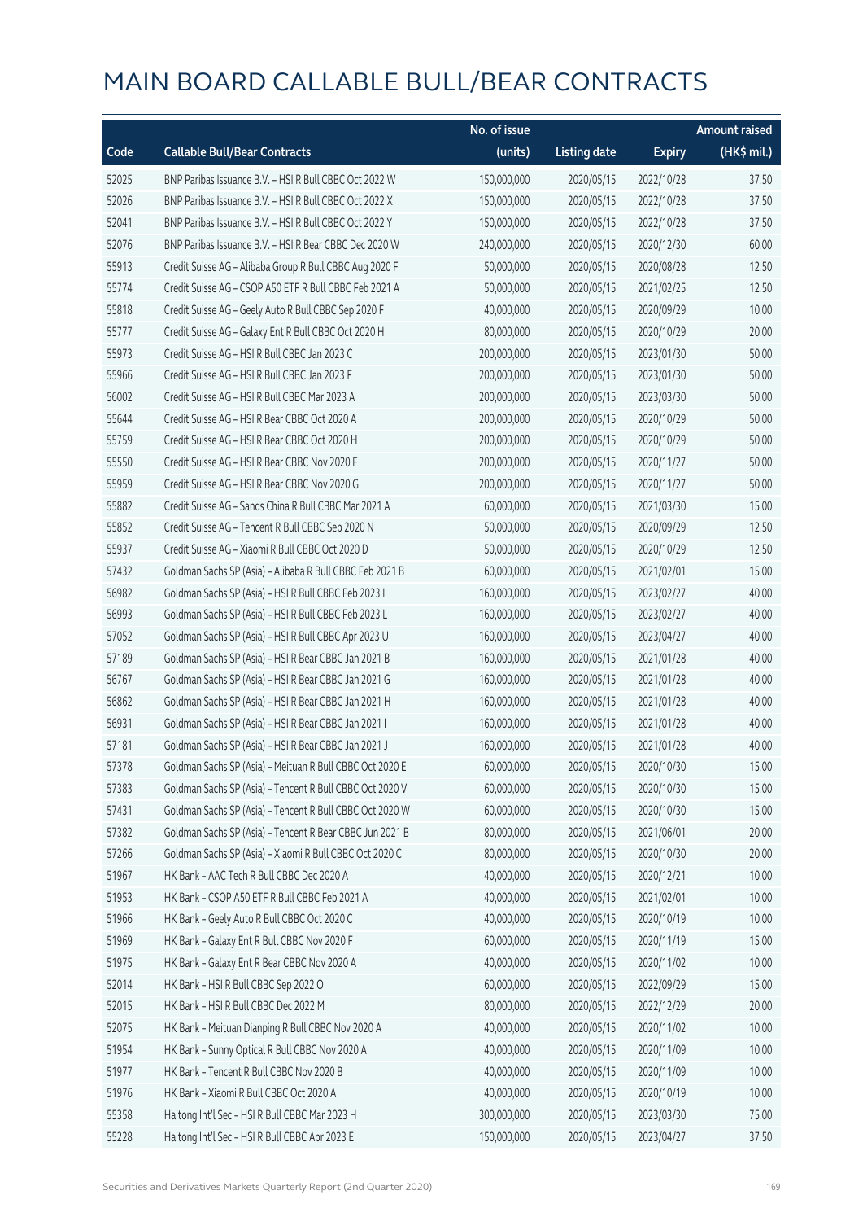# MAIN BOARD CALLABLE BULL/BEAR CONTRACTS

| Code | Callable Bull/Bear Contracts | No. of issue (units) | Listing date | Expiry | Amount raised (HK$ mil.) |
|---|---|---|---|---|---|
| 52025 | BNP Paribas Issuance B.V. – HSI R Bull CBBC Oct 2022 W | 150,000,000 | 2020/05/15 | 2022/10/28 | 37.50 |
| 52026 | BNP Paribas Issuance B.V. – HSI R Bull CBBC Oct 2022 X | 150,000,000 | 2020/05/15 | 2022/10/28 | 37.50 |
| 52041 | BNP Paribas Issuance B.V. – HSI R Bull CBBC Oct 2022 Y | 150,000,000 | 2020/05/15 | 2022/10/28 | 37.50 |
| 52076 | BNP Paribas Issuance B.V. – HSI R Bear CBBC Dec 2020 W | 240,000,000 | 2020/05/15 | 2020/12/30 | 60.00 |
| 55913 | Credit Suisse AG – Alibaba Group R Bull CBBC Aug 2020 F | 50,000,000 | 2020/05/15 | 2020/08/28 | 12.50 |
| 55774 | Credit Suisse AG – CSOP A50 ETF R Bull CBBC Feb 2021 A | 50,000,000 | 2020/05/15 | 2021/02/25 | 12.50 |
| 55818 | Credit Suisse AG – Geely Auto R Bull CBBC Sep 2020 F | 40,000,000 | 2020/05/15 | 2020/09/29 | 10.00 |
| 55777 | Credit Suisse AG – Galaxy Ent R Bull CBBC Oct 2020 H | 80,000,000 | 2020/05/15 | 2020/10/29 | 20.00 |
| 55973 | Credit Suisse AG – HSI R Bull CBBC Jan 2023 C | 200,000,000 | 2020/05/15 | 2023/01/30 | 50.00 |
| 55966 | Credit Suisse AG – HSI R Bull CBBC Jan 2023 F | 200,000,000 | 2020/05/15 | 2023/01/30 | 50.00 |
| 56002 | Credit Suisse AG – HSI R Bull CBBC Mar 2023 A | 200,000,000 | 2020/05/15 | 2023/03/30 | 50.00 |
| 55644 | Credit Suisse AG – HSI R Bear CBBC Oct 2020 A | 200,000,000 | 2020/05/15 | 2020/10/29 | 50.00 |
| 55759 | Credit Suisse AG – HSI R Bear CBBC Oct 2020 H | 200,000,000 | 2020/05/15 | 2020/10/29 | 50.00 |
| 55550 | Credit Suisse AG – HSI R Bear CBBC Nov 2020 F | 200,000,000 | 2020/05/15 | 2020/11/27 | 50.00 |
| 55959 | Credit Suisse AG – HSI R Bear CBBC Nov 2020 G | 200,000,000 | 2020/05/15 | 2020/11/27 | 50.00 |
| 55882 | Credit Suisse AG – Sands China R Bull CBBC Mar 2021 A | 60,000,000 | 2020/05/15 | 2021/03/30 | 15.00 |
| 55852 | Credit Suisse AG – Tencent R Bull CBBC Sep 2020 N | 50,000,000 | 2020/05/15 | 2020/09/29 | 12.50 |
| 55937 | Credit Suisse AG – Xiaomi R Bull CBBC Oct 2020 D | 50,000,000 | 2020/05/15 | 2020/10/29 | 12.50 |
| 57432 | Goldman Sachs SP (Asia) – Alibaba R Bull CBBC Feb 2021 B | 60,000,000 | 2020/05/15 | 2021/02/01 | 15.00 |
| 56982 | Goldman Sachs SP (Asia) – HSI R Bull CBBC Feb 2023 I | 160,000,000 | 2020/05/15 | 2023/02/27 | 40.00 |
| 56993 | Goldman Sachs SP (Asia) – HSI R Bull CBBC Feb 2023 L | 160,000,000 | 2020/05/15 | 2023/02/27 | 40.00 |
| 57052 | Goldman Sachs SP (Asia) – HSI R Bull CBBC Apr 2023 U | 160,000,000 | 2020/05/15 | 2023/04/27 | 40.00 |
| 57189 | Goldman Sachs SP (Asia) – HSI R Bear CBBC Jan 2021 B | 160,000,000 | 2020/05/15 | 2021/01/28 | 40.00 |
| 56767 | Goldman Sachs SP (Asia) – HSI R Bear CBBC Jan 2021 G | 160,000,000 | 2020/05/15 | 2021/01/28 | 40.00 |
| 56862 | Goldman Sachs SP (Asia) – HSI R Bear CBBC Jan 2021 H | 160,000,000 | 2020/05/15 | 2021/01/28 | 40.00 |
| 56931 | Goldman Sachs SP (Asia) – HSI R Bear CBBC Jan 2021 I | 160,000,000 | 2020/05/15 | 2021/01/28 | 40.00 |
| 57181 | Goldman Sachs SP (Asia) – HSI R Bear CBBC Jan 2021 J | 160,000,000 | 2020/05/15 | 2021/01/28 | 40.00 |
| 57378 | Goldman Sachs SP (Asia) – Meituan R Bull CBBC Oct 2020 E | 60,000,000 | 2020/05/15 | 2020/10/30 | 15.00 |
| 57383 | Goldman Sachs SP (Asia) – Tencent R Bull CBBC Oct 2020 V | 60,000,000 | 2020/05/15 | 2020/10/30 | 15.00 |
| 57431 | Goldman Sachs SP (Asia) – Tencent R Bull CBBC Oct 2020 W | 60,000,000 | 2020/05/15 | 2020/10/30 | 15.00 |
| 57382 | Goldman Sachs SP (Asia) – Tencent R Bear CBBC Jun 2021 B | 80,000,000 | 2020/05/15 | 2021/06/01 | 20.00 |
| 57266 | Goldman Sachs SP (Asia) – Xiaomi R Bull CBBC Oct 2020 C | 80,000,000 | 2020/05/15 | 2020/10/30 | 20.00 |
| 51967 | HK Bank – AAC Tech R Bull CBBC Dec 2020 A | 40,000,000 | 2020/05/15 | 2020/12/21 | 10.00 |
| 51953 | HK Bank – CSOP A50 ETF R Bull CBBC Feb 2021 A | 40,000,000 | 2020/05/15 | 2021/02/01 | 10.00 |
| 51966 | HK Bank – Geely Auto R Bull CBBC Oct 2020 C | 40,000,000 | 2020/05/15 | 2020/10/19 | 10.00 |
| 51969 | HK Bank – Galaxy Ent R Bull CBBC Nov 2020 F | 60,000,000 | 2020/05/15 | 2020/11/19 | 15.00 |
| 51975 | HK Bank – Galaxy Ent R Bear CBBC Nov 2020 A | 40,000,000 | 2020/05/15 | 2020/11/02 | 10.00 |
| 52014 | HK Bank – HSI R Bull CBBC Sep 2022 O | 60,000,000 | 2020/05/15 | 2022/09/29 | 15.00 |
| 52015 | HK Bank – HSI R Bull CBBC Dec 2022 M | 80,000,000 | 2020/05/15 | 2022/12/29 | 20.00 |
| 52075 | HK Bank – Meituan Dianping R Bull CBBC Nov 2020 A | 40,000,000 | 2020/05/15 | 2020/11/02 | 10.00 |
| 51954 | HK Bank – Sunny Optical R Bull CBBC Nov 2020 A | 40,000,000 | 2020/05/15 | 2020/11/09 | 10.00 |
| 51977 | HK Bank – Tencent R Bull CBBC Nov 2020 B | 40,000,000 | 2020/05/15 | 2020/11/09 | 10.00 |
| 51976 | HK Bank – Xiaomi R Bull CBBC Oct 2020 A | 40,000,000 | 2020/05/15 | 2020/10/19 | 10.00 |
| 55358 | Haitong Int'l Sec – HSI R Bull CBBC Mar 2023 H | 300,000,000 | 2020/05/15 | 2023/03/30 | 75.00 |
| 55228 | Haitong Int'l Sec – HSI R Bull CBBC Apr 2023 E | 150,000,000 | 2020/05/15 | 2023/04/27 | 37.50 |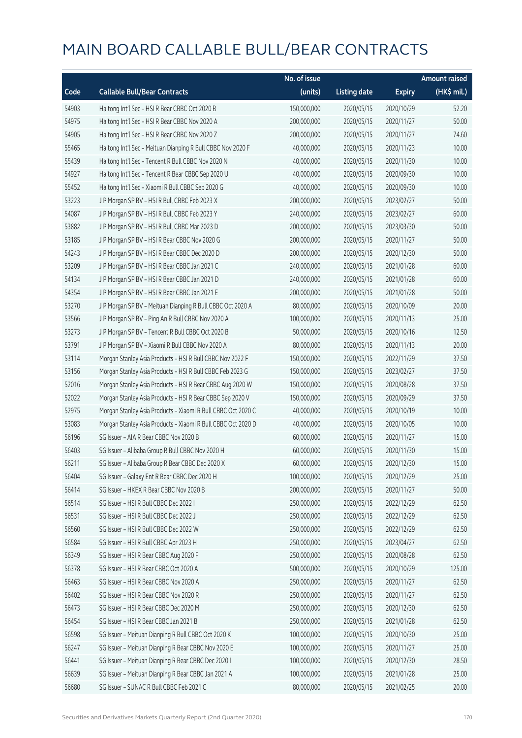# MAIN BOARD CALLABLE BULL/BEAR CONTRACTS

| Code | Callable Bull/Bear Contracts | No. of issue (units) | Listing date | Expiry | Amount raised (HK$ mil.) |
|---|---|---|---|---|---|
| 54903 | Haitong Int'l Sec – HSI R Bear CBBC Oct 2020 B | 150,000,000 | 2020/05/15 | 2020/10/29 | 52.20 |
| 54975 | Haitong Int'l Sec – HSI R Bear CBBC Nov 2020 A | 200,000,000 | 2020/05/15 | 2020/11/27 | 50.00 |
| 54905 | Haitong Int'l Sec – HSI R Bear CBBC Nov 2020 Z | 200,000,000 | 2020/05/15 | 2020/11/27 | 74.60 |
| 55465 | Haitong Int'l Sec – Meituan Dianping R Bull CBBC Nov 2020 F | 40,000,000 | 2020/05/15 | 2020/11/23 | 10.00 |
| 55439 | Haitong Int'l Sec – Tencent R Bull CBBC Nov 2020 N | 40,000,000 | 2020/05/15 | 2020/11/30 | 10.00 |
| 54927 | Haitong Int'l Sec – Tencent R Bear CBBC Sep 2020 U | 40,000,000 | 2020/05/15 | 2020/09/30 | 10.00 |
| 55452 | Haitong Int'l Sec – Xiaomi R Bull CBBC Sep 2020 G | 40,000,000 | 2020/05/15 | 2020/09/30 | 10.00 |
| 53223 | J P Morgan SP BV – HSI R Bull CBBC Feb 2023 X | 200,000,000 | 2020/05/15 | 2023/02/27 | 50.00 |
| 54087 | J P Morgan SP BV – HSI R Bull CBBC Feb 2023 Y | 240,000,000 | 2020/05/15 | 2023/02/27 | 60.00 |
| 53882 | J P Morgan SP BV – HSI R Bull CBBC Mar 2023 D | 200,000,000 | 2020/05/15 | 2023/03/30 | 50.00 |
| 53185 | J P Morgan SP BV – HSI R Bear CBBC Nov 2020 G | 200,000,000 | 2020/05/15 | 2020/11/27 | 50.00 |
| 54243 | J P Morgan SP BV – HSI R Bear CBBC Dec 2020 D | 200,000,000 | 2020/05/15 | 2020/12/30 | 50.00 |
| 53209 | J P Morgan SP BV – HSI R Bear CBBC Jan 2021 C | 240,000,000 | 2020/05/15 | 2021/01/28 | 60.00 |
| 54134 | J P Morgan SP BV – HSI R Bear CBBC Jan 2021 D | 240,000,000 | 2020/05/15 | 2021/01/28 | 60.00 |
| 54354 | J P Morgan SP BV – HSI R Bear CBBC Jan 2021 E | 200,000,000 | 2020/05/15 | 2021/01/28 | 50.00 |
| 53270 | J P Morgan SP BV – Meituan Dianping R Bull CBBC Oct 2020 A | 80,000,000 | 2020/05/15 | 2020/10/09 | 20.00 |
| 53566 | J P Morgan SP BV – Ping An R Bull CBBC Nov 2020 A | 100,000,000 | 2020/05/15 | 2020/11/13 | 25.00 |
| 53273 | J P Morgan SP BV – Tencent R Bull CBBC Oct 2020 B | 50,000,000 | 2020/05/15 | 2020/10/16 | 12.50 |
| 53791 | J P Morgan SP BV – Xiaomi R Bull CBBC Nov 2020 A | 80,000,000 | 2020/05/15 | 2020/11/13 | 20.00 |
| 53114 | Morgan Stanley Asia Products – HSI R Bull CBBC Nov 2022 F | 150,000,000 | 2020/05/15 | 2022/11/29 | 37.50 |
| 53156 | Morgan Stanley Asia Products – HSI R Bull CBBC Feb 2023 G | 150,000,000 | 2020/05/15 | 2023/02/27 | 37.50 |
| 52016 | Morgan Stanley Asia Products – HSI R Bear CBBC Aug 2020 W | 150,000,000 | 2020/05/15 | 2020/08/28 | 37.50 |
| 52022 | Morgan Stanley Asia Products – HSI R Bear CBBC Sep 2020 V | 150,000,000 | 2020/05/15 | 2020/09/29 | 37.50 |
| 52975 | Morgan Stanley Asia Products – Xiaomi R Bull CBBC Oct 2020 C | 40,000,000 | 2020/05/15 | 2020/10/19 | 10.00 |
| 53083 | Morgan Stanley Asia Products – Xiaomi R Bull CBBC Oct 2020 D | 40,000,000 | 2020/05/15 | 2020/10/05 | 10.00 |
| 56196 | SG Issuer – AIA R Bear CBBC Nov 2020 B | 60,000,000 | 2020/05/15 | 2020/11/27 | 15.00 |
| 56403 | SG Issuer – Alibaba Group R Bull CBBC Nov 2020 H | 60,000,000 | 2020/05/15 | 2020/11/30 | 15.00 |
| 56211 | SG Issuer – Alibaba Group R Bear CBBC Dec 2020 X | 60,000,000 | 2020/05/15 | 2020/12/30 | 15.00 |
| 56404 | SG Issuer – Galaxy Ent R Bear CBBC Dec 2020 H | 100,000,000 | 2020/05/15 | 2020/12/29 | 25.00 |
| 56414 | SG Issuer – HKEX R Bear CBBC Nov 2020 B | 200,000,000 | 2020/05/15 | 2020/11/27 | 50.00 |
| 56514 | SG Issuer – HSI R Bull CBBC Dec 2022 I | 250,000,000 | 2020/05/15 | 2022/12/29 | 62.50 |
| 56531 | SG Issuer – HSI R Bull CBBC Dec 2022 J | 250,000,000 | 2020/05/15 | 2022/12/29 | 62.50 |
| 56560 | SG Issuer – HSI R Bull CBBC Dec 2022 W | 250,000,000 | 2020/05/15 | 2022/12/29 | 62.50 |
| 56584 | SG Issuer – HSI R Bull CBBC Apr 2023 H | 250,000,000 | 2020/05/15 | 2023/04/27 | 62.50 |
| 56349 | SG Issuer – HSI R Bear CBBC Aug 2020 F | 250,000,000 | 2020/05/15 | 2020/08/28 | 62.50 |
| 56378 | SG Issuer – HSI R Bear CBBC Oct 2020 A | 500,000,000 | 2020/05/15 | 2020/10/29 | 125.00 |
| 56463 | SG Issuer – HSI R Bear CBBC Nov 2020 A | 250,000,000 | 2020/05/15 | 2020/11/27 | 62.50 |
| 56402 | SG Issuer – HSI R Bear CBBC Nov 2020 R | 250,000,000 | 2020/05/15 | 2020/11/27 | 62.50 |
| 56473 | SG Issuer – HSI R Bear CBBC Dec 2020 M | 250,000,000 | 2020/05/15 | 2020/12/30 | 62.50 |
| 56454 | SG Issuer – HSI R Bear CBBC Jan 2021 B | 250,000,000 | 2020/05/15 | 2021/01/28 | 62.50 |
| 56598 | SG Issuer – Meituan Dianping R Bull CBBC Oct 2020 K | 100,000,000 | 2020/05/15 | 2020/10/30 | 25.00 |
| 56247 | SG Issuer – Meituan Dianping R Bear CBBC Nov 2020 E | 100,000,000 | 2020/05/15 | 2020/11/27 | 25.00 |
| 56441 | SG Issuer – Meituan Dianping R Bear CBBC Dec 2020 I | 100,000,000 | 2020/05/15 | 2020/12/30 | 28.50 |
| 56639 | SG Issuer – Meituan Dianping R Bear CBBC Jan 2021 A | 100,000,000 | 2020/05/15 | 2021/01/28 | 25.00 |
| 56680 | SG Issuer – SUNAC R Bull CBBC Feb 2021 C | 80,000,000 | 2020/05/15 | 2021/02/25 | 20.00 |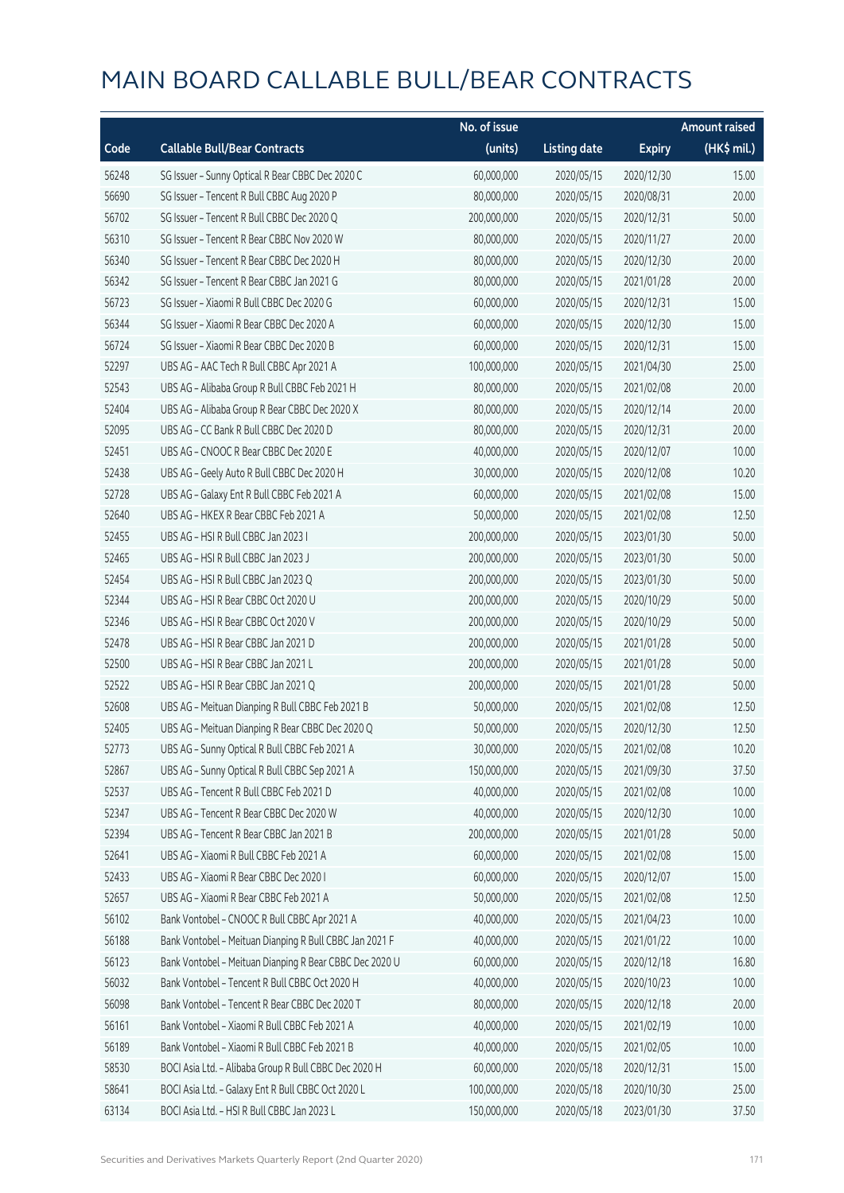# MAIN BOARD CALLABLE BULL/BEAR CONTRACTS

| Code | Callable Bull/Bear Contracts | No. of issue (units) | Listing date | Expiry | Amount raised (HK$ mil.) |
|---|---|---|---|---|---|
| 56248 | SG Issuer – Sunny Optical R Bear CBBC Dec 2020 C | 60,000,000 | 2020/05/15 | 2020/12/30 | 15.00 |
| 56690 | SG Issuer – Tencent R Bull CBBC Aug 2020 P | 80,000,000 | 2020/05/15 | 2020/08/31 | 20.00 |
| 56702 | SG Issuer – Tencent R Bull CBBC Dec 2020 Q | 200,000,000 | 2020/05/15 | 2020/12/31 | 50.00 |
| 56310 | SG Issuer – Tencent R Bear CBBC Nov 2020 W | 80,000,000 | 2020/05/15 | 2020/11/27 | 20.00 |
| 56340 | SG Issuer – Tencent R Bear CBBC Dec 2020 H | 80,000,000 | 2020/05/15 | 2020/12/30 | 20.00 |
| 56342 | SG Issuer – Tencent R Bear CBBC Jan 2021 G | 80,000,000 | 2020/05/15 | 2021/01/28 | 20.00 |
| 56723 | SG Issuer – Xiaomi R Bull CBBC Dec 2020 G | 60,000,000 | 2020/05/15 | 2020/12/31 | 15.00 |
| 56344 | SG Issuer – Xiaomi R Bear CBBC Dec 2020 A | 60,000,000 | 2020/05/15 | 2020/12/30 | 15.00 |
| 56724 | SG Issuer – Xiaomi R Bear CBBC Dec 2020 B | 60,000,000 | 2020/05/15 | 2020/12/31 | 15.00 |
| 52297 | UBS AG – AAC Tech R Bull CBBC Apr 2021 A | 100,000,000 | 2020/05/15 | 2021/04/30 | 25.00 |
| 52543 | UBS AG – Alibaba Group R Bull CBBC Feb 2021 H | 80,000,000 | 2020/05/15 | 2021/02/08 | 20.00 |
| 52404 | UBS AG – Alibaba Group R Bear CBBC Dec 2020 X | 80,000,000 | 2020/05/15 | 2020/12/14 | 20.00 |
| 52095 | UBS AG – CC Bank R Bull CBBC Dec 2020 D | 80,000,000 | 2020/05/15 | 2020/12/31 | 20.00 |
| 52451 | UBS AG – CNOOC R Bear CBBC Dec 2020 E | 40,000,000 | 2020/05/15 | 2020/12/07 | 10.00 |
| 52438 | UBS AG – Geely Auto R Bull CBBC Dec 2020 H | 30,000,000 | 2020/05/15 | 2020/12/08 | 10.20 |
| 52728 | UBS AG – Galaxy Ent R Bull CBBC Feb 2021 A | 60,000,000 | 2020/05/15 | 2021/02/08 | 15.00 |
| 52640 | UBS AG – HKEX R Bear CBBC Feb 2021 A | 50,000,000 | 2020/05/15 | 2021/02/08 | 12.50 |
| 52455 | UBS AG – HSI R Bull CBBC Jan 2023 I | 200,000,000 | 2020/05/15 | 2023/01/30 | 50.00 |
| 52465 | UBS AG – HSI R Bull CBBC Jan 2023 J | 200,000,000 | 2020/05/15 | 2023/01/30 | 50.00 |
| 52454 | UBS AG – HSI R Bull CBBC Jan 2023 Q | 200,000,000 | 2020/05/15 | 2023/01/30 | 50.00 |
| 52344 | UBS AG – HSI R Bear CBBC Oct 2020 U | 200,000,000 | 2020/05/15 | 2020/10/29 | 50.00 |
| 52346 | UBS AG – HSI R Bear CBBC Oct 2020 V | 200,000,000 | 2020/05/15 | 2020/10/29 | 50.00 |
| 52478 | UBS AG – HSI R Bear CBBC Jan 2021 D | 200,000,000 | 2020/05/15 | 2021/01/28 | 50.00 |
| 52500 | UBS AG – HSI R Bear CBBC Jan 2021 L | 200,000,000 | 2020/05/15 | 2021/01/28 | 50.00 |
| 52522 | UBS AG – HSI R Bear CBBC Jan 2021 Q | 200,000,000 | 2020/05/15 | 2021/01/28 | 50.00 |
| 52608 | UBS AG – Meituan Dianping R Bull CBBC Feb 2021 B | 50,000,000 | 2020/05/15 | 2021/02/08 | 12.50 |
| 52405 | UBS AG – Meituan Dianping R Bear CBBC Dec 2020 Q | 50,000,000 | 2020/05/15 | 2020/12/30 | 12.50 |
| 52773 | UBS AG – Sunny Optical R Bull CBBC Feb 2021 A | 30,000,000 | 2020/05/15 | 2021/02/08 | 10.20 |
| 52867 | UBS AG – Sunny Optical R Bull CBBC Sep 2021 A | 150,000,000 | 2020/05/15 | 2021/09/30 | 37.50 |
| 52537 | UBS AG – Tencent R Bull CBBC Feb 2021 D | 40,000,000 | 2020/05/15 | 2021/02/08 | 10.00 |
| 52347 | UBS AG – Tencent R Bear CBBC Dec 2020 W | 40,000,000 | 2020/05/15 | 2020/12/30 | 10.00 |
| 52394 | UBS AG – Tencent R Bear CBBC Jan 2021 B | 200,000,000 | 2020/05/15 | 2021/01/28 | 50.00 |
| 52641 | UBS AG – Xiaomi R Bull CBBC Feb 2021 A | 60,000,000 | 2020/05/15 | 2021/02/08 | 15.00 |
| 52433 | UBS AG – Xiaomi R Bear CBBC Dec 2020 I | 60,000,000 | 2020/05/15 | 2020/12/07 | 15.00 |
| 52657 | UBS AG – Xiaomi R Bear CBBC Feb 2021 A | 50,000,000 | 2020/05/15 | 2021/02/08 | 12.50 |
| 56102 | Bank Vontobel – CNOOC R Bull CBBC Apr 2021 A | 40,000,000 | 2020/05/15 | 2021/04/23 | 10.00 |
| 56188 | Bank Vontobel – Meituan Dianping R Bull CBBC Jan 2021 F | 40,000,000 | 2020/05/15 | 2021/01/22 | 10.00 |
| 56123 | Bank Vontobel – Meituan Dianping R Bear CBBC Dec 2020 U | 60,000,000 | 2020/05/15 | 2020/12/18 | 16.80 |
| 56032 | Bank Vontobel – Tencent R Bull CBBC Oct 2020 H | 40,000,000 | 2020/05/15 | 2020/10/23 | 10.00 |
| 56098 | Bank Vontobel – Tencent R Bear CBBC Dec 2020 T | 80,000,000 | 2020/05/15 | 2020/12/18 | 20.00 |
| 56161 | Bank Vontobel – Xiaomi R Bull CBBC Feb 2021 A | 40,000,000 | 2020/05/15 | 2021/02/19 | 10.00 |
| 56189 | Bank Vontobel – Xiaomi R Bull CBBC Feb 2021 B | 40,000,000 | 2020/05/15 | 2021/02/05 | 10.00 |
| 58530 | BOCI Asia Ltd. – Alibaba Group R Bull CBBC Dec 2020 H | 60,000,000 | 2020/05/18 | 2020/12/31 | 15.00 |
| 58641 | BOCI Asia Ltd. – Galaxy Ent R Bull CBBC Oct 2020 L | 100,000,000 | 2020/05/18 | 2020/10/30 | 25.00 |
| 63134 | BOCI Asia Ltd. – HSI R Bull CBBC Jan 2023 L | 150,000,000 | 2020/05/18 | 2023/01/30 | 37.50 |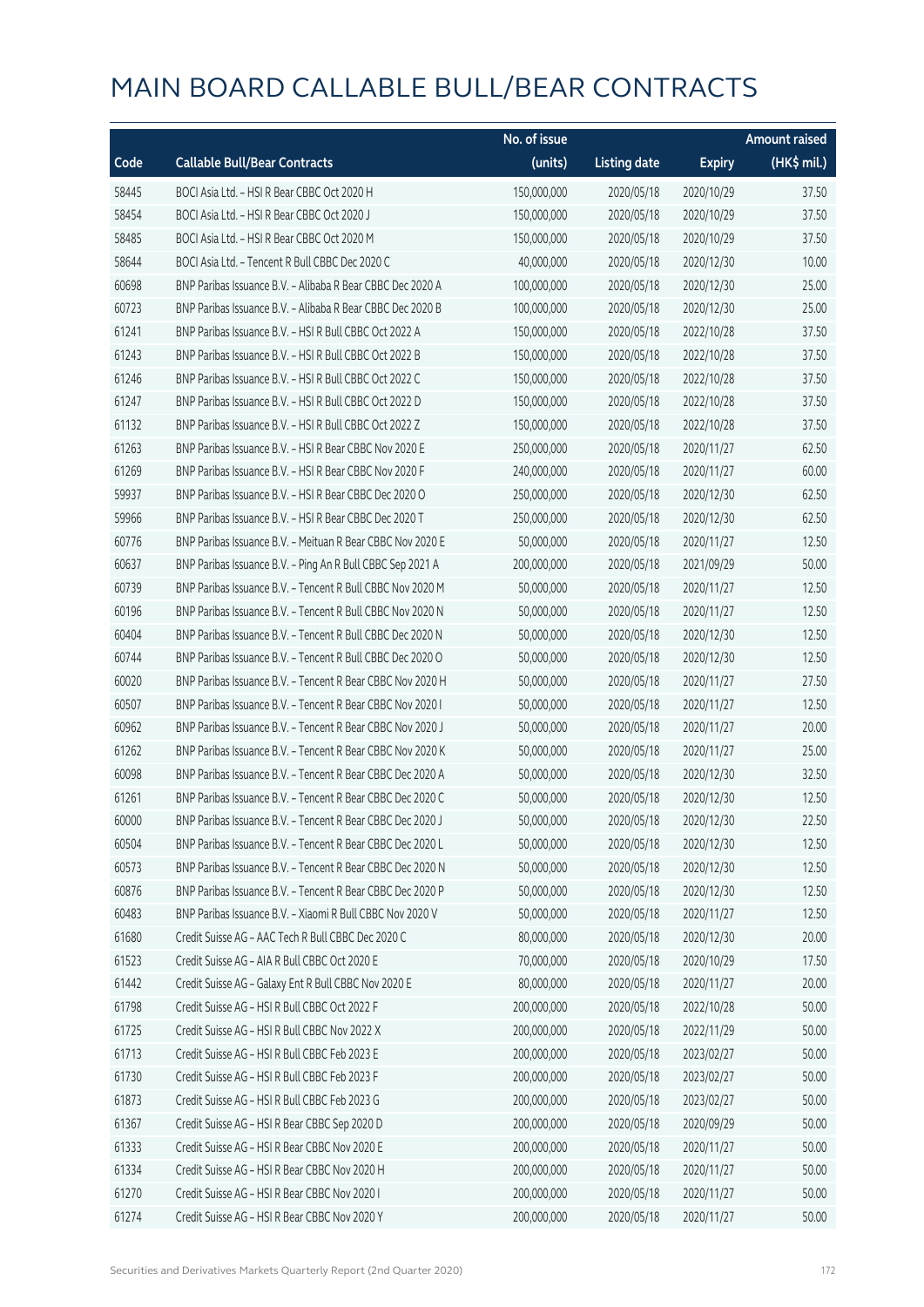# MAIN BOARD CALLABLE BULL/BEAR CONTRACTS

| Code | Callable Bull/Bear Contracts | No. of issue (units) | Listing date | Expiry | Amount raised (HK$ mil.) |
|---|---|---|---|---|---|
| 58445 | BOCI Asia Ltd. – HSI R Bear CBBC Oct 2020 H | 150,000,000 | 2020/05/18 | 2020/10/29 | 37.50 |
| 58454 | BOCI Asia Ltd. – HSI R Bear CBBC Oct 2020 J | 150,000,000 | 2020/05/18 | 2020/10/29 | 37.50 |
| 58485 | BOCI Asia Ltd. – HSI R Bear CBBC Oct 2020 M | 150,000,000 | 2020/05/18 | 2020/10/29 | 37.50 |
| 58644 | BOCI Asia Ltd. – Tencent R Bull CBBC Dec 2020 C | 40,000,000 | 2020/05/18 | 2020/12/30 | 10.00 |
| 60698 | BNP Paribas Issuance B.V. – Alibaba R Bear CBBC Dec 2020 A | 100,000,000 | 2020/05/18 | 2020/12/30 | 25.00 |
| 60723 | BNP Paribas Issuance B.V. – Alibaba R Bear CBBC Dec 2020 B | 100,000,000 | 2020/05/18 | 2020/12/30 | 25.00 |
| 61241 | BNP Paribas Issuance B.V. – HSI R Bull CBBC Oct 2022 A | 150,000,000 | 2020/05/18 | 2022/10/28 | 37.50 |
| 61243 | BNP Paribas Issuance B.V. – HSI R Bull CBBC Oct 2022 B | 150,000,000 | 2020/05/18 | 2022/10/28 | 37.50 |
| 61246 | BNP Paribas Issuance B.V. – HSI R Bull CBBC Oct 2022 C | 150,000,000 | 2020/05/18 | 2022/10/28 | 37.50 |
| 61247 | BNP Paribas Issuance B.V. – HSI R Bull CBBC Oct 2022 D | 150,000,000 | 2020/05/18 | 2022/10/28 | 37.50 |
| 61132 | BNP Paribas Issuance B.V. – HSI R Bull CBBC Oct 2022 Z | 150,000,000 | 2020/05/18 | 2022/10/28 | 37.50 |
| 61263 | BNP Paribas Issuance B.V. – HSI R Bear CBBC Nov 2020 E | 250,000,000 | 2020/05/18 | 2020/11/27 | 62.50 |
| 61269 | BNP Paribas Issuance B.V. – HSI R Bear CBBC Nov 2020 F | 240,000,000 | 2020/05/18 | 2020/11/27 | 60.00 |
| 59937 | BNP Paribas Issuance B.V. – HSI R Bear CBBC Dec 2020 O | 250,000,000 | 2020/05/18 | 2020/12/30 | 62.50 |
| 59966 | BNP Paribas Issuance B.V. – HSI R Bear CBBC Dec 2020 T | 250,000,000 | 2020/05/18 | 2020/12/30 | 62.50 |
| 60776 | BNP Paribas Issuance B.V. – Meituan R Bear CBBC Nov 2020 E | 50,000,000 | 2020/05/18 | 2020/11/27 | 12.50 |
| 60637 | BNP Paribas Issuance B.V. – Ping An R Bull CBBC Sep 2021 A | 200,000,000 | 2020/05/18 | 2021/09/29 | 50.00 |
| 60739 | BNP Paribas Issuance B.V. – Tencent R Bull CBBC Nov 2020 M | 50,000,000 | 2020/05/18 | 2020/11/27 | 12.50 |
| 60196 | BNP Paribas Issuance B.V. – Tencent R Bull CBBC Nov 2020 N | 50,000,000 | 2020/05/18 | 2020/11/27 | 12.50 |
| 60404 | BNP Paribas Issuance B.V. – Tencent R Bull CBBC Dec 2020 N | 50,000,000 | 2020/05/18 | 2020/12/30 | 12.50 |
| 60744 | BNP Paribas Issuance B.V. – Tencent R Bull CBBC Dec 2020 O | 50,000,000 | 2020/05/18 | 2020/12/30 | 12.50 |
| 60020 | BNP Paribas Issuance B.V. – Tencent R Bear CBBC Nov 2020 H | 50,000,000 | 2020/05/18 | 2020/11/27 | 27.50 |
| 60507 | BNP Paribas Issuance B.V. – Tencent R Bear CBBC Nov 2020 I | 50,000,000 | 2020/05/18 | 2020/11/27 | 12.50 |
| 60962 | BNP Paribas Issuance B.V. – Tencent R Bear CBBC Nov 2020 J | 50,000,000 | 2020/05/18 | 2020/11/27 | 20.00 |
| 61262 | BNP Paribas Issuance B.V. – Tencent R Bear CBBC Nov 2020 K | 50,000,000 | 2020/05/18 | 2020/11/27 | 25.00 |
| 60098 | BNP Paribas Issuance B.V. – Tencent R Bear CBBC Dec 2020 A | 50,000,000 | 2020/05/18 | 2020/12/30 | 32.50 |
| 61261 | BNP Paribas Issuance B.V. – Tencent R Bear CBBC Dec 2020 C | 50,000,000 | 2020/05/18 | 2020/12/30 | 12.50 |
| 60000 | BNP Paribas Issuance B.V. – Tencent R Bear CBBC Dec 2020 J | 50,000,000 | 2020/05/18 | 2020/12/30 | 22.50 |
| 60504 | BNP Paribas Issuance B.V. – Tencent R Bear CBBC Dec 2020 L | 50,000,000 | 2020/05/18 | 2020/12/30 | 12.50 |
| 60573 | BNP Paribas Issuance B.V. – Tencent R Bear CBBC Dec 2020 N | 50,000,000 | 2020/05/18 | 2020/12/30 | 12.50 |
| 60876 | BNP Paribas Issuance B.V. – Tencent R Bear CBBC Dec 2020 P | 50,000,000 | 2020/05/18 | 2020/12/30 | 12.50 |
| 60483 | BNP Paribas Issuance B.V. – Xiaomi R Bull CBBC Nov 2020 V | 50,000,000 | 2020/05/18 | 2020/11/27 | 12.50 |
| 61680 | Credit Suisse AG – AAC Tech R Bull CBBC Dec 2020 C | 80,000,000 | 2020/05/18 | 2020/12/30 | 20.00 |
| 61523 | Credit Suisse AG – AIA R Bull CBBC Oct 2020 E | 70,000,000 | 2020/05/18 | 2020/10/29 | 17.50 |
| 61442 | Credit Suisse AG – Galaxy Ent R Bull CBBC Nov 2020 E | 80,000,000 | 2020/05/18 | 2020/11/27 | 20.00 |
| 61798 | Credit Suisse AG – HSI R Bull CBBC Oct 2022 F | 200,000,000 | 2020/05/18 | 2022/10/28 | 50.00 |
| 61725 | Credit Suisse AG – HSI R Bull CBBC Nov 2022 X | 200,000,000 | 2020/05/18 | 2022/11/29 | 50.00 |
| 61713 | Credit Suisse AG – HSI R Bull CBBC Feb 2023 E | 200,000,000 | 2020/05/18 | 2023/02/27 | 50.00 |
| 61730 | Credit Suisse AG – HSI R Bull CBBC Feb 2023 F | 200,000,000 | 2020/05/18 | 2023/02/27 | 50.00 |
| 61873 | Credit Suisse AG – HSI R Bull CBBC Feb 2023 G | 200,000,000 | 2020/05/18 | 2023/02/27 | 50.00 |
| 61367 | Credit Suisse AG – HSI R Bear CBBC Sep 2020 D | 200,000,000 | 2020/05/18 | 2020/09/29 | 50.00 |
| 61333 | Credit Suisse AG – HSI R Bear CBBC Nov 2020 E | 200,000,000 | 2020/05/18 | 2020/11/27 | 50.00 |
| 61334 | Credit Suisse AG – HSI R Bear CBBC Nov 2020 H | 200,000,000 | 2020/05/18 | 2020/11/27 | 50.00 |
| 61270 | Credit Suisse AG – HSI R Bear CBBC Nov 2020 I | 200,000,000 | 2020/05/18 | 2020/11/27 | 50.00 |
| 61274 | Credit Suisse AG – HSI R Bear CBBC Nov 2020 Y | 200,000,000 | 2020/05/18 | 2020/11/27 | 50.00 |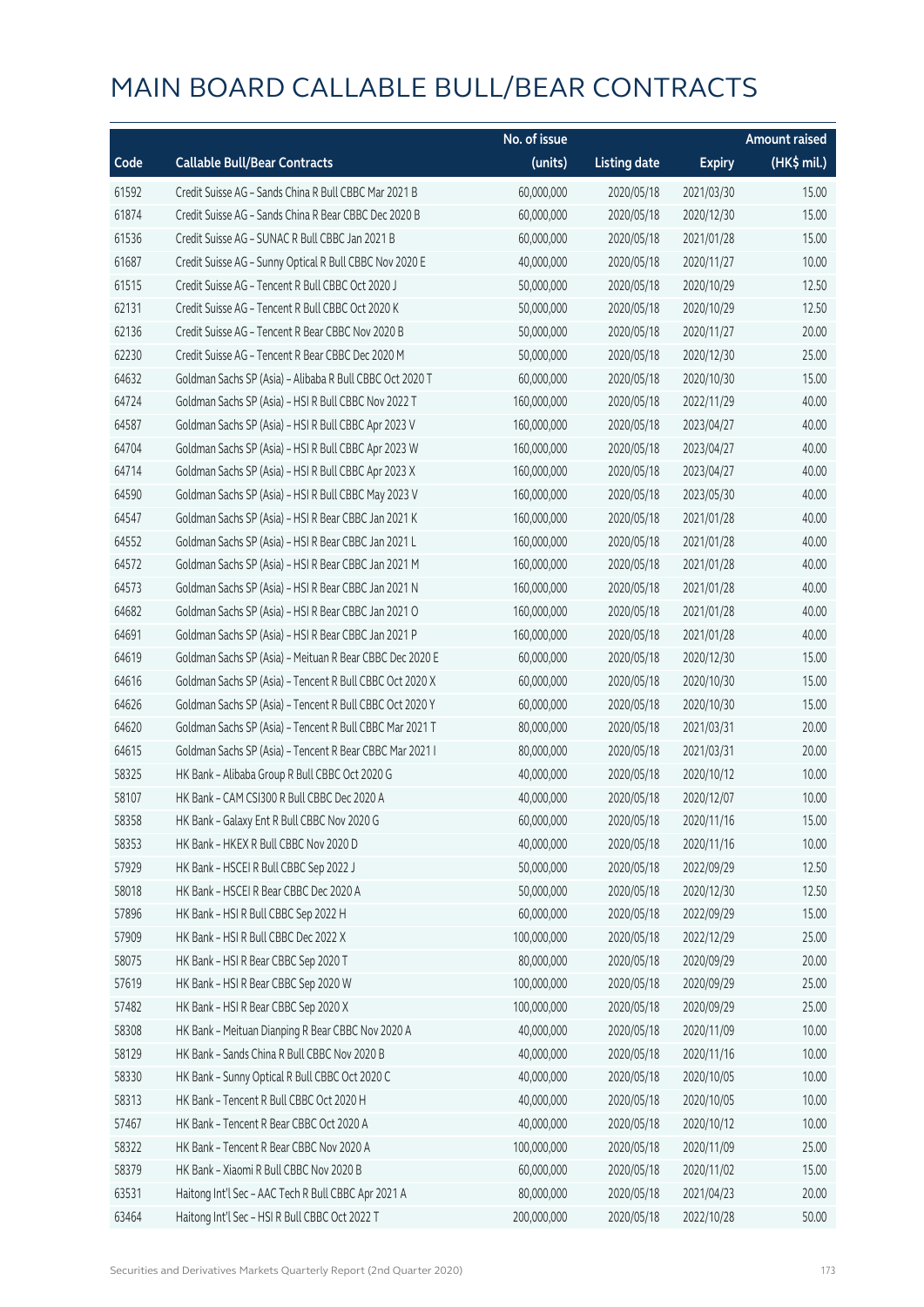# MAIN BOARD CALLABLE BULL/BEAR CONTRACTS

| Code | Callable Bull/Bear Contracts | No. of issue (units) | Listing date | Expiry | Amount raised (HK$ mil.) |
|---|---|---|---|---|---|
| 61592 | Credit Suisse AG – Sands China R Bull CBBC Mar 2021 B | 60,000,000 | 2020/05/18 | 2021/03/30 | 15.00 |
| 61874 | Credit Suisse AG – Sands China R Bear CBBC Dec 2020 B | 60,000,000 | 2020/05/18 | 2020/12/30 | 15.00 |
| 61536 | Credit Suisse AG – SUNAC R Bull CBBC Jan 2021 B | 60,000,000 | 2020/05/18 | 2021/01/28 | 15.00 |
| 61687 | Credit Suisse AG – Sunny Optical R Bull CBBC Nov 2020 E | 40,000,000 | 2020/05/18 | 2020/11/27 | 10.00 |
| 61515 | Credit Suisse AG – Tencent R Bull CBBC Oct 2020 J | 50,000,000 | 2020/05/18 | 2020/10/29 | 12.50 |
| 62131 | Credit Suisse AG – Tencent R Bull CBBC Oct 2020 K | 50,000,000 | 2020/05/18 | 2020/10/29 | 12.50 |
| 62136 | Credit Suisse AG – Tencent R Bear CBBC Nov 2020 B | 50,000,000 | 2020/05/18 | 2020/11/27 | 20.00 |
| 62230 | Credit Suisse AG – Tencent R Bear CBBC Dec 2020 M | 50,000,000 | 2020/05/18 | 2020/12/30 | 25.00 |
| 64632 | Goldman Sachs SP (Asia) – Alibaba R Bull CBBC Oct 2020 T | 60,000,000 | 2020/05/18 | 2020/10/30 | 15.00 |
| 64724 | Goldman Sachs SP (Asia) – HSI R Bull CBBC Nov 2022 T | 160,000,000 | 2020/05/18 | 2022/11/29 | 40.00 |
| 64587 | Goldman Sachs SP (Asia) – HSI R Bull CBBC Apr 2023 V | 160,000,000 | 2020/05/18 | 2023/04/27 | 40.00 |
| 64704 | Goldman Sachs SP (Asia) – HSI R Bull CBBC Apr 2023 W | 160,000,000 | 2020/05/18 | 2023/04/27 | 40.00 |
| 64714 | Goldman Sachs SP (Asia) – HSI R Bull CBBC Apr 2023 X | 160,000,000 | 2020/05/18 | 2023/04/27 | 40.00 |
| 64590 | Goldman Sachs SP (Asia) – HSI R Bull CBBC May 2023 V | 160,000,000 | 2020/05/18 | 2023/05/30 | 40.00 |
| 64547 | Goldman Sachs SP (Asia) – HSI R Bear CBBC Jan 2021 K | 160,000,000 | 2020/05/18 | 2021/01/28 | 40.00 |
| 64552 | Goldman Sachs SP (Asia) – HSI R Bear CBBC Jan 2021 L | 160,000,000 | 2020/05/18 | 2021/01/28 | 40.00 |
| 64572 | Goldman Sachs SP (Asia) – HSI R Bear CBBC Jan 2021 M | 160,000,000 | 2020/05/18 | 2021/01/28 | 40.00 |
| 64573 | Goldman Sachs SP (Asia) – HSI R Bear CBBC Jan 2021 N | 160,000,000 | 2020/05/18 | 2021/01/28 | 40.00 |
| 64682 | Goldman Sachs SP (Asia) – HSI R Bear CBBC Jan 2021 O | 160,000,000 | 2020/05/18 | 2021/01/28 | 40.00 |
| 64691 | Goldman Sachs SP (Asia) – HSI R Bear CBBC Jan 2021 P | 160,000,000 | 2020/05/18 | 2021/01/28 | 40.00 |
| 64619 | Goldman Sachs SP (Asia) – Meituan R Bear CBBC Dec 2020 E | 60,000,000 | 2020/05/18 | 2020/12/30 | 15.00 |
| 64616 | Goldman Sachs SP (Asia) – Tencent R Bull CBBC Oct 2020 X | 60,000,000 | 2020/05/18 | 2020/10/30 | 15.00 |
| 64626 | Goldman Sachs SP (Asia) – Tencent R Bull CBBC Oct 2020 Y | 60,000,000 | 2020/05/18 | 2020/10/30 | 15.00 |
| 64620 | Goldman Sachs SP (Asia) – Tencent R Bull CBBC Mar 2021 T | 80,000,000 | 2020/05/18 | 2021/03/31 | 20.00 |
| 64615 | Goldman Sachs SP (Asia) – Tencent R Bear CBBC Mar 2021 I | 80,000,000 | 2020/05/18 | 2021/03/31 | 20.00 |
| 58325 | HK Bank – Alibaba Group R Bull CBBC Oct 2020 G | 40,000,000 | 2020/05/18 | 2020/10/12 | 10.00 |
| 58107 | HK Bank – CAM CSI300 R Bull CBBC Dec 2020 A | 40,000,000 | 2020/05/18 | 2020/12/07 | 10.00 |
| 58358 | HK Bank – Galaxy Ent R Bull CBBC Nov 2020 G | 60,000,000 | 2020/05/18 | 2020/11/16 | 15.00 |
| 58353 | HK Bank – HKEX R Bull CBBC Nov 2020 D | 40,000,000 | 2020/05/18 | 2020/11/16 | 10.00 |
| 57929 | HK Bank – HSCEI R Bull CBBC Sep 2022 J | 50,000,000 | 2020/05/18 | 2022/09/29 | 12.50 |
| 58018 | HK Bank – HSCEI R Bear CBBC Dec 2020 A | 50,000,000 | 2020/05/18 | 2020/12/30 | 12.50 |
| 57896 | HK Bank – HSI R Bull CBBC Sep 2022 H | 60,000,000 | 2020/05/18 | 2022/09/29 | 15.00 |
| 57909 | HK Bank – HSI R Bull CBBC Dec 2022 X | 100,000,000 | 2020/05/18 | 2022/12/29 | 25.00 |
| 58075 | HK Bank – HSI R Bear CBBC Sep 2020 T | 80,000,000 | 2020/05/18 | 2020/09/29 | 20.00 |
| 57619 | HK Bank – HSI R Bear CBBC Sep 2020 W | 100,000,000 | 2020/05/18 | 2020/09/29 | 25.00 |
| 57482 | HK Bank – HSI R Bear CBBC Sep 2020 X | 100,000,000 | 2020/05/18 | 2020/09/29 | 25.00 |
| 58308 | HK Bank – Meituan Dianping R Bear CBBC Nov 2020 A | 40,000,000 | 2020/05/18 | 2020/11/09 | 10.00 |
| 58129 | HK Bank – Sands China R Bull CBBC Nov 2020 B | 40,000,000 | 2020/05/18 | 2020/11/16 | 10.00 |
| 58330 | HK Bank – Sunny Optical R Bull CBBC Oct 2020 C | 40,000,000 | 2020/05/18 | 2020/10/05 | 10.00 |
| 58313 | HK Bank – Tencent R Bull CBBC Oct 2020 H | 40,000,000 | 2020/05/18 | 2020/10/05 | 10.00 |
| 57467 | HK Bank – Tencent R Bear CBBC Oct 2020 A | 40,000,000 | 2020/05/18 | 2020/10/12 | 10.00 |
| 58322 | HK Bank – Tencent R Bear CBBC Nov 2020 A | 100,000,000 | 2020/05/18 | 2020/11/09 | 25.00 |
| 58379 | HK Bank – Xiaomi R Bull CBBC Nov 2020 B | 60,000,000 | 2020/05/18 | 2020/11/02 | 15.00 |
| 63531 | Haitong Int'l Sec – AAC Tech R Bull CBBC Apr 2021 A | 80,000,000 | 2020/05/18 | 2021/04/23 | 20.00 |
| 63464 | Haitong Int'l Sec – HSI R Bull CBBC Oct 2022 T | 200,000,000 | 2020/05/18 | 2022/10/28 | 50.00 |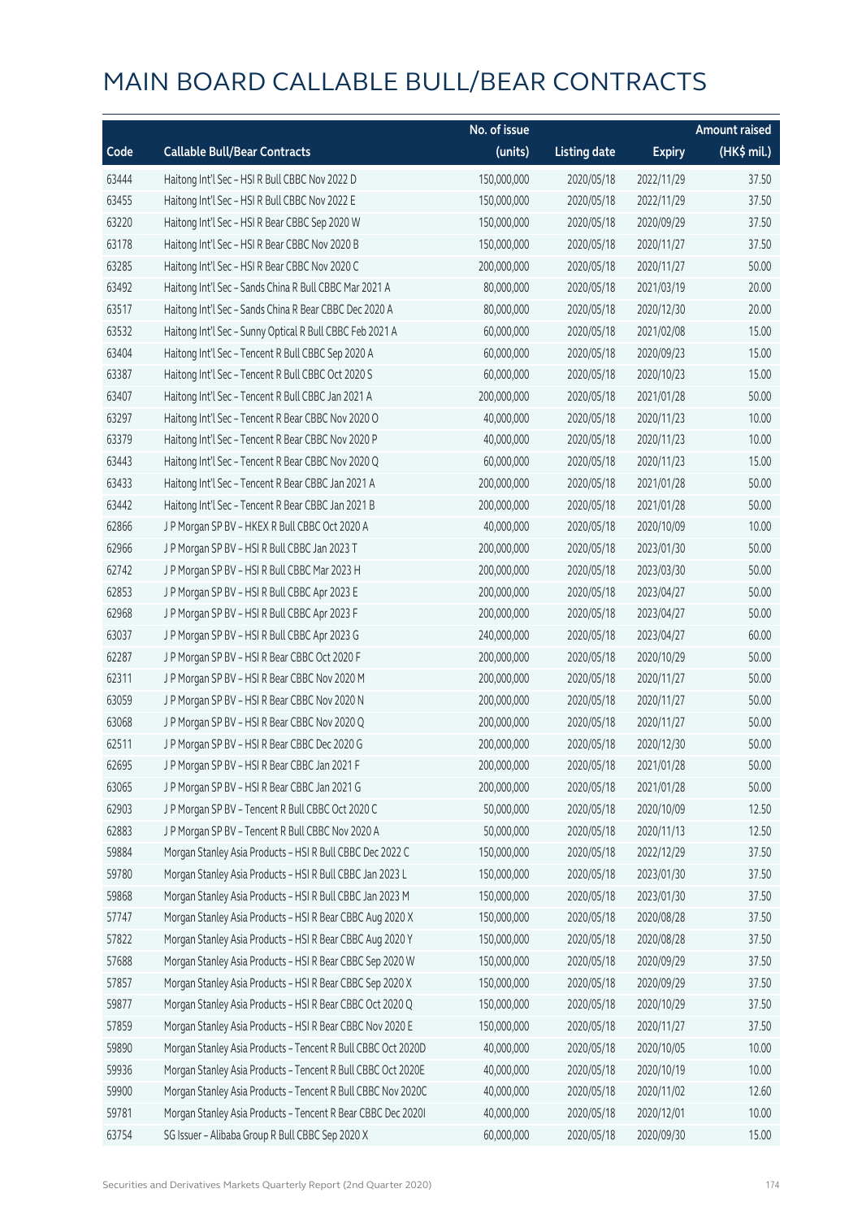# MAIN BOARD CALLABLE BULL/BEAR CONTRACTS

| Code | Callable Bull/Bear Contracts | No. of issue (units) | Listing date | Expiry | Amount raised (HK$ mil.) |
|---|---|---|---|---|---|
| 63444 | Haitong Int'l Sec - HSI R Bull CBBC Nov 2022 D | 150,000,000 | 2020/05/18 | 2022/11/29 | 37.50 |
| 63455 | Haitong Int'l Sec - HSI R Bull CBBC Nov 2022 E | 150,000,000 | 2020/05/18 | 2022/11/29 | 37.50 |
| 63220 | Haitong Int'l Sec - HSI R Bear CBBC Sep 2020 W | 150,000,000 | 2020/05/18 | 2020/09/29 | 37.50 |
| 63178 | Haitong Int'l Sec - HSI R Bear CBBC Nov 2020 B | 150,000,000 | 2020/05/18 | 2020/11/27 | 37.50 |
| 63285 | Haitong Int'l Sec - HSI R Bear CBBC Nov 2020 C | 200,000,000 | 2020/05/18 | 2020/11/27 | 50.00 |
| 63492 | Haitong Int'l Sec - Sands China R Bull CBBC Mar 2021 A | 80,000,000 | 2020/05/18 | 2021/03/19 | 20.00 |
| 63517 | Haitong Int'l Sec - Sands China R Bear CBBC Dec 2020 A | 80,000,000 | 2020/05/18 | 2020/12/30 | 20.00 |
| 63532 | Haitong Int'l Sec - Sunny Optical R Bull CBBC Feb 2021 A | 60,000,000 | 2020/05/18 | 2021/02/08 | 15.00 |
| 63404 | Haitong Int'l Sec - Tencent R Bull CBBC Sep 2020 A | 60,000,000 | 2020/05/18 | 2020/09/23 | 15.00 |
| 63387 | Haitong Int'l Sec - Tencent R Bull CBBC Oct 2020 S | 60,000,000 | 2020/05/18 | 2020/10/23 | 15.00 |
| 63407 | Haitong Int'l Sec - Tencent R Bull CBBC Jan 2021 A | 200,000,000 | 2020/05/18 | 2021/01/28 | 50.00 |
| 63297 | Haitong Int'l Sec - Tencent R Bear CBBC Nov 2020 O | 40,000,000 | 2020/05/18 | 2020/11/23 | 10.00 |
| 63379 | Haitong Int'l Sec - Tencent R Bear CBBC Nov 2020 P | 40,000,000 | 2020/05/18 | 2020/11/23 | 10.00 |
| 63443 | Haitong Int'l Sec - Tencent R Bear CBBC Nov 2020 Q | 60,000,000 | 2020/05/18 | 2020/11/23 | 15.00 |
| 63433 | Haitong Int'l Sec - Tencent R Bear CBBC Jan 2021 A | 200,000,000 | 2020/05/18 | 2021/01/28 | 50.00 |
| 63442 | Haitong Int'l Sec - Tencent R Bear CBBC Jan 2021 B | 200,000,000 | 2020/05/18 | 2021/01/28 | 50.00 |
| 62866 | J P Morgan SP BV - HKEX R Bull CBBC Oct 2020 A | 40,000,000 | 2020/05/18 | 2020/10/09 | 10.00 |
| 62966 | J P Morgan SP BV - HSI R Bull CBBC Jan 2023 T | 200,000,000 | 2020/05/18 | 2023/01/30 | 50.00 |
| 62742 | J P Morgan SP BV - HSI R Bull CBBC Mar 2023 H | 200,000,000 | 2020/05/18 | 2023/03/30 | 50.00 |
| 62853 | J P Morgan SP BV - HSI R Bull CBBC Apr 2023 E | 200,000,000 | 2020/05/18 | 2023/04/27 | 50.00 |
| 62968 | J P Morgan SP BV - HSI R Bull CBBC Apr 2023 F | 200,000,000 | 2020/05/18 | 2023/04/27 | 50.00 |
| 63037 | J P Morgan SP BV - HSI R Bull CBBC Apr 2023 G | 240,000,000 | 2020/05/18 | 2023/04/27 | 60.00 |
| 62287 | J P Morgan SP BV - HSI R Bear CBBC Oct 2020 F | 200,000,000 | 2020/05/18 | 2020/10/29 | 50.00 |
| 62311 | J P Morgan SP BV - HSI R Bear CBBC Nov 2020 M | 200,000,000 | 2020/05/18 | 2020/11/27 | 50.00 |
| 63059 | J P Morgan SP BV - HSI R Bear CBBC Nov 2020 N | 200,000,000 | 2020/05/18 | 2020/11/27 | 50.00 |
| 63068 | J P Morgan SP BV - HSI R Bear CBBC Nov 2020 Q | 200,000,000 | 2020/05/18 | 2020/11/27 | 50.00 |
| 62511 | J P Morgan SP BV - HSI R Bear CBBC Dec 2020 G | 200,000,000 | 2020/05/18 | 2020/12/30 | 50.00 |
| 62695 | J P Morgan SP BV - HSI R Bear CBBC Jan 2021 F | 200,000,000 | 2020/05/18 | 2021/01/28 | 50.00 |
| 63065 | J P Morgan SP BV - HSI R Bear CBBC Jan 2021 G | 200,000,000 | 2020/05/18 | 2021/01/28 | 50.00 |
| 62903 | J P Morgan SP BV - Tencent R Bull CBBC Oct 2020 C | 50,000,000 | 2020/05/18 | 2020/10/09 | 12.50 |
| 62883 | J P Morgan SP BV - Tencent R Bull CBBC Nov 2020 A | 50,000,000 | 2020/05/18 | 2020/11/13 | 12.50 |
| 59884 | Morgan Stanley Asia Products - HSI R Bull CBBC Dec 2022 C | 150,000,000 | 2020/05/18 | 2022/12/29 | 37.50 |
| 59780 | Morgan Stanley Asia Products - HSI R Bull CBBC Jan 2023 L | 150,000,000 | 2020/05/18 | 2023/01/30 | 37.50 |
| 59868 | Morgan Stanley Asia Products - HSI R Bull CBBC Jan 2023 M | 150,000,000 | 2020/05/18 | 2023/01/30 | 37.50 |
| 57747 | Morgan Stanley Asia Products - HSI R Bear CBBC Aug 2020 X | 150,000,000 | 2020/05/18 | 2020/08/28 | 37.50 |
| 57822 | Morgan Stanley Asia Products - HSI R Bear CBBC Aug 2020 Y | 150,000,000 | 2020/05/18 | 2020/08/28 | 37.50 |
| 57688 | Morgan Stanley Asia Products - HSI R Bear CBBC Sep 2020 W | 150,000,000 | 2020/05/18 | 2020/09/29 | 37.50 |
| 57857 | Morgan Stanley Asia Products - HSI R Bear CBBC Sep 2020 X | 150,000,000 | 2020/05/18 | 2020/09/29 | 37.50 |
| 59877 | Morgan Stanley Asia Products - HSI R Bear CBBC Oct 2020 Q | 150,000,000 | 2020/05/18 | 2020/10/29 | 37.50 |
| 57859 | Morgan Stanley Asia Products - HSI R Bear CBBC Nov 2020 E | 150,000,000 | 2020/05/18 | 2020/11/27 | 37.50 |
| 59890 | Morgan Stanley Asia Products - Tencent R Bull CBBC Oct 2020D | 40,000,000 | 2020/05/18 | 2020/10/05 | 10.00 |
| 59936 | Morgan Stanley Asia Products - Tencent R Bull CBBC Oct 2020E | 40,000,000 | 2020/05/18 | 2020/10/19 | 10.00 |
| 59900 | Morgan Stanley Asia Products - Tencent R Bull CBBC Nov 2020C | 40,000,000 | 2020/05/18 | 2020/11/02 | 12.60 |
| 59781 | Morgan Stanley Asia Products - Tencent R Bear CBBC Dec 2020I | 40,000,000 | 2020/05/18 | 2020/12/01 | 10.00 |
| 63754 | SG Issuer - Alibaba Group R Bull CBBC Sep 2020 X | 60,000,000 | 2020/05/18 | 2020/09/30 | 15.00 |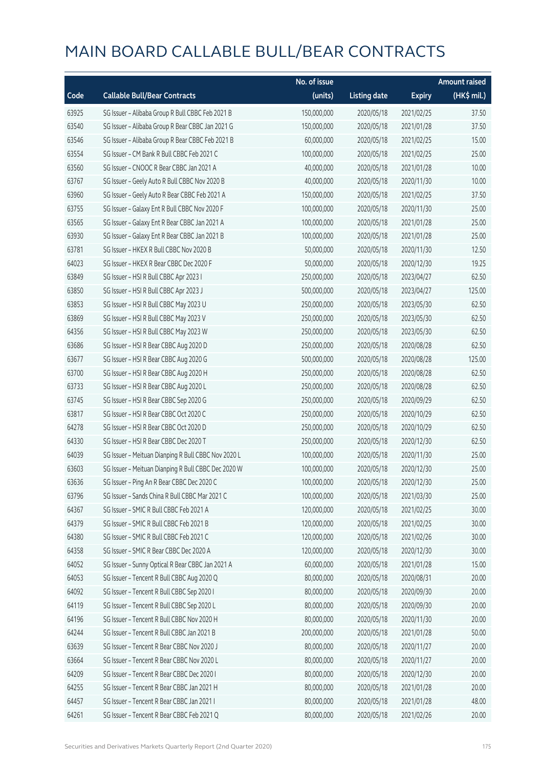# MAIN BOARD CALLABLE BULL/BEAR CONTRACTS

| Code | Callable Bull/Bear Contracts | No. of issue (units) | Listing date | Expiry | Amount raised (HK$ mil.) |
|---|---|---|---|---|---|
| 63925 | SG Issuer – Alibaba Group R Bull CBBC Feb 2021 B | 150,000,000 | 2020/05/18 | 2021/02/25 | 37.50 |
| 63540 | SG Issuer – Alibaba Group R Bear CBBC Jan 2021 G | 150,000,000 | 2020/05/18 | 2021/01/28 | 37.50 |
| 63546 | SG Issuer – Alibaba Group R Bear CBBC Feb 2021 B | 60,000,000 | 2020/05/18 | 2021/02/25 | 15.00 |
| 63554 | SG Issuer – CM Bank R Bull CBBC Feb 2021 C | 100,000,000 | 2020/05/18 | 2021/02/25 | 25.00 |
| 63560 | SG Issuer – CNOOC R Bear CBBC Jan 2021 A | 40,000,000 | 2020/05/18 | 2021/01/28 | 10.00 |
| 63767 | SG Issuer – Geely Auto R Bull CBBC Nov 2020 B | 40,000,000 | 2020/05/18 | 2020/11/30 | 10.00 |
| 63960 | SG Issuer – Geely Auto R Bear CBBC Feb 2021 A | 150,000,000 | 2020/05/18 | 2021/02/25 | 37.50 |
| 63755 | SG Issuer – Galaxy Ent R Bull CBBC Nov 2020 F | 100,000,000 | 2020/05/18 | 2020/11/30 | 25.00 |
| 63565 | SG Issuer – Galaxy Ent R Bear CBBC Jan 2021 A | 100,000,000 | 2020/05/18 | 2021/01/28 | 25.00 |
| 63930 | SG Issuer – Galaxy Ent R Bear CBBC Jan 2021 B | 100,000,000 | 2020/05/18 | 2021/01/28 | 25.00 |
| 63781 | SG Issuer – HKEX R Bull CBBC Nov 2020 B | 50,000,000 | 2020/05/18 | 2020/11/30 | 12.50 |
| 64023 | SG Issuer – HKEX R Bear CBBC Dec 2020 F | 50,000,000 | 2020/05/18 | 2020/12/30 | 19.25 |
| 63849 | SG Issuer – HSI R Bull CBBC Apr 2023 I | 250,000,000 | 2020/05/18 | 2023/04/27 | 62.50 |
| 63850 | SG Issuer – HSI R Bull CBBC Apr 2023 J | 500,000,000 | 2020/05/18 | 2023/04/27 | 125.00 |
| 63853 | SG Issuer – HSI R Bull CBBC May 2023 U | 250,000,000 | 2020/05/18 | 2023/05/30 | 62.50 |
| 63869 | SG Issuer – HSI R Bull CBBC May 2023 V | 250,000,000 | 2020/05/18 | 2023/05/30 | 62.50 |
| 64356 | SG Issuer – HSI R Bull CBBC May 2023 W | 250,000,000 | 2020/05/18 | 2023/05/30 | 62.50 |
| 63686 | SG Issuer – HSI R Bear CBBC Aug 2020 D | 250,000,000 | 2020/05/18 | 2020/08/28 | 62.50 |
| 63677 | SG Issuer – HSI R Bear CBBC Aug 2020 G | 500,000,000 | 2020/05/18 | 2020/08/28 | 125.00 |
| 63700 | SG Issuer – HSI R Bear CBBC Aug 2020 H | 250,000,000 | 2020/05/18 | 2020/08/28 | 62.50 |
| 63733 | SG Issuer – HSI R Bear CBBC Aug 2020 L | 250,000,000 | 2020/05/18 | 2020/08/28 | 62.50 |
| 63745 | SG Issuer – HSI R Bear CBBC Sep 2020 G | 250,000,000 | 2020/05/18 | 2020/09/29 | 62.50 |
| 63817 | SG Issuer – HSI R Bear CBBC Oct 2020 C | 250,000,000 | 2020/05/18 | 2020/10/29 | 62.50 |
| 64278 | SG Issuer – HSI R Bear CBBC Oct 2020 D | 250,000,000 | 2020/05/18 | 2020/10/29 | 62.50 |
| 64330 | SG Issuer – HSI R Bear CBBC Dec 2020 T | 250,000,000 | 2020/05/18 | 2020/12/30 | 62.50 |
| 64039 | SG Issuer – Meituan Dianping R Bull CBBC Nov 2020 L | 100,000,000 | 2020/05/18 | 2020/11/30 | 25.00 |
| 63603 | SG Issuer – Meituan Dianping R Bull CBBC Dec 2020 W | 100,000,000 | 2020/05/18 | 2020/12/30 | 25.00 |
| 63636 | SG Issuer – Ping An R Bear CBBC Dec 2020 C | 100,000,000 | 2020/05/18 | 2020/12/30 | 25.00 |
| 63796 | SG Issuer – Sands China R Bull CBBC Mar 2021 C | 100,000,000 | 2020/05/18 | 2021/03/30 | 25.00 |
| 64367 | SG Issuer – SMIC R Bull CBBC Feb 2021 A | 120,000,000 | 2020/05/18 | 2021/02/25 | 30.00 |
| 64379 | SG Issuer – SMIC R Bull CBBC Feb 2021 B | 120,000,000 | 2020/05/18 | 2021/02/25 | 30.00 |
| 64380 | SG Issuer – SMIC R Bull CBBC Feb 2021 C | 120,000,000 | 2020/05/18 | 2021/02/26 | 30.00 |
| 64358 | SG Issuer – SMIC R Bear CBBC Dec 2020 A | 120,000,000 | 2020/05/18 | 2020/12/30 | 30.00 |
| 64052 | SG Issuer – Sunny Optical R Bear CBBC Jan 2021 A | 60,000,000 | 2020/05/18 | 2021/01/28 | 15.00 |
| 64053 | SG Issuer – Tencent R Bull CBBC Aug 2020 Q | 80,000,000 | 2020/05/18 | 2020/08/31 | 20.00 |
| 64092 | SG Issuer – Tencent R Bull CBBC Sep 2020 I | 80,000,000 | 2020/05/18 | 2020/09/30 | 20.00 |
| 64119 | SG Issuer – Tencent R Bull CBBC Sep 2020 L | 80,000,000 | 2020/05/18 | 2020/09/30 | 20.00 |
| 64196 | SG Issuer – Tencent R Bull CBBC Nov 2020 H | 80,000,000 | 2020/05/18 | 2020/11/30 | 20.00 |
| 64244 | SG Issuer – Tencent R Bull CBBC Jan 2021 B | 200,000,000 | 2020/05/18 | 2021/01/28 | 50.00 |
| 63639 | SG Issuer – Tencent R Bear CBBC Nov 2020 J | 80,000,000 | 2020/05/18 | 2020/11/27 | 20.00 |
| 63664 | SG Issuer – Tencent R Bear CBBC Nov 2020 L | 80,000,000 | 2020/05/18 | 2020/11/27 | 20.00 |
| 64209 | SG Issuer – Tencent R Bear CBBC Dec 2020 I | 80,000,000 | 2020/05/18 | 2020/12/30 | 20.00 |
| 64255 | SG Issuer – Tencent R Bear CBBC Jan 2021 H | 80,000,000 | 2020/05/18 | 2021/01/28 | 20.00 |
| 64457 | SG Issuer – Tencent R Bear CBBC Jan 2021 I | 80,000,000 | 2020/05/18 | 2021/01/28 | 48.00 |
| 64261 | SG Issuer – Tencent R Bear CBBC Feb 2021 Q | 80,000,000 | 2020/05/18 | 2021/02/26 | 20.00 |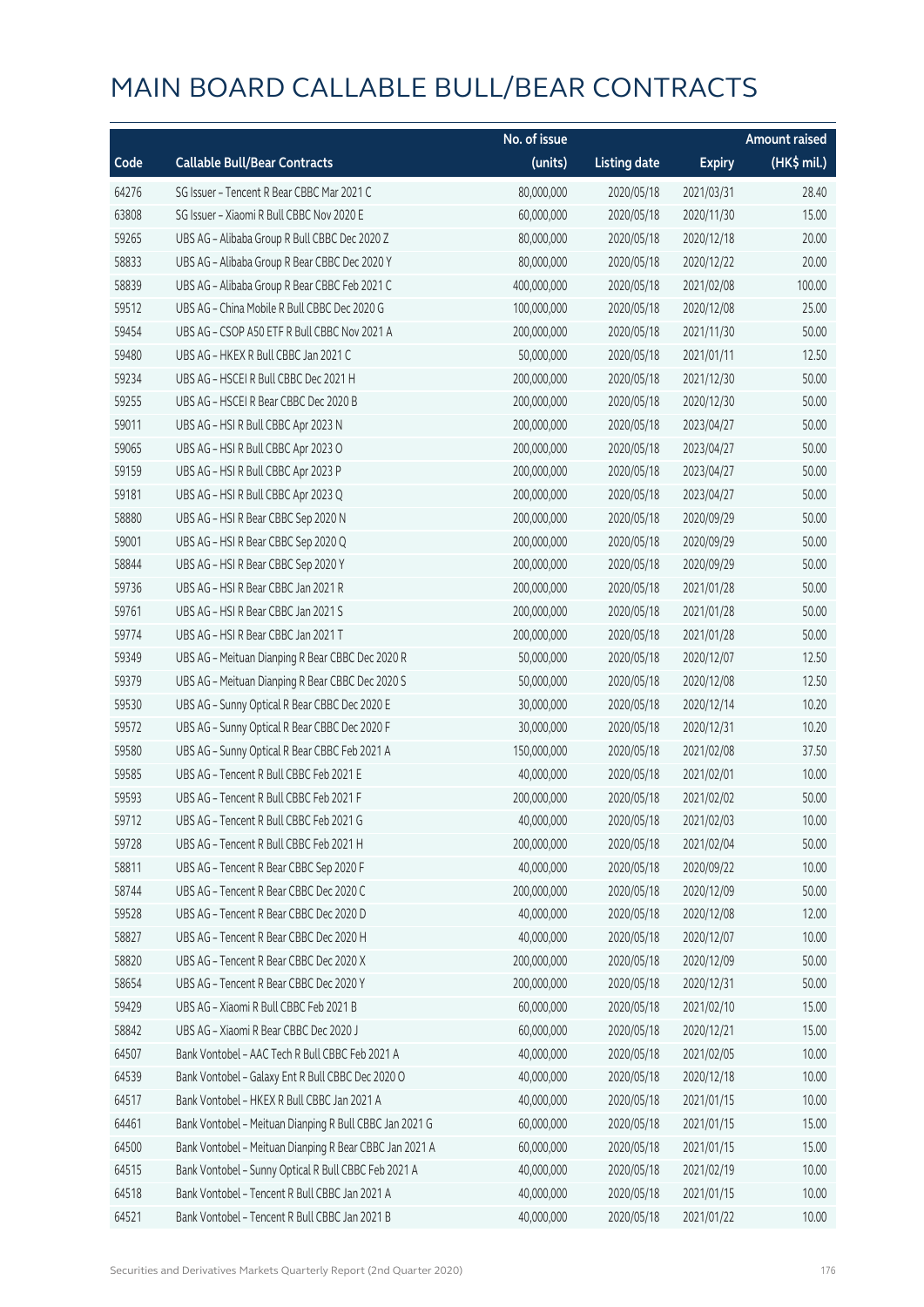# MAIN BOARD CALLABLE BULL/BEAR CONTRACTS

| Code | Callable Bull/Bear Contracts | No. of issue (units) | Listing date | Expiry | Amount raised (HK$ mil.) |
|---|---|---|---|---|---|
| 64276 | SG Issuer – Tencent R Bear CBBC Mar 2021 C | 80,000,000 | 2020/05/18 | 2021/03/31 | 28.40 |
| 63808 | SG Issuer – Xiaomi R Bull CBBC Nov 2020 E | 60,000,000 | 2020/05/18 | 2020/11/30 | 15.00 |
| 59265 | UBS AG – Alibaba Group R Bull CBBC Dec 2020 Z | 80,000,000 | 2020/05/18 | 2020/12/18 | 20.00 |
| 58833 | UBS AG – Alibaba Group R Bear CBBC Dec 2020 Y | 80,000,000 | 2020/05/18 | 2020/12/22 | 20.00 |
| 58839 | UBS AG – Alibaba Group R Bear CBBC Feb 2021 C | 400,000,000 | 2020/05/18 | 2021/02/08 | 100.00 |
| 59512 | UBS AG – China Mobile R Bull CBBC Dec 2020 G | 100,000,000 | 2020/05/18 | 2020/12/08 | 25.00 |
| 59454 | UBS AG – CSOP A50 ETF R Bull CBBC Nov 2021 A | 200,000,000 | 2020/05/18 | 2021/11/30 | 50.00 |
| 59480 | UBS AG – HKEX R Bull CBBC Jan 2021 C | 50,000,000 | 2020/05/18 | 2021/01/11 | 12.50 |
| 59234 | UBS AG – HSCEI R Bull CBBC Dec 2021 H | 200,000,000 | 2020/05/18 | 2021/12/30 | 50.00 |
| 59255 | UBS AG – HSCEI R Bear CBBC Dec 2020 B | 200,000,000 | 2020/05/18 | 2020/12/30 | 50.00 |
| 59011 | UBS AG – HSI R Bull CBBC Apr 2023 N | 200,000,000 | 2020/05/18 | 2023/04/27 | 50.00 |
| 59065 | UBS AG – HSI R Bull CBBC Apr 2023 O | 200,000,000 | 2020/05/18 | 2023/04/27 | 50.00 |
| 59159 | UBS AG – HSI R Bull CBBC Apr 2023 P | 200,000,000 | 2020/05/18 | 2023/04/27 | 50.00 |
| 59181 | UBS AG – HSI R Bull CBBC Apr 2023 Q | 200,000,000 | 2020/05/18 | 2023/04/27 | 50.00 |
| 58880 | UBS AG – HSI R Bear CBBC Sep 2020 N | 200,000,000 | 2020/05/18 | 2020/09/29 | 50.00 |
| 59001 | UBS AG – HSI R Bear CBBC Sep 2020 Q | 200,000,000 | 2020/05/18 | 2020/09/29 | 50.00 |
| 58844 | UBS AG – HSI R Bear CBBC Sep 2020 Y | 200,000,000 | 2020/05/18 | 2020/09/29 | 50.00 |
| 59736 | UBS AG – HSI R Bear CBBC Jan 2021 R | 200,000,000 | 2020/05/18 | 2021/01/28 | 50.00 |
| 59761 | UBS AG – HSI R Bear CBBC Jan 2021 S | 200,000,000 | 2020/05/18 | 2021/01/28 | 50.00 |
| 59774 | UBS AG – HSI R Bear CBBC Jan 2021 T | 200,000,000 | 2020/05/18 | 2021/01/28 | 50.00 |
| 59349 | UBS AG – Meituan Dianping R Bear CBBC Dec 2020 R | 50,000,000 | 2020/05/18 | 2020/12/07 | 12.50 |
| 59379 | UBS AG – Meituan Dianping R Bear CBBC Dec 2020 S | 50,000,000 | 2020/05/18 | 2020/12/08 | 12.50 |
| 59530 | UBS AG – Sunny Optical R Bear CBBC Dec 2020 E | 30,000,000 | 2020/05/18 | 2020/12/14 | 10.20 |
| 59572 | UBS AG – Sunny Optical R Bear CBBC Dec 2020 F | 30,000,000 | 2020/05/18 | 2020/12/31 | 10.20 |
| 59580 | UBS AG – Sunny Optical R Bear CBBC Feb 2021 A | 150,000,000 | 2020/05/18 | 2021/02/08 | 37.50 |
| 59585 | UBS AG – Tencent R Bull CBBC Feb 2021 E | 40,000,000 | 2020/05/18 | 2021/02/01 | 10.00 |
| 59593 | UBS AG – Tencent R Bull CBBC Feb 2021 F | 200,000,000 | 2020/05/18 | 2021/02/02 | 50.00 |
| 59712 | UBS AG – Tencent R Bull CBBC Feb 2021 G | 40,000,000 | 2020/05/18 | 2021/02/03 | 10.00 |
| 59728 | UBS AG – Tencent R Bull CBBC Feb 2021 H | 200,000,000 | 2020/05/18 | 2021/02/04 | 50.00 |
| 58811 | UBS AG – Tencent R Bear CBBC Sep 2020 F | 40,000,000 | 2020/05/18 | 2020/09/22 | 10.00 |
| 58744 | UBS AG – Tencent R Bear CBBC Dec 2020 C | 200,000,000 | 2020/05/18 | 2020/12/09 | 50.00 |
| 59528 | UBS AG – Tencent R Bear CBBC Dec 2020 D | 40,000,000 | 2020/05/18 | 2020/12/08 | 12.00 |
| 58827 | UBS AG – Tencent R Bear CBBC Dec 2020 H | 40,000,000 | 2020/05/18 | 2020/12/07 | 10.00 |
| 58820 | UBS AG – Tencent R Bear CBBC Dec 2020 X | 200,000,000 | 2020/05/18 | 2020/12/09 | 50.00 |
| 58654 | UBS AG – Tencent R Bear CBBC Dec 2020 Y | 200,000,000 | 2020/05/18 | 2020/12/31 | 50.00 |
| 59429 | UBS AG – Xiaomi R Bull CBBC Feb 2021 B | 60,000,000 | 2020/05/18 | 2021/02/10 | 15.00 |
| 58842 | UBS AG – Xiaomi R Bear CBBC Dec 2020 J | 60,000,000 | 2020/05/18 | 2020/12/21 | 15.00 |
| 64507 | Bank Vontobel – AAC Tech R Bull CBBC Feb 2021 A | 40,000,000 | 2020/05/18 | 2021/02/05 | 10.00 |
| 64539 | Bank Vontobel – Galaxy Ent R Bull CBBC Dec 2020 O | 40,000,000 | 2020/05/18 | 2020/12/18 | 10.00 |
| 64517 | Bank Vontobel – HKEX R Bull CBBC Jan 2021 A | 40,000,000 | 2020/05/18 | 2021/01/15 | 10.00 |
| 64461 | Bank Vontobel – Meituan Dianping R Bull CBBC Jan 2021 G | 60,000,000 | 2020/05/18 | 2021/01/15 | 15.00 |
| 64500 | Bank Vontobel – Meituan Dianping R Bear CBBC Jan 2021 A | 60,000,000 | 2020/05/18 | 2021/01/15 | 15.00 |
| 64515 | Bank Vontobel – Sunny Optical R Bull CBBC Feb 2021 A | 40,000,000 | 2020/05/18 | 2021/02/19 | 10.00 |
| 64518 | Bank Vontobel – Tencent R Bull CBBC Jan 2021 A | 40,000,000 | 2020/05/18 | 2021/01/15 | 10.00 |
| 64521 | Bank Vontobel – Tencent R Bull CBBC Jan 2021 B | 40,000,000 | 2020/05/18 | 2021/01/22 | 10.00 |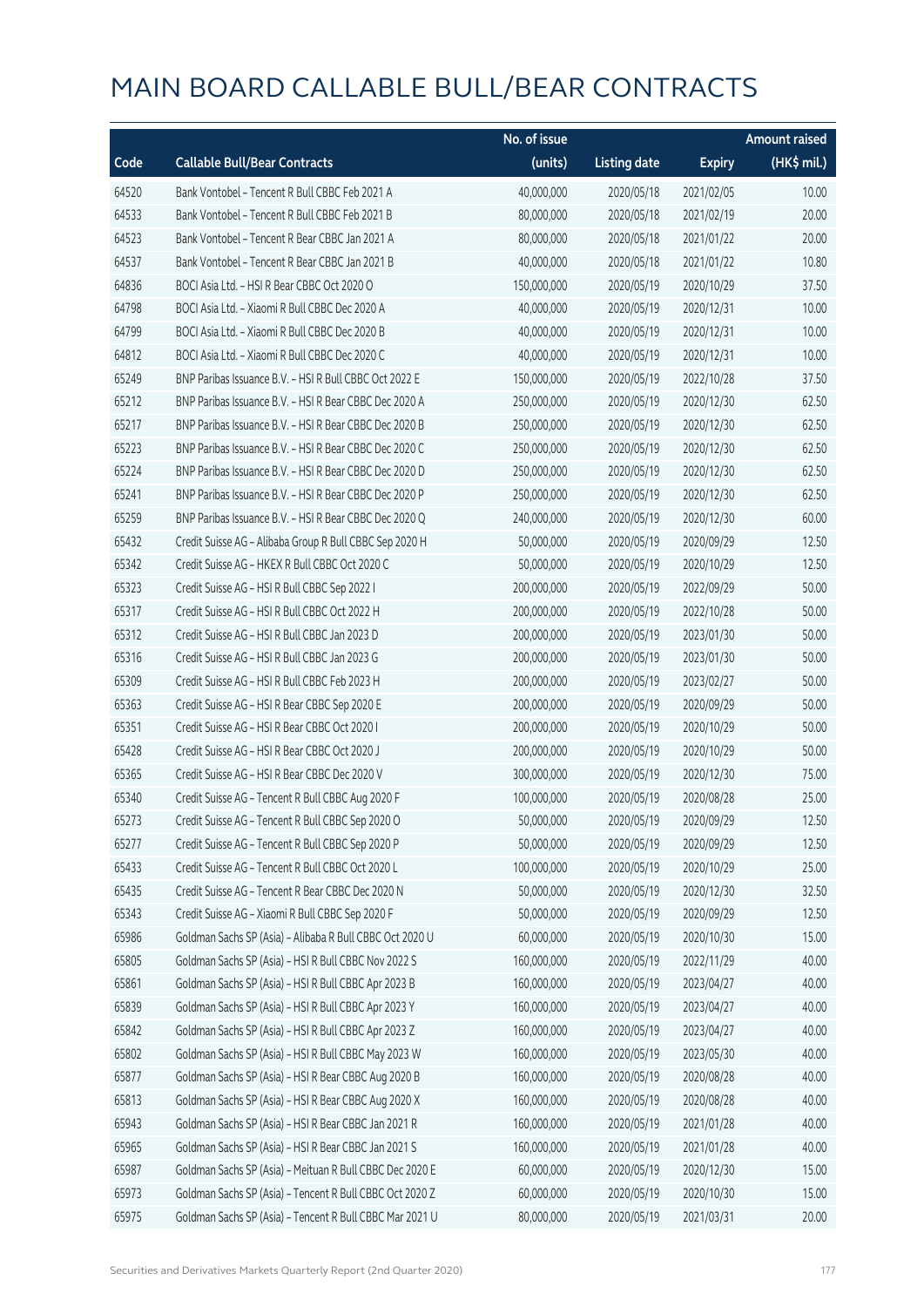# MAIN BOARD CALLABLE BULL/BEAR CONTRACTS

| Code | Callable Bull/Bear Contracts | No. of issue (units) | Listing date | Expiry | Amount raised (HK$ mil.) |
|---|---|---|---|---|---|
| 64520 | Bank Vontobel – Tencent R Bull CBBC Feb 2021 A | 40,000,000 | 2020/05/18 | 2021/02/05 | 10.00 |
| 64533 | Bank Vontobel – Tencent R Bull CBBC Feb 2021 B | 80,000,000 | 2020/05/18 | 2021/02/19 | 20.00 |
| 64523 | Bank Vontobel – Tencent R Bear CBBC Jan 2021 A | 80,000,000 | 2020/05/18 | 2021/01/22 | 20.00 |
| 64537 | Bank Vontobel – Tencent R Bear CBBC Jan 2021 B | 40,000,000 | 2020/05/18 | 2021/01/22 | 10.80 |
| 64836 | BOCI Asia Ltd. – HSI R Bear CBBC Oct 2020 O | 150,000,000 | 2020/05/19 | 2020/10/29 | 37.50 |
| 64798 | BOCI Asia Ltd. – Xiaomi R Bull CBBC Dec 2020 A | 40,000,000 | 2020/05/19 | 2020/12/31 | 10.00 |
| 64799 | BOCI Asia Ltd. – Xiaomi R Bull CBBC Dec 2020 B | 40,000,000 | 2020/05/19 | 2020/12/31 | 10.00 |
| 64812 | BOCI Asia Ltd. – Xiaomi R Bull CBBC Dec 2020 C | 40,000,000 | 2020/05/19 | 2020/12/31 | 10.00 |
| 65249 | BNP Paribas Issuance B.V. – HSI R Bull CBBC Oct 2022 E | 150,000,000 | 2020/05/19 | 2022/10/28 | 37.50 |
| 65212 | BNP Paribas Issuance B.V. – HSI R Bear CBBC Dec 2020 A | 250,000,000 | 2020/05/19 | 2020/12/30 | 62.50 |
| 65217 | BNP Paribas Issuance B.V. – HSI R Bear CBBC Dec 2020 B | 250,000,000 | 2020/05/19 | 2020/12/30 | 62.50 |
| 65223 | BNP Paribas Issuance B.V. – HSI R Bear CBBC Dec 2020 C | 250,000,000 | 2020/05/19 | 2020/12/30 | 62.50 |
| 65224 | BNP Paribas Issuance B.V. – HSI R Bear CBBC Dec 2020 D | 250,000,000 | 2020/05/19 | 2020/12/30 | 62.50 |
| 65241 | BNP Paribas Issuance B.V. – HSI R Bear CBBC Dec 2020 P | 250,000,000 | 2020/05/19 | 2020/12/30 | 62.50 |
| 65259 | BNP Paribas Issuance B.V. – HSI R Bear CBBC Dec 2020 Q | 240,000,000 | 2020/05/19 | 2020/12/30 | 60.00 |
| 65432 | Credit Suisse AG – Alibaba Group R Bull CBBC Sep 2020 H | 50,000,000 | 2020/05/19 | 2020/09/29 | 12.50 |
| 65342 | Credit Suisse AG – HKEX R Bull CBBC Oct 2020 C | 50,000,000 | 2020/05/19 | 2020/10/29 | 12.50 |
| 65323 | Credit Suisse AG – HSI R Bull CBBC Sep 2022 I | 200,000,000 | 2020/05/19 | 2022/09/29 | 50.00 |
| 65317 | Credit Suisse AG – HSI R Bull CBBC Oct 2022 H | 200,000,000 | 2020/05/19 | 2022/10/28 | 50.00 |
| 65312 | Credit Suisse AG – HSI R Bull CBBC Jan 2023 D | 200,000,000 | 2020/05/19 | 2023/01/30 | 50.00 |
| 65316 | Credit Suisse AG – HSI R Bull CBBC Jan 2023 G | 200,000,000 | 2020/05/19 | 2023/01/30 | 50.00 |
| 65309 | Credit Suisse AG – HSI R Bull CBBC Feb 2023 H | 200,000,000 | 2020/05/19 | 2023/02/27 | 50.00 |
| 65363 | Credit Suisse AG – HSI R Bear CBBC Sep 2020 E | 200,000,000 | 2020/05/19 | 2020/09/29 | 50.00 |
| 65351 | Credit Suisse AG – HSI R Bear CBBC Oct 2020 I | 200,000,000 | 2020/05/19 | 2020/10/29 | 50.00 |
| 65428 | Credit Suisse AG – HSI R Bear CBBC Oct 2020 J | 200,000,000 | 2020/05/19 | 2020/10/29 | 50.00 |
| 65365 | Credit Suisse AG – HSI R Bear CBBC Dec 2020 V | 300,000,000 | 2020/05/19 | 2020/12/30 | 75.00 |
| 65340 | Credit Suisse AG – Tencent R Bull CBBC Aug 2020 F | 100,000,000 | 2020/05/19 | 2020/08/28 | 25.00 |
| 65273 | Credit Suisse AG – Tencent R Bull CBBC Sep 2020 O | 50,000,000 | 2020/05/19 | 2020/09/29 | 12.50 |
| 65277 | Credit Suisse AG – Tencent R Bull CBBC Sep 2020 P | 50,000,000 | 2020/05/19 | 2020/09/29 | 12.50 |
| 65433 | Credit Suisse AG – Tencent R Bull CBBC Oct 2020 L | 100,000,000 | 2020/05/19 | 2020/10/29 | 25.00 |
| 65435 | Credit Suisse AG – Tencent R Bear CBBC Dec 2020 N | 50,000,000 | 2020/05/19 | 2020/12/30 | 32.50 |
| 65343 | Credit Suisse AG – Xiaomi R Bull CBBC Sep 2020 F | 50,000,000 | 2020/05/19 | 2020/09/29 | 12.50 |
| 65986 | Goldman Sachs SP (Asia) – Alibaba R Bull CBBC Oct 2020 U | 60,000,000 | 2020/05/19 | 2020/10/30 | 15.00 |
| 65805 | Goldman Sachs SP (Asia) – HSI R Bull CBBC Nov 2022 S | 160,000,000 | 2020/05/19 | 2022/11/29 | 40.00 |
| 65861 | Goldman Sachs SP (Asia) – HSI R Bull CBBC Apr 2023 B | 160,000,000 | 2020/05/19 | 2023/04/27 | 40.00 |
| 65839 | Goldman Sachs SP (Asia) – HSI R Bull CBBC Apr 2023 Y | 160,000,000 | 2020/05/19 | 2023/04/27 | 40.00 |
| 65842 | Goldman Sachs SP (Asia) – HSI R Bull CBBC Apr 2023 Z | 160,000,000 | 2020/05/19 | 2023/04/27 | 40.00 |
| 65802 | Goldman Sachs SP (Asia) – HSI R Bull CBBC May 2023 W | 160,000,000 | 2020/05/19 | 2023/05/30 | 40.00 |
| 65877 | Goldman Sachs SP (Asia) – HSI R Bear CBBC Aug 2020 B | 160,000,000 | 2020/05/19 | 2020/08/28 | 40.00 |
| 65813 | Goldman Sachs SP (Asia) – HSI R Bear CBBC Aug 2020 X | 160,000,000 | 2020/05/19 | 2020/08/28 | 40.00 |
| 65943 | Goldman Sachs SP (Asia) – HSI R Bear CBBC Jan 2021 R | 160,000,000 | 2020/05/19 | 2021/01/28 | 40.00 |
| 65965 | Goldman Sachs SP (Asia) – HSI R Bear CBBC Jan 2021 S | 160,000,000 | 2020/05/19 | 2021/01/28 | 40.00 |
| 65987 | Goldman Sachs SP (Asia) – Meituan R Bull CBBC Dec 2020 E | 60,000,000 | 2020/05/19 | 2020/12/30 | 15.00 |
| 65973 | Goldman Sachs SP (Asia) – Tencent R Bull CBBC Oct 2020 Z | 60,000,000 | 2020/05/19 | 2020/10/30 | 15.00 |
| 65975 | Goldman Sachs SP (Asia) – Tencent R Bull CBBC Mar 2021 U | 80,000,000 | 2020/05/19 | 2021/03/31 | 20.00 |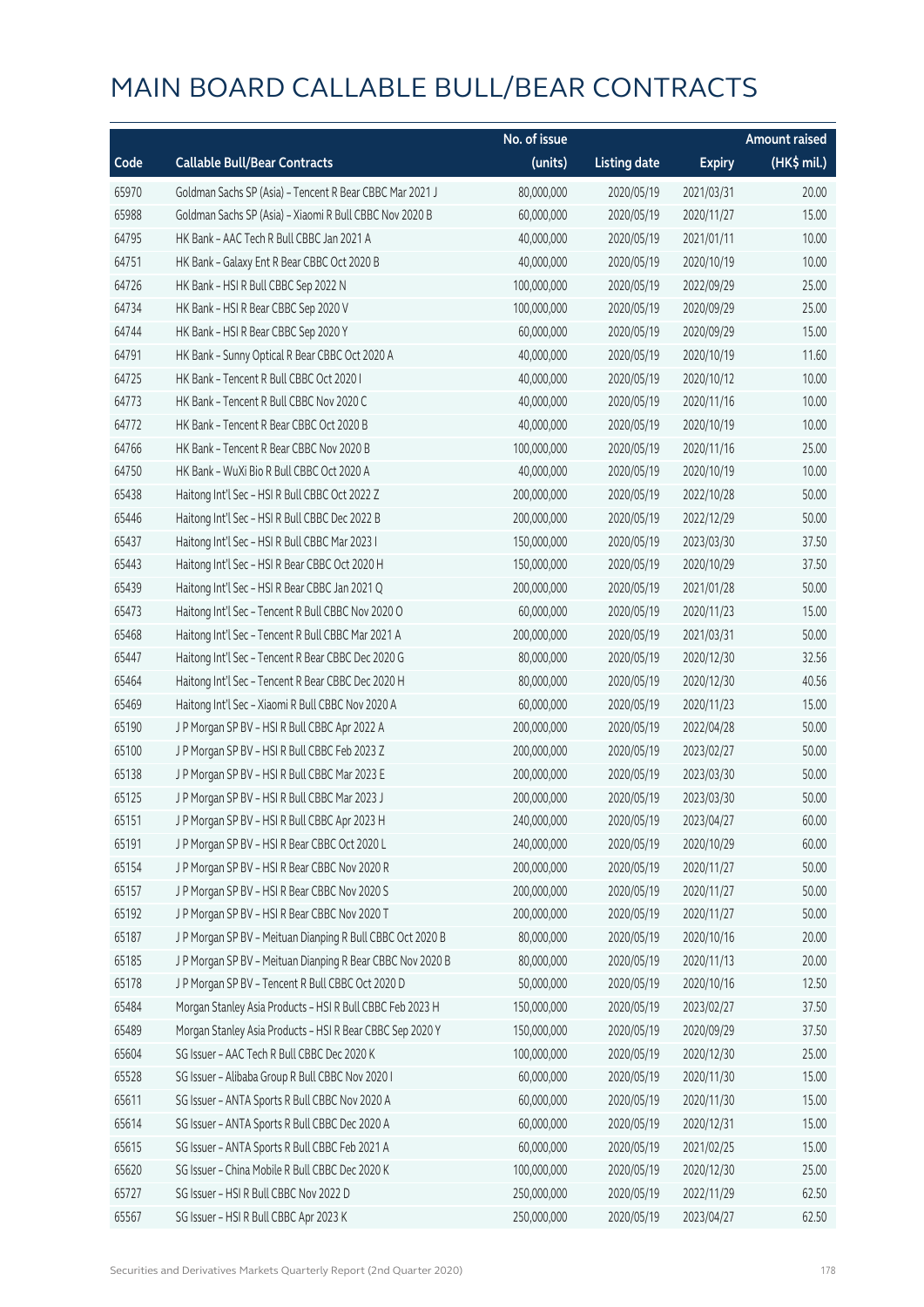# MAIN BOARD CALLABLE BULL/BEAR CONTRACTS

| Code | Callable Bull/Bear Contracts | No. of issue (units) | Listing date | Expiry | Amount raised (HK$ mil.) |
|---|---|---|---|---|---|
| 65970 | Goldman Sachs SP (Asia) – Tencent R Bear CBBC Mar 2021 J | 80,000,000 | 2020/05/19 | 2021/03/31 | 20.00 |
| 65988 | Goldman Sachs SP (Asia) – Xiaomi R Bull CBBC Nov 2020 B | 60,000,000 | 2020/05/19 | 2020/11/27 | 15.00 |
| 64795 | HK Bank – AAC Tech R Bull CBBC Jan 2021 A | 40,000,000 | 2020/05/19 | 2021/01/11 | 10.00 |
| 64751 | HK Bank – Galaxy Ent R Bear CBBC Oct 2020 B | 40,000,000 | 2020/05/19 | 2020/10/19 | 10.00 |
| 64726 | HK Bank – HSI R Bull CBBC Sep 2022 N | 100,000,000 | 2020/05/19 | 2022/09/29 | 25.00 |
| 64734 | HK Bank – HSI R Bear CBBC Sep 2020 V | 100,000,000 | 2020/05/19 | 2020/09/29 | 25.00 |
| 64744 | HK Bank – HSI R Bear CBBC Sep 2020 Y | 60,000,000 | 2020/05/19 | 2020/09/29 | 15.00 |
| 64791 | HK Bank – Sunny Optical R Bear CBBC Oct 2020 A | 40,000,000 | 2020/05/19 | 2020/10/19 | 11.60 |
| 64725 | HK Bank – Tencent R Bull CBBC Oct 2020 I | 40,000,000 | 2020/05/19 | 2020/10/12 | 10.00 |
| 64773 | HK Bank – Tencent R Bull CBBC Nov 2020 C | 40,000,000 | 2020/05/19 | 2020/11/16 | 10.00 |
| 64772 | HK Bank – Tencent R Bear CBBC Oct 2020 B | 40,000,000 | 2020/05/19 | 2020/10/19 | 10.00 |
| 64766 | HK Bank – Tencent R Bear CBBC Nov 2020 B | 100,000,000 | 2020/05/19 | 2020/11/16 | 25.00 |
| 64750 | HK Bank – WuXi Bio R Bull CBBC Oct 2020 A | 40,000,000 | 2020/05/19 | 2020/10/19 | 10.00 |
| 65438 | Haitong Int'l Sec – HSI R Bull CBBC Oct 2022 Z | 200,000,000 | 2020/05/19 | 2022/10/28 | 50.00 |
| 65446 | Haitong Int'l Sec – HSI R Bull CBBC Dec 2022 B | 200,000,000 | 2020/05/19 | 2022/12/29 | 50.00 |
| 65437 | Haitong Int'l Sec – HSI R Bull CBBC Mar 2023 I | 150,000,000 | 2020/05/19 | 2023/03/30 | 37.50 |
| 65443 | Haitong Int'l Sec – HSI R Bear CBBC Oct 2020 H | 150,000,000 | 2020/05/19 | 2020/10/29 | 37.50 |
| 65439 | Haitong Int'l Sec – HSI R Bear CBBC Jan 2021 Q | 200,000,000 | 2020/05/19 | 2021/01/28 | 50.00 |
| 65473 | Haitong Int'l Sec – Tencent R Bull CBBC Nov 2020 O | 60,000,000 | 2020/05/19 | 2020/11/23 | 15.00 |
| 65468 | Haitong Int'l Sec – Tencent R Bull CBBC Mar 2021 A | 200,000,000 | 2020/05/19 | 2021/03/31 | 50.00 |
| 65447 | Haitong Int'l Sec – Tencent R Bear CBBC Dec 2020 G | 80,000,000 | 2020/05/19 | 2020/12/30 | 32.56 |
| 65464 | Haitong Int'l Sec – Tencent R Bear CBBC Dec 2020 H | 80,000,000 | 2020/05/19 | 2020/12/30 | 40.56 |
| 65469 | Haitong Int'l Sec – Xiaomi R Bull CBBC Nov 2020 A | 60,000,000 | 2020/05/19 | 2020/11/23 | 15.00 |
| 65190 | J P Morgan SP BV – HSI R Bull CBBC Apr 2022 A | 200,000,000 | 2020/05/19 | 2022/04/28 | 50.00 |
| 65100 | J P Morgan SP BV – HSI R Bull CBBC Feb 2023 Z | 200,000,000 | 2020/05/19 | 2023/02/27 | 50.00 |
| 65138 | J P Morgan SP BV – HSI R Bull CBBC Mar 2023 E | 200,000,000 | 2020/05/19 | 2023/03/30 | 50.00 |
| 65125 | J P Morgan SP BV – HSI R Bull CBBC Mar 2023 J | 200,000,000 | 2020/05/19 | 2023/03/30 | 50.00 |
| 65151 | J P Morgan SP BV – HSI R Bull CBBC Apr 2023 H | 240,000,000 | 2020/05/19 | 2023/04/27 | 60.00 |
| 65191 | J P Morgan SP BV – HSI R Bear CBBC Oct 2020 L | 240,000,000 | 2020/05/19 | 2020/10/29 | 60.00 |
| 65154 | J P Morgan SP BV – HSI R Bear CBBC Nov 2020 R | 200,000,000 | 2020/05/19 | 2020/11/27 | 50.00 |
| 65157 | J P Morgan SP BV – HSI R Bear CBBC Nov 2020 S | 200,000,000 | 2020/05/19 | 2020/11/27 | 50.00 |
| 65192 | J P Morgan SP BV – HSI R Bear CBBC Nov 2020 T | 200,000,000 | 2020/05/19 | 2020/11/27 | 50.00 |
| 65187 | J P Morgan SP BV – Meituan Dianping R Bull CBBC Oct 2020 B | 80,000,000 | 2020/05/19 | 2020/10/16 | 20.00 |
| 65185 | J P Morgan SP BV – Meituan Dianping R Bear CBBC Nov 2020 B | 80,000,000 | 2020/05/19 | 2020/11/13 | 20.00 |
| 65178 | J P Morgan SP BV – Tencent R Bull CBBC Oct 2020 D | 50,000,000 | 2020/05/19 | 2020/10/16 | 12.50 |
| 65484 | Morgan Stanley Asia Products – HSI R Bull CBBC Feb 2023 H | 150,000,000 | 2020/05/19 | 2023/02/27 | 37.50 |
| 65489 | Morgan Stanley Asia Products – HSI R Bear CBBC Sep 2020 Y | 150,000,000 | 2020/05/19 | 2020/09/29 | 37.50 |
| 65604 | SG Issuer – AAC Tech R Bull CBBC Dec 2020 K | 100,000,000 | 2020/05/19 | 2020/12/30 | 25.00 |
| 65528 | SG Issuer – Alibaba Group R Bull CBBC Nov 2020 I | 60,000,000 | 2020/05/19 | 2020/11/30 | 15.00 |
| 65611 | SG Issuer – ANTA Sports R Bull CBBC Nov 2020 A | 60,000,000 | 2020/05/19 | 2020/11/30 | 15.00 |
| 65614 | SG Issuer – ANTA Sports R Bull CBBC Dec 2020 A | 60,000,000 | 2020/05/19 | 2020/12/31 | 15.00 |
| 65615 | SG Issuer – ANTA Sports R Bull CBBC Feb 2021 A | 60,000,000 | 2020/05/19 | 2021/02/25 | 15.00 |
| 65620 | SG Issuer – China Mobile R Bull CBBC Dec 2020 K | 100,000,000 | 2020/05/19 | 2020/12/30 | 25.00 |
| 65727 | SG Issuer – HSI R Bull CBBC Nov 2022 D | 250,000,000 | 2020/05/19 | 2022/11/29 | 62.50 |
| 65567 | SG Issuer – HSI R Bull CBBC Apr 2023 K | 250,000,000 | 2020/05/19 | 2023/04/27 | 62.50 |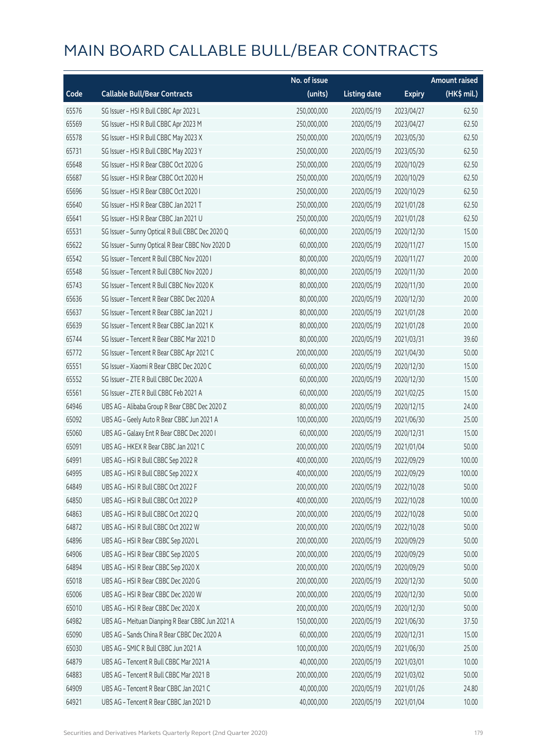# MAIN BOARD CALLABLE BULL/BEAR CONTRACTS

| Code | Callable Bull/Bear Contracts | No. of issue (units) | Listing date | Expiry | Amount raised (HK$ mil.) |
|---|---|---|---|---|---|
| 65576 | SG Issuer – HSI R Bull CBBC Apr 2023 L | 250,000,000 | 2020/05/19 | 2023/04/27 | 62.50 |
| 65569 | SG Issuer – HSI R Bull CBBC Apr 2023 M | 250,000,000 | 2020/05/19 | 2023/04/27 | 62.50 |
| 65578 | SG Issuer – HSI R Bull CBBC May 2023 X | 250,000,000 | 2020/05/19 | 2023/05/30 | 62.50 |
| 65731 | SG Issuer – HSI R Bull CBBC May 2023 Y | 250,000,000 | 2020/05/19 | 2023/05/30 | 62.50 |
| 65648 | SG Issuer – HSI R Bear CBBC Oct 2020 G | 250,000,000 | 2020/05/19 | 2020/10/29 | 62.50 |
| 65687 | SG Issuer – HSI R Bear CBBC Oct 2020 H | 250,000,000 | 2020/05/19 | 2020/10/29 | 62.50 |
| 65696 | SG Issuer – HSI R Bear CBBC Oct 2020 I | 250,000,000 | 2020/05/19 | 2020/10/29 | 62.50 |
| 65640 | SG Issuer – HSI R Bear CBBC Jan 2021 T | 250,000,000 | 2020/05/19 | 2021/01/28 | 62.50 |
| 65641 | SG Issuer – HSI R Bear CBBC Jan 2021 U | 250,000,000 | 2020/05/19 | 2021/01/28 | 62.50 |
| 65531 | SG Issuer – Sunny Optical R Bull CBBC Dec 2020 Q | 60,000,000 | 2020/05/19 | 2020/12/30 | 15.00 |
| 65622 | SG Issuer – Sunny Optical R Bear CBBC Nov 2020 D | 60,000,000 | 2020/05/19 | 2020/11/27 | 15.00 |
| 65542 | SG Issuer – Tencent R Bull CBBC Nov 2020 I | 80,000,000 | 2020/05/19 | 2020/11/27 | 20.00 |
| 65548 | SG Issuer – Tencent R Bull CBBC Nov 2020 J | 80,000,000 | 2020/05/19 | 2020/11/30 | 20.00 |
| 65743 | SG Issuer – Tencent R Bull CBBC Nov 2020 K | 80,000,000 | 2020/05/19 | 2020/11/30 | 20.00 |
| 65636 | SG Issuer – Tencent R Bear CBBC Dec 2020 A | 80,000,000 | 2020/05/19 | 2020/12/30 | 20.00 |
| 65637 | SG Issuer – Tencent R Bear CBBC Jan 2021 J | 80,000,000 | 2020/05/19 | 2021/01/28 | 20.00 |
| 65639 | SG Issuer – Tencent R Bear CBBC Jan 2021 K | 80,000,000 | 2020/05/19 | 2021/01/28 | 20.00 |
| 65744 | SG Issuer – Tencent R Bear CBBC Mar 2021 D | 80,000,000 | 2020/05/19 | 2021/03/31 | 39.60 |
| 65772 | SG Issuer – Tencent R Bear CBBC Apr 2021 C | 200,000,000 | 2020/05/19 | 2021/04/30 | 50.00 |
| 65551 | SG Issuer – Xiaomi R Bear CBBC Dec 2020 C | 60,000,000 | 2020/05/19 | 2020/12/30 | 15.00 |
| 65552 | SG Issuer – ZTE R Bull CBBC Dec 2020 A | 60,000,000 | 2020/05/19 | 2020/12/30 | 15.00 |
| 65561 | SG Issuer – ZTE R Bull CBBC Feb 2021 A | 60,000,000 | 2020/05/19 | 2021/02/25 | 15.00 |
| 64946 | UBS AG – Alibaba Group R Bear CBBC Dec 2020 Z | 80,000,000 | 2020/05/19 | 2020/12/15 | 24.00 |
| 65092 | UBS AG – Geely Auto R Bear CBBC Jun 2021 A | 100,000,000 | 2020/05/19 | 2021/06/30 | 25.00 |
| 65060 | UBS AG – Galaxy Ent R Bear CBBC Dec 2020 I | 60,000,000 | 2020/05/19 | 2020/12/31 | 15.00 |
| 65091 | UBS AG – HKEX R Bear CBBC Jan 2021 C | 200,000,000 | 2020/05/19 | 2021/01/04 | 50.00 |
| 64991 | UBS AG – HSI R Bull CBBC Sep 2022 R | 400,000,000 | 2020/05/19 | 2022/09/29 | 100.00 |
| 64995 | UBS AG – HSI R Bull CBBC Sep 2022 X | 400,000,000 | 2020/05/19 | 2022/09/29 | 100.00 |
| 64849 | UBS AG – HSI R Bull CBBC Oct 2022 F | 200,000,000 | 2020/05/19 | 2022/10/28 | 50.00 |
| 64850 | UBS AG – HSI R Bull CBBC Oct 2022 P | 400,000,000 | 2020/05/19 | 2022/10/28 | 100.00 |
| 64863 | UBS AG – HSI R Bull CBBC Oct 2022 Q | 200,000,000 | 2020/05/19 | 2022/10/28 | 50.00 |
| 64872 | UBS AG – HSI R Bull CBBC Oct 2022 W | 200,000,000 | 2020/05/19 | 2022/10/28 | 50.00 |
| 64896 | UBS AG – HSI R Bear CBBC Sep 2020 L | 200,000,000 | 2020/05/19 | 2020/09/29 | 50.00 |
| 64906 | UBS AG – HSI R Bear CBBC Sep 2020 S | 200,000,000 | 2020/05/19 | 2020/09/29 | 50.00 |
| 64894 | UBS AG – HSI R Bear CBBC Sep 2020 X | 200,000,000 | 2020/05/19 | 2020/09/29 | 50.00 |
| 65018 | UBS AG – HSI R Bear CBBC Dec 2020 G | 200,000,000 | 2020/05/19 | 2020/12/30 | 50.00 |
| 65006 | UBS AG – HSI R Bear CBBC Dec 2020 W | 200,000,000 | 2020/05/19 | 2020/12/30 | 50.00 |
| 65010 | UBS AG – HSI R Bear CBBC Dec 2020 X | 200,000,000 | 2020/05/19 | 2020/12/30 | 50.00 |
| 64982 | UBS AG – Meituan Dianping R Bear CBBC Jun 2021 A | 150,000,000 | 2020/05/19 | 2021/06/30 | 37.50 |
| 65090 | UBS AG – Sands China R Bear CBBC Dec 2020 A | 60,000,000 | 2020/05/19 | 2020/12/31 | 15.00 |
| 65030 | UBS AG – SMIC R Bull CBBC Jun 2021 A | 100,000,000 | 2020/05/19 | 2021/06/30 | 25.00 |
| 64879 | UBS AG – Tencent R Bull CBBC Mar 2021 A | 40,000,000 | 2020/05/19 | 2021/03/01 | 10.00 |
| 64883 | UBS AG – Tencent R Bull CBBC Mar 2021 B | 200,000,000 | 2020/05/19 | 2021/03/02 | 50.00 |
| 64909 | UBS AG – Tencent R Bear CBBC Jan 2021 C | 40,000,000 | 2020/05/19 | 2021/01/26 | 24.80 |
| 64921 | UBS AG – Tencent R Bear CBBC Jan 2021 D | 40,000,000 | 2020/05/19 | 2021/01/04 | 10.00 |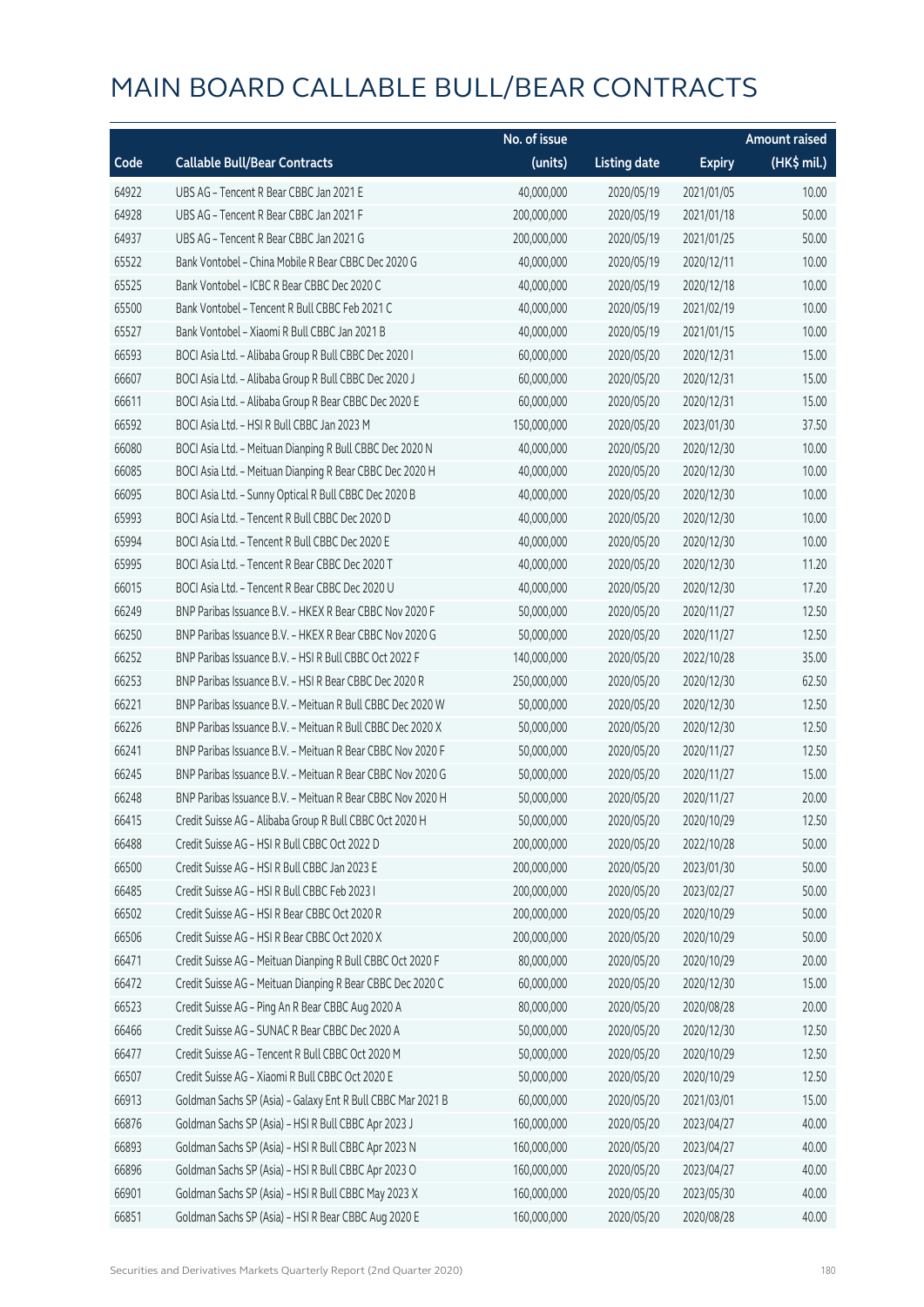# MAIN BOARD CALLABLE BULL/BEAR CONTRACTS

| Code | Callable Bull/Bear Contracts | No. of issue (units) | Listing date | Expiry | Amount raised (HK$ mil.) |
|---|---|---|---|---|---|
| 64922 | UBS AG – Tencent R Bear CBBC Jan 2021 E | 40,000,000 | 2020/05/19 | 2021/01/05 | 10.00 |
| 64928 | UBS AG – Tencent R Bear CBBC Jan 2021 F | 200,000,000 | 2020/05/19 | 2021/01/18 | 50.00 |
| 64937 | UBS AG – Tencent R Bear CBBC Jan 2021 G | 200,000,000 | 2020/05/19 | 2021/01/25 | 50.00 |
| 65522 | Bank Vontobel – China Mobile R Bear CBBC Dec 2020 G | 40,000,000 | 2020/05/19 | 2020/12/11 | 10.00 |
| 65525 | Bank Vontobel – ICBC R Bear CBBC Dec 2020 C | 40,000,000 | 2020/05/19 | 2020/12/18 | 10.00 |
| 65500 | Bank Vontobel – Tencent R Bull CBBC Feb 2021 C | 40,000,000 | 2020/05/19 | 2021/02/19 | 10.00 |
| 65527 | Bank Vontobel – Xiaomi R Bull CBBC Jan 2021 B | 40,000,000 | 2020/05/19 | 2021/01/15 | 10.00 |
| 66593 | BOCI Asia Ltd. – Alibaba Group R Bull CBBC Dec 2020 I | 60,000,000 | 2020/05/20 | 2020/12/31 | 15.00 |
| 66607 | BOCI Asia Ltd. – Alibaba Group R Bull CBBC Dec 2020 J | 60,000,000 | 2020/05/20 | 2020/12/31 | 15.00 |
| 66611 | BOCI Asia Ltd. – Alibaba Group R Bear CBBC Dec 2020 E | 60,000,000 | 2020/05/20 | 2020/12/31 | 15.00 |
| 66592 | BOCI Asia Ltd. – HSI R Bull CBBC Jan 2023 M | 150,000,000 | 2020/05/20 | 2023/01/30 | 37.50 |
| 66080 | BOCI Asia Ltd. – Meituan Dianping R Bull CBBC Dec 2020 N | 40,000,000 | 2020/05/20 | 2020/12/30 | 10.00 |
| 66085 | BOCI Asia Ltd. – Meituan Dianping R Bear CBBC Dec 2020 H | 40,000,000 | 2020/05/20 | 2020/12/30 | 10.00 |
| 66095 | BOCI Asia Ltd. – Sunny Optical R Bull CBBC Dec 2020 B | 40,000,000 | 2020/05/20 | 2020/12/30 | 10.00 |
| 65993 | BOCI Asia Ltd. – Tencent R Bull CBBC Dec 2020 D | 40,000,000 | 2020/05/20 | 2020/12/30 | 10.00 |
| 65994 | BOCI Asia Ltd. – Tencent R Bull CBBC Dec 2020 E | 40,000,000 | 2020/05/20 | 2020/12/30 | 10.00 |
| 65995 | BOCI Asia Ltd. – Tencent R Bear CBBC Dec 2020 T | 40,000,000 | 2020/05/20 | 2020/12/30 | 11.20 |
| 66015 | BOCI Asia Ltd. – Tencent R Bear CBBC Dec 2020 U | 40,000,000 | 2020/05/20 | 2020/12/30 | 17.20 |
| 66249 | BNP Paribas Issuance B.V. – HKEX R Bear CBBC Nov 2020 F | 50,000,000 | 2020/05/20 | 2020/11/27 | 12.50 |
| 66250 | BNP Paribas Issuance B.V. – HKEX R Bear CBBC Nov 2020 G | 50,000,000 | 2020/05/20 | 2020/11/27 | 12.50 |
| 66252 | BNP Paribas Issuance B.V. – HSI R Bull CBBC Oct 2022 F | 140,000,000 | 2020/05/20 | 2022/10/28 | 35.00 |
| 66253 | BNP Paribas Issuance B.V. – HSI R Bear CBBC Dec 2020 R | 250,000,000 | 2020/05/20 | 2020/12/30 | 62.50 |
| 66221 | BNP Paribas Issuance B.V. – Meituan R Bull CBBC Dec 2020 W | 50,000,000 | 2020/05/20 | 2020/12/30 | 12.50 |
| 66226 | BNP Paribas Issuance B.V. – Meituan R Bull CBBC Dec 2020 X | 50,000,000 | 2020/05/20 | 2020/12/30 | 12.50 |
| 66241 | BNP Paribas Issuance B.V. – Meituan R Bear CBBC Nov 2020 F | 50,000,000 | 2020/05/20 | 2020/11/27 | 12.50 |
| 66245 | BNP Paribas Issuance B.V. – Meituan R Bear CBBC Nov 2020 G | 50,000,000 | 2020/05/20 | 2020/11/27 | 15.00 |
| 66248 | BNP Paribas Issuance B.V. – Meituan R Bear CBBC Nov 2020 H | 50,000,000 | 2020/05/20 | 2020/11/27 | 20.00 |
| 66415 | Credit Suisse AG – Alibaba Group R Bull CBBC Oct 2020 H | 50,000,000 | 2020/05/20 | 2020/10/29 | 12.50 |
| 66488 | Credit Suisse AG – HSI R Bull CBBC Oct 2022 D | 200,000,000 | 2020/05/20 | 2022/10/28 | 50.00 |
| 66500 | Credit Suisse AG – HSI R Bull CBBC Jan 2023 E | 200,000,000 | 2020/05/20 | 2023/01/30 | 50.00 |
| 66485 | Credit Suisse AG – HSI R Bull CBBC Feb 2023 I | 200,000,000 | 2020/05/20 | 2023/02/27 | 50.00 |
| 66502 | Credit Suisse AG – HSI R Bear CBBC Oct 2020 R | 200,000,000 | 2020/05/20 | 2020/10/29 | 50.00 |
| 66506 | Credit Suisse AG – HSI R Bear CBBC Oct 2020 X | 200,000,000 | 2020/05/20 | 2020/10/29 | 50.00 |
| 66471 | Credit Suisse AG – Meituan Dianping R Bull CBBC Oct 2020 F | 80,000,000 | 2020/05/20 | 2020/10/29 | 20.00 |
| 66472 | Credit Suisse AG – Meituan Dianping R Bear CBBC Dec 2020 C | 60,000,000 | 2020/05/20 | 2020/12/30 | 15.00 |
| 66523 | Credit Suisse AG – Ping An R Bear CBBC Aug 2020 A | 80,000,000 | 2020/05/20 | 2020/08/28 | 20.00 |
| 66466 | Credit Suisse AG – SUNAC R Bear CBBC Dec 2020 A | 50,000,000 | 2020/05/20 | 2020/12/30 | 12.50 |
| 66477 | Credit Suisse AG – Tencent R Bull CBBC Oct 2020 M | 50,000,000 | 2020/05/20 | 2020/10/29 | 12.50 |
| 66507 | Credit Suisse AG – Xiaomi R Bull CBBC Oct 2020 E | 50,000,000 | 2020/05/20 | 2020/10/29 | 12.50 |
| 66913 | Goldman Sachs SP (Asia) – Galaxy Ent R Bull CBBC Mar 2021 B | 60,000,000 | 2020/05/20 | 2021/03/01 | 15.00 |
| 66876 | Goldman Sachs SP (Asia) – HSI R Bull CBBC Apr 2023 J | 160,000,000 | 2020/05/20 | 2023/04/27 | 40.00 |
| 66893 | Goldman Sachs SP (Asia) – HSI R Bull CBBC Apr 2023 N | 160,000,000 | 2020/05/20 | 2023/04/27 | 40.00 |
| 66896 | Goldman Sachs SP (Asia) – HSI R Bull CBBC Apr 2023 O | 160,000,000 | 2020/05/20 | 2023/04/27 | 40.00 |
| 66901 | Goldman Sachs SP (Asia) – HSI R Bull CBBC May 2023 X | 160,000,000 | 2020/05/20 | 2023/05/30 | 40.00 |
| 66851 | Goldman Sachs SP (Asia) – HSI R Bear CBBC Aug 2020 E | 160,000,000 | 2020/05/20 | 2020/08/28 | 40.00 |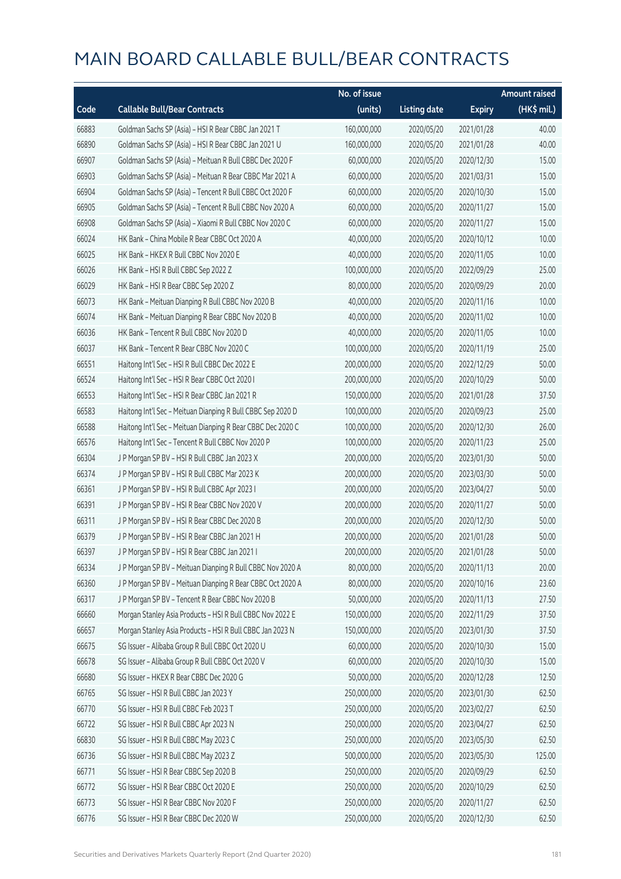# MAIN BOARD CALLABLE BULL/BEAR CONTRACTS

| Code | Callable Bull/Bear Contracts | No. of issue (units) | Listing date | Expiry | Amount raised (HK$ mil.) |
|---|---|---|---|---|---|
| 66883 | Goldman Sachs SP (Asia) – HSI R Bear CBBC Jan 2021 T | 160,000,000 | 2020/05/20 | 2021/01/28 | 40.00 |
| 66890 | Goldman Sachs SP (Asia) – HSI R Bear CBBC Jan 2021 U | 160,000,000 | 2020/05/20 | 2021/01/28 | 40.00 |
| 66907 | Goldman Sachs SP (Asia) – Meituan R Bull CBBC Dec 2020 F | 60,000,000 | 2020/05/20 | 2020/12/30 | 15.00 |
| 66903 | Goldman Sachs SP (Asia) – Meituan R Bear CBBC Mar 2021 A | 60,000,000 | 2020/05/20 | 2021/03/31 | 15.00 |
| 66904 | Goldman Sachs SP (Asia) – Tencent R Bull CBBC Oct 2020 F | 60,000,000 | 2020/05/20 | 2020/10/30 | 15.00 |
| 66905 | Goldman Sachs SP (Asia) – Tencent R Bull CBBC Nov 2020 A | 60,000,000 | 2020/05/20 | 2020/11/27 | 15.00 |
| 66908 | Goldman Sachs SP (Asia) – Xiaomi R Bull CBBC Nov 2020 C | 60,000,000 | 2020/05/20 | 2020/11/27 | 15.00 |
| 66024 | HK Bank – China Mobile R Bear CBBC Oct 2020 A | 40,000,000 | 2020/05/20 | 2020/10/12 | 10.00 |
| 66025 | HK Bank – HKEX R Bull CBBC Nov 2020 E | 40,000,000 | 2020/05/20 | 2020/11/05 | 10.00 |
| 66026 | HK Bank – HSI R Bull CBBC Sep 2022 Z | 100,000,000 | 2020/05/20 | 2022/09/29 | 25.00 |
| 66029 | HK Bank – HSI R Bear CBBC Sep 2020 Z | 80,000,000 | 2020/05/20 | 2020/09/29 | 20.00 |
| 66073 | HK Bank – Meituan Dianping R Bull CBBC Nov 2020 B | 40,000,000 | 2020/05/20 | 2020/11/16 | 10.00 |
| 66074 | HK Bank – Meituan Dianping R Bear CBBC Nov 2020 B | 40,000,000 | 2020/05/20 | 2020/11/02 | 10.00 |
| 66036 | HK Bank – Tencent R Bull CBBC Nov 2020 D | 40,000,000 | 2020/05/20 | 2020/11/05 | 10.00 |
| 66037 | HK Bank – Tencent R Bear CBBC Nov 2020 C | 100,000,000 | 2020/05/20 | 2020/11/19 | 25.00 |
| 66551 | Haitong Int'l Sec – HSI R Bull CBBC Dec 2022 E | 200,000,000 | 2020/05/20 | 2022/12/29 | 50.00 |
| 66524 | Haitong Int'l Sec – HSI R Bear CBBC Oct 2020 I | 200,000,000 | 2020/05/20 | 2020/10/29 | 50.00 |
| 66553 | Haitong Int'l Sec – HSI R Bear CBBC Jan 2021 R | 150,000,000 | 2020/05/20 | 2021/01/28 | 37.50 |
| 66583 | Haitong Int'l Sec – Meituan Dianping R Bull CBBC Sep 2020 D | 100,000,000 | 2020/05/20 | 2020/09/23 | 25.00 |
| 66588 | Haitong Int'l Sec – Meituan Dianping R Bear CBBC Dec 2020 C | 100,000,000 | 2020/05/20 | 2020/12/30 | 26.00 |
| 66576 | Haitong Int'l Sec – Tencent R Bull CBBC Nov 2020 P | 100,000,000 | 2020/05/20 | 2020/11/23 | 25.00 |
| 66304 | J P Morgan SP BV – HSI R Bull CBBC Jan 2023 X | 200,000,000 | 2020/05/20 | 2023/01/30 | 50.00 |
| 66374 | J P Morgan SP BV – HSI R Bull CBBC Mar 2023 K | 200,000,000 | 2020/05/20 | 2023/03/30 | 50.00 |
| 66361 | J P Morgan SP BV – HSI R Bull CBBC Apr 2023 I | 200,000,000 | 2020/05/20 | 2023/04/27 | 50.00 |
| 66391 | J P Morgan SP BV – HSI R Bear CBBC Nov 2020 V | 200,000,000 | 2020/05/20 | 2020/11/27 | 50.00 |
| 66311 | J P Morgan SP BV – HSI R Bear CBBC Dec 2020 B | 200,000,000 | 2020/05/20 | 2020/12/30 | 50.00 |
| 66379 | J P Morgan SP BV – HSI R Bear CBBC Jan 2021 H | 200,000,000 | 2020/05/20 | 2021/01/28 | 50.00 |
| 66397 | J P Morgan SP BV – HSI R Bear CBBC Jan 2021 I | 200,000,000 | 2020/05/20 | 2021/01/28 | 50.00 |
| 66334 | J P Morgan SP BV – Meituan Dianping R Bull CBBC Nov 2020 A | 80,000,000 | 2020/05/20 | 2020/11/13 | 20.00 |
| 66360 | J P Morgan SP BV – Meituan Dianping R Bear CBBC Oct 2020 A | 80,000,000 | 2020/05/20 | 2020/10/16 | 23.60 |
| 66317 | J P Morgan SP BV – Tencent R Bear CBBC Nov 2020 B | 50,000,000 | 2020/05/20 | 2020/11/13 | 27.50 |
| 66660 | Morgan Stanley Asia Products – HSI R Bull CBBC Nov 2022 E | 150,000,000 | 2020/05/20 | 2022/11/29 | 37.50 |
| 66657 | Morgan Stanley Asia Products – HSI R Bull CBBC Jan 2023 N | 150,000,000 | 2020/05/20 | 2023/01/30 | 37.50 |
| 66675 | SG Issuer – Alibaba Group R Bull CBBC Oct 2020 U | 60,000,000 | 2020/05/20 | 2020/10/30 | 15.00 |
| 66678 | SG Issuer – Alibaba Group R Bull CBBC Oct 2020 V | 60,000,000 | 2020/05/20 | 2020/10/30 | 15.00 |
| 66680 | SG Issuer – HKEX R Bear CBBC Dec 2020 G | 50,000,000 | 2020/05/20 | 2020/12/28 | 12.50 |
| 66765 | SG Issuer – HSI R Bull CBBC Jan 2023 Y | 250,000,000 | 2020/05/20 | 2023/01/30 | 62.50 |
| 66770 | SG Issuer – HSI R Bull CBBC Feb 2023 T | 250,000,000 | 2020/05/20 | 2023/02/27 | 62.50 |
| 66722 | SG Issuer – HSI R Bull CBBC Apr 2023 N | 250,000,000 | 2020/05/20 | 2023/04/27 | 62.50 |
| 66830 | SG Issuer – HSI R Bull CBBC May 2023 C | 250,000,000 | 2020/05/20 | 2023/05/30 | 62.50 |
| 66736 | SG Issuer – HSI R Bull CBBC May 2023 Z | 500,000,000 | 2020/05/20 | 2023/05/30 | 125.00 |
| 66771 | SG Issuer – HSI R Bear CBBC Sep 2020 B | 250,000,000 | 2020/05/20 | 2020/09/29 | 62.50 |
| 66772 | SG Issuer – HSI R Bear CBBC Oct 2020 E | 250,000,000 | 2020/05/20 | 2020/10/29 | 62.50 |
| 66773 | SG Issuer – HSI R Bear CBBC Nov 2020 F | 250,000,000 | 2020/05/20 | 2020/11/27 | 62.50 |
| 66776 | SG Issuer – HSI R Bear CBBC Dec 2020 W | 250,000,000 | 2020/05/20 | 2020/12/30 | 62.50 |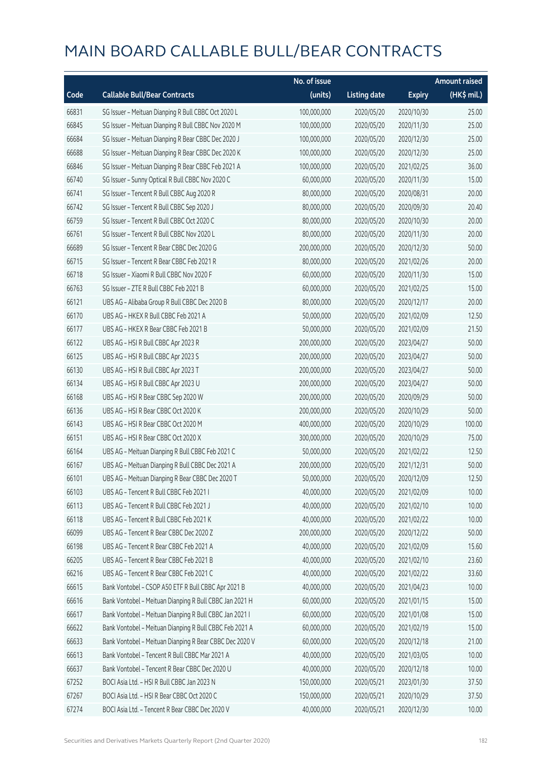# MAIN BOARD CALLABLE BULL/BEAR CONTRACTS

| Code | Callable Bull/Bear Contracts | No. of issue (units) | Listing date | Expiry | Amount raised (HK$ mil.) |
|---|---|---|---|---|---|
| 66831 | SG Issuer – Meituan Dianping R Bull CBBC Oct 2020 L | 100,000,000 | 2020/05/20 | 2020/10/30 | 25.00 |
| 66845 | SG Issuer – Meituan Dianping R Bull CBBC Nov 2020 M | 100,000,000 | 2020/05/20 | 2020/11/30 | 25.00 |
| 66684 | SG Issuer – Meituan Dianping R Bear CBBC Dec 2020 J | 100,000,000 | 2020/05/20 | 2020/12/30 | 25.00 |
| 66688 | SG Issuer – Meituan Dianping R Bear CBBC Dec 2020 K | 100,000,000 | 2020/05/20 | 2020/12/30 | 25.00 |
| 66846 | SG Issuer – Meituan Dianping R Bear CBBC Feb 2021 A | 100,000,000 | 2020/05/20 | 2021/02/25 | 36.00 |
| 66740 | SG Issuer – Sunny Optical R Bull CBBC Nov 2020 C | 60,000,000 | 2020/05/20 | 2020/11/30 | 15.00 |
| 66741 | SG Issuer – Tencent R Bull CBBC Aug 2020 R | 80,000,000 | 2020/05/20 | 2020/08/31 | 20.00 |
| 66742 | SG Issuer – Tencent R Bull CBBC Sep 2020 J | 80,000,000 | 2020/05/20 | 2020/09/30 | 20.40 |
| 66759 | SG Issuer – Tencent R Bull CBBC Oct 2020 C | 80,000,000 | 2020/05/20 | 2020/10/30 | 20.00 |
| 66761 | SG Issuer – Tencent R Bull CBBC Nov 2020 L | 80,000,000 | 2020/05/20 | 2020/11/30 | 20.00 |
| 66689 | SG Issuer – Tencent R Bear CBBC Dec 2020 G | 200,000,000 | 2020/05/20 | 2020/12/30 | 50.00 |
| 66715 | SG Issuer – Tencent R Bear CBBC Feb 2021 R | 80,000,000 | 2020/05/20 | 2021/02/26 | 20.00 |
| 66718 | SG Issuer – Xiaomi R Bull CBBC Nov 2020 F | 60,000,000 | 2020/05/20 | 2020/11/30 | 15.00 |
| 66763 | SG Issuer – ZTE R Bull CBBC Feb 2021 B | 60,000,000 | 2020/05/20 | 2021/02/25 | 15.00 |
| 66121 | UBS AG – Alibaba Group R Bull CBBC Dec 2020 B | 80,000,000 | 2020/05/20 | 2020/12/17 | 20.00 |
| 66170 | UBS AG – HKEX R Bull CBBC Feb 2021 A | 50,000,000 | 2020/05/20 | 2021/02/09 | 12.50 |
| 66177 | UBS AG – HKEX R Bear CBBC Feb 2021 B | 50,000,000 | 2020/05/20 | 2021/02/09 | 21.50 |
| 66122 | UBS AG – HSI R Bull CBBC Apr 2023 R | 200,000,000 | 2020/05/20 | 2023/04/27 | 50.00 |
| 66125 | UBS AG – HSI R Bull CBBC Apr 2023 S | 200,000,000 | 2020/05/20 | 2023/04/27 | 50.00 |
| 66130 | UBS AG – HSI R Bull CBBC Apr 2023 T | 200,000,000 | 2020/05/20 | 2023/04/27 | 50.00 |
| 66134 | UBS AG – HSI R Bull CBBC Apr 2023 U | 200,000,000 | 2020/05/20 | 2023/04/27 | 50.00 |
| 66168 | UBS AG – HSI R Bear CBBC Sep 2020 W | 200,000,000 | 2020/05/20 | 2020/09/29 | 50.00 |
| 66136 | UBS AG – HSI R Bear CBBC Oct 2020 K | 200,000,000 | 2020/05/20 | 2020/10/29 | 50.00 |
| 66143 | UBS AG – HSI R Bear CBBC Oct 2020 M | 400,000,000 | 2020/05/20 | 2020/10/29 | 100.00 |
| 66151 | UBS AG – HSI R Bear CBBC Oct 2020 X | 300,000,000 | 2020/05/20 | 2020/10/29 | 75.00 |
| 66164 | UBS AG – Meituan Dianping R Bull CBBC Feb 2021 C | 50,000,000 | 2020/05/20 | 2021/02/22 | 12.50 |
| 66167 | UBS AG – Meituan Dianping R Bull CBBC Dec 2021 A | 200,000,000 | 2020/05/20 | 2021/12/31 | 50.00 |
| 66101 | UBS AG – Meituan Dianping R Bear CBBC Dec 2020 T | 50,000,000 | 2020/05/20 | 2020/12/09 | 12.50 |
| 66103 | UBS AG – Tencent R Bull CBBC Feb 2021 I | 40,000,000 | 2020/05/20 | 2021/02/09 | 10.00 |
| 66113 | UBS AG – Tencent R Bull CBBC Feb 2021 J | 40,000,000 | 2020/05/20 | 2021/02/10 | 10.00 |
| 66118 | UBS AG – Tencent R Bull CBBC Feb 2021 K | 40,000,000 | 2020/05/20 | 2021/02/22 | 10.00 |
| 66099 | UBS AG – Tencent R Bear CBBC Dec 2020 Z | 200,000,000 | 2020/05/20 | 2020/12/22 | 50.00 |
| 66198 | UBS AG – Tencent R Bear CBBC Feb 2021 A | 40,000,000 | 2020/05/20 | 2021/02/09 | 15.60 |
| 66205 | UBS AG – Tencent R Bear CBBC Feb 2021 B | 40,000,000 | 2020/05/20 | 2021/02/10 | 23.60 |
| 66216 | UBS AG – Tencent R Bear CBBC Feb 2021 C | 40,000,000 | 2020/05/20 | 2021/02/22 | 33.60 |
| 66615 | Bank Vontobel – CSOP A50 ETF R Bull CBBC Apr 2021 B | 40,000,000 | 2020/05/20 | 2021/04/23 | 10.00 |
| 66616 | Bank Vontobel – Meituan Dianping R Bull CBBC Jan 2021 H | 60,000,000 | 2020/05/20 | 2021/01/15 | 15.00 |
| 66617 | Bank Vontobel – Meituan Dianping R Bull CBBC Jan 2021 I | 60,000,000 | 2020/05/20 | 2021/01/08 | 15.00 |
| 66622 | Bank Vontobel – Meituan Dianping R Bull CBBC Feb 2021 A | 60,000,000 | 2020/05/20 | 2021/02/19 | 15.00 |
| 66633 | Bank Vontobel – Meituan Dianping R Bear CBBC Dec 2020 V | 60,000,000 | 2020/05/20 | 2020/12/18 | 21.00 |
| 66613 | Bank Vontobel – Tencent R Bull CBBC Mar 2021 A | 40,000,000 | 2020/05/20 | 2021/03/05 | 10.00 |
| 66637 | Bank Vontobel – Tencent R Bear CBBC Dec 2020 U | 40,000,000 | 2020/05/20 | 2020/12/18 | 10.00 |
| 67252 | BOCI Asia Ltd. – HSI R Bull CBBC Jan 2023 N | 150,000,000 | 2020/05/21 | 2023/01/30 | 37.50 |
| 67267 | BOCI Asia Ltd. – HSI R Bear CBBC Oct 2020 C | 150,000,000 | 2020/05/21 | 2020/10/29 | 37.50 |
| 67274 | BOCI Asia Ltd. – Tencent R Bear CBBC Dec 2020 V | 40,000,000 | 2020/05/21 | 2020/12/30 | 10.00 |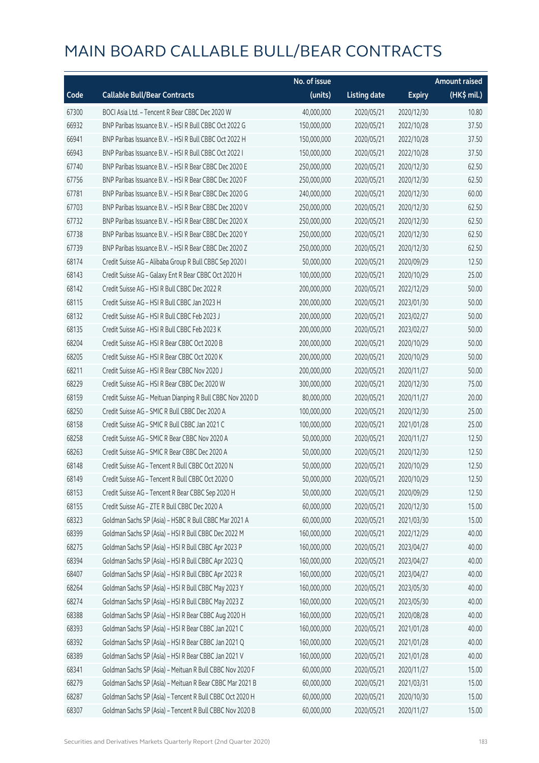# MAIN BOARD CALLABLE BULL/BEAR CONTRACTS

| Code | Callable Bull/Bear Contracts | No. of issue (units) | Listing date | Expiry | Amount raised (HK$ mil.) |
|---|---|---|---|---|---|
| 67300 | BOCI Asia Ltd. – Tencent R Bear CBBC Dec 2020 W | 40,000,000 | 2020/05/21 | 2020/12/30 | 10.80 |
| 66932 | BNP Paribas Issuance B.V. – HSI R Bull CBBC Oct 2022 G | 150,000,000 | 2020/05/21 | 2022/10/28 | 37.50 |
| 66941 | BNP Paribas Issuance B.V. – HSI R Bull CBBC Oct 2022 H | 150,000,000 | 2020/05/21 | 2022/10/28 | 37.50 |
| 66943 | BNP Paribas Issuance B.V. – HSI R Bull CBBC Oct 2022 I | 150,000,000 | 2020/05/21 | 2022/10/28 | 37.50 |
| 67740 | BNP Paribas Issuance B.V. – HSI R Bear CBBC Dec 2020 E | 250,000,000 | 2020/05/21 | 2020/12/30 | 62.50 |
| 67756 | BNP Paribas Issuance B.V. – HSI R Bear CBBC Dec 2020 F | 250,000,000 | 2020/05/21 | 2020/12/30 | 62.50 |
| 67781 | BNP Paribas Issuance B.V. – HSI R Bear CBBC Dec 2020 G | 240,000,000 | 2020/05/21 | 2020/12/30 | 60.00 |
| 67703 | BNP Paribas Issuance B.V. – HSI R Bear CBBC Dec 2020 V | 250,000,000 | 2020/05/21 | 2020/12/30 | 62.50 |
| 67732 | BNP Paribas Issuance B.V. – HSI R Bear CBBC Dec 2020 X | 250,000,000 | 2020/05/21 | 2020/12/30 | 62.50 |
| 67738 | BNP Paribas Issuance B.V. – HSI R Bear CBBC Dec 2020 Y | 250,000,000 | 2020/05/21 | 2020/12/30 | 62.50 |
| 67739 | BNP Paribas Issuance B.V. – HSI R Bear CBBC Dec 2020 Z | 250,000,000 | 2020/05/21 | 2020/12/30 | 62.50 |
| 68174 | Credit Suisse AG – Alibaba Group R Bull CBBC Sep 2020 I | 50,000,000 | 2020/05/21 | 2020/09/29 | 12.50 |
| 68143 | Credit Suisse AG – Galaxy Ent R Bear CBBC Oct 2020 H | 100,000,000 | 2020/05/21 | 2020/10/29 | 25.00 |
| 68142 | Credit Suisse AG – HSI R Bull CBBC Dec 2022 R | 200,000,000 | 2020/05/21 | 2022/12/29 | 50.00 |
| 68115 | Credit Suisse AG – HSI R Bull CBBC Jan 2023 H | 200,000,000 | 2020/05/21 | 2023/01/30 | 50.00 |
| 68132 | Credit Suisse AG – HSI R Bull CBBC Feb 2023 J | 200,000,000 | 2020/05/21 | 2023/02/27 | 50.00 |
| 68135 | Credit Suisse AG – HSI R Bull CBBC Feb 2023 K | 200,000,000 | 2020/05/21 | 2023/02/27 | 50.00 |
| 68204 | Credit Suisse AG – HSI R Bear CBBC Oct 2020 B | 200,000,000 | 2020/05/21 | 2020/10/29 | 50.00 |
| 68205 | Credit Suisse AG – HSI R Bear CBBC Oct 2020 K | 200,000,000 | 2020/05/21 | 2020/10/29 | 50.00 |
| 68211 | Credit Suisse AG – HSI R Bear CBBC Nov 2020 J | 200,000,000 | 2020/05/21 | 2020/11/27 | 50.00 |
| 68229 | Credit Suisse AG – HSI R Bear CBBC Dec 2020 W | 300,000,000 | 2020/05/21 | 2020/12/30 | 75.00 |
| 68159 | Credit Suisse AG – Meituan Dianping R Bull CBBC Nov 2020 D | 80,000,000 | 2020/05/21 | 2020/11/27 | 20.00 |
| 68250 | Credit Suisse AG – SMIC R Bull CBBC Dec 2020 A | 100,000,000 | 2020/05/21 | 2020/12/30 | 25.00 |
| 68158 | Credit Suisse AG – SMIC R Bull CBBC Jan 2021 C | 100,000,000 | 2020/05/21 | 2021/01/28 | 25.00 |
| 68258 | Credit Suisse AG – SMIC R Bear CBBC Nov 2020 A | 50,000,000 | 2020/05/21 | 2020/11/27 | 12.50 |
| 68263 | Credit Suisse AG – SMIC R Bear CBBC Dec 2020 A | 50,000,000 | 2020/05/21 | 2020/12/30 | 12.50 |
| 68148 | Credit Suisse AG – Tencent R Bull CBBC Oct 2020 N | 50,000,000 | 2020/05/21 | 2020/10/29 | 12.50 |
| 68149 | Credit Suisse AG – Tencent R Bull CBBC Oct 2020 O | 50,000,000 | 2020/05/21 | 2020/10/29 | 12.50 |
| 68153 | Credit Suisse AG – Tencent R Bear CBBC Sep 2020 H | 50,000,000 | 2020/05/21 | 2020/09/29 | 12.50 |
| 68155 | Credit Suisse AG – ZTE R Bull CBBC Dec 2020 A | 60,000,000 | 2020/05/21 | 2020/12/30 | 15.00 |
| 68323 | Goldman Sachs SP (Asia) – HSBC R Bull CBBC Mar 2021 A | 60,000,000 | 2020/05/21 | 2021/03/30 | 15.00 |
| 68399 | Goldman Sachs SP (Asia) – HSI R Bull CBBC Dec 2022 M | 160,000,000 | 2020/05/21 | 2022/12/29 | 40.00 |
| 68275 | Goldman Sachs SP (Asia) – HSI R Bull CBBC Apr 2023 P | 160,000,000 | 2020/05/21 | 2023/04/27 | 40.00 |
| 68394 | Goldman Sachs SP (Asia) – HSI R Bull CBBC Apr 2023 Q | 160,000,000 | 2020/05/21 | 2023/04/27 | 40.00 |
| 68407 | Goldman Sachs SP (Asia) – HSI R Bull CBBC Apr 2023 R | 160,000,000 | 2020/05/21 | 2023/04/27 | 40.00 |
| 68264 | Goldman Sachs SP (Asia) – HSI R Bull CBBC May 2023 Y | 160,000,000 | 2020/05/21 | 2023/05/30 | 40.00 |
| 68274 | Goldman Sachs SP (Asia) – HSI R Bull CBBC May 2023 Z | 160,000,000 | 2020/05/21 | 2023/05/30 | 40.00 |
| 68388 | Goldman Sachs SP (Asia) – HSI R Bear CBBC Aug 2020 H | 160,000,000 | 2020/05/21 | 2020/08/28 | 40.00 |
| 68393 | Goldman Sachs SP (Asia) – HSI R Bear CBBC Jan 2021 C | 160,000,000 | 2020/05/21 | 2021/01/28 | 40.00 |
| 68392 | Goldman Sachs SP (Asia) – HSI R Bear CBBC Jan 2021 Q | 160,000,000 | 2020/05/21 | 2021/01/28 | 40.00 |
| 68389 | Goldman Sachs SP (Asia) – HSI R Bear CBBC Jan 2021 V | 160,000,000 | 2020/05/21 | 2021/01/28 | 40.00 |
| 68341 | Goldman Sachs SP (Asia) – Meituan R Bull CBBC Nov 2020 F | 60,000,000 | 2020/05/21 | 2020/11/27 | 15.00 |
| 68279 | Goldman Sachs SP (Asia) – Meituan R Bear CBBC Mar 2021 B | 60,000,000 | 2020/05/21 | 2021/03/31 | 15.00 |
| 68287 | Goldman Sachs SP (Asia) – Tencent R Bull CBBC Oct 2020 H | 60,000,000 | 2020/05/21 | 2020/10/30 | 15.00 |
| 68307 | Goldman Sachs SP (Asia) – Tencent R Bull CBBC Nov 2020 B | 60,000,000 | 2020/05/21 | 2020/11/27 | 15.00 |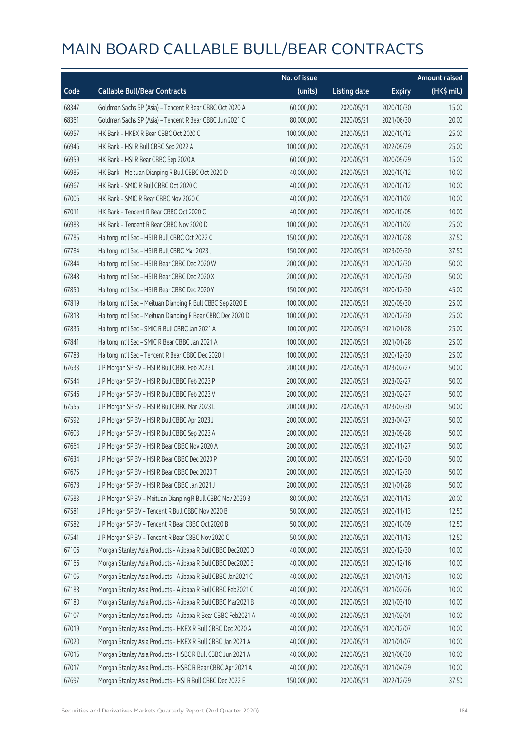# MAIN BOARD CALLABLE BULL/BEAR CONTRACTS

| Code | Callable Bull/Bear Contracts | No. of issue (units) | Listing date | Expiry | Amount raised (HK$ mil.) |
|---|---|---|---|---|---|
| 68347 | Goldman Sachs SP (Asia) - Tencent R Bear CBBC Oct 2020 A | 60,000,000 | 2020/05/21 | 2020/10/30 | 15.00 |
| 68361 | Goldman Sachs SP (Asia) - Tencent R Bear CBBC Jun 2021 C | 80,000,000 | 2020/05/21 | 2021/06/30 | 20.00 |
| 66957 | HK Bank - HKEX R Bear CBBC Oct 2020 C | 100,000,000 | 2020/05/21 | 2020/10/12 | 25.00 |
| 66946 | HK Bank - HSI R Bull CBBC Sep 2022 A | 100,000,000 | 2020/05/21 | 2022/09/29 | 25.00 |
| 66959 | HK Bank - HSI R Bear CBBC Sep 2020 A | 60,000,000 | 2020/05/21 | 2020/09/29 | 15.00 |
| 66985 | HK Bank - Meituan Dianping R Bull CBBC Oct 2020 D | 40,000,000 | 2020/05/21 | 2020/10/12 | 10.00 |
| 66967 | HK Bank - SMIC R Bull CBBC Oct 2020 C | 40,000,000 | 2020/05/21 | 2020/10/12 | 10.00 |
| 67006 | HK Bank - SMIC R Bear CBBC Nov 2020 C | 40,000,000 | 2020/05/21 | 2020/11/02 | 10.00 |
| 67011 | HK Bank - Tencent R Bear CBBC Oct 2020 C | 40,000,000 | 2020/05/21 | 2020/10/05 | 10.00 |
| 66983 | HK Bank - Tencent R Bear CBBC Nov 2020 D | 100,000,000 | 2020/05/21 | 2020/11/02 | 25.00 |
| 67785 | Haitong Int'l Sec - HSI R Bull CBBC Oct 2022 C | 150,000,000 | 2020/05/21 | 2022/10/28 | 37.50 |
| 67784 | Haitong Int'l Sec - HSI R Bull CBBC Mar 2023 J | 150,000,000 | 2020/05/21 | 2023/03/30 | 37.50 |
| 67844 | Haitong Int'l Sec - HSI R Bear CBBC Dec 2020 W | 200,000,000 | 2020/05/21 | 2020/12/30 | 50.00 |
| 67848 | Haitong Int'l Sec - HSI R Bear CBBC Dec 2020 X | 200,000,000 | 2020/05/21 | 2020/12/30 | 50.00 |
| 67850 | Haitong Int'l Sec - HSI R Bear CBBC Dec 2020 Y | 150,000,000 | 2020/05/21 | 2020/12/30 | 45.00 |
| 67819 | Haitong Int'l Sec - Meituan Dianping R Bull CBBC Sep 2020 E | 100,000,000 | 2020/05/21 | 2020/09/30 | 25.00 |
| 67818 | Haitong Int'l Sec - Meituan Dianping R Bear CBBC Dec 2020 D | 100,000,000 | 2020/05/21 | 2020/12/30 | 25.00 |
| 67836 | Haitong Int'l Sec - SMIC R Bull CBBC Jan 2021 A | 100,000,000 | 2020/05/21 | 2021/01/28 | 25.00 |
| 67841 | Haitong Int'l Sec - SMIC R Bear CBBC Jan 2021 A | 100,000,000 | 2020/05/21 | 2021/01/28 | 25.00 |
| 67788 | Haitong Int'l Sec - Tencent R Bear CBBC Dec 2020 I | 100,000,000 | 2020/05/21 | 2020/12/30 | 25.00 |
| 67633 | J P Morgan SP BV - HSI R Bull CBBC Feb 2023 L | 200,000,000 | 2020/05/21 | 2023/02/27 | 50.00 |
| 67544 | J P Morgan SP BV - HSI R Bull CBBC Feb 2023 P | 200,000,000 | 2020/05/21 | 2023/02/27 | 50.00 |
| 67546 | J P Morgan SP BV - HSI R Bull CBBC Feb 2023 V | 200,000,000 | 2020/05/21 | 2023/02/27 | 50.00 |
| 67555 | J P Morgan SP BV - HSI R Bull CBBC Mar 2023 L | 200,000,000 | 2020/05/21 | 2023/03/30 | 50.00 |
| 67592 | J P Morgan SP BV - HSI R Bull CBBC Apr 2023 J | 200,000,000 | 2020/05/21 | 2023/04/27 | 50.00 |
| 67603 | J P Morgan SP BV - HSI R Bull CBBC Sep 2023 A | 200,000,000 | 2020/05/21 | 2023/09/28 | 50.00 |
| 67664 | J P Morgan SP BV - HSI R Bear CBBC Nov 2020 A | 200,000,000 | 2020/05/21 | 2020/11/27 | 50.00 |
| 67634 | J P Morgan SP BV - HSI R Bear CBBC Dec 2020 P | 200,000,000 | 2020/05/21 | 2020/12/30 | 50.00 |
| 67675 | J P Morgan SP BV - HSI R Bear CBBC Dec 2020 T | 200,000,000 | 2020/05/21 | 2020/12/30 | 50.00 |
| 67678 | J P Morgan SP BV - HSI R Bear CBBC Jan 2021 J | 200,000,000 | 2020/05/21 | 2021/01/28 | 50.00 |
| 67583 | J P Morgan SP BV - Meituan Dianping R Bull CBBC Nov 2020 B | 80,000,000 | 2020/05/21 | 2020/11/13 | 20.00 |
| 67581 | J P Morgan SP BV - Tencent R Bull CBBC Nov 2020 B | 50,000,000 | 2020/05/21 | 2020/11/13 | 12.50 |
| 67582 | J P Morgan SP BV - Tencent R Bear CBBC Oct 2020 B | 50,000,000 | 2020/05/21 | 2020/10/09 | 12.50 |
| 67541 | J P Morgan SP BV - Tencent R Bear CBBC Nov 2020 C | 50,000,000 | 2020/05/21 | 2020/11/13 | 12.50 |
| 67106 | Morgan Stanley Asia Products - Alibaba R Bull CBBC Dec2020 D | 40,000,000 | 2020/05/21 | 2020/12/30 | 10.00 |
| 67166 | Morgan Stanley Asia Products - Alibaba R Bull CBBC Dec2020 E | 40,000,000 | 2020/05/21 | 2020/12/16 | 10.00 |
| 67105 | Morgan Stanley Asia Products - Alibaba R Bull CBBC Jan2021 C | 40,000,000 | 2020/05/21 | 2021/01/13 | 10.00 |
| 67188 | Morgan Stanley Asia Products - Alibaba R Bull CBBC Feb2021 C | 40,000,000 | 2020/05/21 | 2021/02/26 | 10.00 |
| 67180 | Morgan Stanley Asia Products - Alibaba R Bull CBBC Mar2021 B | 40,000,000 | 2020/05/21 | 2021/03/10 | 10.00 |
| 67107 | Morgan Stanley Asia Products - Alibaba R Bear CBBC Feb2021 A | 40,000,000 | 2020/05/21 | 2021/02/01 | 10.00 |
| 67019 | Morgan Stanley Asia Products - HKEX R Bull CBBC Dec 2020 A | 40,000,000 | 2020/05/21 | 2020/12/07 | 10.00 |
| 67020 | Morgan Stanley Asia Products - HKEX R Bull CBBC Jan 2021 A | 40,000,000 | 2020/05/21 | 2021/01/07 | 10.00 |
| 67016 | Morgan Stanley Asia Products - HSBC R Bull CBBC Jun 2021 A | 40,000,000 | 2020/05/21 | 2021/06/30 | 10.00 |
| 67017 | Morgan Stanley Asia Products - HSBC R Bear CBBC Apr 2021 A | 40,000,000 | 2020/05/21 | 2021/04/29 | 10.00 |
| 67697 | Morgan Stanley Asia Products - HSI R Bull CBBC Dec 2022 E | 150,000,000 | 2020/05/21 | 2022/12/29 | 37.50 |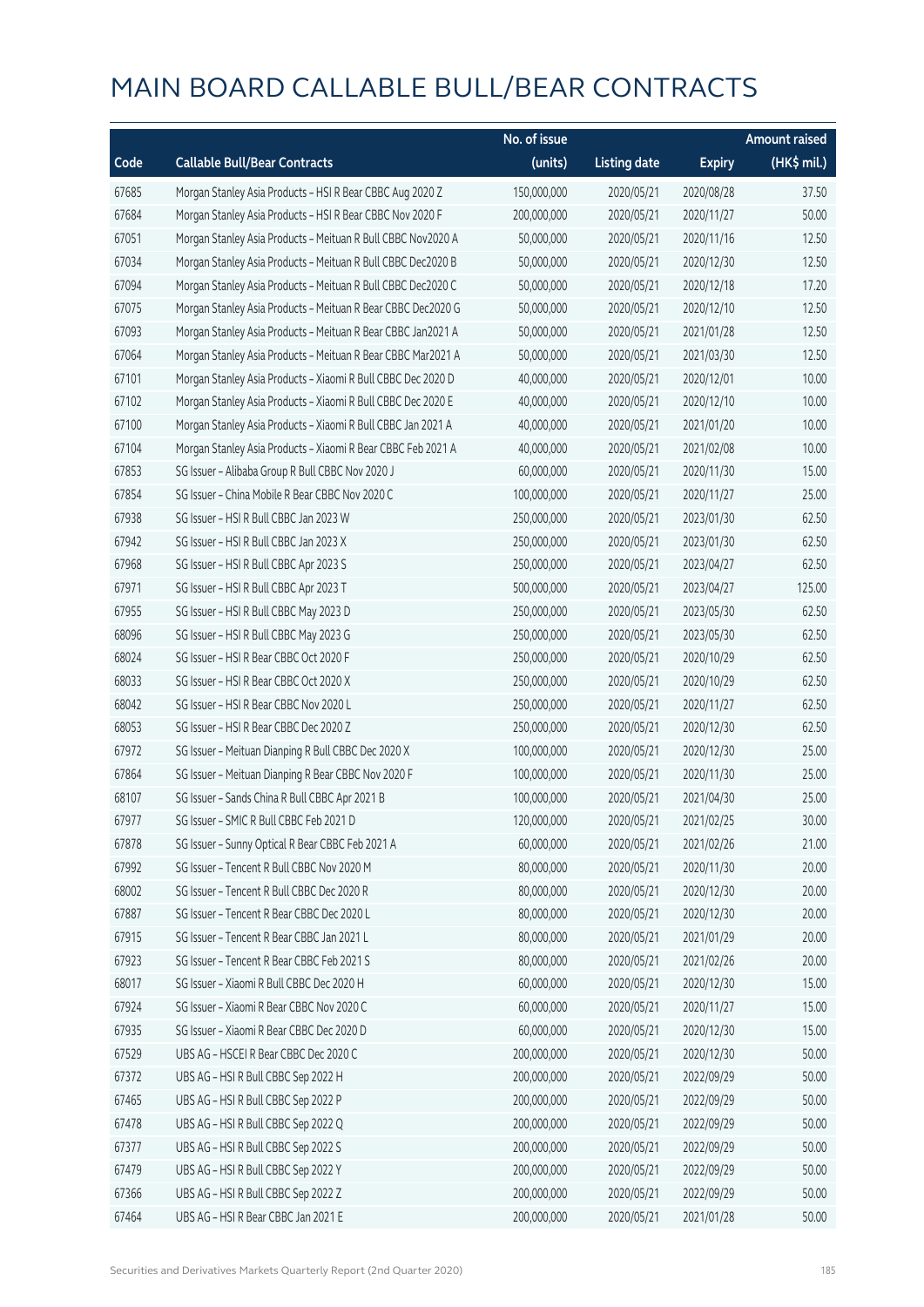# MAIN BOARD CALLABLE BULL/BEAR CONTRACTS

| Code | Callable Bull/Bear Contracts | No. of issue (units) | Listing date | Expiry | Amount raised (HK$ mil.) |
|---|---|---|---|---|---|
| 67685 | Morgan Stanley Asia Products – HSI R Bear CBBC Aug 2020 Z | 150,000,000 | 2020/05/21 | 2020/08/28 | 37.50 |
| 67684 | Morgan Stanley Asia Products – HSI R Bear CBBC Nov 2020 F | 200,000,000 | 2020/05/21 | 2020/11/27 | 50.00 |
| 67051 | Morgan Stanley Asia Products – Meituan R Bull CBBC Nov2020 A | 50,000,000 | 2020/05/21 | 2020/11/16 | 12.50 |
| 67034 | Morgan Stanley Asia Products – Meituan R Bull CBBC Dec2020 B | 50,000,000 | 2020/05/21 | 2020/12/30 | 12.50 |
| 67094 | Morgan Stanley Asia Products – Meituan R Bull CBBC Dec2020 C | 50,000,000 | 2020/05/21 | 2020/12/18 | 17.20 |
| 67075 | Morgan Stanley Asia Products – Meituan R Bear CBBC Dec2020 G | 50,000,000 | 2020/05/21 | 2020/12/10 | 12.50 |
| 67093 | Morgan Stanley Asia Products – Meituan R Bear CBBC Jan2021 A | 50,000,000 | 2020/05/21 | 2021/01/28 | 12.50 |
| 67064 | Morgan Stanley Asia Products – Meituan R Bear CBBC Mar2021 A | 50,000,000 | 2020/05/21 | 2021/03/30 | 12.50 |
| 67101 | Morgan Stanley Asia Products – Xiaomi R Bull CBBC Dec 2020 D | 40,000,000 | 2020/05/21 | 2020/12/01 | 10.00 |
| 67102 | Morgan Stanley Asia Products – Xiaomi R Bull CBBC Dec 2020 E | 40,000,000 | 2020/05/21 | 2020/12/10 | 10.00 |
| 67100 | Morgan Stanley Asia Products – Xiaomi R Bull CBBC Jan 2021 A | 40,000,000 | 2020/05/21 | 2021/01/20 | 10.00 |
| 67104 | Morgan Stanley Asia Products – Xiaomi R Bear CBBC Feb 2021 A | 40,000,000 | 2020/05/21 | 2021/02/08 | 10.00 |
| 67853 | SG Issuer – Alibaba Group R Bull CBBC Nov 2020 J | 60,000,000 | 2020/05/21 | 2020/11/30 | 15.00 |
| 67854 | SG Issuer – China Mobile R Bear CBBC Nov 2020 C | 100,000,000 | 2020/05/21 | 2020/11/27 | 25.00 |
| 67938 | SG Issuer – HSI R Bull CBBC Jan 2023 W | 250,000,000 | 2020/05/21 | 2023/01/30 | 62.50 |
| 67942 | SG Issuer – HSI R Bull CBBC Jan 2023 X | 250,000,000 | 2020/05/21 | 2023/01/30 | 62.50 |
| 67968 | SG Issuer – HSI R Bull CBBC Apr 2023 S | 250,000,000 | 2020/05/21 | 2023/04/27 | 62.50 |
| 67971 | SG Issuer – HSI R Bull CBBC Apr 2023 T | 500,000,000 | 2020/05/21 | 2023/04/27 | 125.00 |
| 67955 | SG Issuer – HSI R Bull CBBC May 2023 D | 250,000,000 | 2020/05/21 | 2023/05/30 | 62.50 |
| 68096 | SG Issuer – HSI R Bull CBBC May 2023 G | 250,000,000 | 2020/05/21 | 2023/05/30 | 62.50 |
| 68024 | SG Issuer – HSI R Bear CBBC Oct 2020 F | 250,000,000 | 2020/05/21 | 2020/10/29 | 62.50 |
| 68033 | SG Issuer – HSI R Bear CBBC Oct 2020 X | 250,000,000 | 2020/05/21 | 2020/10/29 | 62.50 |
| 68042 | SG Issuer – HSI R Bear CBBC Nov 2020 L | 250,000,000 | 2020/05/21 | 2020/11/27 | 62.50 |
| 68053 | SG Issuer – HSI R Bear CBBC Dec 2020 Z | 250,000,000 | 2020/05/21 | 2020/12/30 | 62.50 |
| 67972 | SG Issuer – Meituan Dianping R Bull CBBC Dec 2020 X | 100,000,000 | 2020/05/21 | 2020/12/30 | 25.00 |
| 67864 | SG Issuer – Meituan Dianping R Bear CBBC Nov 2020 F | 100,000,000 | 2020/05/21 | 2020/11/30 | 25.00 |
| 68107 | SG Issuer – Sands China R Bull CBBC Apr 2021 B | 100,000,000 | 2020/05/21 | 2021/04/30 | 25.00 |
| 67977 | SG Issuer – SMIC R Bull CBBC Feb 2021 D | 120,000,000 | 2020/05/21 | 2021/02/25 | 30.00 |
| 67878 | SG Issuer – Sunny Optical R Bear CBBC Feb 2021 A | 60,000,000 | 2020/05/21 | 2021/02/26 | 21.00 |
| 67992 | SG Issuer – Tencent R Bull CBBC Nov 2020 M | 80,000,000 | 2020/05/21 | 2020/11/30 | 20.00 |
| 68002 | SG Issuer – Tencent R Bull CBBC Dec 2020 R | 80,000,000 | 2020/05/21 | 2020/12/30 | 20.00 |
| 67887 | SG Issuer – Tencent R Bear CBBC Dec 2020 L | 80,000,000 | 2020/05/21 | 2020/12/30 | 20.00 |
| 67915 | SG Issuer – Tencent R Bear CBBC Jan 2021 L | 80,000,000 | 2020/05/21 | 2021/01/29 | 20.00 |
| 67923 | SG Issuer – Tencent R Bear CBBC Feb 2021 S | 80,000,000 | 2020/05/21 | 2021/02/26 | 20.00 |
| 68017 | SG Issuer – Xiaomi R Bull CBBC Dec 2020 H | 60,000,000 | 2020/05/21 | 2020/12/30 | 15.00 |
| 67924 | SG Issuer – Xiaomi R Bear CBBC Nov 2020 C | 60,000,000 | 2020/05/21 | 2020/11/27 | 15.00 |
| 67935 | SG Issuer – Xiaomi R Bear CBBC Dec 2020 D | 60,000,000 | 2020/05/21 | 2020/12/30 | 15.00 |
| 67529 | UBS AG – HSCEI R Bear CBBC Dec 2020 C | 200,000,000 | 2020/05/21 | 2020/12/30 | 50.00 |
| 67372 | UBS AG – HSI R Bull CBBC Sep 2022 H | 200,000,000 | 2020/05/21 | 2022/09/29 | 50.00 |
| 67465 | UBS AG – HSI R Bull CBBC Sep 2022 P | 200,000,000 | 2020/05/21 | 2022/09/29 | 50.00 |
| 67478 | UBS AG – HSI R Bull CBBC Sep 2022 Q | 200,000,000 | 2020/05/21 | 2022/09/29 | 50.00 |
| 67377 | UBS AG – HSI R Bull CBBC Sep 2022 S | 200,000,000 | 2020/05/21 | 2022/09/29 | 50.00 |
| 67479 | UBS AG – HSI R Bull CBBC Sep 2022 Y | 200,000,000 | 2020/05/21 | 2022/09/29 | 50.00 |
| 67366 | UBS AG – HSI R Bull CBBC Sep 2022 Z | 200,000,000 | 2020/05/21 | 2022/09/29 | 50.00 |
| 67464 | UBS AG – HSI R Bear CBBC Jan 2021 E | 200,000,000 | 2020/05/21 | 2021/01/28 | 50.00 |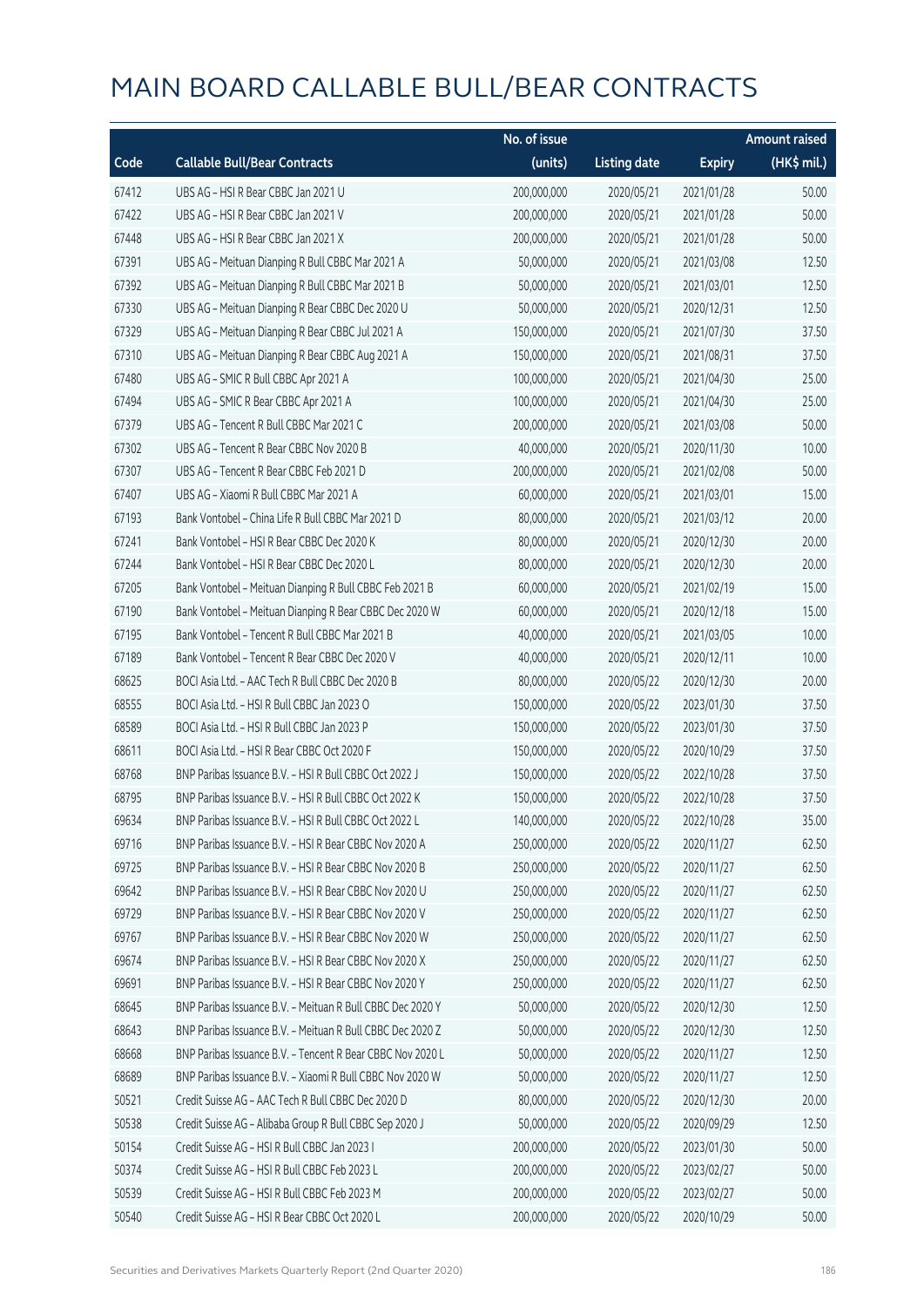# MAIN BOARD CALLABLE BULL/BEAR CONTRACTS

| Code | Callable Bull/Bear Contracts | No. of issue (units) | Listing date | Expiry | Amount raised (HK$ mil.) |
|---|---|---|---|---|---|
| 67412 | UBS AG – HSI R Bear CBBC Jan 2021 U | 200,000,000 | 2020/05/21 | 2021/01/28 | 50.00 |
| 67422 | UBS AG – HSI R Bear CBBC Jan 2021 V | 200,000,000 | 2020/05/21 | 2021/01/28 | 50.00 |
| 67448 | UBS AG – HSI R Bear CBBC Jan 2021 X | 200,000,000 | 2020/05/21 | 2021/01/28 | 50.00 |
| 67391 | UBS AG – Meituan Dianping R Bull CBBC Mar 2021 A | 50,000,000 | 2020/05/21 | 2021/03/08 | 12.50 |
| 67392 | UBS AG – Meituan Dianping R Bull CBBC Mar 2021 B | 50,000,000 | 2020/05/21 | 2021/03/01 | 12.50 |
| 67330 | UBS AG – Meituan Dianping R Bear CBBC Dec 2020 U | 50,000,000 | 2020/05/21 | 2020/12/31 | 12.50 |
| 67329 | UBS AG – Meituan Dianping R Bear CBBC Jul 2021 A | 150,000,000 | 2020/05/21 | 2021/07/30 | 37.50 |
| 67310 | UBS AG – Meituan Dianping R Bear CBBC Aug 2021 A | 150,000,000 | 2020/05/21 | 2021/08/31 | 37.50 |
| 67480 | UBS AG – SMIC R Bull CBBC Apr 2021 A | 100,000,000 | 2020/05/21 | 2021/04/30 | 25.00 |
| 67494 | UBS AG – SMIC R Bear CBBC Apr 2021 A | 100,000,000 | 2020/05/21 | 2021/04/30 | 25.00 |
| 67379 | UBS AG – Tencent R Bull CBBC Mar 2021 C | 200,000,000 | 2020/05/21 | 2021/03/08 | 50.00 |
| 67302 | UBS AG – Tencent R Bear CBBC Nov 2020 B | 40,000,000 | 2020/05/21 | 2020/11/30 | 10.00 |
| 67307 | UBS AG – Tencent R Bear CBBC Feb 2021 D | 200,000,000 | 2020/05/21 | 2021/02/08 | 50.00 |
| 67407 | UBS AG – Xiaomi R Bull CBBC Mar 2021 A | 60,000,000 | 2020/05/21 | 2021/03/01 | 15.00 |
| 67193 | Bank Vontobel – China Life R Bull CBBC Mar 2021 D | 80,000,000 | 2020/05/21 | 2021/03/12 | 20.00 |
| 67241 | Bank Vontobel – HSI R Bear CBBC Dec 2020 K | 80,000,000 | 2020/05/21 | 2020/12/30 | 20.00 |
| 67244 | Bank Vontobel – HSI R Bear CBBC Dec 2020 L | 80,000,000 | 2020/05/21 | 2020/12/30 | 20.00 |
| 67205 | Bank Vontobel – Meituan Dianping R Bull CBBC Feb 2021 B | 60,000,000 | 2020/05/21 | 2021/02/19 | 15.00 |
| 67190 | Bank Vontobel – Meituan Dianping R Bear CBBC Dec 2020 W | 60,000,000 | 2020/05/21 | 2020/12/18 | 15.00 |
| 67195 | Bank Vontobel – Tencent R Bull CBBC Mar 2021 B | 40,000,000 | 2020/05/21 | 2021/03/05 | 10.00 |
| 67189 | Bank Vontobel – Tencent R Bear CBBC Dec 2020 V | 40,000,000 | 2020/05/21 | 2020/12/11 | 10.00 |
| 68625 | BOCI Asia Ltd. – AAC Tech R Bull CBBC Dec 2020 B | 80,000,000 | 2020/05/22 | 2020/12/30 | 20.00 |
| 68555 | BOCI Asia Ltd. – HSI R Bull CBBC Jan 2023 O | 150,000,000 | 2020/05/22 | 2023/01/30 | 37.50 |
| 68589 | BOCI Asia Ltd. – HSI R Bull CBBC Jan 2023 P | 150,000,000 | 2020/05/22 | 2023/01/30 | 37.50 |
| 68611 | BOCI Asia Ltd. – HSI R Bear CBBC Oct 2020 F | 150,000,000 | 2020/05/22 | 2020/10/29 | 37.50 |
| 68768 | BNP Paribas Issuance B.V. – HSI R Bull CBBC Oct 2022 J | 150,000,000 | 2020/05/22 | 2022/10/28 | 37.50 |
| 68795 | BNP Paribas Issuance B.V. – HSI R Bull CBBC Oct 2022 K | 150,000,000 | 2020/05/22 | 2022/10/28 | 37.50 |
| 69634 | BNP Paribas Issuance B.V. – HSI R Bull CBBC Oct 2022 L | 140,000,000 | 2020/05/22 | 2022/10/28 | 35.00 |
| 69716 | BNP Paribas Issuance B.V. – HSI R Bear CBBC Nov 2020 A | 250,000,000 | 2020/05/22 | 2020/11/27 | 62.50 |
| 69725 | BNP Paribas Issuance B.V. – HSI R Bear CBBC Nov 2020 B | 250,000,000 | 2020/05/22 | 2020/11/27 | 62.50 |
| 69642 | BNP Paribas Issuance B.V. – HSI R Bear CBBC Nov 2020 U | 250,000,000 | 2020/05/22 | 2020/11/27 | 62.50 |
| 69729 | BNP Paribas Issuance B.V. – HSI R Bear CBBC Nov 2020 V | 250,000,000 | 2020/05/22 | 2020/11/27 | 62.50 |
| 69767 | BNP Paribas Issuance B.V. – HSI R Bear CBBC Nov 2020 W | 250,000,000 | 2020/05/22 | 2020/11/27 | 62.50 |
| 69674 | BNP Paribas Issuance B.V. – HSI R Bear CBBC Nov 2020 X | 250,000,000 | 2020/05/22 | 2020/11/27 | 62.50 |
| 69691 | BNP Paribas Issuance B.V. – HSI R Bear CBBC Nov 2020 Y | 250,000,000 | 2020/05/22 | 2020/11/27 | 62.50 |
| 68645 | BNP Paribas Issuance B.V. – Meituan R Bull CBBC Dec 2020 Y | 50,000,000 | 2020/05/22 | 2020/12/30 | 12.50 |
| 68643 | BNP Paribas Issuance B.V. – Meituan R Bull CBBC Dec 2020 Z | 50,000,000 | 2020/05/22 | 2020/12/30 | 12.50 |
| 68668 | BNP Paribas Issuance B.V. – Tencent R Bear CBBC Nov 2020 L | 50,000,000 | 2020/05/22 | 2020/11/27 | 12.50 |
| 68689 | BNP Paribas Issuance B.V. – Xiaomi R Bull CBBC Nov 2020 W | 50,000,000 | 2020/05/22 | 2020/11/27 | 12.50 |
| 50521 | Credit Suisse AG – AAC Tech R Bull CBBC Dec 2020 D | 80,000,000 | 2020/05/22 | 2020/12/30 | 20.00 |
| 50538 | Credit Suisse AG – Alibaba Group R Bull CBBC Sep 2020 J | 50,000,000 | 2020/05/22 | 2020/09/29 | 12.50 |
| 50154 | Credit Suisse AG – HSI R Bull CBBC Jan 2023 I | 200,000,000 | 2020/05/22 | 2023/01/30 | 50.00 |
| 50374 | Credit Suisse AG – HSI R Bull CBBC Feb 2023 L | 200,000,000 | 2020/05/22 | 2023/02/27 | 50.00 |
| 50539 | Credit Suisse AG – HSI R Bull CBBC Feb 2023 M | 200,000,000 | 2020/05/22 | 2023/02/27 | 50.00 |
| 50540 | Credit Suisse AG – HSI R Bear CBBC Oct 2020 L | 200,000,000 | 2020/05/22 | 2020/10/29 | 50.00 |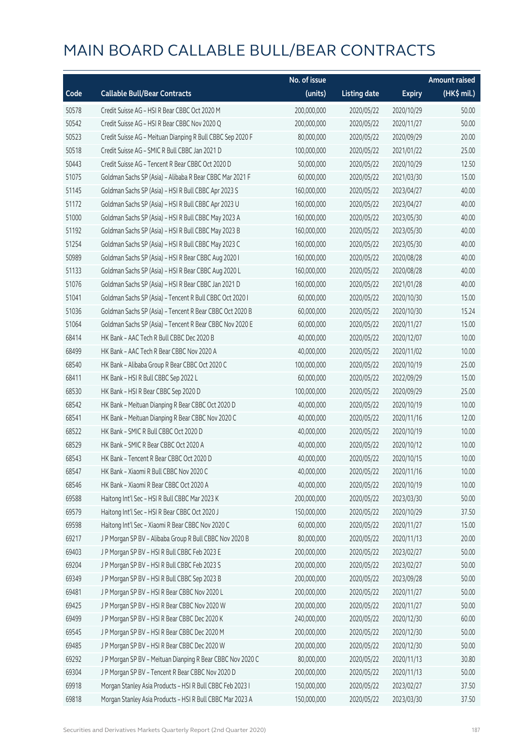# MAIN BOARD CALLABLE BULL/BEAR CONTRACTS

| Code | Callable Bull/Bear Contracts | No. of issue (units) | Listing date | Expiry | Amount raised (HK$ mil.) |
|---|---|---|---|---|---|
| 50578 | Credit Suisse AG – HSI R Bear CBBC Oct 2020 M | 200,000,000 | 2020/05/22 | 2020/10/29 | 50.00 |
| 50542 | Credit Suisse AG – HSI R Bear CBBC Nov 2020 Q | 200,000,000 | 2020/05/22 | 2020/11/27 | 50.00 |
| 50523 | Credit Suisse AG – Meituan Dianping R Bull CBBC Sep 2020 F | 80,000,000 | 2020/05/22 | 2020/09/29 | 20.00 |
| 50518 | Credit Suisse AG – SMIC R Bull CBBC Jan 2021 D | 100,000,000 | 2020/05/22 | 2021/01/22 | 25.00 |
| 50443 | Credit Suisse AG – Tencent R Bear CBBC Oct 2020 D | 50,000,000 | 2020/05/22 | 2020/10/29 | 12.50 |
| 51075 | Goldman Sachs SP (Asia) – Alibaba R Bear CBBC Mar 2021 F | 60,000,000 | 2020/05/22 | 2021/03/30 | 15.00 |
| 51145 | Goldman Sachs SP (Asia) – HSI R Bull CBBC Apr 2023 S | 160,000,000 | 2020/05/22 | 2023/04/27 | 40.00 |
| 51172 | Goldman Sachs SP (Asia) – HSI R Bull CBBC Apr 2023 U | 160,000,000 | 2020/05/22 | 2023/04/27 | 40.00 |
| 51000 | Goldman Sachs SP (Asia) – HSI R Bull CBBC May 2023 A | 160,000,000 | 2020/05/22 | 2023/05/30 | 40.00 |
| 51192 | Goldman Sachs SP (Asia) – HSI R Bull CBBC May 2023 B | 160,000,000 | 2020/05/22 | 2023/05/30 | 40.00 |
| 51254 | Goldman Sachs SP (Asia) – HSI R Bull CBBC May 2023 C | 160,000,000 | 2020/05/22 | 2023/05/30 | 40.00 |
| 50989 | Goldman Sachs SP (Asia) – HSI R Bear CBBC Aug 2020 I | 160,000,000 | 2020/05/22 | 2020/08/28 | 40.00 |
| 51133 | Goldman Sachs SP (Asia) – HSI R Bear CBBC Aug 2020 L | 160,000,000 | 2020/05/22 | 2020/08/28 | 40.00 |
| 51076 | Goldman Sachs SP (Asia) – HSI R Bear CBBC Jan 2021 D | 160,000,000 | 2020/05/22 | 2021/01/28 | 40.00 |
| 51041 | Goldman Sachs SP (Asia) – Tencent R Bull CBBC Oct 2020 I | 60,000,000 | 2020/05/22 | 2020/10/30 | 15.00 |
| 51036 | Goldman Sachs SP (Asia) – Tencent R Bear CBBC Oct 2020 B | 60,000,000 | 2020/05/22 | 2020/10/30 | 15.24 |
| 51064 | Goldman Sachs SP (Asia) – Tencent R Bear CBBC Nov 2020 E | 60,000,000 | 2020/05/22 | 2020/11/27 | 15.00 |
| 68414 | HK Bank – AAC Tech R Bull CBBC Dec 2020 B | 40,000,000 | 2020/05/22 | 2020/12/07 | 10.00 |
| 68499 | HK Bank – AAC Tech R Bear CBBC Nov 2020 A | 40,000,000 | 2020/05/22 | 2020/11/02 | 10.00 |
| 68540 | HK Bank – Alibaba Group R Bear CBBC Oct 2020 C | 100,000,000 | 2020/05/22 | 2020/10/19 | 25.00 |
| 68411 | HK Bank – HSI R Bull CBBC Sep 2022 L | 60,000,000 | 2020/05/22 | 2022/09/29 | 15.00 |
| 68530 | HK Bank – HSI R Bear CBBC Sep 2020 D | 100,000,000 | 2020/05/22 | 2020/09/29 | 25.00 |
| 68542 | HK Bank – Meituan Dianping R Bear CBBC Oct 2020 D | 40,000,000 | 2020/05/22 | 2020/10/19 | 10.00 |
| 68541 | HK Bank – Meituan Dianping R Bear CBBC Nov 2020 C | 40,000,000 | 2020/05/22 | 2020/11/16 | 12.00 |
| 68522 | HK Bank – SMIC R Bull CBBC Oct 2020 D | 40,000,000 | 2020/05/22 | 2020/10/19 | 10.00 |
| 68529 | HK Bank – SMIC R Bear CBBC Oct 2020 A | 40,000,000 | 2020/05/22 | 2020/10/12 | 10.00 |
| 68543 | HK Bank – Tencent R Bear CBBC Oct 2020 D | 40,000,000 | 2020/05/22 | 2020/10/15 | 10.00 |
| 68547 | HK Bank – Xiaomi R Bull CBBC Nov 2020 C | 40,000,000 | 2020/05/22 | 2020/11/16 | 10.00 |
| 68546 | HK Bank – Xiaomi R Bear CBBC Oct 2020 A | 40,000,000 | 2020/05/22 | 2020/10/19 | 10.00 |
| 69588 | Haitong Int'l Sec – HSI R Bull CBBC Mar 2023 K | 200,000,000 | 2020/05/22 | 2023/03/30 | 50.00 |
| 69579 | Haitong Int'l Sec – HSI R Bear CBBC Oct 2020 J | 150,000,000 | 2020/05/22 | 2020/10/29 | 37.50 |
| 69598 | Haitong Int'l Sec – Xiaomi R Bear CBBC Nov 2020 C | 60,000,000 | 2020/05/22 | 2020/11/27 | 15.00 |
| 69217 | J P Morgan SP BV – Alibaba Group R Bull CBBC Nov 2020 B | 80,000,000 | 2020/05/22 | 2020/11/13 | 20.00 |
| 69403 | J P Morgan SP BV – HSI R Bull CBBC Feb 2023 E | 200,000,000 | 2020/05/22 | 2023/02/27 | 50.00 |
| 69204 | J P Morgan SP BV – HSI R Bull CBBC Feb 2023 S | 200,000,000 | 2020/05/22 | 2023/02/27 | 50.00 |
| 69349 | J P Morgan SP BV – HSI R Bull CBBC Sep 2023 B | 200,000,000 | 2020/05/22 | 2023/09/28 | 50.00 |
| 69481 | J P Morgan SP BV – HSI R Bear CBBC Nov 2020 L | 200,000,000 | 2020/05/22 | 2020/11/27 | 50.00 |
| 69425 | J P Morgan SP BV – HSI R Bear CBBC Nov 2020 W | 200,000,000 | 2020/05/22 | 2020/11/27 | 50.00 |
| 69499 | J P Morgan SP BV – HSI R Bear CBBC Dec 2020 K | 240,000,000 | 2020/05/22 | 2020/12/30 | 60.00 |
| 69545 | J P Morgan SP BV – HSI R Bear CBBC Dec 2020 M | 200,000,000 | 2020/05/22 | 2020/12/30 | 50.00 |
| 69485 | J P Morgan SP BV – HSI R Bear CBBC Dec 2020 W | 200,000,000 | 2020/05/22 | 2020/12/30 | 50.00 |
| 69292 | J P Morgan SP BV – Meituan Dianping R Bear CBBC Nov 2020 C | 80,000,000 | 2020/05/22 | 2020/11/13 | 30.80 |
| 69304 | J P Morgan SP BV – Tencent R Bear CBBC Nov 2020 D | 200,000,000 | 2020/05/22 | 2020/11/13 | 50.00 |
| 69918 | Morgan Stanley Asia Products – HSI R Bull CBBC Feb 2023 I | 150,000,000 | 2020/05/22 | 2023/02/27 | 37.50 |
| 69818 | Morgan Stanley Asia Products – HSI R Bull CBBC Mar 2023 A | 150,000,000 | 2020/05/22 | 2023/03/30 | 37.50 |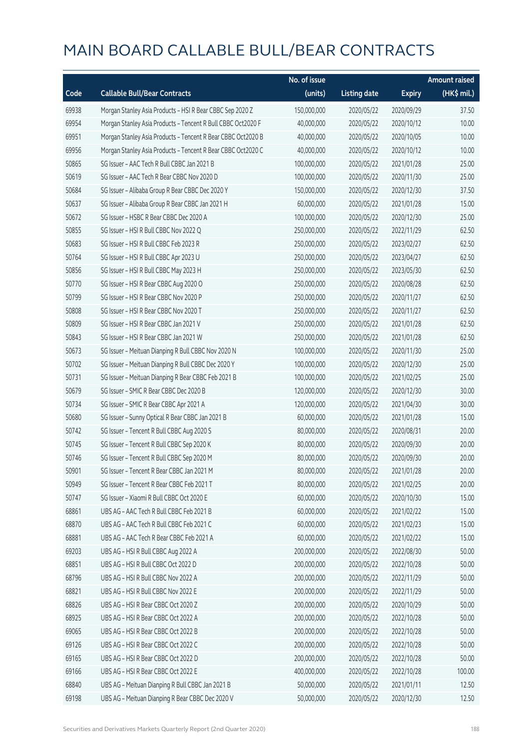# MAIN BOARD CALLABLE BULL/BEAR CONTRACTS

| Code | Callable Bull/Bear Contracts | No. of issue (units) | Listing date | Expiry | Amount raised (HK$ mil.) |
|---|---|---|---|---|---|
| 69938 | Morgan Stanley Asia Products – HSI R Bear CBBC Sep 2020 Z | 150,000,000 | 2020/05/22 | 2020/09/29 | 37.50 |
| 69954 | Morgan Stanley Asia Products – Tencent R Bull CBBC Oct2020 F | 40,000,000 | 2020/05/22 | 2020/10/12 | 10.00 |
| 69951 | Morgan Stanley Asia Products – Tencent R Bear CBBC Oct2020 B | 40,000,000 | 2020/05/22 | 2020/10/05 | 10.00 |
| 69956 | Morgan Stanley Asia Products – Tencent R Bear CBBC Oct2020 C | 40,000,000 | 2020/05/22 | 2020/10/12 | 10.00 |
| 50865 | SG Issuer – AAC Tech R Bull CBBC Jan 2021 B | 100,000,000 | 2020/05/22 | 2021/01/28 | 25.00 |
| 50619 | SG Issuer – AAC Tech R Bear CBBC Nov 2020 D | 100,000,000 | 2020/05/22 | 2020/11/30 | 25.00 |
| 50684 | SG Issuer – Alibaba Group R Bear CBBC Dec 2020 Y | 150,000,000 | 2020/05/22 | 2020/12/30 | 37.50 |
| 50637 | SG Issuer – Alibaba Group R Bear CBBC Jan 2021 H | 60,000,000 | 2020/05/22 | 2021/01/28 | 15.00 |
| 50672 | SG Issuer – HSBC R Bear CBBC Dec 2020 A | 100,000,000 | 2020/05/22 | 2020/12/30 | 25.00 |
| 50855 | SG Issuer – HSI R Bull CBBC Nov 2022 Q | 250,000,000 | 2020/05/22 | 2022/11/29 | 62.50 |
| 50683 | SG Issuer – HSI R Bull CBBC Feb 2023 R | 250,000,000 | 2020/05/22 | 2023/02/27 | 62.50 |
| 50764 | SG Issuer – HSI R Bull CBBC Apr 2023 U | 250,000,000 | 2020/05/22 | 2023/04/27 | 62.50 |
| 50856 | SG Issuer – HSI R Bull CBBC May 2023 H | 250,000,000 | 2020/05/22 | 2023/05/30 | 62.50 |
| 50770 | SG Issuer – HSI R Bear CBBC Aug 2020 O | 250,000,000 | 2020/05/22 | 2020/08/28 | 62.50 |
| 50799 | SG Issuer – HSI R Bear CBBC Nov 2020 P | 250,000,000 | 2020/05/22 | 2020/11/27 | 62.50 |
| 50808 | SG Issuer – HSI R Bear CBBC Nov 2020 T | 250,000,000 | 2020/05/22 | 2020/11/27 | 62.50 |
| 50809 | SG Issuer – HSI R Bear CBBC Jan 2021 V | 250,000,000 | 2020/05/22 | 2021/01/28 | 62.50 |
| 50843 | SG Issuer – HSI R Bear CBBC Jan 2021 W | 250,000,000 | 2020/05/22 | 2021/01/28 | 62.50 |
| 50673 | SG Issuer – Meituan Dianping R Bull CBBC Nov 2020 N | 100,000,000 | 2020/05/22 | 2020/11/30 | 25.00 |
| 50702 | SG Issuer – Meituan Dianping R Bull CBBC Dec 2020 Y | 100,000,000 | 2020/05/22 | 2020/12/30 | 25.00 |
| 50731 | SG Issuer – Meituan Dianping R Bear CBBC Feb 2021 B | 100,000,000 | 2020/05/22 | 2021/02/25 | 25.00 |
| 50679 | SG Issuer – SMIC R Bear CBBC Dec 2020 B | 120,000,000 | 2020/05/22 | 2020/12/30 | 30.00 |
| 50734 | SG Issuer – SMIC R Bear CBBC Apr 2021 A | 120,000,000 | 2020/05/22 | 2021/04/30 | 30.00 |
| 50680 | SG Issuer – Sunny Optical R Bear CBBC Jan 2021 B | 60,000,000 | 2020/05/22 | 2021/01/28 | 15.00 |
| 50742 | SG Issuer – Tencent R Bull CBBC Aug 2020 S | 80,000,000 | 2020/05/22 | 2020/08/31 | 20.00 |
| 50745 | SG Issuer – Tencent R Bull CBBC Sep 2020 K | 80,000,000 | 2020/05/22 | 2020/09/30 | 20.00 |
| 50746 | SG Issuer – Tencent R Bull CBBC Sep 2020 M | 80,000,000 | 2020/05/22 | 2020/09/30 | 20.00 |
| 50901 | SG Issuer – Tencent R Bear CBBC Jan 2021 M | 80,000,000 | 2020/05/22 | 2021/01/28 | 20.00 |
| 50949 | SG Issuer – Tencent R Bear CBBC Feb 2021 T | 80,000,000 | 2020/05/22 | 2021/02/25 | 20.00 |
| 50747 | SG Issuer – Xiaomi R Bull CBBC Oct 2020 E | 60,000,000 | 2020/05/22 | 2020/10/30 | 15.00 |
| 68861 | UBS AG – AAC Tech R Bull CBBC Feb 2021 B | 60,000,000 | 2020/05/22 | 2021/02/22 | 15.00 |
| 68870 | UBS AG – AAC Tech R Bull CBBC Feb 2021 C | 60,000,000 | 2020/05/22 | 2021/02/23 | 15.00 |
| 68881 | UBS AG – AAC Tech R Bear CBBC Feb 2021 A | 60,000,000 | 2020/05/22 | 2021/02/22 | 15.00 |
| 69203 | UBS AG – HSI R Bull CBBC Aug 2022 A | 200,000,000 | 2020/05/22 | 2022/08/30 | 50.00 |
| 68851 | UBS AG – HSI R Bull CBBC Oct 2022 D | 200,000,000 | 2020/05/22 | 2022/10/28 | 50.00 |
| 68796 | UBS AG – HSI R Bull CBBC Nov 2022 A | 200,000,000 | 2020/05/22 | 2022/11/29 | 50.00 |
| 68821 | UBS AG – HSI R Bull CBBC Nov 2022 E | 200,000,000 | 2020/05/22 | 2022/11/29 | 50.00 |
| 68826 | UBS AG – HSI R Bear CBBC Oct 2020 Z | 200,000,000 | 2020/05/22 | 2020/10/29 | 50.00 |
| 68925 | UBS AG – HSI R Bear CBBC Oct 2022 A | 200,000,000 | 2020/05/22 | 2022/10/28 | 50.00 |
| 69065 | UBS AG – HSI R Bear CBBC Oct 2022 B | 200,000,000 | 2020/05/22 | 2022/10/28 | 50.00 |
| 69126 | UBS AG – HSI R Bear CBBC Oct 2022 C | 200,000,000 | 2020/05/22 | 2022/10/28 | 50.00 |
| 69165 | UBS AG – HSI R Bear CBBC Oct 2022 D | 200,000,000 | 2020/05/22 | 2022/10/28 | 50.00 |
| 69166 | UBS AG – HSI R Bear CBBC Oct 2022 E | 400,000,000 | 2020/05/22 | 2022/10/28 | 100.00 |
| 68840 | UBS AG – Meituan Dianping R Bull CBBC Jan 2021 B | 50,000,000 | 2020/05/22 | 2021/01/11 | 12.50 |
| 69198 | UBS AG – Meituan Dianping R Bear CBBC Dec 2020 V | 50,000,000 | 2020/05/22 | 2020/12/30 | 12.50 |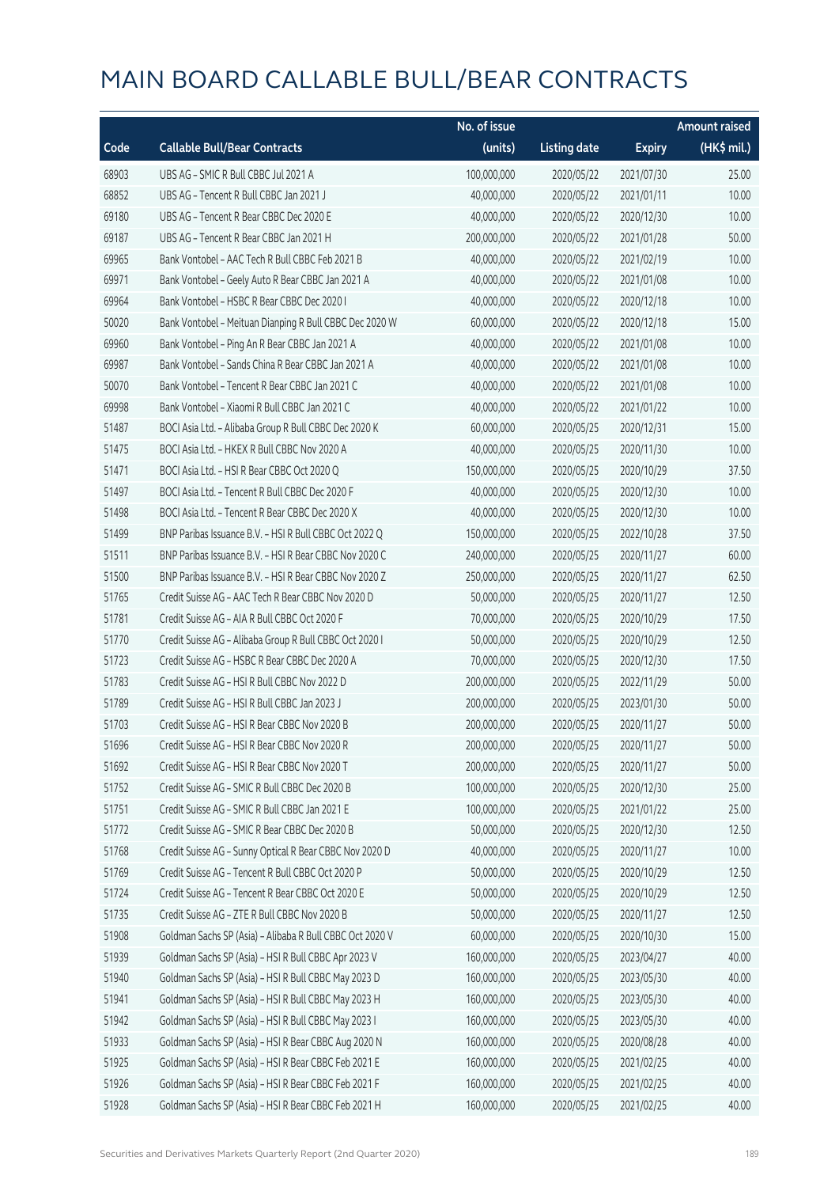# MAIN BOARD CALLABLE BULL/BEAR CONTRACTS

| Code | Callable Bull/Bear Contracts | No. of issue (units) | Listing date | Expiry | Amount raised (HK$ mil.) |
|---|---|---|---|---|---|
| 68903 | UBS AG - SMIC R Bull CBBC Jul 2021 A | 100,000,000 | 2020/05/22 | 2021/07/30 | 25.00 |
| 68852 | UBS AG - Tencent R Bull CBBC Jan 2021 J | 40,000,000 | 2020/05/22 | 2021/01/11 | 10.00 |
| 69180 | UBS AG - Tencent R Bear CBBC Dec 2020 E | 40,000,000 | 2020/05/22 | 2020/12/30 | 10.00 |
| 69187 | UBS AG - Tencent R Bear CBBC Jan 2021 H | 200,000,000 | 2020/05/22 | 2021/01/28 | 50.00 |
| 69965 | Bank Vontobel - AAC Tech R Bull CBBC Feb 2021 B | 40,000,000 | 2020/05/22 | 2021/02/19 | 10.00 |
| 69971 | Bank Vontobel - Geely Auto R Bear CBBC Jan 2021 A | 40,000,000 | 2020/05/22 | 2021/01/08 | 10.00 |
| 69964 | Bank Vontobel - HSBC R Bear CBBC Dec 2020 I | 40,000,000 | 2020/05/22 | 2020/12/18 | 10.00 |
| 50020 | Bank Vontobel - Meituan Dianping R Bull CBBC Dec 2020 W | 60,000,000 | 2020/05/22 | 2020/12/18 | 15.00 |
| 69960 | Bank Vontobel - Ping An R Bear CBBC Jan 2021 A | 40,000,000 | 2020/05/22 | 2021/01/08 | 10.00 |
| 69987 | Bank Vontobel - Sands China R Bear CBBC Jan 2021 A | 40,000,000 | 2020/05/22 | 2021/01/08 | 10.00 |
| 50070 | Bank Vontobel - Tencent R Bear CBBC Jan 2021 C | 40,000,000 | 2020/05/22 | 2021/01/08 | 10.00 |
| 69998 | Bank Vontobel - Xiaomi R Bull CBBC Jan 2021 C | 40,000,000 | 2020/05/22 | 2021/01/22 | 10.00 |
| 51487 | BOCI Asia Ltd. - Alibaba Group R Bull CBBC Dec 2020 K | 60,000,000 | 2020/05/25 | 2020/12/31 | 15.00 |
| 51475 | BOCI Asia Ltd. - HKEX R Bull CBBC Nov 2020 A | 40,000,000 | 2020/05/25 | 2020/11/30 | 10.00 |
| 51471 | BOCI Asia Ltd. - HSI R Bear CBBC Oct 2020 Q | 150,000,000 | 2020/05/25 | 2020/10/29 | 37.50 |
| 51497 | BOCI Asia Ltd. - Tencent R Bull CBBC Dec 2020 F | 40,000,000 | 2020/05/25 | 2020/12/30 | 10.00 |
| 51498 | BOCI Asia Ltd. - Tencent R Bear CBBC Dec 2020 X | 40,000,000 | 2020/05/25 | 2020/12/30 | 10.00 |
| 51499 | BNP Paribas Issuance B.V. - HSI R Bull CBBC Oct 2022 Q | 150,000,000 | 2020/05/25 | 2022/10/28 | 37.50 |
| 51511 | BNP Paribas Issuance B.V. - HSI R Bear CBBC Nov 2020 C | 240,000,000 | 2020/05/25 | 2020/11/27 | 60.00 |
| 51500 | BNP Paribas Issuance B.V. - HSI R Bear CBBC Nov 2020 Z | 250,000,000 | 2020/05/25 | 2020/11/27 | 62.50 |
| 51765 | Credit Suisse AG - AAC Tech R Bear CBBC Nov 2020 D | 50,000,000 | 2020/05/25 | 2020/11/27 | 12.50 |
| 51781 | Credit Suisse AG - AIA R Bull CBBC Oct 2020 F | 70,000,000 | 2020/05/25 | 2020/10/29 | 17.50 |
| 51770 | Credit Suisse AG - Alibaba Group R Bull CBBC Oct 2020 I | 50,000,000 | 2020/05/25 | 2020/10/29 | 12.50 |
| 51723 | Credit Suisse AG - HSBC R Bear CBBC Dec 2020 A | 70,000,000 | 2020/05/25 | 2020/12/30 | 17.50 |
| 51783 | Credit Suisse AG - HSI R Bull CBBC Nov 2022 D | 200,000,000 | 2020/05/25 | 2022/11/29 | 50.00 |
| 51789 | Credit Suisse AG - HSI R Bull CBBC Jan 2023 J | 200,000,000 | 2020/05/25 | 2023/01/30 | 50.00 |
| 51703 | Credit Suisse AG - HSI R Bear CBBC Nov 2020 B | 200,000,000 | 2020/05/25 | 2020/11/27 | 50.00 |
| 51696 | Credit Suisse AG - HSI R Bear CBBC Nov 2020 R | 200,000,000 | 2020/05/25 | 2020/11/27 | 50.00 |
| 51692 | Credit Suisse AG - HSI R Bear CBBC Nov 2020 T | 200,000,000 | 2020/05/25 | 2020/11/27 | 50.00 |
| 51752 | Credit Suisse AG - SMIC R Bull CBBC Dec 2020 B | 100,000,000 | 2020/05/25 | 2020/12/30 | 25.00 |
| 51751 | Credit Suisse AG - SMIC R Bull CBBC Jan 2021 E | 100,000,000 | 2020/05/25 | 2021/01/22 | 25.00 |
| 51772 | Credit Suisse AG - SMIC R Bear CBBC Dec 2020 B | 50,000,000 | 2020/05/25 | 2020/12/30 | 12.50 |
| 51768 | Credit Suisse AG - Sunny Optical R Bear CBBC Nov 2020 D | 40,000,000 | 2020/05/25 | 2020/11/27 | 10.00 |
| 51769 | Credit Suisse AG - Tencent R Bull CBBC Oct 2020 P | 50,000,000 | 2020/05/25 | 2020/10/29 | 12.50 |
| 51724 | Credit Suisse AG - Tencent R Bear CBBC Oct 2020 E | 50,000,000 | 2020/05/25 | 2020/10/29 | 12.50 |
| 51735 | Credit Suisse AG - ZTE R Bull CBBC Nov 2020 B | 50,000,000 | 2020/05/25 | 2020/11/27 | 12.50 |
| 51908 | Goldman Sachs SP (Asia) - Alibaba R Bull CBBC Oct 2020 V | 60,000,000 | 2020/05/25 | 2020/10/30 | 15.00 |
| 51939 | Goldman Sachs SP (Asia) - HSI R Bull CBBC Apr 2023 V | 160,000,000 | 2020/05/25 | 2023/04/27 | 40.00 |
| 51940 | Goldman Sachs SP (Asia) - HSI R Bull CBBC May 2023 D | 160,000,000 | 2020/05/25 | 2023/05/30 | 40.00 |
| 51941 | Goldman Sachs SP (Asia) - HSI R Bull CBBC May 2023 H | 160,000,000 | 2020/05/25 | 2023/05/30 | 40.00 |
| 51942 | Goldman Sachs SP (Asia) - HSI R Bull CBBC May 2023 I | 160,000,000 | 2020/05/25 | 2023/05/30 | 40.00 |
| 51933 | Goldman Sachs SP (Asia) - HSI R Bear CBBC Aug 2020 N | 160,000,000 | 2020/05/25 | 2020/08/28 | 40.00 |
| 51925 | Goldman Sachs SP (Asia) - HSI R Bear CBBC Feb 2021 E | 160,000,000 | 2020/05/25 | 2021/02/25 | 40.00 |
| 51926 | Goldman Sachs SP (Asia) - HSI R Bear CBBC Feb 2021 F | 160,000,000 | 2020/05/25 | 2021/02/25 | 40.00 |
| 51928 | Goldman Sachs SP (Asia) - HSI R Bear CBBC Feb 2021 H | 160,000,000 | 2020/05/25 | 2021/02/25 | 40.00 |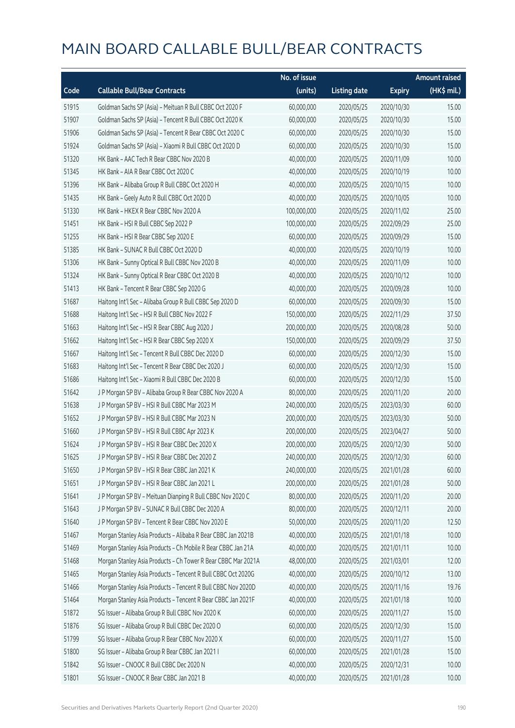# MAIN BOARD CALLABLE BULL/BEAR CONTRACTS

| Code | Callable Bull/Bear Contracts | No. of issue (units) | Listing date | Expiry | Amount raised (HK$ mil.) |
|---|---|---|---|---|---|
| 51915 | Goldman Sachs SP (Asia) – Meituan R Bull CBBC Oct 2020 F | 60,000,000 | 2020/05/25 | 2020/10/30 | 15.00 |
| 51907 | Goldman Sachs SP (Asia) – Tencent R Bull CBBC Oct 2020 K | 60,000,000 | 2020/05/25 | 2020/10/30 | 15.00 |
| 51906 | Goldman Sachs SP (Asia) – Tencent R Bear CBBC Oct 2020 C | 60,000,000 | 2020/05/25 | 2020/10/30 | 15.00 |
| 51924 | Goldman Sachs SP (Asia) – Xiaomi R Bull CBBC Oct 2020 D | 60,000,000 | 2020/05/25 | 2020/10/30 | 15.00 |
| 51320 | HK Bank – AAC Tech R Bear CBBC Nov 2020 B | 40,000,000 | 2020/05/25 | 2020/11/09 | 10.00 |
| 51345 | HK Bank – AIA R Bear CBBC Oct 2020 C | 40,000,000 | 2020/05/25 | 2020/10/19 | 10.00 |
| 51396 | HK Bank – Alibaba Group R Bull CBBC Oct 2020 H | 40,000,000 | 2020/05/25 | 2020/10/15 | 10.00 |
| 51435 | HK Bank – Geely Auto R Bull CBBC Oct 2020 D | 40,000,000 | 2020/05/25 | 2020/10/05 | 10.00 |
| 51330 | HK Bank – HKEX R Bear CBBC Nov 2020 A | 100,000,000 | 2020/05/25 | 2020/11/02 | 25.00 |
| 51451 | HK Bank – HSI R Bull CBBC Sep 2022 P | 100,000,000 | 2020/05/25 | 2022/09/29 | 25.00 |
| 51255 | HK Bank – HSI R Bear CBBC Sep 2020 E | 60,000,000 | 2020/05/25 | 2020/09/29 | 15.00 |
| 51385 | HK Bank – SUNAC R Bull CBBC Oct 2020 D | 40,000,000 | 2020/05/25 | 2020/10/19 | 10.00 |
| 51306 | HK Bank – Sunny Optical R Bull CBBC Nov 2020 B | 40,000,000 | 2020/05/25 | 2020/11/09 | 10.00 |
| 51324 | HK Bank – Sunny Optical R Bear CBBC Oct 2020 B | 40,000,000 | 2020/05/25 | 2020/10/12 | 10.00 |
| 51413 | HK Bank – Tencent R Bear CBBC Sep 2020 G | 40,000,000 | 2020/05/25 | 2020/09/28 | 10.00 |
| 51687 | Haitong Int'l Sec – Alibaba Group R Bull CBBC Sep 2020 D | 60,000,000 | 2020/05/25 | 2020/09/30 | 15.00 |
| 51688 | Haitong Int'l Sec – HSI R Bull CBBC Nov 2022 F | 150,000,000 | 2020/05/25 | 2022/11/29 | 37.50 |
| 51663 | Haitong Int'l Sec – HSI R Bear CBBC Aug 2020 J | 200,000,000 | 2020/05/25 | 2020/08/28 | 50.00 |
| 51662 | Haitong Int'l Sec – HSI R Bear CBBC Sep 2020 X | 150,000,000 | 2020/05/25 | 2020/09/29 | 37.50 |
| 51667 | Haitong Int'l Sec – Tencent R Bull CBBC Dec 2020 D | 60,000,000 | 2020/05/25 | 2020/12/30 | 15.00 |
| 51683 | Haitong Int'l Sec – Tencent R Bear CBBC Dec 2020 J | 60,000,000 | 2020/05/25 | 2020/12/30 | 15.00 |
| 51686 | Haitong Int'l Sec – Xiaomi R Bull CBBC Dec 2020 B | 60,000,000 | 2020/05/25 | 2020/12/30 | 15.00 |
| 51642 | J P Morgan SP BV – Alibaba Group R Bear CBBC Nov 2020 A | 80,000,000 | 2020/05/25 | 2020/11/20 | 20.00 |
| 51638 | J P Morgan SP BV – HSI R Bull CBBC Mar 2023 M | 240,000,000 | 2020/05/25 | 2023/03/30 | 60.00 |
| 51652 | J P Morgan SP BV – HSI R Bull CBBC Mar 2023 N | 200,000,000 | 2020/05/25 | 2023/03/30 | 50.00 |
| 51660 | J P Morgan SP BV – HSI R Bull CBBC Apr 2023 K | 200,000,000 | 2020/05/25 | 2023/04/27 | 50.00 |
| 51624 | J P Morgan SP BV – HSI R Bear CBBC Dec 2020 X | 200,000,000 | 2020/05/25 | 2020/12/30 | 50.00 |
| 51625 | J P Morgan SP BV – HSI R Bear CBBC Dec 2020 Z | 240,000,000 | 2020/05/25 | 2020/12/30 | 60.00 |
| 51650 | J P Morgan SP BV – HSI R Bear CBBC Jan 2021 K | 240,000,000 | 2020/05/25 | 2021/01/28 | 60.00 |
| 51651 | J P Morgan SP BV – HSI R Bear CBBC Jan 2021 L | 200,000,000 | 2020/05/25 | 2021/01/28 | 50.00 |
| 51641 | J P Morgan SP BV – Meituan Dianping R Bull CBBC Nov 2020 C | 80,000,000 | 2020/05/25 | 2020/11/20 | 20.00 |
| 51643 | J P Morgan SP BV – SUNAC R Bull CBBC Dec 2020 A | 80,000,000 | 2020/05/25 | 2020/12/11 | 20.00 |
| 51640 | J P Morgan SP BV – Tencent R Bear CBBC Nov 2020 E | 50,000,000 | 2020/05/25 | 2020/11/20 | 12.50 |
| 51467 | Morgan Stanley Asia Products – Alibaba R Bear CBBC Jan 2021B | 40,000,000 | 2020/05/25 | 2021/01/18 | 10.00 |
| 51469 | Morgan Stanley Asia Products – Ch Mobile R Bear CBBC Jan 21A | 40,000,000 | 2020/05/25 | 2021/01/11 | 10.00 |
| 51468 | Morgan Stanley Asia Products – Ch Tower R Bear CBBC Mar 2021A | 48,000,000 | 2020/05/25 | 2021/03/01 | 12.00 |
| 51465 | Morgan Stanley Asia Products – Tencent R Bull CBBC Oct 2020G | 40,000,000 | 2020/05/25 | 2020/10/12 | 13.00 |
| 51466 | Morgan Stanley Asia Products – Tencent R Bull CBBC Nov 2020D | 40,000,000 | 2020/05/25 | 2020/11/16 | 19.76 |
| 51464 | Morgan Stanley Asia Products – Tencent R Bear CBBC Jan 2021F | 40,000,000 | 2020/05/25 | 2021/01/18 | 10.00 |
| 51872 | SG Issuer – Alibaba Group R Bull CBBC Nov 2020 K | 60,000,000 | 2020/05/25 | 2020/11/27 | 15.00 |
| 51876 | SG Issuer – Alibaba Group R Bull CBBC Dec 2020 O | 60,000,000 | 2020/05/25 | 2020/12/30 | 15.00 |
| 51799 | SG Issuer – Alibaba Group R Bear CBBC Nov 2020 X | 60,000,000 | 2020/05/25 | 2020/11/27 | 15.00 |
| 51800 | SG Issuer – Alibaba Group R Bear CBBC Jan 2021 I | 60,000,000 | 2020/05/25 | 2021/01/28 | 15.00 |
| 51842 | SG Issuer – CNOOC R Bull CBBC Dec 2020 N | 40,000,000 | 2020/05/25 | 2020/12/31 | 10.00 |
| 51801 | SG Issuer – CNOOC R Bear CBBC Jan 2021 B | 40,000,000 | 2020/05/25 | 2021/01/28 | 10.00 |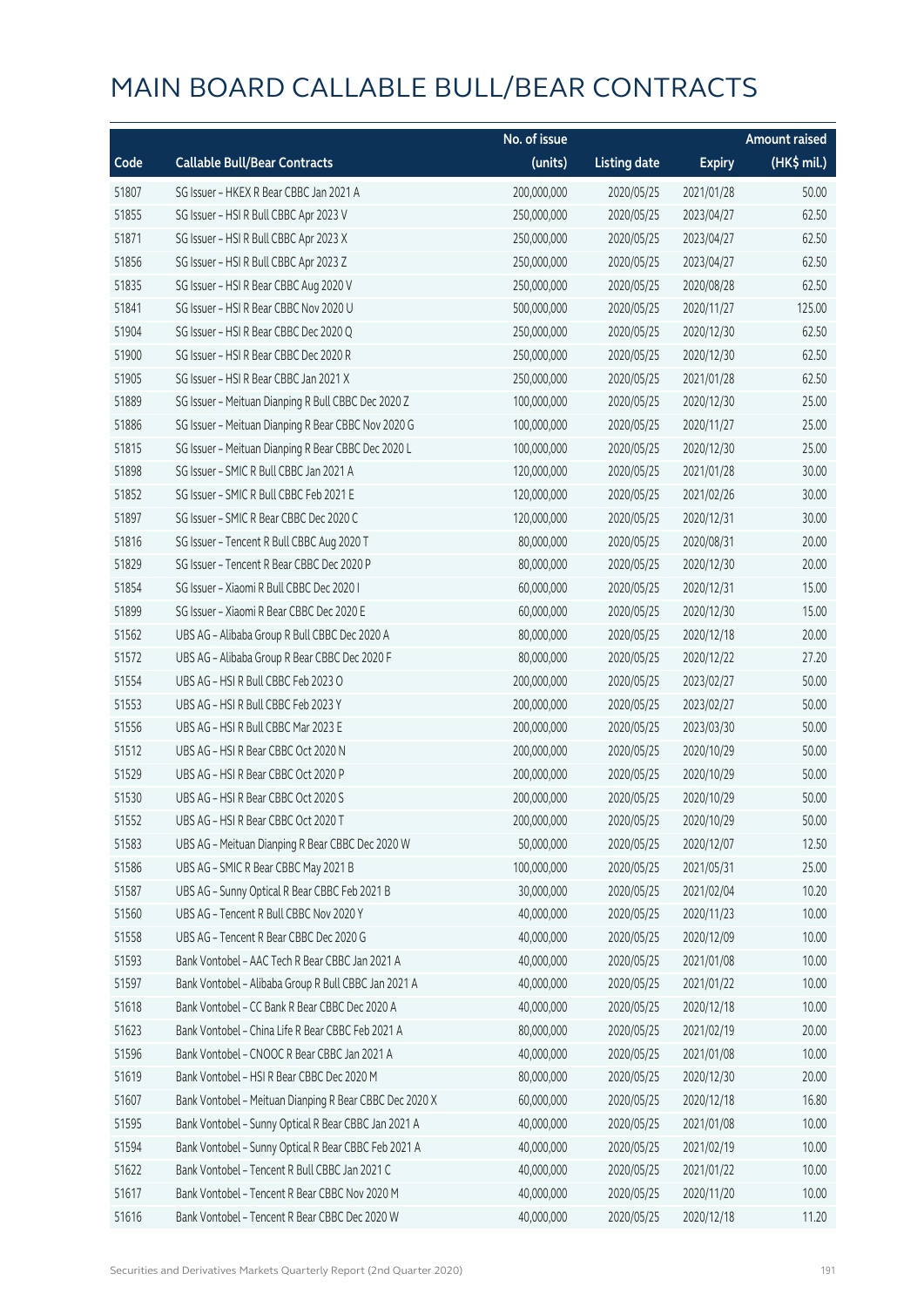# MAIN BOARD CALLABLE BULL/BEAR CONTRACTS

| Code | Callable Bull/Bear Contracts | No. of issue (units) | Listing date | Expiry | Amount raised (HK$ mil.) |
|---|---|---|---|---|---|
| 51807 | SG Issuer – HKEX R Bear CBBC Jan 2021 A | 200,000,000 | 2020/05/25 | 2021/01/28 | 50.00 |
| 51855 | SG Issuer – HSI R Bull CBBC Apr 2023 V | 250,000,000 | 2020/05/25 | 2023/04/27 | 62.50 |
| 51871 | SG Issuer – HSI R Bull CBBC Apr 2023 X | 250,000,000 | 2020/05/25 | 2023/04/27 | 62.50 |
| 51856 | SG Issuer – HSI R Bull CBBC Apr 2023 Z | 250,000,000 | 2020/05/25 | 2023/04/27 | 62.50 |
| 51835 | SG Issuer – HSI R Bear CBBC Aug 2020 V | 250,000,000 | 2020/05/25 | 2020/08/28 | 62.50 |
| 51841 | SG Issuer – HSI R Bear CBBC Nov 2020 U | 500,000,000 | 2020/05/25 | 2020/11/27 | 125.00 |
| 51904 | SG Issuer – HSI R Bear CBBC Dec 2020 Q | 250,000,000 | 2020/05/25 | 2020/12/30 | 62.50 |
| 51900 | SG Issuer – HSI R Bear CBBC Dec 2020 R | 250,000,000 | 2020/05/25 | 2020/12/30 | 62.50 |
| 51905 | SG Issuer – HSI R Bear CBBC Jan 2021 X | 250,000,000 | 2020/05/25 | 2021/01/28 | 62.50 |
| 51889 | SG Issuer – Meituan Dianping R Bull CBBC Dec 2020 Z | 100,000,000 | 2020/05/25 | 2020/12/30 | 25.00 |
| 51886 | SG Issuer – Meituan Dianping R Bear CBBC Nov 2020 G | 100,000,000 | 2020/05/25 | 2020/11/27 | 25.00 |
| 51815 | SG Issuer – Meituan Dianping R Bear CBBC Dec 2020 L | 100,000,000 | 2020/05/25 | 2020/12/30 | 25.00 |
| 51898 | SG Issuer – SMIC R Bull CBBC Jan 2021 A | 120,000,000 | 2020/05/25 | 2021/01/28 | 30.00 |
| 51852 | SG Issuer – SMIC R Bull CBBC Feb 2021 E | 120,000,000 | 2020/05/25 | 2021/02/26 | 30.00 |
| 51897 | SG Issuer – SMIC R Bear CBBC Dec 2020 C | 120,000,000 | 2020/05/25 | 2020/12/31 | 30.00 |
| 51816 | SG Issuer – Tencent R Bull CBBC Aug 2020 T | 80,000,000 | 2020/05/25 | 2020/08/31 | 20.00 |
| 51829 | SG Issuer – Tencent R Bear CBBC Dec 2020 P | 80,000,000 | 2020/05/25 | 2020/12/30 | 20.00 |
| 51854 | SG Issuer – Xiaomi R Bull CBBC Dec 2020 I | 60,000,000 | 2020/05/25 | 2020/12/31 | 15.00 |
| 51899 | SG Issuer – Xiaomi R Bear CBBC Dec 2020 E | 60,000,000 | 2020/05/25 | 2020/12/30 | 15.00 |
| 51562 | UBS AG – Alibaba Group R Bull CBBC Dec 2020 A | 80,000,000 | 2020/05/25 | 2020/12/18 | 20.00 |
| 51572 | UBS AG – Alibaba Group R Bear CBBC Dec 2020 F | 80,000,000 | 2020/05/25 | 2020/12/22 | 27.20 |
| 51554 | UBS AG – HSI R Bull CBBC Feb 2023 O | 200,000,000 | 2020/05/25 | 2023/02/27 | 50.00 |
| 51553 | UBS AG – HSI R Bull CBBC Feb 2023 Y | 200,000,000 | 2020/05/25 | 2023/02/27 | 50.00 |
| 51556 | UBS AG – HSI R Bull CBBC Mar 2023 E | 200,000,000 | 2020/05/25 | 2023/03/30 | 50.00 |
| 51512 | UBS AG – HSI R Bear CBBC Oct 2020 N | 200,000,000 | 2020/05/25 | 2020/10/29 | 50.00 |
| 51529 | UBS AG – HSI R Bear CBBC Oct 2020 P | 200,000,000 | 2020/05/25 | 2020/10/29 | 50.00 |
| 51530 | UBS AG – HSI R Bear CBBC Oct 2020 S | 200,000,000 | 2020/05/25 | 2020/10/29 | 50.00 |
| 51552 | UBS AG – HSI R Bear CBBC Oct 2020 T | 200,000,000 | 2020/05/25 | 2020/10/29 | 50.00 |
| 51583 | UBS AG – Meituan Dianping R Bear CBBC Dec 2020 W | 50,000,000 | 2020/05/25 | 2020/12/07 | 12.50 |
| 51586 | UBS AG – SMIC R Bear CBBC May 2021 B | 100,000,000 | 2020/05/25 | 2021/05/31 | 25.00 |
| 51587 | UBS AG – Sunny Optical R Bear CBBC Feb 2021 B | 30,000,000 | 2020/05/25 | 2021/02/04 | 10.20 |
| 51560 | UBS AG – Tencent R Bull CBBC Nov 2020 Y | 40,000,000 | 2020/05/25 | 2020/11/23 | 10.00 |
| 51558 | UBS AG – Tencent R Bear CBBC Dec 2020 G | 40,000,000 | 2020/05/25 | 2020/12/09 | 10.00 |
| 51593 | Bank Vontobel – AAC Tech R Bear CBBC Jan 2021 A | 40,000,000 | 2020/05/25 | 2021/01/08 | 10.00 |
| 51597 | Bank Vontobel – Alibaba Group R Bull CBBC Jan 2021 A | 40,000,000 | 2020/05/25 | 2021/01/22 | 10.00 |
| 51618 | Bank Vontobel – CC Bank R Bear CBBC Dec 2020 A | 40,000,000 | 2020/05/25 | 2020/12/18 | 10.00 |
| 51623 | Bank Vontobel – China Life R Bear CBBC Feb 2021 A | 80,000,000 | 2020/05/25 | 2021/02/19 | 20.00 |
| 51596 | Bank Vontobel – CNOOC R Bear CBBC Jan 2021 A | 40,000,000 | 2020/05/25 | 2021/01/08 | 10.00 |
| 51619 | Bank Vontobel – HSI R Bear CBBC Dec 2020 M | 80,000,000 | 2020/05/25 | 2020/12/30 | 20.00 |
| 51607 | Bank Vontobel – Meituan Dianping R Bear CBBC Dec 2020 X | 60,000,000 | 2020/05/25 | 2020/12/18 | 16.80 |
| 51595 | Bank Vontobel – Sunny Optical R Bear CBBC Jan 2021 A | 40,000,000 | 2020/05/25 | 2021/01/08 | 10.00 |
| 51594 | Bank Vontobel – Sunny Optical R Bear CBBC Feb 2021 A | 40,000,000 | 2020/05/25 | 2021/02/19 | 10.00 |
| 51622 | Bank Vontobel – Tencent R Bull CBBC Jan 2021 C | 40,000,000 | 2020/05/25 | 2021/01/22 | 10.00 |
| 51617 | Bank Vontobel – Tencent R Bear CBBC Nov 2020 M | 40,000,000 | 2020/05/25 | 2020/11/20 | 10.00 |
| 51616 | Bank Vontobel – Tencent R Bear CBBC Dec 2020 W | 40,000,000 | 2020/05/25 | 2020/12/18 | 11.20 |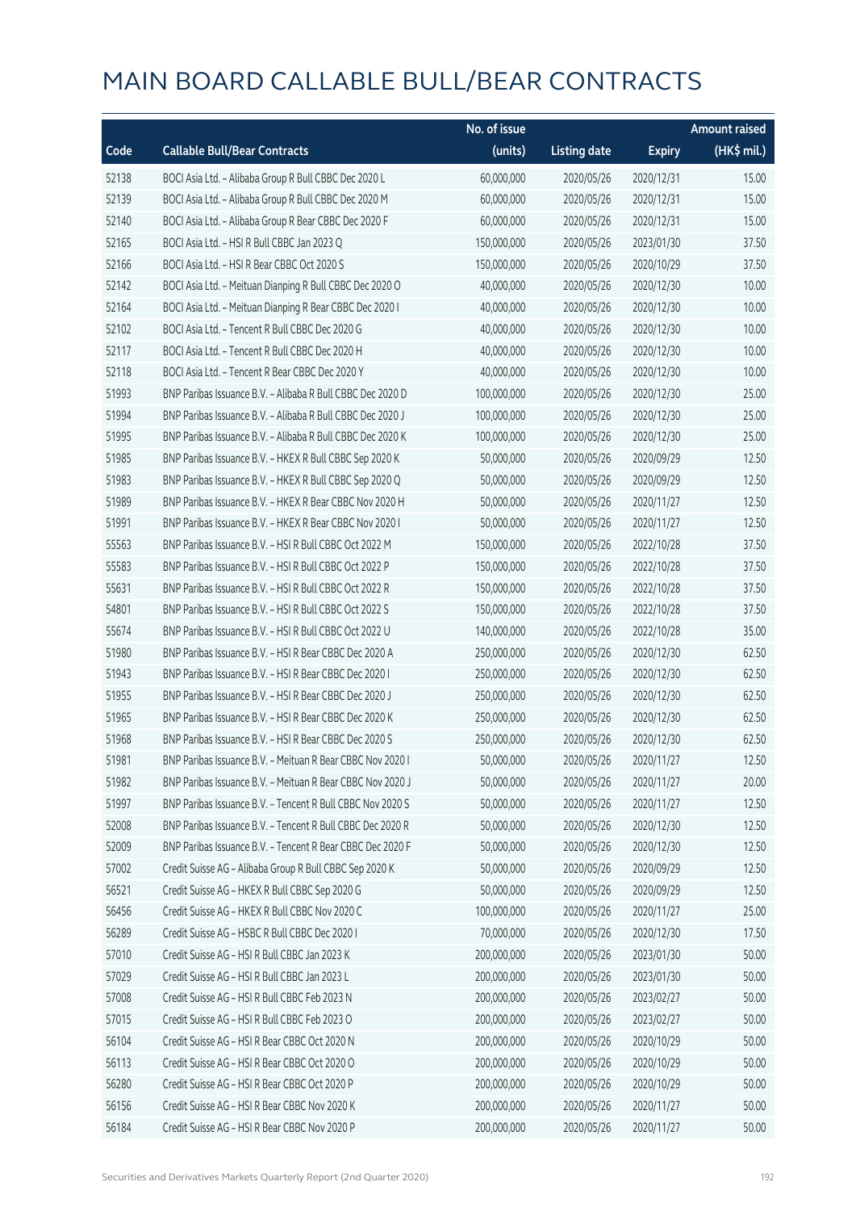# MAIN BOARD CALLABLE BULL/BEAR CONTRACTS

| Code | Callable Bull/Bear Contracts | No. of issue (units) | Listing date | Expiry | Amount raised (HK$ mil.) |
|---|---|---|---|---|---|
| 52138 | BOCI Asia Ltd. – Alibaba Group R Bull CBBC Dec 2020 L | 60,000,000 | 2020/05/26 | 2020/12/31 | 15.00 |
| 52139 | BOCI Asia Ltd. – Alibaba Group R Bull CBBC Dec 2020 M | 60,000,000 | 2020/05/26 | 2020/12/31 | 15.00 |
| 52140 | BOCI Asia Ltd. – Alibaba Group R Bear CBBC Dec 2020 F | 60,000,000 | 2020/05/26 | 2020/12/31 | 15.00 |
| 52165 | BOCI Asia Ltd. – HSI R Bull CBBC Jan 2023 Q | 150,000,000 | 2020/05/26 | 2023/01/30 | 37.50 |
| 52166 | BOCI Asia Ltd. – HSI R Bear CBBC Oct 2020 S | 150,000,000 | 2020/05/26 | 2020/10/29 | 37.50 |
| 52142 | BOCI Asia Ltd. – Meituan Dianping R Bull CBBC Dec 2020 O | 40,000,000 | 2020/05/26 | 2020/12/30 | 10.00 |
| 52164 | BOCI Asia Ltd. – Meituan Dianping R Bear CBBC Dec 2020 I | 40,000,000 | 2020/05/26 | 2020/12/30 | 10.00 |
| 52102 | BOCI Asia Ltd. – Tencent R Bull CBBC Dec 2020 G | 40,000,000 | 2020/05/26 | 2020/12/30 | 10.00 |
| 52117 | BOCI Asia Ltd. – Tencent R Bull CBBC Dec 2020 H | 40,000,000 | 2020/05/26 | 2020/12/30 | 10.00 |
| 52118 | BOCI Asia Ltd. – Tencent R Bear CBBC Dec 2020 Y | 40,000,000 | 2020/05/26 | 2020/12/30 | 10.00 |
| 51993 | BNP Paribas Issuance B.V. – Alibaba R Bull CBBC Dec 2020 D | 100,000,000 | 2020/05/26 | 2020/12/30 | 25.00 |
| 51994 | BNP Paribas Issuance B.V. – Alibaba R Bull CBBC Dec 2020 J | 100,000,000 | 2020/05/26 | 2020/12/30 | 25.00 |
| 51995 | BNP Paribas Issuance B.V. – Alibaba R Bull CBBC Dec 2020 K | 100,000,000 | 2020/05/26 | 2020/12/30 | 25.00 |
| 51985 | BNP Paribas Issuance B.V. – HKEX R Bull CBBC Sep 2020 K | 50,000,000 | 2020/05/26 | 2020/09/29 | 12.50 |
| 51983 | BNP Paribas Issuance B.V. – HKEX R Bull CBBC Sep 2020 Q | 50,000,000 | 2020/05/26 | 2020/09/29 | 12.50 |
| 51989 | BNP Paribas Issuance B.V. – HKEX R Bear CBBC Nov 2020 H | 50,000,000 | 2020/05/26 | 2020/11/27 | 12.50 |
| 51991 | BNP Paribas Issuance B.V. – HKEX R Bear CBBC Nov 2020 I | 50,000,000 | 2020/05/26 | 2020/11/27 | 12.50 |
| 55563 | BNP Paribas Issuance B.V. – HSI R Bull CBBC Oct 2022 M | 150,000,000 | 2020/05/26 | 2022/10/28 | 37.50 |
| 55583 | BNP Paribas Issuance B.V. – HSI R Bull CBBC Oct 2022 P | 150,000,000 | 2020/05/26 | 2022/10/28 | 37.50 |
| 55631 | BNP Paribas Issuance B.V. – HSI R Bull CBBC Oct 2022 R | 150,000,000 | 2020/05/26 | 2022/10/28 | 37.50 |
| 54801 | BNP Paribas Issuance B.V. – HSI R Bull CBBC Oct 2022 S | 150,000,000 | 2020/05/26 | 2022/10/28 | 37.50 |
| 55674 | BNP Paribas Issuance B.V. – HSI R Bull CBBC Oct 2022 U | 140,000,000 | 2020/05/26 | 2022/10/28 | 35.00 |
| 51980 | BNP Paribas Issuance B.V. – HSI R Bear CBBC Dec 2020 A | 250,000,000 | 2020/05/26 | 2020/12/30 | 62.50 |
| 51943 | BNP Paribas Issuance B.V. – HSI R Bear CBBC Dec 2020 I | 250,000,000 | 2020/05/26 | 2020/12/30 | 62.50 |
| 51955 | BNP Paribas Issuance B.V. – HSI R Bear CBBC Dec 2020 J | 250,000,000 | 2020/05/26 | 2020/12/30 | 62.50 |
| 51965 | BNP Paribas Issuance B.V. – HSI R Bear CBBC Dec 2020 K | 250,000,000 | 2020/05/26 | 2020/12/30 | 62.50 |
| 51968 | BNP Paribas Issuance B.V. – HSI R Bear CBBC Dec 2020 S | 250,000,000 | 2020/05/26 | 2020/12/30 | 62.50 |
| 51981 | BNP Paribas Issuance B.V. – Meituan R Bear CBBC Nov 2020 I | 50,000,000 | 2020/05/26 | 2020/11/27 | 12.50 |
| 51982 | BNP Paribas Issuance B.V. – Meituan R Bear CBBC Nov 2020 J | 50,000,000 | 2020/05/26 | 2020/11/27 | 20.00 |
| 51997 | BNP Paribas Issuance B.V. – Tencent R Bull CBBC Nov 2020 S | 50,000,000 | 2020/05/26 | 2020/11/27 | 12.50 |
| 52008 | BNP Paribas Issuance B.V. – Tencent R Bull CBBC Dec 2020 R | 50,000,000 | 2020/05/26 | 2020/12/30 | 12.50 |
| 52009 | BNP Paribas Issuance B.V. – Tencent R Bear CBBC Dec 2020 F | 50,000,000 | 2020/05/26 | 2020/12/30 | 12.50 |
| 57002 | Credit Suisse AG – Alibaba Group R Bull CBBC Sep 2020 K | 50,000,000 | 2020/05/26 | 2020/09/29 | 12.50 |
| 56521 | Credit Suisse AG – HKEX R Bull CBBC Sep 2020 G | 50,000,000 | 2020/05/26 | 2020/09/29 | 12.50 |
| 56456 | Credit Suisse AG – HKEX R Bull CBBC Nov 2020 C | 100,000,000 | 2020/05/26 | 2020/11/27 | 25.00 |
| 56289 | Credit Suisse AG – HSBC R Bull CBBC Dec 2020 I | 70,000,000 | 2020/05/26 | 2020/12/30 | 17.50 |
| 57010 | Credit Suisse AG – HSI R Bull CBBC Jan 2023 K | 200,000,000 | 2020/05/26 | 2023/01/30 | 50.00 |
| 57029 | Credit Suisse AG – HSI R Bull CBBC Jan 2023 L | 200,000,000 | 2020/05/26 | 2023/01/30 | 50.00 |
| 57008 | Credit Suisse AG – HSI R Bull CBBC Feb 2023 N | 200,000,000 | 2020/05/26 | 2023/02/27 | 50.00 |
| 57015 | Credit Suisse AG – HSI R Bull CBBC Feb 2023 O | 200,000,000 | 2020/05/26 | 2023/02/27 | 50.00 |
| 56104 | Credit Suisse AG – HSI R Bear CBBC Oct 2020 N | 200,000,000 | 2020/05/26 | 2020/10/29 | 50.00 |
| 56113 | Credit Suisse AG – HSI R Bear CBBC Oct 2020 O | 200,000,000 | 2020/05/26 | 2020/10/29 | 50.00 |
| 56280 | Credit Suisse AG – HSI R Bear CBBC Oct 2020 P | 200,000,000 | 2020/05/26 | 2020/10/29 | 50.00 |
| 56156 | Credit Suisse AG – HSI R Bear CBBC Nov 2020 K | 200,000,000 | 2020/05/26 | 2020/11/27 | 50.00 |
| 56184 | Credit Suisse AG – HSI R Bear CBBC Nov 2020 P | 200,000,000 | 2020/05/26 | 2020/11/27 | 50.00 |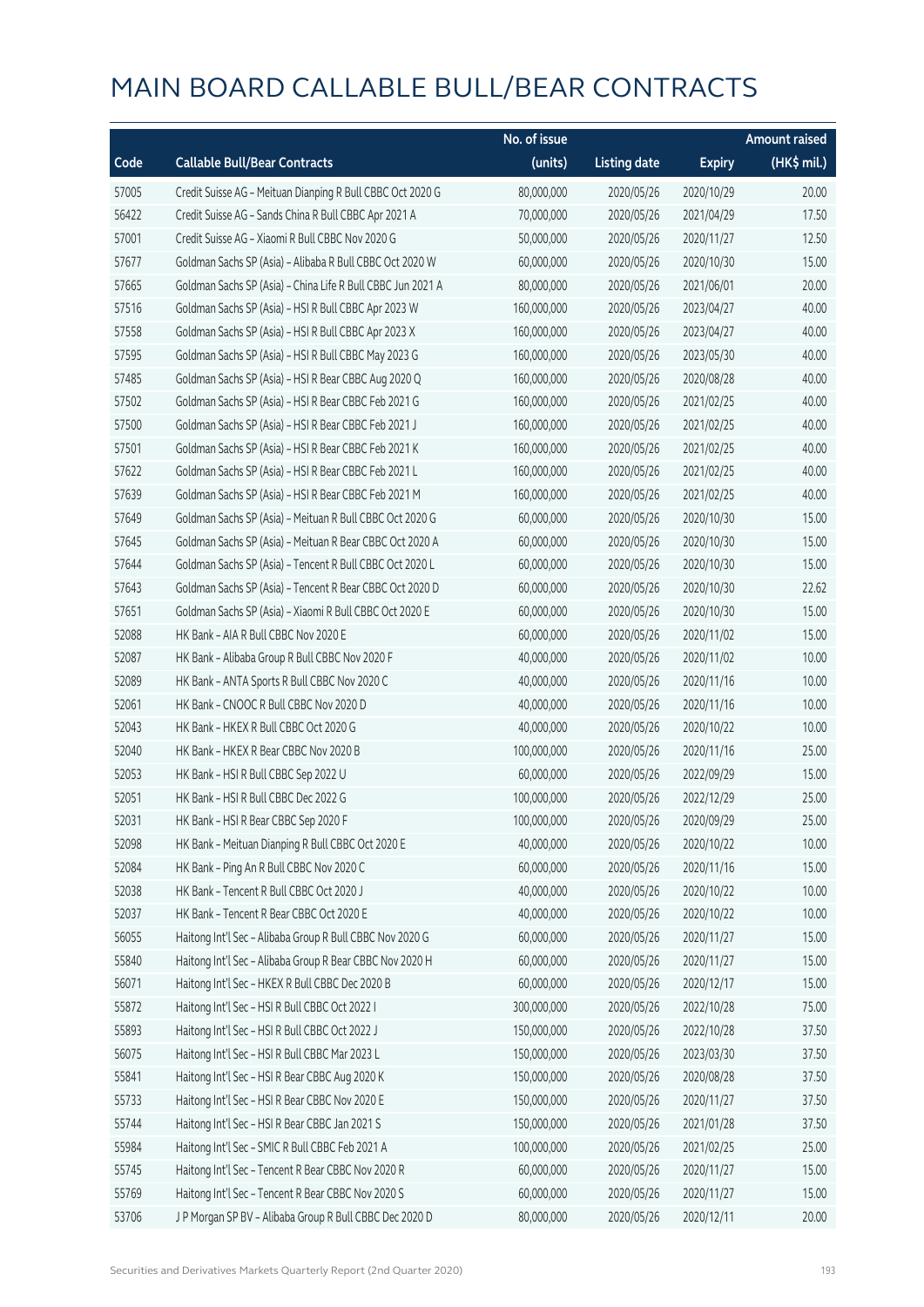# MAIN BOARD CALLABLE BULL/BEAR CONTRACTS

| Code | Callable Bull/Bear Contracts | No. of issue (units) | Listing date | Expiry | Amount raised (HK$ mil.) |
|---|---|---|---|---|---|
| 57005 | Credit Suisse AG – Meituan Dianping R Bull CBBC Oct 2020 G | 80,000,000 | 2020/05/26 | 2020/10/29 | 20.00 |
| 56422 | Credit Suisse AG – Sands China R Bull CBBC Apr 2021 A | 70,000,000 | 2020/05/26 | 2021/04/29 | 17.50 |
| 57001 | Credit Suisse AG – Xiaomi R Bull CBBC Nov 2020 G | 50,000,000 | 2020/05/26 | 2020/11/27 | 12.50 |
| 57677 | Goldman Sachs SP (Asia) – Alibaba R Bull CBBC Oct 2020 W | 60,000,000 | 2020/05/26 | 2020/10/30 | 15.00 |
| 57665 | Goldman Sachs SP (Asia) – China Life R Bull CBBC Jun 2021 A | 80,000,000 | 2020/05/26 | 2021/06/01 | 20.00 |
| 57516 | Goldman Sachs SP (Asia) – HSI R Bull CBBC Apr 2023 W | 160,000,000 | 2020/05/26 | 2023/04/27 | 40.00 |
| 57558 | Goldman Sachs SP (Asia) – HSI R Bull CBBC Apr 2023 X | 160,000,000 | 2020/05/26 | 2023/04/27 | 40.00 |
| 57595 | Goldman Sachs SP (Asia) – HSI R Bull CBBC May 2023 G | 160,000,000 | 2020/05/26 | 2023/05/30 | 40.00 |
| 57485 | Goldman Sachs SP (Asia) – HSI R Bear CBBC Aug 2020 Q | 160,000,000 | 2020/05/26 | 2020/08/28 | 40.00 |
| 57502 | Goldman Sachs SP (Asia) – HSI R Bear CBBC Feb 2021 G | 160,000,000 | 2020/05/26 | 2021/02/25 | 40.00 |
| 57500 | Goldman Sachs SP (Asia) – HSI R Bear CBBC Feb 2021 J | 160,000,000 | 2020/05/26 | 2021/02/25 | 40.00 |
| 57501 | Goldman Sachs SP (Asia) – HSI R Bear CBBC Feb 2021 K | 160,000,000 | 2020/05/26 | 2021/02/25 | 40.00 |
| 57622 | Goldman Sachs SP (Asia) – HSI R Bear CBBC Feb 2021 L | 160,000,000 | 2020/05/26 | 2021/02/25 | 40.00 |
| 57639 | Goldman Sachs SP (Asia) – HSI R Bear CBBC Feb 2021 M | 160,000,000 | 2020/05/26 | 2021/02/25 | 40.00 |
| 57649 | Goldman Sachs SP (Asia) – Meituan R Bull CBBC Oct 2020 G | 60,000,000 | 2020/05/26 | 2020/10/30 | 15.00 |
| 57645 | Goldman Sachs SP (Asia) – Meituan R Bear CBBC Oct 2020 A | 60,000,000 | 2020/05/26 | 2020/10/30 | 15.00 |
| 57644 | Goldman Sachs SP (Asia) – Tencent R Bull CBBC Oct 2020 L | 60,000,000 | 2020/05/26 | 2020/10/30 | 15.00 |
| 57643 | Goldman Sachs SP (Asia) – Tencent R Bear CBBC Oct 2020 D | 60,000,000 | 2020/05/26 | 2020/10/30 | 22.62 |
| 57651 | Goldman Sachs SP (Asia) – Xiaomi R Bull CBBC Oct 2020 E | 60,000,000 | 2020/05/26 | 2020/10/30 | 15.00 |
| 52088 | HK Bank – AIA R Bull CBBC Nov 2020 E | 60,000,000 | 2020/05/26 | 2020/11/02 | 15.00 |
| 52087 | HK Bank – Alibaba Group R Bull CBBC Nov 2020 F | 40,000,000 | 2020/05/26 | 2020/11/02 | 10.00 |
| 52089 | HK Bank – ANTA Sports R Bull CBBC Nov 2020 C | 40,000,000 | 2020/05/26 | 2020/11/16 | 10.00 |
| 52061 | HK Bank – CNOOC R Bull CBBC Nov 2020 D | 40,000,000 | 2020/05/26 | 2020/11/16 | 10.00 |
| 52043 | HK Bank – HKEX R Bull CBBC Oct 2020 G | 40,000,000 | 2020/05/26 | 2020/10/22 | 10.00 |
| 52040 | HK Bank – HKEX R Bear CBBC Nov 2020 B | 100,000,000 | 2020/05/26 | 2020/11/16 | 25.00 |
| 52053 | HK Bank – HSI R Bull CBBC Sep 2022 U | 60,000,000 | 2020/05/26 | 2022/09/29 | 15.00 |
| 52051 | HK Bank – HSI R Bull CBBC Dec 2022 G | 100,000,000 | 2020/05/26 | 2022/12/29 | 25.00 |
| 52031 | HK Bank – HSI R Bear CBBC Sep 2020 F | 100,000,000 | 2020/05/26 | 2020/09/29 | 25.00 |
| 52098 | HK Bank – Meituan Dianping R Bull CBBC Oct 2020 E | 40,000,000 | 2020/05/26 | 2020/10/22 | 10.00 |
| 52084 | HK Bank – Ping An R Bull CBBC Nov 2020 C | 60,000,000 | 2020/05/26 | 2020/11/16 | 15.00 |
| 52038 | HK Bank – Tencent R Bull CBBC Oct 2020 J | 40,000,000 | 2020/05/26 | 2020/10/22 | 10.00 |
| 52037 | HK Bank – Tencent R Bear CBBC Oct 2020 E | 40,000,000 | 2020/05/26 | 2020/10/22 | 10.00 |
| 56055 | Haitong Int'l Sec – Alibaba Group R Bull CBBC Nov 2020 G | 60,000,000 | 2020/05/26 | 2020/11/27 | 15.00 |
| 55840 | Haitong Int'l Sec – Alibaba Group R Bear CBBC Nov 2020 H | 60,000,000 | 2020/05/26 | 2020/11/27 | 15.00 |
| 56071 | Haitong Int'l Sec – HKEX R Bull CBBC Dec 2020 B | 60,000,000 | 2020/05/26 | 2020/12/17 | 15.00 |
| 55872 | Haitong Int'l Sec – HSI R Bull CBBC Oct 2022 I | 300,000,000 | 2020/05/26 | 2022/10/28 | 75.00 |
| 55893 | Haitong Int'l Sec – HSI R Bull CBBC Oct 2022 J | 150,000,000 | 2020/05/26 | 2022/10/28 | 37.50 |
| 56075 | Haitong Int'l Sec – HSI R Bull CBBC Mar 2023 L | 150,000,000 | 2020/05/26 | 2023/03/30 | 37.50 |
| 55841 | Haitong Int'l Sec – HSI R Bear CBBC Aug 2020 K | 150,000,000 | 2020/05/26 | 2020/08/28 | 37.50 |
| 55733 | Haitong Int'l Sec – HSI R Bear CBBC Nov 2020 E | 150,000,000 | 2020/05/26 | 2020/11/27 | 37.50 |
| 55744 | Haitong Int'l Sec – HSI R Bear CBBC Jan 2021 S | 150,000,000 | 2020/05/26 | 2021/01/28 | 37.50 |
| 55984 | Haitong Int'l Sec – SMIC R Bull CBBC Feb 2021 A | 100,000,000 | 2020/05/26 | 2021/02/25 | 25.00 |
| 55745 | Haitong Int'l Sec – Tencent R Bear CBBC Nov 2020 R | 60,000,000 | 2020/05/26 | 2020/11/27 | 15.00 |
| 55769 | Haitong Int'l Sec – Tencent R Bear CBBC Nov 2020 S | 60,000,000 | 2020/05/26 | 2020/11/27 | 15.00 |
| 53706 | J P Morgan SP BV – Alibaba Group R Bull CBBC Dec 2020 D | 80,000,000 | 2020/05/26 | 2020/12/11 | 20.00 |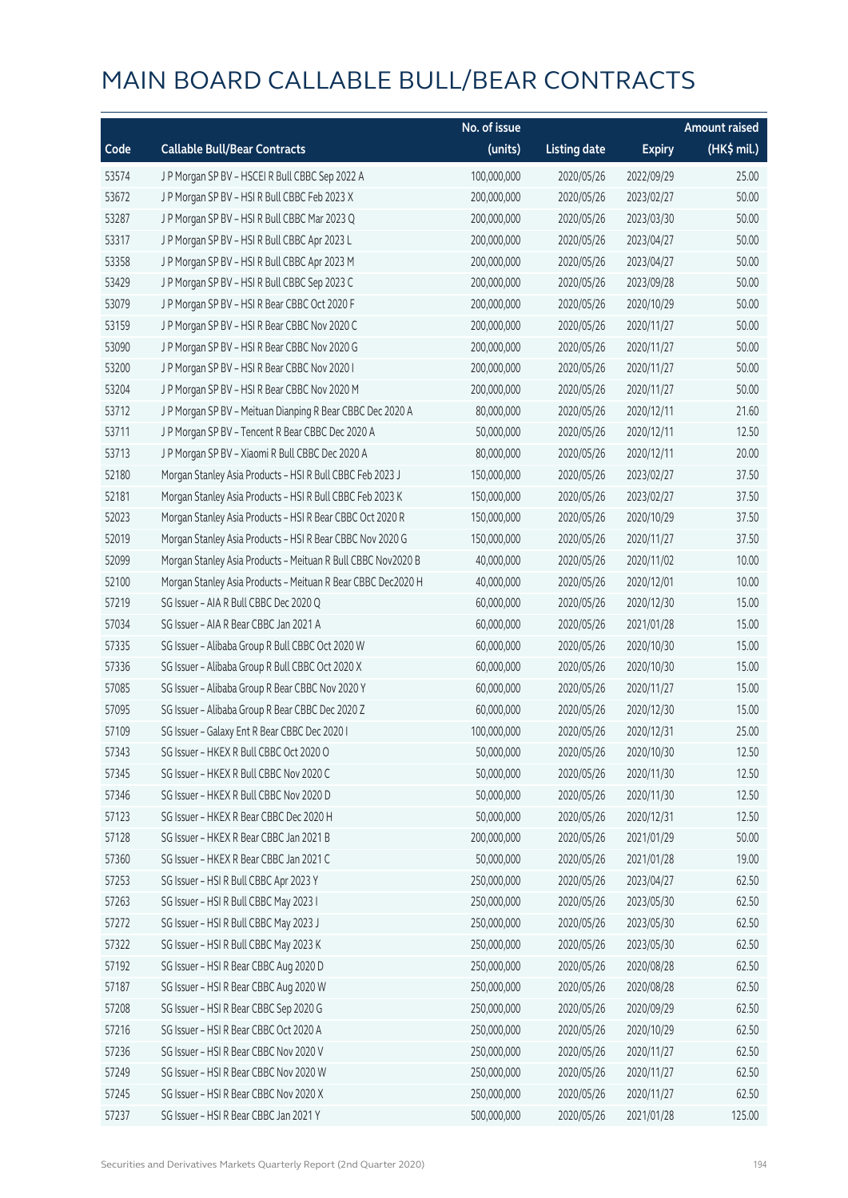# MAIN BOARD CALLABLE BULL/BEAR CONTRACTS

| Code | Callable Bull/Bear Contracts | No. of issue (units) | Listing date | Expiry | Amount raised (HK$ mil.) |
|---|---|---|---|---|---|
| 53574 | J P Morgan SP BV – HSCEI R Bull CBBC Sep 2022 A | 100,000,000 | 2020/05/26 | 2022/09/29 | 25.00 |
| 53672 | J P Morgan SP BV – HSI R Bull CBBC Feb 2023 X | 200,000,000 | 2020/05/26 | 2023/02/27 | 50.00 |
| 53287 | J P Morgan SP BV – HSI R Bull CBBC Mar 2023 Q | 200,000,000 | 2020/05/26 | 2023/03/30 | 50.00 |
| 53317 | J P Morgan SP BV – HSI R Bull CBBC Apr 2023 L | 200,000,000 | 2020/05/26 | 2023/04/27 | 50.00 |
| 53358 | J P Morgan SP BV – HSI R Bull CBBC Apr 2023 M | 200,000,000 | 2020/05/26 | 2023/04/27 | 50.00 |
| 53429 | J P Morgan SP BV – HSI R Bull CBBC Sep 2023 C | 200,000,000 | 2020/05/26 | 2023/09/28 | 50.00 |
| 53079 | J P Morgan SP BV – HSI R Bear CBBC Oct 2020 F | 200,000,000 | 2020/05/26 | 2020/10/29 | 50.00 |
| 53159 | J P Morgan SP BV – HSI R Bear CBBC Nov 2020 C | 200,000,000 | 2020/05/26 | 2020/11/27 | 50.00 |
| 53090 | J P Morgan SP BV – HSI R Bear CBBC Nov 2020 G | 200,000,000 | 2020/05/26 | 2020/11/27 | 50.00 |
| 53200 | J P Morgan SP BV – HSI R Bear CBBC Nov 2020 I | 200,000,000 | 2020/05/26 | 2020/11/27 | 50.00 |
| 53204 | J P Morgan SP BV – HSI R Bear CBBC Nov 2020 M | 200,000,000 | 2020/05/26 | 2020/11/27 | 50.00 |
| 53712 | J P Morgan SP BV – Meituan Dianping R Bear CBBC Dec 2020 A | 80,000,000 | 2020/05/26 | 2020/12/11 | 21.60 |
| 53711 | J P Morgan SP BV – Tencent R Bear CBBC Dec 2020 A | 50,000,000 | 2020/05/26 | 2020/12/11 | 12.50 |
| 53713 | J P Morgan SP BV – Xiaomi R Bull CBBC Dec 2020 A | 80,000,000 | 2020/05/26 | 2020/12/11 | 20.00 |
| 52180 | Morgan Stanley Asia Products – HSI R Bull CBBC Feb 2023 J | 150,000,000 | 2020/05/26 | 2023/02/27 | 37.50 |
| 52181 | Morgan Stanley Asia Products – HSI R Bull CBBC Feb 2023 K | 150,000,000 | 2020/05/26 | 2023/02/27 | 37.50 |
| 52023 | Morgan Stanley Asia Products – HSI R Bear CBBC Oct 2020 R | 150,000,000 | 2020/05/26 | 2020/10/29 | 37.50 |
| 52019 | Morgan Stanley Asia Products – HSI R Bear CBBC Nov 2020 G | 150,000,000 | 2020/05/26 | 2020/11/27 | 37.50 |
| 52099 | Morgan Stanley Asia Products – Meituan R Bull CBBC Nov2020 B | 40,000,000 | 2020/05/26 | 2020/11/02 | 10.00 |
| 52100 | Morgan Stanley Asia Products – Meituan R Bear CBBC Dec2020 H | 40,000,000 | 2020/05/26 | 2020/12/01 | 10.00 |
| 57219 | SG Issuer – AIA R Bull CBBC Dec 2020 Q | 60,000,000 | 2020/05/26 | 2020/12/30 | 15.00 |
| 57034 | SG Issuer – AIA R Bear CBBC Jan 2021 A | 60,000,000 | 2020/05/26 | 2021/01/28 | 15.00 |
| 57335 | SG Issuer – Alibaba Group R Bull CBBC Oct 2020 W | 60,000,000 | 2020/05/26 | 2020/10/30 | 15.00 |
| 57336 | SG Issuer – Alibaba Group R Bull CBBC Oct 2020 X | 60,000,000 | 2020/05/26 | 2020/10/30 | 15.00 |
| 57085 | SG Issuer – Alibaba Group R Bear CBBC Nov 2020 Y | 60,000,000 | 2020/05/26 | 2020/11/27 | 15.00 |
| 57095 | SG Issuer – Alibaba Group R Bear CBBC Dec 2020 Z | 60,000,000 | 2020/05/26 | 2020/12/30 | 15.00 |
| 57109 | SG Issuer – Galaxy Ent R Bear CBBC Dec 2020 I | 100,000,000 | 2020/05/26 | 2020/12/31 | 25.00 |
| 57343 | SG Issuer – HKEX R Bull CBBC Oct 2020 O | 50,000,000 | 2020/05/26 | 2020/10/30 | 12.50 |
| 57345 | SG Issuer – HKEX R Bull CBBC Nov 2020 C | 50,000,000 | 2020/05/26 | 2020/11/30 | 12.50 |
| 57346 | SG Issuer – HKEX R Bull CBBC Nov 2020 D | 50,000,000 | 2020/05/26 | 2020/11/30 | 12.50 |
| 57123 | SG Issuer – HKEX R Bear CBBC Dec 2020 H | 50,000,000 | 2020/05/26 | 2020/12/31 | 12.50 |
| 57128 | SG Issuer – HKEX R Bear CBBC Jan 2021 B | 200,000,000 | 2020/05/26 | 2021/01/29 | 50.00 |
| 57360 | SG Issuer – HKEX R Bear CBBC Jan 2021 C | 50,000,000 | 2020/05/26 | 2021/01/28 | 19.00 |
| 57253 | SG Issuer – HSI R Bull CBBC Apr 2023 Y | 250,000,000 | 2020/05/26 | 2023/04/27 | 62.50 |
| 57263 | SG Issuer – HSI R Bull CBBC May 2023 I | 250,000,000 | 2020/05/26 | 2023/05/30 | 62.50 |
| 57272 | SG Issuer – HSI R Bull CBBC May 2023 J | 250,000,000 | 2020/05/26 | 2023/05/30 | 62.50 |
| 57322 | SG Issuer – HSI R Bull CBBC May 2023 K | 250,000,000 | 2020/05/26 | 2023/05/30 | 62.50 |
| 57192 | SG Issuer – HSI R Bear CBBC Aug 2020 D | 250,000,000 | 2020/05/26 | 2020/08/28 | 62.50 |
| 57187 | SG Issuer – HSI R Bear CBBC Aug 2020 W | 250,000,000 | 2020/05/26 | 2020/08/28 | 62.50 |
| 57208 | SG Issuer – HSI R Bear CBBC Sep 2020 G | 250,000,000 | 2020/05/26 | 2020/09/29 | 62.50 |
| 57216 | SG Issuer – HSI R Bear CBBC Oct 2020 A | 250,000,000 | 2020/05/26 | 2020/10/29 | 62.50 |
| 57236 | SG Issuer – HSI R Bear CBBC Nov 2020 V | 250,000,000 | 2020/05/26 | 2020/11/27 | 62.50 |
| 57249 | SG Issuer – HSI R Bear CBBC Nov 2020 W | 250,000,000 | 2020/05/26 | 2020/11/27 | 62.50 |
| 57245 | SG Issuer – HSI R Bear CBBC Nov 2020 X | 250,000,000 | 2020/05/26 | 2020/11/27 | 62.50 |
| 57237 | SG Issuer – HSI R Bear CBBC Jan 2021 Y | 500,000,000 | 2020/05/26 | 2021/01/28 | 125.00 |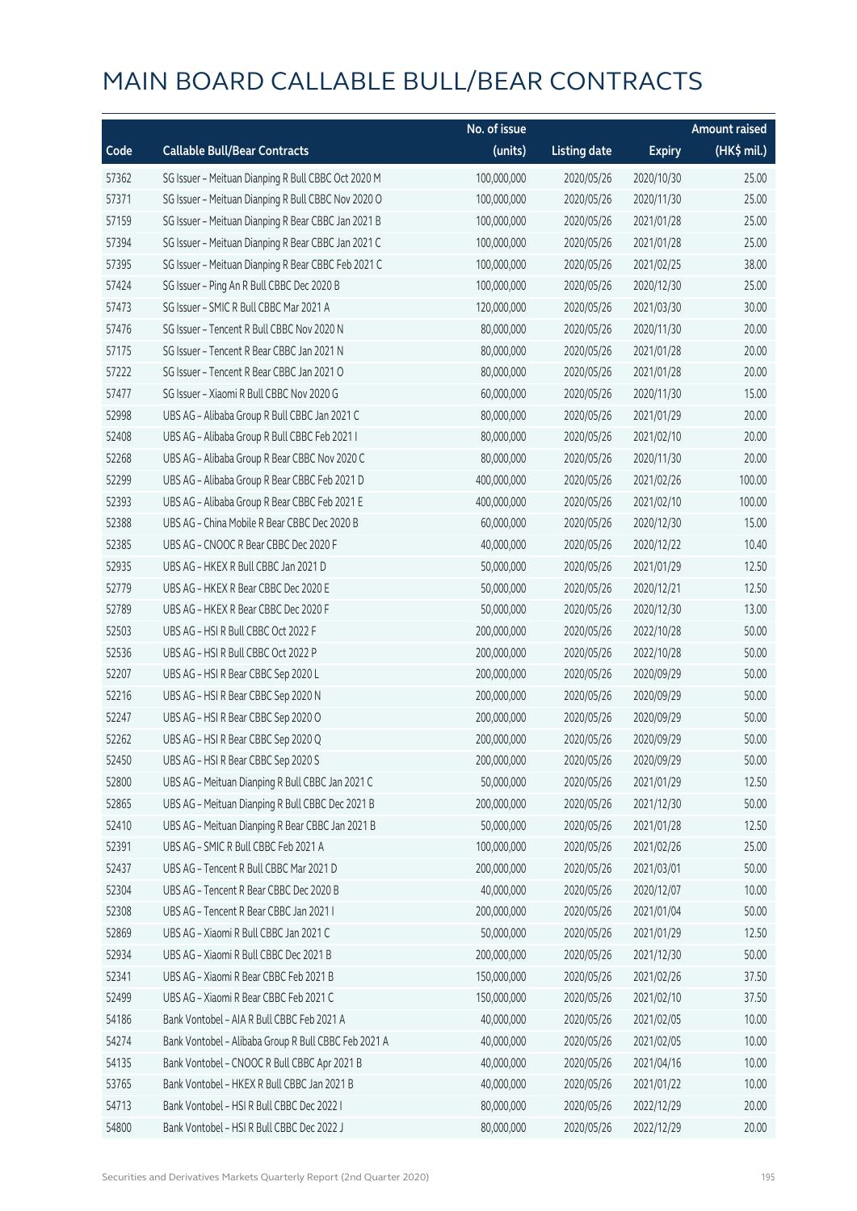# MAIN BOARD CALLABLE BULL/BEAR CONTRACTS

| Code | Callable Bull/Bear Contracts | No. of issue (units) | Listing date | Expiry | Amount raised (HK$ mil.) |
|---|---|---|---|---|---|
| 57362 | SG Issuer – Meituan Dianping R Bull CBBC Oct 2020 M | 100,000,000 | 2020/05/26 | 2020/10/30 | 25.00 |
| 57371 | SG Issuer – Meituan Dianping R Bull CBBC Nov 2020 O | 100,000,000 | 2020/05/26 | 2020/11/30 | 25.00 |
| 57159 | SG Issuer – Meituan Dianping R Bear CBBC Jan 2021 B | 100,000,000 | 2020/05/26 | 2021/01/28 | 25.00 |
| 57394 | SG Issuer – Meituan Dianping R Bear CBBC Jan 2021 C | 100,000,000 | 2020/05/26 | 2021/01/28 | 25.00 |
| 57395 | SG Issuer – Meituan Dianping R Bear CBBC Feb 2021 C | 100,000,000 | 2020/05/26 | 2021/02/25 | 38.00 |
| 57424 | SG Issuer – Ping An R Bull CBBC Dec 2020 B | 100,000,000 | 2020/05/26 | 2020/12/30 | 25.00 |
| 57473 | SG Issuer – SMIC R Bull CBBC Mar 2021 A | 120,000,000 | 2020/05/26 | 2021/03/30 | 30.00 |
| 57476 | SG Issuer – Tencent R Bull CBBC Nov 2020 N | 80,000,000 | 2020/05/26 | 2020/11/30 | 20.00 |
| 57175 | SG Issuer – Tencent R Bear CBBC Jan 2021 N | 80,000,000 | 2020/05/26 | 2021/01/28 | 20.00 |
| 57222 | SG Issuer – Tencent R Bear CBBC Jan 2021 O | 80,000,000 | 2020/05/26 | 2021/01/28 | 20.00 |
| 57477 | SG Issuer – Xiaomi R Bull CBBC Nov 2020 G | 60,000,000 | 2020/05/26 | 2020/11/30 | 15.00 |
| 52998 | UBS AG – Alibaba Group R Bull CBBC Jan 2021 C | 80,000,000 | 2020/05/26 | 2021/01/29 | 20.00 |
| 52408 | UBS AG – Alibaba Group R Bull CBBC Feb 2021 I | 80,000,000 | 2020/05/26 | 2021/02/10 | 20.00 |
| 52268 | UBS AG – Alibaba Group R Bear CBBC Nov 2020 C | 80,000,000 | 2020/05/26 | 2020/11/30 | 20.00 |
| 52299 | UBS AG – Alibaba Group R Bear CBBC Feb 2021 D | 400,000,000 | 2020/05/26 | 2021/02/26 | 100.00 |
| 52393 | UBS AG – Alibaba Group R Bear CBBC Feb 2021 E | 400,000,000 | 2020/05/26 | 2021/02/10 | 100.00 |
| 52388 | UBS AG – China Mobile R Bear CBBC Dec 2020 B | 60,000,000 | 2020/05/26 | 2020/12/30 | 15.00 |
| 52385 | UBS AG – CNOOC R Bear CBBC Dec 2020 F | 40,000,000 | 2020/05/26 | 2020/12/22 | 10.40 |
| 52935 | UBS AG – HKEX R Bull CBBC Jan 2021 D | 50,000,000 | 2020/05/26 | 2021/01/29 | 12.50 |
| 52779 | UBS AG – HKEX R Bear CBBC Dec 2020 E | 50,000,000 | 2020/05/26 | 2020/12/21 | 12.50 |
| 52789 | UBS AG – HKEX R Bear CBBC Dec 2020 F | 50,000,000 | 2020/05/26 | 2020/12/30 | 13.00 |
| 52503 | UBS AG – HSI R Bull CBBC Oct 2022 F | 200,000,000 | 2020/05/26 | 2022/10/28 | 50.00 |
| 52536 | UBS AG – HSI R Bull CBBC Oct 2022 P | 200,000,000 | 2020/05/26 | 2022/10/28 | 50.00 |
| 52207 | UBS AG – HSI R Bear CBBC Sep 2020 L | 200,000,000 | 2020/05/26 | 2020/09/29 | 50.00 |
| 52216 | UBS AG – HSI R Bear CBBC Sep 2020 N | 200,000,000 | 2020/05/26 | 2020/09/29 | 50.00 |
| 52247 | UBS AG – HSI R Bear CBBC Sep 2020 O | 200,000,000 | 2020/05/26 | 2020/09/29 | 50.00 |
| 52262 | UBS AG – HSI R Bear CBBC Sep 2020 Q | 200,000,000 | 2020/05/26 | 2020/09/29 | 50.00 |
| 52450 | UBS AG – HSI R Bear CBBC Sep 2020 S | 200,000,000 | 2020/05/26 | 2020/09/29 | 50.00 |
| 52800 | UBS AG – Meituan Dianping R Bull CBBC Jan 2021 C | 50,000,000 | 2020/05/26 | 2021/01/29 | 12.50 |
| 52865 | UBS AG – Meituan Dianping R Bull CBBC Dec 2021 B | 200,000,000 | 2020/05/26 | 2021/12/30 | 50.00 |
| 52410 | UBS AG – Meituan Dianping R Bear CBBC Jan 2021 B | 50,000,000 | 2020/05/26 | 2021/01/28 | 12.50 |
| 52391 | UBS AG – SMIC R Bull CBBC Feb 2021 A | 100,000,000 | 2020/05/26 | 2021/02/26 | 25.00 |
| 52437 | UBS AG – Tencent R Bull CBBC Mar 2021 D | 200,000,000 | 2020/05/26 | 2021/03/01 | 50.00 |
| 52304 | UBS AG – Tencent R Bear CBBC Dec 2020 B | 40,000,000 | 2020/05/26 | 2020/12/07 | 10.00 |
| 52308 | UBS AG – Tencent R Bear CBBC Jan 2021 I | 200,000,000 | 2020/05/26 | 2021/01/04 | 50.00 |
| 52869 | UBS AG – Xiaomi R Bull CBBC Jan 2021 C | 50,000,000 | 2020/05/26 | 2021/01/29 | 12.50 |
| 52934 | UBS AG – Xiaomi R Bull CBBC Dec 2021 B | 200,000,000 | 2020/05/26 | 2021/12/30 | 50.00 |
| 52341 | UBS AG – Xiaomi R Bear CBBC Feb 2021 B | 150,000,000 | 2020/05/26 | 2021/02/26 | 37.50 |
| 52499 | UBS AG – Xiaomi R Bear CBBC Feb 2021 C | 150,000,000 | 2020/05/26 | 2021/02/10 | 37.50 |
| 54186 | Bank Vontobel – AIA R Bull CBBC Feb 2021 A | 40,000,000 | 2020/05/26 | 2021/02/05 | 10.00 |
| 54274 | Bank Vontobel – Alibaba Group R Bull CBBC Feb 2021 A | 40,000,000 | 2020/05/26 | 2021/02/05 | 10.00 |
| 54135 | Bank Vontobel – CNOOC R Bull CBBC Apr 2021 B | 40,000,000 | 2020/05/26 | 2021/04/16 | 10.00 |
| 53765 | Bank Vontobel – HKEX R Bull CBBC Jan 2021 B | 40,000,000 | 2020/05/26 | 2021/01/22 | 10.00 |
| 54713 | Bank Vontobel – HSI R Bull CBBC Dec 2022 I | 80,000,000 | 2020/05/26 | 2022/12/29 | 20.00 |
| 54800 | Bank Vontobel – HSI R Bull CBBC Dec 2022 J | 80,000,000 | 2020/05/26 | 2022/12/29 | 20.00 |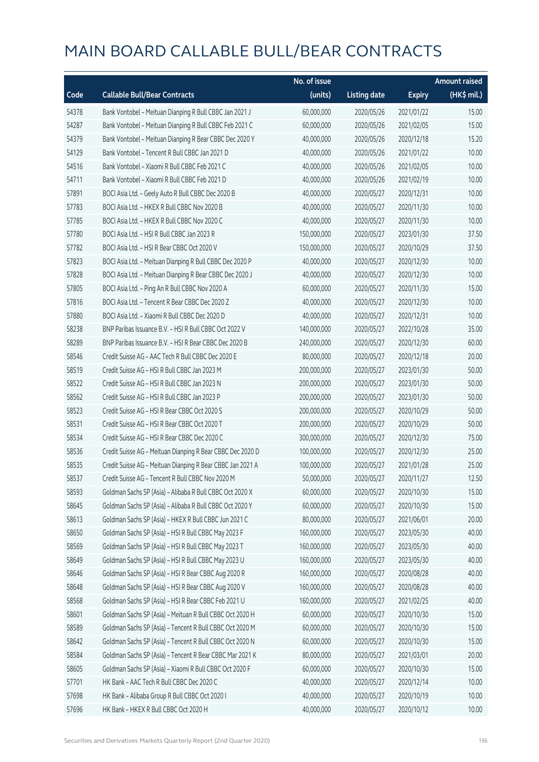# MAIN BOARD CALLABLE BULL/BEAR CONTRACTS

| Code | Callable Bull/Bear Contracts | No. of issue (units) | Listing date | Expiry | Amount raised (HK$ mil.) |
|---|---|---|---|---|---|
| 54378 | Bank Vontobel – Meituan Dianping R Bull CBBC Jan 2021 J | 60,000,000 | 2020/05/26 | 2021/01/22 | 15.00 |
| 54287 | Bank Vontobel – Meituan Dianping R Bull CBBC Feb 2021 C | 60,000,000 | 2020/05/26 | 2021/02/05 | 15.00 |
| 54379 | Bank Vontobel – Meituan Dianping R Bear CBBC Dec 2020 Y | 40,000,000 | 2020/05/26 | 2020/12/18 | 15.20 |
| 54129 | Bank Vontobel – Tencent R Bull CBBC Jan 2021 D | 40,000,000 | 2020/05/26 | 2021/01/22 | 10.00 |
| 54516 | Bank Vontobel – Xiaomi R Bull CBBC Feb 2021 C | 40,000,000 | 2020/05/26 | 2021/02/05 | 10.00 |
| 54711 | Bank Vontobel – Xiaomi R Bull CBBC Feb 2021 D | 40,000,000 | 2020/05/26 | 2021/02/19 | 10.00 |
| 57891 | BOCI Asia Ltd. – Geely Auto R Bull CBBC Dec 2020 B | 40,000,000 | 2020/05/27 | 2020/12/31 | 10.00 |
| 57783 | BOCI Asia Ltd. – HKEX R Bull CBBC Nov 2020 B | 40,000,000 | 2020/05/27 | 2020/11/30 | 10.00 |
| 57785 | BOCI Asia Ltd. – HKEX R Bull CBBC Nov 2020 C | 40,000,000 | 2020/05/27 | 2020/11/30 | 10.00 |
| 57780 | BOCI Asia Ltd. – HSI R Bull CBBC Jan 2023 R | 150,000,000 | 2020/05/27 | 2023/01/30 | 37.50 |
| 57782 | BOCI Asia Ltd. – HSI R Bear CBBC Oct 2020 V | 150,000,000 | 2020/05/27 | 2020/10/29 | 37.50 |
| 57823 | BOCI Asia Ltd. – Meituan Dianping R Bull CBBC Dec 2020 P | 40,000,000 | 2020/05/27 | 2020/12/30 | 10.00 |
| 57828 | BOCI Asia Ltd. – Meituan Dianping R Bear CBBC Dec 2020 J | 40,000,000 | 2020/05/27 | 2020/12/30 | 10.00 |
| 57805 | BOCI Asia Ltd. – Ping An R Bull CBBC Nov 2020 A | 60,000,000 | 2020/05/27 | 2020/11/30 | 15.00 |
| 57816 | BOCI Asia Ltd. – Tencent R Bear CBBC Dec 2020 Z | 40,000,000 | 2020/05/27 | 2020/12/30 | 10.00 |
| 57880 | BOCI Asia Ltd. – Xiaomi R Bull CBBC Dec 2020 D | 40,000,000 | 2020/05/27 | 2020/12/31 | 10.00 |
| 58238 | BNP Paribas Issuance B.V. – HSI R Bull CBBC Oct 2022 V | 140,000,000 | 2020/05/27 | 2022/10/28 | 35.00 |
| 58289 | BNP Paribas Issuance B.V. – HSI R Bear CBBC Dec 2020 B | 240,000,000 | 2020/05/27 | 2020/12/30 | 60.00 |
| 58546 | Credit Suisse AG – AAC Tech R Bull CBBC Dec 2020 E | 80,000,000 | 2020/05/27 | 2020/12/18 | 20.00 |
| 58519 | Credit Suisse AG – HSI R Bull CBBC Jan 2023 M | 200,000,000 | 2020/05/27 | 2023/01/30 | 50.00 |
| 58522 | Credit Suisse AG – HSI R Bull CBBC Jan 2023 N | 200,000,000 | 2020/05/27 | 2023/01/30 | 50.00 |
| 58562 | Credit Suisse AG – HSI R Bull CBBC Jan 2023 P | 200,000,000 | 2020/05/27 | 2023/01/30 | 50.00 |
| 58523 | Credit Suisse AG – HSI R Bear CBBC Oct 2020 S | 200,000,000 | 2020/05/27 | 2020/10/29 | 50.00 |
| 58531 | Credit Suisse AG – HSI R Bear CBBC Oct 2020 T | 200,000,000 | 2020/05/27 | 2020/10/29 | 50.00 |
| 58534 | Credit Suisse AG – HSI R Bear CBBC Dec 2020 C | 300,000,000 | 2020/05/27 | 2020/12/30 | 75.00 |
| 58536 | Credit Suisse AG – Meituan Dianping R Bear CBBC Dec 2020 D | 100,000,000 | 2020/05/27 | 2020/12/30 | 25.00 |
| 58535 | Credit Suisse AG – Meituan Dianping R Bear CBBC Jan 2021 A | 100,000,000 | 2020/05/27 | 2021/01/28 | 25.00 |
| 58537 | Credit Suisse AG – Tencent R Bull CBBC Nov 2020 M | 50,000,000 | 2020/05/27 | 2020/11/27 | 12.50 |
| 58593 | Goldman Sachs SP (Asia) – Alibaba R Bull CBBC Oct 2020 X | 60,000,000 | 2020/05/27 | 2020/10/30 | 15.00 |
| 58645 | Goldman Sachs SP (Asia) – Alibaba R Bull CBBC Oct 2020 Y | 60,000,000 | 2020/05/27 | 2020/10/30 | 15.00 |
| 58613 | Goldman Sachs SP (Asia) – HKEX R Bull CBBC Jun 2021 C | 80,000,000 | 2020/05/27 | 2021/06/01 | 20.00 |
| 58650 | Goldman Sachs SP (Asia) – HSI R Bull CBBC May 2023 F | 160,000,000 | 2020/05/27 | 2023/05/30 | 40.00 |
| 58569 | Goldman Sachs SP (Asia) – HSI R Bull CBBC May 2023 T | 160,000,000 | 2020/05/27 | 2023/05/30 | 40.00 |
| 58649 | Goldman Sachs SP (Asia) – HSI R Bull CBBC May 2023 U | 160,000,000 | 2020/05/27 | 2023/05/30 | 40.00 |
| 58646 | Goldman Sachs SP (Asia) – HSI R Bear CBBC Aug 2020 R | 160,000,000 | 2020/05/27 | 2020/08/28 | 40.00 |
| 58648 | Goldman Sachs SP (Asia) – HSI R Bear CBBC Aug 2020 V | 160,000,000 | 2020/05/27 | 2020/08/28 | 40.00 |
| 58568 | Goldman Sachs SP (Asia) – HSI R Bear CBBC Feb 2021 U | 160,000,000 | 2020/05/27 | 2021/02/25 | 40.00 |
| 58601 | Goldman Sachs SP (Asia) – Meituan R Bull CBBC Oct 2020 H | 60,000,000 | 2020/05/27 | 2020/10/30 | 15.00 |
| 58589 | Goldman Sachs SP (Asia) – Tencent R Bull CBBC Oct 2020 M | 60,000,000 | 2020/05/27 | 2020/10/30 | 15.00 |
| 58642 | Goldman Sachs SP (Asia) – Tencent R Bull CBBC Oct 2020 N | 60,000,000 | 2020/05/27 | 2020/10/30 | 15.00 |
| 58584 | Goldman Sachs SP (Asia) – Tencent R Bear CBBC Mar 2021 K | 80,000,000 | 2020/05/27 | 2021/03/01 | 20.00 |
| 58605 | Goldman Sachs SP (Asia) – Xiaomi R Bull CBBC Oct 2020 F | 60,000,000 | 2020/05/27 | 2020/10/30 | 15.00 |
| 57701 | HK Bank – AAC Tech R Bull CBBC Dec 2020 C | 40,000,000 | 2020/05/27 | 2020/12/14 | 10.00 |
| 57698 | HK Bank – Alibaba Group R Bull CBBC Oct 2020 I | 40,000,000 | 2020/05/27 | 2020/10/19 | 10.00 |
| 57696 | HK Bank – HKEX R Bull CBBC Oct 2020 H | 40,000,000 | 2020/05/27 | 2020/10/12 | 10.00 |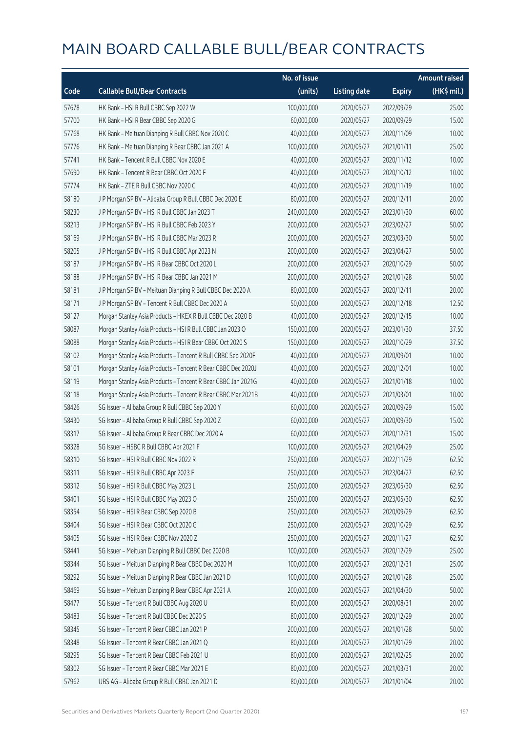# MAIN BOARD CALLABLE BULL/BEAR CONTRACTS

| Code | Callable Bull/Bear Contracts | No. of issue (units) | Listing date | Expiry | Amount raised (HK$ mil.) |
|---|---|---|---|---|---|
| 57678 | HK Bank – HSI R Bull CBBC Sep 2022 W | 100,000,000 | 2020/05/27 | 2022/09/29 | 25.00 |
| 57700 | HK Bank – HSI R Bear CBBC Sep 2020 G | 60,000,000 | 2020/05/27 | 2020/09/29 | 15.00 |
| 57768 | HK Bank – Meituan Dianping R Bull CBBC Nov 2020 C | 40,000,000 | 2020/05/27 | 2020/11/09 | 10.00 |
| 57776 | HK Bank – Meituan Dianping R Bear CBBC Jan 2021 A | 100,000,000 | 2020/05/27 | 2021/01/11 | 25.00 |
| 57741 | HK Bank – Tencent R Bull CBBC Nov 2020 E | 40,000,000 | 2020/05/27 | 2020/11/12 | 10.00 |
| 57690 | HK Bank – Tencent R Bear CBBC Oct 2020 F | 40,000,000 | 2020/05/27 | 2020/10/12 | 10.00 |
| 57774 | HK Bank – ZTE R Bull CBBC Nov 2020 C | 40,000,000 | 2020/05/27 | 2020/11/19 | 10.00 |
| 58180 | J P Morgan SP BV – Alibaba Group R Bull CBBC Dec 2020 E | 80,000,000 | 2020/05/27 | 2020/12/11 | 20.00 |
| 58230 | J P Morgan SP BV – HSI R Bull CBBC Jan 2023 T | 240,000,000 | 2020/05/27 | 2023/01/30 | 60.00 |
| 58213 | J P Morgan SP BV – HSI R Bull CBBC Feb 2023 Y | 200,000,000 | 2020/05/27 | 2023/02/27 | 50.00 |
| 58169 | J P Morgan SP BV – HSI R Bull CBBC Mar 2023 R | 200,000,000 | 2020/05/27 | 2023/03/30 | 50.00 |
| 58205 | J P Morgan SP BV – HSI R Bull CBBC Apr 2023 N | 200,000,000 | 2020/05/27 | 2023/04/27 | 50.00 |
| 58187 | J P Morgan SP BV – HSI R Bear CBBC Oct 2020 L | 200,000,000 | 2020/05/27 | 2020/10/29 | 50.00 |
| 58188 | J P Morgan SP BV – HSI R Bear CBBC Jan 2021 M | 200,000,000 | 2020/05/27 | 2021/01/28 | 50.00 |
| 58181 | J P Morgan SP BV – Meituan Dianping R Bull CBBC Dec 2020 A | 80,000,000 | 2020/05/27 | 2020/12/11 | 20.00 |
| 58171 | J P Morgan SP BV – Tencent R Bull CBBC Dec 2020 A | 50,000,000 | 2020/05/27 | 2020/12/18 | 12.50 |
| 58127 | Morgan Stanley Asia Products – HKEX R Bull CBBC Dec 2020 B | 40,000,000 | 2020/05/27 | 2020/12/15 | 10.00 |
| 58087 | Morgan Stanley Asia Products – HSI R Bull CBBC Jan 2023 O | 150,000,000 | 2020/05/27 | 2023/01/30 | 37.50 |
| 58088 | Morgan Stanley Asia Products – HSI R Bear CBBC Oct 2020 S | 150,000,000 | 2020/05/27 | 2020/10/29 | 37.50 |
| 58102 | Morgan Stanley Asia Products – Tencent R Bull CBBC Sep 2020F | 40,000,000 | 2020/05/27 | 2020/09/01 | 10.00 |
| 58101 | Morgan Stanley Asia Products – Tencent R Bear CBBC Dec 2020J | 40,000,000 | 2020/05/27 | 2020/12/01 | 10.00 |
| 58119 | Morgan Stanley Asia Products – Tencent R Bear CBBC Jan 2021G | 40,000,000 | 2020/05/27 | 2021/01/18 | 10.00 |
| 58118 | Morgan Stanley Asia Products – Tencent R Bear CBBC Mar 2021B | 40,000,000 | 2020/05/27 | 2021/03/01 | 10.00 |
| 58426 | SG Issuer – Alibaba Group R Bull CBBC Sep 2020 Y | 60,000,000 | 2020/05/27 | 2020/09/29 | 15.00 |
| 58430 | SG Issuer – Alibaba Group R Bull CBBC Sep 2020 Z | 60,000,000 | 2020/05/27 | 2020/09/30 | 15.00 |
| 58317 | SG Issuer – Alibaba Group R Bear CBBC Dec 2020 A | 60,000,000 | 2020/05/27 | 2020/12/31 | 15.00 |
| 58328 | SG Issuer – HSBC R Bull CBBC Apr 2021 F | 100,000,000 | 2020/05/27 | 2021/04/29 | 25.00 |
| 58310 | SG Issuer – HSI R Bull CBBC Nov 2022 R | 250,000,000 | 2020/05/27 | 2022/11/29 | 62.50 |
| 58311 | SG Issuer – HSI R Bull CBBC Apr 2023 F | 250,000,000 | 2020/05/27 | 2023/04/27 | 62.50 |
| 58312 | SG Issuer – HSI R Bull CBBC May 2023 L | 250,000,000 | 2020/05/27 | 2023/05/30 | 62.50 |
| 58401 | SG Issuer – HSI R Bull CBBC May 2023 O | 250,000,000 | 2020/05/27 | 2023/05/30 | 62.50 |
| 58354 | SG Issuer – HSI R Bear CBBC Sep 2020 B | 250,000,000 | 2020/05/27 | 2020/09/29 | 62.50 |
| 58404 | SG Issuer – HSI R Bear CBBC Oct 2020 G | 250,000,000 | 2020/05/27 | 2020/10/29 | 62.50 |
| 58405 | SG Issuer – HSI R Bear CBBC Nov 2020 Z | 250,000,000 | 2020/05/27 | 2020/11/27 | 62.50 |
| 58441 | SG Issuer – Meituan Dianping R Bull CBBC Dec 2020 B | 100,000,000 | 2020/05/27 | 2020/12/29 | 25.00 |
| 58344 | SG Issuer – Meituan Dianping R Bear CBBC Dec 2020 M | 100,000,000 | 2020/05/27 | 2020/12/31 | 25.00 |
| 58292 | SG Issuer – Meituan Dianping R Bear CBBC Jan 2021 D | 100,000,000 | 2020/05/27 | 2021/01/28 | 25.00 |
| 58469 | SG Issuer – Meituan Dianping R Bear CBBC Apr 2021 A | 200,000,000 | 2020/05/27 | 2021/04/30 | 50.00 |
| 58477 | SG Issuer – Tencent R Bull CBBC Aug 2020 U | 80,000,000 | 2020/05/27 | 2020/08/31 | 20.00 |
| 58483 | SG Issuer – Tencent R Bull CBBC Dec 2020 S | 80,000,000 | 2020/05/27 | 2020/12/29 | 20.00 |
| 58345 | SG Issuer – Tencent R Bear CBBC Jan 2021 P | 200,000,000 | 2020/05/27 | 2021/01/28 | 50.00 |
| 58348 | SG Issuer – Tencent R Bear CBBC Jan 2021 Q | 80,000,000 | 2020/05/27 | 2021/01/29 | 20.00 |
| 58295 | SG Issuer – Tencent R Bear CBBC Feb 2021 U | 80,000,000 | 2020/05/27 | 2021/02/25 | 20.00 |
| 58302 | SG Issuer – Tencent R Bear CBBC Mar 2021 E | 80,000,000 | 2020/05/27 | 2021/03/31 | 20.00 |
| 57962 | UBS AG – Alibaba Group R Bull CBBC Jan 2021 D | 80,000,000 | 2020/05/27 | 2021/01/04 | 20.00 |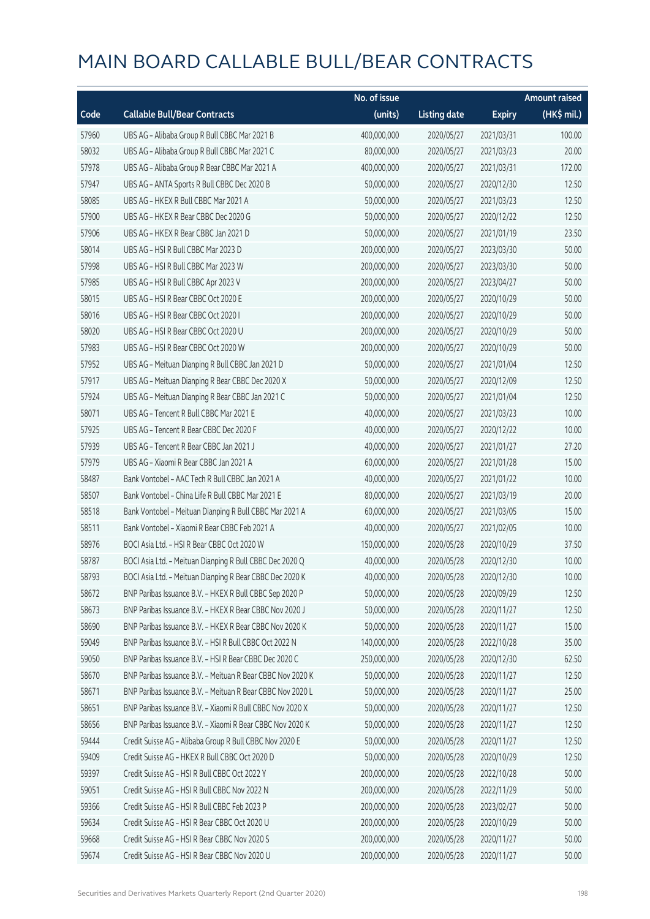# MAIN BOARD CALLABLE BULL/BEAR CONTRACTS

| Code | Callable Bull/Bear Contracts | No. of issue (units) | Listing date | Expiry | Amount raised (HK$ mil.) |
|---|---|---|---|---|---|
| 57960 | UBS AG – Alibaba Group R Bull CBBC Mar 2021 B | 400,000,000 | 2020/05/27 | 2021/03/31 | 100.00 |
| 58032 | UBS AG – Alibaba Group R Bull CBBC Mar 2021 C | 80,000,000 | 2020/05/27 | 2021/03/23 | 20.00 |
| 57978 | UBS AG – Alibaba Group R Bear CBBC Mar 2021 A | 400,000,000 | 2020/05/27 | 2021/03/31 | 172.00 |
| 57947 | UBS AG – ANTA Sports R Bull CBBC Dec 2020 B | 50,000,000 | 2020/05/27 | 2020/12/30 | 12.50 |
| 58085 | UBS AG – HKEX R Bull CBBC Mar 2021 A | 50,000,000 | 2020/05/27 | 2021/03/23 | 12.50 |
| 57900 | UBS AG – HKEX R Bear CBBC Dec 2020 G | 50,000,000 | 2020/05/27 | 2020/12/22 | 12.50 |
| 57906 | UBS AG – HKEX R Bear CBBC Jan 2021 D | 50,000,000 | 2020/05/27 | 2021/01/19 | 23.50 |
| 58014 | UBS AG – HSI R Bull CBBC Mar 2023 D | 200,000,000 | 2020/05/27 | 2023/03/30 | 50.00 |
| 57998 | UBS AG – HSI R Bull CBBC Mar 2023 W | 200,000,000 | 2020/05/27 | 2023/03/30 | 50.00 |
| 57985 | UBS AG – HSI R Bull CBBC Apr 2023 V | 200,000,000 | 2020/05/27 | 2023/04/27 | 50.00 |
| 58015 | UBS AG – HSI R Bear CBBC Oct 2020 E | 200,000,000 | 2020/05/27 | 2020/10/29 | 50.00 |
| 58016 | UBS AG – HSI R Bear CBBC Oct 2020 I | 200,000,000 | 2020/05/27 | 2020/10/29 | 50.00 |
| 58020 | UBS AG – HSI R Bear CBBC Oct 2020 U | 200,000,000 | 2020/05/27 | 2020/10/29 | 50.00 |
| 57983 | UBS AG – HSI R Bear CBBC Oct 2020 W | 200,000,000 | 2020/05/27 | 2020/10/29 | 50.00 |
| 57952 | UBS AG – Meituan Dianping R Bull CBBC Jan 2021 D | 50,000,000 | 2020/05/27 | 2021/01/04 | 12.50 |
| 57917 | UBS AG – Meituan Dianping R Bear CBBC Dec 2020 X | 50,000,000 | 2020/05/27 | 2020/12/09 | 12.50 |
| 57924 | UBS AG – Meituan Dianping R Bear CBBC Jan 2021 C | 50,000,000 | 2020/05/27 | 2021/01/04 | 12.50 |
| 58071 | UBS AG – Tencent R Bull CBBC Mar 2021 E | 40,000,000 | 2020/05/27 | 2021/03/23 | 10.00 |
| 57925 | UBS AG – Tencent R Bear CBBC Dec 2020 F | 40,000,000 | 2020/05/27 | 2020/12/22 | 10.00 |
| 57939 | UBS AG – Tencent R Bear CBBC Jan 2021 J | 40,000,000 | 2020/05/27 | 2021/01/27 | 27.20 |
| 57979 | UBS AG – Xiaomi R Bear CBBC Jan 2021 A | 60,000,000 | 2020/05/27 | 2021/01/28 | 15.00 |
| 58487 | Bank Vontobel – AAC Tech R Bull CBBC Jan 2021 A | 40,000,000 | 2020/05/27 | 2021/01/22 | 10.00 |
| 58507 | Bank Vontobel – China Life R Bull CBBC Mar 2021 E | 80,000,000 | 2020/05/27 | 2021/03/19 | 20.00 |
| 58518 | Bank Vontobel – Meituan Dianping R Bull CBBC Mar 2021 A | 60,000,000 | 2020/05/27 | 2021/03/05 | 15.00 |
| 58511 | Bank Vontobel – Xiaomi R Bear CBBC Feb 2021 A | 40,000,000 | 2020/05/27 | 2021/02/05 | 10.00 |
| 58976 | BOCI Asia Ltd. – HSI R Bear CBBC Oct 2020 W | 150,000,000 | 2020/05/28 | 2020/10/29 | 37.50 |
| 58787 | BOCI Asia Ltd. – Meituan Dianping R Bull CBBC Dec 2020 Q | 40,000,000 | 2020/05/28 | 2020/12/30 | 10.00 |
| 58793 | BOCI Asia Ltd. – Meituan Dianping R Bear CBBC Dec 2020 K | 40,000,000 | 2020/05/28 | 2020/12/30 | 10.00 |
| 58672 | BNP Paribas Issuance B.V. – HKEX R Bull CBBC Sep 2020 P | 50,000,000 | 2020/05/28 | 2020/09/29 | 12.50 |
| 58673 | BNP Paribas Issuance B.V. – HKEX R Bear CBBC Nov 2020 J | 50,000,000 | 2020/05/28 | 2020/11/27 | 12.50 |
| 58690 | BNP Paribas Issuance B.V. – HKEX R Bear CBBC Nov 2020 K | 50,000,000 | 2020/05/28 | 2020/11/27 | 15.00 |
| 59049 | BNP Paribas Issuance B.V. – HSI R Bull CBBC Oct 2022 N | 140,000,000 | 2020/05/28 | 2022/10/28 | 35.00 |
| 59050 | BNP Paribas Issuance B.V. – HSI R Bear CBBC Dec 2020 C | 250,000,000 | 2020/05/28 | 2020/12/30 | 62.50 |
| 58670 | BNP Paribas Issuance B.V. – Meituan R Bear CBBC Nov 2020 K | 50,000,000 | 2020/05/28 | 2020/11/27 | 12.50 |
| 58671 | BNP Paribas Issuance B.V. – Meituan R Bear CBBC Nov 2020 L | 50,000,000 | 2020/05/28 | 2020/11/27 | 25.00 |
| 58651 | BNP Paribas Issuance B.V. – Xiaomi R Bull CBBC Nov 2020 X | 50,000,000 | 2020/05/28 | 2020/11/27 | 12.50 |
| 58656 | BNP Paribas Issuance B.V. – Xiaomi R Bear CBBC Nov 2020 K | 50,000,000 | 2020/05/28 | 2020/11/27 | 12.50 |
| 59444 | Credit Suisse AG – Alibaba Group R Bull CBBC Nov 2020 E | 50,000,000 | 2020/05/28 | 2020/11/27 | 12.50 |
| 59409 | Credit Suisse AG – HKEX R Bull CBBC Oct 2020 D | 50,000,000 | 2020/05/28 | 2020/10/29 | 12.50 |
| 59397 | Credit Suisse AG – HSI R Bull CBBC Oct 2022 Y | 200,000,000 | 2020/05/28 | 2022/10/28 | 50.00 |
| 59051 | Credit Suisse AG – HSI R Bull CBBC Nov 2022 N | 200,000,000 | 2020/05/28 | 2022/11/29 | 50.00 |
| 59366 | Credit Suisse AG – HSI R Bull CBBC Feb 2023 P | 200,000,000 | 2020/05/28 | 2023/02/27 | 50.00 |
| 59634 | Credit Suisse AG – HSI R Bear CBBC Oct 2020 U | 200,000,000 | 2020/05/28 | 2020/10/29 | 50.00 |
| 59668 | Credit Suisse AG – HSI R Bear CBBC Nov 2020 S | 200,000,000 | 2020/05/28 | 2020/11/27 | 50.00 |
| 59674 | Credit Suisse AG – HSI R Bear CBBC Nov 2020 U | 200,000,000 | 2020/05/28 | 2020/11/27 | 50.00 |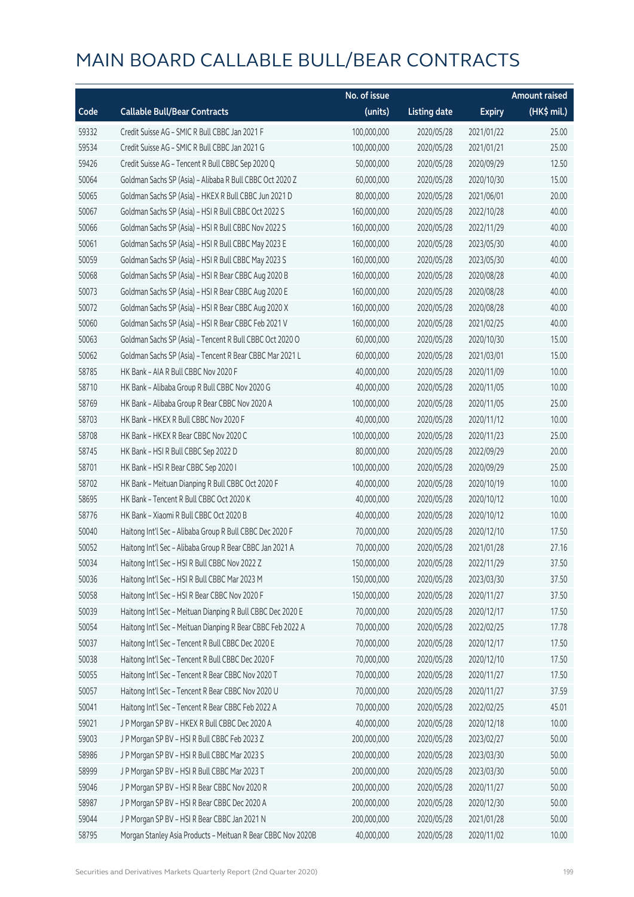# MAIN BOARD CALLABLE BULL/BEAR CONTRACTS

| Code | Callable Bull/Bear Contracts | No. of issue (units) | Listing date | Expiry | Amount raised (HK$ mil.) |
|---|---|---|---|---|---|
| 59332 | Credit Suisse AG - SMIC R Bull CBBC Jan 2021 F | 100,000,000 | 2020/05/28 | 2021/01/22 | 25.00 |
| 59534 | Credit Suisse AG - SMIC R Bull CBBC Jan 2021 G | 100,000,000 | 2020/05/28 | 2021/01/21 | 25.00 |
| 59426 | Credit Suisse AG - Tencent R Bull CBBC Sep 2020 Q | 50,000,000 | 2020/05/28 | 2020/09/29 | 12.50 |
| 50064 | Goldman Sachs SP (Asia) - Alibaba R Bull CBBC Oct 2020 Z | 60,000,000 | 2020/05/28 | 2020/10/30 | 15.00 |
| 50065 | Goldman Sachs SP (Asia) - HKEX R Bull CBBC Jun 2021 D | 80,000,000 | 2020/05/28 | 2021/06/01 | 20.00 |
| 50067 | Goldman Sachs SP (Asia) - HSI R Bull CBBC Oct 2022 S | 160,000,000 | 2020/05/28 | 2022/10/28 | 40.00 |
| 50066 | Goldman Sachs SP (Asia) - HSI R Bull CBBC Nov 2022 S | 160,000,000 | 2020/05/28 | 2022/11/29 | 40.00 |
| 50061 | Goldman Sachs SP (Asia) - HSI R Bull CBBC May 2023 E | 160,000,000 | 2020/05/28 | 2023/05/30 | 40.00 |
| 50059 | Goldman Sachs SP (Asia) - HSI R Bull CBBC May 2023 S | 160,000,000 | 2020/05/28 | 2023/05/30 | 40.00 |
| 50068 | Goldman Sachs SP (Asia) - HSI R Bear CBBC Aug 2020 B | 160,000,000 | 2020/05/28 | 2020/08/28 | 40.00 |
| 50073 | Goldman Sachs SP (Asia) - HSI R Bear CBBC Aug 2020 E | 160,000,000 | 2020/05/28 | 2020/08/28 | 40.00 |
| 50072 | Goldman Sachs SP (Asia) - HSI R Bear CBBC Aug 2020 X | 160,000,000 | 2020/05/28 | 2020/08/28 | 40.00 |
| 50060 | Goldman Sachs SP (Asia) - HSI R Bear CBBC Feb 2021 V | 160,000,000 | 2020/05/28 | 2021/02/25 | 40.00 |
| 50063 | Goldman Sachs SP (Asia) - Tencent R Bull CBBC Oct 2020 O | 60,000,000 | 2020/05/28 | 2020/10/30 | 15.00 |
| 50062 | Goldman Sachs SP (Asia) - Tencent R Bear CBBC Mar 2021 L | 60,000,000 | 2020/05/28 | 2021/03/01 | 15.00 |
| 58785 | HK Bank - AIA R Bull CBBC Nov 2020 F | 40,000,000 | 2020/05/28 | 2020/11/09 | 10.00 |
| 58710 | HK Bank - Alibaba Group R Bull CBBC Nov 2020 G | 40,000,000 | 2020/05/28 | 2020/11/05 | 10.00 |
| 58769 | HK Bank - Alibaba Group R Bear CBBC Nov 2020 A | 100,000,000 | 2020/05/28 | 2020/11/05 | 25.00 |
| 58703 | HK Bank - HKEX R Bull CBBC Nov 2020 F | 40,000,000 | 2020/05/28 | 2020/11/12 | 10.00 |
| 58708 | HK Bank - HKEX R Bear CBBC Nov 2020 C | 100,000,000 | 2020/05/28 | 2020/11/23 | 25.00 |
| 58745 | HK Bank - HSI R Bull CBBC Sep 2022 D | 80,000,000 | 2020/05/28 | 2022/09/29 | 20.00 |
| 58701 | HK Bank - HSI R Bear CBBC Sep 2020 I | 100,000,000 | 2020/05/28 | 2020/09/29 | 25.00 |
| 58702 | HK Bank - Meituan Dianping R Bull CBBC Oct 2020 F | 40,000,000 | 2020/05/28 | 2020/10/19 | 10.00 |
| 58695 | HK Bank - Tencent R Bull CBBC Oct 2020 K | 40,000,000 | 2020/05/28 | 2020/10/12 | 10.00 |
| 58776 | HK Bank - Xiaomi R Bull CBBC Oct 2020 B | 40,000,000 | 2020/05/28 | 2020/10/12 | 10.00 |
| 50040 | Haitong Int'l Sec - Alibaba Group R Bull CBBC Dec 2020 F | 70,000,000 | 2020/05/28 | 2020/12/10 | 17.50 |
| 50052 | Haitong Int'l Sec - Alibaba Group R Bear CBBC Jan 2021 A | 70,000,000 | 2020/05/28 | 2021/01/28 | 27.16 |
| 50034 | Haitong Int'l Sec - HSI R Bull CBBC Nov 2022 Z | 150,000,000 | 2020/05/28 | 2022/11/29 | 37.50 |
| 50036 | Haitong Int'l Sec - HSI R Bull CBBC Mar 2023 M | 150,000,000 | 2020/05/28 | 2023/03/30 | 37.50 |
| 50058 | Haitong Int'l Sec - HSI R Bear CBBC Nov 2020 F | 150,000,000 | 2020/05/28 | 2020/11/27 | 37.50 |
| 50039 | Haitong Int'l Sec - Meituan Dianping R Bull CBBC Dec 2020 E | 70,000,000 | 2020/05/28 | 2020/12/17 | 17.50 |
| 50054 | Haitong Int'l Sec - Meituan Dianping R Bear CBBC Feb 2022 A | 70,000,000 | 2020/05/28 | 2022/02/25 | 17.78 |
| 50037 | Haitong Int'l Sec - Tencent R Bull CBBC Dec 2020 E | 70,000,000 | 2020/05/28 | 2020/12/17 | 17.50 |
| 50038 | Haitong Int'l Sec - Tencent R Bull CBBC Dec 2020 F | 70,000,000 | 2020/05/28 | 2020/12/10 | 17.50 |
| 50055 | Haitong Int'l Sec - Tencent R Bear CBBC Nov 2020 T | 70,000,000 | 2020/05/28 | 2020/11/27 | 17.50 |
| 50057 | Haitong Int'l Sec - Tencent R Bear CBBC Nov 2020 U | 70,000,000 | 2020/05/28 | 2020/11/27 | 37.59 |
| 50041 | Haitong Int'l Sec - Tencent R Bear CBBC Feb 2022 A | 70,000,000 | 2020/05/28 | 2022/02/25 | 45.01 |
| 59021 | J P Morgan SP BV - HKEX R Bull CBBC Dec 2020 A | 40,000,000 | 2020/05/28 | 2020/12/18 | 10.00 |
| 59003 | J P Morgan SP BV - HSI R Bull CBBC Feb 2023 Z | 200,000,000 | 2020/05/28 | 2023/02/27 | 50.00 |
| 58986 | J P Morgan SP BV - HSI R Bull CBBC Mar 2023 S | 200,000,000 | 2020/05/28 | 2023/03/30 | 50.00 |
| 58999 | J P Morgan SP BV - HSI R Bull CBBC Mar 2023 T | 200,000,000 | 2020/05/28 | 2023/03/30 | 50.00 |
| 59046 | J P Morgan SP BV - HSI R Bear CBBC Nov 2020 R | 200,000,000 | 2020/05/28 | 2020/11/27 | 50.00 |
| 58987 | J P Morgan SP BV - HSI R Bear CBBC Dec 2020 A | 200,000,000 | 2020/05/28 | 2020/12/30 | 50.00 |
| 59044 | J P Morgan SP BV - HSI R Bear CBBC Jan 2021 N | 200,000,000 | 2020/05/28 | 2021/01/28 | 50.00 |
| 58795 | Morgan Stanley Asia Products - Meituan R Bear CBBC Nov 2020B | 40,000,000 | 2020/05/28 | 2020/11/02 | 10.00 |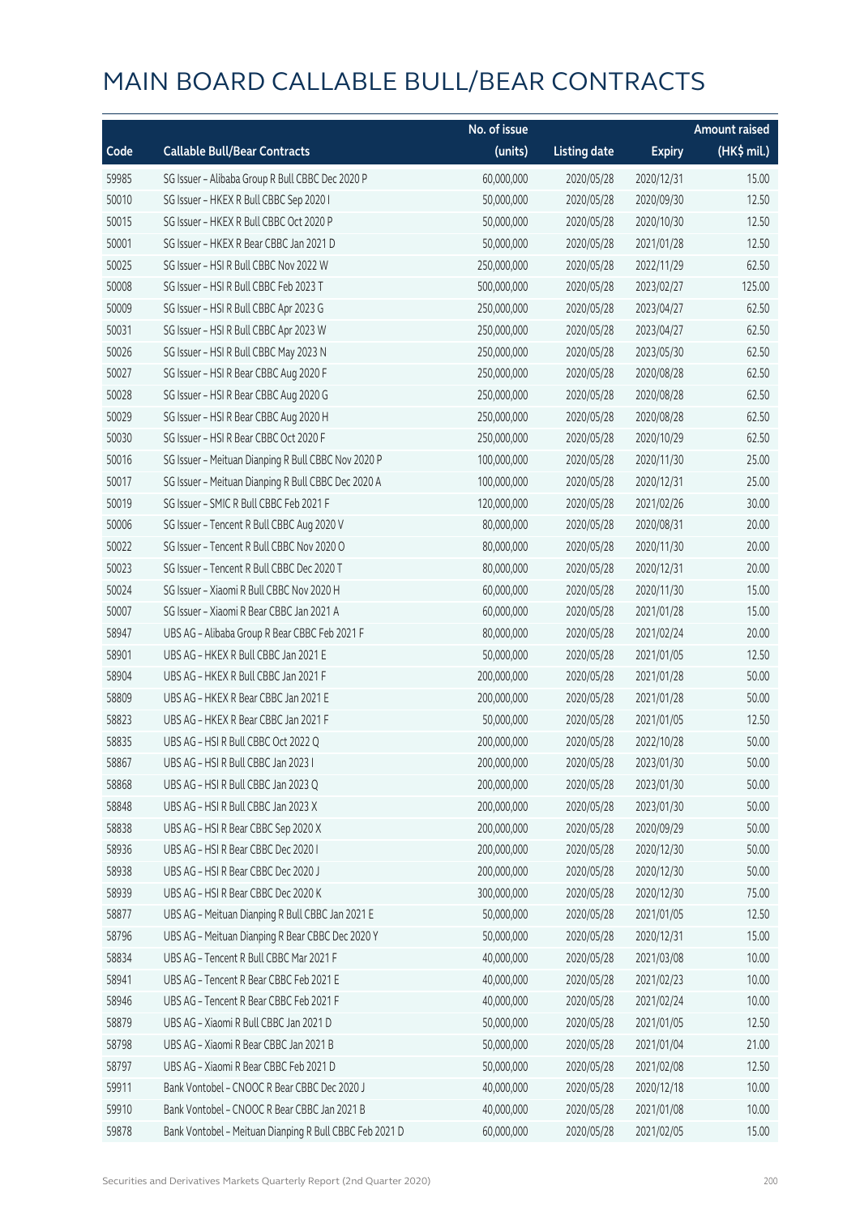# MAIN BOARD CALLABLE BULL/BEAR CONTRACTS

| Code | Callable Bull/Bear Contracts | No. of issue (units) | Listing date | Expiry | Amount raised (HK$ mil.) |
|---|---|---|---|---|---|
| 59985 | SG Issuer – Alibaba Group R Bull CBBC Dec 2020 P | 60,000,000 | 2020/05/28 | 2020/12/31 | 15.00 |
| 50010 | SG Issuer – HKEX R Bull CBBC Sep 2020 I | 50,000,000 | 2020/05/28 | 2020/09/30 | 12.50 |
| 50015 | SG Issuer – HKEX R Bull CBBC Oct 2020 P | 50,000,000 | 2020/05/28 | 2020/10/30 | 12.50 |
| 50001 | SG Issuer – HKEX R Bear CBBC Jan 2021 D | 50,000,000 | 2020/05/28 | 2021/01/28 | 12.50 |
| 50025 | SG Issuer – HSI R Bull CBBC Nov 2022 W | 250,000,000 | 2020/05/28 | 2022/11/29 | 62.50 |
| 50008 | SG Issuer – HSI R Bull CBBC Feb 2023 T | 500,000,000 | 2020/05/28 | 2023/02/27 | 125.00 |
| 50009 | SG Issuer – HSI R Bull CBBC Apr 2023 G | 250,000,000 | 2020/05/28 | 2023/04/27 | 62.50 |
| 50031 | SG Issuer – HSI R Bull CBBC Apr 2023 W | 250,000,000 | 2020/05/28 | 2023/04/27 | 62.50 |
| 50026 | SG Issuer – HSI R Bull CBBC May 2023 N | 250,000,000 | 2020/05/28 | 2023/05/30 | 62.50 |
| 50027 | SG Issuer – HSI R Bear CBBC Aug 2020 F | 250,000,000 | 2020/05/28 | 2020/08/28 | 62.50 |
| 50028 | SG Issuer – HSI R Bear CBBC Aug 2020 G | 250,000,000 | 2020/05/28 | 2020/08/28 | 62.50 |
| 50029 | SG Issuer – HSI R Bear CBBC Aug 2020 H | 250,000,000 | 2020/05/28 | 2020/08/28 | 62.50 |
| 50030 | SG Issuer – HSI R Bear CBBC Oct 2020 F | 250,000,000 | 2020/05/28 | 2020/10/29 | 62.50 |
| 50016 | SG Issuer – Meituan Dianping R Bull CBBC Nov 2020 P | 100,000,000 | 2020/05/28 | 2020/11/30 | 25.00 |
| 50017 | SG Issuer – Meituan Dianping R Bull CBBC Dec 2020 A | 100,000,000 | 2020/05/28 | 2020/12/31 | 25.00 |
| 50019 | SG Issuer – SMIC R Bull CBBC Feb 2021 F | 120,000,000 | 2020/05/28 | 2021/02/26 | 30.00 |
| 50006 | SG Issuer – Tencent R Bull CBBC Aug 2020 V | 80,000,000 | 2020/05/28 | 2020/08/31 | 20.00 |
| 50022 | SG Issuer – Tencent R Bull CBBC Nov 2020 O | 80,000,000 | 2020/05/28 | 2020/11/30 | 20.00 |
| 50023 | SG Issuer – Tencent R Bull CBBC Dec 2020 T | 80,000,000 | 2020/05/28 | 2020/12/31 | 20.00 |
| 50024 | SG Issuer – Xiaomi R Bull CBBC Nov 2020 H | 60,000,000 | 2020/05/28 | 2020/11/30 | 15.00 |
| 50007 | SG Issuer – Xiaomi R Bear CBBC Jan 2021 A | 60,000,000 | 2020/05/28 | 2021/01/28 | 15.00 |
| 58947 | UBS AG – Alibaba Group R Bear CBBC Feb 2021 F | 80,000,000 | 2020/05/28 | 2021/02/24 | 20.00 |
| 58901 | UBS AG – HKEX R Bull CBBC Jan 2021 E | 50,000,000 | 2020/05/28 | 2021/01/05 | 12.50 |
| 58904 | UBS AG – HKEX R Bull CBBC Jan 2021 F | 200,000,000 | 2020/05/28 | 2021/01/28 | 50.00 |
| 58809 | UBS AG – HKEX R Bear CBBC Jan 2021 E | 200,000,000 | 2020/05/28 | 2021/01/28 | 50.00 |
| 58823 | UBS AG – HKEX R Bear CBBC Jan 2021 F | 50,000,000 | 2020/05/28 | 2021/01/05 | 12.50 |
| 58835 | UBS AG – HSI R Bull CBBC Oct 2022 Q | 200,000,000 | 2020/05/28 | 2022/10/28 | 50.00 |
| 58867 | UBS AG – HSI R Bull CBBC Jan 2023 I | 200,000,000 | 2020/05/28 | 2023/01/30 | 50.00 |
| 58868 | UBS AG – HSI R Bull CBBC Jan 2023 Q | 200,000,000 | 2020/05/28 | 2023/01/30 | 50.00 |
| 58848 | UBS AG – HSI R Bull CBBC Jan 2023 X | 200,000,000 | 2020/05/28 | 2023/01/30 | 50.00 |
| 58838 | UBS AG – HSI R Bear CBBC Sep 2020 X | 200,000,000 | 2020/05/28 | 2020/09/29 | 50.00 |
| 58936 | UBS AG – HSI R Bear CBBC Dec 2020 I | 200,000,000 | 2020/05/28 | 2020/12/30 | 50.00 |
| 58938 | UBS AG – HSI R Bear CBBC Dec 2020 J | 200,000,000 | 2020/05/28 | 2020/12/30 | 50.00 |
| 58939 | UBS AG – HSI R Bear CBBC Dec 2020 K | 300,000,000 | 2020/05/28 | 2020/12/30 | 75.00 |
| 58877 | UBS AG – Meituan Dianping R Bull CBBC Jan 2021 E | 50,000,000 | 2020/05/28 | 2021/01/05 | 12.50 |
| 58796 | UBS AG – Meituan Dianping R Bear CBBC Dec 2020 Y | 50,000,000 | 2020/05/28 | 2020/12/31 | 15.00 |
| 58834 | UBS AG – Tencent R Bull CBBC Mar 2021 F | 40,000,000 | 2020/05/28 | 2021/03/08 | 10.00 |
| 58941 | UBS AG – Tencent R Bear CBBC Feb 2021 E | 40,000,000 | 2020/05/28 | 2021/02/23 | 10.00 |
| 58946 | UBS AG – Tencent R Bear CBBC Feb 2021 F | 40,000,000 | 2020/05/28 | 2021/02/24 | 10.00 |
| 58879 | UBS AG – Xiaomi R Bull CBBC Jan 2021 D | 50,000,000 | 2020/05/28 | 2021/01/05 | 12.50 |
| 58798 | UBS AG – Xiaomi R Bear CBBC Jan 2021 B | 50,000,000 | 2020/05/28 | 2021/01/04 | 21.00 |
| 58797 | UBS AG – Xiaomi R Bear CBBC Feb 2021 D | 50,000,000 | 2020/05/28 | 2021/02/08 | 12.50 |
| 59911 | Bank Vontobel – CNOOC R Bear CBBC Dec 2020 J | 40,000,000 | 2020/05/28 | 2020/12/18 | 10.00 |
| 59910 | Bank Vontobel – CNOOC R Bear CBBC Jan 2021 B | 40,000,000 | 2020/05/28 | 2021/01/08 | 10.00 |
| 59878 | Bank Vontobel – Meituan Dianping R Bull CBBC Feb 2021 D | 60,000,000 | 2020/05/28 | 2021/02/05 | 15.00 |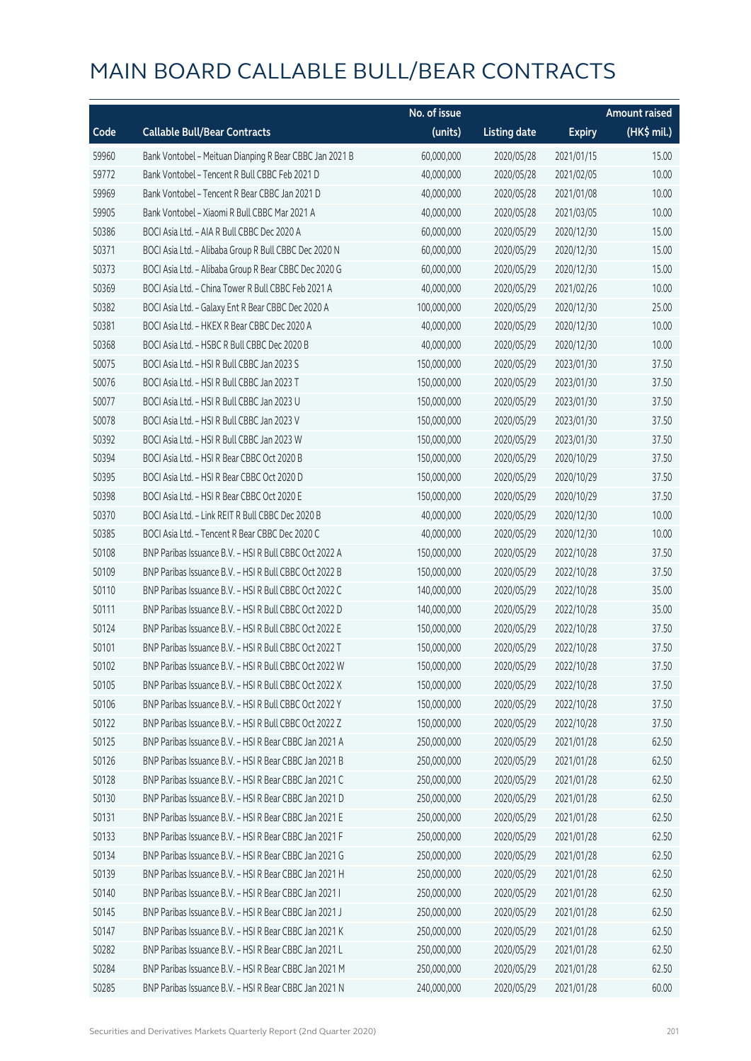# MAIN BOARD CALLABLE BULL/BEAR CONTRACTS

| Code | Callable Bull/Bear Contracts | No. of issue (units) | Listing date | Expiry | Amount raised (HK$ mil.) |
|---|---|---|---|---|---|
| 59960 | Bank Vontobel – Meituan Dianping R Bear CBBC Jan 2021 B | 60,000,000 | 2020/05/28 | 2021/01/15 | 15.00 |
| 59772 | Bank Vontobel – Tencent R Bull CBBC Feb 2021 D | 40,000,000 | 2020/05/28 | 2021/02/05 | 10.00 |
| 59969 | Bank Vontobel – Tencent R Bear CBBC Jan 2021 D | 40,000,000 | 2020/05/28 | 2021/01/08 | 10.00 |
| 59905 | Bank Vontobel – Xiaomi R Bull CBBC Mar 2021 A | 40,000,000 | 2020/05/28 | 2021/03/05 | 10.00 |
| 50386 | BOCI Asia Ltd. – AIA R Bull CBBC Dec 2020 A | 60,000,000 | 2020/05/29 | 2020/12/30 | 15.00 |
| 50371 | BOCI Asia Ltd. – Alibaba Group R Bull CBBC Dec 2020 N | 60,000,000 | 2020/05/29 | 2020/12/30 | 15.00 |
| 50373 | BOCI Asia Ltd. – Alibaba Group R Bear CBBC Dec 2020 G | 60,000,000 | 2020/05/29 | 2020/12/30 | 15.00 |
| 50369 | BOCI Asia Ltd. – China Tower R Bull CBBC Feb 2021 A | 40,000,000 | 2020/05/29 | 2021/02/26 | 10.00 |
| 50382 | BOCI Asia Ltd. – Galaxy Ent R Bear CBBC Dec 2020 A | 100,000,000 | 2020/05/29 | 2020/12/30 | 25.00 |
| 50381 | BOCI Asia Ltd. – HKEX R Bear CBBC Dec 2020 A | 40,000,000 | 2020/05/29 | 2020/12/30 | 10.00 |
| 50368 | BOCI Asia Ltd. – HSBC R Bull CBBC Dec 2020 B | 40,000,000 | 2020/05/29 | 2020/12/30 | 10.00 |
| 50075 | BOCI Asia Ltd. – HSI R Bull CBBC Jan 2023 S | 150,000,000 | 2020/05/29 | 2023/01/30 | 37.50 |
| 50076 | BOCI Asia Ltd. – HSI R Bull CBBC Jan 2023 T | 150,000,000 | 2020/05/29 | 2023/01/30 | 37.50 |
| 50077 | BOCI Asia Ltd. – HSI R Bull CBBC Jan 2023 U | 150,000,000 | 2020/05/29 | 2023/01/30 | 37.50 |
| 50078 | BOCI Asia Ltd. – HSI R Bull CBBC Jan 2023 V | 150,000,000 | 2020/05/29 | 2023/01/30 | 37.50 |
| 50392 | BOCI Asia Ltd. – HSI R Bull CBBC Jan 2023 W | 150,000,000 | 2020/05/29 | 2023/01/30 | 37.50 |
| 50394 | BOCI Asia Ltd. – HSI R Bear CBBC Oct 2020 B | 150,000,000 | 2020/05/29 | 2020/10/29 | 37.50 |
| 50395 | BOCI Asia Ltd. – HSI R Bear CBBC Oct 2020 D | 150,000,000 | 2020/05/29 | 2020/10/29 | 37.50 |
| 50398 | BOCI Asia Ltd. – HSI R Bear CBBC Oct 2020 E | 150,000,000 | 2020/05/29 | 2020/10/29 | 37.50 |
| 50370 | BOCI Asia Ltd. – Link REIT R Bull CBBC Dec 2020 B | 40,000,000 | 2020/05/29 | 2020/12/30 | 10.00 |
| 50385 | BOCI Asia Ltd. – Tencent R Bear CBBC Dec 2020 C | 40,000,000 | 2020/05/29 | 2020/12/30 | 10.00 |
| 50108 | BNP Paribas Issuance B.V. – HSI R Bull CBBC Oct 2022 A | 150,000,000 | 2020/05/29 | 2022/10/28 | 37.50 |
| 50109 | BNP Paribas Issuance B.V. – HSI R Bull CBBC Oct 2022 B | 150,000,000 | 2020/05/29 | 2022/10/28 | 37.50 |
| 50110 | BNP Paribas Issuance B.V. – HSI R Bull CBBC Oct 2022 C | 140,000,000 | 2020/05/29 | 2022/10/28 | 35.00 |
| 50111 | BNP Paribas Issuance B.V. – HSI R Bull CBBC Oct 2022 D | 140,000,000 | 2020/05/29 | 2022/10/28 | 35.00 |
| 50124 | BNP Paribas Issuance B.V. – HSI R Bull CBBC Oct 2022 E | 150,000,000 | 2020/05/29 | 2022/10/28 | 37.50 |
| 50101 | BNP Paribas Issuance B.V. – HSI R Bull CBBC Oct 2022 T | 150,000,000 | 2020/05/29 | 2022/10/28 | 37.50 |
| 50102 | BNP Paribas Issuance B.V. – HSI R Bull CBBC Oct 2022 W | 150,000,000 | 2020/05/29 | 2022/10/28 | 37.50 |
| 50105 | BNP Paribas Issuance B.V. – HSI R Bull CBBC Oct 2022 X | 150,000,000 | 2020/05/29 | 2022/10/28 | 37.50 |
| 50106 | BNP Paribas Issuance B.V. – HSI R Bull CBBC Oct 2022 Y | 150,000,000 | 2020/05/29 | 2022/10/28 | 37.50 |
| 50122 | BNP Paribas Issuance B.V. – HSI R Bull CBBC Oct 2022 Z | 150,000,000 | 2020/05/29 | 2022/10/28 | 37.50 |
| 50125 | BNP Paribas Issuance B.V. – HSI R Bear CBBC Jan 2021 A | 250,000,000 | 2020/05/29 | 2021/01/28 | 62.50 |
| 50126 | BNP Paribas Issuance B.V. – HSI R Bear CBBC Jan 2021 B | 250,000,000 | 2020/05/29 | 2021/01/28 | 62.50 |
| 50128 | BNP Paribas Issuance B.V. – HSI R Bear CBBC Jan 2021 C | 250,000,000 | 2020/05/29 | 2021/01/28 | 62.50 |
| 50130 | BNP Paribas Issuance B.V. – HSI R Bear CBBC Jan 2021 D | 250,000,000 | 2020/05/29 | 2021/01/28 | 62.50 |
| 50131 | BNP Paribas Issuance B.V. – HSI R Bear CBBC Jan 2021 E | 250,000,000 | 2020/05/29 | 2021/01/28 | 62.50 |
| 50133 | BNP Paribas Issuance B.V. – HSI R Bear CBBC Jan 2021 F | 250,000,000 | 2020/05/29 | 2021/01/28 | 62.50 |
| 50134 | BNP Paribas Issuance B.V. – HSI R Bear CBBC Jan 2021 G | 250,000,000 | 2020/05/29 | 2021/01/28 | 62.50 |
| 50139 | BNP Paribas Issuance B.V. – HSI R Bear CBBC Jan 2021 H | 250,000,000 | 2020/05/29 | 2021/01/28 | 62.50 |
| 50140 | BNP Paribas Issuance B.V. – HSI R Bear CBBC Jan 2021 I | 250,000,000 | 2020/05/29 | 2021/01/28 | 62.50 |
| 50145 | BNP Paribas Issuance B.V. – HSI R Bear CBBC Jan 2021 J | 250,000,000 | 2020/05/29 | 2021/01/28 | 62.50 |
| 50147 | BNP Paribas Issuance B.V. – HSI R Bear CBBC Jan 2021 K | 250,000,000 | 2020/05/29 | 2021/01/28 | 62.50 |
| 50282 | BNP Paribas Issuance B.V. – HSI R Bear CBBC Jan 2021 L | 250,000,000 | 2020/05/29 | 2021/01/28 | 62.50 |
| 50284 | BNP Paribas Issuance B.V. – HSI R Bear CBBC Jan 2021 M | 250,000,000 | 2020/05/29 | 2021/01/28 | 62.50 |
| 50285 | BNP Paribas Issuance B.V. – HSI R Bear CBBC Jan 2021 N | 240,000,000 | 2020/05/29 | 2021/01/28 | 60.00 |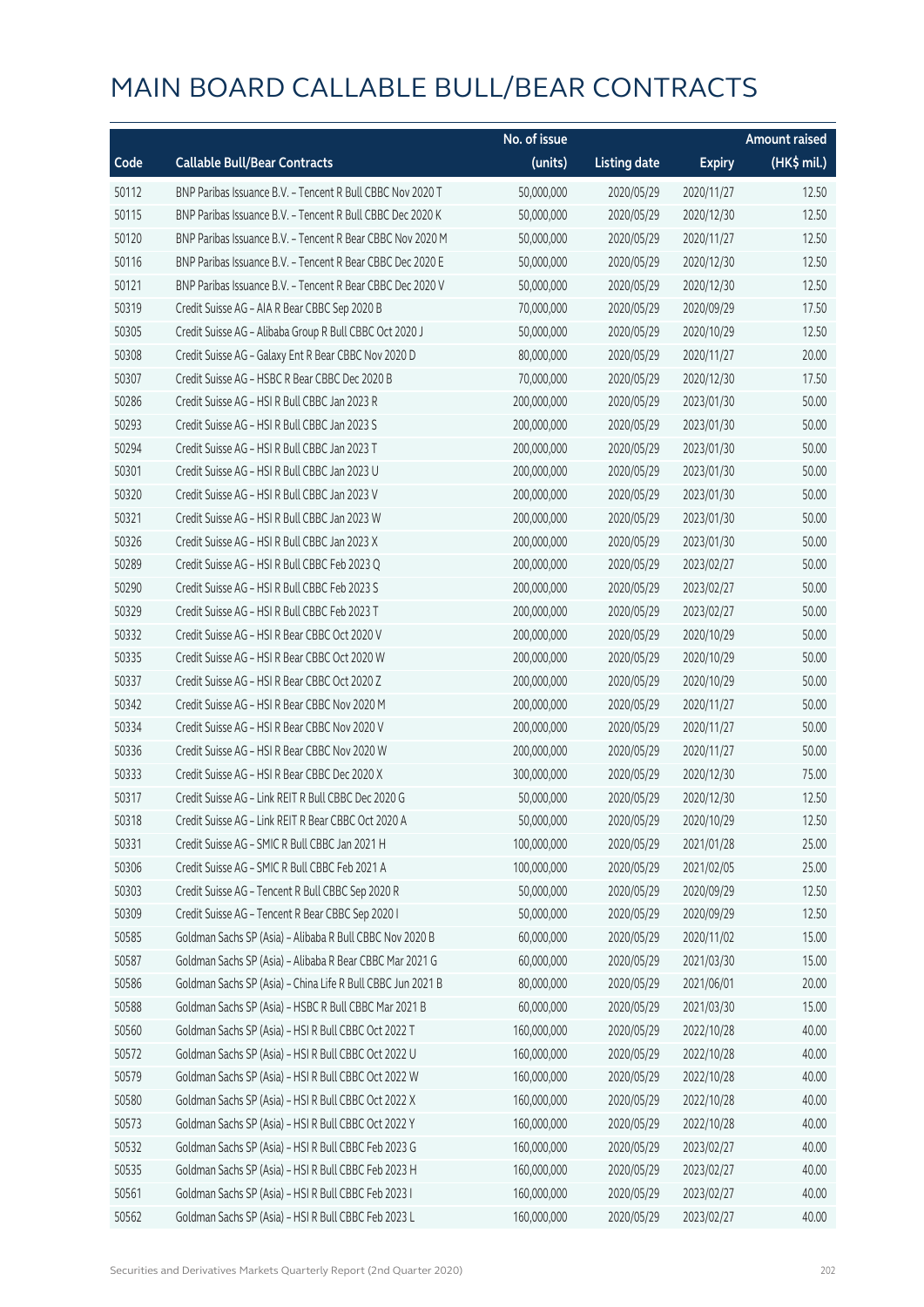# MAIN BOARD CALLABLE BULL/BEAR CONTRACTS

| Code | Callable Bull/Bear Contracts | No. of issue (units) | Listing date | Expiry | Amount raised (HK$ mil.) |
|---|---|---|---|---|---|
| 50112 | BNP Paribas Issuance B.V. – Tencent R Bull CBBC Nov 2020 T | 50,000,000 | 2020/05/29 | 2020/11/27 | 12.50 |
| 50115 | BNP Paribas Issuance B.V. – Tencent R Bull CBBC Dec 2020 K | 50,000,000 | 2020/05/29 | 2020/12/30 | 12.50 |
| 50120 | BNP Paribas Issuance B.V. – Tencent R Bear CBBC Nov 2020 M | 50,000,000 | 2020/05/29 | 2020/11/27 | 12.50 |
| 50116 | BNP Paribas Issuance B.V. – Tencent R Bear CBBC Dec 2020 E | 50,000,000 | 2020/05/29 | 2020/12/30 | 12.50 |
| 50121 | BNP Paribas Issuance B.V. – Tencent R Bear CBBC Dec 2020 V | 50,000,000 | 2020/05/29 | 2020/12/30 | 12.50 |
| 50319 | Credit Suisse AG – AIA R Bear CBBC Sep 2020 B | 70,000,000 | 2020/05/29 | 2020/09/29 | 17.50 |
| 50305 | Credit Suisse AG – Alibaba Group R Bull CBBC Oct 2020 J | 50,000,000 | 2020/05/29 | 2020/10/29 | 12.50 |
| 50308 | Credit Suisse AG – Galaxy Ent R Bear CBBC Nov 2020 D | 80,000,000 | 2020/05/29 | 2020/11/27 | 20.00 |
| 50307 | Credit Suisse AG – HSBC R Bear CBBC Dec 2020 B | 70,000,000 | 2020/05/29 | 2020/12/30 | 17.50 |
| 50286 | Credit Suisse AG – HSI R Bull CBBC Jan 2023 R | 200,000,000 | 2020/05/29 | 2023/01/30 | 50.00 |
| 50293 | Credit Suisse AG – HSI R Bull CBBC Jan 2023 S | 200,000,000 | 2020/05/29 | 2023/01/30 | 50.00 |
| 50294 | Credit Suisse AG – HSI R Bull CBBC Jan 2023 T | 200,000,000 | 2020/05/29 | 2023/01/30 | 50.00 |
| 50301 | Credit Suisse AG – HSI R Bull CBBC Jan 2023 U | 200,000,000 | 2020/05/29 | 2023/01/30 | 50.00 |
| 50320 | Credit Suisse AG – HSI R Bull CBBC Jan 2023 V | 200,000,000 | 2020/05/29 | 2023/01/30 | 50.00 |
| 50321 | Credit Suisse AG – HSI R Bull CBBC Jan 2023 W | 200,000,000 | 2020/05/29 | 2023/01/30 | 50.00 |
| 50326 | Credit Suisse AG – HSI R Bull CBBC Jan 2023 X | 200,000,000 | 2020/05/29 | 2023/01/30 | 50.00 |
| 50289 | Credit Suisse AG – HSI R Bull CBBC Feb 2023 Q | 200,000,000 | 2020/05/29 | 2023/02/27 | 50.00 |
| 50290 | Credit Suisse AG – HSI R Bull CBBC Feb 2023 S | 200,000,000 | 2020/05/29 | 2023/02/27 | 50.00 |
| 50329 | Credit Suisse AG – HSI R Bull CBBC Feb 2023 T | 200,000,000 | 2020/05/29 | 2023/02/27 | 50.00 |
| 50332 | Credit Suisse AG – HSI R Bear CBBC Oct 2020 V | 200,000,000 | 2020/05/29 | 2020/10/29 | 50.00 |
| 50335 | Credit Suisse AG – HSI R Bear CBBC Oct 2020 W | 200,000,000 | 2020/05/29 | 2020/10/29 | 50.00 |
| 50337 | Credit Suisse AG – HSI R Bear CBBC Oct 2020 Z | 200,000,000 | 2020/05/29 | 2020/10/29 | 50.00 |
| 50342 | Credit Suisse AG – HSI R Bear CBBC Nov 2020 M | 200,000,000 | 2020/05/29 | 2020/11/27 | 50.00 |
| 50334 | Credit Suisse AG – HSI R Bear CBBC Nov 2020 V | 200,000,000 | 2020/05/29 | 2020/11/27 | 50.00 |
| 50336 | Credit Suisse AG – HSI R Bear CBBC Nov 2020 W | 200,000,000 | 2020/05/29 | 2020/11/27 | 50.00 |
| 50333 | Credit Suisse AG – HSI R Bear CBBC Dec 2020 X | 300,000,000 | 2020/05/29 | 2020/12/30 | 75.00 |
| 50317 | Credit Suisse AG – Link REIT R Bull CBBC Dec 2020 G | 50,000,000 | 2020/05/29 | 2020/12/30 | 12.50 |
| 50318 | Credit Suisse AG – Link REIT R Bear CBBC Oct 2020 A | 50,000,000 | 2020/05/29 | 2020/10/29 | 12.50 |
| 50331 | Credit Suisse AG – SMIC R Bull CBBC Jan 2021 H | 100,000,000 | 2020/05/29 | 2021/01/28 | 25.00 |
| 50306 | Credit Suisse AG – SMIC R Bull CBBC Feb 2021 A | 100,000,000 | 2020/05/29 | 2021/02/05 | 25.00 |
| 50303 | Credit Suisse AG – Tencent R Bull CBBC Sep 2020 R | 50,000,000 | 2020/05/29 | 2020/09/29 | 12.50 |
| 50309 | Credit Suisse AG – Tencent R Bear CBBC Sep 2020 I | 50,000,000 | 2020/05/29 | 2020/09/29 | 12.50 |
| 50585 | Goldman Sachs SP (Asia) – Alibaba R Bull CBBC Nov 2020 B | 60,000,000 | 2020/05/29 | 2020/11/02 | 15.00 |
| 50587 | Goldman Sachs SP (Asia) – Alibaba R Bear CBBC Mar 2021 G | 60,000,000 | 2020/05/29 | 2021/03/30 | 15.00 |
| 50586 | Goldman Sachs SP (Asia) – China Life R Bull CBBC Jun 2021 B | 80,000,000 | 2020/05/29 | 2021/06/01 | 20.00 |
| 50588 | Goldman Sachs SP (Asia) – HSBC R Bull CBBC Mar 2021 B | 60,000,000 | 2020/05/29 | 2021/03/30 | 15.00 |
| 50560 | Goldman Sachs SP (Asia) – HSI R Bull CBBC Oct 2022 T | 160,000,000 | 2020/05/29 | 2022/10/28 | 40.00 |
| 50572 | Goldman Sachs SP (Asia) – HSI R Bull CBBC Oct 2022 U | 160,000,000 | 2020/05/29 | 2022/10/28 | 40.00 |
| 50579 | Goldman Sachs SP (Asia) – HSI R Bull CBBC Oct 2022 W | 160,000,000 | 2020/05/29 | 2022/10/28 | 40.00 |
| 50580 | Goldman Sachs SP (Asia) – HSI R Bull CBBC Oct 2022 X | 160,000,000 | 2020/05/29 | 2022/10/28 | 40.00 |
| 50573 | Goldman Sachs SP (Asia) – HSI R Bull CBBC Oct 2022 Y | 160,000,000 | 2020/05/29 | 2022/10/28 | 40.00 |
| 50532 | Goldman Sachs SP (Asia) – HSI R Bull CBBC Feb 2023 G | 160,000,000 | 2020/05/29 | 2023/02/27 | 40.00 |
| 50535 | Goldman Sachs SP (Asia) – HSI R Bull CBBC Feb 2023 H | 160,000,000 | 2020/05/29 | 2023/02/27 | 40.00 |
| 50561 | Goldman Sachs SP (Asia) – HSI R Bull CBBC Feb 2023 I | 160,000,000 | 2020/05/29 | 2023/02/27 | 40.00 |
| 50562 | Goldman Sachs SP (Asia) – HSI R Bull CBBC Feb 2023 L | 160,000,000 | 2020/05/29 | 2023/02/27 | 40.00 |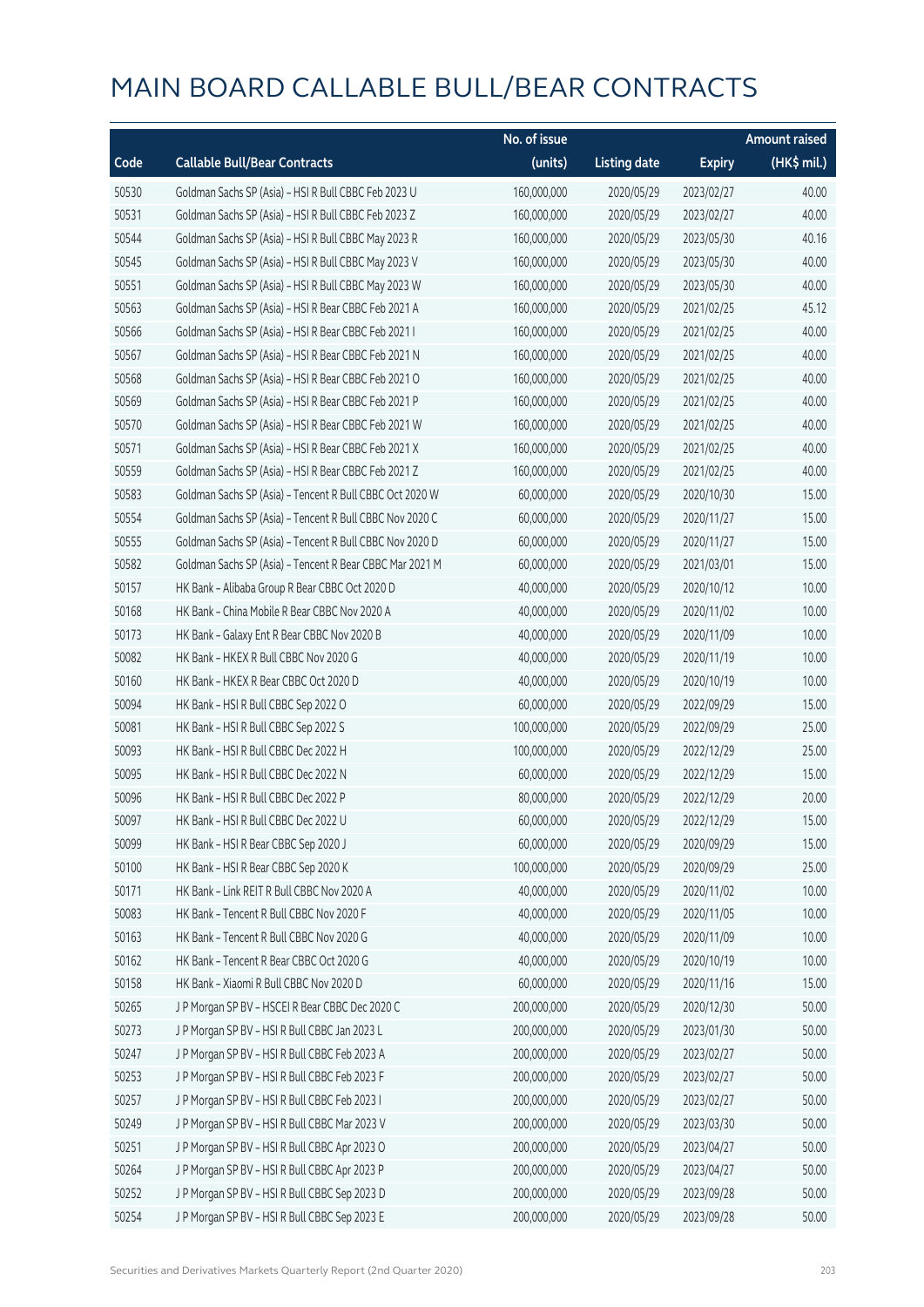# MAIN BOARD CALLABLE BULL/BEAR CONTRACTS

| Code | Callable Bull/Bear Contracts | No. of issue (units) | Listing date | Expiry | Amount raised (HK$ mil.) |
|---|---|---|---|---|---|
| 50530 | Goldman Sachs SP (Asia) – HSI R Bull CBBC Feb 2023 U | 160,000,000 | 2020/05/29 | 2023/02/27 | 40.00 |
| 50531 | Goldman Sachs SP (Asia) – HSI R Bull CBBC Feb 2023 Z | 160,000,000 | 2020/05/29 | 2023/02/27 | 40.00 |
| 50544 | Goldman Sachs SP (Asia) – HSI R Bull CBBC May 2023 R | 160,000,000 | 2020/05/29 | 2023/05/30 | 40.16 |
| 50545 | Goldman Sachs SP (Asia) – HSI R Bull CBBC May 2023 V | 160,000,000 | 2020/05/29 | 2023/05/30 | 40.00 |
| 50551 | Goldman Sachs SP (Asia) – HSI R Bull CBBC May 2023 W | 160,000,000 | 2020/05/29 | 2023/05/30 | 40.00 |
| 50563 | Goldman Sachs SP (Asia) – HSI R Bear CBBC Feb 2021 A | 160,000,000 | 2020/05/29 | 2021/02/25 | 45.12 |
| 50566 | Goldman Sachs SP (Asia) – HSI R Bear CBBC Feb 2021 I | 160,000,000 | 2020/05/29 | 2021/02/25 | 40.00 |
| 50567 | Goldman Sachs SP (Asia) – HSI R Bear CBBC Feb 2021 N | 160,000,000 | 2020/05/29 | 2021/02/25 | 40.00 |
| 50568 | Goldman Sachs SP (Asia) – HSI R Bear CBBC Feb 2021 O | 160,000,000 | 2020/05/29 | 2021/02/25 | 40.00 |
| 50569 | Goldman Sachs SP (Asia) – HSI R Bear CBBC Feb 2021 P | 160,000,000 | 2020/05/29 | 2021/02/25 | 40.00 |
| 50570 | Goldman Sachs SP (Asia) – HSI R Bear CBBC Feb 2021 W | 160,000,000 | 2020/05/29 | 2021/02/25 | 40.00 |
| 50571 | Goldman Sachs SP (Asia) – HSI R Bear CBBC Feb 2021 X | 160,000,000 | 2020/05/29 | 2021/02/25 | 40.00 |
| 50559 | Goldman Sachs SP (Asia) – HSI R Bear CBBC Feb 2021 Z | 160,000,000 | 2020/05/29 | 2021/02/25 | 40.00 |
| 50583 | Goldman Sachs SP (Asia) – Tencent R Bull CBBC Oct 2020 W | 60,000,000 | 2020/05/29 | 2020/10/30 | 15.00 |
| 50554 | Goldman Sachs SP (Asia) – Tencent R Bull CBBC Nov 2020 C | 60,000,000 | 2020/05/29 | 2020/11/27 | 15.00 |
| 50555 | Goldman Sachs SP (Asia) – Tencent R Bull CBBC Nov 2020 D | 60,000,000 | 2020/05/29 | 2020/11/27 | 15.00 |
| 50582 | Goldman Sachs SP (Asia) – Tencent R Bear CBBC Mar 2021 M | 60,000,000 | 2020/05/29 | 2021/03/01 | 15.00 |
| 50157 | HK Bank – Alibaba Group R Bear CBBC Oct 2020 D | 40,000,000 | 2020/05/29 | 2020/10/12 | 10.00 |
| 50168 | HK Bank – China Mobile R Bear CBBC Nov 2020 A | 40,000,000 | 2020/05/29 | 2020/11/02 | 10.00 |
| 50173 | HK Bank – Galaxy Ent R Bear CBBC Nov 2020 B | 40,000,000 | 2020/05/29 | 2020/11/09 | 10.00 |
| 50082 | HK Bank – HKEX R Bull CBBC Nov 2020 G | 40,000,000 | 2020/05/29 | 2020/11/19 | 10.00 |
| 50160 | HK Bank – HKEX R Bear CBBC Oct 2020 D | 40,000,000 | 2020/05/29 | 2020/10/19 | 10.00 |
| 50094 | HK Bank – HSI R Bull CBBC Sep 2022 O | 60,000,000 | 2020/05/29 | 2022/09/29 | 15.00 |
| 50081 | HK Bank – HSI R Bull CBBC Sep 2022 S | 100,000,000 | 2020/05/29 | 2022/09/29 | 25.00 |
| 50093 | HK Bank – HSI R Bull CBBC Dec 2022 H | 100,000,000 | 2020/05/29 | 2022/12/29 | 25.00 |
| 50095 | HK Bank – HSI R Bull CBBC Dec 2022 N | 60,000,000 | 2020/05/29 | 2022/12/29 | 15.00 |
| 50096 | HK Bank – HSI R Bull CBBC Dec 2022 P | 80,000,000 | 2020/05/29 | 2022/12/29 | 20.00 |
| 50097 | HK Bank – HSI R Bull CBBC Dec 2022 U | 60,000,000 | 2020/05/29 | 2022/12/29 | 15.00 |
| 50099 | HK Bank – HSI R Bear CBBC Sep 2020 J | 60,000,000 | 2020/05/29 | 2020/09/29 | 15.00 |
| 50100 | HK Bank – HSI R Bear CBBC Sep 2020 K | 100,000,000 | 2020/05/29 | 2020/09/29 | 25.00 |
| 50171 | HK Bank – Link REIT R Bull CBBC Nov 2020 A | 40,000,000 | 2020/05/29 | 2020/11/02 | 10.00 |
| 50083 | HK Bank – Tencent R Bull CBBC Nov 2020 F | 40,000,000 | 2020/05/29 | 2020/11/05 | 10.00 |
| 50163 | HK Bank – Tencent R Bull CBBC Nov 2020 G | 40,000,000 | 2020/05/29 | 2020/11/09 | 10.00 |
| 50162 | HK Bank – Tencent R Bear CBBC Oct 2020 G | 40,000,000 | 2020/05/29 | 2020/10/19 | 10.00 |
| 50158 | HK Bank – Xiaomi R Bull CBBC Nov 2020 D | 60,000,000 | 2020/05/29 | 2020/11/16 | 15.00 |
| 50265 | J P Morgan SP BV – HSCEI R Bear CBBC Dec 2020 C | 200,000,000 | 2020/05/29 | 2020/12/30 | 50.00 |
| 50273 | J P Morgan SP BV – HSI R Bull CBBC Jan 2023 L | 200,000,000 | 2020/05/29 | 2023/01/30 | 50.00 |
| 50247 | J P Morgan SP BV – HSI R Bull CBBC Feb 2023 A | 200,000,000 | 2020/05/29 | 2023/02/27 | 50.00 |
| 50253 | J P Morgan SP BV – HSI R Bull CBBC Feb 2023 F | 200,000,000 | 2020/05/29 | 2023/02/27 | 50.00 |
| 50257 | J P Morgan SP BV – HSI R Bull CBBC Feb 2023 I | 200,000,000 | 2020/05/29 | 2023/02/27 | 50.00 |
| 50249 | J P Morgan SP BV – HSI R Bull CBBC Mar 2023 V | 200,000,000 | 2020/05/29 | 2023/03/30 | 50.00 |
| 50251 | J P Morgan SP BV – HSI R Bull CBBC Apr 2023 O | 200,000,000 | 2020/05/29 | 2023/04/27 | 50.00 |
| 50264 | J P Morgan SP BV – HSI R Bull CBBC Apr 2023 P | 200,000,000 | 2020/05/29 | 2023/04/27 | 50.00 |
| 50252 | J P Morgan SP BV – HSI R Bull CBBC Sep 2023 D | 200,000,000 | 2020/05/29 | 2023/09/28 | 50.00 |
| 50254 | J P Morgan SP BV – HSI R Bull CBBC Sep 2023 E | 200,000,000 | 2020/05/29 | 2023/09/28 | 50.00 |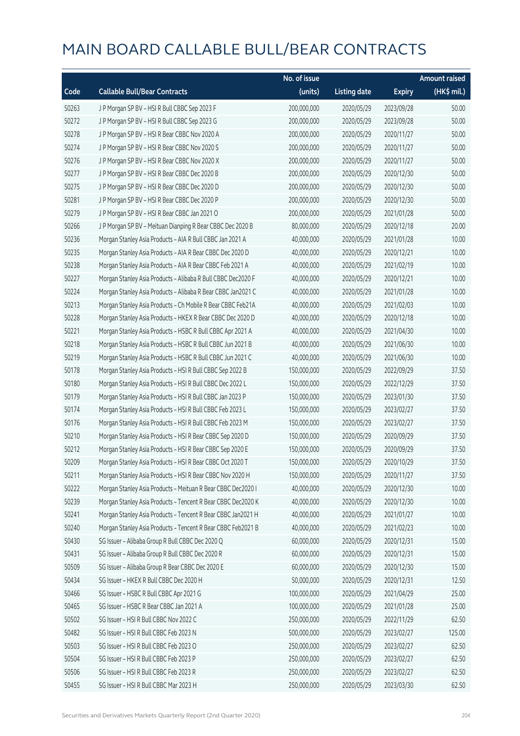# MAIN BOARD CALLABLE BULL/BEAR CONTRACTS

| Code | Callable Bull/Bear Contracts | No. of issue (units) | Listing date | Expiry | Amount raised (HK$ mil.) |
|---|---|---|---|---|---|
| 50263 | J P Morgan SP BV – HSI R Bull CBBC Sep 2023 F | 200,000,000 | 2020/05/29 | 2023/09/28 | 50.00 |
| 50272 | J P Morgan SP BV – HSI R Bull CBBC Sep 2023 G | 200,000,000 | 2020/05/29 | 2023/09/28 | 50.00 |
| 50278 | J P Morgan SP BV – HSI R Bear CBBC Nov 2020 A | 200,000,000 | 2020/05/29 | 2020/11/27 | 50.00 |
| 50274 | J P Morgan SP BV – HSI R Bear CBBC Nov 2020 S | 200,000,000 | 2020/05/29 | 2020/11/27 | 50.00 |
| 50276 | J P Morgan SP BV – HSI R Bear CBBC Nov 2020 X | 200,000,000 | 2020/05/29 | 2020/11/27 | 50.00 |
| 50277 | J P Morgan SP BV – HSI R Bear CBBC Dec 2020 B | 200,000,000 | 2020/05/29 | 2020/12/30 | 50.00 |
| 50275 | J P Morgan SP BV – HSI R Bear CBBC Dec 2020 D | 200,000,000 | 2020/05/29 | 2020/12/30 | 50.00 |
| 50281 | J P Morgan SP BV – HSI R Bear CBBC Dec 2020 P | 200,000,000 | 2020/05/29 | 2020/12/30 | 50.00 |
| 50279 | J P Morgan SP BV – HSI R Bear CBBC Jan 2021 O | 200,000,000 | 2020/05/29 | 2021/01/28 | 50.00 |
| 50266 | J P Morgan SP BV – Meituan Dianping R Bear CBBC Dec 2020 B | 80,000,000 | 2020/05/29 | 2020/12/18 | 20.00 |
| 50236 | Morgan Stanley Asia Products – AIA R Bull CBBC Jan 2021 A | 40,000,000 | 2020/05/29 | 2021/01/28 | 10.00 |
| 50235 | Morgan Stanley Asia Products – AIA R Bear CBBC Dec 2020 D | 40,000,000 | 2020/05/29 | 2020/12/21 | 10.00 |
| 50238 | Morgan Stanley Asia Products – AIA R Bear CBBC Feb 2021 A | 40,000,000 | 2020/05/29 | 2021/02/19 | 10.00 |
| 50227 | Morgan Stanley Asia Products – Alibaba R Bull CBBC Dec2020 F | 40,000,000 | 2020/05/29 | 2020/12/21 | 10.00 |
| 50224 | Morgan Stanley Asia Products – Alibaba R Bear CBBC Jan2021 C | 40,000,000 | 2020/05/29 | 2021/01/28 | 10.00 |
| 50213 | Morgan Stanley Asia Products – Ch Mobile R Bear CBBC Feb21A | 40,000,000 | 2020/05/29 | 2021/02/03 | 10.00 |
| 50228 | Morgan Stanley Asia Products – HKEX R Bear CBBC Dec 2020 D | 40,000,000 | 2020/05/29 | 2020/12/18 | 10.00 |
| 50221 | Morgan Stanley Asia Products – HSBC R Bull CBBC Apr 2021 A | 40,000,000 | 2020/05/29 | 2021/04/30 | 10.00 |
| 50218 | Morgan Stanley Asia Products – HSBC R Bull CBBC Jun 2021 B | 40,000,000 | 2020/05/29 | 2021/06/30 | 10.00 |
| 50219 | Morgan Stanley Asia Products – HSBC R Bull CBBC Jun 2021 C | 40,000,000 | 2020/05/29 | 2021/06/30 | 10.00 |
| 50178 | Morgan Stanley Asia Products – HSI R Bull CBBC Sep 2022 B | 150,000,000 | 2020/05/29 | 2022/09/29 | 37.50 |
| 50180 | Morgan Stanley Asia Products – HSI R Bull CBBC Dec 2022 L | 150,000,000 | 2020/05/29 | 2022/12/29 | 37.50 |
| 50179 | Morgan Stanley Asia Products – HSI R Bull CBBC Jan 2023 P | 150,000,000 | 2020/05/29 | 2023/01/30 | 37.50 |
| 50174 | Morgan Stanley Asia Products – HSI R Bull CBBC Feb 2023 L | 150,000,000 | 2020/05/29 | 2023/02/27 | 37.50 |
| 50176 | Morgan Stanley Asia Products – HSI R Bull CBBC Feb 2023 M | 150,000,000 | 2020/05/29 | 2023/02/27 | 37.50 |
| 50210 | Morgan Stanley Asia Products – HSI R Bear CBBC Sep 2020 D | 150,000,000 | 2020/05/29 | 2020/09/29 | 37.50 |
| 50212 | Morgan Stanley Asia Products – HSI R Bear CBBC Sep 2020 E | 150,000,000 | 2020/05/29 | 2020/09/29 | 37.50 |
| 50209 | Morgan Stanley Asia Products – HSI R Bear CBBC Oct 2020 T | 150,000,000 | 2020/05/29 | 2020/10/29 | 37.50 |
| 50211 | Morgan Stanley Asia Products – HSI R Bear CBBC Nov 2020 H | 150,000,000 | 2020/05/29 | 2020/11/27 | 37.50 |
| 50222 | Morgan Stanley Asia Products – Meituan R Bear CBBC Dec2020 I | 40,000,000 | 2020/05/29 | 2020/12/30 | 10.00 |
| 50239 | Morgan Stanley Asia Products – Tencent R Bear CBBC Dec2020 K | 40,000,000 | 2020/05/29 | 2020/12/30 | 10.00 |
| 50241 | Morgan Stanley Asia Products – Tencent R Bear CBBC Jan2021 H | 40,000,000 | 2020/05/29 | 2021/01/27 | 10.00 |
| 50240 | Morgan Stanley Asia Products – Tencent R Bear CBBC Feb2021 B | 40,000,000 | 2020/05/29 | 2021/02/23 | 10.00 |
| 50430 | SG Issuer – Alibaba Group R Bull CBBC Dec 2020 Q | 60,000,000 | 2020/05/29 | 2020/12/31 | 15.00 |
| 50431 | SG Issuer – Alibaba Group R Bull CBBC Dec 2020 R | 60,000,000 | 2020/05/29 | 2020/12/31 | 15.00 |
| 50509 | SG Issuer – Alibaba Group R Bear CBBC Dec 2020 E | 60,000,000 | 2020/05/29 | 2020/12/30 | 15.00 |
| 50434 | SG Issuer – HKEX R Bull CBBC Dec 2020 H | 50,000,000 | 2020/05/29 | 2020/12/31 | 12.50 |
| 50466 | SG Issuer – HSBC R Bull CBBC Apr 2021 G | 100,000,000 | 2020/05/29 | 2021/04/29 | 25.00 |
| 50465 | SG Issuer – HSBC R Bear CBBC Jan 2021 A | 100,000,000 | 2020/05/29 | 2021/01/28 | 25.00 |
| 50502 | SG Issuer – HSI R Bull CBBC Nov 2022 C | 250,000,000 | 2020/05/29 | 2022/11/29 | 62.50 |
| 50482 | SG Issuer – HSI R Bull CBBC Feb 2023 N | 500,000,000 | 2020/05/29 | 2023/02/27 | 125.00 |
| 50503 | SG Issuer – HSI R Bull CBBC Feb 2023 O | 250,000,000 | 2020/05/29 | 2023/02/27 | 62.50 |
| 50504 | SG Issuer – HSI R Bull CBBC Feb 2023 P | 250,000,000 | 2020/05/29 | 2023/02/27 | 62.50 |
| 50506 | SG Issuer – HSI R Bull CBBC Feb 2023 R | 250,000,000 | 2020/05/29 | 2023/02/27 | 62.50 |
| 50455 | SG Issuer – HSI R Bull CBBC Mar 2023 H | 250,000,000 | 2020/05/29 | 2023/03/30 | 62.50 |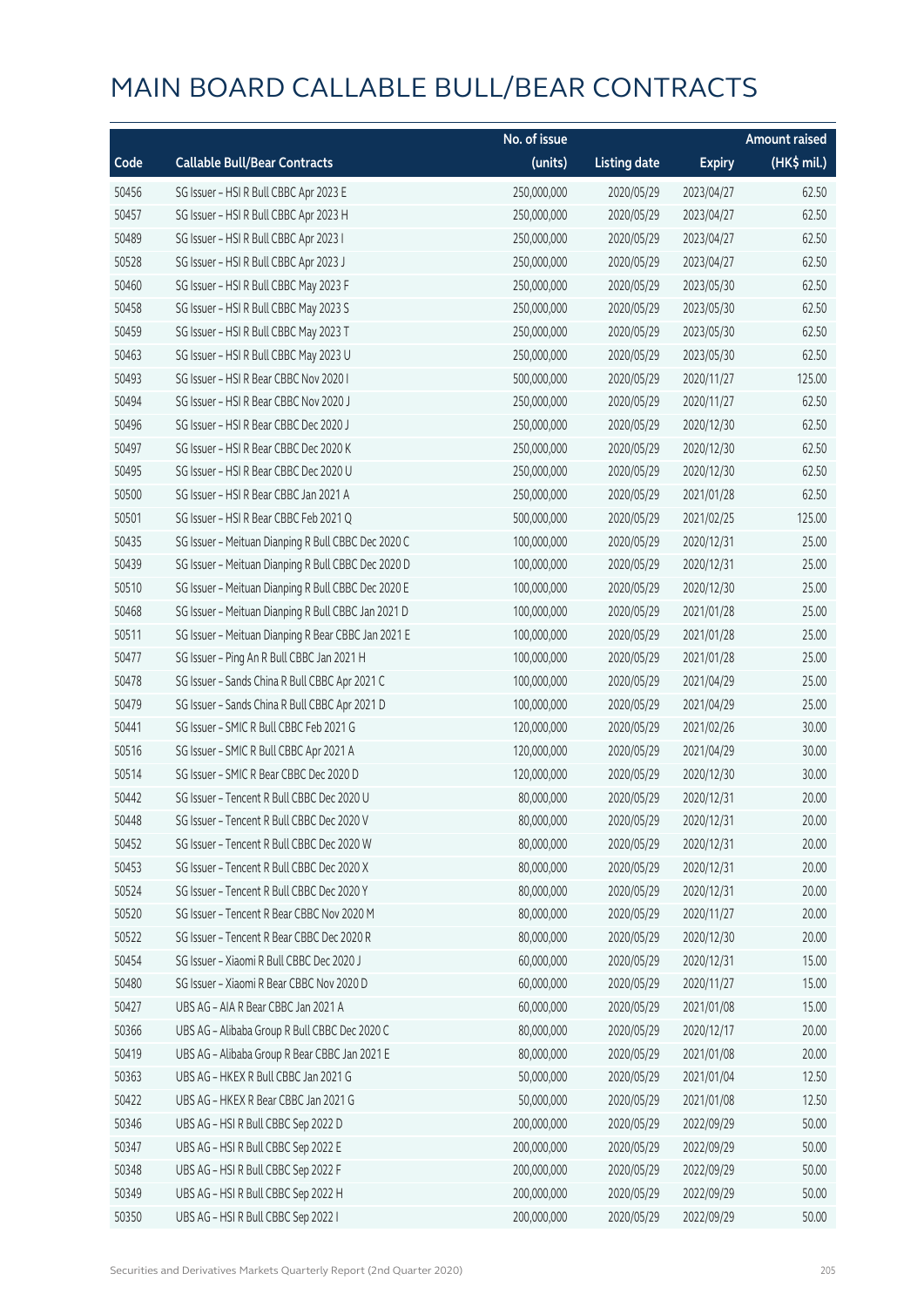# MAIN BOARD CALLABLE BULL/BEAR CONTRACTS

| Code | Callable Bull/Bear Contracts | No. of issue (units) | Listing date | Expiry | Amount raised (HK$ mil.) |
|---|---|---|---|---|---|
| 50456 | SG Issuer – HSI R Bull CBBC Apr 2023 E | 250,000,000 | 2020/05/29 | 2023/04/27 | 62.50 |
| 50457 | SG Issuer – HSI R Bull CBBC Apr 2023 H | 250,000,000 | 2020/05/29 | 2023/04/27 | 62.50 |
| 50489 | SG Issuer – HSI R Bull CBBC Apr 2023 I | 250,000,000 | 2020/05/29 | 2023/04/27 | 62.50 |
| 50528 | SG Issuer – HSI R Bull CBBC Apr 2023 J | 250,000,000 | 2020/05/29 | 2023/04/27 | 62.50 |
| 50460 | SG Issuer – HSI R Bull CBBC May 2023 F | 250,000,000 | 2020/05/29 | 2023/05/30 | 62.50 |
| 50458 | SG Issuer – HSI R Bull CBBC May 2023 S | 250,000,000 | 2020/05/29 | 2023/05/30 | 62.50 |
| 50459 | SG Issuer – HSI R Bull CBBC May 2023 T | 250,000,000 | 2020/05/29 | 2023/05/30 | 62.50 |
| 50463 | SG Issuer – HSI R Bull CBBC May 2023 U | 250,000,000 | 2020/05/29 | 2023/05/30 | 62.50 |
| 50493 | SG Issuer – HSI R Bear CBBC Nov 2020 I | 500,000,000 | 2020/05/29 | 2020/11/27 | 125.00 |
| 50494 | SG Issuer – HSI R Bear CBBC Nov 2020 J | 250,000,000 | 2020/05/29 | 2020/11/27 | 62.50 |
| 50496 | SG Issuer – HSI R Bear CBBC Dec 2020 J | 250,000,000 | 2020/05/29 | 2020/12/30 | 62.50 |
| 50497 | SG Issuer – HSI R Bear CBBC Dec 2020 K | 250,000,000 | 2020/05/29 | 2020/12/30 | 62.50 |
| 50495 | SG Issuer – HSI R Bear CBBC Dec 2020 U | 250,000,000 | 2020/05/29 | 2020/12/30 | 62.50 |
| 50500 | SG Issuer – HSI R Bear CBBC Jan 2021 A | 250,000,000 | 2020/05/29 | 2021/01/28 | 62.50 |
| 50501 | SG Issuer – HSI R Bear CBBC Feb 2021 Q | 500,000,000 | 2020/05/29 | 2021/02/25 | 125.00 |
| 50435 | SG Issuer – Meituan Dianping R Bull CBBC Dec 2020 C | 100,000,000 | 2020/05/29 | 2020/12/31 | 25.00 |
| 50439 | SG Issuer – Meituan Dianping R Bull CBBC Dec 2020 D | 100,000,000 | 2020/05/29 | 2020/12/31 | 25.00 |
| 50510 | SG Issuer – Meituan Dianping R Bull CBBC Dec 2020 E | 100,000,000 | 2020/05/29 | 2020/12/30 | 25.00 |
| 50468 | SG Issuer – Meituan Dianping R Bull CBBC Jan 2021 D | 100,000,000 | 2020/05/29 | 2021/01/28 | 25.00 |
| 50511 | SG Issuer – Meituan Dianping R Bear CBBC Jan 2021 E | 100,000,000 | 2020/05/29 | 2021/01/28 | 25.00 |
| 50477 | SG Issuer – Ping An R Bull CBBC Jan 2021 H | 100,000,000 | 2020/05/29 | 2021/01/28 | 25.00 |
| 50478 | SG Issuer – Sands China R Bull CBBC Apr 2021 C | 100,000,000 | 2020/05/29 | 2021/04/29 | 25.00 |
| 50479 | SG Issuer – Sands China R Bull CBBC Apr 2021 D | 100,000,000 | 2020/05/29 | 2021/04/29 | 25.00 |
| 50441 | SG Issuer – SMIC R Bull CBBC Feb 2021 G | 120,000,000 | 2020/05/29 | 2021/02/26 | 30.00 |
| 50516 | SG Issuer – SMIC R Bull CBBC Apr 2021 A | 120,000,000 | 2020/05/29 | 2021/04/29 | 30.00 |
| 50514 | SG Issuer – SMIC R Bear CBBC Dec 2020 D | 120,000,000 | 2020/05/29 | 2020/12/30 | 30.00 |
| 50442 | SG Issuer – Tencent R Bull CBBC Dec 2020 U | 80,000,000 | 2020/05/29 | 2020/12/31 | 20.00 |
| 50448 | SG Issuer – Tencent R Bull CBBC Dec 2020 V | 80,000,000 | 2020/05/29 | 2020/12/31 | 20.00 |
| 50452 | SG Issuer – Tencent R Bull CBBC Dec 2020 W | 80,000,000 | 2020/05/29 | 2020/12/31 | 20.00 |
| 50453 | SG Issuer – Tencent R Bull CBBC Dec 2020 X | 80,000,000 | 2020/05/29 | 2020/12/31 | 20.00 |
| 50524 | SG Issuer – Tencent R Bull CBBC Dec 2020 Y | 80,000,000 | 2020/05/29 | 2020/12/31 | 20.00 |
| 50520 | SG Issuer – Tencent R Bear CBBC Nov 2020 M | 80,000,000 | 2020/05/29 | 2020/11/27 | 20.00 |
| 50522 | SG Issuer – Tencent R Bear CBBC Dec 2020 R | 80,000,000 | 2020/05/29 | 2020/12/30 | 20.00 |
| 50454 | SG Issuer – Xiaomi R Bull CBBC Dec 2020 J | 60,000,000 | 2020/05/29 | 2020/12/31 | 15.00 |
| 50480 | SG Issuer – Xiaomi R Bear CBBC Nov 2020 D | 60,000,000 | 2020/05/29 | 2020/11/27 | 15.00 |
| 50427 | UBS AG – AIA R Bear CBBC Jan 2021 A | 60,000,000 | 2020/05/29 | 2021/01/08 | 15.00 |
| 50366 | UBS AG – Alibaba Group R Bull CBBC Dec 2020 C | 80,000,000 | 2020/05/29 | 2020/12/17 | 20.00 |
| 50419 | UBS AG – Alibaba Group R Bear CBBC Jan 2021 E | 80,000,000 | 2020/05/29 | 2021/01/08 | 20.00 |
| 50363 | UBS AG – HKEX R Bull CBBC Jan 2021 G | 50,000,000 | 2020/05/29 | 2021/01/04 | 12.50 |
| 50422 | UBS AG – HKEX R Bear CBBC Jan 2021 G | 50,000,000 | 2020/05/29 | 2021/01/08 | 12.50 |
| 50346 | UBS AG – HSI R Bull CBBC Sep 2022 D | 200,000,000 | 2020/05/29 | 2022/09/29 | 50.00 |
| 50347 | UBS AG – HSI R Bull CBBC Sep 2022 E | 200,000,000 | 2020/05/29 | 2022/09/29 | 50.00 |
| 50348 | UBS AG – HSI R Bull CBBC Sep 2022 F | 200,000,000 | 2020/05/29 | 2022/09/29 | 50.00 |
| 50349 | UBS AG – HSI R Bull CBBC Sep 2022 H | 200,000,000 | 2020/05/29 | 2022/09/29 | 50.00 |
| 50350 | UBS AG – HSI R Bull CBBC Sep 2022 I | 200,000,000 | 2020/05/29 | 2022/09/29 | 50.00 |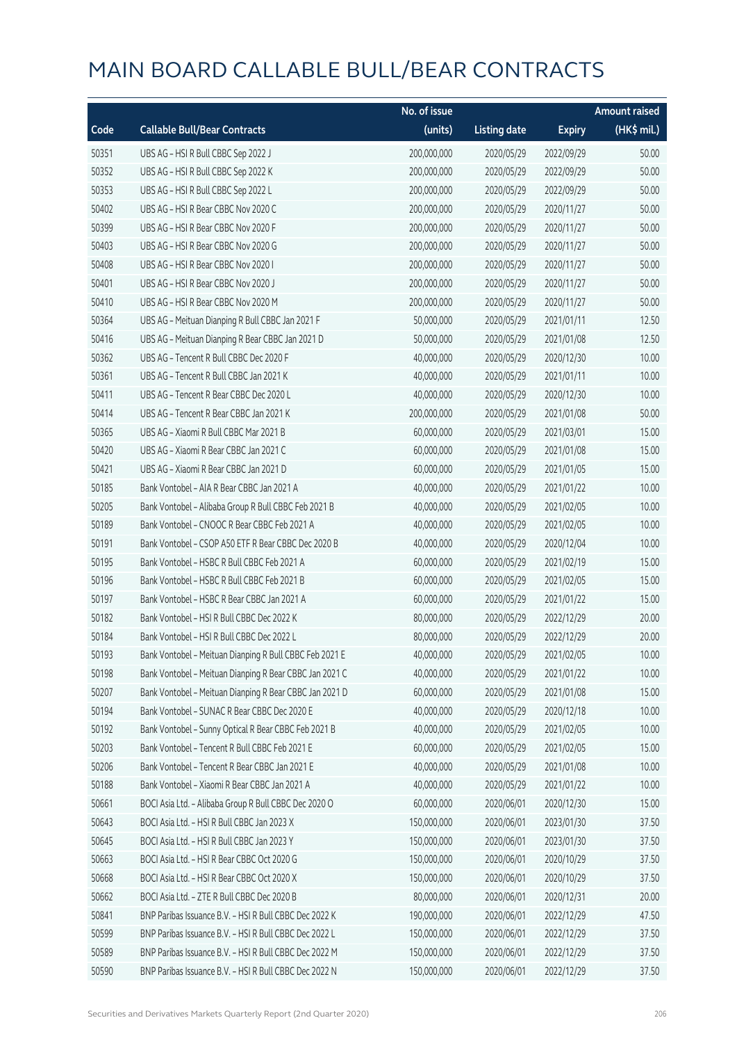# MAIN BOARD CALLABLE BULL/BEAR CONTRACTS

| Code | Callable Bull/Bear Contracts | No. of issue (units) | Listing date | Expiry | Amount raised (HK$ mil.) |
|---|---|---|---|---|---|
| 50351 | UBS AG - HSI R Bull CBBC Sep 2022 J | 200,000,000 | 2020/05/29 | 2022/09/29 | 50.00 |
| 50352 | UBS AG - HSI R Bull CBBC Sep 2022 K | 200,000,000 | 2020/05/29 | 2022/09/29 | 50.00 |
| 50353 | UBS AG - HSI R Bull CBBC Sep 2022 L | 200,000,000 | 2020/05/29 | 2022/09/29 | 50.00 |
| 50402 | UBS AG - HSI R Bear CBBC Nov 2020 C | 200,000,000 | 2020/05/29 | 2020/11/27 | 50.00 |
| 50399 | UBS AG - HSI R Bear CBBC Nov 2020 F | 200,000,000 | 2020/05/29 | 2020/11/27 | 50.00 |
| 50403 | UBS AG - HSI R Bear CBBC Nov 2020 G | 200,000,000 | 2020/05/29 | 2020/11/27 | 50.00 |
| 50408 | UBS AG - HSI R Bear CBBC Nov 2020 I | 200,000,000 | 2020/05/29 | 2020/11/27 | 50.00 |
| 50401 | UBS AG - HSI R Bear CBBC Nov 2020 J | 200,000,000 | 2020/05/29 | 2020/11/27 | 50.00 |
| 50410 | UBS AG - HSI R Bear CBBC Nov 2020 M | 200,000,000 | 2020/05/29 | 2020/11/27 | 50.00 |
| 50364 | UBS AG - Meituan Dianping R Bull CBBC Jan 2021 F | 50,000,000 | 2020/05/29 | 2021/01/11 | 12.50 |
| 50416 | UBS AG - Meituan Dianping R Bear CBBC Jan 2021 D | 50,000,000 | 2020/05/29 | 2021/01/08 | 12.50 |
| 50362 | UBS AG - Tencent R Bull CBBC Dec 2020 F | 40,000,000 | 2020/05/29 | 2020/12/30 | 10.00 |
| 50361 | UBS AG - Tencent R Bull CBBC Jan 2021 K | 40,000,000 | 2020/05/29 | 2021/01/11 | 10.00 |
| 50411 | UBS AG - Tencent R Bear CBBC Dec 2020 L | 40,000,000 | 2020/05/29 | 2020/12/30 | 10.00 |
| 50414 | UBS AG - Tencent R Bear CBBC Jan 2021 K | 200,000,000 | 2020/05/29 | 2021/01/08 | 50.00 |
| 50365 | UBS AG - Xiaomi R Bull CBBC Mar 2021 B | 60,000,000 | 2020/05/29 | 2021/03/01 | 15.00 |
| 50420 | UBS AG - Xiaomi R Bear CBBC Jan 2021 C | 60,000,000 | 2020/05/29 | 2021/01/08 | 15.00 |
| 50421 | UBS AG - Xiaomi R Bear CBBC Jan 2021 D | 60,000,000 | 2020/05/29 | 2021/01/05 | 15.00 |
| 50185 | Bank Vontobel - AIA R Bear CBBC Jan 2021 A | 40,000,000 | 2020/05/29 | 2021/01/22 | 10.00 |
| 50205 | Bank Vontobel - Alibaba Group R Bull CBBC Feb 2021 B | 40,000,000 | 2020/05/29 | 2021/02/05 | 10.00 |
| 50189 | Bank Vontobel - CNOOC R Bear CBBC Feb 2021 A | 40,000,000 | 2020/05/29 | 2021/02/05 | 10.00 |
| 50191 | Bank Vontobel - CSOP A50 ETF R Bear CBBC Dec 2020 B | 40,000,000 | 2020/05/29 | 2020/12/04 | 10.00 |
| 50195 | Bank Vontobel - HSBC R Bull CBBC Feb 2021 A | 60,000,000 | 2020/05/29 | 2021/02/19 | 15.00 |
| 50196 | Bank Vontobel - HSBC R Bull CBBC Feb 2021 B | 60,000,000 | 2020/05/29 | 2021/02/05 | 15.00 |
| 50197 | Bank Vontobel - HSBC R Bear CBBC Jan 2021 A | 60,000,000 | 2020/05/29 | 2021/01/22 | 15.00 |
| 50182 | Bank Vontobel - HSI R Bull CBBC Dec 2022 K | 80,000,000 | 2020/05/29 | 2022/12/29 | 20.00 |
| 50184 | Bank Vontobel - HSI R Bull CBBC Dec 2022 L | 80,000,000 | 2020/05/29 | 2022/12/29 | 20.00 |
| 50193 | Bank Vontobel - Meituan Dianping R Bull CBBC Feb 2021 E | 40,000,000 | 2020/05/29 | 2021/02/05 | 10.00 |
| 50198 | Bank Vontobel - Meituan Dianping R Bear CBBC Jan 2021 C | 40,000,000 | 2020/05/29 | 2021/01/22 | 10.00 |
| 50207 | Bank Vontobel - Meituan Dianping R Bear CBBC Jan 2021 D | 60,000,000 | 2020/05/29 | 2021/01/08 | 15.00 |
| 50194 | Bank Vontobel - SUNAC R Bear CBBC Dec 2020 E | 40,000,000 | 2020/05/29 | 2020/12/18 | 10.00 |
| 50192 | Bank Vontobel - Sunny Optical R Bear CBBC Feb 2021 B | 40,000,000 | 2020/05/29 | 2021/02/05 | 10.00 |
| 50203 | Bank Vontobel - Tencent R Bull CBBC Feb 2021 E | 60,000,000 | 2020/05/29 | 2021/02/05 | 15.00 |
| 50206 | Bank Vontobel - Tencent R Bear CBBC Jan 2021 E | 40,000,000 | 2020/05/29 | 2021/01/08 | 10.00 |
| 50188 | Bank Vontobel - Xiaomi R Bear CBBC Jan 2021 A | 40,000,000 | 2020/05/29 | 2021/01/22 | 10.00 |
| 50661 | BOCI Asia Ltd. - Alibaba Group R Bull CBBC Dec 2020 O | 60,000,000 | 2020/06/01 | 2020/12/30 | 15.00 |
| 50643 | BOCI Asia Ltd. - HSI R Bull CBBC Jan 2023 X | 150,000,000 | 2020/06/01 | 2023/01/30 | 37.50 |
| 50645 | BOCI Asia Ltd. - HSI R Bull CBBC Jan 2023 Y | 150,000,000 | 2020/06/01 | 2023/01/30 | 37.50 |
| 50663 | BOCI Asia Ltd. - HSI R Bear CBBC Oct 2020 G | 150,000,000 | 2020/06/01 | 2020/10/29 | 37.50 |
| 50668 | BOCI Asia Ltd. - HSI R Bear CBBC Oct 2020 X | 150,000,000 | 2020/06/01 | 2020/10/29 | 37.50 |
| 50662 | BOCI Asia Ltd. - ZTE R Bull CBBC Dec 2020 B | 80,000,000 | 2020/06/01 | 2020/12/31 | 20.00 |
| 50841 | BNP Paribas Issuance B.V. - HSI R Bull CBBC Dec 2022 K | 190,000,000 | 2020/06/01 | 2022/12/29 | 47.50 |
| 50599 | BNP Paribas Issuance B.V. - HSI R Bull CBBC Dec 2022 L | 150,000,000 | 2020/06/01 | 2022/12/29 | 37.50 |
| 50589 | BNP Paribas Issuance B.V. - HSI R Bull CBBC Dec 2022 M | 150,000,000 | 2020/06/01 | 2022/12/29 | 37.50 |
| 50590 | BNP Paribas Issuance B.V. - HSI R Bull CBBC Dec 2022 N | 150,000,000 | 2020/06/01 | 2022/12/29 | 37.50 |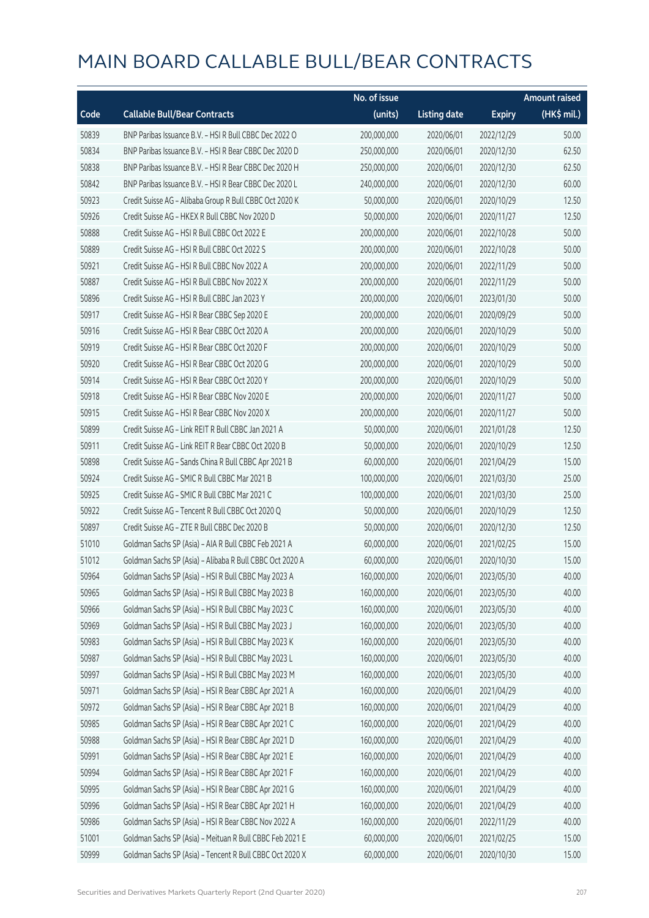# MAIN BOARD CALLABLE BULL/BEAR CONTRACTS

| Code | Callable Bull/Bear Contracts | No. of issue (units) | Listing date | Expiry | Amount raised (HK$ mil.) |
|---|---|---|---|---|---|
| 50839 | BNP Paribas Issuance B.V. – HSI R Bull CBBC Dec 2022 O | 200,000,000 | 2020/06/01 | 2022/12/29 | 50.00 |
| 50834 | BNP Paribas Issuance B.V. – HSI R Bear CBBC Dec 2020 D | 250,000,000 | 2020/06/01 | 2020/12/30 | 62.50 |
| 50838 | BNP Paribas Issuance B.V. – HSI R Bear CBBC Dec 2020 H | 250,000,000 | 2020/06/01 | 2020/12/30 | 62.50 |
| 50842 | BNP Paribas Issuance B.V. – HSI R Bear CBBC Dec 2020 L | 240,000,000 | 2020/06/01 | 2020/12/30 | 60.00 |
| 50923 | Credit Suisse AG – Alibaba Group R Bull CBBC Oct 2020 K | 50,000,000 | 2020/06/01 | 2020/10/29 | 12.50 |
| 50926 | Credit Suisse AG – HKEX R Bull CBBC Nov 2020 D | 50,000,000 | 2020/06/01 | 2020/11/27 | 12.50 |
| 50888 | Credit Suisse AG – HSI R Bull CBBC Oct 2022 E | 200,000,000 | 2020/06/01 | 2022/10/28 | 50.00 |
| 50889 | Credit Suisse AG – HSI R Bull CBBC Oct 2022 S | 200,000,000 | 2020/06/01 | 2022/10/28 | 50.00 |
| 50921 | Credit Suisse AG – HSI R Bull CBBC Nov 2022 A | 200,000,000 | 2020/06/01 | 2022/11/29 | 50.00 |
| 50887 | Credit Suisse AG – HSI R Bull CBBC Nov 2022 X | 200,000,000 | 2020/06/01 | 2022/11/29 | 50.00 |
| 50896 | Credit Suisse AG – HSI R Bull CBBC Jan 2023 Y | 200,000,000 | 2020/06/01 | 2023/01/30 | 50.00 |
| 50917 | Credit Suisse AG – HSI R Bear CBBC Sep 2020 E | 200,000,000 | 2020/06/01 | 2020/09/29 | 50.00 |
| 50916 | Credit Suisse AG – HSI R Bear CBBC Oct 2020 A | 200,000,000 | 2020/06/01 | 2020/10/29 | 50.00 |
| 50919 | Credit Suisse AG – HSI R Bear CBBC Oct 2020 F | 200,000,000 | 2020/06/01 | 2020/10/29 | 50.00 |
| 50920 | Credit Suisse AG – HSI R Bear CBBC Oct 2020 G | 200,000,000 | 2020/06/01 | 2020/10/29 | 50.00 |
| 50914 | Credit Suisse AG – HSI R Bear CBBC Oct 2020 Y | 200,000,000 | 2020/06/01 | 2020/10/29 | 50.00 |
| 50918 | Credit Suisse AG – HSI R Bear CBBC Nov 2020 E | 200,000,000 | 2020/06/01 | 2020/11/27 | 50.00 |
| 50915 | Credit Suisse AG – HSI R Bear CBBC Nov 2020 X | 200,000,000 | 2020/06/01 | 2020/11/27 | 50.00 |
| 50899 | Credit Suisse AG – Link REIT R Bull CBBC Jan 2021 A | 50,000,000 | 2020/06/01 | 2021/01/28 | 12.50 |
| 50911 | Credit Suisse AG – Link REIT R Bear CBBC Oct 2020 B | 50,000,000 | 2020/06/01 | 2020/10/29 | 12.50 |
| 50898 | Credit Suisse AG – Sands China R Bull CBBC Apr 2021 B | 60,000,000 | 2020/06/01 | 2021/04/29 | 15.00 |
| 50924 | Credit Suisse AG – SMIC R Bull CBBC Mar 2021 B | 100,000,000 | 2020/06/01 | 2021/03/30 | 25.00 |
| 50925 | Credit Suisse AG – SMIC R Bull CBBC Mar 2021 C | 100,000,000 | 2020/06/01 | 2021/03/30 | 25.00 |
| 50922 | Credit Suisse AG – Tencent R Bull CBBC Oct 2020 Q | 50,000,000 | 2020/06/01 | 2020/10/29 | 12.50 |
| 50897 | Credit Suisse AG – ZTE R Bull CBBC Dec 2020 B | 50,000,000 | 2020/06/01 | 2020/12/30 | 12.50 |
| 51010 | Goldman Sachs SP (Asia) – AIA R Bull CBBC Feb 2021 A | 60,000,000 | 2020/06/01 | 2021/02/25 | 15.00 |
| 51012 | Goldman Sachs SP (Asia) – Alibaba R Bull CBBC Oct 2020 A | 60,000,000 | 2020/06/01 | 2020/10/30 | 15.00 |
| 50964 | Goldman Sachs SP (Asia) – HSI R Bull CBBC May 2023 A | 160,000,000 | 2020/06/01 | 2023/05/30 | 40.00 |
| 50965 | Goldman Sachs SP (Asia) – HSI R Bull CBBC May 2023 B | 160,000,000 | 2020/06/01 | 2023/05/30 | 40.00 |
| 50966 | Goldman Sachs SP (Asia) – HSI R Bull CBBC May 2023 C | 160,000,000 | 2020/06/01 | 2023/05/30 | 40.00 |
| 50969 | Goldman Sachs SP (Asia) – HSI R Bull CBBC May 2023 J | 160,000,000 | 2020/06/01 | 2023/05/30 | 40.00 |
| 50983 | Goldman Sachs SP (Asia) – HSI R Bull CBBC May 2023 K | 160,000,000 | 2020/06/01 | 2023/05/30 | 40.00 |
| 50987 | Goldman Sachs SP (Asia) – HSI R Bull CBBC May 2023 L | 160,000,000 | 2020/06/01 | 2023/05/30 | 40.00 |
| 50997 | Goldman Sachs SP (Asia) – HSI R Bull CBBC May 2023 M | 160,000,000 | 2020/06/01 | 2023/05/30 | 40.00 |
| 50971 | Goldman Sachs SP (Asia) – HSI R Bear CBBC Apr 2021 A | 160,000,000 | 2020/06/01 | 2021/04/29 | 40.00 |
| 50972 | Goldman Sachs SP (Asia) – HSI R Bear CBBC Apr 2021 B | 160,000,000 | 2020/06/01 | 2021/04/29 | 40.00 |
| 50985 | Goldman Sachs SP (Asia) – HSI R Bear CBBC Apr 2021 C | 160,000,000 | 2020/06/01 | 2021/04/29 | 40.00 |
| 50988 | Goldman Sachs SP (Asia) – HSI R Bear CBBC Apr 2021 D | 160,000,000 | 2020/06/01 | 2021/04/29 | 40.00 |
| 50991 | Goldman Sachs SP (Asia) – HSI R Bear CBBC Apr 2021 E | 160,000,000 | 2020/06/01 | 2021/04/29 | 40.00 |
| 50994 | Goldman Sachs SP (Asia) – HSI R Bear CBBC Apr 2021 F | 160,000,000 | 2020/06/01 | 2021/04/29 | 40.00 |
| 50995 | Goldman Sachs SP (Asia) – HSI R Bear CBBC Apr 2021 G | 160,000,000 | 2020/06/01 | 2021/04/29 | 40.00 |
| 50996 | Goldman Sachs SP (Asia) – HSI R Bear CBBC Apr 2021 H | 160,000,000 | 2020/06/01 | 2021/04/29 | 40.00 |
| 50986 | Goldman Sachs SP (Asia) – HSI R Bear CBBC Nov 2022 A | 160,000,000 | 2020/06/01 | 2022/11/29 | 40.00 |
| 51001 | Goldman Sachs SP (Asia) – Meituan R Bull CBBC Feb 2021 E | 60,000,000 | 2020/06/01 | 2021/02/25 | 15.00 |
| 50999 | Goldman Sachs SP (Asia) – Tencent R Bull CBBC Oct 2020 X | 60,000,000 | 2020/06/01 | 2020/10/30 | 15.00 |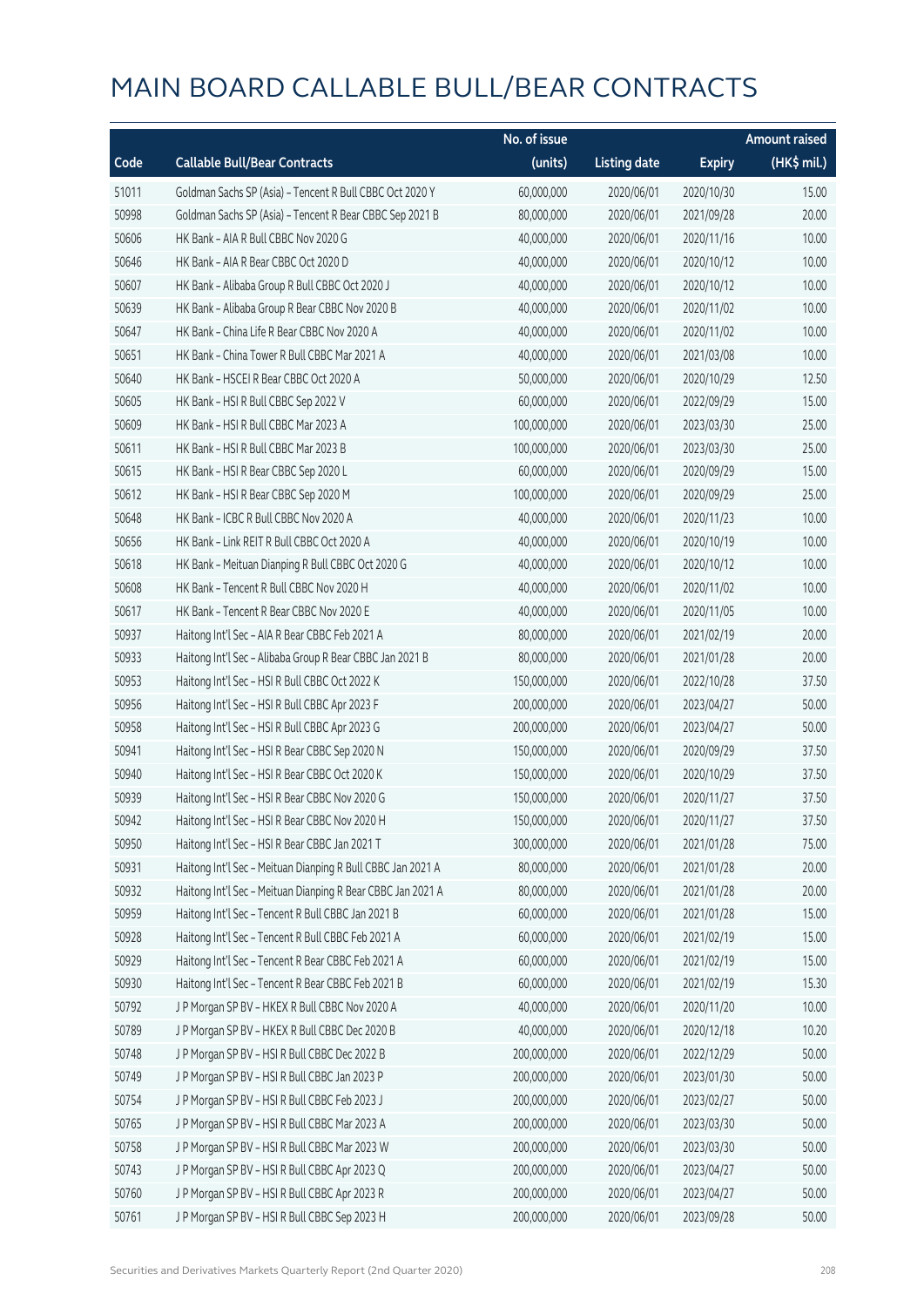# MAIN BOARD CALLABLE BULL/BEAR CONTRACTS

| Code | Callable Bull/Bear Contracts | No. of issue (units) | Listing date | Expiry | Amount raised (HK$ mil.) |
|---|---|---|---|---|---|
| 51011 | Goldman Sachs SP (Asia) – Tencent R Bull CBBC Oct 2020 Y | 60,000,000 | 2020/06/01 | 2020/10/30 | 15.00 |
| 50998 | Goldman Sachs SP (Asia) – Tencent R Bear CBBC Sep 2021 B | 80,000,000 | 2020/06/01 | 2021/09/28 | 20.00 |
| 50606 | HK Bank – AIA R Bull CBBC Nov 2020 G | 40,000,000 | 2020/06/01 | 2020/11/16 | 10.00 |
| 50646 | HK Bank – AIA R Bear CBBC Oct 2020 D | 40,000,000 | 2020/06/01 | 2020/10/12 | 10.00 |
| 50607 | HK Bank – Alibaba Group R Bull CBBC Oct 2020 J | 40,000,000 | 2020/06/01 | 2020/10/12 | 10.00 |
| 50639 | HK Bank – Alibaba Group R Bear CBBC Nov 2020 B | 40,000,000 | 2020/06/01 | 2020/11/02 | 10.00 |
| 50647 | HK Bank – China Life R Bear CBBC Nov 2020 A | 40,000,000 | 2020/06/01 | 2020/11/02 | 10.00 |
| 50651 | HK Bank – China Tower R Bull CBBC Mar 2021 A | 40,000,000 | 2020/06/01 | 2021/03/08 | 10.00 |
| 50640 | HK Bank – HSCEI R Bear CBBC Oct 2020 A | 50,000,000 | 2020/06/01 | 2020/10/29 | 12.50 |
| 50605 | HK Bank – HSI R Bull CBBC Sep 2022 V | 60,000,000 | 2020/06/01 | 2022/09/29 | 15.00 |
| 50609 | HK Bank – HSI R Bull CBBC Mar 2023 A | 100,000,000 | 2020/06/01 | 2023/03/30 | 25.00 |
| 50611 | HK Bank – HSI R Bull CBBC Mar 2023 B | 100,000,000 | 2020/06/01 | 2023/03/30 | 25.00 |
| 50615 | HK Bank – HSI R Bear CBBC Sep 2020 L | 60,000,000 | 2020/06/01 | 2020/09/29 | 15.00 |
| 50612 | HK Bank – HSI R Bear CBBC Sep 2020 M | 100,000,000 | 2020/06/01 | 2020/09/29 | 25.00 |
| 50648 | HK Bank – ICBC R Bull CBBC Nov 2020 A | 40,000,000 | 2020/06/01 | 2020/11/23 | 10.00 |
| 50656 | HK Bank – Link REIT R Bull CBBC Oct 2020 A | 40,000,000 | 2020/06/01 | 2020/10/19 | 10.00 |
| 50618 | HK Bank – Meituan Dianping R Bull CBBC Oct 2020 G | 40,000,000 | 2020/06/01 | 2020/10/12 | 10.00 |
| 50608 | HK Bank – Tencent R Bull CBBC Nov 2020 H | 40,000,000 | 2020/06/01 | 2020/11/02 | 10.00 |
| 50617 | HK Bank – Tencent R Bear CBBC Nov 2020 E | 40,000,000 | 2020/06/01 | 2020/11/05 | 10.00 |
| 50937 | Haitong Int'l Sec – AIA R Bear CBBC Feb 2021 A | 80,000,000 | 2020/06/01 | 2021/02/19 | 20.00 |
| 50933 | Haitong Int'l Sec – Alibaba Group R Bear CBBC Jan 2021 B | 80,000,000 | 2020/06/01 | 2021/01/28 | 20.00 |
| 50953 | Haitong Int'l Sec – HSI R Bull CBBC Oct 2022 K | 150,000,000 | 2020/06/01 | 2022/10/28 | 37.50 |
| 50956 | Haitong Int'l Sec – HSI R Bull CBBC Apr 2023 F | 200,000,000 | 2020/06/01 | 2023/04/27 | 50.00 |
| 50958 | Haitong Int'l Sec – HSI R Bull CBBC Apr 2023 G | 200,000,000 | 2020/06/01 | 2023/04/27 | 50.00 |
| 50941 | Haitong Int'l Sec – HSI R Bear CBBC Sep 2020 N | 150,000,000 | 2020/06/01 | 2020/09/29 | 37.50 |
| 50940 | Haitong Int'l Sec – HSI R Bear CBBC Oct 2020 K | 150,000,000 | 2020/06/01 | 2020/10/29 | 37.50 |
| 50939 | Haitong Int'l Sec – HSI R Bear CBBC Nov 2020 G | 150,000,000 | 2020/06/01 | 2020/11/27 | 37.50 |
| 50942 | Haitong Int'l Sec – HSI R Bear CBBC Nov 2020 H | 150,000,000 | 2020/06/01 | 2020/11/27 | 37.50 |
| 50950 | Haitong Int'l Sec – HSI R Bear CBBC Jan 2021 T | 300,000,000 | 2020/06/01 | 2021/01/28 | 75.00 |
| 50931 | Haitong Int'l Sec – Meituan Dianping R Bull CBBC Jan 2021 A | 80,000,000 | 2020/06/01 | 2021/01/28 | 20.00 |
| 50932 | Haitong Int'l Sec – Meituan Dianping R Bear CBBC Jan 2021 A | 80,000,000 | 2020/06/01 | 2021/01/28 | 20.00 |
| 50959 | Haitong Int'l Sec – Tencent R Bull CBBC Jan 2021 B | 60,000,000 | 2020/06/01 | 2021/01/28 | 15.00 |
| 50928 | Haitong Int'l Sec – Tencent R Bull CBBC Feb 2021 A | 60,000,000 | 2020/06/01 | 2021/02/19 | 15.00 |
| 50929 | Haitong Int'l Sec – Tencent R Bear CBBC Feb 2021 A | 60,000,000 | 2020/06/01 | 2021/02/19 | 15.00 |
| 50930 | Haitong Int'l Sec – Tencent R Bear CBBC Feb 2021 B | 60,000,000 | 2020/06/01 | 2021/02/19 | 15.30 |
| 50792 | J P Morgan SP BV – HKEX R Bull CBBC Nov 2020 A | 40,000,000 | 2020/06/01 | 2020/11/20 | 10.00 |
| 50789 | J P Morgan SP BV – HKEX R Bull CBBC Dec 2020 B | 40,000,000 | 2020/06/01 | 2020/12/18 | 10.20 |
| 50748 | J P Morgan SP BV – HSI R Bull CBBC Dec 2022 B | 200,000,000 | 2020/06/01 | 2022/12/29 | 50.00 |
| 50749 | J P Morgan SP BV – HSI R Bull CBBC Jan 2023 P | 200,000,000 | 2020/06/01 | 2023/01/30 | 50.00 |
| 50754 | J P Morgan SP BV – HSI R Bull CBBC Feb 2023 J | 200,000,000 | 2020/06/01 | 2023/02/27 | 50.00 |
| 50765 | J P Morgan SP BV – HSI R Bull CBBC Mar 2023 A | 200,000,000 | 2020/06/01 | 2023/03/30 | 50.00 |
| 50758 | J P Morgan SP BV – HSI R Bull CBBC Mar 2023 W | 200,000,000 | 2020/06/01 | 2023/03/30 | 50.00 |
| 50743 | J P Morgan SP BV – HSI R Bull CBBC Apr 2023 Q | 200,000,000 | 2020/06/01 | 2023/04/27 | 50.00 |
| 50760 | J P Morgan SP BV – HSI R Bull CBBC Apr 2023 R | 200,000,000 | 2020/06/01 | 2023/04/27 | 50.00 |
| 50761 | J P Morgan SP BV – HSI R Bull CBBC Sep 2023 H | 200,000,000 | 2020/06/01 | 2023/09/28 | 50.00 |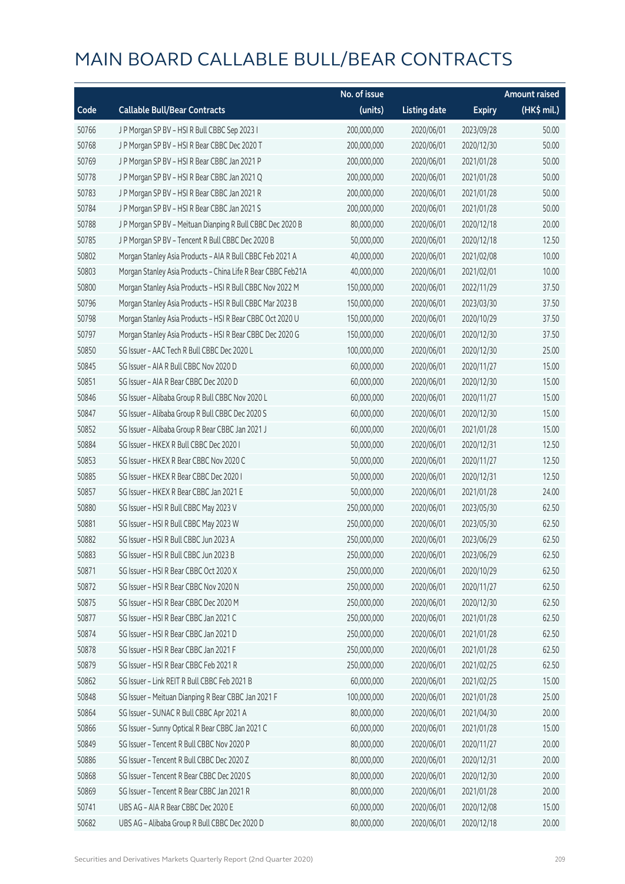# MAIN BOARD CALLABLE BULL/BEAR CONTRACTS

| Code | Callable Bull/Bear Contracts | No. of issue (units) | Listing date | Expiry | Amount raised (HK$ mil.) |
|---|---|---|---|---|---|
| 50766 | J P Morgan SP BV – HSI R Bull CBBC Sep 2023 I | 200,000,000 | 2020/06/01 | 2023/09/28 | 50.00 |
| 50768 | J P Morgan SP BV – HSI R Bear CBBC Dec 2020 T | 200,000,000 | 2020/06/01 | 2020/12/30 | 50.00 |
| 50769 | J P Morgan SP BV – HSI R Bear CBBC Jan 2021 P | 200,000,000 | 2020/06/01 | 2021/01/28 | 50.00 |
| 50778 | J P Morgan SP BV – HSI R Bear CBBC Jan 2021 Q | 200,000,000 | 2020/06/01 | 2021/01/28 | 50.00 |
| 50783 | J P Morgan SP BV – HSI R Bear CBBC Jan 2021 R | 200,000,000 | 2020/06/01 | 2021/01/28 | 50.00 |
| 50784 | J P Morgan SP BV – HSI R Bear CBBC Jan 2021 S | 200,000,000 | 2020/06/01 | 2021/01/28 | 50.00 |
| 50788 | J P Morgan SP BV – Meituan Dianping R Bull CBBC Dec 2020 B | 80,000,000 | 2020/06/01 | 2020/12/18 | 20.00 |
| 50785 | J P Morgan SP BV – Tencent R Bull CBBC Dec 2020 B | 50,000,000 | 2020/06/01 | 2020/12/18 | 12.50 |
| 50802 | Morgan Stanley Asia Products – AIA R Bull CBBC Feb 2021 A | 40,000,000 | 2020/06/01 | 2021/02/08 | 10.00 |
| 50803 | Morgan Stanley Asia Products – China Life R Bear CBBC Feb21A | 40,000,000 | 2020/06/01 | 2021/02/01 | 10.00 |
| 50800 | Morgan Stanley Asia Products – HSI R Bull CBBC Nov 2022 M | 150,000,000 | 2020/06/01 | 2022/11/29 | 37.50 |
| 50796 | Morgan Stanley Asia Products – HSI R Bull CBBC Mar 2023 B | 150,000,000 | 2020/06/01 | 2023/03/30 | 37.50 |
| 50798 | Morgan Stanley Asia Products – HSI R Bear CBBC Oct 2020 U | 150,000,000 | 2020/06/01 | 2020/10/29 | 37.50 |
| 50797 | Morgan Stanley Asia Products – HSI R Bear CBBC Dec 2020 G | 150,000,000 | 2020/06/01 | 2020/12/30 | 37.50 |
| 50850 | SG Issuer – AAC Tech R Bull CBBC Dec 2020 L | 100,000,000 | 2020/06/01 | 2020/12/30 | 25.00 |
| 50845 | SG Issuer – AIA R Bull CBBC Nov 2020 D | 60,000,000 | 2020/06/01 | 2020/11/27 | 15.00 |
| 50851 | SG Issuer – AIA R Bear CBBC Dec 2020 D | 60,000,000 | 2020/06/01 | 2020/12/30 | 15.00 |
| 50846 | SG Issuer – Alibaba Group R Bull CBBC Nov 2020 L | 60,000,000 | 2020/06/01 | 2020/11/27 | 15.00 |
| 50847 | SG Issuer – Alibaba Group R Bull CBBC Dec 2020 S | 60,000,000 | 2020/06/01 | 2020/12/30 | 15.00 |
| 50852 | SG Issuer – Alibaba Group R Bear CBBC Jan 2021 J | 60,000,000 | 2020/06/01 | 2021/01/28 | 15.00 |
| 50884 | SG Issuer – HKEX R Bull CBBC Dec 2020 I | 50,000,000 | 2020/06/01 | 2020/12/31 | 12.50 |
| 50853 | SG Issuer – HKEX R Bear CBBC Nov 2020 C | 50,000,000 | 2020/06/01 | 2020/11/27 | 12.50 |
| 50885 | SG Issuer – HKEX R Bear CBBC Dec 2020 I | 50,000,000 | 2020/06/01 | 2020/12/31 | 12.50 |
| 50857 | SG Issuer – HKEX R Bear CBBC Jan 2021 E | 50,000,000 | 2020/06/01 | 2021/01/28 | 24.00 |
| 50880 | SG Issuer – HSI R Bull CBBC May 2023 V | 250,000,000 | 2020/06/01 | 2023/05/30 | 62.50 |
| 50881 | SG Issuer – HSI R Bull CBBC May 2023 W | 250,000,000 | 2020/06/01 | 2023/05/30 | 62.50 |
| 50882 | SG Issuer – HSI R Bull CBBC Jun 2023 A | 250,000,000 | 2020/06/01 | 2023/06/29 | 62.50 |
| 50883 | SG Issuer – HSI R Bull CBBC Jun 2023 B | 250,000,000 | 2020/06/01 | 2023/06/29 | 62.50 |
| 50871 | SG Issuer – HSI R Bear CBBC Oct 2020 X | 250,000,000 | 2020/06/01 | 2020/10/29 | 62.50 |
| 50872 | SG Issuer – HSI R Bear CBBC Nov 2020 N | 250,000,000 | 2020/06/01 | 2020/11/27 | 62.50 |
| 50875 | SG Issuer – HSI R Bear CBBC Dec 2020 M | 250,000,000 | 2020/06/01 | 2020/12/30 | 62.50 |
| 50877 | SG Issuer – HSI R Bear CBBC Jan 2021 C | 250,000,000 | 2020/06/01 | 2021/01/28 | 62.50 |
| 50874 | SG Issuer – HSI R Bear CBBC Jan 2021 D | 250,000,000 | 2020/06/01 | 2021/01/28 | 62.50 |
| 50878 | SG Issuer – HSI R Bear CBBC Jan 2021 F | 250,000,000 | 2020/06/01 | 2021/01/28 | 62.50 |
| 50879 | SG Issuer – HSI R Bear CBBC Feb 2021 R | 250,000,000 | 2020/06/01 | 2021/02/25 | 62.50 |
| 50862 | SG Issuer – Link REIT R Bull CBBC Feb 2021 B | 60,000,000 | 2020/06/01 | 2021/02/25 | 15.00 |
| 50848 | SG Issuer – Meituan Dianping R Bear CBBC Jan 2021 F | 100,000,000 | 2020/06/01 | 2021/01/28 | 25.00 |
| 50864 | SG Issuer – SUNAC R Bull CBBC Apr 2021 A | 80,000,000 | 2020/06/01 | 2021/04/30 | 20.00 |
| 50866 | SG Issuer – Sunny Optical R Bear CBBC Jan 2021 C | 60,000,000 | 2020/06/01 | 2021/01/28 | 15.00 |
| 50849 | SG Issuer – Tencent R Bull CBBC Nov 2020 P | 80,000,000 | 2020/06/01 | 2020/11/27 | 20.00 |
| 50886 | SG Issuer – Tencent R Bull CBBC Dec 2020 Z | 80,000,000 | 2020/06/01 | 2020/12/31 | 20.00 |
| 50868 | SG Issuer – Tencent R Bear CBBC Dec 2020 S | 80,000,000 | 2020/06/01 | 2020/12/30 | 20.00 |
| 50869 | SG Issuer – Tencent R Bear CBBC Jan 2021 R | 80,000,000 | 2020/06/01 | 2021/01/28 | 20.00 |
| 50741 | UBS AG – AIA R Bear CBBC Dec 2020 E | 60,000,000 | 2020/06/01 | 2020/12/08 | 15.00 |
| 50682 | UBS AG – Alibaba Group R Bull CBBC Dec 2020 D | 80,000,000 | 2020/06/01 | 2020/12/18 | 20.00 |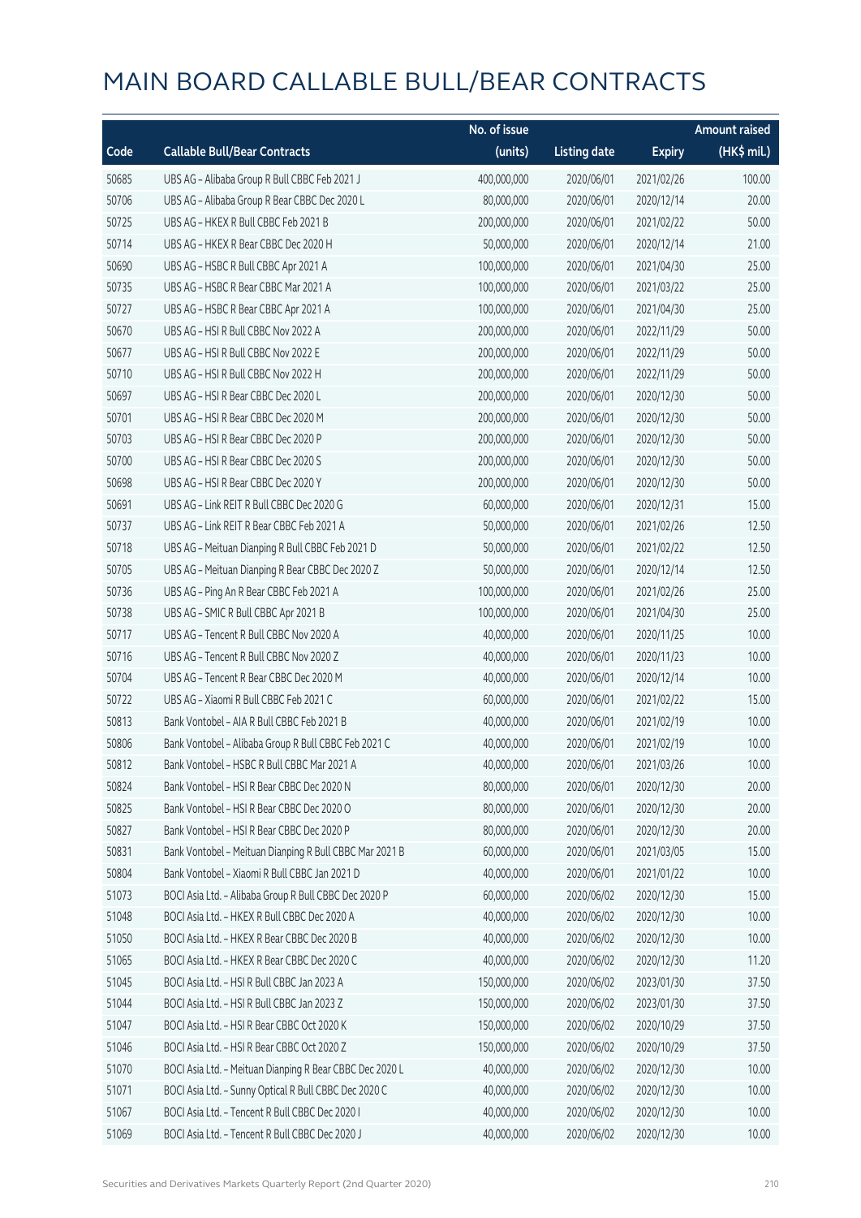# MAIN BOARD CALLABLE BULL/BEAR CONTRACTS

| Code | Callable Bull/Bear Contracts | No. of issue (units) | Listing date | Expiry | Amount raised (HK$ mil.) |
|---|---|---|---|---|---|
| 50685 | UBS AG – Alibaba Group R Bull CBBC Feb 2021 J | 400,000,000 | 2020/06/01 | 2021/02/26 | 100.00 |
| 50706 | UBS AG – Alibaba Group R Bear CBBC Dec 2020 L | 80,000,000 | 2020/06/01 | 2020/12/14 | 20.00 |
| 50725 | UBS AG – HKEX R Bull CBBC Feb 2021 B | 200,000,000 | 2020/06/01 | 2021/02/22 | 50.00 |
| 50714 | UBS AG – HKEX R Bear CBBC Dec 2020 H | 50,000,000 | 2020/06/01 | 2020/12/14 | 21.00 |
| 50690 | UBS AG – HSBC R Bull CBBC Apr 2021 A | 100,000,000 | 2020/06/01 | 2021/04/30 | 25.00 |
| 50735 | UBS AG – HSBC R Bear CBBC Mar 2021 A | 100,000,000 | 2020/06/01 | 2021/03/22 | 25.00 |
| 50727 | UBS AG – HSBC R Bear CBBC Apr 2021 A | 100,000,000 | 2020/06/01 | 2021/04/30 | 25.00 |
| 50670 | UBS AG – HSI R Bull CBBC Nov 2022 A | 200,000,000 | 2020/06/01 | 2022/11/29 | 50.00 |
| 50677 | UBS AG – HSI R Bull CBBC Nov 2022 E | 200,000,000 | 2020/06/01 | 2022/11/29 | 50.00 |
| 50710 | UBS AG – HSI R Bull CBBC Nov 2022 H | 200,000,000 | 2020/06/01 | 2022/11/29 | 50.00 |
| 50697 | UBS AG – HSI R Bear CBBC Dec 2020 L | 200,000,000 | 2020/06/01 | 2020/12/30 | 50.00 |
| 50701 | UBS AG – HSI R Bear CBBC Dec 2020 M | 200,000,000 | 2020/06/01 | 2020/12/30 | 50.00 |
| 50703 | UBS AG – HSI R Bear CBBC Dec 2020 P | 200,000,000 | 2020/06/01 | 2020/12/30 | 50.00 |
| 50700 | UBS AG – HSI R Bear CBBC Dec 2020 S | 200,000,000 | 2020/06/01 | 2020/12/30 | 50.00 |
| 50698 | UBS AG – HSI R Bear CBBC Dec 2020 Y | 200,000,000 | 2020/06/01 | 2020/12/30 | 50.00 |
| 50691 | UBS AG – Link REIT R Bull CBBC Dec 2020 G | 60,000,000 | 2020/06/01 | 2020/12/31 | 15.00 |
| 50737 | UBS AG – Link REIT R Bear CBBC Feb 2021 A | 50,000,000 | 2020/06/01 | 2021/02/26 | 12.50 |
| 50718 | UBS AG – Meituan Dianping R Bull CBBC Feb 2021 D | 50,000,000 | 2020/06/01 | 2021/02/22 | 12.50 |
| 50705 | UBS AG – Meituan Dianping R Bear CBBC Dec 2020 Z | 50,000,000 | 2020/06/01 | 2020/12/14 | 12.50 |
| 50736 | UBS AG – Ping An R Bear CBBC Feb 2021 A | 100,000,000 | 2020/06/01 | 2021/02/26 | 25.00 |
| 50738 | UBS AG – SMIC R Bull CBBC Apr 2021 B | 100,000,000 | 2020/06/01 | 2021/04/30 | 25.00 |
| 50717 | UBS AG – Tencent R Bull CBBC Nov 2020 A | 40,000,000 | 2020/06/01 | 2020/11/25 | 10.00 |
| 50716 | UBS AG – Tencent R Bull CBBC Nov 2020 Z | 40,000,000 | 2020/06/01 | 2020/11/23 | 10.00 |
| 50704 | UBS AG – Tencent R Bear CBBC Dec 2020 M | 40,000,000 | 2020/06/01 | 2020/12/14 | 10.00 |
| 50722 | UBS AG – Xiaomi R Bull CBBC Feb 2021 C | 60,000,000 | 2020/06/01 | 2021/02/22 | 15.00 |
| 50813 | Bank Vontobel – AIA R Bull CBBC Feb 2021 B | 40,000,000 | 2020/06/01 | 2021/02/19 | 10.00 |
| 50806 | Bank Vontobel – Alibaba Group R Bull CBBC Feb 2021 C | 40,000,000 | 2020/06/01 | 2021/02/19 | 10.00 |
| 50812 | Bank Vontobel – HSBC R Bull CBBC Mar 2021 A | 40,000,000 | 2020/06/01 | 2021/03/26 | 10.00 |
| 50824 | Bank Vontobel – HSI R Bear CBBC Dec 2020 N | 80,000,000 | 2020/06/01 | 2020/12/30 | 20.00 |
| 50825 | Bank Vontobel – HSI R Bear CBBC Dec 2020 O | 80,000,000 | 2020/06/01 | 2020/12/30 | 20.00 |
| 50827 | Bank Vontobel – HSI R Bear CBBC Dec 2020 P | 80,000,000 | 2020/06/01 | 2020/12/30 | 20.00 |
| 50831 | Bank Vontobel – Meituan Dianping R Bull CBBC Mar 2021 B | 60,000,000 | 2020/06/01 | 2021/03/05 | 15.00 |
| 50804 | Bank Vontobel – Xiaomi R Bull CBBC Jan 2021 D | 40,000,000 | 2020/06/01 | 2021/01/22 | 10.00 |
| 51073 | BOCI Asia Ltd. – Alibaba Group R Bull CBBC Dec 2020 P | 60,000,000 | 2020/06/02 | 2020/12/30 | 15.00 |
| 51048 | BOCI Asia Ltd. – HKEX R Bull CBBC Dec 2020 A | 40,000,000 | 2020/06/02 | 2020/12/30 | 10.00 |
| 51050 | BOCI Asia Ltd. – HKEX R Bear CBBC Dec 2020 B | 40,000,000 | 2020/06/02 | 2020/12/30 | 10.00 |
| 51065 | BOCI Asia Ltd. – HKEX R Bear CBBC Dec 2020 C | 40,000,000 | 2020/06/02 | 2020/12/30 | 11.20 |
| 51045 | BOCI Asia Ltd. – HSI R Bull CBBC Jan 2023 A | 150,000,000 | 2020/06/02 | 2023/01/30 | 37.50 |
| 51044 | BOCI Asia Ltd. – HSI R Bull CBBC Jan 2023 Z | 150,000,000 | 2020/06/02 | 2023/01/30 | 37.50 |
| 51047 | BOCI Asia Ltd. – HSI R Bear CBBC Oct 2020 K | 150,000,000 | 2020/06/02 | 2020/10/29 | 37.50 |
| 51046 | BOCI Asia Ltd. – HSI R Bear CBBC Oct 2020 Z | 150,000,000 | 2020/06/02 | 2020/10/29 | 37.50 |
| 51070 | BOCI Asia Ltd. – Meituan Dianping R Bear CBBC Dec 2020 L | 40,000,000 | 2020/06/02 | 2020/12/30 | 10.00 |
| 51071 | BOCI Asia Ltd. – Sunny Optical R Bull CBBC Dec 2020 C | 40,000,000 | 2020/06/02 | 2020/12/30 | 10.00 |
| 51067 | BOCI Asia Ltd. – Tencent R Bull CBBC Dec 2020 I | 40,000,000 | 2020/06/02 | 2020/12/30 | 10.00 |
| 51069 | BOCI Asia Ltd. – Tencent R Bull CBBC Dec 2020 J | 40,000,000 | 2020/06/02 | 2020/12/30 | 10.00 |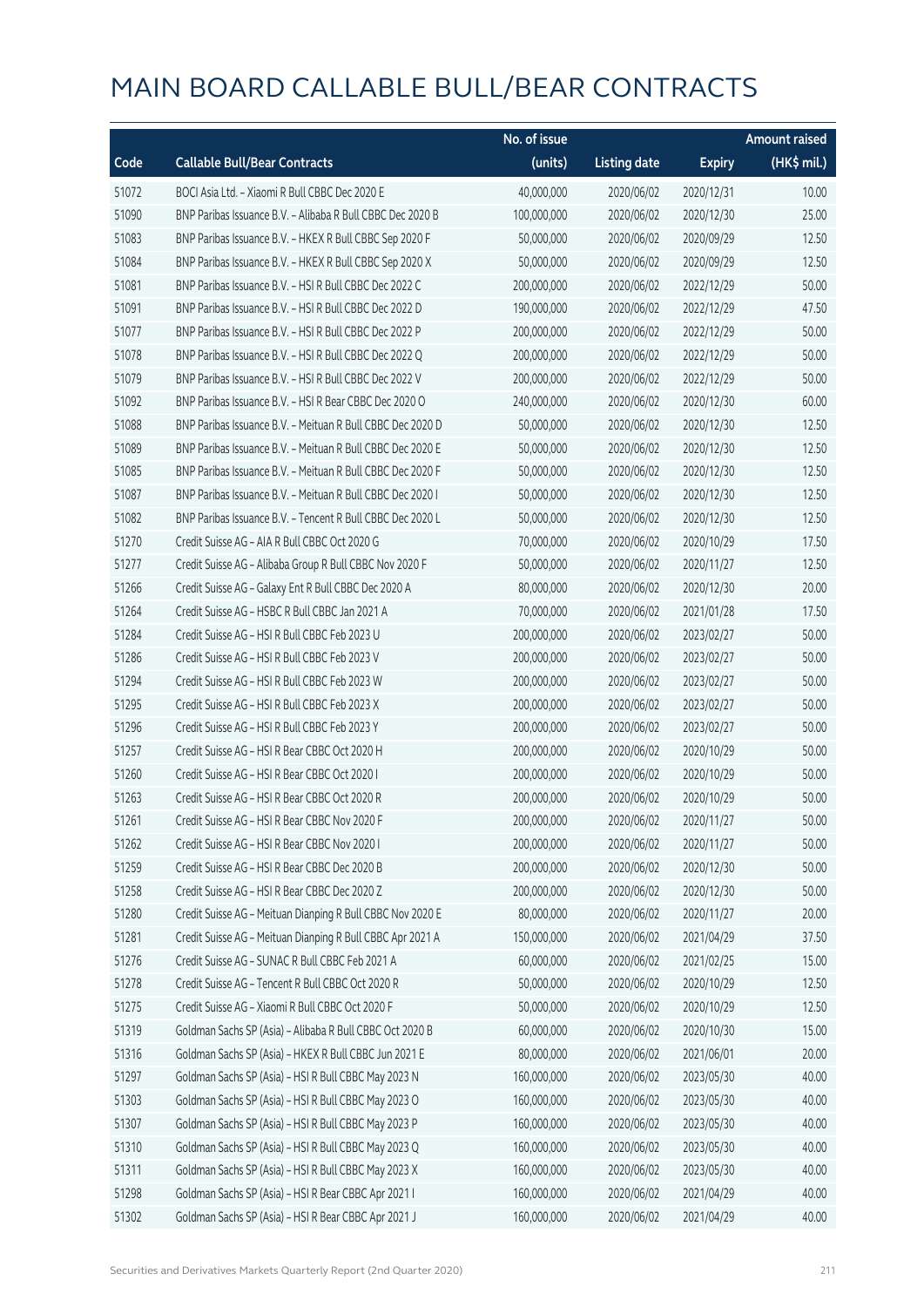# MAIN BOARD CALLABLE BULL/BEAR CONTRACTS

| Code | Callable Bull/Bear Contracts | No. of issue (units) | Listing date | Expiry | Amount raised (HK$ mil.) |
|---|---|---|---|---|---|
| 51072 | BOCI Asia Ltd. – Xiaomi R Bull CBBC Dec 2020 E | 40,000,000 | 2020/06/02 | 2020/12/31 | 10.00 |
| 51090 | BNP Paribas Issuance B.V. – Alibaba R Bull CBBC Dec 2020 B | 100,000,000 | 2020/06/02 | 2020/12/30 | 25.00 |
| 51083 | BNP Paribas Issuance B.V. – HKEX R Bull CBBC Sep 2020 F | 50,000,000 | 2020/06/02 | 2020/09/29 | 12.50 |
| 51084 | BNP Paribas Issuance B.V. – HKEX R Bull CBBC Sep 2020 X | 50,000,000 | 2020/06/02 | 2020/09/29 | 12.50 |
| 51081 | BNP Paribas Issuance B.V. – HSI R Bull CBBC Dec 2022 C | 200,000,000 | 2020/06/02 | 2022/12/29 | 50.00 |
| 51091 | BNP Paribas Issuance B.V. – HSI R Bull CBBC Dec 2022 D | 190,000,000 | 2020/06/02 | 2022/12/29 | 47.50 |
| 51077 | BNP Paribas Issuance B.V. – HSI R Bull CBBC Dec 2022 P | 200,000,000 | 2020/06/02 | 2022/12/29 | 50.00 |
| 51078 | BNP Paribas Issuance B.V. – HSI R Bull CBBC Dec 2022 Q | 200,000,000 | 2020/06/02 | 2022/12/29 | 50.00 |
| 51079 | BNP Paribas Issuance B.V. – HSI R Bull CBBC Dec 2022 V | 200,000,000 | 2020/06/02 | 2022/12/29 | 50.00 |
| 51092 | BNP Paribas Issuance B.V. – HSI R Bear CBBC Dec 2020 O | 240,000,000 | 2020/06/02 | 2020/12/30 | 60.00 |
| 51088 | BNP Paribas Issuance B.V. – Meituan R Bull CBBC Dec 2020 D | 50,000,000 | 2020/06/02 | 2020/12/30 | 12.50 |
| 51089 | BNP Paribas Issuance B.V. – Meituan R Bull CBBC Dec 2020 E | 50,000,000 | 2020/06/02 | 2020/12/30 | 12.50 |
| 51085 | BNP Paribas Issuance B.V. – Meituan R Bull CBBC Dec 2020 F | 50,000,000 | 2020/06/02 | 2020/12/30 | 12.50 |
| 51087 | BNP Paribas Issuance B.V. – Meituan R Bull CBBC Dec 2020 I | 50,000,000 | 2020/06/02 | 2020/12/30 | 12.50 |
| 51082 | BNP Paribas Issuance B.V. – Tencent R Bull CBBC Dec 2020 L | 50,000,000 | 2020/06/02 | 2020/12/30 | 12.50 |
| 51270 | Credit Suisse AG – AIA R Bull CBBC Oct 2020 G | 70,000,000 | 2020/06/02 | 2020/10/29 | 17.50 |
| 51277 | Credit Suisse AG – Alibaba Group R Bull CBBC Nov 2020 F | 50,000,000 | 2020/06/02 | 2020/11/27 | 12.50 |
| 51266 | Credit Suisse AG – Galaxy Ent R Bull CBBC Dec 2020 A | 80,000,000 | 2020/06/02 | 2020/12/30 | 20.00 |
| 51264 | Credit Suisse AG – HSBC R Bull CBBC Jan 2021 A | 70,000,000 | 2020/06/02 | 2021/01/28 | 17.50 |
| 51284 | Credit Suisse AG – HSI R Bull CBBC Feb 2023 U | 200,000,000 | 2020/06/02 | 2023/02/27 | 50.00 |
| 51286 | Credit Suisse AG – HSI R Bull CBBC Feb 2023 V | 200,000,000 | 2020/06/02 | 2023/02/27 | 50.00 |
| 51294 | Credit Suisse AG – HSI R Bull CBBC Feb 2023 W | 200,000,000 | 2020/06/02 | 2023/02/27 | 50.00 |
| 51295 | Credit Suisse AG – HSI R Bull CBBC Feb 2023 X | 200,000,000 | 2020/06/02 | 2023/02/27 | 50.00 |
| 51296 | Credit Suisse AG – HSI R Bull CBBC Feb 2023 Y | 200,000,000 | 2020/06/02 | 2023/02/27 | 50.00 |
| 51257 | Credit Suisse AG – HSI R Bear CBBC Oct 2020 H | 200,000,000 | 2020/06/02 | 2020/10/29 | 50.00 |
| 51260 | Credit Suisse AG – HSI R Bear CBBC Oct 2020 I | 200,000,000 | 2020/06/02 | 2020/10/29 | 50.00 |
| 51263 | Credit Suisse AG – HSI R Bear CBBC Oct 2020 R | 200,000,000 | 2020/06/02 | 2020/10/29 | 50.00 |
| 51261 | Credit Suisse AG – HSI R Bear CBBC Nov 2020 F | 200,000,000 | 2020/06/02 | 2020/11/27 | 50.00 |
| 51262 | Credit Suisse AG – HSI R Bear CBBC Nov 2020 I | 200,000,000 | 2020/06/02 | 2020/11/27 | 50.00 |
| 51259 | Credit Suisse AG – HSI R Bear CBBC Dec 2020 B | 200,000,000 | 2020/06/02 | 2020/12/30 | 50.00 |
| 51258 | Credit Suisse AG – HSI R Bear CBBC Dec 2020 Z | 200,000,000 | 2020/06/02 | 2020/12/30 | 50.00 |
| 51280 | Credit Suisse AG – Meituan Dianping R Bull CBBC Nov 2020 E | 80,000,000 | 2020/06/02 | 2020/11/27 | 20.00 |
| 51281 | Credit Suisse AG – Meituan Dianping R Bull CBBC Apr 2021 A | 150,000,000 | 2020/06/02 | 2021/04/29 | 37.50 |
| 51276 | Credit Suisse AG – SUNAC R Bull CBBC Feb 2021 A | 60,000,000 | 2020/06/02 | 2021/02/25 | 15.00 |
| 51278 | Credit Suisse AG – Tencent R Bull CBBC Oct 2020 R | 50,000,000 | 2020/06/02 | 2020/10/29 | 12.50 |
| 51275 | Credit Suisse AG – Xiaomi R Bull CBBC Oct 2020 F | 50,000,000 | 2020/06/02 | 2020/10/29 | 12.50 |
| 51319 | Goldman Sachs SP (Asia) – Alibaba R Bull CBBC Oct 2020 B | 60,000,000 | 2020/06/02 | 2020/10/30 | 15.00 |
| 51316 | Goldman Sachs SP (Asia) – HKEX R Bull CBBC Jun 2021 E | 80,000,000 | 2020/06/02 | 2021/06/01 | 20.00 |
| 51297 | Goldman Sachs SP (Asia) – HSI R Bull CBBC May 2023 N | 160,000,000 | 2020/06/02 | 2023/05/30 | 40.00 |
| 51303 | Goldman Sachs SP (Asia) – HSI R Bull CBBC May 2023 O | 160,000,000 | 2020/06/02 | 2023/05/30 | 40.00 |
| 51307 | Goldman Sachs SP (Asia) – HSI R Bull CBBC May 2023 P | 160,000,000 | 2020/06/02 | 2023/05/30 | 40.00 |
| 51310 | Goldman Sachs SP (Asia) – HSI R Bull CBBC May 2023 Q | 160,000,000 | 2020/06/02 | 2023/05/30 | 40.00 |
| 51311 | Goldman Sachs SP (Asia) – HSI R Bull CBBC May 2023 X | 160,000,000 | 2020/06/02 | 2023/05/30 | 40.00 |
| 51298 | Goldman Sachs SP (Asia) – HSI R Bear CBBC Apr 2021 I | 160,000,000 | 2020/06/02 | 2021/04/29 | 40.00 |
| 51302 | Goldman Sachs SP (Asia) – HSI R Bear CBBC Apr 2021 J | 160,000,000 | 2020/06/02 | 2021/04/29 | 40.00 |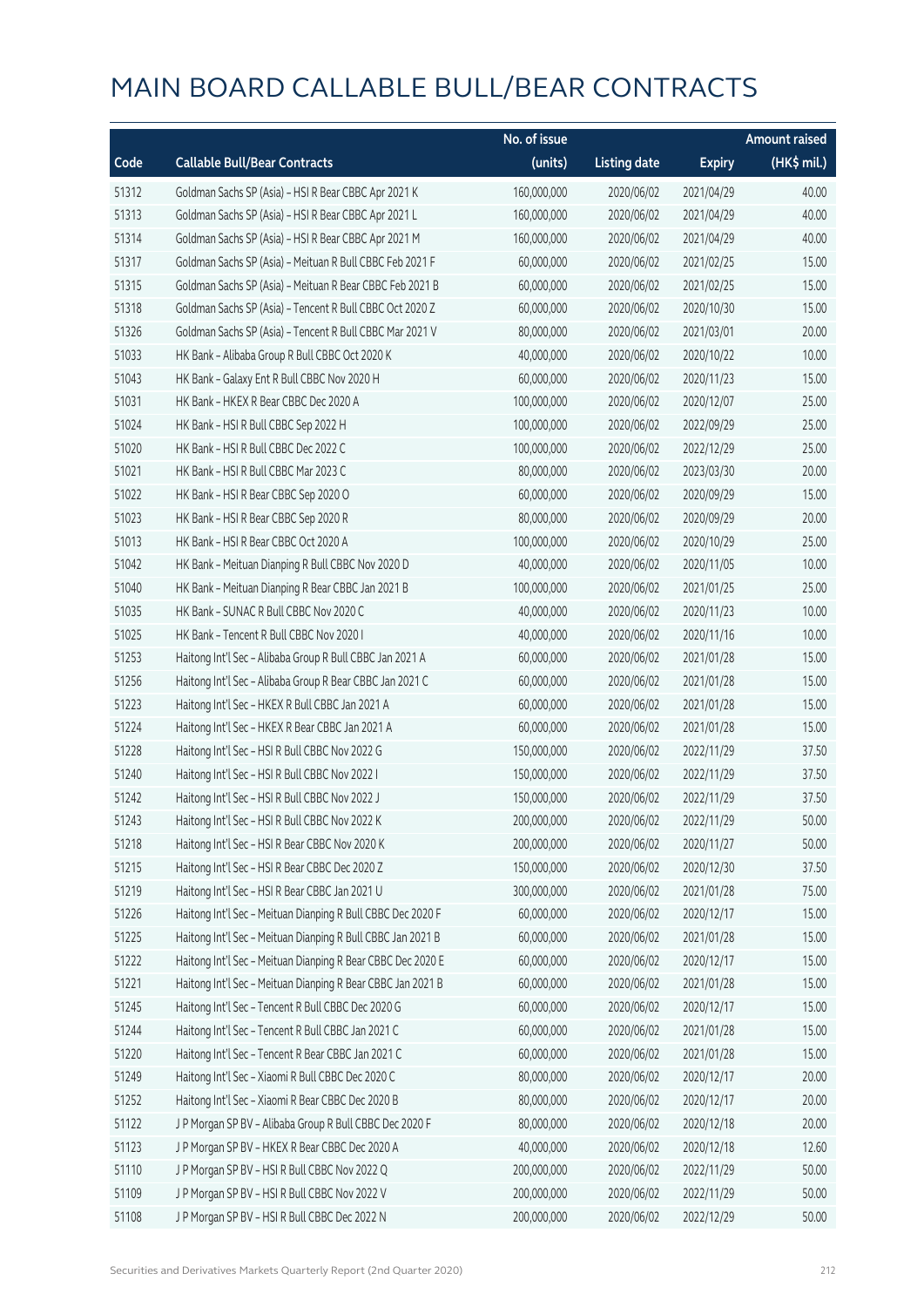# MAIN BOARD CALLABLE BULL/BEAR CONTRACTS

| Code | Callable Bull/Bear Contracts | No. of issue (units) | Listing date | Expiry | Amount raised (HK$ mil.) |
|---|---|---|---|---|---|
| 51312 | Goldman Sachs SP (Asia) – HSI R Bear CBBC Apr 2021 K | 160,000,000 | 2020/06/02 | 2021/04/29 | 40.00 |
| 51313 | Goldman Sachs SP (Asia) – HSI R Bear CBBC Apr 2021 L | 160,000,000 | 2020/06/02 | 2021/04/29 | 40.00 |
| 51314 | Goldman Sachs SP (Asia) – HSI R Bear CBBC Apr 2021 M | 160,000,000 | 2020/06/02 | 2021/04/29 | 40.00 |
| 51317 | Goldman Sachs SP (Asia) – Meituan R Bull CBBC Feb 2021 F | 60,000,000 | 2020/06/02 | 2021/02/25 | 15.00 |
| 51315 | Goldman Sachs SP (Asia) – Meituan R Bear CBBC Feb 2021 B | 60,000,000 | 2020/06/02 | 2021/02/25 | 15.00 |
| 51318 | Goldman Sachs SP (Asia) – Tencent R Bull CBBC Oct 2020 Z | 60,000,000 | 2020/06/02 | 2020/10/30 | 15.00 |
| 51326 | Goldman Sachs SP (Asia) – Tencent R Bull CBBC Mar 2021 V | 80,000,000 | 2020/06/02 | 2021/03/01 | 20.00 |
| 51033 | HK Bank – Alibaba Group R Bull CBBC Oct 2020 K | 40,000,000 | 2020/06/02 | 2020/10/22 | 10.00 |
| 51043 | HK Bank – Galaxy Ent R Bull CBBC Nov 2020 H | 60,000,000 | 2020/06/02 | 2020/11/23 | 15.00 |
| 51031 | HK Bank – HKEX R Bear CBBC Dec 2020 A | 100,000,000 | 2020/06/02 | 2020/12/07 | 25.00 |
| 51024 | HK Bank – HSI R Bull CBBC Sep 2022 H | 100,000,000 | 2020/06/02 | 2022/09/29 | 25.00 |
| 51020 | HK Bank – HSI R Bull CBBC Dec 2022 C | 100,000,000 | 2020/06/02 | 2022/12/29 | 25.00 |
| 51021 | HK Bank – HSI R Bull CBBC Mar 2023 C | 80,000,000 | 2020/06/02 | 2023/03/30 | 20.00 |
| 51022 | HK Bank – HSI R Bear CBBC Sep 2020 O | 60,000,000 | 2020/06/02 | 2020/09/29 | 15.00 |
| 51023 | HK Bank – HSI R Bear CBBC Sep 2020 R | 80,000,000 | 2020/06/02 | 2020/09/29 | 20.00 |
| 51013 | HK Bank – HSI R Bear CBBC Oct 2020 A | 100,000,000 | 2020/06/02 | 2020/10/29 | 25.00 |
| 51042 | HK Bank – Meituan Dianping R Bull CBBC Nov 2020 D | 40,000,000 | 2020/06/02 | 2020/11/05 | 10.00 |
| 51040 | HK Bank – Meituan Dianping R Bear CBBC Jan 2021 B | 100,000,000 | 2020/06/02 | 2021/01/25 | 25.00 |
| 51035 | HK Bank – SUNAC R Bull CBBC Nov 2020 C | 40,000,000 | 2020/06/02 | 2020/11/23 | 10.00 |
| 51025 | HK Bank – Tencent R Bull CBBC Nov 2020 I | 40,000,000 | 2020/06/02 | 2020/11/16 | 10.00 |
| 51253 | Haitong Int'l Sec – Alibaba Group R Bull CBBC Jan 2021 A | 60,000,000 | 2020/06/02 | 2021/01/28 | 15.00 |
| 51256 | Haitong Int'l Sec – Alibaba Group R Bear CBBC Jan 2021 C | 60,000,000 | 2020/06/02 | 2021/01/28 | 15.00 |
| 51223 | Haitong Int'l Sec – HKEX R Bull CBBC Jan 2021 A | 60,000,000 | 2020/06/02 | 2021/01/28 | 15.00 |
| 51224 | Haitong Int'l Sec – HKEX R Bear CBBC Jan 2021 A | 60,000,000 | 2020/06/02 | 2021/01/28 | 15.00 |
| 51228 | Haitong Int'l Sec – HSI R Bull CBBC Nov 2022 G | 150,000,000 | 2020/06/02 | 2022/11/29 | 37.50 |
| 51240 | Haitong Int'l Sec – HSI R Bull CBBC Nov 2022 I | 150,000,000 | 2020/06/02 | 2022/11/29 | 37.50 |
| 51242 | Haitong Int'l Sec – HSI R Bull CBBC Nov 2022 J | 150,000,000 | 2020/06/02 | 2022/11/29 | 37.50 |
| 51243 | Haitong Int'l Sec – HSI R Bull CBBC Nov 2022 K | 200,000,000 | 2020/06/02 | 2022/11/29 | 50.00 |
| 51218 | Haitong Int'l Sec – HSI R Bear CBBC Nov 2020 K | 200,000,000 | 2020/06/02 | 2020/11/27 | 50.00 |
| 51215 | Haitong Int'l Sec – HSI R Bear CBBC Dec 2020 Z | 150,000,000 | 2020/06/02 | 2020/12/30 | 37.50 |
| 51219 | Haitong Int'l Sec – HSI R Bear CBBC Jan 2021 U | 300,000,000 | 2020/06/02 | 2021/01/28 | 75.00 |
| 51226 | Haitong Int'l Sec – Meituan Dianping R Bull CBBC Dec 2020 F | 60,000,000 | 2020/06/02 | 2020/12/17 | 15.00 |
| 51225 | Haitong Int'l Sec – Meituan Dianping R Bull CBBC Jan 2021 B | 60,000,000 | 2020/06/02 | 2021/01/28 | 15.00 |
| 51222 | Haitong Int'l Sec – Meituan Dianping R Bear CBBC Dec 2020 E | 60,000,000 | 2020/06/02 | 2020/12/17 | 15.00 |
| 51221 | Haitong Int'l Sec – Meituan Dianping R Bear CBBC Jan 2021 B | 60,000,000 | 2020/06/02 | 2021/01/28 | 15.00 |
| 51245 | Haitong Int'l Sec – Tencent R Bull CBBC Dec 2020 G | 60,000,000 | 2020/06/02 | 2020/12/17 | 15.00 |
| 51244 | Haitong Int'l Sec – Tencent R Bull CBBC Jan 2021 C | 60,000,000 | 2020/06/02 | 2021/01/28 | 15.00 |
| 51220 | Haitong Int'l Sec – Tencent R Bear CBBC Jan 2021 C | 60,000,000 | 2020/06/02 | 2021/01/28 | 15.00 |
| 51249 | Haitong Int'l Sec – Xiaomi R Bull CBBC Dec 2020 C | 80,000,000 | 2020/06/02 | 2020/12/17 | 20.00 |
| 51252 | Haitong Int'l Sec – Xiaomi R Bear CBBC Dec 2020 B | 80,000,000 | 2020/06/02 | 2020/12/17 | 20.00 |
| 51122 | J P Morgan SP BV – Alibaba Group R Bull CBBC Dec 2020 F | 80,000,000 | 2020/06/02 | 2020/12/18 | 20.00 |
| 51123 | J P Morgan SP BV – HKEX R Bear CBBC Dec 2020 A | 40,000,000 | 2020/06/02 | 2020/12/18 | 12.60 |
| 51110 | J P Morgan SP BV – HSI R Bull CBBC Nov 2022 Q | 200,000,000 | 2020/06/02 | 2022/11/29 | 50.00 |
| 51109 | J P Morgan SP BV – HSI R Bull CBBC Nov 2022 V | 200,000,000 | 2020/06/02 | 2022/11/29 | 50.00 |
| 51108 | J P Morgan SP BV – HSI R Bull CBBC Dec 2022 N | 200,000,000 | 2020/06/02 | 2022/12/29 | 50.00 |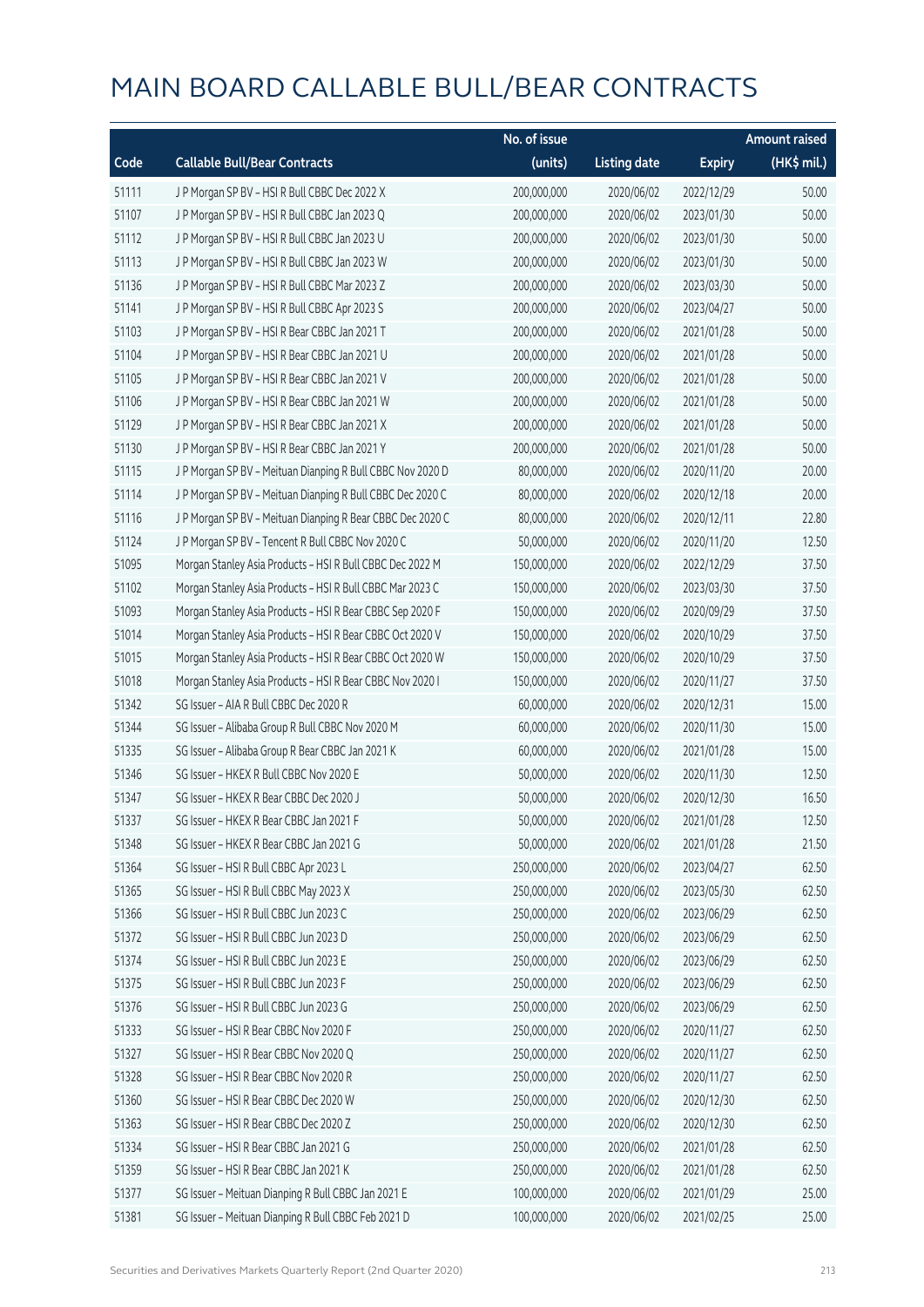# MAIN BOARD CALLABLE BULL/BEAR CONTRACTS

| Code | Callable Bull/Bear Contracts | No. of issue (units) | Listing date | Expiry | Amount raised (HK$ mil.) |
|---|---|---|---|---|---|
| 51111 | J P Morgan SP BV – HSI R Bull CBBC Dec 2022 X | 200,000,000 | 2020/06/02 | 2022/12/29 | 50.00 |
| 51107 | J P Morgan SP BV – HSI R Bull CBBC Jan 2023 Q | 200,000,000 | 2020/06/02 | 2023/01/30 | 50.00 |
| 51112 | J P Morgan SP BV – HSI R Bull CBBC Jan 2023 U | 200,000,000 | 2020/06/02 | 2023/01/30 | 50.00 |
| 51113 | J P Morgan SP BV – HSI R Bull CBBC Jan 2023 W | 200,000,000 | 2020/06/02 | 2023/01/30 | 50.00 |
| 51136 | J P Morgan SP BV – HSI R Bull CBBC Mar 2023 Z | 200,000,000 | 2020/06/02 | 2023/03/30 | 50.00 |
| 51141 | J P Morgan SP BV – HSI R Bull CBBC Apr 2023 S | 200,000,000 | 2020/06/02 | 2023/04/27 | 50.00 |
| 51103 | J P Morgan SP BV – HSI R Bear CBBC Jan 2021 T | 200,000,000 | 2020/06/02 | 2021/01/28 | 50.00 |
| 51104 | J P Morgan SP BV – HSI R Bear CBBC Jan 2021 U | 200,000,000 | 2020/06/02 | 2021/01/28 | 50.00 |
| 51105 | J P Morgan SP BV – HSI R Bear CBBC Jan 2021 V | 200,000,000 | 2020/06/02 | 2021/01/28 | 50.00 |
| 51106 | J P Morgan SP BV – HSI R Bear CBBC Jan 2021 W | 200,000,000 | 2020/06/02 | 2021/01/28 | 50.00 |
| 51129 | J P Morgan SP BV – HSI R Bear CBBC Jan 2021 X | 200,000,000 | 2020/06/02 | 2021/01/28 | 50.00 |
| 51130 | J P Morgan SP BV – HSI R Bear CBBC Jan 2021 Y | 200,000,000 | 2020/06/02 | 2021/01/28 | 50.00 |
| 51115 | J P Morgan SP BV – Meituan Dianping R Bull CBBC Nov 2020 D | 80,000,000 | 2020/06/02 | 2020/11/20 | 20.00 |
| 51114 | J P Morgan SP BV – Meituan Dianping R Bull CBBC Dec 2020 C | 80,000,000 | 2020/06/02 | 2020/12/18 | 20.00 |
| 51116 | J P Morgan SP BV – Meituan Dianping R Bear CBBC Dec 2020 C | 80,000,000 | 2020/06/02 | 2020/12/11 | 22.80 |
| 51124 | J P Morgan SP BV – Tencent R Bull CBBC Nov 2020 C | 50,000,000 | 2020/06/02 | 2020/11/20 | 12.50 |
| 51095 | Morgan Stanley Asia Products – HSI R Bull CBBC Dec 2022 M | 150,000,000 | 2020/06/02 | 2022/12/29 | 37.50 |
| 51102 | Morgan Stanley Asia Products – HSI R Bull CBBC Mar 2023 C | 150,000,000 | 2020/06/02 | 2023/03/30 | 37.50 |
| 51093 | Morgan Stanley Asia Products – HSI R Bear CBBC Sep 2020 F | 150,000,000 | 2020/06/02 | 2020/09/29 | 37.50 |
| 51014 | Morgan Stanley Asia Products – HSI R Bear CBBC Oct 2020 V | 150,000,000 | 2020/06/02 | 2020/10/29 | 37.50 |
| 51015 | Morgan Stanley Asia Products – HSI R Bear CBBC Oct 2020 W | 150,000,000 | 2020/06/02 | 2020/10/29 | 37.50 |
| 51018 | Morgan Stanley Asia Products – HSI R Bear CBBC Nov 2020 I | 150,000,000 | 2020/06/02 | 2020/11/27 | 37.50 |
| 51342 | SG Issuer – AIA R Bull CBBC Dec 2020 R | 60,000,000 | 2020/06/02 | 2020/12/31 | 15.00 |
| 51344 | SG Issuer – Alibaba Group R Bull CBBC Nov 2020 M | 60,000,000 | 2020/06/02 | 2020/11/30 | 15.00 |
| 51335 | SG Issuer – Alibaba Group R Bear CBBC Jan 2021 K | 60,000,000 | 2020/06/02 | 2021/01/28 | 15.00 |
| 51346 | SG Issuer – HKEX R Bull CBBC Nov 2020 E | 50,000,000 | 2020/06/02 | 2020/11/30 | 12.50 |
| 51347 | SG Issuer – HKEX R Bear CBBC Dec 2020 J | 50,000,000 | 2020/06/02 | 2020/12/30 | 16.50 |
| 51337 | SG Issuer – HKEX R Bear CBBC Jan 2021 F | 50,000,000 | 2020/06/02 | 2021/01/28 | 12.50 |
| 51348 | SG Issuer – HKEX R Bear CBBC Jan 2021 G | 50,000,000 | 2020/06/02 | 2021/01/28 | 21.50 |
| 51364 | SG Issuer – HSI R Bull CBBC Apr 2023 L | 250,000,000 | 2020/06/02 | 2023/04/27 | 62.50 |
| 51365 | SG Issuer – HSI R Bull CBBC May 2023 X | 250,000,000 | 2020/06/02 | 2023/05/30 | 62.50 |
| 51366 | SG Issuer – HSI R Bull CBBC Jun 2023 C | 250,000,000 | 2020/06/02 | 2023/06/29 | 62.50 |
| 51372 | SG Issuer – HSI R Bull CBBC Jun 2023 D | 250,000,000 | 2020/06/02 | 2023/06/29 | 62.50 |
| 51374 | SG Issuer – HSI R Bull CBBC Jun 2023 E | 250,000,000 | 2020/06/02 | 2023/06/29 | 62.50 |
| 51375 | SG Issuer – HSI R Bull CBBC Jun 2023 F | 250,000,000 | 2020/06/02 | 2023/06/29 | 62.50 |
| 51376 | SG Issuer – HSI R Bull CBBC Jun 2023 G | 250,000,000 | 2020/06/02 | 2023/06/29 | 62.50 |
| 51333 | SG Issuer – HSI R Bear CBBC Nov 2020 F | 250,000,000 | 2020/06/02 | 2020/11/27 | 62.50 |
| 51327 | SG Issuer – HSI R Bear CBBC Nov 2020 Q | 250,000,000 | 2020/06/02 | 2020/11/27 | 62.50 |
| 51328 | SG Issuer – HSI R Bear CBBC Nov 2020 R | 250,000,000 | 2020/06/02 | 2020/11/27 | 62.50 |
| 51360 | SG Issuer – HSI R Bear CBBC Dec 2020 W | 250,000,000 | 2020/06/02 | 2020/12/30 | 62.50 |
| 51363 | SG Issuer – HSI R Bear CBBC Dec 2020 Z | 250,000,000 | 2020/06/02 | 2020/12/30 | 62.50 |
| 51334 | SG Issuer – HSI R Bear CBBC Jan 2021 G | 250,000,000 | 2020/06/02 | 2021/01/28 | 62.50 |
| 51359 | SG Issuer – HSI R Bear CBBC Jan 2021 K | 250,000,000 | 2020/06/02 | 2021/01/28 | 62.50 |
| 51377 | SG Issuer – Meituan Dianping R Bull CBBC Jan 2021 E | 100,000,000 | 2020/06/02 | 2021/01/29 | 25.00 |
| 51381 | SG Issuer – Meituan Dianping R Bull CBBC Feb 2021 D | 100,000,000 | 2020/06/02 | 2021/02/25 | 25.00 |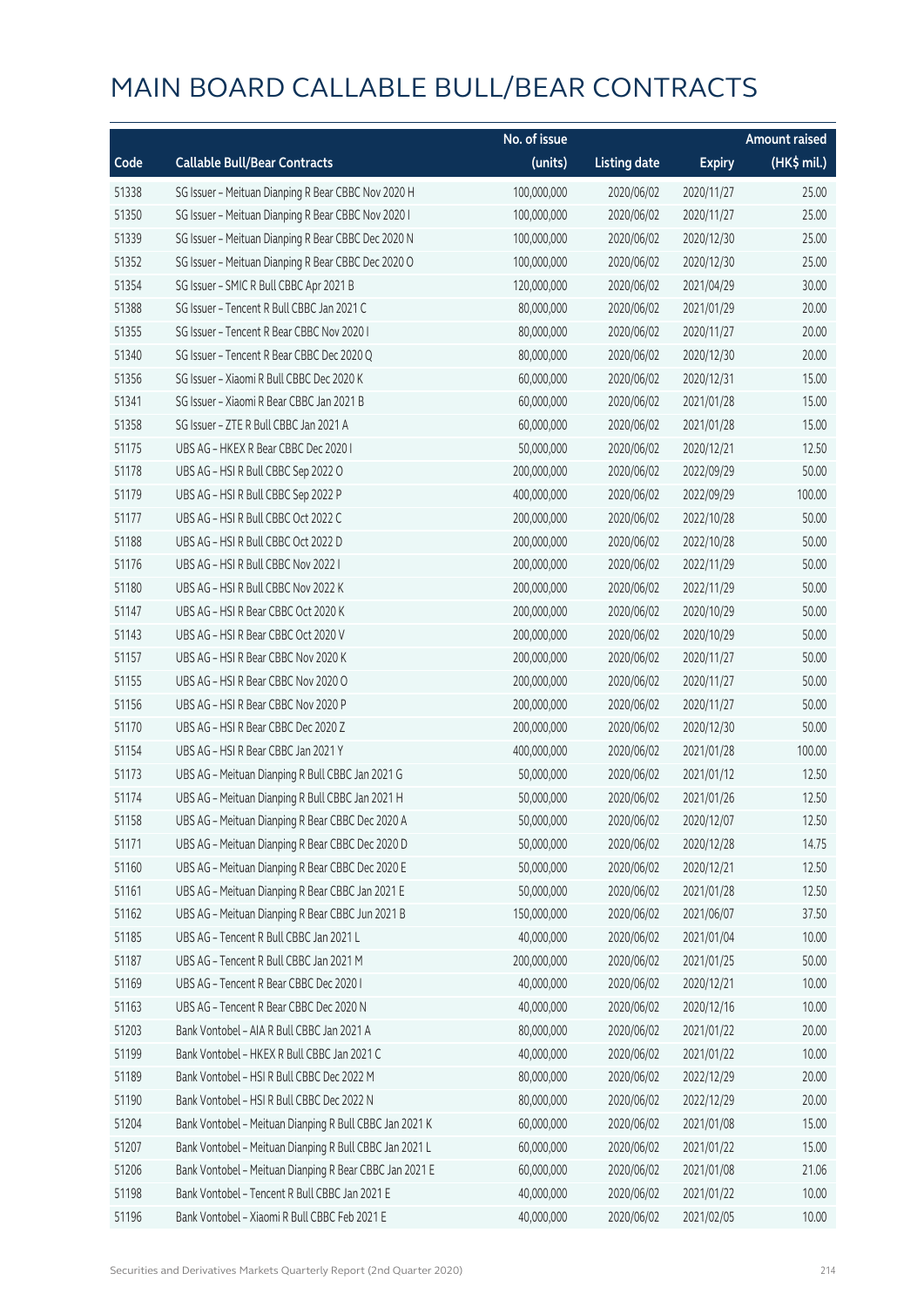# MAIN BOARD CALLABLE BULL/BEAR CONTRACTS

| Code | Callable Bull/Bear Contracts | No. of issue (units) | Listing date | Expiry | Amount raised (HK$ mil.) |
|---|---|---|---|---|---|
| 51338 | SG Issuer – Meituan Dianping R Bear CBBC Nov 2020 H | 100,000,000 | 2020/06/02 | 2020/11/27 | 25.00 |
| 51350 | SG Issuer – Meituan Dianping R Bear CBBC Nov 2020 I | 100,000,000 | 2020/06/02 | 2020/11/27 | 25.00 |
| 51339 | SG Issuer – Meituan Dianping R Bear CBBC Dec 2020 N | 100,000,000 | 2020/06/02 | 2020/12/30 | 25.00 |
| 51352 | SG Issuer – Meituan Dianping R Bear CBBC Dec 2020 O | 100,000,000 | 2020/06/02 | 2020/12/30 | 25.00 |
| 51354 | SG Issuer – SMIC R Bull CBBC Apr 2021 B | 120,000,000 | 2020/06/02 | 2021/04/29 | 30.00 |
| 51388 | SG Issuer – Tencent R Bull CBBC Jan 2021 C | 80,000,000 | 2020/06/02 | 2021/01/29 | 20.00 |
| 51355 | SG Issuer – Tencent R Bear CBBC Nov 2020 I | 80,000,000 | 2020/06/02 | 2020/11/27 | 20.00 |
| 51340 | SG Issuer – Tencent R Bear CBBC Dec 2020 Q | 80,000,000 | 2020/06/02 | 2020/12/30 | 20.00 |
| 51356 | SG Issuer – Xiaomi R Bull CBBC Dec 2020 K | 60,000,000 | 2020/06/02 | 2020/12/31 | 15.00 |
| 51341 | SG Issuer – Xiaomi R Bear CBBC Jan 2021 B | 60,000,000 | 2020/06/02 | 2021/01/28 | 15.00 |
| 51358 | SG Issuer – ZTE R Bull CBBC Jan 2021 A | 60,000,000 | 2020/06/02 | 2021/01/28 | 15.00 |
| 51175 | UBS AG – HKEX R Bear CBBC Dec 2020 I | 50,000,000 | 2020/06/02 | 2020/12/21 | 12.50 |
| 51178 | UBS AG – HSI R Bull CBBC Sep 2022 O | 200,000,000 | 2020/06/02 | 2022/09/29 | 50.00 |
| 51179 | UBS AG – HSI R Bull CBBC Sep 2022 P | 400,000,000 | 2020/06/02 | 2022/09/29 | 100.00 |
| 51177 | UBS AG – HSI R Bull CBBC Oct 2022 C | 200,000,000 | 2020/06/02 | 2022/10/28 | 50.00 |
| 51188 | UBS AG – HSI R Bull CBBC Oct 2022 D | 200,000,000 | 2020/06/02 | 2022/10/28 | 50.00 |
| 51176 | UBS AG – HSI R Bull CBBC Nov 2022 I | 200,000,000 | 2020/06/02 | 2022/11/29 | 50.00 |
| 51180 | UBS AG – HSI R Bull CBBC Nov 2022 K | 200,000,000 | 2020/06/02 | 2022/11/29 | 50.00 |
| 51147 | UBS AG – HSI R Bear CBBC Oct 2020 K | 200,000,000 | 2020/06/02 | 2020/10/29 | 50.00 |
| 51143 | UBS AG – HSI R Bear CBBC Oct 2020 V | 200,000,000 | 2020/06/02 | 2020/10/29 | 50.00 |
| 51157 | UBS AG – HSI R Bear CBBC Nov 2020 K | 200,000,000 | 2020/06/02 | 2020/11/27 | 50.00 |
| 51155 | UBS AG – HSI R Bear CBBC Nov 2020 O | 200,000,000 | 2020/06/02 | 2020/11/27 | 50.00 |
| 51156 | UBS AG – HSI R Bear CBBC Nov 2020 P | 200,000,000 | 2020/06/02 | 2020/11/27 | 50.00 |
| 51170 | UBS AG – HSI R Bear CBBC Dec 2020 Z | 200,000,000 | 2020/06/02 | 2020/12/30 | 50.00 |
| 51154 | UBS AG – HSI R Bear CBBC Jan 2021 Y | 400,000,000 | 2020/06/02 | 2021/01/28 | 100.00 |
| 51173 | UBS AG – Meituan Dianping R Bull CBBC Jan 2021 G | 50,000,000 | 2020/06/02 | 2021/01/12 | 12.50 |
| 51174 | UBS AG – Meituan Dianping R Bull CBBC Jan 2021 H | 50,000,000 | 2020/06/02 | 2021/01/26 | 12.50 |
| 51158 | UBS AG – Meituan Dianping R Bear CBBC Dec 2020 A | 50,000,000 | 2020/06/02 | 2020/12/07 | 12.50 |
| 51171 | UBS AG – Meituan Dianping R Bear CBBC Dec 2020 D | 50,000,000 | 2020/06/02 | 2020/12/28 | 14.75 |
| 51160 | UBS AG – Meituan Dianping R Bear CBBC Dec 2020 E | 50,000,000 | 2020/06/02 | 2020/12/21 | 12.50 |
| 51161 | UBS AG – Meituan Dianping R Bear CBBC Jan 2021 E | 50,000,000 | 2020/06/02 | 2021/01/28 | 12.50 |
| 51162 | UBS AG – Meituan Dianping R Bear CBBC Jun 2021 B | 150,000,000 | 2020/06/02 | 2021/06/07 | 37.50 |
| 51185 | UBS AG – Tencent R Bull CBBC Jan 2021 L | 40,000,000 | 2020/06/02 | 2021/01/04 | 10.00 |
| 51187 | UBS AG – Tencent R Bull CBBC Jan 2021 M | 200,000,000 | 2020/06/02 | 2021/01/25 | 50.00 |
| 51169 | UBS AG – Tencent R Bear CBBC Dec 2020 I | 40,000,000 | 2020/06/02 | 2020/12/21 | 10.00 |
| 51163 | UBS AG – Tencent R Bear CBBC Dec 2020 N | 40,000,000 | 2020/06/02 | 2020/12/16 | 10.00 |
| 51203 | Bank Vontobel – AIA R Bull CBBC Jan 2021 A | 80,000,000 | 2020/06/02 | 2021/01/22 | 20.00 |
| 51199 | Bank Vontobel – HKEX R Bull CBBC Jan 2021 C | 40,000,000 | 2020/06/02 | 2021/01/22 | 10.00 |
| 51189 | Bank Vontobel – HSI R Bull CBBC Dec 2022 M | 80,000,000 | 2020/06/02 | 2022/12/29 | 20.00 |
| 51190 | Bank Vontobel – HSI R Bull CBBC Dec 2022 N | 80,000,000 | 2020/06/02 | 2022/12/29 | 20.00 |
| 51204 | Bank Vontobel – Meituan Dianping R Bull CBBC Jan 2021 K | 60,000,000 | 2020/06/02 | 2021/01/08 | 15.00 |
| 51207 | Bank Vontobel – Meituan Dianping R Bull CBBC Jan 2021 L | 60,000,000 | 2020/06/02 | 2021/01/22 | 15.00 |
| 51206 | Bank Vontobel – Meituan Dianping R Bear CBBC Jan 2021 E | 60,000,000 | 2020/06/02 | 2021/01/08 | 21.06 |
| 51198 | Bank Vontobel – Tencent R Bull CBBC Jan 2021 E | 40,000,000 | 2020/06/02 | 2021/01/22 | 10.00 |
| 51196 | Bank Vontobel – Xiaomi R Bull CBBC Feb 2021 E | 40,000,000 | 2020/06/02 | 2021/02/05 | 10.00 |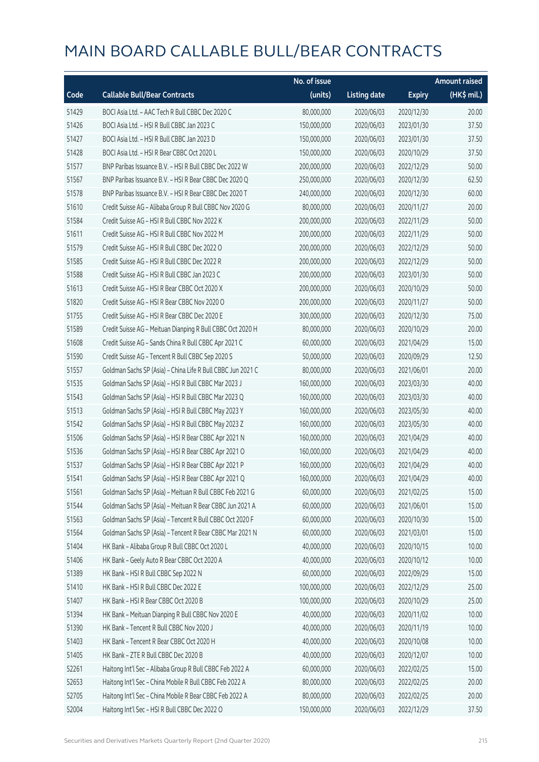# MAIN BOARD CALLABLE BULL/BEAR CONTRACTS

| Code | Callable Bull/Bear Contracts | No. of issue (units) | Listing date | Expiry | Amount raised (HK$ mil.) |
|---|---|---|---|---|---|
| 51429 | BOCI Asia Ltd. – AAC Tech R Bull CBBC Dec 2020 C | 80,000,000 | 2020/06/03 | 2020/12/30 | 20.00 |
| 51426 | BOCI Asia Ltd. – HSI R Bull CBBC Jan 2023 C | 150,000,000 | 2020/06/03 | 2023/01/30 | 37.50 |
| 51427 | BOCI Asia Ltd. – HSI R Bull CBBC Jan 2023 D | 150,000,000 | 2020/06/03 | 2023/01/30 | 37.50 |
| 51428 | BOCI Asia Ltd. – HSI R Bear CBBC Oct 2020 L | 150,000,000 | 2020/06/03 | 2020/10/29 | 37.50 |
| 51577 | BNP Paribas Issuance B.V. – HSI R Bull CBBC Dec 2022 W | 200,000,000 | 2020/06/03 | 2022/12/29 | 50.00 |
| 51567 | BNP Paribas Issuance B.V. – HSI R Bear CBBC Dec 2020 Q | 250,000,000 | 2020/06/03 | 2020/12/30 | 62.50 |
| 51578 | BNP Paribas Issuance B.V. – HSI R Bear CBBC Dec 2020 T | 240,000,000 | 2020/06/03 | 2020/12/30 | 60.00 |
| 51610 | Credit Suisse AG – Alibaba Group R Bull CBBC Nov 2020 G | 80,000,000 | 2020/06/03 | 2020/11/27 | 20.00 |
| 51584 | Credit Suisse AG – HSI R Bull CBBC Nov 2022 K | 200,000,000 | 2020/06/03 | 2022/11/29 | 50.00 |
| 51611 | Credit Suisse AG – HSI R Bull CBBC Nov 2022 M | 200,000,000 | 2020/06/03 | 2022/11/29 | 50.00 |
| 51579 | Credit Suisse AG – HSI R Bull CBBC Dec 2022 O | 200,000,000 | 2020/06/03 | 2022/12/29 | 50.00 |
| 51585 | Credit Suisse AG – HSI R Bull CBBC Dec 2022 R | 200,000,000 | 2020/06/03 | 2022/12/29 | 50.00 |
| 51588 | Credit Suisse AG – HSI R Bull CBBC Jan 2023 C | 200,000,000 | 2020/06/03 | 2023/01/30 | 50.00 |
| 51613 | Credit Suisse AG – HSI R Bear CBBC Oct 2020 X | 200,000,000 | 2020/06/03 | 2020/10/29 | 50.00 |
| 51820 | Credit Suisse AG – HSI R Bear CBBC Nov 2020 O | 200,000,000 | 2020/06/03 | 2020/11/27 | 50.00 |
| 51755 | Credit Suisse AG – HSI R Bear CBBC Dec 2020 E | 300,000,000 | 2020/06/03 | 2020/12/30 | 75.00 |
| 51589 | Credit Suisse AG – Meituan Dianping R Bull CBBC Oct 2020 H | 80,000,000 | 2020/06/03 | 2020/10/29 | 20.00 |
| 51608 | Credit Suisse AG – Sands China R Bull CBBC Apr 2021 C | 60,000,000 | 2020/06/03 | 2021/04/29 | 15.00 |
| 51590 | Credit Suisse AG – Tencent R Bull CBBC Sep 2020 S | 50,000,000 | 2020/06/03 | 2020/09/29 | 12.50 |
| 51557 | Goldman Sachs SP (Asia) – China Life R Bull CBBC Jun 2021 C | 80,000,000 | 2020/06/03 | 2021/06/01 | 20.00 |
| 51535 | Goldman Sachs SP (Asia) – HSI R Bull CBBC Mar 2023 J | 160,000,000 | 2020/06/03 | 2023/03/30 | 40.00 |
| 51543 | Goldman Sachs SP (Asia) – HSI R Bull CBBC Mar 2023 Q | 160,000,000 | 2020/06/03 | 2023/03/30 | 40.00 |
| 51513 | Goldman Sachs SP (Asia) – HSI R Bull CBBC May 2023 Y | 160,000,000 | 2020/06/03 | 2023/05/30 | 40.00 |
| 51542 | Goldman Sachs SP (Asia) – HSI R Bull CBBC May 2023 Z | 160,000,000 | 2020/06/03 | 2023/05/30 | 40.00 |
| 51506 | Goldman Sachs SP (Asia) – HSI R Bear CBBC Apr 2021 N | 160,000,000 | 2020/06/03 | 2021/04/29 | 40.00 |
| 51536 | Goldman Sachs SP (Asia) – HSI R Bear CBBC Apr 2021 O | 160,000,000 | 2020/06/03 | 2021/04/29 | 40.00 |
| 51537 | Goldman Sachs SP (Asia) – HSI R Bear CBBC Apr 2021 P | 160,000,000 | 2020/06/03 | 2021/04/29 | 40.00 |
| 51541 | Goldman Sachs SP (Asia) – HSI R Bear CBBC Apr 2021 Q | 160,000,000 | 2020/06/03 | 2021/04/29 | 40.00 |
| 51561 | Goldman Sachs SP (Asia) – Meituan R Bull CBBC Feb 2021 G | 60,000,000 | 2020/06/03 | 2021/02/25 | 15.00 |
| 51544 | Goldman Sachs SP (Asia) – Meituan R Bear CBBC Jun 2021 A | 60,000,000 | 2020/06/03 | 2021/06/01 | 15.00 |
| 51563 | Goldman Sachs SP (Asia) – Tencent R Bull CBBC Oct 2020 F | 60,000,000 | 2020/06/03 | 2020/10/30 | 15.00 |
| 51564 | Goldman Sachs SP (Asia) – Tencent R Bear CBBC Mar 2021 N | 60,000,000 | 2020/06/03 | 2021/03/01 | 15.00 |
| 51404 | HK Bank – Alibaba Group R Bull CBBC Oct 2020 L | 40,000,000 | 2020/06/03 | 2020/10/15 | 10.00 |
| 51406 | HK Bank – Geely Auto R Bear CBBC Oct 2020 A | 40,000,000 | 2020/06/03 | 2020/10/12 | 10.00 |
| 51389 | HK Bank – HSI R Bull CBBC Sep 2022 N | 60,000,000 | 2020/06/03 | 2022/09/29 | 15.00 |
| 51410 | HK Bank – HSI R Bull CBBC Dec 2022 E | 100,000,000 | 2020/06/03 | 2022/12/29 | 25.00 |
| 51407 | HK Bank – HSI R Bear CBBC Oct 2020 B | 100,000,000 | 2020/06/03 | 2020/10/29 | 25.00 |
| 51394 | HK Bank – Meituan Dianping R Bull CBBC Nov 2020 E | 40,000,000 | 2020/06/03 | 2020/11/02 | 10.00 |
| 51390 | HK Bank – Tencent R Bull CBBC Nov 2020 J | 40,000,000 | 2020/06/03 | 2020/11/19 | 10.00 |
| 51403 | HK Bank – Tencent R Bear CBBC Oct 2020 H | 40,000,000 | 2020/06/03 | 2020/10/08 | 10.00 |
| 51405 | HK Bank – ZTE R Bull CBBC Dec 2020 B | 40,000,000 | 2020/06/03 | 2020/12/07 | 10.00 |
| 52261 | Haitong Int'l Sec – Alibaba Group R Bull CBBC Feb 2022 A | 60,000,000 | 2020/06/03 | 2022/02/25 | 15.00 |
| 52653 | Haitong Int'l Sec – China Mobile R Bull CBBC Feb 2022 A | 80,000,000 | 2020/06/03 | 2022/02/25 | 20.00 |
| 52705 | Haitong Int'l Sec – China Mobile R Bear CBBC Feb 2022 A | 80,000,000 | 2020/06/03 | 2022/02/25 | 20.00 |
| 52004 | Haitong Int'l Sec – HSI R Bull CBBC Dec 2022 O | 150,000,000 | 2020/06/03 | 2022/12/29 | 37.50 |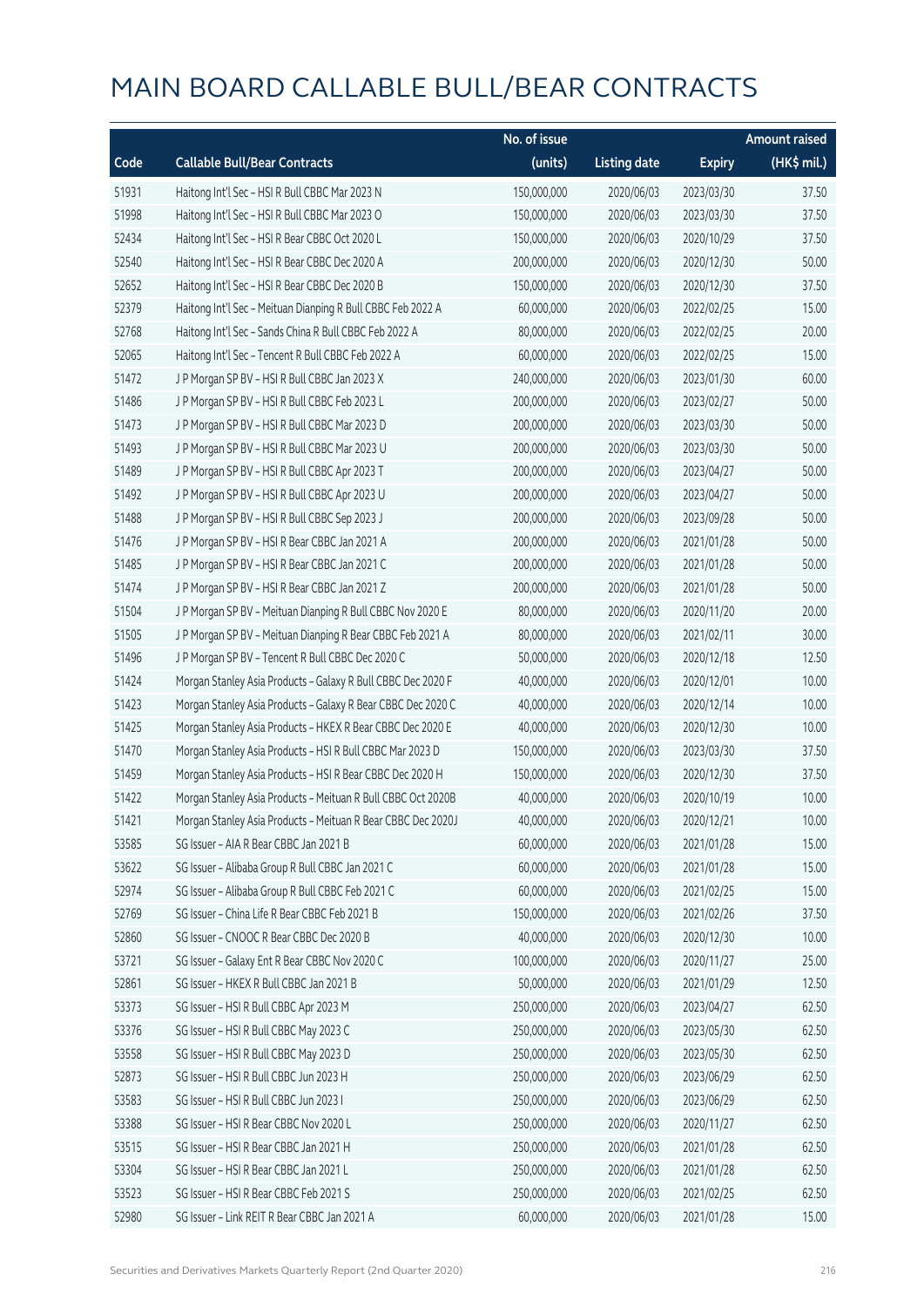# MAIN BOARD CALLABLE BULL/BEAR CONTRACTS

| Code | Callable Bull/Bear Contracts | No. of issue (units) | Listing date | Expiry | Amount raised (HK$ mil.) |
|---|---|---|---|---|---|
| 51931 | Haitong Int'l Sec – HSI R Bull CBBC Mar 2023 N | 150,000,000 | 2020/06/03 | 2023/03/30 | 37.50 |
| 51998 | Haitong Int'l Sec – HSI R Bull CBBC Mar 2023 O | 150,000,000 | 2020/06/03 | 2023/03/30 | 37.50 |
| 52434 | Haitong Int'l Sec – HSI R Bear CBBC Oct 2020 L | 150,000,000 | 2020/06/03 | 2020/10/29 | 37.50 |
| 52540 | Haitong Int'l Sec – HSI R Bear CBBC Dec 2020 A | 200,000,000 | 2020/06/03 | 2020/12/30 | 50.00 |
| 52652 | Haitong Int'l Sec – HSI R Bear CBBC Dec 2020 B | 150,000,000 | 2020/06/03 | 2020/12/30 | 37.50 |
| 52379 | Haitong Int'l Sec – Meituan Dianping R Bull CBBC Feb 2022 A | 60,000,000 | 2020/06/03 | 2022/02/25 | 15.00 |
| 52768 | Haitong Int'l Sec – Sands China R Bull CBBC Feb 2022 A | 80,000,000 | 2020/06/03 | 2022/02/25 | 20.00 |
| 52065 | Haitong Int'l Sec – Tencent R Bull CBBC Feb 2022 A | 60,000,000 | 2020/06/03 | 2022/02/25 | 15.00 |
| 51472 | J P Morgan SP BV – HSI R Bull CBBC Jan 2023 X | 240,000,000 | 2020/06/03 | 2023/01/30 | 60.00 |
| 51486 | J P Morgan SP BV – HSI R Bull CBBC Feb 2023 L | 200,000,000 | 2020/06/03 | 2023/02/27 | 50.00 |
| 51473 | J P Morgan SP BV – HSI R Bull CBBC Mar 2023 D | 200,000,000 | 2020/06/03 | 2023/03/30 | 50.00 |
| 51493 | J P Morgan SP BV – HSI R Bull CBBC Mar 2023 U | 200,000,000 | 2020/06/03 | 2023/03/30 | 50.00 |
| 51489 | J P Morgan SP BV – HSI R Bull CBBC Apr 2023 T | 200,000,000 | 2020/06/03 | 2023/04/27 | 50.00 |
| 51492 | J P Morgan SP BV – HSI R Bull CBBC Apr 2023 U | 200,000,000 | 2020/06/03 | 2023/04/27 | 50.00 |
| 51488 | J P Morgan SP BV – HSI R Bull CBBC Sep 2023 J | 200,000,000 | 2020/06/03 | 2023/09/28 | 50.00 |
| 51476 | J P Morgan SP BV – HSI R Bear CBBC Jan 2021 A | 200,000,000 | 2020/06/03 | 2021/01/28 | 50.00 |
| 51485 | J P Morgan SP BV – HSI R Bear CBBC Jan 2021 C | 200,000,000 | 2020/06/03 | 2021/01/28 | 50.00 |
| 51474 | J P Morgan SP BV – HSI R Bear CBBC Jan 2021 Z | 200,000,000 | 2020/06/03 | 2021/01/28 | 50.00 |
| 51504 | J P Morgan SP BV – Meituan Dianping R Bull CBBC Nov 2020 E | 80,000,000 | 2020/06/03 | 2020/11/20 | 20.00 |
| 51505 | J P Morgan SP BV – Meituan Dianping R Bear CBBC Feb 2021 A | 80,000,000 | 2020/06/03 | 2021/02/11 | 30.00 |
| 51496 | J P Morgan SP BV – Tencent R Bull CBBC Dec 2020 C | 50,000,000 | 2020/06/03 | 2020/12/18 | 12.50 |
| 51424 | Morgan Stanley Asia Products – Galaxy R Bull CBBC Dec 2020 F | 40,000,000 | 2020/06/03 | 2020/12/01 | 10.00 |
| 51423 | Morgan Stanley Asia Products – Galaxy R Bear CBBC Dec 2020 C | 40,000,000 | 2020/06/03 | 2020/12/14 | 10.00 |
| 51425 | Morgan Stanley Asia Products – HKEX R Bear CBBC Dec 2020 E | 40,000,000 | 2020/06/03 | 2020/12/30 | 10.00 |
| 51470 | Morgan Stanley Asia Products – HSI R Bull CBBC Mar 2023 D | 150,000,000 | 2020/06/03 | 2023/03/30 | 37.50 |
| 51459 | Morgan Stanley Asia Products – HSI R Bear CBBC Dec 2020 H | 150,000,000 | 2020/06/03 | 2020/12/30 | 37.50 |
| 51422 | Morgan Stanley Asia Products – Meituan R Bull CBBC Oct 2020B | 40,000,000 | 2020/06/03 | 2020/10/19 | 10.00 |
| 51421 | Morgan Stanley Asia Products – Meituan R Bear CBBC Dec 2020J | 40,000,000 | 2020/06/03 | 2020/12/21 | 10.00 |
| 53585 | SG Issuer – AIA R Bear CBBC Jan 2021 B | 60,000,000 | 2020/06/03 | 2021/01/28 | 15.00 |
| 53622 | SG Issuer – Alibaba Group R Bull CBBC Jan 2021 C | 60,000,000 | 2020/06/03 | 2021/01/28 | 15.00 |
| 52974 | SG Issuer – Alibaba Group R Bull CBBC Feb 2021 C | 60,000,000 | 2020/06/03 | 2021/02/25 | 15.00 |
| 52769 | SG Issuer – China Life R Bear CBBC Feb 2021 B | 150,000,000 | 2020/06/03 | 2021/02/26 | 37.50 |
| 52860 | SG Issuer – CNOOC R Bear CBBC Dec 2020 B | 40,000,000 | 2020/06/03 | 2020/12/30 | 10.00 |
| 53721 | SG Issuer – Galaxy Ent R Bear CBBC Nov 2020 C | 100,000,000 | 2020/06/03 | 2020/11/27 | 25.00 |
| 52861 | SG Issuer – HKEX R Bull CBBC Jan 2021 B | 50,000,000 | 2020/06/03 | 2021/01/29 | 12.50 |
| 53373 | SG Issuer – HSI R Bull CBBC Apr 2023 M | 250,000,000 | 2020/06/03 | 2023/04/27 | 62.50 |
| 53376 | SG Issuer – HSI R Bull CBBC May 2023 C | 250,000,000 | 2020/06/03 | 2023/05/30 | 62.50 |
| 53558 | SG Issuer – HSI R Bull CBBC May 2023 D | 250,000,000 | 2020/06/03 | 2023/05/30 | 62.50 |
| 52873 | SG Issuer – HSI R Bull CBBC Jun 2023 H | 250,000,000 | 2020/06/03 | 2023/06/29 | 62.50 |
| 53583 | SG Issuer – HSI R Bull CBBC Jun 2023 I | 250,000,000 | 2020/06/03 | 2023/06/29 | 62.50 |
| 53388 | SG Issuer – HSI R Bear CBBC Nov 2020 L | 250,000,000 | 2020/06/03 | 2020/11/27 | 62.50 |
| 53515 | SG Issuer – HSI R Bear CBBC Jan 2021 H | 250,000,000 | 2020/06/03 | 2021/01/28 | 62.50 |
| 53304 | SG Issuer – HSI R Bear CBBC Jan 2021 L | 250,000,000 | 2020/06/03 | 2021/01/28 | 62.50 |
| 53523 | SG Issuer – HSI R Bear CBBC Feb 2021 S | 250,000,000 | 2020/06/03 | 2021/02/25 | 62.50 |
| 52980 | SG Issuer – Link REIT R Bear CBBC Jan 2021 A | 60,000,000 | 2020/06/03 | 2021/01/28 | 15.00 |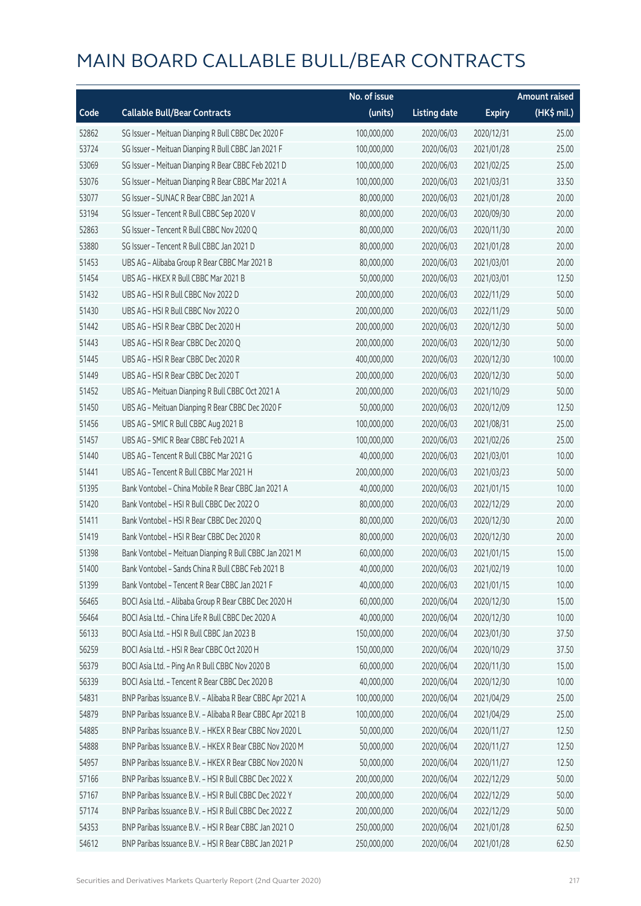# MAIN BOARD CALLABLE BULL/BEAR CONTRACTS

| Code | Callable Bull/Bear Contracts | No. of issue (units) | Listing date | Expiry | Amount raised (HK$ mil.) |
|---|---|---|---|---|---|
| 52862 | SG Issuer – Meituan Dianping R Bull CBBC Dec 2020 F | 100,000,000 | 2020/06/03 | 2020/12/31 | 25.00 |
| 53724 | SG Issuer – Meituan Dianping R Bull CBBC Jan 2021 F | 100,000,000 | 2020/06/03 | 2021/01/28 | 25.00 |
| 53069 | SG Issuer – Meituan Dianping R Bear CBBC Feb 2021 D | 100,000,000 | 2020/06/03 | 2021/02/25 | 25.00 |
| 53076 | SG Issuer – Meituan Dianping R Bear CBBC Mar 2021 A | 100,000,000 | 2020/06/03 | 2021/03/31 | 33.50 |
| 53077 | SG Issuer – SUNAC R Bear CBBC Jan 2021 A | 80,000,000 | 2020/06/03 | 2021/01/28 | 20.00 |
| 53194 | SG Issuer – Tencent R Bull CBBC Sep 2020 V | 80,000,000 | 2020/06/03 | 2020/09/30 | 20.00 |
| 52863 | SG Issuer – Tencent R Bull CBBC Nov 2020 Q | 80,000,000 | 2020/06/03 | 2020/11/30 | 20.00 |
| 53880 | SG Issuer – Tencent R Bull CBBC Jan 2021 D | 80,000,000 | 2020/06/03 | 2021/01/28 | 20.00 |
| 51453 | UBS AG – Alibaba Group R Bear CBBC Mar 2021 B | 80,000,000 | 2020/06/03 | 2021/03/01 | 20.00 |
| 51454 | UBS AG – HKEX R Bull CBBC Mar 2021 B | 50,000,000 | 2020/06/03 | 2021/03/01 | 12.50 |
| 51432 | UBS AG – HSI R Bull CBBC Nov 2022 D | 200,000,000 | 2020/06/03 | 2022/11/29 | 50.00 |
| 51430 | UBS AG – HSI R Bull CBBC Nov 2022 O | 200,000,000 | 2020/06/03 | 2022/11/29 | 50.00 |
| 51442 | UBS AG – HSI R Bear CBBC Dec 2020 H | 200,000,000 | 2020/06/03 | 2020/12/30 | 50.00 |
| 51443 | UBS AG – HSI R Bear CBBC Dec 2020 Q | 200,000,000 | 2020/06/03 | 2020/12/30 | 50.00 |
| 51445 | UBS AG – HSI R Bear CBBC Dec 2020 R | 400,000,000 | 2020/06/03 | 2020/12/30 | 100.00 |
| 51449 | UBS AG – HSI R Bear CBBC Dec 2020 T | 200,000,000 | 2020/06/03 | 2020/12/30 | 50.00 |
| 51452 | UBS AG – Meituan Dianping R Bull CBBC Oct 2021 A | 200,000,000 | 2020/06/03 | 2021/10/29 | 50.00 |
| 51450 | UBS AG – Meituan Dianping R Bear CBBC Dec 2020 F | 50,000,000 | 2020/06/03 | 2020/12/09 | 12.50 |
| 51456 | UBS AG – SMIC R Bull CBBC Aug 2021 B | 100,000,000 | 2020/06/03 | 2021/08/31 | 25.00 |
| 51457 | UBS AG – SMIC R Bear CBBC Feb 2021 A | 100,000,000 | 2020/06/03 | 2021/02/26 | 25.00 |
| 51440 | UBS AG – Tencent R Bull CBBC Mar 2021 G | 40,000,000 | 2020/06/03 | 2021/03/01 | 10.00 |
| 51441 | UBS AG – Tencent R Bull CBBC Mar 2021 H | 200,000,000 | 2020/06/03 | 2021/03/23 | 50.00 |
| 51395 | Bank Vontobel – China Mobile R Bear CBBC Jan 2021 A | 40,000,000 | 2020/06/03 | 2021/01/15 | 10.00 |
| 51420 | Bank Vontobel – HSI R Bull CBBC Dec 2022 O | 80,000,000 | 2020/06/03 | 2022/12/29 | 20.00 |
| 51411 | Bank Vontobel – HSI R Bear CBBC Dec 2020 Q | 80,000,000 | 2020/06/03 | 2020/12/30 | 20.00 |
| 51419 | Bank Vontobel – HSI R Bear CBBC Dec 2020 R | 80,000,000 | 2020/06/03 | 2020/12/30 | 20.00 |
| 51398 | Bank Vontobel – Meituan Dianping R Bull CBBC Jan 2021 M | 60,000,000 | 2020/06/03 | 2021/01/15 | 15.00 |
| 51400 | Bank Vontobel – Sands China R Bull CBBC Feb 2021 B | 40,000,000 | 2020/06/03 | 2021/02/19 | 10.00 |
| 51399 | Bank Vontobel – Tencent R Bear CBBC Jan 2021 F | 40,000,000 | 2020/06/03 | 2021/01/15 | 10.00 |
| 56465 | BOCI Asia Ltd. – Alibaba Group R Bear CBBC Dec 2020 H | 60,000,000 | 2020/06/04 | 2020/12/30 | 15.00 |
| 56464 | BOCI Asia Ltd. – China Life R Bull CBBC Dec 2020 A | 40,000,000 | 2020/06/04 | 2020/12/30 | 10.00 |
| 56133 | BOCI Asia Ltd. – HSI R Bull CBBC Jan 2023 B | 150,000,000 | 2020/06/04 | 2023/01/30 | 37.50 |
| 56259 | BOCI Asia Ltd. – HSI R Bear CBBC Oct 2020 H | 150,000,000 | 2020/06/04 | 2020/10/29 | 37.50 |
| 56379 | BOCI Asia Ltd. – Ping An R Bull CBBC Nov 2020 B | 60,000,000 | 2020/06/04 | 2020/11/30 | 15.00 |
| 56339 | BOCI Asia Ltd. – Tencent R Bear CBBC Dec 2020 B | 40,000,000 | 2020/06/04 | 2020/12/30 | 10.00 |
| 54831 | BNP Paribas Issuance B.V. – Alibaba R Bear CBBC Apr 2021 A | 100,000,000 | 2020/06/04 | 2021/04/29 | 25.00 |
| 54879 | BNP Paribas Issuance B.V. – Alibaba R Bear CBBC Apr 2021 B | 100,000,000 | 2020/06/04 | 2021/04/29 | 25.00 |
| 54885 | BNP Paribas Issuance B.V. – HKEX R Bear CBBC Nov 2020 L | 50,000,000 | 2020/06/04 | 2020/11/27 | 12.50 |
| 54888 | BNP Paribas Issuance B.V. – HKEX R Bear CBBC Nov 2020 M | 50,000,000 | 2020/06/04 | 2020/11/27 | 12.50 |
| 54957 | BNP Paribas Issuance B.V. – HKEX R Bear CBBC Nov 2020 N | 50,000,000 | 2020/06/04 | 2020/11/27 | 12.50 |
| 57166 | BNP Paribas Issuance B.V. – HSI R Bull CBBC Dec 2022 X | 200,000,000 | 2020/06/04 | 2022/12/29 | 50.00 |
| 57167 | BNP Paribas Issuance B.V. – HSI R Bull CBBC Dec 2022 Y | 200,000,000 | 2020/06/04 | 2022/12/29 | 50.00 |
| 57174 | BNP Paribas Issuance B.V. – HSI R Bull CBBC Dec 2022 Z | 200,000,000 | 2020/06/04 | 2022/12/29 | 50.00 |
| 54353 | BNP Paribas Issuance B.V. – HSI R Bear CBBC Jan 2021 O | 250,000,000 | 2020/06/04 | 2021/01/28 | 62.50 |
| 54612 | BNP Paribas Issuance B.V. – HSI R Bear CBBC Jan 2021 P | 250,000,000 | 2020/06/04 | 2021/01/28 | 62.50 |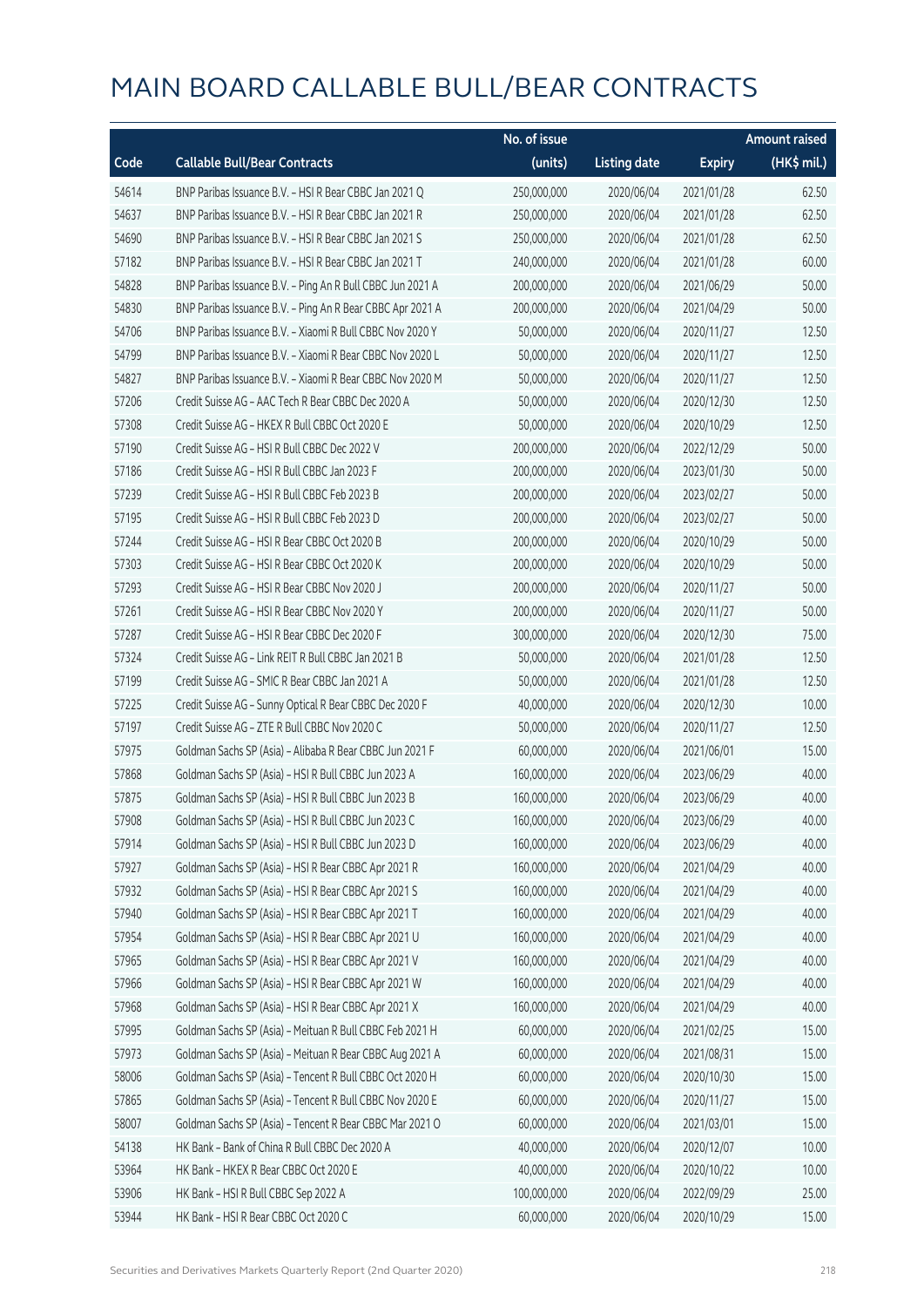# MAIN BOARD CALLABLE BULL/BEAR CONTRACTS

| Code | Callable Bull/Bear Contracts | No. of issue (units) | Listing date | Expiry | Amount raised (HK$ mil.) |
|---|---|---|---|---|---|
| 54614 | BNP Paribas Issuance B.V. – HSI R Bear CBBC Jan 2021 Q | 250,000,000 | 2020/06/04 | 2021/01/28 | 62.50 |
| 54637 | BNP Paribas Issuance B.V. – HSI R Bear CBBC Jan 2021 R | 250,000,000 | 2020/06/04 | 2021/01/28 | 62.50 |
| 54690 | BNP Paribas Issuance B.V. – HSI R Bear CBBC Jan 2021 S | 250,000,000 | 2020/06/04 | 2021/01/28 | 62.50 |
| 57182 | BNP Paribas Issuance B.V. – HSI R Bear CBBC Jan 2021 T | 240,000,000 | 2020/06/04 | 2021/01/28 | 60.00 |
| 54828 | BNP Paribas Issuance B.V. – Ping An R Bull CBBC Jun 2021 A | 200,000,000 | 2020/06/04 | 2021/06/29 | 50.00 |
| 54830 | BNP Paribas Issuance B.V. – Ping An R Bear CBBC Apr 2021 A | 200,000,000 | 2020/06/04 | 2021/04/29 | 50.00 |
| 54706 | BNP Paribas Issuance B.V. – Xiaomi R Bull CBBC Nov 2020 Y | 50,000,000 | 2020/06/04 | 2020/11/27 | 12.50 |
| 54799 | BNP Paribas Issuance B.V. – Xiaomi R Bear CBBC Nov 2020 L | 50,000,000 | 2020/06/04 | 2020/11/27 | 12.50 |
| 54827 | BNP Paribas Issuance B.V. – Xiaomi R Bear CBBC Nov 2020 M | 50,000,000 | 2020/06/04 | 2020/11/27 | 12.50 |
| 57206 | Credit Suisse AG – AAC Tech R Bear CBBC Dec 2020 A | 50,000,000 | 2020/06/04 | 2020/12/30 | 12.50 |
| 57308 | Credit Suisse AG – HKEX R Bull CBBC Oct 2020 E | 50,000,000 | 2020/06/04 | 2020/10/29 | 12.50 |
| 57190 | Credit Suisse AG – HSI R Bull CBBC Dec 2022 V | 200,000,000 | 2020/06/04 | 2022/12/29 | 50.00 |
| 57186 | Credit Suisse AG – HSI R Bull CBBC Jan 2023 F | 200,000,000 | 2020/06/04 | 2023/01/30 | 50.00 |
| 57239 | Credit Suisse AG – HSI R Bull CBBC Feb 2023 B | 200,000,000 | 2020/06/04 | 2023/02/27 | 50.00 |
| 57195 | Credit Suisse AG – HSI R Bull CBBC Feb 2023 D | 200,000,000 | 2020/06/04 | 2023/02/27 | 50.00 |
| 57244 | Credit Suisse AG – HSI R Bear CBBC Oct 2020 B | 200,000,000 | 2020/06/04 | 2020/10/29 | 50.00 |
| 57303 | Credit Suisse AG – HSI R Bear CBBC Oct 2020 K | 200,000,000 | 2020/06/04 | 2020/10/29 | 50.00 |
| 57293 | Credit Suisse AG – HSI R Bear CBBC Nov 2020 J | 200,000,000 | 2020/06/04 | 2020/11/27 | 50.00 |
| 57261 | Credit Suisse AG – HSI R Bear CBBC Nov 2020 Y | 200,000,000 | 2020/06/04 | 2020/11/27 | 50.00 |
| 57287 | Credit Suisse AG – HSI R Bear CBBC Dec 2020 F | 300,000,000 | 2020/06/04 | 2020/12/30 | 75.00 |
| 57324 | Credit Suisse AG – Link REIT R Bull CBBC Jan 2021 B | 50,000,000 | 2020/06/04 | 2021/01/28 | 12.50 |
| 57199 | Credit Suisse AG – SMIC R Bear CBBC Jan 2021 A | 50,000,000 | 2020/06/04 | 2021/01/28 | 12.50 |
| 57225 | Credit Suisse AG – Sunny Optical R Bear CBBC Dec 2020 F | 40,000,000 | 2020/06/04 | 2020/12/30 | 10.00 |
| 57197 | Credit Suisse AG – ZTE R Bull CBBC Nov 2020 C | 50,000,000 | 2020/06/04 | 2020/11/27 | 12.50 |
| 57975 | Goldman Sachs SP (Asia) – Alibaba R Bear CBBC Jun 2021 F | 60,000,000 | 2020/06/04 | 2021/06/01 | 15.00 |
| 57868 | Goldman Sachs SP (Asia) – HSI R Bull CBBC Jun 2023 A | 160,000,000 | 2020/06/04 | 2023/06/29 | 40.00 |
| 57875 | Goldman Sachs SP (Asia) – HSI R Bull CBBC Jun 2023 B | 160,000,000 | 2020/06/04 | 2023/06/29 | 40.00 |
| 57908 | Goldman Sachs SP (Asia) – HSI R Bull CBBC Jun 2023 C | 160,000,000 | 2020/06/04 | 2023/06/29 | 40.00 |
| 57914 | Goldman Sachs SP (Asia) – HSI R Bull CBBC Jun 2023 D | 160,000,000 | 2020/06/04 | 2023/06/29 | 40.00 |
| 57927 | Goldman Sachs SP (Asia) – HSI R Bear CBBC Apr 2021 R | 160,000,000 | 2020/06/04 | 2021/04/29 | 40.00 |
| 57932 | Goldman Sachs SP (Asia) – HSI R Bear CBBC Apr 2021 S | 160,000,000 | 2020/06/04 | 2021/04/29 | 40.00 |
| 57940 | Goldman Sachs SP (Asia) – HSI R Bear CBBC Apr 2021 T | 160,000,000 | 2020/06/04 | 2021/04/29 | 40.00 |
| 57954 | Goldman Sachs SP (Asia) – HSI R Bear CBBC Apr 2021 U | 160,000,000 | 2020/06/04 | 2021/04/29 | 40.00 |
| 57965 | Goldman Sachs SP (Asia) – HSI R Bear CBBC Apr 2021 V | 160,000,000 | 2020/06/04 | 2021/04/29 | 40.00 |
| 57966 | Goldman Sachs SP (Asia) – HSI R Bear CBBC Apr 2021 W | 160,000,000 | 2020/06/04 | 2021/04/29 | 40.00 |
| 57968 | Goldman Sachs SP (Asia) – HSI R Bear CBBC Apr 2021 X | 160,000,000 | 2020/06/04 | 2021/04/29 | 40.00 |
| 57995 | Goldman Sachs SP (Asia) – Meituan R Bull CBBC Feb 2021 H | 60,000,000 | 2020/06/04 | 2021/02/25 | 15.00 |
| 57973 | Goldman Sachs SP (Asia) – Meituan R Bear CBBC Aug 2021 A | 60,000,000 | 2020/06/04 | 2021/08/31 | 15.00 |
| 58006 | Goldman Sachs SP (Asia) – Tencent R Bull CBBC Oct 2020 H | 60,000,000 | 2020/06/04 | 2020/10/30 | 15.00 |
| 57865 | Goldman Sachs SP (Asia) – Tencent R Bull CBBC Nov 2020 E | 60,000,000 | 2020/06/04 | 2020/11/27 | 15.00 |
| 58007 | Goldman Sachs SP (Asia) – Tencent R Bear CBBC Mar 2021 O | 60,000,000 | 2020/06/04 | 2021/03/01 | 15.00 |
| 54138 | HK Bank – Bank of China R Bull CBBC Dec 2020 A | 40,000,000 | 2020/06/04 | 2020/12/07 | 10.00 |
| 53964 | HK Bank – HKEX R Bear CBBC Oct 2020 E | 40,000,000 | 2020/06/04 | 2020/10/22 | 10.00 |
| 53906 | HK Bank – HSI R Bull CBBC Sep 2022 A | 100,000,000 | 2020/06/04 | 2022/09/29 | 25.00 |
| 53944 | HK Bank – HSI R Bear CBBC Oct 2020 C | 60,000,000 | 2020/06/04 | 2020/10/29 | 15.00 |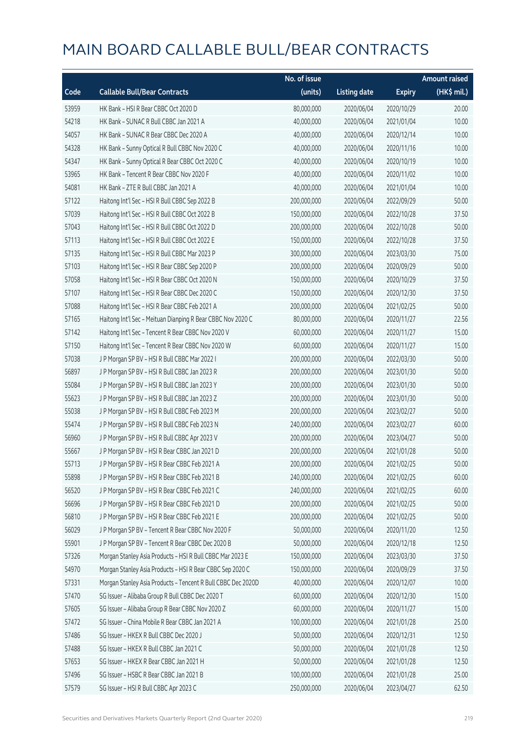# MAIN BOARD CALLABLE BULL/BEAR CONTRACTS

| Code | Callable Bull/Bear Contracts | No. of issue (units) | Listing date | Expiry | Amount raised (HK$ mil.) |
|---|---|---|---|---|---|
| 53959 | HK Bank – HSI R Bear CBBC Oct 2020 D | 80,000,000 | 2020/06/04 | 2020/10/29 | 20.00 |
| 54218 | HK Bank – SUNAC R Bull CBBC Jan 2021 A | 40,000,000 | 2020/06/04 | 2021/01/04 | 10.00 |
| 54057 | HK Bank – SUNAC R Bear CBBC Dec 2020 A | 40,000,000 | 2020/06/04 | 2020/12/14 | 10.00 |
| 54328 | HK Bank – Sunny Optical R Bull CBBC Nov 2020 C | 40,000,000 | 2020/06/04 | 2020/11/16 | 10.00 |
| 54347 | HK Bank – Sunny Optical R Bear CBBC Oct 2020 C | 40,000,000 | 2020/06/04 | 2020/10/19 | 10.00 |
| 53965 | HK Bank – Tencent R Bear CBBC Nov 2020 F | 40,000,000 | 2020/06/04 | 2020/11/02 | 10.00 |
| 54081 | HK Bank – ZTE R Bull CBBC Jan 2021 A | 40,000,000 | 2020/06/04 | 2021/01/04 | 10.00 |
| 57122 | Haitong Int'l Sec – HSI R Bull CBBC Sep 2022 B | 200,000,000 | 2020/06/04 | 2022/09/29 | 50.00 |
| 57039 | Haitong Int'l Sec – HSI R Bull CBBC Oct 2022 B | 150,000,000 | 2020/06/04 | 2022/10/28 | 37.50 |
| 57043 | Haitong Int'l Sec – HSI R Bull CBBC Oct 2022 D | 200,000,000 | 2020/06/04 | 2022/10/28 | 50.00 |
| 57113 | Haitong Int'l Sec – HSI R Bull CBBC Oct 2022 E | 150,000,000 | 2020/06/04 | 2022/10/28 | 37.50 |
| 57135 | Haitong Int'l Sec – HSI R Bull CBBC Mar 2023 P | 300,000,000 | 2020/06/04 | 2023/03/30 | 75.00 |
| 57103 | Haitong Int'l Sec – HSI R Bear CBBC Sep 2020 P | 200,000,000 | 2020/06/04 | 2020/09/29 | 50.00 |
| 57058 | Haitong Int'l Sec – HSI R Bear CBBC Oct 2020 N | 150,000,000 | 2020/06/04 | 2020/10/29 | 37.50 |
| 57107 | Haitong Int'l Sec – HSI R Bear CBBC Dec 2020 C | 150,000,000 | 2020/06/04 | 2020/12/30 | 37.50 |
| 57088 | Haitong Int'l Sec – HSI R Bear CBBC Feb 2021 A | 200,000,000 | 2020/06/04 | 2021/02/25 | 50.00 |
| 57165 | Haitong Int'l Sec – Meituan Dianping R Bear CBBC Nov 2020 C | 80,000,000 | 2020/06/04 | 2020/11/27 | 22.56 |
| 57142 | Haitong Int'l Sec – Tencent R Bear CBBC Nov 2020 V | 60,000,000 | 2020/06/04 | 2020/11/27 | 15.00 |
| 57150 | Haitong Int'l Sec – Tencent R Bear CBBC Nov 2020 W | 60,000,000 | 2020/06/04 | 2020/11/27 | 15.00 |
| 57038 | J P Morgan SP BV – HSI R Bull CBBC Mar 2022 I | 200,000,000 | 2020/06/04 | 2022/03/30 | 50.00 |
| 56897 | J P Morgan SP BV – HSI R Bull CBBC Jan 2023 R | 200,000,000 | 2020/06/04 | 2023/01/30 | 50.00 |
| 55084 | J P Morgan SP BV – HSI R Bull CBBC Jan 2023 Y | 200,000,000 | 2020/06/04 | 2023/01/30 | 50.00 |
| 55623 | J P Morgan SP BV – HSI R Bull CBBC Jan 2023 Z | 200,000,000 | 2020/06/04 | 2023/01/30 | 50.00 |
| 55038 | J P Morgan SP BV – HSI R Bull CBBC Feb 2023 M | 200,000,000 | 2020/06/04 | 2023/02/27 | 50.00 |
| 55474 | J P Morgan SP BV – HSI R Bull CBBC Feb 2023 N | 240,000,000 | 2020/06/04 | 2023/02/27 | 60.00 |
| 56960 | J P Morgan SP BV – HSI R Bull CBBC Apr 2023 V | 200,000,000 | 2020/06/04 | 2023/04/27 | 50.00 |
| 55667 | J P Morgan SP BV – HSI R Bear CBBC Jan 2021 D | 200,000,000 | 2020/06/04 | 2021/01/28 | 50.00 |
| 55713 | J P Morgan SP BV – HSI R Bear CBBC Feb 2021 A | 200,000,000 | 2020/06/04 | 2021/02/25 | 50.00 |
| 55898 | J P Morgan SP BV – HSI R Bear CBBC Feb 2021 B | 240,000,000 | 2020/06/04 | 2021/02/25 | 60.00 |
| 56520 | J P Morgan SP BV – HSI R Bear CBBC Feb 2021 C | 240,000,000 | 2020/06/04 | 2021/02/25 | 60.00 |
| 56696 | J P Morgan SP BV – HSI R Bear CBBC Feb 2021 D | 200,000,000 | 2020/06/04 | 2021/02/25 | 50.00 |
| 56810 | J P Morgan SP BV – HSI R Bear CBBC Feb 2021 E | 200,000,000 | 2020/06/04 | 2021/02/25 | 50.00 |
| 56029 | J P Morgan SP BV – Tencent R Bear CBBC Nov 2020 F | 50,000,000 | 2020/06/04 | 2020/11/20 | 12.50 |
| 55901 | J P Morgan SP BV – Tencent R Bear CBBC Dec 2020 B | 50,000,000 | 2020/06/04 | 2020/12/18 | 12.50 |
| 57326 | Morgan Stanley Asia Products – HSI R Bull CBBC Mar 2023 E | 150,000,000 | 2020/06/04 | 2023/03/30 | 37.50 |
| 54970 | Morgan Stanley Asia Products – HSI R Bear CBBC Sep 2020 C | 150,000,000 | 2020/06/04 | 2020/09/29 | 37.50 |
| 57331 | Morgan Stanley Asia Products – Tencent R Bull CBBC Dec 2020D | 40,000,000 | 2020/06/04 | 2020/12/07 | 10.00 |
| 57470 | SG Issuer – Alibaba Group R Bull CBBC Dec 2020 T | 60,000,000 | 2020/06/04 | 2020/12/30 | 15.00 |
| 57605 | SG Issuer – Alibaba Group R Bear CBBC Nov 2020 Z | 60,000,000 | 2020/06/04 | 2020/11/27 | 15.00 |
| 57472 | SG Issuer – China Mobile R Bear CBBC Jan 2021 A | 100,000,000 | 2020/06/04 | 2021/01/28 | 25.00 |
| 57486 | SG Issuer – HKEX R Bull CBBC Dec 2020 J | 50,000,000 | 2020/06/04 | 2020/12/31 | 12.50 |
| 57488 | SG Issuer – HKEX R Bull CBBC Jan 2021 C | 50,000,000 | 2020/06/04 | 2021/01/28 | 12.50 |
| 57653 | SG Issuer – HKEX R Bear CBBC Jan 2021 H | 50,000,000 | 2020/06/04 | 2021/01/28 | 12.50 |
| 57496 | SG Issuer – HSBC R Bear CBBC Jan 2021 B | 100,000,000 | 2020/06/04 | 2021/01/28 | 25.00 |
| 57579 | SG Issuer – HSI R Bull CBBC Apr 2023 C | 250,000,000 | 2020/06/04 | 2023/04/27 | 62.50 |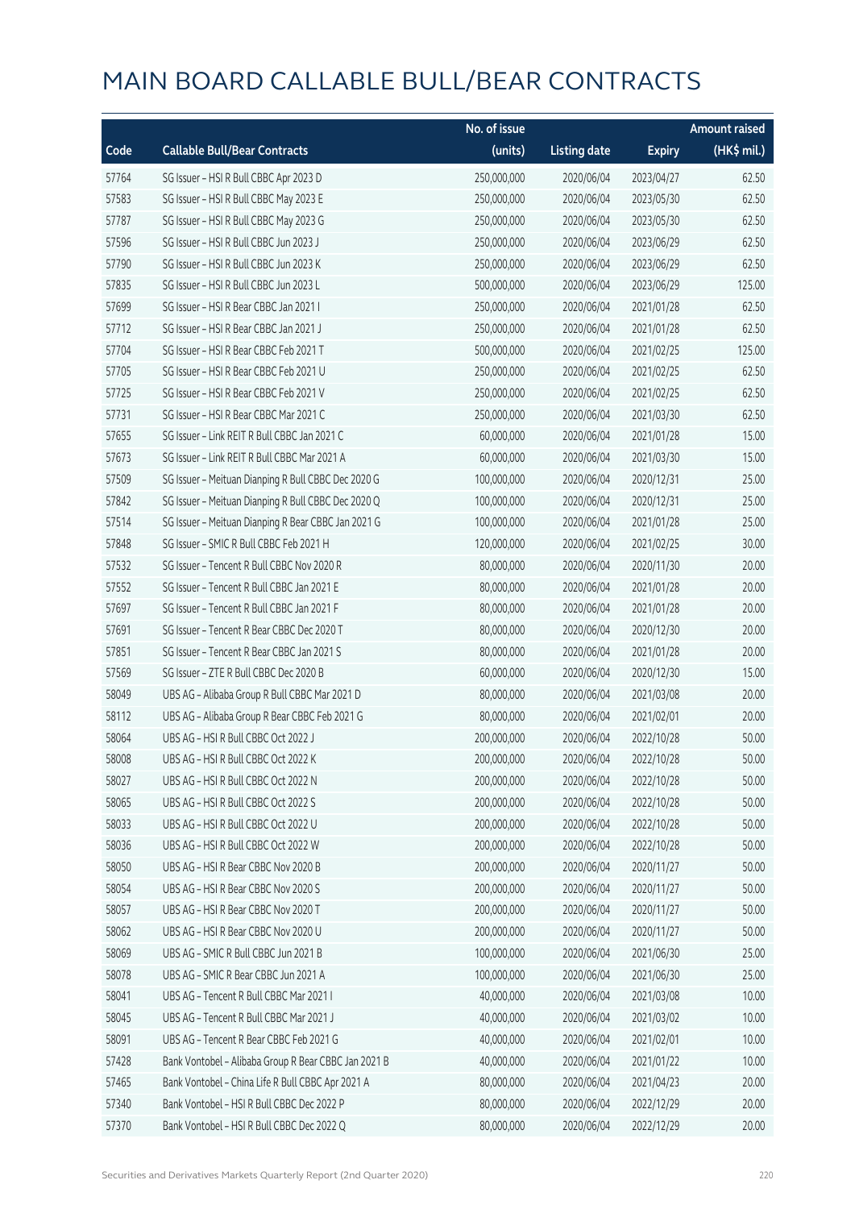# MAIN BOARD CALLABLE BULL/BEAR CONTRACTS

| Code | Callable Bull/Bear Contracts | No. of issue (units) | Listing date | Expiry | Amount raised (HK$ mil.) |
|---|---|---|---|---|---|
| 57764 | SG Issuer – HSI R Bull CBBC Apr 2023 D | 250,000,000 | 2020/06/04 | 2023/04/27 | 62.50 |
| 57583 | SG Issuer – HSI R Bull CBBC May 2023 E | 250,000,000 | 2020/06/04 | 2023/05/30 | 62.50 |
| 57787 | SG Issuer – HSI R Bull CBBC May 2023 G | 250,000,000 | 2020/06/04 | 2023/05/30 | 62.50 |
| 57596 | SG Issuer – HSI R Bull CBBC Jun 2023 J | 250,000,000 | 2020/06/04 | 2023/06/29 | 62.50 |
| 57790 | SG Issuer – HSI R Bull CBBC Jun 2023 K | 250,000,000 | 2020/06/04 | 2023/06/29 | 62.50 |
| 57835 | SG Issuer – HSI R Bull CBBC Jun 2023 L | 500,000,000 | 2020/06/04 | 2023/06/29 | 125.00 |
| 57699 | SG Issuer – HSI R Bear CBBC Jan 2021 I | 250,000,000 | 2020/06/04 | 2021/01/28 | 62.50 |
| 57712 | SG Issuer – HSI R Bear CBBC Jan 2021 J | 250,000,000 | 2020/06/04 | 2021/01/28 | 62.50 |
| 57704 | SG Issuer – HSI R Bear CBBC Feb 2021 T | 500,000,000 | 2020/06/04 | 2021/02/25 | 125.00 |
| 57705 | SG Issuer – HSI R Bear CBBC Feb 2021 U | 250,000,000 | 2020/06/04 | 2021/02/25 | 62.50 |
| 57725 | SG Issuer – HSI R Bear CBBC Feb 2021 V | 250,000,000 | 2020/06/04 | 2021/02/25 | 62.50 |
| 57731 | SG Issuer – HSI R Bear CBBC Mar 2021 C | 250,000,000 | 2020/06/04 | 2021/03/30 | 62.50 |
| 57655 | SG Issuer – Link REIT R Bull CBBC Jan 2021 C | 60,000,000 | 2020/06/04 | 2021/01/28 | 15.00 |
| 57673 | SG Issuer – Link REIT R Bull CBBC Mar 2021 A | 60,000,000 | 2020/06/04 | 2021/03/30 | 15.00 |
| 57509 | SG Issuer – Meituan Dianping R Bull CBBC Dec 2020 G | 100,000,000 | 2020/06/04 | 2020/12/31 | 25.00 |
| 57842 | SG Issuer – Meituan Dianping R Bull CBBC Dec 2020 Q | 100,000,000 | 2020/06/04 | 2020/12/31 | 25.00 |
| 57514 | SG Issuer – Meituan Dianping R Bear CBBC Jan 2021 G | 100,000,000 | 2020/06/04 | 2021/01/28 | 25.00 |
| 57848 | SG Issuer – SMIC R Bull CBBC Feb 2021 H | 120,000,000 | 2020/06/04 | 2021/02/25 | 30.00 |
| 57532 | SG Issuer – Tencent R Bull CBBC Nov 2020 R | 80,000,000 | 2020/06/04 | 2020/11/30 | 20.00 |
| 57552 | SG Issuer – Tencent R Bull CBBC Jan 2021 E | 80,000,000 | 2020/06/04 | 2021/01/28 | 20.00 |
| 57697 | SG Issuer – Tencent R Bull CBBC Jan 2021 F | 80,000,000 | 2020/06/04 | 2021/01/28 | 20.00 |
| 57691 | SG Issuer – Tencent R Bear CBBC Dec 2020 T | 80,000,000 | 2020/06/04 | 2020/12/30 | 20.00 |
| 57851 | SG Issuer – Tencent R Bear CBBC Jan 2021 S | 80,000,000 | 2020/06/04 | 2021/01/28 | 20.00 |
| 57569 | SG Issuer – ZTE R Bull CBBC Dec 2020 B | 60,000,000 | 2020/06/04 | 2020/12/30 | 15.00 |
| 58049 | UBS AG – Alibaba Group R Bull CBBC Mar 2021 D | 80,000,000 | 2020/06/04 | 2021/03/08 | 20.00 |
| 58112 | UBS AG – Alibaba Group R Bear CBBC Feb 2021 G | 80,000,000 | 2020/06/04 | 2021/02/01 | 20.00 |
| 58064 | UBS AG – HSI R Bull CBBC Oct 2022 J | 200,000,000 | 2020/06/04 | 2022/10/28 | 50.00 |
| 58008 | UBS AG – HSI R Bull CBBC Oct 2022 K | 200,000,000 | 2020/06/04 | 2022/10/28 | 50.00 |
| 58027 | UBS AG – HSI R Bull CBBC Oct 2022 N | 200,000,000 | 2020/06/04 | 2022/10/28 | 50.00 |
| 58065 | UBS AG – HSI R Bull CBBC Oct 2022 S | 200,000,000 | 2020/06/04 | 2022/10/28 | 50.00 |
| 58033 | UBS AG – HSI R Bull CBBC Oct 2022 U | 200,000,000 | 2020/06/04 | 2022/10/28 | 50.00 |
| 58036 | UBS AG – HSI R Bull CBBC Oct 2022 W | 200,000,000 | 2020/06/04 | 2022/10/28 | 50.00 |
| 58050 | UBS AG – HSI R Bear CBBC Nov 2020 B | 200,000,000 | 2020/06/04 | 2020/11/27 | 50.00 |
| 58054 | UBS AG – HSI R Bear CBBC Nov 2020 S | 200,000,000 | 2020/06/04 | 2020/11/27 | 50.00 |
| 58057 | UBS AG – HSI R Bear CBBC Nov 2020 T | 200,000,000 | 2020/06/04 | 2020/11/27 | 50.00 |
| 58062 | UBS AG – HSI R Bear CBBC Nov 2020 U | 200,000,000 | 2020/06/04 | 2020/11/27 | 50.00 |
| 58069 | UBS AG – SMIC R Bull CBBC Jun 2021 B | 100,000,000 | 2020/06/04 | 2021/06/30 | 25.00 |
| 58078 | UBS AG – SMIC R Bear CBBC Jun 2021 A | 100,000,000 | 2020/06/04 | 2021/06/30 | 25.00 |
| 58041 | UBS AG – Tencent R Bull CBBC Mar 2021 I | 40,000,000 | 2020/06/04 | 2021/03/08 | 10.00 |
| 58045 | UBS AG – Tencent R Bull CBBC Mar 2021 J | 40,000,000 | 2020/06/04 | 2021/03/02 | 10.00 |
| 58091 | UBS AG – Tencent R Bear CBBC Feb 2021 G | 40,000,000 | 2020/06/04 | 2021/02/01 | 10.00 |
| 57428 | Bank Vontobel – Alibaba Group R Bear CBBC Jan 2021 B | 40,000,000 | 2020/06/04 | 2021/01/22 | 10.00 |
| 57465 | Bank Vontobel – China Life R Bull CBBC Apr 2021 A | 80,000,000 | 2020/06/04 | 2021/04/23 | 20.00 |
| 57340 | Bank Vontobel – HSI R Bull CBBC Dec 2022 P | 80,000,000 | 2020/06/04 | 2022/12/29 | 20.00 |
| 57370 | Bank Vontobel – HSI R Bull CBBC Dec 2022 Q | 80,000,000 | 2020/06/04 | 2022/12/29 | 20.00 |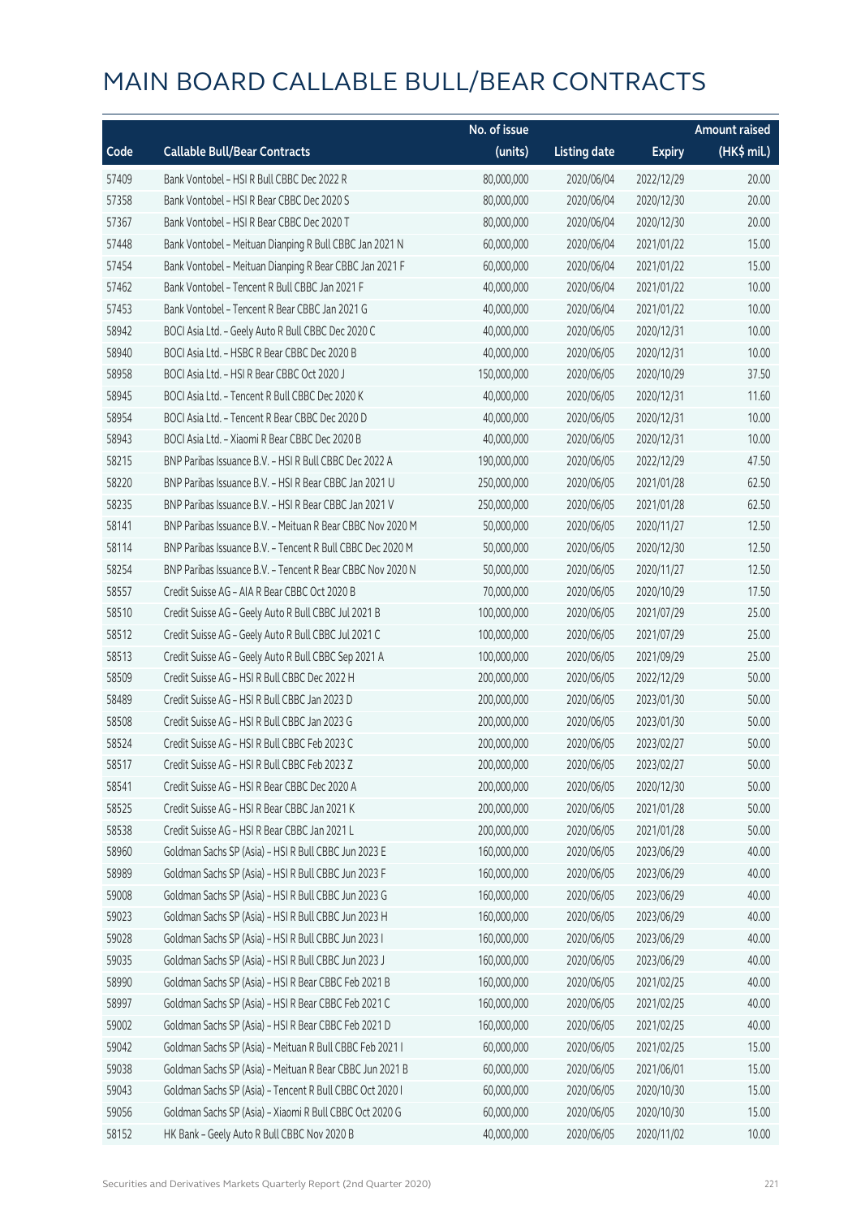# MAIN BOARD CALLABLE BULL/BEAR CONTRACTS

| Code | Callable Bull/Bear Contracts | No. of issue (units) | Listing date | Expiry | Amount raised (HK$ mil.) |
|---|---|---|---|---|---|
| 57409 | Bank Vontobel – HSI R Bull CBBC Dec 2022 R | 80,000,000 | 2020/06/04 | 2022/12/29 | 20.00 |
| 57358 | Bank Vontobel – HSI R Bear CBBC Dec 2020 S | 80,000,000 | 2020/06/04 | 2020/12/30 | 20.00 |
| 57367 | Bank Vontobel – HSI R Bear CBBC Dec 2020 T | 80,000,000 | 2020/06/04 | 2020/12/30 | 20.00 |
| 57448 | Bank Vontobel – Meituan Dianping R Bull CBBC Jan 2021 N | 60,000,000 | 2020/06/04 | 2021/01/22 | 15.00 |
| 57454 | Bank Vontobel – Meituan Dianping R Bear CBBC Jan 2021 F | 60,000,000 | 2020/06/04 | 2021/01/22 | 15.00 |
| 57462 | Bank Vontobel – Tencent R Bull CBBC Jan 2021 F | 40,000,000 | 2020/06/04 | 2021/01/22 | 10.00 |
| 57453 | Bank Vontobel – Tencent R Bear CBBC Jan 2021 G | 40,000,000 | 2020/06/04 | 2021/01/22 | 10.00 |
| 58942 | BOCI Asia Ltd. – Geely Auto R Bull CBBC Dec 2020 C | 40,000,000 | 2020/06/05 | 2020/12/31 | 10.00 |
| 58940 | BOCI Asia Ltd. – HSBC R Bear CBBC Dec 2020 B | 40,000,000 | 2020/06/05 | 2020/12/31 | 10.00 |
| 58958 | BOCI Asia Ltd. – HSI R Bear CBBC Oct 2020 J | 150,000,000 | 2020/06/05 | 2020/10/29 | 37.50 |
| 58945 | BOCI Asia Ltd. – Tencent R Bull CBBC Dec 2020 K | 40,000,000 | 2020/06/05 | 2020/12/31 | 11.60 |
| 58954 | BOCI Asia Ltd. – Tencent R Bear CBBC Dec 2020 D | 40,000,000 | 2020/06/05 | 2020/12/31 | 10.00 |
| 58943 | BOCI Asia Ltd. – Xiaomi R Bear CBBC Dec 2020 B | 40,000,000 | 2020/06/05 | 2020/12/31 | 10.00 |
| 58215 | BNP Paribas Issuance B.V. – HSI R Bull CBBC Dec 2022 A | 190,000,000 | 2020/06/05 | 2022/12/29 | 47.50 |
| 58220 | BNP Paribas Issuance B.V. – HSI R Bear CBBC Jan 2021 U | 250,000,000 | 2020/06/05 | 2021/01/28 | 62.50 |
| 58235 | BNP Paribas Issuance B.V. – HSI R Bear CBBC Jan 2021 V | 250,000,000 | 2020/06/05 | 2021/01/28 | 62.50 |
| 58141 | BNP Paribas Issuance B.V. – Meituan R Bear CBBC Nov 2020 M | 50,000,000 | 2020/06/05 | 2020/11/27 | 12.50 |
| 58114 | BNP Paribas Issuance B.V. – Tencent R Bull CBBC Dec 2020 M | 50,000,000 | 2020/06/05 | 2020/12/30 | 12.50 |
| 58254 | BNP Paribas Issuance B.V. – Tencent R Bear CBBC Nov 2020 N | 50,000,000 | 2020/06/05 | 2020/11/27 | 12.50 |
| 58557 | Credit Suisse AG – AIA R Bear CBBC Oct 2020 B | 70,000,000 | 2020/06/05 | 2020/10/29 | 17.50 |
| 58510 | Credit Suisse AG – Geely Auto R Bull CBBC Jul 2021 B | 100,000,000 | 2020/06/05 | 2021/07/29 | 25.00 |
| 58512 | Credit Suisse AG – Geely Auto R Bull CBBC Jul 2021 C | 100,000,000 | 2020/06/05 | 2021/07/29 | 25.00 |
| 58513 | Credit Suisse AG – Geely Auto R Bull CBBC Sep 2021 A | 100,000,000 | 2020/06/05 | 2021/09/29 | 25.00 |
| 58509 | Credit Suisse AG – HSI R Bull CBBC Dec 2022 H | 200,000,000 | 2020/06/05 | 2022/12/29 | 50.00 |
| 58489 | Credit Suisse AG – HSI R Bull CBBC Jan 2023 D | 200,000,000 | 2020/06/05 | 2023/01/30 | 50.00 |
| 58508 | Credit Suisse AG – HSI R Bull CBBC Jan 2023 G | 200,000,000 | 2020/06/05 | 2023/01/30 | 50.00 |
| 58524 | Credit Suisse AG – HSI R Bull CBBC Feb 2023 C | 200,000,000 | 2020/06/05 | 2023/02/27 | 50.00 |
| 58517 | Credit Suisse AG – HSI R Bull CBBC Feb 2023 Z | 200,000,000 | 2020/06/05 | 2023/02/27 | 50.00 |
| 58541 | Credit Suisse AG – HSI R Bear CBBC Dec 2020 A | 200,000,000 | 2020/06/05 | 2020/12/30 | 50.00 |
| 58525 | Credit Suisse AG – HSI R Bear CBBC Jan 2021 K | 200,000,000 | 2020/06/05 | 2021/01/28 | 50.00 |
| 58538 | Credit Suisse AG – HSI R Bear CBBC Jan 2021 L | 200,000,000 | 2020/06/05 | 2021/01/28 | 50.00 |
| 58960 | Goldman Sachs SP (Asia) – HSI R Bull CBBC Jun 2023 E | 160,000,000 | 2020/06/05 | 2023/06/29 | 40.00 |
| 58989 | Goldman Sachs SP (Asia) – HSI R Bull CBBC Jun 2023 F | 160,000,000 | 2020/06/05 | 2023/06/29 | 40.00 |
| 59008 | Goldman Sachs SP (Asia) – HSI R Bull CBBC Jun 2023 G | 160,000,000 | 2020/06/05 | 2023/06/29 | 40.00 |
| 59023 | Goldman Sachs SP (Asia) – HSI R Bull CBBC Jun 2023 H | 160,000,000 | 2020/06/05 | 2023/06/29 | 40.00 |
| 59028 | Goldman Sachs SP (Asia) – HSI R Bull CBBC Jun 2023 I | 160,000,000 | 2020/06/05 | 2023/06/29 | 40.00 |
| 59035 | Goldman Sachs SP (Asia) – HSI R Bull CBBC Jun 2023 J | 160,000,000 | 2020/06/05 | 2023/06/29 | 40.00 |
| 58990 | Goldman Sachs SP (Asia) – HSI R Bear CBBC Feb 2021 B | 160,000,000 | 2020/06/05 | 2021/02/25 | 40.00 |
| 58997 | Goldman Sachs SP (Asia) – HSI R Bear CBBC Feb 2021 C | 160,000,000 | 2020/06/05 | 2021/02/25 | 40.00 |
| 59002 | Goldman Sachs SP (Asia) – HSI R Bear CBBC Feb 2021 D | 160,000,000 | 2020/06/05 | 2021/02/25 | 40.00 |
| 59042 | Goldman Sachs SP (Asia) – Meituan R Bull CBBC Feb 2021 I | 60,000,000 | 2020/06/05 | 2021/02/25 | 15.00 |
| 59038 | Goldman Sachs SP (Asia) – Meituan R Bear CBBC Jun 2021 B | 60,000,000 | 2020/06/05 | 2021/06/01 | 15.00 |
| 59043 | Goldman Sachs SP (Asia) – Tencent R Bull CBBC Oct 2020 I | 60,000,000 | 2020/06/05 | 2020/10/30 | 15.00 |
| 59056 | Goldman Sachs SP (Asia) – Xiaomi R Bull CBBC Oct 2020 G | 60,000,000 | 2020/06/05 | 2020/10/30 | 15.00 |
| 58152 | HK Bank – Geely Auto R Bull CBBC Nov 2020 B | 40,000,000 | 2020/06/05 | 2020/11/02 | 10.00 |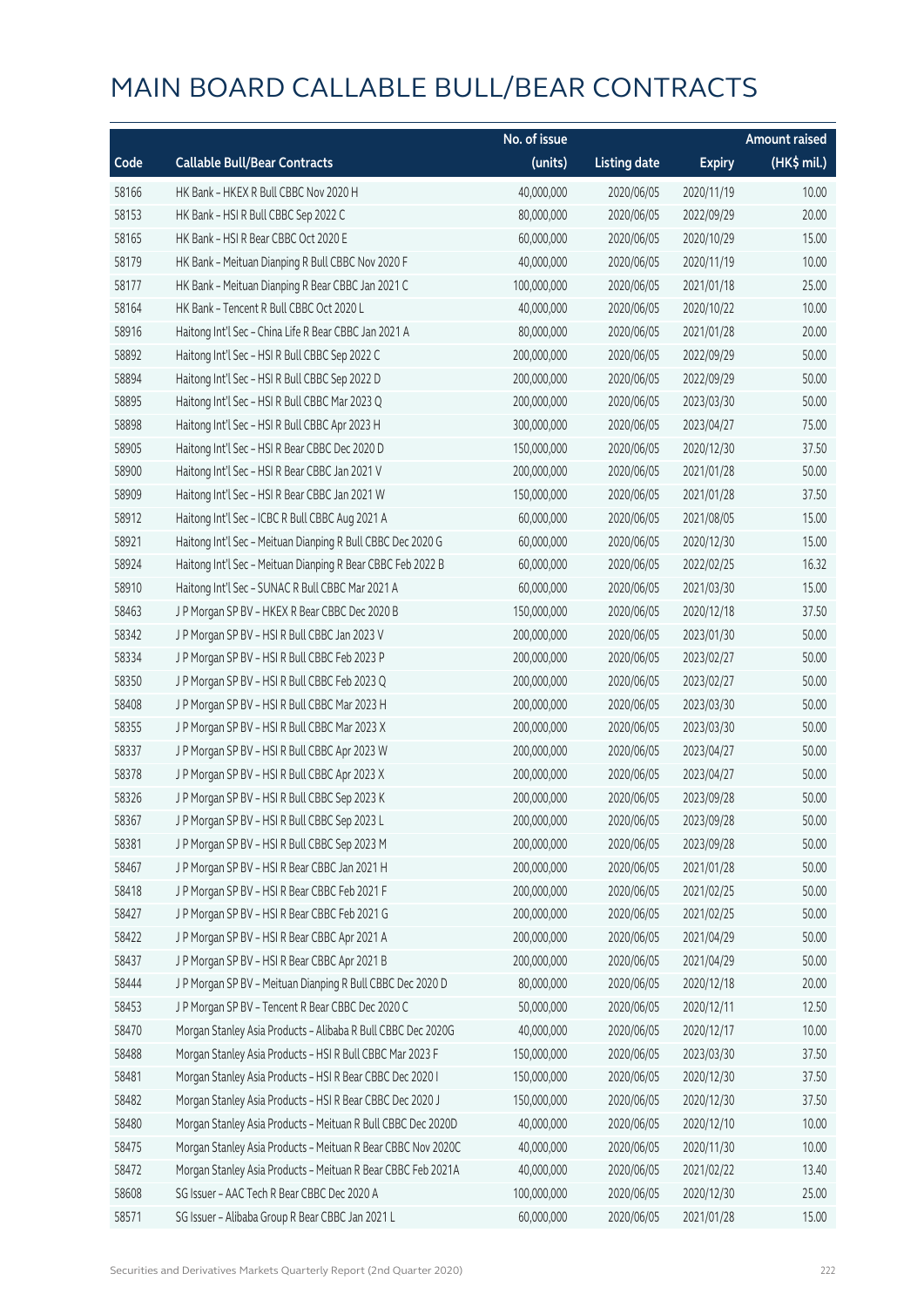# MAIN BOARD CALLABLE BULL/BEAR CONTRACTS

| Code | Callable Bull/Bear Contracts | No. of issue (units) | Listing date | Expiry | Amount raised (HK$ mil.) |
|---|---|---|---|---|---|
| 58166 | HK Bank – HKEX R Bull CBBC Nov 2020 H | 40,000,000 | 2020/06/05 | 2020/11/19 | 10.00 |
| 58153 | HK Bank – HSI R Bull CBBC Sep 2022 C | 80,000,000 | 2020/06/05 | 2022/09/29 | 20.00 |
| 58165 | HK Bank – HSI R Bear CBBC Oct 2020 E | 60,000,000 | 2020/06/05 | 2020/10/29 | 15.00 |
| 58179 | HK Bank – Meituan Dianping R Bull CBBC Nov 2020 F | 40,000,000 | 2020/06/05 | 2020/11/19 | 10.00 |
| 58177 | HK Bank – Meituan Dianping R Bear CBBC Jan 2021 C | 100,000,000 | 2020/06/05 | 2021/01/18 | 25.00 |
| 58164 | HK Bank – Tencent R Bull CBBC Oct 2020 L | 40,000,000 | 2020/06/05 | 2020/10/22 | 10.00 |
| 58916 | Haitong Int'l Sec – China Life R Bear CBBC Jan 2021 A | 80,000,000 | 2020/06/05 | 2021/01/28 | 20.00 |
| 58892 | Haitong Int'l Sec – HSI R Bull CBBC Sep 2022 C | 200,000,000 | 2020/06/05 | 2022/09/29 | 50.00 |
| 58894 | Haitong Int'l Sec – HSI R Bull CBBC Sep 2022 D | 200,000,000 | 2020/06/05 | 2022/09/29 | 50.00 |
| 58895 | Haitong Int'l Sec – HSI R Bull CBBC Mar 2023 Q | 200,000,000 | 2020/06/05 | 2023/03/30 | 50.00 |
| 58898 | Haitong Int'l Sec – HSI R Bull CBBC Apr 2023 H | 300,000,000 | 2020/06/05 | 2023/04/27 | 75.00 |
| 58905 | Haitong Int'l Sec – HSI R Bear CBBC Dec 2020 D | 150,000,000 | 2020/06/05 | 2020/12/30 | 37.50 |
| 58900 | Haitong Int'l Sec – HSI R Bear CBBC Jan 2021 V | 200,000,000 | 2020/06/05 | 2021/01/28 | 50.00 |
| 58909 | Haitong Int'l Sec – HSI R Bear CBBC Jan 2021 W | 150,000,000 | 2020/06/05 | 2021/01/28 | 37.50 |
| 58912 | Haitong Int'l Sec – ICBC R Bull CBBC Aug 2021 A | 60,000,000 | 2020/06/05 | 2021/08/05 | 15.00 |
| 58921 | Haitong Int'l Sec – Meituan Dianping R Bull CBBC Dec 2020 G | 60,000,000 | 2020/06/05 | 2020/12/30 | 15.00 |
| 58924 | Haitong Int'l Sec – Meituan Dianping R Bear CBBC Feb 2022 B | 60,000,000 | 2020/06/05 | 2022/02/25 | 16.32 |
| 58910 | Haitong Int'l Sec – SUNAC R Bull CBBC Mar 2021 A | 60,000,000 | 2020/06/05 | 2021/03/30 | 15.00 |
| 58463 | J P Morgan SP BV – HKEX R Bear CBBC Dec 2020 B | 150,000,000 | 2020/06/05 | 2020/12/18 | 37.50 |
| 58342 | J P Morgan SP BV – HSI R Bull CBBC Jan 2023 V | 200,000,000 | 2020/06/05 | 2023/01/30 | 50.00 |
| 58334 | J P Morgan SP BV – HSI R Bull CBBC Feb 2023 P | 200,000,000 | 2020/06/05 | 2023/02/27 | 50.00 |
| 58350 | J P Morgan SP BV – HSI R Bull CBBC Feb 2023 Q | 200,000,000 | 2020/06/05 | 2023/02/27 | 50.00 |
| 58408 | J P Morgan SP BV – HSI R Bull CBBC Mar 2023 H | 200,000,000 | 2020/06/05 | 2023/03/30 | 50.00 |
| 58355 | J P Morgan SP BV – HSI R Bull CBBC Mar 2023 X | 200,000,000 | 2020/06/05 | 2023/03/30 | 50.00 |
| 58337 | J P Morgan SP BV – HSI R Bull CBBC Apr 2023 W | 200,000,000 | 2020/06/05 | 2023/04/27 | 50.00 |
| 58378 | J P Morgan SP BV – HSI R Bull CBBC Apr 2023 X | 200,000,000 | 2020/06/05 | 2023/04/27 | 50.00 |
| 58326 | J P Morgan SP BV – HSI R Bull CBBC Sep 2023 K | 200,000,000 | 2020/06/05 | 2023/09/28 | 50.00 |
| 58367 | J P Morgan SP BV – HSI R Bull CBBC Sep 2023 L | 200,000,000 | 2020/06/05 | 2023/09/28 | 50.00 |
| 58381 | J P Morgan SP BV – HSI R Bull CBBC Sep 2023 M | 200,000,000 | 2020/06/05 | 2023/09/28 | 50.00 |
| 58467 | J P Morgan SP BV – HSI R Bear CBBC Jan 2021 H | 200,000,000 | 2020/06/05 | 2021/01/28 | 50.00 |
| 58418 | J P Morgan SP BV – HSI R Bear CBBC Feb 2021 F | 200,000,000 | 2020/06/05 | 2021/02/25 | 50.00 |
| 58427 | J P Morgan SP BV – HSI R Bear CBBC Feb 2021 G | 200,000,000 | 2020/06/05 | 2021/02/25 | 50.00 |
| 58422 | J P Morgan SP BV – HSI R Bear CBBC Apr 2021 A | 200,000,000 | 2020/06/05 | 2021/04/29 | 50.00 |
| 58437 | J P Morgan SP BV – HSI R Bear CBBC Apr 2021 B | 200,000,000 | 2020/06/05 | 2021/04/29 | 50.00 |
| 58444 | J P Morgan SP BV – Meituan Dianping R Bull CBBC Dec 2020 D | 80,000,000 | 2020/06/05 | 2020/12/18 | 20.00 |
| 58453 | J P Morgan SP BV – Tencent R Bear CBBC Dec 2020 C | 50,000,000 | 2020/06/05 | 2020/12/11 | 12.50 |
| 58470 | Morgan Stanley Asia Products – Alibaba R Bull CBBC Dec 2020G | 40,000,000 | 2020/06/05 | 2020/12/17 | 10.00 |
| 58488 | Morgan Stanley Asia Products – HSI R Bull CBBC Mar 2023 F | 150,000,000 | 2020/06/05 | 2023/03/30 | 37.50 |
| 58481 | Morgan Stanley Asia Products – HSI R Bear CBBC Dec 2020 I | 150,000,000 | 2020/06/05 | 2020/12/30 | 37.50 |
| 58482 | Morgan Stanley Asia Products – HSI R Bear CBBC Dec 2020 J | 150,000,000 | 2020/06/05 | 2020/12/30 | 37.50 |
| 58480 | Morgan Stanley Asia Products – Meituan R Bull CBBC Dec 2020D | 40,000,000 | 2020/06/05 | 2020/12/10 | 10.00 |
| 58475 | Morgan Stanley Asia Products – Meituan R Bear CBBC Nov 2020C | 40,000,000 | 2020/06/05 | 2020/11/30 | 10.00 |
| 58472 | Morgan Stanley Asia Products – Meituan R Bear CBBC Feb 2021A | 40,000,000 | 2020/06/05 | 2021/02/22 | 13.40 |
| 58608 | SG Issuer – AAC Tech R Bear CBBC Dec 2020 A | 100,000,000 | 2020/06/05 | 2020/12/30 | 25.00 |
| 58571 | SG Issuer – Alibaba Group R Bear CBBC Jan 2021 L | 60,000,000 | 2020/06/05 | 2021/01/28 | 15.00 |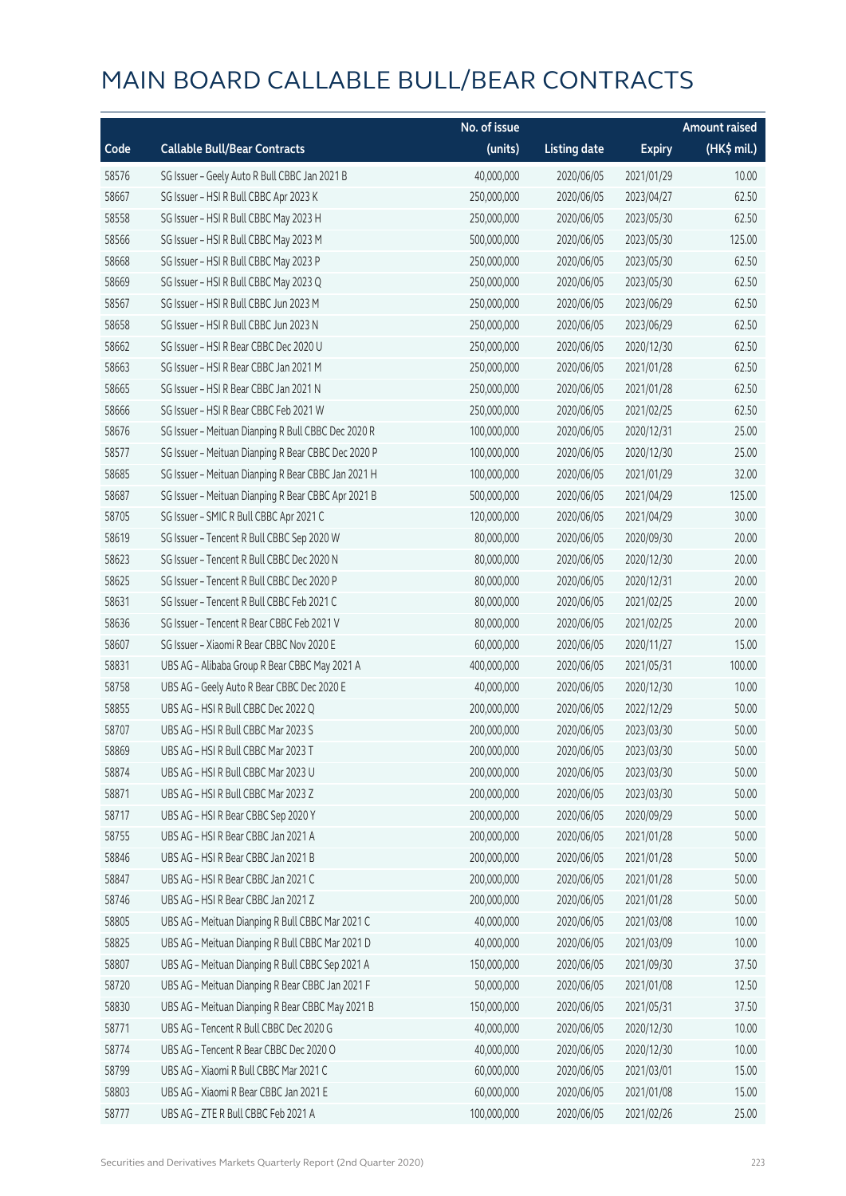# MAIN BOARD CALLABLE BULL/BEAR CONTRACTS

| Code | Callable Bull/Bear Contracts | No. of issue (units) | Listing date | Expiry | Amount raised (HK$ mil.) |
|---|---|---|---|---|---|
| 58576 | SG Issuer – Geely Auto R Bull CBBC Jan 2021 B | 40,000,000 | 2020/06/05 | 2021/01/29 | 10.00 |
| 58667 | SG Issuer – HSI R Bull CBBC Apr 2023 K | 250,000,000 | 2020/06/05 | 2023/04/27 | 62.50 |
| 58558 | SG Issuer – HSI R Bull CBBC May 2023 H | 250,000,000 | 2020/06/05 | 2023/05/30 | 62.50 |
| 58566 | SG Issuer – HSI R Bull CBBC May 2023 M | 500,000,000 | 2020/06/05 | 2023/05/30 | 125.00 |
| 58668 | SG Issuer – HSI R Bull CBBC May 2023 P | 250,000,000 | 2020/06/05 | 2023/05/30 | 62.50 |
| 58669 | SG Issuer – HSI R Bull CBBC May 2023 Q | 250,000,000 | 2020/06/05 | 2023/05/30 | 62.50 |
| 58567 | SG Issuer – HSI R Bull CBBC Jun 2023 M | 250,000,000 | 2020/06/05 | 2023/06/29 | 62.50 |
| 58658 | SG Issuer – HSI R Bull CBBC Jun 2023 N | 250,000,000 | 2020/06/05 | 2023/06/29 | 62.50 |
| 58662 | SG Issuer – HSI R Bear CBBC Dec 2020 U | 250,000,000 | 2020/06/05 | 2020/12/30 | 62.50 |
| 58663 | SG Issuer – HSI R Bear CBBC Jan 2021 M | 250,000,000 | 2020/06/05 | 2021/01/28 | 62.50 |
| 58665 | SG Issuer – HSI R Bear CBBC Jan 2021 N | 250,000,000 | 2020/06/05 | 2021/01/28 | 62.50 |
| 58666 | SG Issuer – HSI R Bear CBBC Feb 2021 W | 250,000,000 | 2020/06/05 | 2021/02/25 | 62.50 |
| 58676 | SG Issuer – Meituan Dianping R Bull CBBC Dec 2020 R | 100,000,000 | 2020/06/05 | 2020/12/31 | 25.00 |
| 58577 | SG Issuer – Meituan Dianping R Bear CBBC Dec 2020 P | 100,000,000 | 2020/06/05 | 2020/12/30 | 25.00 |
| 58685 | SG Issuer – Meituan Dianping R Bear CBBC Jan 2021 H | 100,000,000 | 2020/06/05 | 2021/01/29 | 32.00 |
| 58687 | SG Issuer – Meituan Dianping R Bear CBBC Apr 2021 B | 500,000,000 | 2020/06/05 | 2021/04/29 | 125.00 |
| 58705 | SG Issuer – SMIC R Bull CBBC Apr 2021 C | 120,000,000 | 2020/06/05 | 2021/04/29 | 30.00 |
| 58619 | SG Issuer – Tencent R Bull CBBC Sep 2020 W | 80,000,000 | 2020/06/05 | 2020/09/30 | 20.00 |
| 58623 | SG Issuer – Tencent R Bull CBBC Dec 2020 N | 80,000,000 | 2020/06/05 | 2020/12/30 | 20.00 |
| 58625 | SG Issuer – Tencent R Bull CBBC Dec 2020 P | 80,000,000 | 2020/06/05 | 2020/12/31 | 20.00 |
| 58631 | SG Issuer – Tencent R Bull CBBC Feb 2021 C | 80,000,000 | 2020/06/05 | 2021/02/25 | 20.00 |
| 58636 | SG Issuer – Tencent R Bear CBBC Feb 2021 V | 80,000,000 | 2020/06/05 | 2021/02/25 | 20.00 |
| 58607 | SG Issuer – Xiaomi R Bear CBBC Nov 2020 E | 60,000,000 | 2020/06/05 | 2020/11/27 | 15.00 |
| 58831 | UBS AG – Alibaba Group R Bear CBBC May 2021 A | 400,000,000 | 2020/06/05 | 2021/05/31 | 100.00 |
| 58758 | UBS AG – Geely Auto R Bear CBBC Dec 2020 E | 40,000,000 | 2020/06/05 | 2020/12/30 | 10.00 |
| 58855 | UBS AG – HSI R Bull CBBC Dec 2022 Q | 200,000,000 | 2020/06/05 | 2022/12/29 | 50.00 |
| 58707 | UBS AG – HSI R Bull CBBC Mar 2023 S | 200,000,000 | 2020/06/05 | 2023/03/30 | 50.00 |
| 58869 | UBS AG – HSI R Bull CBBC Mar 2023 T | 200,000,000 | 2020/06/05 | 2023/03/30 | 50.00 |
| 58874 | UBS AG – HSI R Bull CBBC Mar 2023 U | 200,000,000 | 2020/06/05 | 2023/03/30 | 50.00 |
| 58871 | UBS AG – HSI R Bull CBBC Mar 2023 Z | 200,000,000 | 2020/06/05 | 2023/03/30 | 50.00 |
| 58717 | UBS AG – HSI R Bear CBBC Sep 2020 Y | 200,000,000 | 2020/06/05 | 2020/09/29 | 50.00 |
| 58755 | UBS AG – HSI R Bear CBBC Jan 2021 A | 200,000,000 | 2020/06/05 | 2021/01/28 | 50.00 |
| 58846 | UBS AG – HSI R Bear CBBC Jan 2021 B | 200,000,000 | 2020/06/05 | 2021/01/28 | 50.00 |
| 58847 | UBS AG – HSI R Bear CBBC Jan 2021 C | 200,000,000 | 2020/06/05 | 2021/01/28 | 50.00 |
| 58746 | UBS AG – HSI R Bear CBBC Jan 2021 Z | 200,000,000 | 2020/06/05 | 2021/01/28 | 50.00 |
| 58805 | UBS AG – Meituan Dianping R Bull CBBC Mar 2021 C | 40,000,000 | 2020/06/05 | 2021/03/08 | 10.00 |
| 58825 | UBS AG – Meituan Dianping R Bull CBBC Mar 2021 D | 40,000,000 | 2020/06/05 | 2021/03/09 | 10.00 |
| 58807 | UBS AG – Meituan Dianping R Bull CBBC Sep 2021 A | 150,000,000 | 2020/06/05 | 2021/09/30 | 37.50 |
| 58720 | UBS AG – Meituan Dianping R Bear CBBC Jan 2021 F | 50,000,000 | 2020/06/05 | 2021/01/08 | 12.50 |
| 58830 | UBS AG – Meituan Dianping R Bear CBBC May 2021 B | 150,000,000 | 2020/06/05 | 2021/05/31 | 37.50 |
| 58771 | UBS AG – Tencent R Bull CBBC Dec 2020 G | 40,000,000 | 2020/06/05 | 2020/12/30 | 10.00 |
| 58774 | UBS AG – Tencent R Bear CBBC Dec 2020 O | 40,000,000 | 2020/06/05 | 2020/12/30 | 10.00 |
| 58799 | UBS AG – Xiaomi R Bull CBBC Mar 2021 C | 60,000,000 | 2020/06/05 | 2021/03/01 | 15.00 |
| 58803 | UBS AG – Xiaomi R Bear CBBC Jan 2021 E | 60,000,000 | 2020/06/05 | 2021/01/08 | 15.00 |
| 58777 | UBS AG – ZTE R Bull CBBC Feb 2021 A | 100,000,000 | 2020/06/05 | 2021/02/26 | 25.00 |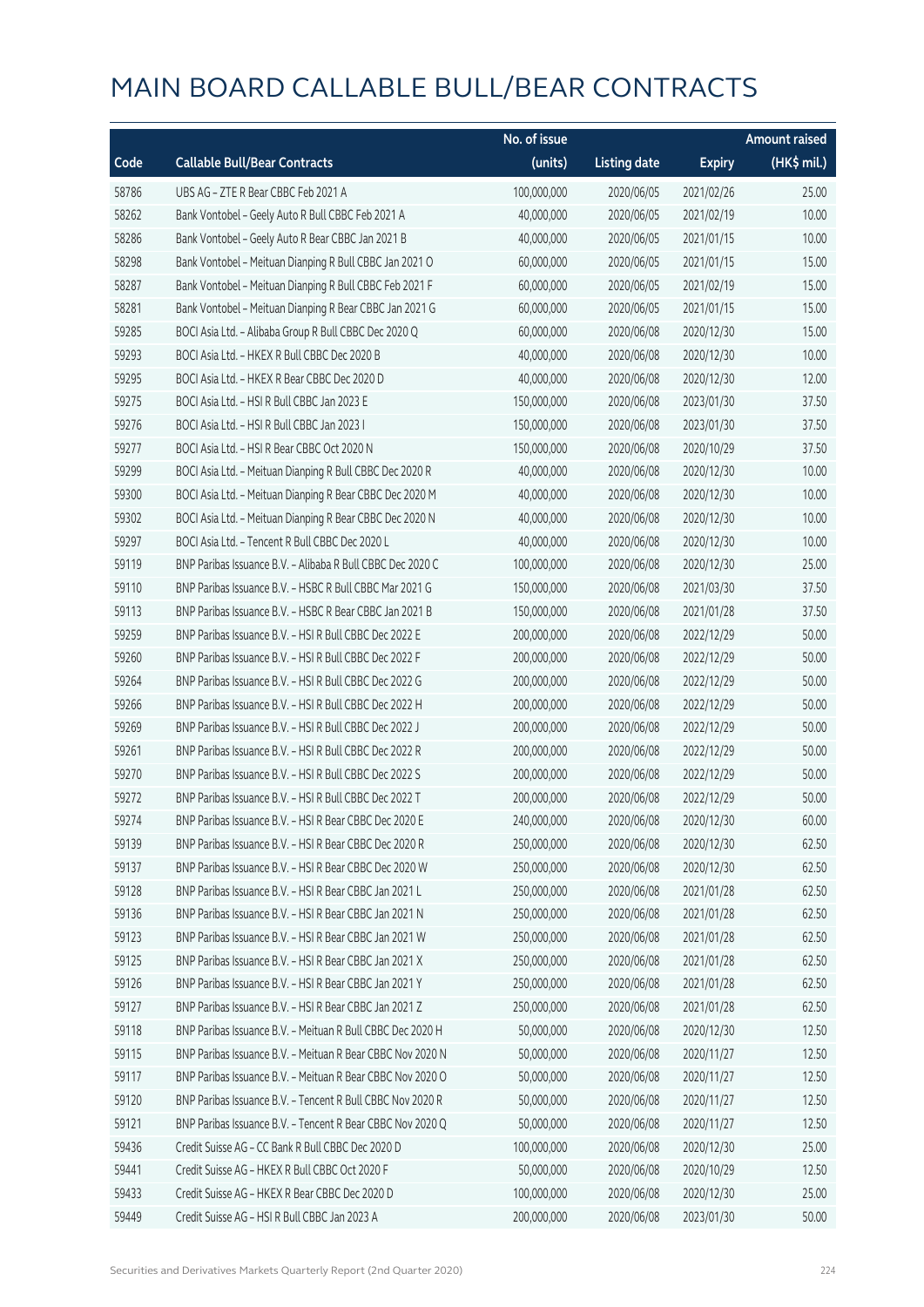# MAIN BOARD CALLABLE BULL/BEAR CONTRACTS

| Code | Callable Bull/Bear Contracts | No. of issue (units) | Listing date | Expiry | Amount raised (HK$ mil.) |
|---|---|---|---|---|---|
| 58786 | UBS AG – ZTE R Bear CBBC Feb 2021 A | 100,000,000 | 2020/06/05 | 2021/02/26 | 25.00 |
| 58262 | Bank Vontobel – Geely Auto R Bull CBBC Feb 2021 A | 40,000,000 | 2020/06/05 | 2021/02/19 | 10.00 |
| 58286 | Bank Vontobel – Geely Auto R Bear CBBC Jan 2021 B | 40,000,000 | 2020/06/05 | 2021/01/15 | 10.00 |
| 58298 | Bank Vontobel – Meituan Dianping R Bull CBBC Jan 2021 O | 60,000,000 | 2020/06/05 | 2021/01/15 | 15.00 |
| 58287 | Bank Vontobel – Meituan Dianping R Bull CBBC Feb 2021 F | 60,000,000 | 2020/06/05 | 2021/02/19 | 15.00 |
| 58281 | Bank Vontobel – Meituan Dianping R Bear CBBC Jan 2021 G | 60,000,000 | 2020/06/05 | 2021/01/15 | 15.00 |
| 59285 | BOCI Asia Ltd. – Alibaba Group R Bull CBBC Dec 2020 Q | 60,000,000 | 2020/06/08 | 2020/12/30 | 15.00 |
| 59293 | BOCI Asia Ltd. – HKEX R Bull CBBC Dec 2020 B | 40,000,000 | 2020/06/08 | 2020/12/30 | 10.00 |
| 59295 | BOCI Asia Ltd. – HKEX R Bear CBBC Dec 2020 D | 40,000,000 | 2020/06/08 | 2020/12/30 | 12.00 |
| 59275 | BOCI Asia Ltd. – HSI R Bull CBBC Jan 2023 E | 150,000,000 | 2020/06/08 | 2023/01/30 | 37.50 |
| 59276 | BOCI Asia Ltd. – HSI R Bull CBBC Jan 2023 I | 150,000,000 | 2020/06/08 | 2023/01/30 | 37.50 |
| 59277 | BOCI Asia Ltd. – HSI R Bear CBBC Oct 2020 N | 150,000,000 | 2020/06/08 | 2020/10/29 | 37.50 |
| 59299 | BOCI Asia Ltd. – Meituan Dianping R Bull CBBC Dec 2020 R | 40,000,000 | 2020/06/08 | 2020/12/30 | 10.00 |
| 59300 | BOCI Asia Ltd. – Meituan Dianping R Bear CBBC Dec 2020 M | 40,000,000 | 2020/06/08 | 2020/12/30 | 10.00 |
| 59302 | BOCI Asia Ltd. – Meituan Dianping R Bear CBBC Dec 2020 N | 40,000,000 | 2020/06/08 | 2020/12/30 | 10.00 |
| 59297 | BOCI Asia Ltd. – Tencent R Bull CBBC Dec 2020 L | 40,000,000 | 2020/06/08 | 2020/12/30 | 10.00 |
| 59119 | BNP Paribas Issuance B.V. – Alibaba R Bull CBBC Dec 2020 C | 100,000,000 | 2020/06/08 | 2020/12/30 | 25.00 |
| 59110 | BNP Paribas Issuance B.V. – HSBC R Bull CBBC Mar 2021 G | 150,000,000 | 2020/06/08 | 2021/03/30 | 37.50 |
| 59113 | BNP Paribas Issuance B.V. – HSBC R Bear CBBC Jan 2021 B | 150,000,000 | 2020/06/08 | 2021/01/28 | 37.50 |
| 59259 | BNP Paribas Issuance B.V. – HSI R Bull CBBC Dec 2022 E | 200,000,000 | 2020/06/08 | 2022/12/29 | 50.00 |
| 59260 | BNP Paribas Issuance B.V. – HSI R Bull CBBC Dec 2022 F | 200,000,000 | 2020/06/08 | 2022/12/29 | 50.00 |
| 59264 | BNP Paribas Issuance B.V. – HSI R Bull CBBC Dec 2022 G | 200,000,000 | 2020/06/08 | 2022/12/29 | 50.00 |
| 59266 | BNP Paribas Issuance B.V. – HSI R Bull CBBC Dec 2022 H | 200,000,000 | 2020/06/08 | 2022/12/29 | 50.00 |
| 59269 | BNP Paribas Issuance B.V. – HSI R Bull CBBC Dec 2022 J | 200,000,000 | 2020/06/08 | 2022/12/29 | 50.00 |
| 59261 | BNP Paribas Issuance B.V. – HSI R Bull CBBC Dec 2022 R | 200,000,000 | 2020/06/08 | 2022/12/29 | 50.00 |
| 59270 | BNP Paribas Issuance B.V. – HSI R Bull CBBC Dec 2022 S | 200,000,000 | 2020/06/08 | 2022/12/29 | 50.00 |
| 59272 | BNP Paribas Issuance B.V. – HSI R Bull CBBC Dec 2022 T | 200,000,000 | 2020/06/08 | 2022/12/29 | 50.00 |
| 59274 | BNP Paribas Issuance B.V. – HSI R Bear CBBC Dec 2020 E | 240,000,000 | 2020/06/08 | 2020/12/30 | 60.00 |
| 59139 | BNP Paribas Issuance B.V. – HSI R Bear CBBC Dec 2020 R | 250,000,000 | 2020/06/08 | 2020/12/30 | 62.50 |
| 59137 | BNP Paribas Issuance B.V. – HSI R Bear CBBC Dec 2020 W | 250,000,000 | 2020/06/08 | 2020/12/30 | 62.50 |
| 59128 | BNP Paribas Issuance B.V. – HSI R Bear CBBC Jan 2021 L | 250,000,000 | 2020/06/08 | 2021/01/28 | 62.50 |
| 59136 | BNP Paribas Issuance B.V. – HSI R Bear CBBC Jan 2021 N | 250,000,000 | 2020/06/08 | 2021/01/28 | 62.50 |
| 59123 | BNP Paribas Issuance B.V. – HSI R Bear CBBC Jan 2021 W | 250,000,000 | 2020/06/08 | 2021/01/28 | 62.50 |
| 59125 | BNP Paribas Issuance B.V. – HSI R Bear CBBC Jan 2021 X | 250,000,000 | 2020/06/08 | 2021/01/28 | 62.50 |
| 59126 | BNP Paribas Issuance B.V. – HSI R Bear CBBC Jan 2021 Y | 250,000,000 | 2020/06/08 | 2021/01/28 | 62.50 |
| 59127 | BNP Paribas Issuance B.V. – HSI R Bear CBBC Jan 2021 Z | 250,000,000 | 2020/06/08 | 2021/01/28 | 62.50 |
| 59118 | BNP Paribas Issuance B.V. – Meituan R Bull CBBC Dec 2020 H | 50,000,000 | 2020/06/08 | 2020/12/30 | 12.50 |
| 59115 | BNP Paribas Issuance B.V. – Meituan R Bear CBBC Nov 2020 N | 50,000,000 | 2020/06/08 | 2020/11/27 | 12.50 |
| 59117 | BNP Paribas Issuance B.V. – Meituan R Bear CBBC Nov 2020 O | 50,000,000 | 2020/06/08 | 2020/11/27 | 12.50 |
| 59120 | BNP Paribas Issuance B.V. – Tencent R Bull CBBC Nov 2020 R | 50,000,000 | 2020/06/08 | 2020/11/27 | 12.50 |
| 59121 | BNP Paribas Issuance B.V. – Tencent R Bear CBBC Nov 2020 Q | 50,000,000 | 2020/06/08 | 2020/11/27 | 12.50 |
| 59436 | Credit Suisse AG – CC Bank R Bull CBBC Dec 2020 D | 100,000,000 | 2020/06/08 | 2020/12/30 | 25.00 |
| 59441 | Credit Suisse AG – HKEX R Bull CBBC Oct 2020 F | 50,000,000 | 2020/06/08 | 2020/10/29 | 12.50 |
| 59433 | Credit Suisse AG – HKEX R Bear CBBC Dec 2020 D | 100,000,000 | 2020/06/08 | 2020/12/30 | 25.00 |
| 59449 | Credit Suisse AG – HSI R Bull CBBC Jan 2023 A | 200,000,000 | 2020/06/08 | 2023/01/30 | 50.00 |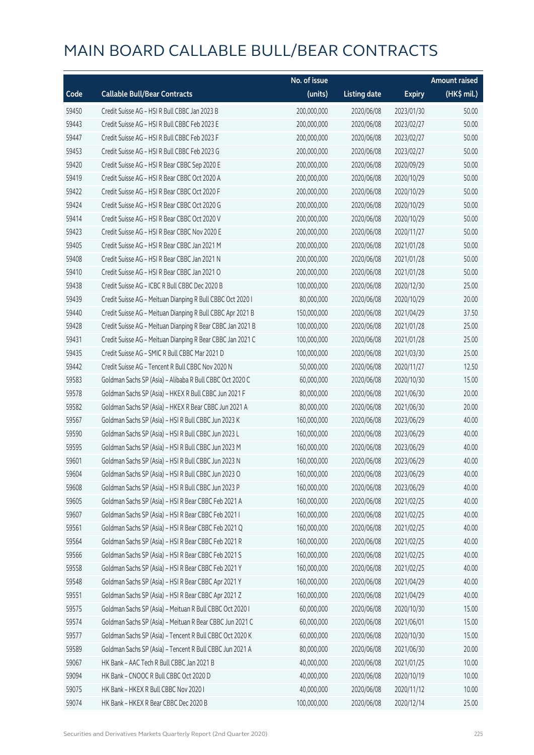# MAIN BOARD CALLABLE BULL/BEAR CONTRACTS

| Code | Callable Bull/Bear Contracts | No. of issue (units) | Listing date | Expiry | Amount raised (HK$ mil.) |
|---|---|---|---|---|---|
| 59450 | Credit Suisse AG – HSI R Bull CBBC Jan 2023 B | 200,000,000 | 2020/06/08 | 2023/01/30 | 50.00 |
| 59443 | Credit Suisse AG – HSI R Bull CBBC Feb 2023 E | 200,000,000 | 2020/06/08 | 2023/02/27 | 50.00 |
| 59447 | Credit Suisse AG – HSI R Bull CBBC Feb 2023 F | 200,000,000 | 2020/06/08 | 2023/02/27 | 50.00 |
| 59453 | Credit Suisse AG – HSI R Bull CBBC Feb 2023 G | 200,000,000 | 2020/06/08 | 2023/02/27 | 50.00 |
| 59420 | Credit Suisse AG – HSI R Bear CBBC Sep 2020 E | 200,000,000 | 2020/06/08 | 2020/09/29 | 50.00 |
| 59419 | Credit Suisse AG – HSI R Bear CBBC Oct 2020 A | 200,000,000 | 2020/06/08 | 2020/10/29 | 50.00 |
| 59422 | Credit Suisse AG – HSI R Bear CBBC Oct 2020 F | 200,000,000 | 2020/06/08 | 2020/10/29 | 50.00 |
| 59424 | Credit Suisse AG – HSI R Bear CBBC Oct 2020 G | 200,000,000 | 2020/06/08 | 2020/10/29 | 50.00 |
| 59414 | Credit Suisse AG – HSI R Bear CBBC Oct 2020 V | 200,000,000 | 2020/06/08 | 2020/10/29 | 50.00 |
| 59423 | Credit Suisse AG – HSI R Bear CBBC Nov 2020 E | 200,000,000 | 2020/06/08 | 2020/11/27 | 50.00 |
| 59405 | Credit Suisse AG – HSI R Bear CBBC Jan 2021 M | 200,000,000 | 2020/06/08 | 2021/01/28 | 50.00 |
| 59408 | Credit Suisse AG – HSI R Bear CBBC Jan 2021 N | 200,000,000 | 2020/06/08 | 2021/01/28 | 50.00 |
| 59410 | Credit Suisse AG – HSI R Bear CBBC Jan 2021 O | 200,000,000 | 2020/06/08 | 2021/01/28 | 50.00 |
| 59438 | Credit Suisse AG – ICBC R Bull CBBC Dec 2020 B | 100,000,000 | 2020/06/08 | 2020/12/30 | 25.00 |
| 59439 | Credit Suisse AG – Meituan Dianping R Bull CBBC Oct 2020 I | 80,000,000 | 2020/06/08 | 2020/10/29 | 20.00 |
| 59440 | Credit Suisse AG – Meituan Dianping R Bull CBBC Apr 2021 B | 150,000,000 | 2020/06/08 | 2021/04/29 | 37.50 |
| 59428 | Credit Suisse AG – Meituan Dianping R Bear CBBC Jan 2021 B | 100,000,000 | 2020/06/08 | 2021/01/28 | 25.00 |
| 59431 | Credit Suisse AG – Meituan Dianping R Bear CBBC Jan 2021 C | 100,000,000 | 2020/06/08 | 2021/01/28 | 25.00 |
| 59435 | Credit Suisse AG – SMIC R Bull CBBC Mar 2021 D | 100,000,000 | 2020/06/08 | 2021/03/30 | 25.00 |
| 59442 | Credit Suisse AG – Tencent R Bull CBBC Nov 2020 N | 50,000,000 | 2020/06/08 | 2020/11/27 | 12.50 |
| 59583 | Goldman Sachs SP (Asia) – Alibaba R Bull CBBC Oct 2020 C | 60,000,000 | 2020/06/08 | 2020/10/30 | 15.00 |
| 59578 | Goldman Sachs SP (Asia) – HKEX R Bull CBBC Jun 2021 F | 80,000,000 | 2020/06/08 | 2021/06/30 | 20.00 |
| 59582 | Goldman Sachs SP (Asia) – HKEX R Bear CBBC Jun 2021 A | 80,000,000 | 2020/06/08 | 2021/06/30 | 20.00 |
| 59567 | Goldman Sachs SP (Asia) – HSI R Bull CBBC Jun 2023 K | 160,000,000 | 2020/06/08 | 2023/06/29 | 40.00 |
| 59590 | Goldman Sachs SP (Asia) – HSI R Bull CBBC Jun 2023 L | 160,000,000 | 2020/06/08 | 2023/06/29 | 40.00 |
| 59595 | Goldman Sachs SP (Asia) – HSI R Bull CBBC Jun 2023 M | 160,000,000 | 2020/06/08 | 2023/06/29 | 40.00 |
| 59601 | Goldman Sachs SP (Asia) – HSI R Bull CBBC Jun 2023 N | 160,000,000 | 2020/06/08 | 2023/06/29 | 40.00 |
| 59604 | Goldman Sachs SP (Asia) – HSI R Bull CBBC Jun 2023 O | 160,000,000 | 2020/06/08 | 2023/06/29 | 40.00 |
| 59608 | Goldman Sachs SP (Asia) – HSI R Bull CBBC Jun 2023 P | 160,000,000 | 2020/06/08 | 2023/06/29 | 40.00 |
| 59605 | Goldman Sachs SP (Asia) – HSI R Bear CBBC Feb 2021 A | 160,000,000 | 2020/06/08 | 2021/02/25 | 40.00 |
| 59607 | Goldman Sachs SP (Asia) – HSI R Bear CBBC Feb 2021 I | 160,000,000 | 2020/06/08 | 2021/02/25 | 40.00 |
| 59561 | Goldman Sachs SP (Asia) – HSI R Bear CBBC Feb 2021 Q | 160,000,000 | 2020/06/08 | 2021/02/25 | 40.00 |
| 59564 | Goldman Sachs SP (Asia) – HSI R Bear CBBC Feb 2021 R | 160,000,000 | 2020/06/08 | 2021/02/25 | 40.00 |
| 59566 | Goldman Sachs SP (Asia) – HSI R Bear CBBC Feb 2021 S | 160,000,000 | 2020/06/08 | 2021/02/25 | 40.00 |
| 59558 | Goldman Sachs SP (Asia) – HSI R Bear CBBC Feb 2021 Y | 160,000,000 | 2020/06/08 | 2021/02/25 | 40.00 |
| 59548 | Goldman Sachs SP (Asia) – HSI R Bear CBBC Apr 2021 Y | 160,000,000 | 2020/06/08 | 2021/04/29 | 40.00 |
| 59551 | Goldman Sachs SP (Asia) – HSI R Bear CBBC Apr 2021 Z | 160,000,000 | 2020/06/08 | 2021/04/29 | 40.00 |
| 59575 | Goldman Sachs SP (Asia) – Meituan R Bull CBBC Oct 2020 I | 60,000,000 | 2020/06/08 | 2020/10/30 | 15.00 |
| 59574 | Goldman Sachs SP (Asia) – Meituan R Bear CBBC Jun 2021 C | 60,000,000 | 2020/06/08 | 2021/06/01 | 15.00 |
| 59577 | Goldman Sachs SP (Asia) – Tencent R Bull CBBC Oct 2020 K | 60,000,000 | 2020/06/08 | 2020/10/30 | 15.00 |
| 59589 | Goldman Sachs SP (Asia) – Tencent R Bull CBBC Jun 2021 A | 80,000,000 | 2020/06/08 | 2021/06/30 | 20.00 |
| 59067 | HK Bank – AAC Tech R Bull CBBC Jan 2021 B | 40,000,000 | 2020/06/08 | 2021/01/25 | 10.00 |
| 59094 | HK Bank – CNOOC R Bull CBBC Oct 2020 D | 40,000,000 | 2020/06/08 | 2020/10/19 | 10.00 |
| 59075 | HK Bank – HKEX R Bull CBBC Nov 2020 I | 40,000,000 | 2020/06/08 | 2020/11/12 | 10.00 |
| 59074 | HK Bank – HKEX R Bear CBBC Dec 2020 B | 100,000,000 | 2020/06/08 | 2020/12/14 | 25.00 |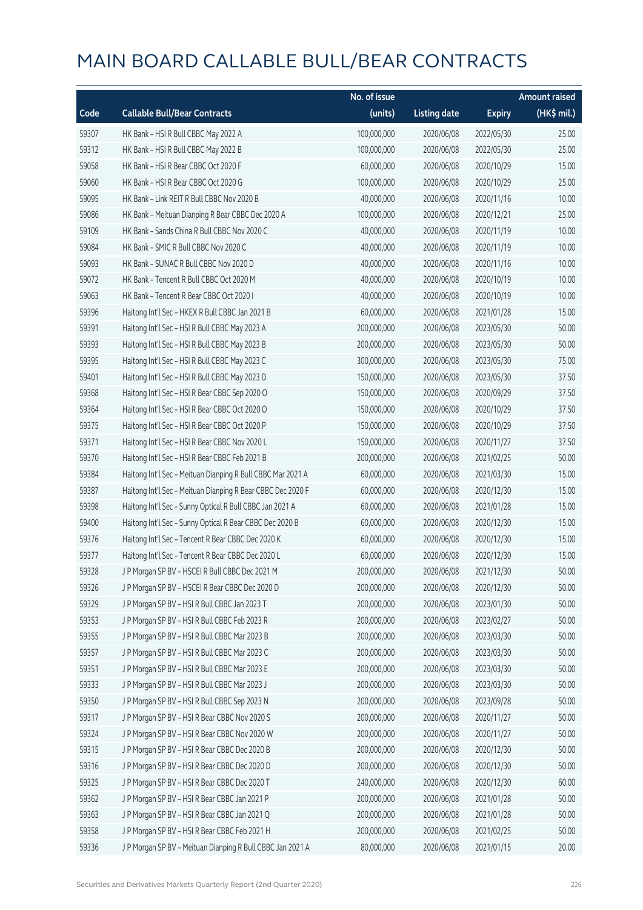# MAIN BOARD CALLABLE BULL/BEAR CONTRACTS

| Code | Callable Bull/Bear Contracts | No. of issue (units) | Listing date | Expiry | Amount raised (HK$ mil.) |
|---|---|---|---|---|---|
| 59307 | HK Bank – HSI R Bull CBBC May 2022 A | 100,000,000 | 2020/06/08 | 2022/05/30 | 25.00 |
| 59312 | HK Bank – HSI R Bull CBBC May 2022 B | 100,000,000 | 2020/06/08 | 2022/05/30 | 25.00 |
| 59058 | HK Bank – HSI R Bear CBBC Oct 2020 F | 60,000,000 | 2020/06/08 | 2020/10/29 | 15.00 |
| 59060 | HK Bank – HSI R Bear CBBC Oct 2020 G | 100,000,000 | 2020/06/08 | 2020/10/29 | 25.00 |
| 59095 | HK Bank – Link REIT R Bull CBBC Nov 2020 B | 40,000,000 | 2020/06/08 | 2020/11/16 | 10.00 |
| 59086 | HK Bank – Meituan Dianping R Bear CBBC Dec 2020 A | 100,000,000 | 2020/06/08 | 2020/12/21 | 25.00 |
| 59109 | HK Bank – Sands China R Bull CBBC Nov 2020 C | 40,000,000 | 2020/06/08 | 2020/11/19 | 10.00 |
| 59084 | HK Bank – SMIC R Bull CBBC Nov 2020 C | 40,000,000 | 2020/06/08 | 2020/11/19 | 10.00 |
| 59093 | HK Bank – SUNAC R Bull CBBC Nov 2020 D | 40,000,000 | 2020/06/08 | 2020/11/16 | 10.00 |
| 59072 | HK Bank – Tencent R Bull CBBC Oct 2020 M | 40,000,000 | 2020/06/08 | 2020/10/19 | 10.00 |
| 59063 | HK Bank – Tencent R Bear CBBC Oct 2020 I | 40,000,000 | 2020/06/08 | 2020/10/19 | 10.00 |
| 59396 | Haitong Int'l Sec – HKEX R Bull CBBC Jan 2021 B | 60,000,000 | 2020/06/08 | 2021/01/28 | 15.00 |
| 59391 | Haitong Int'l Sec – HSI R Bull CBBC May 2023 A | 200,000,000 | 2020/06/08 | 2023/05/30 | 50.00 |
| 59393 | Haitong Int'l Sec – HSI R Bull CBBC May 2023 B | 200,000,000 | 2020/06/08 | 2023/05/30 | 50.00 |
| 59395 | Haitong Int'l Sec – HSI R Bull CBBC May 2023 C | 300,000,000 | 2020/06/08 | 2023/05/30 | 75.00 |
| 59401 | Haitong Int'l Sec – HSI R Bull CBBC May 2023 D | 150,000,000 | 2020/06/08 | 2023/05/30 | 37.50 |
| 59368 | Haitong Int'l Sec – HSI R Bear CBBC Sep 2020 O | 150,000,000 | 2020/06/08 | 2020/09/29 | 37.50 |
| 59364 | Haitong Int'l Sec – HSI R Bear CBBC Oct 2020 O | 150,000,000 | 2020/06/08 | 2020/10/29 | 37.50 |
| 59375 | Haitong Int'l Sec – HSI R Bear CBBC Oct 2020 P | 150,000,000 | 2020/06/08 | 2020/10/29 | 37.50 |
| 59371 | Haitong Int'l Sec – HSI R Bear CBBC Nov 2020 L | 150,000,000 | 2020/06/08 | 2020/11/27 | 37.50 |
| 59370 | Haitong Int'l Sec – HSI R Bear CBBC Feb 2021 B | 200,000,000 | 2020/06/08 | 2021/02/25 | 50.00 |
| 59384 | Haitong Int'l Sec – Meituan Dianping R Bull CBBC Mar 2021 A | 60,000,000 | 2020/06/08 | 2021/03/30 | 15.00 |
| 59387 | Haitong Int'l Sec – Meituan Dianping R Bear CBBC Dec 2020 F | 60,000,000 | 2020/06/08 | 2020/12/30 | 15.00 |
| 59398 | Haitong Int'l Sec – Sunny Optical R Bull CBBC Jan 2021 A | 60,000,000 | 2020/06/08 | 2021/01/28 | 15.00 |
| 59400 | Haitong Int'l Sec – Sunny Optical R Bear CBBC Dec 2020 B | 60,000,000 | 2020/06/08 | 2020/12/30 | 15.00 |
| 59376 | Haitong Int'l Sec – Tencent R Bear CBBC Dec 2020 K | 60,000,000 | 2020/06/08 | 2020/12/30 | 15.00 |
| 59377 | Haitong Int'l Sec – Tencent R Bear CBBC Dec 2020 L | 60,000,000 | 2020/06/08 | 2020/12/30 | 15.00 |
| 59328 | J P Morgan SP BV – HSCEI R Bull CBBC Dec 2021 M | 200,000,000 | 2020/06/08 | 2021/12/30 | 50.00 |
| 59326 | J P Morgan SP BV – HSCEI R Bear CBBC Dec 2020 D | 200,000,000 | 2020/06/08 | 2020/12/30 | 50.00 |
| 59329 | J P Morgan SP BV – HSI R Bull CBBC Jan 2023 T | 200,000,000 | 2020/06/08 | 2023/01/30 | 50.00 |
| 59353 | J P Morgan SP BV – HSI R Bull CBBC Feb 2023 R | 200,000,000 | 2020/06/08 | 2023/02/27 | 50.00 |
| 59355 | J P Morgan SP BV – HSI R Bull CBBC Mar 2023 B | 200,000,000 | 2020/06/08 | 2023/03/30 | 50.00 |
| 59357 | J P Morgan SP BV – HSI R Bull CBBC Mar 2023 C | 200,000,000 | 2020/06/08 | 2023/03/30 | 50.00 |
| 59351 | J P Morgan SP BV – HSI R Bull CBBC Mar 2023 E | 200,000,000 | 2020/06/08 | 2023/03/30 | 50.00 |
| 59333 | J P Morgan SP BV – HSI R Bull CBBC Mar 2023 J | 200,000,000 | 2020/06/08 | 2023/03/30 | 50.00 |
| 59350 | J P Morgan SP BV – HSI R Bull CBBC Sep 2023 N | 200,000,000 | 2020/06/08 | 2023/09/28 | 50.00 |
| 59317 | J P Morgan SP BV – HSI R Bear CBBC Nov 2020 S | 200,000,000 | 2020/06/08 | 2020/11/27 | 50.00 |
| 59324 | J P Morgan SP BV – HSI R Bear CBBC Nov 2020 W | 200,000,000 | 2020/06/08 | 2020/11/27 | 50.00 |
| 59315 | J P Morgan SP BV – HSI R Bear CBBC Dec 2020 B | 200,000,000 | 2020/06/08 | 2020/12/30 | 50.00 |
| 59316 | J P Morgan SP BV – HSI R Bear CBBC Dec 2020 D | 200,000,000 | 2020/06/08 | 2020/12/30 | 50.00 |
| 59325 | J P Morgan SP BV – HSI R Bear CBBC Dec 2020 T | 240,000,000 | 2020/06/08 | 2020/12/30 | 60.00 |
| 59362 | J P Morgan SP BV – HSI R Bear CBBC Jan 2021 P | 200,000,000 | 2020/06/08 | 2021/01/28 | 50.00 |
| 59363 | J P Morgan SP BV – HSI R Bear CBBC Jan 2021 Q | 200,000,000 | 2020/06/08 | 2021/01/28 | 50.00 |
| 59358 | J P Morgan SP BV – HSI R Bear CBBC Feb 2021 H | 200,000,000 | 2020/06/08 | 2021/02/25 | 50.00 |
| 59336 | J P Morgan SP BV – Meituan Dianping R Bull CBBC Jan 2021 A | 80,000,000 | 2020/06/08 | 2021/01/15 | 20.00 |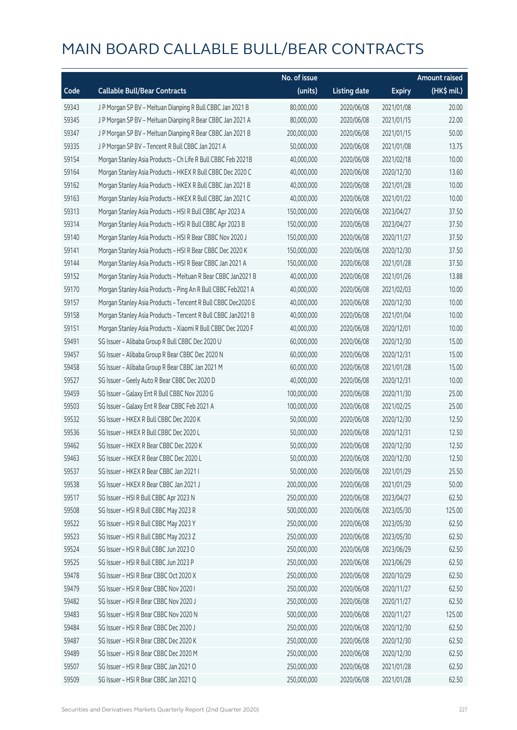# MAIN BOARD CALLABLE BULL/BEAR CONTRACTS

| Code | Callable Bull/Bear Contracts | No. of issue (units) | Listing date | Expiry | Amount raised (HK$ mil.) |
|---|---|---|---|---|---|
| 59343 | J P Morgan SP BV – Meituan Dianping R Bull CBBC Jan 2021 B | 80,000,000 | 2020/06/08 | 2021/01/08 | 20.00 |
| 59345 | J P Morgan SP BV – Meituan Dianping R Bear CBBC Jan 2021 A | 80,000,000 | 2020/06/08 | 2021/01/15 | 22.00 |
| 59347 | J P Morgan SP BV – Meituan Dianping R Bear CBBC Jan 2021 B | 200,000,000 | 2020/06/08 | 2021/01/15 | 50.00 |
| 59335 | J P Morgan SP BV – Tencent R Bull CBBC Jan 2021 A | 50,000,000 | 2020/06/08 | 2021/01/08 | 13.75 |
| 59154 | Morgan Stanley Asia Products – Ch Life R Bull CBBC Feb 2021B | 40,000,000 | 2020/06/08 | 2021/02/18 | 10.00 |
| 59164 | Morgan Stanley Asia Products – HKEX R Bull CBBC Dec 2020 C | 40,000,000 | 2020/06/08 | 2020/12/30 | 13.60 |
| 59162 | Morgan Stanley Asia Products – HKEX R Bull CBBC Jan 2021 B | 40,000,000 | 2020/06/08 | 2021/01/28 | 10.00 |
| 59163 | Morgan Stanley Asia Products – HKEX R Bull CBBC Jan 2021 C | 40,000,000 | 2020/06/08 | 2021/01/22 | 10.00 |
| 59313 | Morgan Stanley Asia Products – HSI R Bull CBBC Apr 2023 A | 150,000,000 | 2020/06/08 | 2023/04/27 | 37.50 |
| 59314 | Morgan Stanley Asia Products – HSI R Bull CBBC Apr 2023 B | 150,000,000 | 2020/06/08 | 2023/04/27 | 37.50 |
| 59140 | Morgan Stanley Asia Products – HSI R Bear CBBC Nov 2020 J | 150,000,000 | 2020/06/08 | 2020/11/27 | 37.50 |
| 59141 | Morgan Stanley Asia Products – HSI R Bear CBBC Dec 2020 K | 150,000,000 | 2020/06/08 | 2020/12/30 | 37.50 |
| 59144 | Morgan Stanley Asia Products – HSI R Bear CBBC Jan 2021 A | 150,000,000 | 2020/06/08 | 2021/01/28 | 37.50 |
| 59152 | Morgan Stanley Asia Products – Meituan R Bear CBBC Jan2021 B | 40,000,000 | 2020/06/08 | 2021/01/26 | 13.88 |
| 59170 | Morgan Stanley Asia Products – Ping An R Bull CBBC Feb2021 A | 40,000,000 | 2020/06/08 | 2021/02/03 | 10.00 |
| 59157 | Morgan Stanley Asia Products – Tencent R Bull CBBC Dec2020 E | 40,000,000 | 2020/06/08 | 2020/12/30 | 10.00 |
| 59158 | Morgan Stanley Asia Products – Tencent R Bull CBBC Jan2021 B | 40,000,000 | 2020/06/08 | 2021/01/04 | 10.00 |
| 59151 | Morgan Stanley Asia Products – Xiaomi R Bull CBBC Dec 2020 F | 40,000,000 | 2020/06/08 | 2020/12/01 | 10.00 |
| 59491 | SG Issuer – Alibaba Group R Bull CBBC Dec 2020 U | 60,000,000 | 2020/06/08 | 2020/12/30 | 15.00 |
| 59457 | SG Issuer – Alibaba Group R Bear CBBC Dec 2020 N | 60,000,000 | 2020/06/08 | 2020/12/31 | 15.00 |
| 59458 | SG Issuer – Alibaba Group R Bear CBBC Jan 2021 M | 60,000,000 | 2020/06/08 | 2021/01/28 | 15.00 |
| 59527 | SG Issuer – Geely Auto R Bear CBBC Dec 2020 D | 40,000,000 | 2020/06/08 | 2020/12/31 | 10.00 |
| 59459 | SG Issuer – Galaxy Ent R Bull CBBC Nov 2020 G | 100,000,000 | 2020/06/08 | 2020/11/30 | 25.00 |
| 59503 | SG Issuer – Galaxy Ent R Bear CBBC Feb 2021 A | 100,000,000 | 2020/06/08 | 2021/02/25 | 25.00 |
| 59532 | SG Issuer – HKEX R Bull CBBC Dec 2020 K | 50,000,000 | 2020/06/08 | 2020/12/30 | 12.50 |
| 59536 | SG Issuer – HKEX R Bull CBBC Dec 2020 L | 50,000,000 | 2020/06/08 | 2020/12/31 | 12.50 |
| 59462 | SG Issuer – HKEX R Bear CBBC Dec 2020 K | 50,000,000 | 2020/06/08 | 2020/12/30 | 12.50 |
| 59463 | SG Issuer – HKEX R Bear CBBC Dec 2020 L | 50,000,000 | 2020/06/08 | 2020/12/30 | 12.50 |
| 59537 | SG Issuer – HKEX R Bear CBBC Jan 2021 I | 50,000,000 | 2020/06/08 | 2021/01/29 | 25.50 |
| 59538 | SG Issuer – HKEX R Bear CBBC Jan 2021 J | 200,000,000 | 2020/06/08 | 2021/01/29 | 50.00 |
| 59517 | SG Issuer – HSI R Bull CBBC Apr 2023 N | 250,000,000 | 2020/06/08 | 2023/04/27 | 62.50 |
| 59508 | SG Issuer – HSI R Bull CBBC May 2023 R | 500,000,000 | 2020/06/08 | 2023/05/30 | 125.00 |
| 59522 | SG Issuer – HSI R Bull CBBC May 2023 Y | 250,000,000 | 2020/06/08 | 2023/05/30 | 62.50 |
| 59523 | SG Issuer – HSI R Bull CBBC May 2023 Z | 250,000,000 | 2020/06/08 | 2023/05/30 | 62.50 |
| 59524 | SG Issuer – HSI R Bull CBBC Jun 2023 O | 250,000,000 | 2020/06/08 | 2023/06/29 | 62.50 |
| 59525 | SG Issuer – HSI R Bull CBBC Jun 2023 P | 250,000,000 | 2020/06/08 | 2023/06/29 | 62.50 |
| 59478 | SG Issuer – HSI R Bear CBBC Oct 2020 X | 250,000,000 | 2020/06/08 | 2020/10/29 | 62.50 |
| 59479 | SG Issuer – HSI R Bear CBBC Nov 2020 I | 250,000,000 | 2020/06/08 | 2020/11/27 | 62.50 |
| 59482 | SG Issuer – HSI R Bear CBBC Nov 2020 J | 250,000,000 | 2020/06/08 | 2020/11/27 | 62.50 |
| 59483 | SG Issuer – HSI R Bear CBBC Nov 2020 N | 500,000,000 | 2020/06/08 | 2020/11/27 | 125.00 |
| 59484 | SG Issuer – HSI R Bear CBBC Dec 2020 J | 250,000,000 | 2020/06/08 | 2020/12/30 | 62.50 |
| 59487 | SG Issuer – HSI R Bear CBBC Dec 2020 K | 250,000,000 | 2020/06/08 | 2020/12/30 | 62.50 |
| 59489 | SG Issuer – HSI R Bear CBBC Dec 2020 M | 250,000,000 | 2020/06/08 | 2020/12/30 | 62.50 |
| 59507 | SG Issuer – HSI R Bear CBBC Jan 2021 O | 250,000,000 | 2020/06/08 | 2021/01/28 | 62.50 |
| 59509 | SG Issuer – HSI R Bear CBBC Jan 2021 Q | 250,000,000 | 2020/06/08 | 2021/01/28 | 62.50 |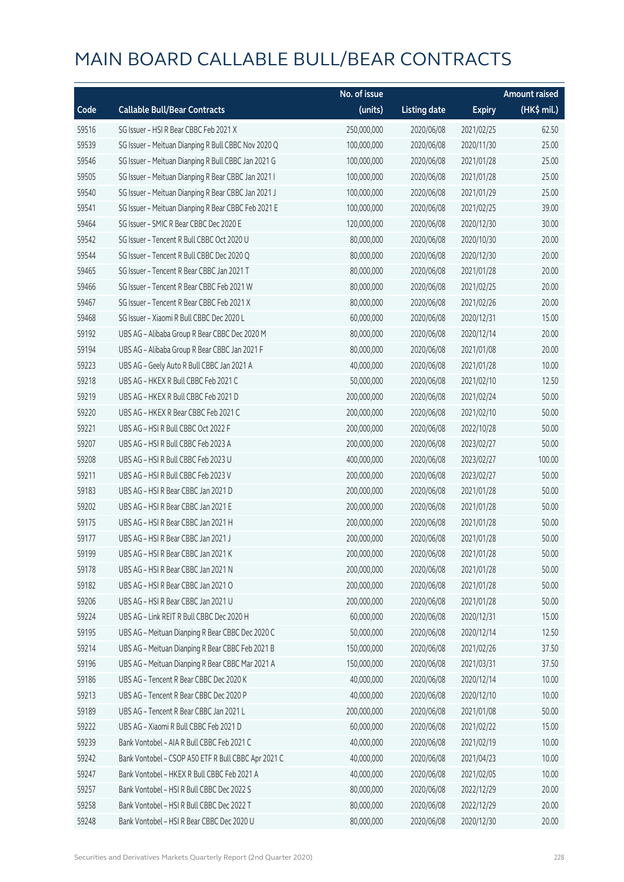# MAIN BOARD CALLABLE BULL/BEAR CONTRACTS

| Code | Callable Bull/Bear Contracts | No. of issue (units) | Listing date | Expiry | Amount raised (HK$ mil.) |
|---|---|---|---|---|---|
| 59516 | SG Issuer – HSI R Bear CBBC Feb 2021 X | 250,000,000 | 2020/06/08 | 2021/02/25 | 62.50 |
| 59539 | SG Issuer – Meituan Dianping R Bull CBBC Nov 2020 Q | 100,000,000 | 2020/06/08 | 2020/11/30 | 25.00 |
| 59546 | SG Issuer – Meituan Dianping R Bull CBBC Jan 2021 G | 100,000,000 | 2020/06/08 | 2021/01/28 | 25.00 |
| 59505 | SG Issuer – Meituan Dianping R Bear CBBC Jan 2021 I | 100,000,000 | 2020/06/08 | 2021/01/28 | 25.00 |
| 59540 | SG Issuer – Meituan Dianping R Bear CBBC Jan 2021 J | 100,000,000 | 2020/06/08 | 2021/01/29 | 25.00 |
| 59541 | SG Issuer – Meituan Dianping R Bear CBBC Feb 2021 E | 100,000,000 | 2020/06/08 | 2021/02/25 | 39.00 |
| 59464 | SG Issuer – SMIC R Bear CBBC Dec 2020 E | 120,000,000 | 2020/06/08 | 2020/12/30 | 30.00 |
| 59542 | SG Issuer – Tencent R Bull CBBC Oct 2020 U | 80,000,000 | 2020/06/08 | 2020/10/30 | 20.00 |
| 59544 | SG Issuer – Tencent R Bull CBBC Dec 2020 Q | 80,000,000 | 2020/06/08 | 2020/12/30 | 20.00 |
| 59465 | SG Issuer – Tencent R Bear CBBC Jan 2021 T | 80,000,000 | 2020/06/08 | 2021/01/28 | 20.00 |
| 59466 | SG Issuer – Tencent R Bear CBBC Feb 2021 W | 80,000,000 | 2020/06/08 | 2021/02/25 | 20.00 |
| 59467 | SG Issuer – Tencent R Bear CBBC Feb 2021 X | 80,000,000 | 2020/06/08 | 2021/02/26 | 20.00 |
| 59468 | SG Issuer – Xiaomi R Bull CBBC Dec 2020 L | 60,000,000 | 2020/06/08 | 2020/12/31 | 15.00 |
| 59192 | UBS AG – Alibaba Group R Bear CBBC Dec 2020 M | 80,000,000 | 2020/06/08 | 2020/12/14 | 20.00 |
| 59194 | UBS AG – Alibaba Group R Bear CBBC Jan 2021 F | 80,000,000 | 2020/06/08 | 2021/01/08 | 20.00 |
| 59223 | UBS AG – Geely Auto R Bull CBBC Jan 2021 A | 40,000,000 | 2020/06/08 | 2021/01/28 | 10.00 |
| 59218 | UBS AG – HKEX R Bull CBBC Feb 2021 C | 50,000,000 | 2020/06/08 | 2021/02/10 | 12.50 |
| 59219 | UBS AG – HKEX R Bull CBBC Feb 2021 D | 200,000,000 | 2020/06/08 | 2021/02/24 | 50.00 |
| 59220 | UBS AG – HKEX R Bear CBBC Feb 2021 C | 200,000,000 | 2020/06/08 | 2021/02/10 | 50.00 |
| 59221 | UBS AG – HSI R Bull CBBC Oct 2022 F | 200,000,000 | 2020/06/08 | 2022/10/28 | 50.00 |
| 59207 | UBS AG – HSI R Bull CBBC Feb 2023 A | 200,000,000 | 2020/06/08 | 2023/02/27 | 50.00 |
| 59208 | UBS AG – HSI R Bull CBBC Feb 2023 U | 400,000,000 | 2020/06/08 | 2023/02/27 | 100.00 |
| 59211 | UBS AG – HSI R Bull CBBC Feb 2023 V | 200,000,000 | 2020/06/08 | 2023/02/27 | 50.00 |
| 59183 | UBS AG – HSI R Bear CBBC Jan 2021 D | 200,000,000 | 2020/06/08 | 2021/01/28 | 50.00 |
| 59202 | UBS AG – HSI R Bear CBBC Jan 2021 E | 200,000,000 | 2020/06/08 | 2021/01/28 | 50.00 |
| 59175 | UBS AG – HSI R Bear CBBC Jan 2021 H | 200,000,000 | 2020/06/08 | 2021/01/28 | 50.00 |
| 59177 | UBS AG – HSI R Bear CBBC Jan 2021 J | 200,000,000 | 2020/06/08 | 2021/01/28 | 50.00 |
| 59199 | UBS AG – HSI R Bear CBBC Jan 2021 K | 200,000,000 | 2020/06/08 | 2021/01/28 | 50.00 |
| 59178 | UBS AG – HSI R Bear CBBC Jan 2021 N | 200,000,000 | 2020/06/08 | 2021/01/28 | 50.00 |
| 59182 | UBS AG – HSI R Bear CBBC Jan 2021 O | 200,000,000 | 2020/06/08 | 2021/01/28 | 50.00 |
| 59206 | UBS AG – HSI R Bear CBBC Jan 2021 U | 200,000,000 | 2020/06/08 | 2021/01/28 | 50.00 |
| 59224 | UBS AG – Link REIT R Bull CBBC Dec 2020 H | 60,000,000 | 2020/06/08 | 2020/12/31 | 15.00 |
| 59195 | UBS AG – Meituan Dianping R Bear CBBC Dec 2020 C | 50,000,000 | 2020/06/08 | 2020/12/14 | 12.50 |
| 59214 | UBS AG – Meituan Dianping R Bear CBBC Feb 2021 B | 150,000,000 | 2020/06/08 | 2021/02/26 | 37.50 |
| 59196 | UBS AG – Meituan Dianping R Bear CBBC Mar 2021 A | 150,000,000 | 2020/06/08 | 2021/03/31 | 37.50 |
| 59186 | UBS AG – Tencent R Bear CBBC Dec 2020 K | 40,000,000 | 2020/06/08 | 2020/12/14 | 10.00 |
| 59213 | UBS AG – Tencent R Bear CBBC Dec 2020 P | 40,000,000 | 2020/06/08 | 2020/12/10 | 10.00 |
| 59189 | UBS AG – Tencent R Bear CBBC Jan 2021 L | 200,000,000 | 2020/06/08 | 2021/01/08 | 50.00 |
| 59222 | UBS AG – Xiaomi R Bull CBBC Feb 2021 D | 60,000,000 | 2020/06/08 | 2021/02/22 | 15.00 |
| 59239 | Bank Vontobel – AIA R Bull CBBC Feb 2021 C | 40,000,000 | 2020/06/08 | 2021/02/19 | 10.00 |
| 59242 | Bank Vontobel – CSOP A50 ETF R Bull CBBC Apr 2021 C | 40,000,000 | 2020/06/08 | 2021/04/23 | 10.00 |
| 59247 | Bank Vontobel – HKEX R Bull CBBC Feb 2021 A | 40,000,000 | 2020/06/08 | 2021/02/05 | 10.00 |
| 59257 | Bank Vontobel – HSI R Bull CBBC Dec 2022 S | 80,000,000 | 2020/06/08 | 2022/12/29 | 20.00 |
| 59258 | Bank Vontobel – HSI R Bull CBBC Dec 2022 T | 80,000,000 | 2020/06/08 | 2022/12/29 | 20.00 |
| 59248 | Bank Vontobel – HSI R Bear CBBC Dec 2020 U | 80,000,000 | 2020/06/08 | 2020/12/30 | 20.00 |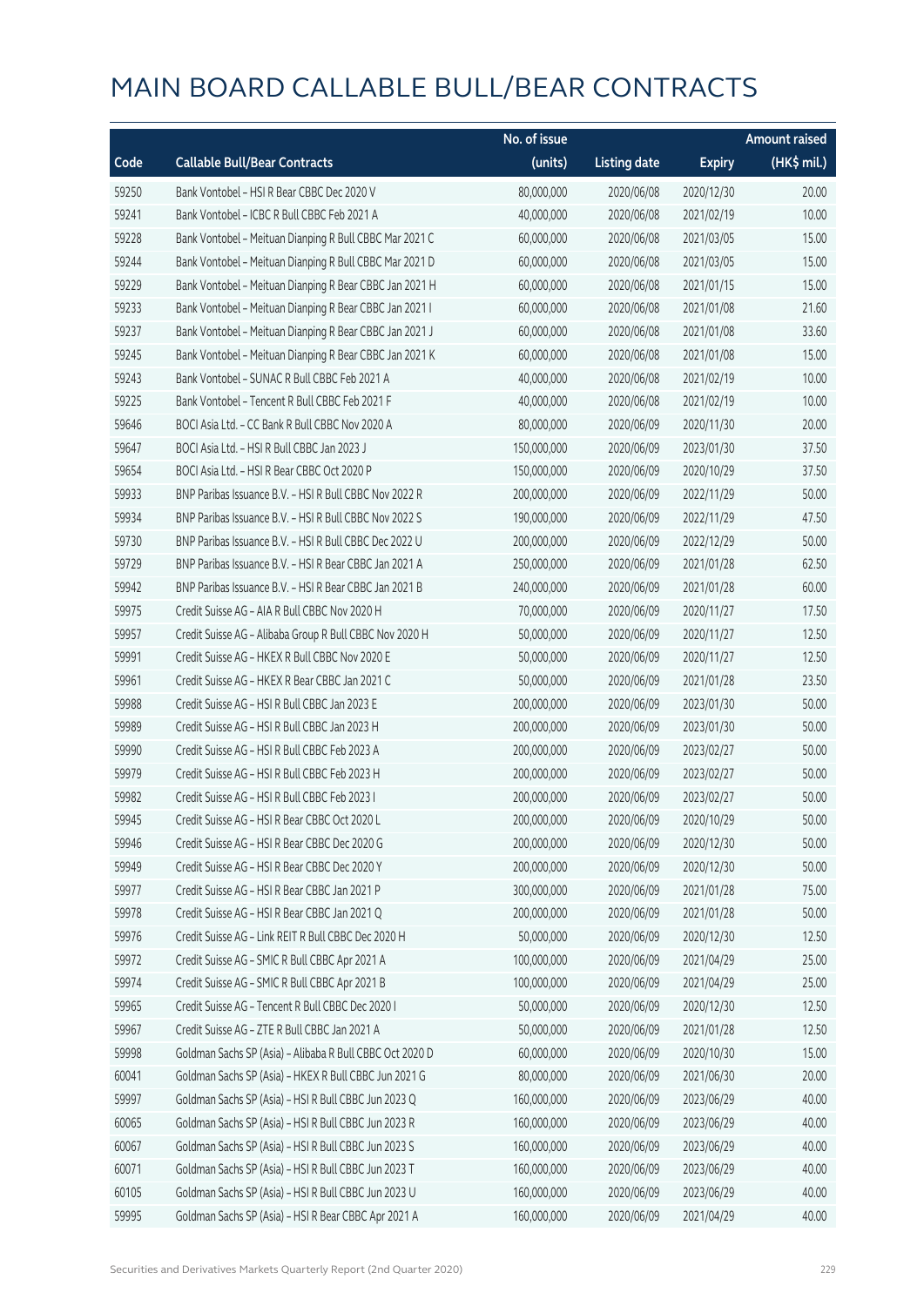# MAIN BOARD CALLABLE BULL/BEAR CONTRACTS

| Code | Callable Bull/Bear Contracts | No. of issue (units) | Listing date | Expiry | Amount raised (HK$ mil.) |
|---|---|---|---|---|---|
| 59250 | Bank Vontobel – HSI R Bear CBBC Dec 2020 V | 80,000,000 | 2020/06/08 | 2020/12/30 | 20.00 |
| 59241 | Bank Vontobel – ICBC R Bull CBBC Feb 2021 A | 40,000,000 | 2020/06/08 | 2021/02/19 | 10.00 |
| 59228 | Bank Vontobel – Meituan Dianping R Bull CBBC Mar 2021 C | 60,000,000 | 2020/06/08 | 2021/03/05 | 15.00 |
| 59244 | Bank Vontobel – Meituan Dianping R Bull CBBC Mar 2021 D | 60,000,000 | 2020/06/08 | 2021/03/05 | 15.00 |
| 59229 | Bank Vontobel – Meituan Dianping R Bear CBBC Jan 2021 H | 60,000,000 | 2020/06/08 | 2021/01/15 | 15.00 |
| 59233 | Bank Vontobel – Meituan Dianping R Bear CBBC Jan 2021 I | 60,000,000 | 2020/06/08 | 2021/01/08 | 21.60 |
| 59237 | Bank Vontobel – Meituan Dianping R Bear CBBC Jan 2021 J | 60,000,000 | 2020/06/08 | 2021/01/08 | 33.60 |
| 59245 | Bank Vontobel – Meituan Dianping R Bear CBBC Jan 2021 K | 60,000,000 | 2020/06/08 | 2021/01/08 | 15.00 |
| 59243 | Bank Vontobel – SUNAC R Bull CBBC Feb 2021 A | 40,000,000 | 2020/06/08 | 2021/02/19 | 10.00 |
| 59225 | Bank Vontobel – Tencent R Bull CBBC Feb 2021 F | 40,000,000 | 2020/06/08 | 2021/02/19 | 10.00 |
| 59646 | BOCI Asia Ltd. – CC Bank R Bull CBBC Nov 2020 A | 80,000,000 | 2020/06/09 | 2020/11/30 | 20.00 |
| 59647 | BOCI Asia Ltd. – HSI R Bull CBBC Jan 2023 J | 150,000,000 | 2020/06/09 | 2023/01/30 | 37.50 |
| 59654 | BOCI Asia Ltd. – HSI R Bear CBBC Oct 2020 P | 150,000,000 | 2020/06/09 | 2020/10/29 | 37.50 |
| 59933 | BNP Paribas Issuance B.V. – HSI R Bull CBBC Nov 2022 R | 200,000,000 | 2020/06/09 | 2022/11/29 | 50.00 |
| 59934 | BNP Paribas Issuance B.V. – HSI R Bull CBBC Nov 2022 S | 190,000,000 | 2020/06/09 | 2022/11/29 | 47.50 |
| 59730 | BNP Paribas Issuance B.V. – HSI R Bull CBBC Dec 2022 U | 200,000,000 | 2020/06/09 | 2022/12/29 | 50.00 |
| 59729 | BNP Paribas Issuance B.V. – HSI R Bear CBBC Jan 2021 A | 250,000,000 | 2020/06/09 | 2021/01/28 | 62.50 |
| 59942 | BNP Paribas Issuance B.V. – HSI R Bear CBBC Jan 2021 B | 240,000,000 | 2020/06/09 | 2021/01/28 | 60.00 |
| 59975 | Credit Suisse AG – AIA R Bull CBBC Nov 2020 H | 70,000,000 | 2020/06/09 | 2020/11/27 | 17.50 |
| 59957 | Credit Suisse AG – Alibaba Group R Bull CBBC Nov 2020 H | 50,000,000 | 2020/06/09 | 2020/11/27 | 12.50 |
| 59991 | Credit Suisse AG – HKEX R Bull CBBC Nov 2020 E | 50,000,000 | 2020/06/09 | 2020/11/27 | 12.50 |
| 59961 | Credit Suisse AG – HKEX R Bear CBBC Jan 2021 C | 50,000,000 | 2020/06/09 | 2021/01/28 | 23.50 |
| 59988 | Credit Suisse AG – HSI R Bull CBBC Jan 2023 E | 200,000,000 | 2020/06/09 | 2023/01/30 | 50.00 |
| 59989 | Credit Suisse AG – HSI R Bull CBBC Jan 2023 H | 200,000,000 | 2020/06/09 | 2023/01/30 | 50.00 |
| 59990 | Credit Suisse AG – HSI R Bull CBBC Feb 2023 A | 200,000,000 | 2020/06/09 | 2023/02/27 | 50.00 |
| 59979 | Credit Suisse AG – HSI R Bull CBBC Feb 2023 H | 200,000,000 | 2020/06/09 | 2023/02/27 | 50.00 |
| 59982 | Credit Suisse AG – HSI R Bull CBBC Feb 2023 I | 200,000,000 | 2020/06/09 | 2023/02/27 | 50.00 |
| 59945 | Credit Suisse AG – HSI R Bear CBBC Oct 2020 L | 200,000,000 | 2020/06/09 | 2020/10/29 | 50.00 |
| 59946 | Credit Suisse AG – HSI R Bear CBBC Dec 2020 G | 200,000,000 | 2020/06/09 | 2020/12/30 | 50.00 |
| 59949 | Credit Suisse AG – HSI R Bear CBBC Dec 2020 Y | 200,000,000 | 2020/06/09 | 2020/12/30 | 50.00 |
| 59977 | Credit Suisse AG – HSI R Bear CBBC Jan 2021 P | 300,000,000 | 2020/06/09 | 2021/01/28 | 75.00 |
| 59978 | Credit Suisse AG – HSI R Bear CBBC Jan 2021 Q | 200,000,000 | 2020/06/09 | 2021/01/28 | 50.00 |
| 59976 | Credit Suisse AG – Link REIT R Bull CBBC Dec 2020 H | 50,000,000 | 2020/06/09 | 2020/12/30 | 12.50 |
| 59972 | Credit Suisse AG – SMIC R Bull CBBC Apr 2021 A | 100,000,000 | 2020/06/09 | 2021/04/29 | 25.00 |
| 59974 | Credit Suisse AG – SMIC R Bull CBBC Apr 2021 B | 100,000,000 | 2020/06/09 | 2021/04/29 | 25.00 |
| 59965 | Credit Suisse AG – Tencent R Bull CBBC Dec 2020 I | 50,000,000 | 2020/06/09 | 2020/12/30 | 12.50 |
| 59967 | Credit Suisse AG – ZTE R Bull CBBC Jan 2021 A | 50,000,000 | 2020/06/09 | 2021/01/28 | 12.50 |
| 59998 | Goldman Sachs SP (Asia) – Alibaba R Bull CBBC Oct 2020 D | 60,000,000 | 2020/06/09 | 2020/10/30 | 15.00 |
| 60041 | Goldman Sachs SP (Asia) – HKEX R Bull CBBC Jun 2021 G | 80,000,000 | 2020/06/09 | 2021/06/30 | 20.00 |
| 59997 | Goldman Sachs SP (Asia) – HSI R Bull CBBC Jun 2023 Q | 160,000,000 | 2020/06/09 | 2023/06/29 | 40.00 |
| 60065 | Goldman Sachs SP (Asia) – HSI R Bull CBBC Jun 2023 R | 160,000,000 | 2020/06/09 | 2023/06/29 | 40.00 |
| 60067 | Goldman Sachs SP (Asia) – HSI R Bull CBBC Jun 2023 S | 160,000,000 | 2020/06/09 | 2023/06/29 | 40.00 |
| 60071 | Goldman Sachs SP (Asia) – HSI R Bull CBBC Jun 2023 T | 160,000,000 | 2020/06/09 | 2023/06/29 | 40.00 |
| 60105 | Goldman Sachs SP (Asia) – HSI R Bull CBBC Jun 2023 U | 160,000,000 | 2020/06/09 | 2023/06/29 | 40.00 |
| 59995 | Goldman Sachs SP (Asia) – HSI R Bear CBBC Apr 2021 A | 160,000,000 | 2020/06/09 | 2021/04/29 | 40.00 |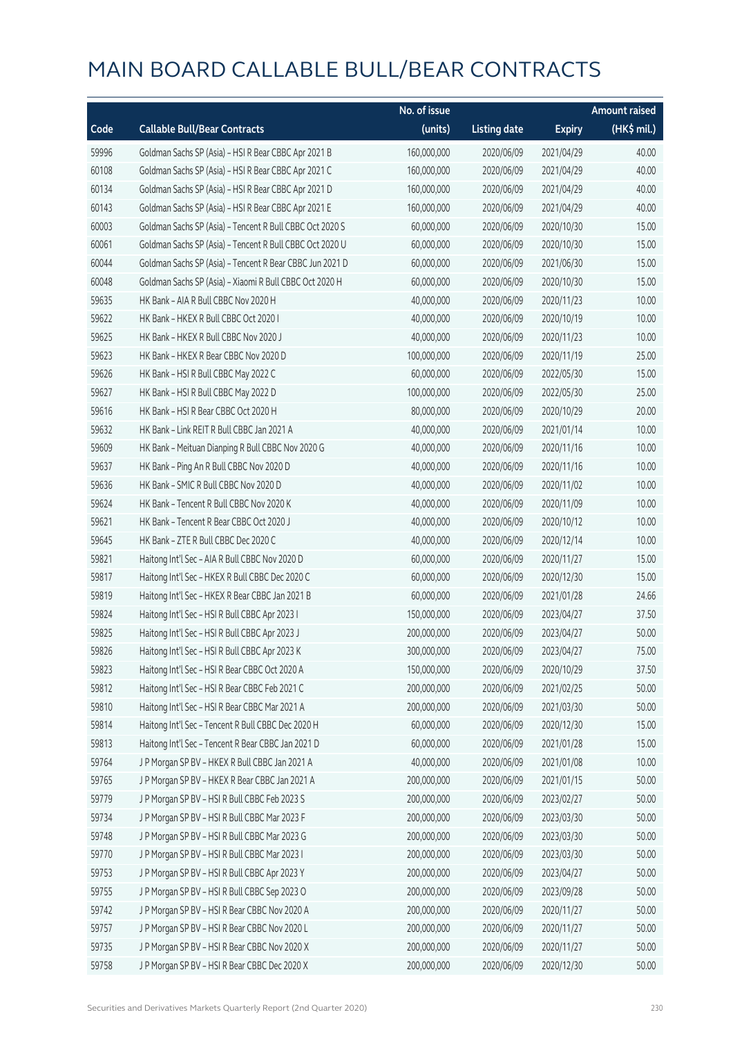# MAIN BOARD CALLABLE BULL/BEAR CONTRACTS

| Code | Callable Bull/Bear Contracts | No. of issue (units) | Listing date | Expiry | Amount raised (HK$ mil.) |
|---|---|---|---|---|---|
| 59996 | Goldman Sachs SP (Asia) – HSI R Bear CBBC Apr 2021 B | 160,000,000 | 2020/06/09 | 2021/04/29 | 40.00 |
| 60108 | Goldman Sachs SP (Asia) – HSI R Bear CBBC Apr 2021 C | 160,000,000 | 2020/06/09 | 2021/04/29 | 40.00 |
| 60134 | Goldman Sachs SP (Asia) – HSI R Bear CBBC Apr 2021 D | 160,000,000 | 2020/06/09 | 2021/04/29 | 40.00 |
| 60143 | Goldman Sachs SP (Asia) – HSI R Bear CBBC Apr 2021 E | 160,000,000 | 2020/06/09 | 2021/04/29 | 40.00 |
| 60003 | Goldman Sachs SP (Asia) – Tencent R Bull CBBC Oct 2020 S | 60,000,000 | 2020/06/09 | 2020/10/30 | 15.00 |
| 60061 | Goldman Sachs SP (Asia) – Tencent R Bull CBBC Oct 2020 U | 60,000,000 | 2020/06/09 | 2020/10/30 | 15.00 |
| 60044 | Goldman Sachs SP (Asia) – Tencent R Bear CBBC Jun 2021 D | 60,000,000 | 2020/06/09 | 2021/06/30 | 15.00 |
| 60048 | Goldman Sachs SP (Asia) – Xiaomi R Bull CBBC Oct 2020 H | 60,000,000 | 2020/06/09 | 2020/10/30 | 15.00 |
| 59635 | HK Bank – AIA R Bull CBBC Nov 2020 H | 40,000,000 | 2020/06/09 | 2020/11/23 | 10.00 |
| 59622 | HK Bank – HKEX R Bull CBBC Oct 2020 I | 40,000,000 | 2020/06/09 | 2020/10/19 | 10.00 |
| 59625 | HK Bank – HKEX R Bull CBBC Nov 2020 J | 40,000,000 | 2020/06/09 | 2020/11/23 | 10.00 |
| 59623 | HK Bank – HKEX R Bear CBBC Nov 2020 D | 100,000,000 | 2020/06/09 | 2020/11/19 | 25.00 |
| 59626 | HK Bank – HSI R Bull CBBC May 2022 C | 60,000,000 | 2020/06/09 | 2022/05/30 | 15.00 |
| 59627 | HK Bank – HSI R Bull CBBC May 2022 D | 100,000,000 | 2020/06/09 | 2022/05/30 | 25.00 |
| 59616 | HK Bank – HSI R Bear CBBC Oct 2020 H | 80,000,000 | 2020/06/09 | 2020/10/29 | 20.00 |
| 59632 | HK Bank – Link REIT R Bull CBBC Jan 2021 A | 40,000,000 | 2020/06/09 | 2021/01/14 | 10.00 |
| 59609 | HK Bank – Meituan Dianping R Bull CBBC Nov 2020 G | 40,000,000 | 2020/06/09 | 2020/11/16 | 10.00 |
| 59637 | HK Bank – Ping An R Bull CBBC Nov 2020 D | 40,000,000 | 2020/06/09 | 2020/11/16 | 10.00 |
| 59636 | HK Bank – SMIC R Bull CBBC Nov 2020 D | 40,000,000 | 2020/06/09 | 2020/11/02 | 10.00 |
| 59624 | HK Bank – Tencent R Bull CBBC Nov 2020 K | 40,000,000 | 2020/06/09 | 2020/11/09 | 10.00 |
| 59621 | HK Bank – Tencent R Bear CBBC Oct 2020 J | 40,000,000 | 2020/06/09 | 2020/10/12 | 10.00 |
| 59645 | HK Bank – ZTE R Bull CBBC Dec 2020 C | 40,000,000 | 2020/06/09 | 2020/12/14 | 10.00 |
| 59821 | Haitong Int'l Sec – AIA R Bull CBBC Nov 2020 D | 60,000,000 | 2020/06/09 | 2020/11/27 | 15.00 |
| 59817 | Haitong Int'l Sec – HKEX R Bull CBBC Dec 2020 C | 60,000,000 | 2020/06/09 | 2020/12/30 | 15.00 |
| 59819 | Haitong Int'l Sec – HKEX R Bear CBBC Jan 2021 B | 60,000,000 | 2020/06/09 | 2021/01/28 | 24.66 |
| 59824 | Haitong Int'l Sec – HSI R Bull CBBC Apr 2023 I | 150,000,000 | 2020/06/09 | 2023/04/27 | 37.50 |
| 59825 | Haitong Int'l Sec – HSI R Bull CBBC Apr 2023 J | 200,000,000 | 2020/06/09 | 2023/04/27 | 50.00 |
| 59826 | Haitong Int'l Sec – HSI R Bull CBBC Apr 2023 K | 300,000,000 | 2020/06/09 | 2023/04/27 | 75.00 |
| 59823 | Haitong Int'l Sec – HSI R Bear CBBC Oct 2020 A | 150,000,000 | 2020/06/09 | 2020/10/29 | 37.50 |
| 59812 | Haitong Int'l Sec – HSI R Bear CBBC Feb 2021 C | 200,000,000 | 2020/06/09 | 2021/02/25 | 50.00 |
| 59810 | Haitong Int'l Sec – HSI R Bear CBBC Mar 2021 A | 200,000,000 | 2020/06/09 | 2021/03/30 | 50.00 |
| 59814 | Haitong Int'l Sec – Tencent R Bull CBBC Dec 2020 H | 60,000,000 | 2020/06/09 | 2020/12/30 | 15.00 |
| 59813 | Haitong Int'l Sec – Tencent R Bear CBBC Jan 2021 D | 60,000,000 | 2020/06/09 | 2021/01/28 | 15.00 |
| 59764 | J P Morgan SP BV – HKEX R Bull CBBC Jan 2021 A | 40,000,000 | 2020/06/09 | 2021/01/08 | 10.00 |
| 59765 | J P Morgan SP BV – HKEX R Bear CBBC Jan 2021 A | 200,000,000 | 2020/06/09 | 2021/01/15 | 50.00 |
| 59779 | J P Morgan SP BV – HSI R Bull CBBC Feb 2023 S | 200,000,000 | 2020/06/09 | 2023/02/27 | 50.00 |
| 59734 | J P Morgan SP BV – HSI R Bull CBBC Mar 2023 F | 200,000,000 | 2020/06/09 | 2023/03/30 | 50.00 |
| 59748 | J P Morgan SP BV – HSI R Bull CBBC Mar 2023 G | 200,000,000 | 2020/06/09 | 2023/03/30 | 50.00 |
| 59770 | J P Morgan SP BV – HSI R Bull CBBC Mar 2023 I | 200,000,000 | 2020/06/09 | 2023/03/30 | 50.00 |
| 59753 | J P Morgan SP BV – HSI R Bull CBBC Apr 2023 Y | 200,000,000 | 2020/06/09 | 2023/04/27 | 50.00 |
| 59755 | J P Morgan SP BV – HSI R Bull CBBC Sep 2023 O | 200,000,000 | 2020/06/09 | 2023/09/28 | 50.00 |
| 59742 | J P Morgan SP BV – HSI R Bear CBBC Nov 2020 A | 200,000,000 | 2020/06/09 | 2020/11/27 | 50.00 |
| 59757 | J P Morgan SP BV – HSI R Bear CBBC Nov 2020 L | 200,000,000 | 2020/06/09 | 2020/11/27 | 50.00 |
| 59735 | J P Morgan SP BV – HSI R Bear CBBC Nov 2020 X | 200,000,000 | 2020/06/09 | 2020/11/27 | 50.00 |
| 59758 | J P Morgan SP BV – HSI R Bear CBBC Dec 2020 X | 200,000,000 | 2020/06/09 | 2020/12/30 | 50.00 |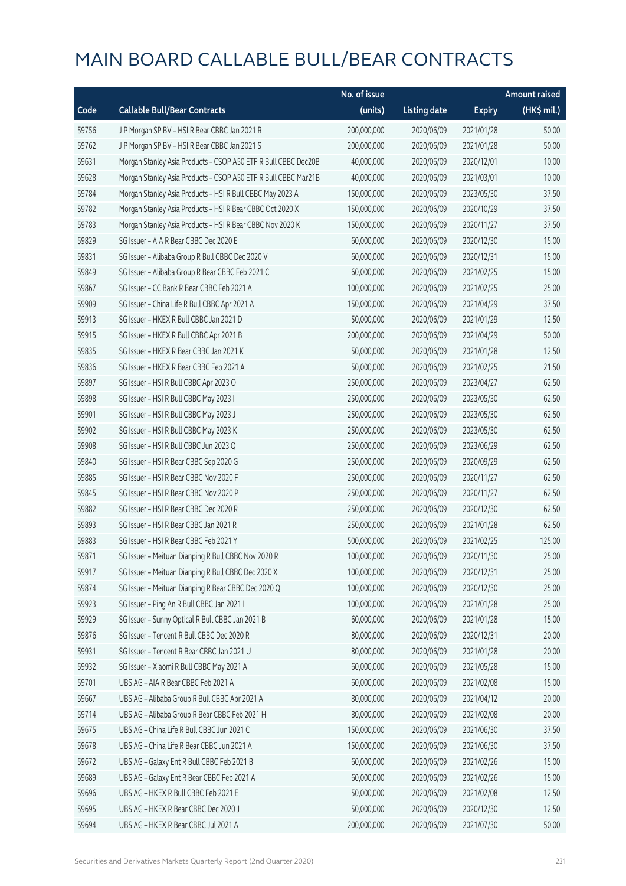# MAIN BOARD CALLABLE BULL/BEAR CONTRACTS

| Code | Callable Bull/Bear Contracts | No. of issue (units) | Listing date | Expiry | Amount raised (HK$ mil.) |
|---|---|---|---|---|---|
| 59756 | J P Morgan SP BV – HSI R Bear CBBC Jan 2021 R | 200,000,000 | 2020/06/09 | 2021/01/28 | 50.00 |
| 59762 | J P Morgan SP BV – HSI R Bear CBBC Jan 2021 S | 200,000,000 | 2020/06/09 | 2021/01/28 | 50.00 |
| 59631 | Morgan Stanley Asia Products – CSOP A50 ETF R Bull CBBC Dec20B | 40,000,000 | 2020/06/09 | 2020/12/01 | 10.00 |
| 59628 | Morgan Stanley Asia Products – CSOP A50 ETF R Bull CBBC Mar21B | 40,000,000 | 2020/06/09 | 2021/03/01 | 10.00 |
| 59784 | Morgan Stanley Asia Products – HSI R Bull CBBC May 2023 A | 150,000,000 | 2020/06/09 | 2023/05/30 | 37.50 |
| 59782 | Morgan Stanley Asia Products – HSI R Bear CBBC Oct 2020 X | 150,000,000 | 2020/06/09 | 2020/10/29 | 37.50 |
| 59783 | Morgan Stanley Asia Products – HSI R Bear CBBC Nov 2020 K | 150,000,000 | 2020/06/09 | 2020/11/27 | 37.50 |
| 59829 | SG Issuer – AIA R Bear CBBC Dec 2020 E | 60,000,000 | 2020/06/09 | 2020/12/30 | 15.00 |
| 59831 | SG Issuer – Alibaba Group R Bull CBBC Dec 2020 V | 60,000,000 | 2020/06/09 | 2020/12/31 | 15.00 |
| 59849 | SG Issuer – Alibaba Group R Bear CBBC Feb 2021 C | 60,000,000 | 2020/06/09 | 2021/02/25 | 15.00 |
| 59867 | SG Issuer – CC Bank R Bear CBBC Feb 2021 A | 100,000,000 | 2020/06/09 | 2021/02/25 | 25.00 |
| 59909 | SG Issuer – China Life R Bull CBBC Apr 2021 A | 150,000,000 | 2020/06/09 | 2021/04/29 | 37.50 |
| 59913 | SG Issuer – HKEX R Bull CBBC Jan 2021 D | 50,000,000 | 2020/06/09 | 2021/01/29 | 12.50 |
| 59915 | SG Issuer – HKEX R Bull CBBC Apr 2021 B | 200,000,000 | 2020/06/09 | 2021/04/29 | 50.00 |
| 59835 | SG Issuer – HKEX R Bear CBBC Jan 2021 K | 50,000,000 | 2020/06/09 | 2021/01/28 | 12.50 |
| 59836 | SG Issuer – HKEX R Bear CBBC Feb 2021 A | 50,000,000 | 2020/06/09 | 2021/02/25 | 21.50 |
| 59897 | SG Issuer – HSI R Bull CBBC Apr 2023 O | 250,000,000 | 2020/06/09 | 2023/04/27 | 62.50 |
| 59898 | SG Issuer – HSI R Bull CBBC May 2023 I | 250,000,000 | 2020/06/09 | 2023/05/30 | 62.50 |
| 59901 | SG Issuer – HSI R Bull CBBC May 2023 J | 250,000,000 | 2020/06/09 | 2023/05/30 | 62.50 |
| 59902 | SG Issuer – HSI R Bull CBBC May 2023 K | 250,000,000 | 2020/06/09 | 2023/05/30 | 62.50 |
| 59908 | SG Issuer – HSI R Bull CBBC Jun 2023 Q | 250,000,000 | 2020/06/09 | 2023/06/29 | 62.50 |
| 59840 | SG Issuer – HSI R Bear CBBC Sep 2020 G | 250,000,000 | 2020/06/09 | 2020/09/29 | 62.50 |
| 59885 | SG Issuer – HSI R Bear CBBC Nov 2020 F | 250,000,000 | 2020/06/09 | 2020/11/27 | 62.50 |
| 59845 | SG Issuer – HSI R Bear CBBC Nov 2020 P | 250,000,000 | 2020/06/09 | 2020/11/27 | 62.50 |
| 59882 | SG Issuer – HSI R Bear CBBC Dec 2020 R | 250,000,000 | 2020/06/09 | 2020/12/30 | 62.50 |
| 59893 | SG Issuer – HSI R Bear CBBC Jan 2021 R | 250,000,000 | 2020/06/09 | 2021/01/28 | 62.50 |
| 59883 | SG Issuer – HSI R Bear CBBC Feb 2021 Y | 500,000,000 | 2020/06/09 | 2021/02/25 | 125.00 |
| 59871 | SG Issuer – Meituan Dianping R Bull CBBC Nov 2020 R | 100,000,000 | 2020/06/09 | 2020/11/30 | 25.00 |
| 59917 | SG Issuer – Meituan Dianping R Bull CBBC Dec 2020 X | 100,000,000 | 2020/06/09 | 2020/12/31 | 25.00 |
| 59874 | SG Issuer – Meituan Dianping R Bear CBBC Dec 2020 Q | 100,000,000 | 2020/06/09 | 2020/12/30 | 25.00 |
| 59923 | SG Issuer – Ping An R Bull CBBC Jan 2021 I | 100,000,000 | 2020/06/09 | 2021/01/28 | 25.00 |
| 59929 | SG Issuer – Sunny Optical R Bull CBBC Jan 2021 B | 60,000,000 | 2020/06/09 | 2021/01/28 | 15.00 |
| 59876 | SG Issuer – Tencent R Bull CBBC Dec 2020 R | 80,000,000 | 2020/06/09 | 2020/12/31 | 20.00 |
| 59931 | SG Issuer – Tencent R Bear CBBC Jan 2021 U | 80,000,000 | 2020/06/09 | 2021/01/28 | 20.00 |
| 59932 | SG Issuer – Xiaomi R Bull CBBC May 2021 A | 60,000,000 | 2020/06/09 | 2021/05/28 | 15.00 |
| 59701 | UBS AG – AIA R Bear CBBC Feb 2021 A | 60,000,000 | 2020/06/09 | 2021/02/08 | 15.00 |
| 59667 | UBS AG – Alibaba Group R Bull CBBC Apr 2021 A | 80,000,000 | 2020/06/09 | 2021/04/12 | 20.00 |
| 59714 | UBS AG – Alibaba Group R Bear CBBC Feb 2021 H | 80,000,000 | 2020/06/09 | 2021/02/08 | 20.00 |
| 59675 | UBS AG – China Life R Bull CBBC Jun 2021 C | 150,000,000 | 2020/06/09 | 2021/06/30 | 37.50 |
| 59678 | UBS AG – China Life R Bear CBBC Jun 2021 A | 150,000,000 | 2020/06/09 | 2021/06/30 | 37.50 |
| 59672 | UBS AG – Galaxy Ent R Bull CBBC Feb 2021 B | 60,000,000 | 2020/06/09 | 2021/02/26 | 15.00 |
| 59689 | UBS AG – Galaxy Ent R Bear CBBC Feb 2021 A | 60,000,000 | 2020/06/09 | 2021/02/26 | 15.00 |
| 59696 | UBS AG – HKEX R Bull CBBC Feb 2021 E | 50,000,000 | 2020/06/09 | 2021/02/08 | 12.50 |
| 59695 | UBS AG – HKEX R Bear CBBC Dec 2020 J | 50,000,000 | 2020/06/09 | 2020/12/30 | 12.50 |
| 59694 | UBS AG – HKEX R Bear CBBC Jul 2021 A | 200,000,000 | 2020/06/09 | 2021/07/30 | 50.00 |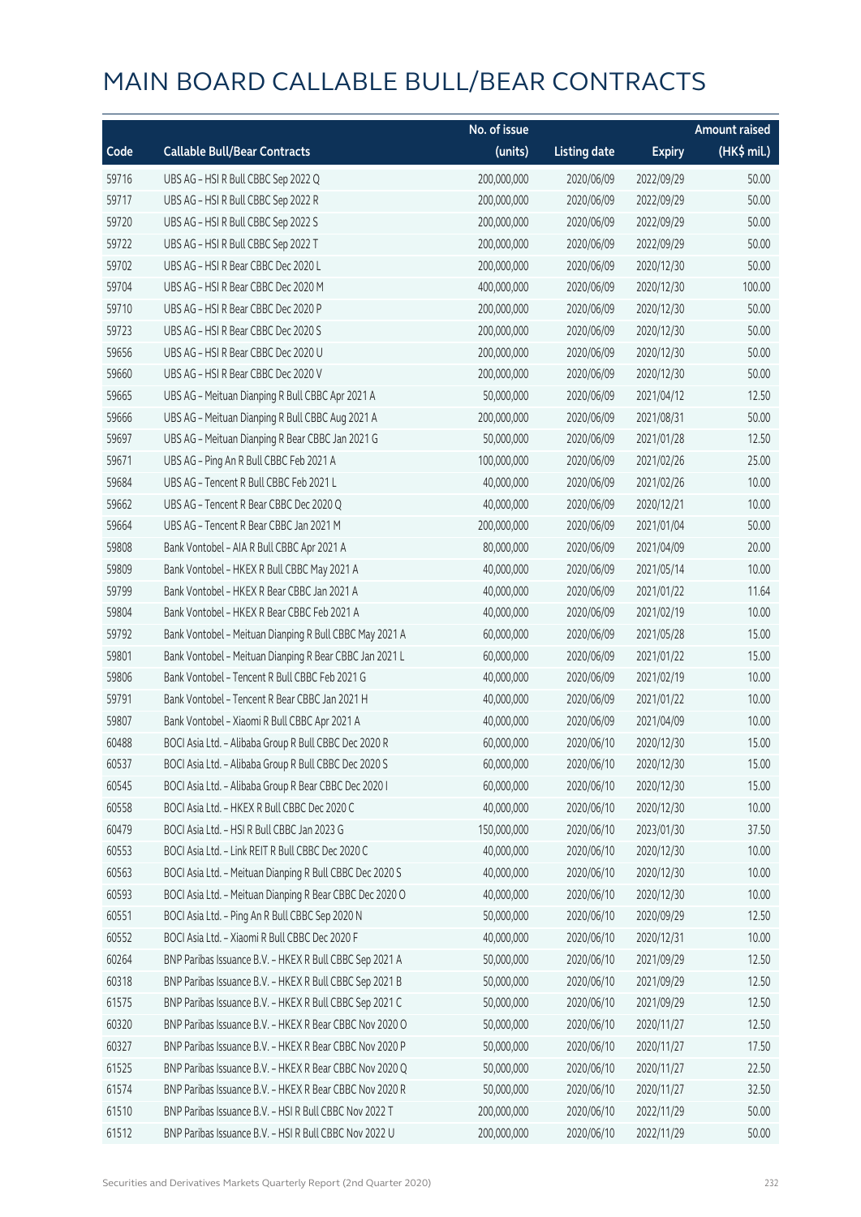# MAIN BOARD CALLABLE BULL/BEAR CONTRACTS

| Code | Callable Bull/Bear Contracts | No. of issue (units) | Listing date | Expiry | Amount raised (HK$ mil.) |
|---|---|---|---|---|---|
| 59716 | UBS AG - HSI R Bull CBBC Sep 2022 Q | 200,000,000 | 2020/06/09 | 2022/09/29 | 50.00 |
| 59717 | UBS AG - HSI R Bull CBBC Sep 2022 R | 200,000,000 | 2020/06/09 | 2022/09/29 | 50.00 |
| 59720 | UBS AG - HSI R Bull CBBC Sep 2022 S | 200,000,000 | 2020/06/09 | 2022/09/29 | 50.00 |
| 59722 | UBS AG - HSI R Bull CBBC Sep 2022 T | 200,000,000 | 2020/06/09 | 2022/09/29 | 50.00 |
| 59702 | UBS AG - HSI R Bear CBBC Dec 2020 L | 200,000,000 | 2020/06/09 | 2020/12/30 | 50.00 |
| 59704 | UBS AG - HSI R Bear CBBC Dec 2020 M | 400,000,000 | 2020/06/09 | 2020/12/30 | 100.00 |
| 59710 | UBS AG - HSI R Bear CBBC Dec 2020 P | 200,000,000 | 2020/06/09 | 2020/12/30 | 50.00 |
| 59723 | UBS AG - HSI R Bear CBBC Dec 2020 S | 200,000,000 | 2020/06/09 | 2020/12/30 | 50.00 |
| 59656 | UBS AG - HSI R Bear CBBC Dec 2020 U | 200,000,000 | 2020/06/09 | 2020/12/30 | 50.00 |
| 59660 | UBS AG - HSI R Bear CBBC Dec 2020 V | 200,000,000 | 2020/06/09 | 2020/12/30 | 50.00 |
| 59665 | UBS AG - Meituan Dianping R Bull CBBC Apr 2021 A | 50,000,000 | 2020/06/09 | 2021/04/12 | 12.50 |
| 59666 | UBS AG - Meituan Dianping R Bull CBBC Aug 2021 A | 200,000,000 | 2020/06/09 | 2021/08/31 | 50.00 |
| 59697 | UBS AG - Meituan Dianping R Bear CBBC Jan 2021 G | 50,000,000 | 2020/06/09 | 2021/01/28 | 12.50 |
| 59671 | UBS AG - Ping An R Bull CBBC Feb 2021 A | 100,000,000 | 2020/06/09 | 2021/02/26 | 25.00 |
| 59684 | UBS AG - Tencent R Bull CBBC Feb 2021 L | 40,000,000 | 2020/06/09 | 2021/02/26 | 10.00 |
| 59662 | UBS AG - Tencent R Bear CBBC Dec 2020 Q | 40,000,000 | 2020/06/09 | 2020/12/21 | 10.00 |
| 59664 | UBS AG - Tencent R Bear CBBC Jan 2021 M | 200,000,000 | 2020/06/09 | 2021/01/04 | 50.00 |
| 59808 | Bank Vontobel - AIA R Bull CBBC Apr 2021 A | 80,000,000 | 2020/06/09 | 2021/04/09 | 20.00 |
| 59809 | Bank Vontobel - HKEX R Bull CBBC May 2021 A | 40,000,000 | 2020/06/09 | 2021/05/14 | 10.00 |
| 59799 | Bank Vontobel - HKEX R Bear CBBC Jan 2021 A | 40,000,000 | 2020/06/09 | 2021/01/22 | 11.64 |
| 59804 | Bank Vontobel - HKEX R Bear CBBC Feb 2021 A | 40,000,000 | 2020/06/09 | 2021/02/19 | 10.00 |
| 59792 | Bank Vontobel - Meituan Dianping R Bull CBBC May 2021 A | 60,000,000 | 2020/06/09 | 2021/05/28 | 15.00 |
| 59801 | Bank Vontobel - Meituan Dianping R Bear CBBC Jan 2021 L | 60,000,000 | 2020/06/09 | 2021/01/22 | 15.00 |
| 59806 | Bank Vontobel - Tencent R Bull CBBC Feb 2021 G | 40,000,000 | 2020/06/09 | 2021/02/19 | 10.00 |
| 59791 | Bank Vontobel - Tencent R Bear CBBC Jan 2021 H | 40,000,000 | 2020/06/09 | 2021/01/22 | 10.00 |
| 59807 | Bank Vontobel - Xiaomi R Bull CBBC Apr 2021 A | 40,000,000 | 2020/06/09 | 2021/04/09 | 10.00 |
| 60488 | BOCI Asia Ltd. - Alibaba Group R Bull CBBC Dec 2020 R | 60,000,000 | 2020/06/10 | 2020/12/30 | 15.00 |
| 60537 | BOCI Asia Ltd. - Alibaba Group R Bull CBBC Dec 2020 S | 60,000,000 | 2020/06/10 | 2020/12/30 | 15.00 |
| 60545 | BOCI Asia Ltd. - Alibaba Group R Bear CBBC Dec 2020 I | 60,000,000 | 2020/06/10 | 2020/12/30 | 15.00 |
| 60558 | BOCI Asia Ltd. - HKEX R Bull CBBC Dec 2020 C | 40,000,000 | 2020/06/10 | 2020/12/30 | 10.00 |
| 60479 | BOCI Asia Ltd. - HSI R Bull CBBC Jan 2023 G | 150,000,000 | 2020/06/10 | 2023/01/30 | 37.50 |
| 60553 | BOCI Asia Ltd. - Link REIT R Bull CBBC Dec 2020 C | 40,000,000 | 2020/06/10 | 2020/12/30 | 10.00 |
| 60563 | BOCI Asia Ltd. - Meituan Dianping R Bull CBBC Dec 2020 S | 40,000,000 | 2020/06/10 | 2020/12/30 | 10.00 |
| 60593 | BOCI Asia Ltd. - Meituan Dianping R Bear CBBC Dec 2020 O | 40,000,000 | 2020/06/10 | 2020/12/30 | 10.00 |
| 60551 | BOCI Asia Ltd. - Ping An R Bull CBBC Sep 2020 N | 50,000,000 | 2020/06/10 | 2020/09/29 | 12.50 |
| 60552 | BOCI Asia Ltd. - Xiaomi R Bull CBBC Dec 2020 F | 40,000,000 | 2020/06/10 | 2020/12/31 | 10.00 |
| 60264 | BNP Paribas Issuance B.V. - HKEX R Bull CBBC Sep 2021 A | 50,000,000 | 2020/06/10 | 2021/09/29 | 12.50 |
| 60318 | BNP Paribas Issuance B.V. - HKEX R Bull CBBC Sep 2021 B | 50,000,000 | 2020/06/10 | 2021/09/29 | 12.50 |
| 61575 | BNP Paribas Issuance B.V. - HKEX R Bull CBBC Sep 2021 C | 50,000,000 | 2020/06/10 | 2021/09/29 | 12.50 |
| 60320 | BNP Paribas Issuance B.V. - HKEX R Bear CBBC Nov 2020 O | 50,000,000 | 2020/06/10 | 2020/11/27 | 12.50 |
| 60327 | BNP Paribas Issuance B.V. - HKEX R Bear CBBC Nov 2020 P | 50,000,000 | 2020/06/10 | 2020/11/27 | 17.50 |
| 61525 | BNP Paribas Issuance B.V. - HKEX R Bear CBBC Nov 2020 Q | 50,000,000 | 2020/06/10 | 2020/11/27 | 22.50 |
| 61574 | BNP Paribas Issuance B.V. - HKEX R Bear CBBC Nov 2020 R | 50,000,000 | 2020/06/10 | 2020/11/27 | 32.50 |
| 61510 | BNP Paribas Issuance B.V. - HSI R Bull CBBC Nov 2022 T | 200,000,000 | 2020/06/10 | 2022/11/29 | 50.00 |
| 61512 | BNP Paribas Issuance B.V. - HSI R Bull CBBC Nov 2022 U | 200,000,000 | 2020/06/10 | 2022/11/29 | 50.00 |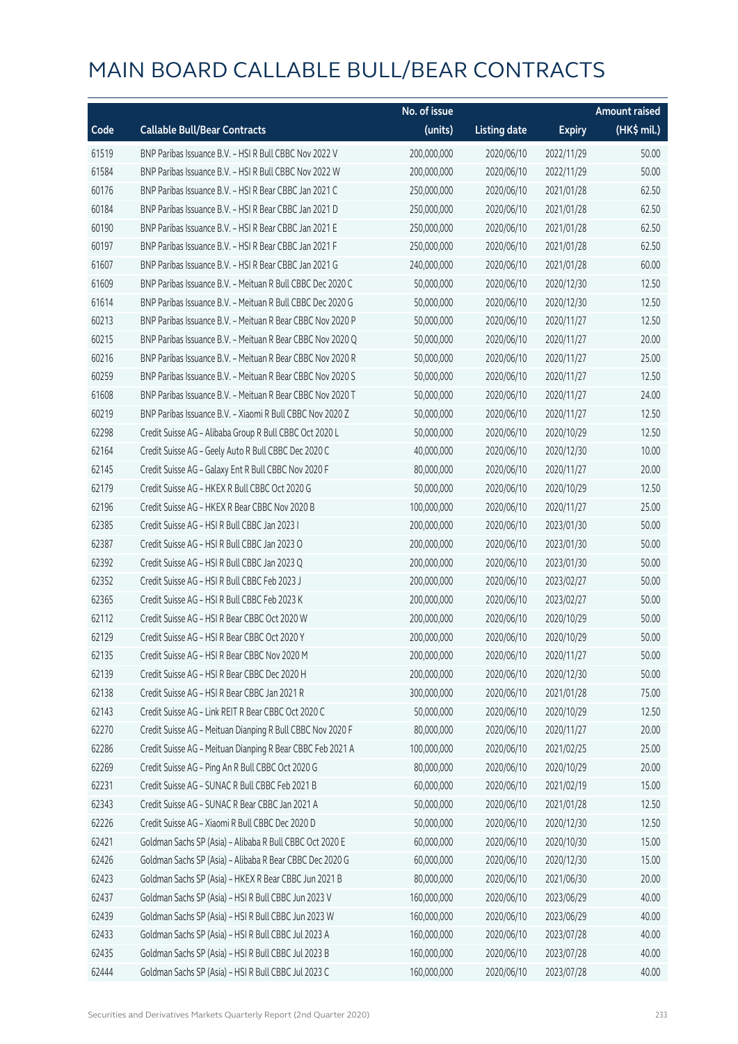# MAIN BOARD CALLABLE BULL/BEAR CONTRACTS

| Code | Callable Bull/Bear Contracts | No. of issue (units) | Listing date | Expiry | Amount raised (HK$ mil.) |
|---|---|---|---|---|---|
| 61519 | BNP Paribas Issuance B.V. – HSI R Bull CBBC Nov 2022 V | 200,000,000 | 2020/06/10 | 2022/11/29 | 50.00 |
| 61584 | BNP Paribas Issuance B.V. – HSI R Bull CBBC Nov 2022 W | 200,000,000 | 2020/06/10 | 2022/11/29 | 50.00 |
| 60176 | BNP Paribas Issuance B.V. – HSI R Bear CBBC Jan 2021 C | 250,000,000 | 2020/06/10 | 2021/01/28 | 62.50 |
| 60184 | BNP Paribas Issuance B.V. – HSI R Bear CBBC Jan 2021 D | 250,000,000 | 2020/06/10 | 2021/01/28 | 62.50 |
| 60190 | BNP Paribas Issuance B.V. – HSI R Bear CBBC Jan 2021 E | 250,000,000 | 2020/06/10 | 2021/01/28 | 62.50 |
| 60197 | BNP Paribas Issuance B.V. – HSI R Bear CBBC Jan 2021 F | 250,000,000 | 2020/06/10 | 2021/01/28 | 62.50 |
| 61607 | BNP Paribas Issuance B.V. – HSI R Bear CBBC Jan 2021 G | 240,000,000 | 2020/06/10 | 2021/01/28 | 60.00 |
| 61609 | BNP Paribas Issuance B.V. – Meituan R Bull CBBC Dec 2020 C | 50,000,000 | 2020/06/10 | 2020/12/30 | 12.50 |
| 61614 | BNP Paribas Issuance B.V. – Meituan R Bull CBBC Dec 2020 G | 50,000,000 | 2020/06/10 | 2020/12/30 | 12.50 |
| 60213 | BNP Paribas Issuance B.V. – Meituan R Bear CBBC Nov 2020 P | 50,000,000 | 2020/06/10 | 2020/11/27 | 12.50 |
| 60215 | BNP Paribas Issuance B.V. – Meituan R Bear CBBC Nov 2020 Q | 50,000,000 | 2020/06/10 | 2020/11/27 | 20.00 |
| 60216 | BNP Paribas Issuance B.V. – Meituan R Bear CBBC Nov 2020 R | 50,000,000 | 2020/06/10 | 2020/11/27 | 25.00 |
| 60259 | BNP Paribas Issuance B.V. – Meituan R Bear CBBC Nov 2020 S | 50,000,000 | 2020/06/10 | 2020/11/27 | 12.50 |
| 61608 | BNP Paribas Issuance B.V. – Meituan R Bear CBBC Nov 2020 T | 50,000,000 | 2020/06/10 | 2020/11/27 | 24.00 |
| 60219 | BNP Paribas Issuance B.V. – Xiaomi R Bull CBBC Nov 2020 Z | 50,000,000 | 2020/06/10 | 2020/11/27 | 12.50 |
| 62298 | Credit Suisse AG – Alibaba Group R Bull CBBC Oct 2020 L | 50,000,000 | 2020/06/10 | 2020/10/29 | 12.50 |
| 62164 | Credit Suisse AG – Geely Auto R Bull CBBC Dec 2020 C | 40,000,000 | 2020/06/10 | 2020/12/30 | 10.00 |
| 62145 | Credit Suisse AG – Galaxy Ent R Bull CBBC Nov 2020 F | 80,000,000 | 2020/06/10 | 2020/11/27 | 20.00 |
| 62179 | Credit Suisse AG – HKEX R Bull CBBC Oct 2020 G | 50,000,000 | 2020/06/10 | 2020/10/29 | 12.50 |
| 62196 | Credit Suisse AG – HKEX R Bear CBBC Nov 2020 B | 100,000,000 | 2020/06/10 | 2020/11/27 | 25.00 |
| 62385 | Credit Suisse AG – HSI R Bull CBBC Jan 2023 I | 200,000,000 | 2020/06/10 | 2023/01/30 | 50.00 |
| 62387 | Credit Suisse AG – HSI R Bull CBBC Jan 2023 O | 200,000,000 | 2020/06/10 | 2023/01/30 | 50.00 |
| 62392 | Credit Suisse AG – HSI R Bull CBBC Jan 2023 Q | 200,000,000 | 2020/06/10 | 2023/01/30 | 50.00 |
| 62352 | Credit Suisse AG – HSI R Bull CBBC Feb 2023 J | 200,000,000 | 2020/06/10 | 2023/02/27 | 50.00 |
| 62365 | Credit Suisse AG – HSI R Bull CBBC Feb 2023 K | 200,000,000 | 2020/06/10 | 2023/02/27 | 50.00 |
| 62112 | Credit Suisse AG – HSI R Bear CBBC Oct 2020 W | 200,000,000 | 2020/06/10 | 2020/10/29 | 50.00 |
| 62129 | Credit Suisse AG – HSI R Bear CBBC Oct 2020 Y | 200,000,000 | 2020/06/10 | 2020/10/29 | 50.00 |
| 62135 | Credit Suisse AG – HSI R Bear CBBC Nov 2020 M | 200,000,000 | 2020/06/10 | 2020/11/27 | 50.00 |
| 62139 | Credit Suisse AG – HSI R Bear CBBC Dec 2020 H | 200,000,000 | 2020/06/10 | 2020/12/30 | 50.00 |
| 62138 | Credit Suisse AG – HSI R Bear CBBC Jan 2021 R | 300,000,000 | 2020/06/10 | 2021/01/28 | 75.00 |
| 62143 | Credit Suisse AG – Link REIT R Bear CBBC Oct 2020 C | 50,000,000 | 2020/06/10 | 2020/10/29 | 12.50 |
| 62270 | Credit Suisse AG – Meituan Dianping R Bull CBBC Nov 2020 F | 80,000,000 | 2020/06/10 | 2020/11/27 | 20.00 |
| 62286 | Credit Suisse AG – Meituan Dianping R Bear CBBC Feb 2021 A | 100,000,000 | 2020/06/10 | 2021/02/25 | 25.00 |
| 62269 | Credit Suisse AG – Ping An R Bull CBBC Oct 2020 G | 80,000,000 | 2020/06/10 | 2020/10/29 | 20.00 |
| 62231 | Credit Suisse AG – SUNAC R Bull CBBC Feb 2021 B | 60,000,000 | 2020/06/10 | 2021/02/19 | 15.00 |
| 62343 | Credit Suisse AG – SUNAC R Bear CBBC Jan 2021 A | 50,000,000 | 2020/06/10 | 2021/01/28 | 12.50 |
| 62226 | Credit Suisse AG – Xiaomi R Bull CBBC Dec 2020 D | 50,000,000 | 2020/06/10 | 2020/12/30 | 12.50 |
| 62421 | Goldman Sachs SP (Asia) – Alibaba R Bull CBBC Oct 2020 E | 60,000,000 | 2020/06/10 | 2020/10/30 | 15.00 |
| 62426 | Goldman Sachs SP (Asia) – Alibaba R Bear CBBC Dec 2020 G | 60,000,000 | 2020/06/10 | 2020/12/30 | 15.00 |
| 62423 | Goldman Sachs SP (Asia) – HKEX R Bear CBBC Jun 2021 B | 80,000,000 | 2020/06/10 | 2021/06/30 | 20.00 |
| 62437 | Goldman Sachs SP (Asia) – HSI R Bull CBBC Jun 2023 V | 160,000,000 | 2020/06/10 | 2023/06/29 | 40.00 |
| 62439 | Goldman Sachs SP (Asia) – HSI R Bull CBBC Jun 2023 W | 160,000,000 | 2020/06/10 | 2023/06/29 | 40.00 |
| 62433 | Goldman Sachs SP (Asia) – HSI R Bull CBBC Jul 2023 A | 160,000,000 | 2020/06/10 | 2023/07/28 | 40.00 |
| 62435 | Goldman Sachs SP (Asia) – HSI R Bull CBBC Jul 2023 B | 160,000,000 | 2020/06/10 | 2023/07/28 | 40.00 |
| 62444 | Goldman Sachs SP (Asia) – HSI R Bull CBBC Jul 2023 C | 160,000,000 | 2020/06/10 | 2023/07/28 | 40.00 |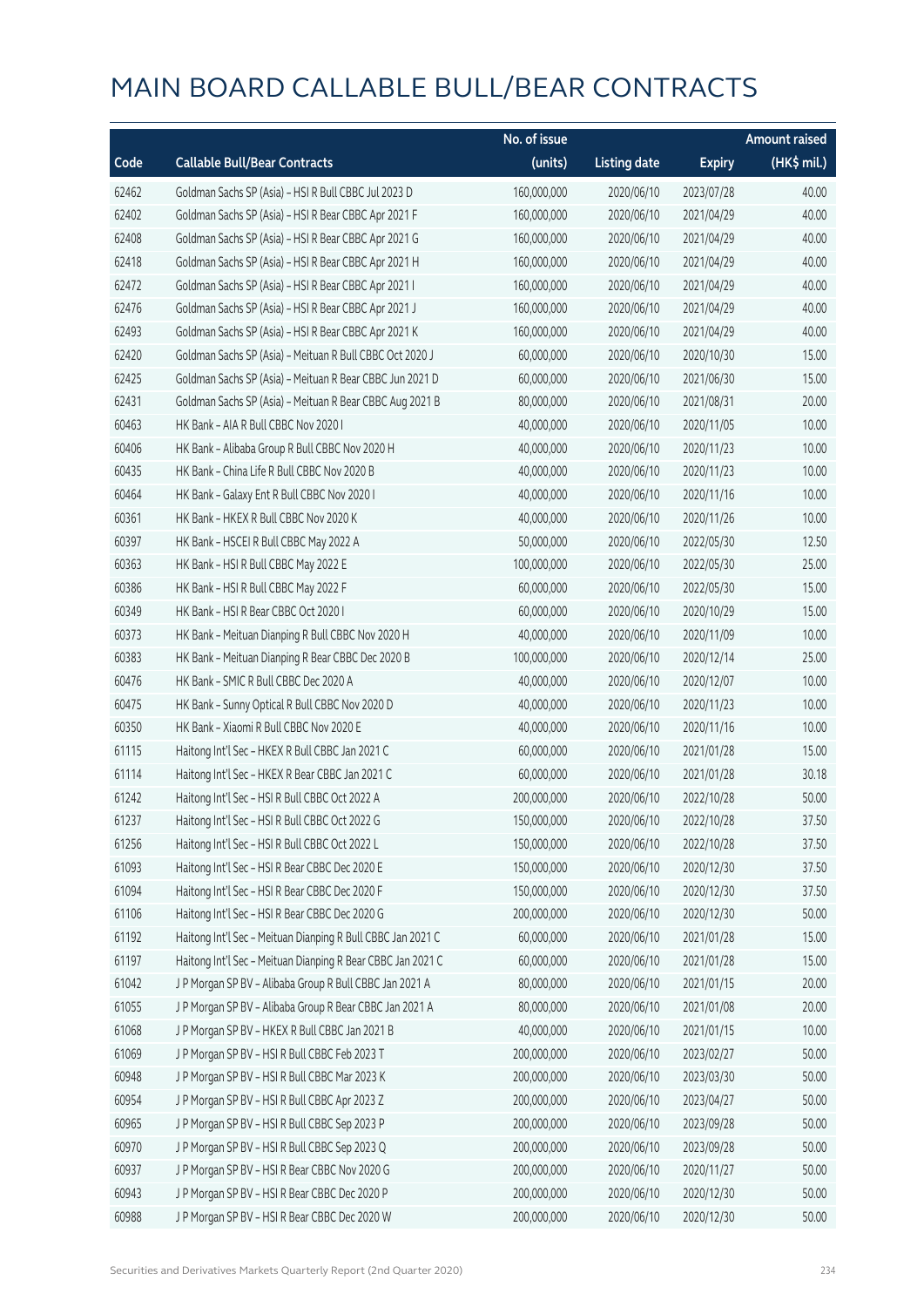# MAIN BOARD CALLABLE BULL/BEAR CONTRACTS

| Code | Callable Bull/Bear Contracts | No. of issue (units) | Listing date | Expiry | Amount raised (HK$ mil.) |
|---|---|---|---|---|---|
| 62462 | Goldman Sachs SP (Asia) – HSI R Bull CBBC Jul 2023 D | 160,000,000 | 2020/06/10 | 2023/07/28 | 40.00 |
| 62402 | Goldman Sachs SP (Asia) – HSI R Bear CBBC Apr 2021 F | 160,000,000 | 2020/06/10 | 2021/04/29 | 40.00 |
| 62408 | Goldman Sachs SP (Asia) – HSI R Bear CBBC Apr 2021 G | 160,000,000 | 2020/06/10 | 2021/04/29 | 40.00 |
| 62418 | Goldman Sachs SP (Asia) – HSI R Bear CBBC Apr 2021 H | 160,000,000 | 2020/06/10 | 2021/04/29 | 40.00 |
| 62472 | Goldman Sachs SP (Asia) – HSI R Bear CBBC Apr 2021 I | 160,000,000 | 2020/06/10 | 2021/04/29 | 40.00 |
| 62476 | Goldman Sachs SP (Asia) – HSI R Bear CBBC Apr 2021 J | 160,000,000 | 2020/06/10 | 2021/04/29 | 40.00 |
| 62493 | Goldman Sachs SP (Asia) – HSI R Bear CBBC Apr 2021 K | 160,000,000 | 2020/06/10 | 2021/04/29 | 40.00 |
| 62420 | Goldman Sachs SP (Asia) – Meituan R Bull CBBC Oct 2020 J | 60,000,000 | 2020/06/10 | 2020/10/30 | 15.00 |
| 62425 | Goldman Sachs SP (Asia) – Meituan R Bear CBBC Jun 2021 D | 60,000,000 | 2020/06/10 | 2021/06/30 | 15.00 |
| 62431 | Goldman Sachs SP (Asia) – Meituan R Bear CBBC Aug 2021 B | 80,000,000 | 2020/06/10 | 2021/08/31 | 20.00 |
| 60463 | HK Bank – AIA R Bull CBBC Nov 2020 I | 40,000,000 | 2020/06/10 | 2020/11/05 | 10.00 |
| 60406 | HK Bank – Alibaba Group R Bull CBBC Nov 2020 H | 40,000,000 | 2020/06/10 | 2020/11/23 | 10.00 |
| 60435 | HK Bank – China Life R Bull CBBC Nov 2020 B | 40,000,000 | 2020/06/10 | 2020/11/23 | 10.00 |
| 60464 | HK Bank – Galaxy Ent R Bull CBBC Nov 2020 I | 40,000,000 | 2020/06/10 | 2020/11/16 | 10.00 |
| 60361 | HK Bank – HKEX R Bull CBBC Nov 2020 K | 40,000,000 | 2020/06/10 | 2020/11/26 | 10.00 |
| 60397 | HK Bank – HSCEI R Bull CBBC May 2022 A | 50,000,000 | 2020/06/10 | 2022/05/30 | 12.50 |
| 60363 | HK Bank – HSI R Bull CBBC May 2022 E | 100,000,000 | 2020/06/10 | 2022/05/30 | 25.00 |
| 60386 | HK Bank – HSI R Bull CBBC May 2022 F | 60,000,000 | 2020/06/10 | 2022/05/30 | 15.00 |
| 60349 | HK Bank – HSI R Bear CBBC Oct 2020 I | 60,000,000 | 2020/06/10 | 2020/10/29 | 15.00 |
| 60373 | HK Bank – Meituan Dianping R Bull CBBC Nov 2020 H | 40,000,000 | 2020/06/10 | 2020/11/09 | 10.00 |
| 60383 | HK Bank – Meituan Dianping R Bear CBBC Dec 2020 B | 100,000,000 | 2020/06/10 | 2020/12/14 | 25.00 |
| 60476 | HK Bank – SMIC R Bull CBBC Dec 2020 A | 40,000,000 | 2020/06/10 | 2020/12/07 | 10.00 |
| 60475 | HK Bank – Sunny Optical R Bull CBBC Nov 2020 D | 40,000,000 | 2020/06/10 | 2020/11/23 | 10.00 |
| 60350 | HK Bank – Xiaomi R Bull CBBC Nov 2020 E | 40,000,000 | 2020/06/10 | 2020/11/16 | 10.00 |
| 61115 | Haitong Int'l Sec – HKEX R Bull CBBC Jan 2021 C | 60,000,000 | 2020/06/10 | 2021/01/28 | 15.00 |
| 61114 | Haitong Int'l Sec – HKEX R Bear CBBC Jan 2021 C | 60,000,000 | 2020/06/10 | 2021/01/28 | 30.18 |
| 61242 | Haitong Int'l Sec – HSI R Bull CBBC Oct 2022 A | 200,000,000 | 2020/06/10 | 2022/10/28 | 50.00 |
| 61237 | Haitong Int'l Sec – HSI R Bull CBBC Oct 2022 G | 150,000,000 | 2020/06/10 | 2022/10/28 | 37.50 |
| 61256 | Haitong Int'l Sec – HSI R Bull CBBC Oct 2022 L | 150,000,000 | 2020/06/10 | 2022/10/28 | 37.50 |
| 61093 | Haitong Int'l Sec – HSI R Bear CBBC Dec 2020 E | 150,000,000 | 2020/06/10 | 2020/12/30 | 37.50 |
| 61094 | Haitong Int'l Sec – HSI R Bear CBBC Dec 2020 F | 150,000,000 | 2020/06/10 | 2020/12/30 | 37.50 |
| 61106 | Haitong Int'l Sec – HSI R Bear CBBC Dec 2020 G | 200,000,000 | 2020/06/10 | 2020/12/30 | 50.00 |
| 61192 | Haitong Int'l Sec – Meituan Dianping R Bull CBBC Jan 2021 C | 60,000,000 | 2020/06/10 | 2021/01/28 | 15.00 |
| 61197 | Haitong Int'l Sec – Meituan Dianping R Bear CBBC Jan 2021 C | 60,000,000 | 2020/06/10 | 2021/01/28 | 15.00 |
| 61042 | J P Morgan SP BV – Alibaba Group R Bull CBBC Jan 2021 A | 80,000,000 | 2020/06/10 | 2021/01/15 | 20.00 |
| 61055 | J P Morgan SP BV – Alibaba Group R Bear CBBC Jan 2021 A | 80,000,000 | 2020/06/10 | 2021/01/08 | 20.00 |
| 61068 | J P Morgan SP BV – HKEX R Bull CBBC Jan 2021 B | 40,000,000 | 2020/06/10 | 2021/01/15 | 10.00 |
| 61069 | J P Morgan SP BV – HSI R Bull CBBC Feb 2023 T | 200,000,000 | 2020/06/10 | 2023/02/27 | 50.00 |
| 60948 | J P Morgan SP BV – HSI R Bull CBBC Mar 2023 K | 200,000,000 | 2020/06/10 | 2023/03/30 | 50.00 |
| 60954 | J P Morgan SP BV – HSI R Bull CBBC Apr 2023 Z | 200,000,000 | 2020/06/10 | 2023/04/27 | 50.00 |
| 60965 | J P Morgan SP BV – HSI R Bull CBBC Sep 2023 P | 200,000,000 | 2020/06/10 | 2023/09/28 | 50.00 |
| 60970 | J P Morgan SP BV – HSI R Bull CBBC Sep 2023 Q | 200,000,000 | 2020/06/10 | 2023/09/28 | 50.00 |
| 60937 | J P Morgan SP BV – HSI R Bear CBBC Nov 2020 G | 200,000,000 | 2020/06/10 | 2020/11/27 | 50.00 |
| 60943 | J P Morgan SP BV – HSI R Bear CBBC Dec 2020 P | 200,000,000 | 2020/06/10 | 2020/12/30 | 50.00 |
| 60988 | J P Morgan SP BV – HSI R Bear CBBC Dec 2020 W | 200,000,000 | 2020/06/10 | 2020/12/30 | 50.00 |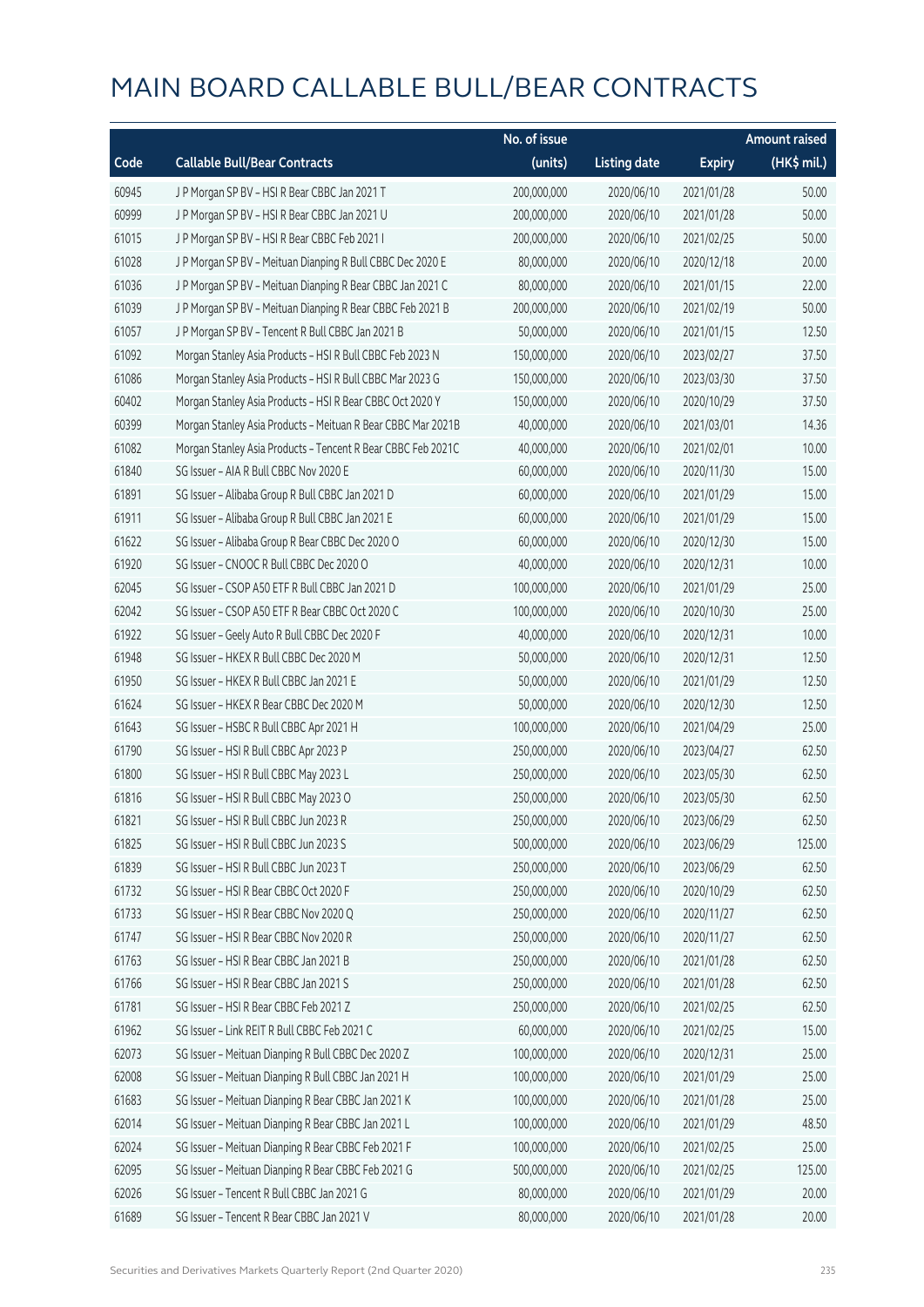# MAIN BOARD CALLABLE BULL/BEAR CONTRACTS

| Code | Callable Bull/Bear Contracts | No. of issue (units) | Listing date | Expiry | Amount raised (HK$ mil.) |
|---|---|---|---|---|---|
| 60945 | J P Morgan SP BV – HSI R Bear CBBC Jan 2021 T | 200,000,000 | 2020/06/10 | 2021/01/28 | 50.00 |
| 60999 | J P Morgan SP BV – HSI R Bear CBBC Jan 2021 U | 200,000,000 | 2020/06/10 | 2021/01/28 | 50.00 |
| 61015 | J P Morgan SP BV – HSI R Bear CBBC Feb 2021 I | 200,000,000 | 2020/06/10 | 2021/02/25 | 50.00 |
| 61028 | J P Morgan SP BV – Meituan Dianping R Bull CBBC Dec 2020 E | 80,000,000 | 2020/06/10 | 2020/12/18 | 20.00 |
| 61036 | J P Morgan SP BV – Meituan Dianping R Bear CBBC Jan 2021 C | 80,000,000 | 2020/06/10 | 2021/01/15 | 22.00 |
| 61039 | J P Morgan SP BV – Meituan Dianping R Bear CBBC Feb 2021 B | 200,000,000 | 2020/06/10 | 2021/02/19 | 50.00 |
| 61057 | J P Morgan SP BV – Tencent R Bull CBBC Jan 2021 B | 50,000,000 | 2020/06/10 | 2021/01/15 | 12.50 |
| 61092 | Morgan Stanley Asia Products – HSI R Bull CBBC Feb 2023 N | 150,000,000 | 2020/06/10 | 2023/02/27 | 37.50 |
| 61086 | Morgan Stanley Asia Products – HSI R Bull CBBC Mar 2023 G | 150,000,000 | 2020/06/10 | 2023/03/30 | 37.50 |
| 60402 | Morgan Stanley Asia Products – HSI R Bear CBBC Oct 2020 Y | 150,000,000 | 2020/06/10 | 2020/10/29 | 37.50 |
| 60399 | Morgan Stanley Asia Products – Meituan R Bear CBBC Mar 2021B | 40,000,000 | 2020/06/10 | 2021/03/01 | 14.36 |
| 61082 | Morgan Stanley Asia Products – Tencent R Bear CBBC Feb 2021C | 40,000,000 | 2020/06/10 | 2021/02/01 | 10.00 |
| 61840 | SG Issuer – AIA R Bull CBBC Nov 2020 E | 60,000,000 | 2020/06/10 | 2020/11/30 | 15.00 |
| 61891 | SG Issuer – Alibaba Group R Bull CBBC Jan 2021 D | 60,000,000 | 2020/06/10 | 2021/01/29 | 15.00 |
| 61911 | SG Issuer – Alibaba Group R Bull CBBC Jan 2021 E | 60,000,000 | 2020/06/10 | 2021/01/29 | 15.00 |
| 61622 | SG Issuer – Alibaba Group R Bear CBBC Dec 2020 O | 60,000,000 | 2020/06/10 | 2020/12/30 | 15.00 |
| 61920 | SG Issuer – CNOOC R Bull CBBC Dec 2020 O | 40,000,000 | 2020/06/10 | 2020/12/31 | 10.00 |
| 62045 | SG Issuer – CSOP A50 ETF R Bull CBBC Jan 2021 D | 100,000,000 | 2020/06/10 | 2021/01/29 | 25.00 |
| 62042 | SG Issuer – CSOP A50 ETF R Bear CBBC Oct 2020 C | 100,000,000 | 2020/06/10 | 2020/10/30 | 25.00 |
| 61922 | SG Issuer – Geely Auto R Bull CBBC Dec 2020 F | 40,000,000 | 2020/06/10 | 2020/12/31 | 10.00 |
| 61948 | SG Issuer – HKEX R Bull CBBC Dec 2020 M | 50,000,000 | 2020/06/10 | 2020/12/31 | 12.50 |
| 61950 | SG Issuer – HKEX R Bull CBBC Jan 2021 E | 50,000,000 | 2020/06/10 | 2021/01/29 | 12.50 |
| 61624 | SG Issuer – HKEX R Bear CBBC Dec 2020 M | 50,000,000 | 2020/06/10 | 2020/12/30 | 12.50 |
| 61643 | SG Issuer – HSBC R Bull CBBC Apr 2021 H | 100,000,000 | 2020/06/10 | 2021/04/29 | 25.00 |
| 61790 | SG Issuer – HSI R Bull CBBC Apr 2023 P | 250,000,000 | 2020/06/10 | 2023/04/27 | 62.50 |
| 61800 | SG Issuer – HSI R Bull CBBC May 2023 L | 250,000,000 | 2020/06/10 | 2023/05/30 | 62.50 |
| 61816 | SG Issuer – HSI R Bull CBBC May 2023 O | 250,000,000 | 2020/06/10 | 2023/05/30 | 62.50 |
| 61821 | SG Issuer – HSI R Bull CBBC Jun 2023 R | 250,000,000 | 2020/06/10 | 2023/06/29 | 62.50 |
| 61825 | SG Issuer – HSI R Bull CBBC Jun 2023 S | 500,000,000 | 2020/06/10 | 2023/06/29 | 125.00 |
| 61839 | SG Issuer – HSI R Bull CBBC Jun 2023 T | 250,000,000 | 2020/06/10 | 2023/06/29 | 62.50 |
| 61732 | SG Issuer – HSI R Bear CBBC Oct 2020 F | 250,000,000 | 2020/06/10 | 2020/10/29 | 62.50 |
| 61733 | SG Issuer – HSI R Bear CBBC Nov 2020 Q | 250,000,000 | 2020/06/10 | 2020/11/27 | 62.50 |
| 61747 | SG Issuer – HSI R Bear CBBC Nov 2020 R | 250,000,000 | 2020/06/10 | 2020/11/27 | 62.50 |
| 61763 | SG Issuer – HSI R Bear CBBC Jan 2021 B | 250,000,000 | 2020/06/10 | 2021/01/28 | 62.50 |
| 61766 | SG Issuer – HSI R Bear CBBC Jan 2021 S | 250,000,000 | 2020/06/10 | 2021/01/28 | 62.50 |
| 61781 | SG Issuer – HSI R Bear CBBC Feb 2021 Z | 250,000,000 | 2020/06/10 | 2021/02/25 | 62.50 |
| 61962 | SG Issuer – Link REIT R Bull CBBC Feb 2021 C | 60,000,000 | 2020/06/10 | 2021/02/25 | 15.00 |
| 62073 | SG Issuer – Meituan Dianping R Bull CBBC Dec 2020 Z | 100,000,000 | 2020/06/10 | 2020/12/31 | 25.00 |
| 62008 | SG Issuer – Meituan Dianping R Bull CBBC Jan 2021 H | 100,000,000 | 2020/06/10 | 2021/01/29 | 25.00 |
| 61683 | SG Issuer – Meituan Dianping R Bear CBBC Jan 2021 K | 100,000,000 | 2020/06/10 | 2021/01/28 | 25.00 |
| 62014 | SG Issuer – Meituan Dianping R Bear CBBC Jan 2021 L | 100,000,000 | 2020/06/10 | 2021/01/29 | 48.50 |
| 62024 | SG Issuer – Meituan Dianping R Bear CBBC Feb 2021 F | 100,000,000 | 2020/06/10 | 2021/02/25 | 25.00 |
| 62095 | SG Issuer – Meituan Dianping R Bear CBBC Feb 2021 G | 500,000,000 | 2020/06/10 | 2021/02/25 | 125.00 |
| 62026 | SG Issuer – Tencent R Bull CBBC Jan 2021 G | 80,000,000 | 2020/06/10 | 2021/01/29 | 20.00 |
| 61689 | SG Issuer – Tencent R Bear CBBC Jan 2021 V | 80,000,000 | 2020/06/10 | 2021/01/28 | 20.00 |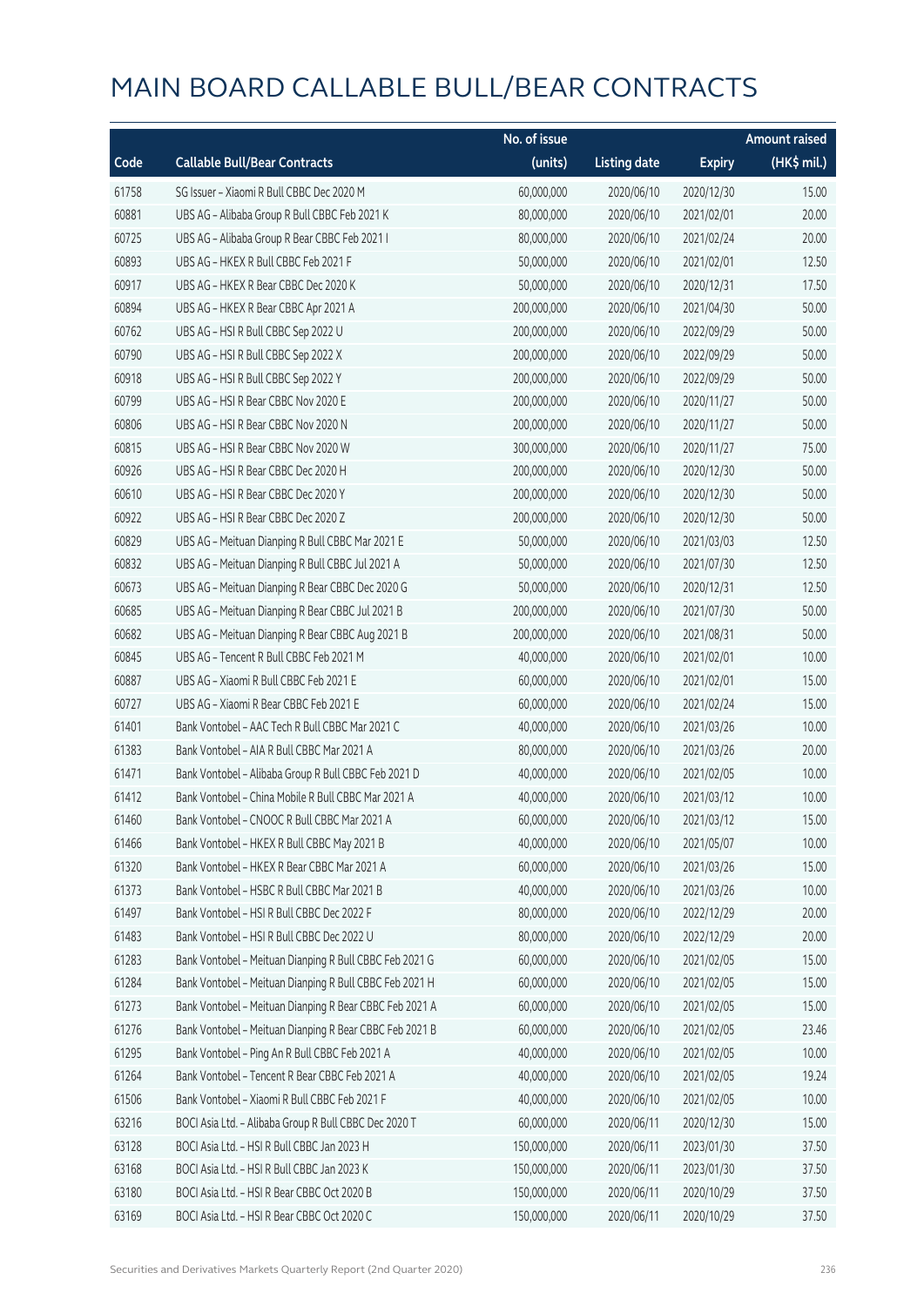# MAIN BOARD CALLABLE BULL/BEAR CONTRACTS

| Code | Callable Bull/Bear Contracts | No. of issue (units) | Listing date | Expiry | Amount raised (HK$ mil.) |
|---|---|---|---|---|---|
| 61758 | SG Issuer – Xiaomi R Bull CBBC Dec 2020 M | 60,000,000 | 2020/06/10 | 2020/12/30 | 15.00 |
| 60881 | UBS AG – Alibaba Group R Bull CBBC Feb 2021 K | 80,000,000 | 2020/06/10 | 2021/02/01 | 20.00 |
| 60725 | UBS AG – Alibaba Group R Bear CBBC Feb 2021 I | 80,000,000 | 2020/06/10 | 2021/02/24 | 20.00 |
| 60893 | UBS AG – HKEX R Bull CBBC Feb 2021 F | 50,000,000 | 2020/06/10 | 2021/02/01 | 12.50 |
| 60917 | UBS AG – HKEX R Bear CBBC Dec 2020 K | 50,000,000 | 2020/06/10 | 2020/12/31 | 17.50 |
| 60894 | UBS AG – HKEX R Bear CBBC Apr 2021 A | 200,000,000 | 2020/06/10 | 2021/04/30 | 50.00 |
| 60762 | UBS AG – HSI R Bull CBBC Sep 2022 U | 200,000,000 | 2020/06/10 | 2022/09/29 | 50.00 |
| 60790 | UBS AG – HSI R Bull CBBC Sep 2022 X | 200,000,000 | 2020/06/10 | 2022/09/29 | 50.00 |
| 60918 | UBS AG – HSI R Bull CBBC Sep 2022 Y | 200,000,000 | 2020/06/10 | 2022/09/29 | 50.00 |
| 60799 | UBS AG – HSI R Bear CBBC Nov 2020 E | 200,000,000 | 2020/06/10 | 2020/11/27 | 50.00 |
| 60806 | UBS AG – HSI R Bear CBBC Nov 2020 N | 200,000,000 | 2020/06/10 | 2020/11/27 | 50.00 |
| 60815 | UBS AG – HSI R Bear CBBC Nov 2020 W | 300,000,000 | 2020/06/10 | 2020/11/27 | 75.00 |
| 60926 | UBS AG – HSI R Bear CBBC Dec 2020 H | 200,000,000 | 2020/06/10 | 2020/12/30 | 50.00 |
| 60610 | UBS AG – HSI R Bear CBBC Dec 2020 Y | 200,000,000 | 2020/06/10 | 2020/12/30 | 50.00 |
| 60922 | UBS AG – HSI R Bear CBBC Dec 2020 Z | 200,000,000 | 2020/06/10 | 2020/12/30 | 50.00 |
| 60829 | UBS AG – Meituan Dianping R Bull CBBC Mar 2021 E | 50,000,000 | 2020/06/10 | 2021/03/03 | 12.50 |
| 60832 | UBS AG – Meituan Dianping R Bull CBBC Jul 2021 A | 50,000,000 | 2020/06/10 | 2021/07/30 | 12.50 |
| 60673 | UBS AG – Meituan Dianping R Bear CBBC Dec 2020 G | 50,000,000 | 2020/06/10 | 2020/12/31 | 12.50 |
| 60685 | UBS AG – Meituan Dianping R Bear CBBC Jul 2021 B | 200,000,000 | 2020/06/10 | 2021/07/30 | 50.00 |
| 60682 | UBS AG – Meituan Dianping R Bear CBBC Aug 2021 B | 200,000,000 | 2020/06/10 | 2021/08/31 | 50.00 |
| 60845 | UBS AG – Tencent R Bull CBBC Feb 2021 M | 40,000,000 | 2020/06/10 | 2021/02/01 | 10.00 |
| 60887 | UBS AG – Xiaomi R Bull CBBC Feb 2021 E | 60,000,000 | 2020/06/10 | 2021/02/01 | 15.00 |
| 60727 | UBS AG – Xiaomi R Bear CBBC Feb 2021 E | 60,000,000 | 2020/06/10 | 2021/02/24 | 15.00 |
| 61401 | Bank Vontobel – AAC Tech R Bull CBBC Mar 2021 C | 40,000,000 | 2020/06/10 | 2021/03/26 | 10.00 |
| 61383 | Bank Vontobel – AIA R Bull CBBC Mar 2021 A | 80,000,000 | 2020/06/10 | 2021/03/26 | 20.00 |
| 61471 | Bank Vontobel – Alibaba Group R Bull CBBC Feb 2021 D | 40,000,000 | 2020/06/10 | 2021/02/05 | 10.00 |
| 61412 | Bank Vontobel – China Mobile R Bull CBBC Mar 2021 A | 40,000,000 | 2020/06/10 | 2021/03/12 | 10.00 |
| 61460 | Bank Vontobel – CNOOC R Bull CBBC Mar 2021 A | 60,000,000 | 2020/06/10 | 2021/03/12 | 15.00 |
| 61466 | Bank Vontobel – HKEX R Bull CBBC May 2021 B | 40,000,000 | 2020/06/10 | 2021/05/07 | 10.00 |
| 61320 | Bank Vontobel – HKEX R Bear CBBC Mar 2021 A | 60,000,000 | 2020/06/10 | 2021/03/26 | 15.00 |
| 61373 | Bank Vontobel – HSBC R Bull CBBC Mar 2021 B | 40,000,000 | 2020/06/10 | 2021/03/26 | 10.00 |
| 61497 | Bank Vontobel – HSI R Bull CBBC Dec 2022 F | 80,000,000 | 2020/06/10 | 2022/12/29 | 20.00 |
| 61483 | Bank Vontobel – HSI R Bull CBBC Dec 2022 U | 80,000,000 | 2020/06/10 | 2022/12/29 | 20.00 |
| 61283 | Bank Vontobel – Meituan Dianping R Bull CBBC Feb 2021 G | 60,000,000 | 2020/06/10 | 2021/02/05 | 15.00 |
| 61284 | Bank Vontobel – Meituan Dianping R Bull CBBC Feb 2021 H | 60,000,000 | 2020/06/10 | 2021/02/05 | 15.00 |
| 61273 | Bank Vontobel – Meituan Dianping R Bear CBBC Feb 2021 A | 60,000,000 | 2020/06/10 | 2021/02/05 | 15.00 |
| 61276 | Bank Vontobel – Meituan Dianping R Bear CBBC Feb 2021 B | 60,000,000 | 2020/06/10 | 2021/02/05 | 23.46 |
| 61295 | Bank Vontobel – Ping An R Bull CBBC Feb 2021 A | 40,000,000 | 2020/06/10 | 2021/02/05 | 10.00 |
| 61264 | Bank Vontobel – Tencent R Bear CBBC Feb 2021 A | 40,000,000 | 2020/06/10 | 2021/02/05 | 19.24 |
| 61506 | Bank Vontobel – Xiaomi R Bull CBBC Feb 2021 F | 40,000,000 | 2020/06/10 | 2021/02/05 | 10.00 |
| 63216 | BOCI Asia Ltd. – Alibaba Group R Bull CBBC Dec 2020 T | 60,000,000 | 2020/06/11 | 2020/12/30 | 15.00 |
| 63128 | BOCI Asia Ltd. – HSI R Bull CBBC Jan 2023 H | 150,000,000 | 2020/06/11 | 2023/01/30 | 37.50 |
| 63168 | BOCI Asia Ltd. – HSI R Bull CBBC Jan 2023 K | 150,000,000 | 2020/06/11 | 2023/01/30 | 37.50 |
| 63180 | BOCI Asia Ltd. – HSI R Bear CBBC Oct 2020 B | 150,000,000 | 2020/06/11 | 2020/10/29 | 37.50 |
| 63169 | BOCI Asia Ltd. – HSI R Bear CBBC Oct 2020 C | 150,000,000 | 2020/06/11 | 2020/10/29 | 37.50 |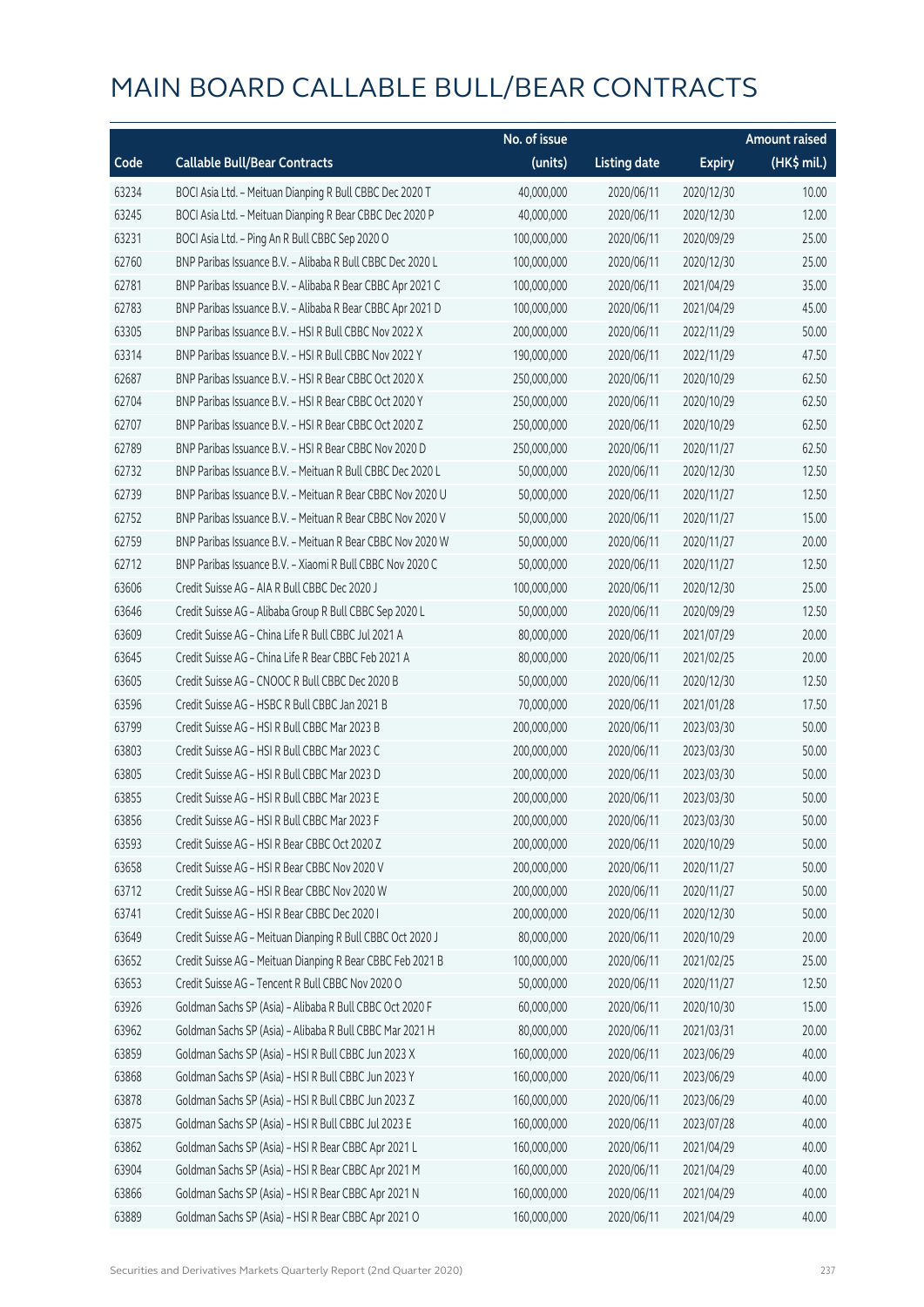# MAIN BOARD CALLABLE BULL/BEAR CONTRACTS

| Code | Callable Bull/Bear Contracts | No. of issue (units) | Listing date | Expiry | Amount raised (HK$ mil.) |
|---|---|---|---|---|---|
| 63234 | BOCI Asia Ltd. – Meituan Dianping R Bull CBBC Dec 2020 T | 40,000,000 | 2020/06/11 | 2020/12/30 | 10.00 |
| 63245 | BOCI Asia Ltd. – Meituan Dianping R Bear CBBC Dec 2020 P | 40,000,000 | 2020/06/11 | 2020/12/30 | 12.00 |
| 63231 | BOCI Asia Ltd. – Ping An R Bull CBBC Sep 2020 O | 100,000,000 | 2020/06/11 | 2020/09/29 | 25.00 |
| 62760 | BNP Paribas Issuance B.V. – Alibaba R Bull CBBC Dec 2020 L | 100,000,000 | 2020/06/11 | 2020/12/30 | 25.00 |
| 62781 | BNP Paribas Issuance B.V. – Alibaba R Bear CBBC Apr 2021 C | 100,000,000 | 2020/06/11 | 2021/04/29 | 35.00 |
| 62783 | BNP Paribas Issuance B.V. – Alibaba R Bear CBBC Apr 2021 D | 100,000,000 | 2020/06/11 | 2021/04/29 | 45.00 |
| 63305 | BNP Paribas Issuance B.V. – HSI R Bull CBBC Nov 2022 X | 200,000,000 | 2020/06/11 | 2022/11/29 | 50.00 |
| 63314 | BNP Paribas Issuance B.V. – HSI R Bull CBBC Nov 2022 Y | 190,000,000 | 2020/06/11 | 2022/11/29 | 47.50 |
| 62687 | BNP Paribas Issuance B.V. – HSI R Bear CBBC Oct 2020 X | 250,000,000 | 2020/06/11 | 2020/10/29 | 62.50 |
| 62704 | BNP Paribas Issuance B.V. – HSI R Bear CBBC Oct 2020 Y | 250,000,000 | 2020/06/11 | 2020/10/29 | 62.50 |
| 62707 | BNP Paribas Issuance B.V. – HSI R Bear CBBC Oct 2020 Z | 250,000,000 | 2020/06/11 | 2020/10/29 | 62.50 |
| 62789 | BNP Paribas Issuance B.V. – HSI R Bear CBBC Nov 2020 D | 250,000,000 | 2020/06/11 | 2020/11/27 | 62.50 |
| 62732 | BNP Paribas Issuance B.V. – Meituan R Bull CBBC Dec 2020 L | 50,000,000 | 2020/06/11 | 2020/12/30 | 12.50 |
| 62739 | BNP Paribas Issuance B.V. – Meituan R Bear CBBC Nov 2020 U | 50,000,000 | 2020/06/11 | 2020/11/27 | 12.50 |
| 62752 | BNP Paribas Issuance B.V. – Meituan R Bear CBBC Nov 2020 V | 50,000,000 | 2020/06/11 | 2020/11/27 | 15.00 |
| 62759 | BNP Paribas Issuance B.V. – Meituan R Bear CBBC Nov 2020 W | 50,000,000 | 2020/06/11 | 2020/11/27 | 20.00 |
| 62712 | BNP Paribas Issuance B.V. – Xiaomi R Bull CBBC Nov 2020 C | 50,000,000 | 2020/06/11 | 2020/11/27 | 12.50 |
| 63606 | Credit Suisse AG – AIA R Bull CBBC Dec 2020 J | 100,000,000 | 2020/06/11 | 2020/12/30 | 25.00 |
| 63646 | Credit Suisse AG – Alibaba Group R Bull CBBC Sep 2020 L | 50,000,000 | 2020/06/11 | 2020/09/29 | 12.50 |
| 63609 | Credit Suisse AG – China Life R Bull CBBC Jul 2021 A | 80,000,000 | 2020/06/11 | 2021/07/29 | 20.00 |
| 63645 | Credit Suisse AG – China Life R Bear CBBC Feb 2021 A | 80,000,000 | 2020/06/11 | 2021/02/25 | 20.00 |
| 63605 | Credit Suisse AG – CNOOC R Bull CBBC Dec 2020 B | 50,000,000 | 2020/06/11 | 2020/12/30 | 12.50 |
| 63596 | Credit Suisse AG – HSBC R Bull CBBC Jan 2021 B | 70,000,000 | 2020/06/11 | 2021/01/28 | 17.50 |
| 63799 | Credit Suisse AG – HSI R Bull CBBC Mar 2023 B | 200,000,000 | 2020/06/11 | 2023/03/30 | 50.00 |
| 63803 | Credit Suisse AG – HSI R Bull CBBC Mar 2023 C | 200,000,000 | 2020/06/11 | 2023/03/30 | 50.00 |
| 63805 | Credit Suisse AG – HSI R Bull CBBC Mar 2023 D | 200,000,000 | 2020/06/11 | 2023/03/30 | 50.00 |
| 63855 | Credit Suisse AG – HSI R Bull CBBC Mar 2023 E | 200,000,000 | 2020/06/11 | 2023/03/30 | 50.00 |
| 63856 | Credit Suisse AG – HSI R Bull CBBC Mar 2023 F | 200,000,000 | 2020/06/11 | 2023/03/30 | 50.00 |
| 63593 | Credit Suisse AG – HSI R Bear CBBC Oct 2020 Z | 200,000,000 | 2020/06/11 | 2020/10/29 | 50.00 |
| 63658 | Credit Suisse AG – HSI R Bear CBBC Nov 2020 V | 200,000,000 | 2020/06/11 | 2020/11/27 | 50.00 |
| 63712 | Credit Suisse AG – HSI R Bear CBBC Nov 2020 W | 200,000,000 | 2020/06/11 | 2020/11/27 | 50.00 |
| 63741 | Credit Suisse AG – HSI R Bear CBBC Dec 2020 I | 200,000,000 | 2020/06/11 | 2020/12/30 | 50.00 |
| 63649 | Credit Suisse AG – Meituan Dianping R Bull CBBC Oct 2020 J | 80,000,000 | 2020/06/11 | 2020/10/29 | 20.00 |
| 63652 | Credit Suisse AG – Meituan Dianping R Bear CBBC Feb 2021 B | 100,000,000 | 2020/06/11 | 2021/02/25 | 25.00 |
| 63653 | Credit Suisse AG – Tencent R Bull CBBC Nov 2020 O | 50,000,000 | 2020/06/11 | 2020/11/27 | 12.50 |
| 63926 | Goldman Sachs SP (Asia) – Alibaba R Bull CBBC Oct 2020 F | 60,000,000 | 2020/06/11 | 2020/10/30 | 15.00 |
| 63962 | Goldman Sachs SP (Asia) – Alibaba R Bull CBBC Mar 2021 H | 80,000,000 | 2020/06/11 | 2021/03/31 | 20.00 |
| 63859 | Goldman Sachs SP (Asia) – HSI R Bull CBBC Jun 2023 X | 160,000,000 | 2020/06/11 | 2023/06/29 | 40.00 |
| 63868 | Goldman Sachs SP (Asia) – HSI R Bull CBBC Jun 2023 Y | 160,000,000 | 2020/06/11 | 2023/06/29 | 40.00 |
| 63878 | Goldman Sachs SP (Asia) – HSI R Bull CBBC Jun 2023 Z | 160,000,000 | 2020/06/11 | 2023/06/29 | 40.00 |
| 63875 | Goldman Sachs SP (Asia) – HSI R Bull CBBC Jul 2023 E | 160,000,000 | 2020/06/11 | 2023/07/28 | 40.00 |
| 63862 | Goldman Sachs SP (Asia) – HSI R Bear CBBC Apr 2021 L | 160,000,000 | 2020/06/11 | 2021/04/29 | 40.00 |
| 63904 | Goldman Sachs SP (Asia) – HSI R Bear CBBC Apr 2021 M | 160,000,000 | 2020/06/11 | 2021/04/29 | 40.00 |
| 63866 | Goldman Sachs SP (Asia) – HSI R Bear CBBC Apr 2021 N | 160,000,000 | 2020/06/11 | 2021/04/29 | 40.00 |
| 63889 | Goldman Sachs SP (Asia) – HSI R Bear CBBC Apr 2021 O | 160,000,000 | 2020/06/11 | 2021/04/29 | 40.00 |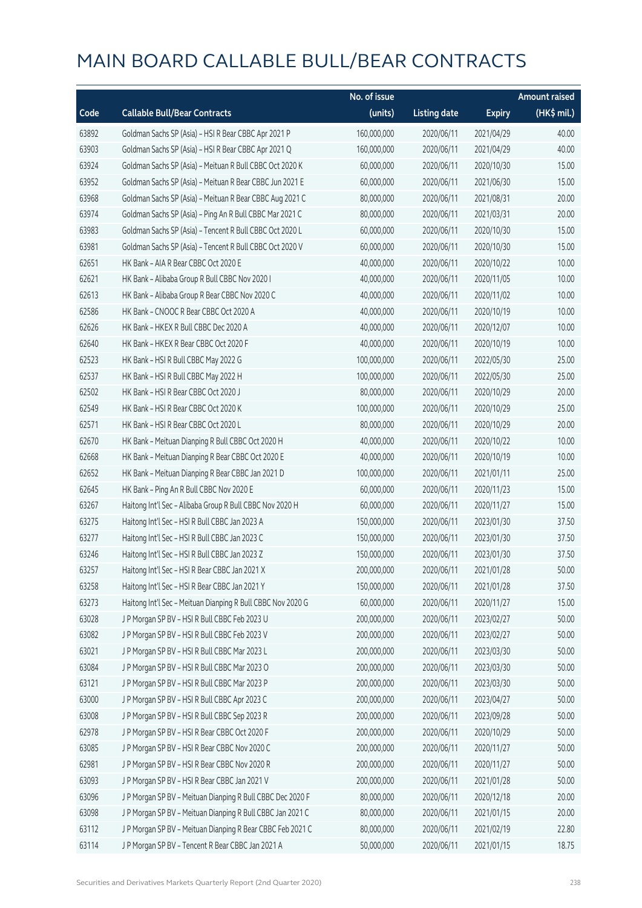# MAIN BOARD CALLABLE BULL/BEAR CONTRACTS

| Code | Callable Bull/Bear Contracts | No. of issue (units) | Listing date | Expiry | Amount raised (HK$ mil.) |
|---|---|---|---|---|---|
| 63892 | Goldman Sachs SP (Asia) – HSI R Bear CBBC Apr 2021 P | 160,000,000 | 2020/06/11 | 2021/04/29 | 40.00 |
| 63903 | Goldman Sachs SP (Asia) – HSI R Bear CBBC Apr 2021 Q | 160,000,000 | 2020/06/11 | 2021/04/29 | 40.00 |
| 63924 | Goldman Sachs SP (Asia) – Meituan R Bull CBBC Oct 2020 K | 60,000,000 | 2020/06/11 | 2020/10/30 | 15.00 |
| 63952 | Goldman Sachs SP (Asia) – Meituan R Bear CBBC Jun 2021 E | 60,000,000 | 2020/06/11 | 2021/06/30 | 15.00 |
| 63968 | Goldman Sachs SP (Asia) – Meituan R Bear CBBC Aug 2021 C | 80,000,000 | 2020/06/11 | 2021/08/31 | 20.00 |
| 63974 | Goldman Sachs SP (Asia) – Ping An R Bull CBBC Mar 2021 C | 80,000,000 | 2020/06/11 | 2021/03/31 | 20.00 |
| 63983 | Goldman Sachs SP (Asia) – Tencent R Bull CBBC Oct 2020 L | 60,000,000 | 2020/06/11 | 2020/10/30 | 15.00 |
| 63981 | Goldman Sachs SP (Asia) – Tencent R Bull CBBC Oct 2020 V | 60,000,000 | 2020/06/11 | 2020/10/30 | 15.00 |
| 62651 | HK Bank – AIA R Bear CBBC Oct 2020 E | 40,000,000 | 2020/06/11 | 2020/10/22 | 10.00 |
| 62621 | HK Bank – Alibaba Group R Bull CBBC Nov 2020 I | 40,000,000 | 2020/06/11 | 2020/11/05 | 10.00 |
| 62613 | HK Bank – Alibaba Group R Bear CBBC Nov 2020 C | 40,000,000 | 2020/06/11 | 2020/11/02 | 10.00 |
| 62586 | HK Bank – CNOOC R Bear CBBC Oct 2020 A | 40,000,000 | 2020/06/11 | 2020/10/19 | 10.00 |
| 62626 | HK Bank – HKEX R Bull CBBC Dec 2020 A | 40,000,000 | 2020/06/11 | 2020/12/07 | 10.00 |
| 62640 | HK Bank – HKEX R Bear CBBC Oct 2020 F | 40,000,000 | 2020/06/11 | 2020/10/19 | 10.00 |
| 62523 | HK Bank – HSI R Bull CBBC May 2022 G | 100,000,000 | 2020/06/11 | 2022/05/30 | 25.00 |
| 62537 | HK Bank – HSI R Bull CBBC May 2022 H | 100,000,000 | 2020/06/11 | 2022/05/30 | 25.00 |
| 62502 | HK Bank – HSI R Bear CBBC Oct 2020 J | 80,000,000 | 2020/06/11 | 2020/10/29 | 20.00 |
| 62549 | HK Bank – HSI R Bear CBBC Oct 2020 K | 100,000,000 | 2020/06/11 | 2020/10/29 | 25.00 |
| 62571 | HK Bank – HSI R Bear CBBC Oct 2020 L | 80,000,000 | 2020/06/11 | 2020/10/29 | 20.00 |
| 62670 | HK Bank – Meituan Dianping R Bull CBBC Oct 2020 H | 40,000,000 | 2020/06/11 | 2020/10/22 | 10.00 |
| 62668 | HK Bank – Meituan Dianping R Bear CBBC Oct 2020 E | 40,000,000 | 2020/06/11 | 2020/10/19 | 10.00 |
| 62652 | HK Bank – Meituan Dianping R Bear CBBC Jan 2021 D | 100,000,000 | 2020/06/11 | 2021/01/11 | 25.00 |
| 62645 | HK Bank – Ping An R Bull CBBC Nov 2020 E | 60,000,000 | 2020/06/11 | 2020/11/23 | 15.00 |
| 63267 | Haitong Int'l Sec – Alibaba Group R Bull CBBC Nov 2020 H | 60,000,000 | 2020/06/11 | 2020/11/27 | 15.00 |
| 63275 | Haitong Int'l Sec – HSI R Bull CBBC Jan 2023 A | 150,000,000 | 2020/06/11 | 2023/01/30 | 37.50 |
| 63277 | Haitong Int'l Sec – HSI R Bull CBBC Jan 2023 C | 150,000,000 | 2020/06/11 | 2023/01/30 | 37.50 |
| 63246 | Haitong Int'l Sec – HSI R Bull CBBC Jan 2023 Z | 150,000,000 | 2020/06/11 | 2023/01/30 | 37.50 |
| 63257 | Haitong Int'l Sec – HSI R Bear CBBC Jan 2021 X | 200,000,000 | 2020/06/11 | 2021/01/28 | 50.00 |
| 63258 | Haitong Int'l Sec – HSI R Bear CBBC Jan 2021 Y | 150,000,000 | 2020/06/11 | 2021/01/28 | 37.50 |
| 63273 | Haitong Int'l Sec – Meituan Dianping R Bull CBBC Nov 2020 G | 60,000,000 | 2020/06/11 | 2020/11/27 | 15.00 |
| 63028 | J P Morgan SP BV – HSI R Bull CBBC Feb 2023 U | 200,000,000 | 2020/06/11 | 2023/02/27 | 50.00 |
| 63082 | J P Morgan SP BV – HSI R Bull CBBC Feb 2023 V | 200,000,000 | 2020/06/11 | 2023/02/27 | 50.00 |
| 63021 | J P Morgan SP BV – HSI R Bull CBBC Mar 2023 L | 200,000,000 | 2020/06/11 | 2023/03/30 | 50.00 |
| 63084 | J P Morgan SP BV – HSI R Bull CBBC Mar 2023 O | 200,000,000 | 2020/06/11 | 2023/03/30 | 50.00 |
| 63121 | J P Morgan SP BV – HSI R Bull CBBC Mar 2023 P | 200,000,000 | 2020/06/11 | 2023/03/30 | 50.00 |
| 63000 | J P Morgan SP BV – HSI R Bull CBBC Apr 2023 C | 200,000,000 | 2020/06/11 | 2023/04/27 | 50.00 |
| 63008 | J P Morgan SP BV – HSI R Bull CBBC Sep 2023 R | 200,000,000 | 2020/06/11 | 2023/09/28 | 50.00 |
| 62978 | J P Morgan SP BV – HSI R Bear CBBC Oct 2020 F | 200,000,000 | 2020/06/11 | 2020/10/29 | 50.00 |
| 63085 | J P Morgan SP BV – HSI R Bear CBBC Nov 2020 C | 200,000,000 | 2020/06/11 | 2020/11/27 | 50.00 |
| 62981 | J P Morgan SP BV – HSI R Bear CBBC Nov 2020 R | 200,000,000 | 2020/06/11 | 2020/11/27 | 50.00 |
| 63093 | J P Morgan SP BV – HSI R Bear CBBC Jan 2021 V | 200,000,000 | 2020/06/11 | 2021/01/28 | 50.00 |
| 63096 | J P Morgan SP BV – Meituan Dianping R Bull CBBC Dec 2020 F | 80,000,000 | 2020/06/11 | 2020/12/18 | 20.00 |
| 63098 | J P Morgan SP BV – Meituan Dianping R Bull CBBC Jan 2021 C | 80,000,000 | 2020/06/11 | 2021/01/15 | 20.00 |
| 63112 | J P Morgan SP BV – Meituan Dianping R Bear CBBC Feb 2021 C | 80,000,000 | 2020/06/11 | 2021/02/19 | 22.80 |
| 63114 | J P Morgan SP BV – Tencent R Bear CBBC Jan 2021 A | 50,000,000 | 2020/06/11 | 2021/01/15 | 18.75 |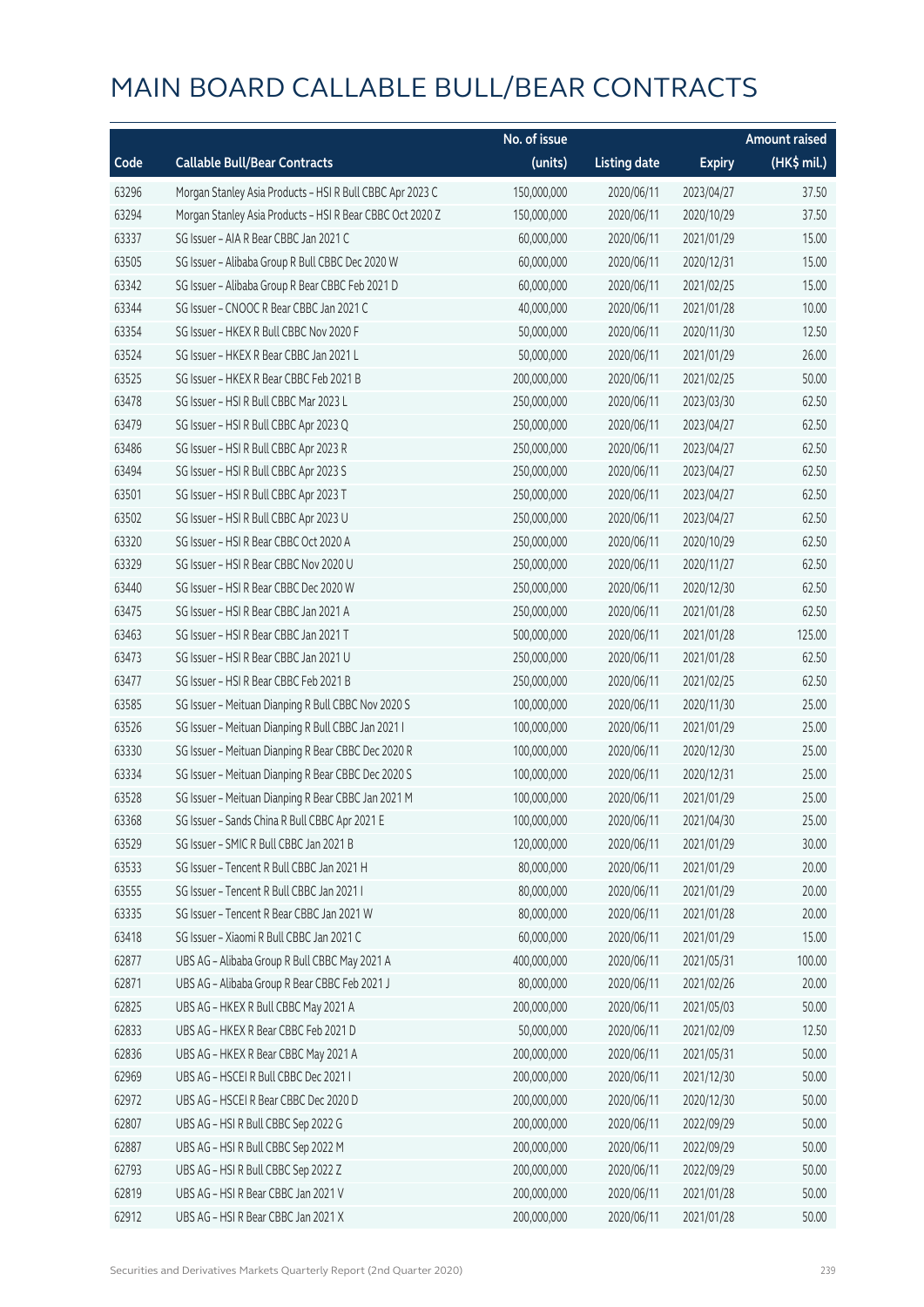# MAIN BOARD CALLABLE BULL/BEAR CONTRACTS

| Code | Callable Bull/Bear Contracts | No. of issue (units) | Listing date | Expiry | Amount raised (HK$ mil.) |
|---|---|---|---|---|---|
| 63296 | Morgan Stanley Asia Products – HSI R Bull CBBC Apr 2023 C | 150,000,000 | 2020/06/11 | 2023/04/27 | 37.50 |
| 63294 | Morgan Stanley Asia Products – HSI R Bear CBBC Oct 2020 Z | 150,000,000 | 2020/06/11 | 2020/10/29 | 37.50 |
| 63337 | SG Issuer – AIA R Bear CBBC Jan 2021 C | 60,000,000 | 2020/06/11 | 2021/01/29 | 15.00 |
| 63505 | SG Issuer – Alibaba Group R Bull CBBC Dec 2020 W | 60,000,000 | 2020/06/11 | 2020/12/31 | 15.00 |
| 63342 | SG Issuer – Alibaba Group R Bear CBBC Feb 2021 D | 60,000,000 | 2020/06/11 | 2021/02/25 | 15.00 |
| 63344 | SG Issuer – CNOOC R Bear CBBC Jan 2021 C | 40,000,000 | 2020/06/11 | 2021/01/28 | 10.00 |
| 63354 | SG Issuer – HKEX R Bull CBBC Nov 2020 F | 50,000,000 | 2020/06/11 | 2020/11/30 | 12.50 |
| 63524 | SG Issuer – HKEX R Bear CBBC Jan 2021 L | 50,000,000 | 2020/06/11 | 2021/01/29 | 26.00 |
| 63525 | SG Issuer – HKEX R Bear CBBC Feb 2021 B | 200,000,000 | 2020/06/11 | 2021/02/25 | 50.00 |
| 63478 | SG Issuer – HSI R Bull CBBC Mar 2023 L | 250,000,000 | 2020/06/11 | 2023/03/30 | 62.50 |
| 63479 | SG Issuer – HSI R Bull CBBC Apr 2023 Q | 250,000,000 | 2020/06/11 | 2023/04/27 | 62.50 |
| 63486 | SG Issuer – HSI R Bull CBBC Apr 2023 R | 250,000,000 | 2020/06/11 | 2023/04/27 | 62.50 |
| 63494 | SG Issuer – HSI R Bull CBBC Apr 2023 S | 250,000,000 | 2020/06/11 | 2023/04/27 | 62.50 |
| 63501 | SG Issuer – HSI R Bull CBBC Apr 2023 T | 250,000,000 | 2020/06/11 | 2023/04/27 | 62.50 |
| 63502 | SG Issuer – HSI R Bull CBBC Apr 2023 U | 250,000,000 | 2020/06/11 | 2023/04/27 | 62.50 |
| 63320 | SG Issuer – HSI R Bear CBBC Oct 2020 A | 250,000,000 | 2020/06/11 | 2020/10/29 | 62.50 |
| 63329 | SG Issuer – HSI R Bear CBBC Nov 2020 U | 250,000,000 | 2020/06/11 | 2020/11/27 | 62.50 |
| 63440 | SG Issuer – HSI R Bear CBBC Dec 2020 W | 250,000,000 | 2020/06/11 | 2020/12/30 | 62.50 |
| 63475 | SG Issuer – HSI R Bear CBBC Jan 2021 A | 250,000,000 | 2020/06/11 | 2021/01/28 | 62.50 |
| 63463 | SG Issuer – HSI R Bear CBBC Jan 2021 T | 500,000,000 | 2020/06/11 | 2021/01/28 | 125.00 |
| 63473 | SG Issuer – HSI R Bear CBBC Jan 2021 U | 250,000,000 | 2020/06/11 | 2021/01/28 | 62.50 |
| 63477 | SG Issuer – HSI R Bear CBBC Feb 2021 B | 250,000,000 | 2020/06/11 | 2021/02/25 | 62.50 |
| 63585 | SG Issuer – Meituan Dianping R Bull CBBC Nov 2020 S | 100,000,000 | 2020/06/11 | 2020/11/30 | 25.00 |
| 63526 | SG Issuer – Meituan Dianping R Bull CBBC Jan 2021 I | 100,000,000 | 2020/06/11 | 2021/01/29 | 25.00 |
| 63330 | SG Issuer – Meituan Dianping R Bear CBBC Dec 2020 R | 100,000,000 | 2020/06/11 | 2020/12/30 | 25.00 |
| 63334 | SG Issuer – Meituan Dianping R Bear CBBC Dec 2020 S | 100,000,000 | 2020/06/11 | 2020/12/31 | 25.00 |
| 63528 | SG Issuer – Meituan Dianping R Bear CBBC Jan 2021 M | 100,000,000 | 2020/06/11 | 2021/01/29 | 25.00 |
| 63368 | SG Issuer – Sands China R Bull CBBC Apr 2021 E | 100,000,000 | 2020/06/11 | 2021/04/30 | 25.00 |
| 63529 | SG Issuer – SMIC R Bull CBBC Jan 2021 B | 120,000,000 | 2020/06/11 | 2021/01/29 | 30.00 |
| 63533 | SG Issuer – Tencent R Bull CBBC Jan 2021 H | 80,000,000 | 2020/06/11 | 2021/01/29 | 20.00 |
| 63555 | SG Issuer – Tencent R Bull CBBC Jan 2021 I | 80,000,000 | 2020/06/11 | 2021/01/29 | 20.00 |
| 63335 | SG Issuer – Tencent R Bear CBBC Jan 2021 W | 80,000,000 | 2020/06/11 | 2021/01/28 | 20.00 |
| 63418 | SG Issuer – Xiaomi R Bull CBBC Jan 2021 C | 60,000,000 | 2020/06/11 | 2021/01/29 | 15.00 |
| 62877 | UBS AG – Alibaba Group R Bull CBBC May 2021 A | 400,000,000 | 2020/06/11 | 2021/05/31 | 100.00 |
| 62871 | UBS AG – Alibaba Group R Bear CBBC Feb 2021 J | 80,000,000 | 2020/06/11 | 2021/02/26 | 20.00 |
| 62825 | UBS AG – HKEX R Bull CBBC May 2021 A | 200,000,000 | 2020/06/11 | 2021/05/03 | 50.00 |
| 62833 | UBS AG – HKEX R Bear CBBC Feb 2021 D | 50,000,000 | 2020/06/11 | 2021/02/09 | 12.50 |
| 62836 | UBS AG – HKEX R Bear CBBC May 2021 A | 200,000,000 | 2020/06/11 | 2021/05/31 | 50.00 |
| 62969 | UBS AG – HSCEI R Bull CBBC Dec 2021 I | 200,000,000 | 2020/06/11 | 2021/12/30 | 50.00 |
| 62972 | UBS AG – HSCEI R Bear CBBC Dec 2020 D | 200,000,000 | 2020/06/11 | 2020/12/30 | 50.00 |
| 62807 | UBS AG – HSI R Bull CBBC Sep 2022 G | 200,000,000 | 2020/06/11 | 2022/09/29 | 50.00 |
| 62887 | UBS AG – HSI R Bull CBBC Sep 2022 M | 200,000,000 | 2020/06/11 | 2022/09/29 | 50.00 |
| 62793 | UBS AG – HSI R Bull CBBC Sep 2022 Z | 200,000,000 | 2020/06/11 | 2022/09/29 | 50.00 |
| 62819 | UBS AG – HSI R Bear CBBC Jan 2021 V | 200,000,000 | 2020/06/11 | 2021/01/28 | 50.00 |
| 62912 | UBS AG – HSI R Bear CBBC Jan 2021 X | 200,000,000 | 2020/06/11 | 2021/01/28 | 50.00 |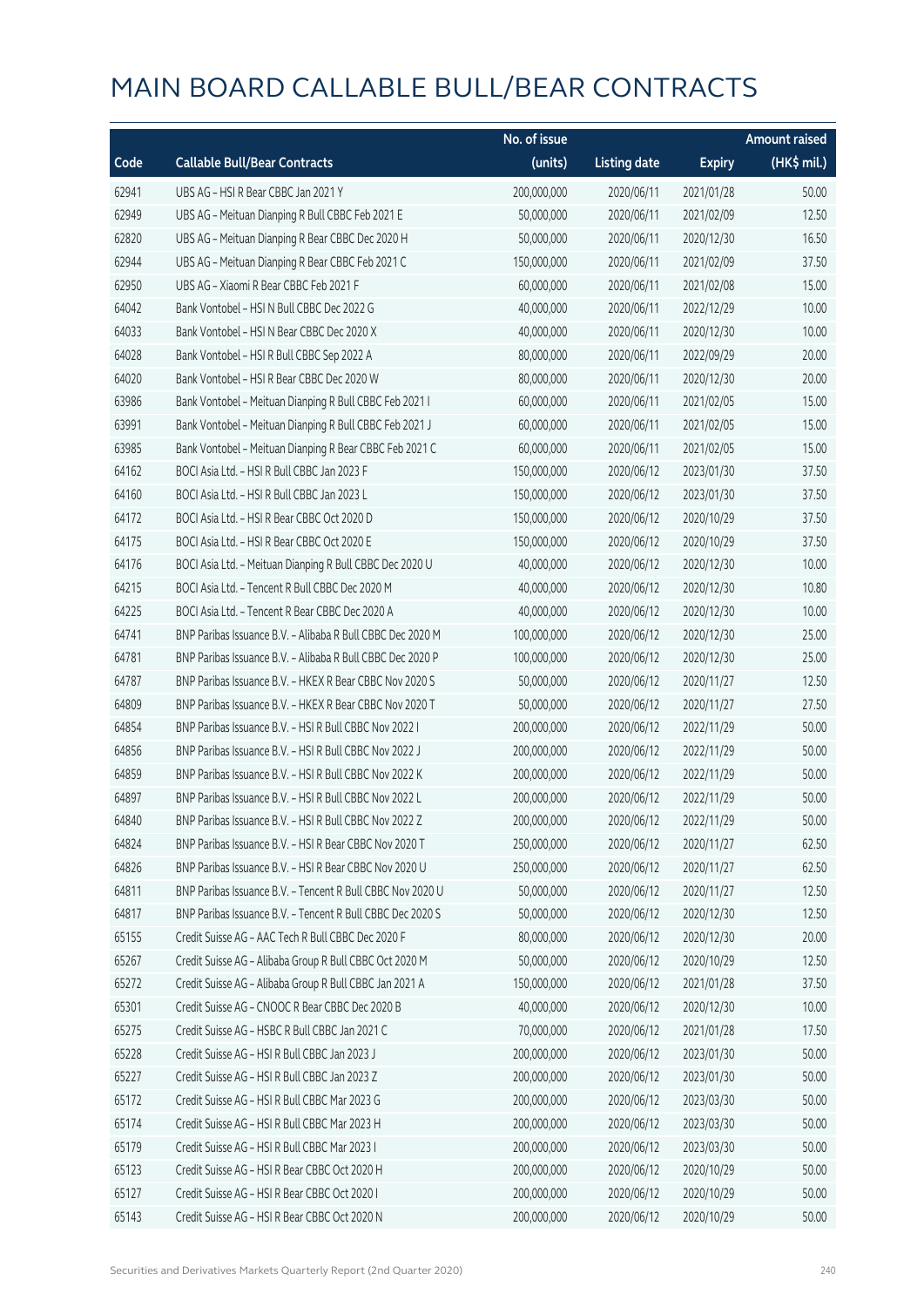# MAIN BOARD CALLABLE BULL/BEAR CONTRACTS

| Code | Callable Bull/Bear Contracts | No. of issue (units) | Listing date | Expiry | Amount raised (HK$ mil.) |
|---|---|---|---|---|---|
| 62941 | UBS AG – HSI R Bear CBBC Jan 2021 Y | 200,000,000 | 2020/06/11 | 2021/01/28 | 50.00 |
| 62949 | UBS AG – Meituan Dianping R Bull CBBC Feb 2021 E | 50,000,000 | 2020/06/11 | 2021/02/09 | 12.50 |
| 62820 | UBS AG – Meituan Dianping R Bear CBBC Dec 2020 H | 50,000,000 | 2020/06/11 | 2020/12/30 | 16.50 |
| 62944 | UBS AG – Meituan Dianping R Bear CBBC Feb 2021 C | 150,000,000 | 2020/06/11 | 2021/02/09 | 37.50 |
| 62950 | UBS AG – Xiaomi R Bear CBBC Feb 2021 F | 60,000,000 | 2020/06/11 | 2021/02/08 | 15.00 |
| 64042 | Bank Vontobel – HSI N Bull CBBC Dec 2022 G | 40,000,000 | 2020/06/11 | 2022/12/29 | 10.00 |
| 64033 | Bank Vontobel – HSI N Bear CBBC Dec 2020 X | 40,000,000 | 2020/06/11 | 2020/12/30 | 10.00 |
| 64028 | Bank Vontobel – HSI R Bull CBBC Sep 2022 A | 80,000,000 | 2020/06/11 | 2022/09/29 | 20.00 |
| 64020 | Bank Vontobel – HSI R Bear CBBC Dec 2020 W | 80,000,000 | 2020/06/11 | 2020/12/30 | 20.00 |
| 63986 | Bank Vontobel – Meituan Dianping R Bull CBBC Feb 2021 I | 60,000,000 | 2020/06/11 | 2021/02/05 | 15.00 |
| 63991 | Bank Vontobel – Meituan Dianping R Bull CBBC Feb 2021 J | 60,000,000 | 2020/06/11 | 2021/02/05 | 15.00 |
| 63985 | Bank Vontobel – Meituan Dianping R Bear CBBC Feb 2021 C | 60,000,000 | 2020/06/11 | 2021/02/05 | 15.00 |
| 64162 | BOCI Asia Ltd. – HSI R Bull CBBC Jan 2023 F | 150,000,000 | 2020/06/12 | 2023/01/30 | 37.50 |
| 64160 | BOCI Asia Ltd. – HSI R Bull CBBC Jan 2023 L | 150,000,000 | 2020/06/12 | 2023/01/30 | 37.50 |
| 64172 | BOCI Asia Ltd. – HSI R Bear CBBC Oct 2020 D | 150,000,000 | 2020/06/12 | 2020/10/29 | 37.50 |
| 64175 | BOCI Asia Ltd. – HSI R Bear CBBC Oct 2020 E | 150,000,000 | 2020/06/12 | 2020/10/29 | 37.50 |
| 64176 | BOCI Asia Ltd. – Meituan Dianping R Bull CBBC Dec 2020 U | 40,000,000 | 2020/06/12 | 2020/12/30 | 10.00 |
| 64215 | BOCI Asia Ltd. – Tencent R Bull CBBC Dec 2020 M | 40,000,000 | 2020/06/12 | 2020/12/30 | 10.80 |
| 64225 | BOCI Asia Ltd. – Tencent R Bear CBBC Dec 2020 A | 40,000,000 | 2020/06/12 | 2020/12/30 | 10.00 |
| 64741 | BNP Paribas Issuance B.V. – Alibaba R Bull CBBC Dec 2020 M | 100,000,000 | 2020/06/12 | 2020/12/30 | 25.00 |
| 64781 | BNP Paribas Issuance B.V. – Alibaba R Bull CBBC Dec 2020 P | 100,000,000 | 2020/06/12 | 2020/12/30 | 25.00 |
| 64787 | BNP Paribas Issuance B.V. – HKEX R Bear CBBC Nov 2020 S | 50,000,000 | 2020/06/12 | 2020/11/27 | 12.50 |
| 64809 | BNP Paribas Issuance B.V. – HKEX R Bear CBBC Nov 2020 T | 50,000,000 | 2020/06/12 | 2020/11/27 | 27.50 |
| 64854 | BNP Paribas Issuance B.V. – HSI R Bull CBBC Nov 2022 I | 200,000,000 | 2020/06/12 | 2022/11/29 | 50.00 |
| 64856 | BNP Paribas Issuance B.V. – HSI R Bull CBBC Nov 2022 J | 200,000,000 | 2020/06/12 | 2022/11/29 | 50.00 |
| 64859 | BNP Paribas Issuance B.V. – HSI R Bull CBBC Nov 2022 K | 200,000,000 | 2020/06/12 | 2022/11/29 | 50.00 |
| 64897 | BNP Paribas Issuance B.V. – HSI R Bull CBBC Nov 2022 L | 200,000,000 | 2020/06/12 | 2022/11/29 | 50.00 |
| 64840 | BNP Paribas Issuance B.V. – HSI R Bull CBBC Nov 2022 Z | 200,000,000 | 2020/06/12 | 2022/11/29 | 50.00 |
| 64824 | BNP Paribas Issuance B.V. – HSI R Bear CBBC Nov 2020 T | 250,000,000 | 2020/06/12 | 2020/11/27 | 62.50 |
| 64826 | BNP Paribas Issuance B.V. – HSI R Bear CBBC Nov 2020 U | 250,000,000 | 2020/06/12 | 2020/11/27 | 62.50 |
| 64811 | BNP Paribas Issuance B.V. – Tencent R Bull CBBC Nov 2020 U | 50,000,000 | 2020/06/12 | 2020/11/27 | 12.50 |
| 64817 | BNP Paribas Issuance B.V. – Tencent R Bull CBBC Dec 2020 S | 50,000,000 | 2020/06/12 | 2020/12/30 | 12.50 |
| 65155 | Credit Suisse AG – AAC Tech R Bull CBBC Dec 2020 F | 80,000,000 | 2020/06/12 | 2020/12/30 | 20.00 |
| 65267 | Credit Suisse AG – Alibaba Group R Bull CBBC Oct 2020 M | 50,000,000 | 2020/06/12 | 2020/10/29 | 12.50 |
| 65272 | Credit Suisse AG – Alibaba Group R Bull CBBC Jan 2021 A | 150,000,000 | 2020/06/12 | 2021/01/28 | 37.50 |
| 65301 | Credit Suisse AG – CNOOC R Bear CBBC Dec 2020 B | 40,000,000 | 2020/06/12 | 2020/12/30 | 10.00 |
| 65275 | Credit Suisse AG – HSBC R Bull CBBC Jan 2021 C | 70,000,000 | 2020/06/12 | 2021/01/28 | 17.50 |
| 65228 | Credit Suisse AG – HSI R Bull CBBC Jan 2023 J | 200,000,000 | 2020/06/12 | 2023/01/30 | 50.00 |
| 65227 | Credit Suisse AG – HSI R Bull CBBC Jan 2023 Z | 200,000,000 | 2020/06/12 | 2023/01/30 | 50.00 |
| 65172 | Credit Suisse AG – HSI R Bull CBBC Mar 2023 G | 200,000,000 | 2020/06/12 | 2023/03/30 | 50.00 |
| 65174 | Credit Suisse AG – HSI R Bull CBBC Mar 2023 H | 200,000,000 | 2020/06/12 | 2023/03/30 | 50.00 |
| 65179 | Credit Suisse AG – HSI R Bull CBBC Mar 2023 I | 200,000,000 | 2020/06/12 | 2023/03/30 | 50.00 |
| 65123 | Credit Suisse AG – HSI R Bear CBBC Oct 2020 H | 200,000,000 | 2020/06/12 | 2020/10/29 | 50.00 |
| 65127 | Credit Suisse AG – HSI R Bear CBBC Oct 2020 I | 200,000,000 | 2020/06/12 | 2020/10/29 | 50.00 |
| 65143 | Credit Suisse AG – HSI R Bear CBBC Oct 2020 N | 200,000,000 | 2020/06/12 | 2020/10/29 | 50.00 |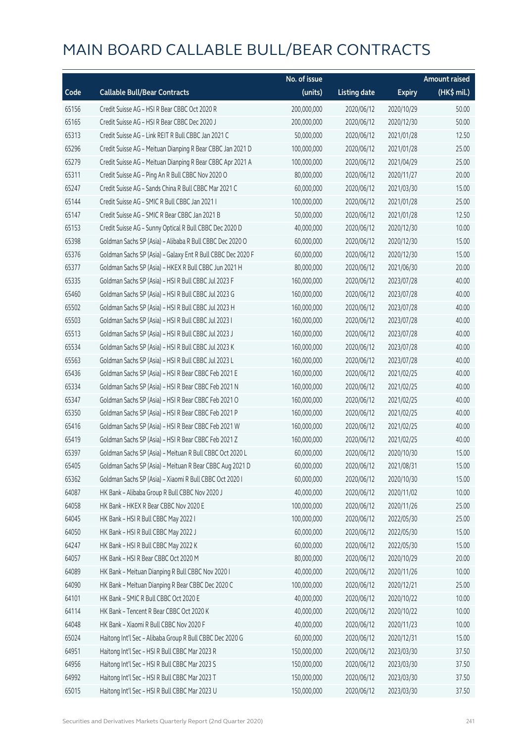# MAIN BOARD CALLABLE BULL/BEAR CONTRACTS

| Code | Callable Bull/Bear Contracts | No. of issue (units) | Listing date | Expiry | Amount raised (HK$ mil.) |
|---|---|---|---|---|---|
| 65156 | Credit Suisse AG – HSI R Bear CBBC Oct 2020 R | 200,000,000 | 2020/06/12 | 2020/10/29 | 50.00 |
| 65165 | Credit Suisse AG – HSI R Bear CBBC Dec 2020 J | 200,000,000 | 2020/06/12 | 2020/12/30 | 50.00 |
| 65313 | Credit Suisse AG – Link REIT R Bull CBBC Jan 2021 C | 50,000,000 | 2020/06/12 | 2021/01/28 | 12.50 |
| 65296 | Credit Suisse AG – Meituan Dianping R Bear CBBC Jan 2021 D | 100,000,000 | 2020/06/12 | 2021/01/28 | 25.00 |
| 65279 | Credit Suisse AG – Meituan Dianping R Bear CBBC Apr 2021 A | 100,000,000 | 2020/06/12 | 2021/04/29 | 25.00 |
| 65311 | Credit Suisse AG – Ping An R Bull CBBC Nov 2020 O | 80,000,000 | 2020/06/12 | 2020/11/27 | 20.00 |
| 65247 | Credit Suisse AG – Sands China R Bull CBBC Mar 2021 C | 60,000,000 | 2020/06/12 | 2021/03/30 | 15.00 |
| 65144 | Credit Suisse AG – SMIC R Bull CBBC Jan 2021 I | 100,000,000 | 2020/06/12 | 2021/01/28 | 25.00 |
| 65147 | Credit Suisse AG – SMIC R Bear CBBC Jan 2021 B | 50,000,000 | 2020/06/12 | 2021/01/28 | 12.50 |
| 65153 | Credit Suisse AG – Sunny Optical R Bull CBBC Dec 2020 D | 40,000,000 | 2020/06/12 | 2020/12/30 | 10.00 |
| 65398 | Goldman Sachs SP (Asia) – Alibaba R Bull CBBC Dec 2020 O | 60,000,000 | 2020/06/12 | 2020/12/30 | 15.00 |
| 65376 | Goldman Sachs SP (Asia) – Galaxy Ent R Bull CBBC Dec 2020 F | 60,000,000 | 2020/06/12 | 2020/12/30 | 15.00 |
| 65377 | Goldman Sachs SP (Asia) – HKEX R Bull CBBC Jun 2021 H | 80,000,000 | 2020/06/12 | 2021/06/30 | 20.00 |
| 65335 | Goldman Sachs SP (Asia) – HSI R Bull CBBC Jul 2023 F | 160,000,000 | 2020/06/12 | 2023/07/28 | 40.00 |
| 65460 | Goldman Sachs SP (Asia) – HSI R Bull CBBC Jul 2023 G | 160,000,000 | 2020/06/12 | 2023/07/28 | 40.00 |
| 65502 | Goldman Sachs SP (Asia) – HSI R Bull CBBC Jul 2023 H | 160,000,000 | 2020/06/12 | 2023/07/28 | 40.00 |
| 65503 | Goldman Sachs SP (Asia) – HSI R Bull CBBC Jul 2023 I | 160,000,000 | 2020/06/12 | 2023/07/28 | 40.00 |
| 65513 | Goldman Sachs SP (Asia) – HSI R Bull CBBC Jul 2023 J | 160,000,000 | 2020/06/12 | 2023/07/28 | 40.00 |
| 65534 | Goldman Sachs SP (Asia) – HSI R Bull CBBC Jul 2023 K | 160,000,000 | 2020/06/12 | 2023/07/28 | 40.00 |
| 65563 | Goldman Sachs SP (Asia) – HSI R Bull CBBC Jul 2023 L | 160,000,000 | 2020/06/12 | 2023/07/28 | 40.00 |
| 65436 | Goldman Sachs SP (Asia) – HSI R Bear CBBC Feb 2021 E | 160,000,000 | 2020/06/12 | 2021/02/25 | 40.00 |
| 65334 | Goldman Sachs SP (Asia) – HSI R Bear CBBC Feb 2021 N | 160,000,000 | 2020/06/12 | 2021/02/25 | 40.00 |
| 65347 | Goldman Sachs SP (Asia) – HSI R Bear CBBC Feb 2021 O | 160,000,000 | 2020/06/12 | 2021/02/25 | 40.00 |
| 65350 | Goldman Sachs SP (Asia) – HSI R Bear CBBC Feb 2021 P | 160,000,000 | 2020/06/12 | 2021/02/25 | 40.00 |
| 65416 | Goldman Sachs SP (Asia) – HSI R Bear CBBC Feb 2021 W | 160,000,000 | 2020/06/12 | 2021/02/25 | 40.00 |
| 65419 | Goldman Sachs SP (Asia) – HSI R Bear CBBC Feb 2021 Z | 160,000,000 | 2020/06/12 | 2021/02/25 | 40.00 |
| 65397 | Goldman Sachs SP (Asia) – Meituan R Bull CBBC Oct 2020 L | 60,000,000 | 2020/06/12 | 2020/10/30 | 15.00 |
| 65405 | Goldman Sachs SP (Asia) – Meituan R Bear CBBC Aug 2021 D | 60,000,000 | 2020/06/12 | 2021/08/31 | 15.00 |
| 65362 | Goldman Sachs SP (Asia) – Xiaomi R Bull CBBC Oct 2020 I | 60,000,000 | 2020/06/12 | 2020/10/30 | 15.00 |
| 64087 | HK Bank – Alibaba Group R Bull CBBC Nov 2020 J | 40,000,000 | 2020/06/12 | 2020/11/02 | 10.00 |
| 64058 | HK Bank – HKEX R Bear CBBC Nov 2020 E | 100,000,000 | 2020/06/12 | 2020/11/26 | 25.00 |
| 64045 | HK Bank – HSI R Bull CBBC May 2022 I | 100,000,000 | 2020/06/12 | 2022/05/30 | 25.00 |
| 64050 | HK Bank – HSI R Bull CBBC May 2022 J | 60,000,000 | 2020/06/12 | 2022/05/30 | 15.00 |
| 64247 | HK Bank – HSI R Bull CBBC May 2022 K | 60,000,000 | 2020/06/12 | 2022/05/30 | 15.00 |
| 64057 | HK Bank – HSI R Bear CBBC Oct 2020 M | 80,000,000 | 2020/06/12 | 2020/10/29 | 20.00 |
| 64089 | HK Bank – Meituan Dianping R Bull CBBC Nov 2020 I | 40,000,000 | 2020/06/12 | 2020/11/26 | 10.00 |
| 64090 | HK Bank – Meituan Dianping R Bear CBBC Dec 2020 C | 100,000,000 | 2020/06/12 | 2020/12/21 | 25.00 |
| 64101 | HK Bank – SMIC R Bull CBBC Oct 2020 E | 40,000,000 | 2020/06/12 | 2020/10/22 | 10.00 |
| 64114 | HK Bank – Tencent R Bear CBBC Oct 2020 K | 40,000,000 | 2020/06/12 | 2020/10/22 | 10.00 |
| 64048 | HK Bank – Xiaomi R Bull CBBC Nov 2020 F | 40,000,000 | 2020/06/12 | 2020/11/23 | 10.00 |
| 65024 | Haitong Int'l Sec – Alibaba Group R Bull CBBC Dec 2020 G | 60,000,000 | 2020/06/12 | 2020/12/31 | 15.00 |
| 64951 | Haitong Int'l Sec – HSI R Bull CBBC Mar 2023 R | 150,000,000 | 2020/06/12 | 2023/03/30 | 37.50 |
| 64956 | Haitong Int'l Sec – HSI R Bull CBBC Mar 2023 S | 150,000,000 | 2020/06/12 | 2023/03/30 | 37.50 |
| 64992 | Haitong Int'l Sec – HSI R Bull CBBC Mar 2023 T | 150,000,000 | 2020/06/12 | 2023/03/30 | 37.50 |
| 65015 | Haitong Int'l Sec – HSI R Bull CBBC Mar 2023 U | 150,000,000 | 2020/06/12 | 2023/03/30 | 37.50 |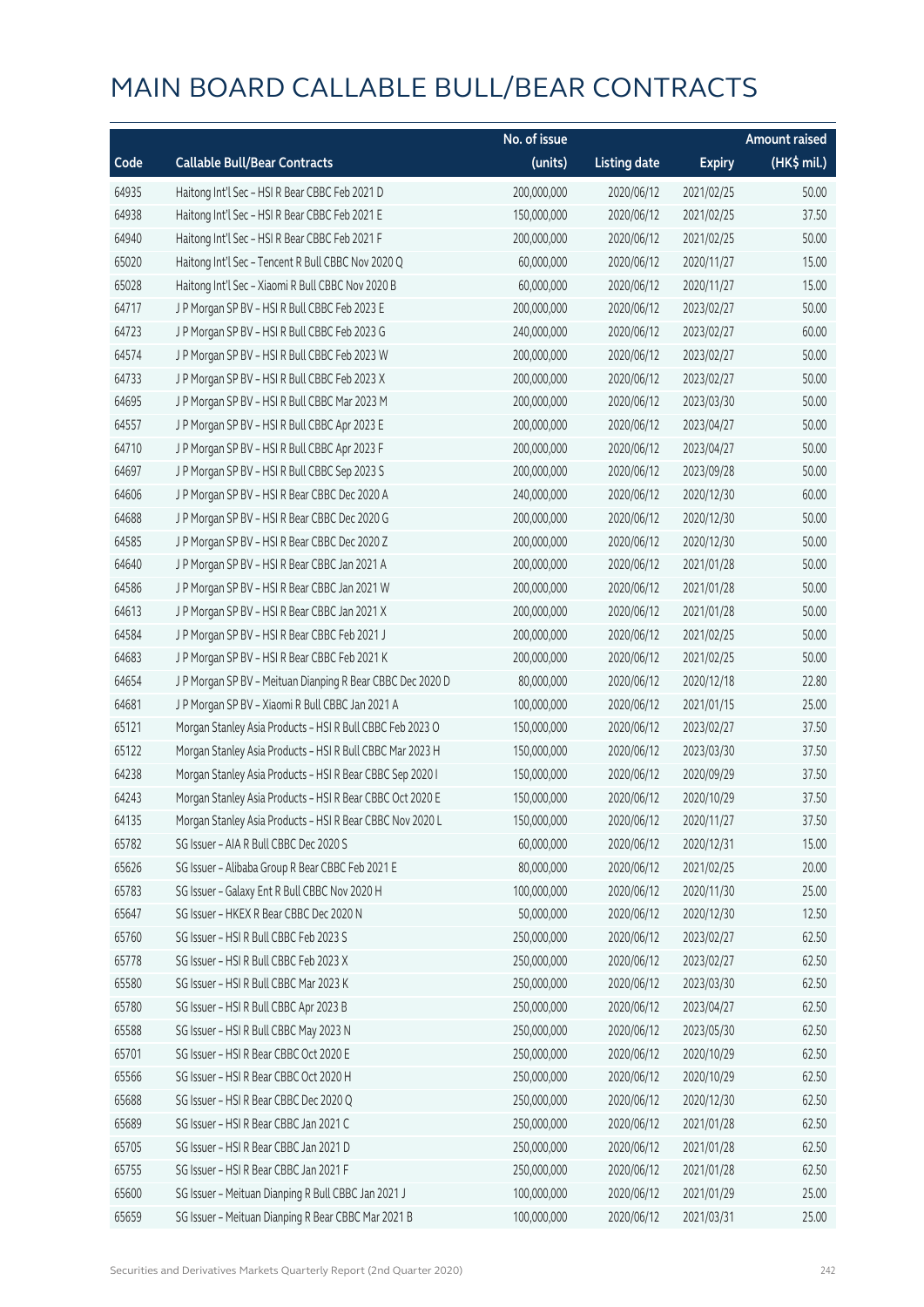# MAIN BOARD CALLABLE BULL/BEAR CONTRACTS

| Code | Callable Bull/Bear Contracts | No. of issue (units) | Listing date | Expiry | Amount raised (HK$ mil.) |
|---|---|---|---|---|---|
| 64935 | Haitong Int'l Sec – HSI R Bear CBBC Feb 2021 D | 200,000,000 | 2020/06/12 | 2021/02/25 | 50.00 |
| 64938 | Haitong Int'l Sec – HSI R Bear CBBC Feb 2021 E | 150,000,000 | 2020/06/12 | 2021/02/25 | 37.50 |
| 64940 | Haitong Int'l Sec – HSI R Bear CBBC Feb 2021 F | 200,000,000 | 2020/06/12 | 2021/02/25 | 50.00 |
| 65020 | Haitong Int'l Sec – Tencent R Bull CBBC Nov 2020 Q | 60,000,000 | 2020/06/12 | 2020/11/27 | 15.00 |
| 65028 | Haitong Int'l Sec – Xiaomi R Bull CBBC Nov 2020 B | 60,000,000 | 2020/06/12 | 2020/11/27 | 15.00 |
| 64717 | J P Morgan SP BV – HSI R Bull CBBC Feb 2023 E | 200,000,000 | 2020/06/12 | 2023/02/27 | 50.00 |
| 64723 | J P Morgan SP BV – HSI R Bull CBBC Feb 2023 G | 240,000,000 | 2020/06/12 | 2023/02/27 | 60.00 |
| 64574 | J P Morgan SP BV – HSI R Bull CBBC Feb 2023 W | 200,000,000 | 2020/06/12 | 2023/02/27 | 50.00 |
| 64733 | J P Morgan SP BV – HSI R Bull CBBC Feb 2023 X | 200,000,000 | 2020/06/12 | 2023/02/27 | 50.00 |
| 64695 | J P Morgan SP BV – HSI R Bull CBBC Mar 2023 M | 200,000,000 | 2020/06/12 | 2023/03/30 | 50.00 |
| 64557 | J P Morgan SP BV – HSI R Bull CBBC Apr 2023 E | 200,000,000 | 2020/06/12 | 2023/04/27 | 50.00 |
| 64710 | J P Morgan SP BV – HSI R Bull CBBC Apr 2023 F | 200,000,000 | 2020/06/12 | 2023/04/27 | 50.00 |
| 64697 | J P Morgan SP BV – HSI R Bull CBBC Sep 2023 S | 200,000,000 | 2020/06/12 | 2023/09/28 | 50.00 |
| 64606 | J P Morgan SP BV – HSI R Bear CBBC Dec 2020 A | 240,000,000 | 2020/06/12 | 2020/12/30 | 60.00 |
| 64688 | J P Morgan SP BV – HSI R Bear CBBC Dec 2020 G | 200,000,000 | 2020/06/12 | 2020/12/30 | 50.00 |
| 64585 | J P Morgan SP BV – HSI R Bear CBBC Dec 2020 Z | 200,000,000 | 2020/06/12 | 2020/12/30 | 50.00 |
| 64640 | J P Morgan SP BV – HSI R Bear CBBC Jan 2021 A | 200,000,000 | 2020/06/12 | 2021/01/28 | 50.00 |
| 64586 | J P Morgan SP BV – HSI R Bear CBBC Jan 2021 W | 200,000,000 | 2020/06/12 | 2021/01/28 | 50.00 |
| 64613 | J P Morgan SP BV – HSI R Bear CBBC Jan 2021 X | 200,000,000 | 2020/06/12 | 2021/01/28 | 50.00 |
| 64584 | J P Morgan SP BV – HSI R Bear CBBC Feb 2021 J | 200,000,000 | 2020/06/12 | 2021/02/25 | 50.00 |
| 64683 | J P Morgan SP BV – HSI R Bear CBBC Feb 2021 K | 200,000,000 | 2020/06/12 | 2021/02/25 | 50.00 |
| 64654 | J P Morgan SP BV – Meituan Dianping R Bear CBBC Dec 2020 D | 80,000,000 | 2020/06/12 | 2020/12/18 | 22.80 |
| 64681 | J P Morgan SP BV – Xiaomi R Bull CBBC Jan 2021 A | 100,000,000 | 2020/06/12 | 2021/01/15 | 25.00 |
| 65121 | Morgan Stanley Asia Products – HSI R Bull CBBC Feb 2023 O | 150,000,000 | 2020/06/12 | 2023/02/27 | 37.50 |
| 65122 | Morgan Stanley Asia Products – HSI R Bull CBBC Mar 2023 H | 150,000,000 | 2020/06/12 | 2023/03/30 | 37.50 |
| 64238 | Morgan Stanley Asia Products – HSI R Bear CBBC Sep 2020 I | 150,000,000 | 2020/06/12 | 2020/09/29 | 37.50 |
| 64243 | Morgan Stanley Asia Products – HSI R Bear CBBC Oct 2020 E | 150,000,000 | 2020/06/12 | 2020/10/29 | 37.50 |
| 64135 | Morgan Stanley Asia Products – HSI R Bear CBBC Nov 2020 L | 150,000,000 | 2020/06/12 | 2020/11/27 | 37.50 |
| 65782 | SG Issuer – AIA R Bull CBBC Dec 2020 S | 60,000,000 | 2020/06/12 | 2020/12/31 | 15.00 |
| 65626 | SG Issuer – Alibaba Group R Bear CBBC Feb 2021 E | 80,000,000 | 2020/06/12 | 2021/02/25 | 20.00 |
| 65783 | SG Issuer – Galaxy Ent R Bull CBBC Nov 2020 H | 100,000,000 | 2020/06/12 | 2020/11/30 | 25.00 |
| 65647 | SG Issuer – HKEX R Bear CBBC Dec 2020 N | 50,000,000 | 2020/06/12 | 2020/12/30 | 12.50 |
| 65760 | SG Issuer – HSI R Bull CBBC Feb 2023 S | 250,000,000 | 2020/06/12 | 2023/02/27 | 62.50 |
| 65778 | SG Issuer – HSI R Bull CBBC Feb 2023 X | 250,000,000 | 2020/06/12 | 2023/02/27 | 62.50 |
| 65580 | SG Issuer – HSI R Bull CBBC Mar 2023 K | 250,000,000 | 2020/06/12 | 2023/03/30 | 62.50 |
| 65780 | SG Issuer – HSI R Bull CBBC Apr 2023 B | 250,000,000 | 2020/06/12 | 2023/04/27 | 62.50 |
| 65588 | SG Issuer – HSI R Bull CBBC May 2023 N | 250,000,000 | 2020/06/12 | 2023/05/30 | 62.50 |
| 65701 | SG Issuer – HSI R Bear CBBC Oct 2020 E | 250,000,000 | 2020/06/12 | 2020/10/29 | 62.50 |
| 65566 | SG Issuer – HSI R Bear CBBC Oct 2020 H | 250,000,000 | 2020/06/12 | 2020/10/29 | 62.50 |
| 65688 | SG Issuer – HSI R Bear CBBC Dec 2020 Q | 250,000,000 | 2020/06/12 | 2020/12/30 | 62.50 |
| 65689 | SG Issuer – HSI R Bear CBBC Jan 2021 C | 250,000,000 | 2020/06/12 | 2021/01/28 | 62.50 |
| 65705 | SG Issuer – HSI R Bear CBBC Jan 2021 D | 250,000,000 | 2020/06/12 | 2021/01/28 | 62.50 |
| 65755 | SG Issuer – HSI R Bear CBBC Jan 2021 F | 250,000,000 | 2020/06/12 | 2021/01/28 | 62.50 |
| 65600 | SG Issuer – Meituan Dianping R Bull CBBC Jan 2021 J | 100,000,000 | 2020/06/12 | 2021/01/29 | 25.00 |
| 65659 | SG Issuer – Meituan Dianping R Bear CBBC Mar 2021 B | 100,000,000 | 2020/06/12 | 2021/03/31 | 25.00 |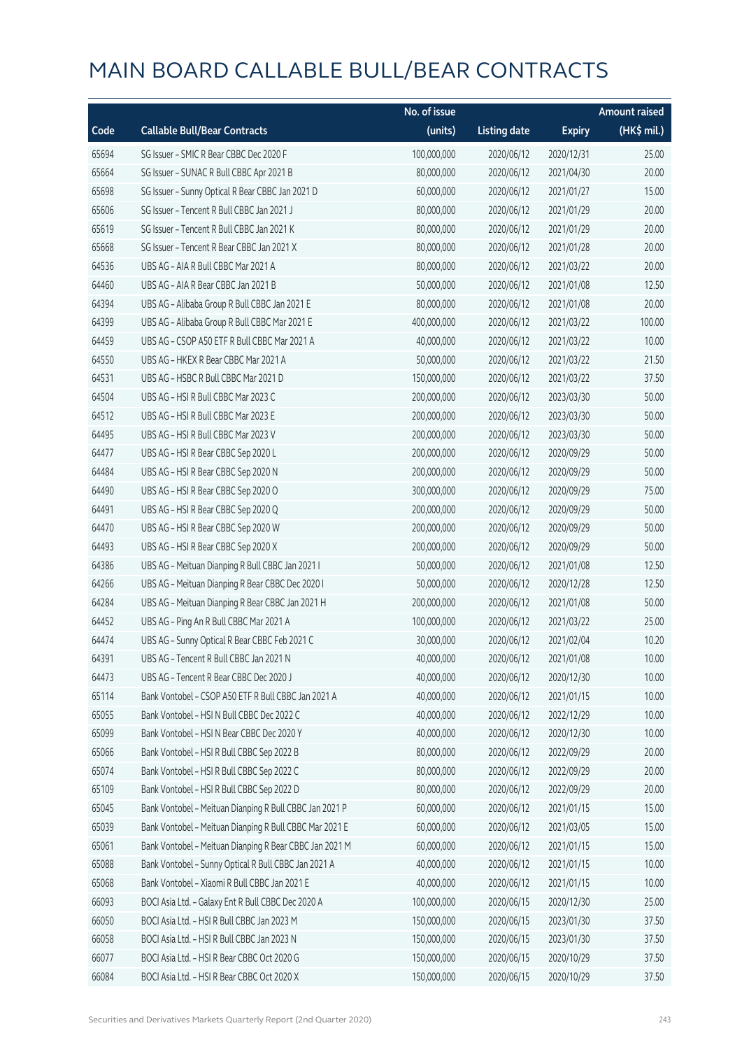# MAIN BOARD CALLABLE BULL/BEAR CONTRACTS

| Code | Callable Bull/Bear Contracts | No. of issue (units) | Listing date | Expiry | Amount raised (HK$ mil.) |
|---|---|---|---|---|---|
| 65694 | SG Issuer – SMIC R Bear CBBC Dec 2020 F | 100,000,000 | 2020/06/12 | 2020/12/31 | 25.00 |
| 65664 | SG Issuer – SUNAC R Bull CBBC Apr 2021 B | 80,000,000 | 2020/06/12 | 2021/04/30 | 20.00 |
| 65698 | SG Issuer – Sunny Optical R Bear CBBC Jan 2021 D | 60,000,000 | 2020/06/12 | 2021/01/27 | 15.00 |
| 65606 | SG Issuer – Tencent R Bull CBBC Jan 2021 J | 80,000,000 | 2020/06/12 | 2021/01/29 | 20.00 |
| 65619 | SG Issuer – Tencent R Bull CBBC Jan 2021 K | 80,000,000 | 2020/06/12 | 2021/01/29 | 20.00 |
| 65668 | SG Issuer – Tencent R Bear CBBC Jan 2021 X | 80,000,000 | 2020/06/12 | 2021/01/28 | 20.00 |
| 64536 | UBS AG – AIA R Bull CBBC Mar 2021 A | 80,000,000 | 2020/06/12 | 2021/03/22 | 20.00 |
| 64460 | UBS AG – AIA R Bear CBBC Jan 2021 B | 50,000,000 | 2020/06/12 | 2021/01/08 | 12.50 |
| 64394 | UBS AG – Alibaba Group R Bull CBBC Jan 2021 E | 80,000,000 | 2020/06/12 | 2021/01/08 | 20.00 |
| 64399 | UBS AG – Alibaba Group R Bull CBBC Mar 2021 E | 400,000,000 | 2020/06/12 | 2021/03/22 | 100.00 |
| 64459 | UBS AG – CSOP A50 ETF R Bull CBBC Mar 2021 A | 40,000,000 | 2020/06/12 | 2021/03/22 | 10.00 |
| 64550 | UBS AG – HKEX R Bear CBBC Mar 2021 A | 50,000,000 | 2020/06/12 | 2021/03/22 | 21.50 |
| 64531 | UBS AG – HSBC R Bull CBBC Mar 2021 D | 150,000,000 | 2020/06/12 | 2021/03/22 | 37.50 |
| 64504 | UBS AG – HSI R Bull CBBC Mar 2023 C | 200,000,000 | 2020/06/12 | 2023/03/30 | 50.00 |
| 64512 | UBS AG – HSI R Bull CBBC Mar 2023 E | 200,000,000 | 2020/06/12 | 2023/03/30 | 50.00 |
| 64495 | UBS AG – HSI R Bull CBBC Mar 2023 V | 200,000,000 | 2020/06/12 | 2023/03/30 | 50.00 |
| 64477 | UBS AG – HSI R Bear CBBC Sep 2020 L | 200,000,000 | 2020/06/12 | 2020/09/29 | 50.00 |
| 64484 | UBS AG – HSI R Bear CBBC Sep 2020 N | 200,000,000 | 2020/06/12 | 2020/09/29 | 50.00 |
| 64490 | UBS AG – HSI R Bear CBBC Sep 2020 O | 300,000,000 | 2020/06/12 | 2020/09/29 | 75.00 |
| 64491 | UBS AG – HSI R Bear CBBC Sep 2020 Q | 200,000,000 | 2020/06/12 | 2020/09/29 | 50.00 |
| 64470 | UBS AG – HSI R Bear CBBC Sep 2020 W | 200,000,000 | 2020/06/12 | 2020/09/29 | 50.00 |
| 64493 | UBS AG – HSI R Bear CBBC Sep 2020 X | 200,000,000 | 2020/06/12 | 2020/09/29 | 50.00 |
| 64386 | UBS AG – Meituan Dianping R Bull CBBC Jan 2021 I | 50,000,000 | 2020/06/12 | 2021/01/08 | 12.50 |
| 64266 | UBS AG – Meituan Dianping R Bear CBBC Dec 2020 I | 50,000,000 | 2020/06/12 | 2020/12/28 | 12.50 |
| 64284 | UBS AG – Meituan Dianping R Bear CBBC Jan 2021 H | 200,000,000 | 2020/06/12 | 2021/01/08 | 50.00 |
| 64452 | UBS AG – Ping An R Bull CBBC Mar 2021 A | 100,000,000 | 2020/06/12 | 2021/03/22 | 25.00 |
| 64474 | UBS AG – Sunny Optical R Bear CBBC Feb 2021 C | 30,000,000 | 2020/06/12 | 2021/02/04 | 10.20 |
| 64391 | UBS AG – Tencent R Bull CBBC Jan 2021 N | 40,000,000 | 2020/06/12 | 2021/01/08 | 10.00 |
| 64473 | UBS AG – Tencent R Bear CBBC Dec 2020 J | 40,000,000 | 2020/06/12 | 2020/12/30 | 10.00 |
| 65114 | Bank Vontobel – CSOP A50 ETF R Bull CBBC Jan 2021 A | 40,000,000 | 2020/06/12 | 2021/01/15 | 10.00 |
| 65055 | Bank Vontobel – HSI N Bull CBBC Dec 2022 C | 40,000,000 | 2020/06/12 | 2022/12/29 | 10.00 |
| 65099 | Bank Vontobel – HSI N Bear CBBC Dec 2020 Y | 40,000,000 | 2020/06/12 | 2020/12/30 | 10.00 |
| 65066 | Bank Vontobel – HSI R Bull CBBC Sep 2022 B | 80,000,000 | 2020/06/12 | 2022/09/29 | 20.00 |
| 65074 | Bank Vontobel – HSI R Bull CBBC Sep 2022 C | 80,000,000 | 2020/06/12 | 2022/09/29 | 20.00 |
| 65109 | Bank Vontobel – HSI R Bull CBBC Sep 2022 D | 80,000,000 | 2020/06/12 | 2022/09/29 | 20.00 |
| 65045 | Bank Vontobel – Meituan Dianping R Bull CBBC Jan 2021 P | 60,000,000 | 2020/06/12 | 2021/01/15 | 15.00 |
| 65039 | Bank Vontobel – Meituan Dianping R Bull CBBC Mar 2021 E | 60,000,000 | 2020/06/12 | 2021/03/05 | 15.00 |
| 65061 | Bank Vontobel – Meituan Dianping R Bear CBBC Jan 2021 M | 60,000,000 | 2020/06/12 | 2021/01/15 | 15.00 |
| 65088 | Bank Vontobel – Sunny Optical R Bull CBBC Jan 2021 A | 40,000,000 | 2020/06/12 | 2021/01/15 | 10.00 |
| 65068 | Bank Vontobel – Xiaomi R Bull CBBC Jan 2021 E | 40,000,000 | 2020/06/12 | 2021/01/15 | 10.00 |
| 66093 | BOCI Asia Ltd. – Galaxy Ent R Bull CBBC Dec 2020 A | 100,000,000 | 2020/06/15 | 2020/12/30 | 25.00 |
| 66050 | BOCI Asia Ltd. – HSI R Bull CBBC Jan 2023 M | 150,000,000 | 2020/06/15 | 2023/01/30 | 37.50 |
| 66058 | BOCI Asia Ltd. – HSI R Bull CBBC Jan 2023 N | 150,000,000 | 2020/06/15 | 2023/01/30 | 37.50 |
| 66077 | BOCI Asia Ltd. – HSI R Bear CBBC Oct 2020 G | 150,000,000 | 2020/06/15 | 2020/10/29 | 37.50 |
| 66084 | BOCI Asia Ltd. – HSI R Bear CBBC Oct 2020 X | 150,000,000 | 2020/06/15 | 2020/10/29 | 37.50 |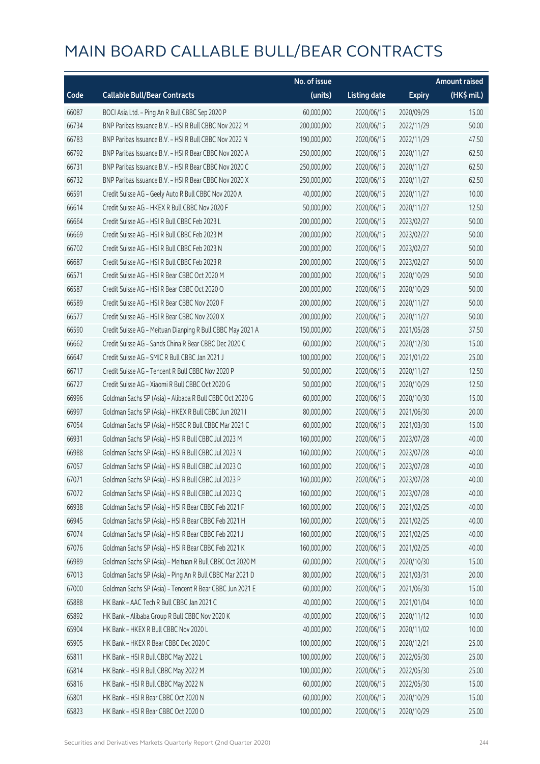# MAIN BOARD CALLABLE BULL/BEAR CONTRACTS

| Code | Callable Bull/Bear Contracts | No. of issue (units) | Listing date | Expiry | Amount raised (HK$ mil.) |
|---|---|---|---|---|---|
| 66087 | BOCI Asia Ltd. - Ping An R Bull CBBC Sep 2020 P | 60,000,000 | 2020/06/15 | 2020/09/29 | 15.00 |
| 66734 | BNP Paribas Issuance B.V. - HSI R Bull CBBC Nov 2022 M | 200,000,000 | 2020/06/15 | 2022/11/29 | 50.00 |
| 66783 | BNP Paribas Issuance B.V. - HSI R Bull CBBC Nov 2022 N | 190,000,000 | 2020/06/15 | 2022/11/29 | 47.50 |
| 66792 | BNP Paribas Issuance B.V. - HSI R Bear CBBC Nov 2020 A | 250,000,000 | 2020/06/15 | 2020/11/27 | 62.50 |
| 66731 | BNP Paribas Issuance B.V. - HSI R Bear CBBC Nov 2020 C | 250,000,000 | 2020/06/15 | 2020/11/27 | 62.50 |
| 66732 | BNP Paribas Issuance B.V. - HSI R Bear CBBC Nov 2020 X | 250,000,000 | 2020/06/15 | 2020/11/27 | 62.50 |
| 66591 | Credit Suisse AG - Geely Auto R Bull CBBC Nov 2020 A | 40,000,000 | 2020/06/15 | 2020/11/27 | 10.00 |
| 66614 | Credit Suisse AG - HKEX R Bull CBBC Nov 2020 F | 50,000,000 | 2020/06/15 | 2020/11/27 | 12.50 |
| 66664 | Credit Suisse AG - HSI R Bull CBBC Feb 2023 L | 200,000,000 | 2020/06/15 | 2023/02/27 | 50.00 |
| 66669 | Credit Suisse AG - HSI R Bull CBBC Feb 2023 M | 200,000,000 | 2020/06/15 | 2023/02/27 | 50.00 |
| 66702 | Credit Suisse AG - HSI R Bull CBBC Feb 2023 N | 200,000,000 | 2020/06/15 | 2023/02/27 | 50.00 |
| 66687 | Credit Suisse AG - HSI R Bull CBBC Feb 2023 R | 200,000,000 | 2020/06/15 | 2023/02/27 | 50.00 |
| 66571 | Credit Suisse AG - HSI R Bear CBBC Oct 2020 M | 200,000,000 | 2020/06/15 | 2020/10/29 | 50.00 |
| 66587 | Credit Suisse AG - HSI R Bear CBBC Oct 2020 O | 200,000,000 | 2020/06/15 | 2020/10/29 | 50.00 |
| 66589 | Credit Suisse AG - HSI R Bear CBBC Nov 2020 F | 200,000,000 | 2020/06/15 | 2020/11/27 | 50.00 |
| 66577 | Credit Suisse AG - HSI R Bear CBBC Nov 2020 X | 200,000,000 | 2020/06/15 | 2020/11/27 | 50.00 |
| 66590 | Credit Suisse AG - Meituan Dianping R Bull CBBC May 2021 A | 150,000,000 | 2020/06/15 | 2021/05/28 | 37.50 |
| 66662 | Credit Suisse AG - Sands China R Bear CBBC Dec 2020 C | 60,000,000 | 2020/06/15 | 2020/12/30 | 15.00 |
| 66647 | Credit Suisse AG - SMIC R Bull CBBC Jan 2021 J | 100,000,000 | 2020/06/15 | 2021/01/22 | 25.00 |
| 66717 | Credit Suisse AG - Tencent R Bull CBBC Nov 2020 P | 50,000,000 | 2020/06/15 | 2020/11/27 | 12.50 |
| 66727 | Credit Suisse AG - Xiaomi R Bull CBBC Oct 2020 G | 50,000,000 | 2020/06/15 | 2020/10/29 | 12.50 |
| 66996 | Goldman Sachs SP (Asia) - Alibaba R Bull CBBC Oct 2020 G | 60,000,000 | 2020/06/15 | 2020/10/30 | 15.00 |
| 66997 | Goldman Sachs SP (Asia) - HKEX R Bull CBBC Jun 2021 I | 80,000,000 | 2020/06/15 | 2021/06/30 | 20.00 |
| 67054 | Goldman Sachs SP (Asia) - HSBC R Bull CBBC Mar 2021 C | 60,000,000 | 2020/06/15 | 2021/03/30 | 15.00 |
| 66931 | Goldman Sachs SP (Asia) - HSI R Bull CBBC Jul 2023 M | 160,000,000 | 2020/06/15 | 2023/07/28 | 40.00 |
| 66988 | Goldman Sachs SP (Asia) - HSI R Bull CBBC Jul 2023 N | 160,000,000 | 2020/06/15 | 2023/07/28 | 40.00 |
| 67057 | Goldman Sachs SP (Asia) - HSI R Bull CBBC Jul 2023 O | 160,000,000 | 2020/06/15 | 2023/07/28 | 40.00 |
| 67071 | Goldman Sachs SP (Asia) - HSI R Bull CBBC Jul 2023 P | 160,000,000 | 2020/06/15 | 2023/07/28 | 40.00 |
| 67072 | Goldman Sachs SP (Asia) - HSI R Bull CBBC Jul 2023 Q | 160,000,000 | 2020/06/15 | 2023/07/28 | 40.00 |
| 66938 | Goldman Sachs SP (Asia) - HSI R Bear CBBC Feb 2021 F | 160,000,000 | 2020/06/15 | 2021/02/25 | 40.00 |
| 66945 | Goldman Sachs SP (Asia) - HSI R Bear CBBC Feb 2021 H | 160,000,000 | 2020/06/15 | 2021/02/25 | 40.00 |
| 67074 | Goldman Sachs SP (Asia) - HSI R Bear CBBC Feb 2021 J | 160,000,000 | 2020/06/15 | 2021/02/25 | 40.00 |
| 67076 | Goldman Sachs SP (Asia) - HSI R Bear CBBC Feb 2021 K | 160,000,000 | 2020/06/15 | 2021/02/25 | 40.00 |
| 66989 | Goldman Sachs SP (Asia) - Meituan R Bull CBBC Oct 2020 M | 60,000,000 | 2020/06/15 | 2020/10/30 | 15.00 |
| 67013 | Goldman Sachs SP (Asia) - Ping An R Bull CBBC Mar 2021 D | 80,000,000 | 2020/06/15 | 2021/03/31 | 20.00 |
| 67000 | Goldman Sachs SP (Asia) - Tencent R Bear CBBC Jun 2021 E | 60,000,000 | 2020/06/15 | 2021/06/30 | 15.00 |
| 65888 | HK Bank - AAC Tech R Bull CBBC Jan 2021 C | 40,000,000 | 2020/06/15 | 2021/01/04 | 10.00 |
| 65892 | HK Bank - Alibaba Group R Bull CBBC Nov 2020 K | 40,000,000 | 2020/06/15 | 2020/11/12 | 10.00 |
| 65904 | HK Bank - HKEX R Bull CBBC Nov 2020 L | 40,000,000 | 2020/06/15 | 2020/11/02 | 10.00 |
| 65905 | HK Bank - HKEX R Bear CBBC Dec 2020 C | 100,000,000 | 2020/06/15 | 2020/12/21 | 25.00 |
| 65811 | HK Bank - HSI R Bull CBBC May 2022 L | 100,000,000 | 2020/06/15 | 2022/05/30 | 25.00 |
| 65814 | HK Bank - HSI R Bull CBBC May 2022 M | 100,000,000 | 2020/06/15 | 2022/05/30 | 25.00 |
| 65816 | HK Bank - HSI R Bull CBBC May 2022 N | 60,000,000 | 2020/06/15 | 2022/05/30 | 15.00 |
| 65801 | HK Bank - HSI R Bear CBBC Oct 2020 N | 60,000,000 | 2020/06/15 | 2020/10/29 | 15.00 |
| 65823 | HK Bank - HSI R Bear CBBC Oct 2020 O | 100,000,000 | 2020/06/15 | 2020/10/29 | 25.00 |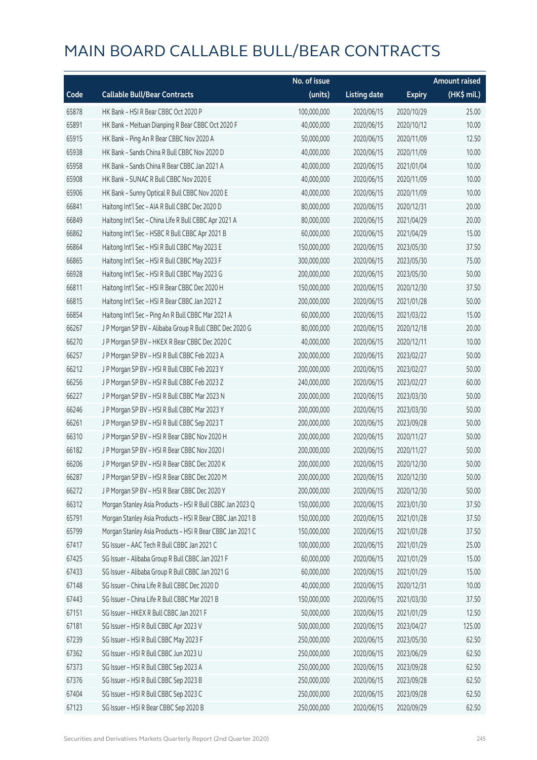# MAIN BOARD CALLABLE BULL/BEAR CONTRACTS

| Code | Callable Bull/Bear Contracts | No. of issue (units) | Listing date | Expiry | Amount raised (HK$ mil.) |
|---|---|---|---|---|---|
| 65878 | HK Bank – HSI R Bear CBBC Oct 2020 P | 100,000,000 | 2020/06/15 | 2020/10/29 | 25.00 |
| 65891 | HK Bank – Meituan Dianping R Bear CBBC Oct 2020 F | 40,000,000 | 2020/06/15 | 2020/10/12 | 10.00 |
| 65915 | HK Bank – Ping An R Bear CBBC Nov 2020 A | 50,000,000 | 2020/06/15 | 2020/11/09 | 12.50 |
| 65938 | HK Bank – Sands China R Bull CBBC Nov 2020 D | 40,000,000 | 2020/06/15 | 2020/11/09 | 10.00 |
| 65958 | HK Bank – Sands China R Bear CBBC Jan 2021 A | 40,000,000 | 2020/06/15 | 2021/01/04 | 10.00 |
| 65908 | HK Bank – SUNAC R Bull CBBC Nov 2020 E | 40,000,000 | 2020/06/15 | 2020/11/09 | 10.00 |
| 65906 | HK Bank – Sunny Optical R Bull CBBC Nov 2020 E | 40,000,000 | 2020/06/15 | 2020/11/09 | 10.00 |
| 66841 | Haitong Int'l Sec – AIA R Bull CBBC Dec 2020 D | 80,000,000 | 2020/06/15 | 2020/12/31 | 20.00 |
| 66849 | Haitong Int'l Sec – China Life R Bull CBBC Apr 2021 A | 80,000,000 | 2020/06/15 | 2021/04/29 | 20.00 |
| 66862 | Haitong Int'l Sec – HSBC R Bull CBBC Apr 2021 B | 60,000,000 | 2020/06/15 | 2021/04/29 | 15.00 |
| 66864 | Haitong Int'l Sec – HSI R Bull CBBC May 2023 E | 150,000,000 | 2020/06/15 | 2023/05/30 | 37.50 |
| 66865 | Haitong Int'l Sec – HSI R Bull CBBC May 2023 F | 300,000,000 | 2020/06/15 | 2023/05/30 | 75.00 |
| 66928 | Haitong Int'l Sec – HSI R Bull CBBC May 2023 G | 200,000,000 | 2020/06/15 | 2023/05/30 | 50.00 |
| 66811 | Haitong Int'l Sec – HSI R Bear CBBC Dec 2020 H | 150,000,000 | 2020/06/15 | 2020/12/30 | 37.50 |
| 66815 | Haitong Int'l Sec – HSI R Bear CBBC Jan 2021 Z | 200,000,000 | 2020/06/15 | 2021/01/28 | 50.00 |
| 66854 | Haitong Int'l Sec – Ping An R Bull CBBC Mar 2021 A | 60,000,000 | 2020/06/15 | 2021/03/22 | 15.00 |
| 66267 | J P Morgan SP BV – Alibaba Group R Bull CBBC Dec 2020 G | 80,000,000 | 2020/06/15 | 2020/12/18 | 20.00 |
| 66270 | J P Morgan SP BV – HKEX R Bear CBBC Dec 2020 C | 40,000,000 | 2020/06/15 | 2020/12/11 | 10.00 |
| 66257 | J P Morgan SP BV – HSI R Bull CBBC Feb 2023 A | 200,000,000 | 2020/06/15 | 2023/02/27 | 50.00 |
| 66212 | J P Morgan SP BV – HSI R Bull CBBC Feb 2023 Y | 200,000,000 | 2020/06/15 | 2023/02/27 | 50.00 |
| 66256 | J P Morgan SP BV – HSI R Bull CBBC Feb 2023 Z | 240,000,000 | 2020/06/15 | 2023/02/27 | 60.00 |
| 66227 | J P Morgan SP BV – HSI R Bull CBBC Mar 2023 N | 200,000,000 | 2020/06/15 | 2023/03/30 | 50.00 |
| 66246 | J P Morgan SP BV – HSI R Bull CBBC Mar 2023 Y | 200,000,000 | 2020/06/15 | 2023/03/30 | 50.00 |
| 66261 | J P Morgan SP BV – HSI R Bull CBBC Sep 2023 T | 200,000,000 | 2020/06/15 | 2023/09/28 | 50.00 |
| 66310 | J P Morgan SP BV – HSI R Bear CBBC Nov 2020 H | 200,000,000 | 2020/06/15 | 2020/11/27 | 50.00 |
| 66182 | J P Morgan SP BV – HSI R Bear CBBC Nov 2020 I | 200,000,000 | 2020/06/15 | 2020/11/27 | 50.00 |
| 66206 | J P Morgan SP BV – HSI R Bear CBBC Dec 2020 K | 200,000,000 | 2020/06/15 | 2020/12/30 | 50.00 |
| 66287 | J P Morgan SP BV – HSI R Bear CBBC Dec 2020 M | 200,000,000 | 2020/06/15 | 2020/12/30 | 50.00 |
| 66272 | J P Morgan SP BV – HSI R Bear CBBC Dec 2020 Y | 200,000,000 | 2020/06/15 | 2020/12/30 | 50.00 |
| 66312 | Morgan Stanley Asia Products – HSI R Bull CBBC Jan 2023 Q | 150,000,000 | 2020/06/15 | 2023/01/30 | 37.50 |
| 65791 | Morgan Stanley Asia Products – HSI R Bear CBBC Jan 2021 B | 150,000,000 | 2020/06/15 | 2021/01/28 | 37.50 |
| 65799 | Morgan Stanley Asia Products – HSI R Bear CBBC Jan 2021 C | 150,000,000 | 2020/06/15 | 2021/01/28 | 37.50 |
| 67417 | SG Issuer – AAC Tech R Bull CBBC Jan 2021 C | 100,000,000 | 2020/06/15 | 2021/01/29 | 25.00 |
| 67425 | SG Issuer – Alibaba Group R Bull CBBC Jan 2021 F | 60,000,000 | 2020/06/15 | 2021/01/29 | 15.00 |
| 67433 | SG Issuer – Alibaba Group R Bull CBBC Jan 2021 G | 60,000,000 | 2020/06/15 | 2021/01/29 | 15.00 |
| 67148 | SG Issuer – China Life R Bull CBBC Dec 2020 D | 40,000,000 | 2020/06/15 | 2020/12/31 | 10.00 |
| 67443 | SG Issuer – China Life R Bull CBBC Mar 2021 B | 150,000,000 | 2020/06/15 | 2021/03/30 | 37.50 |
| 67151 | SG Issuer – HKEX R Bull CBBC Jan 2021 F | 50,000,000 | 2020/06/15 | 2021/01/29 | 12.50 |
| 67181 | SG Issuer – HSI R Bull CBBC Apr 2023 V | 500,000,000 | 2020/06/15 | 2023/04/27 | 125.00 |
| 67239 | SG Issuer – HSI R Bull CBBC May 2023 F | 250,000,000 | 2020/06/15 | 2023/05/30 | 62.50 |
| 67362 | SG Issuer – HSI R Bull CBBC Jun 2023 U | 250,000,000 | 2020/06/15 | 2023/06/29 | 62.50 |
| 67373 | SG Issuer – HSI R Bull CBBC Sep 2023 A | 250,000,000 | 2020/06/15 | 2023/09/28 | 62.50 |
| 67376 | SG Issuer – HSI R Bull CBBC Sep 2023 B | 250,000,000 | 2020/06/15 | 2023/09/28 | 62.50 |
| 67404 | SG Issuer – HSI R Bull CBBC Sep 2023 C | 250,000,000 | 2020/06/15 | 2023/09/28 | 62.50 |
| 67123 | SG Issuer – HSI R Bear CBBC Sep 2020 B | 250,000,000 | 2020/06/15 | 2020/09/29 | 62.50 |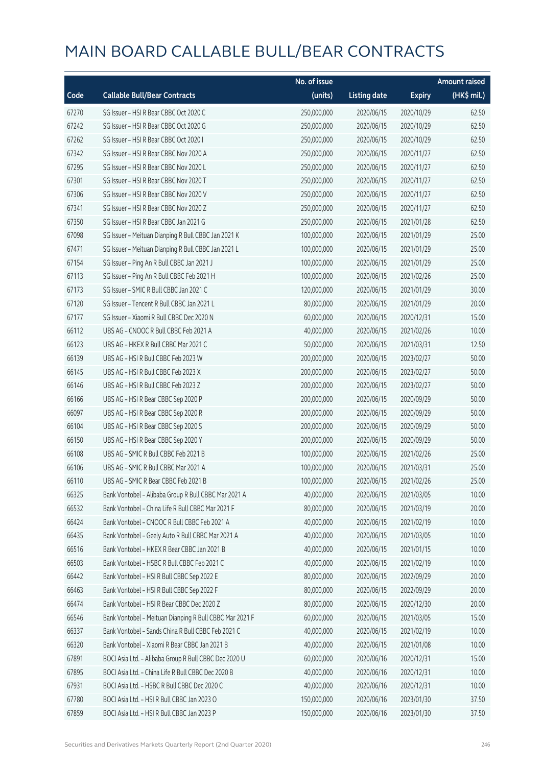# MAIN BOARD CALLABLE BULL/BEAR CONTRACTS

| Code | Callable Bull/Bear Contracts | No. of issue (units) | Listing date | Expiry | Amount raised (HK$ mil.) |
|---|---|---|---|---|---|
| 67270 | SG Issuer – HSI R Bear CBBC Oct 2020 C | 250,000,000 | 2020/06/15 | 2020/10/29 | 62.50 |
| 67242 | SG Issuer – HSI R Bear CBBC Oct 2020 G | 250,000,000 | 2020/06/15 | 2020/10/29 | 62.50 |
| 67262 | SG Issuer – HSI R Bear CBBC Oct 2020 I | 250,000,000 | 2020/06/15 | 2020/10/29 | 62.50 |
| 67342 | SG Issuer – HSI R Bear CBBC Nov 2020 A | 250,000,000 | 2020/06/15 | 2020/11/27 | 62.50 |
| 67295 | SG Issuer – HSI R Bear CBBC Nov 2020 L | 250,000,000 | 2020/06/15 | 2020/11/27 | 62.50 |
| 67301 | SG Issuer – HSI R Bear CBBC Nov 2020 T | 250,000,000 | 2020/06/15 | 2020/11/27 | 62.50 |
| 67306 | SG Issuer – HSI R Bear CBBC Nov 2020 V | 250,000,000 | 2020/06/15 | 2020/11/27 | 62.50 |
| 67341 | SG Issuer – HSI R Bear CBBC Nov 2020 Z | 250,000,000 | 2020/06/15 | 2020/11/27 | 62.50 |
| 67350 | SG Issuer – HSI R Bear CBBC Jan 2021 G | 250,000,000 | 2020/06/15 | 2021/01/28 | 62.50 |
| 67098 | SG Issuer – Meituan Dianping R Bull CBBC Jan 2021 K | 100,000,000 | 2020/06/15 | 2021/01/29 | 25.00 |
| 67471 | SG Issuer – Meituan Dianping R Bull CBBC Jan 2021 L | 100,000,000 | 2020/06/15 | 2021/01/29 | 25.00 |
| 67154 | SG Issuer – Ping An R Bull CBBC Jan 2021 J | 100,000,000 | 2020/06/15 | 2021/01/29 | 25.00 |
| 67113 | SG Issuer – Ping An R Bull CBBC Feb 2021 H | 100,000,000 | 2020/06/15 | 2021/02/26 | 25.00 |
| 67173 | SG Issuer – SMIC R Bull CBBC Jan 2021 C | 120,000,000 | 2020/06/15 | 2021/01/29 | 30.00 |
| 67120 | SG Issuer – Tencent R Bull CBBC Jan 2021 L | 80,000,000 | 2020/06/15 | 2021/01/29 | 20.00 |
| 67177 | SG Issuer – Xiaomi R Bull CBBC Dec 2020 N | 60,000,000 | 2020/06/15 | 2020/12/31 | 15.00 |
| 66112 | UBS AG – CNOOC R Bull CBBC Feb 2021 A | 40,000,000 | 2020/06/15 | 2021/02/26 | 10.00 |
| 66123 | UBS AG – HKEX R Bull CBBC Mar 2021 C | 50,000,000 | 2020/06/15 | 2021/03/31 | 12.50 |
| 66139 | UBS AG – HSI R Bull CBBC Feb 2023 W | 200,000,000 | 2020/06/15 | 2023/02/27 | 50.00 |
| 66145 | UBS AG – HSI R Bull CBBC Feb 2023 X | 200,000,000 | 2020/06/15 | 2023/02/27 | 50.00 |
| 66146 | UBS AG – HSI R Bull CBBC Feb 2023 Z | 200,000,000 | 2020/06/15 | 2023/02/27 | 50.00 |
| 66166 | UBS AG – HSI R Bear CBBC Sep 2020 P | 200,000,000 | 2020/06/15 | 2020/09/29 | 50.00 |
| 66097 | UBS AG – HSI R Bear CBBC Sep 2020 R | 200,000,000 | 2020/06/15 | 2020/09/29 | 50.00 |
| 66104 | UBS AG – HSI R Bear CBBC Sep 2020 S | 200,000,000 | 2020/06/15 | 2020/09/29 | 50.00 |
| 66150 | UBS AG – HSI R Bear CBBC Sep 2020 Y | 200,000,000 | 2020/06/15 | 2020/09/29 | 50.00 |
| 66108 | UBS AG – SMIC R Bull CBBC Feb 2021 B | 100,000,000 | 2020/06/15 | 2021/02/26 | 25.00 |
| 66106 | UBS AG – SMIC R Bull CBBC Mar 2021 A | 100,000,000 | 2020/06/15 | 2021/03/31 | 25.00 |
| 66110 | UBS AG – SMIC R Bear CBBC Feb 2021 B | 100,000,000 | 2020/06/15 | 2021/02/26 | 25.00 |
| 66325 | Bank Vontobel – Alibaba Group R Bull CBBC Mar 2021 A | 40,000,000 | 2020/06/15 | 2021/03/05 | 10.00 |
| 66532 | Bank Vontobel – China Life R Bull CBBC Mar 2021 F | 80,000,000 | 2020/06/15 | 2021/03/19 | 20.00 |
| 66424 | Bank Vontobel – CNOOC R Bull CBBC Feb 2021 A | 40,000,000 | 2020/06/15 | 2021/02/19 | 10.00 |
| 66435 | Bank Vontobel – Geely Auto R Bull CBBC Mar 2021 A | 40,000,000 | 2020/06/15 | 2021/03/05 | 10.00 |
| 66516 | Bank Vontobel – HKEX R Bear CBBC Jan 2021 B | 40,000,000 | 2020/06/15 | 2021/01/15 | 10.00 |
| 66503 | Bank Vontobel – HSBC R Bull CBBC Feb 2021 C | 40,000,000 | 2020/06/15 | 2021/02/19 | 10.00 |
| 66442 | Bank Vontobel – HSI R Bull CBBC Sep 2022 E | 80,000,000 | 2020/06/15 | 2022/09/29 | 20.00 |
| 66463 | Bank Vontobel – HSI R Bull CBBC Sep 2022 F | 80,000,000 | 2020/06/15 | 2022/09/29 | 20.00 |
| 66474 | Bank Vontobel – HSI R Bear CBBC Dec 2020 Z | 80,000,000 | 2020/06/15 | 2020/12/30 | 20.00 |
| 66546 | Bank Vontobel – Meituan Dianping R Bull CBBC Mar 2021 F | 60,000,000 | 2020/06/15 | 2021/03/05 | 15.00 |
| 66337 | Bank Vontobel – Sands China R Bull CBBC Feb 2021 C | 40,000,000 | 2020/06/15 | 2021/02/19 | 10.00 |
| 66320 | Bank Vontobel – Xiaomi R Bear CBBC Jan 2021 B | 40,000,000 | 2020/06/15 | 2021/01/08 | 10.00 |
| 67891 | BOCI Asia Ltd. – Alibaba Group R Bull CBBC Dec 2020 U | 60,000,000 | 2020/06/16 | 2020/12/31 | 15.00 |
| 67895 | BOCI Asia Ltd. – China Life R Bull CBBC Dec 2020 B | 40,000,000 | 2020/06/16 | 2020/12/31 | 10.00 |
| 67931 | BOCI Asia Ltd. – HSBC R Bull CBBC Dec 2020 C | 40,000,000 | 2020/06/16 | 2020/12/31 | 10.00 |
| 67780 | BOCI Asia Ltd. – HSI R Bull CBBC Jan 2023 O | 150,000,000 | 2020/06/16 | 2023/01/30 | 37.50 |
| 67859 | BOCI Asia Ltd. – HSI R Bull CBBC Jan 2023 P | 150,000,000 | 2020/06/16 | 2023/01/30 | 37.50 |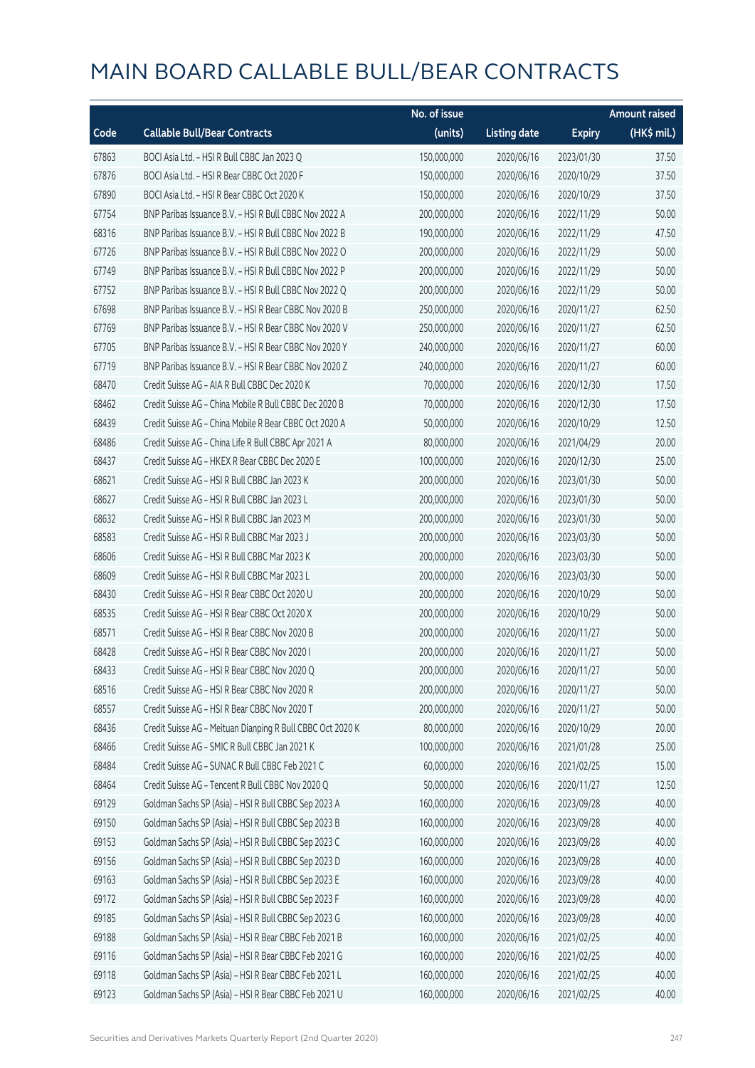# MAIN BOARD CALLABLE BULL/BEAR CONTRACTS

| Code | Callable Bull/Bear Contracts | No. of issue (units) | Listing date | Expiry | Amount raised (HK$ mil.) |
|---|---|---|---|---|---|
| 67863 | BOCI Asia Ltd. – HSI R Bull CBBC Jan 2023 Q | 150,000,000 | 2020/06/16 | 2023/01/30 | 37.50 |
| 67876 | BOCI Asia Ltd. – HSI R Bear CBBC Oct 2020 F | 150,000,000 | 2020/06/16 | 2020/10/29 | 37.50 |
| 67890 | BOCI Asia Ltd. – HSI R Bear CBBC Oct 2020 K | 150,000,000 | 2020/06/16 | 2020/10/29 | 37.50 |
| 67754 | BNP Paribas Issuance B.V. – HSI R Bull CBBC Nov 2022 A | 200,000,000 | 2020/06/16 | 2022/11/29 | 50.00 |
| 68316 | BNP Paribas Issuance B.V. – HSI R Bull CBBC Nov 2022 B | 190,000,000 | 2020/06/16 | 2022/11/29 | 47.50 |
| 67726 | BNP Paribas Issuance B.V. – HSI R Bull CBBC Nov 2022 O | 200,000,000 | 2020/06/16 | 2022/11/29 | 50.00 |
| 67749 | BNP Paribas Issuance B.V. – HSI R Bull CBBC Nov 2022 P | 200,000,000 | 2020/06/16 | 2022/11/29 | 50.00 |
| 67752 | BNP Paribas Issuance B.V. – HSI R Bull CBBC Nov 2022 Q | 200,000,000 | 2020/06/16 | 2022/11/29 | 50.00 |
| 67698 | BNP Paribas Issuance B.V. – HSI R Bear CBBC Nov 2020 B | 250,000,000 | 2020/06/16 | 2020/11/27 | 62.50 |
| 67769 | BNP Paribas Issuance B.V. – HSI R Bear CBBC Nov 2020 V | 250,000,000 | 2020/06/16 | 2020/11/27 | 62.50 |
| 67705 | BNP Paribas Issuance B.V. – HSI R Bear CBBC Nov 2020 Y | 240,000,000 | 2020/06/16 | 2020/11/27 | 60.00 |
| 67719 | BNP Paribas Issuance B.V. – HSI R Bear CBBC Nov 2020 Z | 240,000,000 | 2020/06/16 | 2020/11/27 | 60.00 |
| 68470 | Credit Suisse AG – AIA R Bull CBBC Dec 2020 K | 70,000,000 | 2020/06/16 | 2020/12/30 | 17.50 |
| 68462 | Credit Suisse AG – China Mobile R Bull CBBC Dec 2020 B | 70,000,000 | 2020/06/16 | 2020/12/30 | 17.50 |
| 68439 | Credit Suisse AG – China Mobile R Bear CBBC Oct 2020 A | 50,000,000 | 2020/06/16 | 2020/10/29 | 12.50 |
| 68486 | Credit Suisse AG – China Life R Bull CBBC Apr 2021 A | 80,000,000 | 2020/06/16 | 2021/04/29 | 20.00 |
| 68437 | Credit Suisse AG – HKEX R Bear CBBC Dec 2020 E | 100,000,000 | 2020/06/16 | 2020/12/30 | 25.00 |
| 68621 | Credit Suisse AG – HSI R Bull CBBC Jan 2023 K | 200,000,000 | 2020/06/16 | 2023/01/30 | 50.00 |
| 68627 | Credit Suisse AG – HSI R Bull CBBC Jan 2023 L | 200,000,000 | 2020/06/16 | 2023/01/30 | 50.00 |
| 68632 | Credit Suisse AG – HSI R Bull CBBC Jan 2023 M | 200,000,000 | 2020/06/16 | 2023/01/30 | 50.00 |
| 68583 | Credit Suisse AG – HSI R Bull CBBC Mar 2023 J | 200,000,000 | 2020/06/16 | 2023/03/30 | 50.00 |
| 68606 | Credit Suisse AG – HSI R Bull CBBC Mar 2023 K | 200,000,000 | 2020/06/16 | 2023/03/30 | 50.00 |
| 68609 | Credit Suisse AG – HSI R Bull CBBC Mar 2023 L | 200,000,000 | 2020/06/16 | 2023/03/30 | 50.00 |
| 68430 | Credit Suisse AG – HSI R Bear CBBC Oct 2020 U | 200,000,000 | 2020/06/16 | 2020/10/29 | 50.00 |
| 68535 | Credit Suisse AG – HSI R Bear CBBC Oct 2020 X | 200,000,000 | 2020/06/16 | 2020/10/29 | 50.00 |
| 68571 | Credit Suisse AG – HSI R Bear CBBC Nov 2020 B | 200,000,000 | 2020/06/16 | 2020/11/27 | 50.00 |
| 68428 | Credit Suisse AG – HSI R Bear CBBC Nov 2020 I | 200,000,000 | 2020/06/16 | 2020/11/27 | 50.00 |
| 68433 | Credit Suisse AG – HSI R Bear CBBC Nov 2020 Q | 200,000,000 | 2020/06/16 | 2020/11/27 | 50.00 |
| 68516 | Credit Suisse AG – HSI R Bear CBBC Nov 2020 R | 200,000,000 | 2020/06/16 | 2020/11/27 | 50.00 |
| 68557 | Credit Suisse AG – HSI R Bear CBBC Nov 2020 T | 200,000,000 | 2020/06/16 | 2020/11/27 | 50.00 |
| 68436 | Credit Suisse AG – Meituan Dianping R Bull CBBC Oct 2020 K | 80,000,000 | 2020/06/16 | 2020/10/29 | 20.00 |
| 68466 | Credit Suisse AG – SMIC R Bull CBBC Jan 2021 K | 100,000,000 | 2020/06/16 | 2021/01/28 | 25.00 |
| 68484 | Credit Suisse AG – SUNAC R Bull CBBC Feb 2021 C | 60,000,000 | 2020/06/16 | 2021/02/25 | 15.00 |
| 68464 | Credit Suisse AG – Tencent R Bull CBBC Nov 2020 Q | 50,000,000 | 2020/06/16 | 2020/11/27 | 12.50 |
| 69129 | Goldman Sachs SP (Asia) – HSI R Bull CBBC Sep 2023 A | 160,000,000 | 2020/06/16 | 2023/09/28 | 40.00 |
| 69150 | Goldman Sachs SP (Asia) – HSI R Bull CBBC Sep 2023 B | 160,000,000 | 2020/06/16 | 2023/09/28 | 40.00 |
| 69153 | Goldman Sachs SP (Asia) – HSI R Bull CBBC Sep 2023 C | 160,000,000 | 2020/06/16 | 2023/09/28 | 40.00 |
| 69156 | Goldman Sachs SP (Asia) – HSI R Bull CBBC Sep 2023 D | 160,000,000 | 2020/06/16 | 2023/09/28 | 40.00 |
| 69163 | Goldman Sachs SP (Asia) – HSI R Bull CBBC Sep 2023 E | 160,000,000 | 2020/06/16 | 2023/09/28 | 40.00 |
| 69172 | Goldman Sachs SP (Asia) – HSI R Bull CBBC Sep 2023 F | 160,000,000 | 2020/06/16 | 2023/09/28 | 40.00 |
| 69185 | Goldman Sachs SP (Asia) – HSI R Bull CBBC Sep 2023 G | 160,000,000 | 2020/06/16 | 2023/09/28 | 40.00 |
| 69188 | Goldman Sachs SP (Asia) – HSI R Bear CBBC Feb 2021 B | 160,000,000 | 2020/06/16 | 2021/02/25 | 40.00 |
| 69116 | Goldman Sachs SP (Asia) – HSI R Bear CBBC Feb 2021 G | 160,000,000 | 2020/06/16 | 2021/02/25 | 40.00 |
| 69118 | Goldman Sachs SP (Asia) – HSI R Bear CBBC Feb 2021 L | 160,000,000 | 2020/06/16 | 2021/02/25 | 40.00 |
| 69123 | Goldman Sachs SP (Asia) – HSI R Bear CBBC Feb 2021 U | 160,000,000 | 2020/06/16 | 2021/02/25 | 40.00 |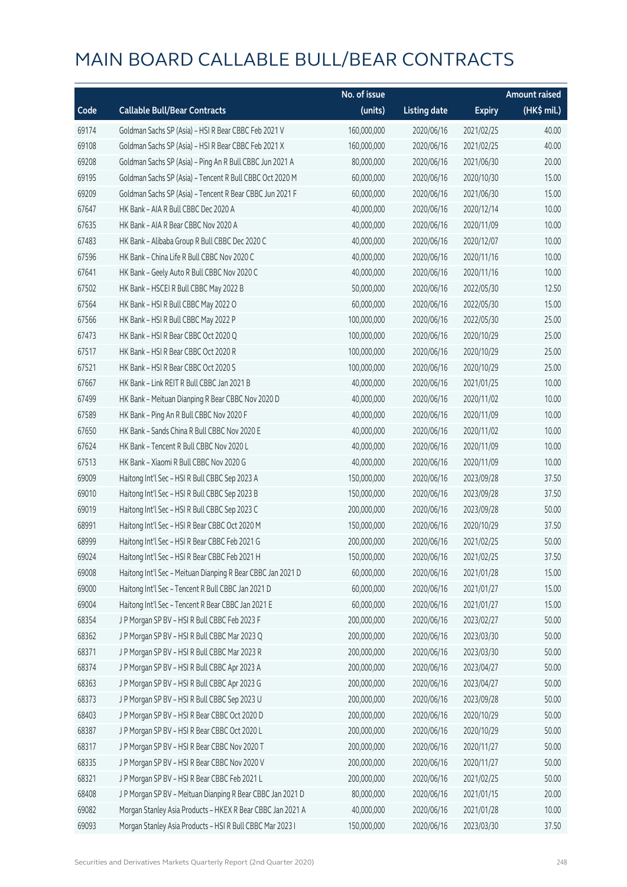# MAIN BOARD CALLABLE BULL/BEAR CONTRACTS

| Code | Callable Bull/Bear Contracts | No. of issue (units) | Listing date | Expiry | Amount raised (HK$ mil.) |
|---|---|---|---|---|---|
| 69174 | Goldman Sachs SP (Asia) – HSI R Bear CBBC Feb 2021 V | 160,000,000 | 2020/06/16 | 2021/02/25 | 40.00 |
| 69108 | Goldman Sachs SP (Asia) – HSI R Bear CBBC Feb 2021 X | 160,000,000 | 2020/06/16 | 2021/02/25 | 40.00 |
| 69208 | Goldman Sachs SP (Asia) – Ping An R Bull CBBC Jun 2021 A | 80,000,000 | 2020/06/16 | 2021/06/30 | 20.00 |
| 69195 | Goldman Sachs SP (Asia) – Tencent R Bull CBBC Oct 2020 M | 60,000,000 | 2020/06/16 | 2020/10/30 | 15.00 |
| 69209 | Goldman Sachs SP (Asia) – Tencent R Bear CBBC Jun 2021 F | 60,000,000 | 2020/06/16 | 2021/06/30 | 15.00 |
| 67647 | HK Bank – AIA R Bull CBBC Dec 2020 A | 40,000,000 | 2020/06/16 | 2020/12/14 | 10.00 |
| 67635 | HK Bank – AIA R Bear CBBC Nov 2020 A | 40,000,000 | 2020/06/16 | 2020/11/09 | 10.00 |
| 67483 | HK Bank – Alibaba Group R Bull CBBC Dec 2020 C | 40,000,000 | 2020/06/16 | 2020/12/07 | 10.00 |
| 67596 | HK Bank – China Life R Bull CBBC Nov 2020 C | 40,000,000 | 2020/06/16 | 2020/11/16 | 10.00 |
| 67641 | HK Bank – Geely Auto R Bull CBBC Nov 2020 C | 40,000,000 | 2020/06/16 | 2020/11/16 | 10.00 |
| 67502 | HK Bank – HSCEI R Bull CBBC May 2022 B | 50,000,000 | 2020/06/16 | 2022/05/30 | 12.50 |
| 67564 | HK Bank – HSI R Bull CBBC May 2022 O | 60,000,000 | 2020/06/16 | 2022/05/30 | 15.00 |
| 67566 | HK Bank – HSI R Bull CBBC May 2022 P | 100,000,000 | 2020/06/16 | 2022/05/30 | 25.00 |
| 67473 | HK Bank – HSI R Bear CBBC Oct 2020 Q | 100,000,000 | 2020/06/16 | 2020/10/29 | 25.00 |
| 67517 | HK Bank – HSI R Bear CBBC Oct 2020 R | 100,000,000 | 2020/06/16 | 2020/10/29 | 25.00 |
| 67521 | HK Bank – HSI R Bear CBBC Oct 2020 S | 100,000,000 | 2020/06/16 | 2020/10/29 | 25.00 |
| 67667 | HK Bank – Link REIT R Bull CBBC Jan 2021 B | 40,000,000 | 2020/06/16 | 2021/01/25 | 10.00 |
| 67499 | HK Bank – Meituan Dianping R Bear CBBC Nov 2020 D | 40,000,000 | 2020/06/16 | 2020/11/02 | 10.00 |
| 67589 | HK Bank – Ping An R Bull CBBC Nov 2020 F | 40,000,000 | 2020/06/16 | 2020/11/09 | 10.00 |
| 67650 | HK Bank – Sands China R Bull CBBC Nov 2020 E | 40,000,000 | 2020/06/16 | 2020/11/02 | 10.00 |
| 67624 | HK Bank – Tencent R Bull CBBC Nov 2020 L | 40,000,000 | 2020/06/16 | 2020/11/09 | 10.00 |
| 67513 | HK Bank – Xiaomi R Bull CBBC Nov 2020 G | 40,000,000 | 2020/06/16 | 2020/11/09 | 10.00 |
| 69009 | Haitong Int'l Sec – HSI R Bull CBBC Sep 2023 A | 150,000,000 | 2020/06/16 | 2023/09/28 | 37.50 |
| 69010 | Haitong Int'l Sec – HSI R Bull CBBC Sep 2023 B | 150,000,000 | 2020/06/16 | 2023/09/28 | 37.50 |
| 69019 | Haitong Int'l Sec – HSI R Bull CBBC Sep 2023 C | 200,000,000 | 2020/06/16 | 2023/09/28 | 50.00 |
| 68991 | Haitong Int'l Sec – HSI R Bear CBBC Oct 2020 M | 150,000,000 | 2020/06/16 | 2020/10/29 | 37.50 |
| 68999 | Haitong Int'l Sec – HSI R Bear CBBC Feb 2021 G | 200,000,000 | 2020/06/16 | 2021/02/25 | 50.00 |
| 69024 | Haitong Int'l Sec – HSI R Bear CBBC Feb 2021 H | 150,000,000 | 2020/06/16 | 2021/02/25 | 37.50 |
| 69008 | Haitong Int'l Sec – Meituan Dianping R Bear CBBC Jan 2021 D | 60,000,000 | 2020/06/16 | 2021/01/28 | 15.00 |
| 69000 | Haitong Int'l Sec – Tencent R Bull CBBC Jan 2021 D | 60,000,000 | 2020/06/16 | 2021/01/27 | 15.00 |
| 69004 | Haitong Int'l Sec – Tencent R Bear CBBC Jan 2021 E | 60,000,000 | 2020/06/16 | 2021/01/27 | 15.00 |
| 68354 | J P Morgan SP BV – HSI R Bull CBBC Feb 2023 F | 200,000,000 | 2020/06/16 | 2023/02/27 | 50.00 |
| 68362 | J P Morgan SP BV – HSI R Bull CBBC Mar 2023 Q | 200,000,000 | 2020/06/16 | 2023/03/30 | 50.00 |
| 68371 | J P Morgan SP BV – HSI R Bull CBBC Mar 2023 R | 200,000,000 | 2020/06/16 | 2023/03/30 | 50.00 |
| 68374 | J P Morgan SP BV – HSI R Bull CBBC Apr 2023 A | 200,000,000 | 2020/06/16 | 2023/04/27 | 50.00 |
| 68363 | J P Morgan SP BV – HSI R Bull CBBC Apr 2023 G | 200,000,000 | 2020/06/16 | 2023/04/27 | 50.00 |
| 68373 | J P Morgan SP BV – HSI R Bull CBBC Sep 2023 U | 200,000,000 | 2020/06/16 | 2023/09/28 | 50.00 |
| 68403 | J P Morgan SP BV – HSI R Bear CBBC Oct 2020 D | 200,000,000 | 2020/06/16 | 2020/10/29 | 50.00 |
| 68387 | J P Morgan SP BV – HSI R Bear CBBC Oct 2020 L | 200,000,000 | 2020/06/16 | 2020/10/29 | 50.00 |
| 68317 | J P Morgan SP BV – HSI R Bear CBBC Nov 2020 T | 200,000,000 | 2020/06/16 | 2020/11/27 | 50.00 |
| 68335 | J P Morgan SP BV – HSI R Bear CBBC Nov 2020 V | 200,000,000 | 2020/06/16 | 2020/11/27 | 50.00 |
| 68321 | J P Morgan SP BV – HSI R Bear CBBC Feb 2021 L | 200,000,000 | 2020/06/16 | 2021/02/25 | 50.00 |
| 68408 | J P Morgan SP BV – Meituan Dianping R Bear CBBC Jan 2021 D | 80,000,000 | 2020/06/16 | 2021/01/15 | 20.00 |
| 69082 | Morgan Stanley Asia Products – HKEX R Bear CBBC Jan 2021 A | 40,000,000 | 2020/06/16 | 2021/01/28 | 10.00 |
| 69093 | Morgan Stanley Asia Products – HSI R Bull CBBC Mar 2023 I | 150,000,000 | 2020/06/16 | 2023/03/30 | 37.50 |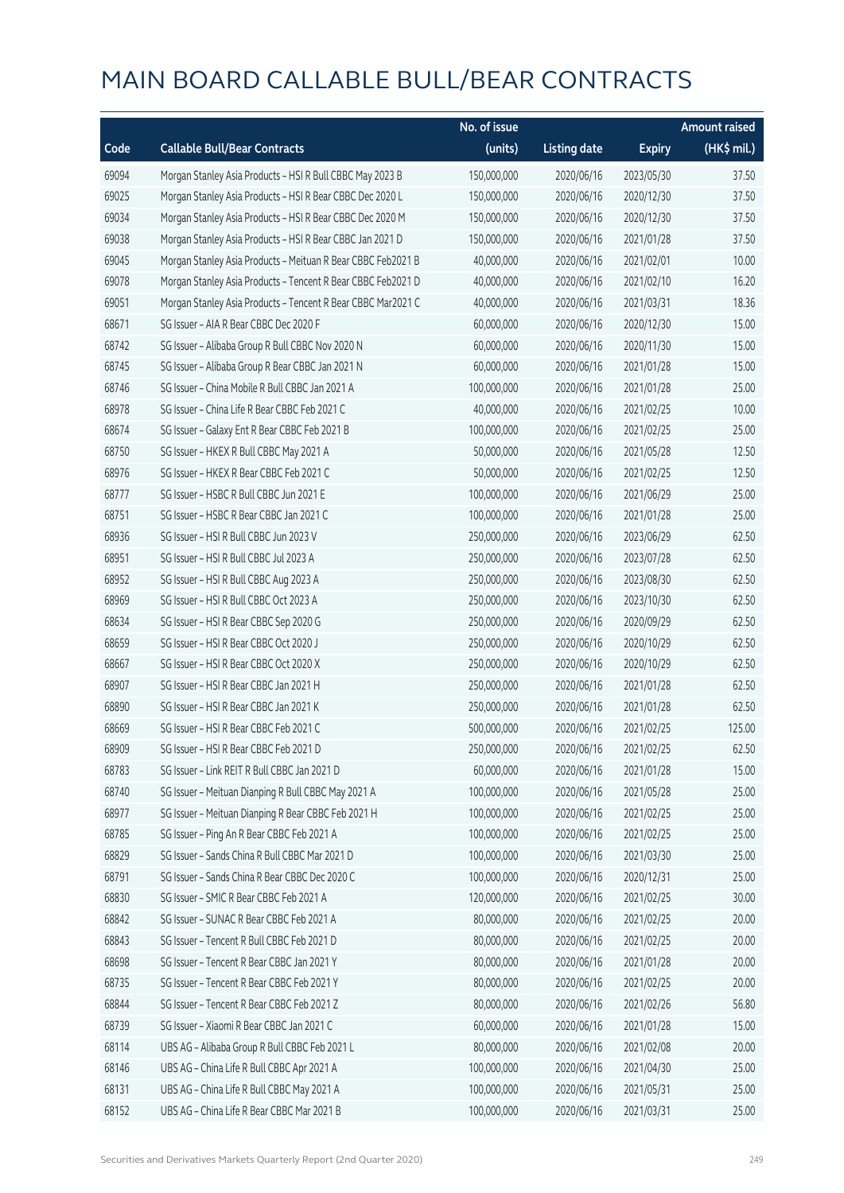# MAIN BOARD CALLABLE BULL/BEAR CONTRACTS

| Code | Callable Bull/Bear Contracts | No. of issue (units) | Listing date | Expiry | Amount raised (HK$ mil.) |
|---|---|---|---|---|---|
| 69094 | Morgan Stanley Asia Products – HSI R Bull CBBC May 2023 B | 150,000,000 | 2020/06/16 | 2023/05/30 | 37.50 |
| 69025 | Morgan Stanley Asia Products – HSI R Bear CBBC Dec 2020 L | 150,000,000 | 2020/06/16 | 2020/12/30 | 37.50 |
| 69034 | Morgan Stanley Asia Products – HSI R Bear CBBC Dec 2020 M | 150,000,000 | 2020/06/16 | 2020/12/30 | 37.50 |
| 69038 | Morgan Stanley Asia Products – HSI R Bear CBBC Jan 2021 D | 150,000,000 | 2020/06/16 | 2021/01/28 | 37.50 |
| 69045 | Morgan Stanley Asia Products – Meituan R Bear CBBC Feb2021 B | 40,000,000 | 2020/06/16 | 2021/02/01 | 10.00 |
| 69078 | Morgan Stanley Asia Products – Tencent R Bear CBBC Feb2021 D | 40,000,000 | 2020/06/16 | 2021/02/10 | 16.20 |
| 69051 | Morgan Stanley Asia Products – Tencent R Bear CBBC Mar2021 C | 40,000,000 | 2020/06/16 | 2021/03/31 | 18.36 |
| 68671 | SG Issuer – AIA R Bear CBBC Dec 2020 F | 60,000,000 | 2020/06/16 | 2020/12/30 | 15.00 |
| 68742 | SG Issuer – Alibaba Group R Bull CBBC Nov 2020 N | 60,000,000 | 2020/06/16 | 2020/11/30 | 15.00 |
| 68745 | SG Issuer – Alibaba Group R Bear CBBC Jan 2021 N | 60,000,000 | 2020/06/16 | 2021/01/28 | 15.00 |
| 68746 | SG Issuer – China Mobile R Bull CBBC Jan 2021 A | 100,000,000 | 2020/06/16 | 2021/01/28 | 25.00 |
| 68978 | SG Issuer – China Life R Bear CBBC Feb 2021 C | 40,000,000 | 2020/06/16 | 2021/02/25 | 10.00 |
| 68674 | SG Issuer – Galaxy Ent R Bear CBBC Feb 2021 B | 100,000,000 | 2020/06/16 | 2021/02/25 | 25.00 |
| 68750 | SG Issuer – HKEX R Bull CBBC May 2021 A | 50,000,000 | 2020/06/16 | 2021/05/28 | 12.50 |
| 68976 | SG Issuer – HKEX R Bear CBBC Feb 2021 C | 50,000,000 | 2020/06/16 | 2021/02/25 | 12.50 |
| 68777 | SG Issuer – HSBC R Bull CBBC Jun 2021 E | 100,000,000 | 2020/06/16 | 2021/06/29 | 25.00 |
| 68751 | SG Issuer – HSBC R Bear CBBC Jan 2021 C | 100,000,000 | 2020/06/16 | 2021/01/28 | 25.00 |
| 68936 | SG Issuer – HSI R Bull CBBC Jun 2023 V | 250,000,000 | 2020/06/16 | 2023/06/29 | 62.50 |
| 68951 | SG Issuer – HSI R Bull CBBC Jul 2023 A | 250,000,000 | 2020/06/16 | 2023/07/28 | 62.50 |
| 68952 | SG Issuer – HSI R Bull CBBC Aug 2023 A | 250,000,000 | 2020/06/16 | 2023/08/30 | 62.50 |
| 68969 | SG Issuer – HSI R Bull CBBC Oct 2023 A | 250,000,000 | 2020/06/16 | 2023/10/30 | 62.50 |
| 68634 | SG Issuer – HSI R Bear CBBC Sep 2020 G | 250,000,000 | 2020/06/16 | 2020/09/29 | 62.50 |
| 68659 | SG Issuer – HSI R Bear CBBC Oct 2020 J | 250,000,000 | 2020/06/16 | 2020/10/29 | 62.50 |
| 68667 | SG Issuer – HSI R Bear CBBC Oct 2020 X | 250,000,000 | 2020/06/16 | 2020/10/29 | 62.50 |
| 68907 | SG Issuer – HSI R Bear CBBC Jan 2021 H | 250,000,000 | 2020/06/16 | 2021/01/28 | 62.50 |
| 68890 | SG Issuer – HSI R Bear CBBC Jan 2021 K | 250,000,000 | 2020/06/16 | 2021/01/28 | 62.50 |
| 68669 | SG Issuer – HSI R Bear CBBC Feb 2021 C | 500,000,000 | 2020/06/16 | 2021/02/25 | 125.00 |
| 68909 | SG Issuer – HSI R Bear CBBC Feb 2021 D | 250,000,000 | 2020/06/16 | 2021/02/25 | 62.50 |
| 68783 | SG Issuer – Link REIT R Bull CBBC Jan 2021 D | 60,000,000 | 2020/06/16 | 2021/01/28 | 15.00 |
| 68740 | SG Issuer – Meituan Dianping R Bull CBBC May 2021 A | 100,000,000 | 2020/06/16 | 2021/05/28 | 25.00 |
| 68977 | SG Issuer – Meituan Dianping R Bear CBBC Feb 2021 H | 100,000,000 | 2020/06/16 | 2021/02/25 | 25.00 |
| 68785 | SG Issuer – Ping An R Bear CBBC Feb 2021 A | 100,000,000 | 2020/06/16 | 2021/02/25 | 25.00 |
| 68829 | SG Issuer – Sands China R Bull CBBC Mar 2021 D | 100,000,000 | 2020/06/16 | 2021/03/30 | 25.00 |
| 68791 | SG Issuer – Sands China R Bear CBBC Dec 2020 C | 100,000,000 | 2020/06/16 | 2020/12/31 | 25.00 |
| 68830 | SG Issuer – SMIC R Bear CBBC Feb 2021 A | 120,000,000 | 2020/06/16 | 2021/02/25 | 30.00 |
| 68842 | SG Issuer – SUNAC R Bear CBBC Feb 2021 A | 80,000,000 | 2020/06/16 | 2021/02/25 | 20.00 |
| 68843 | SG Issuer – Tencent R Bull CBBC Feb 2021 D | 80,000,000 | 2020/06/16 | 2021/02/25 | 20.00 |
| 68698 | SG Issuer – Tencent R Bear CBBC Jan 2021 Y | 80,000,000 | 2020/06/16 | 2021/01/28 | 20.00 |
| 68735 | SG Issuer – Tencent R Bear CBBC Feb 2021 Y | 80,000,000 | 2020/06/16 | 2021/02/25 | 20.00 |
| 68844 | SG Issuer – Tencent R Bear CBBC Feb 2021 Z | 80,000,000 | 2020/06/16 | 2021/02/26 | 56.80 |
| 68739 | SG Issuer – Xiaomi R Bear CBBC Jan 2021 C | 60,000,000 | 2020/06/16 | 2021/01/28 | 15.00 |
| 68114 | UBS AG – Alibaba Group R Bull CBBC Feb 2021 L | 80,000,000 | 2020/06/16 | 2021/02/08 | 20.00 |
| 68146 | UBS AG – China Life R Bull CBBC Apr 2021 A | 100,000,000 | 2020/06/16 | 2021/04/30 | 25.00 |
| 68131 | UBS AG – China Life R Bull CBBC May 2021 A | 100,000,000 | 2020/06/16 | 2021/05/31 | 25.00 |
| 68152 | UBS AG – China Life R Bear CBBC Mar 2021 B | 100,000,000 | 2020/06/16 | 2021/03/31 | 25.00 |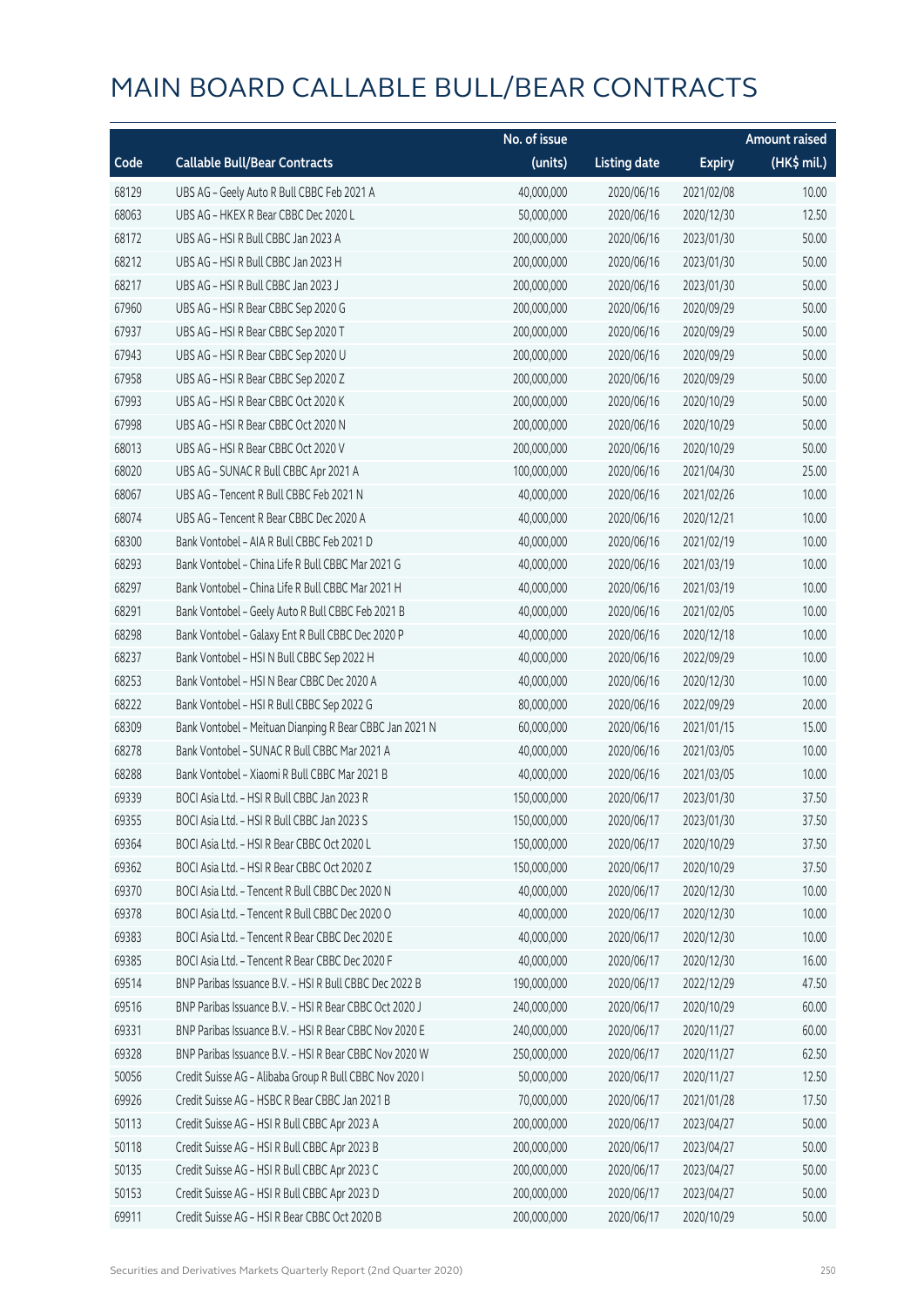# MAIN BOARD CALLABLE BULL/BEAR CONTRACTS

| Code | Callable Bull/Bear Contracts | No. of issue (units) | Listing date | Expiry | Amount raised (HK$ mil.) |
|---|---|---|---|---|---|
| 68129 | UBS AG – Geely Auto R Bull CBBC Feb 2021 A | 40,000,000 | 2020/06/16 | 2021/02/08 | 10.00 |
| 68063 | UBS AG – HKEX R Bear CBBC Dec 2020 L | 50,000,000 | 2020/06/16 | 2020/12/30 | 12.50 |
| 68172 | UBS AG – HSI R Bull CBBC Jan 2023 A | 200,000,000 | 2020/06/16 | 2023/01/30 | 50.00 |
| 68212 | UBS AG – HSI R Bull CBBC Jan 2023 H | 200,000,000 | 2020/06/16 | 2023/01/30 | 50.00 |
| 68217 | UBS AG – HSI R Bull CBBC Jan 2023 J | 200,000,000 | 2020/06/16 | 2023/01/30 | 50.00 |
| 67960 | UBS AG – HSI R Bear CBBC Sep 2020 G | 200,000,000 | 2020/06/16 | 2020/09/29 | 50.00 |
| 67937 | UBS AG – HSI R Bear CBBC Sep 2020 T | 200,000,000 | 2020/06/16 | 2020/09/29 | 50.00 |
| 67943 | UBS AG – HSI R Bear CBBC Sep 2020 U | 200,000,000 | 2020/06/16 | 2020/09/29 | 50.00 |
| 67958 | UBS AG – HSI R Bear CBBC Sep 2020 Z | 200,000,000 | 2020/06/16 | 2020/09/29 | 50.00 |
| 67993 | UBS AG – HSI R Bear CBBC Oct 2020 K | 200,000,000 | 2020/06/16 | 2020/10/29 | 50.00 |
| 67998 | UBS AG – HSI R Bear CBBC Oct 2020 N | 200,000,000 | 2020/06/16 | 2020/10/29 | 50.00 |
| 68013 | UBS AG – HSI R Bear CBBC Oct 2020 V | 200,000,000 | 2020/06/16 | 2020/10/29 | 50.00 |
| 68020 | UBS AG – SUNAC R Bull CBBC Apr 2021 A | 100,000,000 | 2020/06/16 | 2021/04/30 | 25.00 |
| 68067 | UBS AG – Tencent R Bull CBBC Feb 2021 N | 40,000,000 | 2020/06/16 | 2021/02/26 | 10.00 |
| 68074 | UBS AG – Tencent R Bear CBBC Dec 2020 A | 40,000,000 | 2020/06/16 | 2020/12/21 | 10.00 |
| 68300 | Bank Vontobel – AIA R Bull CBBC Feb 2021 D | 40,000,000 | 2020/06/16 | 2021/02/19 | 10.00 |
| 68293 | Bank Vontobel – China Life R Bull CBBC Mar 2021 G | 40,000,000 | 2020/06/16 | 2021/03/19 | 10.00 |
| 68297 | Bank Vontobel – China Life R Bull CBBC Mar 2021 H | 40,000,000 | 2020/06/16 | 2021/03/19 | 10.00 |
| 68291 | Bank Vontobel – Geely Auto R Bull CBBC Feb 2021 B | 40,000,000 | 2020/06/16 | 2021/02/05 | 10.00 |
| 68298 | Bank Vontobel – Galaxy Ent R Bull CBBC Dec 2020 P | 40,000,000 | 2020/06/16 | 2020/12/18 | 10.00 |
| 68237 | Bank Vontobel – HSI N Bull CBBC Sep 2022 H | 40,000,000 | 2020/06/16 | 2022/09/29 | 10.00 |
| 68253 | Bank Vontobel – HSI N Bear CBBC Dec 2020 A | 40,000,000 | 2020/06/16 | 2020/12/30 | 10.00 |
| 68222 | Bank Vontobel – HSI R Bull CBBC Sep 2022 G | 80,000,000 | 2020/06/16 | 2022/09/29 | 20.00 |
| 68309 | Bank Vontobel – Meituan Dianping R Bear CBBC Jan 2021 N | 60,000,000 | 2020/06/16 | 2021/01/15 | 15.00 |
| 68278 | Bank Vontobel – SUNAC R Bull CBBC Mar 2021 A | 40,000,000 | 2020/06/16 | 2021/03/05 | 10.00 |
| 68288 | Bank Vontobel – Xiaomi R Bull CBBC Mar 2021 B | 40,000,000 | 2020/06/16 | 2021/03/05 | 10.00 |
| 69339 | BOCI Asia Ltd. – HSI R Bull CBBC Jan 2023 R | 150,000,000 | 2020/06/17 | 2023/01/30 | 37.50 |
| 69355 | BOCI Asia Ltd. – HSI R Bull CBBC Jan 2023 S | 150,000,000 | 2020/06/17 | 2023/01/30 | 37.50 |
| 69364 | BOCI Asia Ltd. – HSI R Bear CBBC Oct 2020 L | 150,000,000 | 2020/06/17 | 2020/10/29 | 37.50 |
| 69362 | BOCI Asia Ltd. – HSI R Bear CBBC Oct 2020 Z | 150,000,000 | 2020/06/17 | 2020/10/29 | 37.50 |
| 69370 | BOCI Asia Ltd. – Tencent R Bull CBBC Dec 2020 N | 40,000,000 | 2020/06/17 | 2020/12/30 | 10.00 |
| 69378 | BOCI Asia Ltd. – Tencent R Bull CBBC Dec 2020 O | 40,000,000 | 2020/06/17 | 2020/12/30 | 10.00 |
| 69383 | BOCI Asia Ltd. – Tencent R Bear CBBC Dec 2020 E | 40,000,000 | 2020/06/17 | 2020/12/30 | 10.00 |
| 69385 | BOCI Asia Ltd. – Tencent R Bear CBBC Dec 2020 F | 40,000,000 | 2020/06/17 | 2020/12/30 | 16.00 |
| 69514 | BNP Paribas Issuance B.V. – HSI R Bull CBBC Dec 2022 B | 190,000,000 | 2020/06/17 | 2022/12/29 | 47.50 |
| 69516 | BNP Paribas Issuance B.V. – HSI R Bear CBBC Oct 2020 J | 240,000,000 | 2020/06/17 | 2020/10/29 | 60.00 |
| 69331 | BNP Paribas Issuance B.V. – HSI R Bear CBBC Nov 2020 E | 240,000,000 | 2020/06/17 | 2020/11/27 | 60.00 |
| 69328 | BNP Paribas Issuance B.V. – HSI R Bear CBBC Nov 2020 W | 250,000,000 | 2020/06/17 | 2020/11/27 | 62.50 |
| 50056 | Credit Suisse AG – Alibaba Group R Bull CBBC Nov 2020 I | 50,000,000 | 2020/06/17 | 2020/11/27 | 12.50 |
| 69926 | Credit Suisse AG – HSBC R Bear CBBC Jan 2021 B | 70,000,000 | 2020/06/17 | 2021/01/28 | 17.50 |
| 50113 | Credit Suisse AG – HSI R Bull CBBC Apr 2023 A | 200,000,000 | 2020/06/17 | 2023/04/27 | 50.00 |
| 50118 | Credit Suisse AG – HSI R Bull CBBC Apr 2023 B | 200,000,000 | 2020/06/17 | 2023/04/27 | 50.00 |
| 50135 | Credit Suisse AG – HSI R Bull CBBC Apr 2023 C | 200,000,000 | 2020/06/17 | 2023/04/27 | 50.00 |
| 50153 | Credit Suisse AG – HSI R Bull CBBC Apr 2023 D | 200,000,000 | 2020/06/17 | 2023/04/27 | 50.00 |
| 69911 | Credit Suisse AG – HSI R Bear CBBC Oct 2020 B | 200,000,000 | 2020/06/17 | 2020/10/29 | 50.00 |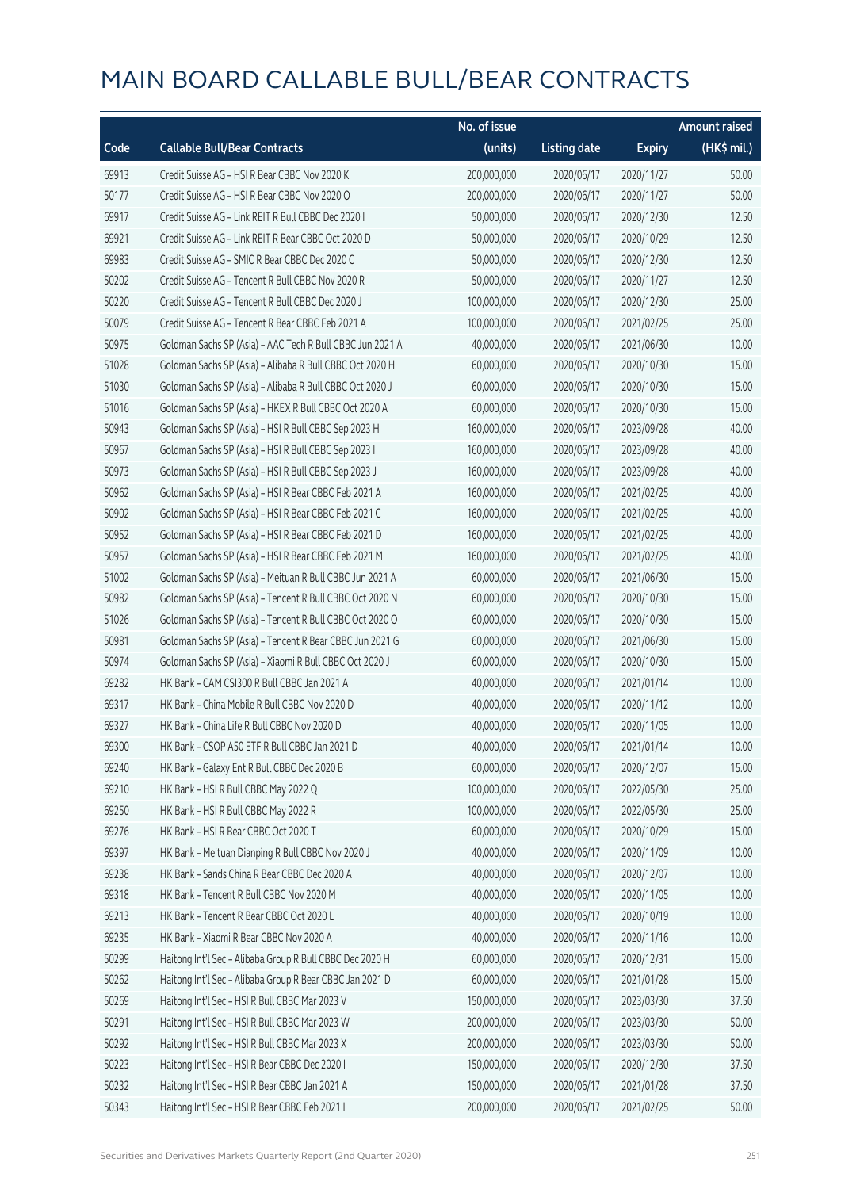# MAIN BOARD CALLABLE BULL/BEAR CONTRACTS

| Code | Callable Bull/Bear Contracts | No. of issue (units) | Listing date | Expiry | Amount raised (HK$ mil.) |
|---|---|---|---|---|---|
| 69913 | Credit Suisse AG – HSI R Bear CBBC Nov 2020 K | 200,000,000 | 2020/06/17 | 2020/11/27 | 50.00 |
| 50177 | Credit Suisse AG – HSI R Bear CBBC Nov 2020 O | 200,000,000 | 2020/06/17 | 2020/11/27 | 50.00 |
| 69917 | Credit Suisse AG – Link REIT R Bull CBBC Dec 2020 I | 50,000,000 | 2020/06/17 | 2020/12/30 | 12.50 |
| 69921 | Credit Suisse AG – Link REIT R Bear CBBC Oct 2020 D | 50,000,000 | 2020/06/17 | 2020/10/29 | 12.50 |
| 69983 | Credit Suisse AG – SMIC R Bear CBBC Dec 2020 C | 50,000,000 | 2020/06/17 | 2020/12/30 | 12.50 |
| 50202 | Credit Suisse AG – Tencent R Bull CBBC Nov 2020 R | 50,000,000 | 2020/06/17 | 2020/11/27 | 12.50 |
| 50220 | Credit Suisse AG – Tencent R Bull CBBC Dec 2020 J | 100,000,000 | 2020/06/17 | 2020/12/30 | 25.00 |
| 50079 | Credit Suisse AG – Tencent R Bear CBBC Feb 2021 A | 100,000,000 | 2020/06/17 | 2021/02/25 | 25.00 |
| 50975 | Goldman Sachs SP (Asia) – AAC Tech R Bull CBBC Jun 2021 A | 40,000,000 | 2020/06/17 | 2021/06/30 | 10.00 |
| 51028 | Goldman Sachs SP (Asia) – Alibaba R Bull CBBC Oct 2020 H | 60,000,000 | 2020/06/17 | 2020/10/30 | 15.00 |
| 51030 | Goldman Sachs SP (Asia) – Alibaba R Bull CBBC Oct 2020 J | 60,000,000 | 2020/06/17 | 2020/10/30 | 15.00 |
| 51016 | Goldman Sachs SP (Asia) – HKEX R Bull CBBC Oct 2020 A | 60,000,000 | 2020/06/17 | 2020/10/30 | 15.00 |
| 50943 | Goldman Sachs SP (Asia) – HSI R Bull CBBC Sep 2023 H | 160,000,000 | 2020/06/17 | 2023/09/28 | 40.00 |
| 50967 | Goldman Sachs SP (Asia) – HSI R Bull CBBC Sep 2023 I | 160,000,000 | 2020/06/17 | 2023/09/28 | 40.00 |
| 50973 | Goldman Sachs SP (Asia) – HSI R Bull CBBC Sep 2023 J | 160,000,000 | 2020/06/17 | 2023/09/28 | 40.00 |
| 50962 | Goldman Sachs SP (Asia) – HSI R Bear CBBC Feb 2021 A | 160,000,000 | 2020/06/17 | 2021/02/25 | 40.00 |
| 50902 | Goldman Sachs SP (Asia) – HSI R Bear CBBC Feb 2021 C | 160,000,000 | 2020/06/17 | 2021/02/25 | 40.00 |
| 50952 | Goldman Sachs SP (Asia) – HSI R Bear CBBC Feb 2021 D | 160,000,000 | 2020/06/17 | 2021/02/25 | 40.00 |
| 50957 | Goldman Sachs SP (Asia) – HSI R Bear CBBC Feb 2021 M | 160,000,000 | 2020/06/17 | 2021/02/25 | 40.00 |
| 51002 | Goldman Sachs SP (Asia) – Meituan R Bull CBBC Jun 2021 A | 60,000,000 | 2020/06/17 | 2021/06/30 | 15.00 |
| 50982 | Goldman Sachs SP (Asia) – Tencent R Bull CBBC Oct 2020 N | 60,000,000 | 2020/06/17 | 2020/10/30 | 15.00 |
| 51026 | Goldman Sachs SP (Asia) – Tencent R Bull CBBC Oct 2020 O | 60,000,000 | 2020/06/17 | 2020/10/30 | 15.00 |
| 50981 | Goldman Sachs SP (Asia) – Tencent R Bear CBBC Jun 2021 G | 60,000,000 | 2020/06/17 | 2021/06/30 | 15.00 |
| 50974 | Goldman Sachs SP (Asia) – Xiaomi R Bull CBBC Oct 2020 J | 60,000,000 | 2020/06/17 | 2020/10/30 | 15.00 |
| 69282 | HK Bank – CAM CSI300 R Bull CBBC Jan 2021 A | 40,000,000 | 2020/06/17 | 2021/01/14 | 10.00 |
| 69317 | HK Bank – China Mobile R Bull CBBC Nov 2020 D | 40,000,000 | 2020/06/17 | 2020/11/12 | 10.00 |
| 69327 | HK Bank – China Life R Bull CBBC Nov 2020 D | 40,000,000 | 2020/06/17 | 2020/11/05 | 10.00 |
| 69300 | HK Bank – CSOP A50 ETF R Bull CBBC Jan 2021 D | 40,000,000 | 2020/06/17 | 2021/01/14 | 10.00 |
| 69240 | HK Bank – Galaxy Ent R Bull CBBC Dec 2020 B | 60,000,000 | 2020/06/17 | 2020/12/07 | 15.00 |
| 69210 | HK Bank – HSI R Bull CBBC May 2022 Q | 100,000,000 | 2020/06/17 | 2022/05/30 | 25.00 |
| 69250 | HK Bank – HSI R Bull CBBC May 2022 R | 100,000,000 | 2020/06/17 | 2022/05/30 | 25.00 |
| 69276 | HK Bank – HSI R Bear CBBC Oct 2020 T | 60,000,000 | 2020/06/17 | 2020/10/29 | 15.00 |
| 69397 | HK Bank – Meituan Dianping R Bull CBBC Nov 2020 J | 40,000,000 | 2020/06/17 | 2020/11/09 | 10.00 |
| 69238 | HK Bank – Sands China R Bear CBBC Dec 2020 A | 40,000,000 | 2020/06/17 | 2020/12/07 | 10.00 |
| 69318 | HK Bank – Tencent R Bull CBBC Nov 2020 M | 40,000,000 | 2020/06/17 | 2020/11/05 | 10.00 |
| 69213 | HK Bank – Tencent R Bear CBBC Oct 2020 L | 40,000,000 | 2020/06/17 | 2020/10/19 | 10.00 |
| 69235 | HK Bank – Xiaomi R Bear CBBC Nov 2020 A | 40,000,000 | 2020/06/17 | 2020/11/16 | 10.00 |
| 50299 | Haitong Int'l Sec – Alibaba Group R Bull CBBC Dec 2020 H | 60,000,000 | 2020/06/17 | 2020/12/31 | 15.00 |
| 50262 | Haitong Int'l Sec – Alibaba Group R Bear CBBC Jan 2021 D | 60,000,000 | 2020/06/17 | 2021/01/28 | 15.00 |
| 50269 | Haitong Int'l Sec – HSI R Bull CBBC Mar 2023 V | 150,000,000 | 2020/06/17 | 2023/03/30 | 37.50 |
| 50291 | Haitong Int'l Sec – HSI R Bull CBBC Mar 2023 W | 200,000,000 | 2020/06/17 | 2023/03/30 | 50.00 |
| 50292 | Haitong Int'l Sec – HSI R Bull CBBC Mar 2023 X | 200,000,000 | 2020/06/17 | 2023/03/30 | 50.00 |
| 50223 | Haitong Int'l Sec – HSI R Bear CBBC Dec 2020 I | 150,000,000 | 2020/06/17 | 2020/12/30 | 37.50 |
| 50232 | Haitong Int'l Sec – HSI R Bear CBBC Jan 2021 A | 150,000,000 | 2020/06/17 | 2021/01/28 | 37.50 |
| 50343 | Haitong Int'l Sec – HSI R Bear CBBC Feb 2021 I | 200,000,000 | 2020/06/17 | 2021/02/25 | 50.00 |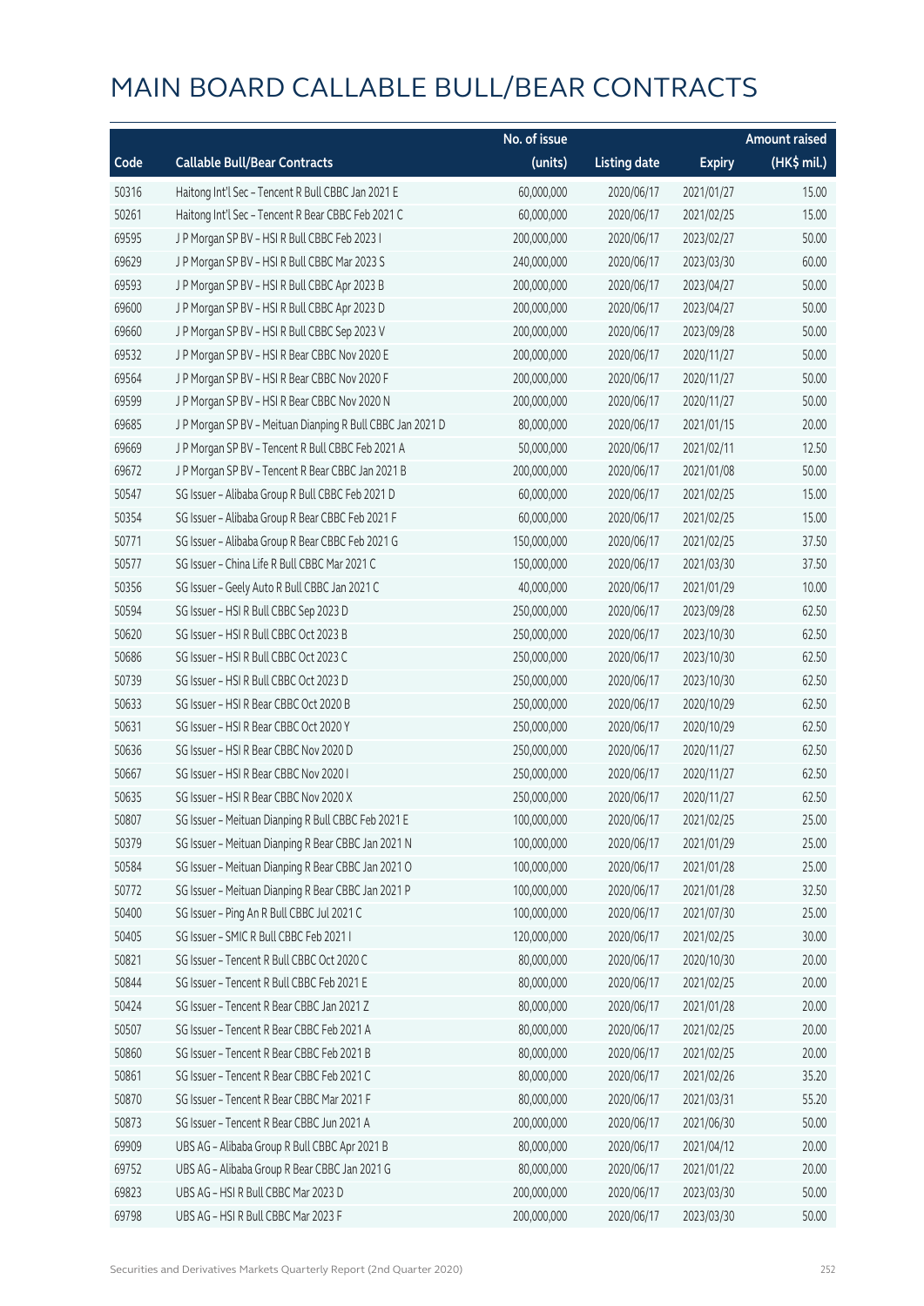# MAIN BOARD CALLABLE BULL/BEAR CONTRACTS

| Code | Callable Bull/Bear Contracts | No. of issue (units) | Listing date | Expiry | Amount raised (HK$ mil.) |
|---|---|---|---|---|---|
| 50316 | Haitong Int'l Sec – Tencent R Bull CBBC Jan 2021 E | 60,000,000 | 2020/06/17 | 2021/01/27 | 15.00 |
| 50261 | Haitong Int'l Sec – Tencent R Bear CBBC Feb 2021 C | 60,000,000 | 2020/06/17 | 2021/02/25 | 15.00 |
| 69595 | J P Morgan SP BV – HSI R Bull CBBC Feb 2023 I | 200,000,000 | 2020/06/17 | 2023/02/27 | 50.00 |
| 69629 | J P Morgan SP BV – HSI R Bull CBBC Mar 2023 S | 240,000,000 | 2020/06/17 | 2023/03/30 | 60.00 |
| 69593 | J P Morgan SP BV – HSI R Bull CBBC Apr 2023 B | 200,000,000 | 2020/06/17 | 2023/04/27 | 50.00 |
| 69600 | J P Morgan SP BV – HSI R Bull CBBC Apr 2023 D | 200,000,000 | 2020/06/17 | 2023/04/27 | 50.00 |
| 69660 | J P Morgan SP BV – HSI R Bull CBBC Sep 2023 V | 200,000,000 | 2020/06/17 | 2023/09/28 | 50.00 |
| 69532 | J P Morgan SP BV – HSI R Bear CBBC Nov 2020 E | 200,000,000 | 2020/06/17 | 2020/11/27 | 50.00 |
| 69564 | J P Morgan SP BV – HSI R Bear CBBC Nov 2020 F | 200,000,000 | 2020/06/17 | 2020/11/27 | 50.00 |
| 69599 | J P Morgan SP BV – HSI R Bear CBBC Nov 2020 N | 200,000,000 | 2020/06/17 | 2020/11/27 | 50.00 |
| 69685 | J P Morgan SP BV – Meituan Dianping R Bull CBBC Jan 2021 D | 80,000,000 | 2020/06/17 | 2021/01/15 | 20.00 |
| 69669 | J P Morgan SP BV – Tencent R Bull CBBC Feb 2021 A | 50,000,000 | 2020/06/17 | 2021/02/11 | 12.50 |
| 69672 | J P Morgan SP BV – Tencent R Bear CBBC Jan 2021 B | 200,000,000 | 2020/06/17 | 2021/01/08 | 50.00 |
| 50547 | SG Issuer – Alibaba Group R Bull CBBC Feb 2021 D | 60,000,000 | 2020/06/17 | 2021/02/25 | 15.00 |
| 50354 | SG Issuer – Alibaba Group R Bear CBBC Feb 2021 F | 60,000,000 | 2020/06/17 | 2021/02/25 | 15.00 |
| 50771 | SG Issuer – Alibaba Group R Bear CBBC Feb 2021 G | 150,000,000 | 2020/06/17 | 2021/02/25 | 37.50 |
| 50577 | SG Issuer – China Life R Bull CBBC Mar 2021 C | 150,000,000 | 2020/06/17 | 2021/03/30 | 37.50 |
| 50356 | SG Issuer – Geely Auto R Bull CBBC Jan 2021 C | 40,000,000 | 2020/06/17 | 2021/01/29 | 10.00 |
| 50594 | SG Issuer – HSI R Bull CBBC Sep 2023 D | 250,000,000 | 2020/06/17 | 2023/09/28 | 62.50 |
| 50620 | SG Issuer – HSI R Bull CBBC Oct 2023 B | 250,000,000 | 2020/06/17 | 2023/10/30 | 62.50 |
| 50686 | SG Issuer – HSI R Bull CBBC Oct 2023 C | 250,000,000 | 2020/06/17 | 2023/10/30 | 62.50 |
| 50739 | SG Issuer – HSI R Bull CBBC Oct 2023 D | 250,000,000 | 2020/06/17 | 2023/10/30 | 62.50 |
| 50633 | SG Issuer – HSI R Bear CBBC Oct 2020 B | 250,000,000 | 2020/06/17 | 2020/10/29 | 62.50 |
| 50631 | SG Issuer – HSI R Bear CBBC Oct 2020 Y | 250,000,000 | 2020/06/17 | 2020/10/29 | 62.50 |
| 50636 | SG Issuer – HSI R Bear CBBC Nov 2020 D | 250,000,000 | 2020/06/17 | 2020/11/27 | 62.50 |
| 50667 | SG Issuer – HSI R Bear CBBC Nov 2020 I | 250,000,000 | 2020/06/17 | 2020/11/27 | 62.50 |
| 50635 | SG Issuer – HSI R Bear CBBC Nov 2020 X | 250,000,000 | 2020/06/17 | 2020/11/27 | 62.50 |
| 50807 | SG Issuer – Meituan Dianping R Bull CBBC Feb 2021 E | 100,000,000 | 2020/06/17 | 2021/02/25 | 25.00 |
| 50379 | SG Issuer – Meituan Dianping R Bear CBBC Jan 2021 N | 100,000,000 | 2020/06/17 | 2021/01/29 | 25.00 |
| 50584 | SG Issuer – Meituan Dianping R Bear CBBC Jan 2021 O | 100,000,000 | 2020/06/17 | 2021/01/28 | 25.00 |
| 50772 | SG Issuer – Meituan Dianping R Bear CBBC Jan 2021 P | 100,000,000 | 2020/06/17 | 2021/01/28 | 32.50 |
| 50400 | SG Issuer – Ping An R Bull CBBC Jul 2021 C | 100,000,000 | 2020/06/17 | 2021/07/30 | 25.00 |
| 50405 | SG Issuer – SMIC R Bull CBBC Feb 2021 I | 120,000,000 | 2020/06/17 | 2021/02/25 | 30.00 |
| 50821 | SG Issuer – Tencent R Bull CBBC Oct 2020 C | 80,000,000 | 2020/06/17 | 2020/10/30 | 20.00 |
| 50844 | SG Issuer – Tencent R Bull CBBC Feb 2021 E | 80,000,000 | 2020/06/17 | 2021/02/25 | 20.00 |
| 50424 | SG Issuer – Tencent R Bear CBBC Jan 2021 Z | 80,000,000 | 2020/06/17 | 2021/01/28 | 20.00 |
| 50507 | SG Issuer – Tencent R Bear CBBC Feb 2021 A | 80,000,000 | 2020/06/17 | 2021/02/25 | 20.00 |
| 50860 | SG Issuer – Tencent R Bear CBBC Feb 2021 B | 80,000,000 | 2020/06/17 | 2021/02/25 | 20.00 |
| 50861 | SG Issuer – Tencent R Bear CBBC Feb 2021 C | 80,000,000 | 2020/06/17 | 2021/02/26 | 35.20 |
| 50870 | SG Issuer – Tencent R Bear CBBC Mar 2021 F | 80,000,000 | 2020/06/17 | 2021/03/31 | 55.20 |
| 50873 | SG Issuer – Tencent R Bear CBBC Jun 2021 A | 200,000,000 | 2020/06/17 | 2021/06/30 | 50.00 |
| 69909 | UBS AG – Alibaba Group R Bull CBBC Apr 2021 B | 80,000,000 | 2020/06/17 | 2021/04/12 | 20.00 |
| 69752 | UBS AG – Alibaba Group R Bear CBBC Jan 2021 G | 80,000,000 | 2020/06/17 | 2021/01/22 | 20.00 |
| 69823 | UBS AG – HSI R Bull CBBC Mar 2023 D | 200,000,000 | 2020/06/17 | 2023/03/30 | 50.00 |
| 69798 | UBS AG – HSI R Bull CBBC Mar 2023 F | 200,000,000 | 2020/06/17 | 2023/03/30 | 50.00 |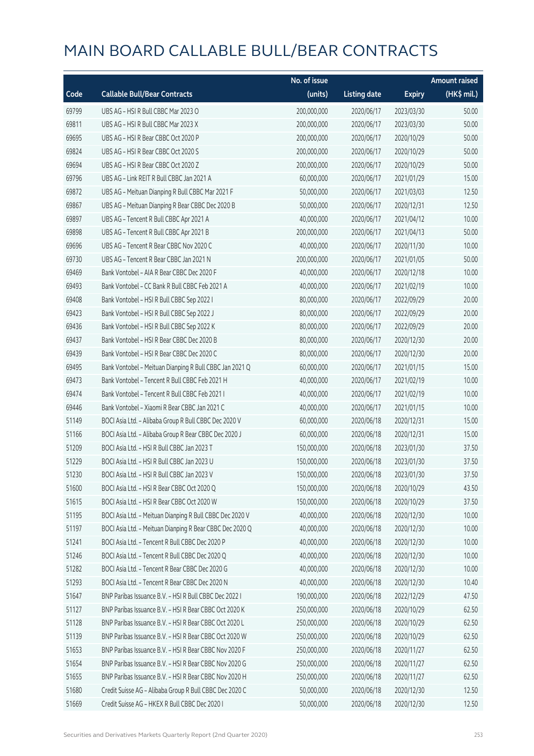# MAIN BOARD CALLABLE BULL/BEAR CONTRACTS

| Code | Callable Bull/Bear Contracts | No. of issue (units) | Listing date | Expiry | Amount raised (HK$ mil.) |
|---|---|---|---|---|---|
| 69799 | UBS AG – HSI R Bull CBBC Mar 2023 O | 200,000,000 | 2020/06/17 | 2023/03/30 | 50.00 |
| 69811 | UBS AG – HSI R Bull CBBC Mar 2023 X | 200,000,000 | 2020/06/17 | 2023/03/30 | 50.00 |
| 69695 | UBS AG – HSI R Bear CBBC Oct 2020 P | 200,000,000 | 2020/06/17 | 2020/10/29 | 50.00 |
| 69824 | UBS AG – HSI R Bear CBBC Oct 2020 S | 200,000,000 | 2020/06/17 | 2020/10/29 | 50.00 |
| 69694 | UBS AG – HSI R Bear CBBC Oct 2020 Z | 200,000,000 | 2020/06/17 | 2020/10/29 | 50.00 |
| 69796 | UBS AG – Link REIT R Bull CBBC Jan 2021 A | 60,000,000 | 2020/06/17 | 2021/01/29 | 15.00 |
| 69872 | UBS AG – Meituan Dianping R Bull CBBC Mar 2021 F | 50,000,000 | 2020/06/17 | 2021/03/03 | 12.50 |
| 69867 | UBS AG – Meituan Dianping R Bear CBBC Dec 2020 B | 50,000,000 | 2020/06/17 | 2020/12/31 | 12.50 |
| 69897 | UBS AG – Tencent R Bull CBBC Apr 2021 A | 40,000,000 | 2020/06/17 | 2021/04/12 | 10.00 |
| 69898 | UBS AG – Tencent R Bull CBBC Apr 2021 B | 200,000,000 | 2020/06/17 | 2021/04/13 | 50.00 |
| 69696 | UBS AG – Tencent R Bear CBBC Nov 2020 C | 40,000,000 | 2020/06/17 | 2020/11/30 | 10.00 |
| 69730 | UBS AG – Tencent R Bear CBBC Jan 2021 N | 200,000,000 | 2020/06/17 | 2021/01/05 | 50.00 |
| 69469 | Bank Vontobel – AIA R Bear CBBC Dec 2020 F | 40,000,000 | 2020/06/17 | 2020/12/18 | 10.00 |
| 69493 | Bank Vontobel – CC Bank R Bull CBBC Feb 2021 A | 40,000,000 | 2020/06/17 | 2021/02/19 | 10.00 |
| 69408 | Bank Vontobel – HSI R Bull CBBC Sep 2022 I | 80,000,000 | 2020/06/17 | 2022/09/29 | 20.00 |
| 69423 | Bank Vontobel – HSI R Bull CBBC Sep 2022 J | 80,000,000 | 2020/06/17 | 2022/09/29 | 20.00 |
| 69436 | Bank Vontobel – HSI R Bull CBBC Sep 2022 K | 80,000,000 | 2020/06/17 | 2022/09/29 | 20.00 |
| 69437 | Bank Vontobel – HSI R Bear CBBC Dec 2020 B | 80,000,000 | 2020/06/17 | 2020/12/30 | 20.00 |
| 69439 | Bank Vontobel – HSI R Bear CBBC Dec 2020 C | 80,000,000 | 2020/06/17 | 2020/12/30 | 20.00 |
| 69495 | Bank Vontobel – Meituan Dianping R Bull CBBC Jan 2021 Q | 60,000,000 | 2020/06/17 | 2021/01/15 | 15.00 |
| 69473 | Bank Vontobel – Tencent R Bull CBBC Feb 2021 H | 40,000,000 | 2020/06/17 | 2021/02/19 | 10.00 |
| 69474 | Bank Vontobel – Tencent R Bull CBBC Feb 2021 I | 40,000,000 | 2020/06/17 | 2021/02/19 | 10.00 |
| 69446 | Bank Vontobel – Xiaomi R Bear CBBC Jan 2021 C | 40,000,000 | 2020/06/17 | 2021/01/15 | 10.00 |
| 51149 | BOCI Asia Ltd. – Alibaba Group R Bull CBBC Dec 2020 V | 60,000,000 | 2020/06/18 | 2020/12/31 | 15.00 |
| 51166 | BOCI Asia Ltd. – Alibaba Group R Bear CBBC Dec 2020 J | 60,000,000 | 2020/06/18 | 2020/12/31 | 15.00 |
| 51209 | BOCI Asia Ltd. – HSI R Bull CBBC Jan 2023 T | 150,000,000 | 2020/06/18 | 2023/01/30 | 37.50 |
| 51229 | BOCI Asia Ltd. – HSI R Bull CBBC Jan 2023 U | 150,000,000 | 2020/06/18 | 2023/01/30 | 37.50 |
| 51230 | BOCI Asia Ltd. – HSI R Bull CBBC Jan 2023 V | 150,000,000 | 2020/06/18 | 2023/01/30 | 37.50 |
| 51600 | BOCI Asia Ltd. – HSI R Bear CBBC Oct 2020 Q | 150,000,000 | 2020/06/18 | 2020/10/29 | 43.50 |
| 51615 | BOCI Asia Ltd. – HSI R Bear CBBC Oct 2020 W | 150,000,000 | 2020/06/18 | 2020/10/29 | 37.50 |
| 51195 | BOCI Asia Ltd. – Meituan Dianping R Bull CBBC Dec 2020 V | 40,000,000 | 2020/06/18 | 2020/12/30 | 10.00 |
| 51197 | BOCI Asia Ltd. – Meituan Dianping R Bear CBBC Dec 2020 Q | 40,000,000 | 2020/06/18 | 2020/12/30 | 10.00 |
| 51241 | BOCI Asia Ltd. – Tencent R Bull CBBC Dec 2020 P | 40,000,000 | 2020/06/18 | 2020/12/30 | 10.00 |
| 51246 | BOCI Asia Ltd. – Tencent R Bull CBBC Dec 2020 Q | 40,000,000 | 2020/06/18 | 2020/12/30 | 10.00 |
| 51282 | BOCI Asia Ltd. – Tencent R Bear CBBC Dec 2020 G | 40,000,000 | 2020/06/18 | 2020/12/30 | 10.00 |
| 51293 | BOCI Asia Ltd. – Tencent R Bear CBBC Dec 2020 N | 40,000,000 | 2020/06/18 | 2020/12/30 | 10.40 |
| 51647 | BNP Paribas Issuance B.V. – HSI R Bull CBBC Dec 2022 I | 190,000,000 | 2020/06/18 | 2022/12/29 | 47.50 |
| 51127 | BNP Paribas Issuance B.V. – HSI R Bear CBBC Oct 2020 K | 250,000,000 | 2020/06/18 | 2020/10/29 | 62.50 |
| 51128 | BNP Paribas Issuance B.V. – HSI R Bear CBBC Oct 2020 L | 250,000,000 | 2020/06/18 | 2020/10/29 | 62.50 |
| 51139 | BNP Paribas Issuance B.V. – HSI R Bear CBBC Oct 2020 W | 250,000,000 | 2020/06/18 | 2020/10/29 | 62.50 |
| 51653 | BNP Paribas Issuance B.V. – HSI R Bear CBBC Nov 2020 F | 250,000,000 | 2020/06/18 | 2020/11/27 | 62.50 |
| 51654 | BNP Paribas Issuance B.V. – HSI R Bear CBBC Nov 2020 G | 250,000,000 | 2020/06/18 | 2020/11/27 | 62.50 |
| 51655 | BNP Paribas Issuance B.V. – HSI R Bear CBBC Nov 2020 H | 250,000,000 | 2020/06/18 | 2020/11/27 | 62.50 |
| 51680 | Credit Suisse AG – Alibaba Group R Bull CBBC Dec 2020 C | 50,000,000 | 2020/06/18 | 2020/12/30 | 12.50 |
| 51669 | Credit Suisse AG – HKEX R Bull CBBC Dec 2020 I | 50,000,000 | 2020/06/18 | 2020/12/30 | 12.50 |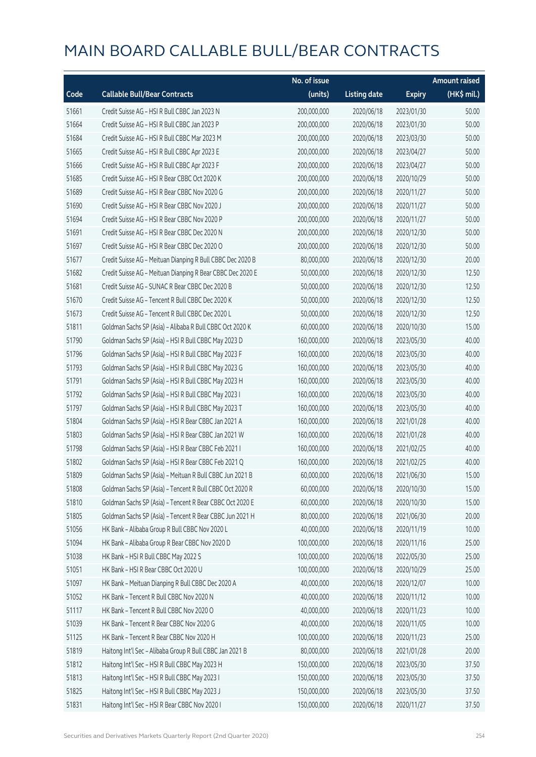# MAIN BOARD CALLABLE BULL/BEAR CONTRACTS

| Code | Callable Bull/Bear Contracts | No. of issue (units) | Listing date | Expiry | Amount raised (HK$ mil.) |
|---|---|---|---|---|---|
| 51661 | Credit Suisse AG – HSI R Bull CBBC Jan 2023 N | 200,000,000 | 2020/06/18 | 2023/01/30 | 50.00 |
| 51664 | Credit Suisse AG – HSI R Bull CBBC Jan 2023 P | 200,000,000 | 2020/06/18 | 2023/01/30 | 50.00 |
| 51684 | Credit Suisse AG – HSI R Bull CBBC Mar 2023 M | 200,000,000 | 2020/06/18 | 2023/03/30 | 50.00 |
| 51665 | Credit Suisse AG – HSI R Bull CBBC Apr 2023 E | 200,000,000 | 2020/06/18 | 2023/04/27 | 50.00 |
| 51666 | Credit Suisse AG – HSI R Bull CBBC Apr 2023 F | 200,000,000 | 2020/06/18 | 2023/04/27 | 50.00 |
| 51685 | Credit Suisse AG – HSI R Bear CBBC Oct 2020 K | 200,000,000 | 2020/06/18 | 2020/10/29 | 50.00 |
| 51689 | Credit Suisse AG – HSI R Bear CBBC Nov 2020 G | 200,000,000 | 2020/06/18 | 2020/11/27 | 50.00 |
| 51690 | Credit Suisse AG – HSI R Bear CBBC Nov 2020 J | 200,000,000 | 2020/06/18 | 2020/11/27 | 50.00 |
| 51694 | Credit Suisse AG – HSI R Bear CBBC Nov 2020 P | 200,000,000 | 2020/06/18 | 2020/11/27 | 50.00 |
| 51691 | Credit Suisse AG – HSI R Bear CBBC Dec 2020 N | 200,000,000 | 2020/06/18 | 2020/12/30 | 50.00 |
| 51697 | Credit Suisse AG – HSI R Bear CBBC Dec 2020 O | 200,000,000 | 2020/06/18 | 2020/12/30 | 50.00 |
| 51677 | Credit Suisse AG – Meituan Dianping R Bull CBBC Dec 2020 B | 80,000,000 | 2020/06/18 | 2020/12/30 | 20.00 |
| 51682 | Credit Suisse AG – Meituan Dianping R Bear CBBC Dec 2020 E | 50,000,000 | 2020/06/18 | 2020/12/30 | 12.50 |
| 51681 | Credit Suisse AG – SUNAC R Bear CBBC Dec 2020 B | 50,000,000 | 2020/06/18 | 2020/12/30 | 12.50 |
| 51670 | Credit Suisse AG – Tencent R Bull CBBC Dec 2020 K | 50,000,000 | 2020/06/18 | 2020/12/30 | 12.50 |
| 51673 | Credit Suisse AG – Tencent R Bull CBBC Dec 2020 L | 50,000,000 | 2020/06/18 | 2020/12/30 | 12.50 |
| 51811 | Goldman Sachs SP (Asia) – Alibaba R Bull CBBC Oct 2020 K | 60,000,000 | 2020/06/18 | 2020/10/30 | 15.00 |
| 51790 | Goldman Sachs SP (Asia) – HSI R Bull CBBC May 2023 D | 160,000,000 | 2020/06/18 | 2023/05/30 | 40.00 |
| 51796 | Goldman Sachs SP (Asia) – HSI R Bull CBBC May 2023 F | 160,000,000 | 2020/06/18 | 2023/05/30 | 40.00 |
| 51793 | Goldman Sachs SP (Asia) – HSI R Bull CBBC May 2023 G | 160,000,000 | 2020/06/18 | 2023/05/30 | 40.00 |
| 51791 | Goldman Sachs SP (Asia) – HSI R Bull CBBC May 2023 H | 160,000,000 | 2020/06/18 | 2023/05/30 | 40.00 |
| 51792 | Goldman Sachs SP (Asia) – HSI R Bull CBBC May 2023 I | 160,000,000 | 2020/06/18 | 2023/05/30 | 40.00 |
| 51797 | Goldman Sachs SP (Asia) – HSI R Bull CBBC May 2023 T | 160,000,000 | 2020/06/18 | 2023/05/30 | 40.00 |
| 51804 | Goldman Sachs SP (Asia) – HSI R Bear CBBC Jan 2021 A | 160,000,000 | 2020/06/18 | 2021/01/28 | 40.00 |
| 51803 | Goldman Sachs SP (Asia) – HSI R Bear CBBC Jan 2021 W | 160,000,000 | 2020/06/18 | 2021/01/28 | 40.00 |
| 51798 | Goldman Sachs SP (Asia) – HSI R Bear CBBC Feb 2021 I | 160,000,000 | 2020/06/18 | 2021/02/25 | 40.00 |
| 51802 | Goldman Sachs SP (Asia) – HSI R Bear CBBC Feb 2021 Q | 160,000,000 | 2020/06/18 | 2021/02/25 | 40.00 |
| 51809 | Goldman Sachs SP (Asia) – Meituan R Bull CBBC Jun 2021 B | 60,000,000 | 2020/06/18 | 2021/06/30 | 15.00 |
| 51808 | Goldman Sachs SP (Asia) – Tencent R Bull CBBC Oct 2020 R | 60,000,000 | 2020/06/18 | 2020/10/30 | 15.00 |
| 51810 | Goldman Sachs SP (Asia) – Tencent R Bear CBBC Oct 2020 E | 60,000,000 | 2020/06/18 | 2020/10/30 | 15.00 |
| 51805 | Goldman Sachs SP (Asia) – Tencent R Bear CBBC Jun 2021 H | 80,000,000 | 2020/06/18 | 2021/06/30 | 20.00 |
| 51056 | HK Bank – Alibaba Group R Bull CBBC Nov 2020 L | 40,000,000 | 2020/06/18 | 2020/11/19 | 10.00 |
| 51094 | HK Bank – Alibaba Group R Bear CBBC Nov 2020 D | 100,000,000 | 2020/06/18 | 2020/11/16 | 25.00 |
| 51038 | HK Bank – HSI R Bull CBBC May 2022 S | 100,000,000 | 2020/06/18 | 2022/05/30 | 25.00 |
| 51051 | HK Bank – HSI R Bear CBBC Oct 2020 U | 100,000,000 | 2020/06/18 | 2020/10/29 | 25.00 |
| 51097 | HK Bank – Meituan Dianping R Bull CBBC Dec 2020 A | 40,000,000 | 2020/06/18 | 2020/12/07 | 10.00 |
| 51052 | HK Bank – Tencent R Bull CBBC Nov 2020 N | 40,000,000 | 2020/06/18 | 2020/11/12 | 10.00 |
| 51117 | HK Bank – Tencent R Bull CBBC Nov 2020 O | 40,000,000 | 2020/06/18 | 2020/11/23 | 10.00 |
| 51039 | HK Bank – Tencent R Bear CBBC Nov 2020 G | 40,000,000 | 2020/06/18 | 2020/11/05 | 10.00 |
| 51125 | HK Bank – Tencent R Bear CBBC Nov 2020 H | 100,000,000 | 2020/06/18 | 2020/11/23 | 25.00 |
| 51819 | Haitong Int'l Sec – Alibaba Group R Bull CBBC Jan 2021 B | 80,000,000 | 2020/06/18 | 2021/01/28 | 20.00 |
| 51812 | Haitong Int'l Sec – HSI R Bull CBBC May 2023 H | 150,000,000 | 2020/06/18 | 2023/05/30 | 37.50 |
| 51813 | Haitong Int'l Sec – HSI R Bull CBBC May 2023 I | 150,000,000 | 2020/06/18 | 2023/05/30 | 37.50 |
| 51825 | Haitong Int'l Sec – HSI R Bull CBBC May 2023 J | 150,000,000 | 2020/06/18 | 2023/05/30 | 37.50 |
| 51831 | Haitong Int'l Sec – HSI R Bear CBBC Nov 2020 I | 150,000,000 | 2020/06/18 | 2020/11/27 | 37.50 |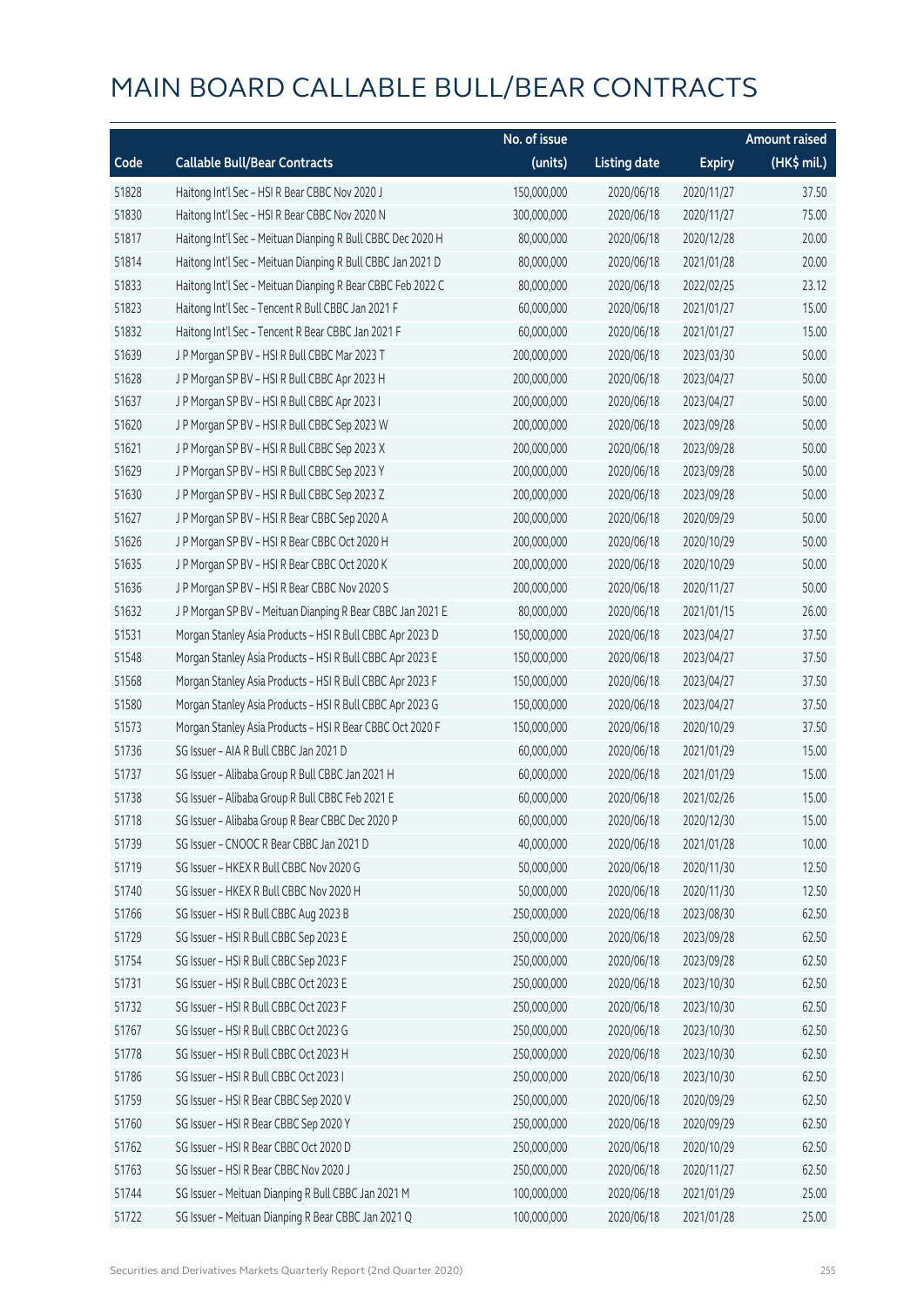# MAIN BOARD CALLABLE BULL/BEAR CONTRACTS

| Code | Callable Bull/Bear Contracts | No. of issue (units) | Listing date | Expiry | Amount raised (HK$ mil.) |
|---|---|---|---|---|---|
| 51828 | Haitong Int'l Sec – HSI R Bear CBBC Nov 2020 J | 150,000,000 | 2020/06/18 | 2020/11/27 | 37.50 |
| 51830 | Haitong Int'l Sec – HSI R Bear CBBC Nov 2020 N | 300,000,000 | 2020/06/18 | 2020/11/27 | 75.00 |
| 51817 | Haitong Int'l Sec – Meituan Dianping R Bull CBBC Dec 2020 H | 80,000,000 | 2020/06/18 | 2020/12/28 | 20.00 |
| 51814 | Haitong Int'l Sec – Meituan Dianping R Bull CBBC Jan 2021 D | 80,000,000 | 2020/06/18 | 2021/01/28 | 20.00 |
| 51833 | Haitong Int'l Sec – Meituan Dianping R Bear CBBC Feb 2022 C | 80,000,000 | 2020/06/18 | 2022/02/25 | 23.12 |
| 51823 | Haitong Int'l Sec – Tencent R Bull CBBC Jan 2021 F | 60,000,000 | 2020/06/18 | 2021/01/27 | 15.00 |
| 51832 | Haitong Int'l Sec – Tencent R Bear CBBC Jan 2021 F | 60,000,000 | 2020/06/18 | 2021/01/27 | 15.00 |
| 51639 | J P Morgan SP BV – HSI R Bull CBBC Mar 2023 T | 200,000,000 | 2020/06/18 | 2023/03/30 | 50.00 |
| 51628 | J P Morgan SP BV – HSI R Bull CBBC Apr 2023 H | 200,000,000 | 2020/06/18 | 2023/04/27 | 50.00 |
| 51637 | J P Morgan SP BV – HSI R Bull CBBC Apr 2023 I | 200,000,000 | 2020/06/18 | 2023/04/27 | 50.00 |
| 51620 | J P Morgan SP BV – HSI R Bull CBBC Sep 2023 W | 200,000,000 | 2020/06/18 | 2023/09/28 | 50.00 |
| 51621 | J P Morgan SP BV – HSI R Bull CBBC Sep 2023 X | 200,000,000 | 2020/06/18 | 2023/09/28 | 50.00 |
| 51629 | J P Morgan SP BV – HSI R Bull CBBC Sep 2023 Y | 200,000,000 | 2020/06/18 | 2023/09/28 | 50.00 |
| 51630 | J P Morgan SP BV – HSI R Bull CBBC Sep 2023 Z | 200,000,000 | 2020/06/18 | 2023/09/28 | 50.00 |
| 51627 | J P Morgan SP BV – HSI R Bear CBBC Sep 2020 A | 200,000,000 | 2020/06/18 | 2020/09/29 | 50.00 |
| 51626 | J P Morgan SP BV – HSI R Bear CBBC Oct 2020 H | 200,000,000 | 2020/06/18 | 2020/10/29 | 50.00 |
| 51635 | J P Morgan SP BV – HSI R Bear CBBC Oct 2020 K | 200,000,000 | 2020/06/18 | 2020/10/29 | 50.00 |
| 51636 | J P Morgan SP BV – HSI R Bear CBBC Nov 2020 S | 200,000,000 | 2020/06/18 | 2020/11/27 | 50.00 |
| 51632 | J P Morgan SP BV – Meituan Dianping R Bear CBBC Jan 2021 E | 80,000,000 | 2020/06/18 | 2021/01/15 | 26.00 |
| 51531 | Morgan Stanley Asia Products – HSI R Bull CBBC Apr 2023 D | 150,000,000 | 2020/06/18 | 2023/04/27 | 37.50 |
| 51548 | Morgan Stanley Asia Products – HSI R Bull CBBC Apr 2023 E | 150,000,000 | 2020/06/18 | 2023/04/27 | 37.50 |
| 51568 | Morgan Stanley Asia Products – HSI R Bull CBBC Apr 2023 F | 150,000,000 | 2020/06/18 | 2023/04/27 | 37.50 |
| 51580 | Morgan Stanley Asia Products – HSI R Bull CBBC Apr 2023 G | 150,000,000 | 2020/06/18 | 2023/04/27 | 37.50 |
| 51573 | Morgan Stanley Asia Products – HSI R Bear CBBC Oct 2020 F | 150,000,000 | 2020/06/18 | 2020/10/29 | 37.50 |
| 51736 | SG Issuer – AIA R Bull CBBC Jan 2021 D | 60,000,000 | 2020/06/18 | 2021/01/29 | 15.00 |
| 51737 | SG Issuer – Alibaba Group R Bull CBBC Jan 2021 H | 60,000,000 | 2020/06/18 | 2021/01/29 | 15.00 |
| 51738 | SG Issuer – Alibaba Group R Bull CBBC Feb 2021 E | 60,000,000 | 2020/06/18 | 2021/02/26 | 15.00 |
| 51718 | SG Issuer – Alibaba Group R Bear CBBC Dec 2020 P | 60,000,000 | 2020/06/18 | 2020/12/30 | 15.00 |
| 51739 | SG Issuer – CNOOC R Bear CBBC Jan 2021 D | 40,000,000 | 2020/06/18 | 2021/01/28 | 10.00 |
| 51719 | SG Issuer – HKEX R Bull CBBC Nov 2020 G | 50,000,000 | 2020/06/18 | 2020/11/30 | 12.50 |
| 51740 | SG Issuer – HKEX R Bull CBBC Nov 2020 H | 50,000,000 | 2020/06/18 | 2020/11/30 | 12.50 |
| 51766 | SG Issuer – HSI R Bull CBBC Aug 2023 B | 250,000,000 | 2020/06/18 | 2023/08/30 | 62.50 |
| 51729 | SG Issuer – HSI R Bull CBBC Sep 2023 E | 250,000,000 | 2020/06/18 | 2023/09/28 | 62.50 |
| 51754 | SG Issuer – HSI R Bull CBBC Sep 2023 F | 250,000,000 | 2020/06/18 | 2023/09/28 | 62.50 |
| 51731 | SG Issuer – HSI R Bull CBBC Oct 2023 E | 250,000,000 | 2020/06/18 | 2023/10/30 | 62.50 |
| 51732 | SG Issuer – HSI R Bull CBBC Oct 2023 F | 250,000,000 | 2020/06/18 | 2023/10/30 | 62.50 |
| 51767 | SG Issuer – HSI R Bull CBBC Oct 2023 G | 250,000,000 | 2020/06/18 | 2023/10/30 | 62.50 |
| 51778 | SG Issuer – HSI R Bull CBBC Oct 2023 H | 250,000,000 | 2020/06/18 | 2023/10/30 | 62.50 |
| 51786 | SG Issuer – HSI R Bull CBBC Oct 2023 I | 250,000,000 | 2020/06/18 | 2023/10/30 | 62.50 |
| 51759 | SG Issuer – HSI R Bear CBBC Sep 2020 V | 250,000,000 | 2020/06/18 | 2020/09/29 | 62.50 |
| 51760 | SG Issuer – HSI R Bear CBBC Sep 2020 Y | 250,000,000 | 2020/06/18 | 2020/09/29 | 62.50 |
| 51762 | SG Issuer – HSI R Bear CBBC Oct 2020 D | 250,000,000 | 2020/06/18 | 2020/10/29 | 62.50 |
| 51763 | SG Issuer – HSI R Bear CBBC Nov 2020 J | 250,000,000 | 2020/06/18 | 2020/11/27 | 62.50 |
| 51744 | SG Issuer – Meituan Dianping R Bull CBBC Jan 2021 M | 100,000,000 | 2020/06/18 | 2021/01/29 | 25.00 |
| 51722 | SG Issuer – Meituan Dianping R Bear CBBC Jan 2021 Q | 100,000,000 | 2020/06/18 | 2021/01/28 | 25.00 |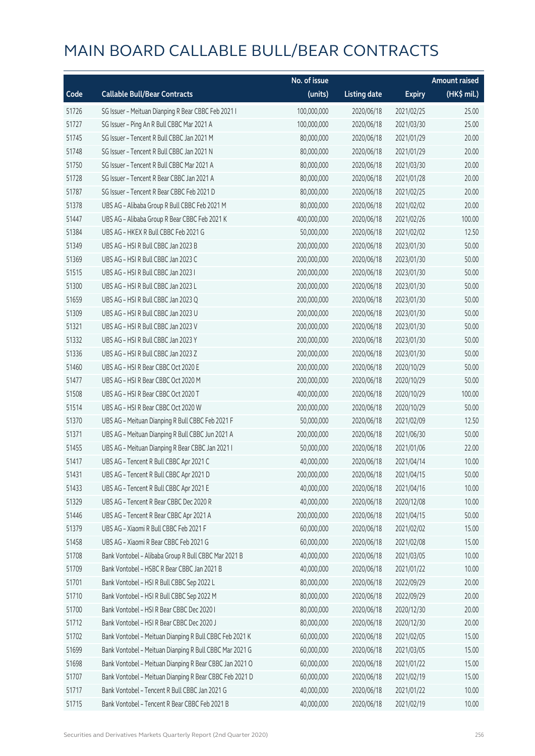# MAIN BOARD CALLABLE BULL/BEAR CONTRACTS

| Code | Callable Bull/Bear Contracts | No. of issue (units) | Listing date | Expiry | Amount raised (HK$ mil.) |
|---|---|---|---|---|---|
| 51726 | SG Issuer – Meituan Dianping R Bear CBBC Feb 2021 I | 100,000,000 | 2020/06/18 | 2021/02/25 | 25.00 |
| 51727 | SG Issuer – Ping An R Bull CBBC Mar 2021 A | 100,000,000 | 2020/06/18 | 2021/03/30 | 25.00 |
| 51745 | SG Issuer – Tencent R Bull CBBC Jan 2021 M | 80,000,000 | 2020/06/18 | 2021/01/29 | 20.00 |
| 51748 | SG Issuer – Tencent R Bull CBBC Jan 2021 N | 80,000,000 | 2020/06/18 | 2021/01/29 | 20.00 |
| 51750 | SG Issuer – Tencent R Bull CBBC Mar 2021 A | 80,000,000 | 2020/06/18 | 2021/03/30 | 20.00 |
| 51728 | SG Issuer – Tencent R Bear CBBC Jan 2021 A | 80,000,000 | 2020/06/18 | 2021/01/28 | 20.00 |
| 51787 | SG Issuer – Tencent R Bear CBBC Feb 2021 D | 80,000,000 | 2020/06/18 | 2021/02/25 | 20.00 |
| 51378 | UBS AG – Alibaba Group R Bull CBBC Feb 2021 M | 80,000,000 | 2020/06/18 | 2021/02/02 | 20.00 |
| 51447 | UBS AG – Alibaba Group R Bear CBBC Feb 2021 K | 400,000,000 | 2020/06/18 | 2021/02/26 | 100.00 |
| 51384 | UBS AG – HKEX R Bull CBBC Feb 2021 G | 50,000,000 | 2020/06/18 | 2021/02/02 | 12.50 |
| 51349 | UBS AG – HSI R Bull CBBC Jan 2023 B | 200,000,000 | 2020/06/18 | 2023/01/30 | 50.00 |
| 51369 | UBS AG – HSI R Bull CBBC Jan 2023 C | 200,000,000 | 2020/06/18 | 2023/01/30 | 50.00 |
| 51515 | UBS AG – HSI R Bull CBBC Jan 2023 I | 200,000,000 | 2020/06/18 | 2023/01/30 | 50.00 |
| 51300 | UBS AG – HSI R Bull CBBC Jan 2023 L | 200,000,000 | 2020/06/18 | 2023/01/30 | 50.00 |
| 51659 | UBS AG – HSI R Bull CBBC Jan 2023 Q | 200,000,000 | 2020/06/18 | 2023/01/30 | 50.00 |
| 51309 | UBS AG – HSI R Bull CBBC Jan 2023 U | 200,000,000 | 2020/06/18 | 2023/01/30 | 50.00 |
| 51321 | UBS AG – HSI R Bull CBBC Jan 2023 V | 200,000,000 | 2020/06/18 | 2023/01/30 | 50.00 |
| 51332 | UBS AG – HSI R Bull CBBC Jan 2023 Y | 200,000,000 | 2020/06/18 | 2023/01/30 | 50.00 |
| 51336 | UBS AG – HSI R Bull CBBC Jan 2023 Z | 200,000,000 | 2020/06/18 | 2023/01/30 | 50.00 |
| 51460 | UBS AG – HSI R Bear CBBC Oct 2020 E | 200,000,000 | 2020/06/18 | 2020/10/29 | 50.00 |
| 51477 | UBS AG – HSI R Bear CBBC Oct 2020 M | 200,000,000 | 2020/06/18 | 2020/10/29 | 50.00 |
| 51508 | UBS AG – HSI R Bear CBBC Oct 2020 T | 400,000,000 | 2020/06/18 | 2020/10/29 | 100.00 |
| 51514 | UBS AG – HSI R Bear CBBC Oct 2020 W | 200,000,000 | 2020/06/18 | 2020/10/29 | 50.00 |
| 51370 | UBS AG – Meituan Dianping R Bull CBBC Feb 2021 F | 50,000,000 | 2020/06/18 | 2021/02/09 | 12.50 |
| 51371 | UBS AG – Meituan Dianping R Bull CBBC Jun 2021 A | 200,000,000 | 2020/06/18 | 2021/06/30 | 50.00 |
| 51455 | UBS AG – Meituan Dianping R Bear CBBC Jan 2021 I | 50,000,000 | 2020/06/18 | 2021/01/06 | 22.00 |
| 51417 | UBS AG – Tencent R Bull CBBC Apr 2021 C | 40,000,000 | 2020/06/18 | 2021/04/14 | 10.00 |
| 51431 | UBS AG – Tencent R Bull CBBC Apr 2021 D | 200,000,000 | 2020/06/18 | 2021/04/15 | 50.00 |
| 51433 | UBS AG – Tencent R Bull CBBC Apr 2021 E | 40,000,000 | 2020/06/18 | 2021/04/16 | 10.00 |
| 51329 | UBS AG – Tencent R Bear CBBC Dec 2020 R | 40,000,000 | 2020/06/18 | 2020/12/08 | 10.00 |
| 51446 | UBS AG – Tencent R Bear CBBC Apr 2021 A | 200,000,000 | 2020/06/18 | 2021/04/15 | 50.00 |
| 51379 | UBS AG – Xiaomi R Bull CBBC Feb 2021 F | 60,000,000 | 2020/06/18 | 2021/02/02 | 15.00 |
| 51458 | UBS AG – Xiaomi R Bear CBBC Feb 2021 G | 60,000,000 | 2020/06/18 | 2021/02/08 | 15.00 |
| 51708 | Bank Vontobel – Alibaba Group R Bull CBBC Mar 2021 B | 40,000,000 | 2020/06/18 | 2021/03/05 | 10.00 |
| 51709 | Bank Vontobel – HSBC R Bear CBBC Jan 2021 B | 40,000,000 | 2020/06/18 | 2021/01/22 | 10.00 |
| 51701 | Bank Vontobel – HSI R Bull CBBC Sep 2022 L | 80,000,000 | 2020/06/18 | 2022/09/29 | 20.00 |
| 51710 | Bank Vontobel – HSI R Bull CBBC Sep 2022 M | 80,000,000 | 2020/06/18 | 2022/09/29 | 20.00 |
| 51700 | Bank Vontobel – HSI R Bear CBBC Dec 2020 I | 80,000,000 | 2020/06/18 | 2020/12/30 | 20.00 |
| 51712 | Bank Vontobel – HSI R Bear CBBC Dec 2020 J | 80,000,000 | 2020/06/18 | 2020/12/30 | 20.00 |
| 51702 | Bank Vontobel – Meituan Dianping R Bull CBBC Feb 2021 K | 60,000,000 | 2020/06/18 | 2021/02/05 | 15.00 |
| 51699 | Bank Vontobel – Meituan Dianping R Bull CBBC Mar 2021 G | 60,000,000 | 2020/06/18 | 2021/03/05 | 15.00 |
| 51698 | Bank Vontobel – Meituan Dianping R Bear CBBC Jan 2021 O | 60,000,000 | 2020/06/18 | 2021/01/22 | 15.00 |
| 51707 | Bank Vontobel – Meituan Dianping R Bear CBBC Feb 2021 D | 60,000,000 | 2020/06/18 | 2021/02/19 | 15.00 |
| 51717 | Bank Vontobel – Tencent R Bull CBBC Jan 2021 G | 40,000,000 | 2020/06/18 | 2021/01/22 | 10.00 |
| 51715 | Bank Vontobel – Tencent R Bear CBBC Feb 2021 B | 40,000,000 | 2020/06/18 | 2021/02/19 | 10.00 |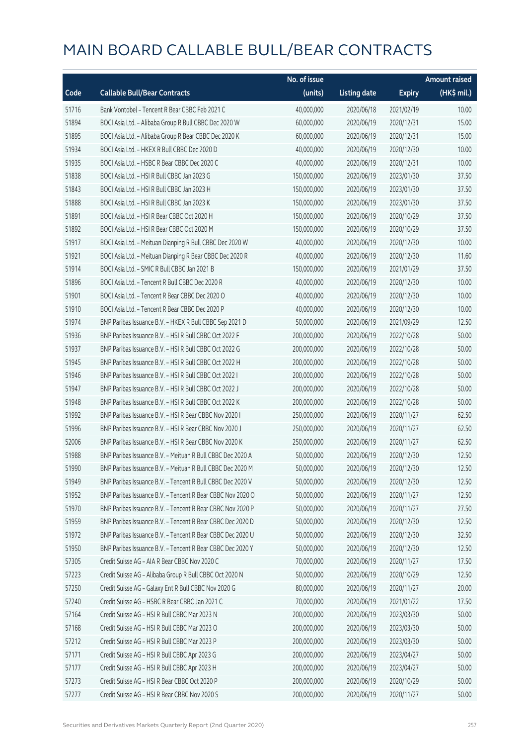# MAIN BOARD CALLABLE BULL/BEAR CONTRACTS

| Code | Callable Bull/Bear Contracts | No. of issue (units) | Listing date | Expiry | Amount raised (HK$ mil.) |
|---|---|---|---|---|---|
| 51716 | Bank Vontobel – Tencent R Bear CBBC Feb 2021 C | 40,000,000 | 2020/06/18 | 2021/02/19 | 10.00 |
| 51894 | BOCI Asia Ltd. – Alibaba Group R Bull CBBC Dec 2020 W | 60,000,000 | 2020/06/19 | 2020/12/31 | 15.00 |
| 51895 | BOCI Asia Ltd. – Alibaba Group R Bear CBBC Dec 2020 K | 60,000,000 | 2020/06/19 | 2020/12/31 | 15.00 |
| 51934 | BOCI Asia Ltd. – HKEX R Bull CBBC Dec 2020 D | 40,000,000 | 2020/06/19 | 2020/12/30 | 10.00 |
| 51935 | BOCI Asia Ltd. – HSBC R Bear CBBC Dec 2020 C | 40,000,000 | 2020/06/19 | 2020/12/31 | 10.00 |
| 51838 | BOCI Asia Ltd. – HSI R Bull CBBC Jan 2023 G | 150,000,000 | 2020/06/19 | 2023/01/30 | 37.50 |
| 51843 | BOCI Asia Ltd. – HSI R Bull CBBC Jan 2023 H | 150,000,000 | 2020/06/19 | 2023/01/30 | 37.50 |
| 51888 | BOCI Asia Ltd. – HSI R Bull CBBC Jan 2023 K | 150,000,000 | 2020/06/19 | 2023/01/30 | 37.50 |
| 51891 | BOCI Asia Ltd. – HSI R Bear CBBC Oct 2020 H | 150,000,000 | 2020/06/19 | 2020/10/29 | 37.50 |
| 51892 | BOCI Asia Ltd. – HSI R Bear CBBC Oct 2020 M | 150,000,000 | 2020/06/19 | 2020/10/29 | 37.50 |
| 51917 | BOCI Asia Ltd. – Meituan Dianping R Bull CBBC Dec 2020 W | 40,000,000 | 2020/06/19 | 2020/12/30 | 10.00 |
| 51921 | BOCI Asia Ltd. – Meituan Dianping R Bear CBBC Dec 2020 R | 40,000,000 | 2020/06/19 | 2020/12/30 | 11.60 |
| 51914 | BOCI Asia Ltd. – SMIC R Bull CBBC Jan 2021 B | 150,000,000 | 2020/06/19 | 2021/01/29 | 37.50 |
| 51896 | BOCI Asia Ltd. – Tencent R Bull CBBC Dec 2020 R | 40,000,000 | 2020/06/19 | 2020/12/30 | 10.00 |
| 51901 | BOCI Asia Ltd. – Tencent R Bear CBBC Dec 2020 O | 40,000,000 | 2020/06/19 | 2020/12/30 | 10.00 |
| 51910 | BOCI Asia Ltd. – Tencent R Bear CBBC Dec 2020 P | 40,000,000 | 2020/06/19 | 2020/12/30 | 10.00 |
| 51974 | BNP Paribas Issuance B.V. – HKEX R Bull CBBC Sep 2021 D | 50,000,000 | 2020/06/19 | 2021/09/29 | 12.50 |
| 51936 | BNP Paribas Issuance B.V. – HSI R Bull CBBC Oct 2022 F | 200,000,000 | 2020/06/19 | 2022/10/28 | 50.00 |
| 51937 | BNP Paribas Issuance B.V. – HSI R Bull CBBC Oct 2022 G | 200,000,000 | 2020/06/19 | 2022/10/28 | 50.00 |
| 51945 | BNP Paribas Issuance B.V. – HSI R Bull CBBC Oct 2022 H | 200,000,000 | 2020/06/19 | 2022/10/28 | 50.00 |
| 51946 | BNP Paribas Issuance B.V. – HSI R Bull CBBC Oct 2022 I | 200,000,000 | 2020/06/19 | 2022/10/28 | 50.00 |
| 51947 | BNP Paribas Issuance B.V. – HSI R Bull CBBC Oct 2022 J | 200,000,000 | 2020/06/19 | 2022/10/28 | 50.00 |
| 51948 | BNP Paribas Issuance B.V. – HSI R Bull CBBC Oct 2022 K | 200,000,000 | 2020/06/19 | 2022/10/28 | 50.00 |
| 51992 | BNP Paribas Issuance B.V. – HSI R Bear CBBC Nov 2020 I | 250,000,000 | 2020/06/19 | 2020/11/27 | 62.50 |
| 51996 | BNP Paribas Issuance B.V. – HSI R Bear CBBC Nov 2020 J | 250,000,000 | 2020/06/19 | 2020/11/27 | 62.50 |
| 52006 | BNP Paribas Issuance B.V. – HSI R Bear CBBC Nov 2020 K | 250,000,000 | 2020/06/19 | 2020/11/27 | 62.50 |
| 51988 | BNP Paribas Issuance B.V. – Meituan R Bull CBBC Dec 2020 A | 50,000,000 | 2020/06/19 | 2020/12/30 | 12.50 |
| 51990 | BNP Paribas Issuance B.V. – Meituan R Bull CBBC Dec 2020 M | 50,000,000 | 2020/06/19 | 2020/12/30 | 12.50 |
| 51949 | BNP Paribas Issuance B.V. – Tencent R Bull CBBC Dec 2020 V | 50,000,000 | 2020/06/19 | 2020/12/30 | 12.50 |
| 51952 | BNP Paribas Issuance B.V. – Tencent R Bear CBBC Nov 2020 O | 50,000,000 | 2020/06/19 | 2020/11/27 | 12.50 |
| 51970 | BNP Paribas Issuance B.V. – Tencent R Bear CBBC Nov 2020 P | 50,000,000 | 2020/06/19 | 2020/11/27 | 27.50 |
| 51959 | BNP Paribas Issuance B.V. – Tencent R Bear CBBC Dec 2020 D | 50,000,000 | 2020/06/19 | 2020/12/30 | 12.50 |
| 51972 | BNP Paribas Issuance B.V. – Tencent R Bear CBBC Dec 2020 U | 50,000,000 | 2020/06/19 | 2020/12/30 | 32.50 |
| 51950 | BNP Paribas Issuance B.V. – Tencent R Bear CBBC Dec 2020 Y | 50,000,000 | 2020/06/19 | 2020/12/30 | 12.50 |
| 57305 | Credit Suisse AG – AIA R Bear CBBC Nov 2020 C | 70,000,000 | 2020/06/19 | 2020/11/27 | 17.50 |
| 57223 | Credit Suisse AG – Alibaba Group R Bull CBBC Oct 2020 N | 50,000,000 | 2020/06/19 | 2020/10/29 | 12.50 |
| 57250 | Credit Suisse AG – Galaxy Ent R Bull CBBC Nov 2020 G | 80,000,000 | 2020/06/19 | 2020/11/27 | 20.00 |
| 57240 | Credit Suisse AG – HSBC R Bear CBBC Jan 2021 C | 70,000,000 | 2020/06/19 | 2021/01/22 | 17.50 |
| 57164 | Credit Suisse AG – HSI R Bull CBBC Mar 2023 N | 200,000,000 | 2020/06/19 | 2023/03/30 | 50.00 |
| 57168 | Credit Suisse AG – HSI R Bull CBBC Mar 2023 O | 200,000,000 | 2020/06/19 | 2023/03/30 | 50.00 |
| 57212 | Credit Suisse AG – HSI R Bull CBBC Mar 2023 P | 200,000,000 | 2020/06/19 | 2023/03/30 | 50.00 |
| 57171 | Credit Suisse AG – HSI R Bull CBBC Apr 2023 G | 200,000,000 | 2020/06/19 | 2023/04/27 | 50.00 |
| 57177 | Credit Suisse AG – HSI R Bull CBBC Apr 2023 H | 200,000,000 | 2020/06/19 | 2023/04/27 | 50.00 |
| 57273 | Credit Suisse AG – HSI R Bear CBBC Oct 2020 P | 200,000,000 | 2020/06/19 | 2020/10/29 | 50.00 |
| 57277 | Credit Suisse AG – HSI R Bear CBBC Nov 2020 S | 200,000,000 | 2020/06/19 | 2020/11/27 | 50.00 |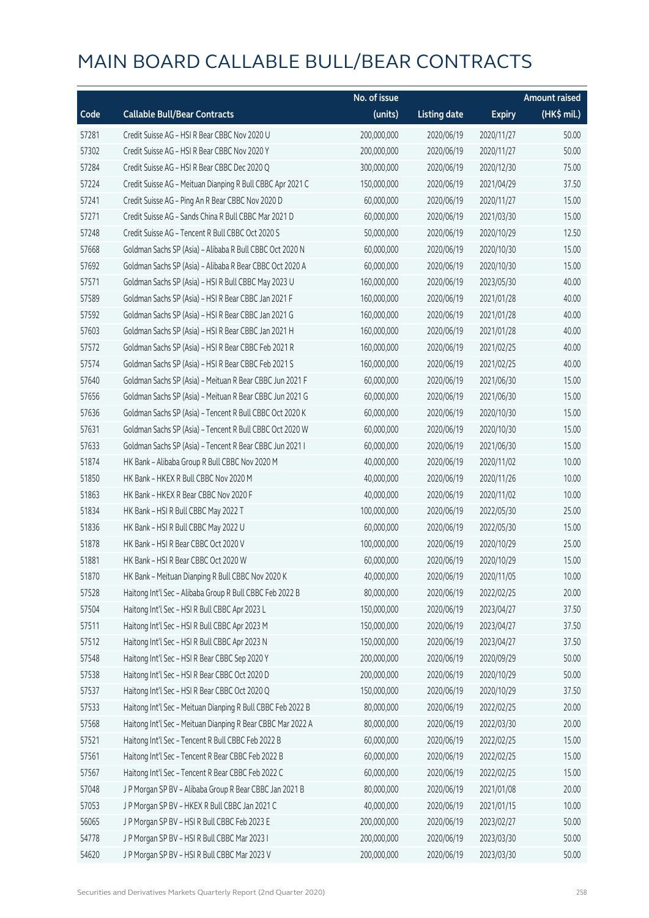# MAIN BOARD CALLABLE BULL/BEAR CONTRACTS

| Code | Callable Bull/Bear Contracts | No. of issue (units) | Listing date | Expiry | Amount raised (HK$ mil.) |
|---|---|---|---|---|---|
| 57281 | Credit Suisse AG – HSI R Bear CBBC Nov 2020 U | 200,000,000 | 2020/06/19 | 2020/11/27 | 50.00 |
| 57302 | Credit Suisse AG – HSI R Bear CBBC Nov 2020 Y | 200,000,000 | 2020/06/19 | 2020/11/27 | 50.00 |
| 57284 | Credit Suisse AG – HSI R Bear CBBC Dec 2020 Q | 300,000,000 | 2020/06/19 | 2020/12/30 | 75.00 |
| 57224 | Credit Suisse AG – Meituan Dianping R Bull CBBC Apr 2021 C | 150,000,000 | 2020/06/19 | 2021/04/29 | 37.50 |
| 57241 | Credit Suisse AG – Ping An R Bear CBBC Nov 2020 D | 60,000,000 | 2020/06/19 | 2020/11/27 | 15.00 |
| 57271 | Credit Suisse AG – Sands China R Bull CBBC Mar 2021 D | 60,000,000 | 2020/06/19 | 2021/03/30 | 15.00 |
| 57248 | Credit Suisse AG – Tencent R Bull CBBC Oct 2020 S | 50,000,000 | 2020/06/19 | 2020/10/29 | 12.50 |
| 57668 | Goldman Sachs SP (Asia) – Alibaba R Bull CBBC Oct 2020 N | 60,000,000 | 2020/06/19 | 2020/10/30 | 15.00 |
| 57692 | Goldman Sachs SP (Asia) – Alibaba R Bear CBBC Oct 2020 A | 60,000,000 | 2020/06/19 | 2020/10/30 | 15.00 |
| 57571 | Goldman Sachs SP (Asia) – HSI R Bull CBBC May 2023 U | 160,000,000 | 2020/06/19 | 2023/05/30 | 40.00 |
| 57589 | Goldman Sachs SP (Asia) – HSI R Bear CBBC Jan 2021 F | 160,000,000 | 2020/06/19 | 2021/01/28 | 40.00 |
| 57592 | Goldman Sachs SP (Asia) – HSI R Bear CBBC Jan 2021 G | 160,000,000 | 2020/06/19 | 2021/01/28 | 40.00 |
| 57603 | Goldman Sachs SP (Asia) – HSI R Bear CBBC Jan 2021 H | 160,000,000 | 2020/06/19 | 2021/01/28 | 40.00 |
| 57572 | Goldman Sachs SP (Asia) – HSI R Bear CBBC Feb 2021 R | 160,000,000 | 2020/06/19 | 2021/02/25 | 40.00 |
| 57574 | Goldman Sachs SP (Asia) – HSI R Bear CBBC Feb 2021 S | 160,000,000 | 2020/06/19 | 2021/02/25 | 40.00 |
| 57640 | Goldman Sachs SP (Asia) – Meituan R Bear CBBC Jun 2021 F | 60,000,000 | 2020/06/19 | 2021/06/30 | 15.00 |
| 57656 | Goldman Sachs SP (Asia) – Meituan R Bear CBBC Jun 2021 G | 60,000,000 | 2020/06/19 | 2021/06/30 | 15.00 |
| 57636 | Goldman Sachs SP (Asia) – Tencent R Bull CBBC Oct 2020 K | 60,000,000 | 2020/06/19 | 2020/10/30 | 15.00 |
| 57631 | Goldman Sachs SP (Asia) – Tencent R Bull CBBC Oct 2020 W | 60,000,000 | 2020/06/19 | 2020/10/30 | 15.00 |
| 57633 | Goldman Sachs SP (Asia) – Tencent R Bear CBBC Jun 2021 I | 60,000,000 | 2020/06/19 | 2021/06/30 | 15.00 |
| 51874 | HK Bank – Alibaba Group R Bull CBBC Nov 2020 M | 40,000,000 | 2020/06/19 | 2020/11/02 | 10.00 |
| 51850 | HK Bank – HKEX R Bull CBBC Nov 2020 M | 40,000,000 | 2020/06/19 | 2020/11/26 | 10.00 |
| 51863 | HK Bank – HKEX R Bear CBBC Nov 2020 F | 40,000,000 | 2020/06/19 | 2020/11/02 | 10.00 |
| 51834 | HK Bank – HSI R Bull CBBC May 2022 T | 100,000,000 | 2020/06/19 | 2022/05/30 | 25.00 |
| 51836 | HK Bank – HSI R Bull CBBC May 2022 U | 60,000,000 | 2020/06/19 | 2022/05/30 | 15.00 |
| 51878 | HK Bank – HSI R Bear CBBC Oct 2020 V | 100,000,000 | 2020/06/19 | 2020/10/29 | 25.00 |
| 51881 | HK Bank – HSI R Bear CBBC Oct 2020 W | 60,000,000 | 2020/06/19 | 2020/10/29 | 15.00 |
| 51870 | HK Bank – Meituan Dianping R Bull CBBC Nov 2020 K | 40,000,000 | 2020/06/19 | 2020/11/05 | 10.00 |
| 57528 | Haitong Int'l Sec – Alibaba Group R Bull CBBC Feb 2022 B | 80,000,000 | 2020/06/19 | 2022/02/25 | 20.00 |
| 57504 | Haitong Int'l Sec – HSI R Bull CBBC Apr 2023 L | 150,000,000 | 2020/06/19 | 2023/04/27 | 37.50 |
| 57511 | Haitong Int'l Sec – HSI R Bull CBBC Apr 2023 M | 150,000,000 | 2020/06/19 | 2023/04/27 | 37.50 |
| 57512 | Haitong Int'l Sec – HSI R Bull CBBC Apr 2023 N | 150,000,000 | 2020/06/19 | 2023/04/27 | 37.50 |
| 57548 | Haitong Int'l Sec – HSI R Bear CBBC Sep 2020 Y | 200,000,000 | 2020/06/19 | 2020/09/29 | 50.00 |
| 57538 | Haitong Int'l Sec – HSI R Bear CBBC Oct 2020 D | 200,000,000 | 2020/06/19 | 2020/10/29 | 50.00 |
| 57537 | Haitong Int'l Sec – HSI R Bear CBBC Oct 2020 Q | 150,000,000 | 2020/06/19 | 2020/10/29 | 37.50 |
| 57533 | Haitong Int'l Sec – Meituan Dianping R Bull CBBC Feb 2022 B | 80,000,000 | 2020/06/19 | 2022/02/25 | 20.00 |
| 57568 | Haitong Int'l Sec – Meituan Dianping R Bear CBBC Mar 2022 A | 80,000,000 | 2020/06/19 | 2022/03/30 | 20.00 |
| 57521 | Haitong Int'l Sec – Tencent R Bull CBBC Feb 2022 B | 60,000,000 | 2020/06/19 | 2022/02/25 | 15.00 |
| 57561 | Haitong Int'l Sec – Tencent R Bear CBBC Feb 2022 B | 60,000,000 | 2020/06/19 | 2022/02/25 | 15.00 |
| 57567 | Haitong Int'l Sec – Tencent R Bear CBBC Feb 2022 C | 60,000,000 | 2020/06/19 | 2022/02/25 | 15.00 |
| 57048 | J P Morgan SP BV – Alibaba Group R Bear CBBC Jan 2021 B | 80,000,000 | 2020/06/19 | 2021/01/08 | 20.00 |
| 57053 | J P Morgan SP BV – HKEX R Bull CBBC Jan 2021 C | 40,000,000 | 2020/06/19 | 2021/01/15 | 10.00 |
| 56065 | J P Morgan SP BV – HSI R Bull CBBC Feb 2023 E | 200,000,000 | 2020/06/19 | 2023/02/27 | 50.00 |
| 54778 | J P Morgan SP BV – HSI R Bull CBBC Mar 2023 I | 200,000,000 | 2020/06/19 | 2023/03/30 | 50.00 |
| 54620 | J P Morgan SP BV – HSI R Bull CBBC Mar 2023 V | 200,000,000 | 2020/06/19 | 2023/03/30 | 50.00 |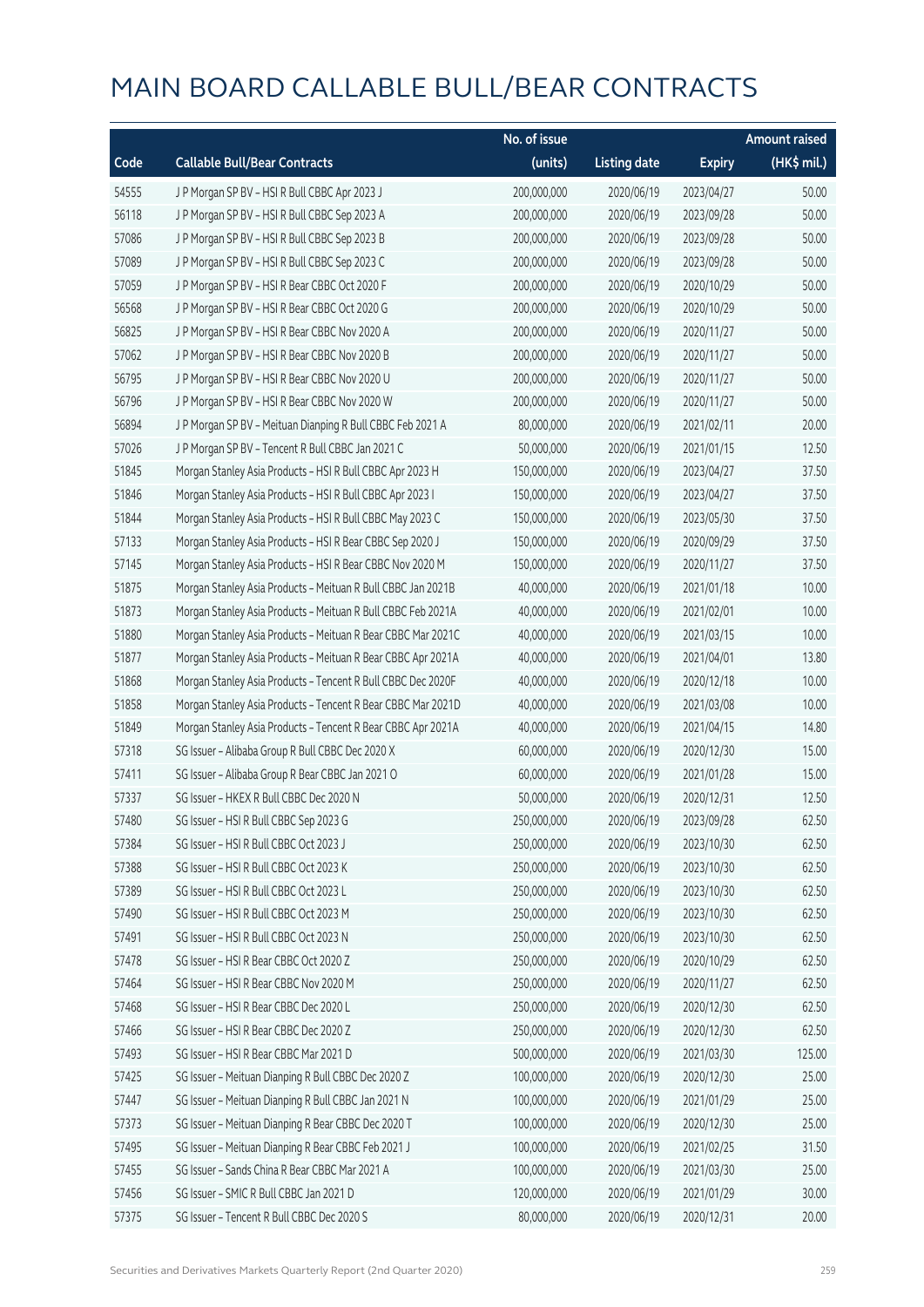# MAIN BOARD CALLABLE BULL/BEAR CONTRACTS

| Code | Callable Bull/Bear Contracts | No. of issue (units) | Listing date | Expiry | Amount raised (HK$ mil.) |
|---|---|---|---|---|---|
| 54555 | J P Morgan SP BV – HSI R Bull CBBC Apr 2023 J | 200,000,000 | 2020/06/19 | 2023/04/27 | 50.00 |
| 56118 | J P Morgan SP BV – HSI R Bull CBBC Sep 2023 A | 200,000,000 | 2020/06/19 | 2023/09/28 | 50.00 |
| 57086 | J P Morgan SP BV – HSI R Bull CBBC Sep 2023 B | 200,000,000 | 2020/06/19 | 2023/09/28 | 50.00 |
| 57089 | J P Morgan SP BV – HSI R Bull CBBC Sep 2023 C | 200,000,000 | 2020/06/19 | 2023/09/28 | 50.00 |
| 57059 | J P Morgan SP BV – HSI R Bear CBBC Oct 2020 F | 200,000,000 | 2020/06/19 | 2020/10/29 | 50.00 |
| 56568 | J P Morgan SP BV – HSI R Bear CBBC Oct 2020 G | 200,000,000 | 2020/06/19 | 2020/10/29 | 50.00 |
| 56825 | J P Morgan SP BV – HSI R Bear CBBC Nov 2020 A | 200,000,000 | 2020/06/19 | 2020/11/27 | 50.00 |
| 57062 | J P Morgan SP BV – HSI R Bear CBBC Nov 2020 B | 200,000,000 | 2020/06/19 | 2020/11/27 | 50.00 |
| 56795 | J P Morgan SP BV – HSI R Bear CBBC Nov 2020 U | 200,000,000 | 2020/06/19 | 2020/11/27 | 50.00 |
| 56796 | J P Morgan SP BV – HSI R Bear CBBC Nov 2020 W | 200,000,000 | 2020/06/19 | 2020/11/27 | 50.00 |
| 56894 | J P Morgan SP BV – Meituan Dianping R Bull CBBC Feb 2021 A | 80,000,000 | 2020/06/19 | 2021/02/11 | 20.00 |
| 57026 | J P Morgan SP BV – Tencent R Bull CBBC Jan 2021 C | 50,000,000 | 2020/06/19 | 2021/01/15 | 12.50 |
| 51845 | Morgan Stanley Asia Products – HSI R Bull CBBC Apr 2023 H | 150,000,000 | 2020/06/19 | 2023/04/27 | 37.50 |
| 51846 | Morgan Stanley Asia Products – HSI R Bull CBBC Apr 2023 I | 150,000,000 | 2020/06/19 | 2023/04/27 | 37.50 |
| 51844 | Morgan Stanley Asia Products – HSI R Bull CBBC May 2023 C | 150,000,000 | 2020/06/19 | 2023/05/30 | 37.50 |
| 57133 | Morgan Stanley Asia Products – HSI R Bear CBBC Sep 2020 J | 150,000,000 | 2020/06/19 | 2020/09/29 | 37.50 |
| 57145 | Morgan Stanley Asia Products – HSI R Bear CBBC Nov 2020 M | 150,000,000 | 2020/06/19 | 2020/11/27 | 37.50 |
| 51875 | Morgan Stanley Asia Products – Meituan R Bull CBBC Jan 2021B | 40,000,000 | 2020/06/19 | 2021/01/18 | 10.00 |
| 51873 | Morgan Stanley Asia Products – Meituan R Bull CBBC Feb 2021A | 40,000,000 | 2020/06/19 | 2021/02/01 | 10.00 |
| 51880 | Morgan Stanley Asia Products – Meituan R Bear CBBC Mar 2021C | 40,000,000 | 2020/06/19 | 2021/03/15 | 10.00 |
| 51877 | Morgan Stanley Asia Products – Meituan R Bear CBBC Apr 2021A | 40,000,000 | 2020/06/19 | 2021/04/01 | 13.80 |
| 51868 | Morgan Stanley Asia Products – Tencent R Bull CBBC Dec 2020F | 40,000,000 | 2020/06/19 | 2020/12/18 | 10.00 |
| 51858 | Morgan Stanley Asia Products – Tencent R Bear CBBC Mar 2021D | 40,000,000 | 2020/06/19 | 2021/03/08 | 10.00 |
| 51849 | Morgan Stanley Asia Products – Tencent R Bear CBBC Apr 2021A | 40,000,000 | 2020/06/19 | 2021/04/15 | 14.80 |
| 57318 | SG Issuer – Alibaba Group R Bull CBBC Dec 2020 X | 60,000,000 | 2020/06/19 | 2020/12/30 | 15.00 |
| 57411 | SG Issuer – Alibaba Group R Bear CBBC Jan 2021 O | 60,000,000 | 2020/06/19 | 2021/01/28 | 15.00 |
| 57337 | SG Issuer – HKEX R Bull CBBC Dec 2020 N | 50,000,000 | 2020/06/19 | 2020/12/31 | 12.50 |
| 57480 | SG Issuer – HSI R Bull CBBC Sep 2023 G | 250,000,000 | 2020/06/19 | 2023/09/28 | 62.50 |
| 57384 | SG Issuer – HSI R Bull CBBC Oct 2023 J | 250,000,000 | 2020/06/19 | 2023/10/30 | 62.50 |
| 57388 | SG Issuer – HSI R Bull CBBC Oct 2023 K | 250,000,000 | 2020/06/19 | 2023/10/30 | 62.50 |
| 57389 | SG Issuer – HSI R Bull CBBC Oct 2023 L | 250,000,000 | 2020/06/19 | 2023/10/30 | 62.50 |
| 57490 | SG Issuer – HSI R Bull CBBC Oct 2023 M | 250,000,000 | 2020/06/19 | 2023/10/30 | 62.50 |
| 57491 | SG Issuer – HSI R Bull CBBC Oct 2023 N | 250,000,000 | 2020/06/19 | 2023/10/30 | 62.50 |
| 57478 | SG Issuer – HSI R Bear CBBC Oct 2020 Z | 250,000,000 | 2020/06/19 | 2020/10/29 | 62.50 |
| 57464 | SG Issuer – HSI R Bear CBBC Nov 2020 M | 250,000,000 | 2020/06/19 | 2020/11/27 | 62.50 |
| 57468 | SG Issuer – HSI R Bear CBBC Dec 2020 L | 250,000,000 | 2020/06/19 | 2020/12/30 | 62.50 |
| 57466 | SG Issuer – HSI R Bear CBBC Dec 2020 Z | 250,000,000 | 2020/06/19 | 2020/12/30 | 62.50 |
| 57493 | SG Issuer – HSI R Bear CBBC Mar 2021 D | 500,000,000 | 2020/06/19 | 2021/03/30 | 125.00 |
| 57425 | SG Issuer – Meituan Dianping R Bull CBBC Dec 2020 Z | 100,000,000 | 2020/06/19 | 2020/12/30 | 25.00 |
| 57447 | SG Issuer – Meituan Dianping R Bull CBBC Jan 2021 N | 100,000,000 | 2020/06/19 | 2021/01/29 | 25.00 |
| 57373 | SG Issuer – Meituan Dianping R Bear CBBC Dec 2020 T | 100,000,000 | 2020/06/19 | 2020/12/30 | 25.00 |
| 57495 | SG Issuer – Meituan Dianping R Bear CBBC Feb 2021 J | 100,000,000 | 2020/06/19 | 2021/02/25 | 31.50 |
| 57455 | SG Issuer – Sands China R Bear CBBC Mar 2021 A | 100,000,000 | 2020/06/19 | 2021/03/30 | 25.00 |
| 57456 | SG Issuer – SMIC R Bull CBBC Jan 2021 D | 120,000,000 | 2020/06/19 | 2021/01/29 | 30.00 |
| 57375 | SG Issuer – Tencent R Bull CBBC Dec 2020 S | 80,000,000 | 2020/06/19 | 2020/12/31 | 20.00 |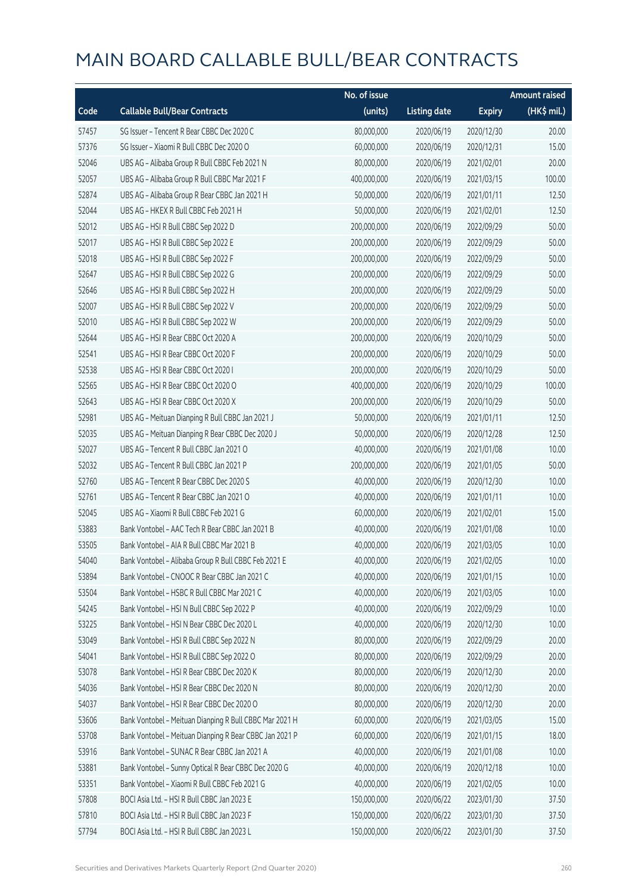# MAIN BOARD CALLABLE BULL/BEAR CONTRACTS

| Code | Callable Bull/Bear Contracts | No. of issue (units) | Listing date | Expiry | Amount raised (HK$ mil.) |
|---|---|---|---|---|---|
| 57457 | SG Issuer – Tencent R Bear CBBC Dec 2020 C | 80,000,000 | 2020/06/19 | 2020/12/30 | 20.00 |
| 57376 | SG Issuer – Xiaomi R Bull CBBC Dec 2020 O | 60,000,000 | 2020/06/19 | 2020/12/31 | 15.00 |
| 52046 | UBS AG – Alibaba Group R Bull CBBC Feb 2021 N | 80,000,000 | 2020/06/19 | 2021/02/01 | 20.00 |
| 52057 | UBS AG – Alibaba Group R Bull CBBC Mar 2021 F | 400,000,000 | 2020/06/19 | 2021/03/15 | 100.00 |
| 52874 | UBS AG – Alibaba Group R Bear CBBC Jan 2021 H | 50,000,000 | 2020/06/19 | 2021/01/11 | 12.50 |
| 52044 | UBS AG – HKEX R Bull CBBC Feb 2021 H | 50,000,000 | 2020/06/19 | 2021/02/01 | 12.50 |
| 52012 | UBS AG – HSI R Bull CBBC Sep 2022 D | 200,000,000 | 2020/06/19 | 2022/09/29 | 50.00 |
| 52017 | UBS AG – HSI R Bull CBBC Sep 2022 E | 200,000,000 | 2020/06/19 | 2022/09/29 | 50.00 |
| 52018 | UBS AG – HSI R Bull CBBC Sep 2022 F | 200,000,000 | 2020/06/19 | 2022/09/29 | 50.00 |
| 52647 | UBS AG – HSI R Bull CBBC Sep 2022 G | 200,000,000 | 2020/06/19 | 2022/09/29 | 50.00 |
| 52646 | UBS AG – HSI R Bull CBBC Sep 2022 H | 200,000,000 | 2020/06/19 | 2022/09/29 | 50.00 |
| 52007 | UBS AG – HSI R Bull CBBC Sep 2022 V | 200,000,000 | 2020/06/19 | 2022/09/29 | 50.00 |
| 52010 | UBS AG – HSI R Bull CBBC Sep 2022 W | 200,000,000 | 2020/06/19 | 2022/09/29 | 50.00 |
| 52644 | UBS AG – HSI R Bear CBBC Oct 2020 A | 200,000,000 | 2020/06/19 | 2020/10/29 | 50.00 |
| 52541 | UBS AG – HSI R Bear CBBC Oct 2020 F | 200,000,000 | 2020/06/19 | 2020/10/29 | 50.00 |
| 52538 | UBS AG – HSI R Bear CBBC Oct 2020 I | 200,000,000 | 2020/06/19 | 2020/10/29 | 50.00 |
| 52565 | UBS AG – HSI R Bear CBBC Oct 2020 O | 400,000,000 | 2020/06/19 | 2020/10/29 | 100.00 |
| 52643 | UBS AG – HSI R Bear CBBC Oct 2020 X | 200,000,000 | 2020/06/19 | 2020/10/29 | 50.00 |
| 52981 | UBS AG – Meituan Dianping R Bull CBBC Jan 2021 J | 50,000,000 | 2020/06/19 | 2021/01/11 | 12.50 |
| 52035 | UBS AG – Meituan Dianping R Bear CBBC Dec 2020 J | 50,000,000 | 2020/06/19 | 2020/12/28 | 12.50 |
| 52027 | UBS AG – Tencent R Bull CBBC Jan 2021 O | 40,000,000 | 2020/06/19 | 2021/01/08 | 10.00 |
| 52032 | UBS AG – Tencent R Bull CBBC Jan 2021 P | 200,000,000 | 2020/06/19 | 2021/01/05 | 50.00 |
| 52760 | UBS AG – Tencent R Bear CBBC Dec 2020 S | 40,000,000 | 2020/06/19 | 2020/12/30 | 10.00 |
| 52761 | UBS AG – Tencent R Bear CBBC Jan 2021 O | 40,000,000 | 2020/06/19 | 2021/01/11 | 10.00 |
| 52045 | UBS AG – Xiaomi R Bull CBBC Feb 2021 G | 60,000,000 | 2020/06/19 | 2021/02/01 | 15.00 |
| 53883 | Bank Vontobel – AAC Tech R Bear CBBC Jan 2021 B | 40,000,000 | 2020/06/19 | 2021/01/08 | 10.00 |
| 53505 | Bank Vontobel – AIA R Bull CBBC Mar 2021 B | 40,000,000 | 2020/06/19 | 2021/03/05 | 10.00 |
| 54040 | Bank Vontobel – Alibaba Group R Bull CBBC Feb 2021 E | 40,000,000 | 2020/06/19 | 2021/02/05 | 10.00 |
| 53894 | Bank Vontobel – CNOOC R Bear CBBC Jan 2021 C | 40,000,000 | 2020/06/19 | 2021/01/15 | 10.00 |
| 53504 | Bank Vontobel – HSBC R Bull CBBC Mar 2021 C | 40,000,000 | 2020/06/19 | 2021/03/05 | 10.00 |
| 54245 | Bank Vontobel – HSI N Bull CBBC Sep 2022 P | 40,000,000 | 2020/06/19 | 2022/09/29 | 10.00 |
| 53225 | Bank Vontobel – HSI N Bear CBBC Dec 2020 L | 40,000,000 | 2020/06/19 | 2020/12/30 | 10.00 |
| 53049 | Bank Vontobel – HSI R Bull CBBC Sep 2022 N | 80,000,000 | 2020/06/19 | 2022/09/29 | 20.00 |
| 54041 | Bank Vontobel – HSI R Bull CBBC Sep 2022 O | 80,000,000 | 2020/06/19 | 2022/09/29 | 20.00 |
| 53078 | Bank Vontobel – HSI R Bear CBBC Dec 2020 K | 80,000,000 | 2020/06/19 | 2020/12/30 | 20.00 |
| 54036 | Bank Vontobel – HSI R Bear CBBC Dec 2020 N | 80,000,000 | 2020/06/19 | 2020/12/30 | 20.00 |
| 54037 | Bank Vontobel – HSI R Bear CBBC Dec 2020 O | 80,000,000 | 2020/06/19 | 2020/12/30 | 20.00 |
| 53606 | Bank Vontobel – Meituan Dianping R Bull CBBC Mar 2021 H | 60,000,000 | 2020/06/19 | 2021/03/05 | 15.00 |
| 53708 | Bank Vontobel – Meituan Dianping R Bear CBBC Jan 2021 P | 60,000,000 | 2020/06/19 | 2021/01/15 | 18.00 |
| 53916 | Bank Vontobel – SUNAC R Bear CBBC Jan 2021 A | 40,000,000 | 2020/06/19 | 2021/01/08 | 10.00 |
| 53881 | Bank Vontobel – Sunny Optical R Bear CBBC Dec 2020 G | 40,000,000 | 2020/06/19 | 2020/12/18 | 10.00 |
| 53351 | Bank Vontobel – Xiaomi R Bull CBBC Feb 2021 G | 40,000,000 | 2020/06/19 | 2021/02/05 | 10.00 |
| 57808 | BOCI Asia Ltd. – HSI R Bull CBBC Jan 2023 E | 150,000,000 | 2020/06/22 | 2023/01/30 | 37.50 |
| 57810 | BOCI Asia Ltd. – HSI R Bull CBBC Jan 2023 F | 150,000,000 | 2020/06/22 | 2023/01/30 | 37.50 |
| 57794 | BOCI Asia Ltd. – HSI R Bull CBBC Jan 2023 L | 150,000,000 | 2020/06/22 | 2023/01/30 | 37.50 |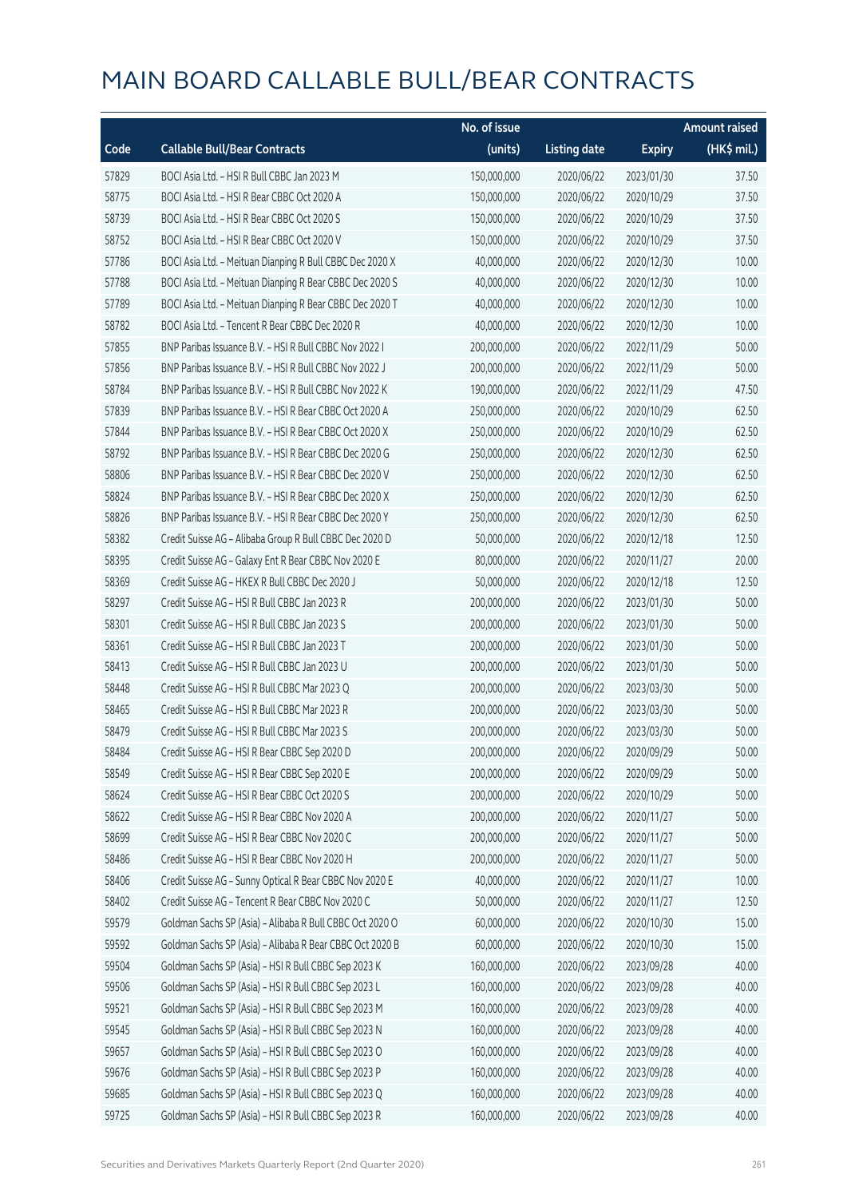# MAIN BOARD CALLABLE BULL/BEAR CONTRACTS

| Code | Callable Bull/Bear Contracts | No. of issue (units) | Listing date | Expiry | Amount raised (HK$ mil.) |
|---|---|---|---|---|---|
| 57829 | BOCI Asia Ltd. – HSI R Bull CBBC Jan 2023 M | 150,000,000 | 2020/06/22 | 2023/01/30 | 37.50 |
| 58775 | BOCI Asia Ltd. – HSI R Bear CBBC Oct 2020 A | 150,000,000 | 2020/06/22 | 2020/10/29 | 37.50 |
| 58739 | BOCI Asia Ltd. – HSI R Bear CBBC Oct 2020 S | 150,000,000 | 2020/06/22 | 2020/10/29 | 37.50 |
| 58752 | BOCI Asia Ltd. – HSI R Bear CBBC Oct 2020 V | 150,000,000 | 2020/06/22 | 2020/10/29 | 37.50 |
| 57786 | BOCI Asia Ltd. – Meituan Dianping R Bull CBBC Dec 2020 X | 40,000,000 | 2020/06/22 | 2020/12/30 | 10.00 |
| 57788 | BOCI Asia Ltd. – Meituan Dianping R Bear CBBC Dec 2020 S | 40,000,000 | 2020/06/22 | 2020/12/30 | 10.00 |
| 57789 | BOCI Asia Ltd. – Meituan Dianping R Bear CBBC Dec 2020 T | 40,000,000 | 2020/06/22 | 2020/12/30 | 10.00 |
| 58782 | BOCI Asia Ltd. – Tencent R Bear CBBC Dec 2020 R | 40,000,000 | 2020/06/22 | 2020/12/30 | 10.00 |
| 57855 | BNP Paribas Issuance B.V. – HSI R Bull CBBC Nov 2022 I | 200,000,000 | 2020/06/22 | 2022/11/29 | 50.00 |
| 57856 | BNP Paribas Issuance B.V. – HSI R Bull CBBC Nov 2022 J | 200,000,000 | 2020/06/22 | 2022/11/29 | 50.00 |
| 58784 | BNP Paribas Issuance B.V. – HSI R Bull CBBC Nov 2022 K | 190,000,000 | 2020/06/22 | 2022/11/29 | 47.50 |
| 57839 | BNP Paribas Issuance B.V. – HSI R Bear CBBC Oct 2020 A | 250,000,000 | 2020/06/22 | 2020/10/29 | 62.50 |
| 57844 | BNP Paribas Issuance B.V. – HSI R Bear CBBC Oct 2020 X | 250,000,000 | 2020/06/22 | 2020/10/29 | 62.50 |
| 58792 | BNP Paribas Issuance B.V. – HSI R Bear CBBC Dec 2020 G | 250,000,000 | 2020/06/22 | 2020/12/30 | 62.50 |
| 58806 | BNP Paribas Issuance B.V. – HSI R Bear CBBC Dec 2020 V | 250,000,000 | 2020/06/22 | 2020/12/30 | 62.50 |
| 58824 | BNP Paribas Issuance B.V. – HSI R Bear CBBC Dec 2020 X | 250,000,000 | 2020/06/22 | 2020/12/30 | 62.50 |
| 58826 | BNP Paribas Issuance B.V. – HSI R Bear CBBC Dec 2020 Y | 250,000,000 | 2020/06/22 | 2020/12/30 | 62.50 |
| 58382 | Credit Suisse AG – Alibaba Group R Bull CBBC Dec 2020 D | 50,000,000 | 2020/06/22 | 2020/12/18 | 12.50 |
| 58395 | Credit Suisse AG – Galaxy Ent R Bear CBBC Nov 2020 E | 80,000,000 | 2020/06/22 | 2020/11/27 | 20.00 |
| 58369 | Credit Suisse AG – HKEX R Bull CBBC Dec 2020 J | 50,000,000 | 2020/06/22 | 2020/12/18 | 12.50 |
| 58297 | Credit Suisse AG – HSI R Bull CBBC Jan 2023 R | 200,000,000 | 2020/06/22 | 2023/01/30 | 50.00 |
| 58301 | Credit Suisse AG – HSI R Bull CBBC Jan 2023 S | 200,000,000 | 2020/06/22 | 2023/01/30 | 50.00 |
| 58361 | Credit Suisse AG – HSI R Bull CBBC Jan 2023 T | 200,000,000 | 2020/06/22 | 2023/01/30 | 50.00 |
| 58413 | Credit Suisse AG – HSI R Bull CBBC Jan 2023 U | 200,000,000 | 2020/06/22 | 2023/01/30 | 50.00 |
| 58448 | Credit Suisse AG – HSI R Bull CBBC Mar 2023 Q | 200,000,000 | 2020/06/22 | 2023/03/30 | 50.00 |
| 58465 | Credit Suisse AG – HSI R Bull CBBC Mar 2023 R | 200,000,000 | 2020/06/22 | 2023/03/30 | 50.00 |
| 58479 | Credit Suisse AG – HSI R Bull CBBC Mar 2023 S | 200,000,000 | 2020/06/22 | 2023/03/30 | 50.00 |
| 58484 | Credit Suisse AG – HSI R Bear CBBC Sep 2020 D | 200,000,000 | 2020/06/22 | 2020/09/29 | 50.00 |
| 58549 | Credit Suisse AG – HSI R Bear CBBC Sep 2020 E | 200,000,000 | 2020/06/22 | 2020/09/29 | 50.00 |
| 58624 | Credit Suisse AG – HSI R Bear CBBC Oct 2020 S | 200,000,000 | 2020/06/22 | 2020/10/29 | 50.00 |
| 58622 | Credit Suisse AG – HSI R Bear CBBC Nov 2020 A | 200,000,000 | 2020/06/22 | 2020/11/27 | 50.00 |
| 58699 | Credit Suisse AG – HSI R Bear CBBC Nov 2020 C | 200,000,000 | 2020/06/22 | 2020/11/27 | 50.00 |
| 58486 | Credit Suisse AG – HSI R Bear CBBC Nov 2020 H | 200,000,000 | 2020/06/22 | 2020/11/27 | 50.00 |
| 58406 | Credit Suisse AG – Sunny Optical R Bear CBBC Nov 2020 E | 40,000,000 | 2020/06/22 | 2020/11/27 | 10.00 |
| 58402 | Credit Suisse AG – Tencent R Bear CBBC Nov 2020 C | 50,000,000 | 2020/06/22 | 2020/11/27 | 12.50 |
| 59579 | Goldman Sachs SP (Asia) – Alibaba R Bull CBBC Oct 2020 O | 60,000,000 | 2020/06/22 | 2020/10/30 | 15.00 |
| 59592 | Goldman Sachs SP (Asia) – Alibaba R Bear CBBC Oct 2020 B | 60,000,000 | 2020/06/22 | 2020/10/30 | 15.00 |
| 59504 | Goldman Sachs SP (Asia) – HSI R Bull CBBC Sep 2023 K | 160,000,000 | 2020/06/22 | 2023/09/28 | 40.00 |
| 59506 | Goldman Sachs SP (Asia) – HSI R Bull CBBC Sep 2023 L | 160,000,000 | 2020/06/22 | 2023/09/28 | 40.00 |
| 59521 | Goldman Sachs SP (Asia) – HSI R Bull CBBC Sep 2023 M | 160,000,000 | 2020/06/22 | 2023/09/28 | 40.00 |
| 59545 | Goldman Sachs SP (Asia) – HSI R Bull CBBC Sep 2023 N | 160,000,000 | 2020/06/22 | 2023/09/28 | 40.00 |
| 59657 | Goldman Sachs SP (Asia) – HSI R Bull CBBC Sep 2023 O | 160,000,000 | 2020/06/22 | 2023/09/28 | 40.00 |
| 59676 | Goldman Sachs SP (Asia) – HSI R Bull CBBC Sep 2023 P | 160,000,000 | 2020/06/22 | 2023/09/28 | 40.00 |
| 59685 | Goldman Sachs SP (Asia) – HSI R Bull CBBC Sep 2023 Q | 160,000,000 | 2020/06/22 | 2023/09/28 | 40.00 |
| 59725 | Goldman Sachs SP (Asia) – HSI R Bull CBBC Sep 2023 R | 160,000,000 | 2020/06/22 | 2023/09/28 | 40.00 |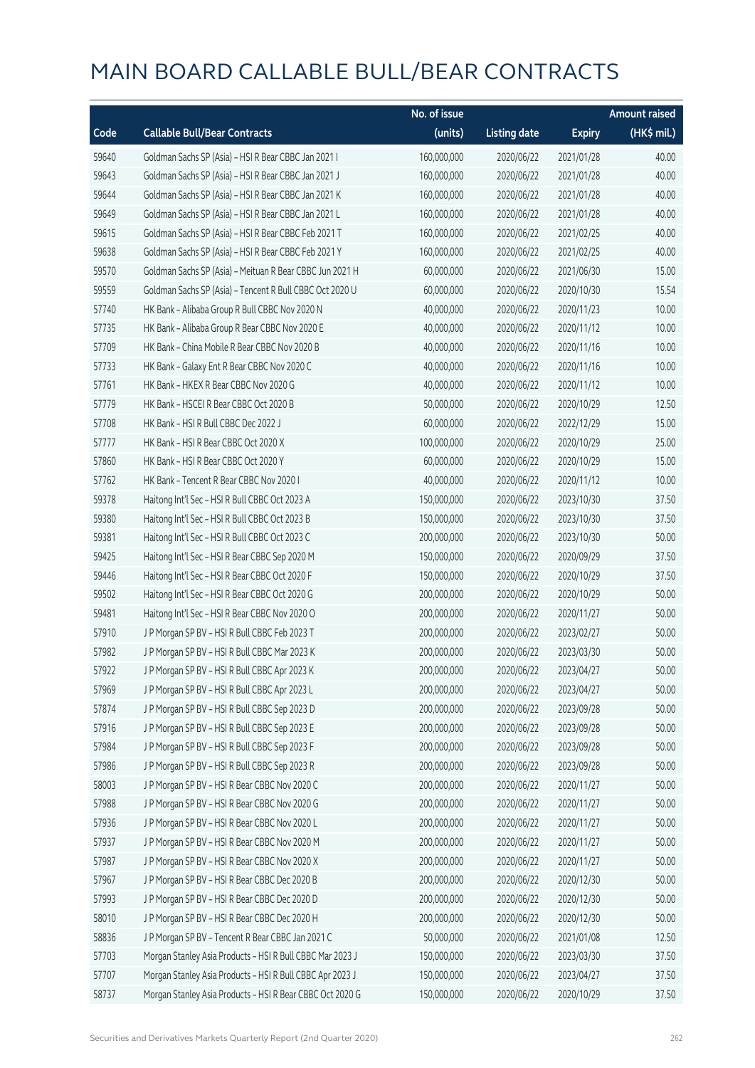# MAIN BOARD CALLABLE BULL/BEAR CONTRACTS

| Code | Callable Bull/Bear Contracts | No. of issue (units) | Listing date | Expiry | Amount raised (HK$ mil.) |
|---|---|---|---|---|---|
| 59640 | Goldman Sachs SP (Asia) – HSI R Bear CBBC Jan 2021 I | 160,000,000 | 2020/06/22 | 2021/01/28 | 40.00 |
| 59643 | Goldman Sachs SP (Asia) – HSI R Bear CBBC Jan 2021 J | 160,000,000 | 2020/06/22 | 2021/01/28 | 40.00 |
| 59644 | Goldman Sachs SP (Asia) – HSI R Bear CBBC Jan 2021 K | 160,000,000 | 2020/06/22 | 2021/01/28 | 40.00 |
| 59649 | Goldman Sachs SP (Asia) – HSI R Bear CBBC Jan 2021 L | 160,000,000 | 2020/06/22 | 2021/01/28 | 40.00 |
| 59615 | Goldman Sachs SP (Asia) – HSI R Bear CBBC Feb 2021 T | 160,000,000 | 2020/06/22 | 2021/02/25 | 40.00 |
| 59638 | Goldman Sachs SP (Asia) – HSI R Bear CBBC Feb 2021 Y | 160,000,000 | 2020/06/22 | 2021/02/25 | 40.00 |
| 59570 | Goldman Sachs SP (Asia) – Meituan R Bear CBBC Jun 2021 H | 60,000,000 | 2020/06/22 | 2021/06/30 | 15.00 |
| 59559 | Goldman Sachs SP (Asia) – Tencent R Bull CBBC Oct 2020 U | 60,000,000 | 2020/06/22 | 2020/10/30 | 15.54 |
| 57740 | HK Bank – Alibaba Group R Bull CBBC Nov 2020 N | 40,000,000 | 2020/06/22 | 2020/11/23 | 10.00 |
| 57735 | HK Bank – Alibaba Group R Bear CBBC Nov 2020 E | 40,000,000 | 2020/06/22 | 2020/11/12 | 10.00 |
| 57709 | HK Bank – China Mobile R Bear CBBC Nov 2020 B | 40,000,000 | 2020/06/22 | 2020/11/16 | 10.00 |
| 57733 | HK Bank – Galaxy Ent R Bear CBBC Nov 2020 C | 40,000,000 | 2020/06/22 | 2020/11/16 | 10.00 |
| 57761 | HK Bank – HKEX R Bear CBBC Nov 2020 G | 40,000,000 | 2020/06/22 | 2020/11/12 | 10.00 |
| 57779 | HK Bank – HSCEI R Bear CBBC Oct 2020 B | 50,000,000 | 2020/06/22 | 2020/10/29 | 12.50 |
| 57708 | HK Bank – HSI R Bull CBBC Dec 2022 J | 60,000,000 | 2020/06/22 | 2022/12/29 | 15.00 |
| 57777 | HK Bank – HSI R Bear CBBC Oct 2020 X | 100,000,000 | 2020/06/22 | 2020/10/29 | 25.00 |
| 57860 | HK Bank – HSI R Bear CBBC Oct 2020 Y | 60,000,000 | 2020/06/22 | 2020/10/29 | 15.00 |
| 57762 | HK Bank – Tencent R Bear CBBC Nov 2020 I | 40,000,000 | 2020/06/22 | 2020/11/12 | 10.00 |
| 59378 | Haitong Int'l Sec – HSI R Bull CBBC Oct 2023 A | 150,000,000 | 2020/06/22 | 2023/10/30 | 37.50 |
| 59380 | Haitong Int'l Sec – HSI R Bull CBBC Oct 2023 B | 150,000,000 | 2020/06/22 | 2023/10/30 | 37.50 |
| 59381 | Haitong Int'l Sec – HSI R Bull CBBC Oct 2023 C | 200,000,000 | 2020/06/22 | 2023/10/30 | 50.00 |
| 59425 | Haitong Int'l Sec – HSI R Bear CBBC Sep 2020 M | 150,000,000 | 2020/06/22 | 2020/09/29 | 37.50 |
| 59446 | Haitong Int'l Sec – HSI R Bear CBBC Oct 2020 F | 150,000,000 | 2020/06/22 | 2020/10/29 | 37.50 |
| 59502 | Haitong Int'l Sec – HSI R Bear CBBC Oct 2020 G | 200,000,000 | 2020/06/22 | 2020/10/29 | 50.00 |
| 59481 | Haitong Int'l Sec – HSI R Bear CBBC Nov 2020 O | 200,000,000 | 2020/06/22 | 2020/11/27 | 50.00 |
| 57910 | J P Morgan SP BV – HSI R Bull CBBC Feb 2023 T | 200,000,000 | 2020/06/22 | 2023/02/27 | 50.00 |
| 57982 | J P Morgan SP BV – HSI R Bull CBBC Mar 2023 K | 200,000,000 | 2020/06/22 | 2023/03/30 | 50.00 |
| 57922 | J P Morgan SP BV – HSI R Bull CBBC Apr 2023 K | 200,000,000 | 2020/06/22 | 2023/04/27 | 50.00 |
| 57969 | J P Morgan SP BV – HSI R Bull CBBC Apr 2023 L | 200,000,000 | 2020/06/22 | 2023/04/27 | 50.00 |
| 57874 | J P Morgan SP BV – HSI R Bull CBBC Sep 2023 D | 200,000,000 | 2020/06/22 | 2023/09/28 | 50.00 |
| 57916 | J P Morgan SP BV – HSI R Bull CBBC Sep 2023 E | 200,000,000 | 2020/06/22 | 2023/09/28 | 50.00 |
| 57984 | J P Morgan SP BV – HSI R Bull CBBC Sep 2023 F | 200,000,000 | 2020/06/22 | 2023/09/28 | 50.00 |
| 57986 | J P Morgan SP BV – HSI R Bull CBBC Sep 2023 R | 200,000,000 | 2020/06/22 | 2023/09/28 | 50.00 |
| 58003 | J P Morgan SP BV – HSI R Bear CBBC Nov 2020 C | 200,000,000 | 2020/06/22 | 2020/11/27 | 50.00 |
| 57988 | J P Morgan SP BV – HSI R Bear CBBC Nov 2020 G | 200,000,000 | 2020/06/22 | 2020/11/27 | 50.00 |
| 57936 | J P Morgan SP BV – HSI R Bear CBBC Nov 2020 L | 200,000,000 | 2020/06/22 | 2020/11/27 | 50.00 |
| 57937 | J P Morgan SP BV – HSI R Bear CBBC Nov 2020 M | 200,000,000 | 2020/06/22 | 2020/11/27 | 50.00 |
| 57987 | J P Morgan SP BV – HSI R Bear CBBC Nov 2020 X | 200,000,000 | 2020/06/22 | 2020/11/27 | 50.00 |
| 57967 | J P Morgan SP BV – HSI R Bear CBBC Dec 2020 B | 200,000,000 | 2020/06/22 | 2020/12/30 | 50.00 |
| 57993 | J P Morgan SP BV – HSI R Bear CBBC Dec 2020 D | 200,000,000 | 2020/06/22 | 2020/12/30 | 50.00 |
| 58010 | J P Morgan SP BV – HSI R Bear CBBC Dec 2020 H | 200,000,000 | 2020/06/22 | 2020/12/30 | 50.00 |
| 58836 | J P Morgan SP BV – Tencent R Bear CBBC Jan 2021 C | 50,000,000 | 2020/06/22 | 2021/01/08 | 12.50 |
| 57703 | Morgan Stanley Asia Products – HSI R Bull CBBC Mar 2023 J | 150,000,000 | 2020/06/22 | 2023/03/30 | 37.50 |
| 57707 | Morgan Stanley Asia Products – HSI R Bull CBBC Apr 2023 J | 150,000,000 | 2020/06/22 | 2023/04/27 | 37.50 |
| 58737 | Morgan Stanley Asia Products – HSI R Bear CBBC Oct 2020 G | 150,000,000 | 2020/06/22 | 2020/10/29 | 37.50 |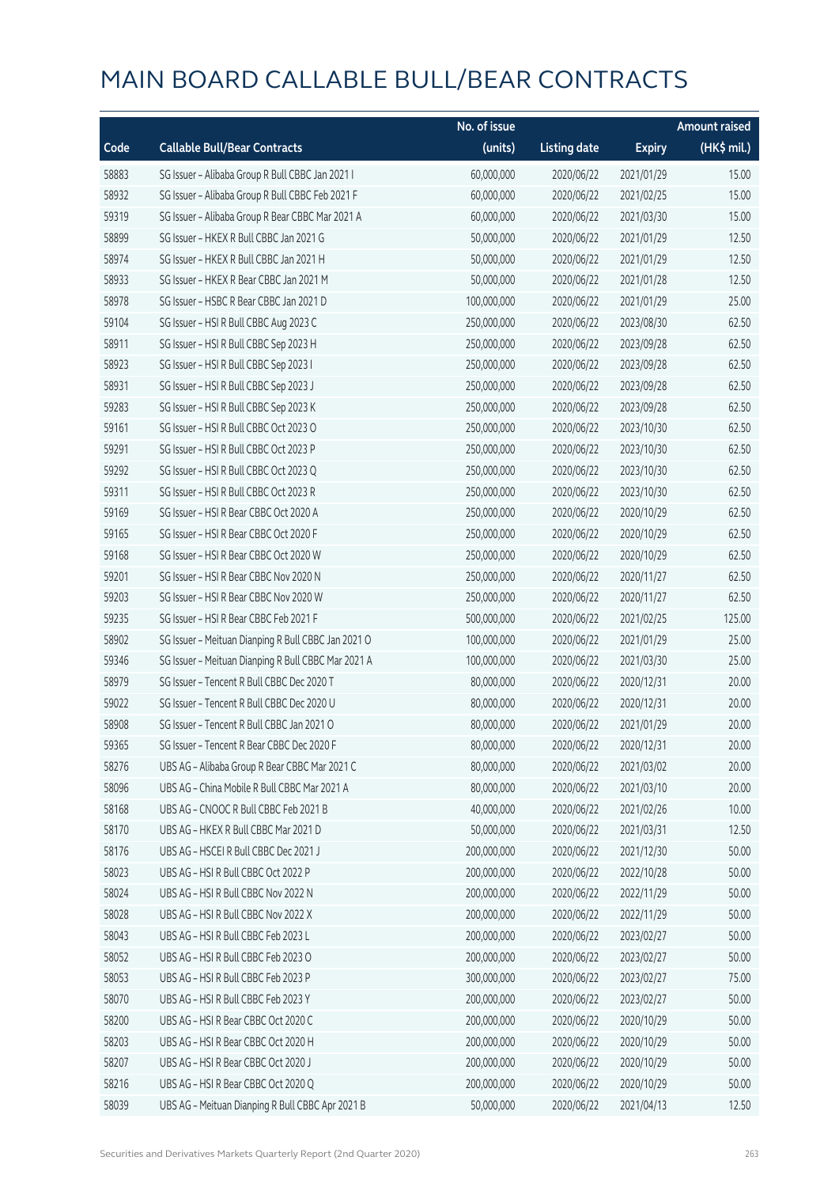# MAIN BOARD CALLABLE BULL/BEAR CONTRACTS

| Code | Callable Bull/Bear Contracts | No. of issue (units) | Listing date | Expiry | Amount raised (HK$ mil.) |
|---|---|---|---|---|---|
| 58883 | SG Issuer – Alibaba Group R Bull CBBC Jan 2021 I | 60,000,000 | 2020/06/22 | 2021/01/29 | 15.00 |
| 58932 | SG Issuer – Alibaba Group R Bull CBBC Feb 2021 F | 60,000,000 | 2020/06/22 | 2021/02/25 | 15.00 |
| 59319 | SG Issuer – Alibaba Group R Bear CBBC Mar 2021 A | 60,000,000 | 2020/06/22 | 2021/03/30 | 15.00 |
| 58899 | SG Issuer – HKEX R Bull CBBC Jan 2021 G | 50,000,000 | 2020/06/22 | 2021/01/29 | 12.50 |
| 58974 | SG Issuer – HKEX R Bull CBBC Jan 2021 H | 50,000,000 | 2020/06/22 | 2021/01/29 | 12.50 |
| 58933 | SG Issuer – HKEX R Bear CBBC Jan 2021 M | 50,000,000 | 2020/06/22 | 2021/01/28 | 12.50 |
| 58978 | SG Issuer – HSBC R Bear CBBC Jan 2021 D | 100,000,000 | 2020/06/22 | 2021/01/29 | 25.00 |
| 59104 | SG Issuer – HSI R Bull CBBC Aug 2023 C | 250,000,000 | 2020/06/22 | 2023/08/30 | 62.50 |
| 58911 | SG Issuer – HSI R Bull CBBC Sep 2023 H | 250,000,000 | 2020/06/22 | 2023/09/28 | 62.50 |
| 58923 | SG Issuer – HSI R Bull CBBC Sep 2023 I | 250,000,000 | 2020/06/22 | 2023/09/28 | 62.50 |
| 58931 | SG Issuer – HSI R Bull CBBC Sep 2023 J | 250,000,000 | 2020/06/22 | 2023/09/28 | 62.50 |
| 59283 | SG Issuer – HSI R Bull CBBC Sep 2023 K | 250,000,000 | 2020/06/22 | 2023/09/28 | 62.50 |
| 59161 | SG Issuer – HSI R Bull CBBC Oct 2023 O | 250,000,000 | 2020/06/22 | 2023/10/30 | 62.50 |
| 59291 | SG Issuer – HSI R Bull CBBC Oct 2023 P | 250,000,000 | 2020/06/22 | 2023/10/30 | 62.50 |
| 59292 | SG Issuer – HSI R Bull CBBC Oct 2023 Q | 250,000,000 | 2020/06/22 | 2023/10/30 | 62.50 |
| 59311 | SG Issuer – HSI R Bull CBBC Oct 2023 R | 250,000,000 | 2020/06/22 | 2023/10/30 | 62.50 |
| 59169 | SG Issuer – HSI R Bear CBBC Oct 2020 A | 250,000,000 | 2020/06/22 | 2020/10/29 | 62.50 |
| 59165 | SG Issuer – HSI R Bear CBBC Oct 2020 F | 250,000,000 | 2020/06/22 | 2020/10/29 | 62.50 |
| 59168 | SG Issuer – HSI R Bear CBBC Oct 2020 W | 250,000,000 | 2020/06/22 | 2020/10/29 | 62.50 |
| 59201 | SG Issuer – HSI R Bear CBBC Nov 2020 N | 250,000,000 | 2020/06/22 | 2020/11/27 | 62.50 |
| 59203 | SG Issuer – HSI R Bear CBBC Nov 2020 W | 250,000,000 | 2020/06/22 | 2020/11/27 | 62.50 |
| 59235 | SG Issuer – HSI R Bear CBBC Feb 2021 F | 500,000,000 | 2020/06/22 | 2021/02/25 | 125.00 |
| 58902 | SG Issuer – Meituan Dianping R Bull CBBC Jan 2021 O | 100,000,000 | 2020/06/22 | 2021/01/29 | 25.00 |
| 59346 | SG Issuer – Meituan Dianping R Bull CBBC Mar 2021 A | 100,000,000 | 2020/06/22 | 2021/03/30 | 25.00 |
| 58979 | SG Issuer – Tencent R Bull CBBC Dec 2020 T | 80,000,000 | 2020/06/22 | 2020/12/31 | 20.00 |
| 59022 | SG Issuer – Tencent R Bull CBBC Dec 2020 U | 80,000,000 | 2020/06/22 | 2020/12/31 | 20.00 |
| 58908 | SG Issuer – Tencent R Bull CBBC Jan 2021 O | 80,000,000 | 2020/06/22 | 2021/01/29 | 20.00 |
| 59365 | SG Issuer – Tencent R Bear CBBC Dec 2020 F | 80,000,000 | 2020/06/22 | 2020/12/31 | 20.00 |
| 58276 | UBS AG – Alibaba Group R Bear CBBC Mar 2021 C | 80,000,000 | 2020/06/22 | 2021/03/02 | 20.00 |
| 58096 | UBS AG – China Mobile R Bull CBBC Mar 2021 A | 80,000,000 | 2020/06/22 | 2021/03/10 | 20.00 |
| 58168 | UBS AG – CNOOC R Bull CBBC Feb 2021 B | 40,000,000 | 2020/06/22 | 2021/02/26 | 10.00 |
| 58170 | UBS AG – HKEX R Bull CBBC Mar 2021 D | 50,000,000 | 2020/06/22 | 2021/03/31 | 12.50 |
| 58176 | UBS AG – HSCEI R Bull CBBC Dec 2021 J | 200,000,000 | 2020/06/22 | 2021/12/30 | 50.00 |
| 58023 | UBS AG – HSI R Bull CBBC Oct 2022 P | 200,000,000 | 2020/06/22 | 2022/10/28 | 50.00 |
| 58024 | UBS AG – HSI R Bull CBBC Nov 2022 N | 200,000,000 | 2020/06/22 | 2022/11/29 | 50.00 |
| 58028 | UBS AG – HSI R Bull CBBC Nov 2022 X | 200,000,000 | 2020/06/22 | 2022/11/29 | 50.00 |
| 58043 | UBS AG – HSI R Bull CBBC Feb 2023 L | 200,000,000 | 2020/06/22 | 2023/02/27 | 50.00 |
| 58052 | UBS AG – HSI R Bull CBBC Feb 2023 O | 200,000,000 | 2020/06/22 | 2023/02/27 | 50.00 |
| 58053 | UBS AG – HSI R Bull CBBC Feb 2023 P | 300,000,000 | 2020/06/22 | 2023/02/27 | 75.00 |
| 58070 | UBS AG – HSI R Bull CBBC Feb 2023 Y | 200,000,000 | 2020/06/22 | 2023/02/27 | 50.00 |
| 58200 | UBS AG – HSI R Bear CBBC Oct 2020 C | 200,000,000 | 2020/06/22 | 2020/10/29 | 50.00 |
| 58203 | UBS AG – HSI R Bear CBBC Oct 2020 H | 200,000,000 | 2020/06/22 | 2020/10/29 | 50.00 |
| 58207 | UBS AG – HSI R Bear CBBC Oct 2020 J | 200,000,000 | 2020/06/22 | 2020/10/29 | 50.00 |
| 58216 | UBS AG – HSI R Bear CBBC Oct 2020 Q | 200,000,000 | 2020/06/22 | 2020/10/29 | 50.00 |
| 58039 | UBS AG – Meituan Dianping R Bull CBBC Apr 2021 B | 50,000,000 | 2020/06/22 | 2021/04/13 | 12.50 |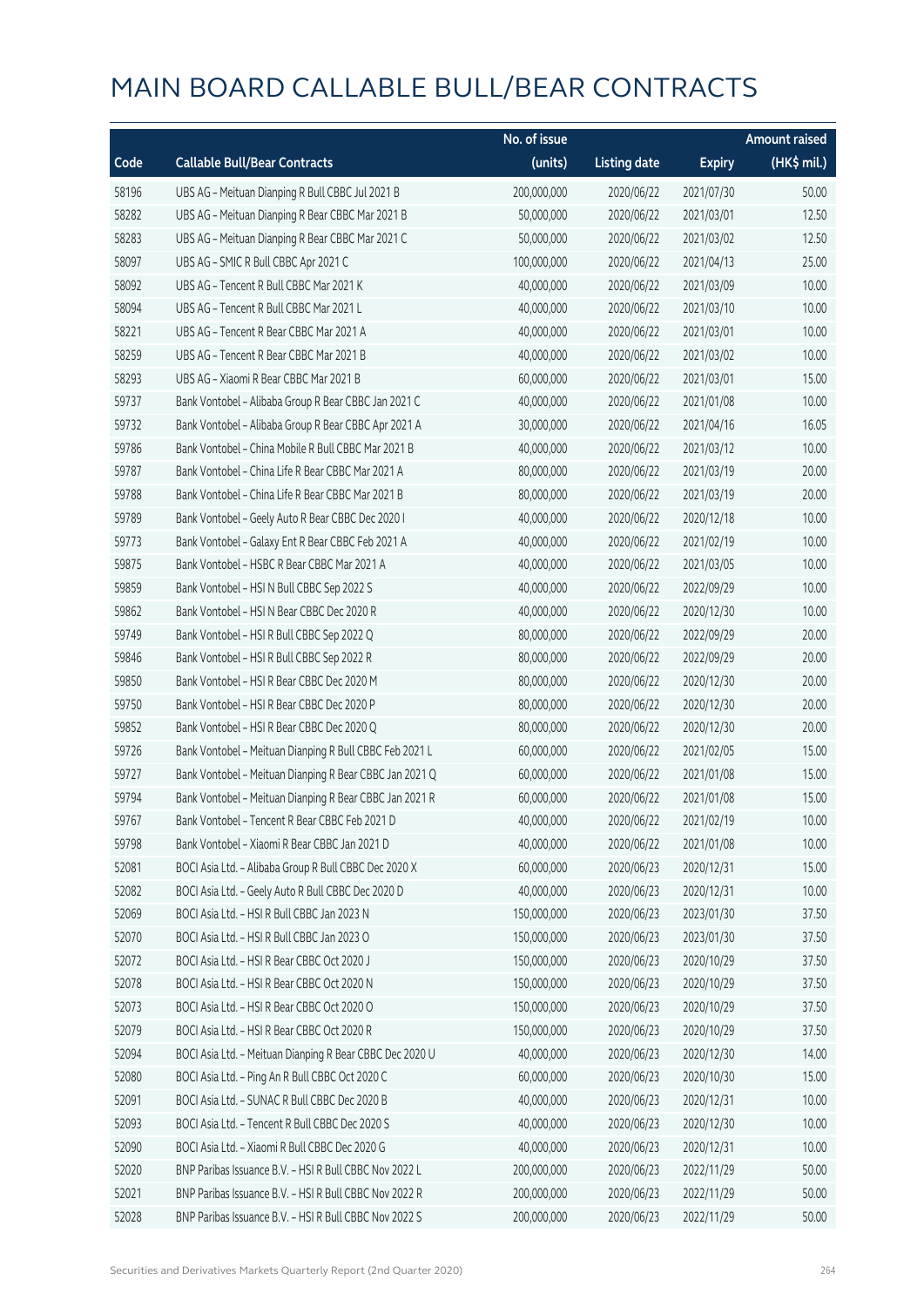# MAIN BOARD CALLABLE BULL/BEAR CONTRACTS

| Code | Callable Bull/Bear Contracts | No. of issue (units) | Listing date | Expiry | Amount raised (HK$ mil.) |
|---|---|---|---|---|---|
| 58196 | UBS AG – Meituan Dianping R Bull CBBC Jul 2021 B | 200,000,000 | 2020/06/22 | 2021/07/30 | 50.00 |
| 58282 | UBS AG – Meituan Dianping R Bear CBBC Mar 2021 B | 50,000,000 | 2020/06/22 | 2021/03/01 | 12.50 |
| 58283 | UBS AG – Meituan Dianping R Bear CBBC Mar 2021 C | 50,000,000 | 2020/06/22 | 2021/03/02 | 12.50 |
| 58097 | UBS AG – SMIC R Bull CBBC Apr 2021 C | 100,000,000 | 2020/06/22 | 2021/04/13 | 25.00 |
| 58092 | UBS AG – Tencent R Bull CBBC Mar 2021 K | 40,000,000 | 2020/06/22 | 2021/03/09 | 10.00 |
| 58094 | UBS AG – Tencent R Bull CBBC Mar 2021 L | 40,000,000 | 2020/06/22 | 2021/03/10 | 10.00 |
| 58221 | UBS AG – Tencent R Bear CBBC Mar 2021 A | 40,000,000 | 2020/06/22 | 2021/03/01 | 10.00 |
| 58259 | UBS AG – Tencent R Bear CBBC Mar 2021 B | 40,000,000 | 2020/06/22 | 2021/03/02 | 10.00 |
| 58293 | UBS AG – Xiaomi R Bear CBBC Mar 2021 B | 60,000,000 | 2020/06/22 | 2021/03/01 | 15.00 |
| 59737 | Bank Vontobel – Alibaba Group R Bear CBBC Jan 2021 C | 40,000,000 | 2020/06/22 | 2021/01/08 | 10.00 |
| 59732 | Bank Vontobel – Alibaba Group R Bear CBBC Apr 2021 A | 30,000,000 | 2020/06/22 | 2021/04/16 | 16.05 |
| 59786 | Bank Vontobel – China Mobile R Bull CBBC Mar 2021 B | 40,000,000 | 2020/06/22 | 2021/03/12 | 10.00 |
| 59787 | Bank Vontobel – China Life R Bear CBBC Mar 2021 A | 80,000,000 | 2020/06/22 | 2021/03/19 | 20.00 |
| 59788 | Bank Vontobel – China Life R Bear CBBC Mar 2021 B | 80,000,000 | 2020/06/22 | 2021/03/19 | 20.00 |
| 59789 | Bank Vontobel – Geely Auto R Bear CBBC Dec 2020 I | 40,000,000 | 2020/06/22 | 2020/12/18 | 10.00 |
| 59773 | Bank Vontobel – Galaxy Ent R Bear CBBC Feb 2021 A | 40,000,000 | 2020/06/22 | 2021/02/19 | 10.00 |
| 59875 | Bank Vontobel – HSBC R Bear CBBC Mar 2021 A | 40,000,000 | 2020/06/22 | 2021/03/05 | 10.00 |
| 59859 | Bank Vontobel – HSI N Bull CBBC Sep 2022 S | 40,000,000 | 2020/06/22 | 2022/09/29 | 10.00 |
| 59862 | Bank Vontobel – HSI N Bear CBBC Dec 2020 R | 40,000,000 | 2020/06/22 | 2020/12/30 | 10.00 |
| 59749 | Bank Vontobel – HSI R Bull CBBC Sep 2022 Q | 80,000,000 | 2020/06/22 | 2022/09/29 | 20.00 |
| 59846 | Bank Vontobel – HSI R Bull CBBC Sep 2022 R | 80,000,000 | 2020/06/22 | 2022/09/29 | 20.00 |
| 59850 | Bank Vontobel – HSI R Bear CBBC Dec 2020 M | 80,000,000 | 2020/06/22 | 2020/12/30 | 20.00 |
| 59750 | Bank Vontobel – HSI R Bear CBBC Dec 2020 P | 80,000,000 | 2020/06/22 | 2020/12/30 | 20.00 |
| 59852 | Bank Vontobel – HSI R Bear CBBC Dec 2020 Q | 80,000,000 | 2020/06/22 | 2020/12/30 | 20.00 |
| 59726 | Bank Vontobel – Meituan Dianping R Bull CBBC Feb 2021 L | 60,000,000 | 2020/06/22 | 2021/02/05 | 15.00 |
| 59727 | Bank Vontobel – Meituan Dianping R Bear CBBC Jan 2021 Q | 60,000,000 | 2020/06/22 | 2021/01/08 | 15.00 |
| 59794 | Bank Vontobel – Meituan Dianping R Bear CBBC Jan 2021 R | 60,000,000 | 2020/06/22 | 2021/01/08 | 15.00 |
| 59767 | Bank Vontobel – Tencent R Bear CBBC Feb 2021 D | 40,000,000 | 2020/06/22 | 2021/02/19 | 10.00 |
| 59798 | Bank Vontobel – Xiaomi R Bear CBBC Jan 2021 D | 40,000,000 | 2020/06/22 | 2021/01/08 | 10.00 |
| 52081 | BOCI Asia Ltd. – Alibaba Group R Bull CBBC Dec 2020 X | 60,000,000 | 2020/06/23 | 2020/12/31 | 15.00 |
| 52082 | BOCI Asia Ltd. – Geely Auto R Bull CBBC Dec 2020 D | 40,000,000 | 2020/06/23 | 2020/12/31 | 10.00 |
| 52069 | BOCI Asia Ltd. – HSI R Bull CBBC Jan 2023 N | 150,000,000 | 2020/06/23 | 2023/01/30 | 37.50 |
| 52070 | BOCI Asia Ltd. – HSI R Bull CBBC Jan 2023 O | 150,000,000 | 2020/06/23 | 2023/01/30 | 37.50 |
| 52072 | BOCI Asia Ltd. – HSI R Bear CBBC Oct 2020 J | 150,000,000 | 2020/06/23 | 2020/10/29 | 37.50 |
| 52078 | BOCI Asia Ltd. – HSI R Bear CBBC Oct 2020 N | 150,000,000 | 2020/06/23 | 2020/10/29 | 37.50 |
| 52073 | BOCI Asia Ltd. – HSI R Bear CBBC Oct 2020 O | 150,000,000 | 2020/06/23 | 2020/10/29 | 37.50 |
| 52079 | BOCI Asia Ltd. – HSI R Bear CBBC Oct 2020 R | 150,000,000 | 2020/06/23 | 2020/10/29 | 37.50 |
| 52094 | BOCI Asia Ltd. – Meituan Dianping R Bear CBBC Dec 2020 U | 40,000,000 | 2020/06/23 | 2020/12/30 | 14.00 |
| 52080 | BOCI Asia Ltd. – Ping An R Bull CBBC Oct 2020 C | 60,000,000 | 2020/06/23 | 2020/10/30 | 15.00 |
| 52091 | BOCI Asia Ltd. – SUNAC R Bull CBBC Dec 2020 B | 40,000,000 | 2020/06/23 | 2020/12/31 | 10.00 |
| 52093 | BOCI Asia Ltd. – Tencent R Bull CBBC Dec 2020 S | 40,000,000 | 2020/06/23 | 2020/12/30 | 10.00 |
| 52090 | BOCI Asia Ltd. – Xiaomi R Bull CBBC Dec 2020 G | 40,000,000 | 2020/06/23 | 2020/12/31 | 10.00 |
| 52020 | BNP Paribas Issuance B.V. – HSI R Bull CBBC Nov 2022 L | 200,000,000 | 2020/06/23 | 2022/11/29 | 50.00 |
| 52021 | BNP Paribas Issuance B.V. – HSI R Bull CBBC Nov 2022 R | 200,000,000 | 2020/06/23 | 2022/11/29 | 50.00 |
| 52028 | BNP Paribas Issuance B.V. – HSI R Bull CBBC Nov 2022 S | 200,000,000 | 2020/06/23 | 2022/11/29 | 50.00 |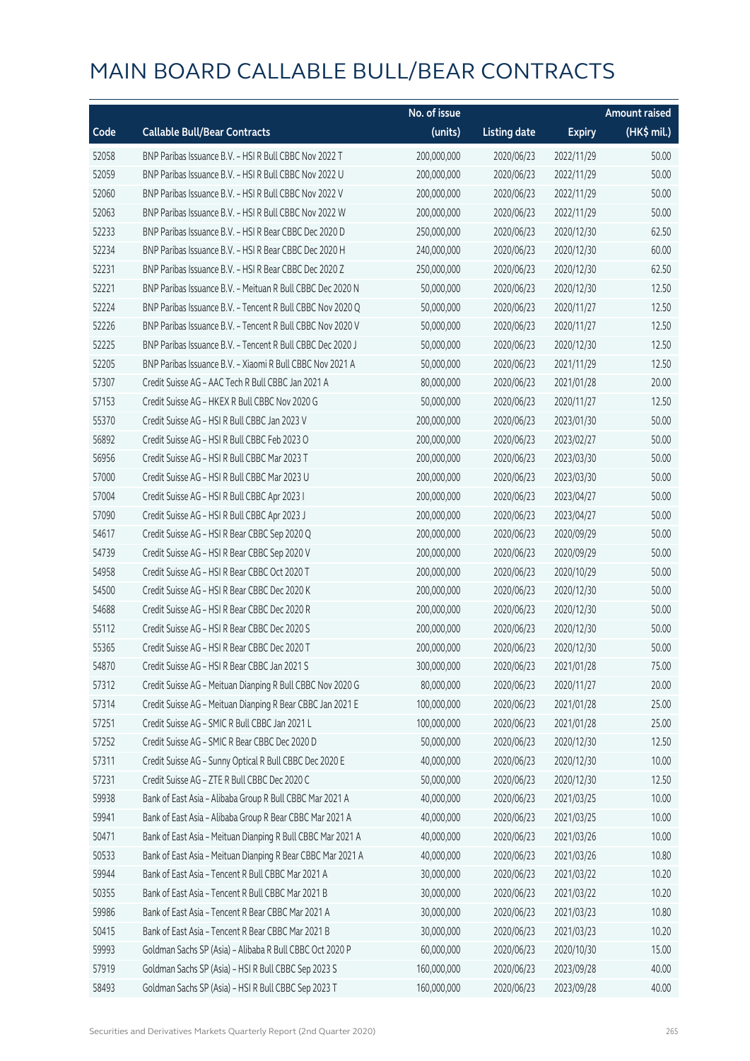# MAIN BOARD CALLABLE BULL/BEAR CONTRACTS

| Code | Callable Bull/Bear Contracts | No. of issue (units) | Listing date | Expiry | Amount raised (HK$ mil.) |
|---|---|---|---|---|---|
| 52058 | BNP Paribas Issuance B.V. – HSI R Bull CBBC Nov 2022 T | 200,000,000 | 2020/06/23 | 2022/11/29 | 50.00 |
| 52059 | BNP Paribas Issuance B.V. – HSI R Bull CBBC Nov 2022 U | 200,000,000 | 2020/06/23 | 2022/11/29 | 50.00 |
| 52060 | BNP Paribas Issuance B.V. – HSI R Bull CBBC Nov 2022 V | 200,000,000 | 2020/06/23 | 2022/11/29 | 50.00 |
| 52063 | BNP Paribas Issuance B.V. – HSI R Bull CBBC Nov 2022 W | 200,000,000 | 2020/06/23 | 2022/11/29 | 50.00 |
| 52233 | BNP Paribas Issuance B.V. – HSI R Bear CBBC Dec 2020 D | 250,000,000 | 2020/06/23 | 2020/12/30 | 62.50 |
| 52234 | BNP Paribas Issuance B.V. – HSI R Bear CBBC Dec 2020 H | 240,000,000 | 2020/06/23 | 2020/12/30 | 60.00 |
| 52231 | BNP Paribas Issuance B.V. – HSI R Bear CBBC Dec 2020 Z | 250,000,000 | 2020/06/23 | 2020/12/30 | 62.50 |
| 52221 | BNP Paribas Issuance B.V. – Meituan R Bull CBBC Dec 2020 N | 50,000,000 | 2020/06/23 | 2020/12/30 | 12.50 |
| 52224 | BNP Paribas Issuance B.V. – Tencent R Bull CBBC Nov 2020 Q | 50,000,000 | 2020/06/23 | 2020/11/27 | 12.50 |
| 52226 | BNP Paribas Issuance B.V. – Tencent R Bull CBBC Nov 2020 V | 50,000,000 | 2020/06/23 | 2020/11/27 | 12.50 |
| 52225 | BNP Paribas Issuance B.V. – Tencent R Bull CBBC Dec 2020 J | 50,000,000 | 2020/06/23 | 2020/12/30 | 12.50 |
| 52205 | BNP Paribas Issuance B.V. – Xiaomi R Bull CBBC Nov 2021 A | 50,000,000 | 2020/06/23 | 2021/11/29 | 12.50 |
| 57307 | Credit Suisse AG – AAC Tech R Bull CBBC Jan 2021 A | 80,000,000 | 2020/06/23 | 2021/01/28 | 20.00 |
| 57153 | Credit Suisse AG – HKEX R Bull CBBC Nov 2020 G | 50,000,000 | 2020/06/23 | 2020/11/27 | 12.50 |
| 55370 | Credit Suisse AG – HSI R Bull CBBC Jan 2023 V | 200,000,000 | 2020/06/23 | 2023/01/30 | 50.00 |
| 56892 | Credit Suisse AG – HSI R Bull CBBC Feb 2023 O | 200,000,000 | 2020/06/23 | 2023/02/27 | 50.00 |
| 56956 | Credit Suisse AG – HSI R Bull CBBC Mar 2023 T | 200,000,000 | 2020/06/23 | 2023/03/30 | 50.00 |
| 57000 | Credit Suisse AG – HSI R Bull CBBC Mar 2023 U | 200,000,000 | 2020/06/23 | 2023/03/30 | 50.00 |
| 57004 | Credit Suisse AG – HSI R Bull CBBC Apr 2023 I | 200,000,000 | 2020/06/23 | 2023/04/27 | 50.00 |
| 57090 | Credit Suisse AG – HSI R Bull CBBC Apr 2023 J | 200,000,000 | 2020/06/23 | 2023/04/27 | 50.00 |
| 54617 | Credit Suisse AG – HSI R Bear CBBC Sep 2020 Q | 200,000,000 | 2020/06/23 | 2020/09/29 | 50.00 |
| 54739 | Credit Suisse AG – HSI R Bear CBBC Sep 2020 V | 200,000,000 | 2020/06/23 | 2020/09/29 | 50.00 |
| 54958 | Credit Suisse AG – HSI R Bear CBBC Oct 2020 T | 200,000,000 | 2020/06/23 | 2020/10/29 | 50.00 |
| 54500 | Credit Suisse AG – HSI R Bear CBBC Dec 2020 K | 200,000,000 | 2020/06/23 | 2020/12/30 | 50.00 |
| 54688 | Credit Suisse AG – HSI R Bear CBBC Dec 2020 R | 200,000,000 | 2020/06/23 | 2020/12/30 | 50.00 |
| 55112 | Credit Suisse AG – HSI R Bear CBBC Dec 2020 S | 200,000,000 | 2020/06/23 | 2020/12/30 | 50.00 |
| 55365 | Credit Suisse AG – HSI R Bear CBBC Dec 2020 T | 200,000,000 | 2020/06/23 | 2020/12/30 | 50.00 |
| 54870 | Credit Suisse AG – HSI R Bear CBBC Jan 2021 S | 300,000,000 | 2020/06/23 | 2021/01/28 | 75.00 |
| 57312 | Credit Suisse AG – Meituan Dianping R Bull CBBC Nov 2020 G | 80,000,000 | 2020/06/23 | 2020/11/27 | 20.00 |
| 57314 | Credit Suisse AG – Meituan Dianping R Bear CBBC Jan 2021 E | 100,000,000 | 2020/06/23 | 2021/01/28 | 25.00 |
| 57251 | Credit Suisse AG – SMIC R Bull CBBC Jan 2021 L | 100,000,000 | 2020/06/23 | 2021/01/28 | 25.00 |
| 57252 | Credit Suisse AG – SMIC R Bear CBBC Dec 2020 D | 50,000,000 | 2020/06/23 | 2020/12/30 | 12.50 |
| 57311 | Credit Suisse AG – Sunny Optical R Bull CBBC Dec 2020 E | 40,000,000 | 2020/06/23 | 2020/12/30 | 10.00 |
| 57231 | Credit Suisse AG – ZTE R Bull CBBC Dec 2020 C | 50,000,000 | 2020/06/23 | 2020/12/30 | 12.50 |
| 59938 | Bank of East Asia – Alibaba Group R Bull CBBC Mar 2021 A | 40,000,000 | 2020/06/23 | 2021/03/25 | 10.00 |
| 59941 | Bank of East Asia – Alibaba Group R Bear CBBC Mar 2021 A | 40,000,000 | 2020/06/23 | 2021/03/25 | 10.00 |
| 50471 | Bank of East Asia – Meituan Dianping R Bull CBBC Mar 2021 A | 40,000,000 | 2020/06/23 | 2021/03/26 | 10.00 |
| 50533 | Bank of East Asia – Meituan Dianping R Bear CBBC Mar 2021 A | 40,000,000 | 2020/06/23 | 2021/03/26 | 10.80 |
| 59944 | Bank of East Asia – Tencent R Bull CBBC Mar 2021 A | 30,000,000 | 2020/06/23 | 2021/03/22 | 10.20 |
| 50355 | Bank of East Asia – Tencent R Bull CBBC Mar 2021 B | 30,000,000 | 2020/06/23 | 2021/03/22 | 10.20 |
| 59986 | Bank of East Asia – Tencent R Bear CBBC Mar 2021 A | 30,000,000 | 2020/06/23 | 2021/03/23 | 10.80 |
| 50415 | Bank of East Asia – Tencent R Bear CBBC Mar 2021 B | 30,000,000 | 2020/06/23 | 2021/03/23 | 10.20 |
| 59993 | Goldman Sachs SP (Asia) – Alibaba R Bull CBBC Oct 2020 P | 60,000,000 | 2020/06/23 | 2020/10/30 | 15.00 |
| 57919 | Goldman Sachs SP (Asia) – HSI R Bull CBBC Sep 2023 S | 160,000,000 | 2020/06/23 | 2023/09/28 | 40.00 |
| 58493 | Goldman Sachs SP (Asia) – HSI R Bull CBBC Sep 2023 T | 160,000,000 | 2020/06/23 | 2023/09/28 | 40.00 |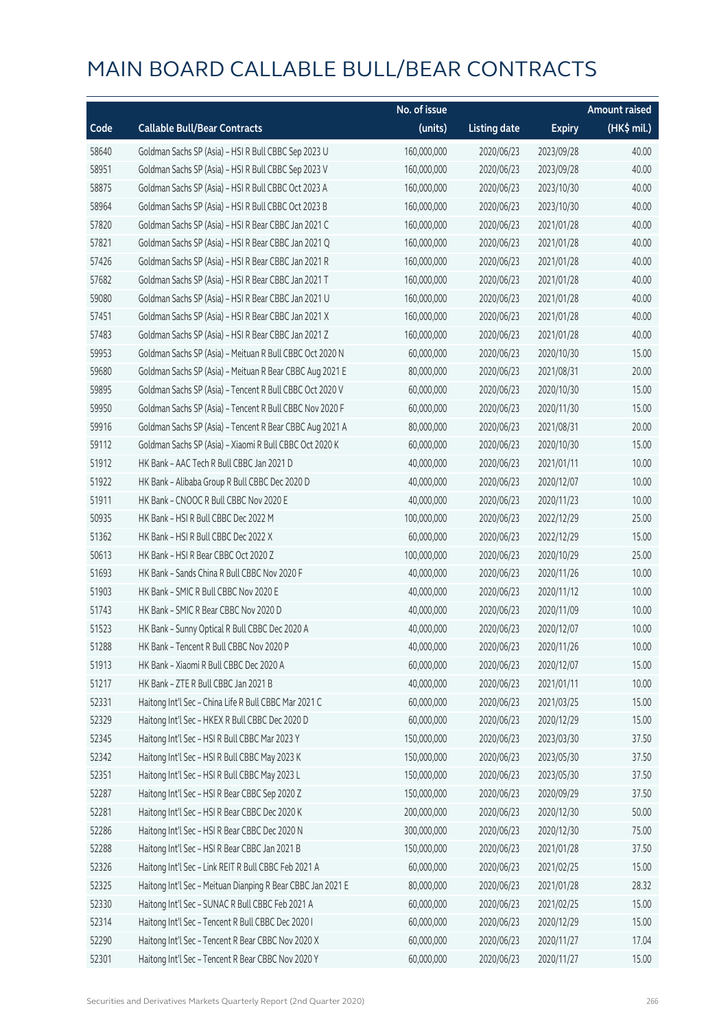# MAIN BOARD CALLABLE BULL/BEAR CONTRACTS

| Code | Callable Bull/Bear Contracts | No. of issue (units) | Listing date | Expiry | Amount raised (HK$ mil.) |
|---|---|---|---|---|---|
| 58640 | Goldman Sachs SP (Asia) – HSI R Bull CBBC Sep 2023 U | 160,000,000 | 2020/06/23 | 2023/09/28 | 40.00 |
| 58951 | Goldman Sachs SP (Asia) – HSI R Bull CBBC Sep 2023 V | 160,000,000 | 2020/06/23 | 2023/09/28 | 40.00 |
| 58875 | Goldman Sachs SP (Asia) – HSI R Bull CBBC Oct 2023 A | 160,000,000 | 2020/06/23 | 2023/10/30 | 40.00 |
| 58964 | Goldman Sachs SP (Asia) – HSI R Bull CBBC Oct 2023 B | 160,000,000 | 2020/06/23 | 2023/10/30 | 40.00 |
| 57820 | Goldman Sachs SP (Asia) – HSI R Bear CBBC Jan 2021 C | 160,000,000 | 2020/06/23 | 2021/01/28 | 40.00 |
| 57821 | Goldman Sachs SP (Asia) – HSI R Bear CBBC Jan 2021 Q | 160,000,000 | 2020/06/23 | 2021/01/28 | 40.00 |
| 57426 | Goldman Sachs SP (Asia) – HSI R Bear CBBC Jan 2021 R | 160,000,000 | 2020/06/23 | 2021/01/28 | 40.00 |
| 57682 | Goldman Sachs SP (Asia) – HSI R Bear CBBC Jan 2021 T | 160,000,000 | 2020/06/23 | 2021/01/28 | 40.00 |
| 59080 | Goldman Sachs SP (Asia) – HSI R Bear CBBC Jan 2021 U | 160,000,000 | 2020/06/23 | 2021/01/28 | 40.00 |
| 57451 | Goldman Sachs SP (Asia) – HSI R Bear CBBC Jan 2021 X | 160,000,000 | 2020/06/23 | 2021/01/28 | 40.00 |
| 57483 | Goldman Sachs SP (Asia) – HSI R Bear CBBC Jan 2021 Z | 160,000,000 | 2020/06/23 | 2021/01/28 | 40.00 |
| 59953 | Goldman Sachs SP (Asia) – Meituan R Bull CBBC Oct 2020 N | 60,000,000 | 2020/06/23 | 2020/10/30 | 15.00 |
| 59680 | Goldman Sachs SP (Asia) – Meituan R Bear CBBC Aug 2021 E | 80,000,000 | 2020/06/23 | 2021/08/31 | 20.00 |
| 59895 | Goldman Sachs SP (Asia) – Tencent R Bull CBBC Oct 2020 V | 60,000,000 | 2020/06/23 | 2020/10/30 | 15.00 |
| 59950 | Goldman Sachs SP (Asia) – Tencent R Bull CBBC Nov 2020 F | 60,000,000 | 2020/06/23 | 2020/11/30 | 15.00 |
| 59916 | Goldman Sachs SP (Asia) – Tencent R Bear CBBC Aug 2021 A | 80,000,000 | 2020/06/23 | 2021/08/31 | 20.00 |
| 59112 | Goldman Sachs SP (Asia) – Xiaomi R Bull CBBC Oct 2020 K | 60,000,000 | 2020/06/23 | 2020/10/30 | 15.00 |
| 51912 | HK Bank – AAC Tech R Bull CBBC Jan 2021 D | 40,000,000 | 2020/06/23 | 2021/01/11 | 10.00 |
| 51922 | HK Bank – Alibaba Group R Bull CBBC Dec 2020 D | 40,000,000 | 2020/06/23 | 2020/12/07 | 10.00 |
| 51911 | HK Bank – CNOOC R Bull CBBC Nov 2020 E | 40,000,000 | 2020/06/23 | 2020/11/23 | 10.00 |
| 50935 | HK Bank – HSI R Bull CBBC Dec 2022 M | 100,000,000 | 2020/06/23 | 2022/12/29 | 25.00 |
| 51362 | HK Bank – HSI R Bull CBBC Dec 2022 X | 60,000,000 | 2020/06/23 | 2022/12/29 | 15.00 |
| 50613 | HK Bank – HSI R Bear CBBC Oct 2020 Z | 100,000,000 | 2020/06/23 | 2020/10/29 | 25.00 |
| 51693 | HK Bank – Sands China R Bull CBBC Nov 2020 F | 40,000,000 | 2020/06/23 | 2020/11/26 | 10.00 |
| 51903 | HK Bank – SMIC R Bull CBBC Nov 2020 E | 40,000,000 | 2020/06/23 | 2020/11/12 | 10.00 |
| 51743 | HK Bank – SMIC R Bear CBBC Nov 2020 D | 40,000,000 | 2020/06/23 | 2020/11/09 | 10.00 |
| 51523 | HK Bank – Sunny Optical R Bull CBBC Dec 2020 A | 40,000,000 | 2020/06/23 | 2020/12/07 | 10.00 |
| 51288 | HK Bank – Tencent R Bull CBBC Nov 2020 P | 40,000,000 | 2020/06/23 | 2020/11/26 | 10.00 |
| 51913 | HK Bank – Xiaomi R Bull CBBC Dec 2020 A | 60,000,000 | 2020/06/23 | 2020/12/07 | 15.00 |
| 51217 | HK Bank – ZTE R Bull CBBC Jan 2021 B | 40,000,000 | 2020/06/23 | 2021/01/11 | 10.00 |
| 52331 | Haitong Int'l Sec – China Life R Bull CBBC Mar 2021 C | 60,000,000 | 2020/06/23 | 2021/03/25 | 15.00 |
| 52329 | Haitong Int'l Sec – HKEX R Bull CBBC Dec 2020 D | 60,000,000 | 2020/06/23 | 2020/12/29 | 15.00 |
| 52345 | Haitong Int'l Sec – HSI R Bull CBBC Mar 2023 Y | 150,000,000 | 2020/06/23 | 2023/03/30 | 37.50 |
| 52342 | Haitong Int'l Sec – HSI R Bull CBBC May 2023 K | 150,000,000 | 2020/06/23 | 2023/05/30 | 37.50 |
| 52351 | Haitong Int'l Sec – HSI R Bull CBBC May 2023 L | 150,000,000 | 2020/06/23 | 2023/05/30 | 37.50 |
| 52287 | Haitong Int'l Sec – HSI R Bear CBBC Sep 2020 Z | 150,000,000 | 2020/06/23 | 2020/09/29 | 37.50 |
| 52281 | Haitong Int'l Sec – HSI R Bear CBBC Dec 2020 K | 200,000,000 | 2020/06/23 | 2020/12/30 | 50.00 |
| 52286 | Haitong Int'l Sec – HSI R Bear CBBC Dec 2020 N | 300,000,000 | 2020/06/23 | 2020/12/30 | 75.00 |
| 52288 | Haitong Int'l Sec – HSI R Bear CBBC Jan 2021 B | 150,000,000 | 2020/06/23 | 2021/01/28 | 37.50 |
| 52326 | Haitong Int'l Sec – Link REIT R Bull CBBC Feb 2021 A | 60,000,000 | 2020/06/23 | 2021/02/25 | 15.00 |
| 52325 | Haitong Int'l Sec – Meituan Dianping R Bear CBBC Jan 2021 E | 80,000,000 | 2020/06/23 | 2021/01/28 | 28.32 |
| 52330 | Haitong Int'l Sec – SUNAC R Bull CBBC Feb 2021 A | 60,000,000 | 2020/06/23 | 2021/02/25 | 15.00 |
| 52314 | Haitong Int'l Sec – Tencent R Bull CBBC Dec 2020 I | 60,000,000 | 2020/06/23 | 2020/12/29 | 15.00 |
| 52290 | Haitong Int'l Sec – Tencent R Bear CBBC Nov 2020 X | 60,000,000 | 2020/06/23 | 2020/11/27 | 17.04 |
| 52301 | Haitong Int'l Sec – Tencent R Bear CBBC Nov 2020 Y | 60,000,000 | 2020/06/23 | 2020/11/27 | 15.00 |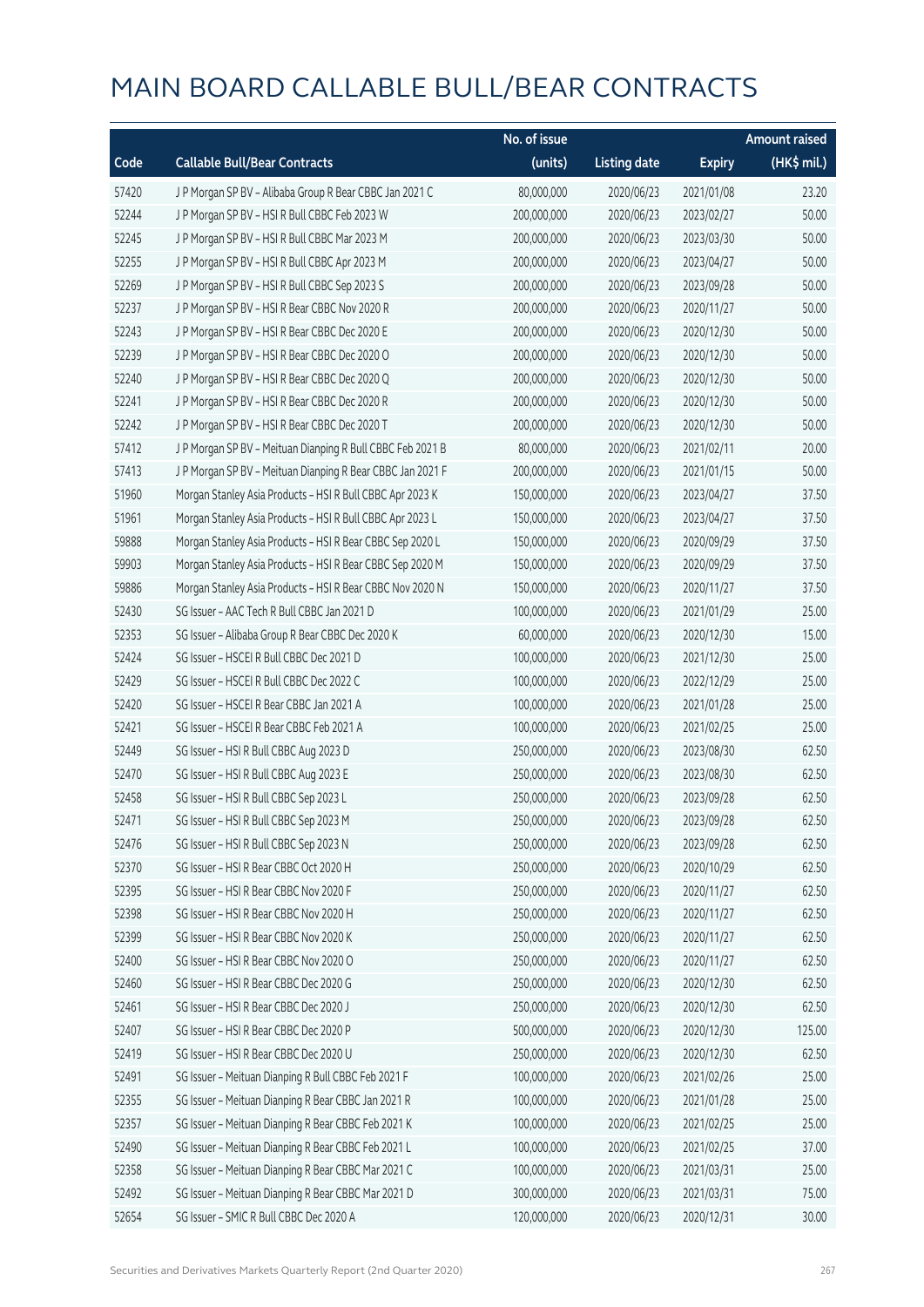# MAIN BOARD CALLABLE BULL/BEAR CONTRACTS

| Code | Callable Bull/Bear Contracts | No. of issue (units) | Listing date | Expiry | Amount raised (HK$ mil.) |
|---|---|---|---|---|---|
| 57420 | J P Morgan SP BV – Alibaba Group R Bear CBBC Jan 2021 C | 80,000,000 | 2020/06/23 | 2021/01/08 | 23.20 |
| 52244 | J P Morgan SP BV – HSI R Bull CBBC Feb 2023 W | 200,000,000 | 2020/06/23 | 2023/02/27 | 50.00 |
| 52245 | J P Morgan SP BV – HSI R Bull CBBC Mar 2023 M | 200,000,000 | 2020/06/23 | 2023/03/30 | 50.00 |
| 52255 | J P Morgan SP BV – HSI R Bull CBBC Apr 2023 M | 200,000,000 | 2020/06/23 | 2023/04/27 | 50.00 |
| 52269 | J P Morgan SP BV – HSI R Bull CBBC Sep 2023 S | 200,000,000 | 2020/06/23 | 2023/09/28 | 50.00 |
| 52237 | J P Morgan SP BV – HSI R Bear CBBC Nov 2020 R | 200,000,000 | 2020/06/23 | 2020/11/27 | 50.00 |
| 52243 | J P Morgan SP BV – HSI R Bear CBBC Dec 2020 E | 200,000,000 | 2020/06/23 | 2020/12/30 | 50.00 |
| 52239 | J P Morgan SP BV – HSI R Bear CBBC Dec 2020 O | 200,000,000 | 2020/06/23 | 2020/12/30 | 50.00 |
| 52240 | J P Morgan SP BV – HSI R Bear CBBC Dec 2020 Q | 200,000,000 | 2020/06/23 | 2020/12/30 | 50.00 |
| 52241 | J P Morgan SP BV – HSI R Bear CBBC Dec 2020 R | 200,000,000 | 2020/06/23 | 2020/12/30 | 50.00 |
| 52242 | J P Morgan SP BV – HSI R Bear CBBC Dec 2020 T | 200,000,000 | 2020/06/23 | 2020/12/30 | 50.00 |
| 57412 | J P Morgan SP BV – Meituan Dianping R Bull CBBC Feb 2021 B | 80,000,000 | 2020/06/23 | 2021/02/11 | 20.00 |
| 57413 | J P Morgan SP BV – Meituan Dianping R Bear CBBC Jan 2021 F | 200,000,000 | 2020/06/23 | 2021/01/15 | 50.00 |
| 51960 | Morgan Stanley Asia Products – HSI R Bull CBBC Apr 2023 K | 150,000,000 | 2020/06/23 | 2023/04/27 | 37.50 |
| 51961 | Morgan Stanley Asia Products – HSI R Bull CBBC Apr 2023 L | 150,000,000 | 2020/06/23 | 2023/04/27 | 37.50 |
| 59888 | Morgan Stanley Asia Products – HSI R Bear CBBC Sep 2020 L | 150,000,000 | 2020/06/23 | 2020/09/29 | 37.50 |
| 59903 | Morgan Stanley Asia Products – HSI R Bear CBBC Sep 2020 M | 150,000,000 | 2020/06/23 | 2020/09/29 | 37.50 |
| 59886 | Morgan Stanley Asia Products – HSI R Bear CBBC Nov 2020 N | 150,000,000 | 2020/06/23 | 2020/11/27 | 37.50 |
| 52430 | SG Issuer – AAC Tech R Bull CBBC Jan 2021 D | 100,000,000 | 2020/06/23 | 2021/01/29 | 25.00 |
| 52353 | SG Issuer – Alibaba Group R Bear CBBC Dec 2020 K | 60,000,000 | 2020/06/23 | 2020/12/30 | 15.00 |
| 52424 | SG Issuer – HSCEI R Bull CBBC Dec 2021 D | 100,000,000 | 2020/06/23 | 2021/12/30 | 25.00 |
| 52429 | SG Issuer – HSCEI R Bull CBBC Dec 2022 C | 100,000,000 | 2020/06/23 | 2022/12/29 | 25.00 |
| 52420 | SG Issuer – HSCEI R Bear CBBC Jan 2021 A | 100,000,000 | 2020/06/23 | 2021/01/28 | 25.00 |
| 52421 | SG Issuer – HSCEI R Bear CBBC Feb 2021 A | 100,000,000 | 2020/06/23 | 2021/02/25 | 25.00 |
| 52449 | SG Issuer – HSI R Bull CBBC Aug 2023 D | 250,000,000 | 2020/06/23 | 2023/08/30 | 62.50 |
| 52470 | SG Issuer – HSI R Bull CBBC Aug 2023 E | 250,000,000 | 2020/06/23 | 2023/08/30 | 62.50 |
| 52458 | SG Issuer – HSI R Bull CBBC Sep 2023 L | 250,000,000 | 2020/06/23 | 2023/09/28 | 62.50 |
| 52471 | SG Issuer – HSI R Bull CBBC Sep 2023 M | 250,000,000 | 2020/06/23 | 2023/09/28 | 62.50 |
| 52476 | SG Issuer – HSI R Bull CBBC Sep 2023 N | 250,000,000 | 2020/06/23 | 2023/09/28 | 62.50 |
| 52370 | SG Issuer – HSI R Bear CBBC Oct 2020 H | 250,000,000 | 2020/06/23 | 2020/10/29 | 62.50 |
| 52395 | SG Issuer – HSI R Bear CBBC Nov 2020 F | 250,000,000 | 2020/06/23 | 2020/11/27 | 62.50 |
| 52398 | SG Issuer – HSI R Bear CBBC Nov 2020 H | 250,000,000 | 2020/06/23 | 2020/11/27 | 62.50 |
| 52399 | SG Issuer – HSI R Bear CBBC Nov 2020 K | 250,000,000 | 2020/06/23 | 2020/11/27 | 62.50 |
| 52400 | SG Issuer – HSI R Bear CBBC Nov 2020 O | 250,000,000 | 2020/06/23 | 2020/11/27 | 62.50 |
| 52460 | SG Issuer – HSI R Bear CBBC Dec 2020 G | 250,000,000 | 2020/06/23 | 2020/12/30 | 62.50 |
| 52461 | SG Issuer – HSI R Bear CBBC Dec 2020 J | 250,000,000 | 2020/06/23 | 2020/12/30 | 62.50 |
| 52407 | SG Issuer – HSI R Bear CBBC Dec 2020 P | 500,000,000 | 2020/06/23 | 2020/12/30 | 125.00 |
| 52419 | SG Issuer – HSI R Bear CBBC Dec 2020 U | 250,000,000 | 2020/06/23 | 2020/12/30 | 62.50 |
| 52491 | SG Issuer – Meituan Dianping R Bull CBBC Feb 2021 F | 100,000,000 | 2020/06/23 | 2021/02/26 | 25.00 |
| 52355 | SG Issuer – Meituan Dianping R Bear CBBC Jan 2021 R | 100,000,000 | 2020/06/23 | 2021/01/28 | 25.00 |
| 52357 | SG Issuer – Meituan Dianping R Bear CBBC Feb 2021 K | 100,000,000 | 2020/06/23 | 2021/02/25 | 25.00 |
| 52490 | SG Issuer – Meituan Dianping R Bear CBBC Feb 2021 L | 100,000,000 | 2020/06/23 | 2021/02/25 | 37.00 |
| 52358 | SG Issuer – Meituan Dianping R Bear CBBC Mar 2021 C | 100,000,000 | 2020/06/23 | 2021/03/31 | 25.00 |
| 52492 | SG Issuer – Meituan Dianping R Bear CBBC Mar 2021 D | 300,000,000 | 2020/06/23 | 2021/03/31 | 75.00 |
| 52654 | SG Issuer – SMIC R Bull CBBC Dec 2020 A | 120,000,000 | 2020/06/23 | 2020/12/31 | 30.00 |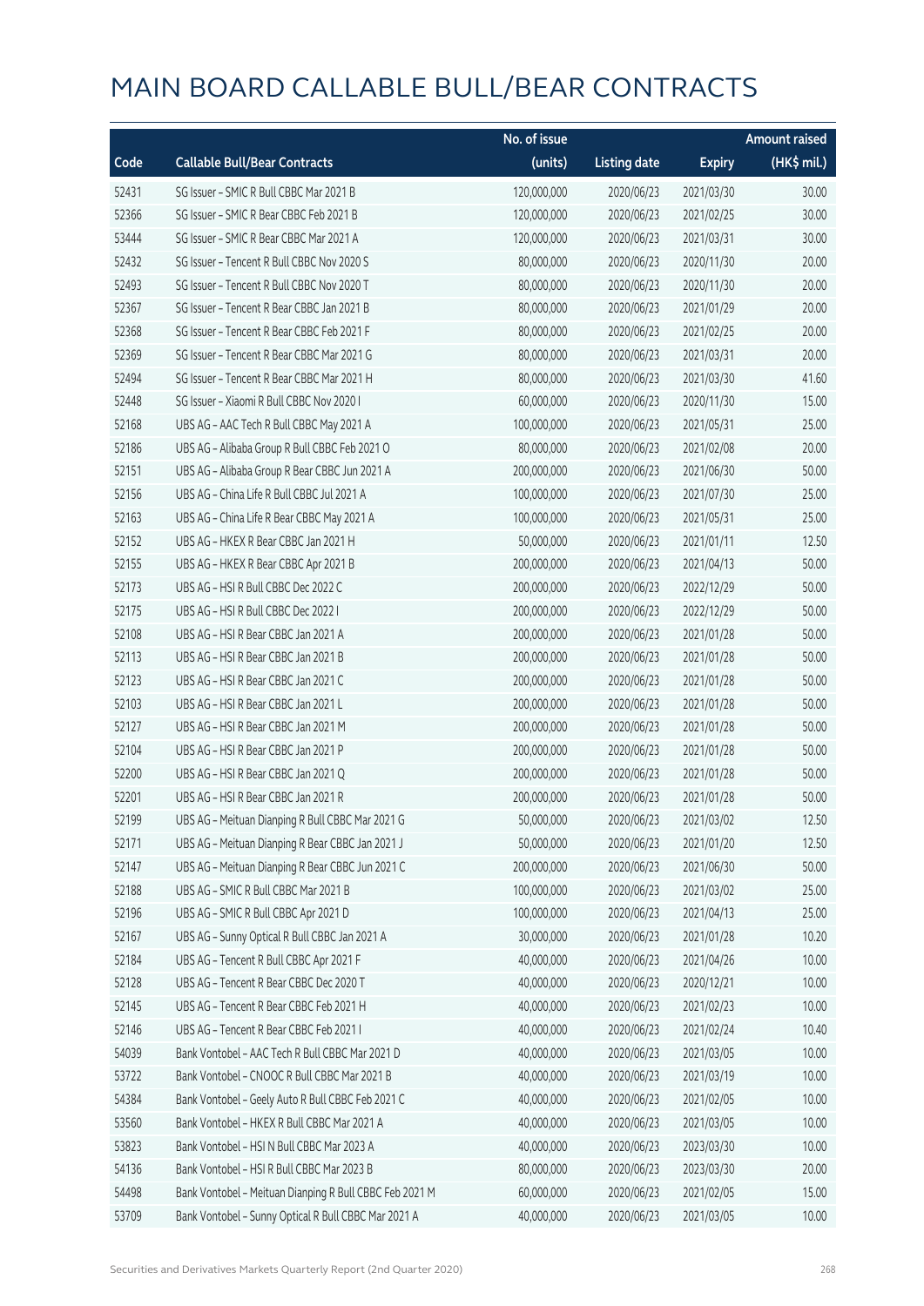# MAIN BOARD CALLABLE BULL/BEAR CONTRACTS

| Code | Callable Bull/Bear Contracts | No. of issue (units) | Listing date | Expiry | Amount raised (HK$ mil.) |
|---|---|---|---|---|---|
| 52431 | SG Issuer – SMIC R Bull CBBC Mar 2021 B | 120,000,000 | 2020/06/23 | 2021/03/30 | 30.00 |
| 52366 | SG Issuer – SMIC R Bear CBBC Feb 2021 B | 120,000,000 | 2020/06/23 | 2021/02/25 | 30.00 |
| 53444 | SG Issuer – SMIC R Bear CBBC Mar 2021 A | 120,000,000 | 2020/06/23 | 2021/03/31 | 30.00 |
| 52432 | SG Issuer – Tencent R Bull CBBC Nov 2020 S | 80,000,000 | 2020/06/23 | 2020/11/30 | 20.00 |
| 52493 | SG Issuer – Tencent R Bull CBBC Nov 2020 T | 80,000,000 | 2020/06/23 | 2020/11/30 | 20.00 |
| 52367 | SG Issuer – Tencent R Bear CBBC Jan 2021 B | 80,000,000 | 2020/06/23 | 2021/01/29 | 20.00 |
| 52368 | SG Issuer – Tencent R Bear CBBC Feb 2021 F | 80,000,000 | 2020/06/23 | 2021/02/25 | 20.00 |
| 52369 | SG Issuer – Tencent R Bear CBBC Mar 2021 G | 80,000,000 | 2020/06/23 | 2021/03/31 | 20.00 |
| 52494 | SG Issuer – Tencent R Bear CBBC Mar 2021 H | 80,000,000 | 2020/06/23 | 2021/03/30 | 41.60 |
| 52448 | SG Issuer – Xiaomi R Bull CBBC Nov 2020 I | 60,000,000 | 2020/06/23 | 2020/11/30 | 15.00 |
| 52168 | UBS AG – AAC Tech R Bull CBBC May 2021 A | 100,000,000 | 2020/06/23 | 2021/05/31 | 25.00 |
| 52186 | UBS AG – Alibaba Group R Bull CBBC Feb 2021 O | 80,000,000 | 2020/06/23 | 2021/02/08 | 20.00 |
| 52151 | UBS AG – Alibaba Group R Bear CBBC Jun 2021 A | 200,000,000 | 2020/06/23 | 2021/06/30 | 50.00 |
| 52156 | UBS AG – China Life R Bull CBBC Jul 2021 A | 100,000,000 | 2020/06/23 | 2021/07/30 | 25.00 |
| 52163 | UBS AG – China Life R Bear CBBC May 2021 A | 100,000,000 | 2020/06/23 | 2021/05/31 | 25.00 |
| 52152 | UBS AG – HKEX R Bear CBBC Jan 2021 H | 50,000,000 | 2020/06/23 | 2021/01/11 | 12.50 |
| 52155 | UBS AG – HKEX R Bear CBBC Apr 2021 B | 200,000,000 | 2020/06/23 | 2021/04/13 | 50.00 |
| 52173 | UBS AG – HSI R Bull CBBC Dec 2022 C | 200,000,000 | 2020/06/23 | 2022/12/29 | 50.00 |
| 52175 | UBS AG – HSI R Bull CBBC Dec 2022 I | 200,000,000 | 2020/06/23 | 2022/12/29 | 50.00 |
| 52108 | UBS AG – HSI R Bear CBBC Jan 2021 A | 200,000,000 | 2020/06/23 | 2021/01/28 | 50.00 |
| 52113 | UBS AG – HSI R Bear CBBC Jan 2021 B | 200,000,000 | 2020/06/23 | 2021/01/28 | 50.00 |
| 52123 | UBS AG – HSI R Bear CBBC Jan 2021 C | 200,000,000 | 2020/06/23 | 2021/01/28 | 50.00 |
| 52103 | UBS AG – HSI R Bear CBBC Jan 2021 L | 200,000,000 | 2020/06/23 | 2021/01/28 | 50.00 |
| 52127 | UBS AG – HSI R Bear CBBC Jan 2021 M | 200,000,000 | 2020/06/23 | 2021/01/28 | 50.00 |
| 52104 | UBS AG – HSI R Bear CBBC Jan 2021 P | 200,000,000 | 2020/06/23 | 2021/01/28 | 50.00 |
| 52200 | UBS AG – HSI R Bear CBBC Jan 2021 Q | 200,000,000 | 2020/06/23 | 2021/01/28 | 50.00 |
| 52201 | UBS AG – HSI R Bear CBBC Jan 2021 R | 200,000,000 | 2020/06/23 | 2021/01/28 | 50.00 |
| 52199 | UBS AG – Meituan Dianping R Bull CBBC Mar 2021 G | 50,000,000 | 2020/06/23 | 2021/03/02 | 12.50 |
| 52171 | UBS AG – Meituan Dianping R Bear CBBC Jan 2021 J | 50,000,000 | 2020/06/23 | 2021/01/20 | 12.50 |
| 52147 | UBS AG – Meituan Dianping R Bear CBBC Jun 2021 C | 200,000,000 | 2020/06/23 | 2021/06/30 | 50.00 |
| 52188 | UBS AG – SMIC R Bull CBBC Mar 2021 B | 100,000,000 | 2020/06/23 | 2021/03/02 | 25.00 |
| 52196 | UBS AG – SMIC R Bull CBBC Apr 2021 D | 100,000,000 | 2020/06/23 | 2021/04/13 | 25.00 |
| 52167 | UBS AG – Sunny Optical R Bull CBBC Jan 2021 A | 30,000,000 | 2020/06/23 | 2021/01/28 | 10.20 |
| 52184 | UBS AG – Tencent R Bull CBBC Apr 2021 F | 40,000,000 | 2020/06/23 | 2021/04/26 | 10.00 |
| 52128 | UBS AG – Tencent R Bear CBBC Dec 2020 T | 40,000,000 | 2020/06/23 | 2020/12/21 | 10.00 |
| 52145 | UBS AG – Tencent R Bear CBBC Feb 2021 H | 40,000,000 | 2020/06/23 | 2021/02/23 | 10.00 |
| 52146 | UBS AG – Tencent R Bear CBBC Feb 2021 I | 40,000,000 | 2020/06/23 | 2021/02/24 | 10.40 |
| 54039 | Bank Vontobel – AAC Tech R Bull CBBC Mar 2021 D | 40,000,000 | 2020/06/23 | 2021/03/05 | 10.00 |
| 53722 | Bank Vontobel – CNOOC R Bull CBBC Mar 2021 B | 40,000,000 | 2020/06/23 | 2021/03/19 | 10.00 |
| 54384 | Bank Vontobel – Geely Auto R Bull CBBC Feb 2021 C | 40,000,000 | 2020/06/23 | 2021/02/05 | 10.00 |
| 53560 | Bank Vontobel – HKEX R Bull CBBC Mar 2021 A | 40,000,000 | 2020/06/23 | 2021/03/05 | 10.00 |
| 53823 | Bank Vontobel – HSI N Bull CBBC Mar 2023 A | 40,000,000 | 2020/06/23 | 2023/03/30 | 10.00 |
| 54136 | Bank Vontobel – HSI R Bull CBBC Mar 2023 B | 80,000,000 | 2020/06/23 | 2023/03/30 | 20.00 |
| 54498 | Bank Vontobel – Meituan Dianping R Bull CBBC Feb 2021 M | 60,000,000 | 2020/06/23 | 2021/02/05 | 15.00 |
| 53709 | Bank Vontobel – Sunny Optical R Bull CBBC Mar 2021 A | 40,000,000 | 2020/06/23 | 2021/03/05 | 10.00 |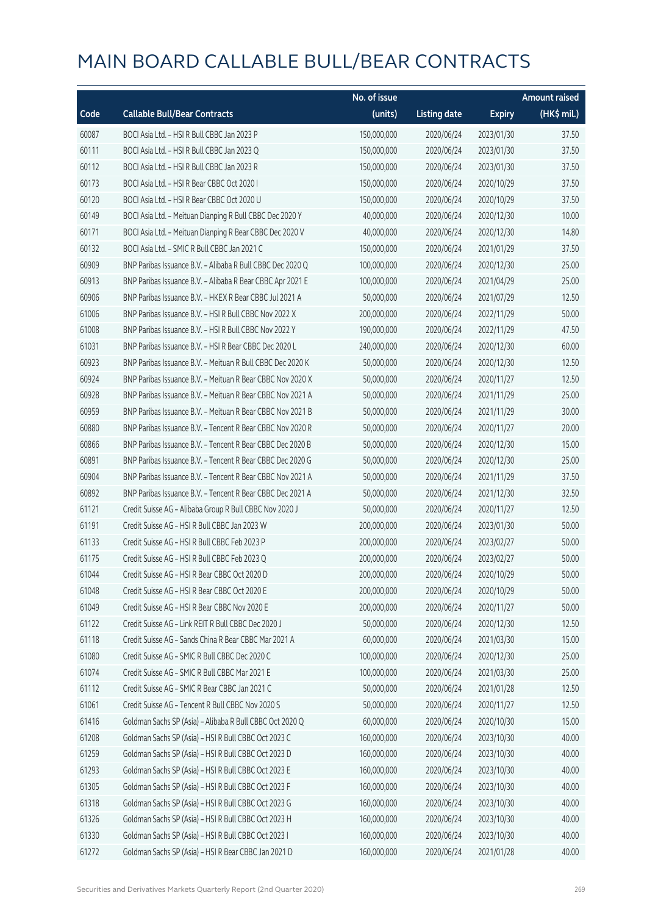# MAIN BOARD CALLABLE BULL/BEAR CONTRACTS

| Code | Callable Bull/Bear Contracts | No. of issue (units) | Listing date | Expiry | Amount raised (HK$ mil.) |
|---|---|---|---|---|---|
| 60087 | BOCI Asia Ltd. – HSI R Bull CBBC Jan 2023 P | 150,000,000 | 2020/06/24 | 2023/01/30 | 37.50 |
| 60111 | BOCI Asia Ltd. – HSI R Bull CBBC Jan 2023 Q | 150,000,000 | 2020/06/24 | 2023/01/30 | 37.50 |
| 60112 | BOCI Asia Ltd. – HSI R Bull CBBC Jan 2023 R | 150,000,000 | 2020/06/24 | 2023/01/30 | 37.50 |
| 60173 | BOCI Asia Ltd. – HSI R Bear CBBC Oct 2020 I | 150,000,000 | 2020/06/24 | 2020/10/29 | 37.50 |
| 60120 | BOCI Asia Ltd. – HSI R Bear CBBC Oct 2020 U | 150,000,000 | 2020/06/24 | 2020/10/29 | 37.50 |
| 60149 | BOCI Asia Ltd. – Meituan Dianping R Bull CBBC Dec 2020 Y | 40,000,000 | 2020/06/24 | 2020/12/30 | 10.00 |
| 60171 | BOCI Asia Ltd. – Meituan Dianping R Bear CBBC Dec 2020 V | 40,000,000 | 2020/06/24 | 2020/12/30 | 14.80 |
| 60132 | BOCI Asia Ltd. – SMIC R Bull CBBC Jan 2021 C | 150,000,000 | 2020/06/24 | 2021/01/29 | 37.50 |
| 60909 | BNP Paribas Issuance B.V. – Alibaba R Bull CBBC Dec 2020 Q | 100,000,000 | 2020/06/24 | 2020/12/30 | 25.00 |
| 60913 | BNP Paribas Issuance B.V. – Alibaba R Bear CBBC Apr 2021 E | 100,000,000 | 2020/06/24 | 2021/04/29 | 25.00 |
| 60906 | BNP Paribas Issuance B.V. – HKEX R Bear CBBC Jul 2021 A | 50,000,000 | 2020/06/24 | 2021/07/29 | 12.50 |
| 61006 | BNP Paribas Issuance B.V. – HSI R Bull CBBC Nov 2022 X | 200,000,000 | 2020/06/24 | 2022/11/29 | 50.00 |
| 61008 | BNP Paribas Issuance B.V. – HSI R Bull CBBC Nov 2022 Y | 190,000,000 | 2020/06/24 | 2022/11/29 | 47.50 |
| 61031 | BNP Paribas Issuance B.V. – HSI R Bear CBBC Dec 2020 L | 240,000,000 | 2020/06/24 | 2020/12/30 | 60.00 |
| 60923 | BNP Paribas Issuance B.V. – Meituan R Bull CBBC Dec 2020 K | 50,000,000 | 2020/06/24 | 2020/12/30 | 12.50 |
| 60924 | BNP Paribas Issuance B.V. – Meituan R Bear CBBC Nov 2020 X | 50,000,000 | 2020/06/24 | 2020/11/27 | 12.50 |
| 60928 | BNP Paribas Issuance B.V. – Meituan R Bear CBBC Nov 2021 A | 50,000,000 | 2020/06/24 | 2021/11/29 | 25.00 |
| 60959 | BNP Paribas Issuance B.V. – Meituan R Bear CBBC Nov 2021 B | 50,000,000 | 2020/06/24 | 2021/11/29 | 30.00 |
| 60880 | BNP Paribas Issuance B.V. – Tencent R Bear CBBC Nov 2020 R | 50,000,000 | 2020/06/24 | 2020/11/27 | 20.00 |
| 60866 | BNP Paribas Issuance B.V. – Tencent R Bear CBBC Dec 2020 B | 50,000,000 | 2020/06/24 | 2020/12/30 | 15.00 |
| 60891 | BNP Paribas Issuance B.V. – Tencent R Bear CBBC Dec 2020 G | 50,000,000 | 2020/06/24 | 2020/12/30 | 25.00 |
| 60904 | BNP Paribas Issuance B.V. – Tencent R Bear CBBC Nov 2021 A | 50,000,000 | 2020/06/24 | 2021/11/29 | 37.50 |
| 60892 | BNP Paribas Issuance B.V. – Tencent R Bear CBBC Dec 2021 A | 50,000,000 | 2020/06/24 | 2021/12/30 | 32.50 |
| 61121 | Credit Suisse AG – Alibaba Group R Bull CBBC Nov 2020 J | 50,000,000 | 2020/06/24 | 2020/11/27 | 12.50 |
| 61191 | Credit Suisse AG – HSI R Bull CBBC Jan 2023 W | 200,000,000 | 2020/06/24 | 2023/01/30 | 50.00 |
| 61133 | Credit Suisse AG – HSI R Bull CBBC Feb 2023 P | 200,000,000 | 2020/06/24 | 2023/02/27 | 50.00 |
| 61175 | Credit Suisse AG – HSI R Bull CBBC Feb 2023 Q | 200,000,000 | 2020/06/24 | 2023/02/27 | 50.00 |
| 61044 | Credit Suisse AG – HSI R Bear CBBC Oct 2020 D | 200,000,000 | 2020/06/24 | 2020/10/29 | 50.00 |
| 61048 | Credit Suisse AG – HSI R Bear CBBC Oct 2020 E | 200,000,000 | 2020/06/24 | 2020/10/29 | 50.00 |
| 61049 | Credit Suisse AG – HSI R Bear CBBC Nov 2020 E | 200,000,000 | 2020/06/24 | 2020/11/27 | 50.00 |
| 61122 | Credit Suisse AG – Link REIT R Bull CBBC Dec 2020 J | 50,000,000 | 2020/06/24 | 2020/12/30 | 12.50 |
| 61118 | Credit Suisse AG – Sands China R Bear CBBC Mar 2021 A | 60,000,000 | 2020/06/24 | 2021/03/30 | 15.00 |
| 61080 | Credit Suisse AG – SMIC R Bull CBBC Dec 2020 C | 100,000,000 | 2020/06/24 | 2020/12/30 | 25.00 |
| 61074 | Credit Suisse AG – SMIC R Bull CBBC Mar 2021 E | 100,000,000 | 2020/06/24 | 2021/03/30 | 25.00 |
| 61112 | Credit Suisse AG – SMIC R Bear CBBC Jan 2021 C | 50,000,000 | 2020/06/24 | 2021/01/28 | 12.50 |
| 61061 | Credit Suisse AG – Tencent R Bull CBBC Nov 2020 S | 50,000,000 | 2020/06/24 | 2020/11/27 | 12.50 |
| 61416 | Goldman Sachs SP (Asia) – Alibaba R Bull CBBC Oct 2020 Q | 60,000,000 | 2020/06/24 | 2020/10/30 | 15.00 |
| 61208 | Goldman Sachs SP (Asia) – HSI R Bull CBBC Oct 2023 C | 160,000,000 | 2020/06/24 | 2023/10/30 | 40.00 |
| 61259 | Goldman Sachs SP (Asia) – HSI R Bull CBBC Oct 2023 D | 160,000,000 | 2020/06/24 | 2023/10/30 | 40.00 |
| 61293 | Goldman Sachs SP (Asia) – HSI R Bull CBBC Oct 2023 E | 160,000,000 | 2020/06/24 | 2023/10/30 | 40.00 |
| 61305 | Goldman Sachs SP (Asia) – HSI R Bull CBBC Oct 2023 F | 160,000,000 | 2020/06/24 | 2023/10/30 | 40.00 |
| 61318 | Goldman Sachs SP (Asia) – HSI R Bull CBBC Oct 2023 G | 160,000,000 | 2020/06/24 | 2023/10/30 | 40.00 |
| 61326 | Goldman Sachs SP (Asia) – HSI R Bull CBBC Oct 2023 H | 160,000,000 | 2020/06/24 | 2023/10/30 | 40.00 |
| 61330 | Goldman Sachs SP (Asia) – HSI R Bull CBBC Oct 2023 I | 160,000,000 | 2020/06/24 | 2023/10/30 | 40.00 |
| 61272 | Goldman Sachs SP (Asia) – HSI R Bear CBBC Jan 2021 D | 160,000,000 | 2020/06/24 | 2021/01/28 | 40.00 |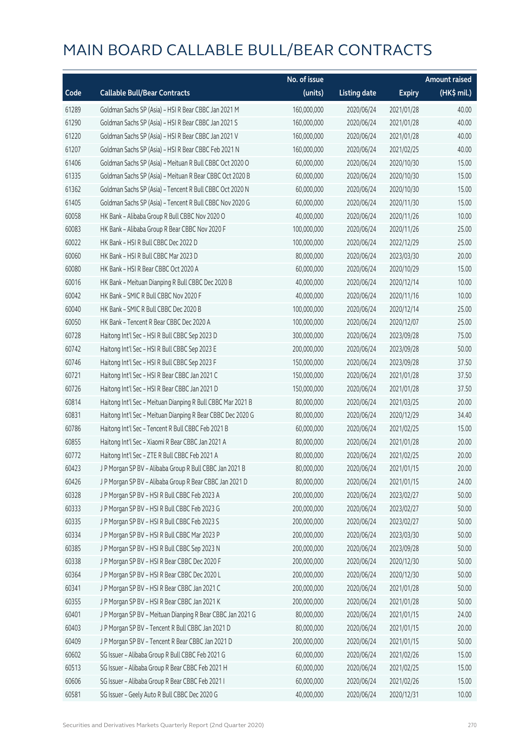# MAIN BOARD CALLABLE BULL/BEAR CONTRACTS

| Code | Callable Bull/Bear Contracts | No. of issue (units) | Listing date | Expiry | Amount raised (HK$ mil.) |
|---|---|---|---|---|---|
| 61289 | Goldman Sachs SP (Asia) – HSI R Bear CBBC Jan 2021 M | 160,000,000 | 2020/06/24 | 2021/01/28 | 40.00 |
| 61290 | Goldman Sachs SP (Asia) – HSI R Bear CBBC Jan 2021 S | 160,000,000 | 2020/06/24 | 2021/01/28 | 40.00 |
| 61220 | Goldman Sachs SP (Asia) – HSI R Bear CBBC Jan 2021 V | 160,000,000 | 2020/06/24 | 2021/01/28 | 40.00 |
| 61207 | Goldman Sachs SP (Asia) – HSI R Bear CBBC Feb 2021 N | 160,000,000 | 2020/06/24 | 2021/02/25 | 40.00 |
| 61406 | Goldman Sachs SP (Asia) – Meituan R Bull CBBC Oct 2020 O | 60,000,000 | 2020/06/24 | 2020/10/30 | 15.00 |
| 61335 | Goldman Sachs SP (Asia) – Meituan R Bear CBBC Oct 2020 B | 60,000,000 | 2020/06/24 | 2020/10/30 | 15.00 |
| 61362 | Goldman Sachs SP (Asia) – Tencent R Bull CBBC Oct 2020 N | 60,000,000 | 2020/06/24 | 2020/10/30 | 15.00 |
| 61405 | Goldman Sachs SP (Asia) – Tencent R Bull CBBC Nov 2020 G | 60,000,000 | 2020/06/24 | 2020/11/30 | 15.00 |
| 60058 | HK Bank – Alibaba Group R Bull CBBC Nov 2020 O | 40,000,000 | 2020/06/24 | 2020/11/26 | 10.00 |
| 60083 | HK Bank – Alibaba Group R Bear CBBC Nov 2020 F | 100,000,000 | 2020/06/24 | 2020/11/26 | 25.00 |
| 60022 | HK Bank – HSI R Bull CBBC Dec 2022 D | 100,000,000 | 2020/06/24 | 2022/12/29 | 25.00 |
| 60060 | HK Bank – HSI R Bull CBBC Mar 2023 D | 80,000,000 | 2020/06/24 | 2023/03/30 | 20.00 |
| 60080 | HK Bank – HSI R Bear CBBC Oct 2020 A | 60,000,000 | 2020/06/24 | 2020/10/29 | 15.00 |
| 60016 | HK Bank – Meituan Dianping R Bull CBBC Dec 2020 B | 40,000,000 | 2020/06/24 | 2020/12/14 | 10.00 |
| 60042 | HK Bank – SMIC R Bull CBBC Nov 2020 F | 40,000,000 | 2020/06/24 | 2020/11/16 | 10.00 |
| 60040 | HK Bank – SMIC R Bull CBBC Dec 2020 B | 100,000,000 | 2020/06/24 | 2020/12/14 | 25.00 |
| 60050 | HK Bank – Tencent R Bear CBBC Dec 2020 A | 100,000,000 | 2020/06/24 | 2020/12/07 | 25.00 |
| 60728 | Haitong Int'l Sec – HSI R Bull CBBC Sep 2023 D | 300,000,000 | 2020/06/24 | 2023/09/28 | 75.00 |
| 60742 | Haitong Int'l Sec – HSI R Bull CBBC Sep 2023 E | 200,000,000 | 2020/06/24 | 2023/09/28 | 50.00 |
| 60746 | Haitong Int'l Sec – HSI R Bull CBBC Sep 2023 F | 150,000,000 | 2020/06/24 | 2023/09/28 | 37.50 |
| 60721 | Haitong Int'l Sec – HSI R Bear CBBC Jan 2021 C | 150,000,000 | 2020/06/24 | 2021/01/28 | 37.50 |
| 60726 | Haitong Int'l Sec – HSI R Bear CBBC Jan 2021 D | 150,000,000 | 2020/06/24 | 2021/01/28 | 37.50 |
| 60814 | Haitong Int'l Sec – Meituan Dianping R Bull CBBC Mar 2021 B | 80,000,000 | 2020/06/24 | 2021/03/25 | 20.00 |
| 60831 | Haitong Int'l Sec – Meituan Dianping R Bear CBBC Dec 2020 G | 80,000,000 | 2020/06/24 | 2020/12/29 | 34.40 |
| 60786 | Haitong Int'l Sec – Tencent R Bull CBBC Feb 2021 B | 60,000,000 | 2020/06/24 | 2021/02/25 | 15.00 |
| 60855 | Haitong Int'l Sec – Xiaomi R Bear CBBC Jan 2021 A | 80,000,000 | 2020/06/24 | 2021/01/28 | 20.00 |
| 60772 | Haitong Int'l Sec – ZTE R Bull CBBC Feb 2021 A | 80,000,000 | 2020/06/24 | 2021/02/25 | 20.00 |
| 60423 | J P Morgan SP BV – Alibaba Group R Bull CBBC Jan 2021 B | 80,000,000 | 2020/06/24 | 2021/01/15 | 20.00 |
| 60426 | J P Morgan SP BV – Alibaba Group R Bear CBBC Jan 2021 D | 80,000,000 | 2020/06/24 | 2021/01/15 | 24.00 |
| 60328 | J P Morgan SP BV – HSI R Bull CBBC Feb 2023 A | 200,000,000 | 2020/06/24 | 2023/02/27 | 50.00 |
| 60333 | J P Morgan SP BV – HSI R Bull CBBC Feb 2023 G | 200,000,000 | 2020/06/24 | 2023/02/27 | 50.00 |
| 60335 | J P Morgan SP BV – HSI R Bull CBBC Feb 2023 S | 200,000,000 | 2020/06/24 | 2023/02/27 | 50.00 |
| 60334 | J P Morgan SP BV – HSI R Bull CBBC Mar 2023 P | 200,000,000 | 2020/06/24 | 2023/03/30 | 50.00 |
| 60385 | J P Morgan SP BV – HSI R Bull CBBC Sep 2023 N | 200,000,000 | 2020/06/24 | 2023/09/28 | 50.00 |
| 60338 | J P Morgan SP BV – HSI R Bear CBBC Dec 2020 F | 200,000,000 | 2020/06/24 | 2020/12/30 | 50.00 |
| 60364 | J P Morgan SP BV – HSI R Bear CBBC Dec 2020 L | 200,000,000 | 2020/06/24 | 2020/12/30 | 50.00 |
| 60341 | J P Morgan SP BV – HSI R Bear CBBC Jan 2021 C | 200,000,000 | 2020/06/24 | 2021/01/28 | 50.00 |
| 60355 | J P Morgan SP BV – HSI R Bear CBBC Jan 2021 K | 200,000,000 | 2020/06/24 | 2021/01/28 | 50.00 |
| 60401 | J P Morgan SP BV – Meituan Dianping R Bear CBBC Jan 2021 G | 80,000,000 | 2020/06/24 | 2021/01/15 | 24.00 |
| 60403 | J P Morgan SP BV – Tencent R Bull CBBC Jan 2021 D | 80,000,000 | 2020/06/24 | 2021/01/15 | 20.00 |
| 60409 | J P Morgan SP BV – Tencent R Bear CBBC Jan 2021 D | 200,000,000 | 2020/06/24 | 2021/01/15 | 50.00 |
| 60602 | SG Issuer – Alibaba Group R Bull CBBC Feb 2021 G | 60,000,000 | 2020/06/24 | 2021/02/26 | 15.00 |
| 60513 | SG Issuer – Alibaba Group R Bear CBBC Feb 2021 H | 60,000,000 | 2020/06/24 | 2021/02/25 | 15.00 |
| 60606 | SG Issuer – Alibaba Group R Bear CBBC Feb 2021 I | 60,000,000 | 2020/06/24 | 2021/02/26 | 15.00 |
| 60581 | SG Issuer – Geely Auto R Bull CBBC Dec 2020 G | 40,000,000 | 2020/06/24 | 2020/12/31 | 10.00 |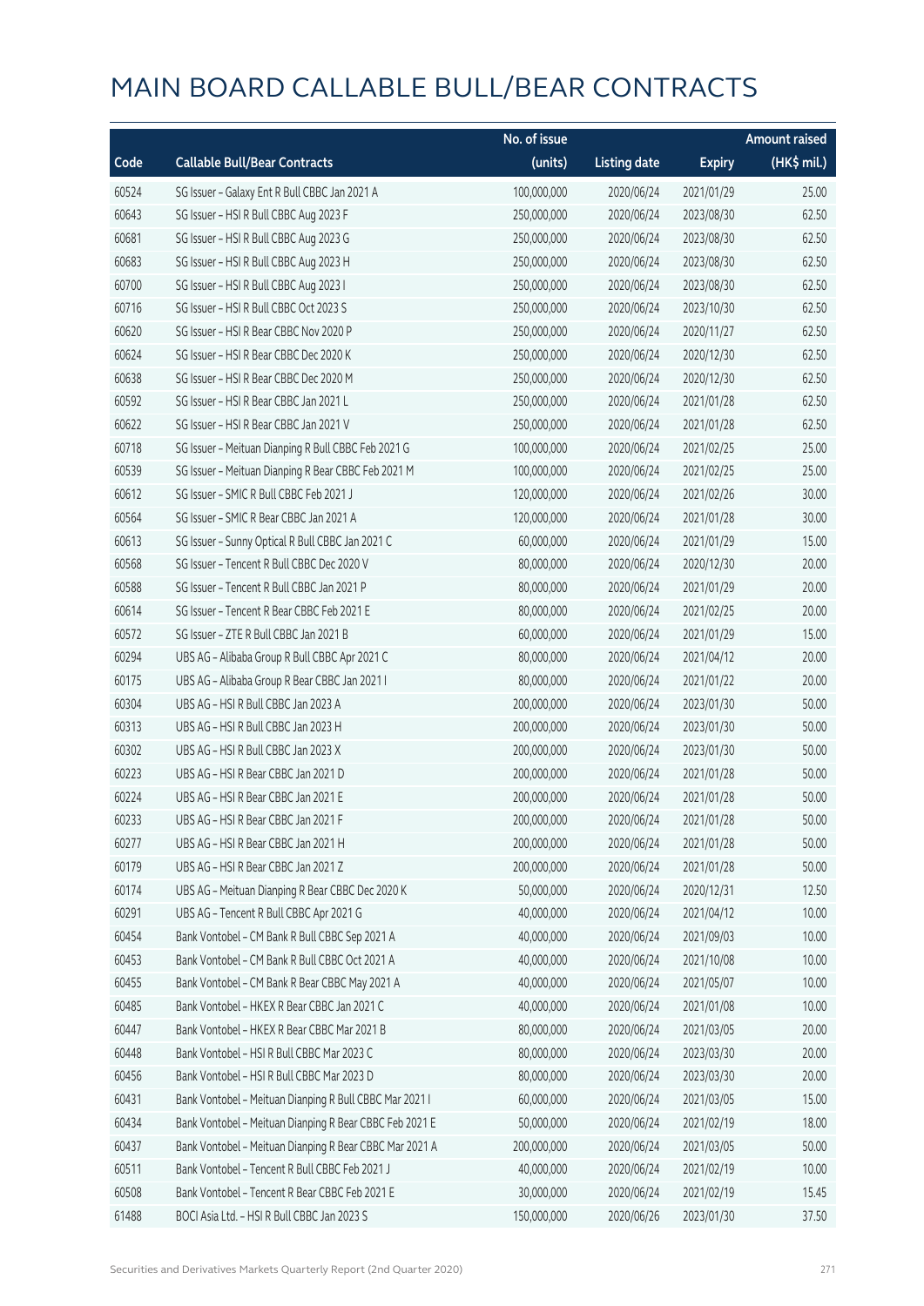# MAIN BOARD CALLABLE BULL/BEAR CONTRACTS

| Code | Callable Bull/Bear Contracts | No. of issue (units) | Listing date | Expiry | Amount raised (HK$ mil.) |
|---|---|---|---|---|---|
| 60524 | SG Issuer – Galaxy Ent R Bull CBBC Jan 2021 A | 100,000,000 | 2020/06/24 | 2021/01/29 | 25.00 |
| 60643 | SG Issuer – HSI R Bull CBBC Aug 2023 F | 250,000,000 | 2020/06/24 | 2023/08/30 | 62.50 |
| 60681 | SG Issuer – HSI R Bull CBBC Aug 2023 G | 250,000,000 | 2020/06/24 | 2023/08/30 | 62.50 |
| 60683 | SG Issuer – HSI R Bull CBBC Aug 2023 H | 250,000,000 | 2020/06/24 | 2023/08/30 | 62.50 |
| 60700 | SG Issuer – HSI R Bull CBBC Aug 2023 I | 250,000,000 | 2020/06/24 | 2023/08/30 | 62.50 |
| 60716 | SG Issuer – HSI R Bull CBBC Oct 2023 S | 250,000,000 | 2020/06/24 | 2023/10/30 | 62.50 |
| 60620 | SG Issuer – HSI R Bear CBBC Nov 2020 P | 250,000,000 | 2020/06/24 | 2020/11/27 | 62.50 |
| 60624 | SG Issuer – HSI R Bear CBBC Dec 2020 K | 250,000,000 | 2020/06/24 | 2020/12/30 | 62.50 |
| 60638 | SG Issuer – HSI R Bear CBBC Dec 2020 M | 250,000,000 | 2020/06/24 | 2020/12/30 | 62.50 |
| 60592 | SG Issuer – HSI R Bear CBBC Jan 2021 L | 250,000,000 | 2020/06/24 | 2021/01/28 | 62.50 |
| 60622 | SG Issuer – HSI R Bear CBBC Jan 2021 V | 250,000,000 | 2020/06/24 | 2021/01/28 | 62.50 |
| 60718 | SG Issuer – Meituan Dianping R Bull CBBC Feb 2021 G | 100,000,000 | 2020/06/24 | 2021/02/25 | 25.00 |
| 60539 | SG Issuer – Meituan Dianping R Bear CBBC Feb 2021 M | 100,000,000 | 2020/06/24 | 2021/02/25 | 25.00 |
| 60612 | SG Issuer – SMIC R Bull CBBC Feb 2021 J | 120,000,000 | 2020/06/24 | 2021/02/26 | 30.00 |
| 60564 | SG Issuer – SMIC R Bear CBBC Jan 2021 A | 120,000,000 | 2020/06/24 | 2021/01/28 | 30.00 |
| 60613 | SG Issuer – Sunny Optical R Bull CBBC Jan 2021 C | 60,000,000 | 2020/06/24 | 2021/01/29 | 15.00 |
| 60568 | SG Issuer – Tencent R Bull CBBC Dec 2020 V | 80,000,000 | 2020/06/24 | 2020/12/30 | 20.00 |
| 60588 | SG Issuer – Tencent R Bull CBBC Jan 2021 P | 80,000,000 | 2020/06/24 | 2021/01/29 | 20.00 |
| 60614 | SG Issuer – Tencent R Bear CBBC Feb 2021 E | 80,000,000 | 2020/06/24 | 2021/02/25 | 20.00 |
| 60572 | SG Issuer – ZTE R Bull CBBC Jan 2021 B | 60,000,000 | 2020/06/24 | 2021/01/29 | 15.00 |
| 60294 | UBS AG – Alibaba Group R Bull CBBC Apr 2021 C | 80,000,000 | 2020/06/24 | 2021/04/12 | 20.00 |
| 60175 | UBS AG – Alibaba Group R Bear CBBC Jan 2021 I | 80,000,000 | 2020/06/24 | 2021/01/22 | 20.00 |
| 60304 | UBS AG – HSI R Bull CBBC Jan 2023 A | 200,000,000 | 2020/06/24 | 2023/01/30 | 50.00 |
| 60313 | UBS AG – HSI R Bull CBBC Jan 2023 H | 200,000,000 | 2020/06/24 | 2023/01/30 | 50.00 |
| 60302 | UBS AG – HSI R Bull CBBC Jan 2023 X | 200,000,000 | 2020/06/24 | 2023/01/30 | 50.00 |
| 60223 | UBS AG – HSI R Bear CBBC Jan 2021 D | 200,000,000 | 2020/06/24 | 2021/01/28 | 50.00 |
| 60224 | UBS AG – HSI R Bear CBBC Jan 2021 E | 200,000,000 | 2020/06/24 | 2021/01/28 | 50.00 |
| 60233 | UBS AG – HSI R Bear CBBC Jan 2021 F | 200,000,000 | 2020/06/24 | 2021/01/28 | 50.00 |
| 60277 | UBS AG – HSI R Bear CBBC Jan 2021 H | 200,000,000 | 2020/06/24 | 2021/01/28 | 50.00 |
| 60179 | UBS AG – HSI R Bear CBBC Jan 2021 Z | 200,000,000 | 2020/06/24 | 2021/01/28 | 50.00 |
| 60174 | UBS AG – Meituan Dianping R Bear CBBC Dec 2020 K | 50,000,000 | 2020/06/24 | 2020/12/31 | 12.50 |
| 60291 | UBS AG – Tencent R Bull CBBC Apr 2021 G | 40,000,000 | 2020/06/24 | 2021/04/12 | 10.00 |
| 60454 | Bank Vontobel – CM Bank R Bull CBBC Sep 2021 A | 40,000,000 | 2020/06/24 | 2021/09/03 | 10.00 |
| 60453 | Bank Vontobel – CM Bank R Bull CBBC Oct 2021 A | 40,000,000 | 2020/06/24 | 2021/10/08 | 10.00 |
| 60455 | Bank Vontobel – CM Bank R Bear CBBC May 2021 A | 40,000,000 | 2020/06/24 | 2021/05/07 | 10.00 |
| 60485 | Bank Vontobel – HKEX R Bear CBBC Jan 2021 C | 40,000,000 | 2020/06/24 | 2021/01/08 | 10.00 |
| 60447 | Bank Vontobel – HKEX R Bear CBBC Mar 2021 B | 80,000,000 | 2020/06/24 | 2021/03/05 | 20.00 |
| 60448 | Bank Vontobel – HSI R Bull CBBC Mar 2023 C | 80,000,000 | 2020/06/24 | 2023/03/30 | 20.00 |
| 60456 | Bank Vontobel – HSI R Bull CBBC Mar 2023 D | 80,000,000 | 2020/06/24 | 2023/03/30 | 20.00 |
| 60431 | Bank Vontobel – Meituan Dianping R Bull CBBC Mar 2021 I | 60,000,000 | 2020/06/24 | 2021/03/05 | 15.00 |
| 60434 | Bank Vontobel – Meituan Dianping R Bear CBBC Feb 2021 E | 50,000,000 | 2020/06/24 | 2021/02/19 | 18.00 |
| 60437 | Bank Vontobel – Meituan Dianping R Bear CBBC Mar 2021 A | 200,000,000 | 2020/06/24 | 2021/03/05 | 50.00 |
| 60511 | Bank Vontobel – Tencent R Bull CBBC Feb 2021 J | 40,000,000 | 2020/06/24 | 2021/02/19 | 10.00 |
| 60508 | Bank Vontobel – Tencent R Bear CBBC Feb 2021 E | 30,000,000 | 2020/06/24 | 2021/02/19 | 15.45 |
| 61488 | BOCI Asia Ltd. – HSI R Bull CBBC Jan 2023 S | 150,000,000 | 2020/06/26 | 2023/01/30 | 37.50 |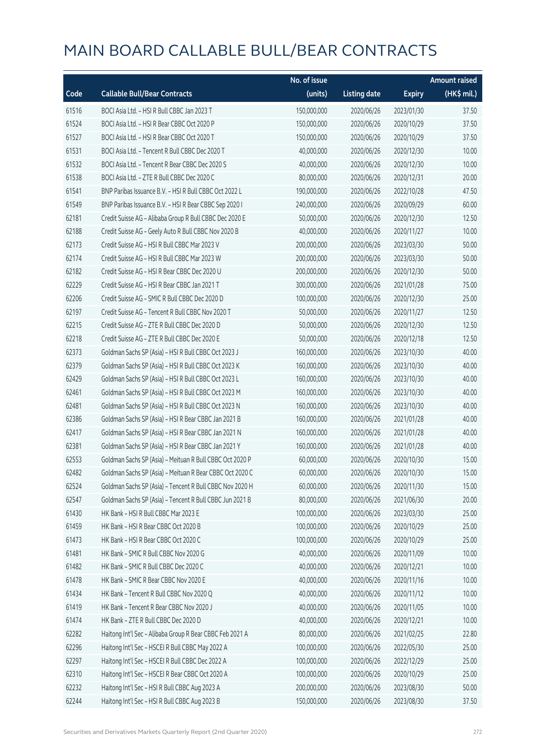# MAIN BOARD CALLABLE BULL/BEAR CONTRACTS

| Code | Callable Bull/Bear Contracts | No. of issue (units) | Listing date | Expiry | Amount raised (HK$ mil.) |
|---|---|---|---|---|---|
| 61516 | BOCI Asia Ltd. – HSI R Bull CBBC Jan 2023 T | 150,000,000 | 2020/06/26 | 2023/01/30 | 37.50 |
| 61524 | BOCI Asia Ltd. – HSI R Bear CBBC Oct 2020 P | 150,000,000 | 2020/06/26 | 2020/10/29 | 37.50 |
| 61527 | BOCI Asia Ltd. – HSI R Bear CBBC Oct 2020 T | 150,000,000 | 2020/06/26 | 2020/10/29 | 37.50 |
| 61531 | BOCI Asia Ltd. – Tencent R Bull CBBC Dec 2020 T | 40,000,000 | 2020/06/26 | 2020/12/30 | 10.00 |
| 61532 | BOCI Asia Ltd. – Tencent R Bear CBBC Dec 2020 S | 40,000,000 | 2020/06/26 | 2020/12/30 | 10.00 |
| 61538 | BOCI Asia Ltd. – ZTE R Bull CBBC Dec 2020 C | 80,000,000 | 2020/06/26 | 2020/12/31 | 20.00 |
| 61541 | BNP Paribas Issuance B.V. – HSI R Bull CBBC Oct 2022 L | 190,000,000 | 2020/06/26 | 2022/10/28 | 47.50 |
| 61549 | BNP Paribas Issuance B.V. – HSI R Bear CBBC Sep 2020 I | 240,000,000 | 2020/06/26 | 2020/09/29 | 60.00 |
| 62181 | Credit Suisse AG – Alibaba Group R Bull CBBC Dec 2020 E | 50,000,000 | 2020/06/26 | 2020/12/30 | 12.50 |
| 62188 | Credit Suisse AG – Geely Auto R Bull CBBC Nov 2020 B | 40,000,000 | 2020/06/26 | 2020/11/27 | 10.00 |
| 62173 | Credit Suisse AG – HSI R Bull CBBC Mar 2023 V | 200,000,000 | 2020/06/26 | 2023/03/30 | 50.00 |
| 62174 | Credit Suisse AG – HSI R Bull CBBC Mar 2023 W | 200,000,000 | 2020/06/26 | 2023/03/30 | 50.00 |
| 62182 | Credit Suisse AG – HSI R Bear CBBC Dec 2020 U | 200,000,000 | 2020/06/26 | 2020/12/30 | 50.00 |
| 62229 | Credit Suisse AG – HSI R Bear CBBC Jan 2021 T | 300,000,000 | 2020/06/26 | 2021/01/28 | 75.00 |
| 62206 | Credit Suisse AG – SMIC R Bull CBBC Dec 2020 D | 100,000,000 | 2020/06/26 | 2020/12/30 | 25.00 |
| 62197 | Credit Suisse AG – Tencent R Bull CBBC Nov 2020 T | 50,000,000 | 2020/06/26 | 2020/11/27 | 12.50 |
| 62215 | Credit Suisse AG – ZTE R Bull CBBC Dec 2020 D | 50,000,000 | 2020/06/26 | 2020/12/30 | 12.50 |
| 62218 | Credit Suisse AG – ZTE R Bull CBBC Dec 2020 E | 50,000,000 | 2020/06/26 | 2020/12/18 | 12.50 |
| 62373 | Goldman Sachs SP (Asia) – HSI R Bull CBBC Oct 2023 J | 160,000,000 | 2020/06/26 | 2023/10/30 | 40.00 |
| 62379 | Goldman Sachs SP (Asia) – HSI R Bull CBBC Oct 2023 K | 160,000,000 | 2020/06/26 | 2023/10/30 | 40.00 |
| 62429 | Goldman Sachs SP (Asia) – HSI R Bull CBBC Oct 2023 L | 160,000,000 | 2020/06/26 | 2023/10/30 | 40.00 |
| 62461 | Goldman Sachs SP (Asia) – HSI R Bull CBBC Oct 2023 M | 160,000,000 | 2020/06/26 | 2023/10/30 | 40.00 |
| 62481 | Goldman Sachs SP (Asia) – HSI R Bull CBBC Oct 2023 N | 160,000,000 | 2020/06/26 | 2023/10/30 | 40.00 |
| 62386 | Goldman Sachs SP (Asia) – HSI R Bear CBBC Jan 2021 B | 160,000,000 | 2020/06/26 | 2021/01/28 | 40.00 |
| 62417 | Goldman Sachs SP (Asia) – HSI R Bear CBBC Jan 2021 N | 160,000,000 | 2020/06/26 | 2021/01/28 | 40.00 |
| 62381 | Goldman Sachs SP (Asia) – HSI R Bear CBBC Jan 2021 Y | 160,000,000 | 2020/06/26 | 2021/01/28 | 40.00 |
| 62553 | Goldman Sachs SP (Asia) – Meituan R Bull CBBC Oct 2020 P | 60,000,000 | 2020/06/26 | 2020/10/30 | 15.00 |
| 62482 | Goldman Sachs SP (Asia) – Meituan R Bear CBBC Oct 2020 C | 60,000,000 | 2020/06/26 | 2020/10/30 | 15.00 |
| 62524 | Goldman Sachs SP (Asia) – Tencent R Bull CBBC Nov 2020 H | 60,000,000 | 2020/06/26 | 2020/11/30 | 15.00 |
| 62547 | Goldman Sachs SP (Asia) – Tencent R Bull CBBC Jun 2021 B | 80,000,000 | 2020/06/26 | 2021/06/30 | 20.00 |
| 61430 | HK Bank – HSI R Bull CBBC Mar 2023 E | 100,000,000 | 2020/06/26 | 2023/03/30 | 25.00 |
| 61459 | HK Bank – HSI R Bear CBBC Oct 2020 B | 100,000,000 | 2020/06/26 | 2020/10/29 | 25.00 |
| 61473 | HK Bank – HSI R Bear CBBC Oct 2020 C | 100,000,000 | 2020/06/26 | 2020/10/29 | 25.00 |
| 61481 | HK Bank – SMIC R Bull CBBC Nov 2020 G | 40,000,000 | 2020/06/26 | 2020/11/09 | 10.00 |
| 61482 | HK Bank – SMIC R Bull CBBC Dec 2020 C | 40,000,000 | 2020/06/26 | 2020/12/21 | 10.00 |
| 61478 | HK Bank – SMIC R Bear CBBC Nov 2020 E | 40,000,000 | 2020/06/26 | 2020/11/16 | 10.00 |
| 61434 | HK Bank – Tencent R Bull CBBC Nov 2020 Q | 40,000,000 | 2020/06/26 | 2020/11/12 | 10.00 |
| 61419 | HK Bank – Tencent R Bear CBBC Nov 2020 J | 40,000,000 | 2020/06/26 | 2020/11/05 | 10.00 |
| 61474 | HK Bank – ZTE R Bull CBBC Dec 2020 D | 40,000,000 | 2020/06/26 | 2020/12/21 | 10.00 |
| 62282 | Haitong Int'l Sec – Alibaba Group R Bear CBBC Feb 2021 A | 80,000,000 | 2020/06/26 | 2021/02/25 | 22.80 |
| 62296 | Haitong Int'l Sec – HSCEI R Bull CBBC May 2022 A | 100,000,000 | 2020/06/26 | 2022/05/30 | 25.00 |
| 62297 | Haitong Int'l Sec – HSCEI R Bull CBBC Dec 2022 A | 100,000,000 | 2020/06/26 | 2022/12/29 | 25.00 |
| 62310 | Haitong Int'l Sec – HSCEI R Bear CBBC Oct 2020 A | 100,000,000 | 2020/06/26 | 2020/10/29 | 25.00 |
| 62232 | Haitong Int'l Sec – HSI R Bull CBBC Aug 2023 A | 200,000,000 | 2020/06/26 | 2023/08/30 | 50.00 |
| 62244 | Haitong Int'l Sec – HSI R Bull CBBC Aug 2023 B | 150,000,000 | 2020/06/26 | 2023/08/30 | 37.50 |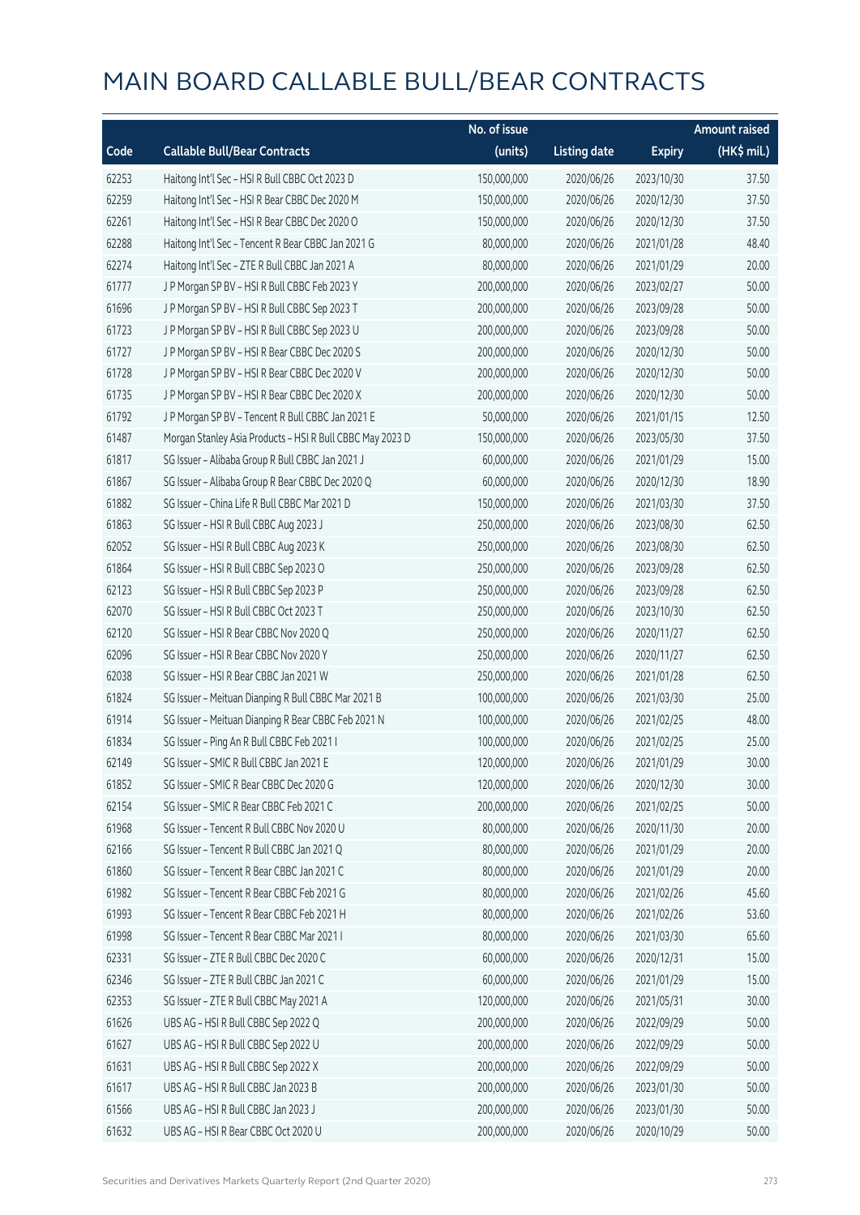# MAIN BOARD CALLABLE BULL/BEAR CONTRACTS

| Code | Callable Bull/Bear Contracts | No. of issue (units) | Listing date | Expiry | Amount raised (HK$ mil.) |
|---|---|---|---|---|---|
| 62253 | Haitong Int'l Sec – HSI R Bull CBBC Oct 2023 D | 150,000,000 | 2020/06/26 | 2023/10/30 | 37.50 |
| 62259 | Haitong Int'l Sec – HSI R Bear CBBC Dec 2020 M | 150,000,000 | 2020/06/26 | 2020/12/30 | 37.50 |
| 62261 | Haitong Int'l Sec – HSI R Bear CBBC Dec 2020 O | 150,000,000 | 2020/06/26 | 2020/12/30 | 37.50 |
| 62288 | Haitong Int'l Sec – Tencent R Bear CBBC Jan 2021 G | 80,000,000 | 2020/06/26 | 2021/01/28 | 48.40 |
| 62274 | Haitong Int'l Sec – ZTE R Bull CBBC Jan 2021 A | 80,000,000 | 2020/06/26 | 2021/01/29 | 20.00 |
| 61777 | J P Morgan SP BV – HSI R Bull CBBC Feb 2023 Y | 200,000,000 | 2020/06/26 | 2023/02/27 | 50.00 |
| 61696 | J P Morgan SP BV – HSI R Bull CBBC Sep 2023 T | 200,000,000 | 2020/06/26 | 2023/09/28 | 50.00 |
| 61723 | J P Morgan SP BV – HSI R Bull CBBC Sep 2023 U | 200,000,000 | 2020/06/26 | 2023/09/28 | 50.00 |
| 61727 | J P Morgan SP BV – HSI R Bear CBBC Dec 2020 S | 200,000,000 | 2020/06/26 | 2020/12/30 | 50.00 |
| 61728 | J P Morgan SP BV – HSI R Bear CBBC Dec 2020 V | 200,000,000 | 2020/06/26 | 2020/12/30 | 50.00 |
| 61735 | J P Morgan SP BV – HSI R Bear CBBC Dec 2020 X | 200,000,000 | 2020/06/26 | 2020/12/30 | 50.00 |
| 61792 | J P Morgan SP BV – Tencent R Bull CBBC Jan 2021 E | 50,000,000 | 2020/06/26 | 2021/01/15 | 12.50 |
| 61487 | Morgan Stanley Asia Products – HSI R Bull CBBC May 2023 D | 150,000,000 | 2020/06/26 | 2023/05/30 | 37.50 |
| 61817 | SG Issuer – Alibaba Group R Bull CBBC Jan 2021 J | 60,000,000 | 2020/06/26 | 2021/01/29 | 15.00 |
| 61867 | SG Issuer – Alibaba Group R Bear CBBC Dec 2020 Q | 60,000,000 | 2020/06/26 | 2020/12/30 | 18.90 |
| 61882 | SG Issuer – China Life R Bull CBBC Mar 2021 D | 150,000,000 | 2020/06/26 | 2021/03/30 | 37.50 |
| 61863 | SG Issuer – HSI R Bull CBBC Aug 2023 J | 250,000,000 | 2020/06/26 | 2023/08/30 | 62.50 |
| 62052 | SG Issuer – HSI R Bull CBBC Aug 2023 K | 250,000,000 | 2020/06/26 | 2023/08/30 | 62.50 |
| 61864 | SG Issuer – HSI R Bull CBBC Sep 2023 O | 250,000,000 | 2020/06/26 | 2023/09/28 | 62.50 |
| 62123 | SG Issuer – HSI R Bull CBBC Sep 2023 P | 250,000,000 | 2020/06/26 | 2023/09/28 | 62.50 |
| 62070 | SG Issuer – HSI R Bull CBBC Oct 2023 T | 250,000,000 | 2020/06/26 | 2023/10/30 | 62.50 |
| 62120 | SG Issuer – HSI R Bear CBBC Nov 2020 Q | 250,000,000 | 2020/06/26 | 2020/11/27 | 62.50 |
| 62096 | SG Issuer – HSI R Bear CBBC Nov 2020 Y | 250,000,000 | 2020/06/26 | 2020/11/27 | 62.50 |
| 62038 | SG Issuer – HSI R Bear CBBC Jan 2021 W | 250,000,000 | 2020/06/26 | 2021/01/28 | 62.50 |
| 61824 | SG Issuer – Meituan Dianping R Bull CBBC Mar 2021 B | 100,000,000 | 2020/06/26 | 2021/03/30 | 25.00 |
| 61914 | SG Issuer – Meituan Dianping R Bear CBBC Feb 2021 N | 100,000,000 | 2020/06/26 | 2021/02/25 | 48.00 |
| 61834 | SG Issuer – Ping An R Bull CBBC Feb 2021 I | 100,000,000 | 2020/06/26 | 2021/02/25 | 25.00 |
| 62149 | SG Issuer – SMIC R Bull CBBC Jan 2021 E | 120,000,000 | 2020/06/26 | 2021/01/29 | 30.00 |
| 61852 | SG Issuer – SMIC R Bear CBBC Dec 2020 G | 120,000,000 | 2020/06/26 | 2020/12/30 | 30.00 |
| 62154 | SG Issuer – SMIC R Bear CBBC Feb 2021 C | 200,000,000 | 2020/06/26 | 2021/02/25 | 50.00 |
| 61968 | SG Issuer – Tencent R Bull CBBC Nov 2020 U | 80,000,000 | 2020/06/26 | 2020/11/30 | 20.00 |
| 62166 | SG Issuer – Tencent R Bull CBBC Jan 2021 Q | 80,000,000 | 2020/06/26 | 2021/01/29 | 20.00 |
| 61860 | SG Issuer – Tencent R Bear CBBC Jan 2021 C | 80,000,000 | 2020/06/26 | 2021/01/29 | 20.00 |
| 61982 | SG Issuer – Tencent R Bear CBBC Feb 2021 G | 80,000,000 | 2020/06/26 | 2021/02/26 | 45.60 |
| 61993 | SG Issuer – Tencent R Bear CBBC Feb 2021 H | 80,000,000 | 2020/06/26 | 2021/02/26 | 53.60 |
| 61998 | SG Issuer – Tencent R Bear CBBC Mar 2021 I | 80,000,000 | 2020/06/26 | 2021/03/30 | 65.60 |
| 62331 | SG Issuer – ZTE R Bull CBBC Dec 2020 C | 60,000,000 | 2020/06/26 | 2020/12/31 | 15.00 |
| 62346 | SG Issuer – ZTE R Bull CBBC Jan 2021 C | 60,000,000 | 2020/06/26 | 2021/01/29 | 15.00 |
| 62353 | SG Issuer – ZTE R Bull CBBC May 2021 A | 120,000,000 | 2020/06/26 | 2021/05/31 | 30.00 |
| 61626 | UBS AG – HSI R Bull CBBC Sep 2022 Q | 200,000,000 | 2020/06/26 | 2022/09/29 | 50.00 |
| 61627 | UBS AG – HSI R Bull CBBC Sep 2022 U | 200,000,000 | 2020/06/26 | 2022/09/29 | 50.00 |
| 61631 | UBS AG – HSI R Bull CBBC Sep 2022 X | 200,000,000 | 2020/06/26 | 2022/09/29 | 50.00 |
| 61617 | UBS AG – HSI R Bull CBBC Jan 2023 B | 200,000,000 | 2020/06/26 | 2023/01/30 | 50.00 |
| 61566 | UBS AG – HSI R Bull CBBC Jan 2023 J | 200,000,000 | 2020/06/26 | 2023/01/30 | 50.00 |
| 61632 | UBS AG – HSI R Bear CBBC Oct 2020 U | 200,000,000 | 2020/06/26 | 2020/10/29 | 50.00 |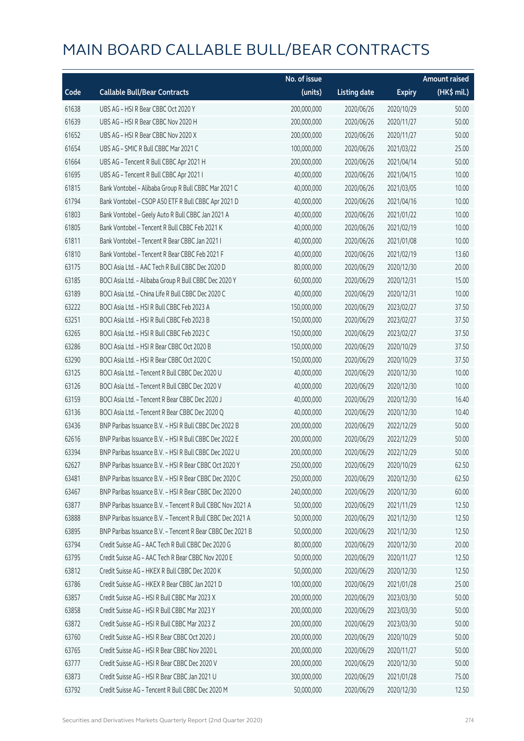# MAIN BOARD CALLABLE BULL/BEAR CONTRACTS

| Code | Callable Bull/Bear Contracts | No. of issue (units) | Listing date | Expiry | Amount raised (HK$ mil.) |
|---|---|---|---|---|---|
| 61638 | UBS AG – HSI R Bear CBBC Oct 2020 Y | 200,000,000 | 2020/06/26 | 2020/10/29 | 50.00 |
| 61639 | UBS AG – HSI R Bear CBBC Nov 2020 H | 200,000,000 | 2020/06/26 | 2020/11/27 | 50.00 |
| 61652 | UBS AG – HSI R Bear CBBC Nov 2020 X | 200,000,000 | 2020/06/26 | 2020/11/27 | 50.00 |
| 61654 | UBS AG – SMIC R Bull CBBC Mar 2021 C | 100,000,000 | 2020/06/26 | 2021/03/22 | 25.00 |
| 61664 | UBS AG – Tencent R Bull CBBC Apr 2021 H | 200,000,000 | 2020/06/26 | 2021/04/14 | 50.00 |
| 61695 | UBS AG – Tencent R Bull CBBC Apr 2021 I | 40,000,000 | 2020/06/26 | 2021/04/15 | 10.00 |
| 61815 | Bank Vontobel – Alibaba Group R Bull CBBC Mar 2021 C | 40,000,000 | 2020/06/26 | 2021/03/05 | 10.00 |
| 61794 | Bank Vontobel – CSOP A50 ETF R Bull CBBC Apr 2021 D | 40,000,000 | 2020/06/26 | 2021/04/16 | 10.00 |
| 61803 | Bank Vontobel – Geely Auto R Bull CBBC Jan 2021 A | 40,000,000 | 2020/06/26 | 2021/01/22 | 10.00 |
| 61805 | Bank Vontobel – Tencent R Bull CBBC Feb 2021 K | 40,000,000 | 2020/06/26 | 2021/02/19 | 10.00 |
| 61811 | Bank Vontobel – Tencent R Bear CBBC Jan 2021 I | 40,000,000 | 2020/06/26 | 2021/01/08 | 10.00 |
| 61810 | Bank Vontobel – Tencent R Bear CBBC Feb 2021 F | 40,000,000 | 2020/06/26 | 2021/02/19 | 13.60 |
| 63175 | BOCI Asia Ltd. – AAC Tech R Bull CBBC Dec 2020 D | 80,000,000 | 2020/06/29 | 2020/12/30 | 20.00 |
| 63185 | BOCI Asia Ltd. – Alibaba Group R Bull CBBC Dec 2020 Y | 60,000,000 | 2020/06/29 | 2020/12/31 | 15.00 |
| 63189 | BOCI Asia Ltd. – China Life R Bull CBBC Dec 2020 C | 40,000,000 | 2020/06/29 | 2020/12/31 | 10.00 |
| 63222 | BOCI Asia Ltd. – HSI R Bull CBBC Feb 2023 A | 150,000,000 | 2020/06/29 | 2023/02/27 | 37.50 |
| 63251 | BOCI Asia Ltd. – HSI R Bull CBBC Feb 2023 B | 150,000,000 | 2020/06/29 | 2023/02/27 | 37.50 |
| 63265 | BOCI Asia Ltd. – HSI R Bull CBBC Feb 2023 C | 150,000,000 | 2020/06/29 | 2023/02/27 | 37.50 |
| 63286 | BOCI Asia Ltd. – HSI R Bear CBBC Oct 2020 B | 150,000,000 | 2020/06/29 | 2020/10/29 | 37.50 |
| 63290 | BOCI Asia Ltd. – HSI R Bear CBBC Oct 2020 C | 150,000,000 | 2020/06/29 | 2020/10/29 | 37.50 |
| 63125 | BOCI Asia Ltd. – Tencent R Bull CBBC Dec 2020 U | 40,000,000 | 2020/06/29 | 2020/12/30 | 10.00 |
| 63126 | BOCI Asia Ltd. – Tencent R Bull CBBC Dec 2020 V | 40,000,000 | 2020/06/29 | 2020/12/30 | 10.00 |
| 63159 | BOCI Asia Ltd. – Tencent R Bear CBBC Dec 2020 J | 40,000,000 | 2020/06/29 | 2020/12/30 | 16.40 |
| 63136 | BOCI Asia Ltd. – Tencent R Bear CBBC Dec 2020 Q | 40,000,000 | 2020/06/29 | 2020/12/30 | 10.40 |
| 63436 | BNP Paribas Issuance B.V. – HSI R Bull CBBC Dec 2022 B | 200,000,000 | 2020/06/29 | 2022/12/29 | 50.00 |
| 62616 | BNP Paribas Issuance B.V. – HSI R Bull CBBC Dec 2022 E | 200,000,000 | 2020/06/29 | 2022/12/29 | 50.00 |
| 63394 | BNP Paribas Issuance B.V. – HSI R Bull CBBC Dec 2022 U | 200,000,000 | 2020/06/29 | 2022/12/29 | 50.00 |
| 62627 | BNP Paribas Issuance B.V. – HSI R Bear CBBC Oct 2020 Y | 250,000,000 | 2020/06/29 | 2020/10/29 | 62.50 |
| 63481 | BNP Paribas Issuance B.V. – HSI R Bear CBBC Dec 2020 C | 250,000,000 | 2020/06/29 | 2020/12/30 | 62.50 |
| 63467 | BNP Paribas Issuance B.V. – HSI R Bear CBBC Dec 2020 O | 240,000,000 | 2020/06/29 | 2020/12/30 | 60.00 |
| 63877 | BNP Paribas Issuance B.V. – Tencent R Bull CBBC Nov 2021 A | 50,000,000 | 2020/06/29 | 2021/11/29 | 12.50 |
| 63888 | BNP Paribas Issuance B.V. – Tencent R Bull CBBC Dec 2021 A | 50,000,000 | 2020/06/29 | 2021/12/30 | 12.50 |
| 63895 | BNP Paribas Issuance B.V. – Tencent R Bear CBBC Dec 2021 B | 50,000,000 | 2020/06/29 | 2021/12/30 | 12.50 |
| 63794 | Credit Suisse AG – AAC Tech R Bull CBBC Dec 2020 G | 80,000,000 | 2020/06/29 | 2020/12/30 | 20.00 |
| 63795 | Credit Suisse AG – AAC Tech R Bear CBBC Nov 2020 E | 50,000,000 | 2020/06/29 | 2020/11/27 | 12.50 |
| 63812 | Credit Suisse AG – HKEX R Bull CBBC Dec 2020 K | 50,000,000 | 2020/06/29 | 2020/12/30 | 12.50 |
| 63786 | Credit Suisse AG – HKEX R Bear CBBC Jan 2021 D | 100,000,000 | 2020/06/29 | 2021/01/28 | 25.00 |
| 63857 | Credit Suisse AG – HSI R Bull CBBC Mar 2023 X | 200,000,000 | 2020/06/29 | 2023/03/30 | 50.00 |
| 63858 | Credit Suisse AG – HSI R Bull CBBC Mar 2023 Y | 200,000,000 | 2020/06/29 | 2023/03/30 | 50.00 |
| 63872 | Credit Suisse AG – HSI R Bull CBBC Mar 2023 Z | 200,000,000 | 2020/06/29 | 2023/03/30 | 50.00 |
| 63760 | Credit Suisse AG – HSI R Bear CBBC Oct 2020 J | 200,000,000 | 2020/06/29 | 2020/10/29 | 50.00 |
| 63765 | Credit Suisse AG – HSI R Bear CBBC Nov 2020 L | 200,000,000 | 2020/06/29 | 2020/11/27 | 50.00 |
| 63777 | Credit Suisse AG – HSI R Bear CBBC Dec 2020 V | 200,000,000 | 2020/06/29 | 2020/12/30 | 50.00 |
| 63873 | Credit Suisse AG – HSI R Bear CBBC Jan 2021 U | 300,000,000 | 2020/06/29 | 2021/01/28 | 75.00 |
| 63792 | Credit Suisse AG – Tencent R Bull CBBC Dec 2020 M | 50,000,000 | 2020/06/29 | 2020/12/30 | 12.50 |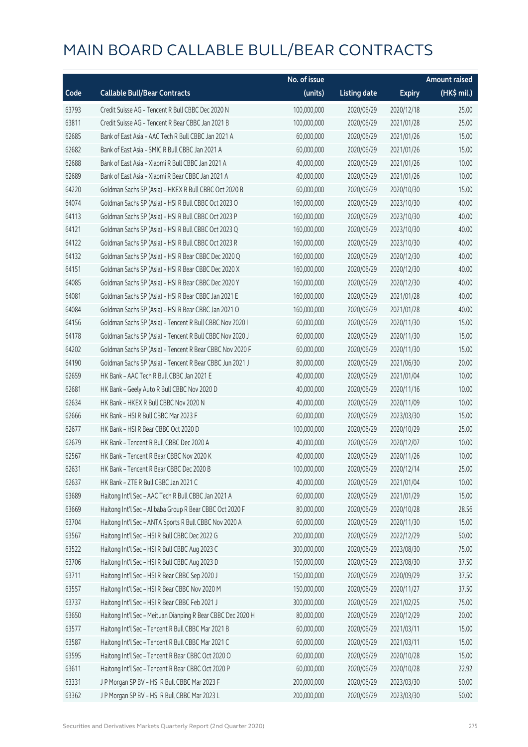# MAIN BOARD CALLABLE BULL/BEAR CONTRACTS

| Code | Callable Bull/Bear Contracts | No. of issue (units) | Listing date | Expiry | Amount raised (HK$ mil.) |
|---|---|---|---|---|---|
| 63793 | Credit Suisse AG – Tencent R Bull CBBC Dec 2020 N | 100,000,000 | 2020/06/29 | 2020/12/18 | 25.00 |
| 63811 | Credit Suisse AG – Tencent R Bear CBBC Jan 2021 B | 100,000,000 | 2020/06/29 | 2021/01/28 | 25.00 |
| 62685 | Bank of East Asia – AAC Tech R Bull CBBC Jan 2021 A | 60,000,000 | 2020/06/29 | 2021/01/26 | 15.00 |
| 62682 | Bank of East Asia – SMIC R Bull CBBC Jan 2021 A | 60,000,000 | 2020/06/29 | 2021/01/26 | 15.00 |
| 62688 | Bank of East Asia – Xiaomi R Bull CBBC Jan 2021 A | 40,000,000 | 2020/06/29 | 2021/01/26 | 10.00 |
| 62689 | Bank of East Asia – Xiaomi R Bear CBBC Jan 2021 A | 40,000,000 | 2020/06/29 | 2021/01/26 | 10.00 |
| 64220 | Goldman Sachs SP (Asia) – HKEX R Bull CBBC Oct 2020 B | 60,000,000 | 2020/06/29 | 2020/10/30 | 15.00 |
| 64074 | Goldman Sachs SP (Asia) – HSI R Bull CBBC Oct 2023 O | 160,000,000 | 2020/06/29 | 2023/10/30 | 40.00 |
| 64113 | Goldman Sachs SP (Asia) – HSI R Bull CBBC Oct 2023 P | 160,000,000 | 2020/06/29 | 2023/10/30 | 40.00 |
| 64121 | Goldman Sachs SP (Asia) – HSI R Bull CBBC Oct 2023 Q | 160,000,000 | 2020/06/29 | 2023/10/30 | 40.00 |
| 64122 | Goldman Sachs SP (Asia) – HSI R Bull CBBC Oct 2023 R | 160,000,000 | 2020/06/29 | 2023/10/30 | 40.00 |
| 64132 | Goldman Sachs SP (Asia) – HSI R Bear CBBC Dec 2020 Q | 160,000,000 | 2020/06/29 | 2020/12/30 | 40.00 |
| 64151 | Goldman Sachs SP (Asia) – HSI R Bear CBBC Dec 2020 X | 160,000,000 | 2020/06/29 | 2020/12/30 | 40.00 |
| 64085 | Goldman Sachs SP (Asia) – HSI R Bear CBBC Dec 2020 Y | 160,000,000 | 2020/06/29 | 2020/12/30 | 40.00 |
| 64081 | Goldman Sachs SP (Asia) – HSI R Bear CBBC Jan 2021 E | 160,000,000 | 2020/06/29 | 2021/01/28 | 40.00 |
| 64084 | Goldman Sachs SP (Asia) – HSI R Bear CBBC Jan 2021 O | 160,000,000 | 2020/06/29 | 2021/01/28 | 40.00 |
| 64156 | Goldman Sachs SP (Asia) – Tencent R Bull CBBC Nov 2020 I | 60,000,000 | 2020/06/29 | 2020/11/30 | 15.00 |
| 64178 | Goldman Sachs SP (Asia) – Tencent R Bull CBBC Nov 2020 J | 60,000,000 | 2020/06/29 | 2020/11/30 | 15.00 |
| 64202 | Goldman Sachs SP (Asia) – Tencent R Bear CBBC Nov 2020 F | 60,000,000 | 2020/06/29 | 2020/11/30 | 15.00 |
| 64190 | Goldman Sachs SP (Asia) – Tencent R Bear CBBC Jun 2021 J | 80,000,000 | 2020/06/29 | 2021/06/30 | 20.00 |
| 62659 | HK Bank – AAC Tech R Bull CBBC Jan 2021 E | 40,000,000 | 2020/06/29 | 2021/01/04 | 10.00 |
| 62681 | HK Bank – Geely Auto R Bull CBBC Nov 2020 D | 40,000,000 | 2020/06/29 | 2020/11/16 | 10.00 |
| 62634 | HK Bank – HKEX R Bull CBBC Nov 2020 N | 40,000,000 | 2020/06/29 | 2020/11/09 | 10.00 |
| 62666 | HK Bank – HSI R Bull CBBC Mar 2023 F | 60,000,000 | 2020/06/29 | 2023/03/30 | 15.00 |
| 62677 | HK Bank – HSI R Bear CBBC Oct 2020 D | 100,000,000 | 2020/06/29 | 2020/10/29 | 25.00 |
| 62679 | HK Bank – Tencent R Bull CBBC Dec 2020 A | 40,000,000 | 2020/06/29 | 2020/12/07 | 10.00 |
| 62567 | HK Bank – Tencent R Bear CBBC Nov 2020 K | 40,000,000 | 2020/06/29 | 2020/11/26 | 10.00 |
| 62631 | HK Bank – Tencent R Bear CBBC Dec 2020 B | 100,000,000 | 2020/06/29 | 2020/12/14 | 25.00 |
| 62637 | HK Bank – ZTE R Bull CBBC Jan 2021 C | 40,000,000 | 2020/06/29 | 2021/01/04 | 10.00 |
| 63689 | Haitong Int'l Sec – AAC Tech R Bull CBBC Jan 2021 A | 60,000,000 | 2020/06/29 | 2021/01/29 | 15.00 |
| 63669 | Haitong Int'l Sec – Alibaba Group R Bear CBBC Oct 2020 F | 80,000,000 | 2020/06/29 | 2020/10/28 | 28.56 |
| 63704 | Haitong Int'l Sec – ANTA Sports R Bull CBBC Nov 2020 A | 60,000,000 | 2020/06/29 | 2020/11/30 | 15.00 |
| 63567 | Haitong Int'l Sec – HSI R Bull CBBC Dec 2022 G | 200,000,000 | 2020/06/29 | 2022/12/29 | 50.00 |
| 63522 | Haitong Int'l Sec – HSI R Bull CBBC Aug 2023 C | 300,000,000 | 2020/06/29 | 2023/08/30 | 75.00 |
| 63706 | Haitong Int'l Sec – HSI R Bull CBBC Aug 2023 D | 150,000,000 | 2020/06/29 | 2023/08/30 | 37.50 |
| 63711 | Haitong Int'l Sec – HSI R Bear CBBC Sep 2020 J | 150,000,000 | 2020/06/29 | 2020/09/29 | 37.50 |
| 63557 | Haitong Int'l Sec – HSI R Bear CBBC Nov 2020 M | 150,000,000 | 2020/06/29 | 2020/11/27 | 37.50 |
| 63737 | Haitong Int'l Sec – HSI R Bear CBBC Feb 2021 J | 300,000,000 | 2020/06/29 | 2021/02/25 | 75.00 |
| 63650 | Haitong Int'l Sec – Meituan Dianping R Bear CBBC Dec 2020 H | 80,000,000 | 2020/06/29 | 2020/12/29 | 20.00 |
| 63577 | Haitong Int'l Sec – Tencent R Bull CBBC Mar 2021 B | 60,000,000 | 2020/06/29 | 2021/03/11 | 15.00 |
| 63587 | Haitong Int'l Sec – Tencent R Bull CBBC Mar 2021 C | 60,000,000 | 2020/06/29 | 2021/03/11 | 15.00 |
| 63595 | Haitong Int'l Sec – Tencent R Bear CBBC Oct 2020 O | 60,000,000 | 2020/06/29 | 2020/10/28 | 15.00 |
| 63611 | Haitong Int'l Sec – Tencent R Bear CBBC Oct 2020 P | 60,000,000 | 2020/06/29 | 2020/10/28 | 22.92 |
| 63331 | J P Morgan SP BV – HSI R Bull CBBC Mar 2023 F | 200,000,000 | 2020/06/29 | 2023/03/30 | 50.00 |
| 63362 | J P Morgan SP BV – HSI R Bull CBBC Mar 2023 L | 200,000,000 | 2020/06/29 | 2023/03/30 | 50.00 |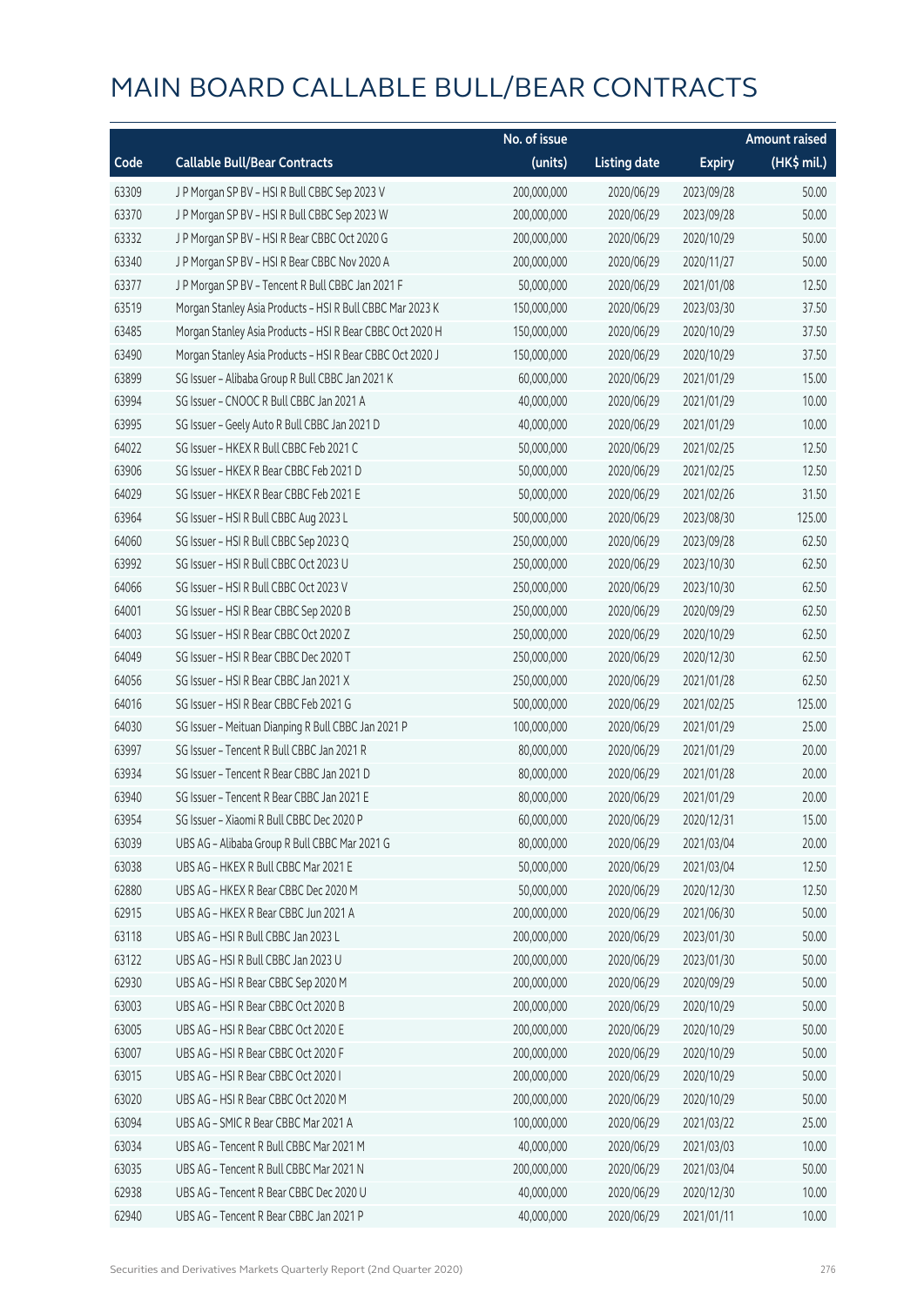# MAIN BOARD CALLABLE BULL/BEAR CONTRACTS

| Code | Callable Bull/Bear Contracts | No. of issue (units) | Listing date | Expiry | Amount raised (HK$ mil.) |
|---|---|---|---|---|---|
| 63309 | J P Morgan SP BV – HSI R Bull CBBC Sep 2023 V | 200,000,000 | 2020/06/29 | 2023/09/28 | 50.00 |
| 63370 | J P Morgan SP BV – HSI R Bull CBBC Sep 2023 W | 200,000,000 | 2020/06/29 | 2023/09/28 | 50.00 |
| 63332 | J P Morgan SP BV – HSI R Bear CBBC Oct 2020 G | 200,000,000 | 2020/06/29 | 2020/10/29 | 50.00 |
| 63340 | J P Morgan SP BV – HSI R Bear CBBC Nov 2020 A | 200,000,000 | 2020/06/29 | 2020/11/27 | 50.00 |
| 63377 | J P Morgan SP BV – Tencent R Bull CBBC Jan 2021 F | 50,000,000 | 2020/06/29 | 2021/01/08 | 12.50 |
| 63519 | Morgan Stanley Asia Products – HSI R Bull CBBC Mar 2023 K | 150,000,000 | 2020/06/29 | 2023/03/30 | 37.50 |
| 63485 | Morgan Stanley Asia Products – HSI R Bear CBBC Oct 2020 H | 150,000,000 | 2020/06/29 | 2020/10/29 | 37.50 |
| 63490 | Morgan Stanley Asia Products – HSI R Bear CBBC Oct 2020 J | 150,000,000 | 2020/06/29 | 2020/10/29 | 37.50 |
| 63899 | SG Issuer – Alibaba Group R Bull CBBC Jan 2021 K | 60,000,000 | 2020/06/29 | 2021/01/29 | 15.00 |
| 63994 | SG Issuer – CNOOC R Bull CBBC Jan 2021 A | 40,000,000 | 2020/06/29 | 2021/01/29 | 10.00 |
| 63995 | SG Issuer – Geely Auto R Bull CBBC Jan 2021 D | 40,000,000 | 2020/06/29 | 2021/01/29 | 10.00 |
| 64022 | SG Issuer – HKEX R Bull CBBC Feb 2021 C | 50,000,000 | 2020/06/29 | 2021/02/25 | 12.50 |
| 63906 | SG Issuer – HKEX R Bear CBBC Feb 2021 D | 50,000,000 | 2020/06/29 | 2021/02/25 | 12.50 |
| 64029 | SG Issuer – HKEX R Bear CBBC Feb 2021 E | 50,000,000 | 2020/06/29 | 2021/02/26 | 31.50 |
| 63964 | SG Issuer – HSI R Bull CBBC Aug 2023 L | 500,000,000 | 2020/06/29 | 2023/08/30 | 125.00 |
| 64060 | SG Issuer – HSI R Bull CBBC Sep 2023 Q | 250,000,000 | 2020/06/29 | 2023/09/28 | 62.50 |
| 63992 | SG Issuer – HSI R Bull CBBC Oct 2023 U | 250,000,000 | 2020/06/29 | 2023/10/30 | 62.50 |
| 64066 | SG Issuer – HSI R Bull CBBC Oct 2023 V | 250,000,000 | 2020/06/29 | 2023/10/30 | 62.50 |
| 64001 | SG Issuer – HSI R Bear CBBC Sep 2020 B | 250,000,000 | 2020/06/29 | 2020/09/29 | 62.50 |
| 64003 | SG Issuer – HSI R Bear CBBC Oct 2020 Z | 250,000,000 | 2020/06/29 | 2020/10/29 | 62.50 |
| 64049 | SG Issuer – HSI R Bear CBBC Dec 2020 T | 250,000,000 | 2020/06/29 | 2020/12/30 | 62.50 |
| 64056 | SG Issuer – HSI R Bear CBBC Jan 2021 X | 250,000,000 | 2020/06/29 | 2021/01/28 | 62.50 |
| 64016 | SG Issuer – HSI R Bear CBBC Feb 2021 G | 500,000,000 | 2020/06/29 | 2021/02/25 | 125.00 |
| 64030 | SG Issuer – Meituan Dianping R Bull CBBC Jan 2021 P | 100,000,000 | 2020/06/29 | 2021/01/29 | 25.00 |
| 63997 | SG Issuer – Tencent R Bull CBBC Jan 2021 R | 80,000,000 | 2020/06/29 | 2021/01/29 | 20.00 |
| 63934 | SG Issuer – Tencent R Bear CBBC Jan 2021 D | 80,000,000 | 2020/06/29 | 2021/01/28 | 20.00 |
| 63940 | SG Issuer – Tencent R Bear CBBC Jan 2021 E | 80,000,000 | 2020/06/29 | 2021/01/29 | 20.00 |
| 63954 | SG Issuer – Xiaomi R Bull CBBC Dec 2020 P | 60,000,000 | 2020/06/29 | 2020/12/31 | 15.00 |
| 63039 | UBS AG – Alibaba Group R Bull CBBC Mar 2021 G | 80,000,000 | 2020/06/29 | 2021/03/04 | 20.00 |
| 63038 | UBS AG – HKEX R Bull CBBC Mar 2021 E | 50,000,000 | 2020/06/29 | 2021/03/04 | 12.50 |
| 62880 | UBS AG – HKEX R Bear CBBC Dec 2020 M | 50,000,000 | 2020/06/29 | 2020/12/30 | 12.50 |
| 62915 | UBS AG – HKEX R Bear CBBC Jun 2021 A | 200,000,000 | 2020/06/29 | 2021/06/30 | 50.00 |
| 63118 | UBS AG – HSI R Bull CBBC Jan 2023 L | 200,000,000 | 2020/06/29 | 2023/01/30 | 50.00 |
| 63122 | UBS AG – HSI R Bull CBBC Jan 2023 U | 200,000,000 | 2020/06/29 | 2023/01/30 | 50.00 |
| 62930 | UBS AG – HSI R Bear CBBC Sep 2020 M | 200,000,000 | 2020/06/29 | 2020/09/29 | 50.00 |
| 63003 | UBS AG – HSI R Bear CBBC Oct 2020 B | 200,000,000 | 2020/06/29 | 2020/10/29 | 50.00 |
| 63005 | UBS AG – HSI R Bear CBBC Oct 2020 E | 200,000,000 | 2020/06/29 | 2020/10/29 | 50.00 |
| 63007 | UBS AG – HSI R Bear CBBC Oct 2020 F | 200,000,000 | 2020/06/29 | 2020/10/29 | 50.00 |
| 63015 | UBS AG – HSI R Bear CBBC Oct 2020 I | 200,000,000 | 2020/06/29 | 2020/10/29 | 50.00 |
| 63020 | UBS AG – HSI R Bear CBBC Oct 2020 M | 200,000,000 | 2020/06/29 | 2020/10/29 | 50.00 |
| 63094 | UBS AG – SMIC R Bear CBBC Mar 2021 A | 100,000,000 | 2020/06/29 | 2021/03/22 | 25.00 |
| 63034 | UBS AG – Tencent R Bull CBBC Mar 2021 M | 40,000,000 | 2020/06/29 | 2021/03/03 | 10.00 |
| 63035 | UBS AG – Tencent R Bull CBBC Mar 2021 N | 200,000,000 | 2020/06/29 | 2021/03/04 | 50.00 |
| 62938 | UBS AG – Tencent R Bear CBBC Dec 2020 U | 40,000,000 | 2020/06/29 | 2020/12/30 | 10.00 |
| 62940 | UBS AG – Tencent R Bear CBBC Jan 2021 P | 40,000,000 | 2020/06/29 | 2021/01/11 | 10.00 |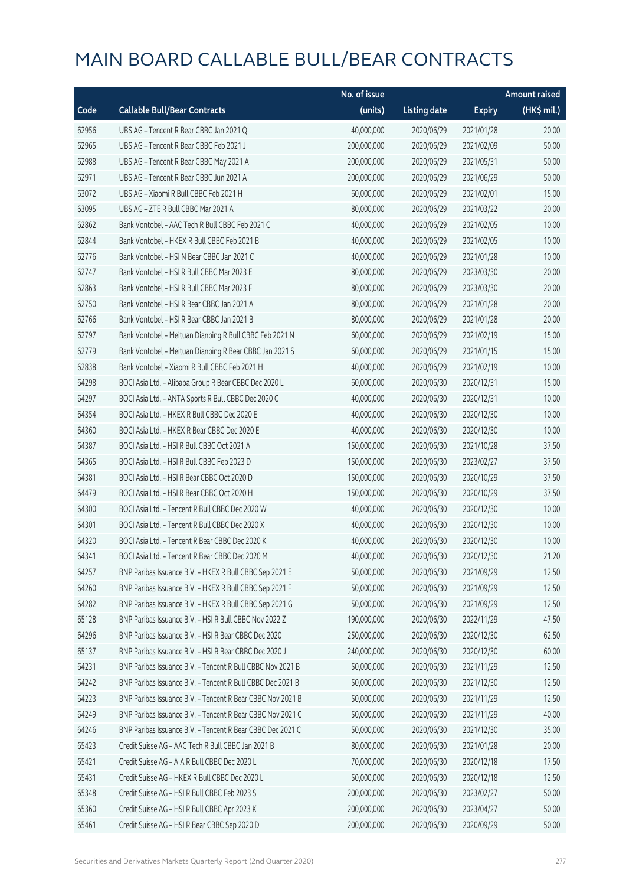# MAIN BOARD CALLABLE BULL/BEAR CONTRACTS

| Code | Callable Bull/Bear Contracts | No. of issue (units) | Listing date | Expiry | Amount raised (HK$ mil.) |
|---|---|---|---|---|---|
| 62956 | UBS AG – Tencent R Bear CBBC Jan 2021 Q | 40,000,000 | 2020/06/29 | 2021/01/28 | 20.00 |
| 62965 | UBS AG – Tencent R Bear CBBC Feb 2021 J | 200,000,000 | 2020/06/29 | 2021/02/09 | 50.00 |
| 62988 | UBS AG – Tencent R Bear CBBC May 2021 A | 200,000,000 | 2020/06/29 | 2021/05/31 | 50.00 |
| 62971 | UBS AG – Tencent R Bear CBBC Jun 2021 A | 200,000,000 | 2020/06/29 | 2021/06/29 | 50.00 |
| 63072 | UBS AG – Xiaomi R Bull CBBC Feb 2021 H | 60,000,000 | 2020/06/29 | 2021/02/01 | 15.00 |
| 63095 | UBS AG – ZTE R Bull CBBC Mar 2021 A | 80,000,000 | 2020/06/29 | 2021/03/22 | 20.00 |
| 62862 | Bank Vontobel – AAC Tech R Bull CBBC Feb 2021 C | 40,000,000 | 2020/06/29 | 2021/02/05 | 10.00 |
| 62844 | Bank Vontobel – HKEX R Bull CBBC Feb 2021 B | 40,000,000 | 2020/06/29 | 2021/02/05 | 10.00 |
| 62776 | Bank Vontobel – HSI N Bear CBBC Jan 2021 C | 40,000,000 | 2020/06/29 | 2021/01/28 | 10.00 |
| 62747 | Bank Vontobel – HSI R Bull CBBC Mar 2023 E | 80,000,000 | 2020/06/29 | 2023/03/30 | 20.00 |
| 62863 | Bank Vontobel – HSI R Bull CBBC Mar 2023 F | 80,000,000 | 2020/06/29 | 2023/03/30 | 20.00 |
| 62750 | Bank Vontobel – HSI R Bear CBBC Jan 2021 A | 80,000,000 | 2020/06/29 | 2021/01/28 | 20.00 |
| 62766 | Bank Vontobel – HSI R Bear CBBC Jan 2021 B | 80,000,000 | 2020/06/29 | 2021/01/28 | 20.00 |
| 62797 | Bank Vontobel – Meituan Dianping R Bull CBBC Feb 2021 N | 60,000,000 | 2020/06/29 | 2021/02/19 | 15.00 |
| 62779 | Bank Vontobel – Meituan Dianping R Bear CBBC Jan 2021 S | 60,000,000 | 2020/06/29 | 2021/01/15 | 15.00 |
| 62838 | Bank Vontobel – Xiaomi R Bull CBBC Feb 2021 H | 40,000,000 | 2020/06/29 | 2021/02/19 | 10.00 |
| 64298 | BOCI Asia Ltd. – Alibaba Group R Bear CBBC Dec 2020 L | 60,000,000 | 2020/06/30 | 2020/12/31 | 15.00 |
| 64297 | BOCI Asia Ltd. – ANTA Sports R Bull CBBC Dec 2020 C | 40,000,000 | 2020/06/30 | 2020/12/31 | 10.00 |
| 64354 | BOCI Asia Ltd. – HKEX R Bull CBBC Dec 2020 E | 40,000,000 | 2020/06/30 | 2020/12/30 | 10.00 |
| 64360 | BOCI Asia Ltd. – HKEX R Bear CBBC Dec 2020 E | 40,000,000 | 2020/06/30 | 2020/12/30 | 10.00 |
| 64387 | BOCI Asia Ltd. – HSI R Bull CBBC Oct 2021 A | 150,000,000 | 2020/06/30 | 2021/10/28 | 37.50 |
| 64365 | BOCI Asia Ltd. – HSI R Bull CBBC Feb 2023 D | 150,000,000 | 2020/06/30 | 2023/02/27 | 37.50 |
| 64381 | BOCI Asia Ltd. – HSI R Bear CBBC Oct 2020 D | 150,000,000 | 2020/06/30 | 2020/10/29 | 37.50 |
| 64479 | BOCI Asia Ltd. – HSI R Bear CBBC Oct 2020 H | 150,000,000 | 2020/06/30 | 2020/10/29 | 37.50 |
| 64300 | BOCI Asia Ltd. – Tencent R Bull CBBC Dec 2020 W | 40,000,000 | 2020/06/30 | 2020/12/30 | 10.00 |
| 64301 | BOCI Asia Ltd. – Tencent R Bull CBBC Dec 2020 X | 40,000,000 | 2020/06/30 | 2020/12/30 | 10.00 |
| 64320 | BOCI Asia Ltd. – Tencent R Bear CBBC Dec 2020 K | 40,000,000 | 2020/06/30 | 2020/12/30 | 10.00 |
| 64341 | BOCI Asia Ltd. – Tencent R Bear CBBC Dec 2020 M | 40,000,000 | 2020/06/30 | 2020/12/30 | 21.20 |
| 64257 | BNP Paribas Issuance B.V. – HKEX R Bull CBBC Sep 2021 E | 50,000,000 | 2020/06/30 | 2021/09/29 | 12.50 |
| 64260 | BNP Paribas Issuance B.V. – HKEX R Bull CBBC Sep 2021 F | 50,000,000 | 2020/06/30 | 2021/09/29 | 12.50 |
| 64282 | BNP Paribas Issuance B.V. – HKEX R Bull CBBC Sep 2021 G | 50,000,000 | 2020/06/30 | 2021/09/29 | 12.50 |
| 65128 | BNP Paribas Issuance B.V. – HSI R Bull CBBC Nov 2022 Z | 190,000,000 | 2020/06/30 | 2022/11/29 | 47.50 |
| 64296 | BNP Paribas Issuance B.V. – HSI R Bear CBBC Dec 2020 I | 250,000,000 | 2020/06/30 | 2020/12/30 | 62.50 |
| 65137 | BNP Paribas Issuance B.V. – HSI R Bear CBBC Dec 2020 J | 240,000,000 | 2020/06/30 | 2020/12/30 | 60.00 |
| 64231 | BNP Paribas Issuance B.V. – Tencent R Bull CBBC Nov 2021 B | 50,000,000 | 2020/06/30 | 2021/11/29 | 12.50 |
| 64242 | BNP Paribas Issuance B.V. – Tencent R Bull CBBC Dec 2021 B | 50,000,000 | 2020/06/30 | 2021/12/30 | 12.50 |
| 64223 | BNP Paribas Issuance B.V. – Tencent R Bear CBBC Nov 2021 B | 50,000,000 | 2020/06/30 | 2021/11/29 | 12.50 |
| 64249 | BNP Paribas Issuance B.V. – Tencent R Bear CBBC Nov 2021 C | 50,000,000 | 2020/06/30 | 2021/11/29 | 40.00 |
| 64246 | BNP Paribas Issuance B.V. – Tencent R Bear CBBC Dec 2021 C | 50,000,000 | 2020/06/30 | 2021/12/30 | 35.00 |
| 65423 | Credit Suisse AG – AAC Tech R Bull CBBC Jan 2021 B | 80,000,000 | 2020/06/30 | 2021/01/28 | 20.00 |
| 65421 | Credit Suisse AG – AIA R Bull CBBC Dec 2020 L | 70,000,000 | 2020/06/30 | 2020/12/18 | 17.50 |
| 65431 | Credit Suisse AG – HKEX R Bull CBBC Dec 2020 L | 50,000,000 | 2020/06/30 | 2020/12/18 | 12.50 |
| 65348 | Credit Suisse AG – HSI R Bull CBBC Feb 2023 S | 200,000,000 | 2020/06/30 | 2023/02/27 | 50.00 |
| 65360 | Credit Suisse AG – HSI R Bull CBBC Apr 2023 K | 200,000,000 | 2020/06/30 | 2023/04/27 | 50.00 |
| 65461 | Credit Suisse AG – HSI R Bear CBBC Sep 2020 D | 200,000,000 | 2020/06/30 | 2020/09/29 | 50.00 |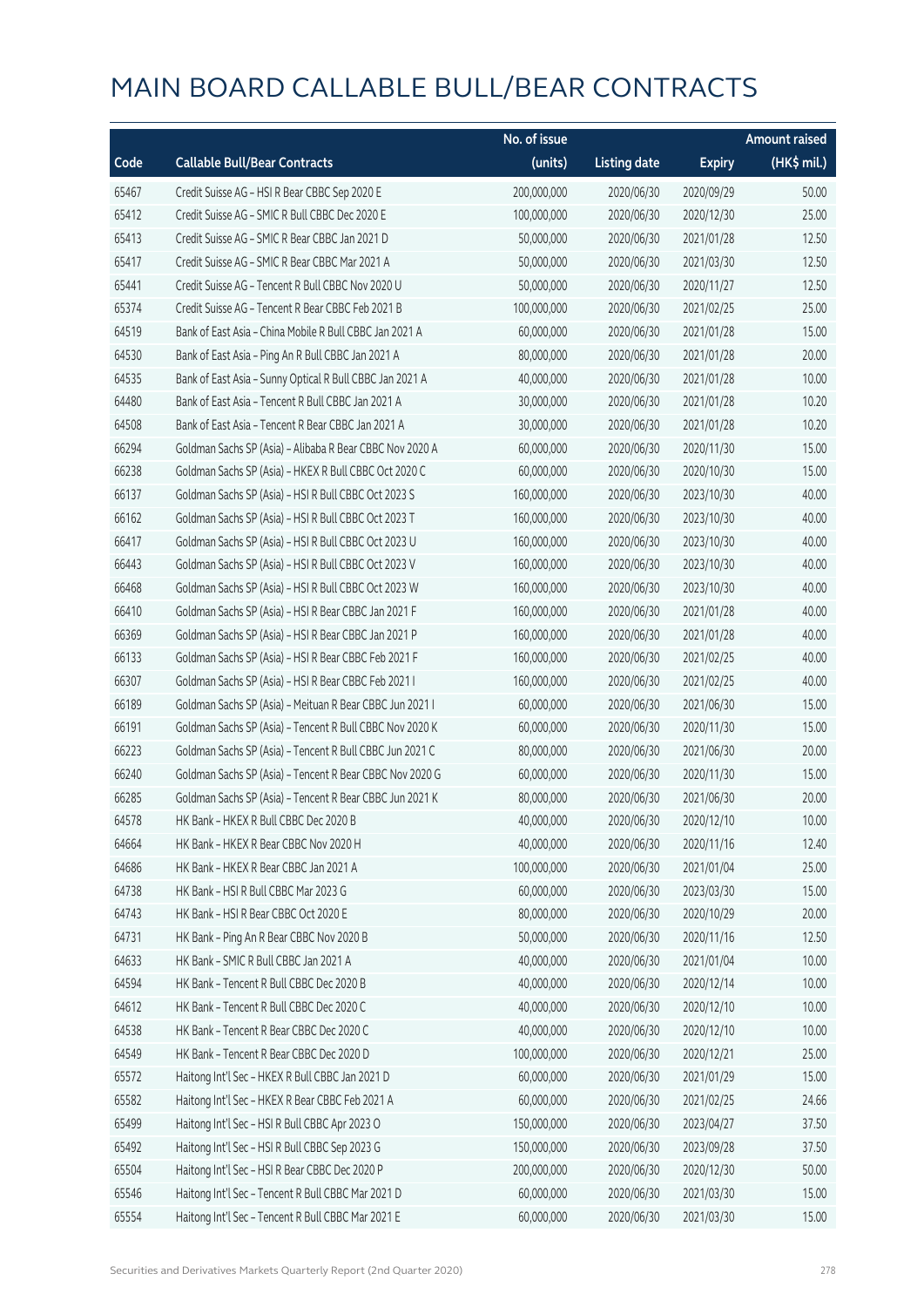# MAIN BOARD CALLABLE BULL/BEAR CONTRACTS

| Code | Callable Bull/Bear Contracts | No. of issue (units) | Listing date | Expiry | Amount raised (HK$ mil.) |
|---|---|---|---|---|---|
| 65467 | Credit Suisse AG – HSI R Bear CBBC Sep 2020 E | 200,000,000 | 2020/06/30 | 2020/09/29 | 50.00 |
| 65412 | Credit Suisse AG – SMIC R Bull CBBC Dec 2020 E | 100,000,000 | 2020/06/30 | 2020/12/30 | 25.00 |
| 65413 | Credit Suisse AG – SMIC R Bear CBBC Jan 2021 D | 50,000,000 | 2020/06/30 | 2021/01/28 | 12.50 |
| 65417 | Credit Suisse AG – SMIC R Bear CBBC Mar 2021 A | 50,000,000 | 2020/06/30 | 2021/03/30 | 12.50 |
| 65441 | Credit Suisse AG – Tencent R Bull CBBC Nov 2020 U | 50,000,000 | 2020/06/30 | 2020/11/27 | 12.50 |
| 65374 | Credit Suisse AG – Tencent R Bear CBBC Feb 2021 B | 100,000,000 | 2020/06/30 | 2021/02/25 | 25.00 |
| 64519 | Bank of East Asia – China Mobile R Bull CBBC Jan 2021 A | 60,000,000 | 2020/06/30 | 2021/01/28 | 15.00 |
| 64530 | Bank of East Asia – Ping An R Bull CBBC Jan 2021 A | 80,000,000 | 2020/06/30 | 2021/01/28 | 20.00 |
| 64535 | Bank of East Asia – Sunny Optical R Bull CBBC Jan 2021 A | 40,000,000 | 2020/06/30 | 2021/01/28 | 10.00 |
| 64480 | Bank of East Asia – Tencent R Bull CBBC Jan 2021 A | 30,000,000 | 2020/06/30 | 2021/01/28 | 10.20 |
| 64508 | Bank of East Asia – Tencent R Bear CBBC Jan 2021 A | 30,000,000 | 2020/06/30 | 2021/01/28 | 10.20 |
| 66294 | Goldman Sachs SP (Asia) – Alibaba R Bear CBBC Nov 2020 A | 60,000,000 | 2020/06/30 | 2020/11/30 | 15.00 |
| 66238 | Goldman Sachs SP (Asia) – HKEX R Bull CBBC Oct 2020 C | 60,000,000 | 2020/06/30 | 2020/10/30 | 15.00 |
| 66137 | Goldman Sachs SP (Asia) – HSI R Bull CBBC Oct 2023 S | 160,000,000 | 2020/06/30 | 2023/10/30 | 40.00 |
| 66162 | Goldman Sachs SP (Asia) – HSI R Bull CBBC Oct 2023 T | 160,000,000 | 2020/06/30 | 2023/10/30 | 40.00 |
| 66417 | Goldman Sachs SP (Asia) – HSI R Bull CBBC Oct 2023 U | 160,000,000 | 2020/06/30 | 2023/10/30 | 40.00 |
| 66443 | Goldman Sachs SP (Asia) – HSI R Bull CBBC Oct 2023 V | 160,000,000 | 2020/06/30 | 2023/10/30 | 40.00 |
| 66468 | Goldman Sachs SP (Asia) – HSI R Bull CBBC Oct 2023 W | 160,000,000 | 2020/06/30 | 2023/10/30 | 40.00 |
| 66410 | Goldman Sachs SP (Asia) – HSI R Bear CBBC Jan 2021 F | 160,000,000 | 2020/06/30 | 2021/01/28 | 40.00 |
| 66369 | Goldman Sachs SP (Asia) – HSI R Bear CBBC Jan 2021 P | 160,000,000 | 2020/06/30 | 2021/01/28 | 40.00 |
| 66133 | Goldman Sachs SP (Asia) – HSI R Bear CBBC Feb 2021 F | 160,000,000 | 2020/06/30 | 2021/02/25 | 40.00 |
| 66307 | Goldman Sachs SP (Asia) – HSI R Bear CBBC Feb 2021 I | 160,000,000 | 2020/06/30 | 2021/02/25 | 40.00 |
| 66189 | Goldman Sachs SP (Asia) – Meituan R Bear CBBC Jun 2021 I | 60,000,000 | 2020/06/30 | 2021/06/30 | 15.00 |
| 66191 | Goldman Sachs SP (Asia) – Tencent R Bull CBBC Nov 2020 K | 60,000,000 | 2020/06/30 | 2020/11/30 | 15.00 |
| 66223 | Goldman Sachs SP (Asia) – Tencent R Bull CBBC Jun 2021 C | 80,000,000 | 2020/06/30 | 2021/06/30 | 20.00 |
| 66240 | Goldman Sachs SP (Asia) – Tencent R Bear CBBC Nov 2020 G | 60,000,000 | 2020/06/30 | 2020/11/30 | 15.00 |
| 66285 | Goldman Sachs SP (Asia) – Tencent R Bear CBBC Jun 2021 K | 80,000,000 | 2020/06/30 | 2021/06/30 | 20.00 |
| 64578 | HK Bank – HKEX R Bull CBBC Dec 2020 B | 40,000,000 | 2020/06/30 | 2020/12/10 | 10.00 |
| 64664 | HK Bank – HKEX R Bear CBBC Nov 2020 H | 40,000,000 | 2020/06/30 | 2020/11/16 | 12.40 |
| 64686 | HK Bank – HKEX R Bear CBBC Jan 2021 A | 100,000,000 | 2020/06/30 | 2021/01/04 | 25.00 |
| 64738 | HK Bank – HSI R Bull CBBC Mar 2023 G | 60,000,000 | 2020/06/30 | 2023/03/30 | 15.00 |
| 64743 | HK Bank – HSI R Bear CBBC Oct 2020 E | 80,000,000 | 2020/06/30 | 2020/10/29 | 20.00 |
| 64731 | HK Bank – Ping An R Bear CBBC Nov 2020 B | 50,000,000 | 2020/06/30 | 2020/11/16 | 12.50 |
| 64633 | HK Bank – SMIC R Bull CBBC Jan 2021 A | 40,000,000 | 2020/06/30 | 2021/01/04 | 10.00 |
| 64594 | HK Bank – Tencent R Bull CBBC Dec 2020 B | 40,000,000 | 2020/06/30 | 2020/12/14 | 10.00 |
| 64612 | HK Bank – Tencent R Bull CBBC Dec 2020 C | 40,000,000 | 2020/06/30 | 2020/12/10 | 10.00 |
| 64538 | HK Bank – Tencent R Bear CBBC Dec 2020 C | 40,000,000 | 2020/06/30 | 2020/12/10 | 10.00 |
| 64549 | HK Bank – Tencent R Bear CBBC Dec 2020 D | 100,000,000 | 2020/06/30 | 2020/12/21 | 25.00 |
| 65572 | Haitong Int'l Sec – HKEX R Bull CBBC Jan 2021 D | 60,000,000 | 2020/06/30 | 2021/01/29 | 15.00 |
| 65582 | Haitong Int'l Sec – HKEX R Bear CBBC Feb 2021 A | 60,000,000 | 2020/06/30 | 2021/02/25 | 24.66 |
| 65499 | Haitong Int'l Sec – HSI R Bull CBBC Apr 2023 O | 150,000,000 | 2020/06/30 | 2023/04/27 | 37.50 |
| 65492 | Haitong Int'l Sec – HSI R Bull CBBC Sep 2023 G | 150,000,000 | 2020/06/30 | 2023/09/28 | 37.50 |
| 65504 | Haitong Int'l Sec – HSI R Bear CBBC Dec 2020 P | 200,000,000 | 2020/06/30 | 2020/12/30 | 50.00 |
| 65546 | Haitong Int'l Sec – Tencent R Bull CBBC Mar 2021 D | 60,000,000 | 2020/06/30 | 2021/03/30 | 15.00 |
| 65554 | Haitong Int'l Sec – Tencent R Bull CBBC Mar 2021 E | 60,000,000 | 2020/06/30 | 2021/03/30 | 15.00 |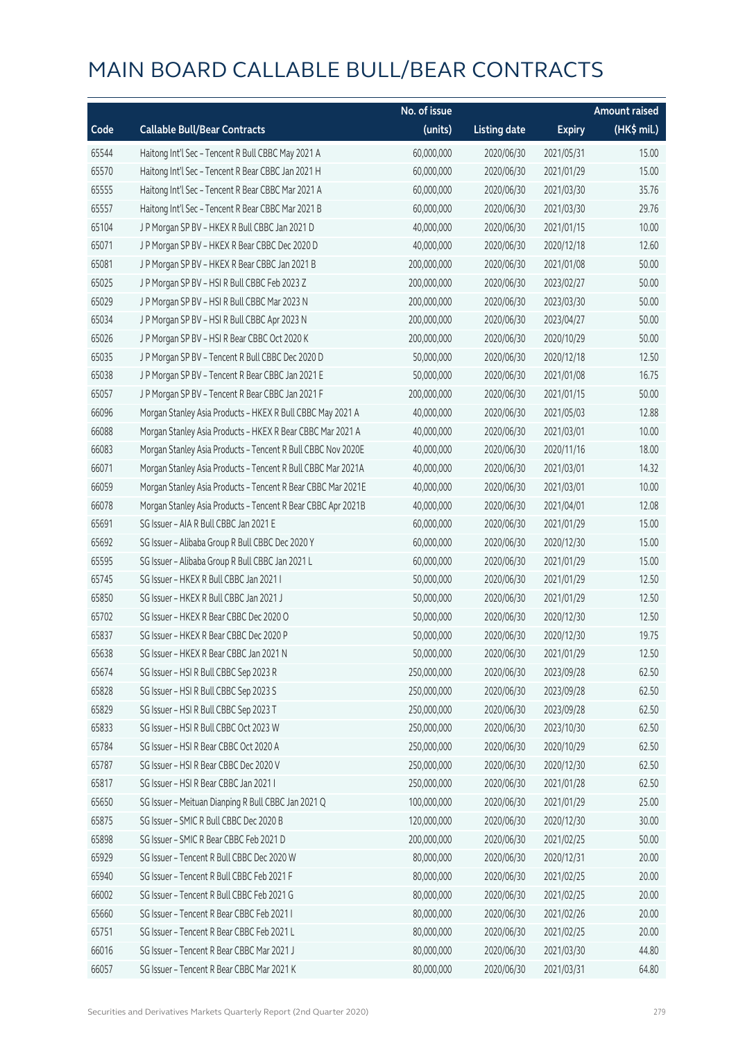# MAIN BOARD CALLABLE BULL/BEAR CONTRACTS

| Code | Callable Bull/Bear Contracts | No. of issue (units) | Listing date | Expiry | Amount raised (HK$ mil.) |
|---|---|---|---|---|---|
| 65544 | Haitong Int'l Sec – Tencent R Bull CBBC May 2021 A | 60,000,000 | 2020/06/30 | 2021/05/31 | 15.00 |
| 65570 | Haitong Int'l Sec – Tencent R Bear CBBC Jan 2021 H | 60,000,000 | 2020/06/30 | 2021/01/29 | 15.00 |
| 65555 | Haitong Int'l Sec – Tencent R Bear CBBC Mar 2021 A | 60,000,000 | 2020/06/30 | 2021/03/30 | 35.76 |
| 65557 | Haitong Int'l Sec – Tencent R Bear CBBC Mar 2021 B | 60,000,000 | 2020/06/30 | 2021/03/30 | 29.76 |
| 65104 | J P Morgan SP BV – HKEX R Bull CBBC Jan 2021 D | 40,000,000 | 2020/06/30 | 2021/01/15 | 10.00 |
| 65071 | J P Morgan SP BV – HKEX R Bear CBBC Dec 2020 D | 40,000,000 | 2020/06/30 | 2020/12/18 | 12.60 |
| 65081 | J P Morgan SP BV – HKEX R Bear CBBC Jan 2021 B | 200,000,000 | 2020/06/30 | 2021/01/08 | 50.00 |
| 65025 | J P Morgan SP BV – HSI R Bull CBBC Feb 2023 Z | 200,000,000 | 2020/06/30 | 2023/02/27 | 50.00 |
| 65029 | J P Morgan SP BV – HSI R Bull CBBC Mar 2023 N | 200,000,000 | 2020/06/30 | 2023/03/30 | 50.00 |
| 65034 | J P Morgan SP BV – HSI R Bull CBBC Apr 2023 N | 200,000,000 | 2020/06/30 | 2023/04/27 | 50.00 |
| 65026 | J P Morgan SP BV – HSI R Bear CBBC Oct 2020 K | 200,000,000 | 2020/06/30 | 2020/10/29 | 50.00 |
| 65035 | J P Morgan SP BV – Tencent R Bull CBBC Dec 2020 D | 50,000,000 | 2020/06/30 | 2020/12/18 | 12.50 |
| 65038 | J P Morgan SP BV – Tencent R Bear CBBC Jan 2021 E | 50,000,000 | 2020/06/30 | 2021/01/08 | 16.75 |
| 65057 | J P Morgan SP BV – Tencent R Bear CBBC Jan 2021 F | 200,000,000 | 2020/06/30 | 2021/01/15 | 50.00 |
| 66096 | Morgan Stanley Asia Products – HKEX R Bull CBBC May 2021 A | 40,000,000 | 2020/06/30 | 2021/05/03 | 12.88 |
| 66088 | Morgan Stanley Asia Products – HKEX R Bear CBBC Mar 2021 A | 40,000,000 | 2020/06/30 | 2021/03/01 | 10.00 |
| 66083 | Morgan Stanley Asia Products – Tencent R Bull CBBC Nov 2020E | 40,000,000 | 2020/06/30 | 2020/11/16 | 18.00 |
| 66071 | Morgan Stanley Asia Products – Tencent R Bull CBBC Mar 2021A | 40,000,000 | 2020/06/30 | 2021/03/01 | 14.32 |
| 66059 | Morgan Stanley Asia Products – Tencent R Bear CBBC Mar 2021E | 40,000,000 | 2020/06/30 | 2021/03/01 | 10.00 |
| 66078 | Morgan Stanley Asia Products – Tencent R Bear CBBC Apr 2021B | 40,000,000 | 2020/06/30 | 2021/04/01 | 12.08 |
| 65691 | SG Issuer – AIA R Bull CBBC Jan 2021 E | 60,000,000 | 2020/06/30 | 2021/01/29 | 15.00 |
| 65692 | SG Issuer – Alibaba Group R Bull CBBC Dec 2020 Y | 60,000,000 | 2020/06/30 | 2020/12/30 | 15.00 |
| 65595 | SG Issuer – Alibaba Group R Bull CBBC Jan 2021 L | 60,000,000 | 2020/06/30 | 2021/01/29 | 15.00 |
| 65745 | SG Issuer – HKEX R Bull CBBC Jan 2021 I | 50,000,000 | 2020/06/30 | 2021/01/29 | 12.50 |
| 65850 | SG Issuer – HKEX R Bull CBBC Jan 2021 J | 50,000,000 | 2020/06/30 | 2021/01/29 | 12.50 |
| 65702 | SG Issuer – HKEX R Bear CBBC Dec 2020 O | 50,000,000 | 2020/06/30 | 2020/12/30 | 12.50 |
| 65837 | SG Issuer – HKEX R Bear CBBC Dec 2020 P | 50,000,000 | 2020/06/30 | 2020/12/30 | 19.75 |
| 65638 | SG Issuer – HKEX R Bear CBBC Jan 2021 N | 50,000,000 | 2020/06/30 | 2021/01/29 | 12.50 |
| 65674 | SG Issuer – HSI R Bull CBBC Sep 2023 R | 250,000,000 | 2020/06/30 | 2023/09/28 | 62.50 |
| 65828 | SG Issuer – HSI R Bull CBBC Sep 2023 S | 250,000,000 | 2020/06/30 | 2023/09/28 | 62.50 |
| 65829 | SG Issuer – HSI R Bull CBBC Sep 2023 T | 250,000,000 | 2020/06/30 | 2023/09/28 | 62.50 |
| 65833 | SG Issuer – HSI R Bull CBBC Oct 2023 W | 250,000,000 | 2020/06/30 | 2023/10/30 | 62.50 |
| 65784 | SG Issuer – HSI R Bear CBBC Oct 2020 A | 250,000,000 | 2020/06/30 | 2020/10/29 | 62.50 |
| 65787 | SG Issuer – HSI R Bear CBBC Dec 2020 V | 250,000,000 | 2020/06/30 | 2020/12/30 | 62.50 |
| 65817 | SG Issuer – HSI R Bear CBBC Jan 2021 I | 250,000,000 | 2020/06/30 | 2021/01/28 | 62.50 |
| 65650 | SG Issuer – Meituan Dianping R Bull CBBC Jan 2021 Q | 100,000,000 | 2020/06/30 | 2021/01/29 | 25.00 |
| 65875 | SG Issuer – SMIC R Bull CBBC Dec 2020 B | 120,000,000 | 2020/06/30 | 2020/12/30 | 30.00 |
| 65898 | SG Issuer – SMIC R Bear CBBC Feb 2021 D | 200,000,000 | 2020/06/30 | 2021/02/25 | 50.00 |
| 65929 | SG Issuer – Tencent R Bull CBBC Dec 2020 W | 80,000,000 | 2020/06/30 | 2020/12/31 | 20.00 |
| 65940 | SG Issuer – Tencent R Bull CBBC Feb 2021 F | 80,000,000 | 2020/06/30 | 2021/02/25 | 20.00 |
| 66002 | SG Issuer – Tencent R Bull CBBC Feb 2021 G | 80,000,000 | 2020/06/30 | 2021/02/25 | 20.00 |
| 65660 | SG Issuer – Tencent R Bear CBBC Feb 2021 I | 80,000,000 | 2020/06/30 | 2021/02/26 | 20.00 |
| 65751 | SG Issuer – Tencent R Bear CBBC Feb 2021 L | 80,000,000 | 2020/06/30 | 2021/02/25 | 20.00 |
| 66016 | SG Issuer – Tencent R Bear CBBC Mar 2021 J | 80,000,000 | 2020/06/30 | 2021/03/30 | 44.80 |
| 66057 | SG Issuer – Tencent R Bear CBBC Mar 2021 K | 80,000,000 | 2020/06/30 | 2021/03/31 | 64.80 |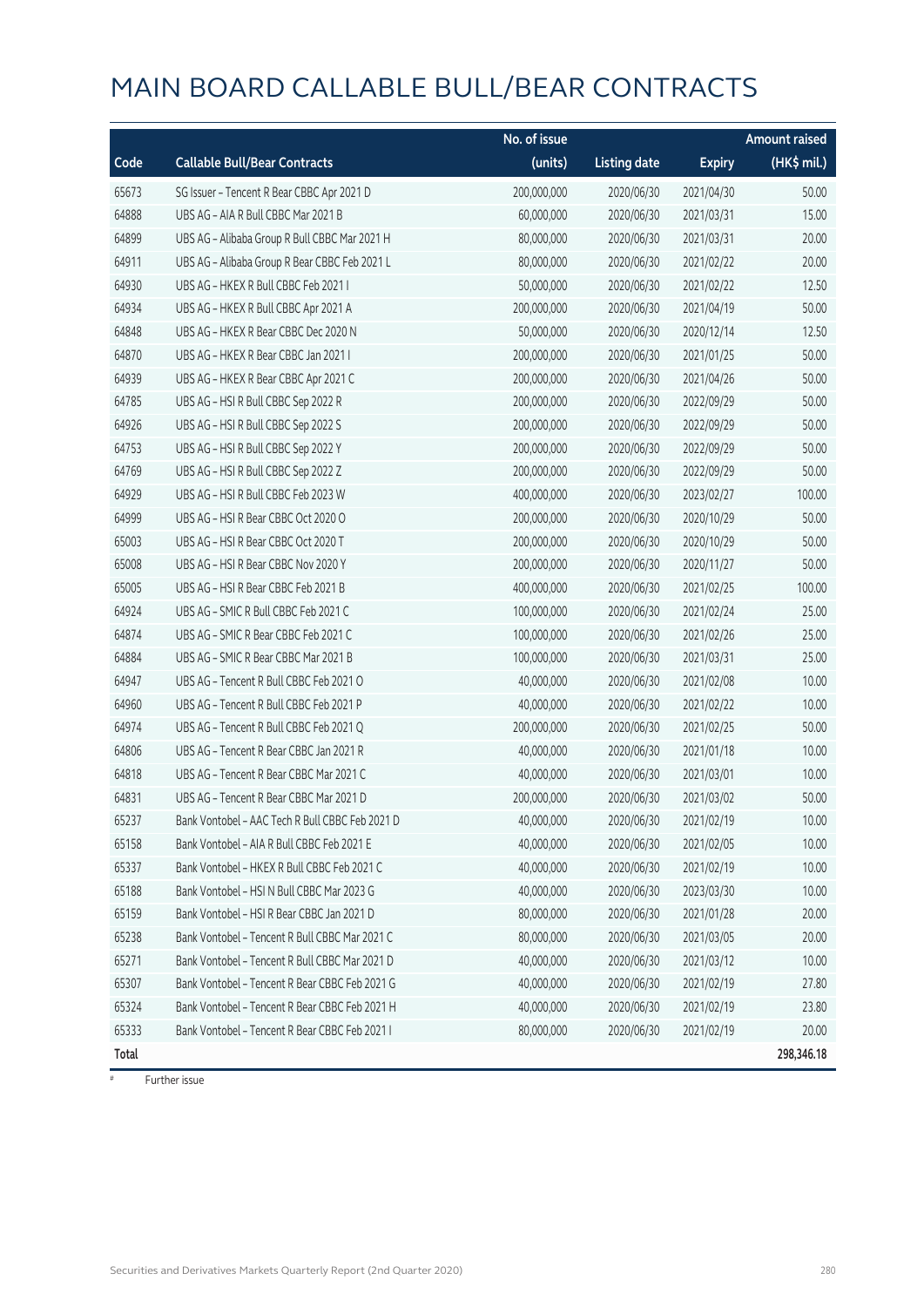# MAIN BOARD CALLABLE BULL/BEAR CONTRACTS

| Code | Callable Bull/Bear Contracts | No. of issue (units) | Listing date | Expiry | Amount raised (HK$ mil.) |
|---|---|---|---|---|---|
| 65673 | SG Issuer – Tencent R Bear CBBC Apr 2021 D | 200,000,000 | 2020/06/30 | 2021/04/30 | 50.00 |
| 64888 | UBS AG – AIA R Bull CBBC Mar 2021 B | 60,000,000 | 2020/06/30 | 2021/03/31 | 15.00 |
| 64899 | UBS AG – Alibaba Group R Bull CBBC Mar 2021 H | 80,000,000 | 2020/06/30 | 2021/03/31 | 20.00 |
| 64911 | UBS AG – Alibaba Group R Bear CBBC Feb 2021 L | 80,000,000 | 2020/06/30 | 2021/02/22 | 20.00 |
| 64930 | UBS AG – HKEX R Bull CBBC Feb 2021 I | 50,000,000 | 2020/06/30 | 2021/02/22 | 12.50 |
| 64934 | UBS AG – HKEX R Bull CBBC Apr 2021 A | 200,000,000 | 2020/06/30 | 2021/04/19 | 50.00 |
| 64848 | UBS AG – HKEX R Bear CBBC Dec 2020 N | 50,000,000 | 2020/06/30 | 2020/12/14 | 12.50 |
| 64870 | UBS AG – HKEX R Bear CBBC Jan 2021 I | 200,000,000 | 2020/06/30 | 2021/01/25 | 50.00 |
| 64939 | UBS AG – HKEX R Bear CBBC Apr 2021 C | 200,000,000 | 2020/06/30 | 2021/04/26 | 50.00 |
| 64785 | UBS AG – HSI R Bull CBBC Sep 2022 R | 200,000,000 | 2020/06/30 | 2022/09/29 | 50.00 |
| 64926 | UBS AG – HSI R Bull CBBC Sep 2022 S | 200,000,000 | 2020/06/30 | 2022/09/29 | 50.00 |
| 64753 | UBS AG – HSI R Bull CBBC Sep 2022 Y | 200,000,000 | 2020/06/30 | 2022/09/29 | 50.00 |
| 64769 | UBS AG – HSI R Bull CBBC Sep 2022 Z | 200,000,000 | 2020/06/30 | 2022/09/29 | 50.00 |
| 64929 | UBS AG – HSI R Bull CBBC Feb 2023 W | 400,000,000 | 2020/06/30 | 2023/02/27 | 100.00 |
| 64999 | UBS AG – HSI R Bear CBBC Oct 2020 O | 200,000,000 | 2020/06/30 | 2020/10/29 | 50.00 |
| 65003 | UBS AG – HSI R Bear CBBC Oct 2020 T | 200,000,000 | 2020/06/30 | 2020/10/29 | 50.00 |
| 65008 | UBS AG – HSI R Bear CBBC Nov 2020 Y | 200,000,000 | 2020/06/30 | 2020/11/27 | 50.00 |
| 65005 | UBS AG – HSI R Bear CBBC Feb 2021 B | 400,000,000 | 2020/06/30 | 2021/02/25 | 100.00 |
| 64924 | UBS AG – SMIC R Bull CBBC Feb 2021 C | 100,000,000 | 2020/06/30 | 2021/02/24 | 25.00 |
| 64874 | UBS AG – SMIC R Bear CBBC Feb 2021 C | 100,000,000 | 2020/06/30 | 2021/02/26 | 25.00 |
| 64884 | UBS AG – SMIC R Bear CBBC Mar 2021 B | 100,000,000 | 2020/06/30 | 2021/03/31 | 25.00 |
| 64947 | UBS AG – Tencent R Bull CBBC Feb 2021 O | 40,000,000 | 2020/06/30 | 2021/02/08 | 10.00 |
| 64960 | UBS AG – Tencent R Bull CBBC Feb 2021 P | 40,000,000 | 2020/06/30 | 2021/02/22 | 10.00 |
| 64974 | UBS AG – Tencent R Bull CBBC Feb 2021 Q | 200,000,000 | 2020/06/30 | 2021/02/25 | 50.00 |
| 64806 | UBS AG – Tencent R Bear CBBC Jan 2021 R | 40,000,000 | 2020/06/30 | 2021/01/18 | 10.00 |
| 64818 | UBS AG – Tencent R Bear CBBC Mar 2021 C | 40,000,000 | 2020/06/30 | 2021/03/01 | 10.00 |
| 64831 | UBS AG – Tencent R Bear CBBC Mar 2021 D | 200,000,000 | 2020/06/30 | 2021/03/02 | 50.00 |
| 65237 | Bank Vontobel – AAC Tech R Bull CBBC Feb 2021 D | 40,000,000 | 2020/06/30 | 2021/02/19 | 10.00 |
| 65158 | Bank Vontobel – AIA R Bull CBBC Feb 2021 E | 40,000,000 | 2020/06/30 | 2021/02/05 | 10.00 |
| 65337 | Bank Vontobel – HKEX R Bull CBBC Feb 2021 C | 40,000,000 | 2020/06/30 | 2021/02/19 | 10.00 |
| 65188 | Bank Vontobel – HSI N Bull CBBC Mar 2023 G | 40,000,000 | 2020/06/30 | 2023/03/30 | 10.00 |
| 65159 | Bank Vontobel – HSI R Bear CBBC Jan 2021 D | 80,000,000 | 2020/06/30 | 2021/01/28 | 20.00 |
| 65238 | Bank Vontobel – Tencent R Bull CBBC Mar 2021 C | 80,000,000 | 2020/06/30 | 2021/03/05 | 20.00 |
| 65271 | Bank Vontobel – Tencent R Bull CBBC Mar 2021 D | 40,000,000 | 2020/06/30 | 2021/03/12 | 10.00 |
| 65307 | Bank Vontobel – Tencent R Bear CBBC Feb 2021 G | 40,000,000 | 2020/06/30 | 2021/02/19 | 27.80 |
| 65324 | Bank Vontobel – Tencent R Bear CBBC Feb 2021 H | 40,000,000 | 2020/06/30 | 2021/02/19 | 23.80 |
| 65333 | Bank Vontobel – Tencent R Bear CBBC Feb 2021 I | 80,000,000 | 2020/06/30 | 2021/02/19 | 20.00 |
| **Total** | | | | | **298,346.18** |

# Further issue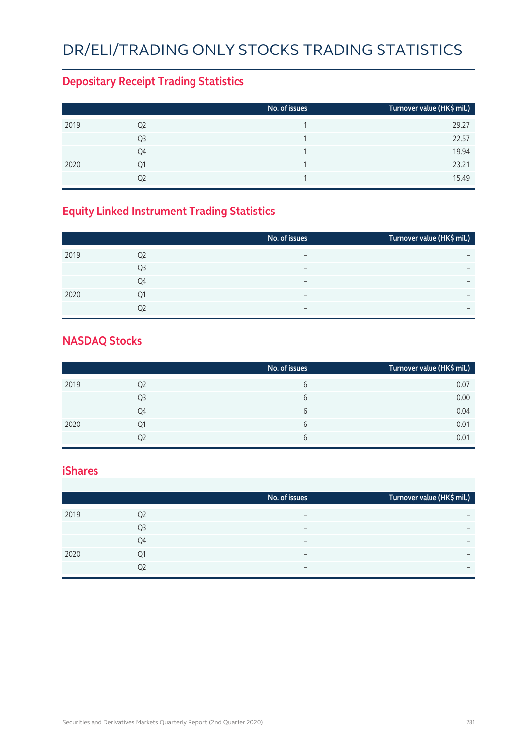# DR/ELI/TRADING ONLY STOCKS TRADING STATISTICS

## Depositary Receipt Trading Statistics

| | | No. of issues | Turnover value (HK$ mil.) |
|---|---|---|---|
| 2019 | Q2 | 1 | 29.27 |
| | Q3 | 1 | 22.57 |
| | Q4 | 1 | 19.94 |
| 2020 | Q1 | 1 | 23.21 |
| | Q2 | 1 | 15.49 |

## Equity Linked Instrument Trading Statistics

| | | No. of issues | Turnover value (HK$ mil.) |
|---|---|---|---|
| 2019 | Q2 | – | – |
| | Q3 | – | – |
| | Q4 | – | – |
| 2020 | Q1 | – | – |
| | Q2 | – | – |

## NASDAQ Stocks

| | | No. of issues | Turnover value (HK$ mil.) |
|---|---|---|---|
| 2019 | Q2 | 6 | 0.07 |
| | Q3 | 6 | 0.00 |
| | Q4 | 6 | 0.04 |
| 2020 | Q1 | 6 | 0.01 |
| | Q2 | 6 | 0.01 |

## iShares

| | | No. of issues | Turnover value (HK$ mil.) |
|---|---|---|---|
| 2019 | Q2 | – | – |
| | Q3 | – | – |
| | Q4 | – | – |
| 2020 | Q1 | – | – |
| | Q2 | – | – |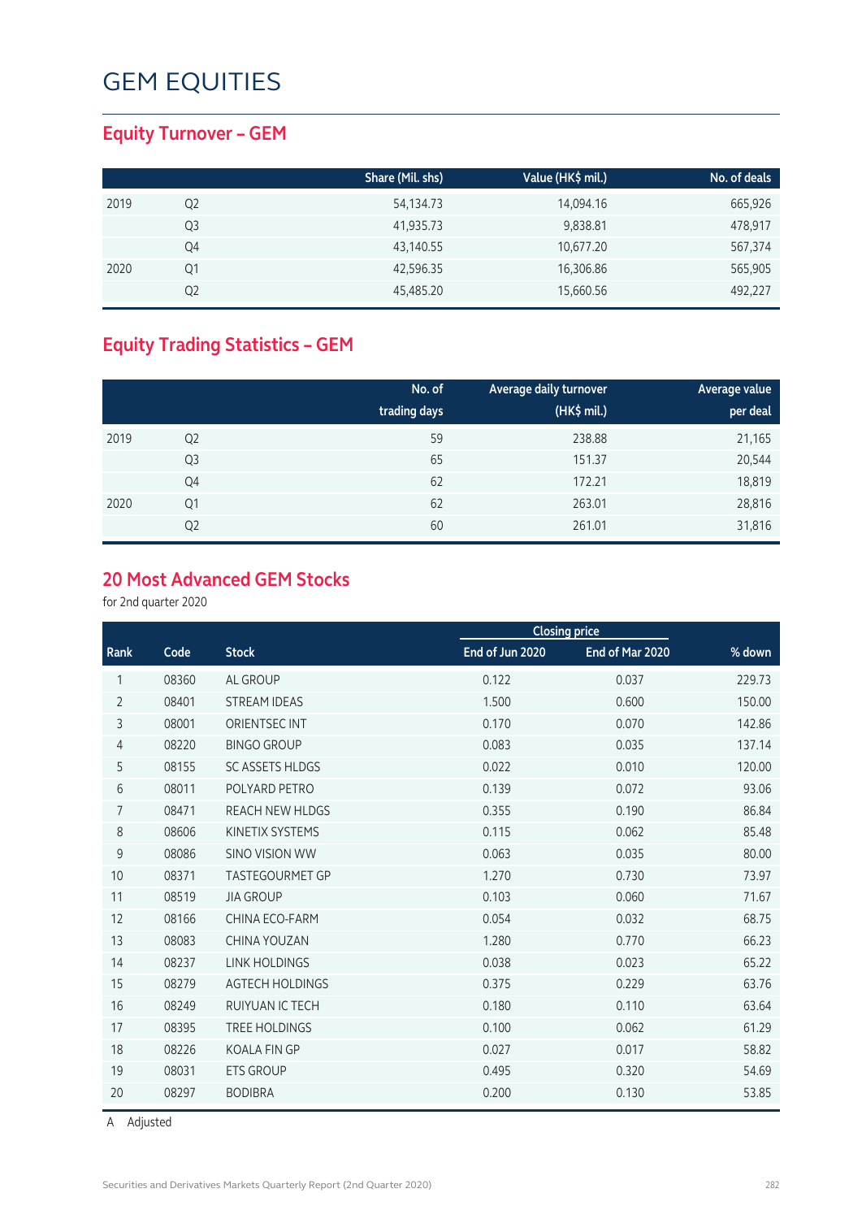# GEM EQUITIES

## Equity Turnover – GEM

| | | Share (Mil. shs) | Value (HK$ mil.) | No. of deals |
|---|---|---|---|---|
| 2019 | Q2 | 54,134.73 | 14,094.16 | 665,926 |
| | Q3 | 41,935.73 | 9,838.81 | 478,917 |
| | Q4 | 43,140.55 | 10,677.20 | 567,374 |
| 2020 | Q1 | 42,596.35 | 16,306.86 | 565,905 |
| | Q2 | 45,485.20 | 15,660.56 | 492,227 |

## Equity Trading Statistics – GEM

| | | No. of trading days | Average daily turnover (HK$ mil.) | Average value per deal |
|---|---|---|---|---|
| 2019 | Q2 | 59 | 238.88 | 21,165 |
| | Q3 | 65 | 151.37 | 20,544 |
| | Q4 | 62 | 172.21 | 18,819 |
| 2020 | Q1 | 62 | 263.01 | 28,816 |
| | Q2 | 60 | 261.01 | 31,816 |

## 20 Most Advanced GEM Stocks

for 2nd quarter 2020

| | | | Closing price | | |
|---|---|---|---|---|---|
| Rank | Code | Stock | End of Jun 2020 | End of Mar 2020 | % down |
| 1 | 08360 | AL GROUP | 0.122 | 0.037 | 229.73 |
| 2 | 08401 | STREAM IDEAS | 1.500 | 0.600 | 150.00 |
| 3 | 08001 | ORIENTSEC INT | 0.170 | 0.070 | 142.86 |
| 4 | 08220 | BINGO GROUP | 0.083 | 0.035 | 137.14 |
| 5 | 08155 | SC ASSETS HLDGS | 0.022 | 0.010 | 120.00 |
| 6 | 08011 | POLYARD PETRO | 0.139 | 0.072 | 93.06 |
| 7 | 08471 | REACH NEW HLDGS | 0.355 | 0.190 | 86.84 |
| 8 | 08606 | KINETIX SYSTEMS | 0.115 | 0.062 | 85.48 |
| 9 | 08086 | SINO VISION WW | 0.063 | 0.035 | 80.00 |
| 10 | 08371 | TASTEGOURMET GP | 1.270 | 0.730 | 73.97 |
| 11 | 08519 | JIA GROUP | 0.103 | 0.060 | 71.67 |
| 12 | 08166 | CHINA ECO-FARM | 0.054 | 0.032 | 68.75 |
| 13 | 08083 | CHINA YOUZAN | 1.280 | 0.770 | 66.23 |
| 14 | 08237 | LINK HOLDINGS | 0.038 | 0.023 | 65.22 |
| 15 | 08279 | AGTECH HOLDINGS | 0.375 | 0.229 | 63.76 |
| 16 | 08249 | RUIYUAN IC TECH | 0.180 | 0.110 | 63.64 |
| 17 | 08395 | TREE HOLDINGS | 0.100 | 0.062 | 61.29 |
| 18 | 08226 | KOALA FIN GP | 0.027 | 0.017 | 58.82 |
| 19 | 08031 | ETS GROUP | 0.495 | 0.320 | 54.69 |
| 20 | 08297 | BODIBRA | 0.200 | 0.130 | 53.85 |

A Adjusted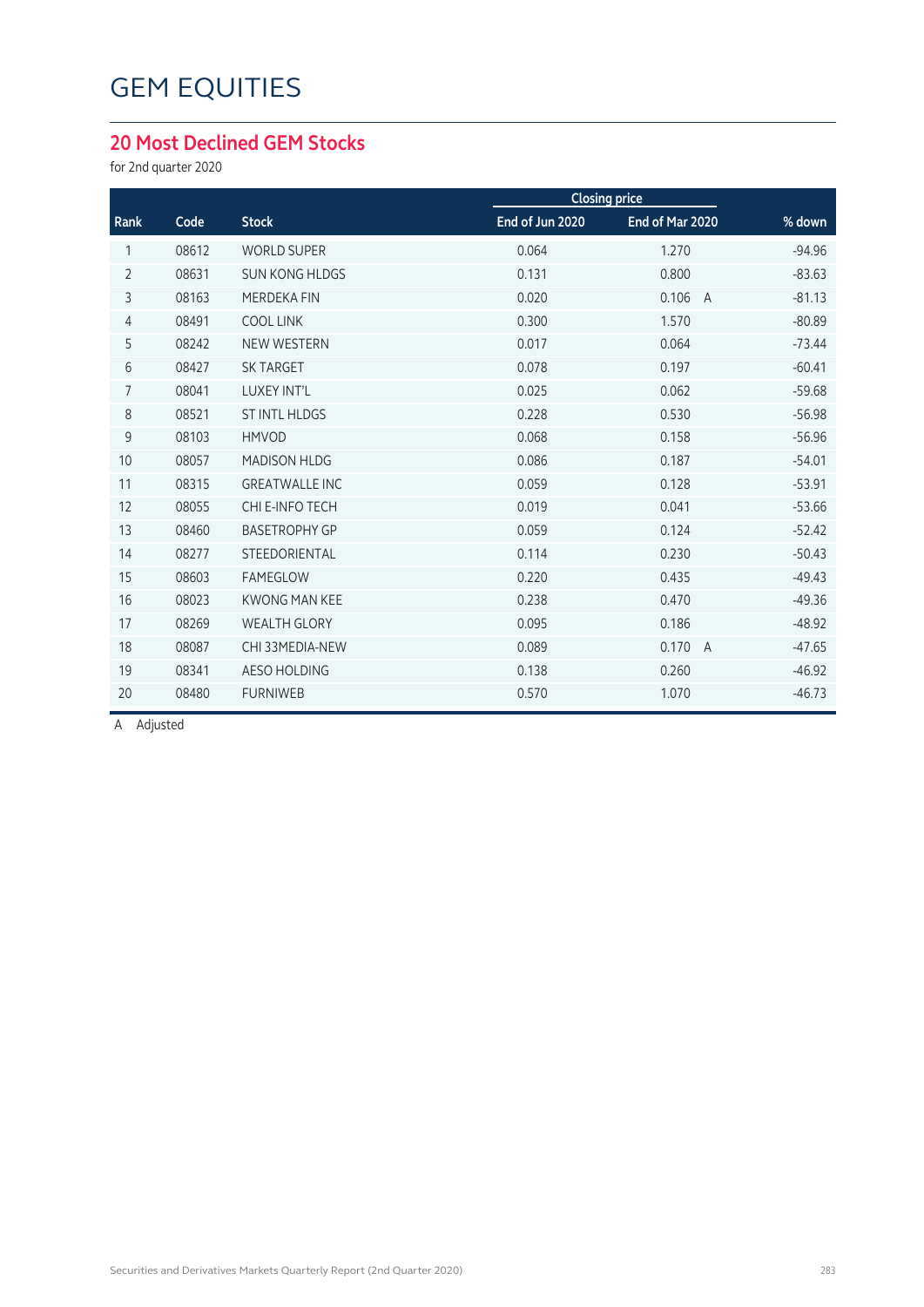# GEM EQUITIES

## 20 Most Declined GEM Stocks

for 2nd quarter 2020

| | | | Closing price | | |
|---|---|---|---|---|---|
| Rank | Code | Stock | End of Jun 2020 | End of Mar 2020 | % down |
| 1 | 08612 | WORLD SUPER | 0.064 | 1.270 | -94.96 |
| 2 | 08631 | SUN KONG HLDGS | 0.131 | 0.800 | -83.63 |
| 3 | 08163 | MERDEKA FIN | 0.020 | 0.106 A | -81.13 |
| 4 | 08491 | COOL LINK | 0.300 | 1.570 | -80.89 |
| 5 | 08242 | NEW WESTERN | 0.017 | 0.064 | -73.44 |
| 6 | 08427 | SK TARGET | 0.078 | 0.197 | -60.41 |
| 7 | 08041 | LUXEY INT'L | 0.025 | 0.062 | -59.68 |
| 8 | 08521 | ST INTL HLDGS | 0.228 | 0.530 | -56.98 |
| 9 | 08103 | HMVOD | 0.068 | 0.158 | -56.96 |
| 10 | 08057 | MADISON HLDG | 0.086 | 0.187 | -54.01 |
| 11 | 08315 | GREATWALLE INC | 0.059 | 0.128 | -53.91 |
| 12 | 08055 | CHI E-INFO TECH | 0.019 | 0.041 | -53.66 |
| 13 | 08460 | BASETROPHY GP | 0.059 | 0.124 | -52.42 |
| 14 | 08277 | STEEDORIENTAL | 0.114 | 0.230 | -50.43 |
| 15 | 08603 | FAMEGLOW | 0.220 | 0.435 | -49.43 |
| 16 | 08023 | KWONG MAN KEE | 0.238 | 0.470 | -49.36 |
| 17 | 08269 | WEALTH GLORY | 0.095 | 0.186 | -48.92 |
| 18 | 08087 | CHI 33MEDIA-NEW | 0.089 | 0.170 A | -47.65 |
| 19 | 08341 | AESO HOLDING | 0.138 | 0.260 | -46.92 |
| 20 | 08480 | FURNIWEB | 0.570 | 1.070 | -46.73 |

A Adjusted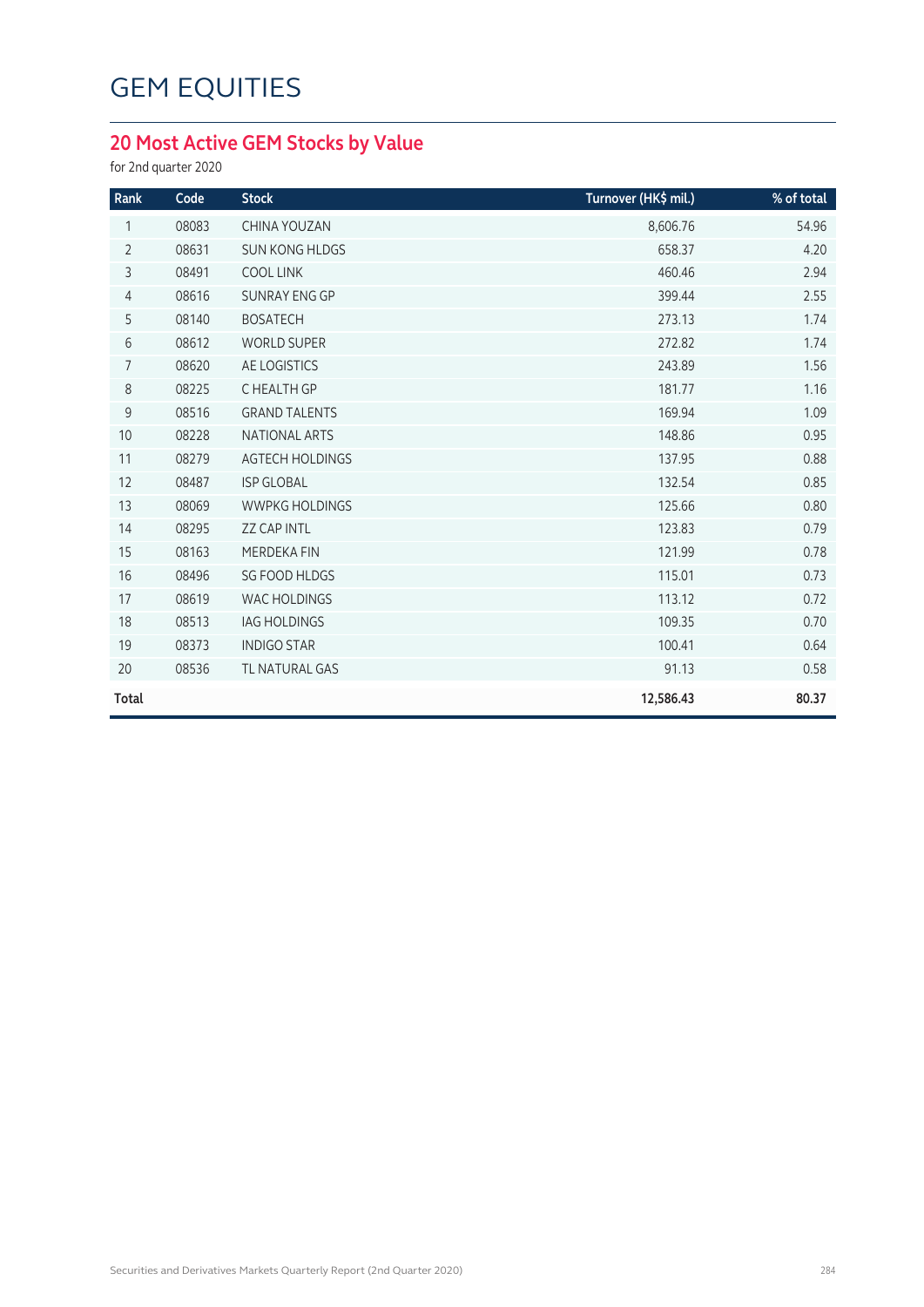# GEM EQUITIES

## 20 Most Active GEM Stocks by Value

for 2nd quarter 2020

| Rank | Code | Stock | Turnover (HK$ mil.) | % of total |
|---|---|---|---|---|
| 1 | 08083 | CHINA YOUZAN | 8,606.76 | 54.96 |
| 2 | 08631 | SUN KONG HLDGS | 658.37 | 4.20 |
| 3 | 08491 | COOL LINK | 460.46 | 2.94 |
| 4 | 08616 | SUNRAY ENG GP | 399.44 | 2.55 |
| 5 | 08140 | BOSATECH | 273.13 | 1.74 |
| 6 | 08612 | WORLD SUPER | 272.82 | 1.74 |
| 7 | 08620 | AE LOGISTICS | 243.89 | 1.56 |
| 8 | 08225 | C HEALTH GP | 181.77 | 1.16 |
| 9 | 08516 | GRAND TALENTS | 169.94 | 1.09 |
| 10 | 08228 | NATIONAL ARTS | 148.86 | 0.95 |
| 11 | 08279 | AGTECH HOLDINGS | 137.95 | 0.88 |
| 12 | 08487 | ISP GLOBAL | 132.54 | 0.85 |
| 13 | 08069 | WWPKG HOLDINGS | 125.66 | 0.80 |
| 14 | 08295 | ZZ CAP INTL | 123.83 | 0.79 |
| 15 | 08163 | MERDEKA FIN | 121.99 | 0.78 |
| 16 | 08496 | SG FOOD HLDGS | 115.01 | 0.73 |
| 17 | 08619 | WAC HOLDINGS | 113.12 | 0.72 |
| 18 | 08513 | IAG HOLDINGS | 109.35 | 0.70 |
| 19 | 08373 | INDIGO STAR | 100.41 | 0.64 |
| 20 | 08536 | TL NATURAL GAS | 91.13 | 0.58 |
| **Total** | | | **12,586.43** | **80.37** |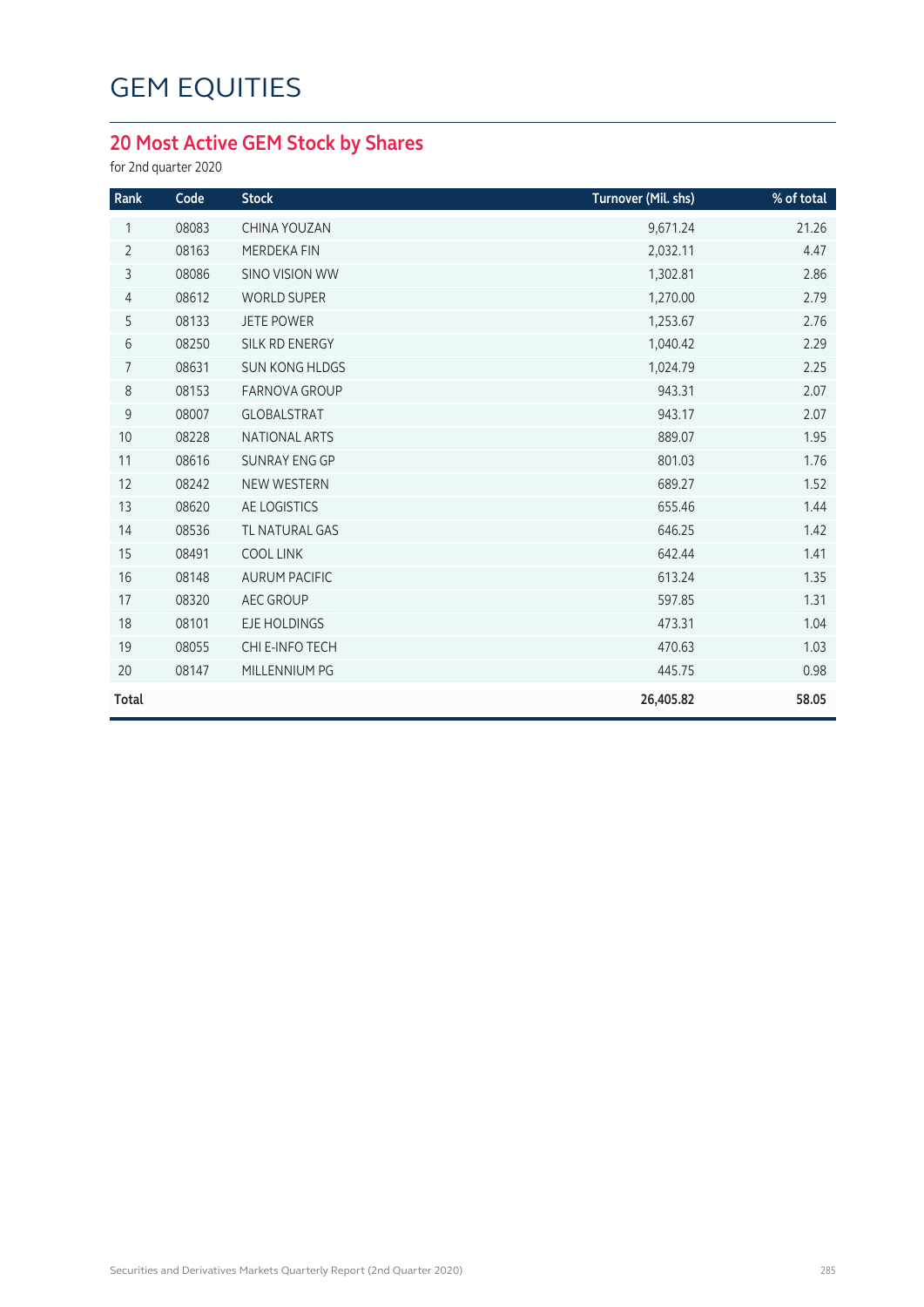# GEM EQUITIES

## 20 Most Active GEM Stock by Shares

for 2nd quarter 2020

| Rank | Code | Stock | Turnover (Mil. shs) | % of total |
|---|---|---|---|---|
| 1 | 08083 | CHINA YOUZAN | 9,671.24 | 21.26 |
| 2 | 08163 | MERDEKA FIN | 2,032.11 | 4.47 |
| 3 | 08086 | SINO VISION WW | 1,302.81 | 2.86 |
| 4 | 08612 | WORLD SUPER | 1,270.00 | 2.79 |
| 5 | 08133 | JETE POWER | 1,253.67 | 2.76 |
| 6 | 08250 | SILK RD ENERGY | 1,040.42 | 2.29 |
| 7 | 08631 | SUN KONG HLDGS | 1,024.79 | 2.25 |
| 8 | 08153 | FARNOVA GROUP | 943.31 | 2.07 |
| 9 | 08007 | GLOBALSTRAT | 943.17 | 2.07 |
| 10 | 08228 | NATIONAL ARTS | 889.07 | 1.95 |
| 11 | 08616 | SUNRAY ENG GP | 801.03 | 1.76 |
| 12 | 08242 | NEW WESTERN | 689.27 | 1.52 |
| 13 | 08620 | AE LOGISTICS | 655.46 | 1.44 |
| 14 | 08536 | TL NATURAL GAS | 646.25 | 1.42 |
| 15 | 08491 | COOL LINK | 642.44 | 1.41 |
| 16 | 08148 | AURUM PACIFIC | 613.24 | 1.35 |
| 17 | 08320 | AEC GROUP | 597.85 | 1.31 |
| 18 | 08101 | EJE HOLDINGS | 473.31 | 1.04 |
| 19 | 08055 | CHI E-INFO TECH | 470.63 | 1.03 |
| 20 | 08147 | MILLENNIUM PG | 445.75 | 0.98 |
| **Total** | | | **26,405.82** | **58.05** |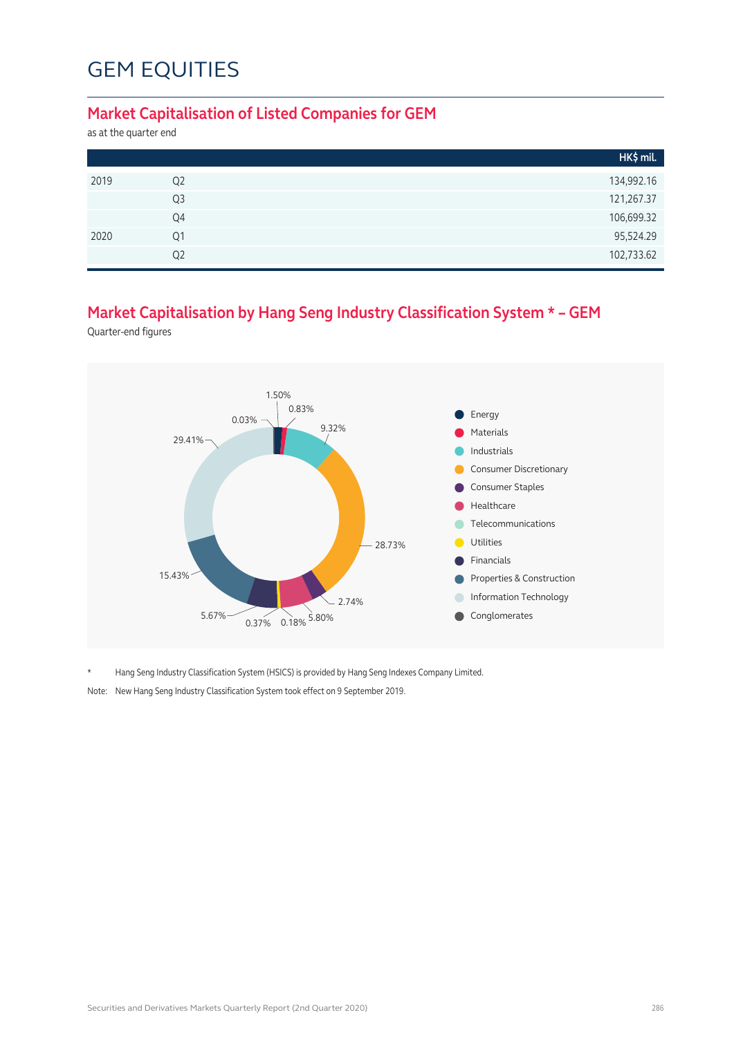# GEM EQUITIES

## Market Capitalisation of Listed Companies for GEM

as at the quarter end

| | | HK$ mil. |
|---|---|---|
| 2019 | Q2 | 134,992.16 |
| | Q3 | 121,267.37 |
| | Q4 | 106,699.32 |
| 2020 | Q1 | 95,524.29 |
| | Q2 | 102,733.62 |

## Market Capitalisation by Hang Seng Industry Classification System * – GEM

Quarter-end figures

| Industry | % |
|---|---|
| Energy | 1.50% |
| Materials | 0.83% |
| Industrials | 9.32% |
| Consumer Discretionary | 28.73% |
| Consumer Staples | 2.74% |
| Healthcare | 5.80% |
| Telecommunications | 0.18% |
| Utilities | 0.37% |
| Financials | 5.67% |
| Properties & Construction | 15.43% |
| Information Technology | 29.41% |
| Conglomerates | 0.03% |

\* Hang Seng Industry Classification System (HSICS) is provided by Hang Seng Indexes Company Limited.

Note: New Hang Seng Industry Classification System took effect on 9 September 2019.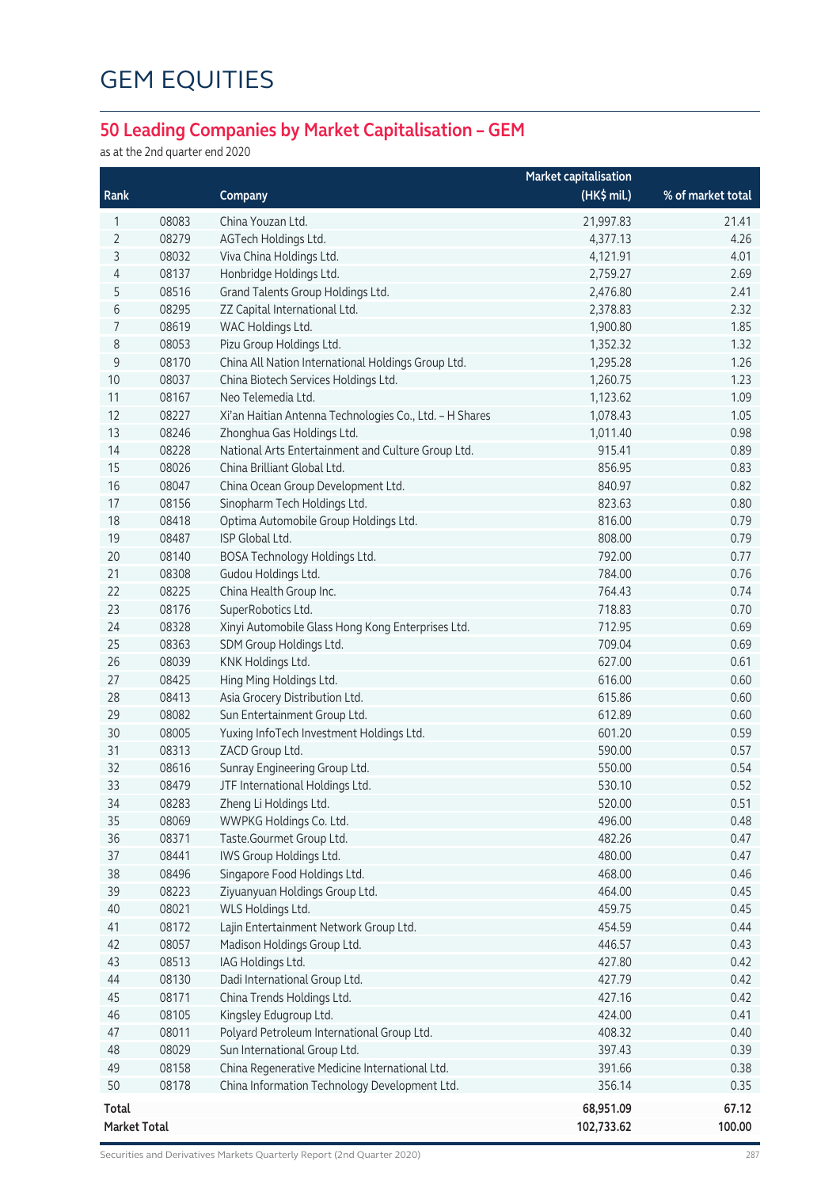# GEM EQUITIES

## 50 Leading Companies by Market Capitalisation – GEM

as at the 2nd quarter end 2020

| Rank | | Company | Market capitalisation (HK$ mil.) | % of market total |
|---|---|---|---|---|
| 1 | 08083 | China Youzan Ltd. | 21,997.83 | 21.41 |
| 2 | 08279 | AGTech Holdings Ltd. | 4,377.13 | 4.26 |
| 3 | 08032 | Viva China Holdings Ltd. | 4,121.91 | 4.01 |
| 4 | 08137 | Honbridge Holdings Ltd. | 2,759.27 | 2.69 |
| 5 | 08516 | Grand Talents Group Holdings Ltd. | 2,476.80 | 2.41 |
| 6 | 08295 | ZZ Capital International Ltd. | 2,378.83 | 2.32 |
| 7 | 08619 | WAC Holdings Ltd. | 1,900.80 | 1.85 |
| 8 | 08053 | Pizu Group Holdings Ltd. | 1,352.32 | 1.32 |
| 9 | 08170 | China All Nation International Holdings Group Ltd. | 1,295.28 | 1.26 |
| 10 | 08037 | China Biotech Services Holdings Ltd. | 1,260.75 | 1.23 |
| 11 | 08167 | Neo Telemedia Ltd. | 1,123.62 | 1.09 |
| 12 | 08227 | Xi'an Haitian Antenna Technologies Co., Ltd. – H Shares | 1,078.43 | 1.05 |
| 13 | 08246 | Zhonghua Gas Holdings Ltd. | 1,011.40 | 0.98 |
| 14 | 08228 | National Arts Entertainment and Culture Group Ltd. | 915.41 | 0.89 |
| 15 | 08026 | China Brilliant Global Ltd. | 856.95 | 0.83 |
| 16 | 08047 | China Ocean Group Development Ltd. | 840.97 | 0.82 |
| 17 | 08156 | Sinopharm Tech Holdings Ltd. | 823.63 | 0.80 |
| 18 | 08418 | Optima Automobile Group Holdings Ltd. | 816.00 | 0.79 |
| 19 | 08487 | ISP Global Ltd. | 808.00 | 0.79 |
| 20 | 08140 | BOSA Technology Holdings Ltd. | 792.00 | 0.77 |
| 21 | 08308 | Gudou Holdings Ltd. | 784.00 | 0.76 |
| 22 | 08225 | China Health Group Inc. | 764.43 | 0.74 |
| 23 | 08176 | SuperRobotics Ltd. | 718.83 | 0.70 |
| 24 | 08328 | Xinyi Automobile Glass Hong Kong Enterprises Ltd. | 712.95 | 0.69 |
| 25 | 08363 | SDM Group Holdings Ltd. | 709.04 | 0.69 |
| 26 | 08039 | KNK Holdings Ltd. | 627.00 | 0.61 |
| 27 | 08425 | Hing Ming Holdings Ltd. | 616.00 | 0.60 |
| 28 | 08413 | Asia Grocery Distribution Ltd. | 615.86 | 0.60 |
| 29 | 08082 | Sun Entertainment Group Ltd. | 612.89 | 0.60 |
| 30 | 08005 | Yuxing InfoTech Investment Holdings Ltd. | 601.20 | 0.59 |
| 31 | 08313 | ZACD Group Ltd. | 590.00 | 0.57 |
| 32 | 08616 | Sunray Engineering Group Ltd. | 550.00 | 0.54 |
| 33 | 08479 | JTF International Holdings Ltd. | 530.10 | 0.52 |
| 34 | 08283 | Zheng Li Holdings Ltd. | 520.00 | 0.51 |
| 35 | 08069 | WWPKG Holdings Co. Ltd. | 496.00 | 0.48 |
| 36 | 08371 | Taste.Gourmet Group Ltd. | 482.26 | 0.47 |
| 37 | 08441 | IWS Group Holdings Ltd. | 480.00 | 0.47 |
| 38 | 08496 | Singapore Food Holdings Ltd. | 468.00 | 0.46 |
| 39 | 08223 | Ziyuanyuan Holdings Group Ltd. | 464.00 | 0.45 |
| 40 | 08021 | WLS Holdings Ltd. | 459.75 | 0.45 |
| 41 | 08172 | Lajin Entertainment Network Group Ltd. | 454.59 | 0.44 |
| 42 | 08057 | Madison Holdings Group Ltd. | 446.57 | 0.43 |
| 43 | 08513 | IAG Holdings Ltd. | 427.80 | 0.42 |
| 44 | 08130 | Dadi International Group Ltd. | 427.79 | 0.42 |
| 45 | 08171 | China Trends Holdings Ltd. | 427.16 | 0.42 |
| 46 | 08105 | Kingsley Edugroup Ltd. | 424.00 | 0.41 |
| 47 | 08011 | Polyard Petroleum International Group Ltd. | 408.32 | 0.40 |
| 48 | 08029 | Sun International Group Ltd. | 397.43 | 0.39 |
| 49 | 08158 | China Regenerative Medicine International Ltd. | 391.66 | 0.38 |
| 50 | 08178 | China Information Technology Development Ltd. | 356.14 | 0.35 |
| **Total** | | | **68,951.09** | **67.12** |
| **Market Total** | | | **102,733.62** | **100.00** |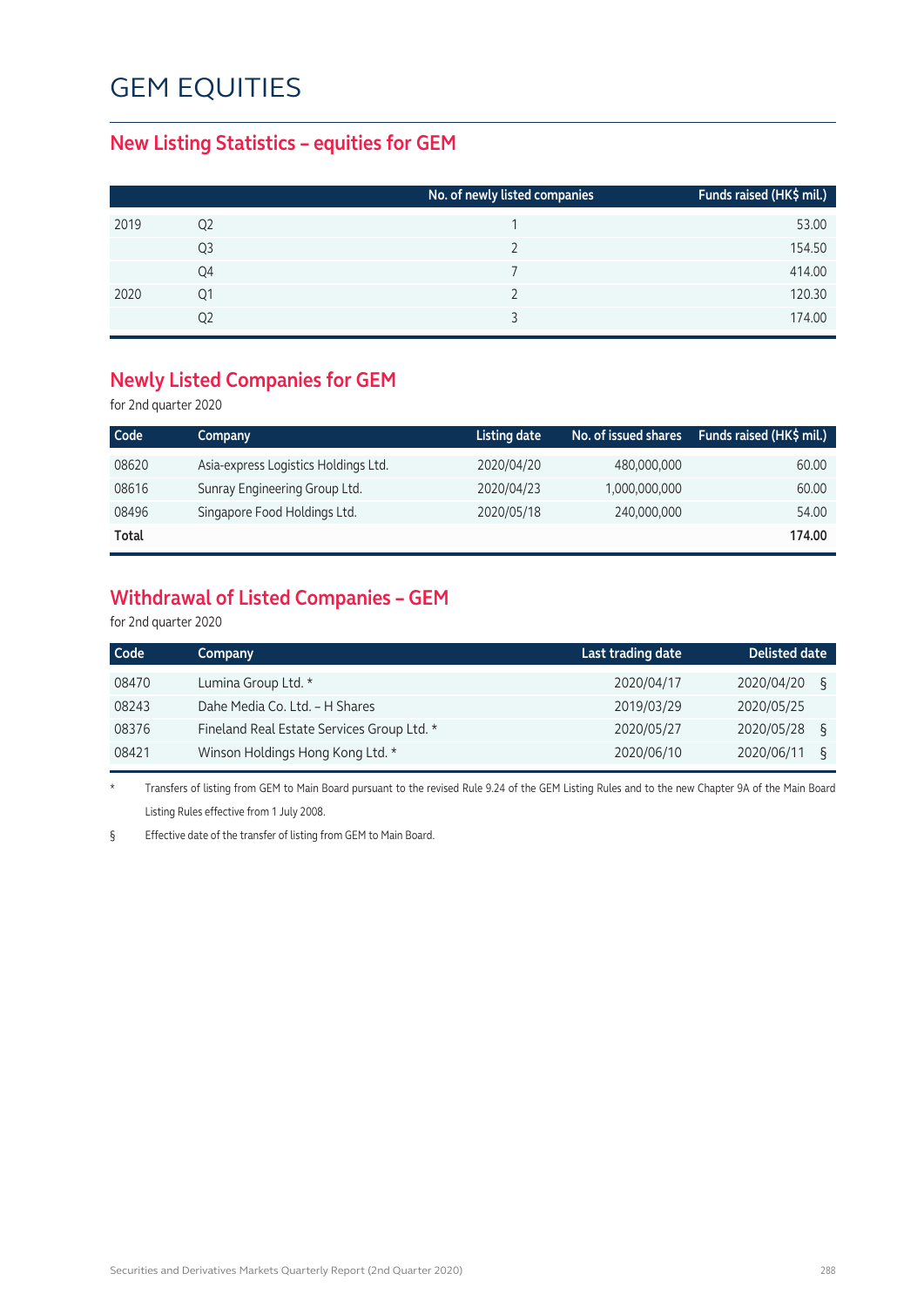# GEM EQUITIES

## New Listing Statistics – equities for GEM

| | | No. of newly listed companies | Funds raised (HK$ mil.) |
|---|---|---|---|
| 2019 | Q2 | 1 | 53.00 |
| | Q3 | 2 | 154.50 |
| | Q4 | 7 | 414.00 |
| 2020 | Q1 | 2 | 120.30 |
| | Q2 | 3 | 174.00 |

## Newly Listed Companies for GEM

for 2nd quarter 2020

| Code | Company | Listing date | No. of issued shares | Funds raised (HK$ mil.) |
|---|---|---|---|---|
| 08620 | Asia-express Logistics Holdings Ltd. | 2020/04/20 | 480,000,000 | 60.00 |
| 08616 | Sunray Engineering Group Ltd. | 2020/04/23 | 1,000,000,000 | 60.00 |
| 08496 | Singapore Food Holdings Ltd. | 2020/05/18 | 240,000,000 | 54.00 |
| **Total** | | | | **174.00** |

## Withdrawal of Listed Companies – GEM

for 2nd quarter 2020

| Code | Company | Last trading date | Delisted date |
|---|---|---|---|
| 08470 | Lumina Group Ltd. * | 2020/04/17 | 2020/04/20 § |
| 08243 | Dahe Media Co. Ltd. - H Shares | 2019/03/29 | 2020/05/25 |
| 08376 | Fineland Real Estate Services Group Ltd. * | 2020/05/27 | 2020/05/28 § |
| 08421 | Winson Holdings Hong Kong Ltd. * | 2020/06/10 | 2020/06/11 § |

\* Transfers of listing from GEM to Main Board pursuant to the revised Rule 9.24 of the GEM Listing Rules and to the new Chapter 9A of the Main Board Listing Rules effective from 1 July 2008.

§ Effective date of the transfer of listing from GEM to Main Board.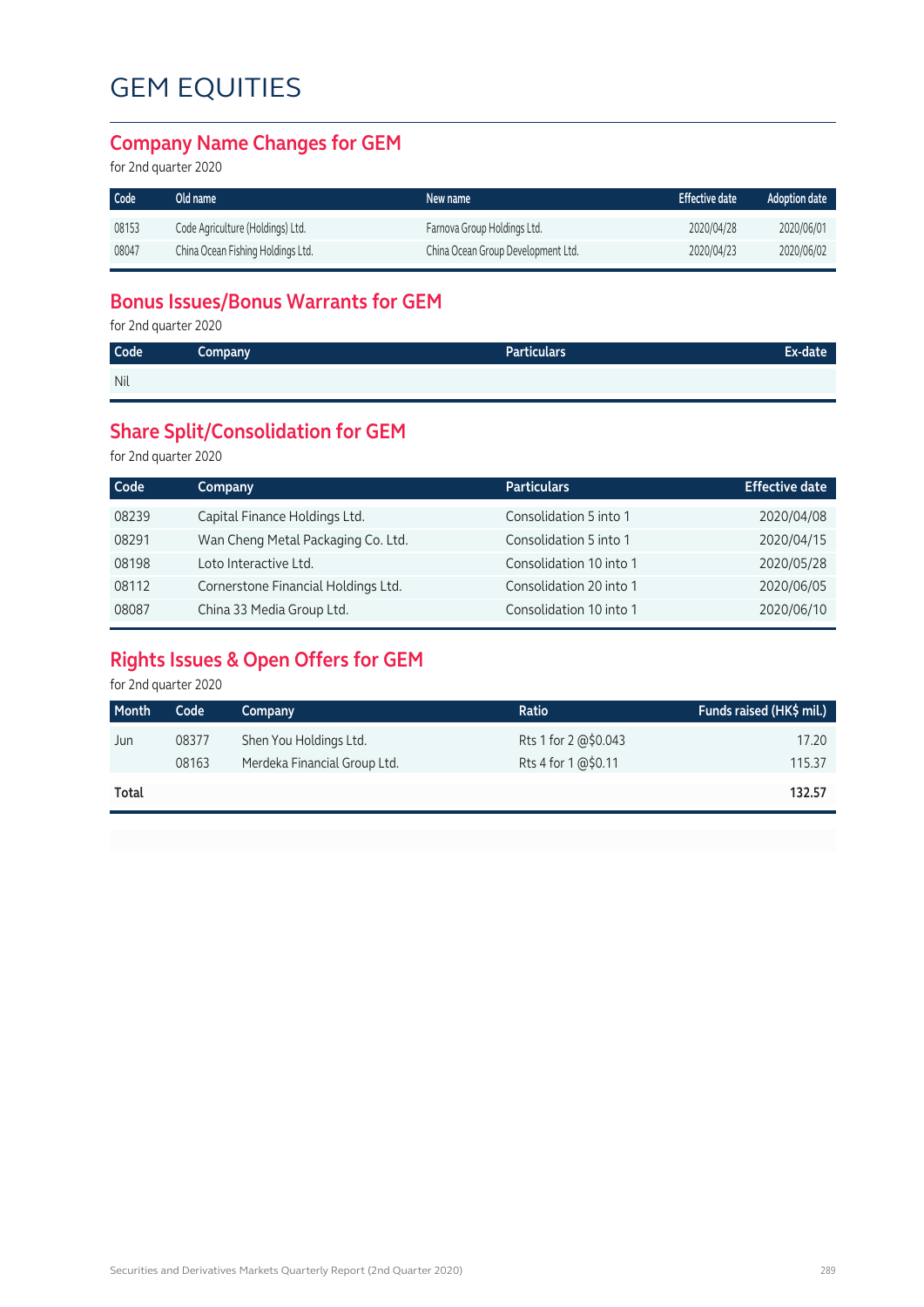# GEM EQUITIES

## Company Name Changes for GEM

for 2nd quarter 2020

| Code | Old name | New name | Effective date | Adoption date |
|---|---|---|---|---|
| 08153 | Code Agriculture (Holdings) Ltd. | Farnova Group Holdings Ltd. | 2020/04/28 | 2020/06/01 |
| 08047 | China Ocean Fishing Holdings Ltd. | China Ocean Group Development Ltd. | 2020/04/23 | 2020/06/02 |

## Bonus Issues/Bonus Warrants for GEM

for 2nd quarter 2020

| Code | Company | Particulars | Ex-date |
|---|---|---|---|
| Nil | | | |

## Share Split/Consolidation for GEM

for 2nd quarter 2020

| Code | Company | Particulars | Effective date |
|---|---|---|---|
| 08239 | Capital Finance Holdings Ltd. | Consolidation 5 into 1 | 2020/04/08 |
| 08291 | Wan Cheng Metal Packaging Co. Ltd. | Consolidation 5 into 1 | 2020/04/15 |
| 08198 | Loto Interactive Ltd. | Consolidation 10 into 1 | 2020/05/28 |
| 08112 | Cornerstone Financial Holdings Ltd. | Consolidation 20 into 1 | 2020/06/05 |
| 08087 | China 33 Media Group Ltd. | Consolidation 10 into 1 | 2020/06/10 |

## Rights Issues & Open Offers for GEM

for 2nd quarter 2020

| Month | Code | Company | Ratio | Funds raised (HK$ mil.) |
|---|---|---|---|---|
| Jun | 08377 | Shen You Holdings Ltd. | Rts 1 for 2 @$0.043 | 17.20 |
| | 08163 | Merdeka Financial Group Ltd. | Rts 4 for 1 @$0.11 | 115.37 |
| **Total** | | | | **132.57** |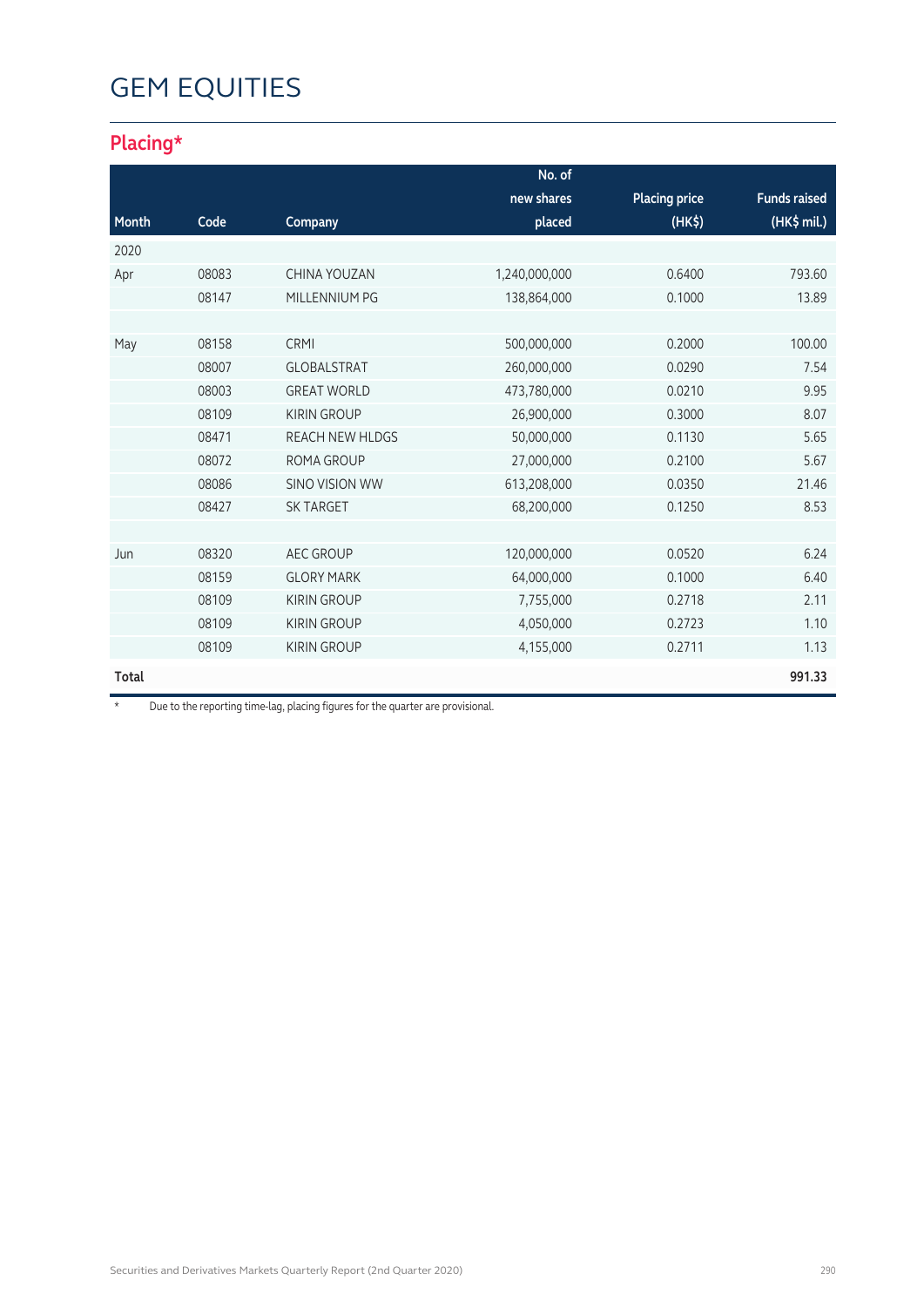# GEM EQUITIES

## Placing*

| Month | Code | Company | No. of new shares placed | Placing price (HK$) | Funds raised (HK$ mil.) |
|---|---|---|---|---|---|
| 2020 | | | | | |
| Apr | 08083 | CHINA YOUZAN | 1,240,000,000 | 0.6400 | 793.60 |
| | 08147 | MILLENNIUM PG | 138,864,000 | 0.1000 | 13.89 |
| | | | | | |
| May | 08158 | CRMI | 500,000,000 | 0.2000 | 100.00 |
| | 08007 | GLOBALSTRAT | 260,000,000 | 0.0290 | 7.54 |
| | 08003 | GREAT WORLD | 473,780,000 | 0.0210 | 9.95 |
| | 08109 | KIRIN GROUP | 26,900,000 | 0.3000 | 8.07 |
| | 08471 | REACH NEW HLDGS | 50,000,000 | 0.1130 | 5.65 |
| | 08072 | ROMA GROUP | 27,000,000 | 0.2100 | 5.67 |
| | 08086 | SINO VISION WW | 613,208,000 | 0.0350 | 21.46 |
| | 08427 | SK TARGET | 68,200,000 | 0.1250 | 8.53 |
| | | | | | |
| Jun | 08320 | AEC GROUP | 120,000,000 | 0.0520 | 6.24 |
| | 08159 | GLORY MARK | 64,000,000 | 0.1000 | 6.40 |
| | 08109 | KIRIN GROUP | 7,755,000 | 0.2718 | 2.11 |
| | 08109 | KIRIN GROUP | 4,050,000 | 0.2723 | 1.10 |
| | 08109 | KIRIN GROUP | 4,155,000 | 0.2711 | 1.13 |
| **Total** | | | | | **991.33** |

\* Due to the reporting time-lag, placing figures for the quarter are provisional.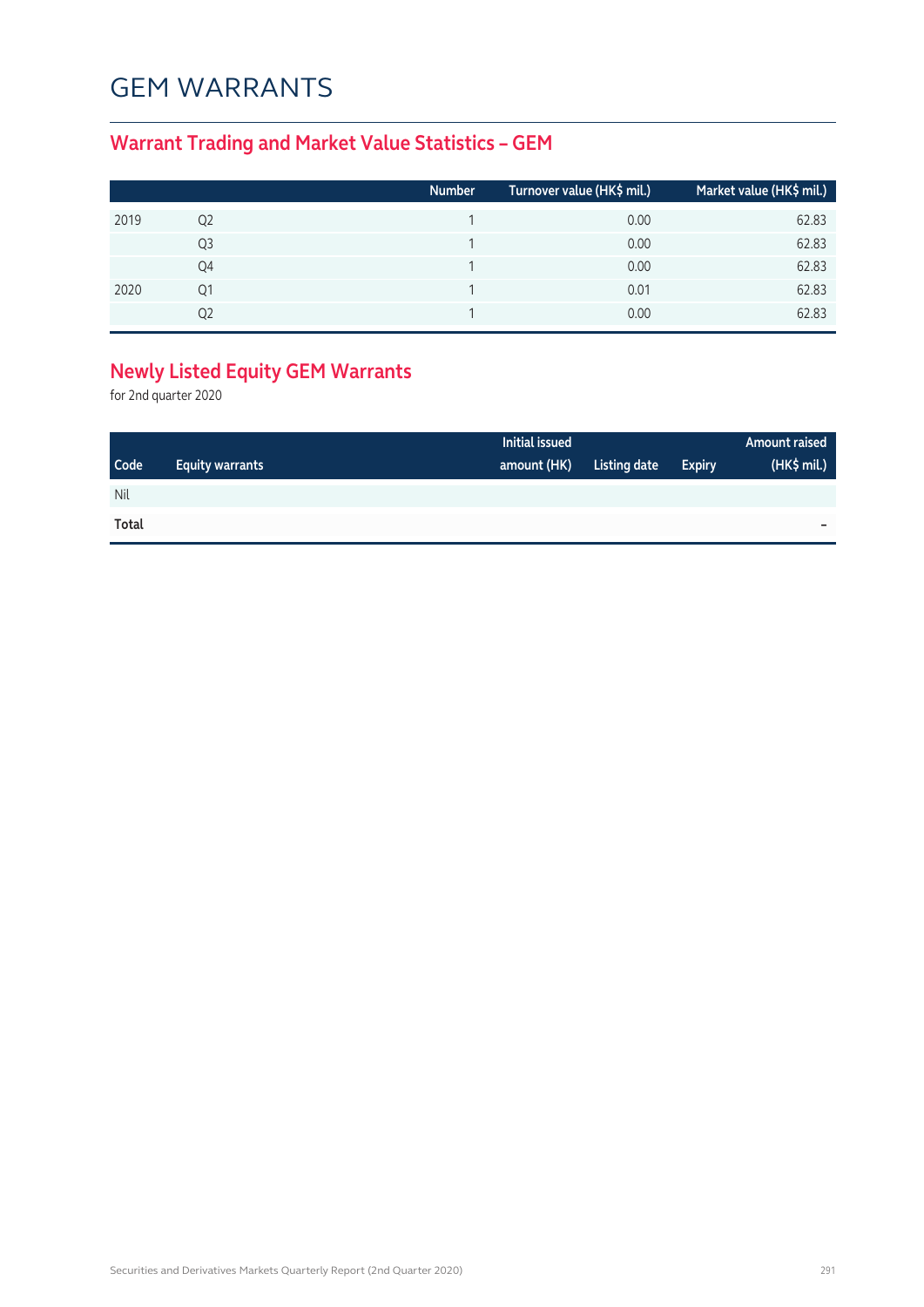# GEM WARRANTS

## Warrant Trading and Market Value Statistics – GEM

| | | Number | Turnover value (HK$ mil.) | Market value (HK$ mil.) |
|---|---|---|---|---|
| 2019 | Q2 | 1 | 0.00 | 62.83 |
| | Q3 | 1 | 0.00 | 62.83 |
| | Q4 | 1 | 0.00 | 62.83 |
| 2020 | Q1 | 1 | 0.01 | 62.83 |
| | Q2 | 1 | 0.00 | 62.83 |

## Newly Listed Equity GEM Warrants

for 2nd quarter 2020

| Code | Equity warrants | Initial issued amount (HK) | Listing date | Expiry | Amount raised (HK$ mil.) |
|---|---|---|---|---|---|
| Nil | | | | | |
| **Total** | | | | | – |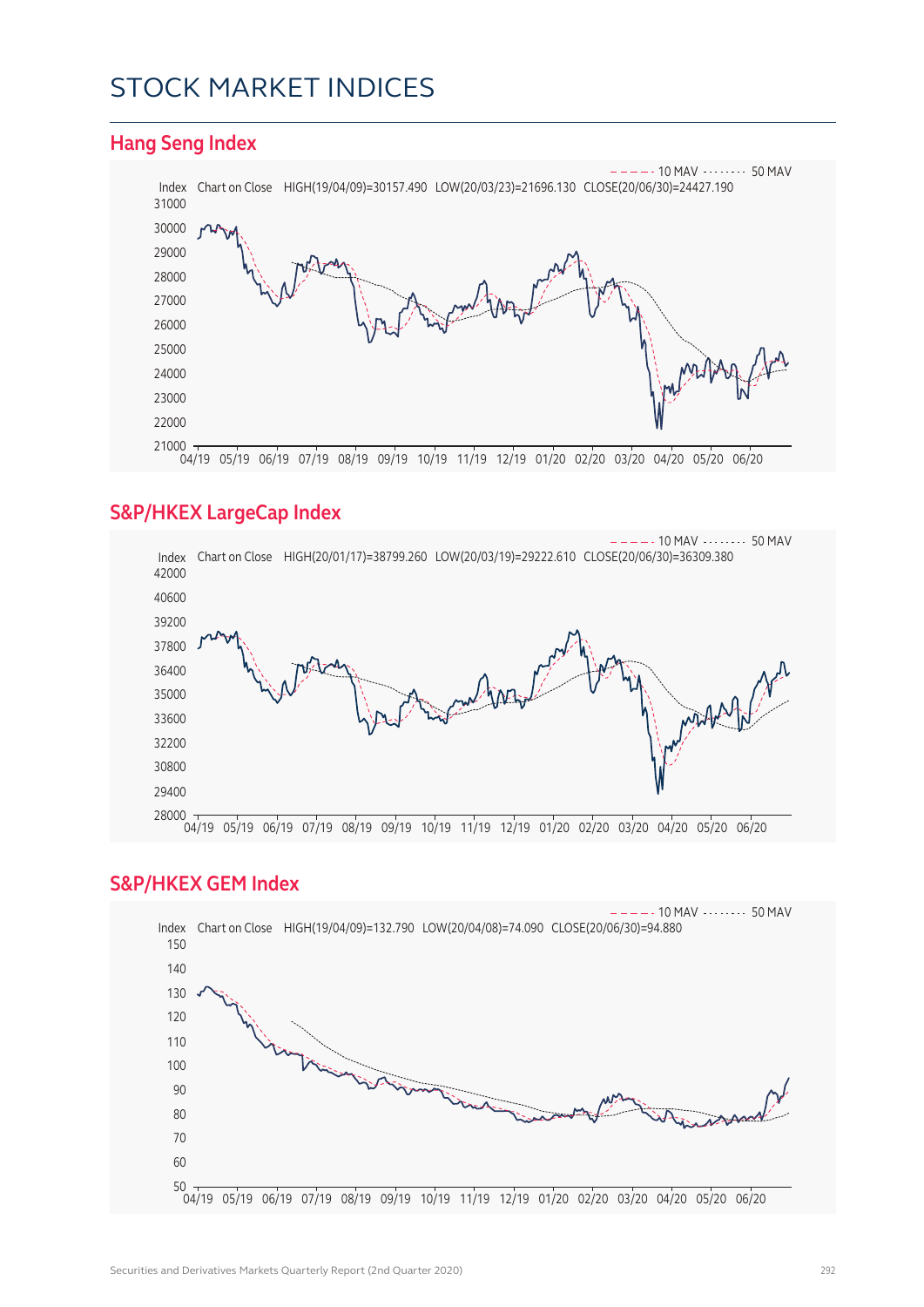# STOCK MARKET INDICES

## Hang Seng Index

– – – – 10 MAV ········ 50 MAV

Index Chart on Close HIGH(19/04/09)=30157.490 LOW(20/03/23)=21696.130 CLOSE(20/06/30)=24427.190

## S&P/HKEX LargeCap Index

– – – – 10 MAV ········ 50 MAV

Index Chart on Close HIGH(20/01/17)=38799.260 LOW(20/03/19)=29222.610 CLOSE(20/06/30)=36309.380

## S&P/HKEX GEM Index

– – – – 10 MAV ········ 50 MAV

Index Chart on Close HIGH(19/04/09)=132.790 LOW(20/04/08)=74.090 CLOSE(20/06/30)=94.880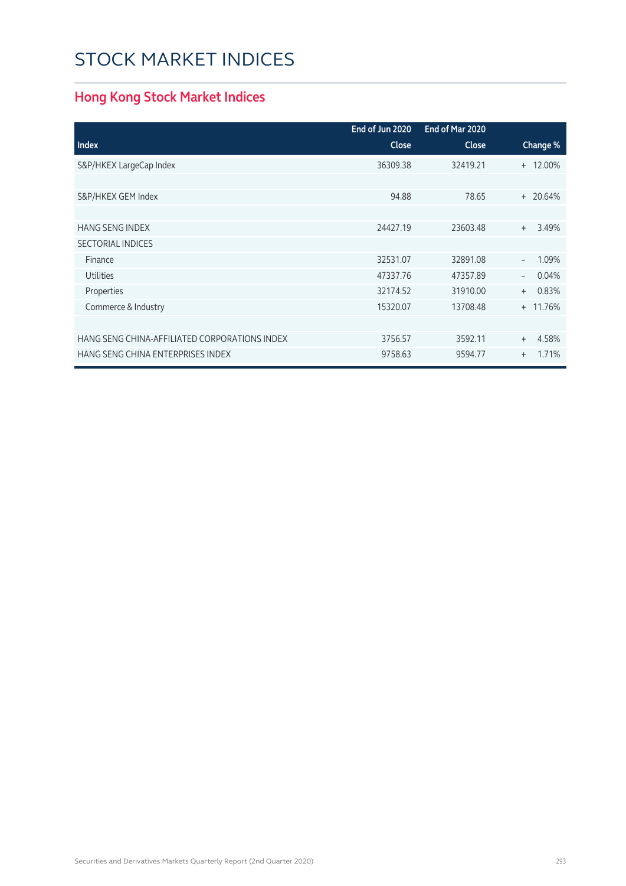# STOCK MARKET INDICES

## Hong Kong Stock Market Indices

| Index | End of Jun 2020 Close | End of Mar 2020 Close | Change % |
|---|---|---|---|
| S&P/HKEX LargeCap Index | 36309.38 | 32419.21 | + 12.00% |
| | | | |
| S&P/HKEX GEM Index | 94.88 | 78.65 | + 20.64% |
| | | | |
| HANG SENG INDEX | 24427.19 | 23603.48 | + 3.49% |
| SECTORIAL INDICES | | | |
| Finance | 32531.07 | 32891.08 | − 1.09% |
| Utilities | 47337.76 | 47357.89 | − 0.04% |
| Properties | 32174.52 | 31910.00 | + 0.83% |
| Commerce & Industry | 15320.07 | 13708.48 | + 11.76% |
| | | | |
| HANG SENG CHINA-AFFILIATED CORPORATIONS INDEX | 3756.57 | 3592.11 | + 4.58% |
| HANG SENG CHINA ENTERPRISES INDEX | 9758.63 | 9594.77 | + 1.71% |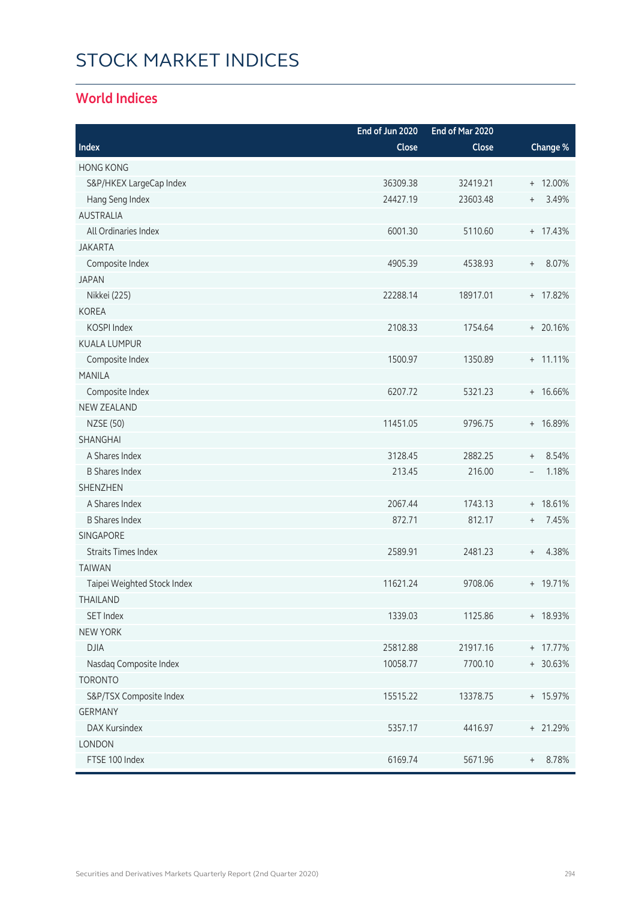# STOCK MARKET INDICES

## World Indices

| Index | End of Jun 2020 Close | End of Mar 2020 Close | Change % |
|---|---|---|---|
| HONG KONG | | | |
| S&P/HKEX LargeCap Index | 36309.38 | 32419.21 | + 12.00% |
| Hang Seng Index | 24427.19 | 23603.48 | + 3.49% |
| AUSTRALIA | | | |
| All Ordinaries Index | 6001.30 | 5110.60 | + 17.43% |
| JAKARTA | | | |
| Composite Index | 4905.39 | 4538.93 | + 8.07% |
| JAPAN | | | |
| Nikkei (225) | 22288.14 | 18917.01 | + 17.82% |
| KOREA | | | |
| KOSPI Index | 2108.33 | 1754.64 | + 20.16% |
| KUALA LUMPUR | | | |
| Composite Index | 1500.97 | 1350.89 | + 11.11% |
| MANILA | | | |
| Composite Index | 6207.72 | 5321.23 | + 16.66% |
| NEW ZEALAND | | | |
| NZSE (50) | 11451.05 | 9796.75 | + 16.89% |
| SHANGHAI | | | |
| A Shares Index | 3128.45 | 2882.25 | + 8.54% |
| B Shares Index | 213.45 | 216.00 | – 1.18% |
| SHENZHEN | | | |
| A Shares Index | 2067.44 | 1743.13 | + 18.61% |
| B Shares Index | 872.71 | 812.17 | + 7.45% |
| SINGAPORE | | | |
| Straits Times Index | 2589.91 | 2481.23 | + 4.38% |
| TAIWAN | | | |
| Taipei Weighted Stock Index | 11621.24 | 9708.06 | + 19.71% |
| THAILAND | | | |
| SET Index | 1339.03 | 1125.86 | + 18.93% |
| NEW YORK | | | |
| DJIA | 25812.88 | 21917.16 | + 17.77% |
| Nasdaq Composite Index | 10058.77 | 7700.10 | + 30.63% |
| TORONTO | | | |
| S&P/TSX Composite Index | 15515.22 | 13378.75 | + 15.97% |
| GERMANY | | | |
| DAX Kursindex | 5357.17 | 4416.97 | + 21.29% |
| LONDON | | | |
| FTSE 100 Index | 6169.74 | 5671.96 | + 8.78% |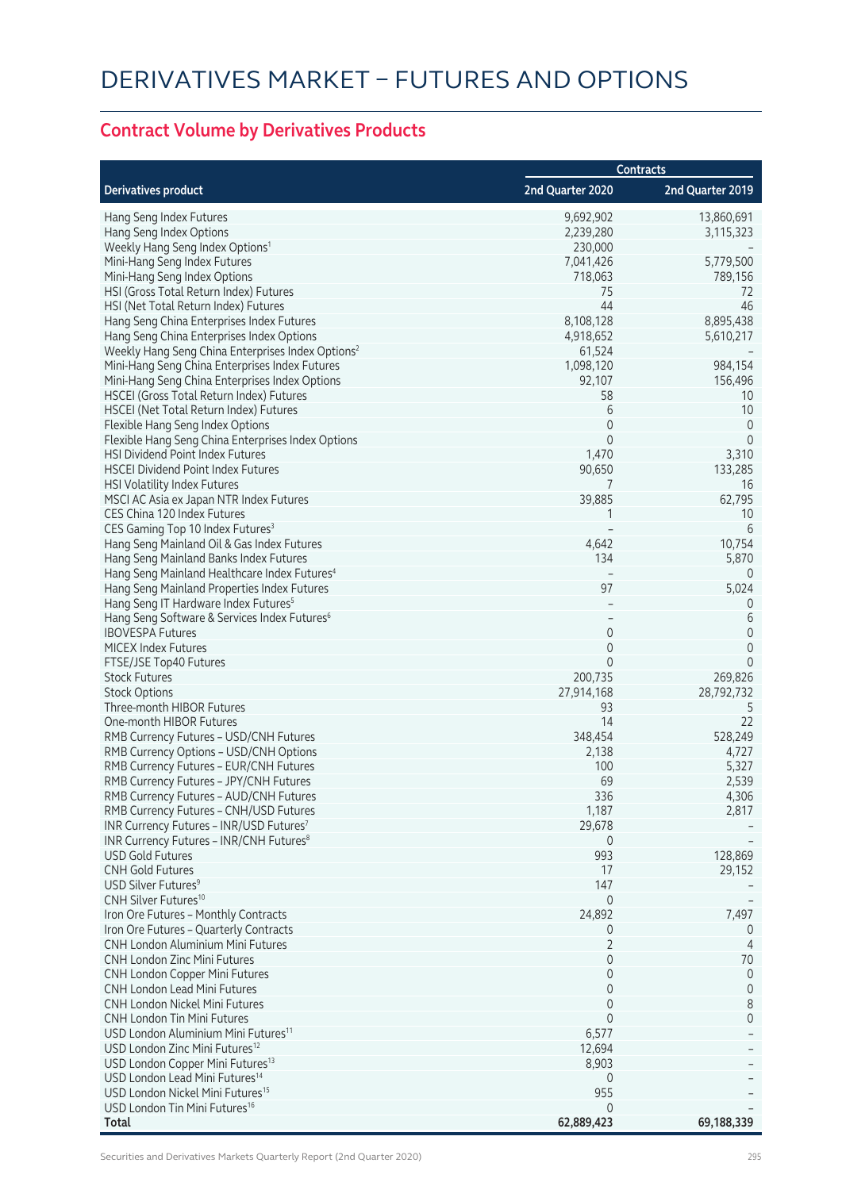# DERIVATIVES MARKET – FUTURES AND OPTIONS

## Contract Volume by Derivatives Products

| Derivatives product | Contracts | |
|---|---|---|
| | 2nd Quarter 2020 | 2nd Quarter 2019 |
| Hang Seng Index Futures | 9,692,902 | 13,860,691 |
| Hang Seng Index Options | 2,239,280 | 3,115,323 |
| Weekly Hang Seng Index Options[1] | 230,000 | – |
| Mini-Hang Seng Index Futures | 7,041,426 | 5,779,500 |
| Mini-Hang Seng Index Options | 718,063 | 789,156 |
| HSI (Gross Total Return Index) Futures | 75 | 72 |
| HSI (Net Total Return Index) Futures | 44 | 46 |
| Hang Seng China Enterprises Index Futures | 8,108,128 | 8,895,438 |
| Hang Seng China Enterprises Index Options | 4,918,652 | 5,610,217 |
| Weekly Hang Seng China Enterprises Index Options[2] | 61,524 | – |
| Mini-Hang Seng China Enterprises Index Futures | 1,098,120 | 984,154 |
| Mini-Hang Seng China Enterprises Index Options | 92,107 | 156,496 |
| HSCEI (Gross Total Return Index) Futures | 58 | 10 |
| HSCEI (Net Total Return Index) Futures | 6 | 10 |
| Flexible Hang Seng Index Options | 0 | 0 |
| Flexible Hang Seng China Enterprises Index Options | 0 | 0 |
| HSI Dividend Point Index Futures | 1,470 | 3,310 |
| HSCEI Dividend Point Index Futures | 90,650 | 133,285 |
| HSI Volatility Index Futures | 7 | 16 |
| MSCI AC Asia ex Japan NTR Index Futures | 39,885 | 62,795 |
| CES China 120 Index Futures | 1 | 10 |
| CES Gaming Top 10 Index Futures[3] | – | 6 |
| Hang Seng Mainland Oil & Gas Index Futures | 4,642 | 10,754 |
| Hang Seng Mainland Banks Index Futures | 134 | 5,870 |
| Hang Seng Mainland Healthcare Index Futures[4] | – | 0 |
| Hang Seng Mainland Properties Index Futures | 97 | 5,024 |
| Hang Seng IT Hardware Index Futures[5] | – | 0 |
| Hang Seng Software & Services Index Futures[6] | – | 6 |
| IBOVESPA Futures | 0 | 0 |
| MICEX Index Futures | 0 | 0 |
| FTSE/JSE Top40 Futures | 0 | 0 |
| Stock Futures | 200,735 | 269,826 |
| Stock Options | 27,914,168 | 28,792,732 |
| Three-month HIBOR Futures | 93 | 5 |
| One-month HIBOR Futures | 14 | 22 |
| RMB Currency Futures – USD/CNH Futures | 348,454 | 528,249 |
| RMB Currency Options – USD/CNH Options | 2,138 | 4,727 |
| RMB Currency Futures – EUR/CNH Futures | 100 | 5,327 |
| RMB Currency Futures – JPY/CNH Futures | 69 | 2,539 |
| RMB Currency Futures – AUD/CNH Futures | 336 | 4,306 |
| RMB Currency Futures – CNH/USD Futures | 1,187 | 2,817 |
| INR Currency Futures – INR/USD Futures[7] | 29,678 | – |
| INR Currency Futures – INR/CNH Futures[8] | 0 | – |
| USD Gold Futures | 993 | 128,869 |
| CNH Gold Futures | 17 | 29,152 |
| USD Silver Futures[9] | 147 | – |
| CNH Silver Futures[10] | 0 | – |
| Iron Ore Futures – Monthly Contracts | 24,892 | 7,497 |
| Iron Ore Futures – Quarterly Contracts | 0 | 0 |
| CNH London Aluminium Mini Futures | 2 | 4 |
| CNH London Zinc Mini Futures | 0 | 70 |
| CNH London Copper Mini Futures | 0 | 0 |
| CNH London Lead Mini Futures | 0 | 0 |
| CNH London Nickel Mini Futures | 0 | 8 |
| CNH London Tin Mini Futures | 0 | 0 |
| USD London Aluminium Mini Futures[11] | 6,577 | – |
| USD London Zinc Mini Futures[12] | 12,694 | – |
| USD London Copper Mini Futures[13] | 8,903 | – |
| USD London Lead Mini Futures[14] | 0 | – |
| USD London Nickel Mini Futures[15] | 955 | – |
| USD London Tin Mini Futures[16] | 0 | – |
| **Total** | **62,889,423** | **69,188,339** |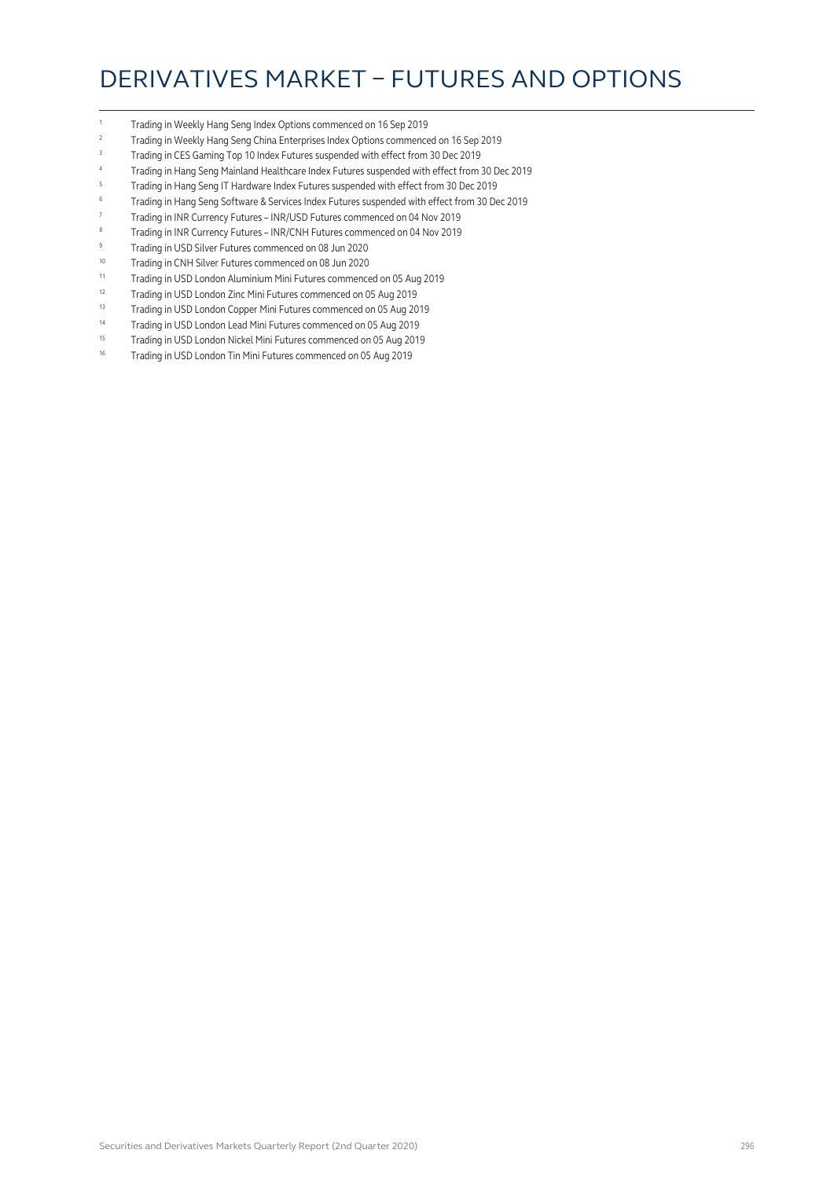# DERIVATIVES MARKET – FUTURES AND OPTIONS

1. Trading in Weekly Hang Seng Index Options commenced on 16 Sep 2019
2. Trading in Weekly Hang Seng China Enterprises Index Options commenced on 16 Sep 2019
3. Trading in CES Gaming Top 10 Index Futures suspended with effect from 30 Dec 2019
4. Trading in Hang Seng Mainland Healthcare Index Futures suspended with effect from 30 Dec 2019
5. Trading in Hang Seng IT Hardware Index Futures suspended with effect from 30 Dec 2019
6. Trading in Hang Seng Software & Services Index Futures suspended with effect from 30 Dec 2019
7. Trading in INR Currency Futures – INR/USD Futures commenced on 04 Nov 2019
8. Trading in INR Currency Futures – INR/CNH Futures commenced on 04 Nov 2019
9. Trading in USD Silver Futures commenced on 08 Jun 2020
10. Trading in CNH Silver Futures commenced on 08 Jun 2020
11. Trading in USD London Aluminium Mini Futures commenced on 05 Aug 2019
12. Trading in USD London Zinc Mini Futures commenced on 05 Aug 2019
13. Trading in USD London Copper Mini Futures commenced on 05 Aug 2019
14. Trading in USD London Lead Mini Futures commenced on 05 Aug 2019
15. Trading in USD London Nickel Mini Futures commenced on 05 Aug 2019
16. Trading in USD London Tin Mini Futures commenced on 05 Aug 2019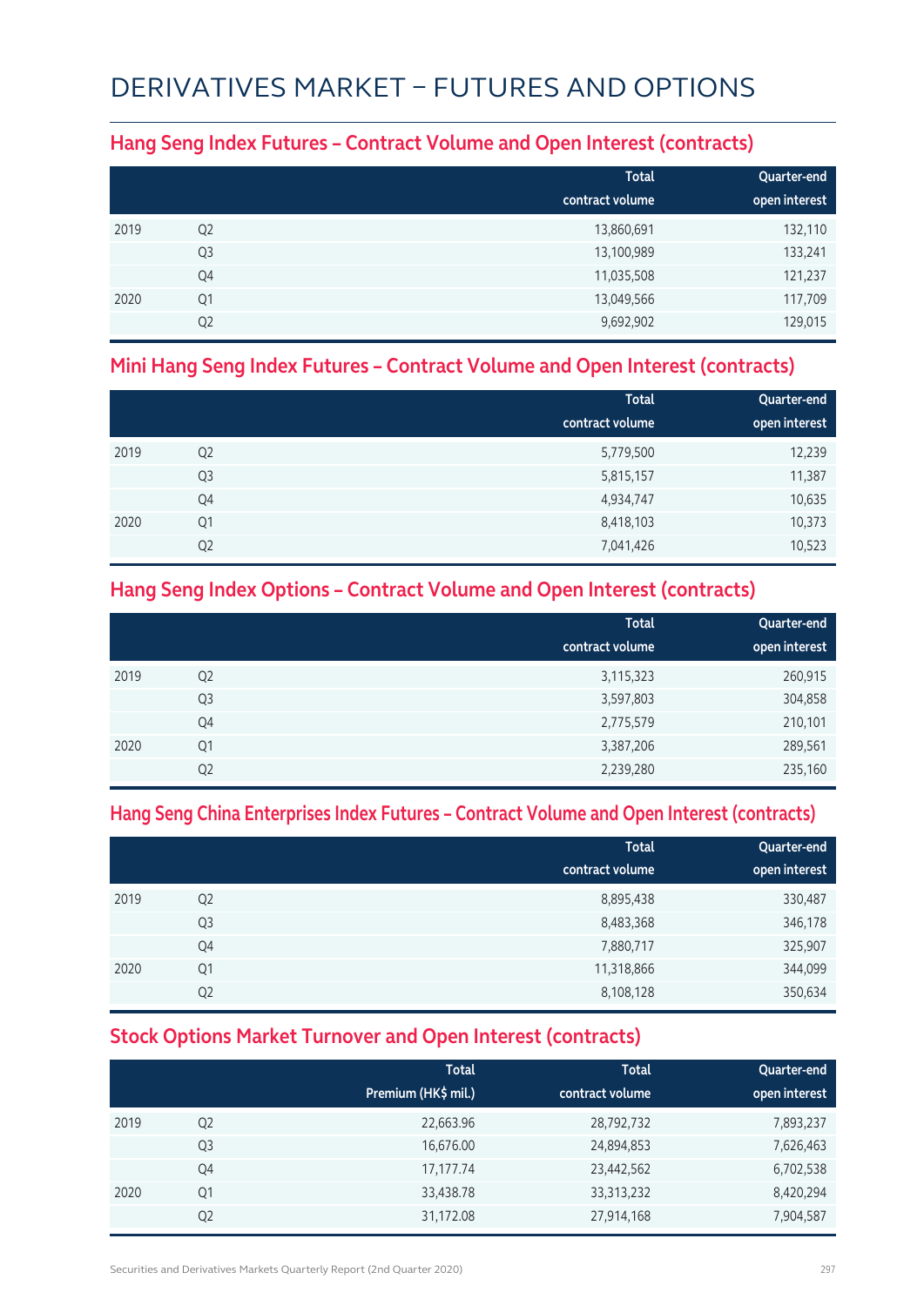# DERIVATIVES MARKET – FUTURES AND OPTIONS

## Hang Seng Index Futures – Contract Volume and Open Interest (contracts)

| | | Total contract volume | Quarter-end open interest |
|---|---|---|---|
| 2019 | Q2 | 13,860,691 | 132,110 |
| | Q3 | 13,100,989 | 133,241 |
| | Q4 | 11,035,508 | 121,237 |
| 2020 | Q1 | 13,049,566 | 117,709 |
| | Q2 | 9,692,902 | 129,015 |

## Mini Hang Seng Index Futures – Contract Volume and Open Interest (contracts)

| | | Total contract volume | Quarter-end open interest |
|---|---|---|---|
| 2019 | Q2 | 5,779,500 | 12,239 |
| | Q3 | 5,815,157 | 11,387 |
| | Q4 | 4,934,747 | 10,635 |
| 2020 | Q1 | 8,418,103 | 10,373 |
| | Q2 | 7,041,426 | 10,523 |

## Hang Seng Index Options – Contract Volume and Open Interest (contracts)

| | | Total contract volume | Quarter-end open interest |
|---|---|---|---|
| 2019 | Q2 | 3,115,323 | 260,915 |
| | Q3 | 3,597,803 | 304,858 |
| | Q4 | 2,775,579 | 210,101 |
| 2020 | Q1 | 3,387,206 | 289,561 |
| | Q2 | 2,239,280 | 235,160 |

## Hang Seng China Enterprises Index Futures – Contract Volume and Open Interest (contracts)

| | | Total contract volume | Quarter-end open interest |
|---|---|---|---|
| 2019 | Q2 | 8,895,438 | 330,487 |
| | Q3 | 8,483,368 | 346,178 |
| | Q4 | 7,880,717 | 325,907 |
| 2020 | Q1 | 11,318,866 | 344,099 |
| | Q2 | 8,108,128 | 350,634 |

## Stock Options Market Turnover and Open Interest (contracts)

| | | Total Premium (HK$ mil.) | Total contract volume | Quarter-end open interest |
|---|---|---|---|---|
| 2019 | Q2 | 22,663.96 | 28,792,732 | 7,893,237 |
| | Q3 | 16,676.00 | 24,894,853 | 7,626,463 |
| | Q4 | 17,177.74 | 23,442,562 | 6,702,538 |
| 2020 | Q1 | 33,438.78 | 33,313,232 | 8,420,294 |
| | Q2 | 31,172.08 | 27,914,168 | 7,904,587 |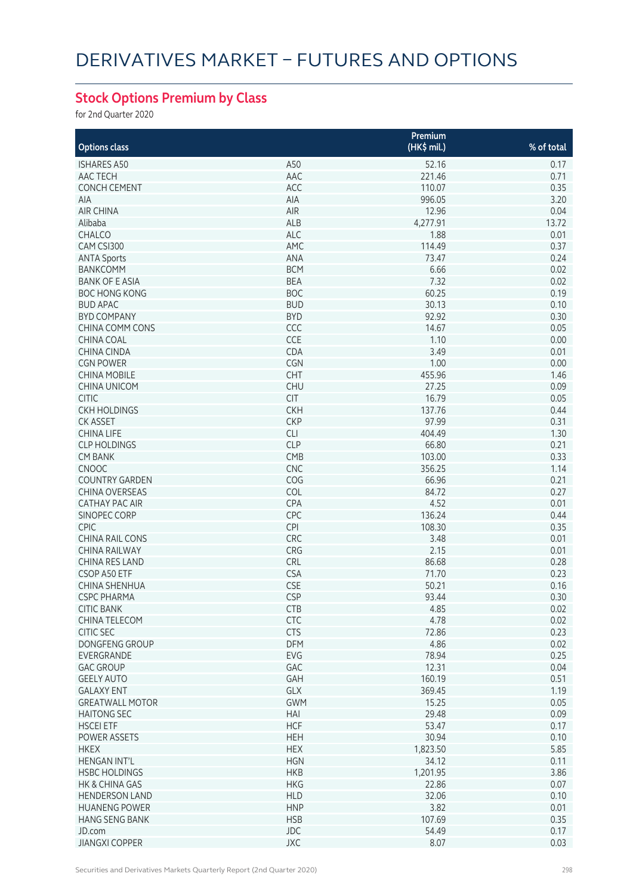# DERIVATIVES MARKET – FUTURES AND OPTIONS

## Stock Options Premium by Class

for 2nd Quarter 2020

| Options class | | Premium (HK$ mil.) | % of total |
|---|---|---|---|
| ISHARES A50 | A50 | 52.16 | 0.17 |
| AAC TECH | AAC | 221.46 | 0.71 |
| CONCH CEMENT | ACC | 110.07 | 0.35 |
| AIA | AIA | 996.05 | 3.20 |
| AIR CHINA | AIR | 12.96 | 0.04 |
| Alibaba | ALB | 4,277.91 | 13.72 |
| CHALCO | ALC | 1.88 | 0.01 |
| CAM CSI300 | AMC | 114.49 | 0.37 |
| ANTA Sports | ANA | 73.47 | 0.24 |
| BANKCOMM | BCM | 6.66 | 0.02 |
| BANK OF E ASIA | BEA | 7.32 | 0.02 |
| BOC HONG KONG | BOC | 60.25 | 0.19 |
| BUD APAC | BUD | 30.13 | 0.10 |
| BYD COMPANY | BYD | 92.92 | 0.30 |
| CHINA COMM CONS | CCC | 14.67 | 0.05 |
| CHINA COAL | CCE | 1.10 | 0.00 |
| CHINA CINDA | CDA | 3.49 | 0.01 |
| CGN POWER | CGN | 1.00 | 0.00 |
| CHINA MOBILE | CHT | 455.96 | 1.46 |
| CHINA UNICOM | CHU | 27.25 | 0.09 |
| CITIC | CIT | 16.79 | 0.05 |
| CKH HOLDINGS | CKH | 137.76 | 0.44 |
| CK ASSET | CKP | 97.99 | 0.31 |
| CHINA LIFE | CLI | 404.49 | 1.30 |
| CLP HOLDINGS | CLP | 66.80 | 0.21 |
| CM BANK | CMB | 103.00 | 0.33 |
| CNOOC | CNC | 356.25 | 1.14 |
| COUNTRY GARDEN | COG | 66.96 | 0.21 |
| CHINA OVERSEAS | COL | 84.72 | 0.27 |
| CATHAY PAC AIR | CPA | 4.52 | 0.01 |
| SINOPEC CORP | CPC | 136.24 | 0.44 |
| CPIC | CPI | 108.30 | 0.35 |
| CHINA RAIL CONS | CRC | 3.48 | 0.01 |
| CHINA RAILWAY | CRG | 2.15 | 0.01 |
| CHINA RES LAND | CRL | 86.68 | 0.28 |
| CSOP A50 ETF | CSA | 71.70 | 0.23 |
| CHINA SHENHUA | CSE | 50.21 | 0.16 |
| CSPC PHARMA | CSP | 93.44 | 0.30 |
| CITIC BANK | CTB | 4.85 | 0.02 |
| CHINA TELECOM | CTC | 4.78 | 0.02 |
| CITIC SEC | CTS | 72.86 | 0.23 |
| DONGFENG GROUP | DFM | 4.86 | 0.02 |
| EVERGRANDE | EVG | 78.94 | 0.25 |
| GAC GROUP | GAC | 12.31 | 0.04 |
| GEELY AUTO | GAH | 160.19 | 0.51 |
| GALAXY ENT | GLX | 369.45 | 1.19 |
| GREATWALL MOTOR | GWM | 15.25 | 0.05 |
| HAITONG SEC | HAI | 29.48 | 0.09 |
| HSCEI ETF | HCF | 53.47 | 0.17 |
| POWER ASSETS | HEH | 30.94 | 0.10 |
| HKEX | HEX | 1,823.50 | 5.85 |
| HENGAN INT'L | HGN | 34.12 | 0.11 |
| HSBC HOLDINGS | HKB | 1,201.95 | 3.86 |
| HK & CHINA GAS | HKG | 22.86 | 0.07 |
| HENDERSON LAND | HLD | 32.06 | 0.10 |
| HUANENG POWER | HNP | 3.82 | 0.01 |
| HANG SENG BANK | HSB | 107.69 | 0.35 |
| JD.com | JDC | 54.49 | 0.17 |
| JIANGXI COPPER | JXC | 8.07 | 0.03 |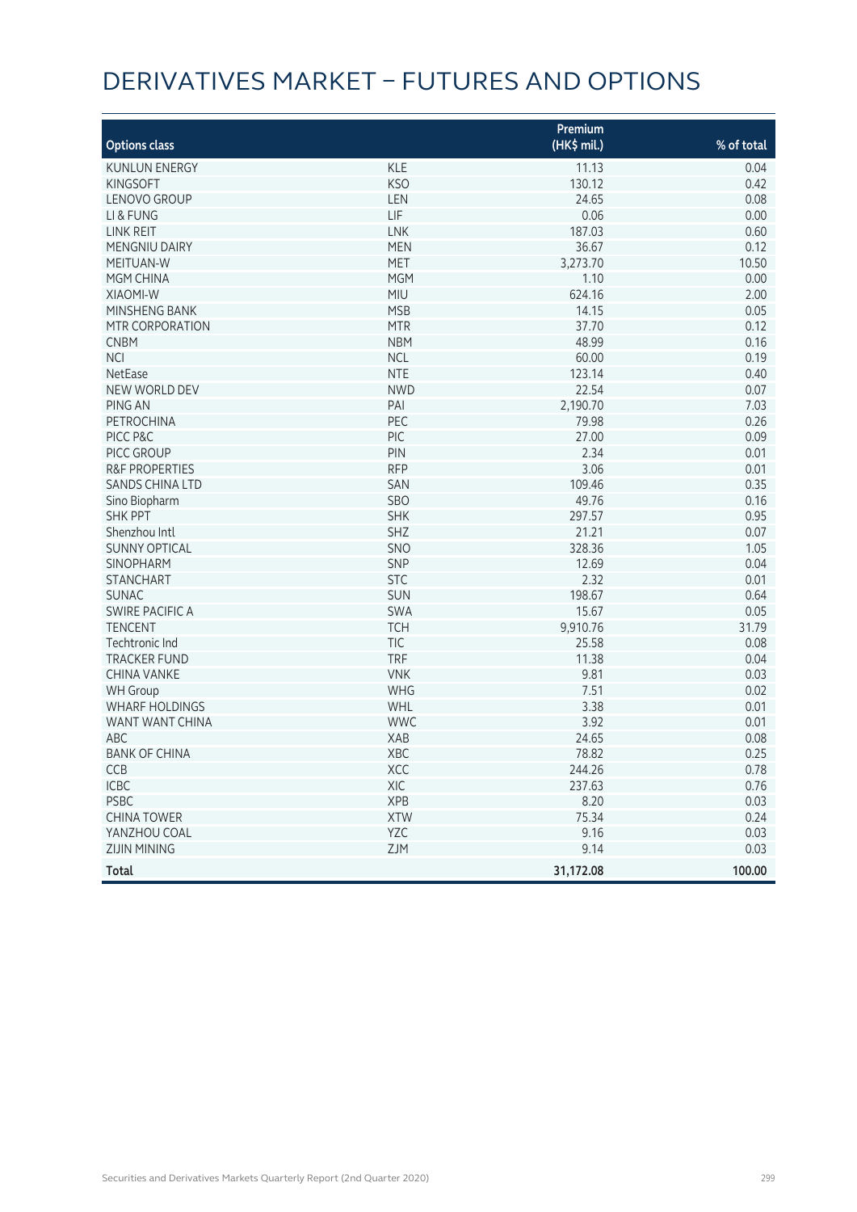# DERIVATIVES MARKET – FUTURES AND OPTIONS

| Options class | | Premium (HK$ mil.) | % of total |
|---|---|---|---|
| KUNLUN ENERGY | KLE | 11.13 | 0.04 |
| KINGSOFT | KSO | 130.12 | 0.42 |
| LENOVO GROUP | LEN | 24.65 | 0.08 |
| LI & FUNG | LIF | 0.06 | 0.00 |
| LINK REIT | LNK | 187.03 | 0.60 |
| MENGNIU DAIRY | MEN | 36.67 | 0.12 |
| MEITUAN-W | MET | 3,273.70 | 10.50 |
| MGM CHINA | MGM | 1.10 | 0.00 |
| XIAOMI-W | MIU | 624.16 | 2.00 |
| MINSHENG BANK | MSB | 14.15 | 0.05 |
| MTR CORPORATION | MTR | 37.70 | 0.12 |
| CNBM | NBM | 48.99 | 0.16 |
| NCI | NCL | 60.00 | 0.19 |
| NetEase | NTE | 123.14 | 0.40 |
| NEW WORLD DEV | NWD | 22.54 | 0.07 |
| PING AN | PAI | 2,190.70 | 7.03 |
| PETROCHINA | PEC | 79.98 | 0.26 |
| PICC P&C | PIC | 27.00 | 0.09 |
| PICC GROUP | PIN | 2.34 | 0.01 |
| R&F PROPERTIES | RFP | 3.06 | 0.01 |
| SANDS CHINA LTD | SAN | 109.46 | 0.35 |
| Sino Biopharm | SBO | 49.76 | 0.16 |
| SHK PPT | SHK | 297.57 | 0.95 |
| Shenzhou Intl | SHZ | 21.21 | 0.07 |
| SUNNY OPTICAL | SNO | 328.36 | 1.05 |
| SINOPHARM | SNP | 12.69 | 0.04 |
| STANCHART | STC | 2.32 | 0.01 |
| SUNAC | SUN | 198.67 | 0.64 |
| SWIRE PACIFIC A | SWA | 15.67 | 0.05 |
| TENCENT | TCH | 9,910.76 | 31.79 |
| Techtronic Ind | TIC | 25.58 | 0.08 |
| TRACKER FUND | TRF | 11.38 | 0.04 |
| CHINA VANKE | VNK | 9.81 | 0.03 |
| WH Group | WHG | 7.51 | 0.02 |
| WHARF HOLDINGS | WHL | 3.38 | 0.01 |
| WANT WANT CHINA | WWC | 3.92 | 0.01 |
| ABC | XAB | 24.65 | 0.08 |
| BANK OF CHINA | XBC | 78.82 | 0.25 |
| CCB | XCC | 244.26 | 0.78 |
| ICBC | XIC | 237.63 | 0.76 |
| PSBC | XPB | 8.20 | 0.03 |
| CHINA TOWER | XTW | 75.34 | 0.24 |
| YANZHOU COAL | YZC | 9.16 | 0.03 |
| ZIJIN MINING | ZJM | 9.14 | 0.03 |
| **Total** | | **31,172.08** | **100.00** |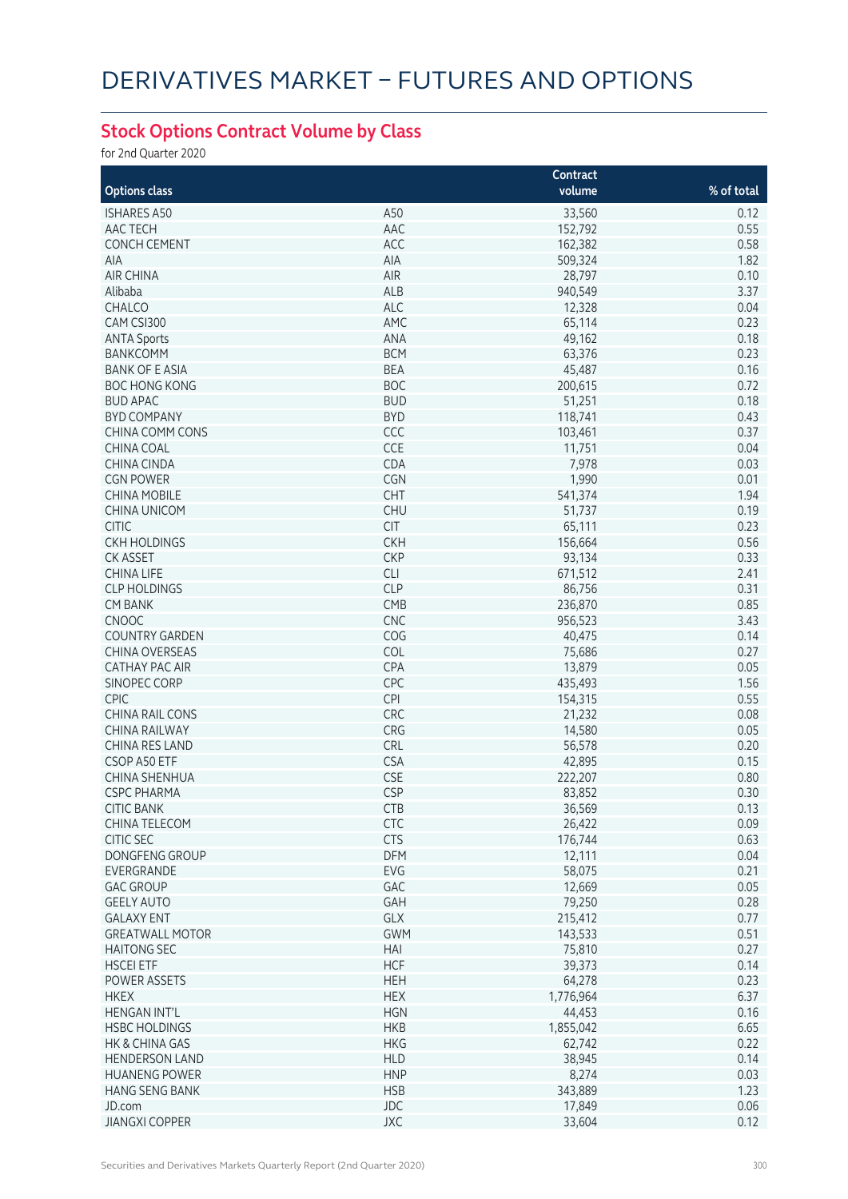# DERIVATIVES MARKET – FUTURES AND OPTIONS

## Stock Options Contract Volume by Class

for 2nd Quarter 2020

| Options class | | Contract volume | % of total |
|---|---|---|---|
| ISHARES A50 | A50 | 33,560 | 0.12 |
| AAC TECH | AAC | 152,792 | 0.55 |
| CONCH CEMENT | ACC | 162,382 | 0.58 |
| AIA | AIA | 509,324 | 1.82 |
| AIR CHINA | AIR | 28,797 | 0.10 |
| Alibaba | ALB | 940,549 | 3.37 |
| CHALCO | ALC | 12,328 | 0.04 |
| CAM CSI300 | AMC | 65,114 | 0.23 |
| ANTA Sports | ANA | 49,162 | 0.18 |
| BANKCOMM | BCM | 63,376 | 0.23 |
| BANK OF E ASIA | BEA | 45,487 | 0.16 |
| BOC HONG KONG | BOC | 200,615 | 0.72 |
| BUD APAC | BUD | 51,251 | 0.18 |
| BYD COMPANY | BYD | 118,741 | 0.43 |
| CHINA COMM CONS | CCC | 103,461 | 0.37 |
| CHINA COAL | CCE | 11,751 | 0.04 |
| CHINA CINDA | CDA | 7,978 | 0.03 |
| CGN POWER | CGN | 1,990 | 0.01 |
| CHINA MOBILE | CHT | 541,374 | 1.94 |
| CHINA UNICOM | CHU | 51,737 | 0.19 |
| CITIC | CIT | 65,111 | 0.23 |
| CKH HOLDINGS | CKH | 156,664 | 0.56 |
| CK ASSET | CKP | 93,134 | 0.33 |
| CHINA LIFE | CLI | 671,512 | 2.41 |
| CLP HOLDINGS | CLP | 86,756 | 0.31 |
| CM BANK | CMB | 236,870 | 0.85 |
| CNOOC | CNC | 956,523 | 3.43 |
| COUNTRY GARDEN | COG | 40,475 | 0.14 |
| CHINA OVERSEAS | COL | 75,686 | 0.27 |
| CATHAY PAC AIR | CPA | 13,879 | 0.05 |
| SINOPEC CORP | CPC | 435,493 | 1.56 |
| CPIC | CPI | 154,315 | 0.55 |
| CHINA RAIL CONS | CRC | 21,232 | 0.08 |
| CHINA RAILWAY | CRG | 14,580 | 0.05 |
| CHINA RES LAND | CRL | 56,578 | 0.20 |
| CSOP A50 ETF | CSA | 42,895 | 0.15 |
| CHINA SHENHUA | CSE | 222,207 | 0.80 |
| CSPC PHARMA | CSP | 83,852 | 0.30 |
| CITIC BANK | CTB | 36,569 | 0.13 |
| CHINA TELECOM | CTC | 26,422 | 0.09 |
| CITIC SEC | CTS | 176,744 | 0.63 |
| DONGFENG GROUP | DFM | 12,111 | 0.04 |
| EVERGRANDE | EVG | 58,075 | 0.21 |
| GAC GROUP | GAC | 12,669 | 0.05 |
| GEELY AUTO | GAH | 79,250 | 0.28 |
| GALAXY ENT | GLX | 215,412 | 0.77 |
| GREATWALL MOTOR | GWM | 143,533 | 0.51 |
| HAITONG SEC | HAI | 75,810 | 0.27 |
| HSCEI ETF | HCF | 39,373 | 0.14 |
| POWER ASSETS | HEH | 64,278 | 0.23 |
| HKEX | HEX | 1,776,964 | 6.37 |
| HENGAN INT'L | HGN | 44,453 | 0.16 |
| HSBC HOLDINGS | HKB | 1,855,042 | 6.65 |
| HK & CHINA GAS | HKG | 62,742 | 0.22 |
| HENDERSON LAND | HLD | 38,945 | 0.14 |
| HUANENG POWER | HNP | 8,274 | 0.03 |
| HANG SENG BANK | HSB | 343,889 | 1.23 |
| JD.com | JDC | 17,849 | 0.06 |
| JIANGXI COPPER | JXC | 33,604 | 0.12 |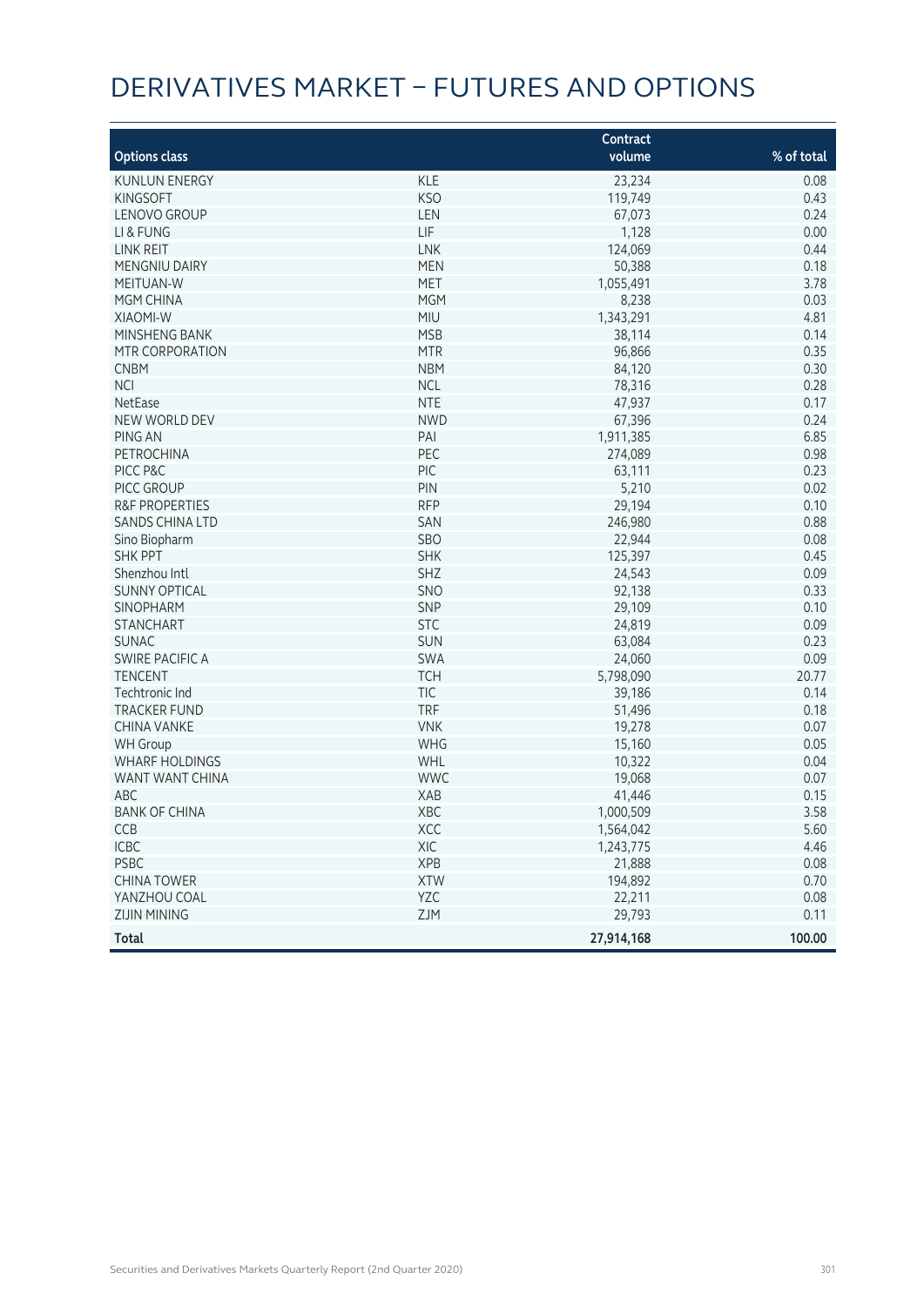# DERIVATIVES MARKET – FUTURES AND OPTIONS

| Options class | | Contract volume | % of total |
|---|---|---|---|
| KUNLUN ENERGY | KLE | 23,234 | 0.08 |
| KINGSOFT | KSO | 119,749 | 0.43 |
| LENOVO GROUP | LEN | 67,073 | 0.24 |
| LI & FUNG | LIF | 1,128 | 0.00 |
| LINK REIT | LNK | 124,069 | 0.44 |
| MENGNIU DAIRY | MEN | 50,388 | 0.18 |
| MEITUAN-W | MET | 1,055,491 | 3.78 |
| MGM CHINA | MGM | 8,238 | 0.03 |
| XIAOMI-W | MIU | 1,343,291 | 4.81 |
| MINSHENG BANK | MSB | 38,114 | 0.14 |
| MTR CORPORATION | MTR | 96,866 | 0.35 |
| CNBM | NBM | 84,120 | 0.30 |
| NCI | NCL | 78,316 | 0.28 |
| NetEase | NTE | 47,937 | 0.17 |
| NEW WORLD DEV | NWD | 67,396 | 0.24 |
| PING AN | PAI | 1,911,385 | 6.85 |
| PETROCHINA | PEC | 274,089 | 0.98 |
| PICC P&C | PIC | 63,111 | 0.23 |
| PICC GROUP | PIN | 5,210 | 0.02 |
| R&F PROPERTIES | RFP | 29,194 | 0.10 |
| SANDS CHINA LTD | SAN | 246,980 | 0.88 |
| Sino Biopharm | SBO | 22,944 | 0.08 |
| SHK PPT | SHK | 125,397 | 0.45 |
| Shenzhou Intl | SHZ | 24,543 | 0.09 |
| SUNNY OPTICAL | SNO | 92,138 | 0.33 |
| SINOPHARM | SNP | 29,109 | 0.10 |
| STANCHART | STC | 24,819 | 0.09 |
| SUNAC | SUN | 63,084 | 0.23 |
| SWIRE PACIFIC A | SWA | 24,060 | 0.09 |
| TENCENT | TCH | 5,798,090 | 20.77 |
| Techtronic Ind | TIC | 39,186 | 0.14 |
| TRACKER FUND | TRF | 51,496 | 0.18 |
| CHINA VANKE | VNK | 19,278 | 0.07 |
| WH Group | WHG | 15,160 | 0.05 |
| WHARF HOLDINGS | WHL | 10,322 | 0.04 |
| WANT WANT CHINA | WWC | 19,068 | 0.07 |
| ABC | XAB | 41,446 | 0.15 |
| BANK OF CHINA | XBC | 1,000,509 | 3.58 |
| CCB | XCC | 1,564,042 | 5.60 |
| ICBC | XIC | 1,243,775 | 4.46 |
| PSBC | XPB | 21,888 | 0.08 |
| CHINA TOWER | XTW | 194,892 | 0.70 |
| YANZHOU COAL | YZC | 22,211 | 0.08 |
| ZIJIN MINING | ZJM | 29,793 | 0.11 |
| **Total** | | **27,914,168** | **100.00** |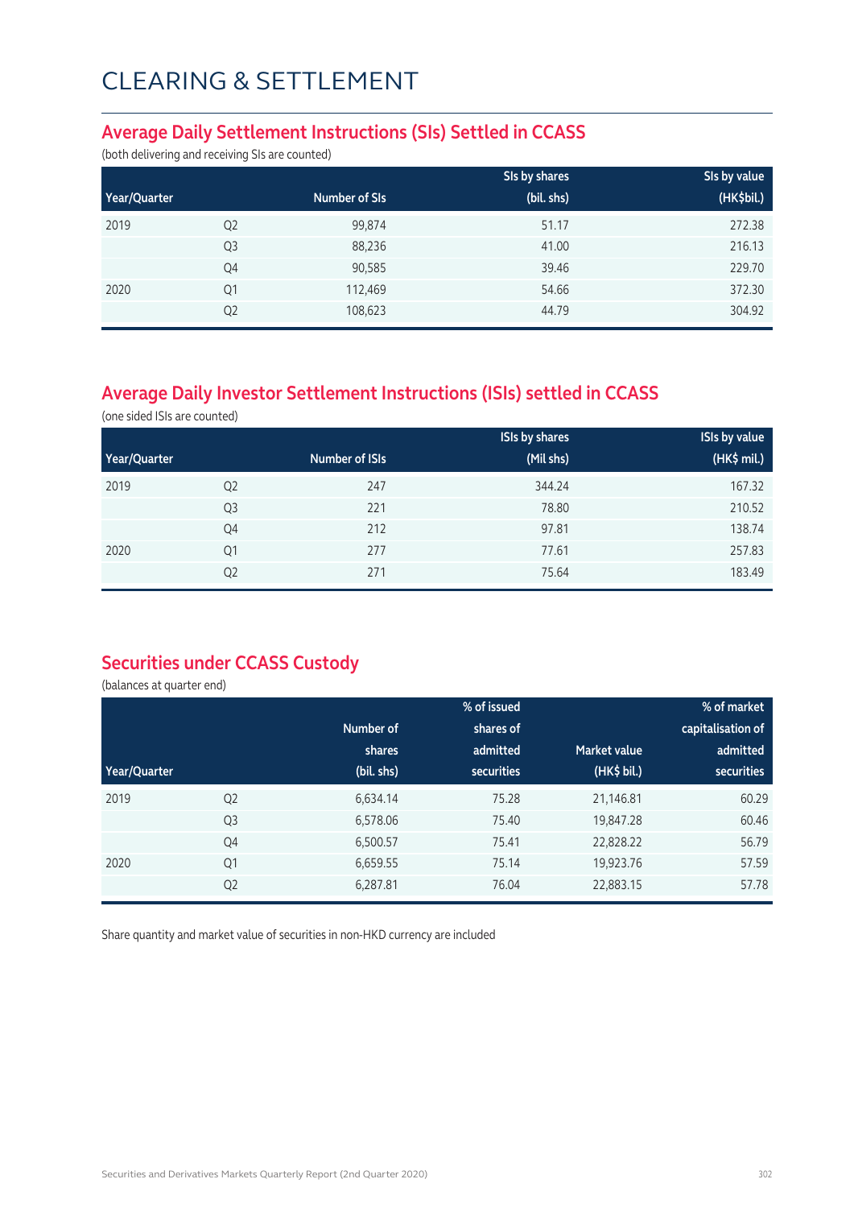# CLEARING & SETTLEMENT

## Average Daily Settlement Instructions (SIs) Settled in CCASS

(both delivering and receiving SIs are counted)

| Year/Quarter | | Number of SIs | SIs by shares (bil. shs) | SIs by value (HK$bil.) |
|---|---|---|---|---|
| 2019 | Q2 | 99,874 | 51.17 | 272.38 |
| | Q3 | 88,236 | 41.00 | 216.13 |
| | Q4 | 90,585 | 39.46 | 229.70 |
| 2020 | Q1 | 112,469 | 54.66 | 372.30 |
| | Q2 | 108,623 | 44.79 | 304.92 |

## Average Daily Investor Settlement Instructions (ISIs) settled in CCASS

(one sided ISIs are counted)

| Year/Quarter | | Number of ISIs | ISIs by shares (Mil shs) | ISIs by value (HK$ mil.) |
|---|---|---|---|---|
| 2019 | Q2 | 247 | 344.24 | 167.32 |
| | Q3 | 221 | 78.80 | 210.52 |
| | Q4 | 212 | 97.81 | 138.74 |
| 2020 | Q1 | 277 | 77.61 | 257.83 |
| | Q2 | 271 | 75.64 | 183.49 |

## Securities under CCASS Custody

(balances at quarter end)

| Year/Quarter | | Number of shares (bil. shs) | % of issued shares of admitted securities | Market value (HK$ bil.) | % of market capitalisation of admitted securities |
|---|---|---|---|---|---|
| 2019 | Q2 | 6,634.14 | 75.28 | 21,146.81 | 60.29 |
| | Q3 | 6,578.06 | 75.40 | 19,847.28 | 60.46 |
| | Q4 | 6,500.57 | 75.41 | 22,828.22 | 56.79 |
| 2020 | Q1 | 6,659.55 | 75.14 | 19,923.76 | 57.59 |
| | Q2 | 6,287.81 | 76.04 | 22,883.15 | 57.78 |

Share quantity and market value of securities in non-HKD currency are included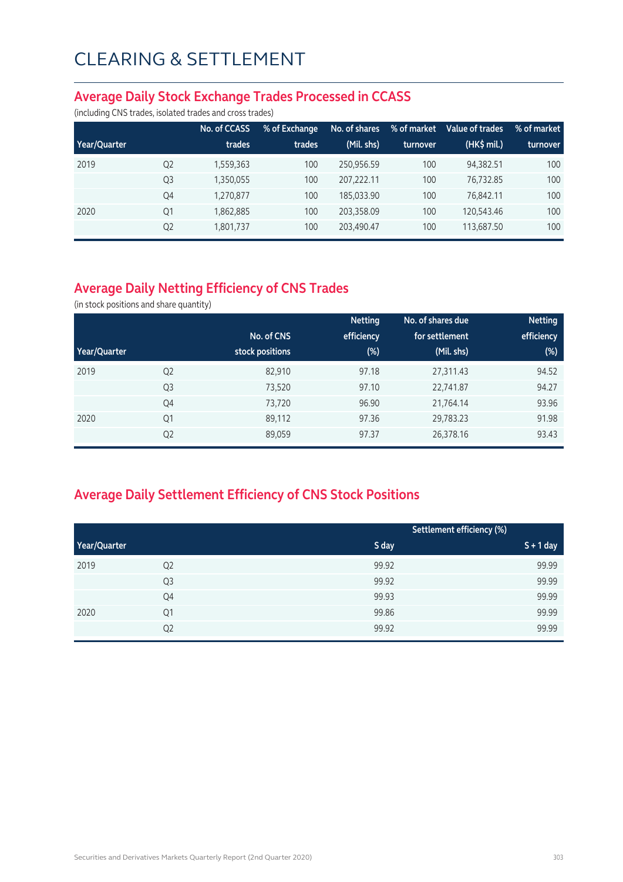# CLEARING & SETTLEMENT

## Average Daily Stock Exchange Trades Processed in CCASS

(including CNS trades, isolated trades and cross trades)

| Year/Quarter | | No. of CCASS trades | % of Exchange trades | No. of shares (Mil. shs) | % of market turnover | Value of trades (HK$ mil.) | % of market turnover |
|---|---|---|---|---|---|---|---|
| 2019 | Q2 | 1,559,363 | 100 | 250,956.59 | 100 | 94,382.51 | 100 |
| | Q3 | 1,350,055 | 100 | 207,222.11 | 100 | 76,732.85 | 100 |
| | Q4 | 1,270,877 | 100 | 185,033.90 | 100 | 76,842.11 | 100 |
| 2020 | Q1 | 1,862,885 | 100 | 203,358.09 | 100 | 120,543.46 | 100 |
| | Q2 | 1,801,737 | 100 | 203,490.47 | 100 | 113,687.50 | 100 |

## Average Daily Netting Efficiency of CNS Trades

(in stock positions and share quantity)

| Year/Quarter | | No. of CNS stock positions | Netting efficiency (%) | No. of shares due for settlement (Mil. shs) | Netting efficiency (%) |
|---|---|---|---|---|---|
| 2019 | Q2 | 82,910 | 97.18 | 27,311.43 | 94.52 |
| | Q3 | 73,520 | 97.10 | 22,741.87 | 94.27 |
| | Q4 | 73,720 | 96.90 | 21,764.14 | 93.96 |
| 2020 | Q1 | 89,112 | 97.36 | 29,783.23 | 91.98 |
| | Q2 | 89,059 | 97.37 | 26,378.16 | 93.43 |

## Average Daily Settlement Efficiency of CNS Stock Positions

| | | Settlement efficiency (%) | |
|---|---|---|---|
| Year/Quarter | | S day | S + 1 day |
| 2019 | Q2 | 99.92 | 99.99 |
| | Q3 | 99.92 | 99.99 |
| | Q4 | 99.93 | 99.99 |
| 2020 | Q1 | 99.86 | 99.99 |
| | Q2 | 99.92 | 99.99 |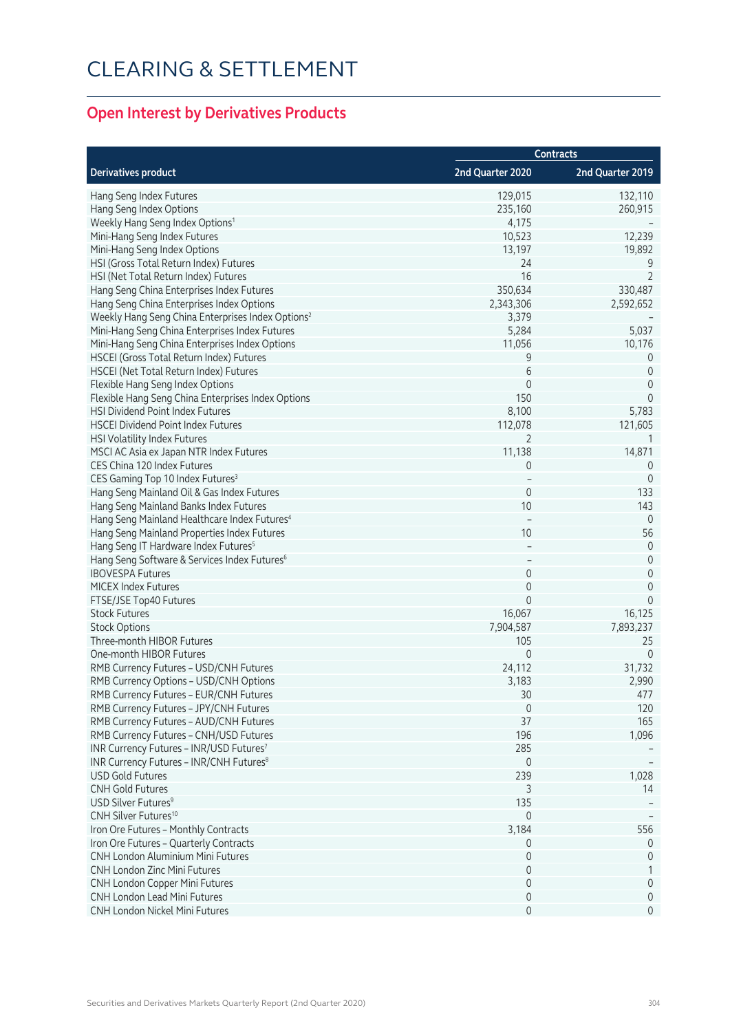# CLEARING & SETTLEMENT

## Open Interest by Derivatives Products

| Derivatives product | Contracts | |
|---|---|---|
| | 2nd Quarter 2020 | 2nd Quarter 2019 |
| Hang Seng Index Futures | 129,015 | 132,110 |
| Hang Seng Index Options | 235,160 | 260,915 |
| Weekly Hang Seng Index Options[1] | 4,175 | – |
| Mini-Hang Seng Index Futures | 10,523 | 12,239 |
| Mini-Hang Seng Index Options | 13,197 | 19,892 |
| HSI (Gross Total Return Index) Futures | 24 | 9 |
| HSI (Net Total Return Index) Futures | 16 | 2 |
| Hang Seng China Enterprises Index Futures | 350,634 | 330,487 |
| Hang Seng China Enterprises Index Options | 2,343,306 | 2,592,652 |
| Weekly Hang Seng China Enterprises Index Options[2] | 3,379 | – |
| Mini-Hang Seng China Enterprises Index Futures | 5,284 | 5,037 |
| Mini-Hang Seng China Enterprises Index Options | 11,056 | 10,176 |
| HSCEI (Gross Total Return Index) Futures | 9 | 0 |
| HSCEI (Net Total Return Index) Futures | 6 | 0 |
| Flexible Hang Seng Index Options | 0 | 0 |
| Flexible Hang Seng China Enterprises Index Options | 150 | 0 |
| HSI Dividend Point Index Futures | 8,100 | 5,783 |
| HSCEI Dividend Point Index Futures | 112,078 | 121,605 |
| HSI Volatility Index Futures | 2 | 1 |
| MSCI AC Asia ex Japan NTR Index Futures | 11,138 | 14,871 |
| CES China 120 Index Futures | 0 | 0 |
| CES Gaming Top 10 Index Futures[3] | – | 0 |
| Hang Seng Mainland Oil & Gas Index Futures | 0 | 133 |
| Hang Seng Mainland Banks Index Futures | 10 | 143 |
| Hang Seng Mainland Healthcare Index Futures[4] | – | 0 |
| Hang Seng Mainland Properties Index Futures | 10 | 56 |
| Hang Seng IT Hardware Index Futures[5] | – | 0 |
| Hang Seng Software & Services Index Futures[6] | – | 0 |
| IBOVESPA Futures | 0 | 0 |
| MICEX Index Futures | 0 | 0 |
| FTSE/JSE Top40 Futures | 0 | 0 |
| Stock Futures | 16,067 | 16,125 |
| Stock Options | 7,904,587 | 7,893,237 |
| Three-month HIBOR Futures | 105 | 25 |
| One-month HIBOR Futures | 0 | 0 |
| RMB Currency Futures – USD/CNH Futures | 24,112 | 31,732 |
| RMB Currency Options – USD/CNH Options | 3,183 | 2,990 |
| RMB Currency Futures – EUR/CNH Futures | 30 | 477 |
| RMB Currency Futures – JPY/CNH Futures | 0 | 120 |
| RMB Currency Futures – AUD/CNH Futures | 37 | 165 |
| RMB Currency Futures – CNH/USD Futures | 196 | 1,096 |
| INR Currency Futures – INR/USD Futures[7] | 285 | – |
| INR Currency Futures – INR/CNH Futures[8] | 0 | – |
| USD Gold Futures | 239 | 1,028 |
| CNH Gold Futures | 3 | 14 |
| USD Silver Futures[9] | 135 | – |
| CNH Silver Futures[10] | 0 | – |
| Iron Ore Futures – Monthly Contracts | 3,184 | 556 |
| Iron Ore Futures – Quarterly Contracts | 0 | 0 |
| CNH London Aluminium Mini Futures | 0 | 0 |
| CNH London Zinc Mini Futures | 0 | 1 |
| CNH London Copper Mini Futures | 0 | 0 |
| CNH London Lead Mini Futures | 0 | 0 |
| CNH London Nickel Mini Futures | 0 | 0 |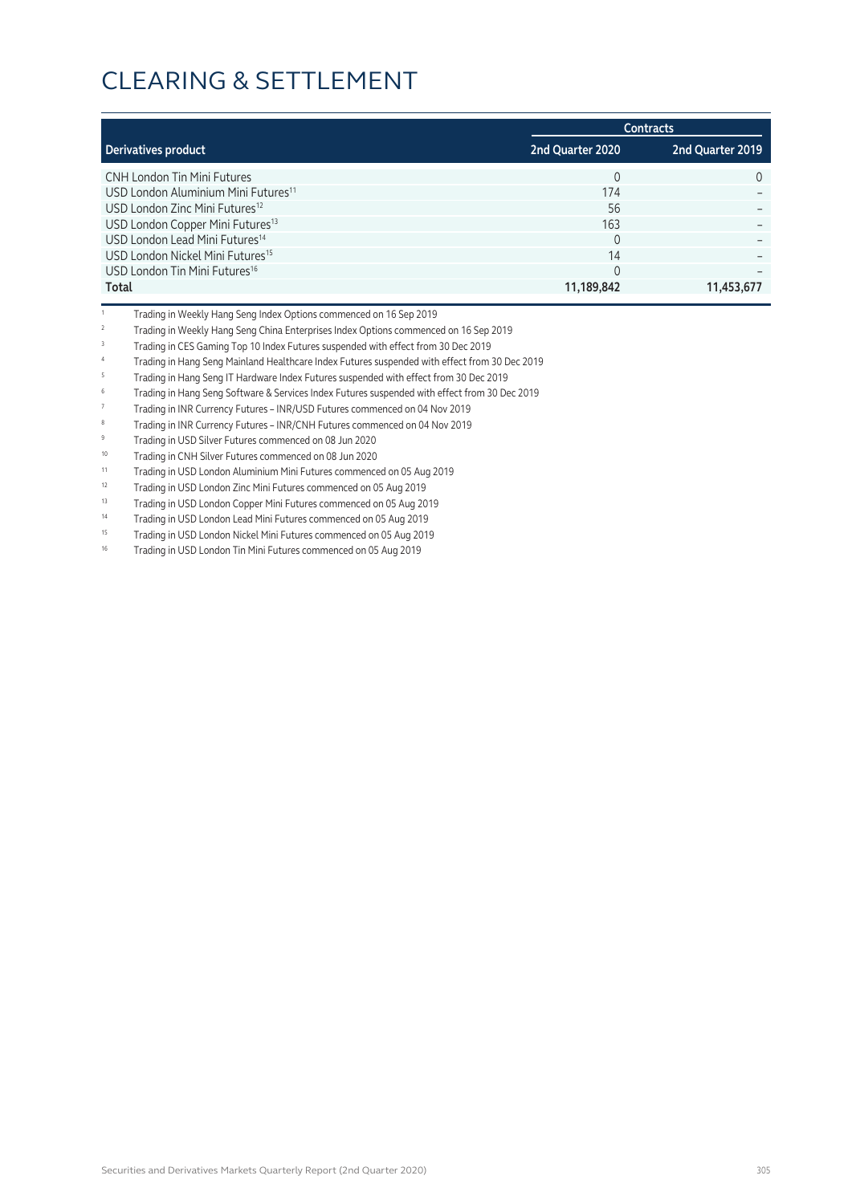# CLEARING & SETTLEMENT

| Derivatives product | Contracts | |
|---|---|---|
| | 2nd Quarter 2020 | 2nd Quarter 2019 |
| CNH London Tin Mini Futures | 0 | 0 |
| USD London Aluminium Mini Futures[11] | 174 | – |
| USD London Zinc Mini Futures[12] | 56 | – |
| USD London Copper Mini Futures[13] | 163 | – |
| USD London Lead Mini Futures[14] | 0 | – |
| USD London Nickel Mini Futures[15] | 14 | – |
| USD London Tin Mini Futures[16] | 0 | – |
| **Total** | **11,189,842** | **11,453,677** |

1. Trading in Weekly Hang Seng Index Options commenced on 16 Sep 2019
2. Trading in Weekly Hang Seng China Enterprises Index Options commenced on 16 Sep 2019
3. Trading in CES Gaming Top 10 Index Futures suspended with effect from 30 Dec 2019
4. Trading in Hang Seng Mainland Healthcare Index Futures suspended with effect from 30 Dec 2019
5. Trading in Hang Seng IT Hardware Index Futures suspended with effect from 30 Dec 2019
6. Trading in Hang Seng Software & Services Index Futures suspended with effect from 30 Dec 2019
7. Trading in INR Currency Futures – INR/USD Futures commenced on 04 Nov 2019
8. Trading in INR Currency Futures – INR/CNH Futures commenced on 04 Nov 2019
9. Trading in USD Silver Futures commenced on 08 Jun 2020
10. Trading in CNH Silver Futures commenced on 08 Jun 2020
11. Trading in USD London Aluminium Mini Futures commenced on 05 Aug 2019
12. Trading in USD London Zinc Mini Futures commenced on 05 Aug 2019
13. Trading in USD London Copper Mini Futures commenced on 05 Aug 2019
14. Trading in USD London Lead Mini Futures commenced on 05 Aug 2019
15. Trading in USD London Nickel Mini Futures commenced on 05 Aug 2019
16. Trading in USD London Tin Mini Futures commenced on 05 Aug 2019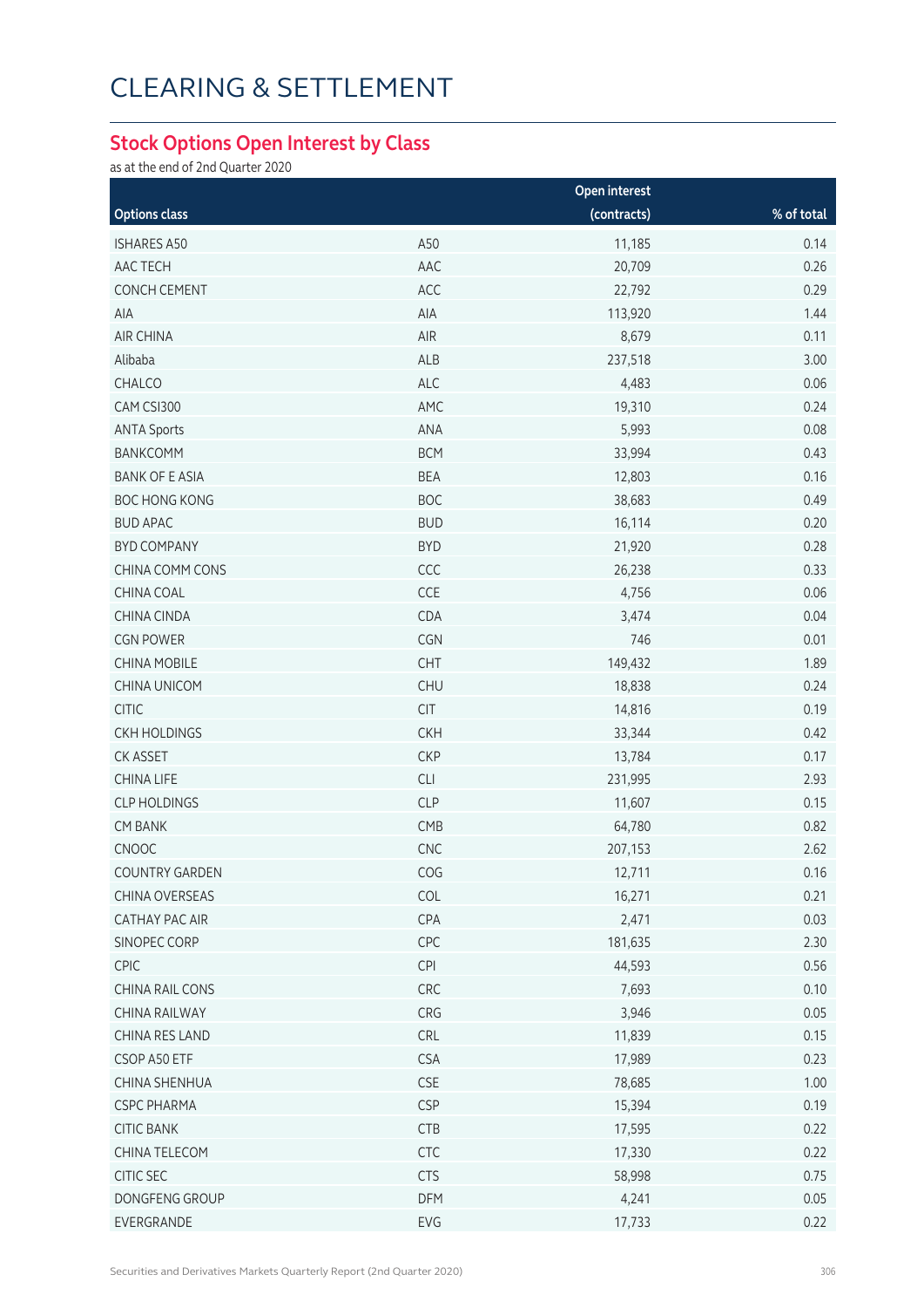# CLEARING & SETTLEMENT

## Stock Options Open Interest by Class

as at the end of 2nd Quarter 2020

| Options class | | Open interest (contracts) | % of total |
|---|---|---|---|
| ISHARES A50 | A50 | 11,185 | 0.14 |
| AAC TECH | AAC | 20,709 | 0.26 |
| CONCH CEMENT | ACC | 22,792 | 0.29 |
| AIA | AIA | 113,920 | 1.44 |
| AIR CHINA | AIR | 8,679 | 0.11 |
| Alibaba | ALB | 237,518 | 3.00 |
| CHALCO | ALC | 4,483 | 0.06 |
| CAM CSI300 | AMC | 19,310 | 0.24 |
| ANTA Sports | ANA | 5,993 | 0.08 |
| BANKCOMM | BCM | 33,994 | 0.43 |
| BANK OF E ASIA | BEA | 12,803 | 0.16 |
| BOC HONG KONG | BOC | 38,683 | 0.49 |
| BUD APAC | BUD | 16,114 | 0.20 |
| BYD COMPANY | BYD | 21,920 | 0.28 |
| CHINA COMM CONS | CCC | 26,238 | 0.33 |
| CHINA COAL | CCE | 4,756 | 0.06 |
| CHINA CINDA | CDA | 3,474 | 0.04 |
| CGN POWER | CGN | 746 | 0.01 |
| CHINA MOBILE | CHT | 149,432 | 1.89 |
| CHINA UNICOM | CHU | 18,838 | 0.24 |
| CITIC | CIT | 14,816 | 0.19 |
| CKH HOLDINGS | CKH | 33,344 | 0.42 |
| CK ASSET | CKP | 13,784 | 0.17 |
| CHINA LIFE | CLI | 231,995 | 2.93 |
| CLP HOLDINGS | CLP | 11,607 | 0.15 |
| CM BANK | CMB | 64,780 | 0.82 |
| CNOOC | CNC | 207,153 | 2.62 |
| COUNTRY GARDEN | COG | 12,711 | 0.16 |
| CHINA OVERSEAS | COL | 16,271 | 0.21 |
| CATHAY PAC AIR | CPA | 2,471 | 0.03 |
| SINOPEC CORP | CPC | 181,635 | 2.30 |
| CPIC | CPI | 44,593 | 0.56 |
| CHINA RAIL CONS | CRC | 7,693 | 0.10 |
| CHINA RAILWAY | CRG | 3,946 | 0.05 |
| CHINA RES LAND | CRL | 11,839 | 0.15 |
| CSOP A50 ETF | CSA | 17,989 | 0.23 |
| CHINA SHENHUA | CSE | 78,685 | 1.00 |
| CSPC PHARMA | CSP | 15,394 | 0.19 |
| CITIC BANK | CTB | 17,595 | 0.22 |
| CHINA TELECOM | CTC | 17,330 | 0.22 |
| CITIC SEC | CTS | 58,998 | 0.75 |
| DONGFENG GROUP | DFM | 4,241 | 0.05 |
| EVERGRANDE | EVG | 17,733 | 0.22 |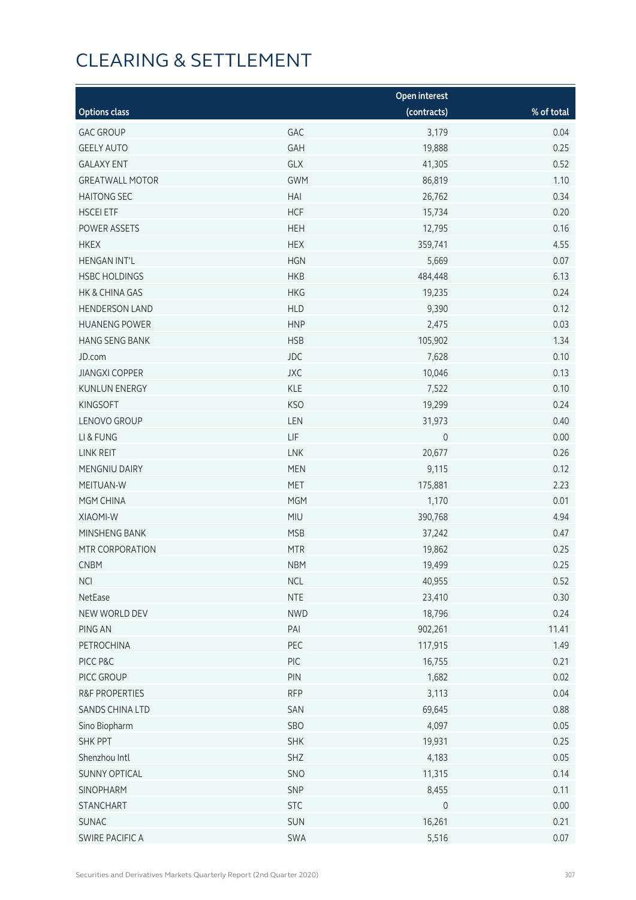# CLEARING & SETTLEMENT

| Options class | | Open interest (contracts) | % of total |
|---|---|---|---|
| GAC GROUP | GAC | 3,179 | 0.04 |
| GEELY AUTO | GAH | 19,888 | 0.25 |
| GALAXY ENT | GLX | 41,305 | 0.52 |
| GREATWALL MOTOR | GWM | 86,819 | 1.10 |
| HAITONG SEC | HAI | 26,762 | 0.34 |
| HSCEI ETF | HCF | 15,734 | 0.20 |
| POWER ASSETS | HEH | 12,795 | 0.16 |
| HKEX | HEX | 359,741 | 4.55 |
| HENGAN INT'L | HGN | 5,669 | 0.07 |
| HSBC HOLDINGS | HKB | 484,448 | 6.13 |
| HK & CHINA GAS | HKG | 19,235 | 0.24 |
| HENDERSON LAND | HLD | 9,390 | 0.12 |
| HUANENG POWER | HNP | 2,475 | 0.03 |
| HANG SENG BANK | HSB | 105,902 | 1.34 |
| JD.com | JDC | 7,628 | 0.10 |
| JIANGXI COPPER | JXC | 10,046 | 0.13 |
| KUNLUN ENERGY | KLE | 7,522 | 0.10 |
| KINGSOFT | KSO | 19,299 | 0.24 |
| LENOVO GROUP | LEN | 31,973 | 0.40 |
| LI & FUNG | LIF | 0 | 0.00 |
| LINK REIT | LNK | 20,677 | 0.26 |
| MENGNIU DAIRY | MEN | 9,115 | 0.12 |
| MEITUAN-W | MET | 175,881 | 2.23 |
| MGM CHINA | MGM | 1,170 | 0.01 |
| XIAOMI-W | MIU | 390,768 | 4.94 |
| MINSHENG BANK | MSB | 37,242 | 0.47 |
| MTR CORPORATION | MTR | 19,862 | 0.25 |
| CNBM | NBM | 19,499 | 0.25 |
| NCI | NCL | 40,955 | 0.52 |
| NetEase | NTE | 23,410 | 0.30 |
| NEW WORLD DEV | NWD | 18,796 | 0.24 |
| PING AN | PAI | 902,261 | 11.41 |
| PETROCHINA | PEC | 117,915 | 1.49 |
| PICC P&C | PIC | 16,755 | 0.21 |
| PICC GROUP | PIN | 1,682 | 0.02 |
| R&F PROPERTIES | RFP | 3,113 | 0.04 |
| SANDS CHINA LTD | SAN | 69,645 | 0.88 |
| Sino Biopharm | SBO | 4,097 | 0.05 |
| SHK PPT | SHK | 19,931 | 0.25 |
| Shenzhou Intl | SHZ | 4,183 | 0.05 |
| SUNNY OPTICAL | SNO | 11,315 | 0.14 |
| SINOPHARM | SNP | 8,455 | 0.11 |
| STANCHART | STC | 0 | 0.00 |
| SUNAC | SUN | 16,261 | 0.21 |
| SWIRE PACIFIC A | SWA | 5,516 | 0.07 |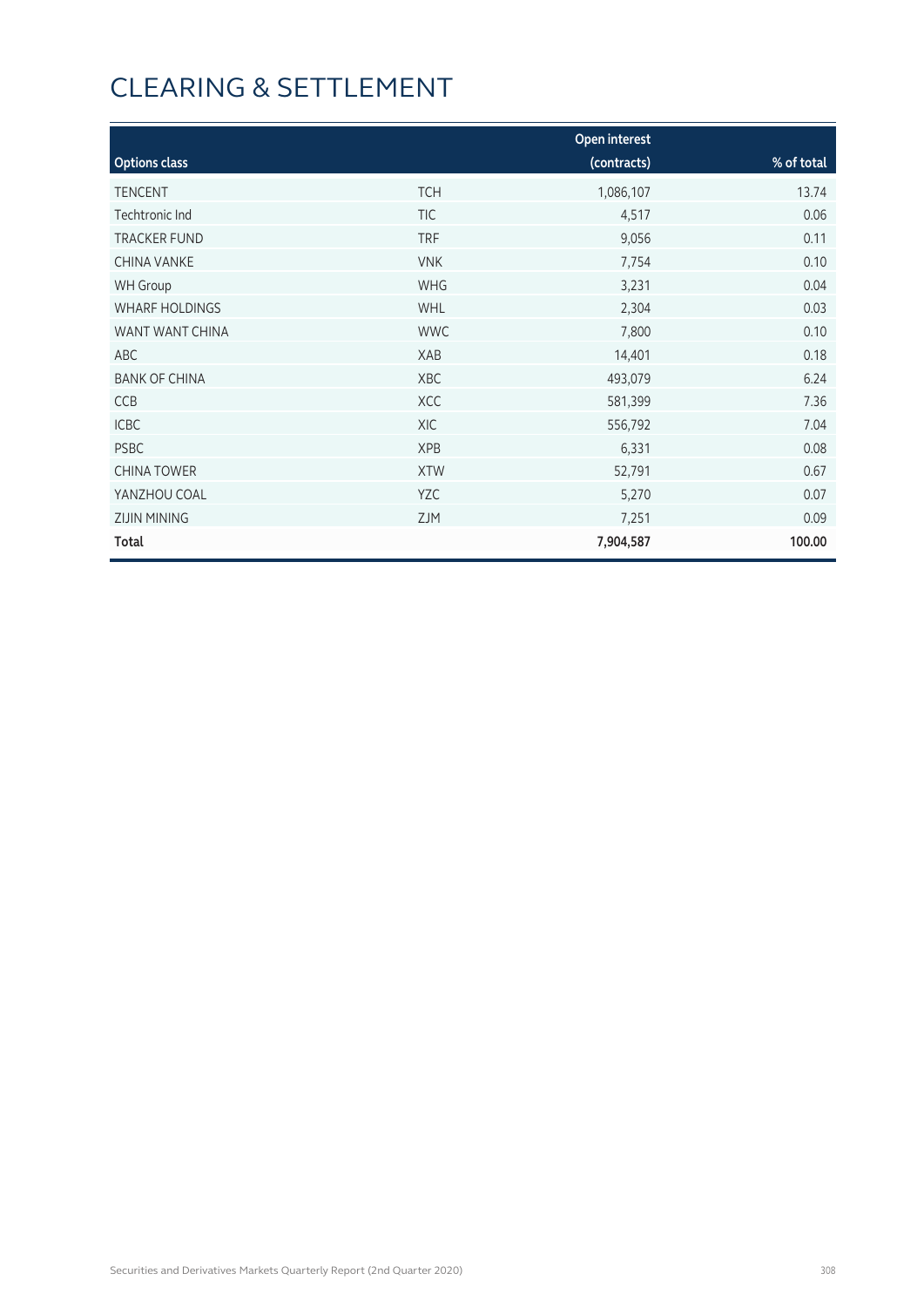# CLEARING & SETTLEMENT

| Options class | | Open interest (contracts) | % of total |
|---|---|---|---|
| TENCENT | TCH | 1,086,107 | 13.74 |
| Techtronic Ind | TIC | 4,517 | 0.06 |
| TRACKER FUND | TRF | 9,056 | 0.11 |
| CHINA VANKE | VNK | 7,754 | 0.10 |
| WH Group | WHG | 3,231 | 0.04 |
| WHARF HOLDINGS | WHL | 2,304 | 0.03 |
| WANT WANT CHINA | WWC | 7,800 | 0.10 |
| ABC | XAB | 14,401 | 0.18 |
| BANK OF CHINA | XBC | 493,079 | 6.24 |
| CCB | XCC | 581,399 | 7.36 |
| ICBC | XIC | 556,792 | 7.04 |
| PSBC | XPB | 6,331 | 0.08 |
| CHINA TOWER | XTW | 52,791 | 0.67 |
| YANZHOU COAL | YZC | 5,270 | 0.07 |
| ZIJIN MINING | ZJM | 7,251 | 0.09 |
| **Total** | | **7,904,587** | **100.00** |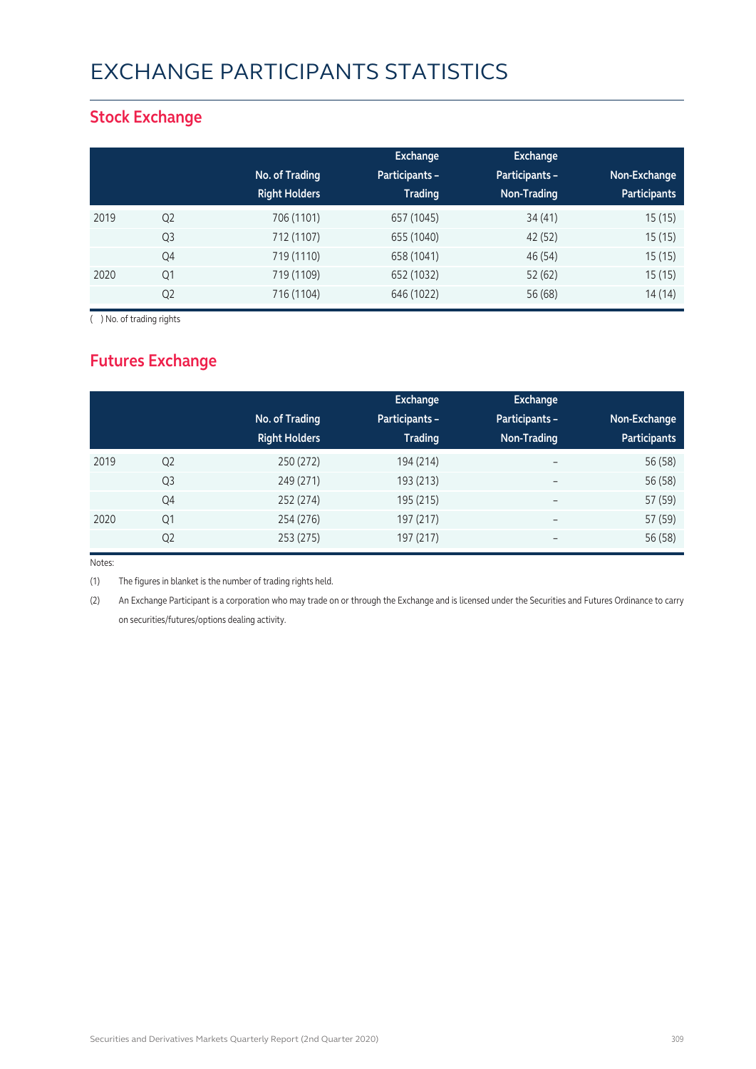# EXCHANGE PARTICIPANTS STATISTICS

## Stock Exchange

| | | No. of Trading Right Holders | Exchange Participants – Trading | Exchange Participants – Non-Trading | Non-Exchange Participants |
|---|---|---|---|---|---|
| 2019 | Q2 | 706 (1101) | 657 (1045) | 34 (41) | 15 (15) |
| | Q3 | 712 (1107) | 655 (1040) | 42 (52) | 15 (15) |
| | Q4 | 719 (1110) | 658 (1041) | 46 (54) | 15 (15) |
| 2020 | Q1 | 719 (1109) | 652 (1032) | 52 (62) | 15 (15) |
| | Q2 | 716 (1104) | 646 (1022) | 56 (68) | 14 (14) |

( ) No. of trading rights

## Futures Exchange

| | | No. of Trading Right Holders | Exchange Participants – Trading | Exchange Participants – Non-Trading | Non-Exchange Participants |
|---|---|---|---|---|---|
| 2019 | Q2 | 250 (272) | 194 (214) | – | 56 (58) |
| | Q3 | 249 (271) | 193 (213) | – | 56 (58) |
| | Q4 | 252 (274) | 195 (215) | – | 57 (59) |
| 2020 | Q1 | 254 (276) | 197 (217) | – | 57 (59) |
| | Q2 | 253 (275) | 197 (217) | – | 56 (58) |

Notes:

(1) The figures in blanket is the number of trading rights held.

(2) An Exchange Participant is a corporation who may trade on or through the Exchange and is licensed under the Securities and Futures Ordinance to carry on securities/futures/options dealing activity.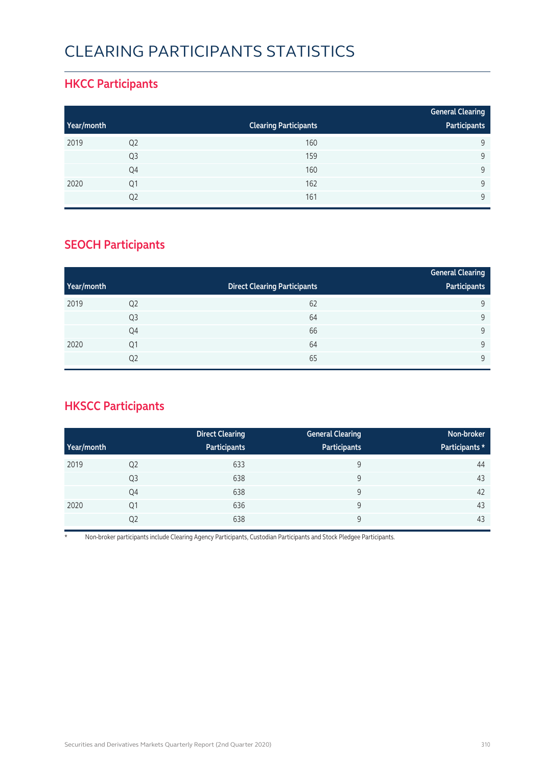# CLEARING PARTICIPANTS STATISTICS

## HKCC Participants

| Year/month | | Clearing Participants | General Clearing Participants |
|---|---|---|---|
| 2019 | Q2 | 160 | 9 |
| | Q3 | 159 | 9 |
| | Q4 | 160 | 9 |
| 2020 | Q1 | 162 | 9 |
| | Q2 | 161 | 9 |

## SEOCH Participants

| Year/month | | Direct Clearing Participants | General Clearing Participants |
|---|---|---|---|
| 2019 | Q2 | 62 | 9 |
| | Q3 | 64 | 9 |
| | Q4 | 66 | 9 |
| 2020 | Q1 | 64 | 9 |
| | Q2 | 65 | 9 |

## HKSCC Participants

| Year/month | | Direct Clearing Participants | General Clearing Participants | Non-broker Participants * |
|---|---|---|---|---|
| 2019 | Q2 | 633 | 9 | 44 |
| | Q3 | 638 | 9 | 43 |
| | Q4 | 638 | 9 | 42 |
| 2020 | Q1 | 636 | 9 | 43 |
| | Q2 | 638 | 9 | 43 |

* Non-broker participants include Clearing Agency Participants, Custodian Participants and Stock Pledgee Participants.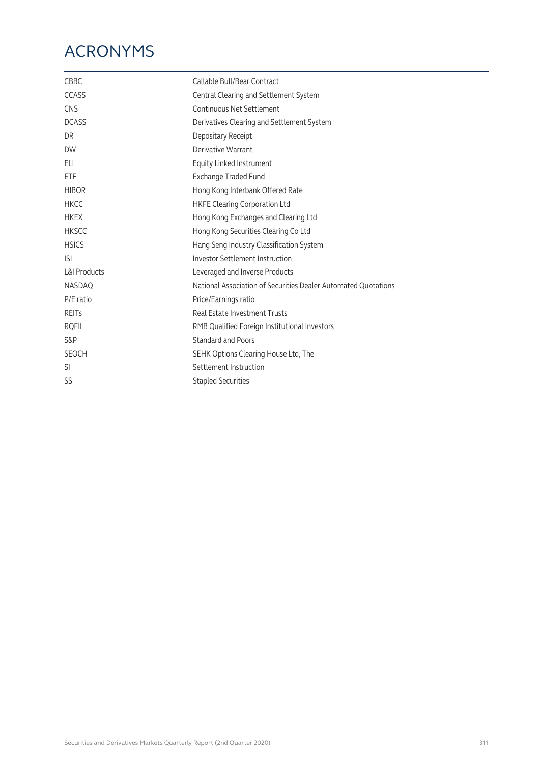# ACRONYMS

| | |
|---|---|
| CBBC | Callable Bull/Bear Contract |
| CCASS | Central Clearing and Settlement System |
| CNS | Continuous Net Settlement |
| DCASS | Derivatives Clearing and Settlement System |
| DR | Depositary Receipt |
| DW | Derivative Warrant |
| ELI | Equity Linked Instrument |
| ETF | Exchange Traded Fund |
| HIBOR | Hong Kong Interbank Offered Rate |
| HKCC | HKFE Clearing Corporation Ltd |
| HKEX | Hong Kong Exchanges and Clearing Ltd |
| HKSCC | Hong Kong Securities Clearing Co Ltd |
| HSICS | Hang Seng Industry Classification System |
| ISI | Investor Settlement Instruction |
| L&I Products | Leveraged and Inverse Products |
| NASDAQ | National Association of Securities Dealer Automated Quotations |
| P/E ratio | Price/Earnings ratio |
| REITs | Real Estate Investment Trusts |
| RQFII | RMB Qualified Foreign Institutional Investors |
| S&P | Standard and Poors |
| SEOCH | SEHK Options Clearing House Ltd, The |
| SI | Settlement Instruction |
| SS | Stapled Securities |